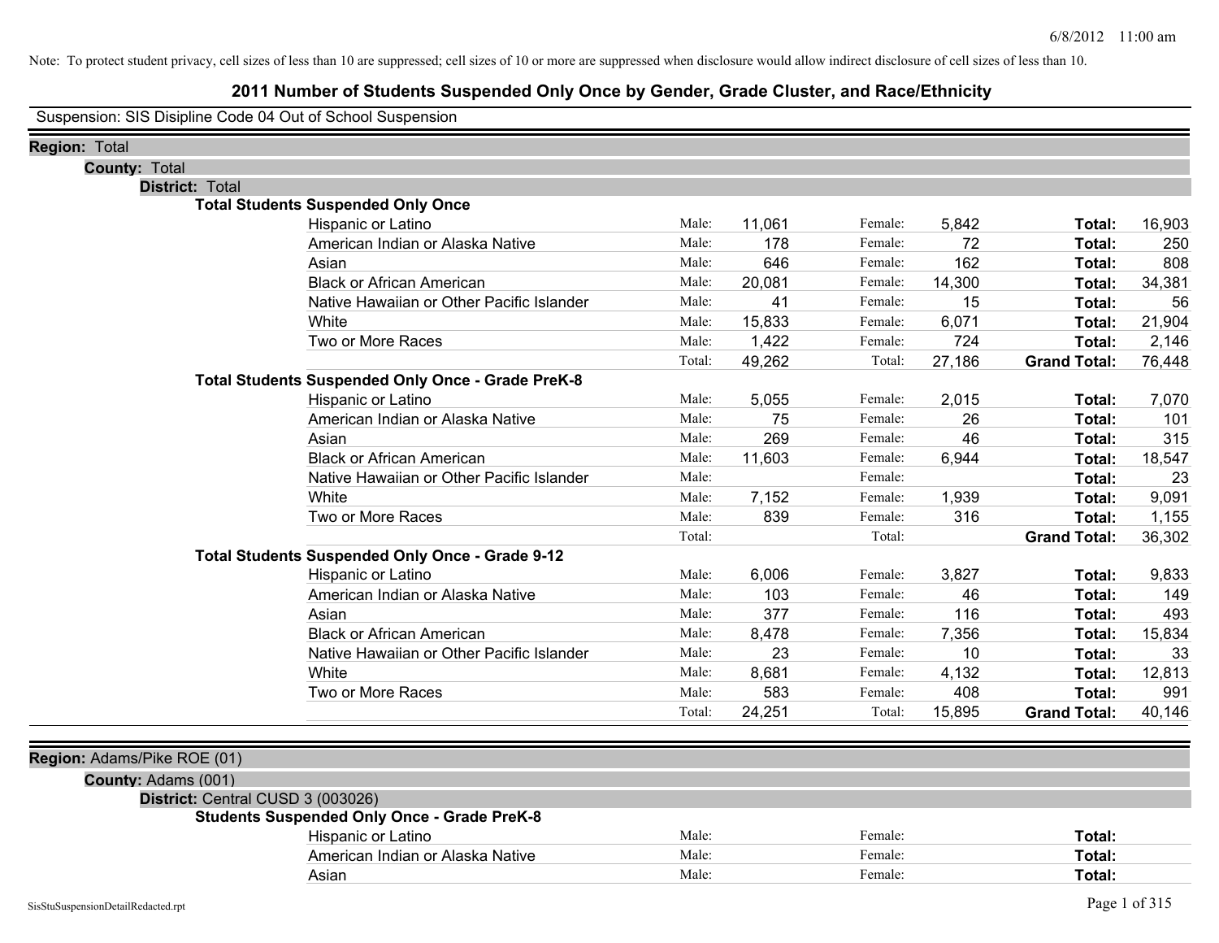Note: To protect student privacy, cell sizes of less than 10 are suppressed; cell sizes of 10 or more are suppressed when disclosure would allow indirect disclosure of cell sizes of less than 10.

# 2011 Number of Students Suspended Only Once by Gender, Grade Cluster, and Race/Ethnicity

Suspension: SIS Disipline Code 04 Out of School Suspension

**Region:** Total

**County:** Total

**District:** Total

**Total Students Suspended Only Once**

| Race/Ethnicity | | Male | | Female | | Total |
|---|---|---|---|---|---|---|
| Hispanic or Latino | Male: | 11,061 | Female: | 5,842 | **Total:** | 16,903 |
| American Indian or Alaska Native | Male: | 178 | Female: | 72 | **Total:** | 250 |
| Asian | Male: | 646 | Female: | 162 | **Total:** | 808 |
| Black or African American | Male: | 20,081 | Female: | 14,300 | **Total:** | 34,381 |
| Native Hawaiian or Other Pacific Islander | Male: | 41 | Female: | 15 | **Total:** | 56 |
| White | Male: | 15,833 | Female: | 6,071 | **Total:** | 21,904 |
| Two or More Races | Male: | 1,422 | Female: | 724 | **Total:** | 2,146 |
| | Total: | 49,262 | Total: | 27,186 | **Grand Total:** | 76,448 |

**Total Students Suspended Only Once - Grade PreK-8**

| Race/Ethnicity | | Male | | Female | | Total |
|---|---|---|---|---|---|---|
| Hispanic or Latino | Male: | 5,055 | Female: | 2,015 | **Total:** | 7,070 |
| American Indian or Alaska Native | Male: | 75 | Female: | 26 | **Total:** | 101 |
| Asian | Male: | 269 | Female: | 46 | **Total:** | 315 |
| Black or African American | Male: | 11,603 | Female: | 6,944 | **Total:** | 18,547 |
| Native Hawaiian or Other Pacific Islander | Male: | | Female: | | **Total:** | 23 |
| White | Male: | 7,152 | Female: | 1,939 | **Total:** | 9,091 |
| Two or More Races | Male: | 839 | Female: | 316 | **Total:** | 1,155 |
| | Total: | | Total: | | **Grand Total:** | 36,302 |

**Total Students Suspended Only Once - Grade 9-12**

| Race/Ethnicity | | Male | | Female | | Total |
|---|---|---|---|---|---|---|
| Hispanic or Latino | Male: | 6,006 | Female: | 3,827 | **Total:** | 9,833 |
| American Indian or Alaska Native | Male: | 103 | Female: | 46 | **Total:** | 149 |
| Asian | Male: | 377 | Female: | 116 | **Total:** | 493 |
| Black or African American | Male: | 8,478 | Female: | 7,356 | **Total:** | 15,834 |
| Native Hawaiian or Other Pacific Islander | Male: | 23 | Female: | 10 | **Total:** | 33 |
| White | Male: | 8,681 | Female: | 4,132 | **Total:** | 12,813 |
| Two or More Races | Male: | 583 | Female: | 408 | **Total:** | 991 |
| | Total: | 24,251 | Total: | 15,895 | **Grand Total:** | 40,146 |

**Region:** Adams/Pike ROE (01)

**County:** Adams (001)

**District:** Central CUSD 3 (003026)

**Students Suspended Only Once - Grade PreK-8**

| Race/Ethnicity | | Male | | Female | | Total |
|---|---|---|---|---|---|---|
| Hispanic or Latino | Male: | | Female: | | **Total:** | |
| American Indian or Alaska Native | Male: | | Female: | | **Total:** | |
| Asian | Male: | | Female: | | **Total:** | |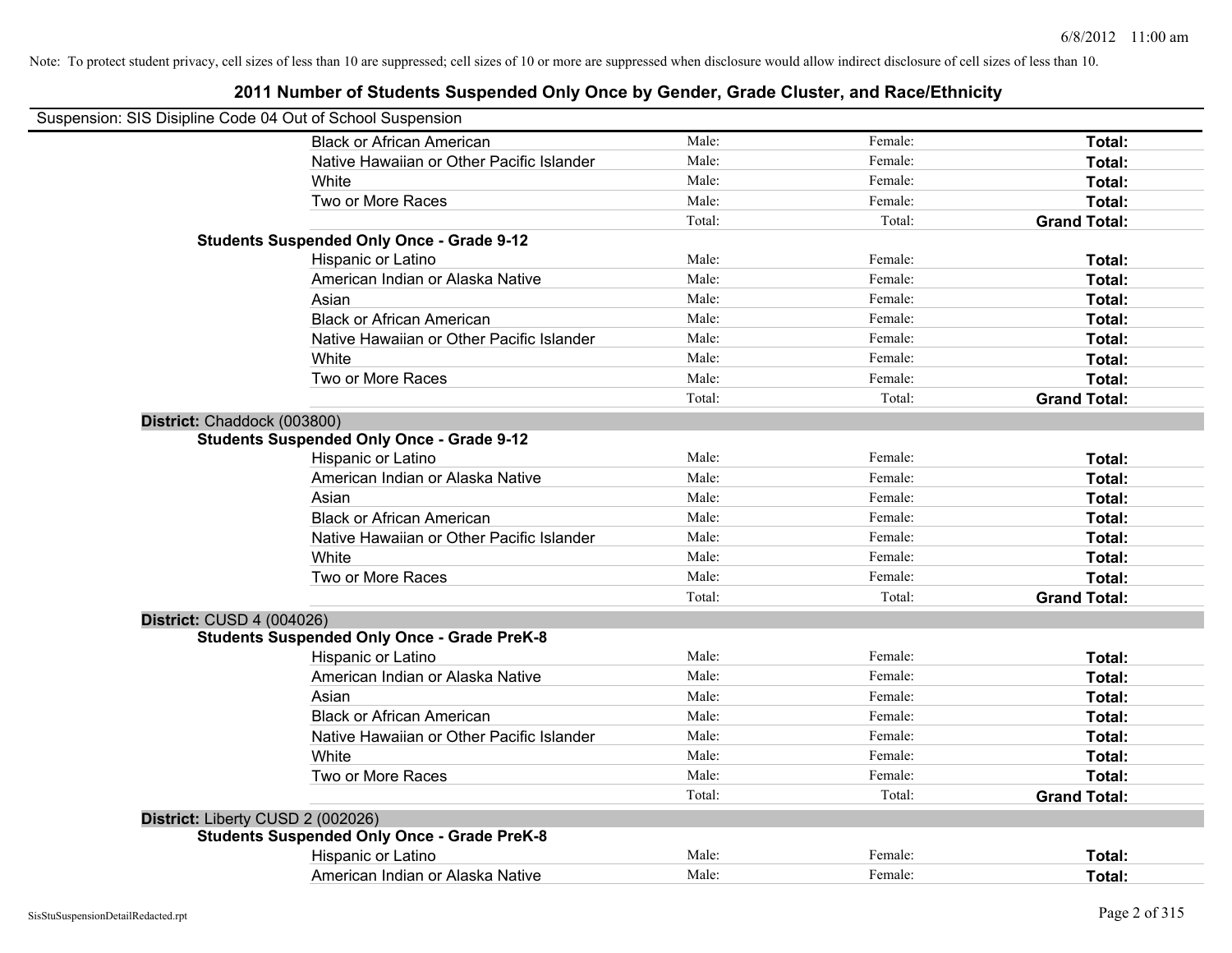Note: To protect student privacy, cell sizes of less than 10 are suppressed; cell sizes of 10 or more are suppressed when disclosure would allow indirect disclosure of cell sizes of less than 10.

## 2011 Number of Students Suspended Only Once by Gender, Grade Cluster, and Race/Ethnicity

Suspension: SIS Disipline Code 04 Out of School Suspension

| | | | |
|---|---|---|---|
| Black or African American | Male: | Female: | **Total:** |
| Native Hawaiian or Other Pacific Islander | Male: | Female: | **Total:** |
| White | Male: | Female: | **Total:** |
| Two or More Races | Male: | Female: | **Total:** |
| | Total: | Total: | **Grand Total:** |

**Students Suspended Only Once - Grade 9-12**

| | | | |
|---|---|---|---|
| Hispanic or Latino | Male: | Female: | **Total:** |
| American Indian or Alaska Native | Male: | Female: | **Total:** |
| Asian | Male: | Female: | **Total:** |
| Black or African American | Male: | Female: | **Total:** |
| Native Hawaiian or Other Pacific Islander | Male: | Female: | **Total:** |
| White | Male: | Female: | **Total:** |
| Two or More Races | Male: | Female: | **Total:** |
| | Total: | Total: | **Grand Total:** |

**District:** Chaddock (003800)

**Students Suspended Only Once - Grade 9-12**

| | | | |
|---|---|---|---|
| Hispanic or Latino | Male: | Female: | **Total:** |
| American Indian or Alaska Native | Male: | Female: | **Total:** |
| Asian | Male: | Female: | **Total:** |
| Black or African American | Male: | Female: | **Total:** |
| Native Hawaiian or Other Pacific Islander | Male: | Female: | **Total:** |
| White | Male: | Female: | **Total:** |
| Two or More Races | Male: | Female: | **Total:** |
| | Total: | Total: | **Grand Total:** |

**District:** CUSD 4 (004026)

**Students Suspended Only Once - Grade PreK-8**

| | | | |
|---|---|---|---|
| Hispanic or Latino | Male: | Female: | **Total:** |
| American Indian or Alaska Native | Male: | Female: | **Total:** |
| Asian | Male: | Female: | **Total:** |
| Black or African American | Male: | Female: | **Total:** |
| Native Hawaiian or Other Pacific Islander | Male: | Female: | **Total:** |
| White | Male: | Female: | **Total:** |
| Two or More Races | Male: | Female: | **Total:** |
| | Total: | Total: | **Grand Total:** |

**District:** Liberty CUSD 2 (002026)

**Students Suspended Only Once - Grade PreK-8**

| | | | |
|---|---|---|---|
| Hispanic or Latino | Male: | Female: | **Total:** |
| American Indian or Alaska Native | Male: | Female: | **Total:** |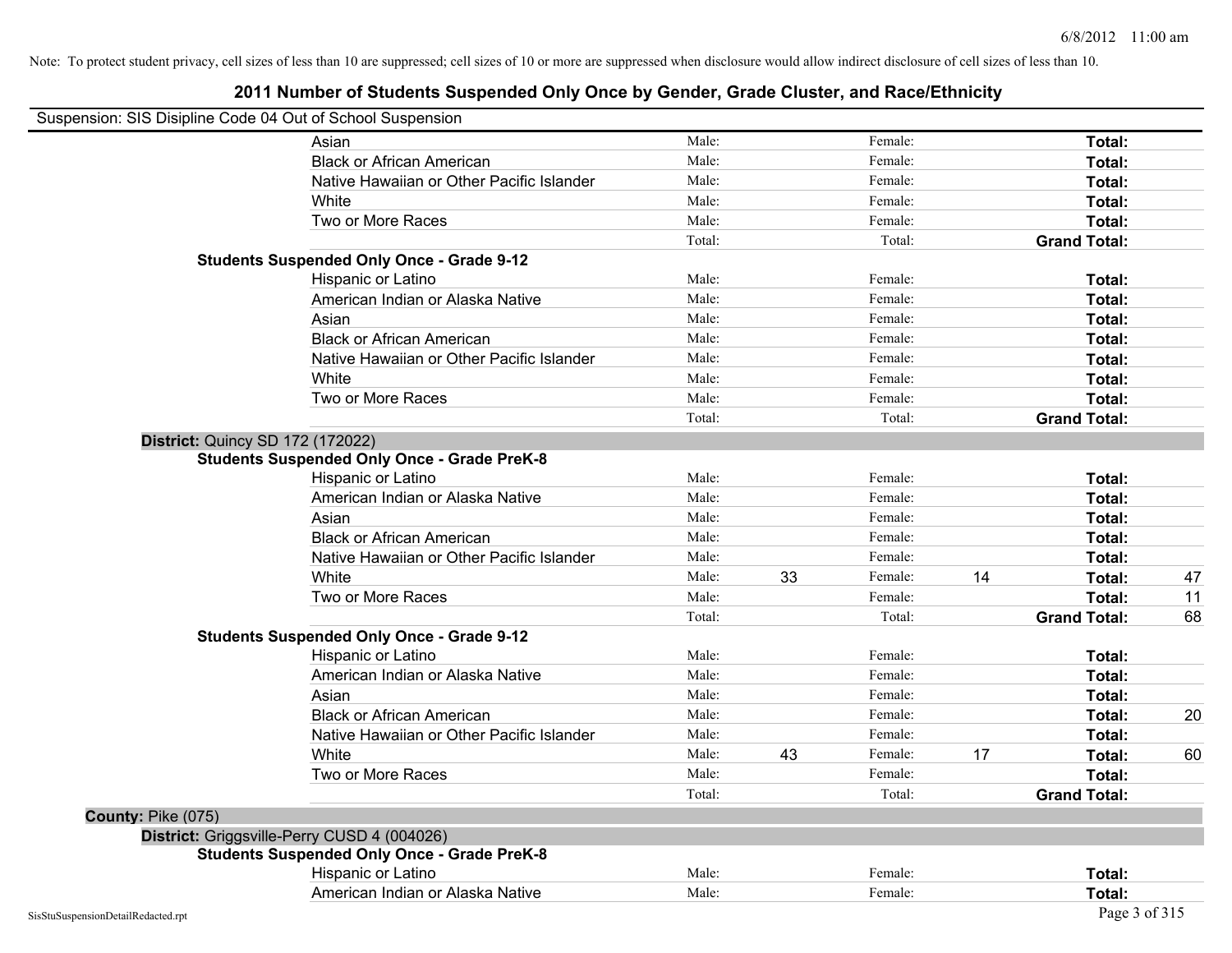Note: To protect student privacy, cell sizes of less than 10 are suppressed; cell sizes of 10 or more are suppressed when disclosure would allow indirect disclosure of cell sizes of less than 10.

# 2011 Number of Students Suspended Only Once by Gender, Grade Cluster, and Race/Ethnicity

Suspension: SIS Disipline Code 04 Out of School Suspension

| | | | | | | |
|---|---|---|---|---|---|---|
| Asian | Male: | | Female: | | **Total:** | |
| Black or African American | Male: | | Female: | | **Total:** | |
| Native Hawaiian or Other Pacific Islander | Male: | | Female: | | **Total:** | |
| White | Male: | | Female: | | **Total:** | |
| Two or More Races | Male: | | Female: | | **Total:** | |
| | Total: | | Total: | | **Grand Total:** | |

**Students Suspended Only Once - Grade 9-12**

| | | | | | | |
|---|---|---|---|---|---|---|
| Hispanic or Latino | Male: | | Female: | | **Total:** | |
| American Indian or Alaska Native | Male: | | Female: | | **Total:** | |
| Asian | Male: | | Female: | | **Total:** | |
| Black or African American | Male: | | Female: | | **Total:** | |
| Native Hawaiian or Other Pacific Islander | Male: | | Female: | | **Total:** | |
| White | Male: | | Female: | | **Total:** | |
| Two or More Races | Male: | | Female: | | **Total:** | |
| | Total: | | Total: | | **Grand Total:** | |

**District:** Quincy SD 172 (172022)

**Students Suspended Only Once - Grade PreK-8**

| | | | | | | |
|---|---|---|---|---|---|---|
| Hispanic or Latino | Male: | | Female: | | **Total:** | |
| American Indian or Alaska Native | Male: | | Female: | | **Total:** | |
| Asian | Male: | | Female: | | **Total:** | |
| Black or African American | Male: | | Female: | | **Total:** | |
| Native Hawaiian or Other Pacific Islander | Male: | | Female: | | **Total:** | |
| White | Male: | 33 | Female: | 14 | **Total:** | 47 |
| Two or More Races | Male: | | Female: | | **Total:** | 11 |
| | Total: | | Total: | | **Grand Total:** | 68 |

**Students Suspended Only Once - Grade 9-12**

| | | | | | | |
|---|---|---|---|---|---|---|
| Hispanic or Latino | Male: | | Female: | | **Total:** | |
| American Indian or Alaska Native | Male: | | Female: | | **Total:** | |
| Asian | Male: | | Female: | | **Total:** | |
| Black or African American | Male: | | Female: | | **Total:** | 20 |
| Native Hawaiian or Other Pacific Islander | Male: | | Female: | | **Total:** | |
| White | Male: | 43 | Female: | 17 | **Total:** | 60 |
| Two or More Races | Male: | | Female: | | **Total:** | |
| | Total: | | Total: | | **Grand Total:** | |

**County:** Pike (075)

**District:** Griggsville-Perry CUSD 4 (004026)

**Students Suspended Only Once - Grade PreK-8**

| | | | | | | |
|---|---|---|---|---|---|---|
| Hispanic or Latino | Male: | | Female: | | **Total:** | |
| American Indian or Alaska Native | Male: | | Female: | | **Total:** | |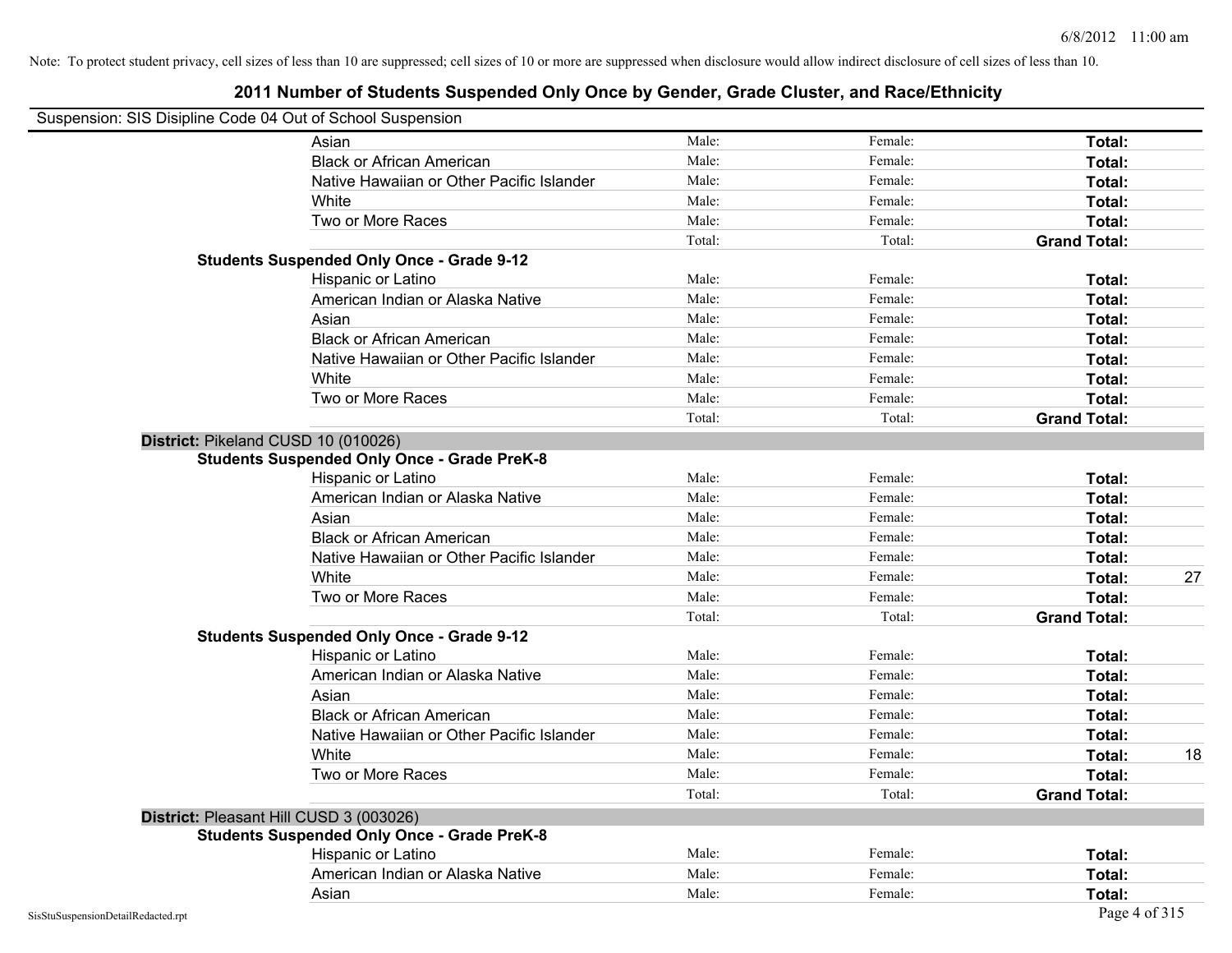Note: To protect student privacy, cell sizes of less than 10 are suppressed; cell sizes of 10 or more are suppressed when disclosure would allow indirect disclosure of cell sizes of less than 10.

# 2011 Number of Students Suspended Only Once by Gender, Grade Cluster, and Race/Ethnicity

Suspension: SIS Disipline Code 04 Out of School Suspension

| | | | | |
|---|---|---|---|---|
| Asian | Male: | Female: | **Total:** | |
| Black or African American | Male: | Female: | **Total:** | |
| Native Hawaiian or Other Pacific Islander | Male: | Female: | **Total:** | |
| White | Male: | Female: | **Total:** | |
| Two or More Races | Male: | Female: | **Total:** | |
| | Total: | Total: | **Grand Total:** | |

**Students Suspended Only Once - Grade 9-12**

| | | | | |
|---|---|---|---|---|
| Hispanic or Latino | Male: | Female: | **Total:** | |
| American Indian or Alaska Native | Male: | Female: | **Total:** | |
| Asian | Male: | Female: | **Total:** | |
| Black or African American | Male: | Female: | **Total:** | |
| Native Hawaiian or Other Pacific Islander | Male: | Female: | **Total:** | |
| White | Male: | Female: | **Total:** | |
| Two or More Races | Male: | Female: | **Total:** | |
| | Total: | Total: | **Grand Total:** | |

**District:** Pikeland CUSD 10 (010026)

**Students Suspended Only Once - Grade PreK-8**

| | | | | |
|---|---|---|---|---|
| Hispanic or Latino | Male: | Female: | **Total:** | |
| American Indian or Alaska Native | Male: | Female: | **Total:** | |
| Asian | Male: | Female: | **Total:** | |
| Black or African American | Male: | Female: | **Total:** | |
| Native Hawaiian or Other Pacific Islander | Male: | Female: | **Total:** | |
| White | Male: | Female: | **Total:** | 27 |
| Two or More Races | Male: | Female: | **Total:** | |
| | Total: | Total: | **Grand Total:** | |

**Students Suspended Only Once - Grade 9-12**

| | | | | |
|---|---|---|---|---|
| Hispanic or Latino | Male: | Female: | **Total:** | |
| American Indian or Alaska Native | Male: | Female: | **Total:** | |
| Asian | Male: | Female: | **Total:** | |
| Black or African American | Male: | Female: | **Total:** | |
| Native Hawaiian or Other Pacific Islander | Male: | Female: | **Total:** | |
| White | Male: | Female: | **Total:** | 18 |
| Two or More Races | Male: | Female: | **Total:** | |
| | Total: | Total: | **Grand Total:** | |

**District:** Pleasant Hill CUSD 3 (003026)

**Students Suspended Only Once - Grade PreK-8**

| | | | | |
|---|---|---|---|---|
| Hispanic or Latino | Male: | Female: | **Total:** | |
| American Indian or Alaska Native | Male: | Female: | **Total:** | |
| Asian | Male: | Female: | **Total:** | |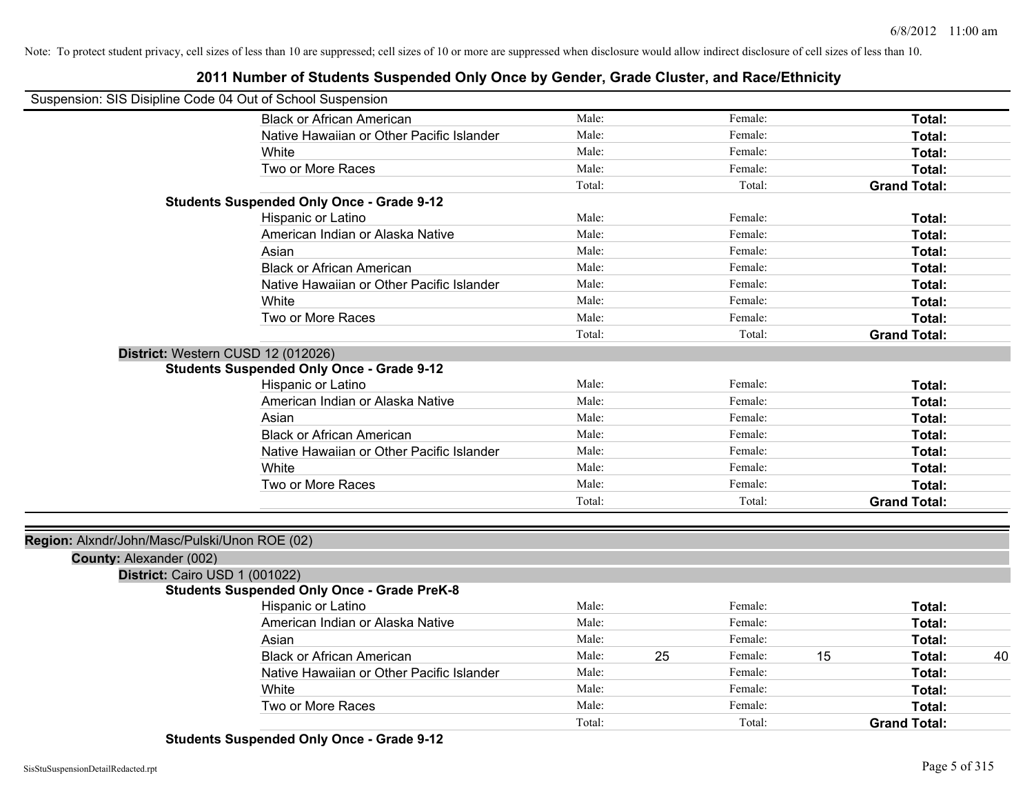Note: To protect student privacy, cell sizes of less than 10 are suppressed; cell sizes of 10 or more are suppressed when disclosure would allow indirect disclosure of cell sizes of less than 10.

# 2011 Number of Students Suspended Only Once by Gender, Grade Cluster, and Race/Ethnicity

Suspension: SIS Disipline Code 04 Out of School Suspension

| | | | | | | |
|---|---|---|---|---|---|---|
| Black or African American | Male: | | Female: | | **Total:** | |
| Native Hawaiian or Other Pacific Islander | Male: | | Female: | | **Total:** | |
| White | Male: | | Female: | | **Total:** | |
| Two or More Races | Male: | | Female: | | **Total:** | |
| | Total: | | Total: | | **Grand Total:** | |

**Students Suspended Only Once - Grade 9-12**

| | | | | | | |
|---|---|---|---|---|---|---|
| Hispanic or Latino | Male: | | Female: | | **Total:** | |
| American Indian or Alaska Native | Male: | | Female: | | **Total:** | |
| Asian | Male: | | Female: | | **Total:** | |
| Black or African American | Male: | | Female: | | **Total:** | |
| Native Hawaiian or Other Pacific Islander | Male: | | Female: | | **Total:** | |
| White | Male: | | Female: | | **Total:** | |
| Two or More Races | Male: | | Female: | | **Total:** | |
| | Total: | | Total: | | **Grand Total:** | |

**District:** Western CUSD 12 (012026)

**Students Suspended Only Once - Grade 9-12**

| | | | | | | |
|---|---|---|---|---|---|---|
| Hispanic or Latino | Male: | | Female: | | **Total:** | |
| American Indian or Alaska Native | Male: | | Female: | | **Total:** | |
| Asian | Male: | | Female: | | **Total:** | |
| Black or African American | Male: | | Female: | | **Total:** | |
| Native Hawaiian or Other Pacific Islander | Male: | | Female: | | **Total:** | |
| White | Male: | | Female: | | **Total:** | |
| Two or More Races | Male: | | Female: | | **Total:** | |
| | Total: | | Total: | | **Grand Total:** | |

**Region:** Alxndr/John/Masc/Pulski/Unon ROE (02)

**County:** Alexander (002)

**District:** Cairo USD 1 (001022)

**Students Suspended Only Once - Grade PreK-8**

| | | | | | | |
|---|---|---|---|---|---|---|
| Hispanic or Latino | Male: | | Female: | | **Total:** | |
| American Indian or Alaska Native | Male: | | Female: | | **Total:** | |
| Asian | Male: | | Female: | | **Total:** | |
| Black or African American | Male: | 25 | Female: | 15 | **Total:** | 40 |
| Native Hawaiian or Other Pacific Islander | Male: | | Female: | | **Total:** | |
| White | Male: | | Female: | | **Total:** | |
| Two or More Races | Male: | | Female: | | **Total:** | |
| | Total: | | Total: | | **Grand Total:** | |

**Students Suspended Only Once - Grade 9-12**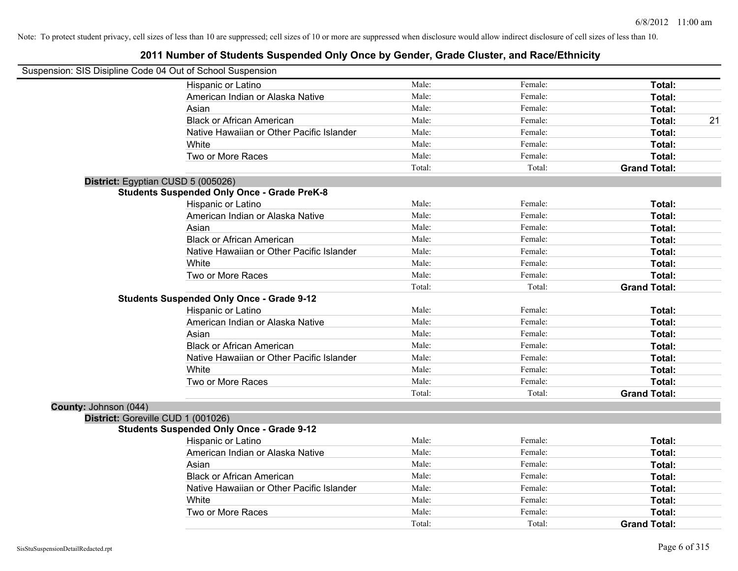Note: To protect student privacy, cell sizes of less than 10 are suppressed; cell sizes of 10 or more are suppressed when disclosure would allow indirect disclosure of cell sizes of less than 10.

# 2011 Number of Students Suspended Only Once by Gender, Grade Cluster, and Race/Ethnicity

Suspension: SIS Disipline Code 04 Out of School Suspension

| | | | | |
|---|---|---|---|---|
| Hispanic or Latino | Male: | Female: | **Total:** | |
| American Indian or Alaska Native | Male: | Female: | **Total:** | |
| Asian | Male: | Female: | **Total:** | |
| Black or African American | Male: | Female: | **Total:** | 21 |
| Native Hawaiian or Other Pacific Islander | Male: | Female: | **Total:** | |
| White | Male: | Female: | **Total:** | |
| Two or More Races | Male: | Female: | **Total:** | |
| | Total: | Total: | **Grand Total:** | |

**District:** Egyptian CUSD 5 (005026)

**Students Suspended Only Once - Grade PreK-8**

| | | | | |
|---|---|---|---|---|
| Hispanic or Latino | Male: | Female: | **Total:** | |
| American Indian or Alaska Native | Male: | Female: | **Total:** | |
| Asian | Male: | Female: | **Total:** | |
| Black or African American | Male: | Female: | **Total:** | |
| Native Hawaiian or Other Pacific Islander | Male: | Female: | **Total:** | |
| White | Male: | Female: | **Total:** | |
| Two or More Races | Male: | Female: | **Total:** | |
| | Total: | Total: | **Grand Total:** | |

**Students Suspended Only Once - Grade 9-12**

| | | | | |
|---|---|---|---|---|
| Hispanic or Latino | Male: | Female: | **Total:** | |
| American Indian or Alaska Native | Male: | Female: | **Total:** | |
| Asian | Male: | Female: | **Total:** | |
| Black or African American | Male: | Female: | **Total:** | |
| Native Hawaiian or Other Pacific Islander | Male: | Female: | **Total:** | |
| White | Male: | Female: | **Total:** | |
| Two or More Races | Male: | Female: | **Total:** | |
| | Total: | Total: | **Grand Total:** | |

**County:** Johnson (044)

**District:** Goreville CUD 1 (001026)

**Students Suspended Only Once - Grade 9-12**

| | | | | |
|---|---|---|---|---|
| Hispanic or Latino | Male: | Female: | **Total:** | |
| American Indian or Alaska Native | Male: | Female: | **Total:** | |
| Asian | Male: | Female: | **Total:** | |
| Black or African American | Male: | Female: | **Total:** | |
| Native Hawaiian or Other Pacific Islander | Male: | Female: | **Total:** | |
| White | Male: | Female: | **Total:** | |
| Two or More Races | Male: | Female: | **Total:** | |
| | Total: | Total: | **Grand Total:** | |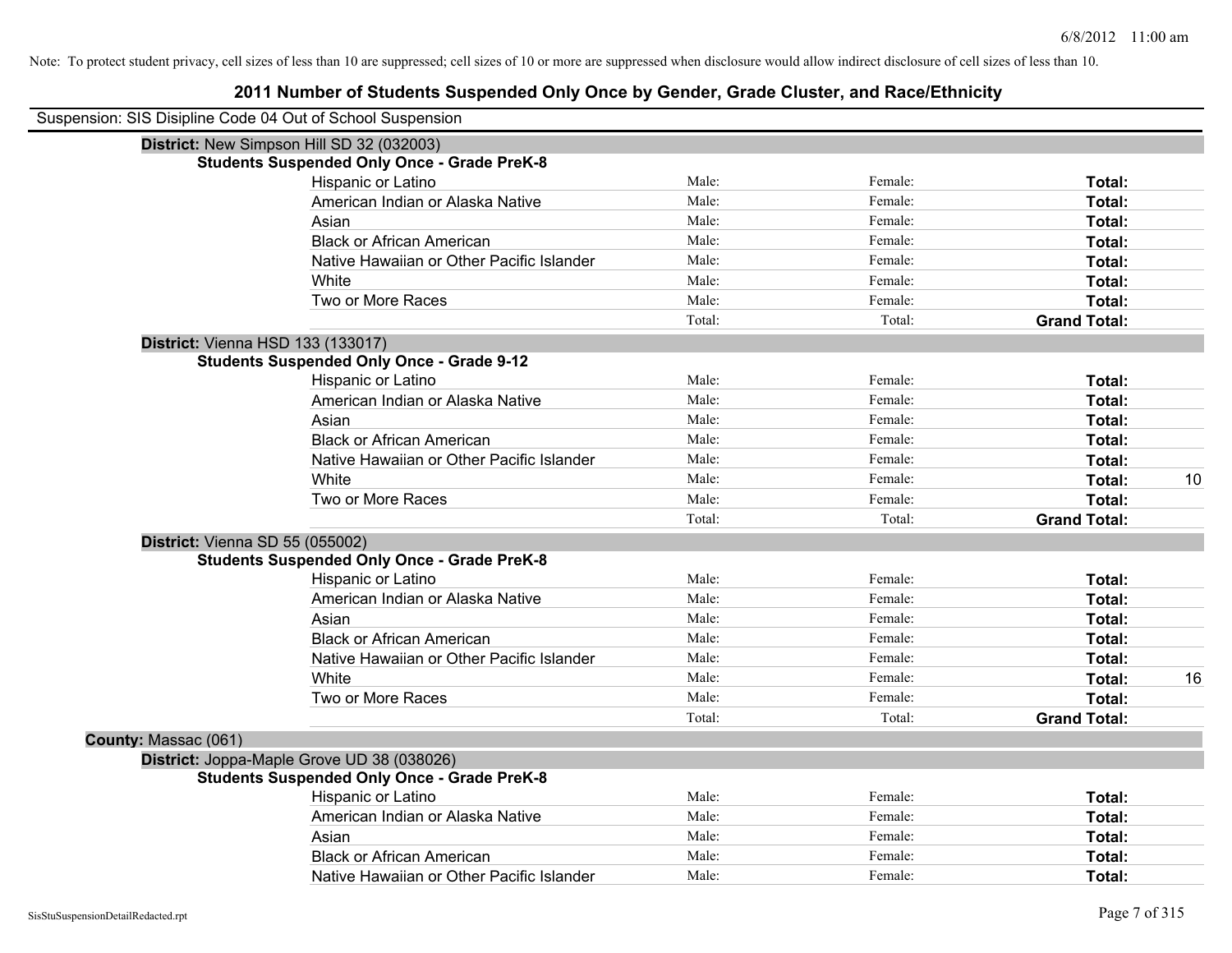Note: To protect student privacy, cell sizes of less than 10 are suppressed; cell sizes of 10 or more are suppressed when disclosure would allow indirect disclosure of cell sizes of less than 10.

# 2011 Number of Students Suspended Only Once by Gender, Grade Cluster, and Race/Ethnicity

Suspension: SIS Disipline Code 04 Out of School Suspension

**District:** New Simpson Hill SD 32 (032003)

**Students Suspended Only Once - Grade PreK-8**

| Race/Ethnicity | Male | Female | Total |
|---|---|---|---|
| Hispanic or Latino | Male: | Female: | **Total:** |
| American Indian or Alaska Native | Male: | Female: | **Total:** |
| Asian | Male: | Female: | **Total:** |
| Black or African American | Male: | Female: | **Total:** |
| Native Hawaiian or Other Pacific Islander | Male: | Female: | **Total:** |
| White | Male: | Female: | **Total:** |
| Two or More Races | Male: | Female: | **Total:** |
| | Total: | Total: | **Grand Total:** |

**District:** Vienna HSD 133 (133017)

**Students Suspended Only Once - Grade 9-12**

| Race/Ethnicity | Male | Female | Total |
|---|---|---|---|
| Hispanic or Latino | Male: | Female: | **Total:** |
| American Indian or Alaska Native | Male: | Female: | **Total:** |
| Asian | Male: | Female: | **Total:** |
| Black or African American | Male: | Female: | **Total:** |
| Native Hawaiian or Other Pacific Islander | Male: | Female: | **Total:** |
| White | Male: | Female: | **Total:** 10 |
| Two or More Races | Male: | Female: | **Total:** |
| | Total: | Total: | **Grand Total:** |

**District:** Vienna SD 55 (055002)

**Students Suspended Only Once - Grade PreK-8**

| Race/Ethnicity | Male | Female | Total |
|---|---|---|---|
| Hispanic or Latino | Male: | Female: | **Total:** |
| American Indian or Alaska Native | Male: | Female: | **Total:** |
| Asian | Male: | Female: | **Total:** |
| Black or African American | Male: | Female: | **Total:** |
| Native Hawaiian or Other Pacific Islander | Male: | Female: | **Total:** |
| White | Male: | Female: | **Total:** 16 |
| Two or More Races | Male: | Female: | **Total:** |
| | Total: | Total: | **Grand Total:** |

**County:** Massac (061)

**District:** Joppa-Maple Grove UD 38 (038026)

**Students Suspended Only Once - Grade PreK-8**

| Race/Ethnicity | Male | Female | Total |
|---|---|---|---|
| Hispanic or Latino | Male: | Female: | **Total:** |
| American Indian or Alaska Native | Male: | Female: | **Total:** |
| Asian | Male: | Female: | **Total:** |
| Black or African American | Male: | Female: | **Total:** |
| Native Hawaiian or Other Pacific Islander | Male: | Female: | **Total:** |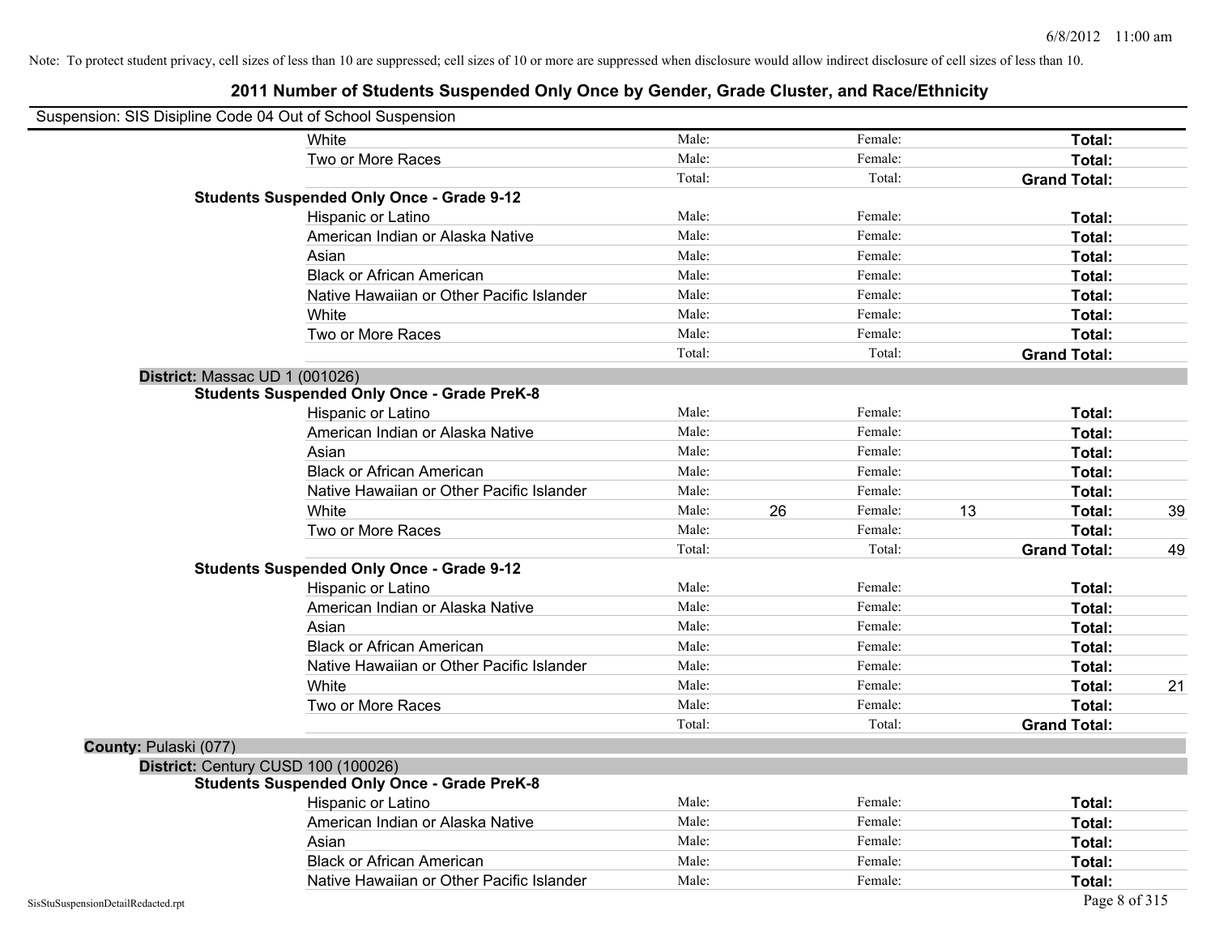Note: To protect student privacy, cell sizes of less than 10 are suppressed; cell sizes of 10 or more are suppressed when disclosure would allow indirect disclosure of cell sizes of less than 10.

## 2011 Number of Students Suspended Only Once by Gender, Grade Cluster, and Race/Ethnicity

Suspension: SIS Disipline Code 04 Out of School Suspension

| | | | | | | |
|---|---|---|---|---|---|---|
| White | Male: | | Female: | | **Total:** | |
| Two or More Races | Male: | | Female: | | **Total:** | |
| | Total: | | Total: | | **Grand Total:** | |
| **Students Suspended Only Once - Grade 9-12** | | | | | | |
| Hispanic or Latino | Male: | | Female: | | **Total:** | |
| American Indian or Alaska Native | Male: | | Female: | | **Total:** | |
| Asian | Male: | | Female: | | **Total:** | |
| Black or African American | Male: | | Female: | | **Total:** | |
| Native Hawaiian or Other Pacific Islander | Male: | | Female: | | **Total:** | |
| White | Male: | | Female: | | **Total:** | |
| Two or More Races | Male: | | Female: | | **Total:** | |
| | Total: | | Total: | | **Grand Total:** | |

**District:** Massac UD 1 (001026)

| | | | | | | |
|---|---|---|---|---|---|---|
| **Students Suspended Only Once - Grade PreK-8** | | | | | | |
| Hispanic or Latino | Male: | | Female: | | **Total:** | |
| American Indian or Alaska Native | Male: | | Female: | | **Total:** | |
| Asian | Male: | | Female: | | **Total:** | |
| Black or African American | Male: | | Female: | | **Total:** | |
| Native Hawaiian or Other Pacific Islander | Male: | | Female: | | **Total:** | |
| White | Male: | 26 | Female: | 13 | **Total:** | 39 |
| Two or More Races | Male: | | Female: | | **Total:** | |
| | Total: | | Total: | | **Grand Total:** | 49 |
| **Students Suspended Only Once - Grade 9-12** | | | | | | |
| Hispanic or Latino | Male: | | Female: | | **Total:** | |
| American Indian or Alaska Native | Male: | | Female: | | **Total:** | |
| Asian | Male: | | Female: | | **Total:** | |
| Black or African American | Male: | | Female: | | **Total:** | |
| Native Hawaiian or Other Pacific Islander | Male: | | Female: | | **Total:** | |
| White | Male: | | Female: | | **Total:** | 21 |
| Two or More Races | Male: | | Female: | | **Total:** | |
| | Total: | | Total: | | **Grand Total:** | |

**County:** Pulaski (077)

**District:** Century CUSD 100 (100026)

| | | | | | | |
|---|---|---|---|---|---|---|
| **Students Suspended Only Once - Grade PreK-8** | | | | | | |
| Hispanic or Latino | Male: | | Female: | | **Total:** | |
| American Indian or Alaska Native | Male: | | Female: | | **Total:** | |
| Asian | Male: | | Female: | | **Total:** | |
| Black or African American | Male: | | Female: | | **Total:** | |
| Native Hawaiian or Other Pacific Islander | Male: | | Female: | | **Total:** | |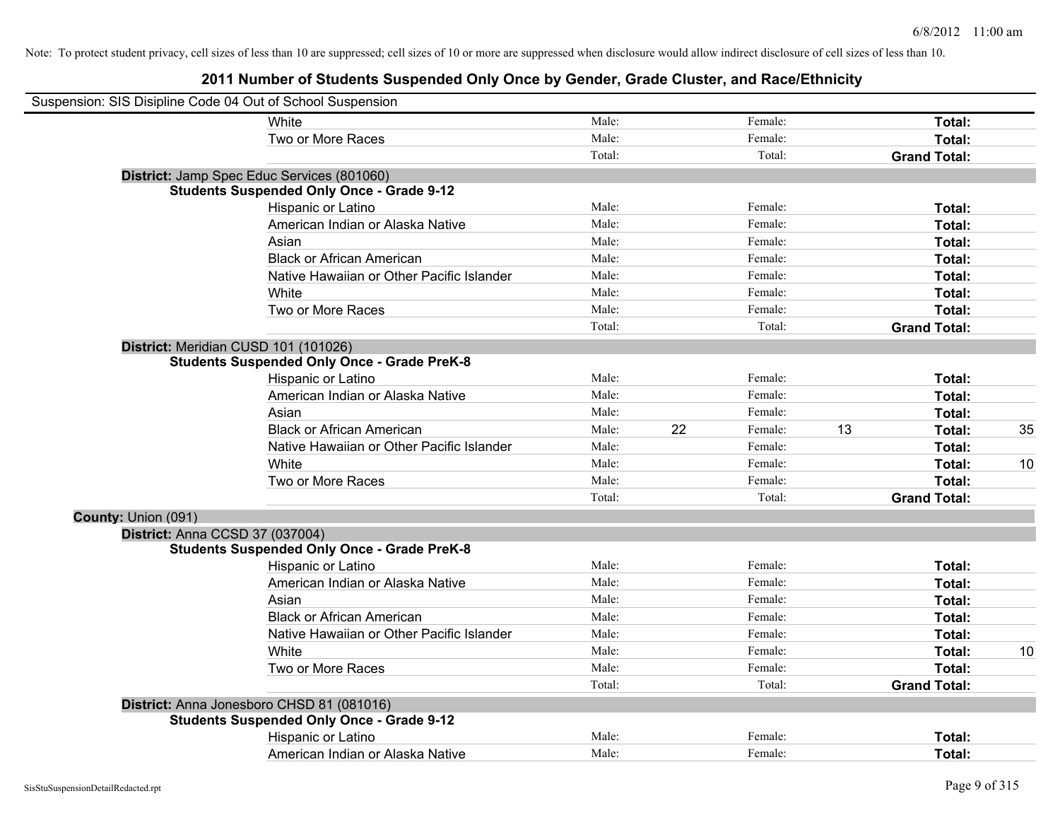Note: To protect student privacy, cell sizes of less than 10 are suppressed; cell sizes of 10 or more are suppressed when disclosure would allow indirect disclosure of cell sizes of less than 10.

# 2011 Number of Students Suspended Only Once by Gender, Grade Cluster, and Race/Ethnicity

Suspension: SIS Disipline Code 04 Out of School Suspension

| | | | | | | |
|---|---|---|---|---|---|---|
| White | Male: | | Female: | | **Total:** | |
| Two or More Races | Male: | | Female: | | **Total:** | |
| | Total: | | Total: | | **Grand Total:** | |

**District:** Jamp Spec Educ Services (801060)

**Students Suspended Only Once - Grade 9-12**

| | | | | | | |
|---|---|---|---|---|---|---|
| Hispanic or Latino | Male: | | Female: | | **Total:** | |
| American Indian or Alaska Native | Male: | | Female: | | **Total:** | |
| Asian | Male: | | Female: | | **Total:** | |
| Black or African American | Male: | | Female: | | **Total:** | |
| Native Hawaiian or Other Pacific Islander | Male: | | Female: | | **Total:** | |
| White | Male: | | Female: | | **Total:** | |
| Two or More Races | Male: | | Female: | | **Total:** | |
| | Total: | | Total: | | **Grand Total:** | |

**District:** Meridian CUSD 101 (101026)

**Students Suspended Only Once - Grade PreK-8**

| | | | | | | |
|---|---|---|---|---|---|---|
| Hispanic or Latino | Male: | | Female: | | **Total:** | |
| American Indian or Alaska Native | Male: | | Female: | | **Total:** | |
| Asian | Male: | | Female: | | **Total:** | |
| Black or African American | Male: | 22 | Female: | 13 | **Total:** | 35 |
| Native Hawaiian or Other Pacific Islander | Male: | | Female: | | **Total:** | |
| White | Male: | | Female: | | **Total:** | 10 |
| Two or More Races | Male: | | Female: | | **Total:** | |
| | Total: | | Total: | | **Grand Total:** | |

**County:** Union (091)

**District:** Anna CCSD 37 (037004)

**Students Suspended Only Once - Grade PreK-8**

| | | | | | | |
|---|---|---|---|---|---|---|
| Hispanic or Latino | Male: | | Female: | | **Total:** | |
| American Indian or Alaska Native | Male: | | Female: | | **Total:** | |
| Asian | Male: | | Female: | | **Total:** | |
| Black or African American | Male: | | Female: | | **Total:** | |
| Native Hawaiian or Other Pacific Islander | Male: | | Female: | | **Total:** | |
| White | Male: | | Female: | | **Total:** | 10 |
| Two or More Races | Male: | | Female: | | **Total:** | |
| | Total: | | Total: | | **Grand Total:** | |

**District:** Anna Jonesboro CHSD 81 (081016)

**Students Suspended Only Once - Grade 9-12**

| | | | | | | |
|---|---|---|---|---|---|---|
| Hispanic or Latino | Male: | | Female: | | **Total:** | |
| American Indian or Alaska Native | Male: | | Female: | | **Total:** | |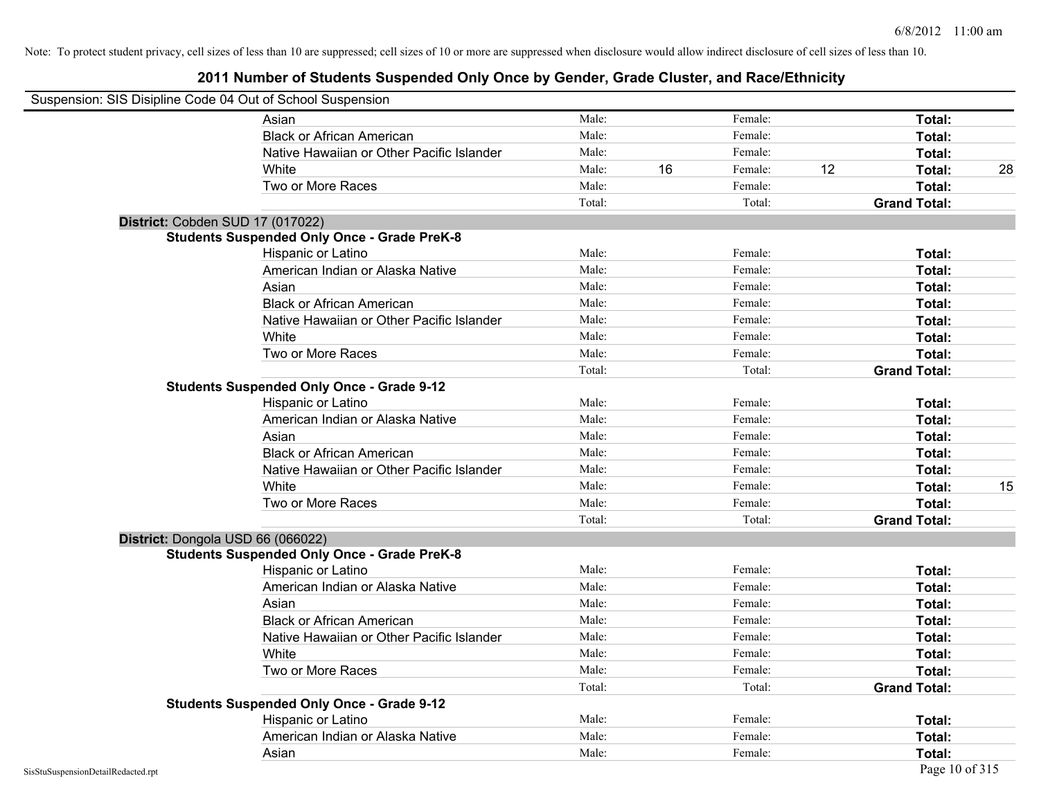Note: To protect student privacy, cell sizes of less than 10 are suppressed; cell sizes of 10 or more are suppressed when disclosure would allow indirect disclosure of cell sizes of less than 10.

# 2011 Number of Students Suspended Only Once by Gender, Grade Cluster, and Race/Ethnicity

Suspension: SIS Disipline Code 04 Out of School Suspension

| | | | | | | |
|---|---|---|---|---|---|---|
| Asian | Male: | | Female: | | **Total:** | |
| Black or African American | Male: | | Female: | | **Total:** | |
| Native Hawaiian or Other Pacific Islander | Male: | | Female: | | **Total:** | |
| White | Male: | 16 | Female: | 12 | **Total:** | 28 |
| Two or More Races | Male: | | Female: | | **Total:** | |
| | Total: | | Total: | | **Grand Total:** | |

**District:** Cobden SUD 17 (017022)

**Students Suspended Only Once - Grade PreK-8**

| | | | | | | |
|---|---|---|---|---|---|---|
| Hispanic or Latino | Male: | | Female: | | **Total:** | |
| American Indian or Alaska Native | Male: | | Female: | | **Total:** | |
| Asian | Male: | | Female: | | **Total:** | |
| Black or African American | Male: | | Female: | | **Total:** | |
| Native Hawaiian or Other Pacific Islander | Male: | | Female: | | **Total:** | |
| White | Male: | | Female: | | **Total:** | |
| Two or More Races | Male: | | Female: | | **Total:** | |
| | Total: | | Total: | | **Grand Total:** | |

**Students Suspended Only Once - Grade 9-12**

| | | | | | | |
|---|---|---|---|---|---|---|
| Hispanic or Latino | Male: | | Female: | | **Total:** | |
| American Indian or Alaska Native | Male: | | Female: | | **Total:** | |
| Asian | Male: | | Female: | | **Total:** | |
| Black or African American | Male: | | Female: | | **Total:** | |
| Native Hawaiian or Other Pacific Islander | Male: | | Female: | | **Total:** | |
| White | Male: | | Female: | | **Total:** | 15 |
| Two or More Races | Male: | | Female: | | **Total:** | |
| | Total: | | Total: | | **Grand Total:** | |

**District:** Dongola USD 66 (066022)

**Students Suspended Only Once - Grade PreK-8**

| | | | | | | |
|---|---|---|---|---|---|---|
| Hispanic or Latino | Male: | | Female: | | **Total:** | |
| American Indian or Alaska Native | Male: | | Female: | | **Total:** | |
| Asian | Male: | | Female: | | **Total:** | |
| Black or African American | Male: | | Female: | | **Total:** | |
| Native Hawaiian or Other Pacific Islander | Male: | | Female: | | **Total:** | |
| White | Male: | | Female: | | **Total:** | |
| Two or More Races | Male: | | Female: | | **Total:** | |
| | Total: | | Total: | | **Grand Total:** | |

**Students Suspended Only Once - Grade 9-12**

| | | | | | | |
|---|---|---|---|---|---|---|
| Hispanic or Latino | Male: | | Female: | | **Total:** | |
| American Indian or Alaska Native | Male: | | Female: | | **Total:** | |
| Asian | Male: | | Female: | | **Total:** | |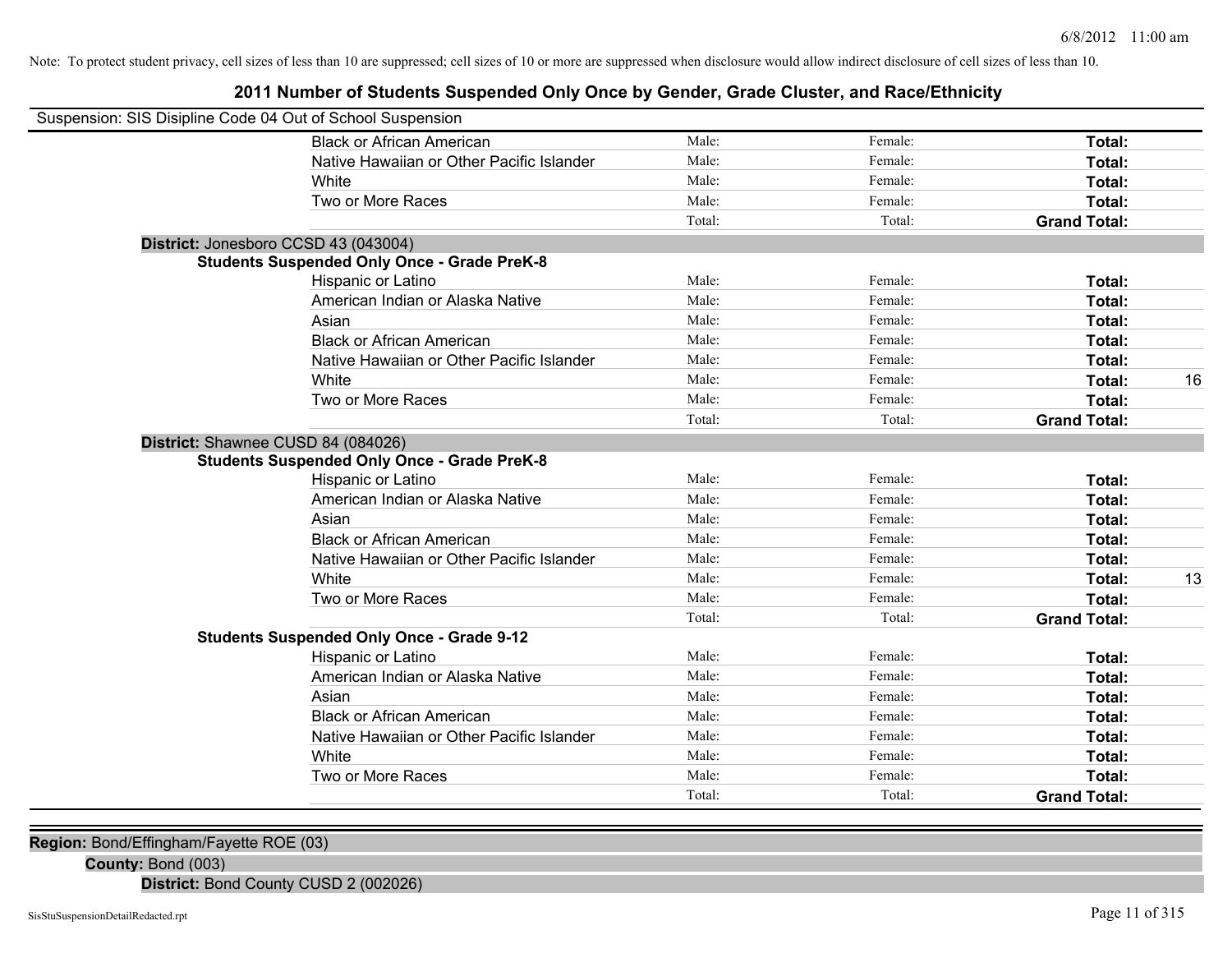Note: To protect student privacy, cell sizes of less than 10 are suppressed; cell sizes of 10 or more are suppressed when disclosure would allow indirect disclosure of cell sizes of less than 10.

# 2011 Number of Students Suspended Only Once by Gender, Grade Cluster, and Race/Ethnicity

Suspension: SIS Disipline Code 04 Out of School Suspension

| | Male | Female | Total | |
|---|---|---|---|---|
| Black or African American | Male: | Female: | **Total:** | |
| Native Hawaiian or Other Pacific Islander | Male: | Female: | **Total:** | |
| White | Male: | Female: | **Total:** | |
| Two or More Races | Male: | Female: | **Total:** | |
| | Total: | Total: | **Grand Total:** | |

**District:** Jonesboro CCSD 43 (043004)

**Students Suspended Only Once - Grade PreK-8**

| | Male | Female | Total | |
|---|---|---|---|---|
| Hispanic or Latino | Male: | Female: | **Total:** | |
| American Indian or Alaska Native | Male: | Female: | **Total:** | |
| Asian | Male: | Female: | **Total:** | |
| Black or African American | Male: | Female: | **Total:** | |
| Native Hawaiian or Other Pacific Islander | Male: | Female: | **Total:** | |
| White | Male: | Female: | **Total:** | 16 |
| Two or More Races | Male: | Female: | **Total:** | |
| | Total: | Total: | **Grand Total:** | |

**District:** Shawnee CUSD 84 (084026)

**Students Suspended Only Once - Grade PreK-8**

| | Male | Female | Total | |
|---|---|---|---|---|
| Hispanic or Latino | Male: | Female: | **Total:** | |
| American Indian or Alaska Native | Male: | Female: | **Total:** | |
| Asian | Male: | Female: | **Total:** | |
| Black or African American | Male: | Female: | **Total:** | |
| Native Hawaiian or Other Pacific Islander | Male: | Female: | **Total:** | |
| White | Male: | Female: | **Total:** | 13 |
| Two or More Races | Male: | Female: | **Total:** | |
| | Total: | Total: | **Grand Total:** | |

**Students Suspended Only Once - Grade 9-12**

| | Male | Female | Total | |
|---|---|---|---|---|
| Hispanic or Latino | Male: | Female: | **Total:** | |
| American Indian or Alaska Native | Male: | Female: | **Total:** | |
| Asian | Male: | Female: | **Total:** | |
| Black or African American | Male: | Female: | **Total:** | |
| Native Hawaiian or Other Pacific Islander | Male: | Female: | **Total:** | |
| White | Male: | Female: | **Total:** | |
| Two or More Races | Male: | Female: | **Total:** | |
| | Total: | Total: | **Grand Total:** | |

**Region:** Bond/Effingham/Fayette ROE (03)

**County:** Bond (003)

**District:** Bond County CUSD 2 (002026)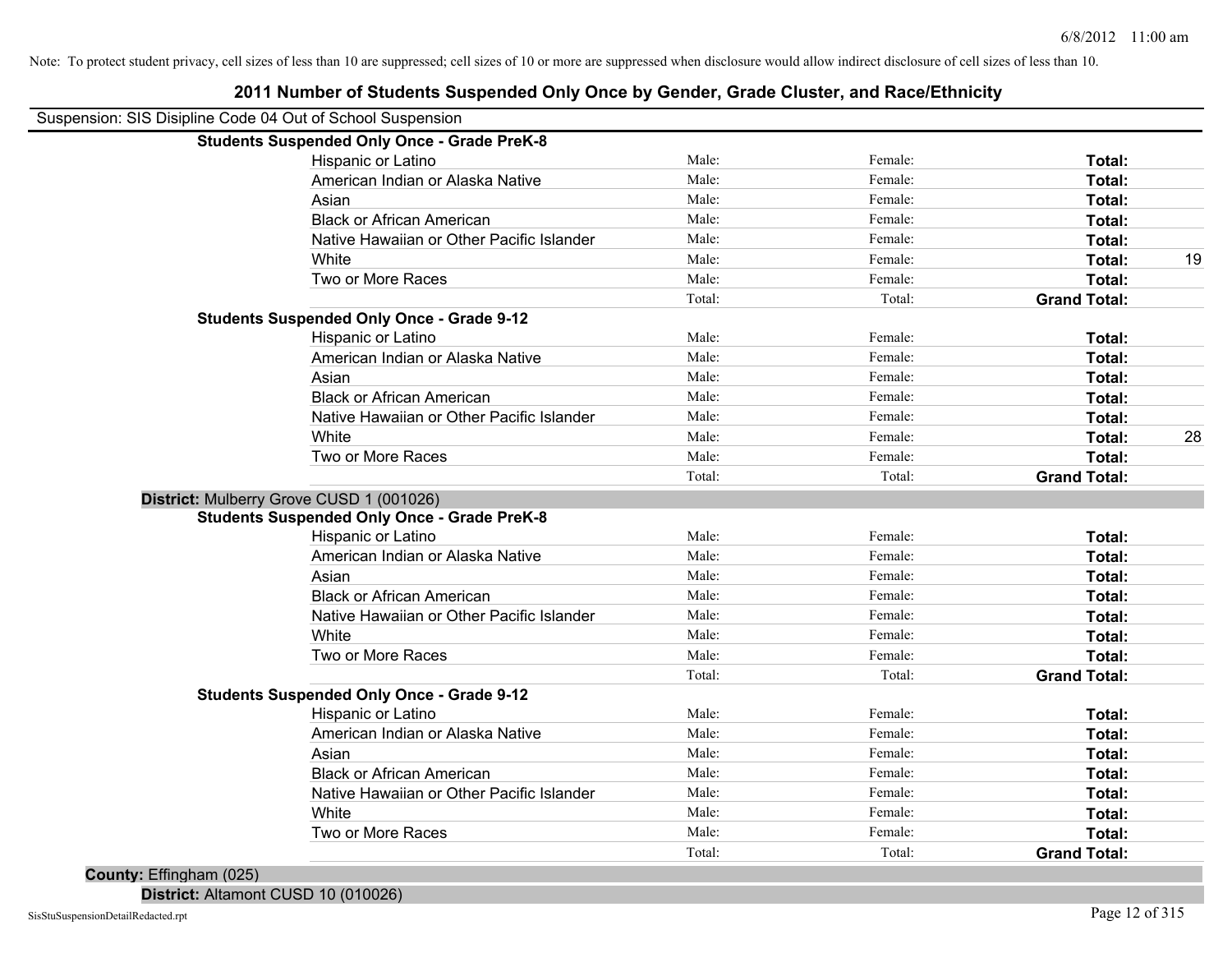Note: To protect student privacy, cell sizes of less than 10 are suppressed; cell sizes of 10 or more are suppressed when disclosure would allow indirect disclosure of cell sizes of less than 10.

# 2011 Number of Students Suspended Only Once by Gender, Grade Cluster, and Race/Ethnicity

Suspension: SIS Disipline Code 04 Out of School Suspension

**Students Suspended Only Once - Grade PreK-8**

| | | | | |
|---|---|---|---|---|
| Hispanic or Latino | Male: | Female: | **Total:** | |
| American Indian or Alaska Native | Male: | Female: | **Total:** | |
| Asian | Male: | Female: | **Total:** | |
| Black or African American | Male: | Female: | **Total:** | |
| Native Hawaiian or Other Pacific Islander | Male: | Female: | **Total:** | |
| White | Male: | Female: | **Total:** | 19 |
| Two or More Races | Male: | Female: | **Total:** | |
| | Total: | Total: | **Grand Total:** | |

**Students Suspended Only Once - Grade 9-12**

| | | | | |
|---|---|---|---|---|
| Hispanic or Latino | Male: | Female: | **Total:** | |
| American Indian or Alaska Native | Male: | Female: | **Total:** | |
| Asian | Male: | Female: | **Total:** | |
| Black or African American | Male: | Female: | **Total:** | |
| Native Hawaiian or Other Pacific Islander | Male: | Female: | **Total:** | |
| White | Male: | Female: | **Total:** | 28 |
| Two or More Races | Male: | Female: | **Total:** | |
| | Total: | Total: | **Grand Total:** | |

**District:** Mulberry Grove CUSD 1 (001026)

**Students Suspended Only Once - Grade PreK-8**

| | | | | |
|---|---|---|---|---|
| Hispanic or Latino | Male: | Female: | **Total:** | |
| American Indian or Alaska Native | Male: | Female: | **Total:** | |
| Asian | Male: | Female: | **Total:** | |
| Black or African American | Male: | Female: | **Total:** | |
| Native Hawaiian or Other Pacific Islander | Male: | Female: | **Total:** | |
| White | Male: | Female: | **Total:** | |
| Two or More Races | Male: | Female: | **Total:** | |
| | Total: | Total: | **Grand Total:** | |

**Students Suspended Only Once - Grade 9-12**

| | | | | |
|---|---|---|---|---|
| Hispanic or Latino | Male: | Female: | **Total:** | |
| American Indian or Alaska Native | Male: | Female: | **Total:** | |
| Asian | Male: | Female: | **Total:** | |
| Black or African American | Male: | Female: | **Total:** | |
| Native Hawaiian or Other Pacific Islander | Male: | Female: | **Total:** | |
| White | Male: | Female: | **Total:** | |
| Two or More Races | Male: | Female: | **Total:** | |
| | Total: | Total: | **Grand Total:** | |

**County:** Effingham (025)

**District:** Altamont CUSD 10 (010026)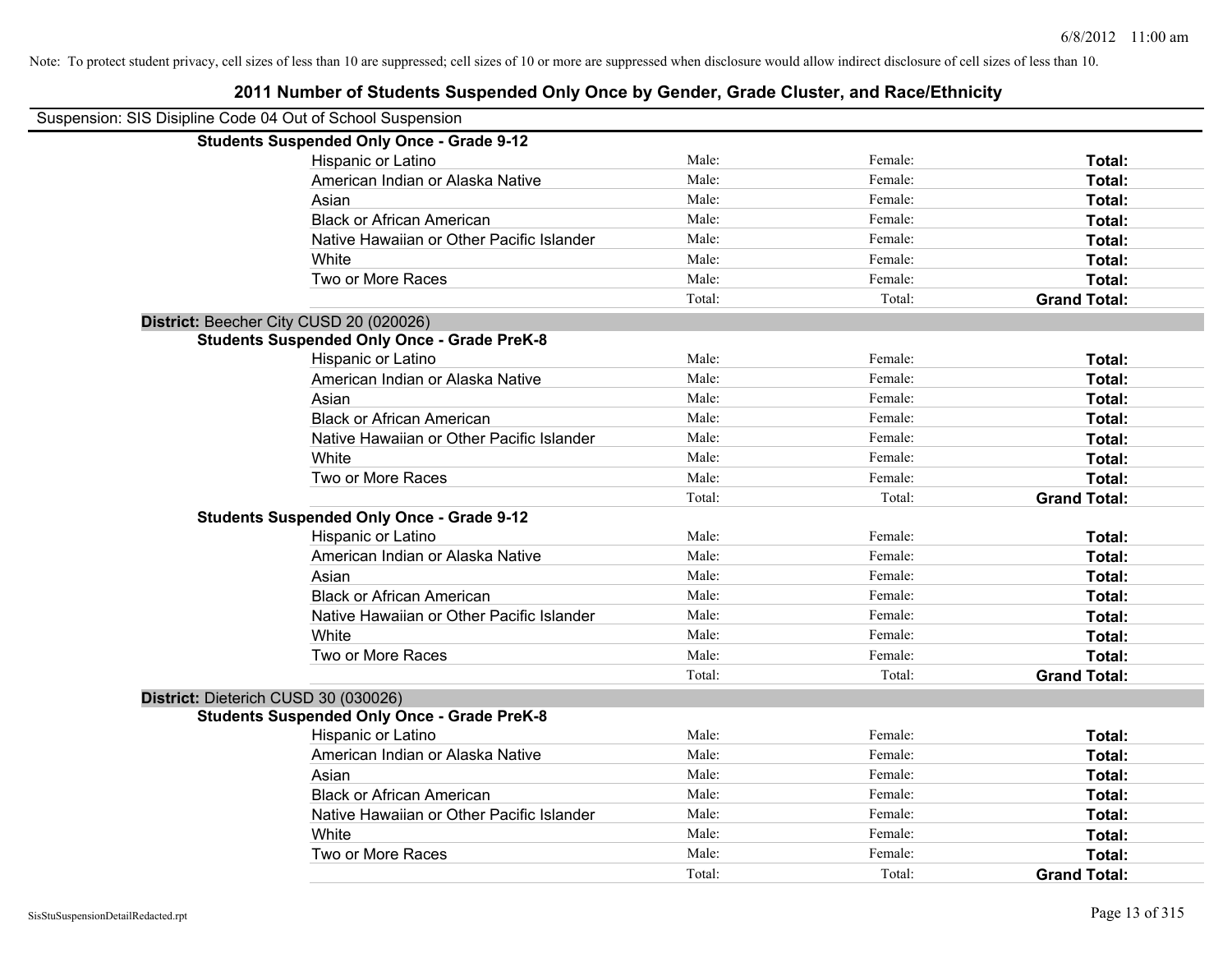Note: To protect student privacy, cell sizes of less than 10 are suppressed; cell sizes of 10 or more are suppressed when disclosure would allow indirect disclosure of cell sizes of less than 10.

# 2011 Number of Students Suspended Only Once by Gender, Grade Cluster, and Race/Ethnicity

Suspension: SIS Disipline Code 04 Out of School Suspension

**Students Suspended Only Once - Grade 9-12**

| | | | |
|---|---|---|---|
| Hispanic or Latino | Male: | Female: | **Total:** |
| American Indian or Alaska Native | Male: | Female: | **Total:** |
| Asian | Male: | Female: | **Total:** |
| Black or African American | Male: | Female: | **Total:** |
| Native Hawaiian or Other Pacific Islander | Male: | Female: | **Total:** |
| White | Male: | Female: | **Total:** |
| Two or More Races | Male: | Female: | **Total:** |
| | Total: | Total: | **Grand Total:** |

**District:** Beecher City CUSD 20 (020026)

**Students Suspended Only Once - Grade PreK-8**

| | | | |
|---|---|---|---|
| Hispanic or Latino | Male: | Female: | **Total:** |
| American Indian or Alaska Native | Male: | Female: | **Total:** |
| Asian | Male: | Female: | **Total:** |
| Black or African American | Male: | Female: | **Total:** |
| Native Hawaiian or Other Pacific Islander | Male: | Female: | **Total:** |
| White | Male: | Female: | **Total:** |
| Two or More Races | Male: | Female: | **Total:** |
| | Total: | Total: | **Grand Total:** |

**Students Suspended Only Once - Grade 9-12**

| | | | |
|---|---|---|---|
| Hispanic or Latino | Male: | Female: | **Total:** |
| American Indian or Alaska Native | Male: | Female: | **Total:** |
| Asian | Male: | Female: | **Total:** |
| Black or African American | Male: | Female: | **Total:** |
| Native Hawaiian or Other Pacific Islander | Male: | Female: | **Total:** |
| White | Male: | Female: | **Total:** |
| Two or More Races | Male: | Female: | **Total:** |
| | Total: | Total: | **Grand Total:** |

**District:** Dieterich CUSD 30 (030026)

**Students Suspended Only Once - Grade PreK-8**

| | | | |
|---|---|---|---|
| Hispanic or Latino | Male: | Female: | **Total:** |
| American Indian or Alaska Native | Male: | Female: | **Total:** |
| Asian | Male: | Female: | **Total:** |
| Black or African American | Male: | Female: | **Total:** |
| Native Hawaiian or Other Pacific Islander | Male: | Female: | **Total:** |
| White | Male: | Female: | **Total:** |
| Two or More Races | Male: | Female: | **Total:** |
| | Total: | Total: | **Grand Total:** |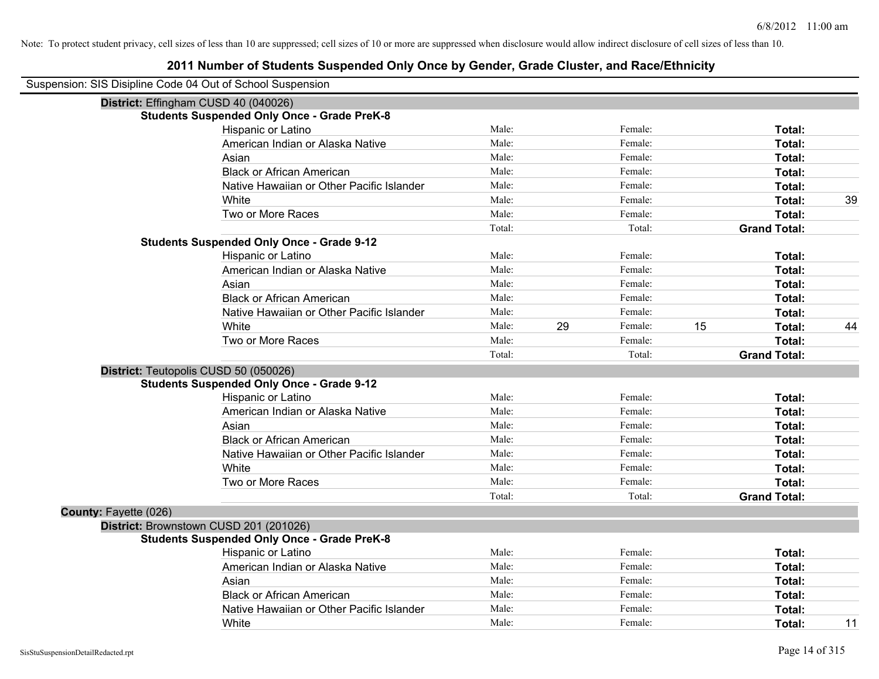Note: To protect student privacy, cell sizes of less than 10 are suppressed; cell sizes of 10 or more are suppressed when disclosure would allow indirect disclosure of cell sizes of less than 10.

# 2011 Number of Students Suspended Only Once by Gender, Grade Cluster, and Race/Ethnicity

Suspension: SIS Disipline Code 04 Out of School Suspension

**District:** Effingham CUSD 40 (040026)

**Students Suspended Only Once - Grade PreK-8**

| | | | | | | |
|---|---|---|---|---|---|---|
| Hispanic or Latino | Male: | | Female: | | **Total:** | |
| American Indian or Alaska Native | Male: | | Female: | | **Total:** | |
| Asian | Male: | | Female: | | **Total:** | |
| Black or African American | Male: | | Female: | | **Total:** | |
| Native Hawaiian or Other Pacific Islander | Male: | | Female: | | **Total:** | |
| White | Male: | | Female: | | **Total:** | 39 |
| Two or More Races | Male: | | Female: | | **Total:** | |
| | Total: | | Total: | | **Grand Total:** | |

**Students Suspended Only Once - Grade 9-12**

| | | | | | | |
|---|---|---|---|---|---|---|
| Hispanic or Latino | Male: | | Female: | | **Total:** | |
| American Indian or Alaska Native | Male: | | Female: | | **Total:** | |
| Asian | Male: | | Female: | | **Total:** | |
| Black or African American | Male: | | Female: | | **Total:** | |
| Native Hawaiian or Other Pacific Islander | Male: | | Female: | | **Total:** | |
| White | Male: | 29 | Female: | 15 | **Total:** | 44 |
| Two or More Races | Male: | | Female: | | **Total:** | |
| | Total: | | Total: | | **Grand Total:** | |

**District:** Teutopolis CUSD 50 (050026)

**Students Suspended Only Once - Grade 9-12**

| | | | | | | |
|---|---|---|---|---|---|---|
| Hispanic or Latino | Male: | | Female: | | **Total:** | |
| American Indian or Alaska Native | Male: | | Female: | | **Total:** | |
| Asian | Male: | | Female: | | **Total:** | |
| Black or African American | Male: | | Female: | | **Total:** | |
| Native Hawaiian or Other Pacific Islander | Male: | | Female: | | **Total:** | |
| White | Male: | | Female: | | **Total:** | |
| Two or More Races | Male: | | Female: | | **Total:** | |
| | Total: | | Total: | | **Grand Total:** | |

**County:** Fayette (026)

**District:** Brownstown CUSD 201 (201026)

**Students Suspended Only Once - Grade PreK-8**

| | | | | | | |
|---|---|---|---|---|---|---|
| Hispanic or Latino | Male: | | Female: | | **Total:** | |
| American Indian or Alaska Native | Male: | | Female: | | **Total:** | |
| Asian | Male: | | Female: | | **Total:** | |
| Black or African American | Male: | | Female: | | **Total:** | |
| Native Hawaiian or Other Pacific Islander | Male: | | Female: | | **Total:** | |
| White | Male: | | Female: | | **Total:** | 11 |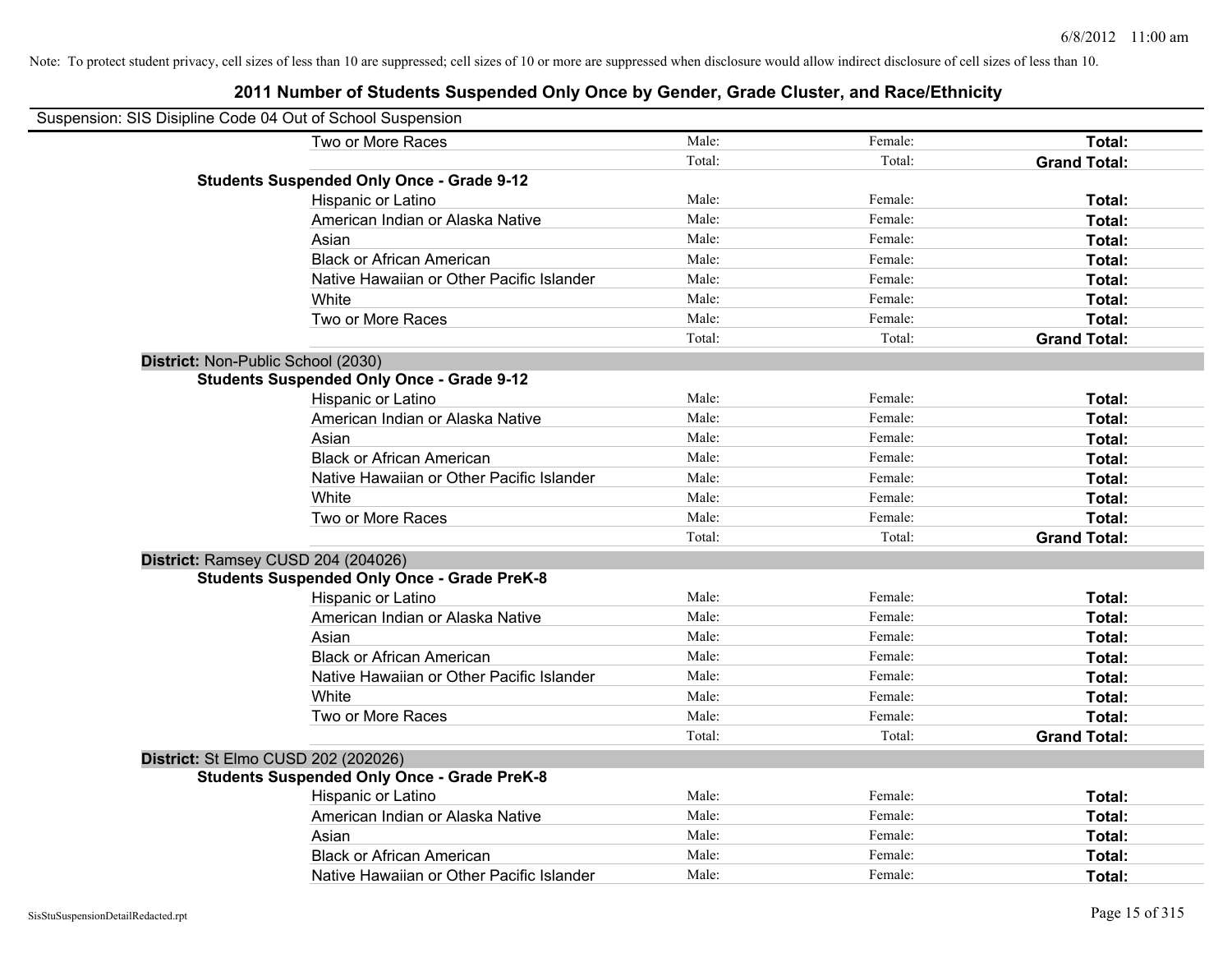Note: To protect student privacy, cell sizes of less than 10 are suppressed; cell sizes of 10 or more are suppressed when disclosure would allow indirect disclosure of cell sizes of less than 10.

# 2011 Number of Students Suspended Only Once by Gender, Grade Cluster, and Race/Ethnicity

Suspension: SIS Disipline Code 04 Out of School Suspension

| | | | | |
|---|---|---|---|---|
| | Two or More Races | Male: | Female: | **Total:** |
| | | Total: | Total: | **Grand Total:** |
| **Students Suspended Only Once - Grade 9-12** | | | | |
| | Hispanic or Latino | Male: | Female: | **Total:** |
| | American Indian or Alaska Native | Male: | Female: | **Total:** |
| | Asian | Male: | Female: | **Total:** |
| | Black or African American | Male: | Female: | **Total:** |
| | Native Hawaiian or Other Pacific Islander | Male: | Female: | **Total:** |
| | White | Male: | Female: | **Total:** |
| | Two or More Races | Male: | Female: | **Total:** |
| | | Total: | Total: | **Grand Total:** |
| **District:** Non-Public School (2030) | | | | |
| **Students Suspended Only Once - Grade 9-12** | | | | |
| | Hispanic or Latino | Male: | Female: | **Total:** |
| | American Indian or Alaska Native | Male: | Female: | **Total:** |
| | Asian | Male: | Female: | **Total:** |
| | Black or African American | Male: | Female: | **Total:** |
| | Native Hawaiian or Other Pacific Islander | Male: | Female: | **Total:** |
| | White | Male: | Female: | **Total:** |
| | Two or More Races | Male: | Female: | **Total:** |
| | | Total: | Total: | **Grand Total:** |
| **District:** Ramsey CUSD 204 (204026) | | | | |
| **Students Suspended Only Once - Grade PreK-8** | | | | |
| | Hispanic or Latino | Male: | Female: | **Total:** |
| | American Indian or Alaska Native | Male: | Female: | **Total:** |
| | Asian | Male: | Female: | **Total:** |
| | Black or African American | Male: | Female: | **Total:** |
| | Native Hawaiian or Other Pacific Islander | Male: | Female: | **Total:** |
| | White | Male: | Female: | **Total:** |
| | Two or More Races | Male: | Female: | **Total:** |
| | | Total: | Total: | **Grand Total:** |
| **District:** St Elmo CUSD 202 (202026) | | | | |
| **Students Suspended Only Once - Grade PreK-8** | | | | |
| | Hispanic or Latino | Male: | Female: | **Total:** |
| | American Indian or Alaska Native | Male: | Female: | **Total:** |
| | Asian | Male: | Female: | **Total:** |
| | Black or African American | Male: | Female: | **Total:** |
| | Native Hawaiian or Other Pacific Islander | Male: | Female: | **Total:** |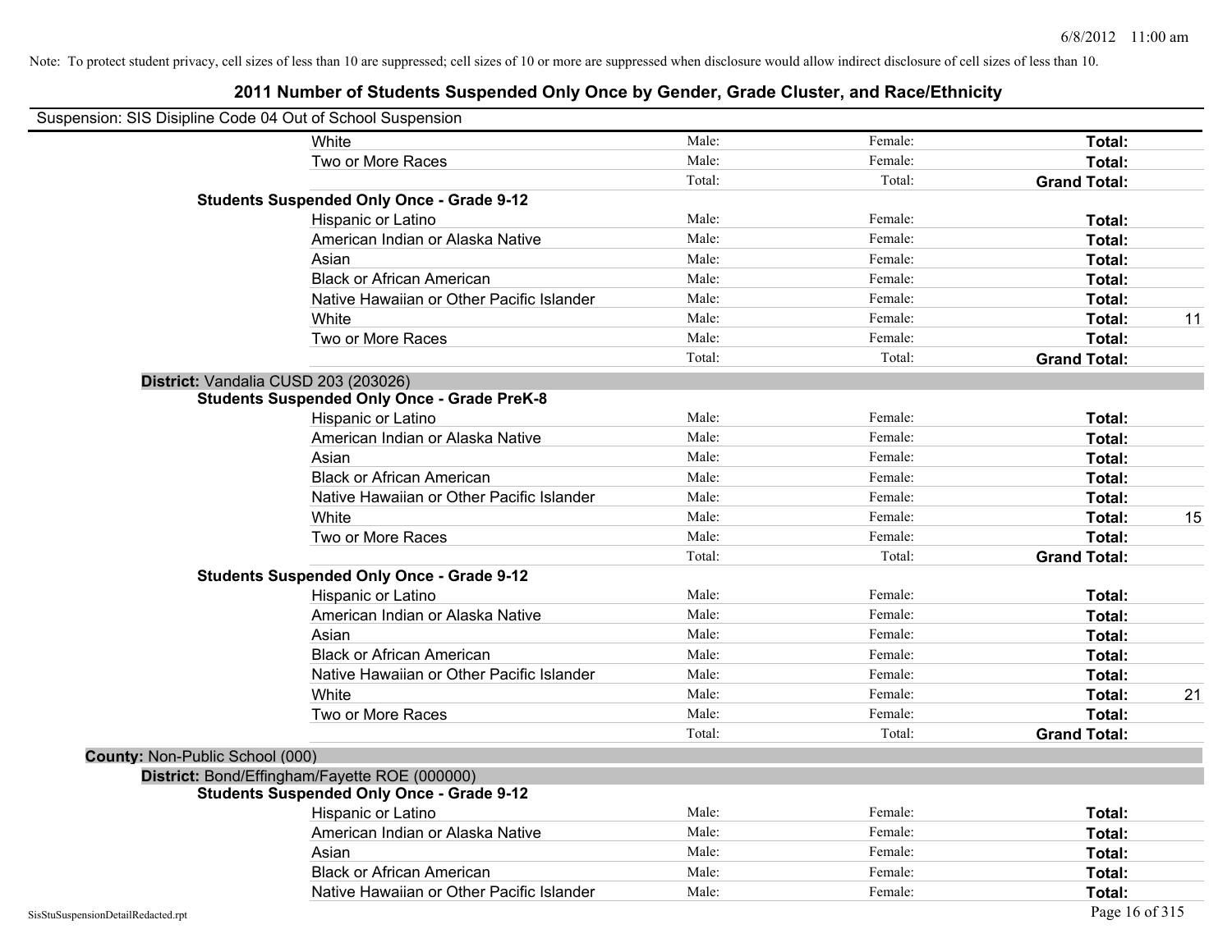Note: To protect student privacy, cell sizes of less than 10 are suppressed; cell sizes of 10 or more are suppressed when disclosure would allow indirect disclosure of cell sizes of less than 10.

# 2011 Number of Students Suspended Only Once by Gender, Grade Cluster, and Race/Ethnicity

Suspension: SIS Disipline Code 04 Out of School Suspension

| | | | | |
|---|---|---|---|---|
| White | Male: | Female: | **Total:** | |
| Two or More Races | Male: | Female: | **Total:** | |
| | Total: | Total: | **Grand Total:** | |
| **Students Suspended Only Once - Grade 9-12** | | | | |
| Hispanic or Latino | Male: | Female: | **Total:** | |
| American Indian or Alaska Native | Male: | Female: | **Total:** | |
| Asian | Male: | Female: | **Total:** | |
| Black or African American | Male: | Female: | **Total:** | |
| Native Hawaiian or Other Pacific Islander | Male: | Female: | **Total:** | |
| White | Male: | Female: | **Total:** | 11 |
| Two or More Races | Male: | Female: | **Total:** | |
| | Total: | Total: | **Grand Total:** | |
| **District:** Vandalia CUSD 203 (203026) | | | | |
| **Students Suspended Only Once - Grade PreK-8** | | | | |
| Hispanic or Latino | Male: | Female: | **Total:** | |
| American Indian or Alaska Native | Male: | Female: | **Total:** | |
| Asian | Male: | Female: | **Total:** | |
| Black or African American | Male: | Female: | **Total:** | |
| Native Hawaiian or Other Pacific Islander | Male: | Female: | **Total:** | |
| White | Male: | Female: | **Total:** | 15 |
| Two or More Races | Male: | Female: | **Total:** | |
| | Total: | Total: | **Grand Total:** | |
| **Students Suspended Only Once - Grade 9-12** | | | | |
| Hispanic or Latino | Male: | Female: | **Total:** | |
| American Indian or Alaska Native | Male: | Female: | **Total:** | |
| Asian | Male: | Female: | **Total:** | |
| Black or African American | Male: | Female: | **Total:** | |
| Native Hawaiian or Other Pacific Islander | Male: | Female: | **Total:** | |
| White | Male: | Female: | **Total:** | 21 |
| Two or More Races | Male: | Female: | **Total:** | |
| | Total: | Total: | **Grand Total:** | |
| **County:** Non-Public School (000) | | | | |
| **District:** Bond/Effingham/Fayette ROE (000000) | | | | |
| **Students Suspended Only Once - Grade 9-12** | | | | |
| Hispanic or Latino | Male: | Female: | **Total:** | |
| American Indian or Alaska Native | Male: | Female: | **Total:** | |
| Asian | Male: | Female: | **Total:** | |
| Black or African American | Male: | Female: | **Total:** | |
| Native Hawaiian or Other Pacific Islander | Male: | Female: | **Total:** | |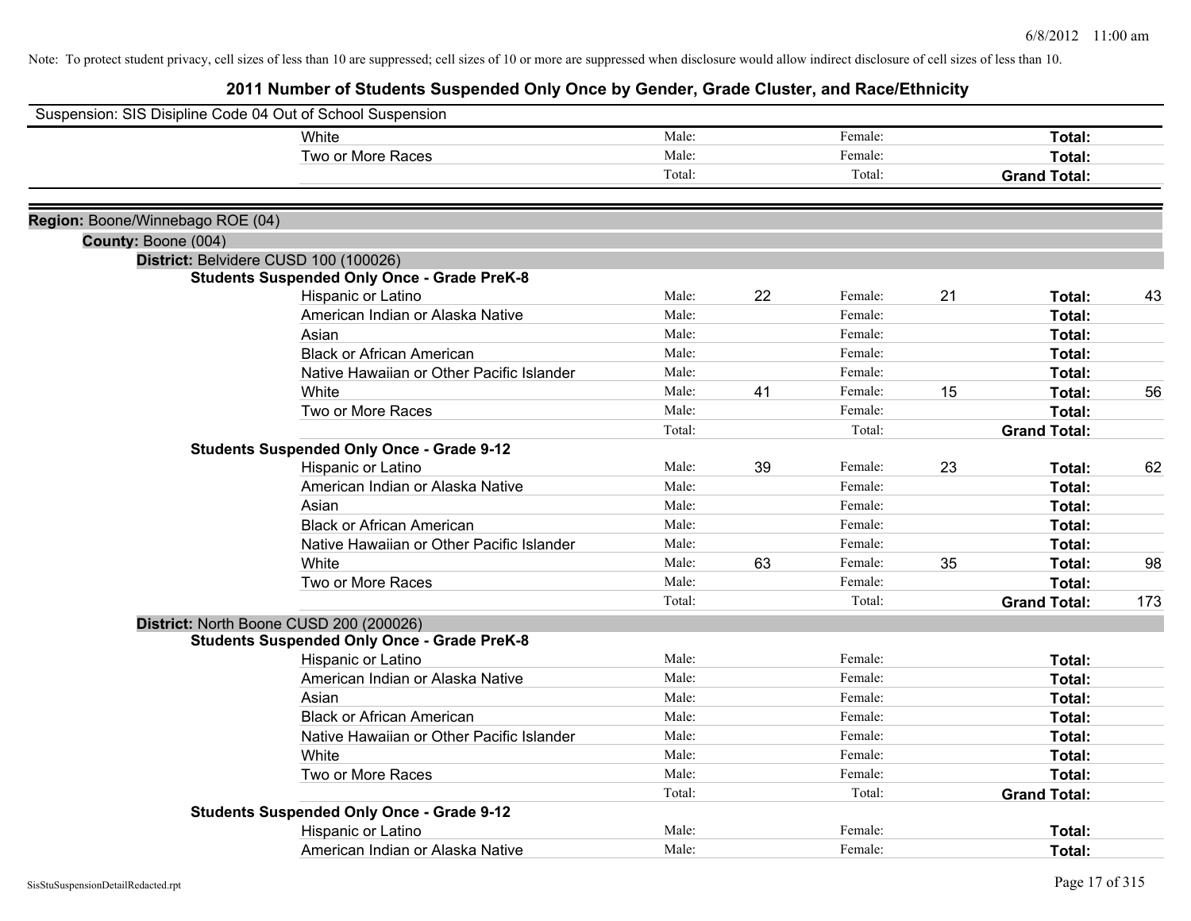Note: To protect student privacy, cell sizes of less than 10 are suppressed; cell sizes of 10 or more are suppressed when disclosure would allow indirect disclosure of cell sizes of less than 10.

# 2011 Number of Students Suspended Only Once by Gender, Grade Cluster, and Race/Ethnicity

Suspension: SIS Disipline Code 04 Out of School Suspension

| | Male: | | Female: | | | |
|---|---|---|---|---|---|---|
| White | Male: | | Female: | | **Total:** | |
| Two or More Races | Male: | | Female: | | **Total:** | |
| | Total: | | Total: | | **Grand Total:** | |

**Region:** Boone/Winnebago ROE (04)

**County:** Boone (004)

**District:** Belvidere CUSD 100 (100026)

**Students Suspended Only Once - Grade PreK-8**

| | | | | | | |
|---|---|---|---|---|---|---|
| Hispanic or Latino | Male: | 22 | Female: | 21 | **Total:** | 43 |
| American Indian or Alaska Native | Male: | | Female: | | **Total:** | |
| Asian | Male: | | Female: | | **Total:** | |
| Black or African American | Male: | | Female: | | **Total:** | |
| Native Hawaiian or Other Pacific Islander | Male: | | Female: | | **Total:** | |
| White | Male: | 41 | Female: | 15 | **Total:** | 56 |
| Two or More Races | Male: | | Female: | | **Total:** | |
| | Total: | | Total: | | **Grand Total:** | |

**Students Suspended Only Once - Grade 9-12**

| | | | | | | |
|---|---|---|---|---|---|---|
| Hispanic or Latino | Male: | 39 | Female: | 23 | **Total:** | 62 |
| American Indian or Alaska Native | Male: | | Female: | | **Total:** | |
| Asian | Male: | | Female: | | **Total:** | |
| Black or African American | Male: | | Female: | | **Total:** | |
| Native Hawaiian or Other Pacific Islander | Male: | | Female: | | **Total:** | |
| White | Male: | 63 | Female: | 35 | **Total:** | 98 |
| Two or More Races | Male: | | Female: | | **Total:** | |
| | Total: | | Total: | | **Grand Total:** | 173 |

**District:** North Boone CUSD 200 (200026)

**Students Suspended Only Once - Grade PreK-8**

| | | | | | | |
|---|---|---|---|---|---|---|
| Hispanic or Latino | Male: | | Female: | | **Total:** | |
| American Indian or Alaska Native | Male: | | Female: | | **Total:** | |
| Asian | Male: | | Female: | | **Total:** | |
| Black or African American | Male: | | Female: | | **Total:** | |
| Native Hawaiian or Other Pacific Islander | Male: | | Female: | | **Total:** | |
| White | Male: | | Female: | | **Total:** | |
| Two or More Races | Male: | | Female: | | **Total:** | |
| | Total: | | Total: | | **Grand Total:** | |

**Students Suspended Only Once - Grade 9-12**

| | | | | | | |
|---|---|---|---|---|---|---|
| Hispanic or Latino | Male: | | Female: | | **Total:** | |
| American Indian or Alaska Native | Male: | | Female: | | **Total:** | |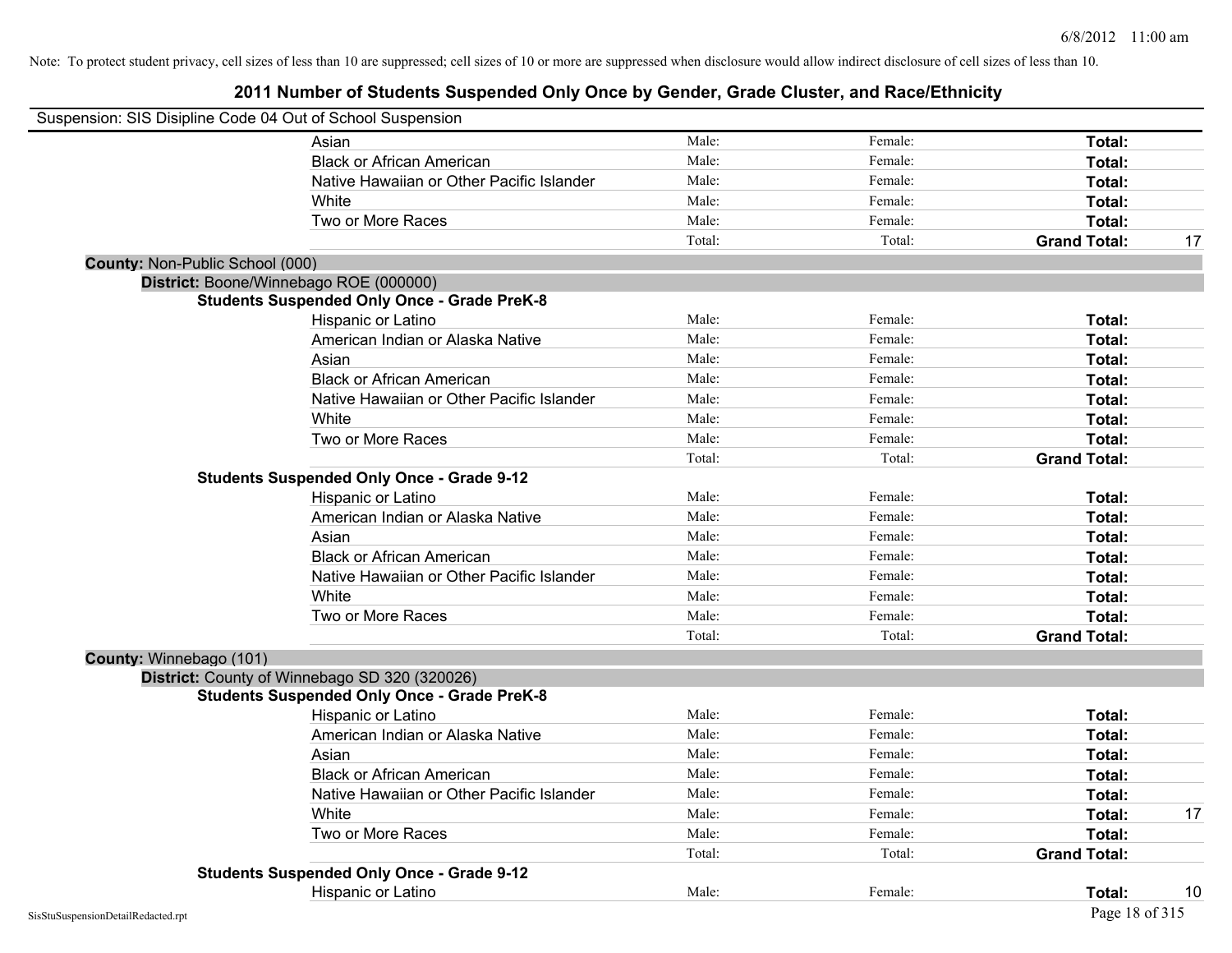Note: To protect student privacy, cell sizes of less than 10 are suppressed; cell sizes of 10 or more are suppressed when disclosure would allow indirect disclosure of cell sizes of less than 10.

# 2011 Number of Students Suspended Only Once by Gender, Grade Cluster, and Race/Ethnicity

Suspension: SIS Disipline Code 04 Out of School Suspension

| | | | | |
|---|---|---|---|---|
| Asian | Male: | Female: | **Total:** | |
| Black or African American | Male: | Female: | **Total:** | |
| Native Hawaiian or Other Pacific Islander | Male: | Female: | **Total:** | |
| White | Male: | Female: | **Total:** | |
| Two or More Races | Male: | Female: | **Total:** | |
| | Total: | Total: | **Grand Total:** | 17 |

**County:** Non-Public School (000)

**District:** Boone/Winnebago ROE (000000)

**Students Suspended Only Once - Grade PreK-8**

| | | | | |
|---|---|---|---|---|
| Hispanic or Latino | Male: | Female: | **Total:** | |
| American Indian or Alaska Native | Male: | Female: | **Total:** | |
| Asian | Male: | Female: | **Total:** | |
| Black or African American | Male: | Female: | **Total:** | |
| Native Hawaiian or Other Pacific Islander | Male: | Female: | **Total:** | |
| White | Male: | Female: | **Total:** | |
| Two or More Races | Male: | Female: | **Total:** | |
| | Total: | Total: | **Grand Total:** | |

**Students Suspended Only Once - Grade 9-12**

| | | | | |
|---|---|---|---|---|
| Hispanic or Latino | Male: | Female: | **Total:** | |
| American Indian or Alaska Native | Male: | Female: | **Total:** | |
| Asian | Male: | Female: | **Total:** | |
| Black or African American | Male: | Female: | **Total:** | |
| Native Hawaiian or Other Pacific Islander | Male: | Female: | **Total:** | |
| White | Male: | Female: | **Total:** | |
| Two or More Races | Male: | Female: | **Total:** | |
| | Total: | Total: | **Grand Total:** | |

**County:** Winnebago (101)

**District:** County of Winnebago SD 320 (320026)

**Students Suspended Only Once - Grade PreK-8**

| | | | | |
|---|---|---|---|---|
| Hispanic or Latino | Male: | Female: | **Total:** | |
| American Indian or Alaska Native | Male: | Female: | **Total:** | |
| Asian | Male: | Female: | **Total:** | |
| Black or African American | Male: | Female: | **Total:** | |
| Native Hawaiian or Other Pacific Islander | Male: | Female: | **Total:** | |
| White | Male: | Female: | **Total:** | 17 |
| Two or More Races | Male: | Female: | **Total:** | |
| | Total: | Total: | **Grand Total:** | |

**Students Suspended Only Once - Grade 9-12**

| | | | | |
|---|---|---|---|---|
| Hispanic or Latino | Male: | Female: | **Total:** | 10 |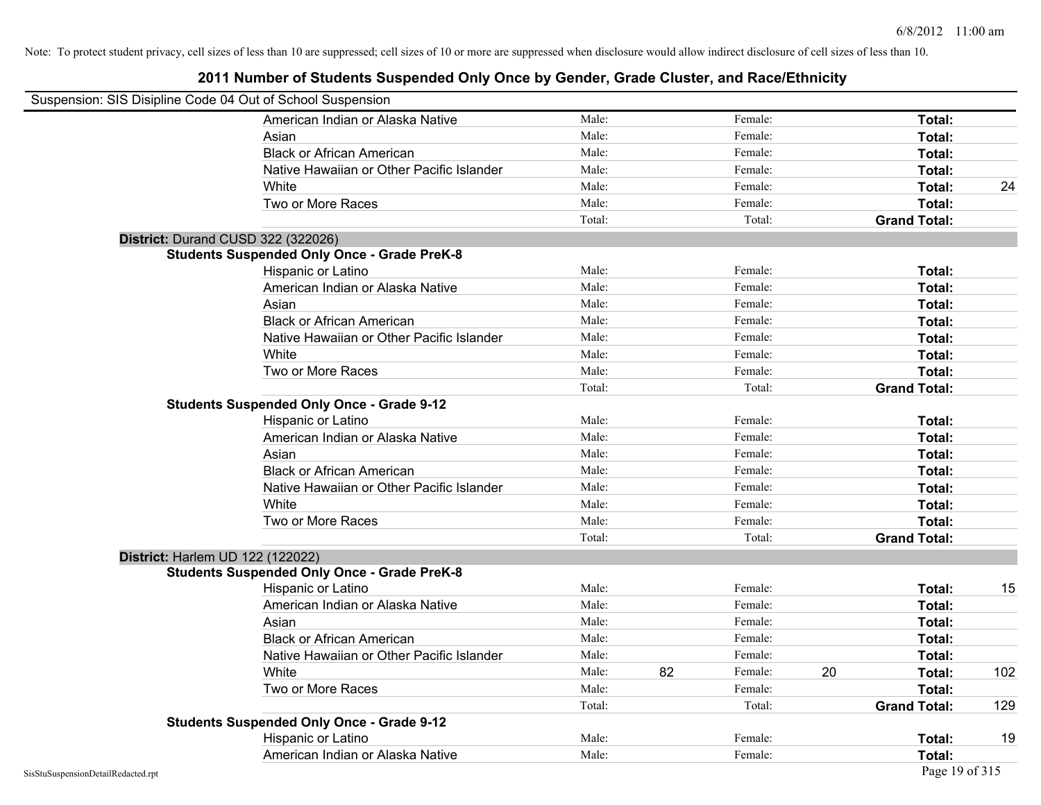Note: To protect student privacy, cell sizes of less than 10 are suppressed; cell sizes of 10 or more are suppressed when disclosure would allow indirect disclosure of cell sizes of less than 10.

# 2011 Number of Students Suspended Only Once by Gender, Grade Cluster, and Race/Ethnicity

Suspension: SIS Disipline Code 04 Out of School Suspension

| | | | | | | |
|---|---|---|---|---|---|---|
| American Indian or Alaska Native | Male: | | Female: | | **Total:** | |
| Asian | Male: | | Female: | | **Total:** | |
| Black or African American | Male: | | Female: | | **Total:** | |
| Native Hawaiian or Other Pacific Islander | Male: | | Female: | | **Total:** | |
| White | Male: | | Female: | | **Total:** | 24 |
| Two or More Races | Male: | | Female: | | **Total:** | |
| | Total: | | Total: | | **Grand Total:** | |

**District:** Durand CUSD 322 (322026)

**Students Suspended Only Once - Grade PreK-8**

| | | | | | | |
|---|---|---|---|---|---|---|
| Hispanic or Latino | Male: | | Female: | | **Total:** | |
| American Indian or Alaska Native | Male: | | Female: | | **Total:** | |
| Asian | Male: | | Female: | | **Total:** | |
| Black or African American | Male: | | Female: | | **Total:** | |
| Native Hawaiian or Other Pacific Islander | Male: | | Female: | | **Total:** | |
| White | Male: | | Female: | | **Total:** | |
| Two or More Races | Male: | | Female: | | **Total:** | |
| | Total: | | Total: | | **Grand Total:** | |

**Students Suspended Only Once - Grade 9-12**

| | | | | | | |
|---|---|---|---|---|---|---|
| Hispanic or Latino | Male: | | Female: | | **Total:** | |
| American Indian or Alaska Native | Male: | | Female: | | **Total:** | |
| Asian | Male: | | Female: | | **Total:** | |
| Black or African American | Male: | | Female: | | **Total:** | |
| Native Hawaiian or Other Pacific Islander | Male: | | Female: | | **Total:** | |
| White | Male: | | Female: | | **Total:** | |
| Two or More Races | Male: | | Female: | | **Total:** | |
| | Total: | | Total: | | **Grand Total:** | |

**District:** Harlem UD 122 (122022)

**Students Suspended Only Once - Grade PreK-8**

| | | | | | | |
|---|---|---|---|---|---|---|
| Hispanic or Latino | Male: | | Female: | | **Total:** | 15 |
| American Indian or Alaska Native | Male: | | Female: | | **Total:** | |
| Asian | Male: | | Female: | | **Total:** | |
| Black or African American | Male: | | Female: | | **Total:** | |
| Native Hawaiian or Other Pacific Islander | Male: | | Female: | | **Total:** | |
| White | Male: | 82 | Female: | 20 | **Total:** | 102 |
| Two or More Races | Male: | | Female: | | **Total:** | |
| | Total: | | Total: | | **Grand Total:** | 129 |

**Students Suspended Only Once - Grade 9-12**

| | | | | | | |
|---|---|---|---|---|---|---|
| Hispanic or Latino | Male: | | Female: | | **Total:** | 19 |
| American Indian or Alaska Native | Male: | | Female: | | **Total:** | |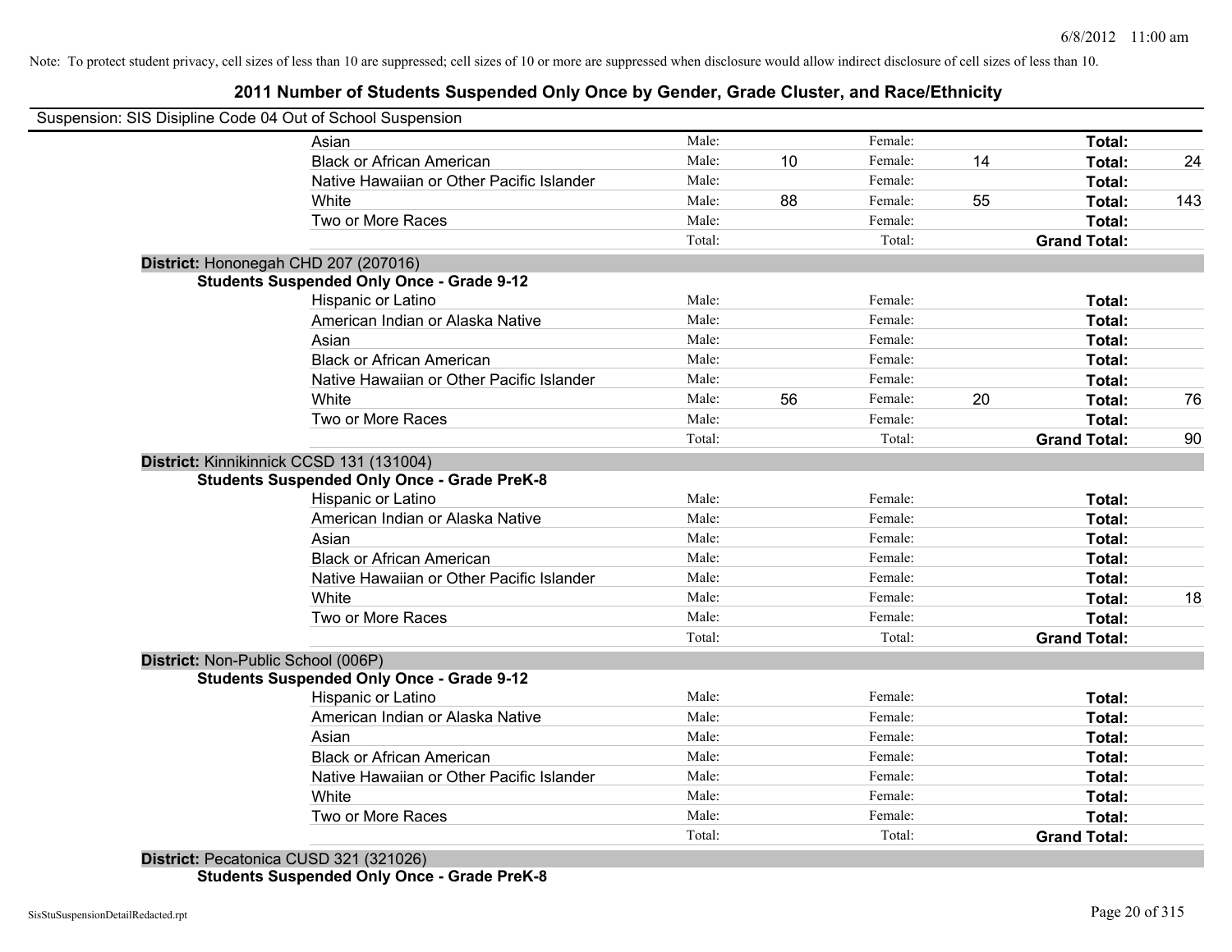Note: To protect student privacy, cell sizes of less than 10 are suppressed; cell sizes of 10 or more are suppressed when disclosure would allow indirect disclosure of cell sizes of less than 10.

# 2011 Number of Students Suspended Only Once by Gender, Grade Cluster, and Race/Ethnicity

Suspension: SIS Disipline Code 04 Out of School Suspension

| | | | | | | | |
|---|---|---|---|---|---|---|---|
| Asian | Male: | | Female: | | **Total:** | |
| Black or African American | Male: | 10 | Female: | 14 | **Total:** | 24 |
| Native Hawaiian or Other Pacific Islander | Male: | | Female: | | **Total:** | |
| White | Male: | 88 | Female: | 55 | **Total:** | 143 |
| Two or More Races | Male: | | Female: | | **Total:** | |
| | Total: | | Total: | | **Grand Total:** | |

**District:** Hononegah CHD 207 (207016)

**Students Suspended Only Once - Grade 9-12**

| | | | | | | |
|---|---|---|---|---|---|---|
| Hispanic or Latino | Male: | | Female: | | **Total:** | |
| American Indian or Alaska Native | Male: | | Female: | | **Total:** | |
| Asian | Male: | | Female: | | **Total:** | |
| Black or African American | Male: | | Female: | | **Total:** | |
| Native Hawaiian or Other Pacific Islander | Male: | | Female: | | **Total:** | |
| White | Male: | 56 | Female: | 20 | **Total:** | 76 |
| Two or More Races | Male: | | Female: | | **Total:** | |
| | Total: | | Total: | | **Grand Total:** | 90 |

**District:** Kinnikinnick CCSD 131 (131004)

**Students Suspended Only Once - Grade PreK-8**

| | | | | | | |
|---|---|---|---|---|---|---|
| Hispanic or Latino | Male: | | Female: | | **Total:** | |
| American Indian or Alaska Native | Male: | | Female: | | **Total:** | |
| Asian | Male: | | Female: | | **Total:** | |
| Black or African American | Male: | | Female: | | **Total:** | |
| Native Hawaiian or Other Pacific Islander | Male: | | Female: | | **Total:** | |
| White | Male: | | Female: | | **Total:** | 18 |
| Two or More Races | Male: | | Female: | | **Total:** | |
| | Total: | | Total: | | **Grand Total:** | |

**District:** Non-Public School (006P)

**Students Suspended Only Once - Grade 9-12**

| | | | | | | |
|---|---|---|---|---|---|---|
| Hispanic or Latino | Male: | | Female: | | **Total:** | |
| American Indian or Alaska Native | Male: | | Female: | | **Total:** | |
| Asian | Male: | | Female: | | **Total:** | |
| Black or African American | Male: | | Female: | | **Total:** | |
| Native Hawaiian or Other Pacific Islander | Male: | | Female: | | **Total:** | |
| White | Male: | | Female: | | **Total:** | |
| Two or More Races | Male: | | Female: | | **Total:** | |
| | Total: | | Total: | | **Grand Total:** | |

**District:** Pecatonica CUSD 321 (321026)

**Students Suspended Only Once - Grade PreK-8**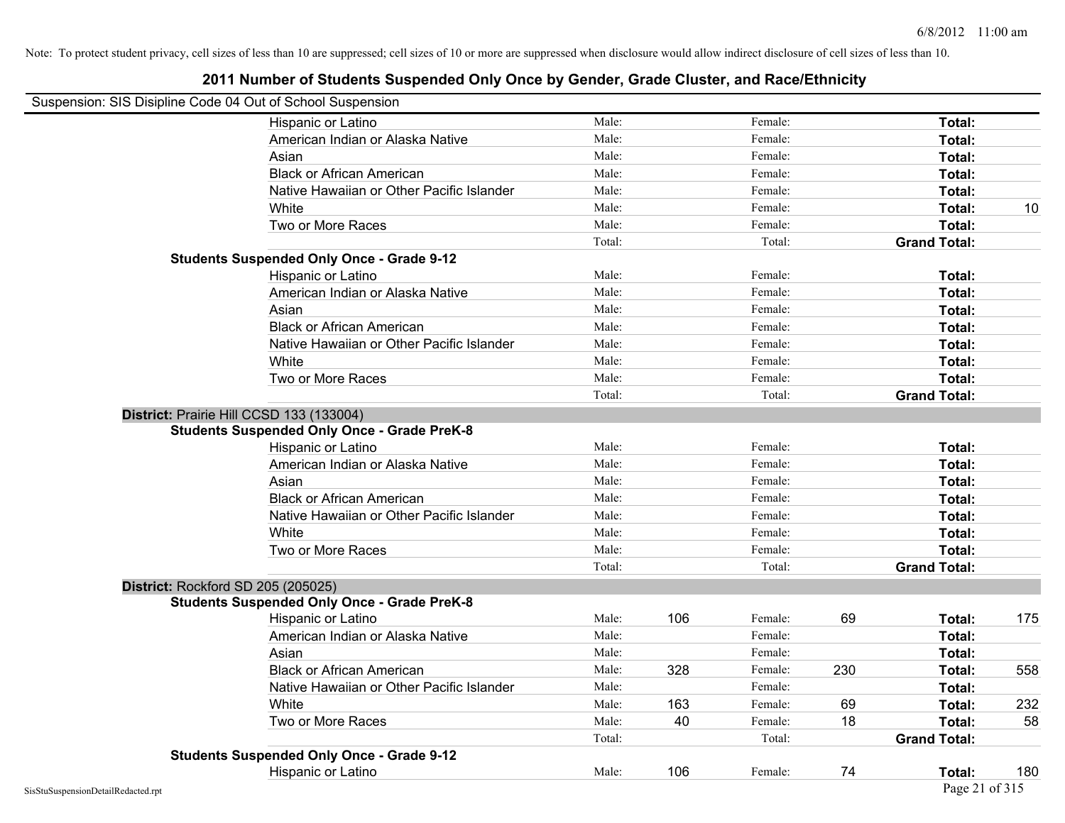Note: To protect student privacy, cell sizes of less than 10 are suppressed; cell sizes of 10 or more are suppressed when disclosure would allow indirect disclosure of cell sizes of less than 10.

## 2011 Number of Students Suspended Only Once by Gender, Grade Cluster, and Race/Ethnicity

Suspension: SIS Disipline Code 04 Out of School Suspension

| | | | | | | |
|---|---|---|---|---|---|---|
| Hispanic or Latino | Male: | | Female: | | **Total:** | |
| American Indian or Alaska Native | Male: | | Female: | | **Total:** | |
| Asian | Male: | | Female: | | **Total:** | |
| Black or African American | Male: | | Female: | | **Total:** | |
| Native Hawaiian or Other Pacific Islander | Male: | | Female: | | **Total:** | |
| White | Male: | | Female: | | **Total:** | 10 |
| Two or More Races | Male: | | Female: | | **Total:** | |
| | Total: | | Total: | | **Grand Total:** | |

**Students Suspended Only Once - Grade 9-12**

| | | | | | | |
|---|---|---|---|---|---|---|
| Hispanic or Latino | Male: | | Female: | | **Total:** | |
| American Indian or Alaska Native | Male: | | Female: | | **Total:** | |
| Asian | Male: | | Female: | | **Total:** | |
| Black or African American | Male: | | Female: | | **Total:** | |
| Native Hawaiian or Other Pacific Islander | Male: | | Female: | | **Total:** | |
| White | Male: | | Female: | | **Total:** | |
| Two or More Races | Male: | | Female: | | **Total:** | |
| | Total: | | Total: | | **Grand Total:** | |

**District:** Prairie Hill CCSD 133 (133004)

**Students Suspended Only Once - Grade PreK-8**

| | | | | | | |
|---|---|---|---|---|---|---|
| Hispanic or Latino | Male: | | Female: | | **Total:** | |
| American Indian or Alaska Native | Male: | | Female: | | **Total:** | |
| Asian | Male: | | Female: | | **Total:** | |
| Black or African American | Male: | | Female: | | **Total:** | |
| Native Hawaiian or Other Pacific Islander | Male: | | Female: | | **Total:** | |
| White | Male: | | Female: | | **Total:** | |
| Two or More Races | Male: | | Female: | | **Total:** | |
| | Total: | | Total: | | **Grand Total:** | |

**District:** Rockford SD 205 (205025)

**Students Suspended Only Once - Grade PreK-8**

| | | | | | | |
|---|---|---|---|---|---|---|
| Hispanic or Latino | Male: | 106 | Female: | 69 | **Total:** | 175 |
| American Indian or Alaska Native | Male: | | Female: | | **Total:** | |
| Asian | Male: | | Female: | | **Total:** | |
| Black or African American | Male: | 328 | Female: | 230 | **Total:** | 558 |
| Native Hawaiian or Other Pacific Islander | Male: | | Female: | | **Total:** | |
| White | Male: | 163 | Female: | 69 | **Total:** | 232 |
| Two or More Races | Male: | 40 | Female: | 18 | **Total:** | 58 |
| | Total: | | Total: | | **Grand Total:** | |

**Students Suspended Only Once - Grade 9-12**

| | | | | | | |
|---|---|---|---|---|---|---|
| Hispanic or Latino | Male: | 106 | Female: | 74 | **Total:** | 180 |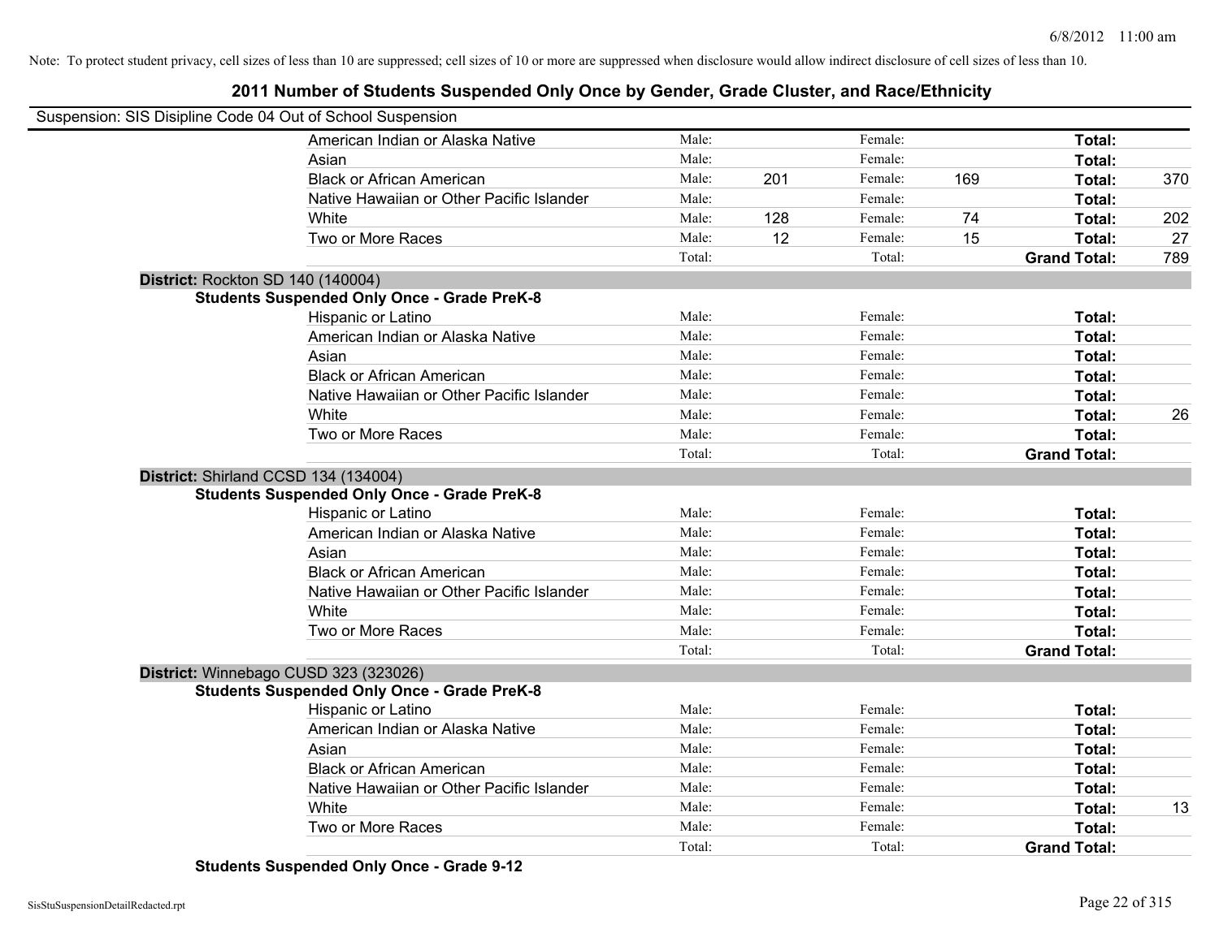Note: To protect student privacy, cell sizes of less than 10 are suppressed; cell sizes of 10 or more are suppressed when disclosure would allow indirect disclosure of cell sizes of less than 10.

# 2011 Number of Students Suspended Only Once by Gender, Grade Cluster, and Race/Ethnicity

Suspension: SIS Disipline Code 04 Out of School Suspension

| | | | | | | |
|---|---|---|---|---|---|---|
| American Indian or Alaska Native | Male: | | Female: | | **Total:** | |
| Asian | Male: | | Female: | | **Total:** | |
| Black or African American | Male: | 201 | Female: | 169 | **Total:** | 370 |
| Native Hawaiian or Other Pacific Islander | Male: | | Female: | | **Total:** | |
| White | Male: | 128 | Female: | 74 | **Total:** | 202 |
| Two or More Races | Male: | 12 | Female: | 15 | **Total:** | 27 |
| | Total: | | Total: | | **Grand Total:** | 789 |

**District:** Rockton SD 140 (140004)

**Students Suspended Only Once - Grade PreK-8**

| | | | | | | |
|---|---|---|---|---|---|---|
| Hispanic or Latino | Male: | | Female: | | **Total:** | |
| American Indian or Alaska Native | Male: | | Female: | | **Total:** | |
| Asian | Male: | | Female: | | **Total:** | |
| Black or African American | Male: | | Female: | | **Total:** | |
| Native Hawaiian or Other Pacific Islander | Male: | | Female: | | **Total:** | |
| White | Male: | | Female: | | **Total:** | 26 |
| Two or More Races | Male: | | Female: | | **Total:** | |
| | Total: | | Total: | | **Grand Total:** | |

**District:** Shirland CCSD 134 (134004)

**Students Suspended Only Once - Grade PreK-8**

| | | | | | | |
|---|---|---|---|---|---|---|
| Hispanic or Latino | Male: | | Female: | | **Total:** | |
| American Indian or Alaska Native | Male: | | Female: | | **Total:** | |
| Asian | Male: | | Female: | | **Total:** | |
| Black or African American | Male: | | Female: | | **Total:** | |
| Native Hawaiian or Other Pacific Islander | Male: | | Female: | | **Total:** | |
| White | Male: | | Female: | | **Total:** | |
| Two or More Races | Male: | | Female: | | **Total:** | |
| | Total: | | Total: | | **Grand Total:** | |

**District:** Winnebago CUSD 323 (323026)

**Students Suspended Only Once - Grade PreK-8**

| | | | | | | |
|---|---|---|---|---|---|---|
| Hispanic or Latino | Male: | | Female: | | **Total:** | |
| American Indian or Alaska Native | Male: | | Female: | | **Total:** | |
| Asian | Male: | | Female: | | **Total:** | |
| Black or African American | Male: | | Female: | | **Total:** | |
| Native Hawaiian or Other Pacific Islander | Male: | | Female: | | **Total:** | |
| White | Male: | | Female: | | **Total:** | 13 |
| Two or More Races | Male: | | Female: | | **Total:** | |
| | Total: | | Total: | | **Grand Total:** | |

**Students Suspended Only Once - Grade 9-12**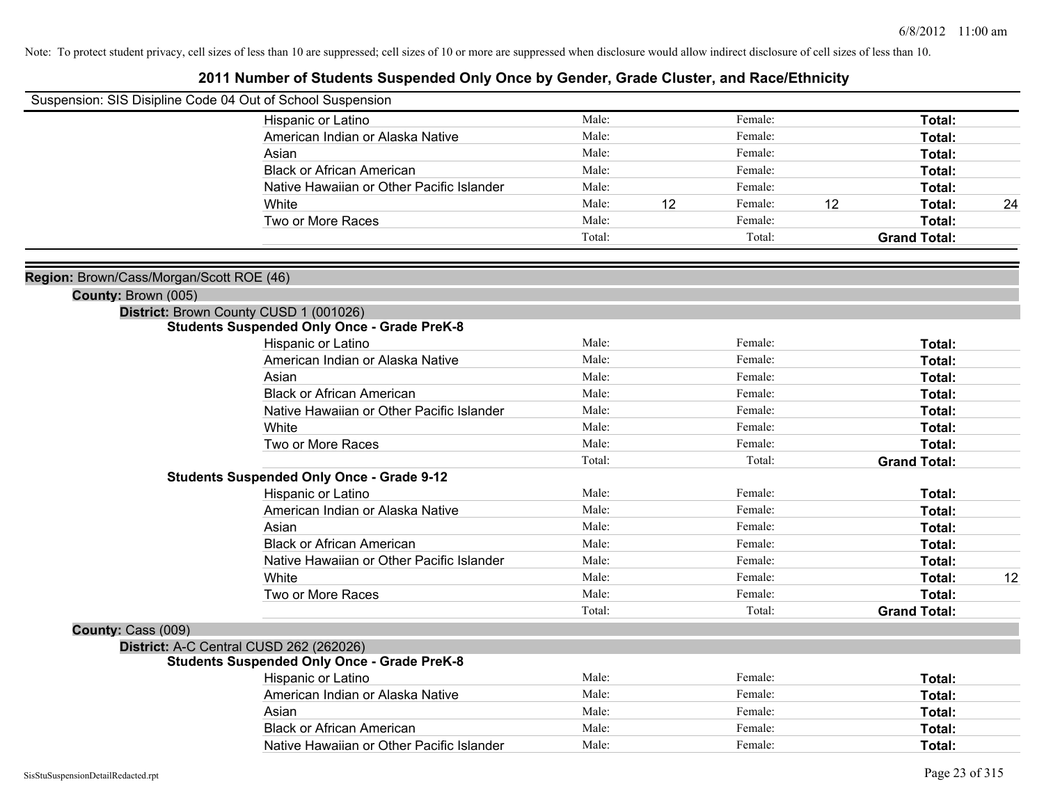Note: To protect student privacy, cell sizes of less than 10 are suppressed; cell sizes of 10 or more are suppressed when disclosure would allow indirect disclosure of cell sizes of less than 10.

# 2011 Number of Students Suspended Only Once by Gender, Grade Cluster, and Race/Ethnicity

Suspension: SIS Disipline Code 04 Out of School Suspension

| | Male: | | Female: | | | |
|---|---|---|---|---|---|---|
| Hispanic or Latino | Male: | | Female: | | **Total:** | |
| American Indian or Alaska Native | Male: | | Female: | | **Total:** | |
| Asian | Male: | | Female: | | **Total:** | |
| Black or African American | Male: | | Female: | | **Total:** | |
| Native Hawaiian or Other Pacific Islander | Male: | | Female: | | **Total:** | |
| White | Male: | 12 | Female: | 12 | **Total:** | 24 |
| Two or More Races | Male: | | Female: | | **Total:** | |
| | Total: | | Total: | | **Grand Total:** | |

**Region:** Brown/Cass/Morgan/Scott ROE (46)

**County:** Brown (005)

**District:** Brown County CUSD 1 (001026)

**Students Suspended Only Once - Grade PreK-8**

| | | | | | | |
|---|---|---|---|---|---|---|
| Hispanic or Latino | Male: | | Female: | | **Total:** | |
| American Indian or Alaska Native | Male: | | Female: | | **Total:** | |
| Asian | Male: | | Female: | | **Total:** | |
| Black or African American | Male: | | Female: | | **Total:** | |
| Native Hawaiian or Other Pacific Islander | Male: | | Female: | | **Total:** | |
| White | Male: | | Female: | | **Total:** | |
| Two or More Races | Male: | | Female: | | **Total:** | |
| | Total: | | Total: | | **Grand Total:** | |

**Students Suspended Only Once - Grade 9-12**

| | | | | | | |
|---|---|---|---|---|---|---|
| Hispanic or Latino | Male: | | Female: | | **Total:** | |
| American Indian or Alaska Native | Male: | | Female: | | **Total:** | |
| Asian | Male: | | Female: | | **Total:** | |
| Black or African American | Male: | | Female: | | **Total:** | |
| Native Hawaiian or Other Pacific Islander | Male: | | Female: | | **Total:** | |
| White | Male: | | Female: | | **Total:** | 12 |
| Two or More Races | Male: | | Female: | | **Total:** | |
| | Total: | | Total: | | **Grand Total:** | |

**County:** Cass (009)

**District:** A-C Central CUSD 262 (262026)

**Students Suspended Only Once - Grade PreK-8**

| | | | | | | |
|---|---|---|---|---|---|---|
| Hispanic or Latino | Male: | | Female: | | **Total:** | |
| American Indian or Alaska Native | Male: | | Female: | | **Total:** | |
| Asian | Male: | | Female: | | **Total:** | |
| Black or African American | Male: | | Female: | | **Total:** | |
| Native Hawaiian or Other Pacific Islander | Male: | | Female: | | **Total:** | |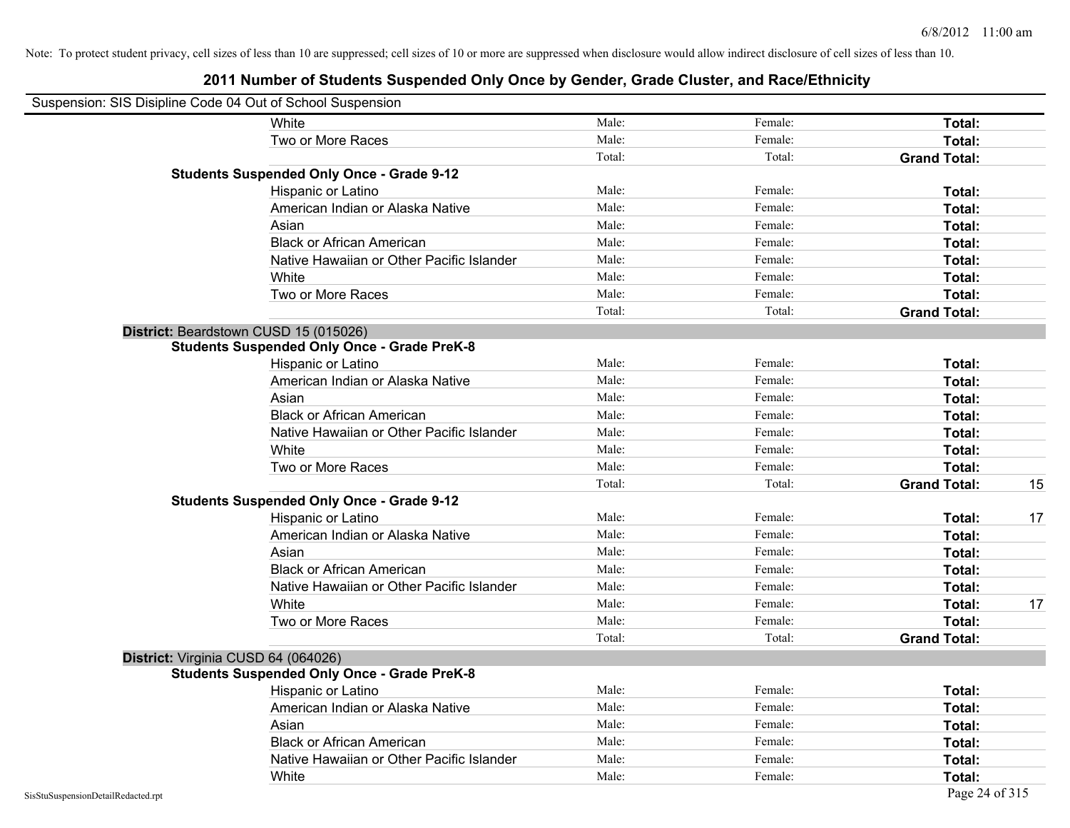Note: To protect student privacy, cell sizes of less than 10 are suppressed; cell sizes of 10 or more are suppressed when disclosure would allow indirect disclosure of cell sizes of less than 10.

## 2011 Number of Students Suspended Only Once by Gender, Grade Cluster, and Race/Ethnicity

Suspension: SIS Disipline Code 04 Out of School Suspension

| | | | | | |
|---|---|---|---|---|---|
| | White | Male: | Female: | **Total:** | |
| | Two or More Races | Male: | Female: | **Total:** | |
| | | Total: | Total: | **Grand Total:** | |
| **Students Suspended Only Once - Grade 9-12** | | | | | |
| | Hispanic or Latino | Male: | Female: | **Total:** | |
| | American Indian or Alaska Native | Male: | Female: | **Total:** | |
| | Asian | Male: | Female: | **Total:** | |
| | Black or African American | Male: | Female: | **Total:** | |
| | Native Hawaiian or Other Pacific Islander | Male: | Female: | **Total:** | |
| | White | Male: | Female: | **Total:** | |
| | Two or More Races | Male: | Female: | **Total:** | |
| | | Total: | Total: | **Grand Total:** | |
| **District:** Beardstown CUSD 15 (015026) | | | | | |
| **Students Suspended Only Once - Grade PreK-8** | | | | | |
| | Hispanic or Latino | Male: | Female: | **Total:** | |
| | American Indian or Alaska Native | Male: | Female: | **Total:** | |
| | Asian | Male: | Female: | **Total:** | |
| | Black or African American | Male: | Female: | **Total:** | |
| | Native Hawaiian or Other Pacific Islander | Male: | Female: | **Total:** | |
| | White | Male: | Female: | **Total:** | |
| | Two or More Races | Male: | Female: | **Total:** | |
| | | Total: | Total: | **Grand Total:** | 15 |
| **Students Suspended Only Once - Grade 9-12** | | | | | |
| | Hispanic or Latino | Male: | Female: | **Total:** | 17 |
| | American Indian or Alaska Native | Male: | Female: | **Total:** | |
| | Asian | Male: | Female: | **Total:** | |
| | Black or African American | Male: | Female: | **Total:** | |
| | Native Hawaiian or Other Pacific Islander | Male: | Female: | **Total:** | |
| | White | Male: | Female: | **Total:** | 17 |
| | Two or More Races | Male: | Female: | **Total:** | |
| | | Total: | Total: | **Grand Total:** | |
| **District:** Virginia CUSD 64 (064026) | | | | | |
| **Students Suspended Only Once - Grade PreK-8** | | | | | |
| | Hispanic or Latino | Male: | Female: | **Total:** | |
| | American Indian or Alaska Native | Male: | Female: | **Total:** | |
| | Asian | Male: | Female: | **Total:** | |
| | Black or African American | Male: | Female: | **Total:** | |
| | Native Hawaiian or Other Pacific Islander | Male: | Female: | **Total:** | |
| | White | Male: | Female: | **Total:** | |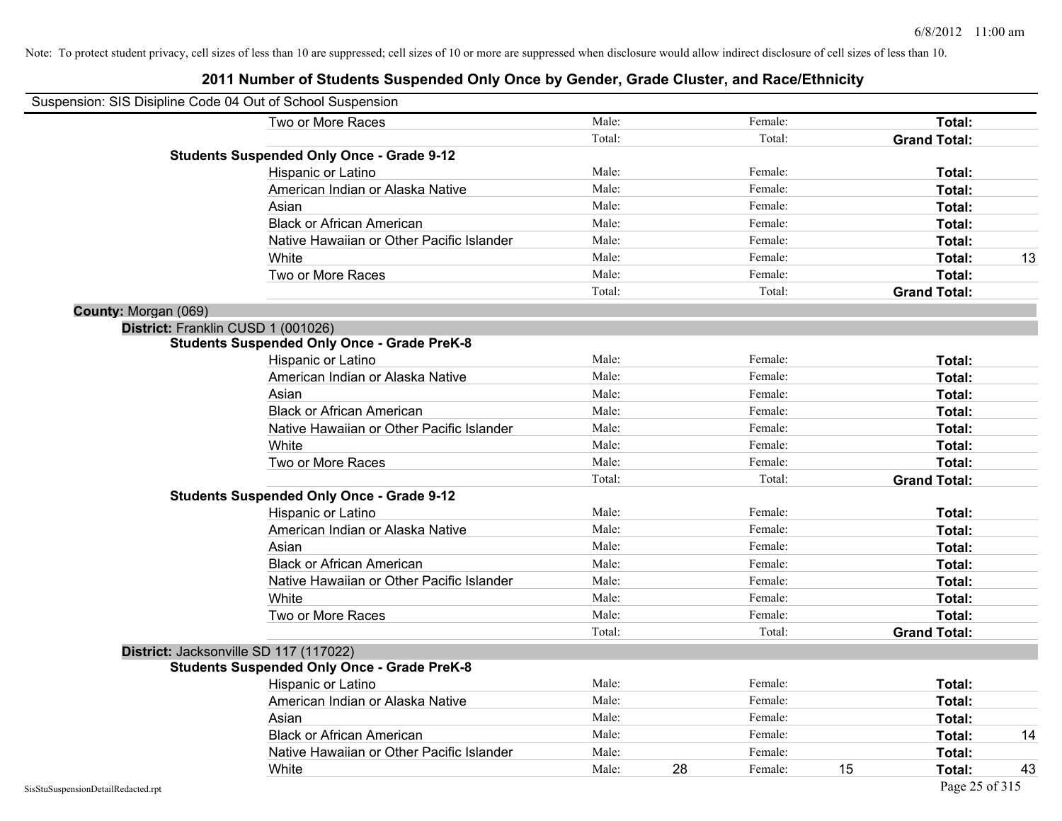Note: To protect student privacy, cell sizes of less than 10 are suppressed; cell sizes of 10 or more are suppressed when disclosure would allow indirect disclosure of cell sizes of less than 10.

# 2011 Number of Students Suspended Only Once by Gender, Grade Cluster, and Race/Ethnicity

Suspension: SIS Disipline Code 04 Out of School Suspension

| | | | | | | |
|---|---|---|---|---|---|---|
| Two or More Races | Male: | | Female: | | **Total:** | |
| | Total: | | Total: | | **Grand Total:** | |
| **Students Suspended Only Once - Grade 9-12** | | | | | | |
| Hispanic or Latino | Male: | | Female: | | **Total:** | |
| American Indian or Alaska Native | Male: | | Female: | | **Total:** | |
| Asian | Male: | | Female: | | **Total:** | |
| Black or African American | Male: | | Female: | | **Total:** | |
| Native Hawaiian or Other Pacific Islander | Male: | | Female: | | **Total:** | |
| White | Male: | | Female: | | **Total:** | 13 |
| Two or More Races | Male: | | Female: | | **Total:** | |
| | Total: | | Total: | | **Grand Total:** | |

**County:** Morgan (069)

**District:** Franklin CUSD 1 (001026)

| | | | | | | |
|---|---|---|---|---|---|---|
| **Students Suspended Only Once - Grade PreK-8** | | | | | | |
| Hispanic or Latino | Male: | | Female: | | **Total:** | |
| American Indian or Alaska Native | Male: | | Female: | | **Total:** | |
| Asian | Male: | | Female: | | **Total:** | |
| Black or African American | Male: | | Female: | | **Total:** | |
| Native Hawaiian or Other Pacific Islander | Male: | | Female: | | **Total:** | |
| White | Male: | | Female: | | **Total:** | |
| Two or More Races | Male: | | Female: | | **Total:** | |
| | Total: | | Total: | | **Grand Total:** | |
| **Students Suspended Only Once - Grade 9-12** | | | | | | |
| Hispanic or Latino | Male: | | Female: | | **Total:** | |
| American Indian or Alaska Native | Male: | | Female: | | **Total:** | |
| Asian | Male: | | Female: | | **Total:** | |
| Black or African American | Male: | | Female: | | **Total:** | |
| Native Hawaiian or Other Pacific Islander | Male: | | Female: | | **Total:** | |
| White | Male: | | Female: | | **Total:** | |
| Two or More Races | Male: | | Female: | | **Total:** | |
| | Total: | | Total: | | **Grand Total:** | |

**District:** Jacksonville SD 117 (117022)

| | | | | | | |
|---|---|---|---|---|---|---|
| **Students Suspended Only Once - Grade PreK-8** | | | | | | |
| Hispanic or Latino | Male: | | Female: | | **Total:** | |
| American Indian or Alaska Native | Male: | | Female: | | **Total:** | |
| Asian | Male: | | Female: | | **Total:** | |
| Black or African American | Male: | | Female: | | **Total:** | 14 |
| Native Hawaiian or Other Pacific Islander | Male: | | Female: | | **Total:** | |
| White | Male: | 28 | Female: | 15 | **Total:** | 43 |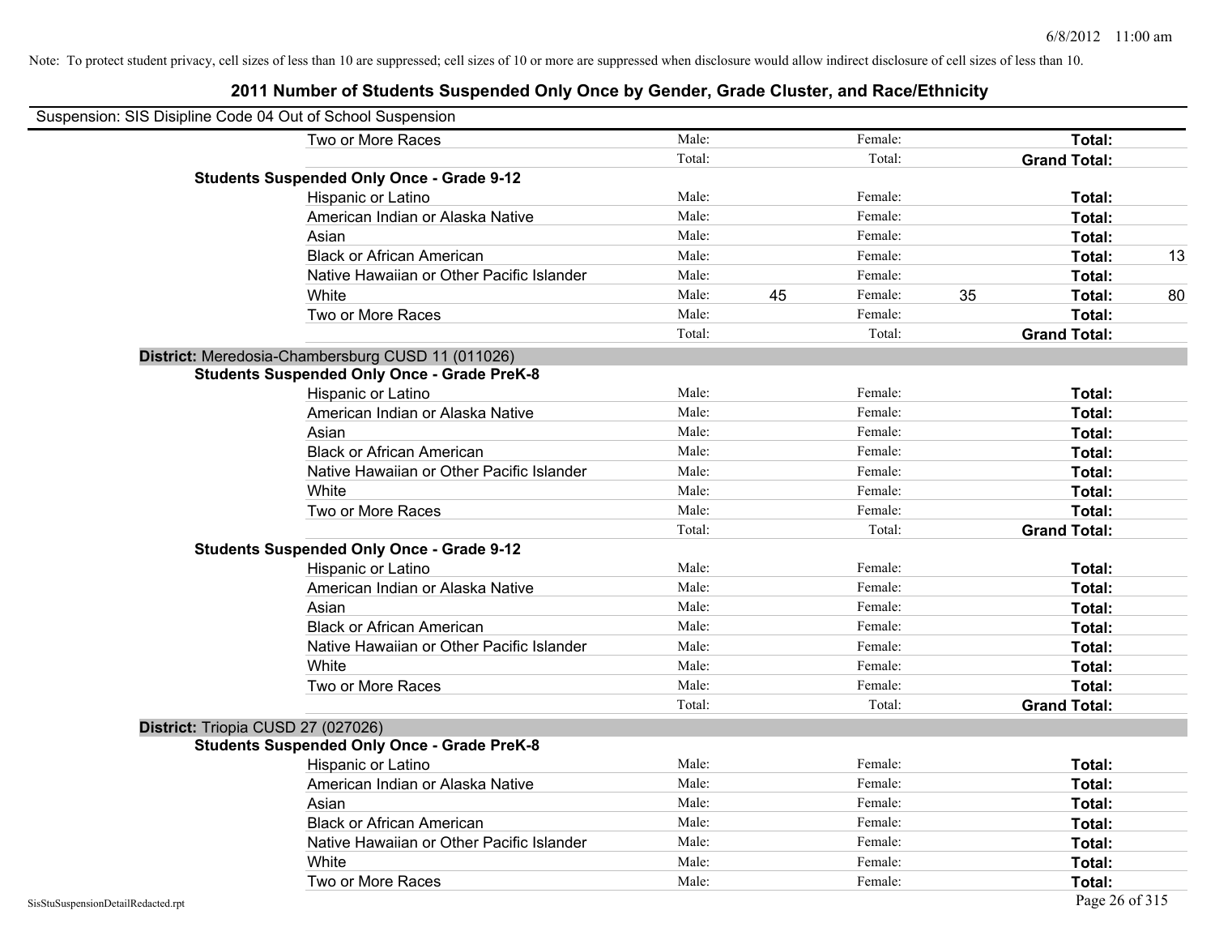Note: To protect student privacy, cell sizes of less than 10 are suppressed; cell sizes of 10 or more are suppressed when disclosure would allow indirect disclosure of cell sizes of less than 10.

## 2011 Number of Students Suspended Only Once by Gender, Grade Cluster, and Race/Ethnicity

Suspension: SIS Disipline Code 04 Out of School Suspension

| | | | | | | | |
|---|---|---|---|---|---|---|---|
| Two or More Races | Male: | | Female: | | **Total:** | |
| | Total: | | Total: | | **Grand Total:** | |
| **Students Suspended Only Once - Grade 9-12** | | | | | | |
| Hispanic or Latino | Male: | | Female: | | **Total:** | |
| American Indian or Alaska Native | Male: | | Female: | | **Total:** | |
| Asian | Male: | | Female: | | **Total:** | |
| Black or African American | Male: | | Female: | | **Total:** | 13 |
| Native Hawaiian or Other Pacific Islander | Male: | | Female: | | **Total:** | |
| White | Male: | 45 | Female: | 35 | **Total:** | 80 |
| Two or More Races | Male: | | Female: | | **Total:** | |
| | Total: | | Total: | | **Grand Total:** | |

**District:** Meredosia-Chambersburg CUSD 11 (011026)

| | | | | | | |
|---|---|---|---|---|---|---|
| **Students Suspended Only Once - Grade PreK-8** | | | | | | |
| Hispanic or Latino | Male: | | Female: | | **Total:** | |
| American Indian or Alaska Native | Male: | | Female: | | **Total:** | |
| Asian | Male: | | Female: | | **Total:** | |
| Black or African American | Male: | | Female: | | **Total:** | |
| Native Hawaiian or Other Pacific Islander | Male: | | Female: | | **Total:** | |
| White | Male: | | Female: | | **Total:** | |
| Two or More Races | Male: | | Female: | | **Total:** | |
| | Total: | | Total: | | **Grand Total:** | |
| **Students Suspended Only Once - Grade 9-12** | | | | | | |
| Hispanic or Latino | Male: | | Female: | | **Total:** | |
| American Indian or Alaska Native | Male: | | Female: | | **Total:** | |
| Asian | Male: | | Female: | | **Total:** | |
| Black or African American | Male: | | Female: | | **Total:** | |
| Native Hawaiian or Other Pacific Islander | Male: | | Female: | | **Total:** | |
| White | Male: | | Female: | | **Total:** | |
| Two or More Races | Male: | | Female: | | **Total:** | |
| | Total: | | Total: | | **Grand Total:** | |

**District:** Triopia CUSD 27 (027026)

| | | | | | | |
|---|---|---|---|---|---|---|
| **Students Suspended Only Once - Grade PreK-8** | | | | | | |
| Hispanic or Latino | Male: | | Female: | | **Total:** | |
| American Indian or Alaska Native | Male: | | Female: | | **Total:** | |
| Asian | Male: | | Female: | | **Total:** | |
| Black or African American | Male: | | Female: | | **Total:** | |
| Native Hawaiian or Other Pacific Islander | Male: | | Female: | | **Total:** | |
| White | Male: | | Female: | | **Total:** | |
| Two or More Races | Male: | | Female: | | **Total:** | |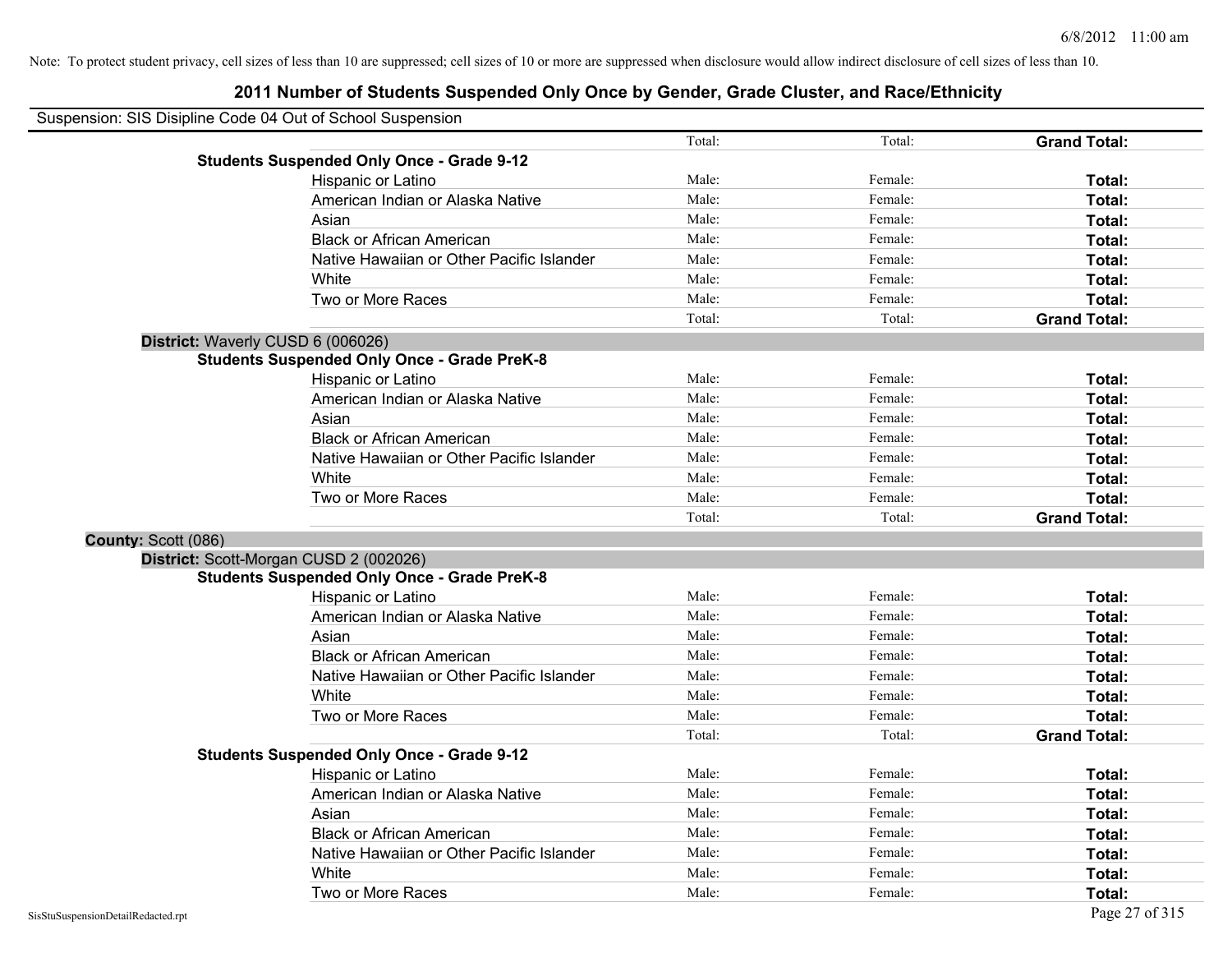Note: To protect student privacy, cell sizes of less than 10 are suppressed; cell sizes of 10 or more are suppressed when disclosure would allow indirect disclosure of cell sizes of less than 10.

# 2011 Number of Students Suspended Only Once by Gender, Grade Cluster, and Race/Ethnicity

Suspension: SIS Disipline Code 04 Out of School Suspension

| | | | | |
|---|---|---|---|---|
| | | Total: | Total: | **Grand Total:** |
| **Students Suspended Only Once - Grade 9-12** | | | | |
| | Hispanic or Latino | Male: | Female: | **Total:** |
| | American Indian or Alaska Native | Male: | Female: | **Total:** |
| | Asian | Male: | Female: | **Total:** |
| | Black or African American | Male: | Female: | **Total:** |
| | Native Hawaiian or Other Pacific Islander | Male: | Female: | **Total:** |
| | White | Male: | Female: | **Total:** |
| | Two or More Races | Male: | Female: | **Total:** |
| | | Total: | Total: | **Grand Total:** |

**District:** Waverly CUSD 6 (006026)

| | | | | |
|---|---|---|---|---|
| **Students Suspended Only Once - Grade PreK-8** | | | | |
| | Hispanic or Latino | Male: | Female: | **Total:** |
| | American Indian or Alaska Native | Male: | Female: | **Total:** |
| | Asian | Male: | Female: | **Total:** |
| | Black or African American | Male: | Female: | **Total:** |
| | Native Hawaiian or Other Pacific Islander | Male: | Female: | **Total:** |
| | White | Male: | Female: | **Total:** |
| | Two or More Races | Male: | Female: | **Total:** |
| | | Total: | Total: | **Grand Total:** |

**County:** Scott (086)

**District:** Scott-Morgan CUSD 2 (002026)

| | | | | |
|---|---|---|---|---|
| **Students Suspended Only Once - Grade PreK-8** | | | | |
| | Hispanic or Latino | Male: | Female: | **Total:** |
| | American Indian or Alaska Native | Male: | Female: | **Total:** |
| | Asian | Male: | Female: | **Total:** |
| | Black or African American | Male: | Female: | **Total:** |
| | Native Hawaiian or Other Pacific Islander | Male: | Female: | **Total:** |
| | White | Male: | Female: | **Total:** |
| | Two or More Races | Male: | Female: | **Total:** |
| | | Total: | Total: | **Grand Total:** |
| **Students Suspended Only Once - Grade 9-12** | | | | |
| | Hispanic or Latino | Male: | Female: | **Total:** |
| | American Indian or Alaska Native | Male: | Female: | **Total:** |
| | Asian | Male: | Female: | **Total:** |
| | Black or African American | Male: | Female: | **Total:** |
| | Native Hawaiian or Other Pacific Islander | Male: | Female: | **Total:** |
| | White | Male: | Female: | **Total:** |
| | Two or More Races | Male: | Female: | **Total:** |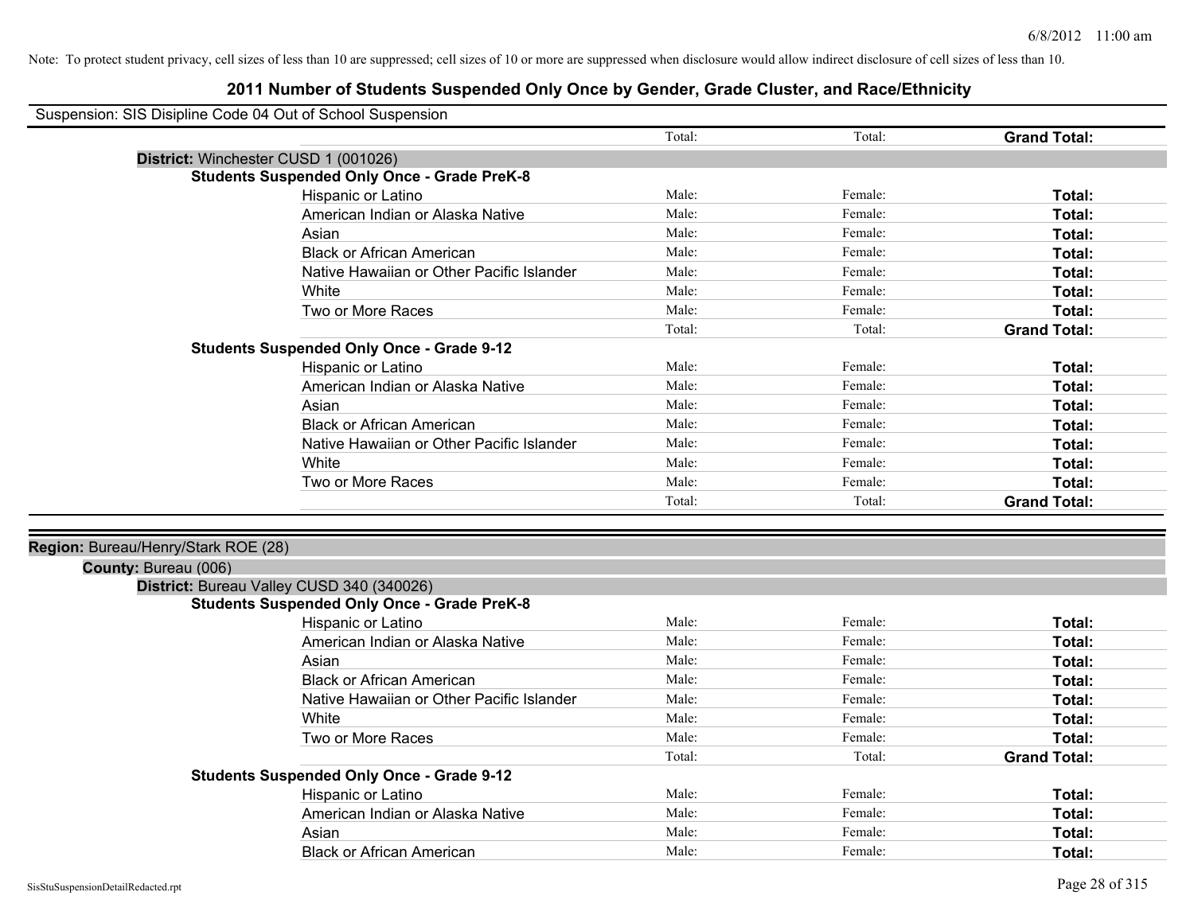Note: To protect student privacy, cell sizes of less than 10 are suppressed; cell sizes of 10 or more are suppressed when disclosure would allow indirect disclosure of cell sizes of less than 10.

# 2011 Number of Students Suspended Only Once by Gender, Grade Cluster, and Race/Ethnicity

Suspension: SIS Disipline Code 04 Out of School Suspension

| | Total: | Total: | **Grand Total:** |
|---|---|---|---|

**District:** Winchester CUSD 1 (001026)

**Students Suspended Only Once - Grade PreK-8**

| | | | |
|---|---|---|---|
| Hispanic or Latino | Male: | Female: | **Total:** |
| American Indian or Alaska Native | Male: | Female: | **Total:** |
| Asian | Male: | Female: | **Total:** |
| Black or African American | Male: | Female: | **Total:** |
| Native Hawaiian or Other Pacific Islander | Male: | Female: | **Total:** |
| White | Male: | Female: | **Total:** |
| Two or More Races | Male: | Female: | **Total:** |
| | Total: | Total: | **Grand Total:** |

**Students Suspended Only Once - Grade 9-12**

| | | | |
|---|---|---|---|
| Hispanic or Latino | Male: | Female: | **Total:** |
| American Indian or Alaska Native | Male: | Female: | **Total:** |
| Asian | Male: | Female: | **Total:** |
| Black or African American | Male: | Female: | **Total:** |
| Native Hawaiian or Other Pacific Islander | Male: | Female: | **Total:** |
| White | Male: | Female: | **Total:** |
| Two or More Races | Male: | Female: | **Total:** |
| | Total: | Total: | **Grand Total:** |

**Region:** Bureau/Henry/Stark ROE (28)

**County:** Bureau (006)

**District:** Bureau Valley CUSD 340 (340026)

**Students Suspended Only Once - Grade PreK-8**

| | | | |
|---|---|---|---|
| Hispanic or Latino | Male: | Female: | **Total:** |
| American Indian or Alaska Native | Male: | Female: | **Total:** |
| Asian | Male: | Female: | **Total:** |
| Black or African American | Male: | Female: | **Total:** |
| Native Hawaiian or Other Pacific Islander | Male: | Female: | **Total:** |
| White | Male: | Female: | **Total:** |
| Two or More Races | Male: | Female: | **Total:** |
| | Total: | Total: | **Grand Total:** |

**Students Suspended Only Once - Grade 9-12**

| | | | |
|---|---|---|---|
| Hispanic or Latino | Male: | Female: | **Total:** |
| American Indian or Alaska Native | Male: | Female: | **Total:** |
| Asian | Male: | Female: | **Total:** |
| Black or African American | Male: | Female: | **Total:** |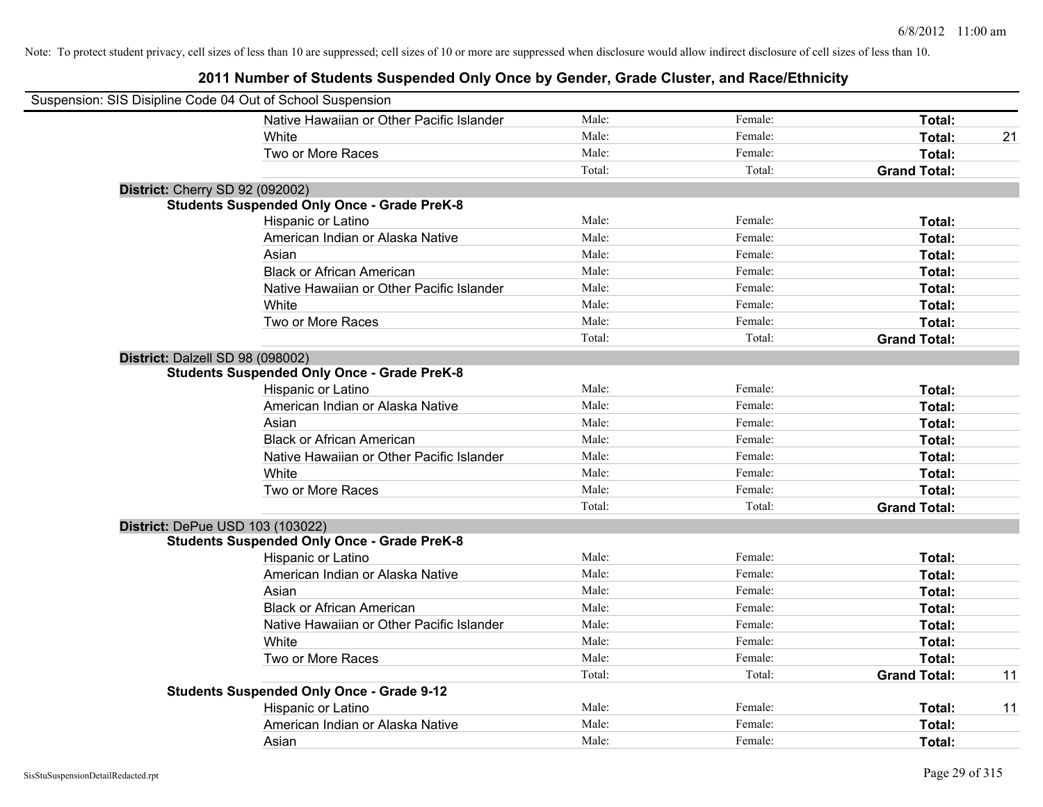Note: To protect student privacy, cell sizes of less than 10 are suppressed; cell sizes of 10 or more are suppressed when disclosure would allow indirect disclosure of cell sizes of less than 10.

# 2011 Number of Students Suspended Only Once by Gender, Grade Cluster, and Race/Ethnicity

Suspension: SIS Disipline Code 04 Out of School Suspension

| | | | | |
|---|---|---|---|---|
| Native Hawaiian or Other Pacific Islander | Male: | Female: | **Total:** | |
| White | Male: | Female: | **Total:** | 21 |
| Two or More Races | Male: | Female: | **Total:** | |
| | Total: | Total: | **Grand Total:** | |

**District:** Cherry SD 92 (092002)

**Students Suspended Only Once - Grade PreK-8**

| | | | | |
|---|---|---|---|---|
| Hispanic or Latino | Male: | Female: | **Total:** | |
| American Indian or Alaska Native | Male: | Female: | **Total:** | |
| Asian | Male: | Female: | **Total:** | |
| Black or African American | Male: | Female: | **Total:** | |
| Native Hawaiian or Other Pacific Islander | Male: | Female: | **Total:** | |
| White | Male: | Female: | **Total:** | |
| Two or More Races | Male: | Female: | **Total:** | |
| | Total: | Total: | **Grand Total:** | |

**District:** Dalzell SD 98 (098002)

**Students Suspended Only Once - Grade PreK-8**

| | | | | |
|---|---|---|---|---|
| Hispanic or Latino | Male: | Female: | **Total:** | |
| American Indian or Alaska Native | Male: | Female: | **Total:** | |
| Asian | Male: | Female: | **Total:** | |
| Black or African American | Male: | Female: | **Total:** | |
| Native Hawaiian or Other Pacific Islander | Male: | Female: | **Total:** | |
| White | Male: | Female: | **Total:** | |
| Two or More Races | Male: | Female: | **Total:** | |
| | Total: | Total: | **Grand Total:** | |

**District:** DePue USD 103 (103022)

**Students Suspended Only Once - Grade PreK-8**

| | | | | |
|---|---|---|---|---|
| Hispanic or Latino | Male: | Female: | **Total:** | |
| American Indian or Alaska Native | Male: | Female: | **Total:** | |
| Asian | Male: | Female: | **Total:** | |
| Black or African American | Male: | Female: | **Total:** | |
| Native Hawaiian or Other Pacific Islander | Male: | Female: | **Total:** | |
| White | Male: | Female: | **Total:** | |
| Two or More Races | Male: | Female: | **Total:** | |
| | Total: | Total: | **Grand Total:** | 11 |

**Students Suspended Only Once - Grade 9-12**

| | | | | |
|---|---|---|---|---|
| Hispanic or Latino | Male: | Female: | **Total:** | 11 |
| American Indian or Alaska Native | Male: | Female: | **Total:** | |
| Asian | Male: | Female: | **Total:** | |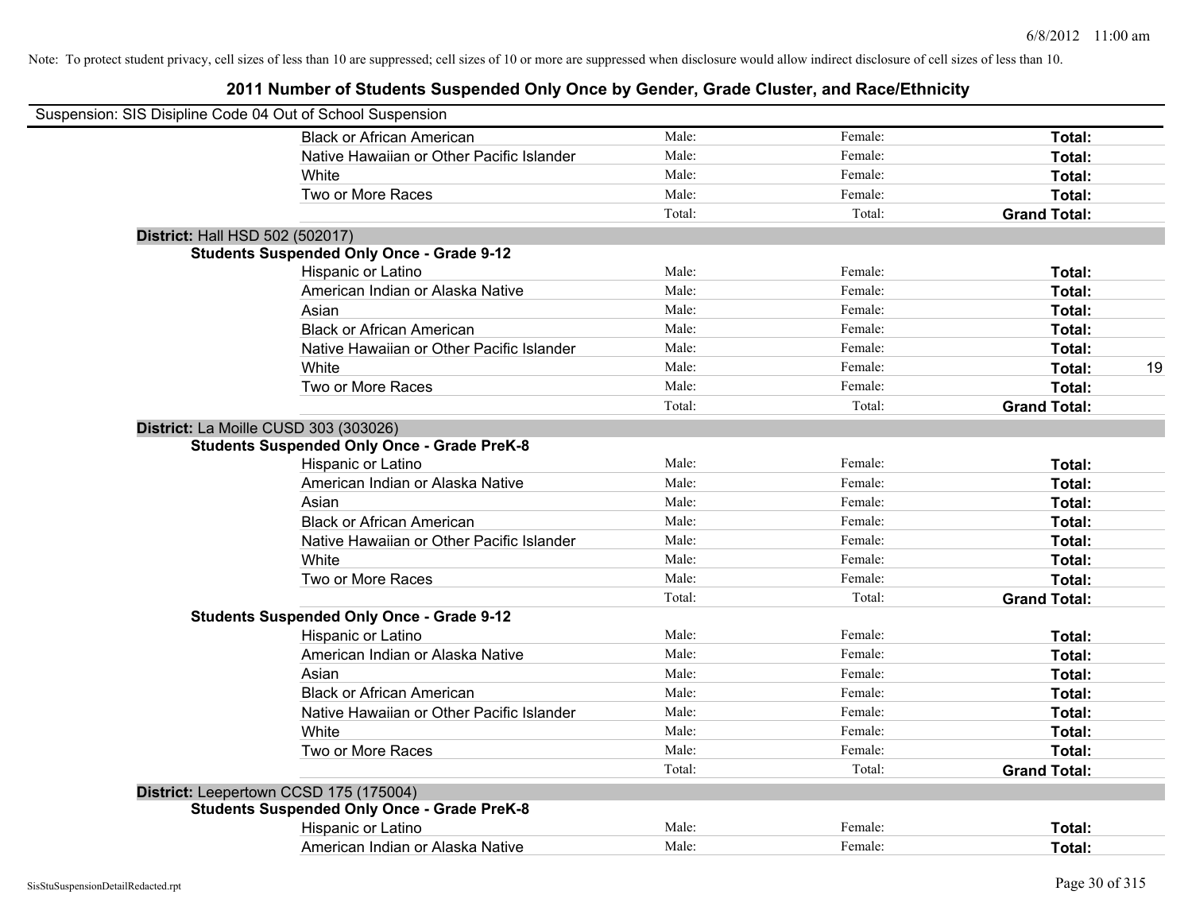Note: To protect student privacy, cell sizes of less than 10 are suppressed; cell sizes of 10 or more are suppressed when disclosure would allow indirect disclosure of cell sizes of less than 10.

# 2011 Number of Students Suspended Only Once by Gender, Grade Cluster, and Race/Ethnicity

Suspension: SIS Disipline Code 04 Out of School Suspension

| | | | | |
|---|---|---|---|---|
| Black or African American | Male: | Female: | **Total:** | |
| Native Hawaiian or Other Pacific Islander | Male: | Female: | **Total:** | |
| White | Male: | Female: | **Total:** | |
| Two or More Races | Male: | Female: | **Total:** | |
| | Total: | Total: | **Grand Total:** | |

**District:** Hall HSD 502 (502017)

**Students Suspended Only Once - Grade 9-12**

| | | | | |
|---|---|---|---|---|
| Hispanic or Latino | Male: | Female: | **Total:** | |
| American Indian or Alaska Native | Male: | Female: | **Total:** | |
| Asian | Male: | Female: | **Total:** | |
| Black or African American | Male: | Female: | **Total:** | |
| Native Hawaiian or Other Pacific Islander | Male: | Female: | **Total:** | |
| White | Male: | Female: | **Total:** | 19 |
| Two or More Races | Male: | Female: | **Total:** | |
| | Total: | Total: | **Grand Total:** | |

**District:** La Moille CUSD 303 (303026)

**Students Suspended Only Once - Grade PreK-8**

| | | | | |
|---|---|---|---|---|
| Hispanic or Latino | Male: | Female: | **Total:** | |
| American Indian or Alaska Native | Male: | Female: | **Total:** | |
| Asian | Male: | Female: | **Total:** | |
| Black or African American | Male: | Female: | **Total:** | |
| Native Hawaiian or Other Pacific Islander | Male: | Female: | **Total:** | |
| White | Male: | Female: | **Total:** | |
| Two or More Races | Male: | Female: | **Total:** | |
| | Total: | Total: | **Grand Total:** | |

**Students Suspended Only Once - Grade 9-12**

| | | | | |
|---|---|---|---|---|
| Hispanic or Latino | Male: | Female: | **Total:** | |
| American Indian or Alaska Native | Male: | Female: | **Total:** | |
| Asian | Male: | Female: | **Total:** | |
| Black or African American | Male: | Female: | **Total:** | |
| Native Hawaiian or Other Pacific Islander | Male: | Female: | **Total:** | |
| White | Male: | Female: | **Total:** | |
| Two or More Races | Male: | Female: | **Total:** | |
| | Total: | Total: | **Grand Total:** | |

**District:** Leepertown CCSD 175 (175004)

**Students Suspended Only Once - Grade PreK-8**

| | | | | |
|---|---|---|---|---|
| Hispanic or Latino | Male: | Female: | **Total:** | |
| American Indian or Alaska Native | Male: | Female: | **Total:** | |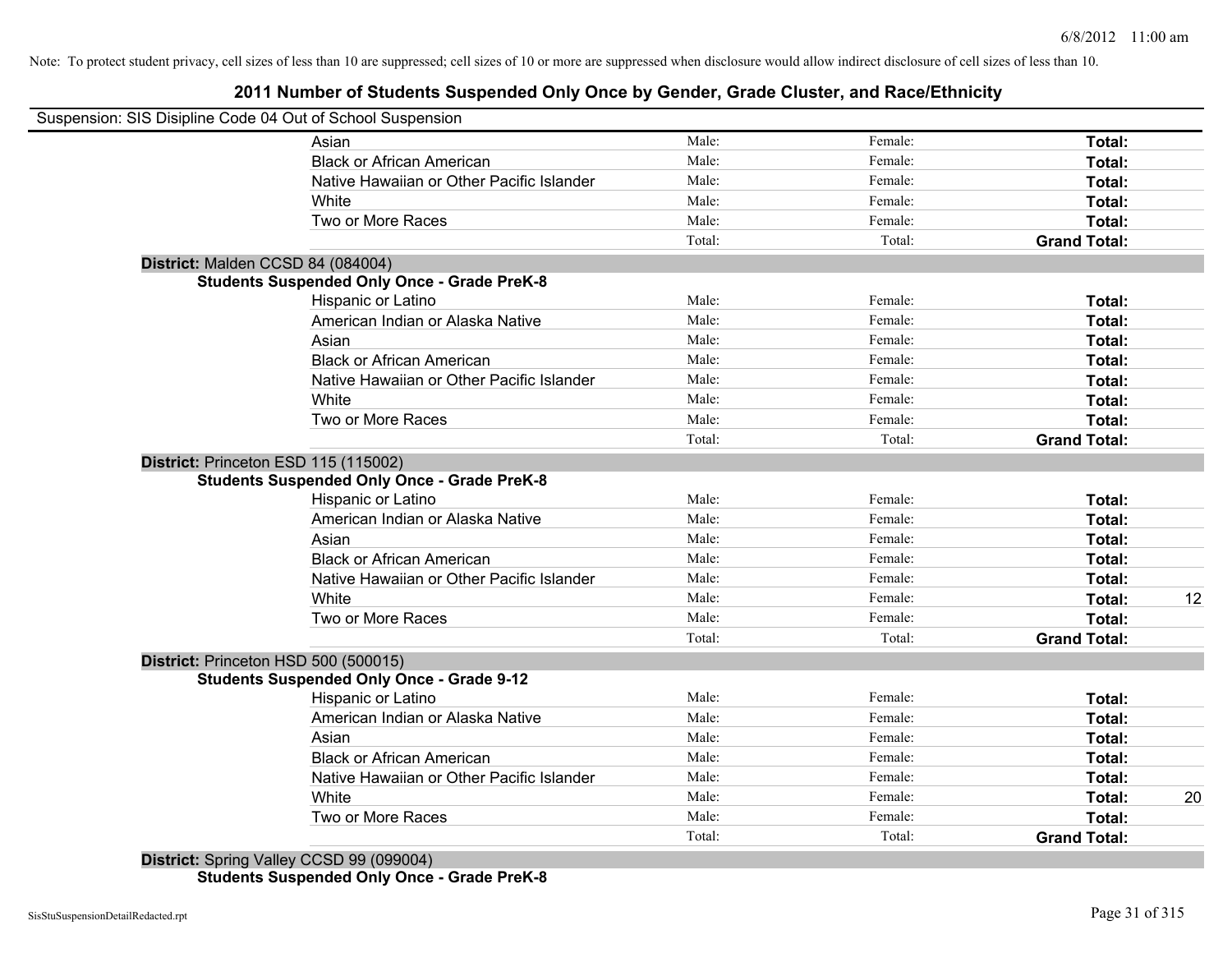Note: To protect student privacy, cell sizes of less than 10 are suppressed; cell sizes of 10 or more are suppressed when disclosure would allow indirect disclosure of cell sizes of less than 10.

## 2011 Number of Students Suspended Only Once by Gender, Grade Cluster, and Race/Ethnicity

Suspension: SIS Disipline Code 04 Out of School Suspension

| | | | | |
|---|---|---|---|---|
| Asian | Male: | Female: | **Total:** | |
| Black or African American | Male: | Female: | **Total:** | |
| Native Hawaiian or Other Pacific Islander | Male: | Female: | **Total:** | |
| White | Male: | Female: | **Total:** | |
| Two or More Races | Male: | Female: | **Total:** | |
| | Total: | Total: | **Grand Total:** | |

**District:** Malden CCSD 84 (084004)

**Students Suspended Only Once - Grade PreK-8**

| | | | | |
|---|---|---|---|---|
| Hispanic or Latino | Male: | Female: | **Total:** | |
| American Indian or Alaska Native | Male: | Female: | **Total:** | |
| Asian | Male: | Female: | **Total:** | |
| Black or African American | Male: | Female: | **Total:** | |
| Native Hawaiian or Other Pacific Islander | Male: | Female: | **Total:** | |
| White | Male: | Female: | **Total:** | |
| Two or More Races | Male: | Female: | **Total:** | |
| | Total: | Total: | **Grand Total:** | |

**District:** Princeton ESD 115 (115002)

**Students Suspended Only Once - Grade PreK-8**

| | | | | |
|---|---|---|---|---|
| Hispanic or Latino | Male: | Female: | **Total:** | |
| American Indian or Alaska Native | Male: | Female: | **Total:** | |
| Asian | Male: | Female: | **Total:** | |
| Black or African American | Male: | Female: | **Total:** | |
| Native Hawaiian or Other Pacific Islander | Male: | Female: | **Total:** | |
| White | Male: | Female: | **Total:** | 12 |
| Two or More Races | Male: | Female: | **Total:** | |
| | Total: | Total: | **Grand Total:** | |

**District:** Princeton HSD 500 (500015)

**Students Suspended Only Once - Grade 9-12**

| | | | | |
|---|---|---|---|---|
| Hispanic or Latino | Male: | Female: | **Total:** | |
| American Indian or Alaska Native | Male: | Female: | **Total:** | |
| Asian | Male: | Female: | **Total:** | |
| Black or African American | Male: | Female: | **Total:** | |
| Native Hawaiian or Other Pacific Islander | Male: | Female: | **Total:** | |
| White | Male: | Female: | **Total:** | 20 |
| Two or More Races | Male: | Female: | **Total:** | |
| | Total: | Total: | **Grand Total:** | |

**District:** Spring Valley CCSD 99 (099004)

**Students Suspended Only Once - Grade PreK-8**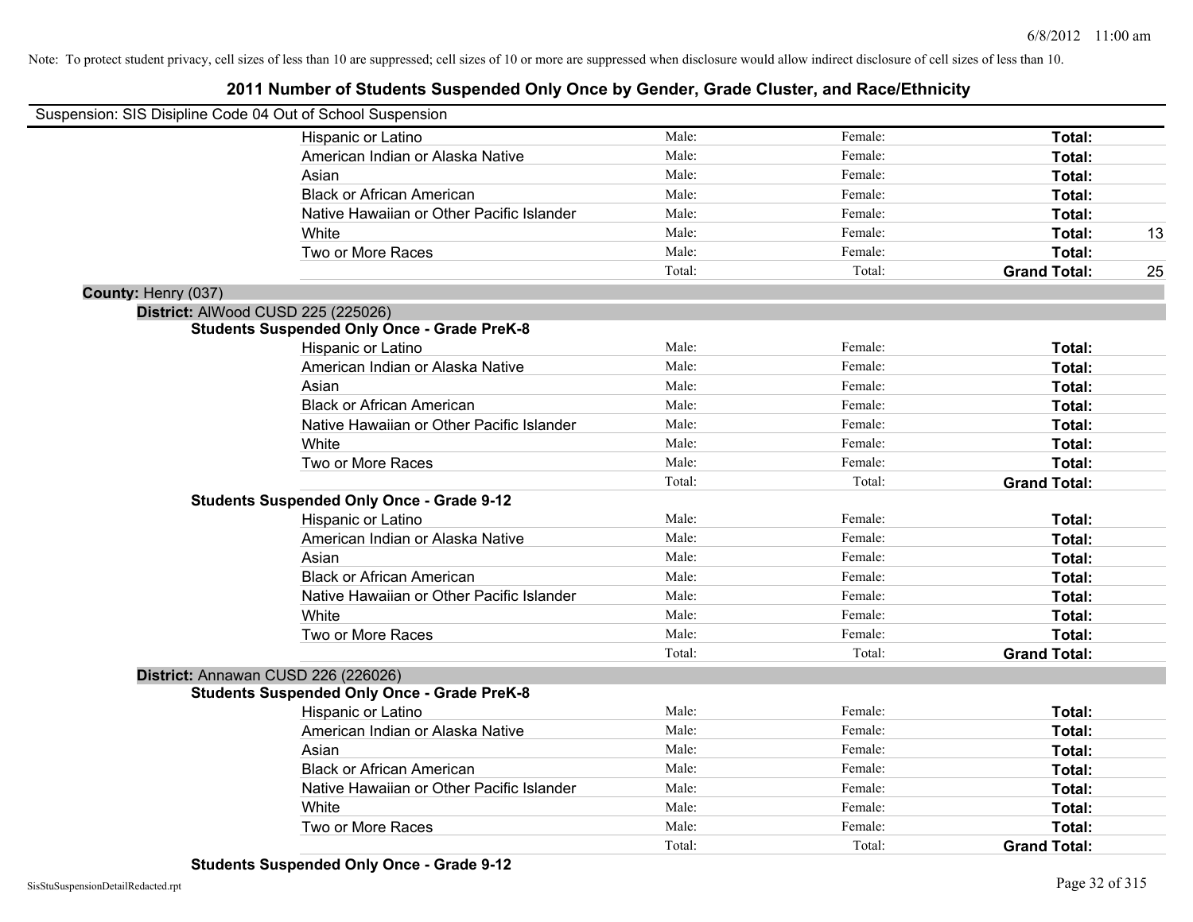Note: To protect student privacy, cell sizes of less than 10 are suppressed; cell sizes of 10 or more are suppressed when disclosure would allow indirect disclosure of cell sizes of less than 10.

# 2011 Number of Students Suspended Only Once by Gender, Grade Cluster, and Race/Ethnicity

Suspension: SIS Disipline Code 04 Out of School Suspension

| | Male: | Female: | Total: | |
|---|---|---|---|---|
| Hispanic or Latino | Male: | Female: | **Total:** | |
| American Indian or Alaska Native | Male: | Female: | **Total:** | |
| Asian | Male: | Female: | **Total:** | |
| Black or African American | Male: | Female: | **Total:** | |
| Native Hawaiian or Other Pacific Islander | Male: | Female: | **Total:** | |
| White | Male: | Female: | **Total:** | 13 |
| Two or More Races | Male: | Female: | **Total:** | |
| | Total: | Total: | **Grand Total:** | 25 |

**County:** Henry (037)

**District:** AlWood CUSD 225 (225026)

**Students Suspended Only Once - Grade PreK-8**

| | | | | |
|---|---|---|---|---|
| Hispanic or Latino | Male: | Female: | **Total:** | |
| American Indian or Alaska Native | Male: | Female: | **Total:** | |
| Asian | Male: | Female: | **Total:** | |
| Black or African American | Male: | Female: | **Total:** | |
| Native Hawaiian or Other Pacific Islander | Male: | Female: | **Total:** | |
| White | Male: | Female: | **Total:** | |
| Two or More Races | Male: | Female: | **Total:** | |
| | Total: | Total: | **Grand Total:** | |

**Students Suspended Only Once - Grade 9-12**

| | | | | |
|---|---|---|---|---|
| Hispanic or Latino | Male: | Female: | **Total:** | |
| American Indian or Alaska Native | Male: | Female: | **Total:** | |
| Asian | Male: | Female: | **Total:** | |
| Black or African American | Male: | Female: | **Total:** | |
| Native Hawaiian or Other Pacific Islander | Male: | Female: | **Total:** | |
| White | Male: | Female: | **Total:** | |
| Two or More Races | Male: | Female: | **Total:** | |
| | Total: | Total: | **Grand Total:** | |

**District:** Annawan CUSD 226 (226026)

**Students Suspended Only Once - Grade PreK-8**

| | | | | |
|---|---|---|---|---|
| Hispanic or Latino | Male: | Female: | **Total:** | |
| American Indian or Alaska Native | Male: | Female: | **Total:** | |
| Asian | Male: | Female: | **Total:** | |
| Black or African American | Male: | Female: | **Total:** | |
| Native Hawaiian or Other Pacific Islander | Male: | Female: | **Total:** | |
| White | Male: | Female: | **Total:** | |
| Two or More Races | Male: | Female: | **Total:** | |
| | Total: | Total: | **Grand Total:** | |

**Students Suspended Only Once - Grade 9-12**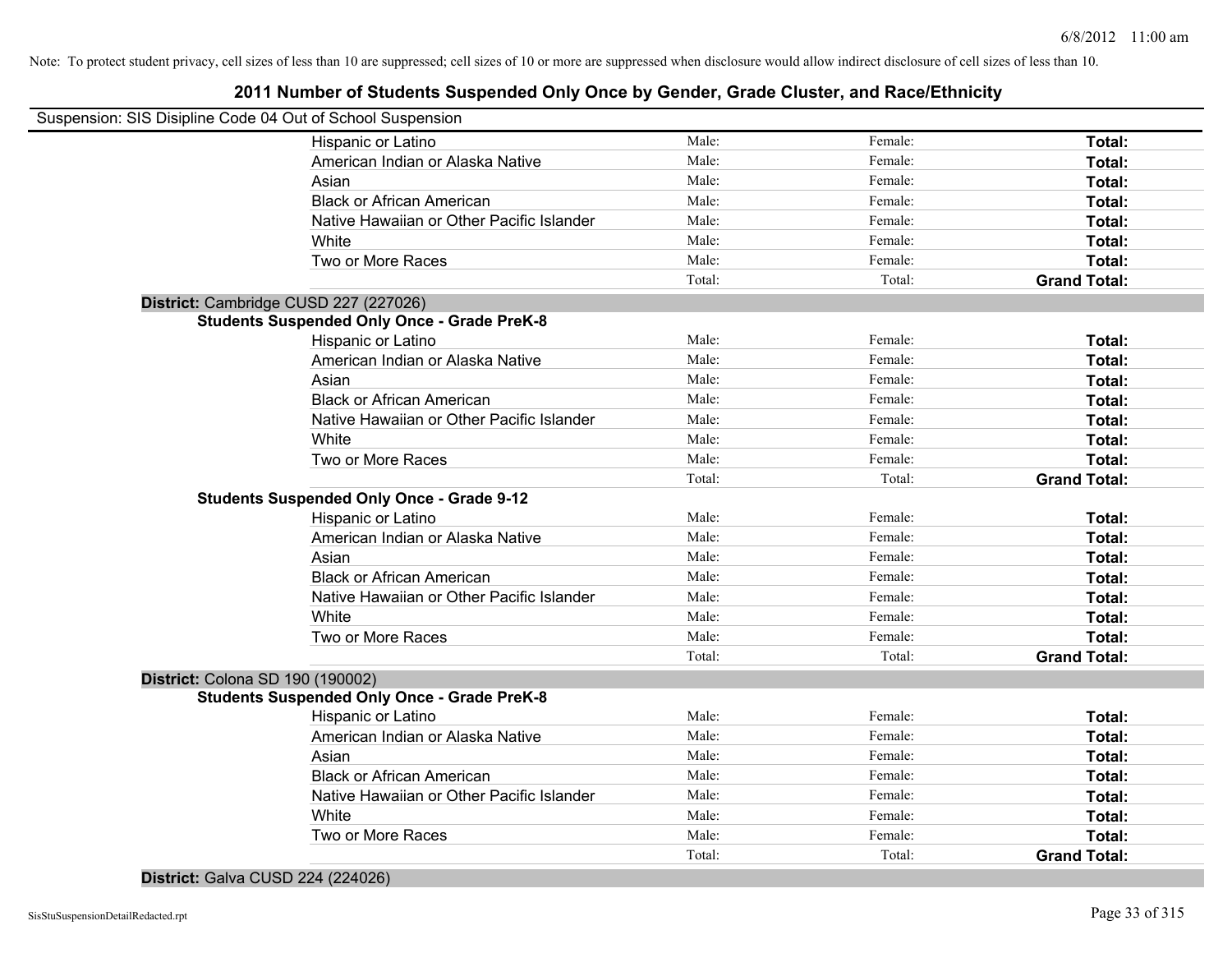Note: To protect student privacy, cell sizes of less than 10 are suppressed; cell sizes of 10 or more are suppressed when disclosure would allow indirect disclosure of cell sizes of less than 10.

## 2011 Number of Students Suspended Only Once by Gender, Grade Cluster, and Race/Ethnicity

Suspension: SIS Disipline Code 04 Out of School Suspension

| | | | |
|---|---|---|---|
| Hispanic or Latino | Male: | Female: | **Total:** |
| American Indian or Alaska Native | Male: | Female: | **Total:** |
| Asian | Male: | Female: | **Total:** |
| Black or African American | Male: | Female: | **Total:** |
| Native Hawaiian or Other Pacific Islander | Male: | Female: | **Total:** |
| White | Male: | Female: | **Total:** |
| Two or More Races | Male: | Female: | **Total:** |
| | Total: | Total: | **Grand Total:** |

**District:** Cambridge CUSD 227 (227026)

**Students Suspended Only Once - Grade PreK-8**

| | | | |
|---|---|---|---|
| Hispanic or Latino | Male: | Female: | **Total:** |
| American Indian or Alaska Native | Male: | Female: | **Total:** |
| Asian | Male: | Female: | **Total:** |
| Black or African American | Male: | Female: | **Total:** |
| Native Hawaiian or Other Pacific Islander | Male: | Female: | **Total:** |
| White | Male: | Female: | **Total:** |
| Two or More Races | Male: | Female: | **Total:** |
| | Total: | Total: | **Grand Total:** |

**Students Suspended Only Once - Grade 9-12**

| | | | |
|---|---|---|---|
| Hispanic or Latino | Male: | Female: | **Total:** |
| American Indian or Alaska Native | Male: | Female: | **Total:** |
| Asian | Male: | Female: | **Total:** |
| Black or African American | Male: | Female: | **Total:** |
| Native Hawaiian or Other Pacific Islander | Male: | Female: | **Total:** |
| White | Male: | Female: | **Total:** |
| Two or More Races | Male: | Female: | **Total:** |
| | Total: | Total: | **Grand Total:** |

**District:** Colona SD 190 (190002)

**Students Suspended Only Once - Grade PreK-8**

| | | | |
|---|---|---|---|
| Hispanic or Latino | Male: | Female: | **Total:** |
| American Indian or Alaska Native | Male: | Female: | **Total:** |
| Asian | Male: | Female: | **Total:** |
| Black or African American | Male: | Female: | **Total:** |
| Native Hawaiian or Other Pacific Islander | Male: | Female: | **Total:** |
| White | Male: | Female: | **Total:** |
| Two or More Races | Male: | Female: | **Total:** |
| | Total: | Total: | **Grand Total:** |

**District:** Galva CUSD 224 (224026)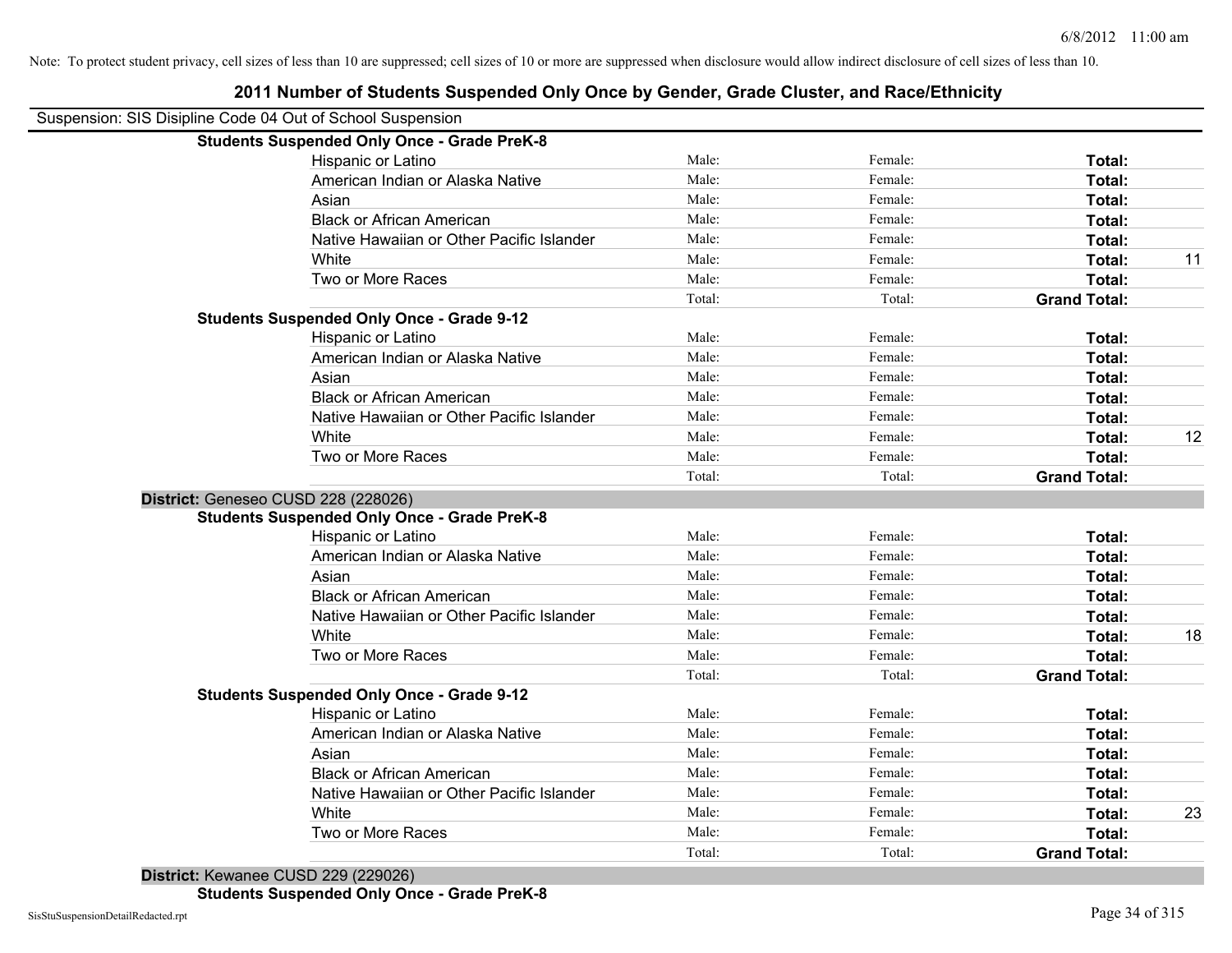Note: To protect student privacy, cell sizes of less than 10 are suppressed; cell sizes of 10 or more are suppressed when disclosure would allow indirect disclosure of cell sizes of less than 10.

# 2011 Number of Students Suspended Only Once by Gender, Grade Cluster, and Race/Ethnicity

Suspension: SIS Disipline Code 04 Out of School Suspension

| | | | | |
|---|---|---|---|---|
| **Students Suspended Only Once - Grade PreK-8** | | | | |
| Hispanic or Latino | Male: | Female: | **Total:** | |
| American Indian or Alaska Native | Male: | Female: | **Total:** | |
| Asian | Male: | Female: | **Total:** | |
| Black or African American | Male: | Female: | **Total:** | |
| Native Hawaiian or Other Pacific Islander | Male: | Female: | **Total:** | |
| White | Male: | Female: | **Total:** | 11 |
| Two or More Races | Male: | Female: | **Total:** | |
| | Total: | Total: | **Grand Total:** | |
| **Students Suspended Only Once - Grade 9-12** | | | | |
| Hispanic or Latino | Male: | Female: | **Total:** | |
| American Indian or Alaska Native | Male: | Female: | **Total:** | |
| Asian | Male: | Female: | **Total:** | |
| Black or African American | Male: | Female: | **Total:** | |
| Native Hawaiian or Other Pacific Islander | Male: | Female: | **Total:** | |
| White | Male: | Female: | **Total:** | 12 |
| Two or More Races | Male: | Female: | **Total:** | |
| | Total: | Total: | **Grand Total:** | |

**District:** Geneseo CUSD 228 (228026)

| | | | | |
|---|---|---|---|---|
| **Students Suspended Only Once - Grade PreK-8** | | | | |
| Hispanic or Latino | Male: | Female: | **Total:** | |
| American Indian or Alaska Native | Male: | Female: | **Total:** | |
| Asian | Male: | Female: | **Total:** | |
| Black or African American | Male: | Female: | **Total:** | |
| Native Hawaiian or Other Pacific Islander | Male: | Female: | **Total:** | |
| White | Male: | Female: | **Total:** | 18 |
| Two or More Races | Male: | Female: | **Total:** | |
| | Total: | Total: | **Grand Total:** | |
| **Students Suspended Only Once - Grade 9-12** | | | | |
| Hispanic or Latino | Male: | Female: | **Total:** | |
| American Indian or Alaska Native | Male: | Female: | **Total:** | |
| Asian | Male: | Female: | **Total:** | |
| Black or African American | Male: | Female: | **Total:** | |
| Native Hawaiian or Other Pacific Islander | Male: | Female: | **Total:** | |
| White | Male: | Female: | **Total:** | 23 |
| Two or More Races | Male: | Female: | **Total:** | |
| | Total: | Total: | **Grand Total:** | |

**District:** Kewanee CUSD 229 (229026)

**Students Suspended Only Once - Grade PreK-8**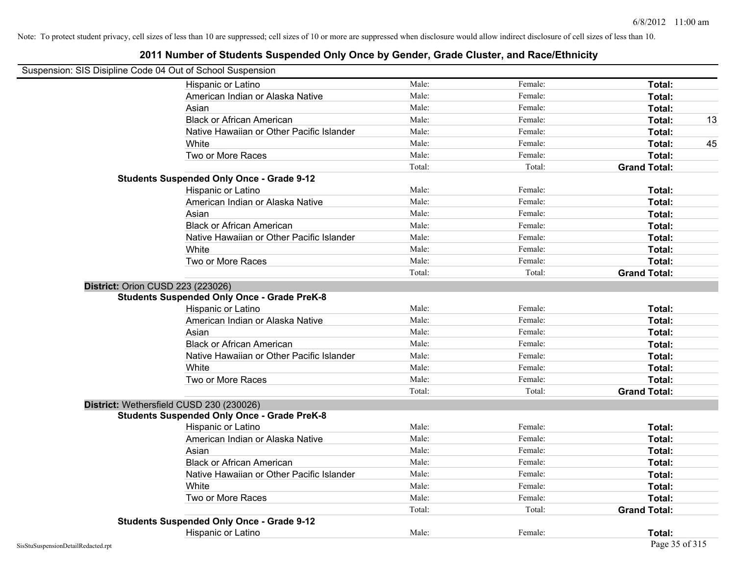Note: To protect student privacy, cell sizes of less than 10 are suppressed; cell sizes of 10 or more are suppressed when disclosure would allow indirect disclosure of cell sizes of less than 10.

# 2011 Number of Students Suspended Only Once by Gender, Grade Cluster, and Race/Ethnicity

Suspension: SIS Disipline Code 04 Out of School Suspension

| | | | | |
|---|---|---|---|---|
| Hispanic or Latino | Male: | Female: | **Total:** | |
| American Indian or Alaska Native | Male: | Female: | **Total:** | |
| Asian | Male: | Female: | **Total:** | |
| Black or African American | Male: | Female: | **Total:** | 13 |
| Native Hawaiian or Other Pacific Islander | Male: | Female: | **Total:** | |
| White | Male: | Female: | **Total:** | 45 |
| Two or More Races | Male: | Female: | **Total:** | |
| | Total: | Total: | **Grand Total:** | |

**Students Suspended Only Once - Grade 9-12**

| | | | | |
|---|---|---|---|---|
| Hispanic or Latino | Male: | Female: | **Total:** | |
| American Indian or Alaska Native | Male: | Female: | **Total:** | |
| Asian | Male: | Female: | **Total:** | |
| Black or African American | Male: | Female: | **Total:** | |
| Native Hawaiian or Other Pacific Islander | Male: | Female: | **Total:** | |
| White | Male: | Female: | **Total:** | |
| Two or More Races | Male: | Female: | **Total:** | |
| | Total: | Total: | **Grand Total:** | |

**District:** Orion CUSD 223 (223026)

**Students Suspended Only Once - Grade PreK-8**

| | | | | |
|---|---|---|---|---|
| Hispanic or Latino | Male: | Female: | **Total:** | |
| American Indian or Alaska Native | Male: | Female: | **Total:** | |
| Asian | Male: | Female: | **Total:** | |
| Black or African American | Male: | Female: | **Total:** | |
| Native Hawaiian or Other Pacific Islander | Male: | Female: | **Total:** | |
| White | Male: | Female: | **Total:** | |
| Two or More Races | Male: | Female: | **Total:** | |
| | Total: | Total: | **Grand Total:** | |

**District:** Wethersfield CUSD 230 (230026)

**Students Suspended Only Once - Grade PreK-8**

| | | | | |
|---|---|---|---|---|
| Hispanic or Latino | Male: | Female: | **Total:** | |
| American Indian or Alaska Native | Male: | Female: | **Total:** | |
| Asian | Male: | Female: | **Total:** | |
| Black or African American | Male: | Female: | **Total:** | |
| Native Hawaiian or Other Pacific Islander | Male: | Female: | **Total:** | |
| White | Male: | Female: | **Total:** | |
| Two or More Races | Male: | Female: | **Total:** | |
| | Total: | Total: | **Grand Total:** | |

**Students Suspended Only Once - Grade 9-12**

| | | | | |
|---|---|---|---|---|
| Hispanic or Latino | Male: | Female: | **Total:** | |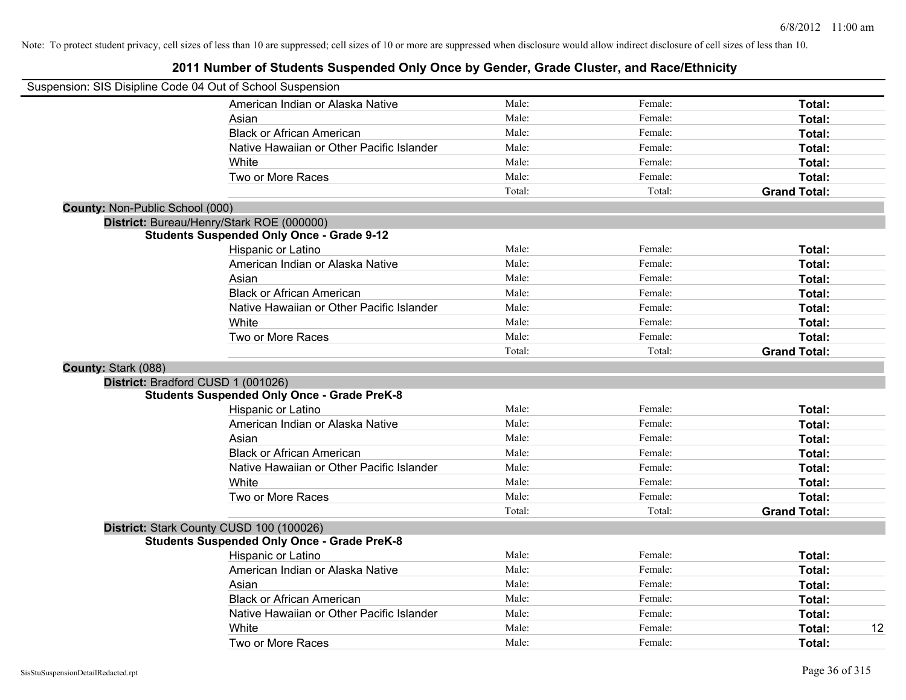Note: To protect student privacy, cell sizes of less than 10 are suppressed; cell sizes of 10 or more are suppressed when disclosure would allow indirect disclosure of cell sizes of less than 10.

# 2011 Number of Students Suspended Only Once by Gender, Grade Cluster, and Race/Ethnicity

Suspension: SIS Disipline Code 04 Out of School Suspension

| | Male | Female | Total |
|---|---|---|---|
| American Indian or Alaska Native | Male: | Female: | **Total:** |
| Asian | Male: | Female: | **Total:** |
| Black or African American | Male: | Female: | **Total:** |
| Native Hawaiian or Other Pacific Islander | Male: | Female: | **Total:** |
| White | Male: | Female: | **Total:** |
| Two or More Races | Male: | Female: | **Total:** |
| | Total: | Total: | **Grand Total:** |

**County:** Non-Public School (000)

**District:** Bureau/Henry/Stark ROE (000000)

**Students Suspended Only Once - Grade 9-12**

| | Male | Female | Total |
|---|---|---|---|
| Hispanic or Latino | Male: | Female: | **Total:** |
| American Indian or Alaska Native | Male: | Female: | **Total:** |
| Asian | Male: | Female: | **Total:** |
| Black or African American | Male: | Female: | **Total:** |
| Native Hawaiian or Other Pacific Islander | Male: | Female: | **Total:** |
| White | Male: | Female: | **Total:** |
| Two or More Races | Male: | Female: | **Total:** |
| | Total: | Total: | **Grand Total:** |

**County:** Stark (088)

**District:** Bradford CUSD 1 (001026)

**Students Suspended Only Once - Grade PreK-8**

| | Male | Female | Total |
|---|---|---|---|
| Hispanic or Latino | Male: | Female: | **Total:** |
| American Indian or Alaska Native | Male: | Female: | **Total:** |
| Asian | Male: | Female: | **Total:** |
| Black or African American | Male: | Female: | **Total:** |
| Native Hawaiian or Other Pacific Islander | Male: | Female: | **Total:** |
| White | Male: | Female: | **Total:** |
| Two or More Races | Male: | Female: | **Total:** |
| | Total: | Total: | **Grand Total:** |

**District:** Stark County CUSD 100 (100026)

**Students Suspended Only Once - Grade PreK-8**

| | Male | Female | Total |
|---|---|---|---|
| Hispanic or Latino | Male: | Female: | **Total:** |
| American Indian or Alaska Native | Male: | Female: | **Total:** |
| Asian | Male: | Female: | **Total:** |
| Black or African American | Male: | Female: | **Total:** |
| Native Hawaiian or Other Pacific Islander | Male: | Female: | **Total:** |
| White | Male: | Female: | **Total:** 12 |
| Two or More Races | Male: | Female: | **Total:** |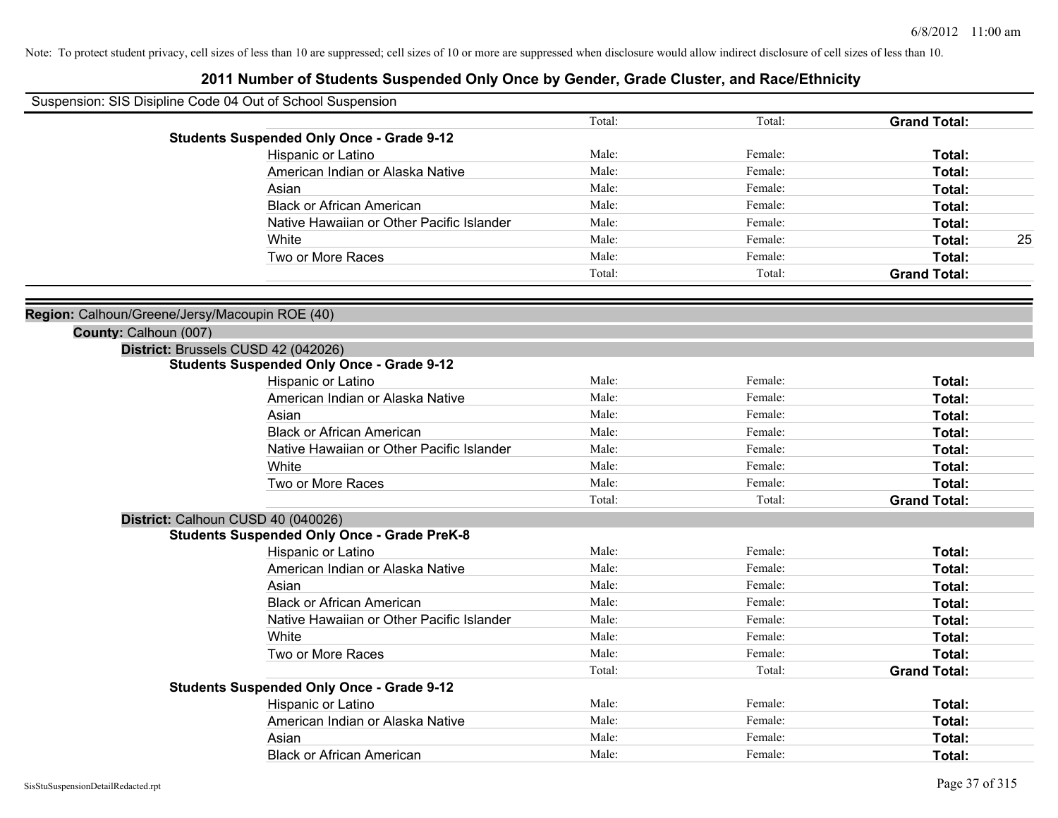Note: To protect student privacy, cell sizes of less than 10 are suppressed; cell sizes of 10 or more are suppressed when disclosure would allow indirect disclosure of cell sizes of less than 10.

# 2011 Number of Students Suspended Only Once by Gender, Grade Cluster, and Race/Ethnicity

Suspension: SIS Disipline Code 04 Out of School Suspension

| | | | | |
|---|---|---|---|---|
| | Total: | Total: | **Grand Total:** | |
| **Students Suspended Only Once - Grade 9-12** | | | | |
| Hispanic or Latino | Male: | Female: | **Total:** | |
| American Indian or Alaska Native | Male: | Female: | **Total:** | |
| Asian | Male: | Female: | **Total:** | |
| Black or African American | Male: | Female: | **Total:** | |
| Native Hawaiian or Other Pacific Islander | Male: | Female: | **Total:** | |
| White | Male: | Female: | **Total:** | 25 |
| Two or More Races | Male: | Female: | **Total:** | |
| | Total: | Total: | **Grand Total:** | |

**Region:** Calhoun/Greene/Jersy/Macoupin ROE (40)

**County:** Calhoun (007)

**District:** Brussels CUSD 42 (042026)

| | | | | |
|---|---|---|---|---|
| **Students Suspended Only Once - Grade 9-12** | | | | |
| Hispanic or Latino | Male: | Female: | **Total:** | |
| American Indian or Alaska Native | Male: | Female: | **Total:** | |
| Asian | Male: | Female: | **Total:** | |
| Black or African American | Male: | Female: | **Total:** | |
| Native Hawaiian or Other Pacific Islander | Male: | Female: | **Total:** | |
| White | Male: | Female: | **Total:** | |
| Two or More Races | Male: | Female: | **Total:** | |
| | Total: | Total: | **Grand Total:** | |

**District:** Calhoun CUSD 40 (040026)

| | | | | |
|---|---|---|---|---|
| **Students Suspended Only Once - Grade PreK-8** | | | | |
| Hispanic or Latino | Male: | Female: | **Total:** | |
| American Indian or Alaska Native | Male: | Female: | **Total:** | |
| Asian | Male: | Female: | **Total:** | |
| Black or African American | Male: | Female: | **Total:** | |
| Native Hawaiian or Other Pacific Islander | Male: | Female: | **Total:** | |
| White | Male: | Female: | **Total:** | |
| Two or More Races | Male: | Female: | **Total:** | |
| | Total: | Total: | **Grand Total:** | |
| **Students Suspended Only Once - Grade 9-12** | | | | |
| Hispanic or Latino | Male: | Female: | **Total:** | |
| American Indian or Alaska Native | Male: | Female: | **Total:** | |
| Asian | Male: | Female: | **Total:** | |
| Black or African American | Male: | Female: | **Total:** | |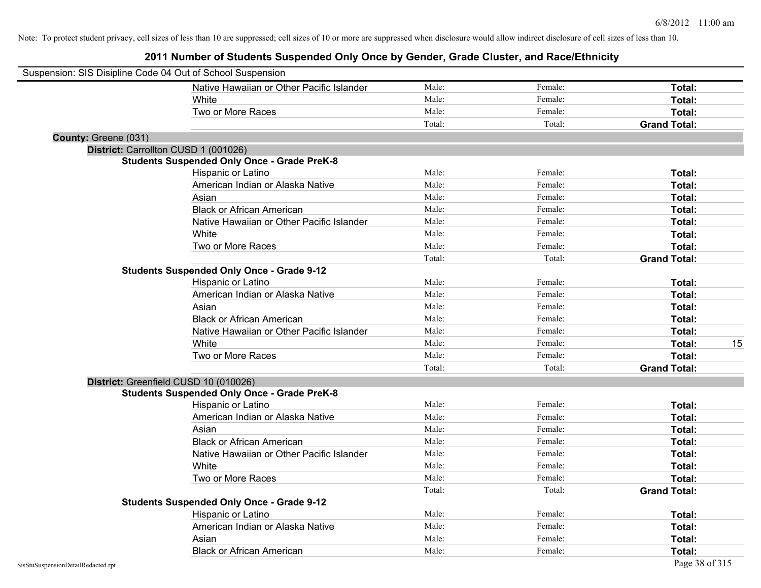Note: To protect student privacy, cell sizes of less than 10 are suppressed; cell sizes of 10 or more are suppressed when disclosure would allow indirect disclosure of cell sizes of less than 10.

# 2011 Number of Students Suspended Only Once by Gender, Grade Cluster, and Race/Ethnicity

Suspension: SIS Disipline Code 04 Out of School Suspension

| | | | | |
|---|---|---|---|---|
| Native Hawaiian or Other Pacific Islander | Male: | Female: | **Total:** | |
| White | Male: | Female: | **Total:** | |
| Two or More Races | Male: | Female: | **Total:** | |
| | Total: | Total: | **Grand Total:** | |

**County:** Greene (031)

**District:** Carrollton CUSD 1 (001026)

**Students Suspended Only Once - Grade PreK-8**

| | | | | |
|---|---|---|---|---|
| Hispanic or Latino | Male: | Female: | **Total:** | |
| American Indian or Alaska Native | Male: | Female: | **Total:** | |
| Asian | Male: | Female: | **Total:** | |
| Black or African American | Male: | Female: | **Total:** | |
| Native Hawaiian or Other Pacific Islander | Male: | Female: | **Total:** | |
| White | Male: | Female: | **Total:** | |
| Two or More Races | Male: | Female: | **Total:** | |
| | Total: | Total: | **Grand Total:** | |

**Students Suspended Only Once - Grade 9-12**

| | | | | |
|---|---|---|---|---|
| Hispanic or Latino | Male: | Female: | **Total:** | |
| American Indian or Alaska Native | Male: | Female: | **Total:** | |
| Asian | Male: | Female: | **Total:** | |
| Black or African American | Male: | Female: | **Total:** | |
| Native Hawaiian or Other Pacific Islander | Male: | Female: | **Total:** | |
| White | Male: | Female: | **Total:** | 15 |
| Two or More Races | Male: | Female: | **Total:** | |
| | Total: | Total: | **Grand Total:** | |

**District:** Greenfield CUSD 10 (010026)

**Students Suspended Only Once - Grade PreK-8**

| | | | | |
|---|---|---|---|---|
| Hispanic or Latino | Male: | Female: | **Total:** | |
| American Indian or Alaska Native | Male: | Female: | **Total:** | |
| Asian | Male: | Female: | **Total:** | |
| Black or African American | Male: | Female: | **Total:** | |
| Native Hawaiian or Other Pacific Islander | Male: | Female: | **Total:** | |
| White | Male: | Female: | **Total:** | |
| Two or More Races | Male: | Female: | **Total:** | |
| | Total: | Total: | **Grand Total:** | |

**Students Suspended Only Once - Grade 9-12**

| | | | | |
|---|---|---|---|---|
| Hispanic or Latino | Male: | Female: | **Total:** | |
| American Indian or Alaska Native | Male: | Female: | **Total:** | |
| Asian | Male: | Female: | **Total:** | |
| Black or African American | Male: | Female: | **Total:** | |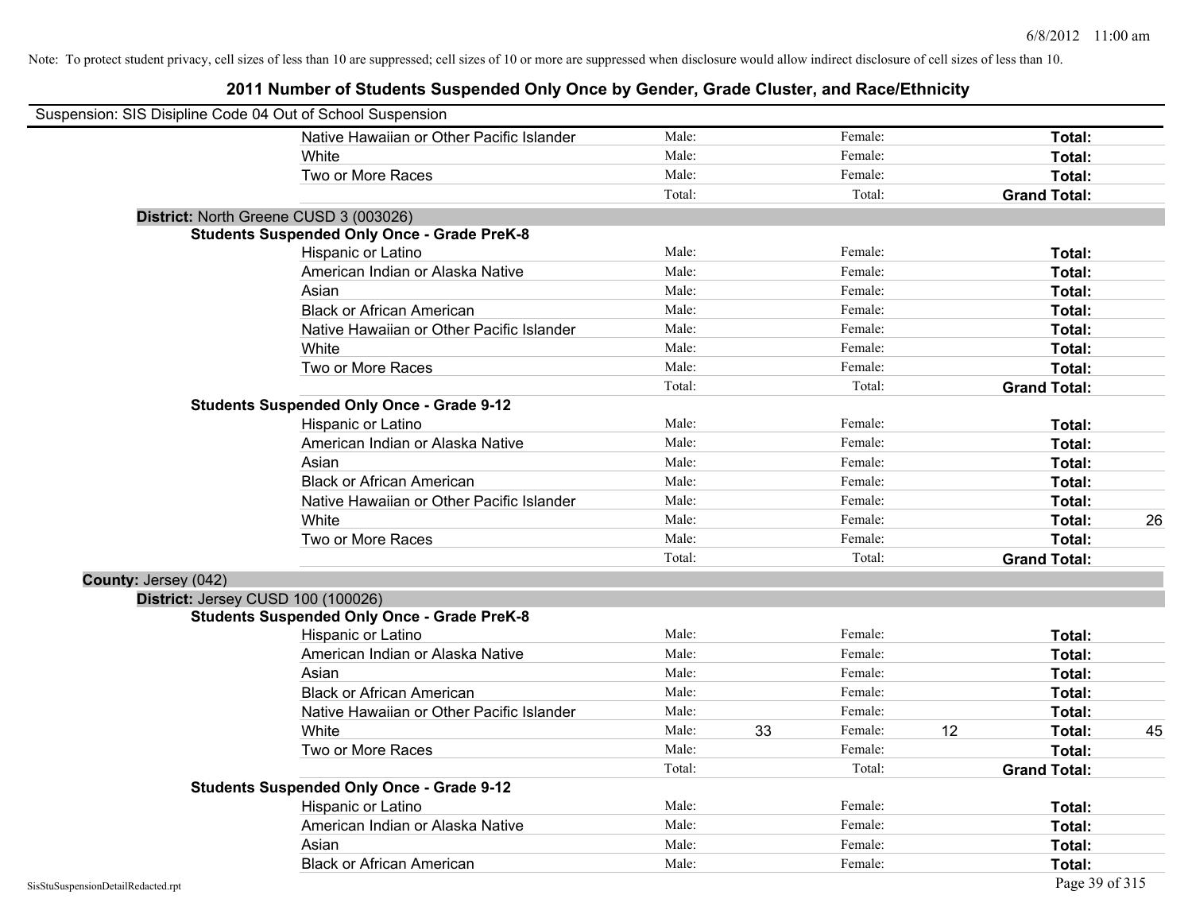Note: To protect student privacy, cell sizes of less than 10 are suppressed; cell sizes of 10 or more are suppressed when disclosure would allow indirect disclosure of cell sizes of less than 10.

# 2011 Number of Students Suspended Only Once by Gender, Grade Cluster, and Race/Ethnicity

Suspension: SIS Disipline Code 04 Out of School Suspension

| | | | | | | |
|---|---|---|---|---|---|---|
| Native Hawaiian or Other Pacific Islander | Male: | | Female: | | **Total:** | |
| White | Male: | | Female: | | **Total:** | |
| Two or More Races | Male: | | Female: | | **Total:** | |
| | Total: | | Total: | | **Grand Total:** | |

**District:** North Greene CUSD 3 (003026)

**Students Suspended Only Once - Grade PreK-8**

| | | | | | | |
|---|---|---|---|---|---|---|
| Hispanic or Latino | Male: | | Female: | | **Total:** | |
| American Indian or Alaska Native | Male: | | Female: | | **Total:** | |
| Asian | Male: | | Female: | | **Total:** | |
| Black or African American | Male: | | Female: | | **Total:** | |
| Native Hawaiian or Other Pacific Islander | Male: | | Female: | | **Total:** | |
| White | Male: | | Female: | | **Total:** | |
| Two or More Races | Male: | | Female: | | **Total:** | |
| | Total: | | Total: | | **Grand Total:** | |

**Students Suspended Only Once - Grade 9-12**

| | | | | | | |
|---|---|---|---|---|---|---|
| Hispanic or Latino | Male: | | Female: | | **Total:** | |
| American Indian or Alaska Native | Male: | | Female: | | **Total:** | |
| Asian | Male: | | Female: | | **Total:** | |
| Black or African American | Male: | | Female: | | **Total:** | |
| Native Hawaiian or Other Pacific Islander | Male: | | Female: | | **Total:** | |
| White | Male: | | Female: | | **Total:** | 26 |
| Two or More Races | Male: | | Female: | | **Total:** | |
| | Total: | | Total: | | **Grand Total:** | |

**County:** Jersey (042)

**District:** Jersey CUSD 100 (100026)

**Students Suspended Only Once - Grade PreK-8**

| | | | | | | |
|---|---|---|---|---|---|---|
| Hispanic or Latino | Male: | | Female: | | **Total:** | |
| American Indian or Alaska Native | Male: | | Female: | | **Total:** | |
| Asian | Male: | | Female: | | **Total:** | |
| Black or African American | Male: | | Female: | | **Total:** | |
| Native Hawaiian or Other Pacific Islander | Male: | | Female: | | **Total:** | |
| White | Male: | 33 | Female: | 12 | **Total:** | 45 |
| Two or More Races | Male: | | Female: | | **Total:** | |
| | Total: | | Total: | | **Grand Total:** | |

**Students Suspended Only Once - Grade 9-12**

| | | | | | | |
|---|---|---|---|---|---|---|
| Hispanic or Latino | Male: | | Female: | | **Total:** | |
| American Indian or Alaska Native | Male: | | Female: | | **Total:** | |
| Asian | Male: | | Female: | | **Total:** | |
| Black or African American | Male: | | Female: | | **Total:** | |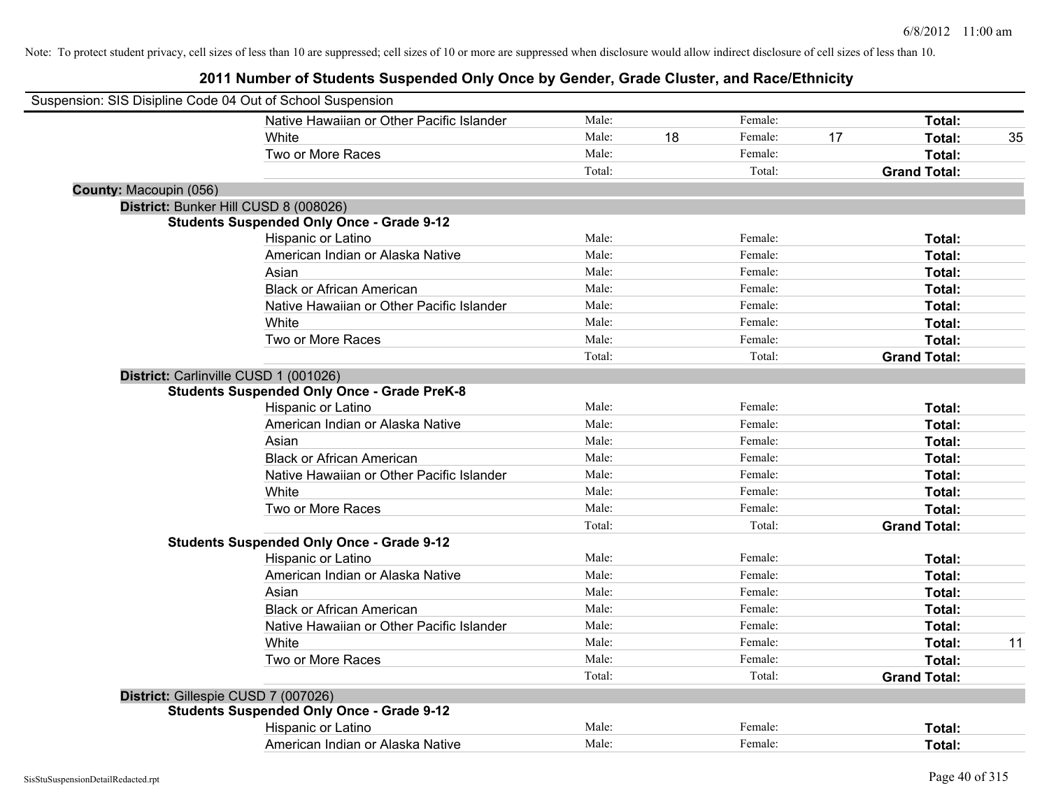Note: To protect student privacy, cell sizes of less than 10 are suppressed; cell sizes of 10 or more are suppressed when disclosure would allow indirect disclosure of cell sizes of less than 10.

# 2011 Number of Students Suspended Only Once by Gender, Grade Cluster, and Race/Ethnicity

Suspension: SIS Disipline Code 04 Out of School Suspension

| | | | | | | |
|---|---|---|---|---|---|---|
| Native Hawaiian or Other Pacific Islander | Male: | | Female: | | **Total:** | |
| White | Male: | 18 | Female: | 17 | **Total:** | 35 |
| Two or More Races | Male: | | Female: | | **Total:** | |
| | Total: | | Total: | | **Grand Total:** | |

**County:** Macoupin (056)

**District:** Bunker Hill CUSD 8 (008026)

**Students Suspended Only Once - Grade 9-12**

| | | | | | | |
|---|---|---|---|---|---|---|
| Hispanic or Latino | Male: | | Female: | | **Total:** | |
| American Indian or Alaska Native | Male: | | Female: | | **Total:** | |
| Asian | Male: | | Female: | | **Total:** | |
| Black or African American | Male: | | Female: | | **Total:** | |
| Native Hawaiian or Other Pacific Islander | Male: | | Female: | | **Total:** | |
| White | Male: | | Female: | | **Total:** | |
| Two or More Races | Male: | | Female: | | **Total:** | |
| | Total: | | Total: | | **Grand Total:** | |

**District:** Carlinville CUSD 1 (001026)

**Students Suspended Only Once - Grade PreK-8**

| | | | | | | |
|---|---|---|---|---|---|---|
| Hispanic or Latino | Male: | | Female: | | **Total:** | |
| American Indian or Alaska Native | Male: | | Female: | | **Total:** | |
| Asian | Male: | | Female: | | **Total:** | |
| Black or African American | Male: | | Female: | | **Total:** | |
| Native Hawaiian or Other Pacific Islander | Male: | | Female: | | **Total:** | |
| White | Male: | | Female: | | **Total:** | |
| Two or More Races | Male: | | Female: | | **Total:** | |
| | Total: | | Total: | | **Grand Total:** | |

**Students Suspended Only Once - Grade 9-12**

| | | | | | | |
|---|---|---|---|---|---|---|
| Hispanic or Latino | Male: | | Female: | | **Total:** | |
| American Indian or Alaska Native | Male: | | Female: | | **Total:** | |
| Asian | Male: | | Female: | | **Total:** | |
| Black or African American | Male: | | Female: | | **Total:** | |
| Native Hawaiian or Other Pacific Islander | Male: | | Female: | | **Total:** | |
| White | Male: | | Female: | | **Total:** | 11 |
| Two or More Races | Male: | | Female: | | **Total:** | |
| | Total: | | Total: | | **Grand Total:** | |

**District:** Gillespie CUSD 7 (007026)

**Students Suspended Only Once - Grade 9-12**

| | | | | | | |
|---|---|---|---|---|---|---|
| Hispanic or Latino | Male: | | Female: | | **Total:** | |
| American Indian or Alaska Native | Male: | | Female: | | **Total:** | |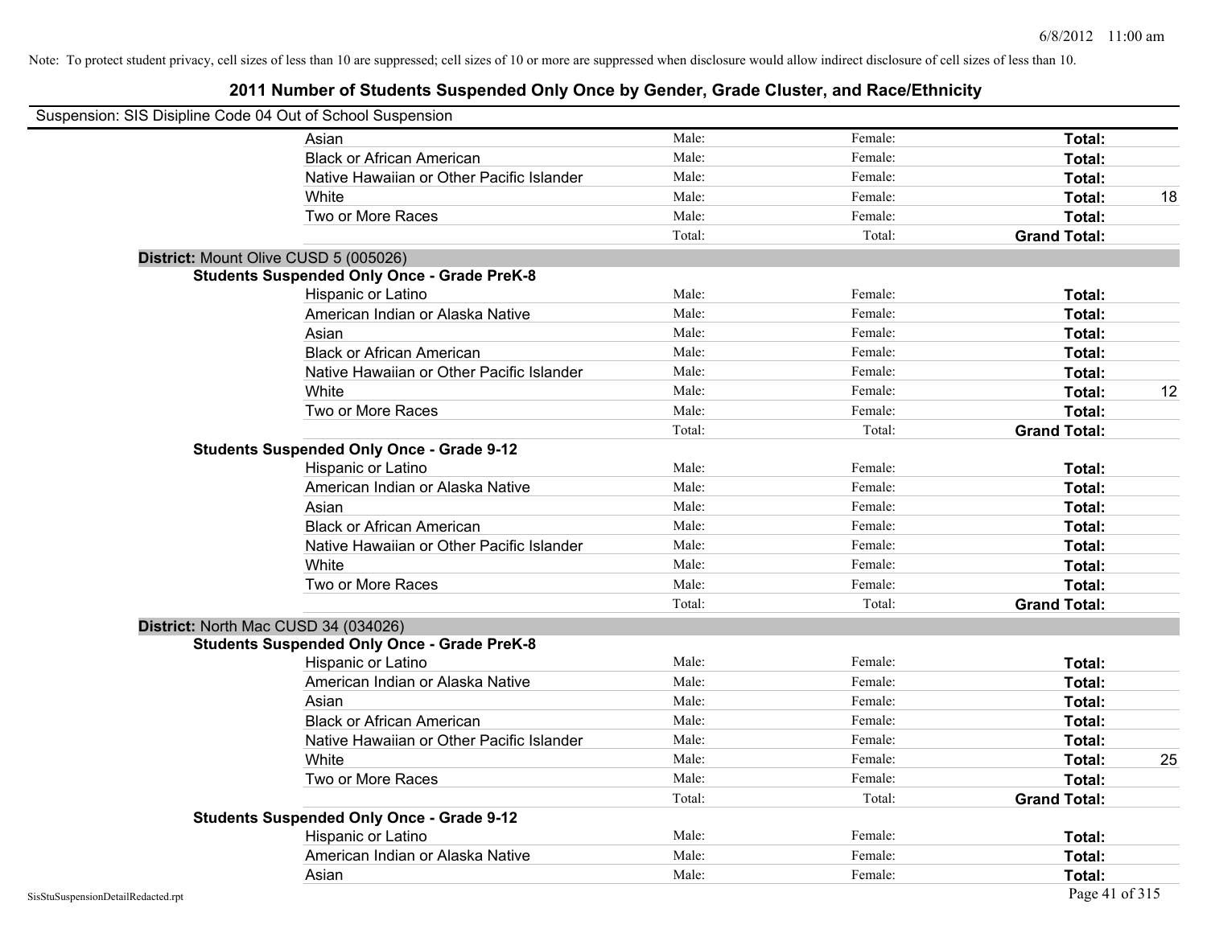Note: To protect student privacy, cell sizes of less than 10 are suppressed; cell sizes of 10 or more are suppressed when disclosure would allow indirect disclosure of cell sizes of less than 10.

# 2011 Number of Students Suspended Only Once by Gender, Grade Cluster, and Race/Ethnicity

Suspension: SIS Disipline Code 04 Out of School Suspension

| | Male | Female | Total | |
|---|---|---|---|---|
| Asian | Male: | Female: | **Total:** | |
| Black or African American | Male: | Female: | **Total:** | |
| Native Hawaiian or Other Pacific Islander | Male: | Female: | **Total:** | |
| White | Male: | Female: | **Total:** | 18 |
| Two or More Races | Male: | Female: | **Total:** | |
| | Total: | Total: | **Grand Total:** | |

**District:** Mount Olive CUSD 5 (005026)

**Students Suspended Only Once - Grade PreK-8**

| | Male | Female | Total | |
|---|---|---|---|---|
| Hispanic or Latino | Male: | Female: | **Total:** | |
| American Indian or Alaska Native | Male: | Female: | **Total:** | |
| Asian | Male: | Female: | **Total:** | |
| Black or African American | Male: | Female: | **Total:** | |
| Native Hawaiian or Other Pacific Islander | Male: | Female: | **Total:** | |
| White | Male: | Female: | **Total:** | 12 |
| Two or More Races | Male: | Female: | **Total:** | |
| | Total: | Total: | **Grand Total:** | |

**Students Suspended Only Once - Grade 9-12**

| | Male | Female | Total | |
|---|---|---|---|---|
| Hispanic or Latino | Male: | Female: | **Total:** | |
| American Indian or Alaska Native | Male: | Female: | **Total:** | |
| Asian | Male: | Female: | **Total:** | |
| Black or African American | Male: | Female: | **Total:** | |
| Native Hawaiian or Other Pacific Islander | Male: | Female: | **Total:** | |
| White | Male: | Female: | **Total:** | |
| Two or More Races | Male: | Female: | **Total:** | |
| | Total: | Total: | **Grand Total:** | |

**District:** North Mac CUSD 34 (034026)

**Students Suspended Only Once - Grade PreK-8**

| | Male | Female | Total | |
|---|---|---|---|---|
| Hispanic or Latino | Male: | Female: | **Total:** | |
| American Indian or Alaska Native | Male: | Female: | **Total:** | |
| Asian | Male: | Female: | **Total:** | |
| Black or African American | Male: | Female: | **Total:** | |
| Native Hawaiian or Other Pacific Islander | Male: | Female: | **Total:** | |
| White | Male: | Female: | **Total:** | 25 |
| Two or More Races | Male: | Female: | **Total:** | |
| | Total: | Total: | **Grand Total:** | |

**Students Suspended Only Once - Grade 9-12**

| | Male | Female | Total | |
|---|---|---|---|---|
| Hispanic or Latino | Male: | Female: | **Total:** | |
| American Indian or Alaska Native | Male: | Female: | **Total:** | |
| Asian | Male: | Female: | **Total:** | |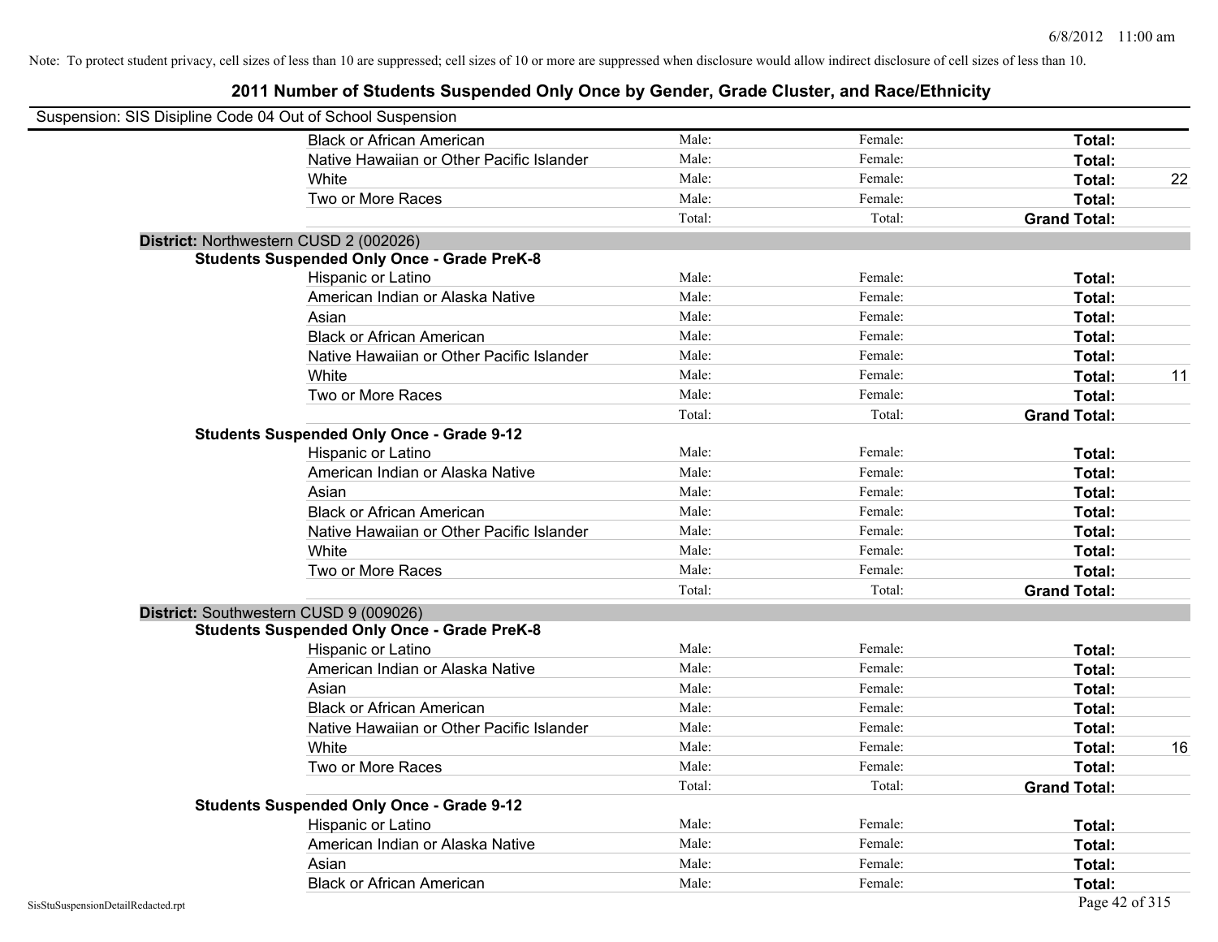Note: To protect student privacy, cell sizes of less than 10 are suppressed; cell sizes of 10 or more are suppressed when disclosure would allow indirect disclosure of cell sizes of less than 10.

# 2011 Number of Students Suspended Only Once by Gender, Grade Cluster, and Race/Ethnicity

Suspension: SIS Disipline Code 04 Out of School Suspension

| | Male | Female | Total |
|---|---|---|---|
| Black or African American | Male: | Female: | **Total:** |
| Native Hawaiian or Other Pacific Islander | Male: | Female: | **Total:** |
| White | Male: | Female: | **Total:** 22 |
| Two or More Races | Male: | Female: | **Total:** |
| | Total: | Total: | **Grand Total:** |

**District:** Northwestern CUSD 2 (002026)

**Students Suspended Only Once - Grade PreK-8**

| | Male | Female | Total |
|---|---|---|---|
| Hispanic or Latino | Male: | Female: | **Total:** |
| American Indian or Alaska Native | Male: | Female: | **Total:** |
| Asian | Male: | Female: | **Total:** |
| Black or African American | Male: | Female: | **Total:** |
| Native Hawaiian or Other Pacific Islander | Male: | Female: | **Total:** |
| White | Male: | Female: | **Total:** 11 |
| Two or More Races | Male: | Female: | **Total:** |
| | Total: | Total: | **Grand Total:** |

**Students Suspended Only Once - Grade 9-12**

| | Male | Female | Total |
|---|---|---|---|
| Hispanic or Latino | Male: | Female: | **Total:** |
| American Indian or Alaska Native | Male: | Female: | **Total:** |
| Asian | Male: | Female: | **Total:** |
| Black or African American | Male: | Female: | **Total:** |
| Native Hawaiian or Other Pacific Islander | Male: | Female: | **Total:** |
| White | Male: | Female: | **Total:** |
| Two or More Races | Male: | Female: | **Total:** |
| | Total: | Total: | **Grand Total:** |

**District:** Southwestern CUSD 9 (009026)

**Students Suspended Only Once - Grade PreK-8**

| | Male | Female | Total |
|---|---|---|---|
| Hispanic or Latino | Male: | Female: | **Total:** |
| American Indian or Alaska Native | Male: | Female: | **Total:** |
| Asian | Male: | Female: | **Total:** |
| Black or African American | Male: | Female: | **Total:** |
| Native Hawaiian or Other Pacific Islander | Male: | Female: | **Total:** |
| White | Male: | Female: | **Total:** 16 |
| Two or More Races | Male: | Female: | **Total:** |
| | Total: | Total: | **Grand Total:** |

**Students Suspended Only Once - Grade 9-12**

| | Male | Female | Total |
|---|---|---|---|
| Hispanic or Latino | Male: | Female: | **Total:** |
| American Indian or Alaska Native | Male: | Female: | **Total:** |
| Asian | Male: | Female: | **Total:** |
| Black or African American | Male: | Female: | **Total:** |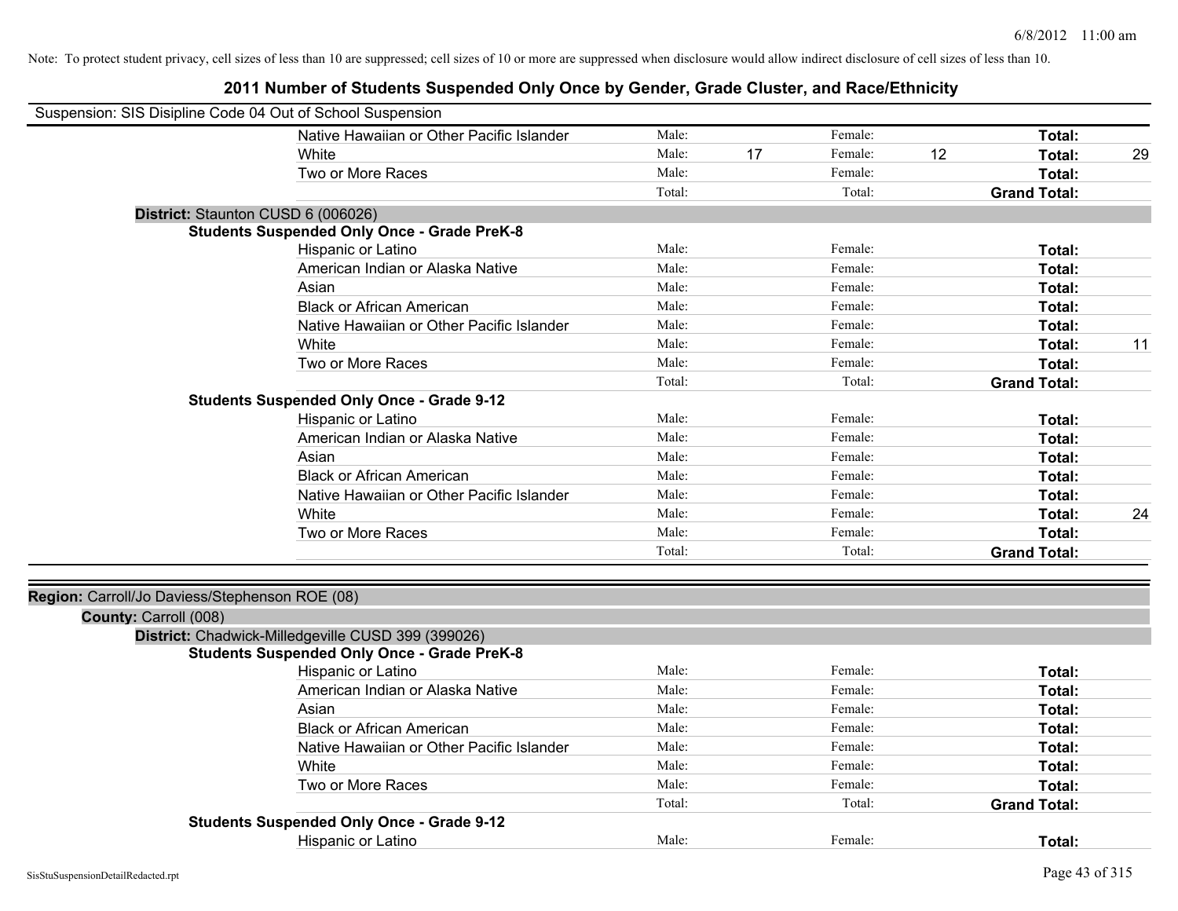Note: To protect student privacy, cell sizes of less than 10 are suppressed; cell sizes of 10 or more are suppressed when disclosure would allow indirect disclosure of cell sizes of less than 10.

# 2011 Number of Students Suspended Only Once by Gender, Grade Cluster, and Race/Ethnicity

Suspension: SIS Disipline Code 04 Out of School Suspension

| | | | | | |
|---|---|---|---|---|---|
| Native Hawaiian or Other Pacific Islander | Male: | | Female: | | **Total:** | |
| White | Male: | 17 | Female: | 12 | **Total:** | 29 |
| Two or More Races | Male: | | Female: | | **Total:** | |
| | Total: | | Total: | | **Grand Total:** | |

**District:** Staunton CUSD 6 (006026)

**Students Suspended Only Once - Grade PreK-8**

| | | | | | | |
|---|---|---|---|---|---|---|
| Hispanic or Latino | Male: | | Female: | | **Total:** | |
| American Indian or Alaska Native | Male: | | Female: | | **Total:** | |
| Asian | Male: | | Female: | | **Total:** | |
| Black or African American | Male: | | Female: | | **Total:** | |
| Native Hawaiian or Other Pacific Islander | Male: | | Female: | | **Total:** | |
| White | Male: | | Female: | | **Total:** | 11 |
| Two or More Races | Male: | | Female: | | **Total:** | |
| | Total: | | Total: | | **Grand Total:** | |

**Students Suspended Only Once - Grade 9-12**

| | | | | | | |
|---|---|---|---|---|---|---|
| Hispanic or Latino | Male: | | Female: | | **Total:** | |
| American Indian or Alaska Native | Male: | | Female: | | **Total:** | |
| Asian | Male: | | Female: | | **Total:** | |
| Black or African American | Male: | | Female: | | **Total:** | |
| Native Hawaiian or Other Pacific Islander | Male: | | Female: | | **Total:** | |
| White | Male: | | Female: | | **Total:** | 24 |
| Two or More Races | Male: | | Female: | | **Total:** | |
| | Total: | | Total: | | **Grand Total:** | |

**Region:** Carroll/Jo Daviess/Stephenson ROE (08)

**County:** Carroll (008)

**District:** Chadwick-Milledgeville CUSD 399 (399026)

**Students Suspended Only Once - Grade PreK-8**

| | | | | | | |
|---|---|---|---|---|---|---|
| Hispanic or Latino | Male: | | Female: | | **Total:** | |
| American Indian or Alaska Native | Male: | | Female: | | **Total:** | |
| Asian | Male: | | Female: | | **Total:** | |
| Black or African American | Male: | | Female: | | **Total:** | |
| Native Hawaiian or Other Pacific Islander | Male: | | Female: | | **Total:** | |
| White | Male: | | Female: | | **Total:** | |
| Two or More Races | Male: | | Female: | | **Total:** | |
| | Total: | | Total: | | **Grand Total:** | |

**Students Suspended Only Once - Grade 9-12**

| | | | | | | |
|---|---|---|---|---|---|---|
| Hispanic or Latino | Male: | | Female: | | **Total:** | |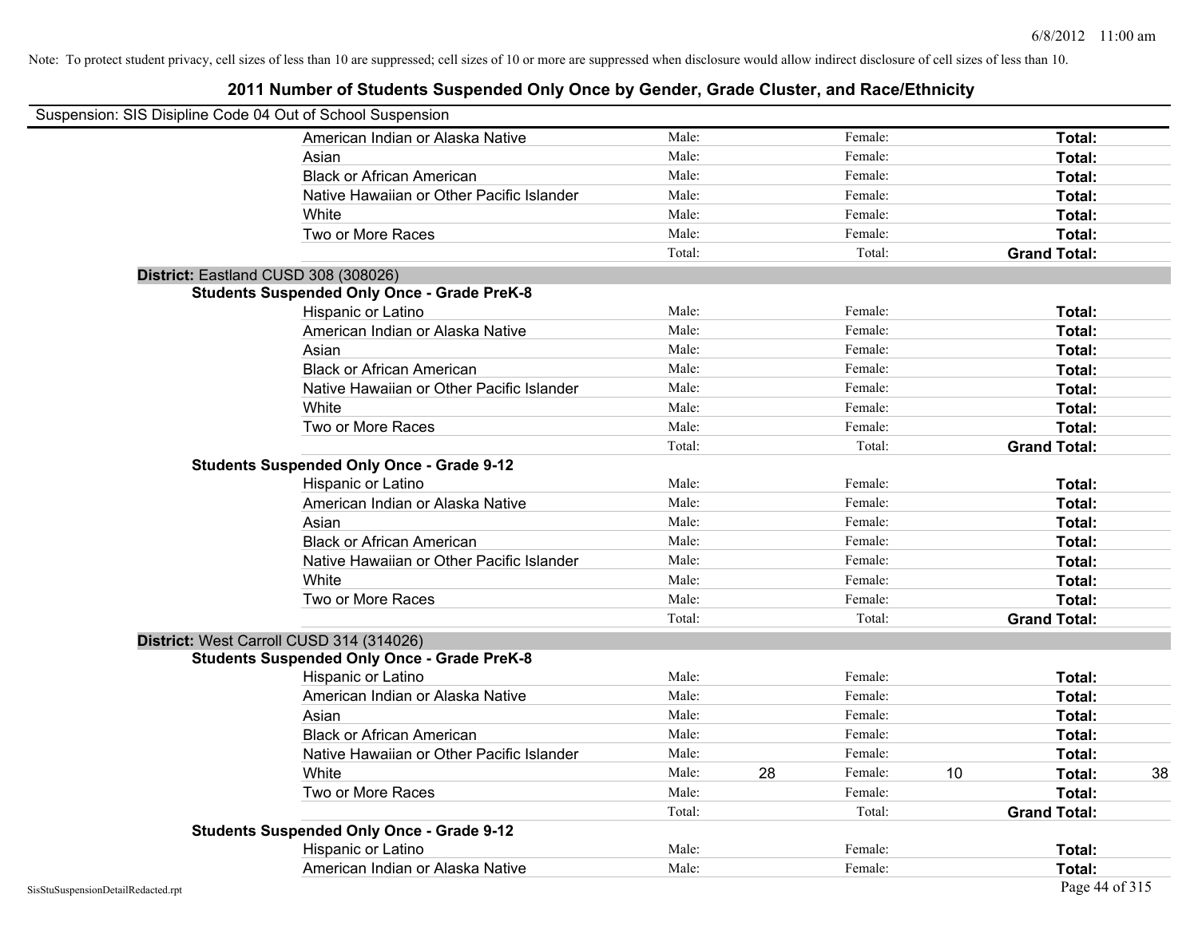Note: To protect student privacy, cell sizes of less than 10 are suppressed; cell sizes of 10 or more are suppressed when disclosure would allow indirect disclosure of cell sizes of less than 10.

# 2011 Number of Students Suspended Only Once by Gender, Grade Cluster, and Race/Ethnicity

Suspension: SIS Disipline Code 04 Out of School Suspension

| | | | | | | |
|---|---|---|---|---|---|---|
| American Indian or Alaska Native | Male: | | Female: | | **Total:** | |
| Asian | Male: | | Female: | | **Total:** | |
| Black or African American | Male: | | Female: | | **Total:** | |
| Native Hawaiian or Other Pacific Islander | Male: | | Female: | | **Total:** | |
| White | Male: | | Female: | | **Total:** | |
| Two or More Races | Male: | | Female: | | **Total:** | |
| | Total: | | Total: | | **Grand Total:** | |

**District:** Eastland CUSD 308 (308026)

**Students Suspended Only Once - Grade PreK-8**

| | | | | | | |
|---|---|---|---|---|---|---|
| Hispanic or Latino | Male: | | Female: | | **Total:** | |
| American Indian or Alaska Native | Male: | | Female: | | **Total:** | |
| Asian | Male: | | Female: | | **Total:** | |
| Black or African American | Male: | | Female: | | **Total:** | |
| Native Hawaiian or Other Pacific Islander | Male: | | Female: | | **Total:** | |
| White | Male: | | Female: | | **Total:** | |
| Two or More Races | Male: | | Female: | | **Total:** | |
| | Total: | | Total: | | **Grand Total:** | |

**Students Suspended Only Once - Grade 9-12**

| | | | | | | |
|---|---|---|---|---|---|---|
| Hispanic or Latino | Male: | | Female: | | **Total:** | |
| American Indian or Alaska Native | Male: | | Female: | | **Total:** | |
| Asian | Male: | | Female: | | **Total:** | |
| Black or African American | Male: | | Female: | | **Total:** | |
| Native Hawaiian or Other Pacific Islander | Male: | | Female: | | **Total:** | |
| White | Male: | | Female: | | **Total:** | |
| Two or More Races | Male: | | Female: | | **Total:** | |
| | Total: | | Total: | | **Grand Total:** | |

**District:** West Carroll CUSD 314 (314026)

**Students Suspended Only Once - Grade PreK-8**

| | | | | | | |
|---|---|---|---|---|---|---|
| Hispanic or Latino | Male: | | Female: | | **Total:** | |
| American Indian or Alaska Native | Male: | | Female: | | **Total:** | |
| Asian | Male: | | Female: | | **Total:** | |
| Black or African American | Male: | | Female: | | **Total:** | |
| Native Hawaiian or Other Pacific Islander | Male: | | Female: | | **Total:** | |
| White | Male: | 28 | Female: | 10 | **Total:** | 38 |
| Two or More Races | Male: | | Female: | | **Total:** | |
| | Total: | | Total: | | **Grand Total:** | |

**Students Suspended Only Once - Grade 9-12**

| | | | | | | |
|---|---|---|---|---|---|---|
| Hispanic or Latino | Male: | | Female: | | **Total:** | |
| American Indian or Alaska Native | Male: | | Female: | | **Total:** | |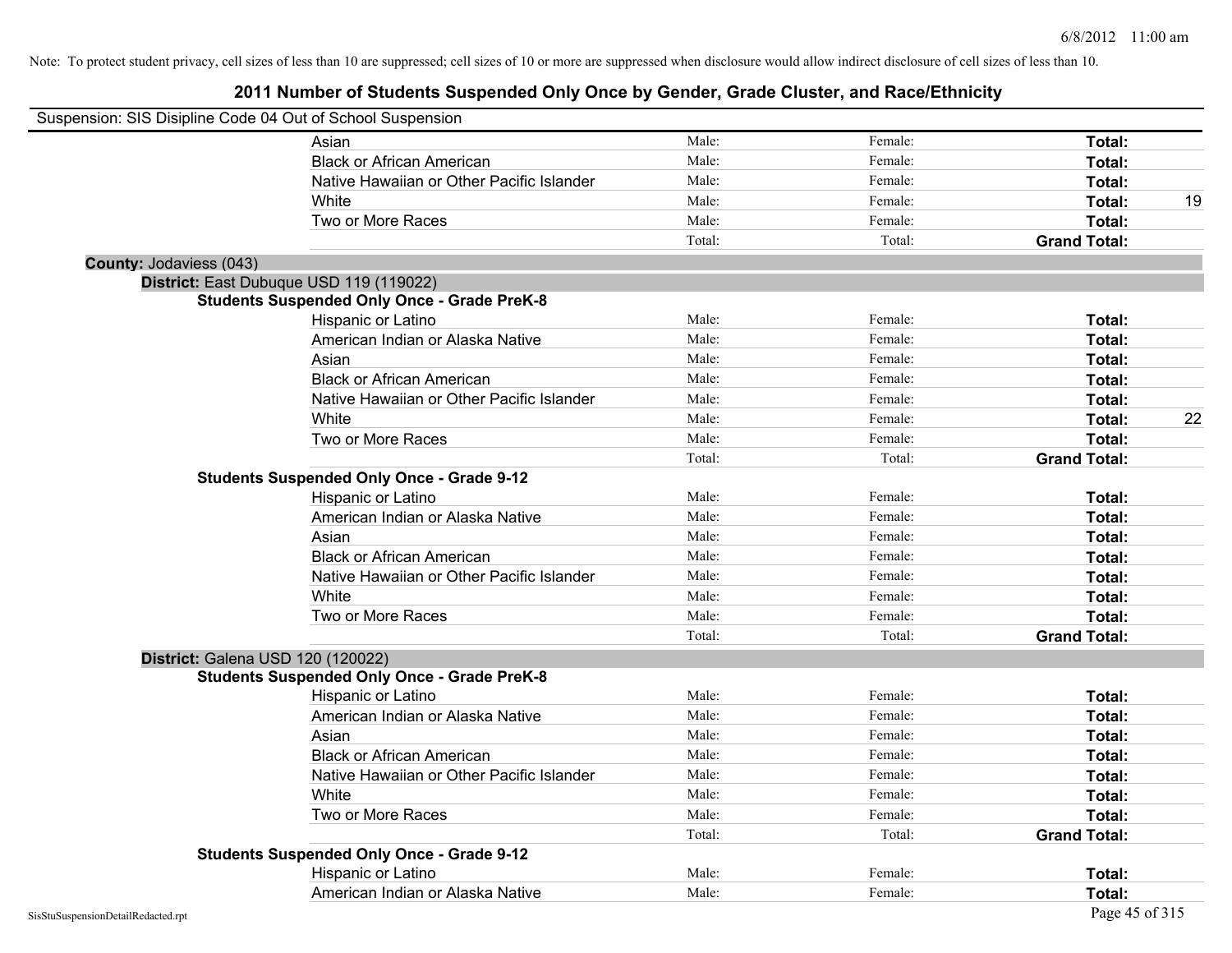Note: To protect student privacy, cell sizes of less than 10 are suppressed; cell sizes of 10 or more are suppressed when disclosure would allow indirect disclosure of cell sizes of less than 10.

# 2011 Number of Students Suspended Only Once by Gender, Grade Cluster, and Race/Ethnicity

Suspension: SIS Disipline Code 04 Out of School Suspension

| | | | | |
|---|---|---|---|---|
| Asian | Male: | Female: | **Total:** | |
| Black or African American | Male: | Female: | **Total:** | |
| Native Hawaiian or Other Pacific Islander | Male: | Female: | **Total:** | |
| White | Male: | Female: | **Total:** | 19 |
| Two or More Races | Male: | Female: | **Total:** | |
| | Total: | Total: | **Grand Total:** | |

**County:** Jodaviess (043)

**District:** East Dubuque USD 119 (119022)

**Students Suspended Only Once - Grade PreK-8**

| | | | | |
|---|---|---|---|---|
| Hispanic or Latino | Male: | Female: | **Total:** | |
| American Indian or Alaska Native | Male: | Female: | **Total:** | |
| Asian | Male: | Female: | **Total:** | |
| Black or African American | Male: | Female: | **Total:** | |
| Native Hawaiian or Other Pacific Islander | Male: | Female: | **Total:** | |
| White | Male: | Female: | **Total:** | 22 |
| Two or More Races | Male: | Female: | **Total:** | |
| | Total: | Total: | **Grand Total:** | |

**Students Suspended Only Once - Grade 9-12**

| | | | | |
|---|---|---|---|---|
| Hispanic or Latino | Male: | Female: | **Total:** | |
| American Indian or Alaska Native | Male: | Female: | **Total:** | |
| Asian | Male: | Female: | **Total:** | |
| Black or African American | Male: | Female: | **Total:** | |
| Native Hawaiian or Other Pacific Islander | Male: | Female: | **Total:** | |
| White | Male: | Female: | **Total:** | |
| Two or More Races | Male: | Female: | **Total:** | |
| | Total: | Total: | **Grand Total:** | |

**District:** Galena USD 120 (120022)

**Students Suspended Only Once - Grade PreK-8**

| | | | | |
|---|---|---|---|---|
| Hispanic or Latino | Male: | Female: | **Total:** | |
| American Indian or Alaska Native | Male: | Female: | **Total:** | |
| Asian | Male: | Female: | **Total:** | |
| Black or African American | Male: | Female: | **Total:** | |
| Native Hawaiian or Other Pacific Islander | Male: | Female: | **Total:** | |
| White | Male: | Female: | **Total:** | |
| Two or More Races | Male: | Female: | **Total:** | |
| | Total: | Total: | **Grand Total:** | |

**Students Suspended Only Once - Grade 9-12**

| | | | | |
|---|---|---|---|---|
| Hispanic or Latino | Male: | Female: | **Total:** | |
| American Indian or Alaska Native | Male: | Female: | **Total:** | |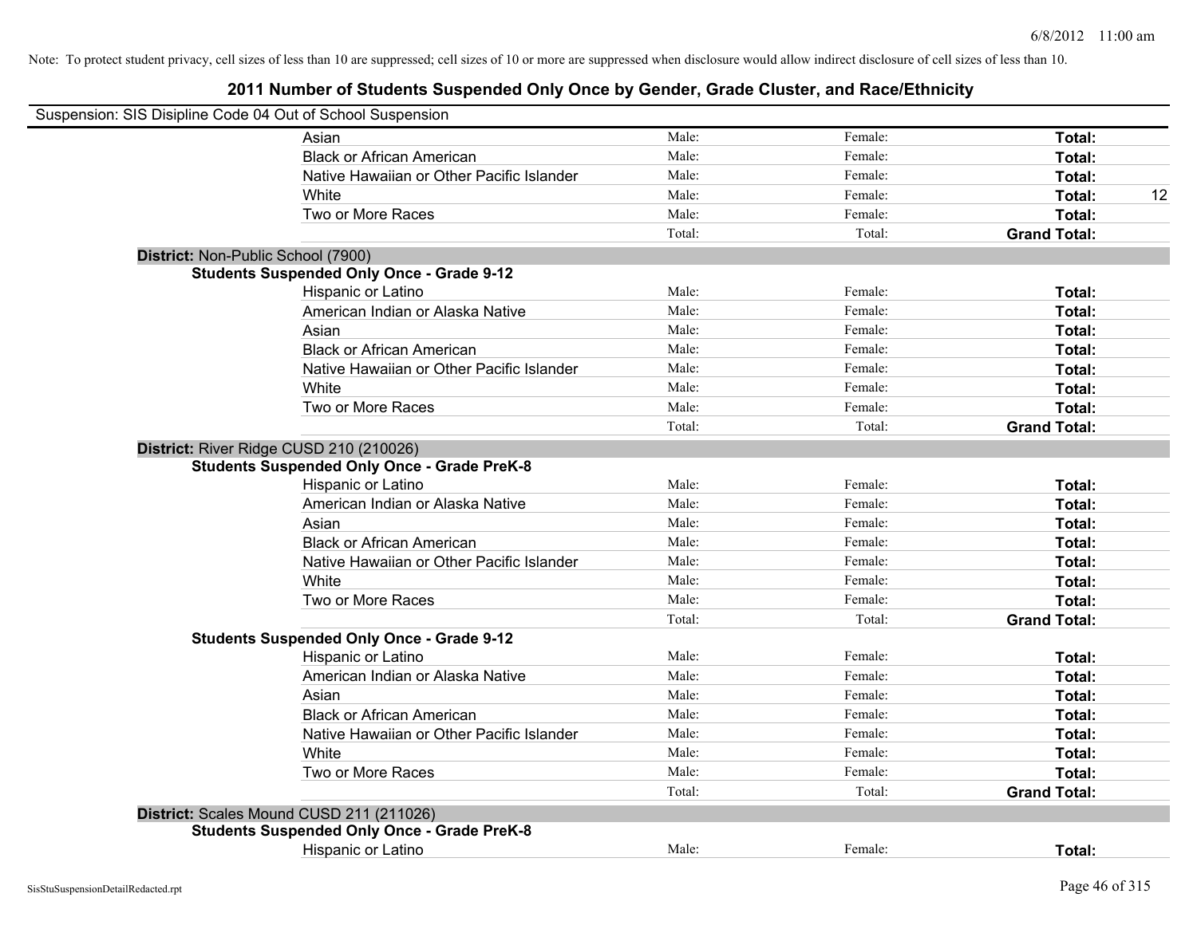Note: To protect student privacy, cell sizes of less than 10 are suppressed; cell sizes of 10 or more are suppressed when disclosure would allow indirect disclosure of cell sizes of less than 10.

# 2011 Number of Students Suspended Only Once by Gender, Grade Cluster, and Race/Ethnicity

Suspension: SIS Disipline Code 04 Out of School Suspension

| | | | | |
|---|---|---|---|---|
| Asian | Male: | Female: | **Total:** | |
| Black or African American | Male: | Female: | **Total:** | |
| Native Hawaiian or Other Pacific Islander | Male: | Female: | **Total:** | |
| White | Male: | Female: | **Total:** | 12 |
| Two or More Races | Male: | Female: | **Total:** | |
| | Total: | Total: | **Grand Total:** | |

**District:** Non-Public School (7900)

**Students Suspended Only Once - Grade 9-12**

| | | | | |
|---|---|---|---|---|
| Hispanic or Latino | Male: | Female: | **Total:** | |
| American Indian or Alaska Native | Male: | Female: | **Total:** | |
| Asian | Male: | Female: | **Total:** | |
| Black or African American | Male: | Female: | **Total:** | |
| Native Hawaiian or Other Pacific Islander | Male: | Female: | **Total:** | |
| White | Male: | Female: | **Total:** | |
| Two or More Races | Male: | Female: | **Total:** | |
| | Total: | Total: | **Grand Total:** | |

**District:** River Ridge CUSD 210 (210026)

**Students Suspended Only Once - Grade PreK-8**

| | | | | |
|---|---|---|---|---|
| Hispanic or Latino | Male: | Female: | **Total:** | |
| American Indian or Alaska Native | Male: | Female: | **Total:** | |
| Asian | Male: | Female: | **Total:** | |
| Black or African American | Male: | Female: | **Total:** | |
| Native Hawaiian or Other Pacific Islander | Male: | Female: | **Total:** | |
| White | Male: | Female: | **Total:** | |
| Two or More Races | Male: | Female: | **Total:** | |
| | Total: | Total: | **Grand Total:** | |

**Students Suspended Only Once - Grade 9-12**

| | | | | |
|---|---|---|---|---|
| Hispanic or Latino | Male: | Female: | **Total:** | |
| American Indian or Alaska Native | Male: | Female: | **Total:** | |
| Asian | Male: | Female: | **Total:** | |
| Black or African American | Male: | Female: | **Total:** | |
| Native Hawaiian or Other Pacific Islander | Male: | Female: | **Total:** | |
| White | Male: | Female: | **Total:** | |
| Two or More Races | Male: | Female: | **Total:** | |
| | Total: | Total: | **Grand Total:** | |

**District:** Scales Mound CUSD 211 (211026)

**Students Suspended Only Once - Grade PreK-8**

| | | | | |
|---|---|---|---|---|
| Hispanic or Latino | Male: | Female: | **Total:** | |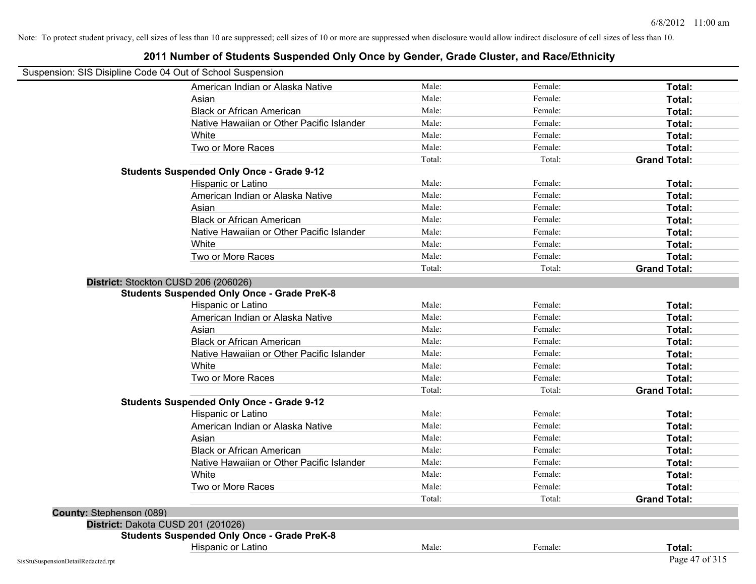Note: To protect student privacy, cell sizes of less than 10 are suppressed; cell sizes of 10 or more are suppressed when disclosure would allow indirect disclosure of cell sizes of less than 10.

# 2011 Number of Students Suspended Only Once by Gender, Grade Cluster, and Race/Ethnicity

Suspension: SIS Disipline Code 04 Out of School Suspension

| | | | |
|---|---|---|---|
| American Indian or Alaska Native | Male: | Female: | **Total:** |
| Asian | Male: | Female: | **Total:** |
| Black or African American | Male: | Female: | **Total:** |
| Native Hawaiian or Other Pacific Islander | Male: | Female: | **Total:** |
| White | Male: | Female: | **Total:** |
| Two or More Races | Male: | Female: | **Total:** |
| | Total: | Total: | **Grand Total:** |

**Students Suspended Only Once - Grade 9-12**

| | | | |
|---|---|---|---|
| Hispanic or Latino | Male: | Female: | **Total:** |
| American Indian or Alaska Native | Male: | Female: | **Total:** |
| Asian | Male: | Female: | **Total:** |
| Black or African American | Male: | Female: | **Total:** |
| Native Hawaiian or Other Pacific Islander | Male: | Female: | **Total:** |
| White | Male: | Female: | **Total:** |
| Two or More Races | Male: | Female: | **Total:** |
| | Total: | Total: | **Grand Total:** |

**District:** Stockton CUSD 206 (206026)

**Students Suspended Only Once - Grade PreK-8**

| | | | |
|---|---|---|---|
| Hispanic or Latino | Male: | Female: | **Total:** |
| American Indian or Alaska Native | Male: | Female: | **Total:** |
| Asian | Male: | Female: | **Total:** |
| Black or African American | Male: | Female: | **Total:** |
| Native Hawaiian or Other Pacific Islander | Male: | Female: | **Total:** |
| White | Male: | Female: | **Total:** |
| Two or More Races | Male: | Female: | **Total:** |
| | Total: | Total: | **Grand Total:** |

**Students Suspended Only Once - Grade 9-12**

| | | | |
|---|---|---|---|
| Hispanic or Latino | Male: | Female: | **Total:** |
| American Indian or Alaska Native | Male: | Female: | **Total:** |
| Asian | Male: | Female: | **Total:** |
| Black or African American | Male: | Female: | **Total:** |
| Native Hawaiian or Other Pacific Islander | Male: | Female: | **Total:** |
| White | Male: | Female: | **Total:** |
| Two or More Races | Male: | Female: | **Total:** |
| | Total: | Total: | **Grand Total:** |

**County:** Stephenson (089)

**District:** Dakota CUSD 201 (201026)

**Students Suspended Only Once - Grade PreK-8**

| | | | |
|---|---|---|---|
| Hispanic or Latino | Male: | Female: | **Total:** |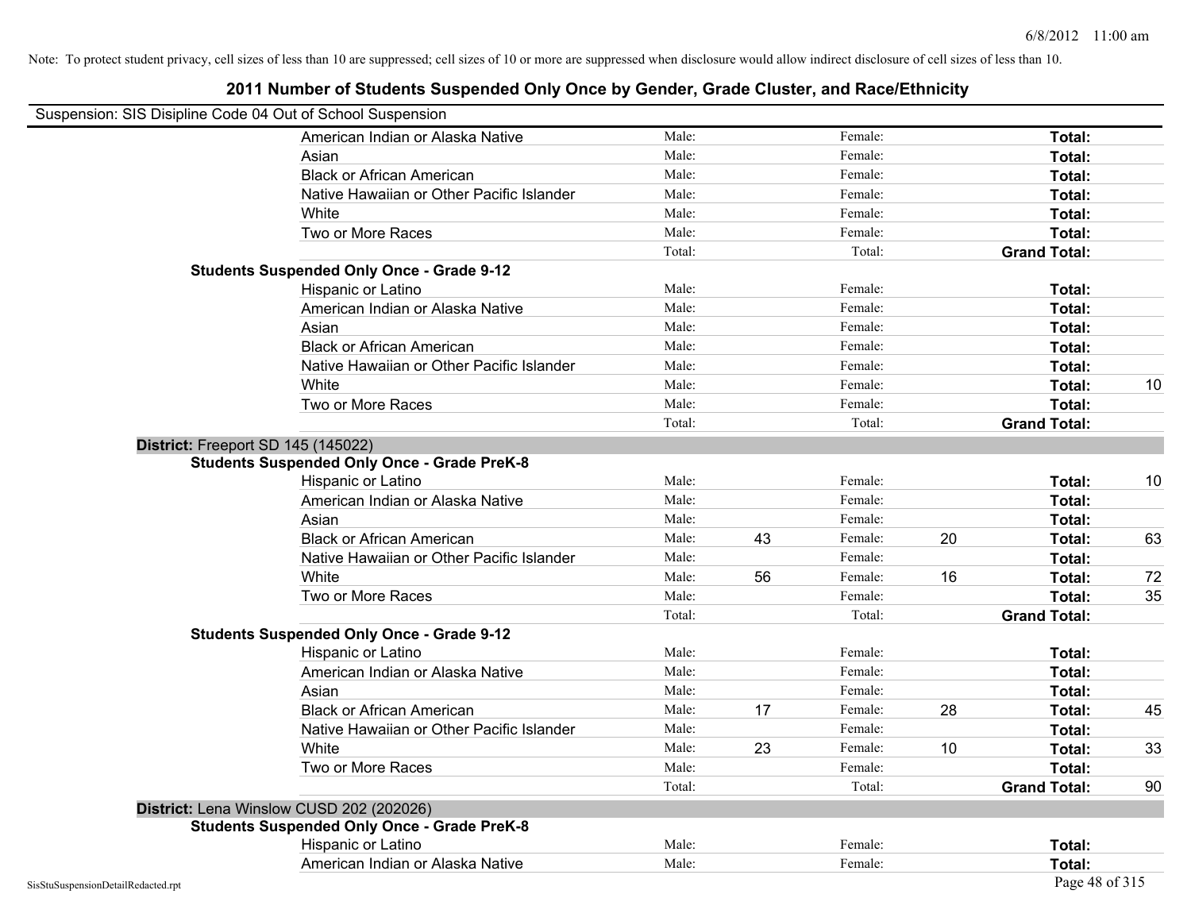Note: To protect student privacy, cell sizes of less than 10 are suppressed; cell sizes of 10 or more are suppressed when disclosure would allow indirect disclosure of cell sizes of less than 10.

# 2011 Number of Students Suspended Only Once by Gender, Grade Cluster, and Race/Ethnicity

Suspension: SIS Disipline Code 04 Out of School Suspension

| | | | | | | | |
|---|---|---|---|---|---|---|---|
| | American Indian or Alaska Native | Male: | | Female: | | **Total:** | |
| | Asian | Male: | | Female: | | **Total:** | |
| | Black or African American | Male: | | Female: | | **Total:** | |
| | Native Hawaiian or Other Pacific Islander | Male: | | Female: | | **Total:** | |
| | White | Male: | | Female: | | **Total:** | |
| | Two or More Races | Male: | | Female: | | **Total:** | |
| | | Total: | | Total: | | **Grand Total:** | |
| **Students Suspended Only Once - Grade 9-12** | | | | | | | |
| | Hispanic or Latino | Male: | | Female: | | **Total:** | |
| | American Indian or Alaska Native | Male: | | Female: | | **Total:** | |
| | Asian | Male: | | Female: | | **Total:** | |
| | Black or African American | Male: | | Female: | | **Total:** | |
| | Native Hawaiian or Other Pacific Islander | Male: | | Female: | | **Total:** | |
| | White | Male: | | Female: | | **Total:** | 10 |
| | Two or More Races | Male: | | Female: | | **Total:** | |
| | | Total: | | Total: | | **Grand Total:** | |
| **District:** Freeport SD 145 (145022) | | | | | | | |
| **Students Suspended Only Once - Grade PreK-8** | | | | | | | |
| | Hispanic or Latino | Male: | | Female: | | **Total:** | 10 |
| | American Indian or Alaska Native | Male: | | Female: | | **Total:** | |
| | Asian | Male: | | Female: | | **Total:** | |
| | Black or African American | Male: | 43 | Female: | 20 | **Total:** | 63 |
| | Native Hawaiian or Other Pacific Islander | Male: | | Female: | | **Total:** | |
| | White | Male: | 56 | Female: | 16 | **Total:** | 72 |
| | Two or More Races | Male: | | Female: | | **Total:** | 35 |
| | | Total: | | Total: | | **Grand Total:** | |
| **Students Suspended Only Once - Grade 9-12** | | | | | | | |
| | Hispanic or Latino | Male: | | Female: | | **Total:** | |
| | American Indian or Alaska Native | Male: | | Female: | | **Total:** | |
| | Asian | Male: | | Female: | | **Total:** | |
| | Black or African American | Male: | 17 | Female: | 28 | **Total:** | 45 |
| | Native Hawaiian or Other Pacific Islander | Male: | | Female: | | **Total:** | |
| | White | Male: | 23 | Female: | 10 | **Total:** | 33 |
| | Two or More Races | Male: | | Female: | | **Total:** | |
| | | Total: | | Total: | | **Grand Total:** | 90 |
| **District:** Lena Winslow CUSD 202 (202026) | | | | | | | |
| **Students Suspended Only Once - Grade PreK-8** | | | | | | | |
| | Hispanic or Latino | Male: | | Female: | | **Total:** | |
| | American Indian or Alaska Native | Male: | | Female: | | **Total:** | |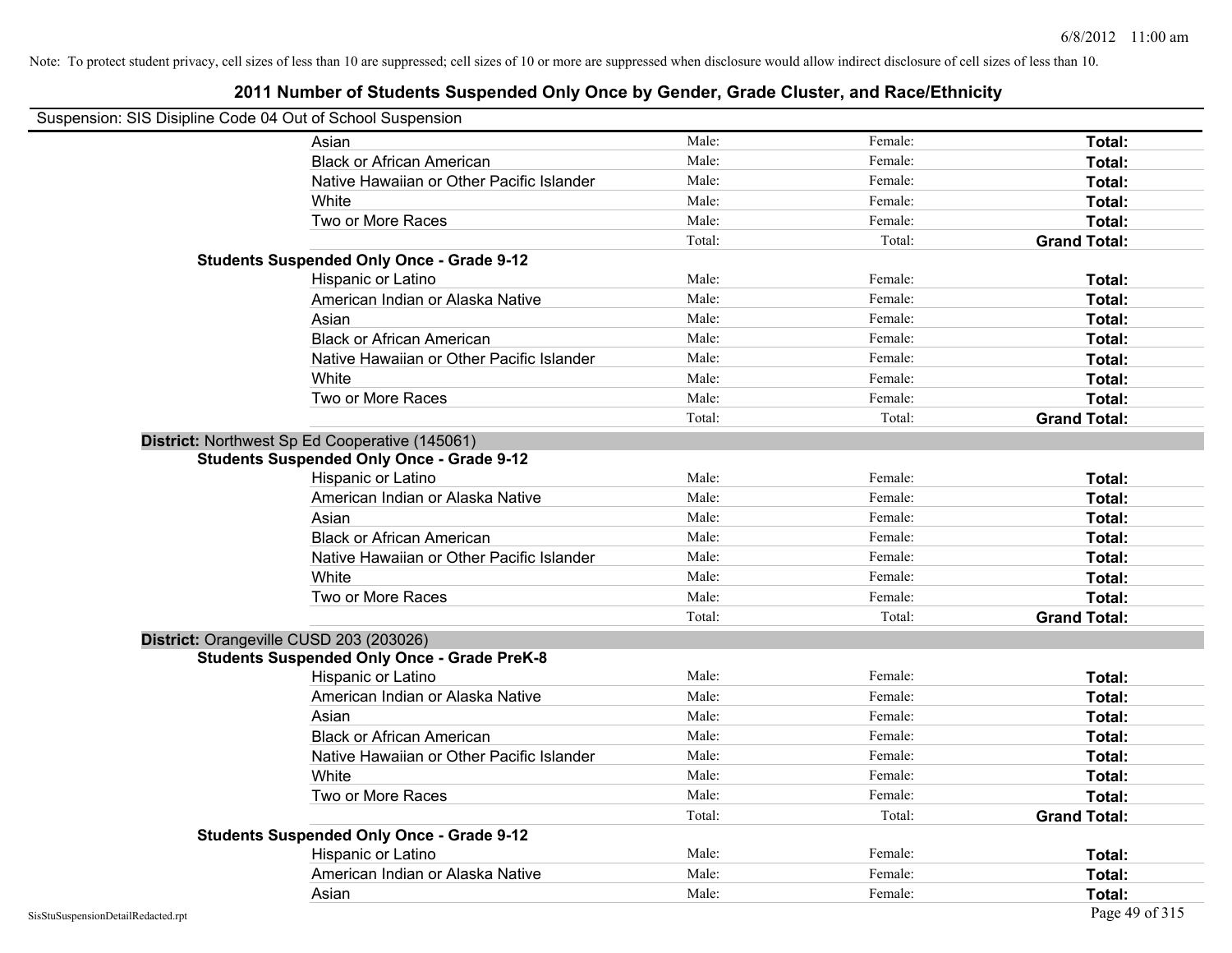Note: To protect student privacy, cell sizes of less than 10 are suppressed; cell sizes of 10 or more are suppressed when disclosure would allow indirect disclosure of cell sizes of less than 10.

# 2011 Number of Students Suspended Only Once by Gender, Grade Cluster, and Race/Ethnicity

Suspension: SIS Disipline Code 04 Out of School Suspension

| | | | | |
|---|---|---|---|---|
| | Asian | Male: | Female: | **Total:** |
| | Black or African American | Male: | Female: | **Total:** |
| | Native Hawaiian or Other Pacific Islander | Male: | Female: | **Total:** |
| | White | Male: | Female: | **Total:** |
| | Two or More Races | Male: | Female: | **Total:** |
| | | Total: | Total: | **Grand Total:** |
| **Students Suspended Only Once - Grade 9-12** | | | | |
| | Hispanic or Latino | Male: | Female: | **Total:** |
| | American Indian or Alaska Native | Male: | Female: | **Total:** |
| | Asian | Male: | Female: | **Total:** |
| | Black or African American | Male: | Female: | **Total:** |
| | Native Hawaiian or Other Pacific Islander | Male: | Female: | **Total:** |
| | White | Male: | Female: | **Total:** |
| | Two or More Races | Male: | Female: | **Total:** |
| | | Total: | Total: | **Grand Total:** |
| **District:** Northwest Sp Ed Cooperative (145061) | | | | |
| **Students Suspended Only Once - Grade 9-12** | | | | |
| | Hispanic or Latino | Male: | Female: | **Total:** |
| | American Indian or Alaska Native | Male: | Female: | **Total:** |
| | Asian | Male: | Female: | **Total:** |
| | Black or African American | Male: | Female: | **Total:** |
| | Native Hawaiian or Other Pacific Islander | Male: | Female: | **Total:** |
| | White | Male: | Female: | **Total:** |
| | Two or More Races | Male: | Female: | **Total:** |
| | | Total: | Total: | **Grand Total:** |
| **District:** Orangeville CUSD 203 (203026) | | | | |
| **Students Suspended Only Once - Grade PreK-8** | | | | |
| | Hispanic or Latino | Male: | Female: | **Total:** |
| | American Indian or Alaska Native | Male: | Female: | **Total:** |
| | Asian | Male: | Female: | **Total:** |
| | Black or African American | Male: | Female: | **Total:** |
| | Native Hawaiian or Other Pacific Islander | Male: | Female: | **Total:** |
| | White | Male: | Female: | **Total:** |
| | Two or More Races | Male: | Female: | **Total:** |
| | | Total: | Total: | **Grand Total:** |
| **Students Suspended Only Once - Grade 9-12** | | | | |
| | Hispanic or Latino | Male: | Female: | **Total:** |
| | American Indian or Alaska Native | Male: | Female: | **Total:** |
| | Asian | Male: | Female: | **Total:** |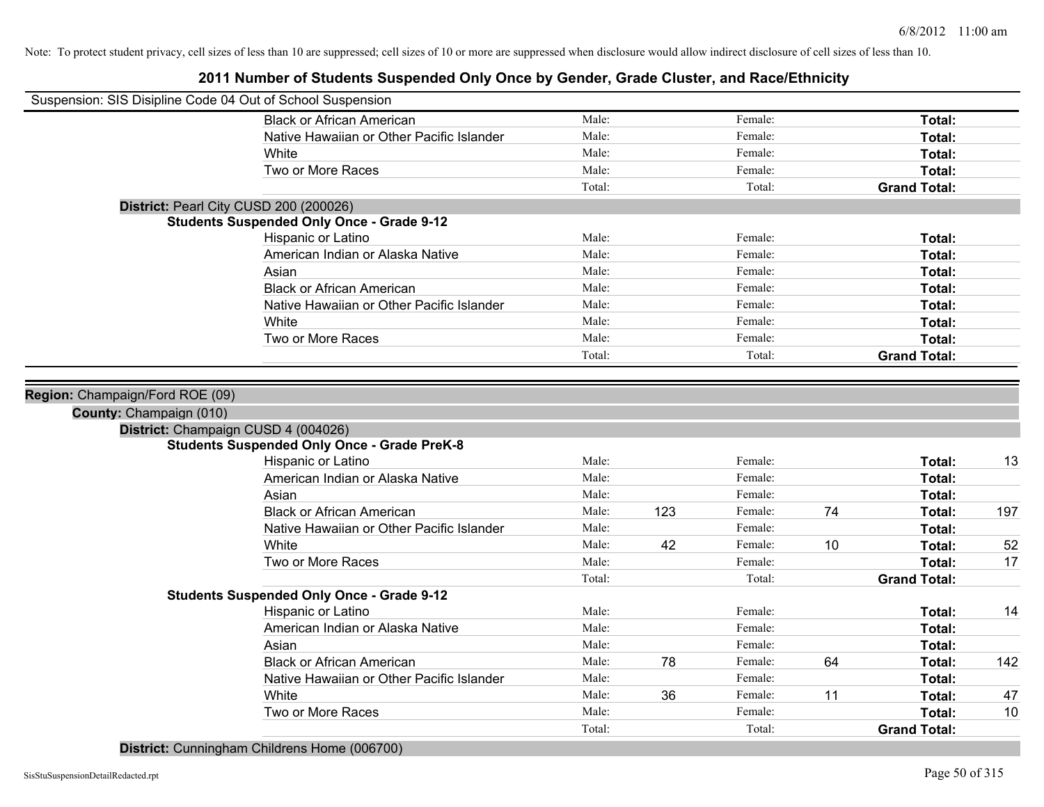Note: To protect student privacy, cell sizes of less than 10 are suppressed; cell sizes of 10 or more are suppressed when disclosure would allow indirect disclosure of cell sizes of less than 10.

# 2011 Number of Students Suspended Only Once by Gender, Grade Cluster, and Race/Ethnicity

Suspension: SIS Disipline Code 04 Out of School Suspension

| | Male: | | Female: | | | |
|---|---|---|---|---|---|---|
| Black or African American | Male: | | Female: | | **Total:** | |
| Native Hawaiian or Other Pacific Islander | Male: | | Female: | | **Total:** | |
| White | Male: | | Female: | | **Total:** | |
| Two or More Races | Male: | | Female: | | **Total:** | |
| | Total: | | Total: | | **Grand Total:** | |

**District:** Pearl City CUSD 200 (200026)

**Students Suspended Only Once - Grade 9-12**

| | | | | | | |
|---|---|---|---|---|---|---|
| Hispanic or Latino | Male: | | Female: | | **Total:** | |
| American Indian or Alaska Native | Male: | | Female: | | **Total:** | |
| Asian | Male: | | Female: | | **Total:** | |
| Black or African American | Male: | | Female: | | **Total:** | |
| Native Hawaiian or Other Pacific Islander | Male: | | Female: | | **Total:** | |
| White | Male: | | Female: | | **Total:** | |
| Two or More Races | Male: | | Female: | | **Total:** | |
| | Total: | | Total: | | **Grand Total:** | |

**Region:** Champaign/Ford ROE (09)

**County:** Champaign (010)

**District:** Champaign CUSD 4 (004026)

**Students Suspended Only Once - Grade PreK-8**

| | | | | | | |
|---|---|---|---|---|---|---|
| Hispanic or Latino | Male: | | Female: | | **Total:** | 13 |
| American Indian or Alaska Native | Male: | | Female: | | **Total:** | |
| Asian | Male: | | Female: | | **Total:** | |
| Black or African American | Male: | 123 | Female: | 74 | **Total:** | 197 |
| Native Hawaiian or Other Pacific Islander | Male: | | Female: | | **Total:** | |
| White | Male: | 42 | Female: | 10 | **Total:** | 52 |
| Two or More Races | Male: | | Female: | | **Total:** | 17 |
| | Total: | | Total: | | **Grand Total:** | |

**Students Suspended Only Once - Grade 9-12**

| | | | | | | |
|---|---|---|---|---|---|---|
| Hispanic or Latino | Male: | | Female: | | **Total:** | 14 |
| American Indian or Alaska Native | Male: | | Female: | | **Total:** | |
| Asian | Male: | | Female: | | **Total:** | |
| Black or African American | Male: | 78 | Female: | 64 | **Total:** | 142 |
| Native Hawaiian or Other Pacific Islander | Male: | | Female: | | **Total:** | |
| White | Male: | 36 | Female: | 11 | **Total:** | 47 |
| Two or More Races | Male: | | Female: | | **Total:** | 10 |
| | Total: | | Total: | | **Grand Total:** | |

**District:** Cunningham Childrens Home (006700)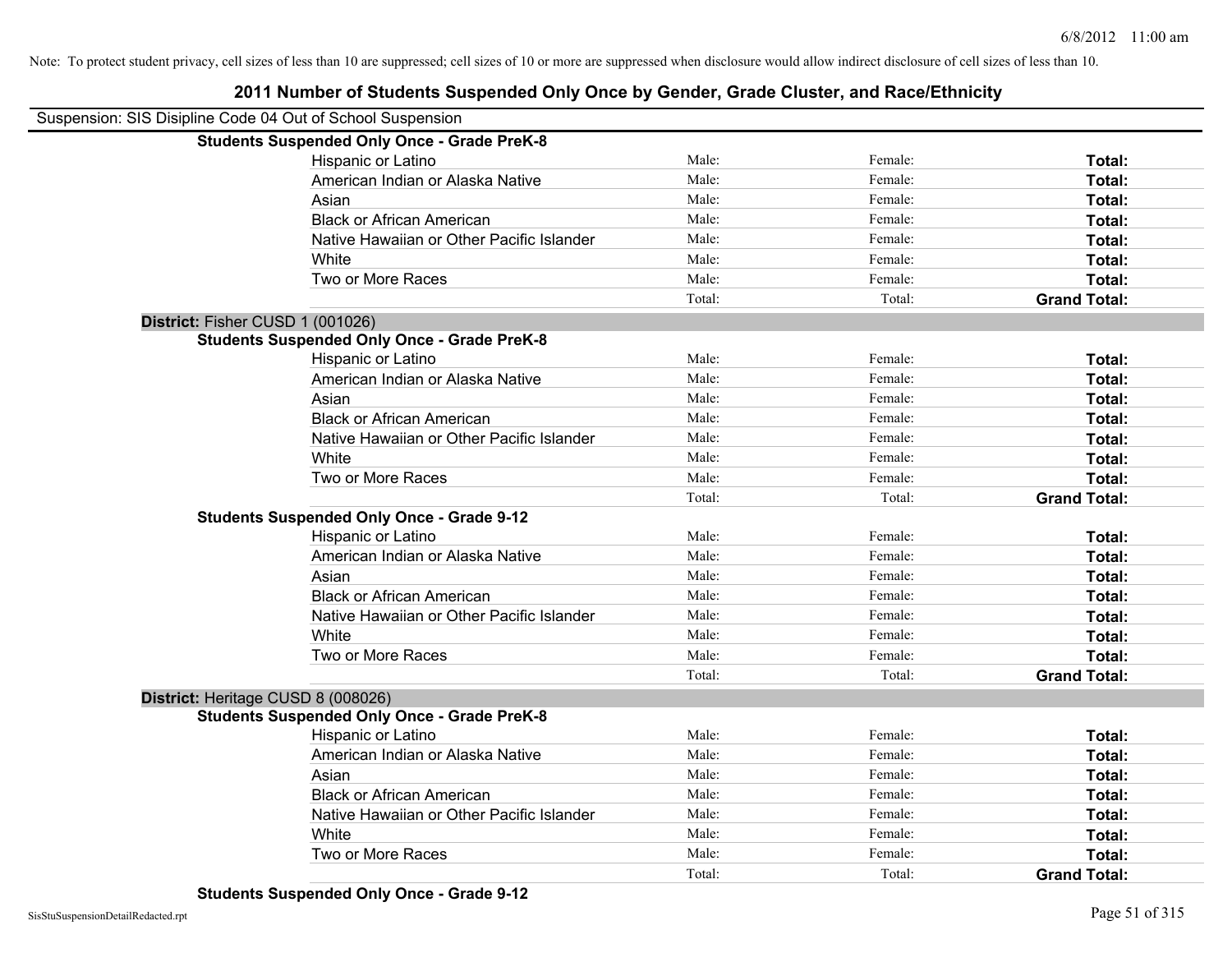Note: To protect student privacy, cell sizes of less than 10 are suppressed; cell sizes of 10 or more are suppressed when disclosure would allow indirect disclosure of cell sizes of less than 10.

# 2011 Number of Students Suspended Only Once by Gender, Grade Cluster, and Race/Ethnicity

Suspension: SIS Disipline Code 04 Out of School Suspension

**Students Suspended Only Once - Grade PreK-8**

| | | | |
|---|---|---|---|
| Hispanic or Latino | Male: | Female: | **Total:** |
| American Indian or Alaska Native | Male: | Female: | **Total:** |
| Asian | Male: | Female: | **Total:** |
| Black or African American | Male: | Female: | **Total:** |
| Native Hawaiian or Other Pacific Islander | Male: | Female: | **Total:** |
| White | Male: | Female: | **Total:** |
| Two or More Races | Male: | Female: | **Total:** |
| | Total: | Total: | **Grand Total:** |

**District:** Fisher CUSD 1 (001026)

**Students Suspended Only Once - Grade PreK-8**

| | | | |
|---|---|---|---|
| Hispanic or Latino | Male: | Female: | **Total:** |
| American Indian or Alaska Native | Male: | Female: | **Total:** |
| Asian | Male: | Female: | **Total:** |
| Black or African American | Male: | Female: | **Total:** |
| Native Hawaiian or Other Pacific Islander | Male: | Female: | **Total:** |
| White | Male: | Female: | **Total:** |
| Two or More Races | Male: | Female: | **Total:** |
| | Total: | Total: | **Grand Total:** |

**Students Suspended Only Once - Grade 9-12**

| | | | |
|---|---|---|---|
| Hispanic or Latino | Male: | Female: | **Total:** |
| American Indian or Alaska Native | Male: | Female: | **Total:** |
| Asian | Male: | Female: | **Total:** |
| Black or African American | Male: | Female: | **Total:** |
| Native Hawaiian or Other Pacific Islander | Male: | Female: | **Total:** |
| White | Male: | Female: | **Total:** |
| Two or More Races | Male: | Female: | **Total:** |
| | Total: | Total: | **Grand Total:** |

**District:** Heritage CUSD 8 (008026)

**Students Suspended Only Once - Grade PreK-8**

| | | | |
|---|---|---|---|
| Hispanic or Latino | Male: | Female: | **Total:** |
| American Indian or Alaska Native | Male: | Female: | **Total:** |
| Asian | Male: | Female: | **Total:** |
| Black or African American | Male: | Female: | **Total:** |
| Native Hawaiian or Other Pacific Islander | Male: | Female: | **Total:** |
| White | Male: | Female: | **Total:** |
| Two or More Races | Male: | Female: | **Total:** |
| | Total: | Total: | **Grand Total:** |

**Students Suspended Only Once - Grade 9-12**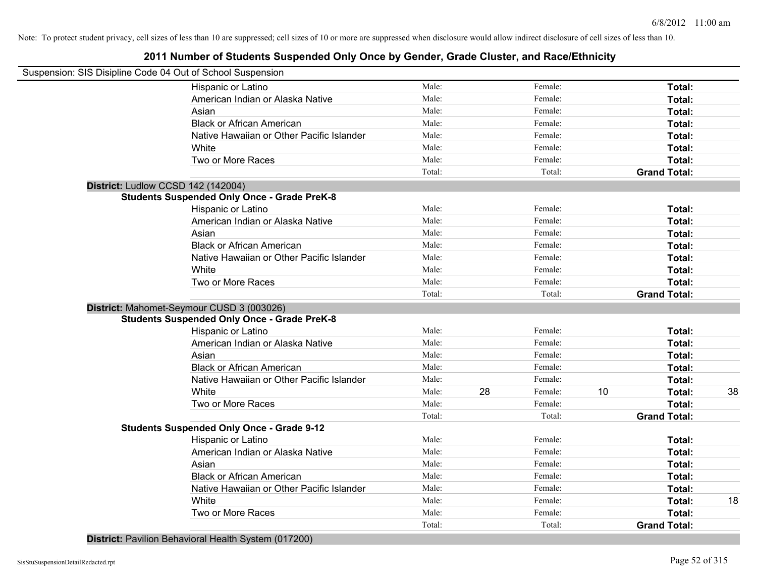Note: To protect student privacy, cell sizes of less than 10 are suppressed; cell sizes of 10 or more are suppressed when disclosure would allow indirect disclosure of cell sizes of less than 10.

# 2011 Number of Students Suspended Only Once by Gender, Grade Cluster, and Race/Ethnicity

Suspension: SIS Disipline Code 04 Out of School Suspension

| | | | | | | |
|---|---|---|---|---|---|---|
| Hispanic or Latino | Male: | | Female: | | **Total:** | |
| American Indian or Alaska Native | Male: | | Female: | | **Total:** | |
| Asian | Male: | | Female: | | **Total:** | |
| Black or African American | Male: | | Female: | | **Total:** | |
| Native Hawaiian or Other Pacific Islander | Male: | | Female: | | **Total:** | |
| White | Male: | | Female: | | **Total:** | |
| Two or More Races | Male: | | Female: | | **Total:** | |
| | Total: | | Total: | | **Grand Total:** | |

**District:** Ludlow CCSD 142 (142004)

**Students Suspended Only Once - Grade PreK-8**

| | | | | | | |
|---|---|---|---|---|---|---|
| Hispanic or Latino | Male: | | Female: | | **Total:** | |
| American Indian or Alaska Native | Male: | | Female: | | **Total:** | |
| Asian | Male: | | Female: | | **Total:** | |
| Black or African American | Male: | | Female: | | **Total:** | |
| Native Hawaiian or Other Pacific Islander | Male: | | Female: | | **Total:** | |
| White | Male: | | Female: | | **Total:** | |
| Two or More Races | Male: | | Female: | | **Total:** | |
| | Total: | | Total: | | **Grand Total:** | |

**District:** Mahomet-Seymour CUSD 3 (003026)

**Students Suspended Only Once - Grade PreK-8**

| | | | | | | |
|---|---|---|---|---|---|---|
| Hispanic or Latino | Male: | | Female: | | **Total:** | |
| American Indian or Alaska Native | Male: | | Female: | | **Total:** | |
| Asian | Male: | | Female: | | **Total:** | |
| Black or African American | Male: | | Female: | | **Total:** | |
| Native Hawaiian or Other Pacific Islander | Male: | | Female: | | **Total:** | |
| White | Male: | 28 | Female: | 10 | **Total:** | 38 |
| Two or More Races | Male: | | Female: | | **Total:** | |
| | Total: | | Total: | | **Grand Total:** | |

**Students Suspended Only Once - Grade 9-12**

| | | | | | | |
|---|---|---|---|---|---|---|
| Hispanic or Latino | Male: | | Female: | | **Total:** | |
| American Indian or Alaska Native | Male: | | Female: | | **Total:** | |
| Asian | Male: | | Female: | | **Total:** | |
| Black or African American | Male: | | Female: | | **Total:** | |
| Native Hawaiian or Other Pacific Islander | Male: | | Female: | | **Total:** | |
| White | Male: | | Female: | | **Total:** | 18 |
| Two or More Races | Male: | | Female: | | **Total:** | |
| | Total: | | Total: | | **Grand Total:** | |

**District:** Pavilion Behavioral Health System (017200)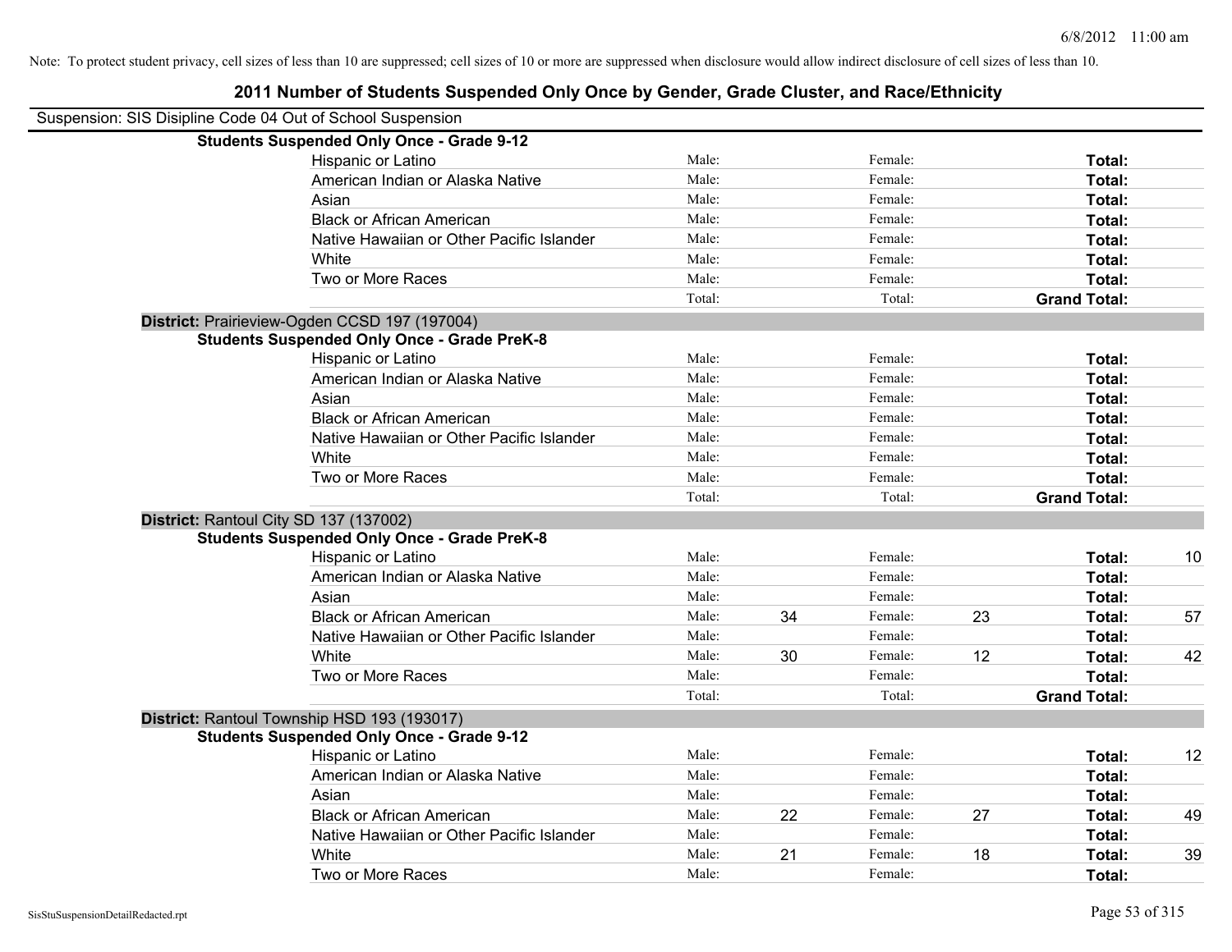Note: To protect student privacy, cell sizes of less than 10 are suppressed; cell sizes of 10 or more are suppressed when disclosure would allow indirect disclosure of cell sizes of less than 10.

# 2011 Number of Students Suspended Only Once by Gender, Grade Cluster, and Race/Ethnicity

Suspension: SIS Disipline Code 04 Out of School Suspension

**Students Suspended Only Once - Grade 9-12**

| | | | | | | |
|---|---|---|---|---|---|---|
| Hispanic or Latino | Male: | | Female: | | **Total:** | |
| American Indian or Alaska Native | Male: | | Female: | | **Total:** | |
| Asian | Male: | | Female: | | **Total:** | |
| Black or African American | Male: | | Female: | | **Total:** | |
| Native Hawaiian or Other Pacific Islander | Male: | | Female: | | **Total:** | |
| White | Male: | | Female: | | **Total:** | |
| Two or More Races | Male: | | Female: | | **Total:** | |
| | Total: | | Total: | | **Grand Total:** | |

**District:** Prairieview-Ogden CCSD 197 (197004)

**Students Suspended Only Once - Grade PreK-8**

| | | | | | | |
|---|---|---|---|---|---|---|
| Hispanic or Latino | Male: | | Female: | | **Total:** | |
| American Indian or Alaska Native | Male: | | Female: | | **Total:** | |
| Asian | Male: | | Female: | | **Total:** | |
| Black or African American | Male: | | Female: | | **Total:** | |
| Native Hawaiian or Other Pacific Islander | Male: | | Female: | | **Total:** | |
| White | Male: | | Female: | | **Total:** | |
| Two or More Races | Male: | | Female: | | **Total:** | |
| | Total: | | Total: | | **Grand Total:** | |

**District:** Rantoul City SD 137 (137002)

**Students Suspended Only Once - Grade PreK-8**

| | | | | | | |
|---|---|---|---|---|---|---|
| Hispanic or Latino | Male: | | Female: | | **Total:** | 10 |
| American Indian or Alaska Native | Male: | | Female: | | **Total:** | |
| Asian | Male: | | Female: | | **Total:** | |
| Black or African American | Male: | 34 | Female: | 23 | **Total:** | 57 |
| Native Hawaiian or Other Pacific Islander | Male: | | Female: | | **Total:** | |
| White | Male: | 30 | Female: | 12 | **Total:** | 42 |
| Two or More Races | Male: | | Female: | | **Total:** | |
| | Total: | | Total: | | **Grand Total:** | |

**District:** Rantoul Township HSD 193 (193017)

**Students Suspended Only Once - Grade 9-12**

| | | | | | | |
|---|---|---|---|---|---|---|
| Hispanic or Latino | Male: | | Female: | | **Total:** | 12 |
| American Indian or Alaska Native | Male: | | Female: | | **Total:** | |
| Asian | Male: | | Female: | | **Total:** | |
| Black or African American | Male: | 22 | Female: | 27 | **Total:** | 49 |
| Native Hawaiian or Other Pacific Islander | Male: | | Female: | | **Total:** | |
| White | Male: | 21 | Female: | 18 | **Total:** | 39 |
| Two or More Races | Male: | | Female: | | **Total:** | |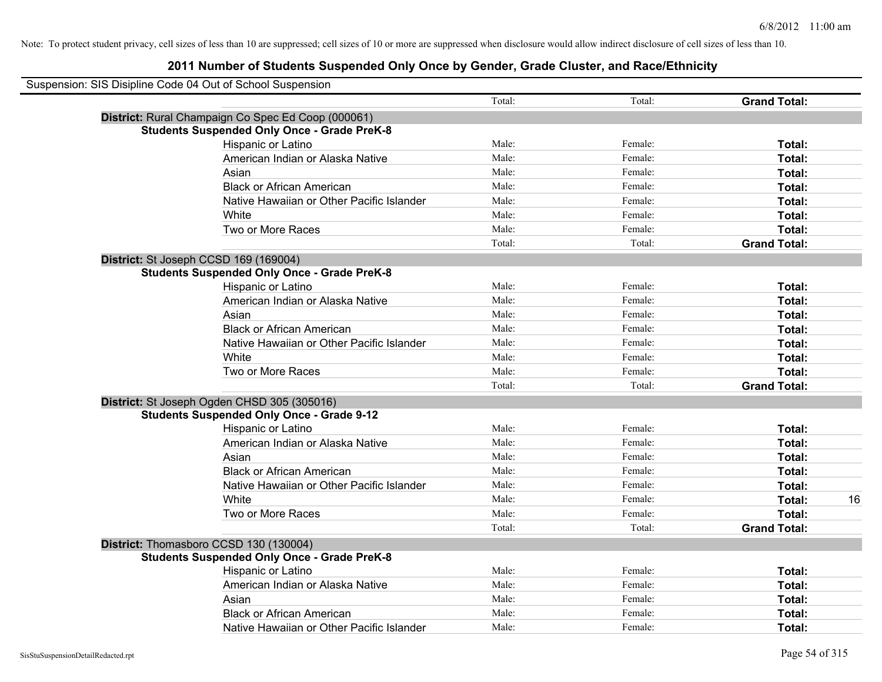Note: To protect student privacy, cell sizes of less than 10 are suppressed; cell sizes of 10 or more are suppressed when disclosure would allow indirect disclosure of cell sizes of less than 10.

# 2011 Number of Students Suspended Only Once by Gender, Grade Cluster, and Race/Ethnicity

Suspension: SIS Disipline Code 04 Out of School Suspension

| | | | | |
|---|---|---|---|---|
| | Total: | Total: | **Grand Total:** | |
| **District:** Rural Champaign Co Spec Ed Coop (000061) | | | | |
| **Students Suspended Only Once - Grade PreK-8** | | | | |
| Hispanic or Latino | Male: | Female: | **Total:** | |
| American Indian or Alaska Native | Male: | Female: | **Total:** | |
| Asian | Male: | Female: | **Total:** | |
| Black or African American | Male: | Female: | **Total:** | |
| Native Hawaiian or Other Pacific Islander | Male: | Female: | **Total:** | |
| White | Male: | Female: | **Total:** | |
| Two or More Races | Male: | Female: | **Total:** | |
| | Total: | Total: | **Grand Total:** | |
| **District:** St Joseph CCSD 169 (169004) | | | | |
| **Students Suspended Only Once - Grade PreK-8** | | | | |
| Hispanic or Latino | Male: | Female: | **Total:** | |
| American Indian or Alaska Native | Male: | Female: | **Total:** | |
| Asian | Male: | Female: | **Total:** | |
| Black or African American | Male: | Female: | **Total:** | |
| Native Hawaiian or Other Pacific Islander | Male: | Female: | **Total:** | |
| White | Male: | Female: | **Total:** | |
| Two or More Races | Male: | Female: | **Total:** | |
| | Total: | Total: | **Grand Total:** | |
| **District:** St Joseph Ogden CHSD 305 (305016) | | | | |
| **Students Suspended Only Once - Grade 9-12** | | | | |
| Hispanic or Latino | Male: | Female: | **Total:** | |
| American Indian or Alaska Native | Male: | Female: | **Total:** | |
| Asian | Male: | Female: | **Total:** | |
| Black or African American | Male: | Female: | **Total:** | |
| Native Hawaiian or Other Pacific Islander | Male: | Female: | **Total:** | |
| White | Male: | Female: | **Total:** | 16 |
| Two or More Races | Male: | Female: | **Total:** | |
| | Total: | Total: | **Grand Total:** | |
| **District:** Thomasboro CCSD 130 (130004) | | | | |
| **Students Suspended Only Once - Grade PreK-8** | | | | |
| Hispanic or Latino | Male: | Female: | **Total:** | |
| American Indian or Alaska Native | Male: | Female: | **Total:** | |
| Asian | Male: | Female: | **Total:** | |
| Black or African American | Male: | Female: | **Total:** | |
| Native Hawaiian or Other Pacific Islander | Male: | Female: | **Total:** | |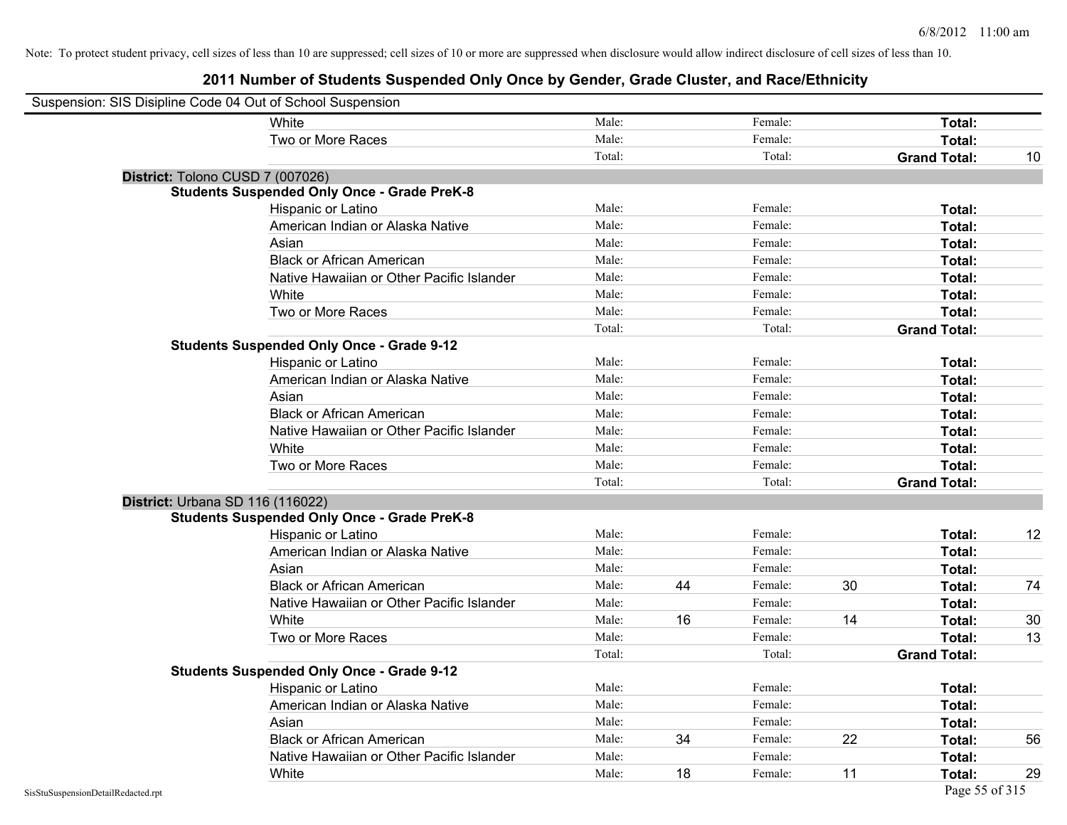Note: To protect student privacy, cell sizes of less than 10 are suppressed; cell sizes of 10 or more are suppressed when disclosure would allow indirect disclosure of cell sizes of less than 10.

## 2011 Number of Students Suspended Only Once by Gender, Grade Cluster, and Race/Ethnicity

Suspension: SIS Disipline Code 04 Out of School Suspension

| | | | | | | | |
|---|---|---|---|---|---|---|---|
| White | Male: | | Female: | | Total: | |
| Two or More Races | Male: | | Female: | | Total: | |
| | Total: | | Total: | | Grand Total: | 10 |

**District:** Tolono CUSD 7 (007026)

**Students Suspended Only Once - Grade PreK-8**

| | | | | | | |
|---|---|---|---|---|---|---|
| Hispanic or Latino | Male: | | Female: | | Total: | |
| American Indian or Alaska Native | Male: | | Female: | | Total: | |
| Asian | Male: | | Female: | | Total: | |
| Black or African American | Male: | | Female: | | Total: | |
| Native Hawaiian or Other Pacific Islander | Male: | | Female: | | Total: | |
| White | Male: | | Female: | | Total: | |
| Two or More Races | Male: | | Female: | | Total: | |
| | Total: | | Total: | | Grand Total: | |

**Students Suspended Only Once - Grade 9-12**

| | | | | | | |
|---|---|---|---|---|---|---|
| Hispanic or Latino | Male: | | Female: | | Total: | |
| American Indian or Alaska Native | Male: | | Female: | | Total: | |
| Asian | Male: | | Female: | | Total: | |
| Black or African American | Male: | | Female: | | Total: | |
| Native Hawaiian or Other Pacific Islander | Male: | | Female: | | Total: | |
| White | Male: | | Female: | | Total: | |
| Two or More Races | Male: | | Female: | | Total: | |
| | Total: | | Total: | | Grand Total: | |

**District:** Urbana SD 116 (116022)

**Students Suspended Only Once - Grade PreK-8**

| | | | | | | |
|---|---|---|---|---|---|---|
| Hispanic or Latino | Male: | | Female: | | Total: | 12 |
| American Indian or Alaska Native | Male: | | Female: | | Total: | |
| Asian | Male: | | Female: | | Total: | |
| Black or African American | Male: | 44 | Female: | 30 | Total: | 74 |
| Native Hawaiian or Other Pacific Islander | Male: | | Female: | | Total: | |
| White | Male: | 16 | Female: | 14 | Total: | 30 |
| Two or More Races | Male: | | Female: | | Total: | 13 |
| | Total: | | Total: | | Grand Total: | |

**Students Suspended Only Once - Grade 9-12**

| | | | | | | |
|---|---|---|---|---|---|---|
| Hispanic or Latino | Male: | | Female: | | Total: | |
| American Indian or Alaska Native | Male: | | Female: | | Total: | |
| Asian | Male: | | Female: | | Total: | |
| Black or African American | Male: | 34 | Female: | 22 | Total: | 56 |
| Native Hawaiian or Other Pacific Islander | Male: | | Female: | | Total: | |
| White | Male: | 18 | Female: | 11 | Total: | 29 |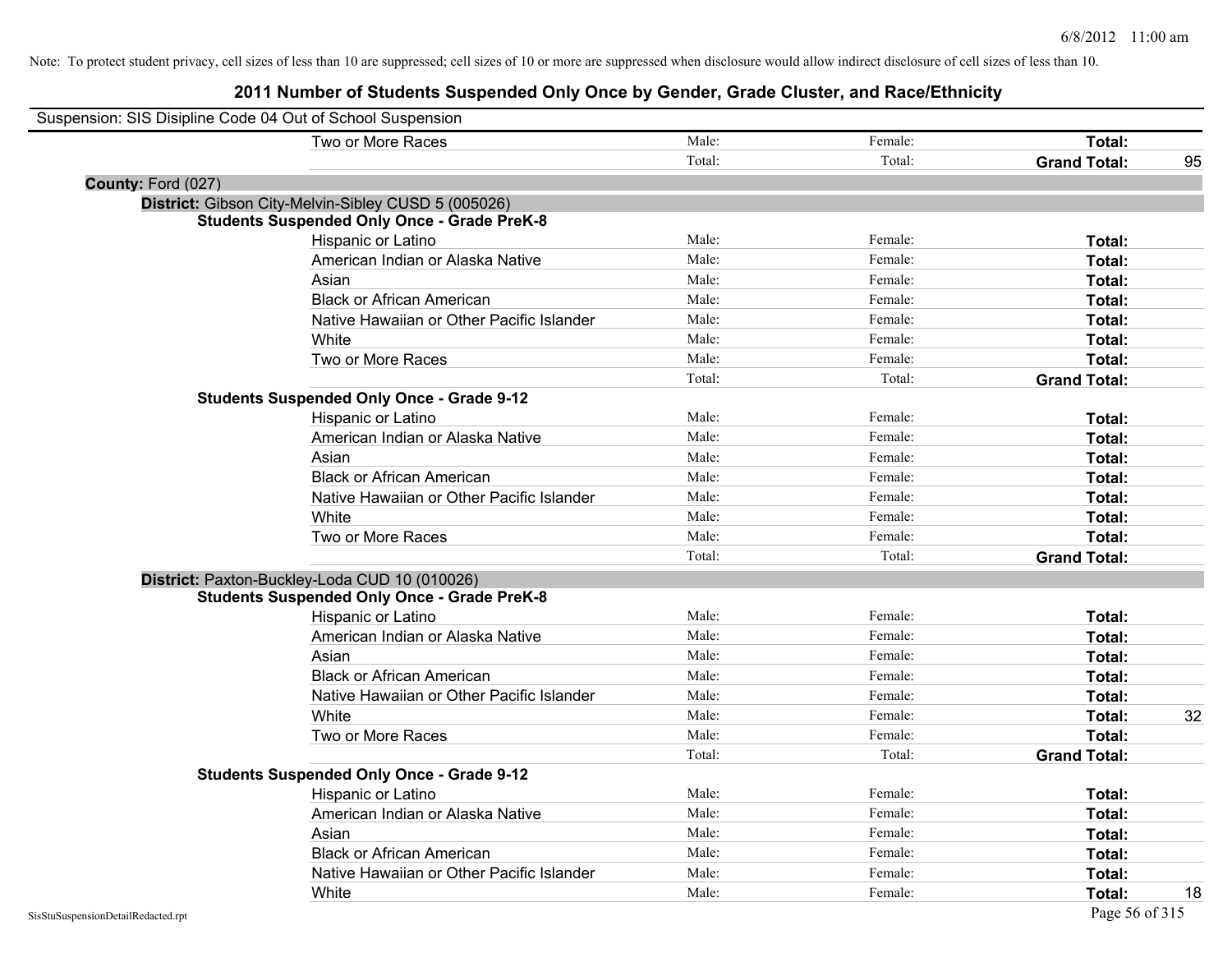Note: To protect student privacy, cell sizes of less than 10 are suppressed; cell sizes of 10 or more are suppressed when disclosure would allow indirect disclosure of cell sizes of less than 10.

# 2011 Number of Students Suspended Only Once by Gender, Grade Cluster, and Race/Ethnicity

Suspension: SIS Disipline Code 04 Out of School Suspension

| | | | | |
|---|---|---|---|---|
| Two or More Races | Male: | Female: | **Total:** | |
| | Total: | Total: | **Grand Total:** | 95 |

**County:** Ford (027)

**District:** Gibson City-Melvin-Sibley CUSD 5 (005026)

**Students Suspended Only Once - Grade PreK-8**

| | | | | |
|---|---|---|---|---|
| Hispanic or Latino | Male: | Female: | **Total:** | |
| American Indian or Alaska Native | Male: | Female: | **Total:** | |
| Asian | Male: | Female: | **Total:** | |
| Black or African American | Male: | Female: | **Total:** | |
| Native Hawaiian or Other Pacific Islander | Male: | Female: | **Total:** | |
| White | Male: | Female: | **Total:** | |
| Two or More Races | Male: | Female: | **Total:** | |
| | Total: | Total: | **Grand Total:** | |

**Students Suspended Only Once - Grade 9-12**

| | | | | |
|---|---|---|---|---|
| Hispanic or Latino | Male: | Female: | **Total:** | |
| American Indian or Alaska Native | Male: | Female: | **Total:** | |
| Asian | Male: | Female: | **Total:** | |
| Black or African American | Male: | Female: | **Total:** | |
| Native Hawaiian or Other Pacific Islander | Male: | Female: | **Total:** | |
| White | Male: | Female: | **Total:** | |
| Two or More Races | Male: | Female: | **Total:** | |
| | Total: | Total: | **Grand Total:** | |

**District:** Paxton-Buckley-Loda CUD 10 (010026)

**Students Suspended Only Once - Grade PreK-8**

| | | | | |
|---|---|---|---|---|
| Hispanic or Latino | Male: | Female: | **Total:** | |
| American Indian or Alaska Native | Male: | Female: | **Total:** | |
| Asian | Male: | Female: | **Total:** | |
| Black or African American | Male: | Female: | **Total:** | |
| Native Hawaiian or Other Pacific Islander | Male: | Female: | **Total:** | |
| White | Male: | Female: | **Total:** | 32 |
| Two or More Races | Male: | Female: | **Total:** | |
| | Total: | Total: | **Grand Total:** | |

**Students Suspended Only Once - Grade 9-12**

| | | | | |
|---|---|---|---|---|
| Hispanic or Latino | Male: | Female: | **Total:** | |
| American Indian or Alaska Native | Male: | Female: | **Total:** | |
| Asian | Male: | Female: | **Total:** | |
| Black or African American | Male: | Female: | **Total:** | |
| Native Hawaiian or Other Pacific Islander | Male: | Female: | **Total:** | |
| White | Male: | Female: | **Total:** | 18 |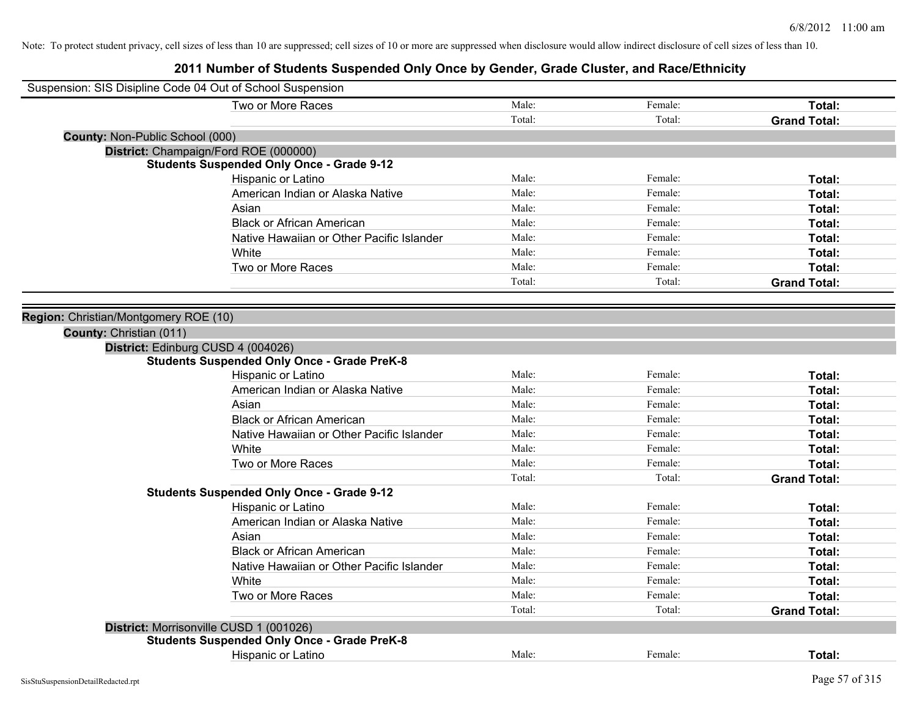Note: To protect student privacy, cell sizes of less than 10 are suppressed; cell sizes of 10 or more are suppressed when disclosure would allow indirect disclosure of cell sizes of less than 10.

# 2011 Number of Students Suspended Only Once by Gender, Grade Cluster, and Race/Ethnicity

Suspension: SIS Disipline Code 04 Out of School Suspension

| | | | |
|---|---|---|---|
| Two or More Races | Male: | Female: | **Total:** |
| | Total: | Total: | **Grand Total:** |

**County:** Non-Public School (000)

**District:** Champaign/Ford ROE (000000)

**Students Suspended Only Once - Grade 9-12**

| | | | |
|---|---|---|---|
| Hispanic or Latino | Male: | Female: | **Total:** |
| American Indian or Alaska Native | Male: | Female: | **Total:** |
| Asian | Male: | Female: | **Total:** |
| Black or African American | Male: | Female: | **Total:** |
| Native Hawaiian or Other Pacific Islander | Male: | Female: | **Total:** |
| White | Male: | Female: | **Total:** |
| Two or More Races | Male: | Female: | **Total:** |
| | Total: | Total: | **Grand Total:** |

**Region:** Christian/Montgomery ROE (10)

**County:** Christian (011)

**District:** Edinburg CUSD 4 (004026)

**Students Suspended Only Once - Grade PreK-8**

| | | | |
|---|---|---|---|
| Hispanic or Latino | Male: | Female: | **Total:** |
| American Indian or Alaska Native | Male: | Female: | **Total:** |
| Asian | Male: | Female: | **Total:** |
| Black or African American | Male: | Female: | **Total:** |
| Native Hawaiian or Other Pacific Islander | Male: | Female: | **Total:** |
| White | Male: | Female: | **Total:** |
| Two or More Races | Male: | Female: | **Total:** |
| | Total: | Total: | **Grand Total:** |

**Students Suspended Only Once - Grade 9-12**

| | | | |
|---|---|---|---|
| Hispanic or Latino | Male: | Female: | **Total:** |
| American Indian or Alaska Native | Male: | Female: | **Total:** |
| Asian | Male: | Female: | **Total:** |
| Black or African American | Male: | Female: | **Total:** |
| Native Hawaiian or Other Pacific Islander | Male: | Female: | **Total:** |
| White | Male: | Female: | **Total:** |
| Two or More Races | Male: | Female: | **Total:** |
| | Total: | Total: | **Grand Total:** |

**District:** Morrisonville CUSD 1 (001026)

**Students Suspended Only Once - Grade PreK-8**

| | | | |
|---|---|---|---|
| Hispanic or Latino | Male: | Female: | **Total:** |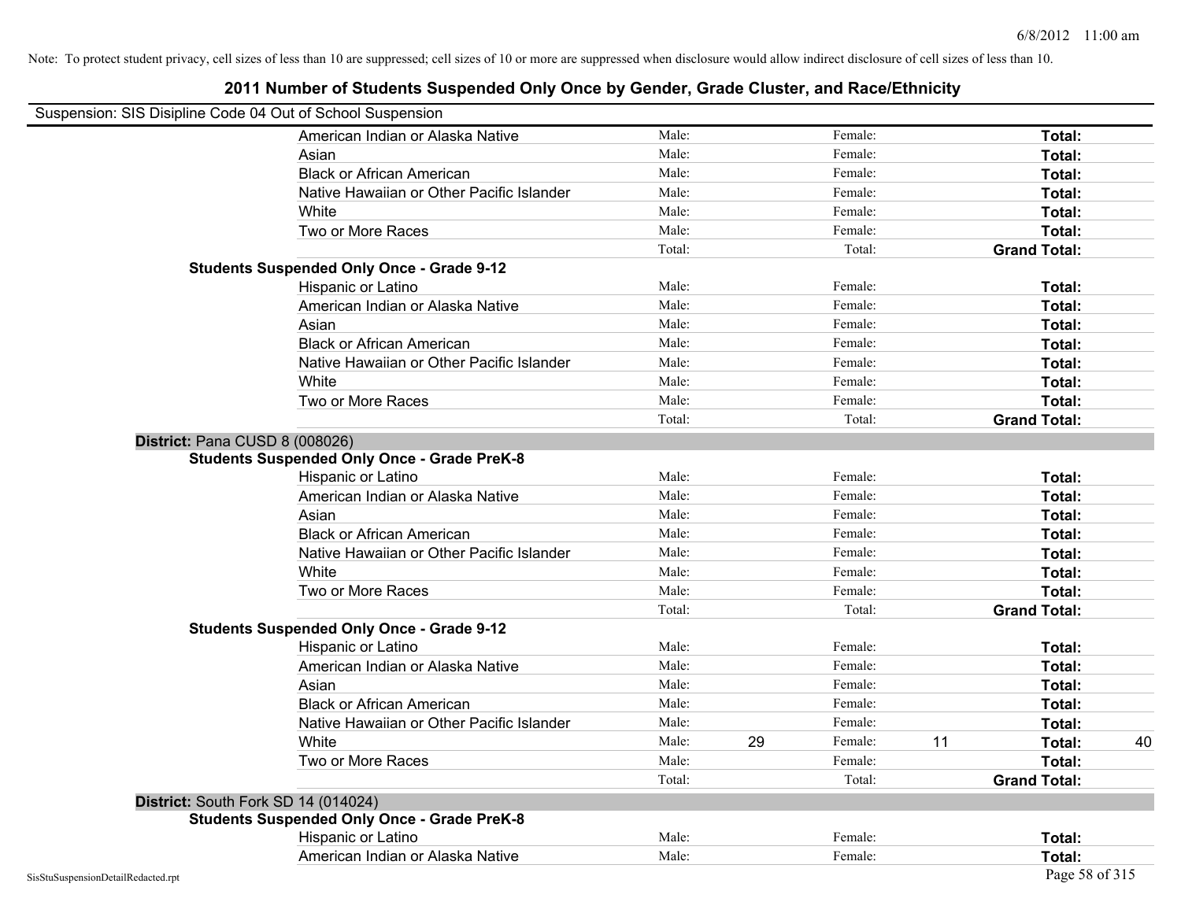Note: To protect student privacy, cell sizes of less than 10 are suppressed; cell sizes of 10 or more are suppressed when disclosure would allow indirect disclosure of cell sizes of less than 10.

## 2011 Number of Students Suspended Only Once by Gender, Grade Cluster, and Race/Ethnicity

Suspension: SIS Disipline Code 04 Out of School Suspension

| | | | | | | |
|---|---|---|---|---|---|---|
| American Indian or Alaska Native | Male: | | Female: | | **Total:** | |
| Asian | Male: | | Female: | | **Total:** | |
| Black or African American | Male: | | Female: | | **Total:** | |
| Native Hawaiian or Other Pacific Islander | Male: | | Female: | | **Total:** | |
| White | Male: | | Female: | | **Total:** | |
| Two or More Races | Male: | | Female: | | **Total:** | |
| | Total: | | Total: | | **Grand Total:** | |

**Students Suspended Only Once - Grade 9-12**

| | | | | | | |
|---|---|---|---|---|---|---|
| Hispanic or Latino | Male: | | Female: | | **Total:** | |
| American Indian or Alaska Native | Male: | | Female: | | **Total:** | |
| Asian | Male: | | Female: | | **Total:** | |
| Black or African American | Male: | | Female: | | **Total:** | |
| Native Hawaiian or Other Pacific Islander | Male: | | Female: | | **Total:** | |
| White | Male: | | Female: | | **Total:** | |
| Two or More Races | Male: | | Female: | | **Total:** | |
| | Total: | | Total: | | **Grand Total:** | |

### District: Pana CUSD 8 (008026)

**Students Suspended Only Once - Grade PreK-8**

| | | | | | | |
|---|---|---|---|---|---|---|
| Hispanic or Latino | Male: | | Female: | | **Total:** | |
| American Indian or Alaska Native | Male: | | Female: | | **Total:** | |
| Asian | Male: | | Female: | | **Total:** | |
| Black or African American | Male: | | Female: | | **Total:** | |
| Native Hawaiian or Other Pacific Islander | Male: | | Female: | | **Total:** | |
| White | Male: | | Female: | | **Total:** | |
| Two or More Races | Male: | | Female: | | **Total:** | |
| | Total: | | Total: | | **Grand Total:** | |

**Students Suspended Only Once - Grade 9-12**

| | | | | | | |
|---|---|---|---|---|---|---|
| Hispanic or Latino | Male: | | Female: | | **Total:** | |
| American Indian or Alaska Native | Male: | | Female: | | **Total:** | |
| Asian | Male: | | Female: | | **Total:** | |
| Black or African American | Male: | | Female: | | **Total:** | |
| Native Hawaiian or Other Pacific Islander | Male: | | Female: | | **Total:** | |
| White | Male: | 29 | Female: | 11 | **Total:** | 40 |
| Two or More Races | Male: | | Female: | | **Total:** | |
| | Total: | | Total: | | **Grand Total:** | |

### District: South Fork SD 14 (014024)

**Students Suspended Only Once - Grade PreK-8**

| | | | | | | |
|---|---|---|---|---|---|---|
| Hispanic or Latino | Male: | | Female: | | **Total:** | |
| American Indian or Alaska Native | Male: | | Female: | | **Total:** | |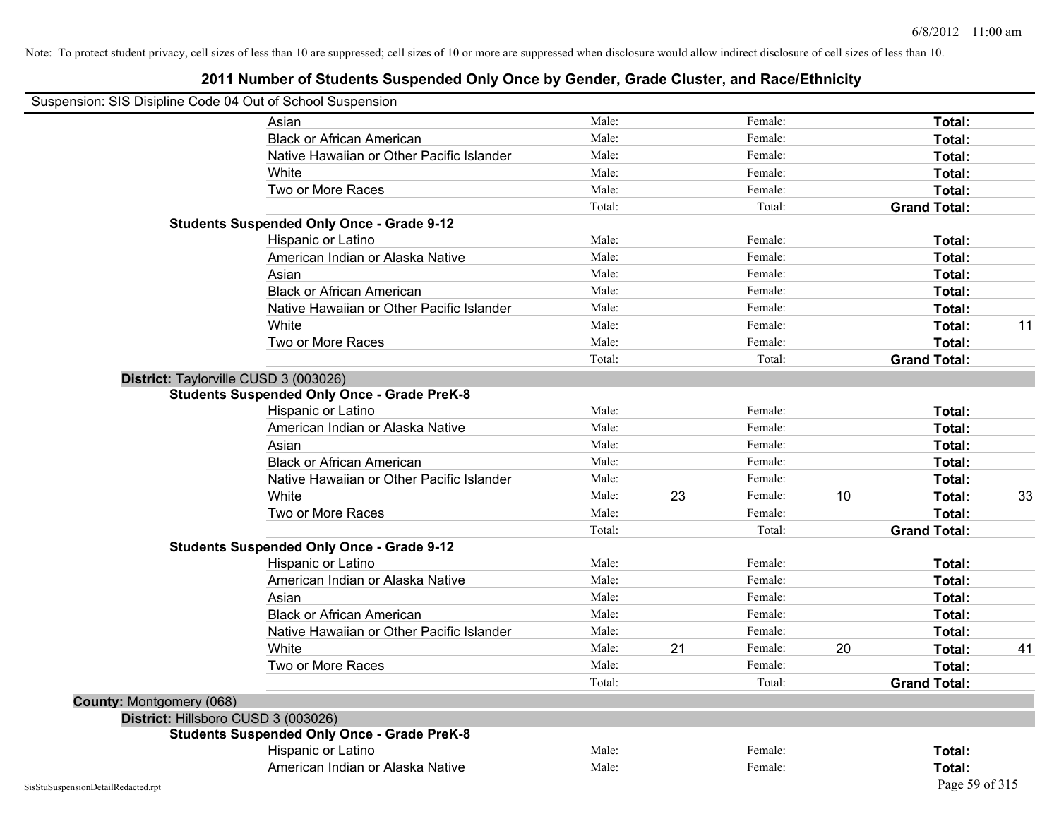Note: To protect student privacy, cell sizes of less than 10 are suppressed; cell sizes of 10 or more are suppressed when disclosure would allow indirect disclosure of cell sizes of less than 10.

# 2011 Number of Students Suspended Only Once by Gender, Grade Cluster, and Race/Ethnicity

Suspension: SIS Disipline Code 04 Out of School Suspension

| | | | | | | |
|---|---|---|---|---|---|---|
| Asian | Male: | | Female: | | **Total:** | |
| Black or African American | Male: | | Female: | | **Total:** | |
| Native Hawaiian or Other Pacific Islander | Male: | | Female: | | **Total:** | |
| White | Male: | | Female: | | **Total:** | |
| Two or More Races | Male: | | Female: | | **Total:** | |
| | Total: | | Total: | | **Grand Total:** | |

**Students Suspended Only Once - Grade 9-12**

| | | | | | | |
|---|---|---|---|---|---|---|
| Hispanic or Latino | Male: | | Female: | | **Total:** | |
| American Indian or Alaska Native | Male: | | Female: | | **Total:** | |
| Asian | Male: | | Female: | | **Total:** | |
| Black or African American | Male: | | Female: | | **Total:** | |
| Native Hawaiian or Other Pacific Islander | Male: | | Female: | | **Total:** | |
| White | Male: | | Female: | | **Total:** | 11 |
| Two or More Races | Male: | | Female: | | **Total:** | |
| | Total: | | Total: | | **Grand Total:** | |

**District:** Taylorville CUSD 3 (003026)

**Students Suspended Only Once - Grade PreK-8**

| | | | | | | |
|---|---|---|---|---|---|---|
| Hispanic or Latino | Male: | | Female: | | **Total:** | |
| American Indian or Alaska Native | Male: | | Female: | | **Total:** | |
| Asian | Male: | | Female: | | **Total:** | |
| Black or African American | Male: | | Female: | | **Total:** | |
| Native Hawaiian or Other Pacific Islander | Male: | | Female: | | **Total:** | |
| White | Male: | 23 | Female: | 10 | **Total:** | 33 |
| Two or More Races | Male: | | Female: | | **Total:** | |
| | Total: | | Total: | | **Grand Total:** | |

**Students Suspended Only Once - Grade 9-12**

| | | | | | | |
|---|---|---|---|---|---|---|
| Hispanic or Latino | Male: | | Female: | | **Total:** | |
| American Indian or Alaska Native | Male: | | Female: | | **Total:** | |
| Asian | Male: | | Female: | | **Total:** | |
| Black or African American | Male: | | Female: | | **Total:** | |
| Native Hawaiian or Other Pacific Islander | Male: | | Female: | | **Total:** | |
| White | Male: | 21 | Female: | 20 | **Total:** | 41 |
| Two or More Races | Male: | | Female: | | **Total:** | |
| | Total: | | Total: | | **Grand Total:** | |

**County:** Montgomery (068)

**District:** Hillsboro CUSD 3 (003026)

**Students Suspended Only Once - Grade PreK-8**

| | | | | | | |
|---|---|---|---|---|---|---|
| Hispanic or Latino | Male: | | Female: | | **Total:** | |
| American Indian or Alaska Native | Male: | | Female: | | **Total:** | |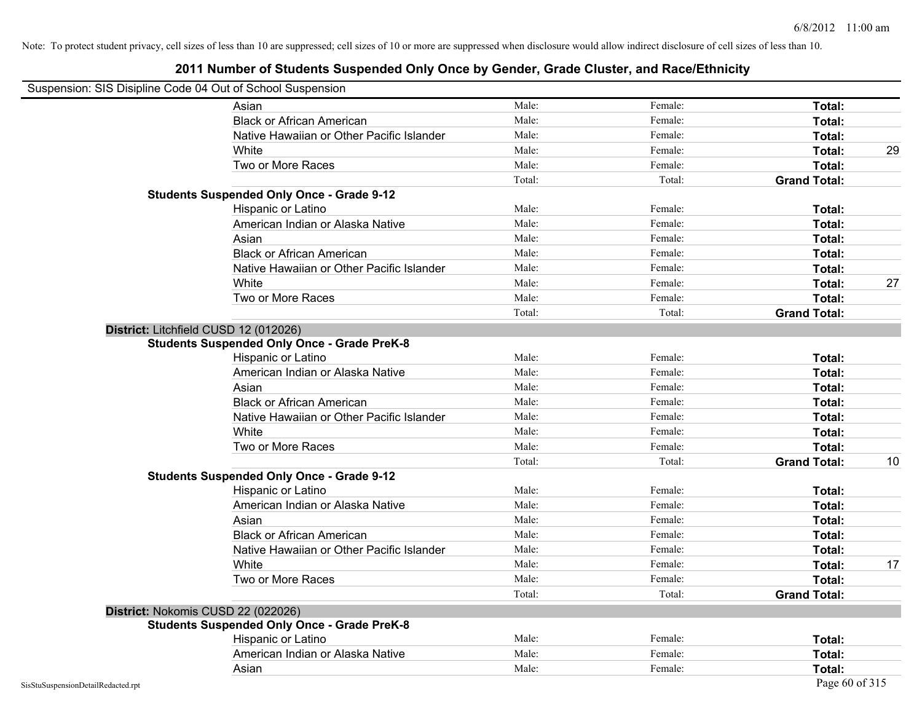Note: To protect student privacy, cell sizes of less than 10 are suppressed; cell sizes of 10 or more are suppressed when disclosure would allow indirect disclosure of cell sizes of less than 10.

# 2011 Number of Students Suspended Only Once by Gender, Grade Cluster, and Race/Ethnicity

Suspension: SIS Disipline Code 04 Out of School Suspension

| | | | | |
|---|---|---|---|---|
| Asian | Male: | Female: | **Total:** | |
| Black or African American | Male: | Female: | **Total:** | |
| Native Hawaiian or Other Pacific Islander | Male: | Female: | **Total:** | |
| White | Male: | Female: | **Total:** | 29 |
| Two or More Races | Male: | Female: | **Total:** | |
| | Total: | Total: | **Grand Total:** | |

**Students Suspended Only Once - Grade 9-12**

| | | | | |
|---|---|---|---|---|
| Hispanic or Latino | Male: | Female: | **Total:** | |
| American Indian or Alaska Native | Male: | Female: | **Total:** | |
| Asian | Male: | Female: | **Total:** | |
| Black or African American | Male: | Female: | **Total:** | |
| Native Hawaiian or Other Pacific Islander | Male: | Female: | **Total:** | |
| White | Male: | Female: | **Total:** | 27 |
| Two or More Races | Male: | Female: | **Total:** | |
| | Total: | Total: | **Grand Total:** | |

**District:** Litchfield CUSD 12 (012026)

**Students Suspended Only Once - Grade PreK-8**

| | | | | |
|---|---|---|---|---|
| Hispanic or Latino | Male: | Female: | **Total:** | |
| American Indian or Alaska Native | Male: | Female: | **Total:** | |
| Asian | Male: | Female: | **Total:** | |
| Black or African American | Male: | Female: | **Total:** | |
| Native Hawaiian or Other Pacific Islander | Male: | Female: | **Total:** | |
| White | Male: | Female: | **Total:** | |
| Two or More Races | Male: | Female: | **Total:** | |
| | Total: | Total: | **Grand Total:** | 10 |

**Students Suspended Only Once - Grade 9-12**

| | | | | |
|---|---|---|---|---|
| Hispanic or Latino | Male: | Female: | **Total:** | |
| American Indian or Alaska Native | Male: | Female: | **Total:** | |
| Asian | Male: | Female: | **Total:** | |
| Black or African American | Male: | Female: | **Total:** | |
| Native Hawaiian or Other Pacific Islander | Male: | Female: | **Total:** | |
| White | Male: | Female: | **Total:** | 17 |
| Two or More Races | Male: | Female: | **Total:** | |
| | Total: | Total: | **Grand Total:** | |

**District:** Nokomis CUSD 22 (022026)

**Students Suspended Only Once - Grade PreK-8**

| | | | | |
|---|---|---|---|---|
| Hispanic or Latino | Male: | Female: | **Total:** | |
| American Indian or Alaska Native | Male: | Female: | **Total:** | |
| Asian | Male: | Female: | **Total:** | |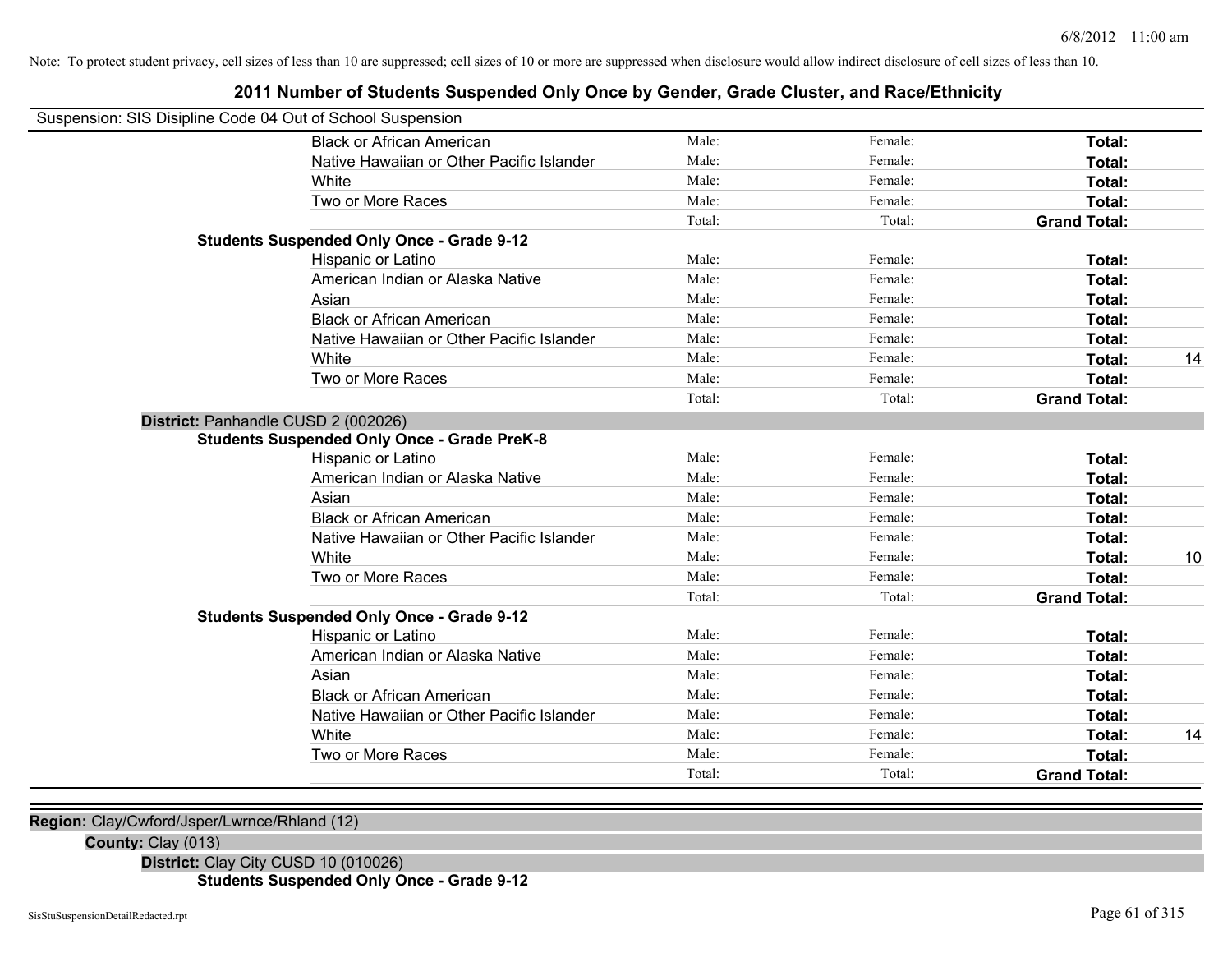Note: To protect student privacy, cell sizes of less than 10 are suppressed; cell sizes of 10 or more are suppressed when disclosure would allow indirect disclosure of cell sizes of less than 10.

## 2011 Number of Students Suspended Only Once by Gender, Grade Cluster, and Race/Ethnicity

Suspension: SIS Disipline Code 04 Out of School Suspension

| | | | | |
|---|---|---|---|---|
| Black or African American | Male: | Female: | **Total:** | |
| Native Hawaiian or Other Pacific Islander | Male: | Female: | **Total:** | |
| White | Male: | Female: | **Total:** | |
| Two or More Races | Male: | Female: | **Total:** | |
| | Total: | Total: | **Grand Total:** | |

**Students Suspended Only Once - Grade 9-12**

| | | | | |
|---|---|---|---|---|
| Hispanic or Latino | Male: | Female: | **Total:** | |
| American Indian or Alaska Native | Male: | Female: | **Total:** | |
| Asian | Male: | Female: | **Total:** | |
| Black or African American | Male: | Female: | **Total:** | |
| Native Hawaiian or Other Pacific Islander | Male: | Female: | **Total:** | |
| White | Male: | Female: | **Total:** | 14 |
| Two or More Races | Male: | Female: | **Total:** | |
| | Total: | Total: | **Grand Total:** | |

**District:** Panhandle CUSD 2 (002026)

**Students Suspended Only Once - Grade PreK-8**

| | | | | |
|---|---|---|---|---|
| Hispanic or Latino | Male: | Female: | **Total:** | |
| American Indian or Alaska Native | Male: | Female: | **Total:** | |
| Asian | Male: | Female: | **Total:** | |
| Black or African American | Male: | Female: | **Total:** | |
| Native Hawaiian or Other Pacific Islander | Male: | Female: | **Total:** | |
| White | Male: | Female: | **Total:** | 10 |
| Two or More Races | Male: | Female: | **Total:** | |
| | Total: | Total: | **Grand Total:** | |

**Students Suspended Only Once - Grade 9-12**

| | | | | |
|---|---|---|---|---|
| Hispanic or Latino | Male: | Female: | **Total:** | |
| American Indian or Alaska Native | Male: | Female: | **Total:** | |
| Asian | Male: | Female: | **Total:** | |
| Black or African American | Male: | Female: | **Total:** | |
| Native Hawaiian or Other Pacific Islander | Male: | Female: | **Total:** | |
| White | Male: | Female: | **Total:** | 14 |
| Two or More Races | Male: | Female: | **Total:** | |
| | Total: | Total: | **Grand Total:** | |

**Region:** Clay/Cwford/Jsper/Lwrnce/Rhland (12)

**County:** Clay (013)

**District:** Clay City CUSD 10 (010026)

**Students Suspended Only Once - Grade 9-12**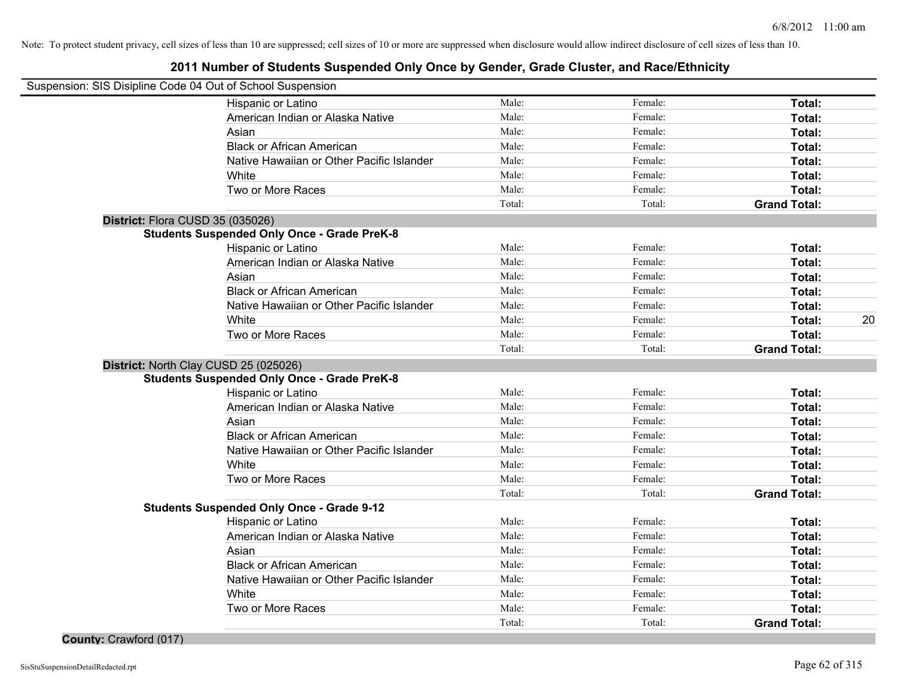Note: To protect student privacy, cell sizes of less than 10 are suppressed; cell sizes of 10 or more are suppressed when disclosure would allow indirect disclosure of cell sizes of less than 10.

# 2011 Number of Students Suspended Only Once by Gender, Grade Cluster, and Race/Ethnicity

Suspension: SIS Disipline Code 04 Out of School Suspension

| | Male | Female | Total |
|---|---|---|---|
| Hispanic or Latino | Male: | Female: | **Total:** |
| American Indian or Alaska Native | Male: | Female: | **Total:** |
| Asian | Male: | Female: | **Total:** |
| Black or African American | Male: | Female: | **Total:** |
| Native Hawaiian or Other Pacific Islander | Male: | Female: | **Total:** |
| White | Male: | Female: | **Total:** |
| Two or More Races | Male: | Female: | **Total:** |
| | Total: | Total: | **Grand Total:** |

**District:** Flora CUSD 35 (035026)

**Students Suspended Only Once - Grade PreK-8**

| | Male | Female | Total |
|---|---|---|---|
| Hispanic or Latino | Male: | Female: | **Total:** |
| American Indian or Alaska Native | Male: | Female: | **Total:** |
| Asian | Male: | Female: | **Total:** |
| Black or African American | Male: | Female: | **Total:** |
| Native Hawaiian or Other Pacific Islander | Male: | Female: | **Total:** |
| White | Male: | Female: | **Total:** 20 |
| Two or More Races | Male: | Female: | **Total:** |
| | Total: | Total: | **Grand Total:** |

**District:** North Clay CUSD 25 (025026)

**Students Suspended Only Once - Grade PreK-8**

| | Male | Female | Total |
|---|---|---|---|
| Hispanic or Latino | Male: | Female: | **Total:** |
| American Indian or Alaska Native | Male: | Female: | **Total:** |
| Asian | Male: | Female: | **Total:** |
| Black or African American | Male: | Female: | **Total:** |
| Native Hawaiian or Other Pacific Islander | Male: | Female: | **Total:** |
| White | Male: | Female: | **Total:** |
| Two or More Races | Male: | Female: | **Total:** |
| | Total: | Total: | **Grand Total:** |

**Students Suspended Only Once - Grade 9-12**

| | Male | Female | Total |
|---|---|---|---|
| Hispanic or Latino | Male: | Female: | **Total:** |
| American Indian or Alaska Native | Male: | Female: | **Total:** |
| Asian | Male: | Female: | **Total:** |
| Black or African American | Male: | Female: | **Total:** |
| Native Hawaiian or Other Pacific Islander | Male: | Female: | **Total:** |
| White | Male: | Female: | **Total:** |
| Two or More Races | Male: | Female: | **Total:** |
| | Total: | Total: | **Grand Total:** |

**County:** Crawford (017)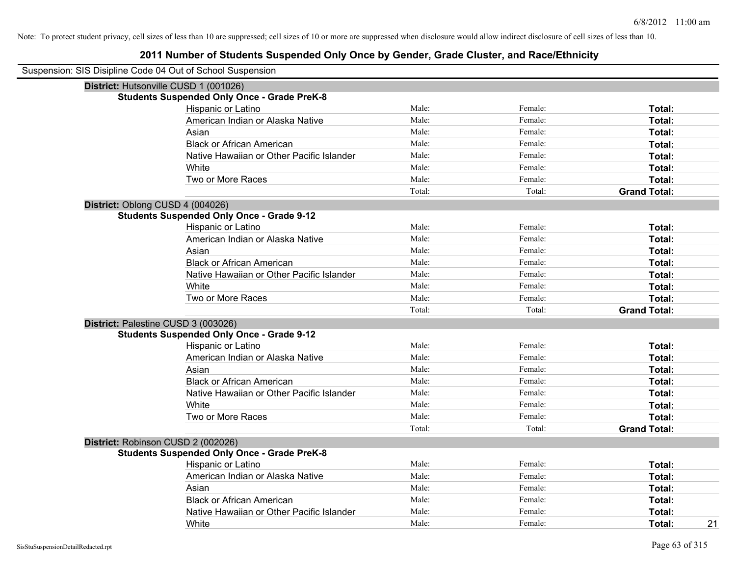Note: To protect student privacy, cell sizes of less than 10 are suppressed; cell sizes of 10 or more are suppressed when disclosure would allow indirect disclosure of cell sizes of less than 10.

# 2011 Number of Students Suspended Only Once by Gender, Grade Cluster, and Race/Ethnicity

Suspension: SIS Disipline Code 04 Out of School Suspension

**District:** Hutsonville CUSD 1 (001026)

**Students Suspended Only Once - Grade PreK-8**

| | | | | |
|---|---|---|---|---|
| Hispanic or Latino | Male: | Female: | **Total:** | |
| American Indian or Alaska Native | Male: | Female: | **Total:** | |
| Asian | Male: | Female: | **Total:** | |
| Black or African American | Male: | Female: | **Total:** | |
| Native Hawaiian or Other Pacific Islander | Male: | Female: | **Total:** | |
| White | Male: | Female: | **Total:** | |
| Two or More Races | Male: | Female: | **Total:** | |
| | Total: | Total: | **Grand Total:** | |

**District:** Oblong CUSD 4 (004026)

**Students Suspended Only Once - Grade 9-12**

| | | | | |
|---|---|---|---|---|
| Hispanic or Latino | Male: | Female: | **Total:** | |
| American Indian or Alaska Native | Male: | Female: | **Total:** | |
| Asian | Male: | Female: | **Total:** | |
| Black or African American | Male: | Female: | **Total:** | |
| Native Hawaiian or Other Pacific Islander | Male: | Female: | **Total:** | |
| White | Male: | Female: | **Total:** | |
| Two or More Races | Male: | Female: | **Total:** | |
| | Total: | Total: | **Grand Total:** | |

**District:** Palestine CUSD 3 (003026)

**Students Suspended Only Once - Grade 9-12**

| | | | | |
|---|---|---|---|---|
| Hispanic or Latino | Male: | Female: | **Total:** | |
| American Indian or Alaska Native | Male: | Female: | **Total:** | |
| Asian | Male: | Female: | **Total:** | |
| Black or African American | Male: | Female: | **Total:** | |
| Native Hawaiian or Other Pacific Islander | Male: | Female: | **Total:** | |
| White | Male: | Female: | **Total:** | |
| Two or More Races | Male: | Female: | **Total:** | |
| | Total: | Total: | **Grand Total:** | |

**District:** Robinson CUSD 2 (002026)

**Students Suspended Only Once - Grade PreK-8**

| | | | | |
|---|---|---|---|---|
| Hispanic or Latino | Male: | Female: | **Total:** | |
| American Indian or Alaska Native | Male: | Female: | **Total:** | |
| Asian | Male: | Female: | **Total:** | |
| Black or African American | Male: | Female: | **Total:** | |
| Native Hawaiian or Other Pacific Islander | Male: | Female: | **Total:** | |
| White | Male: | Female: | **Total:** | 21 |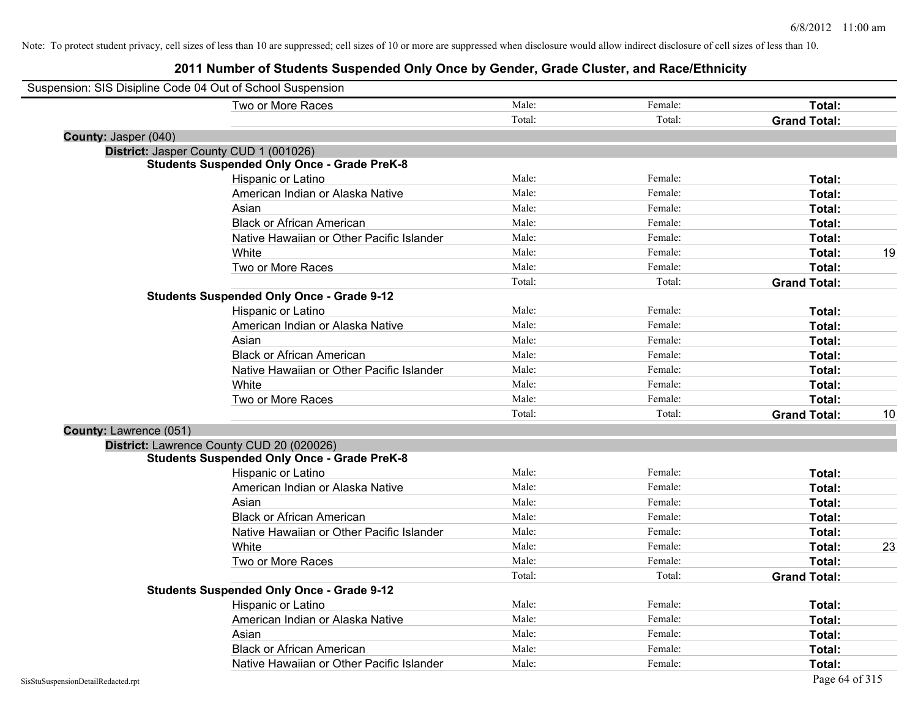Note: To protect student privacy, cell sizes of less than 10 are suppressed; cell sizes of 10 or more are suppressed when disclosure would allow indirect disclosure of cell sizes of less than 10.

# 2011 Number of Students Suspended Only Once by Gender, Grade Cluster, and Race/Ethnicity

Suspension: SIS Disipline Code 04 Out of School Suspension

| | | | | |
|---|---|---|---|---|
| Two or More Races | Male: | Female: | **Total:** | |
| | Total: | Total: | **Grand Total:** | |

**County:** Jasper (040)

**District:** Jasper County CUD 1 (001026)

**Students Suspended Only Once - Grade PreK-8**

| | | | | |
|---|---|---|---|---|
| Hispanic or Latino | Male: | Female: | **Total:** | |
| American Indian or Alaska Native | Male: | Female: | **Total:** | |
| Asian | Male: | Female: | **Total:** | |
| Black or African American | Male: | Female: | **Total:** | |
| Native Hawaiian or Other Pacific Islander | Male: | Female: | **Total:** | |
| White | Male: | Female: | **Total:** | 19 |
| Two or More Races | Male: | Female: | **Total:** | |
| | Total: | Total: | **Grand Total:** | |

**Students Suspended Only Once - Grade 9-12**

| | | | | |
|---|---|---|---|---|
| Hispanic or Latino | Male: | Female: | **Total:** | |
| American Indian or Alaska Native | Male: | Female: | **Total:** | |
| Asian | Male: | Female: | **Total:** | |
| Black or African American | Male: | Female: | **Total:** | |
| Native Hawaiian or Other Pacific Islander | Male: | Female: | **Total:** | |
| White | Male: | Female: | **Total:** | |
| Two or More Races | Male: | Female: | **Total:** | |
| | Total: | Total: | **Grand Total:** | 10 |

**County:** Lawrence (051)

**District:** Lawrence County CUD 20 (020026)

**Students Suspended Only Once - Grade PreK-8**

| | | | | |
|---|---|---|---|---|
| Hispanic or Latino | Male: | Female: | **Total:** | |
| American Indian or Alaska Native | Male: | Female: | **Total:** | |
| Asian | Male: | Female: | **Total:** | |
| Black or African American | Male: | Female: | **Total:** | |
| Native Hawaiian or Other Pacific Islander | Male: | Female: | **Total:** | |
| White | Male: | Female: | **Total:** | 23 |
| Two or More Races | Male: | Female: | **Total:** | |
| | Total: | Total: | **Grand Total:** | |

**Students Suspended Only Once - Grade 9-12**

| | | | | |
|---|---|---|---|---|
| Hispanic or Latino | Male: | Female: | **Total:** | |
| American Indian or Alaska Native | Male: | Female: | **Total:** | |
| Asian | Male: | Female: | **Total:** | |
| Black or African American | Male: | Female: | **Total:** | |
| Native Hawaiian or Other Pacific Islander | Male: | Female: | **Total:** | |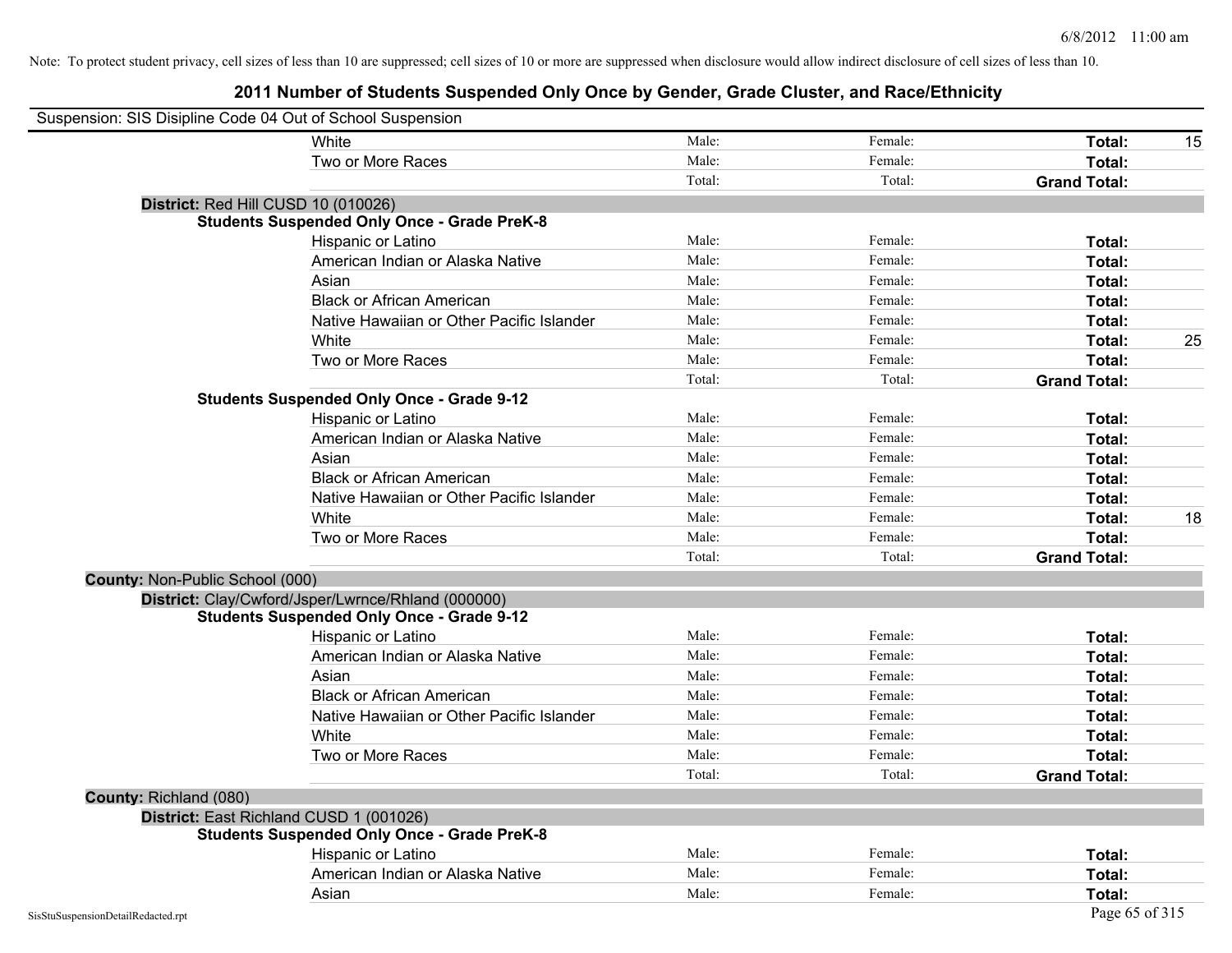Note: To protect student privacy, cell sizes of less than 10 are suppressed; cell sizes of 10 or more are suppressed when disclosure would allow indirect disclosure of cell sizes of less than 10.

# 2011 Number of Students Suspended Only Once by Gender, Grade Cluster, and Race/Ethnicity

Suspension: SIS Disipline Code 04 Out of School Suspension

| | Male | Female | Total | |
|---|---|---|---|---|
| White | Male: | Female: | **Total:** | 15 |
| Two or More Races | Male: | Female: | **Total:** | |
| | Total: | Total: | **Grand Total:** | |

**District:** Red Hill CUSD 10 (010026)

**Students Suspended Only Once - Grade PreK-8**

| | Male | Female | Total | |
|---|---|---|---|---|
| Hispanic or Latino | Male: | Female: | **Total:** | |
| American Indian or Alaska Native | Male: | Female: | **Total:** | |
| Asian | Male: | Female: | **Total:** | |
| Black or African American | Male: | Female: | **Total:** | |
| Native Hawaiian or Other Pacific Islander | Male: | Female: | **Total:** | |
| White | Male: | Female: | **Total:** | 25 |
| Two or More Races | Male: | Female: | **Total:** | |
| | Total: | Total: | **Grand Total:** | |

**Students Suspended Only Once - Grade 9-12**

| | Male | Female | Total | |
|---|---|---|---|---|
| Hispanic or Latino | Male: | Female: | **Total:** | |
| American Indian or Alaska Native | Male: | Female: | **Total:** | |
| Asian | Male: | Female: | **Total:** | |
| Black or African American | Male: | Female: | **Total:** | |
| Native Hawaiian or Other Pacific Islander | Male: | Female: | **Total:** | |
| White | Male: | Female: | **Total:** | 18 |
| Two or More Races | Male: | Female: | **Total:** | |
| | Total: | Total: | **Grand Total:** | |

**County:** Non-Public School (000)

**District:** Clay/Cwford/Jsper/Lwrnce/Rhland (000000)

**Students Suspended Only Once - Grade 9-12**

| | Male | Female | Total | |
|---|---|---|---|---|
| Hispanic or Latino | Male: | Female: | **Total:** | |
| American Indian or Alaska Native | Male: | Female: | **Total:** | |
| Asian | Male: | Female: | **Total:** | |
| Black or African American | Male: | Female: | **Total:** | |
| Native Hawaiian or Other Pacific Islander | Male: | Female: | **Total:** | |
| White | Male: | Female: | **Total:** | |
| Two or More Races | Male: | Female: | **Total:** | |
| | Total: | Total: | **Grand Total:** | |

**County:** Richland (080)

**District:** East Richland CUSD 1 (001026)

**Students Suspended Only Once - Grade PreK-8**

| | Male | Female | Total | |
|---|---|---|---|---|
| Hispanic or Latino | Male: | Female: | **Total:** | |
| American Indian or Alaska Native | Male: | Female: | **Total:** | |
| Asian | Male: | Female: | **Total:** | |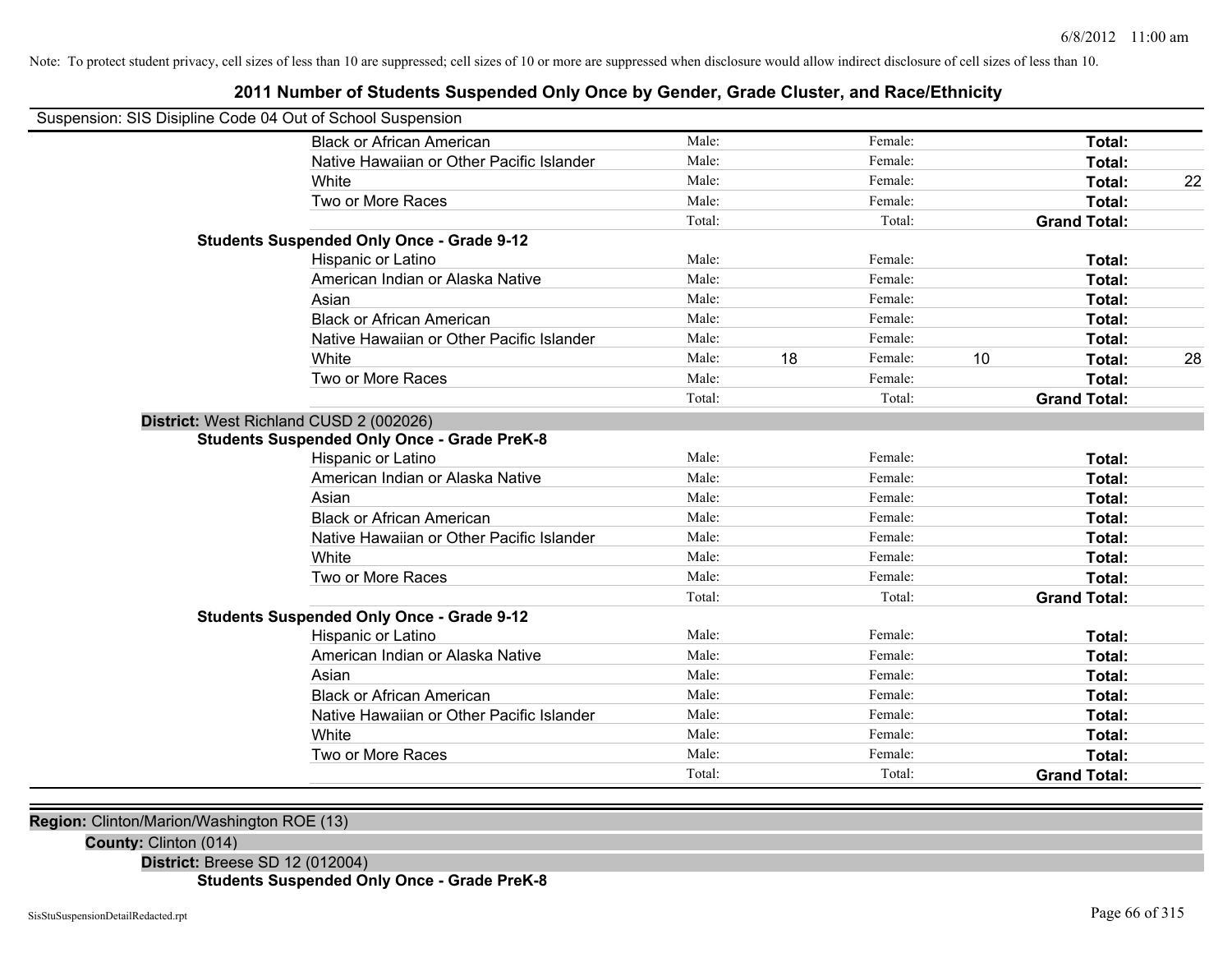Note: To protect student privacy, cell sizes of less than 10 are suppressed; cell sizes of 10 or more are suppressed when disclosure would allow indirect disclosure of cell sizes of less than 10.

# 2011 Number of Students Suspended Only Once by Gender, Grade Cluster, and Race/Ethnicity

Suspension: SIS Disipline Code 04 Out of School Suspension

| | | | | | | |
|---|---|---|---|---|---|---|
| Black or African American | Male: | | Female: | | **Total:** | |
| Native Hawaiian or Other Pacific Islander | Male: | | Female: | | **Total:** | |
| White | Male: | | Female: | | **Total:** | 22 |
| Two or More Races | Male: | | Female: | | **Total:** | |
| | Total: | | Total: | | **Grand Total:** | |

**Students Suspended Only Once - Grade 9-12**

| | | | | | | |
|---|---|---|---|---|---|---|
| Hispanic or Latino | Male: | | Female: | | **Total:** | |
| American Indian or Alaska Native | Male: | | Female: | | **Total:** | |
| Asian | Male: | | Female: | | **Total:** | |
| Black or African American | Male: | | Female: | | **Total:** | |
| Native Hawaiian or Other Pacific Islander | Male: | | Female: | | **Total:** | |
| White | Male: | 18 | Female: | 10 | **Total:** | 28 |
| Two or More Races | Male: | | Female: | | **Total:** | |
| | Total: | | Total: | | **Grand Total:** | |

**District:** West Richland CUSD 2 (002026)

**Students Suspended Only Once - Grade PreK-8**

| | | | | | | |
|---|---|---|---|---|---|---|
| Hispanic or Latino | Male: | | Female: | | **Total:** | |
| American Indian or Alaska Native | Male: | | Female: | | **Total:** | |
| Asian | Male: | | Female: | | **Total:** | |
| Black or African American | Male: | | Female: | | **Total:** | |
| Native Hawaiian or Other Pacific Islander | Male: | | Female: | | **Total:** | |
| White | Male: | | Female: | | **Total:** | |
| Two or More Races | Male: | | Female: | | **Total:** | |
| | Total: | | Total: | | **Grand Total:** | |

**Students Suspended Only Once - Grade 9-12**

| | | | | | | |
|---|---|---|---|---|---|---|
| Hispanic or Latino | Male: | | Female: | | **Total:** | |
| American Indian or Alaska Native | Male: | | Female: | | **Total:** | |
| Asian | Male: | | Female: | | **Total:** | |
| Black or African American | Male: | | Female: | | **Total:** | |
| Native Hawaiian or Other Pacific Islander | Male: | | Female: | | **Total:** | |
| White | Male: | | Female: | | **Total:** | |
| Two or More Races | Male: | | Female: | | **Total:** | |
| | Total: | | Total: | | **Grand Total:** | |

**Region:** Clinton/Marion/Washington ROE (13)

**County:** Clinton (014)

**District:** Breese SD 12 (012004)

**Students Suspended Only Once - Grade PreK-8**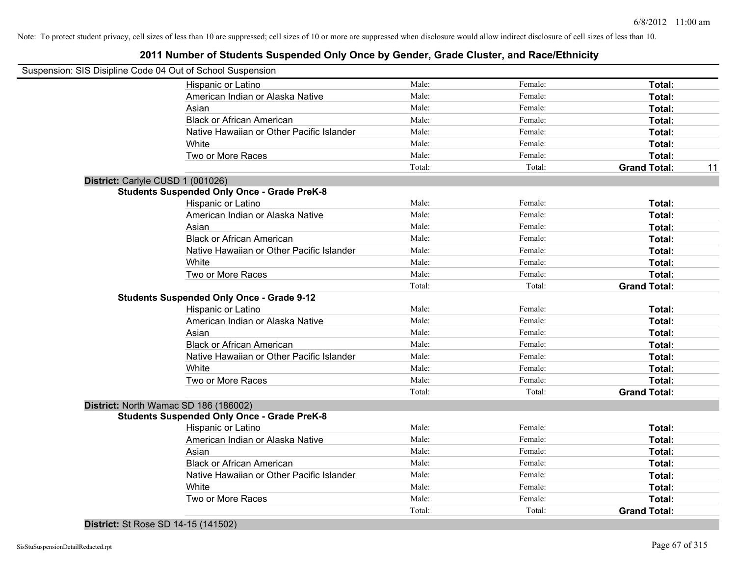Note: To protect student privacy, cell sizes of less than 10 are suppressed; cell sizes of 10 or more are suppressed when disclosure would allow indirect disclosure of cell sizes of less than 10.

# 2011 Number of Students Suspended Only Once by Gender, Grade Cluster, and Race/Ethnicity

Suspension: SIS Disipline Code 04 Out of School Suspension

| | Male: | Female: | Total: | |
|---|---|---|---|---|
| Hispanic or Latino | Male: | Female: | **Total:** | |
| American Indian or Alaska Native | Male: | Female: | **Total:** | |
| Asian | Male: | Female: | **Total:** | |
| Black or African American | Male: | Female: | **Total:** | |
| Native Hawaiian or Other Pacific Islander | Male: | Female: | **Total:** | |
| White | Male: | Female: | **Total:** | |
| Two or More Races | Male: | Female: | **Total:** | |
| | Total: | Total: | **Grand Total:** | 11 |

**District:** Carlyle CUSD 1 (001026)

**Students Suspended Only Once - Grade PreK-8**

| | | | | |
|---|---|---|---|---|
| Hispanic or Latino | Male: | Female: | **Total:** | |
| American Indian or Alaska Native | Male: | Female: | **Total:** | |
| Asian | Male: | Female: | **Total:** | |
| Black or African American | Male: | Female: | **Total:** | |
| Native Hawaiian or Other Pacific Islander | Male: | Female: | **Total:** | |
| White | Male: | Female: | **Total:** | |
| Two or More Races | Male: | Female: | **Total:** | |
| | Total: | Total: | **Grand Total:** | |

**Students Suspended Only Once - Grade 9-12**

| | | | | |
|---|---|---|---|---|
| Hispanic or Latino | Male: | Female: | **Total:** | |
| American Indian or Alaska Native | Male: | Female: | **Total:** | |
| Asian | Male: | Female: | **Total:** | |
| Black or African American | Male: | Female: | **Total:** | |
| Native Hawaiian or Other Pacific Islander | Male: | Female: | **Total:** | |
| White | Male: | Female: | **Total:** | |
| Two or More Races | Male: | Female: | **Total:** | |
| | Total: | Total: | **Grand Total:** | |

**District:** North Wamac SD 186 (186002)

**Students Suspended Only Once - Grade PreK-8**

| | | | | |
|---|---|---|---|---|
| Hispanic or Latino | Male: | Female: | **Total:** | |
| American Indian or Alaska Native | Male: | Female: | **Total:** | |
| Asian | Male: | Female: | **Total:** | |
| Black or African American | Male: | Female: | **Total:** | |
| Native Hawaiian or Other Pacific Islander | Male: | Female: | **Total:** | |
| White | Male: | Female: | **Total:** | |
| Two or More Races | Male: | Female: | **Total:** | |
| | Total: | Total: | **Grand Total:** | |

**District:** St Rose SD 14-15 (141502)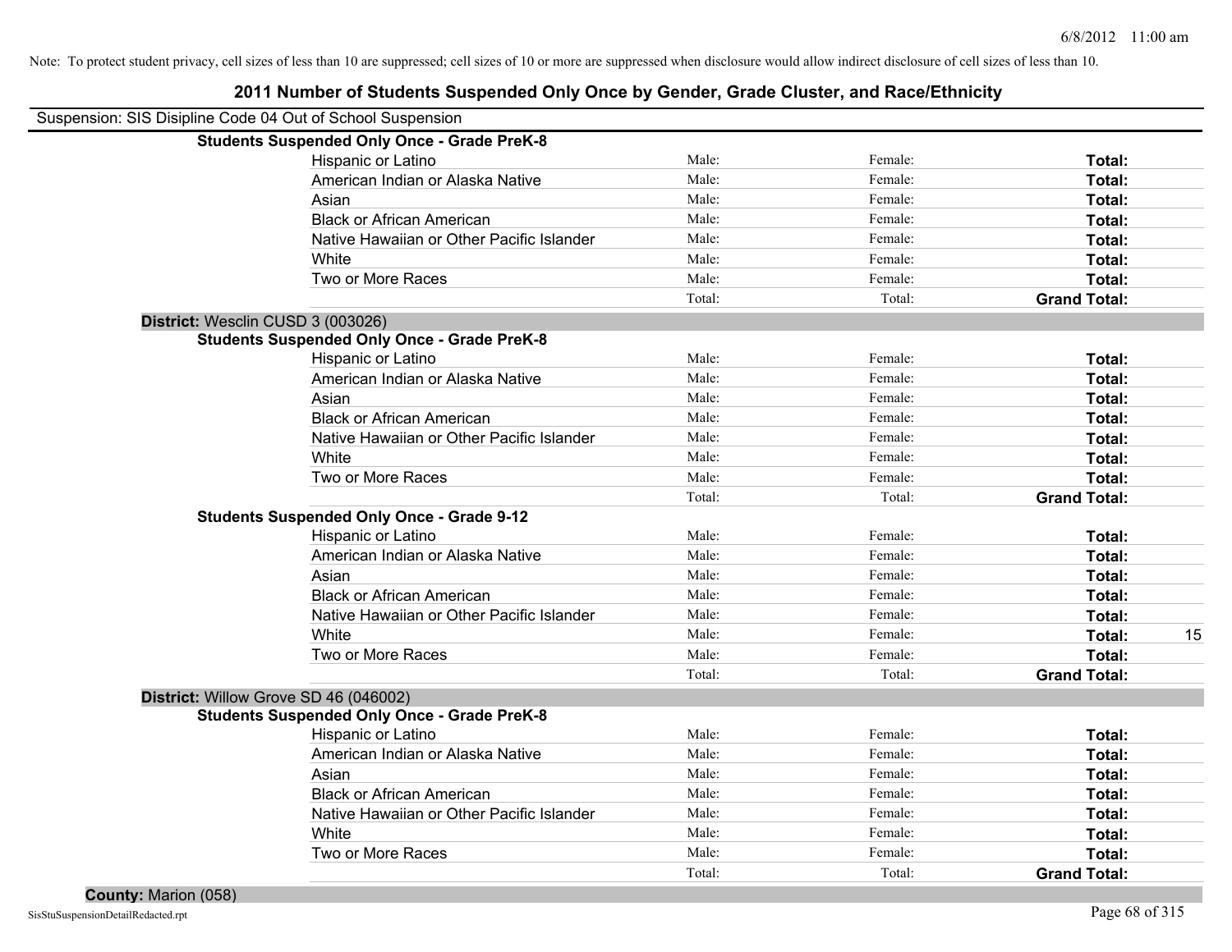Note: To protect student privacy, cell sizes of less than 10 are suppressed; cell sizes of 10 or more are suppressed when disclosure would allow indirect disclosure of cell sizes of less than 10.

# 2011 Number of Students Suspended Only Once by Gender, Grade Cluster, and Race/Ethnicity

Suspension: SIS Disipline Code 04 Out of School Suspension

**Students Suspended Only Once - Grade PreK-8**

| | | | | |
|---|---|---|---|---|
| Hispanic or Latino | Male: | Female: | **Total:** | |
| American Indian or Alaska Native | Male: | Female: | **Total:** | |
| Asian | Male: | Female: | **Total:** | |
| Black or African American | Male: | Female: | **Total:** | |
| Native Hawaiian or Other Pacific Islander | Male: | Female: | **Total:** | |
| White | Male: | Female: | **Total:** | |
| Two or More Races | Male: | Female: | **Total:** | |
| | Total: | Total: | **Grand Total:** | |

**District:** Wesclin CUSD 3 (003026)

**Students Suspended Only Once - Grade PreK-8**

| | | | | |
|---|---|---|---|---|
| Hispanic or Latino | Male: | Female: | **Total:** | |
| American Indian or Alaska Native | Male: | Female: | **Total:** | |
| Asian | Male: | Female: | **Total:** | |
| Black or African American | Male: | Female: | **Total:** | |
| Native Hawaiian or Other Pacific Islander | Male: | Female: | **Total:** | |
| White | Male: | Female: | **Total:** | |
| Two or More Races | Male: | Female: | **Total:** | |
| | Total: | Total: | **Grand Total:** | |

**Students Suspended Only Once - Grade 9-12**

| | | | | |
|---|---|---|---|---|
| Hispanic or Latino | Male: | Female: | **Total:** | |
| American Indian or Alaska Native | Male: | Female: | **Total:** | |
| Asian | Male: | Female: | **Total:** | |
| Black or African American | Male: | Female: | **Total:** | |
| Native Hawaiian or Other Pacific Islander | Male: | Female: | **Total:** | |
| White | Male: | Female: | **Total:** | 15 |
| Two or More Races | Male: | Female: | **Total:** | |
| | Total: | Total: | **Grand Total:** | |

**District:** Willow Grove SD 46 (046002)

**Students Suspended Only Once - Grade PreK-8**

| | | | | |
|---|---|---|---|---|
| Hispanic or Latino | Male: | Female: | **Total:** | |
| American Indian or Alaska Native | Male: | Female: | **Total:** | |
| Asian | Male: | Female: | **Total:** | |
| Black or African American | Male: | Female: | **Total:** | |
| Native Hawaiian or Other Pacific Islander | Male: | Female: | **Total:** | |
| White | Male: | Female: | **Total:** | |
| Two or More Races | Male: | Female: | **Total:** | |
| | Total: | Total: | **Grand Total:** | |

**County:** Marion (058)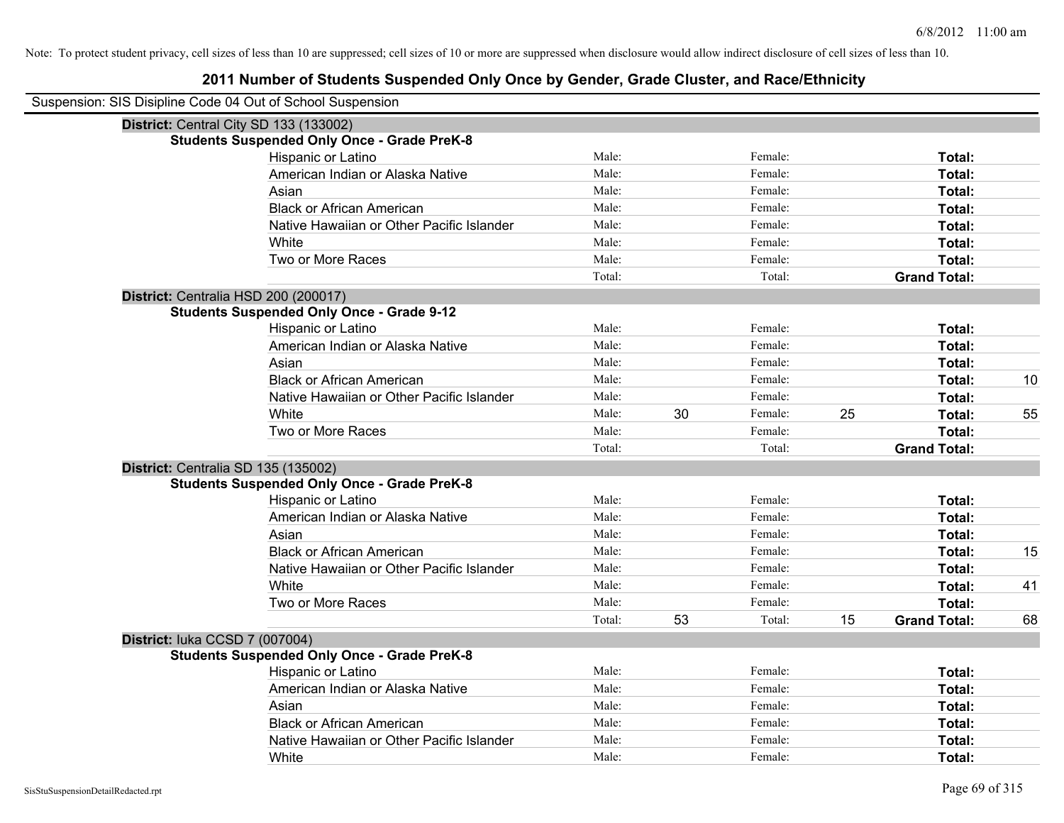Note: To protect student privacy, cell sizes of less than 10 are suppressed; cell sizes of 10 or more are suppressed when disclosure would allow indirect disclosure of cell sizes of less than 10.

# 2011 Number of Students Suspended Only Once by Gender, Grade Cluster, and Race/Ethnicity

Suspension: SIS Disipline Code 04 Out of School Suspension

**District:** Central City SD 133 (133002)

**Students Suspended Only Once - Grade PreK-8**

| Race/Ethnicity | | | | | | |
|---|---|---|---|---|---|---|
| Hispanic or Latino | Male: | | Female: | | **Total:** | |
| American Indian or Alaska Native | Male: | | Female: | | **Total:** | |
| Asian | Male: | | Female: | | **Total:** | |
| Black or African American | Male: | | Female: | | **Total:** | |
| Native Hawaiian or Other Pacific Islander | Male: | | Female: | | **Total:** | |
| White | Male: | | Female: | | **Total:** | |
| Two or More Races | Male: | | Female: | | **Total:** | |
| | Total: | | Total: | | **Grand Total:** | |

**District:** Centralia HSD 200 (200017)

**Students Suspended Only Once - Grade 9-12**

| Race/Ethnicity | | | | | | |
|---|---|---|---|---|---|---|
| Hispanic or Latino | Male: | | Female: | | **Total:** | |
| American Indian or Alaska Native | Male: | | Female: | | **Total:** | |
| Asian | Male: | | Female: | | **Total:** | |
| Black or African American | Male: | | Female: | | **Total:** | 10 |
| Native Hawaiian or Other Pacific Islander | Male: | | Female: | | **Total:** | |
| White | Male: | 30 | Female: | 25 | **Total:** | 55 |
| Two or More Races | Male: | | Female: | | **Total:** | |
| | Total: | | Total: | | **Grand Total:** | |

**District:** Centralia SD 135 (135002)

**Students Suspended Only Once - Grade PreK-8**

| Race/Ethnicity | | | | | | |
|---|---|---|---|---|---|---|
| Hispanic or Latino | Male: | | Female: | | **Total:** | |
| American Indian or Alaska Native | Male: | | Female: | | **Total:** | |
| Asian | Male: | | Female: | | **Total:** | |
| Black or African American | Male: | | Female: | | **Total:** | 15 |
| Native Hawaiian or Other Pacific Islander | Male: | | Female: | | **Total:** | |
| White | Male: | | Female: | | **Total:** | 41 |
| Two or More Races | Male: | | Female: | | **Total:** | |
| | Total: | 53 | Total: | 15 | **Grand Total:** | 68 |

**District:** Iuka CCSD 7 (007004)

**Students Suspended Only Once - Grade PreK-8**

| Race/Ethnicity | | | | | | |
|---|---|---|---|---|---|---|
| Hispanic or Latino | Male: | | Female: | | **Total:** | |
| American Indian or Alaska Native | Male: | | Female: | | **Total:** | |
| Asian | Male: | | Female: | | **Total:** | |
| Black or African American | Male: | | Female: | | **Total:** | |
| Native Hawaiian or Other Pacific Islander | Male: | | Female: | | **Total:** | |
| White | Male: | | Female: | | **Total:** | |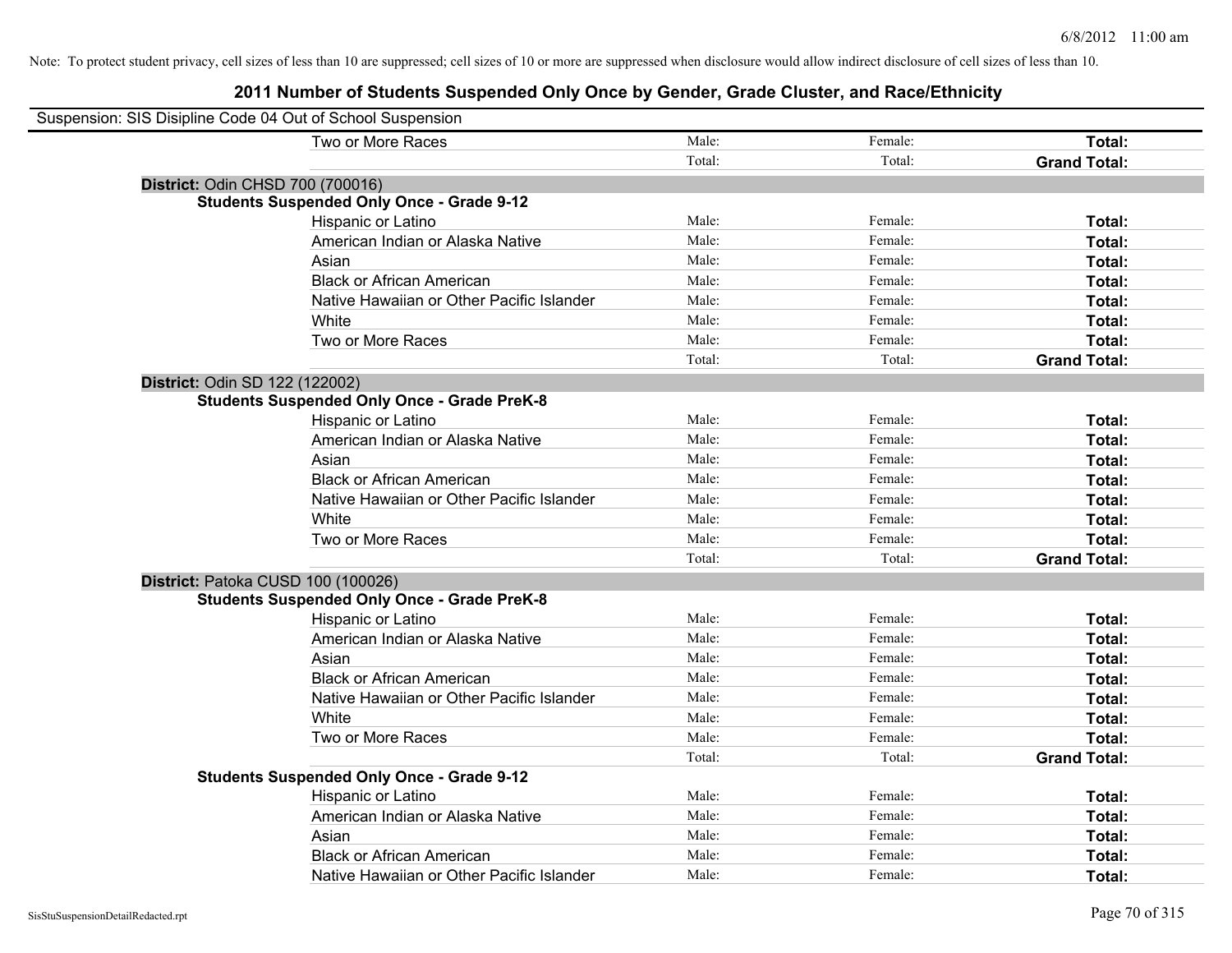Note: To protect student privacy, cell sizes of less than 10 are suppressed; cell sizes of 10 or more are suppressed when disclosure would allow indirect disclosure of cell sizes of less than 10.

# 2011 Number of Students Suspended Only Once by Gender, Grade Cluster, and Race/Ethnicity

Suspension: SIS Disipline Code 04 Out of School Suspension

| | | | |
|---|---|---|---|
| Two or More Races | Male: | Female: | **Total:** |
| | Total: | Total: | **Grand Total:** |

**District:** Odin CHSD 700 (700016)

**Students Suspended Only Once - Grade 9-12**

| | | | |
|---|---|---|---|
| Hispanic or Latino | Male: | Female: | **Total:** |
| American Indian or Alaska Native | Male: | Female: | **Total:** |
| Asian | Male: | Female: | **Total:** |
| Black or African American | Male: | Female: | **Total:** |
| Native Hawaiian or Other Pacific Islander | Male: | Female: | **Total:** |
| White | Male: | Female: | **Total:** |
| Two or More Races | Male: | Female: | **Total:** |
| | Total: | Total: | **Grand Total:** |

**District:** Odin SD 122 (122002)

**Students Suspended Only Once - Grade PreK-8**

| | | | |
|---|---|---|---|
| Hispanic or Latino | Male: | Female: | **Total:** |
| American Indian or Alaska Native | Male: | Female: | **Total:** |
| Asian | Male: | Female: | **Total:** |
| Black or African American | Male: | Female: | **Total:** |
| Native Hawaiian or Other Pacific Islander | Male: | Female: | **Total:** |
| White | Male: | Female: | **Total:** |
| Two or More Races | Male: | Female: | **Total:** |
| | Total: | Total: | **Grand Total:** |

**District:** Patoka CUSD 100 (100026)

**Students Suspended Only Once - Grade PreK-8**

| | | | |
|---|---|---|---|
| Hispanic or Latino | Male: | Female: | **Total:** |
| American Indian or Alaska Native | Male: | Female: | **Total:** |
| Asian | Male: | Female: | **Total:** |
| Black or African American | Male: | Female: | **Total:** |
| Native Hawaiian or Other Pacific Islander | Male: | Female: | **Total:** |
| White | Male: | Female: | **Total:** |
| Two or More Races | Male: | Female: | **Total:** |
| | Total: | Total: | **Grand Total:** |

**Students Suspended Only Once - Grade 9-12**

| | | | |
|---|---|---|---|
| Hispanic or Latino | Male: | Female: | **Total:** |
| American Indian or Alaska Native | Male: | Female: | **Total:** |
| Asian | Male: | Female: | **Total:** |
| Black or African American | Male: | Female: | **Total:** |
| Native Hawaiian or Other Pacific Islander | Male: | Female: | **Total:** |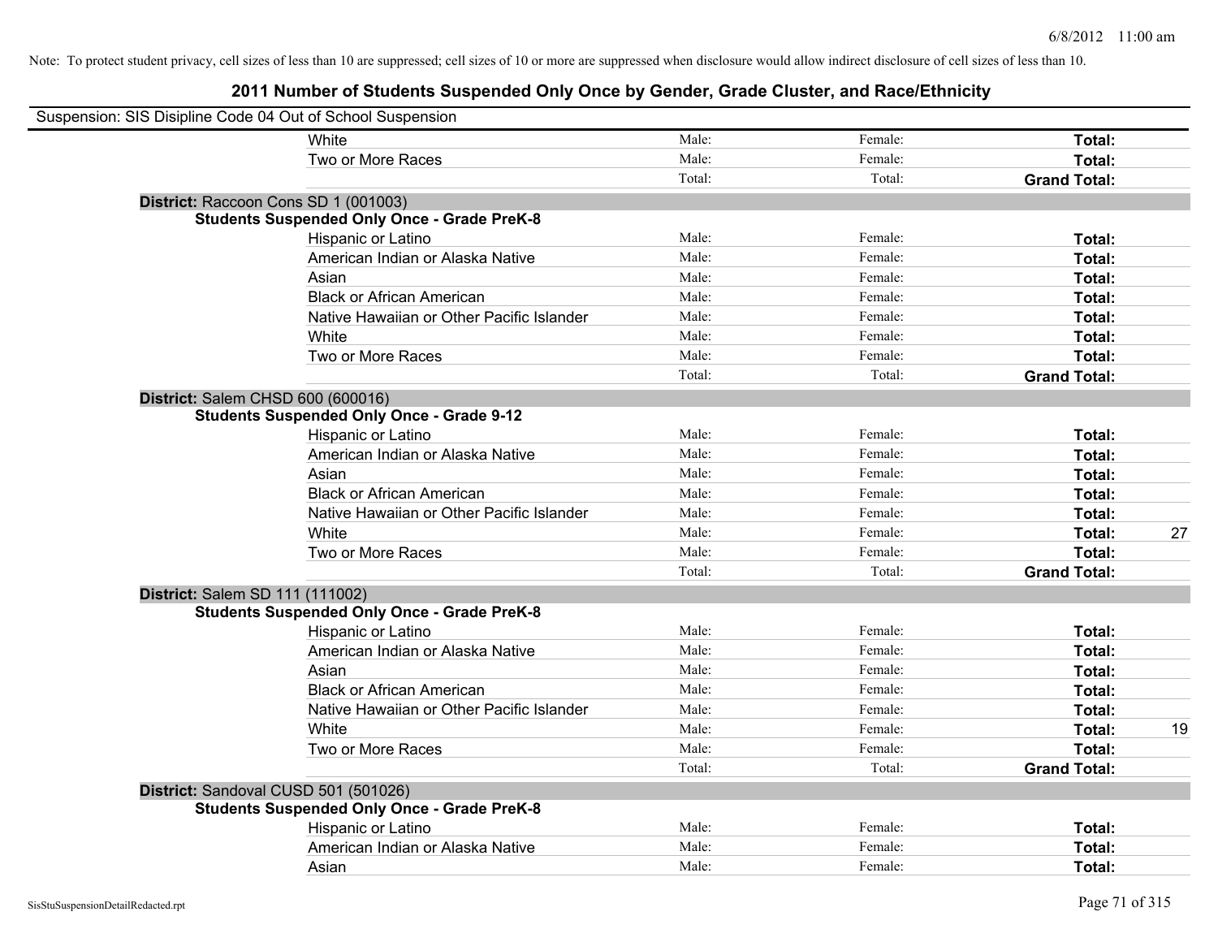Note: To protect student privacy, cell sizes of less than 10 are suppressed; cell sizes of 10 or more are suppressed when disclosure would allow indirect disclosure of cell sizes of less than 10.

# 2011 Number of Students Suspended Only Once by Gender, Grade Cluster, and Race/Ethnicity

Suspension: SIS Disipline Code 04 Out of School Suspension

| | | | | | |
|---|---|---|---|---|---|
| | White | Male: | Female: | **Total:** | |
| | Two or More Races | Male: | Female: | **Total:** | |
| | | Total: | Total: | **Grand Total:** | |
| **District:** Raccoon Cons SD 1 (001003) | | | | | |
| **Students Suspended Only Once - Grade PreK-8** | | | | | |
| | Hispanic or Latino | Male: | Female: | **Total:** | |
| | American Indian or Alaska Native | Male: | Female: | **Total:** | |
| | Asian | Male: | Female: | **Total:** | |
| | Black or African American | Male: | Female: | **Total:** | |
| | Native Hawaiian or Other Pacific Islander | Male: | Female: | **Total:** | |
| | White | Male: | Female: | **Total:** | |
| | Two or More Races | Male: | Female: | **Total:** | |
| | | Total: | Total: | **Grand Total:** | |
| **District:** Salem CHSD 600 (600016) | | | | | |
| **Students Suspended Only Once - Grade 9-12** | | | | | |
| | Hispanic or Latino | Male: | Female: | **Total:** | |
| | American Indian or Alaska Native | Male: | Female: | **Total:** | |
| | Asian | Male: | Female: | **Total:** | |
| | Black or African American | Male: | Female: | **Total:** | |
| | Native Hawaiian or Other Pacific Islander | Male: | Female: | **Total:** | |
| | White | Male: | Female: | **Total:** | 27 |
| | Two or More Races | Male: | Female: | **Total:** | |
| | | Total: | Total: | **Grand Total:** | |
| **District:** Salem SD 111 (111002) | | | | | |
| **Students Suspended Only Once - Grade PreK-8** | | | | | |
| | Hispanic or Latino | Male: | Female: | **Total:** | |
| | American Indian or Alaska Native | Male: | Female: | **Total:** | |
| | Asian | Male: | Female: | **Total:** | |
| | Black or African American | Male: | Female: | **Total:** | |
| | Native Hawaiian or Other Pacific Islander | Male: | Female: | **Total:** | |
| | White | Male: | Female: | **Total:** | 19 |
| | Two or More Races | Male: | Female: | **Total:** | |
| | | Total: | Total: | **Grand Total:** | |
| **District:** Sandoval CUSD 501 (501026) | | | | | |
| **Students Suspended Only Once - Grade PreK-8** | | | | | |
| | Hispanic or Latino | Male: | Female: | **Total:** | |
| | American Indian or Alaska Native | Male: | Female: | **Total:** | |
| | Asian | Male: | Female: | **Total:** | |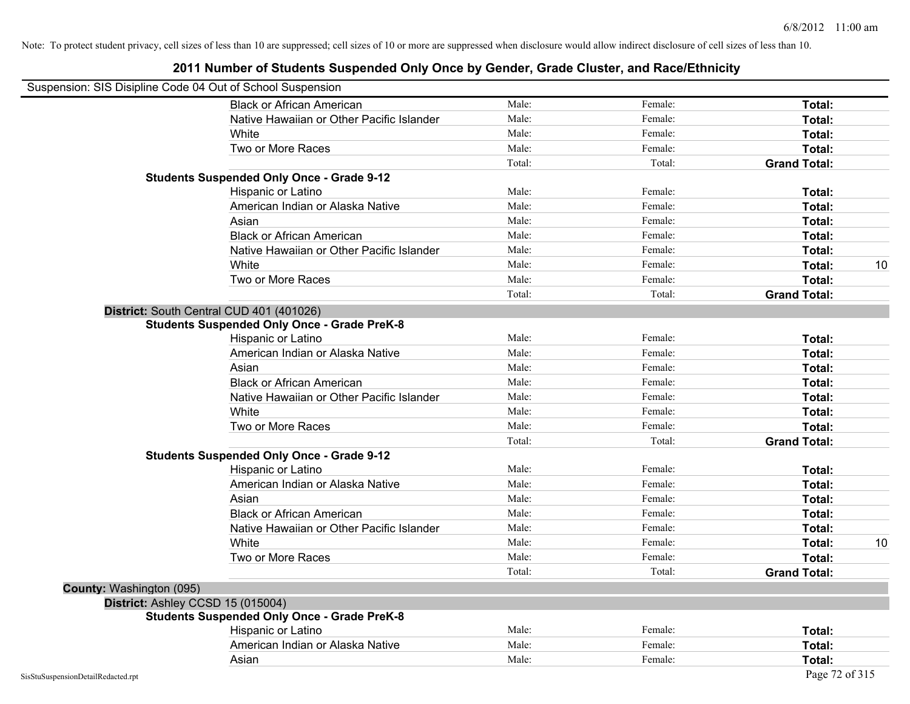Note: To protect student privacy, cell sizes of less than 10 are suppressed; cell sizes of 10 or more are suppressed when disclosure would allow indirect disclosure of cell sizes of less than 10.

# 2011 Number of Students Suspended Only Once by Gender, Grade Cluster, and Race/Ethnicity

Suspension: SIS Disipline Code 04 Out of School Suspension

| | Male | Female | Total | |
|---|---|---|---|---|
| Black or African American | Male: | Female: | **Total:** | |
| Native Hawaiian or Other Pacific Islander | Male: | Female: | **Total:** | |
| White | Male: | Female: | **Total:** | |
| Two or More Races | Male: | Female: | **Total:** | |
| | Total: | Total: | **Grand Total:** | |

**Students Suspended Only Once - Grade 9-12**

| | Male | Female | Total | |
|---|---|---|---|---|
| Hispanic or Latino | Male: | Female: | **Total:** | |
| American Indian or Alaska Native | Male: | Female: | **Total:** | |
| Asian | Male: | Female: | **Total:** | |
| Black or African American | Male: | Female: | **Total:** | |
| Native Hawaiian or Other Pacific Islander | Male: | Female: | **Total:** | |
| White | Male: | Female: | **Total:** | 10 |
| Two or More Races | Male: | Female: | **Total:** | |
| | Total: | Total: | **Grand Total:** | |

**District:** South Central CUD 401 (401026)

**Students Suspended Only Once - Grade PreK-8**

| | Male | Female | Total | |
|---|---|---|---|---|
| Hispanic or Latino | Male: | Female: | **Total:** | |
| American Indian or Alaska Native | Male: | Female: | **Total:** | |
| Asian | Male: | Female: | **Total:** | |
| Black or African American | Male: | Female: | **Total:** | |
| Native Hawaiian or Other Pacific Islander | Male: | Female: | **Total:** | |
| White | Male: | Female: | **Total:** | |
| Two or More Races | Male: | Female: | **Total:** | |
| | Total: | Total: | **Grand Total:** | |

**Students Suspended Only Once - Grade 9-12**

| | Male | Female | Total | |
|---|---|---|---|---|
| Hispanic or Latino | Male: | Female: | **Total:** | |
| American Indian or Alaska Native | Male: | Female: | **Total:** | |
| Asian | Male: | Female: | **Total:** | |
| Black or African American | Male: | Female: | **Total:** | |
| Native Hawaiian or Other Pacific Islander | Male: | Female: | **Total:** | |
| White | Male: | Female: | **Total:** | 10 |
| Two or More Races | Male: | Female: | **Total:** | |
| | Total: | Total: | **Grand Total:** | |

**County:** Washington (095)

**District:** Ashley CCSD 15 (015004)

**Students Suspended Only Once - Grade PreK-8**

| | Male | Female | Total | |
|---|---|---|---|---|
| Hispanic or Latino | Male: | Female: | **Total:** | |
| American Indian or Alaska Native | Male: | Female: | **Total:** | |
| Asian | Male: | Female: | **Total:** | |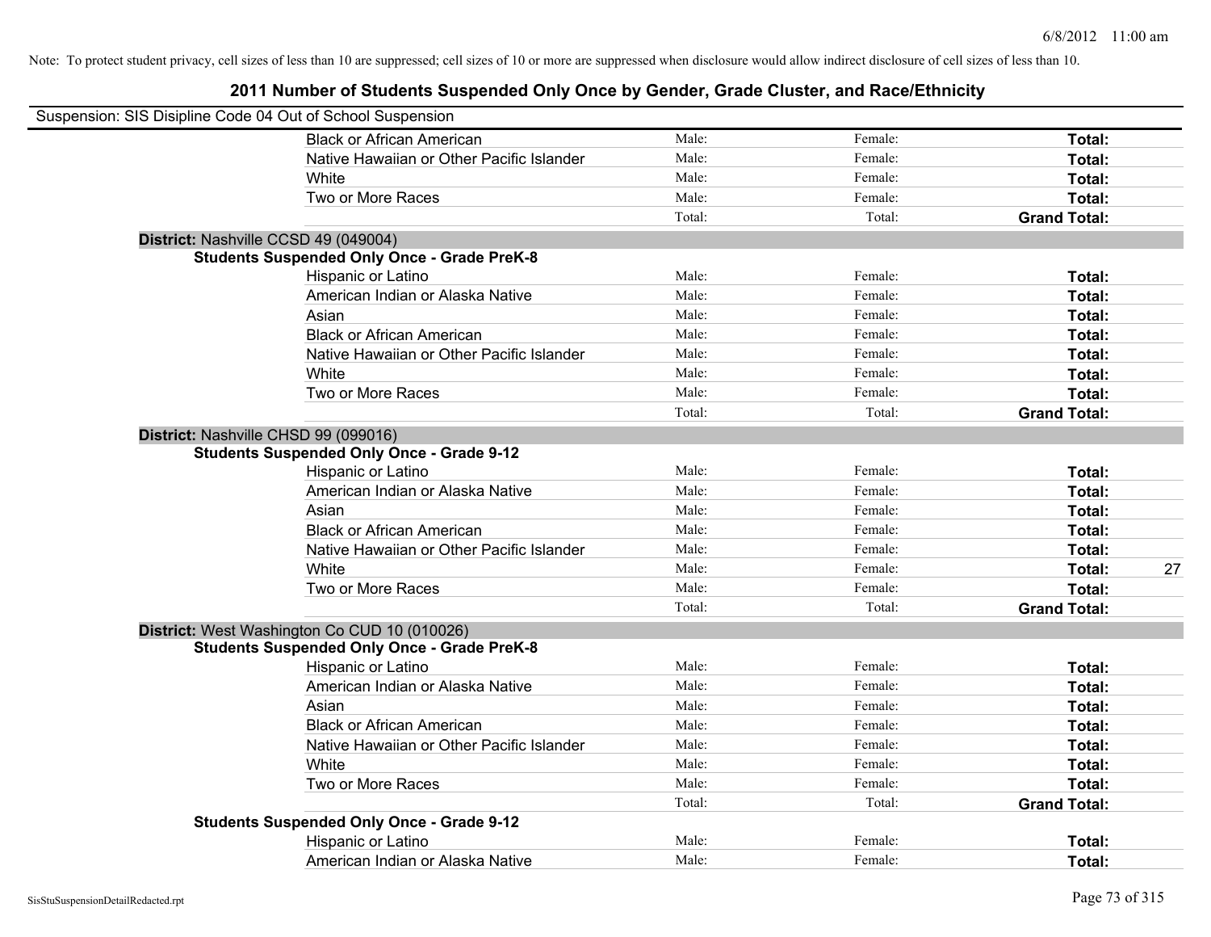Note: To protect student privacy, cell sizes of less than 10 are suppressed; cell sizes of 10 or more are suppressed when disclosure would allow indirect disclosure of cell sizes of less than 10.

# 2011 Number of Students Suspended Only Once by Gender, Grade Cluster, and Race/Ethnicity

Suspension: SIS Disipline Code 04 Out of School Suspension

| | | | | |
|---|---|---|---|---|
| Black or African American | Male: | Female: | **Total:** | |
| Native Hawaiian or Other Pacific Islander | Male: | Female: | **Total:** | |
| White | Male: | Female: | **Total:** | |
| Two or More Races | Male: | Female: | **Total:** | |
| | Total: | Total: | **Grand Total:** | |

**District:** Nashville CCSD 49 (049004)

**Students Suspended Only Once - Grade PreK-8**

| | | | | |
|---|---|---|---|---|
| Hispanic or Latino | Male: | Female: | **Total:** | |
| American Indian or Alaska Native | Male: | Female: | **Total:** | |
| Asian | Male: | Female: | **Total:** | |
| Black or African American | Male: | Female: | **Total:** | |
| Native Hawaiian or Other Pacific Islander | Male: | Female: | **Total:** | |
| White | Male: | Female: | **Total:** | |
| Two or More Races | Male: | Female: | **Total:** | |
| | Total: | Total: | **Grand Total:** | |

**District:** Nashville CHSD 99 (099016)

**Students Suspended Only Once - Grade 9-12**

| | | | | |
|---|---|---|---|---|
| Hispanic or Latino | Male: | Female: | **Total:** | |
| American Indian or Alaska Native | Male: | Female: | **Total:** | |
| Asian | Male: | Female: | **Total:** | |
| Black or African American | Male: | Female: | **Total:** | |
| Native Hawaiian or Other Pacific Islander | Male: | Female: | **Total:** | |
| White | Male: | Female: | **Total:** | 27 |
| Two or More Races | Male: | Female: | **Total:** | |
| | Total: | Total: | **Grand Total:** | |

**District:** West Washington Co CUD 10 (010026)

**Students Suspended Only Once - Grade PreK-8**

| | | | | |
|---|---|---|---|---|
| Hispanic or Latino | Male: | Female: | **Total:** | |
| American Indian or Alaska Native | Male: | Female: | **Total:** | |
| Asian | Male: | Female: | **Total:** | |
| Black or African American | Male: | Female: | **Total:** | |
| Native Hawaiian or Other Pacific Islander | Male: | Female: | **Total:** | |
| White | Male: | Female: | **Total:** | |
| Two or More Races | Male: | Female: | **Total:** | |
| | Total: | Total: | **Grand Total:** | |

**Students Suspended Only Once - Grade 9-12**

| | | | | |
|---|---|---|---|---|
| Hispanic or Latino | Male: | Female: | **Total:** | |
| American Indian or Alaska Native | Male: | Female: | **Total:** | |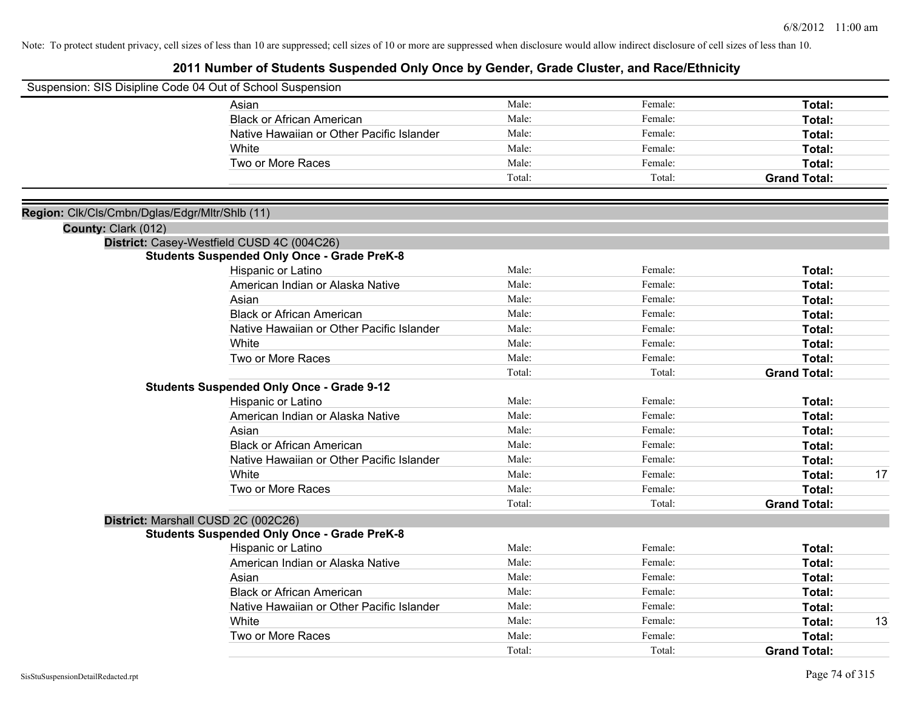Note: To protect student privacy, cell sizes of less than 10 are suppressed; cell sizes of 10 or more are suppressed when disclosure would allow indirect disclosure of cell sizes of less than 10.

# 2011 Number of Students Suspended Only Once by Gender, Grade Cluster, and Race/Ethnicity

Suspension: SIS Disipline Code 04 Out of School Suspension

| | | | | |
|---|---|---|---|---|
| Asian | Male: | Female: | **Total:** | |
| Black or African American | Male: | Female: | **Total:** | |
| Native Hawaiian or Other Pacific Islander | Male: | Female: | **Total:** | |
| White | Male: | Female: | **Total:** | |
| Two or More Races | Male: | Female: | **Total:** | |
| | Total: | Total: | **Grand Total:** | |

**Region:** Clk/Cls/Cmbn/Dglas/Edgr/Mltr/Shlb (11)

**County:** Clark (012)

**District:** Casey-Westfield CUSD 4C (004C26)

**Students Suspended Only Once - Grade PreK-8**

| | | | | |
|---|---|---|---|---|
| Hispanic or Latino | Male: | Female: | **Total:** | |
| American Indian or Alaska Native | Male: | Female: | **Total:** | |
| Asian | Male: | Female: | **Total:** | |
| Black or African American | Male: | Female: | **Total:** | |
| Native Hawaiian or Other Pacific Islander | Male: | Female: | **Total:** | |
| White | Male: | Female: | **Total:** | |
| Two or More Races | Male: | Female: | **Total:** | |
| | Total: | Total: | **Grand Total:** | |

**Students Suspended Only Once - Grade 9-12**

| | | | | |
|---|---|---|---|---|
| Hispanic or Latino | Male: | Female: | **Total:** | |
| American Indian or Alaska Native | Male: | Female: | **Total:** | |
| Asian | Male: | Female: | **Total:** | |
| Black or African American | Male: | Female: | **Total:** | |
| Native Hawaiian or Other Pacific Islander | Male: | Female: | **Total:** | |
| White | Male: | Female: | **Total:** | 17 |
| Two or More Races | Male: | Female: | **Total:** | |
| | Total: | Total: | **Grand Total:** | |

**District:** Marshall CUSD 2C (002C26)

**Students Suspended Only Once - Grade PreK-8**

| | | | | |
|---|---|---|---|---|
| Hispanic or Latino | Male: | Female: | **Total:** | |
| American Indian or Alaska Native | Male: | Female: | **Total:** | |
| Asian | Male: | Female: | **Total:** | |
| Black or African American | Male: | Female: | **Total:** | |
| Native Hawaiian or Other Pacific Islander | Male: | Female: | **Total:** | |
| White | Male: | Female: | **Total:** | 13 |
| Two or More Races | Male: | Female: | **Total:** | |
| | Total: | Total: | **Grand Total:** | |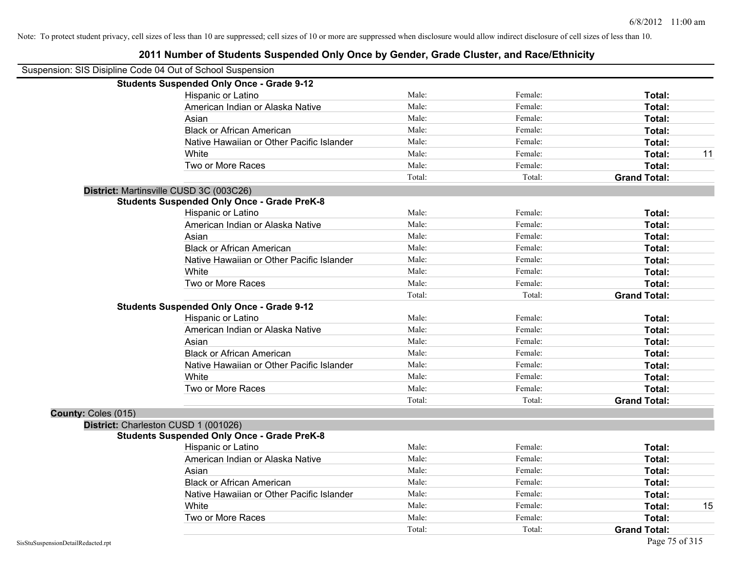Note: To protect student privacy, cell sizes of less than 10 are suppressed; cell sizes of 10 or more are suppressed when disclosure would allow indirect disclosure of cell sizes of less than 10.

# 2011 Number of Students Suspended Only Once by Gender, Grade Cluster, and Race/Ethnicity

Suspension: SIS Disipline Code 04 Out of School Suspension

**Students Suspended Only Once - Grade 9-12**

| | | | | |
|---|---|---|---|---|
| Hispanic or Latino | Male: | Female: | **Total:** | |
| American Indian or Alaska Native | Male: | Female: | **Total:** | |
| Asian | Male: | Female: | **Total:** | |
| Black or African American | Male: | Female: | **Total:** | |
| Native Hawaiian or Other Pacific Islander | Male: | Female: | **Total:** | |
| White | Male: | Female: | **Total:** | 11 |
| Two or More Races | Male: | Female: | **Total:** | |
| | Total: | Total: | **Grand Total:** | |

**District:** Martinsville CUSD 3C (003C26)

**Students Suspended Only Once - Grade PreK-8**

| | | | | |
|---|---|---|---|---|
| Hispanic or Latino | Male: | Female: | **Total:** | |
| American Indian or Alaska Native | Male: | Female: | **Total:** | |
| Asian | Male: | Female: | **Total:** | |
| Black or African American | Male: | Female: | **Total:** | |
| Native Hawaiian or Other Pacific Islander | Male: | Female: | **Total:** | |
| White | Male: | Female: | **Total:** | |
| Two or More Races | Male: | Female: | **Total:** | |
| | Total: | Total: | **Grand Total:** | |

**Students Suspended Only Once - Grade 9-12**

| | | | | |
|---|---|---|---|---|
| Hispanic or Latino | Male: | Female: | **Total:** | |
| American Indian or Alaska Native | Male: | Female: | **Total:** | |
| Asian | Male: | Female: | **Total:** | |
| Black or African American | Male: | Female: | **Total:** | |
| Native Hawaiian or Other Pacific Islander | Male: | Female: | **Total:** | |
| White | Male: | Female: | **Total:** | |
| Two or More Races | Male: | Female: | **Total:** | |
| | Total: | Total: | **Grand Total:** | |

**County:** Coles (015)

**District:** Charleston CUSD 1 (001026)

**Students Suspended Only Once - Grade PreK-8**

| | | | | |
|---|---|---|---|---|
| Hispanic or Latino | Male: | Female: | **Total:** | |
| American Indian or Alaska Native | Male: | Female: | **Total:** | |
| Asian | Male: | Female: | **Total:** | |
| Black or African American | Male: | Female: | **Total:** | |
| Native Hawaiian or Other Pacific Islander | Male: | Female: | **Total:** | |
| White | Male: | Female: | **Total:** | 15 |
| Two or More Races | Male: | Female: | **Total:** | |
| | Total: | Total: | **Grand Total:** | |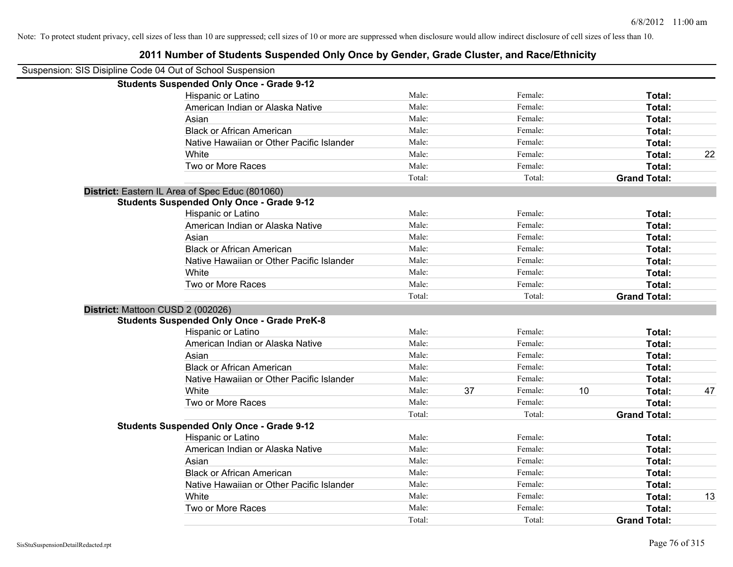Note: To protect student privacy, cell sizes of less than 10 are suppressed; cell sizes of 10 or more are suppressed when disclosure would allow indirect disclosure of cell sizes of less than 10.

# 2011 Number of Students Suspended Only Once by Gender, Grade Cluster, and Race/Ethnicity

Suspension: SIS Disipline Code 04 Out of School Suspension

**Students Suspended Only Once - Grade 9-12**

| | | | | | | |
|---|---|---|---|---|---|---|
| Hispanic or Latino | Male: | | Female: | | **Total:** | |
| American Indian or Alaska Native | Male: | | Female: | | **Total:** | |
| Asian | Male: | | Female: | | **Total:** | |
| Black or African American | Male: | | Female: | | **Total:** | |
| Native Hawaiian or Other Pacific Islander | Male: | | Female: | | **Total:** | |
| White | Male: | | Female: | | **Total:** | 22 |
| Two or More Races | Male: | | Female: | | **Total:** | |
| | Total: | | Total: | | **Grand Total:** | |

**District:** Eastern IL Area of Spec Educ (801060)

**Students Suspended Only Once - Grade 9-12**

| | | | | | | |
|---|---|---|---|---|---|---|
| Hispanic or Latino | Male: | | Female: | | **Total:** | |
| American Indian or Alaska Native | Male: | | Female: | | **Total:** | |
| Asian | Male: | | Female: | | **Total:** | |
| Black or African American | Male: | | Female: | | **Total:** | |
| Native Hawaiian or Other Pacific Islander | Male: | | Female: | | **Total:** | |
| White | Male: | | Female: | | **Total:** | |
| Two or More Races | Male: | | Female: | | **Total:** | |
| | Total: | | Total: | | **Grand Total:** | |

**District:** Mattoon CUSD 2 (002026)

**Students Suspended Only Once - Grade PreK-8**

| | | | | | | |
|---|---|---|---|---|---|---|
| Hispanic or Latino | Male: | | Female: | | **Total:** | |
| American Indian or Alaska Native | Male: | | Female: | | **Total:** | |
| Asian | Male: | | Female: | | **Total:** | |
| Black or African American | Male: | | Female: | | **Total:** | |
| Native Hawaiian or Other Pacific Islander | Male: | | Female: | | **Total:** | |
| White | Male: | 37 | Female: | 10 | **Total:** | 47 |
| Two or More Races | Male: | | Female: | | **Total:** | |
| | Total: | | Total: | | **Grand Total:** | |

**Students Suspended Only Once - Grade 9-12**

| | | | | | | |
|---|---|---|---|---|---|---|
| Hispanic or Latino | Male: | | Female: | | **Total:** | |
| American Indian or Alaska Native | Male: | | Female: | | **Total:** | |
| Asian | Male: | | Female: | | **Total:** | |
| Black or African American | Male: | | Female: | | **Total:** | |
| Native Hawaiian or Other Pacific Islander | Male: | | Female: | | **Total:** | |
| White | Male: | | Female: | | **Total:** | 13 |
| Two or More Races | Male: | | Female: | | **Total:** | |
| | Total: | | Total: | | **Grand Total:** | |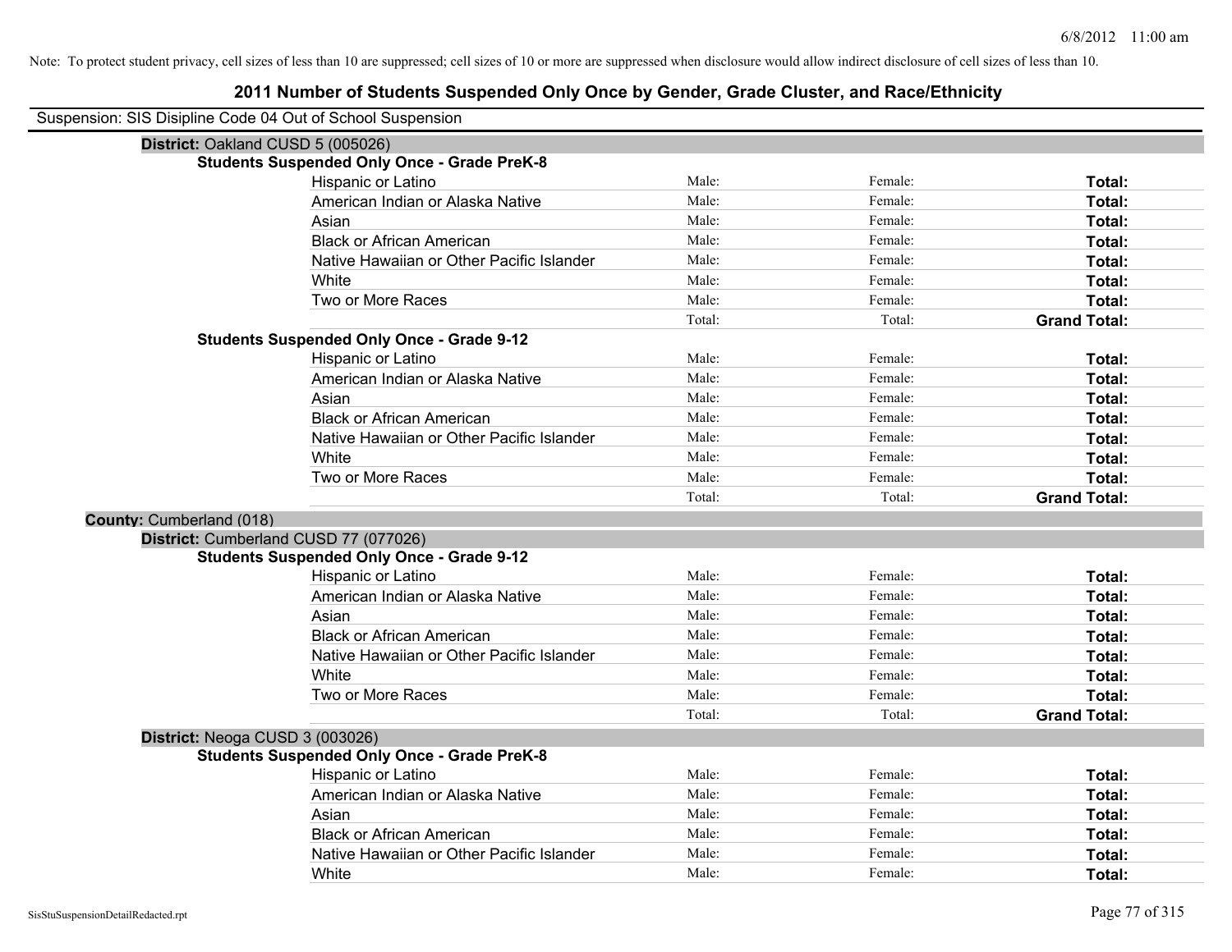Note: To protect student privacy, cell sizes of less than 10 are suppressed; cell sizes of 10 or more are suppressed when disclosure would allow indirect disclosure of cell sizes of less than 10.

# 2011 Number of Students Suspended Only Once by Gender, Grade Cluster, and Race/Ethnicity

Suspension: SIS Disipline Code 04 Out of School Suspension

**District:** Oakland CUSD 5 (005026)

**Students Suspended Only Once - Grade PreK-8**

| | | | |
|---|---|---|---|
| Hispanic or Latino | Male: | Female: | **Total:** |
| American Indian or Alaska Native | Male: | Female: | **Total:** |
| Asian | Male: | Female: | **Total:** |
| Black or African American | Male: | Female: | **Total:** |
| Native Hawaiian or Other Pacific Islander | Male: | Female: | **Total:** |
| White | Male: | Female: | **Total:** |
| Two or More Races | Male: | Female: | **Total:** |
| | Total: | Total: | **Grand Total:** |

**Students Suspended Only Once - Grade 9-12**

| | | | |
|---|---|---|---|
| Hispanic or Latino | Male: | Female: | **Total:** |
| American Indian or Alaska Native | Male: | Female: | **Total:** |
| Asian | Male: | Female: | **Total:** |
| Black or African American | Male: | Female: | **Total:** |
| Native Hawaiian or Other Pacific Islander | Male: | Female: | **Total:** |
| White | Male: | Female: | **Total:** |
| Two or More Races | Male: | Female: | **Total:** |
| | Total: | Total: | **Grand Total:** |

**County:** Cumberland (018)

**District:** Cumberland CUSD 77 (077026)

**Students Suspended Only Once - Grade 9-12**

| | | | |
|---|---|---|---|
| Hispanic or Latino | Male: | Female: | **Total:** |
| American Indian or Alaska Native | Male: | Female: | **Total:** |
| Asian | Male: | Female: | **Total:** |
| Black or African American | Male: | Female: | **Total:** |
| Native Hawaiian or Other Pacific Islander | Male: | Female: | **Total:** |
| White | Male: | Female: | **Total:** |
| Two or More Races | Male: | Female: | **Total:** |
| | Total: | Total: | **Grand Total:** |

**District:** Neoga CUSD 3 (003026)

**Students Suspended Only Once - Grade PreK-8**

| | | | |
|---|---|---|---|
| Hispanic or Latino | Male: | Female: | **Total:** |
| American Indian or Alaska Native | Male: | Female: | **Total:** |
| Asian | Male: | Female: | **Total:** |
| Black or African American | Male: | Female: | **Total:** |
| Native Hawaiian or Other Pacific Islander | Male: | Female: | **Total:** |
| White | Male: | Female: | **Total:** |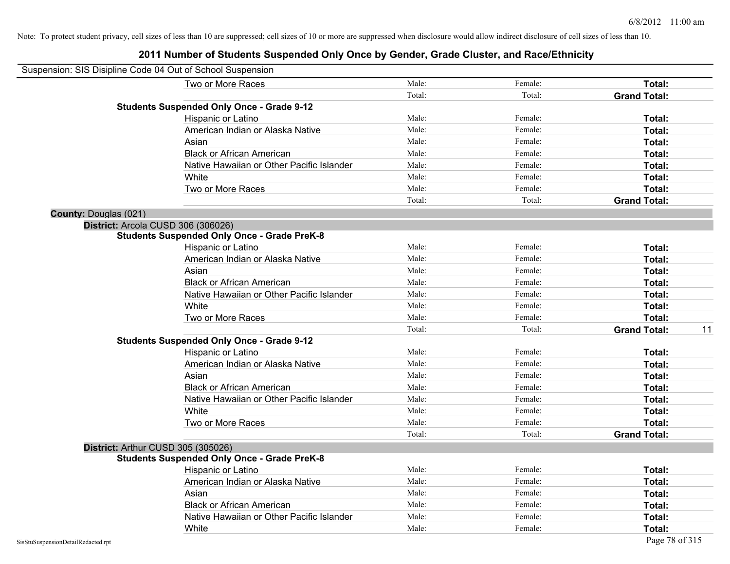Note: To protect student privacy, cell sizes of less than 10 are suppressed; cell sizes of 10 or more are suppressed when disclosure would allow indirect disclosure of cell sizes of less than 10.

# 2011 Number of Students Suspended Only Once by Gender, Grade Cluster, and Race/Ethnicity

Suspension: SIS Disipline Code 04 Out of School Suspension

| | | | | |
|---|---|---|---|---|
| Two or More Races | Male: | Female: | **Total:** | |
| | Total: | Total: | **Grand Total:** | |
| **Students Suspended Only Once - Grade 9-12** | | | | |
| Hispanic or Latino | Male: | Female: | **Total:** | |
| American Indian or Alaska Native | Male: | Female: | **Total:** | |
| Asian | Male: | Female: | **Total:** | |
| Black or African American | Male: | Female: | **Total:** | |
| Native Hawaiian or Other Pacific Islander | Male: | Female: | **Total:** | |
| White | Male: | Female: | **Total:** | |
| Two or More Races | Male: | Female: | **Total:** | |
| | Total: | Total: | **Grand Total:** | |

**County:** Douglas (021)

**District:** Arcola CUSD 306 (306026)

| | | | | |
|---|---|---|---|---|
| **Students Suspended Only Once - Grade PreK-8** | | | | |
| Hispanic or Latino | Male: | Female: | **Total:** | |
| American Indian or Alaska Native | Male: | Female: | **Total:** | |
| Asian | Male: | Female: | **Total:** | |
| Black or African American | Male: | Female: | **Total:** | |
| Native Hawaiian or Other Pacific Islander | Male: | Female: | **Total:** | |
| White | Male: | Female: | **Total:** | |
| Two or More Races | Male: | Female: | **Total:** | |
| | Total: | Total: | **Grand Total:** | 11 |
| **Students Suspended Only Once - Grade 9-12** | | | | |
| Hispanic or Latino | Male: | Female: | **Total:** | |
| American Indian or Alaska Native | Male: | Female: | **Total:** | |
| Asian | Male: | Female: | **Total:** | |
| Black or African American | Male: | Female: | **Total:** | |
| Native Hawaiian or Other Pacific Islander | Male: | Female: | **Total:** | |
| White | Male: | Female: | **Total:** | |
| Two or More Races | Male: | Female: | **Total:** | |
| | Total: | Total: | **Grand Total:** | |

**District:** Arthur CUSD 305 (305026)

| | | | | |
|---|---|---|---|---|
| **Students Suspended Only Once - Grade PreK-8** | | | | |
| Hispanic or Latino | Male: | Female: | **Total:** | |
| American Indian or Alaska Native | Male: | Female: | **Total:** | |
| Asian | Male: | Female: | **Total:** | |
| Black or African American | Male: | Female: | **Total:** | |
| Native Hawaiian or Other Pacific Islander | Male: | Female: | **Total:** | |
| White | Male: | Female: | **Total:** | |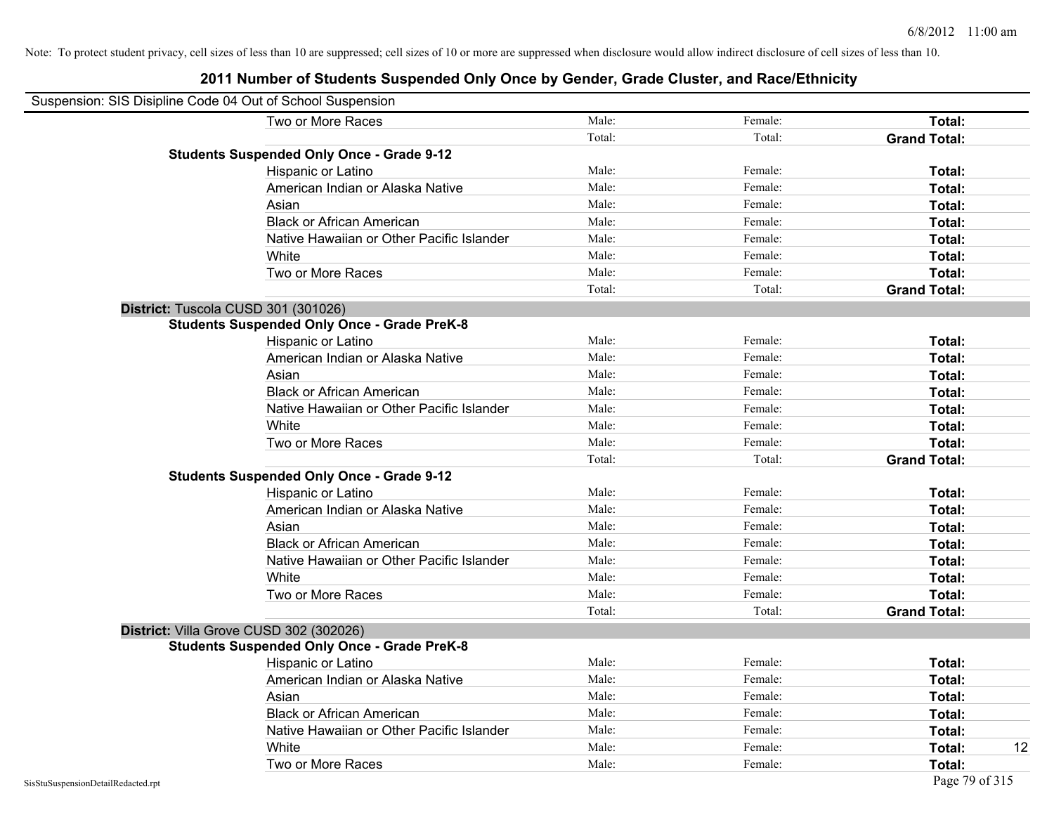Note: To protect student privacy, cell sizes of less than 10 are suppressed; cell sizes of 10 or more are suppressed when disclosure would allow indirect disclosure of cell sizes of less than 10.

# 2011 Number of Students Suspended Only Once by Gender, Grade Cluster, and Race/Ethnicity

Suspension: SIS Disipline Code 04 Out of School Suspension

| | | | | |
|---|---|---|---|---|
| Two or More Races | Male: | Female: | **Total:** | |
| | Total: | Total: | **Grand Total:** | |
| **Students Suspended Only Once - Grade 9-12** | | | | |
| Hispanic or Latino | Male: | Female: | **Total:** | |
| American Indian or Alaska Native | Male: | Female: | **Total:** | |
| Asian | Male: | Female: | **Total:** | |
| Black or African American | Male: | Female: | **Total:** | |
| Native Hawaiian or Other Pacific Islander | Male: | Female: | **Total:** | |
| White | Male: | Female: | **Total:** | |
| Two or More Races | Male: | Female: | **Total:** | |
| | Total: | Total: | **Grand Total:** | |

**District:** Tuscola CUSD 301 (301026)

| | | | | |
|---|---|---|---|---|
| **Students Suspended Only Once - Grade PreK-8** | | | | |
| Hispanic or Latino | Male: | Female: | **Total:** | |
| American Indian or Alaska Native | Male: | Female: | **Total:** | |
| Asian | Male: | Female: | **Total:** | |
| Black or African American | Male: | Female: | **Total:** | |
| Native Hawaiian or Other Pacific Islander | Male: | Female: | **Total:** | |
| White | Male: | Female: | **Total:** | |
| Two or More Races | Male: | Female: | **Total:** | |
| | Total: | Total: | **Grand Total:** | |
| **Students Suspended Only Once - Grade 9-12** | | | | |
| Hispanic or Latino | Male: | Female: | **Total:** | |
| American Indian or Alaska Native | Male: | Female: | **Total:** | |
| Asian | Male: | Female: | **Total:** | |
| Black or African American | Male: | Female: | **Total:** | |
| Native Hawaiian or Other Pacific Islander | Male: | Female: | **Total:** | |
| White | Male: | Female: | **Total:** | |
| Two or More Races | Male: | Female: | **Total:** | |
| | Total: | Total: | **Grand Total:** | |

**District:** Villa Grove CUSD 302 (302026)

| | | | | |
|---|---|---|---|---|
| **Students Suspended Only Once - Grade PreK-8** | | | | |
| Hispanic or Latino | Male: | Female: | **Total:** | |
| American Indian or Alaska Native | Male: | Female: | **Total:** | |
| Asian | Male: | Female: | **Total:** | |
| Black or African American | Male: | Female: | **Total:** | |
| Native Hawaiian or Other Pacific Islander | Male: | Female: | **Total:** | |
| White | Male: | Female: | **Total:** | 12 |
| Two or More Races | Male: | Female: | **Total:** | |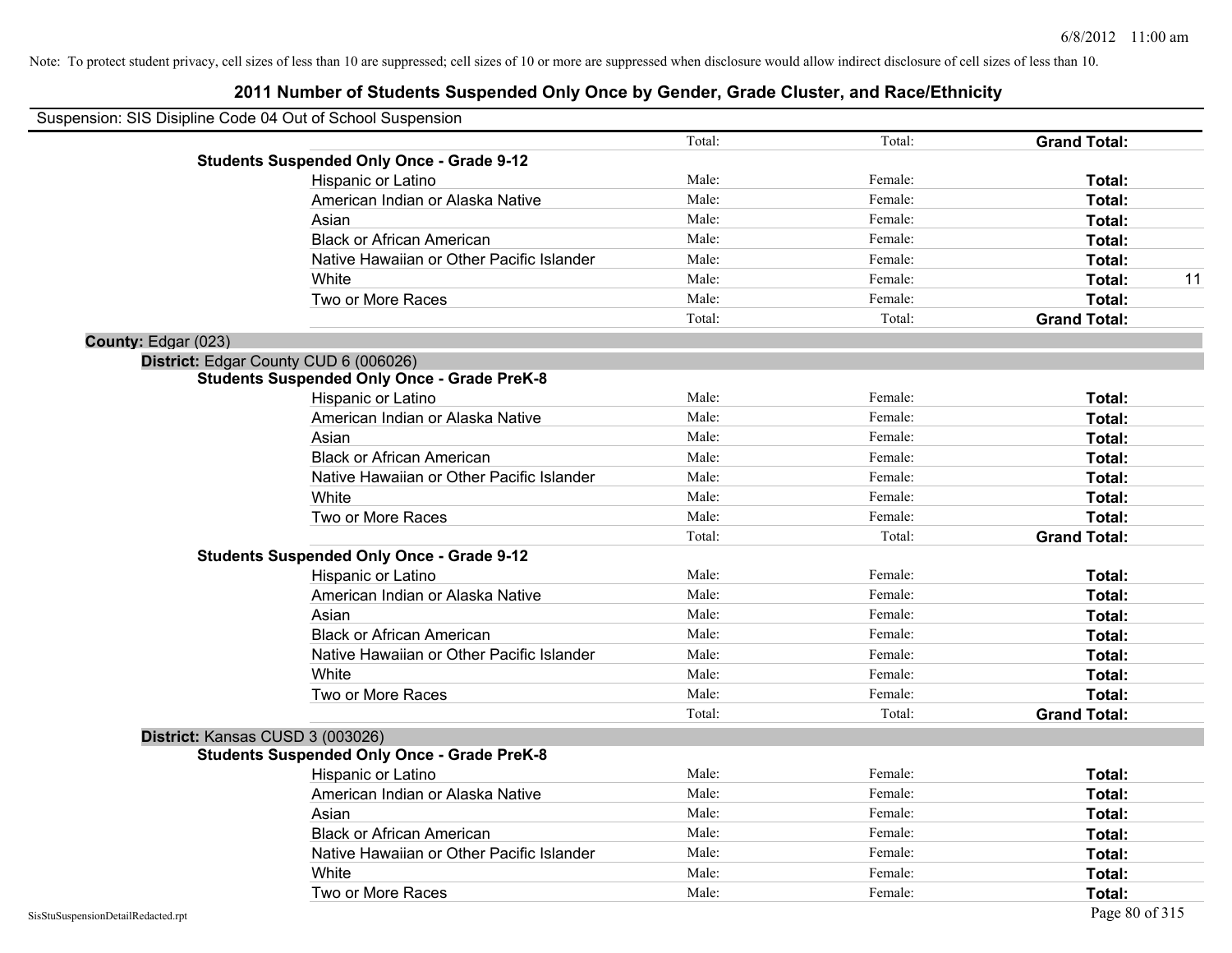Note: To protect student privacy, cell sizes of less than 10 are suppressed; cell sizes of 10 or more are suppressed when disclosure would allow indirect disclosure of cell sizes of less than 10.

# 2011 Number of Students Suspended Only Once by Gender, Grade Cluster, and Race/Ethnicity

Suspension: SIS Disipline Code 04 Out of School Suspension

| | | | | |
|---|---|---|---|---|
| | Total: | Total: | **Grand Total:** | |
| **Students Suspended Only Once - Grade 9-12** | | | | |
| Hispanic or Latino | Male: | Female: | **Total:** | |
| American Indian or Alaska Native | Male: | Female: | **Total:** | |
| Asian | Male: | Female: | **Total:** | |
| Black or African American | Male: | Female: | **Total:** | |
| Native Hawaiian or Other Pacific Islander | Male: | Female: | **Total:** | |
| White | Male: | Female: | **Total:** | 11 |
| Two or More Races | Male: | Female: | **Total:** | |
| | Total: | Total: | **Grand Total:** | |

**County:** Edgar (023)

**District:** Edgar County CUD 6 (006026)

| | | | | |
|---|---|---|---|---|
| **Students Suspended Only Once - Grade PreK-8** | | | | |
| Hispanic or Latino | Male: | Female: | **Total:** | |
| American Indian or Alaska Native | Male: | Female: | **Total:** | |
| Asian | Male: | Female: | **Total:** | |
| Black or African American | Male: | Female: | **Total:** | |
| Native Hawaiian or Other Pacific Islander | Male: | Female: | **Total:** | |
| White | Male: | Female: | **Total:** | |
| Two or More Races | Male: | Female: | **Total:** | |
| | Total: | Total: | **Grand Total:** | |
| **Students Suspended Only Once - Grade 9-12** | | | | |
| Hispanic or Latino | Male: | Female: | **Total:** | |
| American Indian or Alaska Native | Male: | Female: | **Total:** | |
| Asian | Male: | Female: | **Total:** | |
| Black or African American | Male: | Female: | **Total:** | |
| Native Hawaiian or Other Pacific Islander | Male: | Female: | **Total:** | |
| White | Male: | Female: | **Total:** | |
| Two or More Races | Male: | Female: | **Total:** | |
| | Total: | Total: | **Grand Total:** | |

**District:** Kansas CUSD 3 (003026)

| | | | | |
|---|---|---|---|---|
| **Students Suspended Only Once - Grade PreK-8** | | | | |
| Hispanic or Latino | Male: | Female: | **Total:** | |
| American Indian or Alaska Native | Male: | Female: | **Total:** | |
| Asian | Male: | Female: | **Total:** | |
| Black or African American | Male: | Female: | **Total:** | |
| Native Hawaiian or Other Pacific Islander | Male: | Female: | **Total:** | |
| White | Male: | Female: | **Total:** | |
| Two or More Races | Male: | Female: | **Total:** | |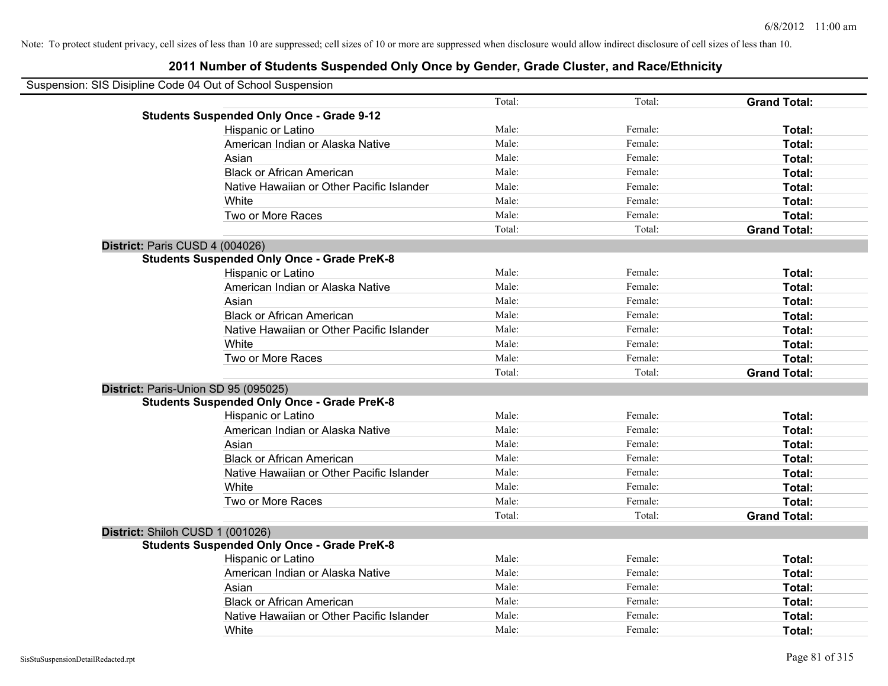Note: To protect student privacy, cell sizes of less than 10 are suppressed; cell sizes of 10 or more are suppressed when disclosure would allow indirect disclosure of cell sizes of less than 10.

## 2011 Number of Students Suspended Only Once by Gender, Grade Cluster, and Race/Ethnicity

Suspension: SIS Disipline Code 04 Out of School Suspension

| | Total: | Total: | **Grand Total:** |
|---|---|---|---|
| **Students Suspended Only Once - Grade 9-12** | | | |
| Hispanic or Latino | Male: | Female: | **Total:** |
| American Indian or Alaska Native | Male: | Female: | **Total:** |
| Asian | Male: | Female: | **Total:** |
| Black or African American | Male: | Female: | **Total:** |
| Native Hawaiian or Other Pacific Islander | Male: | Female: | **Total:** |
| White | Male: | Female: | **Total:** |
| Two or More Races | Male: | Female: | **Total:** |
| | Total: | Total: | **Grand Total:** |

**District:** Paris CUSD 4 (004026)

| **Students Suspended Only Once - Grade PreK-8** | | | |
|---|---|---|---|
| Hispanic or Latino | Male: | Female: | **Total:** |
| American Indian or Alaska Native | Male: | Female: | **Total:** |
| Asian | Male: | Female: | **Total:** |
| Black or African American | Male: | Female: | **Total:** |
| Native Hawaiian or Other Pacific Islander | Male: | Female: | **Total:** |
| White | Male: | Female: | **Total:** |
| Two or More Races | Male: | Female: | **Total:** |
| | Total: | Total: | **Grand Total:** |

**District:** Paris-Union SD 95 (095025)

| **Students Suspended Only Once - Grade PreK-8** | | | |
|---|---|---|---|
| Hispanic or Latino | Male: | Female: | **Total:** |
| American Indian or Alaska Native | Male: | Female: | **Total:** |
| Asian | Male: | Female: | **Total:** |
| Black or African American | Male: | Female: | **Total:** |
| Native Hawaiian or Other Pacific Islander | Male: | Female: | **Total:** |
| White | Male: | Female: | **Total:** |
| Two or More Races | Male: | Female: | **Total:** |
| | Total: | Total: | **Grand Total:** |

**District:** Shiloh CUSD 1 (001026)

| **Students Suspended Only Once - Grade PreK-8** | | | |
|---|---|---|---|
| Hispanic or Latino | Male: | Female: | **Total:** |
| American Indian or Alaska Native | Male: | Female: | **Total:** |
| Asian | Male: | Female: | **Total:** |
| Black or African American | Male: | Female: | **Total:** |
| Native Hawaiian or Other Pacific Islander | Male: | Female: | **Total:** |
| White | Male: | Female: | **Total:** |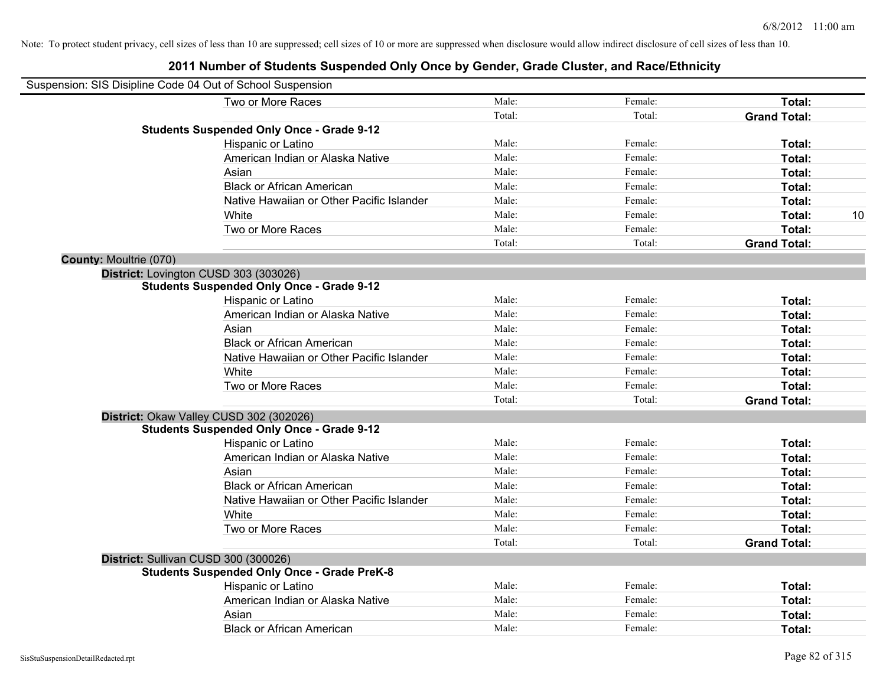Note: To protect student privacy, cell sizes of less than 10 are suppressed; cell sizes of 10 or more are suppressed when disclosure would allow indirect disclosure of cell sizes of less than 10.

# 2011 Number of Students Suspended Only Once by Gender, Grade Cluster, and Race/Ethnicity

Suspension: SIS Disipline Code 04 Out of School Suspension

| | | | | |
|---|---|---|---|---|
| Two or More Races | Male: | Female: | **Total:** | |
| | Total: | Total: | **Grand Total:** | |
| **Students Suspended Only Once - Grade 9-12** | | | | |
| Hispanic or Latino | Male: | Female: | **Total:** | |
| American Indian or Alaska Native | Male: | Female: | **Total:** | |
| Asian | Male: | Female: | **Total:** | |
| Black or African American | Male: | Female: | **Total:** | |
| Native Hawaiian or Other Pacific Islander | Male: | Female: | **Total:** | |
| White | Male: | Female: | **Total:** | 10 |
| Two or More Races | Male: | Female: | **Total:** | |
| | Total: | Total: | **Grand Total:** | |

**County:** Moultrie (070)

**District:** Lovington CUSD 303 (303026)

| | | | | |
|---|---|---|---|---|
| **Students Suspended Only Once - Grade 9-12** | | | | |
| Hispanic or Latino | Male: | Female: | **Total:** | |
| American Indian or Alaska Native | Male: | Female: | **Total:** | |
| Asian | Male: | Female: | **Total:** | |
| Black or African American | Male: | Female: | **Total:** | |
| Native Hawaiian or Other Pacific Islander | Male: | Female: | **Total:** | |
| White | Male: | Female: | **Total:** | |
| Two or More Races | Male: | Female: | **Total:** | |
| | Total: | Total: | **Grand Total:** | |

**District:** Okaw Valley CUSD 302 (302026)

| | | | | |
|---|---|---|---|---|
| **Students Suspended Only Once - Grade 9-12** | | | | |
| Hispanic or Latino | Male: | Female: | **Total:** | |
| American Indian or Alaska Native | Male: | Female: | **Total:** | |
| Asian | Male: | Female: | **Total:** | |
| Black or African American | Male: | Female: | **Total:** | |
| Native Hawaiian or Other Pacific Islander | Male: | Female: | **Total:** | |
| White | Male: | Female: | **Total:** | |
| Two or More Races | Male: | Female: | **Total:** | |
| | Total: | Total: | **Grand Total:** | |

**District:** Sullivan CUSD 300 (300026)

| | | | | |
|---|---|---|---|---|
| **Students Suspended Only Once - Grade PreK-8** | | | | |
| Hispanic or Latino | Male: | Female: | **Total:** | |
| American Indian or Alaska Native | Male: | Female: | **Total:** | |
| Asian | Male: | Female: | **Total:** | |
| Black or African American | Male: | Female: | **Total:** | |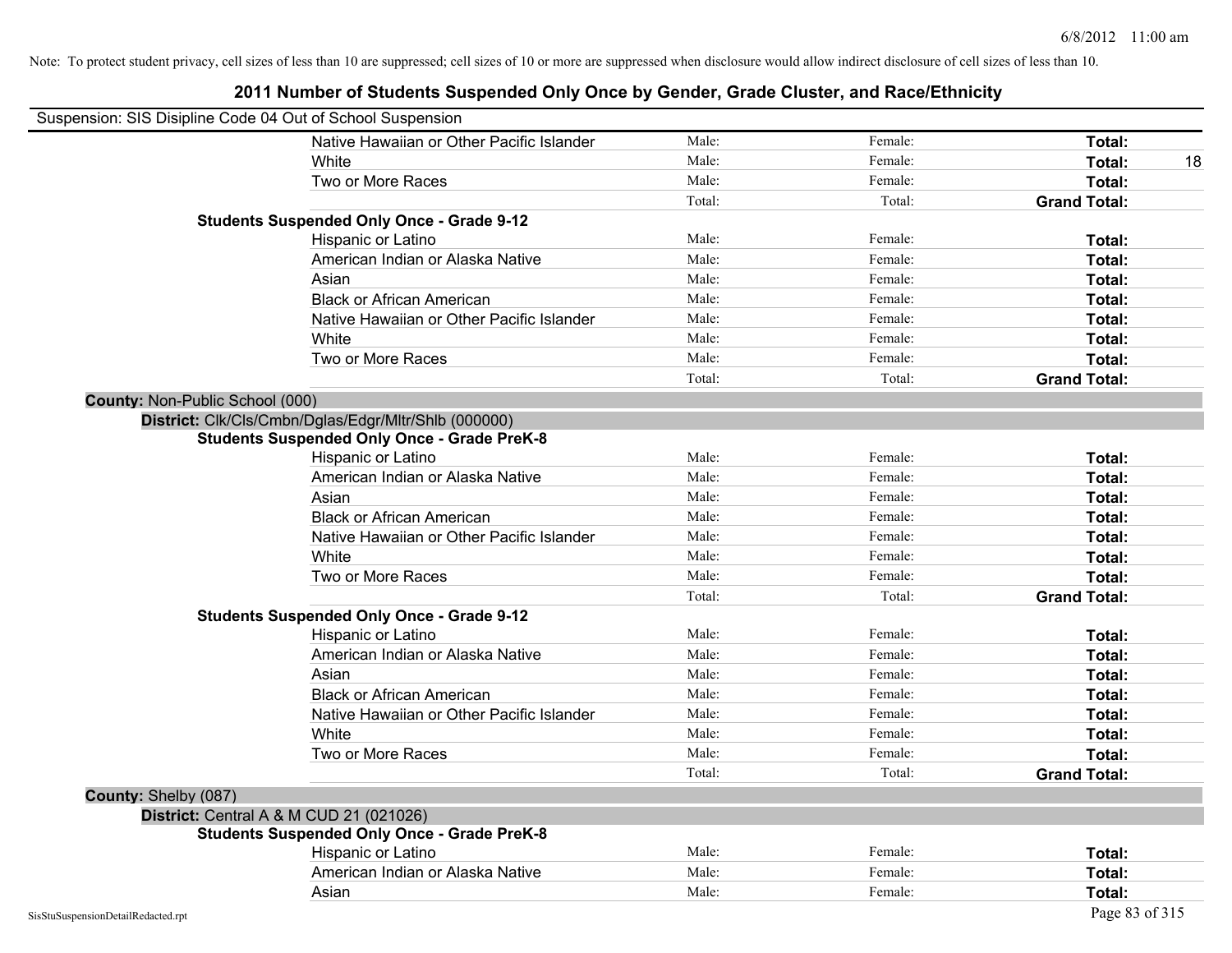Note: To protect student privacy, cell sizes of less than 10 are suppressed; cell sizes of 10 or more are suppressed when disclosure would allow indirect disclosure of cell sizes of less than 10.

## 2011 Number of Students Suspended Only Once by Gender, Grade Cluster, and Race/Ethnicity

Suspension: SIS Disipline Code 04 Out of School Suspension

| | | | | |
|---|---|---|---|---|
| Native Hawaiian or Other Pacific Islander | Male: | Female: | **Total:** | |
| White | Male: | Female: | **Total:** | 18 |
| Two or More Races | Male: | Female: | **Total:** | |
| | Total: | Total: | **Grand Total:** | |

**Students Suspended Only Once - Grade 9-12**

| | | | | |
|---|---|---|---|---|
| Hispanic or Latino | Male: | Female: | **Total:** | |
| American Indian or Alaska Native | Male: | Female: | **Total:** | |
| Asian | Male: | Female: | **Total:** | |
| Black or African American | Male: | Female: | **Total:** | |
| Native Hawaiian or Other Pacific Islander | Male: | Female: | **Total:** | |
| White | Male: | Female: | **Total:** | |
| Two or More Races | Male: | Female: | **Total:** | |
| | Total: | Total: | **Grand Total:** | |

**County:** Non-Public School (000)

**District:** Clk/Cls/Cmbn/Dglas/Edgr/Mltr/Shlb (000000)

**Students Suspended Only Once - Grade PreK-8**

| | | | | |
|---|---|---|---|---|
| Hispanic or Latino | Male: | Female: | **Total:** | |
| American Indian or Alaska Native | Male: | Female: | **Total:** | |
| Asian | Male: | Female: | **Total:** | |
| Black or African American | Male: | Female: | **Total:** | |
| Native Hawaiian or Other Pacific Islander | Male: | Female: | **Total:** | |
| White | Male: | Female: | **Total:** | |
| Two or More Races | Male: | Female: | **Total:** | |
| | Total: | Total: | **Grand Total:** | |

**Students Suspended Only Once - Grade 9-12**

| | | | | |
|---|---|---|---|---|
| Hispanic or Latino | Male: | Female: | **Total:** | |
| American Indian or Alaska Native | Male: | Female: | **Total:** | |
| Asian | Male: | Female: | **Total:** | |
| Black or African American | Male: | Female: | **Total:** | |
| Native Hawaiian or Other Pacific Islander | Male: | Female: | **Total:** | |
| White | Male: | Female: | **Total:** | |
| Two or More Races | Male: | Female: | **Total:** | |
| | Total: | Total: | **Grand Total:** | |

**County:** Shelby (087)

**District:** Central A & M CUD 21 (021026)

**Students Suspended Only Once - Grade PreK-8**

| | | | | |
|---|---|---|---|---|
| Hispanic or Latino | Male: | Female: | **Total:** | |
| American Indian or Alaska Native | Male: | Female: | **Total:** | |
| Asian | Male: | Female: | **Total:** | |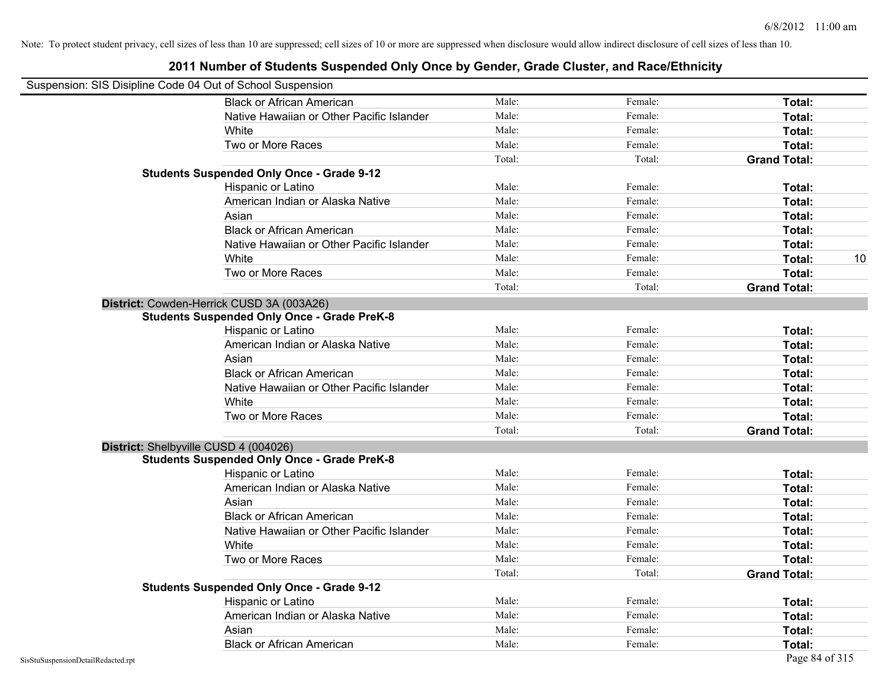Note: To protect student privacy, cell sizes of less than 10 are suppressed; cell sizes of 10 or more are suppressed when disclosure would allow indirect disclosure of cell sizes of less than 10.

## 2011 Number of Students Suspended Only Once by Gender, Grade Cluster, and Race/Ethnicity

Suspension: SIS Disipline Code 04 Out of School Suspension

| | | | | |
|---|---|---|---|---|
| Black or African American | Male: | Female: | **Total:** | |
| Native Hawaiian or Other Pacific Islander | Male: | Female: | **Total:** | |
| White | Male: | Female: | **Total:** | |
| Two or More Races | Male: | Female: | **Total:** | |
| | Total: | Total: | **Grand Total:** | |

**Students Suspended Only Once - Grade 9-12**

| | | | | |
|---|---|---|---|---|
| Hispanic or Latino | Male: | Female: | **Total:** | |
| American Indian or Alaska Native | Male: | Female: | **Total:** | |
| Asian | Male: | Female: | **Total:** | |
| Black or African American | Male: | Female: | **Total:** | |
| Native Hawaiian or Other Pacific Islander | Male: | Female: | **Total:** | |
| White | Male: | Female: | **Total:** | 10 |
| Two or More Races | Male: | Female: | **Total:** | |
| | Total: | Total: | **Grand Total:** | |

**District:** Cowden-Herrick CUSD 3A (003A26)

**Students Suspended Only Once - Grade PreK-8**

| | | | | |
|---|---|---|---|---|
| Hispanic or Latino | Male: | Female: | **Total:** | |
| American Indian or Alaska Native | Male: | Female: | **Total:** | |
| Asian | Male: | Female: | **Total:** | |
| Black or African American | Male: | Female: | **Total:** | |
| Native Hawaiian or Other Pacific Islander | Male: | Female: | **Total:** | |
| White | Male: | Female: | **Total:** | |
| Two or More Races | Male: | Female: | **Total:** | |
| | Total: | Total: | **Grand Total:** | |

**District:** Shelbyville CUSD 4 (004026)

**Students Suspended Only Once - Grade PreK-8**

| | | | | |
|---|---|---|---|---|
| Hispanic or Latino | Male: | Female: | **Total:** | |
| American Indian or Alaska Native | Male: | Female: | **Total:** | |
| Asian | Male: | Female: | **Total:** | |
| Black or African American | Male: | Female: | **Total:** | |
| Native Hawaiian or Other Pacific Islander | Male: | Female: | **Total:** | |
| White | Male: | Female: | **Total:** | |
| Two or More Races | Male: | Female: | **Total:** | |
| | Total: | Total: | **Grand Total:** | |

**Students Suspended Only Once - Grade 9-12**

| | | | | |
|---|---|---|---|---|
| Hispanic or Latino | Male: | Female: | **Total:** | |
| American Indian or Alaska Native | Male: | Female: | **Total:** | |
| Asian | Male: | Female: | **Total:** | |
| Black or African American | Male: | Female: | **Total:** | |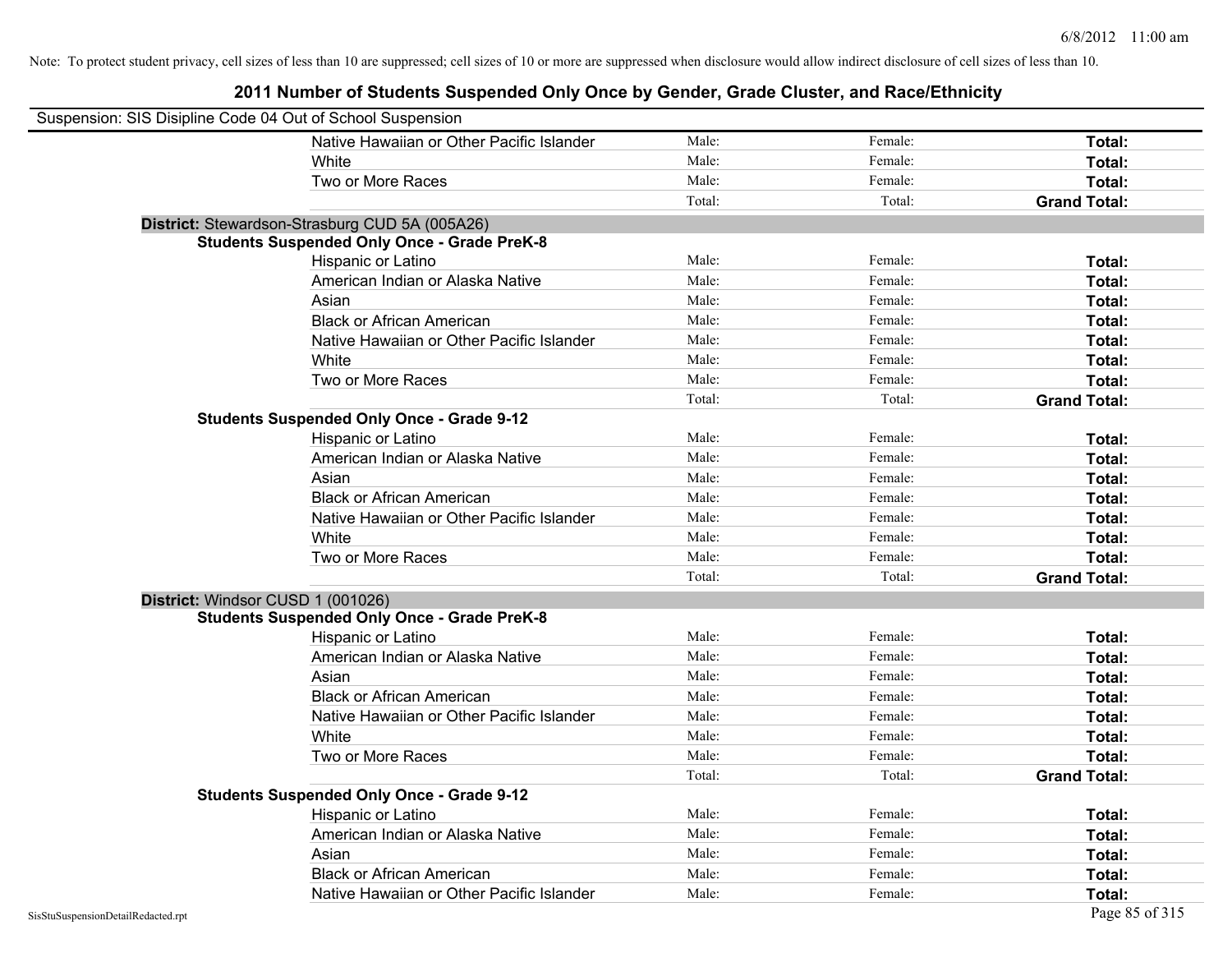Note: To protect student privacy, cell sizes of less than 10 are suppressed; cell sizes of 10 or more are suppressed when disclosure would allow indirect disclosure of cell sizes of less than 10.

# 2011 Number of Students Suspended Only Once by Gender, Grade Cluster, and Race/Ethnicity

Suspension: SIS Disipline Code 04 Out of School Suspension

| | | | |
|---|---|---|---|
| Native Hawaiian or Other Pacific Islander | Male: | Female: | **Total:** |
| White | Male: | Female: | **Total:** |
| Two or More Races | Male: | Female: | **Total:** |
| | Total: | Total: | **Grand Total:** |

**District:** Stewardson-Strasburg CUD 5A (005A26)

**Students Suspended Only Once - Grade PreK-8**

| | | | |
|---|---|---|---|
| Hispanic or Latino | Male: | Female: | **Total:** |
| American Indian or Alaska Native | Male: | Female: | **Total:** |
| Asian | Male: | Female: | **Total:** |
| Black or African American | Male: | Female: | **Total:** |
| Native Hawaiian or Other Pacific Islander | Male: | Female: | **Total:** |
| White | Male: | Female: | **Total:** |
| Two or More Races | Male: | Female: | **Total:** |
| | Total: | Total: | **Grand Total:** |

**Students Suspended Only Once - Grade 9-12**

| | | | |
|---|---|---|---|
| Hispanic or Latino | Male: | Female: | **Total:** |
| American Indian or Alaska Native | Male: | Female: | **Total:** |
| Asian | Male: | Female: | **Total:** |
| Black or African American | Male: | Female: | **Total:** |
| Native Hawaiian or Other Pacific Islander | Male: | Female: | **Total:** |
| White | Male: | Female: | **Total:** |
| Two or More Races | Male: | Female: | **Total:** |
| | Total: | Total: | **Grand Total:** |

**District:** Windsor CUSD 1 (001026)

**Students Suspended Only Once - Grade PreK-8**

| | | | |
|---|---|---|---|
| Hispanic or Latino | Male: | Female: | **Total:** |
| American Indian or Alaska Native | Male: | Female: | **Total:** |
| Asian | Male: | Female: | **Total:** |
| Black or African American | Male: | Female: | **Total:** |
| Native Hawaiian or Other Pacific Islander | Male: | Female: | **Total:** |
| White | Male: | Female: | **Total:** |
| Two or More Races | Male: | Female: | **Total:** |
| | Total: | Total: | **Grand Total:** |

**Students Suspended Only Once - Grade 9-12**

| | | | |
|---|---|---|---|
| Hispanic or Latino | Male: | Female: | **Total:** |
| American Indian or Alaska Native | Male: | Female: | **Total:** |
| Asian | Male: | Female: | **Total:** |
| Black or African American | Male: | Female: | **Total:** |
| Native Hawaiian or Other Pacific Islander | Male: | Female: | **Total:** |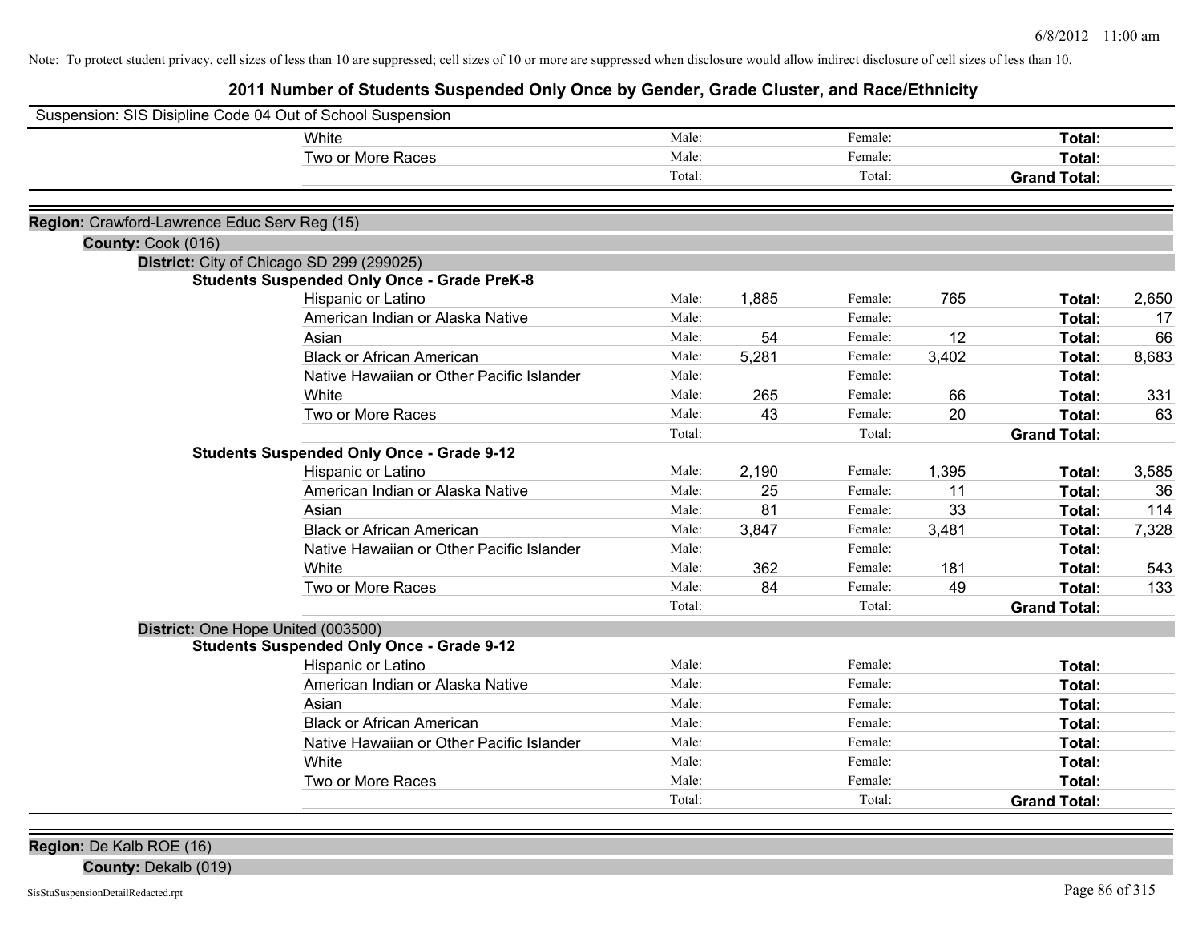Note: To protect student privacy, cell sizes of less than 10 are suppressed; cell sizes of 10 or more are suppressed when disclosure would allow indirect disclosure of cell sizes of less than 10.

# 2011 Number of Students Suspended Only Once by Gender, Grade Cluster, and Race/Ethnicity

Suspension: SIS Disipline Code 04 Out of School Suspension

| | Male: | | Female: | | | |
|---|---|---|---|---|---|---|
| White | Male: | | Female: | | Total: | |
| Two or More Races | Male: | | Female: | | Total: | |
| | Total: | | Total: | | Grand Total: | |

**Region:** Crawford-Lawrence Educ Serv Reg (15)

**County:** Cook (016)

**District:** City of Chicago SD 299 (299025)

**Students Suspended Only Once - Grade PreK-8**

| Race/Ethnicity | | Male | | Female | | Total |
|---|---|---|---|---|---|---|
| Hispanic or Latino | Male: | 1,885 | Female: | 765 | Total: | 2,650 |
| American Indian or Alaska Native | Male: | | Female: | | Total: | 17 |
| Asian | Male: | 54 | Female: | 12 | Total: | 66 |
| Black or African American | Male: | 5,281 | Female: | 3,402 | Total: | 8,683 |
| Native Hawaiian or Other Pacific Islander | Male: | | Female: | | Total: | |
| White | Male: | 265 | Female: | 66 | Total: | 331 |
| Two or More Races | Male: | 43 | Female: | 20 | Total: | 63 |
| | Total: | | Total: | | Grand Total: | |

**Students Suspended Only Once - Grade 9-12**

| Race/Ethnicity | | Male | | Female | | Total |
|---|---|---|---|---|---|---|
| Hispanic or Latino | Male: | 2,190 | Female: | 1,395 | Total: | 3,585 |
| American Indian or Alaska Native | Male: | 25 | Female: | 11 | Total: | 36 |
| Asian | Male: | 81 | Female: | 33 | Total: | 114 |
| Black or African American | Male: | 3,847 | Female: | 3,481 | Total: | 7,328 |
| Native Hawaiian or Other Pacific Islander | Male: | | Female: | | Total: | |
| White | Male: | 362 | Female: | 181 | Total: | 543 |
| Two or More Races | Male: | 84 | Female: | 49 | Total: | 133 |
| | Total: | | Total: | | Grand Total: | |

**District:** One Hope United (003500)

**Students Suspended Only Once - Grade 9-12**

| Race/Ethnicity | | Male | | Female | | Total |
|---|---|---|---|---|---|---|
| Hispanic or Latino | Male: | | Female: | | Total: | |
| American Indian or Alaska Native | Male: | | Female: | | Total: | |
| Asian | Male: | | Female: | | Total: | |
| Black or African American | Male: | | Female: | | Total: | |
| Native Hawaiian or Other Pacific Islander | Male: | | Female: | | Total: | |
| White | Male: | | Female: | | Total: | |
| Two or More Races | Male: | | Female: | | Total: | |
| | Total: | | Total: | | Grand Total: | |

**Region:** De Kalb ROE (16)

**County:** Dekalb (019)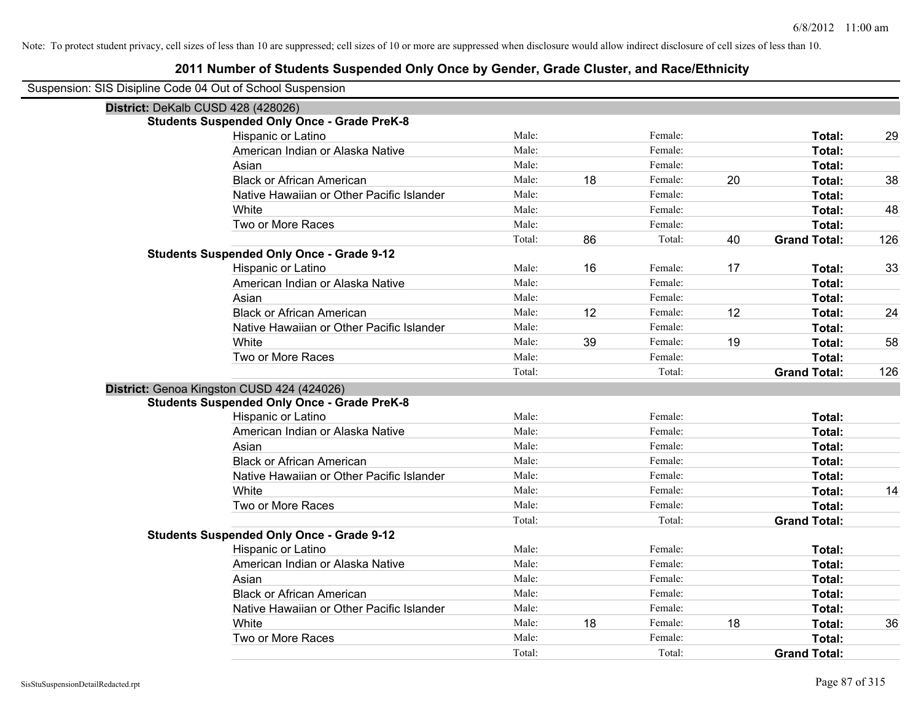Note: To protect student privacy, cell sizes of less than 10 are suppressed; cell sizes of 10 or more are suppressed when disclosure would allow indirect disclosure of cell sizes of less than 10.

# 2011 Number of Students Suspended Only Once by Gender, Grade Cluster, and Race/Ethnicity

Suspension: SIS Disipline Code 04 Out of School Suspension

## District: DeKalb CUSD 428 (428026)

### Students Suspended Only Once - Grade PreK-8

| Race/Ethnicity | | Male | | Female | | Total |
|---|---|---|---|---|---|---|
| Hispanic or Latino | Male: | | Female: | | Total: | 29 |
| American Indian or Alaska Native | Male: | | Female: | | Total: | |
| Asian | Male: | | Female: | | Total: | |
| Black or African American | Male: | 18 | Female: | 20 | Total: | 38 |
| Native Hawaiian or Other Pacific Islander | Male: | | Female: | | Total: | |
| White | Male: | | Female: | | Total: | 48 |
| Two or More Races | Male: | | Female: | | Total: | |
| | Total: | 86 | Total: | 40 | Grand Total: | 126 |

### Students Suspended Only Once - Grade 9-12

| Race/Ethnicity | | Male | | Female | | Total |
|---|---|---|---|---|---|---|
| Hispanic or Latino | Male: | 16 | Female: | 17 | Total: | 33 |
| American Indian or Alaska Native | Male: | | Female: | | Total: | |
| Asian | Male: | | Female: | | Total: | |
| Black or African American | Male: | 12 | Female: | 12 | Total: | 24 |
| Native Hawaiian or Other Pacific Islander | Male: | | Female: | | Total: | |
| White | Male: | 39 | Female: | 19 | Total: | 58 |
| Two or More Races | Male: | | Female: | | Total: | |
| | Total: | | Total: | | Grand Total: | 126 |

## District: Genoa Kingston CUSD 424 (424026)

### Students Suspended Only Once - Grade PreK-8

| Race/Ethnicity | | Male | | Female | | Total |
|---|---|---|---|---|---|---|
| Hispanic or Latino | Male: | | Female: | | Total: | |
| American Indian or Alaska Native | Male: | | Female: | | Total: | |
| Asian | Male: | | Female: | | Total: | |
| Black or African American | Male: | | Female: | | Total: | |
| Native Hawaiian or Other Pacific Islander | Male: | | Female: | | Total: | |
| White | Male: | | Female: | | Total: | 14 |
| Two or More Races | Male: | | Female: | | Total: | |
| | Total: | | Total: | | Grand Total: | |

### Students Suspended Only Once - Grade 9-12

| Race/Ethnicity | | Male | | Female | | Total |
|---|---|---|---|---|---|---|
| Hispanic or Latino | Male: | | Female: | | Total: | |
| American Indian or Alaska Native | Male: | | Female: | | Total: | |
| Asian | Male: | | Female: | | Total: | |
| Black or African American | Male: | | Female: | | Total: | |
| Native Hawaiian or Other Pacific Islander | Male: | | Female: | | Total: | |
| White | Male: | 18 | Female: | 18 | Total: | 36 |
| Two or More Races | Male: | | Female: | | Total: | |
| | Total: | | Total: | | Grand Total: | |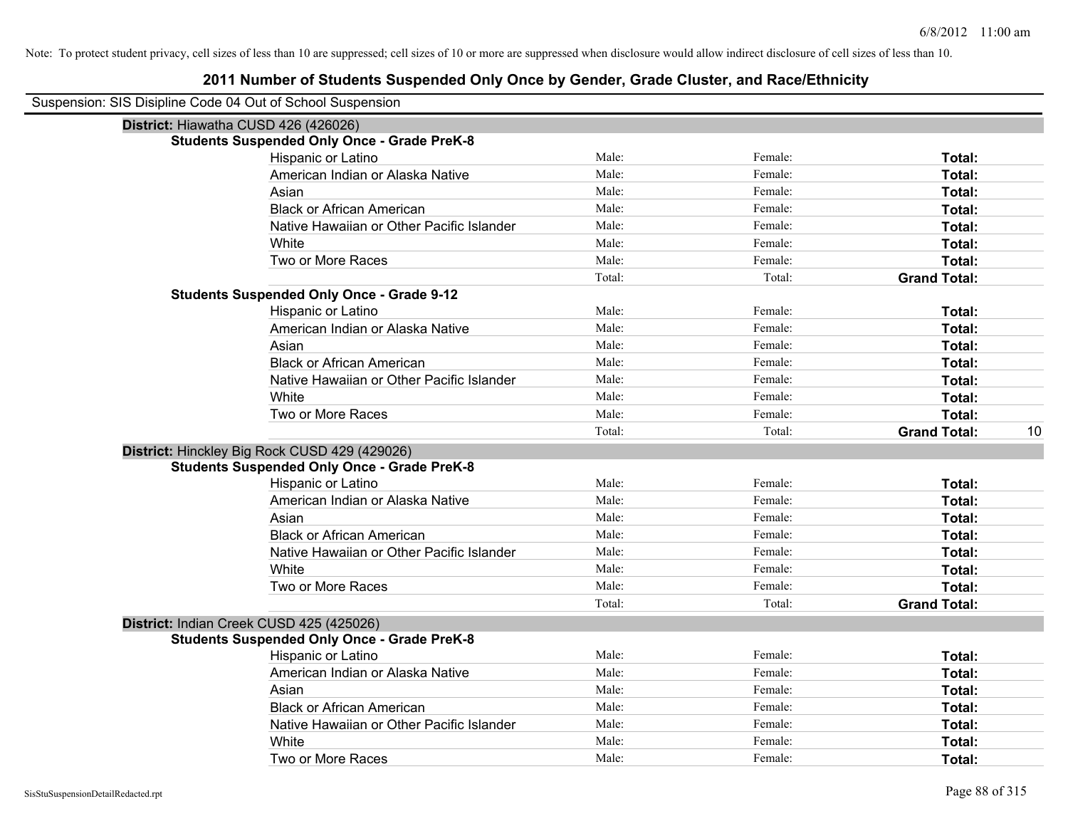Note: To protect student privacy, cell sizes of less than 10 are suppressed; cell sizes of 10 or more are suppressed when disclosure would allow indirect disclosure of cell sizes of less than 10.

# 2011 Number of Students Suspended Only Once by Gender, Grade Cluster, and Race/Ethnicity

Suspension: SIS Disipline Code 04 Out of School Suspension

## District: Hiawatha CUSD 426 (426026)

### Students Suspended Only Once - Grade PreK-8

| Race/Ethnicity | Male | Female | Total |
|---|---|---|---|
| Hispanic or Latino | Male: | Female: | Total: |
| American Indian or Alaska Native | Male: | Female: | Total: |
| Asian | Male: | Female: | Total: |
| Black or African American | Male: | Female: | Total: |
| Native Hawaiian or Other Pacific Islander | Male: | Female: | Total: |
| White | Male: | Female: | Total: |
| Two or More Races | Male: | Female: | Total: |
| | Total: | Total: | Grand Total: |

### Students Suspended Only Once - Grade 9-12

| Race/Ethnicity | Male | Female | Total |
|---|---|---|---|
| Hispanic or Latino | Male: | Female: | Total: |
| American Indian or Alaska Native | Male: | Female: | Total: |
| Asian | Male: | Female: | Total: |
| Black or African American | Male: | Female: | Total: |
| Native Hawaiian or Other Pacific Islander | Male: | Female: | Total: |
| White | Male: | Female: | Total: |
| Two or More Races | Male: | Female: | Total: |
| | Total: | Total: | Grand Total: 10 |

## District: Hinckley Big Rock CUSD 429 (429026)

### Students Suspended Only Once - Grade PreK-8

| Race/Ethnicity | Male | Female | Total |
|---|---|---|---|
| Hispanic or Latino | Male: | Female: | Total: |
| American Indian or Alaska Native | Male: | Female: | Total: |
| Asian | Male: | Female: | Total: |
| Black or African American | Male: | Female: | Total: |
| Native Hawaiian or Other Pacific Islander | Male: | Female: | Total: |
| White | Male: | Female: | Total: |
| Two or More Races | Male: | Female: | Total: |
| | Total: | Total: | Grand Total: |

## District: Indian Creek CUSD 425 (425026)

### Students Suspended Only Once - Grade PreK-8

| Race/Ethnicity | Male | Female | Total |
|---|---|---|---|
| Hispanic or Latino | Male: | Female: | Total: |
| American Indian or Alaska Native | Male: | Female: | Total: |
| Asian | Male: | Female: | Total: |
| Black or African American | Male: | Female: | Total: |
| Native Hawaiian or Other Pacific Islander | Male: | Female: | Total: |
| White | Male: | Female: | Total: |
| Two or More Races | Male: | Female: | Total: |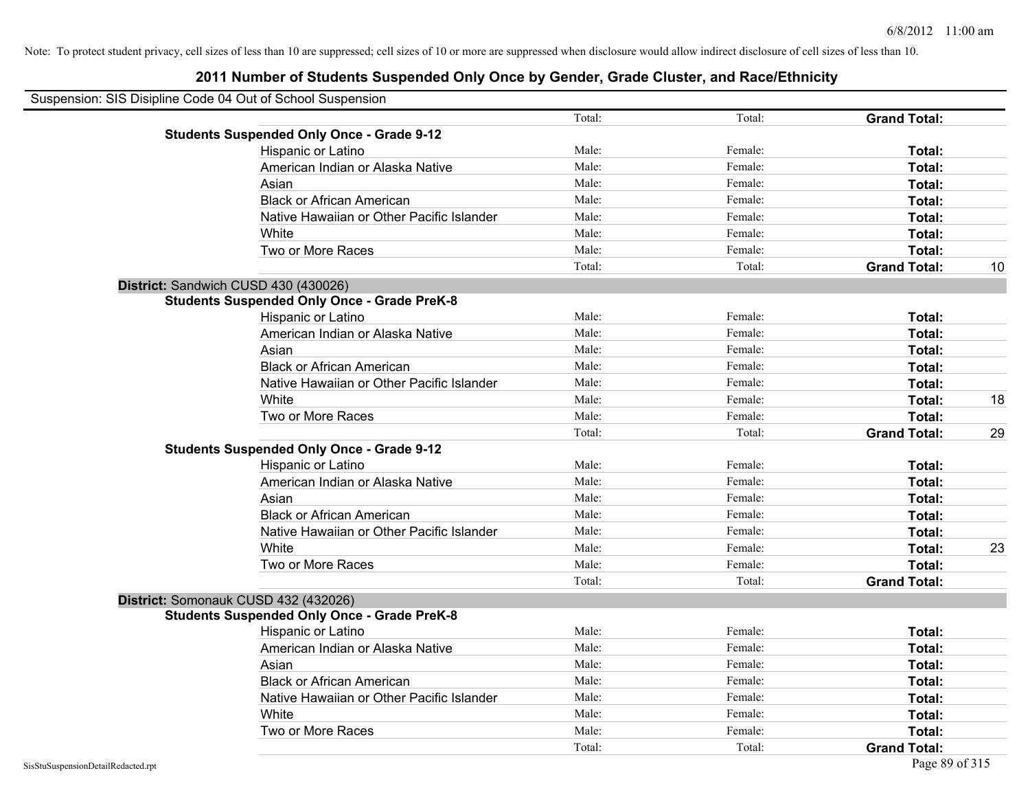Note: To protect student privacy, cell sizes of less than 10 are suppressed; cell sizes of 10 or more are suppressed when disclosure would allow indirect disclosure of cell sizes of less than 10.

# 2011 Number of Students Suspended Only Once by Gender, Grade Cluster, and Race/Ethnicity

Suspension: SIS Disipline Code 04 Out of School Suspension

| | | | | |
|---|---|---|---|---|
| | Total: | Total: | **Grand Total:** | |
| **Students Suspended Only Once - Grade 9-12** | | | | |
| Hispanic or Latino | Male: | Female: | **Total:** | |
| American Indian or Alaska Native | Male: | Female: | **Total:** | |
| Asian | Male: | Female: | **Total:** | |
| Black or African American | Male: | Female: | **Total:** | |
| Native Hawaiian or Other Pacific Islander | Male: | Female: | **Total:** | |
| White | Male: | Female: | **Total:** | |
| Two or More Races | Male: | Female: | **Total:** | |
| | Total: | Total: | **Grand Total:** | 10 |
| **District:** Sandwich CUSD 430 (430026) | | | | |
| **Students Suspended Only Once - Grade PreK-8** | | | | |
| Hispanic or Latino | Male: | Female: | **Total:** | |
| American Indian or Alaska Native | Male: | Female: | **Total:** | |
| Asian | Male: | Female: | **Total:** | |
| Black or African American | Male: | Female: | **Total:** | |
| Native Hawaiian or Other Pacific Islander | Male: | Female: | **Total:** | |
| White | Male: | Female: | **Total:** | 18 |
| Two or More Races | Male: | Female: | **Total:** | |
| | Total: | Total: | **Grand Total:** | 29 |
| **Students Suspended Only Once - Grade 9-12** | | | | |
| Hispanic or Latino | Male: | Female: | **Total:** | |
| American Indian or Alaska Native | Male: | Female: | **Total:** | |
| Asian | Male: | Female: | **Total:** | |
| Black or African American | Male: | Female: | **Total:** | |
| Native Hawaiian or Other Pacific Islander | Male: | Female: | **Total:** | |
| White | Male: | Female: | **Total:** | 23 |
| Two or More Races | Male: | Female: | **Total:** | |
| | Total: | Total: | **Grand Total:** | |
| **District:** Somonauk CUSD 432 (432026) | | | | |
| **Students Suspended Only Once - Grade PreK-8** | | | | |
| Hispanic or Latino | Male: | Female: | **Total:** | |
| American Indian or Alaska Native | Male: | Female: | **Total:** | |
| Asian | Male: | Female: | **Total:** | |
| Black or African American | Male: | Female: | **Total:** | |
| Native Hawaiian or Other Pacific Islander | Male: | Female: | **Total:** | |
| White | Male: | Female: | **Total:** | |
| Two or More Races | Male: | Female: | **Total:** | |
| | Total: | Total: | **Grand Total:** | |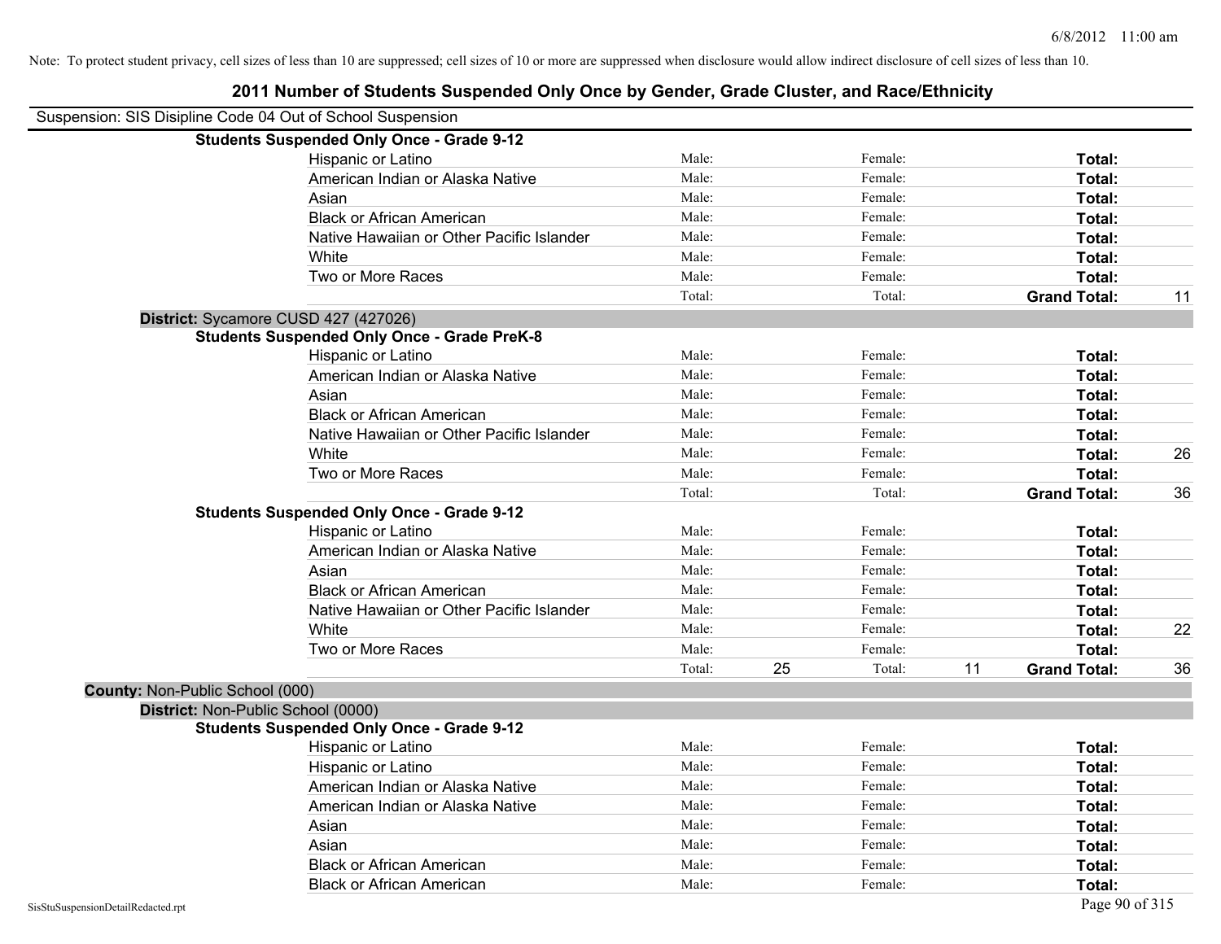Note: To protect student privacy, cell sizes of less than 10 are suppressed; cell sizes of 10 or more are suppressed when disclosure would allow indirect disclosure of cell sizes of less than 10.

# 2011 Number of Students Suspended Only Once by Gender, Grade Cluster, and Race/Ethnicity

Suspension: SIS Disipline Code 04 Out of School Suspension

**Students Suspended Only Once - Grade 9-12**

| Race/Ethnicity | Male: | | Female: | | Total: | |
|---|---|---|---|---|---|---|
| Hispanic or Latino | Male: | | Female: | | **Total:** | |
| American Indian or Alaska Native | Male: | | Female: | | **Total:** | |
| Asian | Male: | | Female: | | **Total:** | |
| Black or African American | Male: | | Female: | | **Total:** | |
| Native Hawaiian or Other Pacific Islander | Male: | | Female: | | **Total:** | |
| White | Male: | | Female: | | **Total:** | |
| Two or More Races | Male: | | Female: | | **Total:** | |
| | Total: | | Total: | | **Grand Total:** | 11 |

**District:** Sycamore CUSD 427 (427026)

**Students Suspended Only Once - Grade PreK-8**

| Race/Ethnicity | Male: | | Female: | | Total: | |
|---|---|---|---|---|---|---|
| Hispanic or Latino | Male: | | Female: | | **Total:** | |
| American Indian or Alaska Native | Male: | | Female: | | **Total:** | |
| Asian | Male: | | Female: | | **Total:** | |
| Black or African American | Male: | | Female: | | **Total:** | |
| Native Hawaiian or Other Pacific Islander | Male: | | Female: | | **Total:** | |
| White | Male: | | Female: | | **Total:** | 26 |
| Two or More Races | Male: | | Female: | | **Total:** | |
| | Total: | | Total: | | **Grand Total:** | 36 |

**Students Suspended Only Once - Grade 9-12**

| Race/Ethnicity | Male: | | Female: | | Total: | |
|---|---|---|---|---|---|---|
| Hispanic or Latino | Male: | | Female: | | **Total:** | |
| American Indian or Alaska Native | Male: | | Female: | | **Total:** | |
| Asian | Male: | | Female: | | **Total:** | |
| Black or African American | Male: | | Female: | | **Total:** | |
| Native Hawaiian or Other Pacific Islander | Male: | | Female: | | **Total:** | |
| White | Male: | | Female: | | **Total:** | 22 |
| Two or More Races | Male: | | Female: | | **Total:** | |
| | Total: | 25 | Total: | 11 | **Grand Total:** | 36 |

**County:** Non-Public School (000)

**District:** Non-Public School (0000)

**Students Suspended Only Once - Grade 9-12**

| Race/Ethnicity | Male: | | Female: | | Total: | |
|---|---|---|---|---|---|---|
| Hispanic or Latino | Male: | | Female: | | **Total:** | |
| Hispanic or Latino | Male: | | Female: | | **Total:** | |
| American Indian or Alaska Native | Male: | | Female: | | **Total:** | |
| American Indian or Alaska Native | Male: | | Female: | | **Total:** | |
| Asian | Male: | | Female: | | **Total:** | |
| Asian | Male: | | Female: | | **Total:** | |
| Black or African American | Male: | | Female: | | **Total:** | |
| Black or African American | Male: | | Female: | | **Total:** | |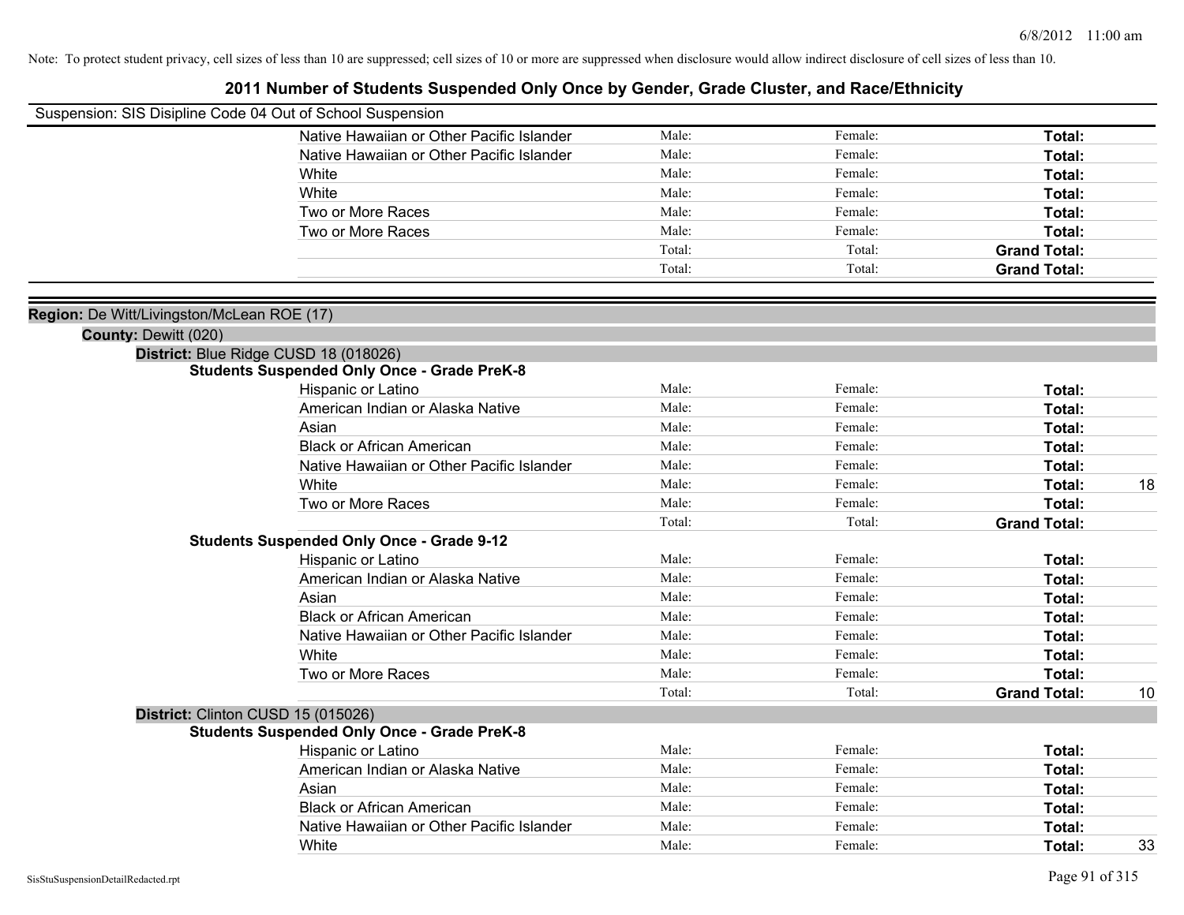Note: To protect student privacy, cell sizes of less than 10 are suppressed; cell sizes of 10 or more are suppressed when disclosure would allow indirect disclosure of cell sizes of less than 10.

# 2011 Number of Students Suspended Only Once by Gender, Grade Cluster, and Race/Ethnicity

Suspension: SIS Disipline Code 04 Out of School Suspension

| | Male: | Female: | Total: | |
|---|---|---|---|---|
| Native Hawaiian or Other Pacific Islander | Male: | Female: | **Total:** | |
| Native Hawaiian or Other Pacific Islander | Male: | Female: | **Total:** | |
| White | Male: | Female: | **Total:** | |
| White | Male: | Female: | **Total:** | |
| Two or More Races | Male: | Female: | **Total:** | |
| Two or More Races | Male: | Female: | **Total:** | |
| | Total: | Total: | **Grand Total:** | |
| | Total: | Total: | **Grand Total:** | |

**Region:** De Witt/Livingston/McLean ROE (17)

**County:** Dewitt (020)

**District:** Blue Ridge CUSD 18 (018026)

**Students Suspended Only Once - Grade PreK-8**

| Race/Ethnicity | Male | Female | Total | |
|---|---|---|---|---|
| Hispanic or Latino | Male: | Female: | **Total:** | |
| American Indian or Alaska Native | Male: | Female: | **Total:** | |
| Asian | Male: | Female: | **Total:** | |
| Black or African American | Male: | Female: | **Total:** | |
| Native Hawaiian or Other Pacific Islander | Male: | Female: | **Total:** | |
| White | Male: | Female: | **Total:** | 18 |
| Two or More Races | Male: | Female: | **Total:** | |
| | Total: | Total: | **Grand Total:** | |

**Students Suspended Only Once - Grade 9-12**

| Race/Ethnicity | Male | Female | Total | |
|---|---|---|---|---|
| Hispanic or Latino | Male: | Female: | **Total:** | |
| American Indian or Alaska Native | Male: | Female: | **Total:** | |
| Asian | Male: | Female: | **Total:** | |
| Black or African American | Male: | Female: | **Total:** | |
| Native Hawaiian or Other Pacific Islander | Male: | Female: | **Total:** | |
| White | Male: | Female: | **Total:** | |
| Two or More Races | Male: | Female: | **Total:** | |
| | Total: | Total: | **Grand Total:** | 10 |

**District:** Clinton CUSD 15 (015026)

**Students Suspended Only Once - Grade PreK-8**

| Race/Ethnicity | Male | Female | Total | |
|---|---|---|---|---|
| Hispanic or Latino | Male: | Female: | **Total:** | |
| American Indian or Alaska Native | Male: | Female: | **Total:** | |
| Asian | Male: | Female: | **Total:** | |
| Black or African American | Male: | Female: | **Total:** | |
| Native Hawaiian or Other Pacific Islander | Male: | Female: | **Total:** | |
| White | Male: | Female: | **Total:** | 33 |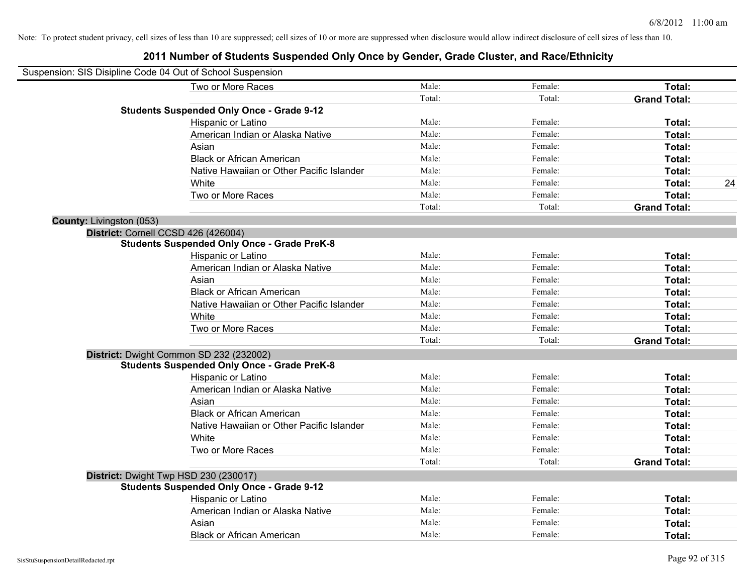Note: To protect student privacy, cell sizes of less than 10 are suppressed; cell sizes of 10 or more are suppressed when disclosure would allow indirect disclosure of cell sizes of less than 10.

# 2011 Number of Students Suspended Only Once by Gender, Grade Cluster, and Race/Ethnicity

Suspension: SIS Disipline Code 04 Out of School Suspension

| | | | | |
|---|---|---|---|---|
| Two or More Races | Male: | Female: | **Total:** | |
| | Total: | Total: | **Grand Total:** | |
| **Students Suspended Only Once - Grade 9-12** | | | | |
| Hispanic or Latino | Male: | Female: | **Total:** | |
| American Indian or Alaska Native | Male: | Female: | **Total:** | |
| Asian | Male: | Female: | **Total:** | |
| Black or African American | Male: | Female: | **Total:** | |
| Native Hawaiian or Other Pacific Islander | Male: | Female: | **Total:** | |
| White | Male: | Female: | **Total:** | 24 |
| Two or More Races | Male: | Female: | **Total:** | |
| | Total: | Total: | **Grand Total:** | |

**County:** Livingston (053)

**District:** Cornell CCSD 426 (426004)

| | | | | |
|---|---|---|---|---|
| **Students Suspended Only Once - Grade PreK-8** | | | | |
| Hispanic or Latino | Male: | Female: | **Total:** | |
| American Indian or Alaska Native | Male: | Female: | **Total:** | |
| Asian | Male: | Female: | **Total:** | |
| Black or African American | Male: | Female: | **Total:** | |
| Native Hawaiian or Other Pacific Islander | Male: | Female: | **Total:** | |
| White | Male: | Female: | **Total:** | |
| Two or More Races | Male: | Female: | **Total:** | |
| | Total: | Total: | **Grand Total:** | |

**District:** Dwight Common SD 232 (232002)

| | | | | |
|---|---|---|---|---|
| **Students Suspended Only Once - Grade PreK-8** | | | | |
| Hispanic or Latino | Male: | Female: | **Total:** | |
| American Indian or Alaska Native | Male: | Female: | **Total:** | |
| Asian | Male: | Female: | **Total:** | |
| Black or African American | Male: | Female: | **Total:** | |
| Native Hawaiian or Other Pacific Islander | Male: | Female: | **Total:** | |
| White | Male: | Female: | **Total:** | |
| Two or More Races | Male: | Female: | **Total:** | |
| | Total: | Total: | **Grand Total:** | |

**District:** Dwight Twp HSD 230 (230017)

| | | | | |
|---|---|---|---|---|
| **Students Suspended Only Once - Grade 9-12** | | | | |
| Hispanic or Latino | Male: | Female: | **Total:** | |
| American Indian or Alaska Native | Male: | Female: | **Total:** | |
| Asian | Male: | Female: | **Total:** | |
| Black or African American | Male: | Female: | **Total:** | |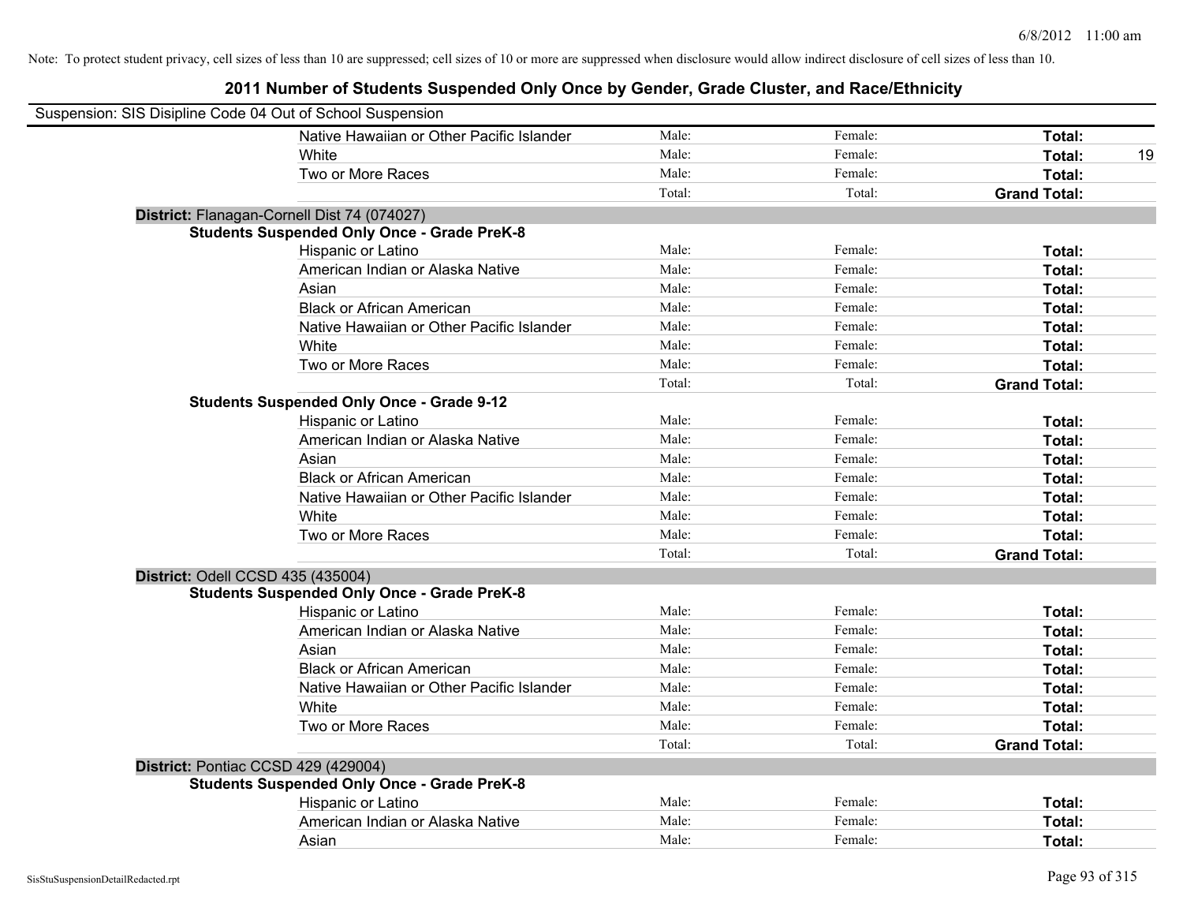Note: To protect student privacy, cell sizes of less than 10 are suppressed; cell sizes of 10 or more are suppressed when disclosure would allow indirect disclosure of cell sizes of less than 10.

## 2011 Number of Students Suspended Only Once by Gender, Grade Cluster, and Race/Ethnicity

Suspension: SIS Disipline Code 04 Out of School Suspension

| | | | | |
|---|---|---|---|---|
| Native Hawaiian or Other Pacific Islander | Male: | Female: | **Total:** | |
| White | Male: | Female: | **Total:** | 19 |
| Two or More Races | Male: | Female: | **Total:** | |
| | Total: | Total: | **Grand Total:** | |

**District:** Flanagan-Cornell Dist 74 (074027)

**Students Suspended Only Once - Grade PreK-8**

| | | | | |
|---|---|---|---|---|
| Hispanic or Latino | Male: | Female: | **Total:** | |
| American Indian or Alaska Native | Male: | Female: | **Total:** | |
| Asian | Male: | Female: | **Total:** | |
| Black or African American | Male: | Female: | **Total:** | |
| Native Hawaiian or Other Pacific Islander | Male: | Female: | **Total:** | |
| White | Male: | Female: | **Total:** | |
| Two or More Races | Male: | Female: | **Total:** | |
| | Total: | Total: | **Grand Total:** | |

**Students Suspended Only Once - Grade 9-12**

| | | | | |
|---|---|---|---|---|
| Hispanic or Latino | Male: | Female: | **Total:** | |
| American Indian or Alaska Native | Male: | Female: | **Total:** | |
| Asian | Male: | Female: | **Total:** | |
| Black or African American | Male: | Female: | **Total:** | |
| Native Hawaiian or Other Pacific Islander | Male: | Female: | **Total:** | |
| White | Male: | Female: | **Total:** | |
| Two or More Races | Male: | Female: | **Total:** | |
| | Total: | Total: | **Grand Total:** | |

**District:** Odell CCSD 435 (435004)

**Students Suspended Only Once - Grade PreK-8**

| | | | | |
|---|---|---|---|---|
| Hispanic or Latino | Male: | Female: | **Total:** | |
| American Indian or Alaska Native | Male: | Female: | **Total:** | |
| Asian | Male: | Female: | **Total:** | |
| Black or African American | Male: | Female: | **Total:** | |
| Native Hawaiian or Other Pacific Islander | Male: | Female: | **Total:** | |
| White | Male: | Female: | **Total:** | |
| Two or More Races | Male: | Female: | **Total:** | |
| | Total: | Total: | **Grand Total:** | |

**District:** Pontiac CCSD 429 (429004)

**Students Suspended Only Once - Grade PreK-8**

| | | | | |
|---|---|---|---|---|
| Hispanic or Latino | Male: | Female: | **Total:** | |
| American Indian or Alaska Native | Male: | Female: | **Total:** | |
| Asian | Male: | Female: | **Total:** | |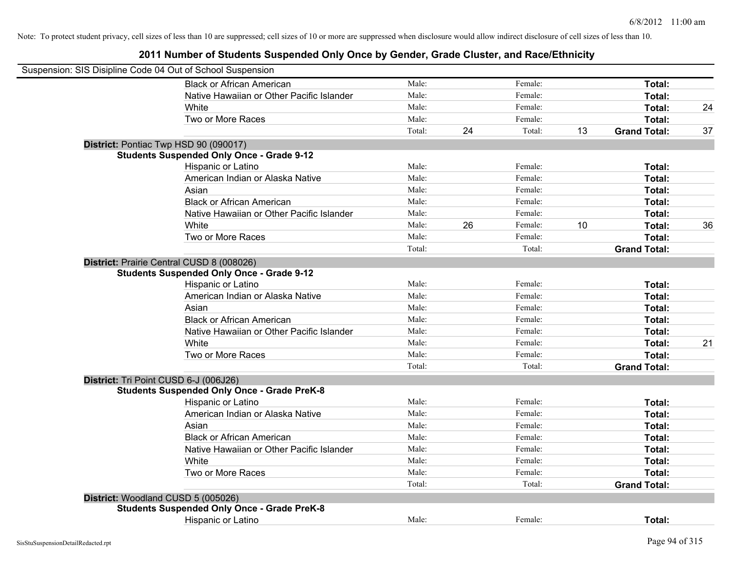Note: To protect student privacy, cell sizes of less than 10 are suppressed; cell sizes of 10 or more are suppressed when disclosure would allow indirect disclosure of cell sizes of less than 10.

# 2011 Number of Students Suspended Only Once by Gender, Grade Cluster, and Race/Ethnicity

Suspension: SIS Disipline Code 04 Out of School Suspension

| | | | | | | |
|---|---|---|---|---|---|---|
| Black or African American | Male: | | Female: | | **Total:** | |
| Native Hawaiian or Other Pacific Islander | Male: | | Female: | | **Total:** | |
| White | Male: | | Female: | | **Total:** | 24 |
| Two or More Races | Male: | | Female: | | **Total:** | |
| | Total: | 24 | Total: | 13 | **Grand Total:** | 37 |

**District:** Pontiac Twp HSD 90 (090017)

**Students Suspended Only Once - Grade 9-12**

| | | | | | | |
|---|---|---|---|---|---|---|
| Hispanic or Latino | Male: | | Female: | | **Total:** | |
| American Indian or Alaska Native | Male: | | Female: | | **Total:** | |
| Asian | Male: | | Female: | | **Total:** | |
| Black or African American | Male: | | Female: | | **Total:** | |
| Native Hawaiian or Other Pacific Islander | Male: | | Female: | | **Total:** | |
| White | Male: | 26 | Female: | 10 | **Total:** | 36 |
| Two or More Races | Male: | | Female: | | **Total:** | |
| | Total: | | Total: | | **Grand Total:** | |

**District:** Prairie Central CUSD 8 (008026)

**Students Suspended Only Once - Grade 9-12**

| | | | | | | |
|---|---|---|---|---|---|---|
| Hispanic or Latino | Male: | | Female: | | **Total:** | |
| American Indian or Alaska Native | Male: | | Female: | | **Total:** | |
| Asian | Male: | | Female: | | **Total:** | |
| Black or African American | Male: | | Female: | | **Total:** | |
| Native Hawaiian or Other Pacific Islander | Male: | | Female: | | **Total:** | |
| White | Male: | | Female: | | **Total:** | 21 |
| Two or More Races | Male: | | Female: | | **Total:** | |
| | Total: | | Total: | | **Grand Total:** | |

**District:** Tri Point CUSD 6-J (006J26)

**Students Suspended Only Once - Grade PreK-8**

| | | | | | | |
|---|---|---|---|---|---|---|
| Hispanic or Latino | Male: | | Female: | | **Total:** | |
| American Indian or Alaska Native | Male: | | Female: | | **Total:** | |
| Asian | Male: | | Female: | | **Total:** | |
| Black or African American | Male: | | Female: | | **Total:** | |
| Native Hawaiian or Other Pacific Islander | Male: | | Female: | | **Total:** | |
| White | Male: | | Female: | | **Total:** | |
| Two or More Races | Male: | | Female: | | **Total:** | |
| | Total: | | Total: | | **Grand Total:** | |

**District:** Woodland CUSD 5 (005026)

**Students Suspended Only Once - Grade PreK-8**

| | | | | | | |
|---|---|---|---|---|---|---|
| Hispanic or Latino | Male: | | Female: | | **Total:** | |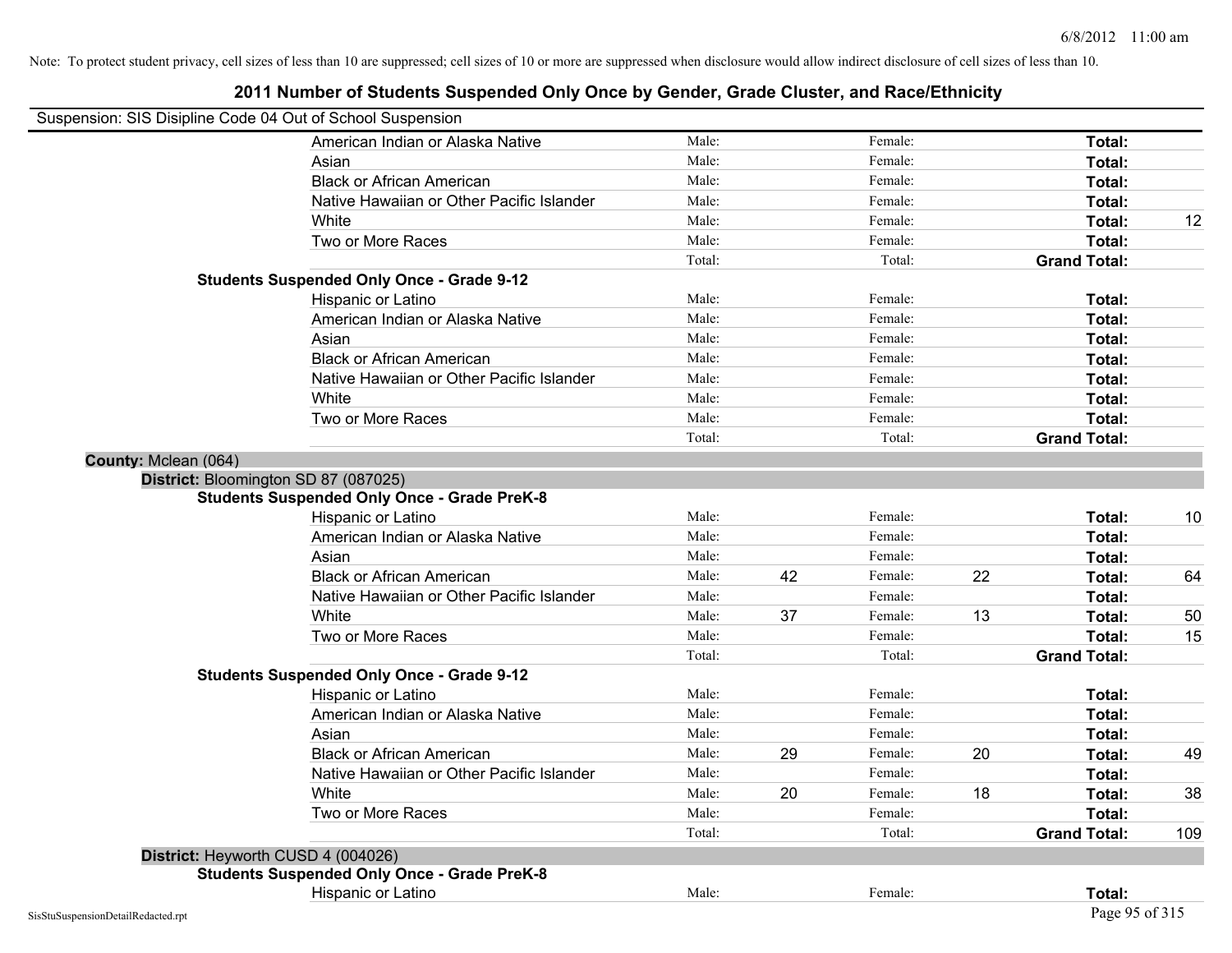Note: To protect student privacy, cell sizes of less than 10 are suppressed; cell sizes of 10 or more are suppressed when disclosure would allow indirect disclosure of cell sizes of less than 10.

# 2011 Number of Students Suspended Only Once by Gender, Grade Cluster, and Race/Ethnicity

Suspension: SIS Disipline Code 04 Out of School Suspension

| | | | | | |
|---|---|---|---|---|---|
| American Indian or Alaska Native | Male: | | Female: | | **Total:** | |
| Asian | Male: | | Female: | | **Total:** | |
| Black or African American | Male: | | Female: | | **Total:** | |
| Native Hawaiian or Other Pacific Islander | Male: | | Female: | | **Total:** | |
| White | Male: | | Female: | | **Total:** | 12 |
| Two or More Races | Male: | | Female: | | **Total:** | |
| | Total: | | Total: | | **Grand Total:** | |

**Students Suspended Only Once - Grade 9-12**

| | | | | | | |
|---|---|---|---|---|---|---|
| Hispanic or Latino | Male: | | Female: | | **Total:** | |
| American Indian or Alaska Native | Male: | | Female: | | **Total:** | |
| Asian | Male: | | Female: | | **Total:** | |
| Black or African American | Male: | | Female: | | **Total:** | |
| Native Hawaiian or Other Pacific Islander | Male: | | Female: | | **Total:** | |
| White | Male: | | Female: | | **Total:** | |
| Two or More Races | Male: | | Female: | | **Total:** | |
| | Total: | | Total: | | **Grand Total:** | |

**County:** Mclean (064)

**District:** Bloomington SD 87 (087025)

**Students Suspended Only Once - Grade PreK-8**

| | | | | | | |
|---|---|---|---|---|---|---|
| Hispanic or Latino | Male: | | Female: | | **Total:** | 10 |
| American Indian or Alaska Native | Male: | | Female: | | **Total:** | |
| Asian | Male: | | Female: | | **Total:** | |
| Black or African American | Male: | 42 | Female: | 22 | **Total:** | 64 |
| Native Hawaiian or Other Pacific Islander | Male: | | Female: | | **Total:** | |
| White | Male: | 37 | Female: | 13 | **Total:** | 50 |
| Two or More Races | Male: | | Female: | | **Total:** | 15 |
| | Total: | | Total: | | **Grand Total:** | |

**Students Suspended Only Once - Grade 9-12**

| | | | | | | |
|---|---|---|---|---|---|---|
| Hispanic or Latino | Male: | | Female: | | **Total:** | |
| American Indian or Alaska Native | Male: | | Female: | | **Total:** | |
| Asian | Male: | | Female: | | **Total:** | |
| Black or African American | Male: | 29 | Female: | 20 | **Total:** | 49 |
| Native Hawaiian or Other Pacific Islander | Male: | | Female: | | **Total:** | |
| White | Male: | 20 | Female: | 18 | **Total:** | 38 |
| Two or More Races | Male: | | Female: | | **Total:** | |
| | Total: | | Total: | | **Grand Total:** | 109 |

**District:** Heyworth CUSD 4 (004026)

**Students Suspended Only Once - Grade PreK-8**

| | | | | | | |
|---|---|---|---|---|---|---|
| Hispanic or Latino | Male: | | Female: | | **Total:** | |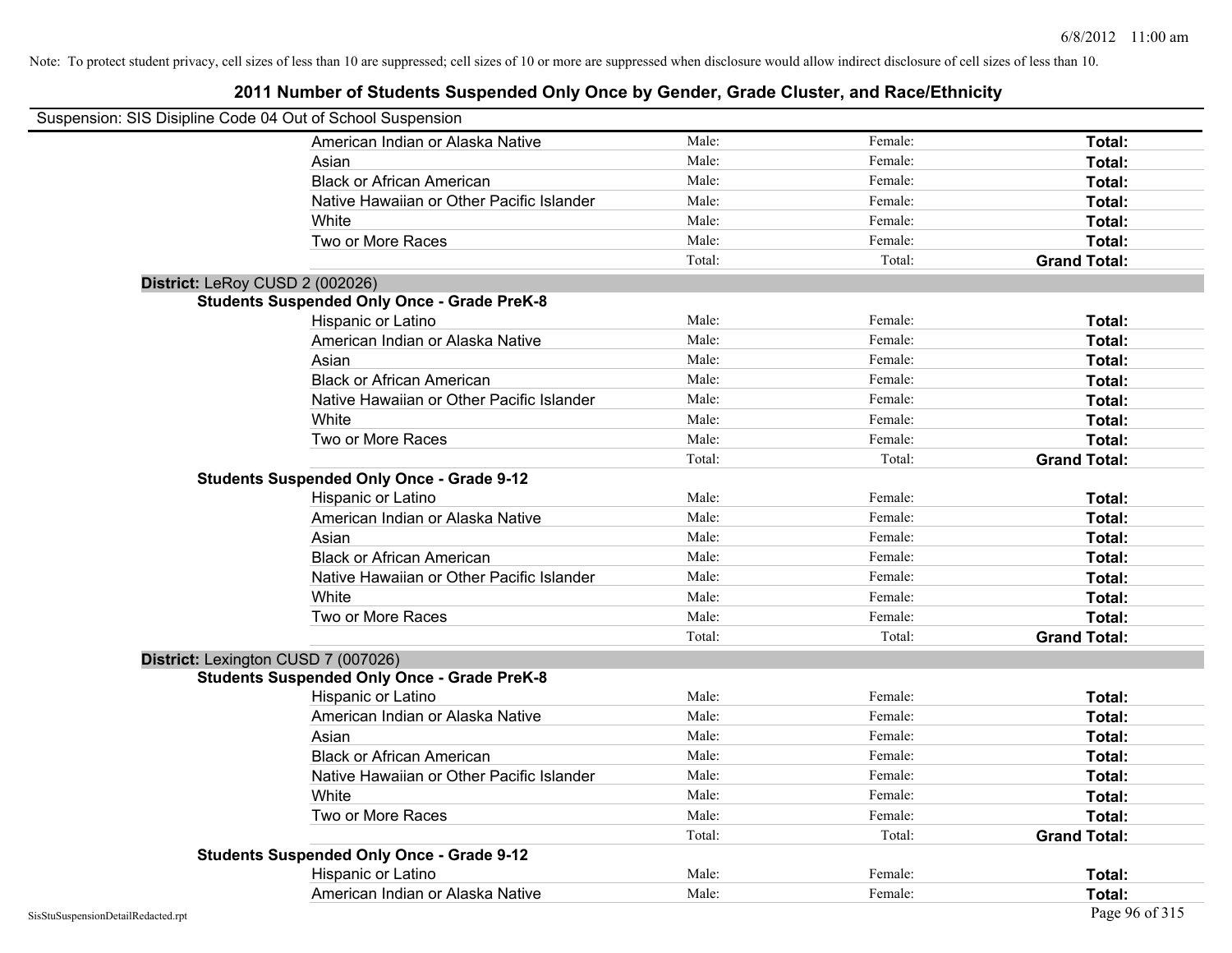Note: To protect student privacy, cell sizes of less than 10 are suppressed; cell sizes of 10 or more are suppressed when disclosure would allow indirect disclosure of cell sizes of less than 10.

# 2011 Number of Students Suspended Only Once by Gender, Grade Cluster, and Race/Ethnicity

Suspension: SIS Disipline Code 04 Out of School Suspension

| | | | |
|---|---|---|---|
| American Indian or Alaska Native | Male: | Female: | **Total:** |
| Asian | Male: | Female: | **Total:** |
| Black or African American | Male: | Female: | **Total:** |
| Native Hawaiian or Other Pacific Islander | Male: | Female: | **Total:** |
| White | Male: | Female: | **Total:** |
| Two or More Races | Male: | Female: | **Total:** |
| | Total: | Total: | **Grand Total:** |

**District:** LeRoy CUSD 2 (002026)

**Students Suspended Only Once - Grade PreK-8**

| | | | |
|---|---|---|---|
| Hispanic or Latino | Male: | Female: | **Total:** |
| American Indian or Alaska Native | Male: | Female: | **Total:** |
| Asian | Male: | Female: | **Total:** |
| Black or African American | Male: | Female: | **Total:** |
| Native Hawaiian or Other Pacific Islander | Male: | Female: | **Total:** |
| White | Male: | Female: | **Total:** |
| Two or More Races | Male: | Female: | **Total:** |
| | Total: | Total: | **Grand Total:** |

**Students Suspended Only Once - Grade 9-12**

| | | | |
|---|---|---|---|
| Hispanic or Latino | Male: | Female: | **Total:** |
| American Indian or Alaska Native | Male: | Female: | **Total:** |
| Asian | Male: | Female: | **Total:** |
| Black or African American | Male: | Female: | **Total:** |
| Native Hawaiian or Other Pacific Islander | Male: | Female: | **Total:** |
| White | Male: | Female: | **Total:** |
| Two or More Races | Male: | Female: | **Total:** |
| | Total: | Total: | **Grand Total:** |

**District:** Lexington CUSD 7 (007026)

**Students Suspended Only Once - Grade PreK-8**

| | | | |
|---|---|---|---|
| Hispanic or Latino | Male: | Female: | **Total:** |
| American Indian or Alaska Native | Male: | Female: | **Total:** |
| Asian | Male: | Female: | **Total:** |
| Black or African American | Male: | Female: | **Total:** |
| Native Hawaiian or Other Pacific Islander | Male: | Female: | **Total:** |
| White | Male: | Female: | **Total:** |
| Two or More Races | Male: | Female: | **Total:** |
| | Total: | Total: | **Grand Total:** |

**Students Suspended Only Once - Grade 9-12**

| | | | |
|---|---|---|---|
| Hispanic or Latino | Male: | Female: | **Total:** |
| American Indian or Alaska Native | Male: | Female: | **Total:** |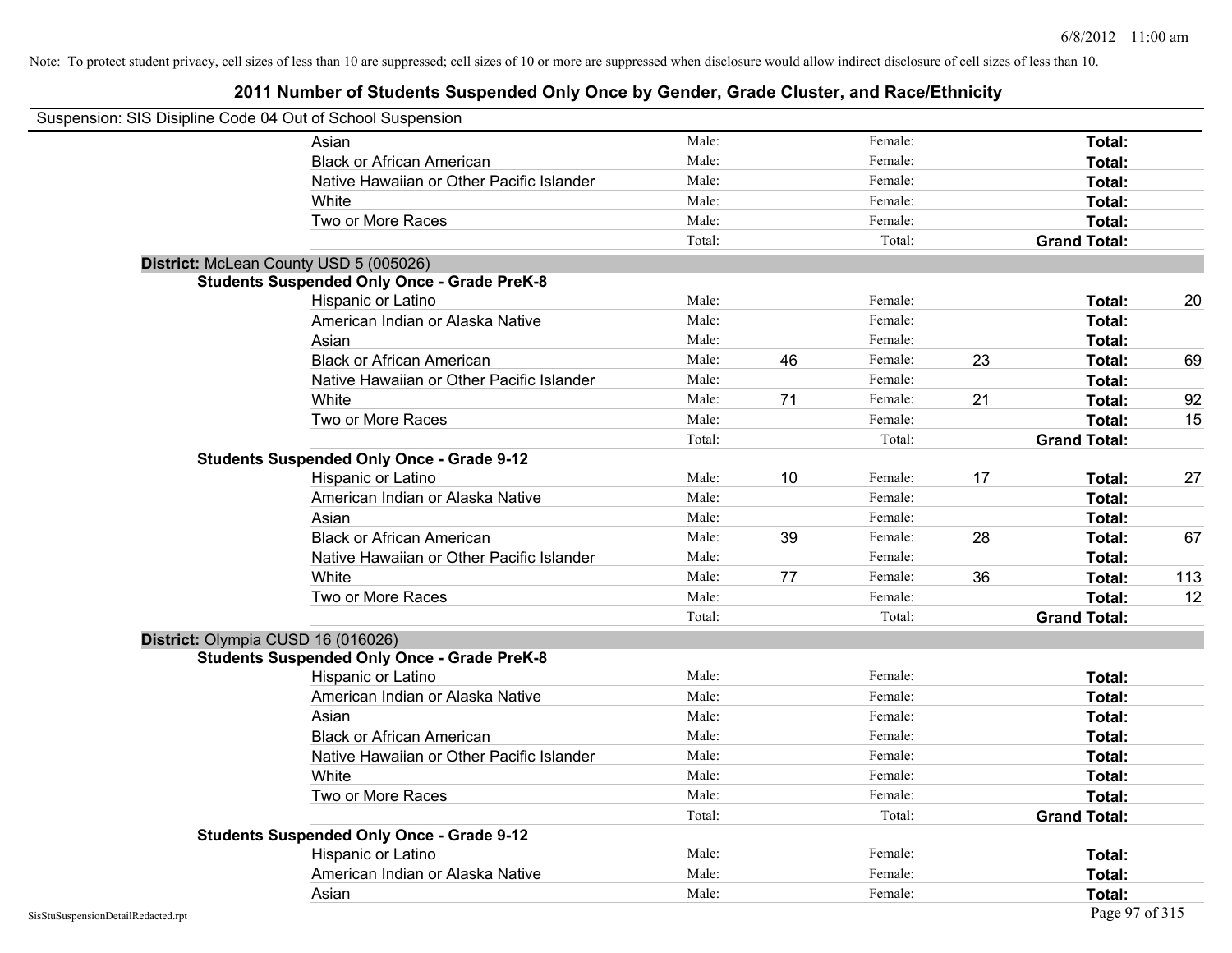Note: To protect student privacy, cell sizes of less than 10 are suppressed; cell sizes of 10 or more are suppressed when disclosure would allow indirect disclosure of cell sizes of less than 10.

# 2011 Number of Students Suspended Only Once by Gender, Grade Cluster, and Race/Ethnicity

Suspension: SIS Disipline Code 04 Out of School Suspension

| | | | | | | |
|---|---|---|---|---|---|---|
| Asian | Male: | | Female: | | **Total:** | |
| Black or African American | Male: | | Female: | | **Total:** | |
| Native Hawaiian or Other Pacific Islander | Male: | | Female: | | **Total:** | |
| White | Male: | | Female: | | **Total:** | |
| Two or More Races | Male: | | Female: | | **Total:** | |
| | Total: | | Total: | | **Grand Total:** | |

**District:** McLean County USD 5 (005026)

**Students Suspended Only Once - Grade PreK-8**

| | | | | | | |
|---|---|---|---|---|---|---|
| Hispanic or Latino | Male: | | Female: | | **Total:** | 20 |
| American Indian or Alaska Native | Male: | | Female: | | **Total:** | |
| Asian | Male: | | Female: | | **Total:** | |
| Black or African American | Male: | 46 | Female: | 23 | **Total:** | 69 |
| Native Hawaiian or Other Pacific Islander | Male: | | Female: | | **Total:** | |
| White | Male: | 71 | Female: | 21 | **Total:** | 92 |
| Two or More Races | Male: | | Female: | | **Total:** | 15 |
| | Total: | | Total: | | **Grand Total:** | |

**Students Suspended Only Once - Grade 9-12**

| | | | | | | |
|---|---|---|---|---|---|---|
| Hispanic or Latino | Male: | 10 | Female: | 17 | **Total:** | 27 |
| American Indian or Alaska Native | Male: | | Female: | | **Total:** | |
| Asian | Male: | | Female: | | **Total:** | |
| Black or African American | Male: | 39 | Female: | 28 | **Total:** | 67 |
| Native Hawaiian or Other Pacific Islander | Male: | | Female: | | **Total:** | |
| White | Male: | 77 | Female: | 36 | **Total:** | 113 |
| Two or More Races | Male: | | Female: | | **Total:** | 12 |
| | Total: | | Total: | | **Grand Total:** | |

**District:** Olympia CUSD 16 (016026)

**Students Suspended Only Once - Grade PreK-8**

| | | | | | | |
|---|---|---|---|---|---|---|
| Hispanic or Latino | Male: | | Female: | | **Total:** | |
| American Indian or Alaska Native | Male: | | Female: | | **Total:** | |
| Asian | Male: | | Female: | | **Total:** | |
| Black or African American | Male: | | Female: | | **Total:** | |
| Native Hawaiian or Other Pacific Islander | Male: | | Female: | | **Total:** | |
| White | Male: | | Female: | | **Total:** | |
| Two or More Races | Male: | | Female: | | **Total:** | |
| | Total: | | Total: | | **Grand Total:** | |

**Students Suspended Only Once - Grade 9-12**

| | | | | | | |
|---|---|---|---|---|---|---|
| Hispanic or Latino | Male: | | Female: | | **Total:** | |
| American Indian or Alaska Native | Male: | | Female: | | **Total:** | |
| Asian | Male: | | Female: | | **Total:** | |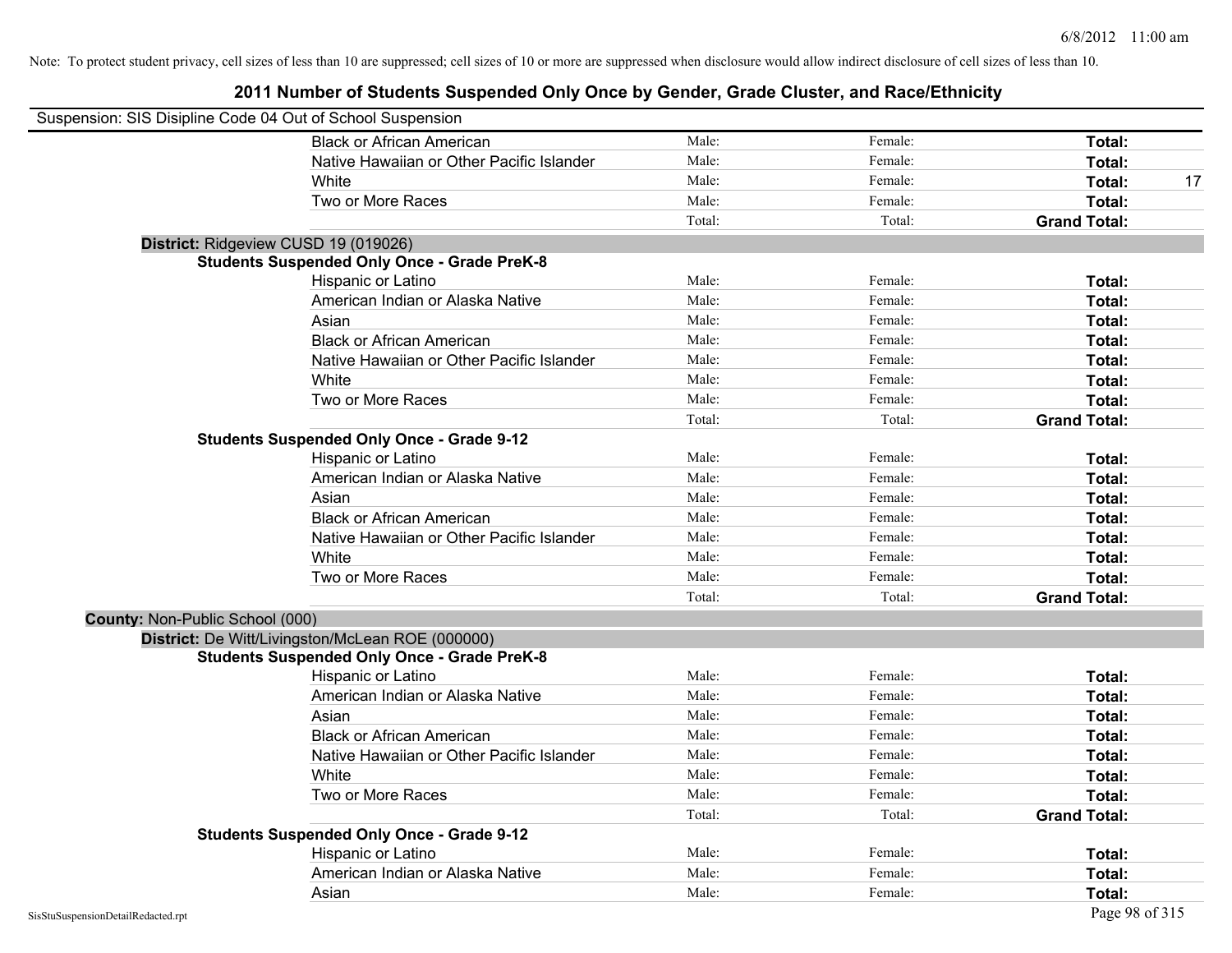Note: To protect student privacy, cell sizes of less than 10 are suppressed; cell sizes of 10 or more are suppressed when disclosure would allow indirect disclosure of cell sizes of less than 10.

# 2011 Number of Students Suspended Only Once by Gender, Grade Cluster, and Race/Ethnicity

Suspension: SIS Disipline Code 04 Out of School Suspension

| | | | | |
|---|---|---|---|---|
| Black or African American | Male: | Female: | **Total:** | |
| Native Hawaiian or Other Pacific Islander | Male: | Female: | **Total:** | |
| White | Male: | Female: | **Total:** | 17 |
| Two or More Races | Male: | Female: | **Total:** | |
| | Total: | Total: | **Grand Total:** | |

**District:** Ridgeview CUSD 19 (019026)

**Students Suspended Only Once - Grade PreK-8**

| | | | | |
|---|---|---|---|---|
| Hispanic or Latino | Male: | Female: | **Total:** | |
| American Indian or Alaska Native | Male: | Female: | **Total:** | |
| Asian | Male: | Female: | **Total:** | |
| Black or African American | Male: | Female: | **Total:** | |
| Native Hawaiian or Other Pacific Islander | Male: | Female: | **Total:** | |
| White | Male: | Female: | **Total:** | |
| Two or More Races | Male: | Female: | **Total:** | |
| | Total: | Total: | **Grand Total:** | |

**Students Suspended Only Once - Grade 9-12**

| | | | | |
|---|---|---|---|---|
| Hispanic or Latino | Male: | Female: | **Total:** | |
| American Indian or Alaska Native | Male: | Female: | **Total:** | |
| Asian | Male: | Female: | **Total:** | |
| Black or African American | Male: | Female: | **Total:** | |
| Native Hawaiian or Other Pacific Islander | Male: | Female: | **Total:** | |
| White | Male: | Female: | **Total:** | |
| Two or More Races | Male: | Female: | **Total:** | |
| | Total: | Total: | **Grand Total:** | |

**County:** Non-Public School (000)

**District:** De Witt/Livingston/McLean ROE (000000)

**Students Suspended Only Once - Grade PreK-8**

| | | | | |
|---|---|---|---|---|
| Hispanic or Latino | Male: | Female: | **Total:** | |
| American Indian or Alaska Native | Male: | Female: | **Total:** | |
| Asian | Male: | Female: | **Total:** | |
| Black or African American | Male: | Female: | **Total:** | |
| Native Hawaiian or Other Pacific Islander | Male: | Female: | **Total:** | |
| White | Male: | Female: | **Total:** | |
| Two or More Races | Male: | Female: | **Total:** | |
| | Total: | Total: | **Grand Total:** | |

**Students Suspended Only Once - Grade 9-12**

| | | | | |
|---|---|---|---|---|
| Hispanic or Latino | Male: | Female: | **Total:** | |
| American Indian or Alaska Native | Male: | Female: | **Total:** | |
| Asian | Male: | Female: | **Total:** | |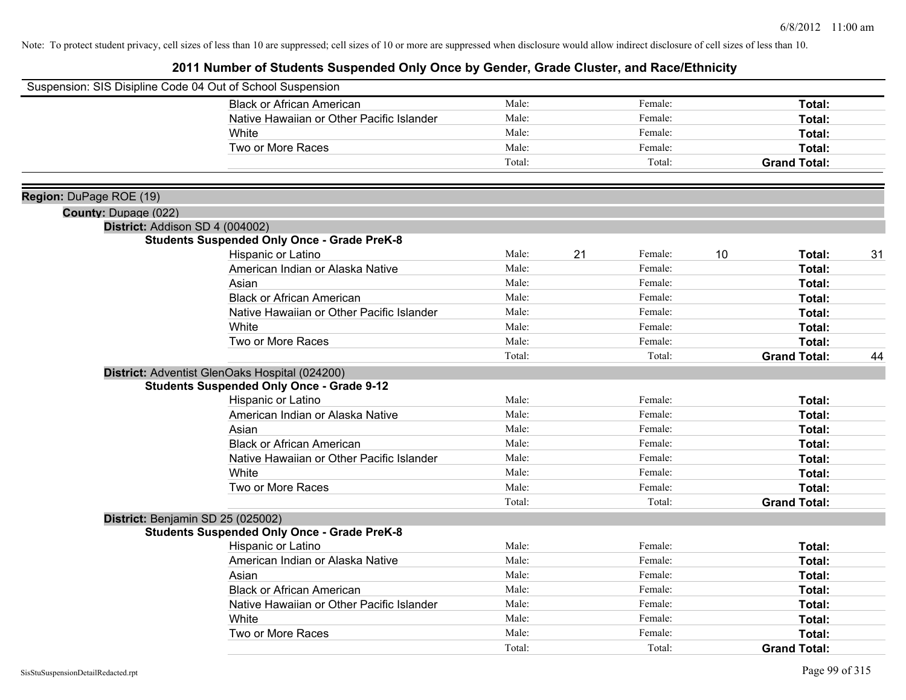Note: To protect student privacy, cell sizes of less than 10 are suppressed; cell sizes of 10 or more are suppressed when disclosure would allow indirect disclosure of cell sizes of less than 10.

# 2011 Number of Students Suspended Only Once by Gender, Grade Cluster, and Race/Ethnicity

Suspension: SIS Disipline Code 04 Out of School Suspension

| | Male | | Female | | Total | |
|---|---|---|---|---|---|---|
| Black or African American | Male: | | Female: | | **Total:** | |
| Native Hawaiian or Other Pacific Islander | Male: | | Female: | | **Total:** | |
| White | Male: | | Female: | | **Total:** | |
| Two or More Races | Male: | | Female: | | **Total:** | |
| | Total: | | Total: | | **Grand Total:** | |

**Region:** DuPage ROE (19)

**County:** Dupage (022)

**District:** Addison SD 4 (004002)

**Students Suspended Only Once - Grade PreK-8**

| | Male | | Female | | Total | |
|---|---|---|---|---|---|---|
| Hispanic or Latino | Male: | 21 | Female: | 10 | **Total:** | 31 |
| American Indian or Alaska Native | Male: | | Female: | | **Total:** | |
| Asian | Male: | | Female: | | **Total:** | |
| Black or African American | Male: | | Female: | | **Total:** | |
| Native Hawaiian or Other Pacific Islander | Male: | | Female: | | **Total:** | |
| White | Male: | | Female: | | **Total:** | |
| Two or More Races | Male: | | Female: | | **Total:** | |
| | Total: | | Total: | | **Grand Total:** | 44 |

**District:** Adventist GlenOaks Hospital (024200)

**Students Suspended Only Once - Grade 9-12**

| | Male | | Female | | Total | |
|---|---|---|---|---|---|---|
| Hispanic or Latino | Male: | | Female: | | **Total:** | |
| American Indian or Alaska Native | Male: | | Female: | | **Total:** | |
| Asian | Male: | | Female: | | **Total:** | |
| Black or African American | Male: | | Female: | | **Total:** | |
| Native Hawaiian or Other Pacific Islander | Male: | | Female: | | **Total:** | |
| White | Male: | | Female: | | **Total:** | |
| Two or More Races | Male: | | Female: | | **Total:** | |
| | Total: | | Total: | | **Grand Total:** | |

**District:** Benjamin SD 25 (025002)

**Students Suspended Only Once - Grade PreK-8**

| | Male | | Female | | Total | |
|---|---|---|---|---|---|---|
| Hispanic or Latino | Male: | | Female: | | **Total:** | |
| American Indian or Alaska Native | Male: | | Female: | | **Total:** | |
| Asian | Male: | | Female: | | **Total:** | |
| Black or African American | Male: | | Female: | | **Total:** | |
| Native Hawaiian or Other Pacific Islander | Male: | | Female: | | **Total:** | |
| White | Male: | | Female: | | **Total:** | |
| Two or More Races | Male: | | Female: | | **Total:** | |
| | Total: | | Total: | | **Grand Total:** | |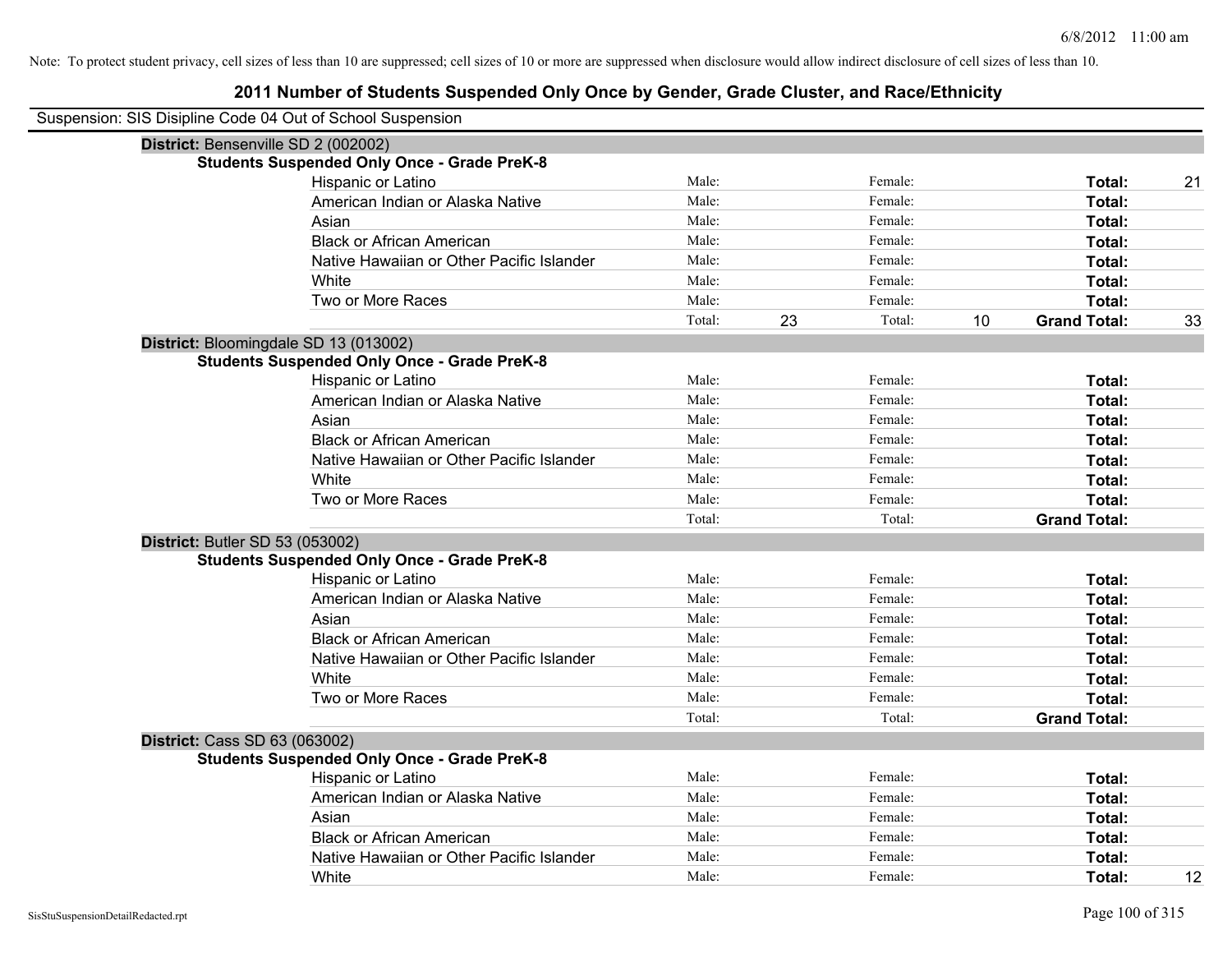Note: To protect student privacy, cell sizes of less than 10 are suppressed; cell sizes of 10 or more are suppressed when disclosure would allow indirect disclosure of cell sizes of less than 10.

# 2011 Number of Students Suspended Only Once by Gender, Grade Cluster, and Race/Ethnicity

Suspension: SIS Disipline Code 04 Out of School Suspension

**District:** Bensenville SD 2 (002002)

**Students Suspended Only Once - Grade PreK-8**

| | | | | | | |
|---|---|---|---|---|---|---|
| Hispanic or Latino | Male: | | Female: | | **Total:** | 21 |
| American Indian or Alaska Native | Male: | | Female: | | **Total:** | |
| Asian | Male: | | Female: | | **Total:** | |
| Black or African American | Male: | | Female: | | **Total:** | |
| Native Hawaiian or Other Pacific Islander | Male: | | Female: | | **Total:** | |
| White | Male: | | Female: | | **Total:** | |
| Two or More Races | Male: | | Female: | | **Total:** | |
| | Total: | 23 | Total: | 10 | **Grand Total:** | 33 |

**District:** Bloomingdale SD 13 (013002)

**Students Suspended Only Once - Grade PreK-8**

| | | | | | | |
|---|---|---|---|---|---|---|
| Hispanic or Latino | Male: | | Female: | | **Total:** | |
| American Indian or Alaska Native | Male: | | Female: | | **Total:** | |
| Asian | Male: | | Female: | | **Total:** | |
| Black or African American | Male: | | Female: | | **Total:** | |
| Native Hawaiian or Other Pacific Islander | Male: | | Female: | | **Total:** | |
| White | Male: | | Female: | | **Total:** | |
| Two or More Races | Male: | | Female: | | **Total:** | |
| | Total: | | Total: | | **Grand Total:** | |

**District:** Butler SD 53 (053002)

**Students Suspended Only Once - Grade PreK-8**

| | | | | | | |
|---|---|---|---|---|---|---|
| Hispanic or Latino | Male: | | Female: | | **Total:** | |
| American Indian or Alaska Native | Male: | | Female: | | **Total:** | |
| Asian | Male: | | Female: | | **Total:** | |
| Black or African American | Male: | | Female: | | **Total:** | |
| Native Hawaiian or Other Pacific Islander | Male: | | Female: | | **Total:** | |
| White | Male: | | Female: | | **Total:** | |
| Two or More Races | Male: | | Female: | | **Total:** | |
| | Total: | | Total: | | **Grand Total:** | |

**District:** Cass SD 63 (063002)

**Students Suspended Only Once - Grade PreK-8**

| | | | | | | |
|---|---|---|---|---|---|---|
| Hispanic or Latino | Male: | | Female: | | **Total:** | |
| American Indian or Alaska Native | Male: | | Female: | | **Total:** | |
| Asian | Male: | | Female: | | **Total:** | |
| Black or African American | Male: | | Female: | | **Total:** | |
| Native Hawaiian or Other Pacific Islander | Male: | | Female: | | **Total:** | |
| White | Male: | | Female: | | **Total:** | 12 |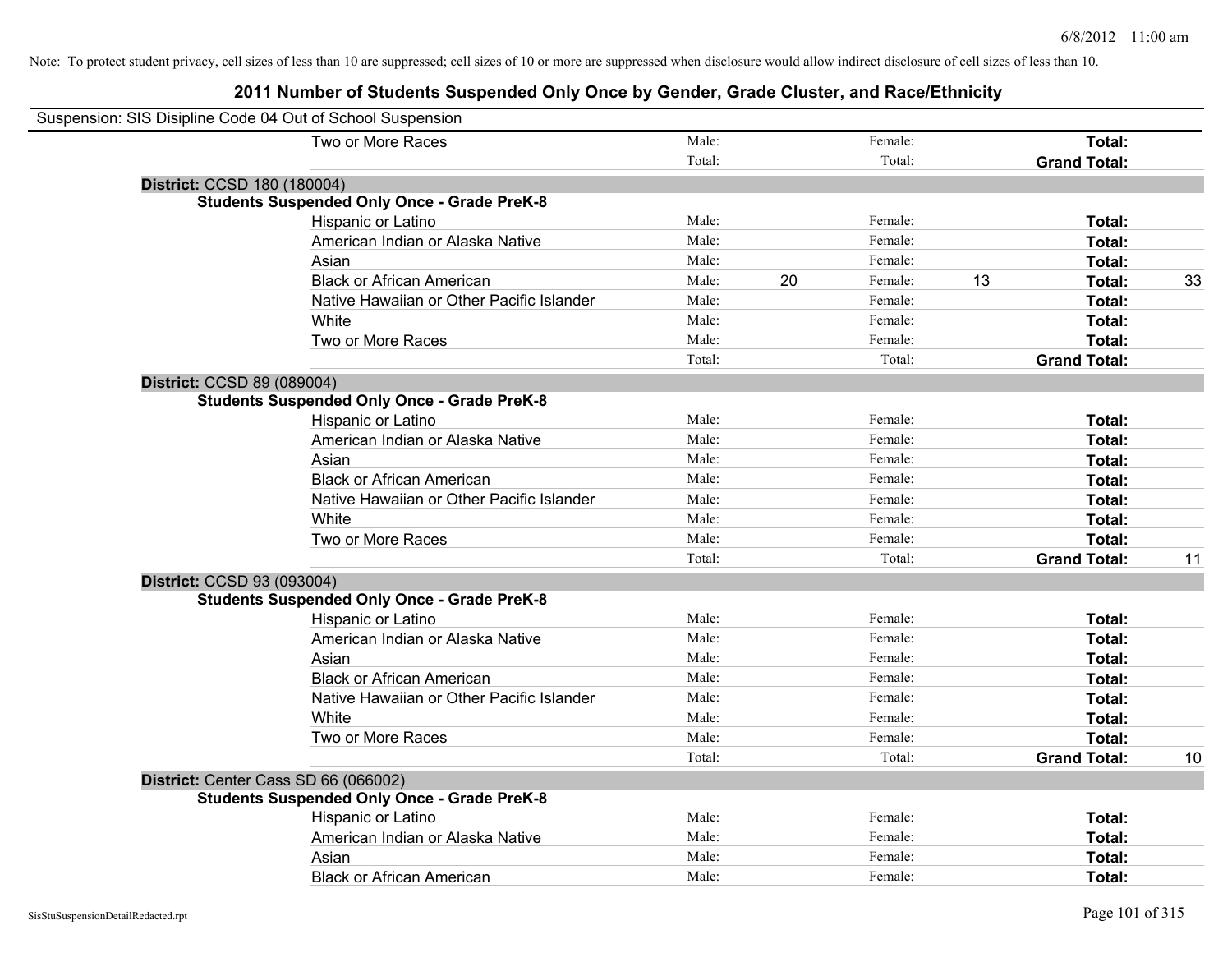Note: To protect student privacy, cell sizes of less than 10 are suppressed; cell sizes of 10 or more are suppressed when disclosure would allow indirect disclosure of cell sizes of less than 10.

## 2011 Number of Students Suspended Only Once by Gender, Grade Cluster, and Race/Ethnicity

Suspension: SIS Disipline Code 04 Out of School Suspension

| | | | | | | |
|---|---|---|---|---|---|---|
| Two or More Races | Male: | | Female: | | **Total:** | |
| | Total: | | Total: | | **Grand Total:** | |

**District:** CCSD 180 (180004)

**Students Suspended Only Once - Grade PreK-8**

| | | | | | | |
|---|---|---|---|---|---|---|
| Hispanic or Latino | Male: | | Female: | | **Total:** | |
| American Indian or Alaska Native | Male: | | Female: | | **Total:** | |
| Asian | Male: | | Female: | | **Total:** | |
| Black or African American | Male: | 20 | Female: | 13 | **Total:** | 33 |
| Native Hawaiian or Other Pacific Islander | Male: | | Female: | | **Total:** | |
| White | Male: | | Female: | | **Total:** | |
| Two or More Races | Male: | | Female: | | **Total:** | |
| | Total: | | Total: | | **Grand Total:** | |

**District:** CCSD 89 (089004)

**Students Suspended Only Once - Grade PreK-8**

| | | | | | | |
|---|---|---|---|---|---|---|
| Hispanic or Latino | Male: | | Female: | | **Total:** | |
| American Indian or Alaska Native | Male: | | Female: | | **Total:** | |
| Asian | Male: | | Female: | | **Total:** | |
| Black or African American | Male: | | Female: | | **Total:** | |
| Native Hawaiian or Other Pacific Islander | Male: | | Female: | | **Total:** | |
| White | Male: | | Female: | | **Total:** | |
| Two or More Races | Male: | | Female: | | **Total:** | |
| | Total: | | Total: | | **Grand Total:** | 11 |

**District:** CCSD 93 (093004)

**Students Suspended Only Once - Grade PreK-8**

| | | | | | | |
|---|---|---|---|---|---|---|
| Hispanic or Latino | Male: | | Female: | | **Total:** | |
| American Indian or Alaska Native | Male: | | Female: | | **Total:** | |
| Asian | Male: | | Female: | | **Total:** | |
| Black or African American | Male: | | Female: | | **Total:** | |
| Native Hawaiian or Other Pacific Islander | Male: | | Female: | | **Total:** | |
| White | Male: | | Female: | | **Total:** | |
| Two or More Races | Male: | | Female: | | **Total:** | |
| | Total: | | Total: | | **Grand Total:** | 10 |

**District:** Center Cass SD 66 (066002)

**Students Suspended Only Once - Grade PreK-8**

| | | | | | | |
|---|---|---|---|---|---|---|
| Hispanic or Latino | Male: | | Female: | | **Total:** | |
| American Indian or Alaska Native | Male: | | Female: | | **Total:** | |
| Asian | Male: | | Female: | | **Total:** | |
| Black or African American | Male: | | Female: | | **Total:** | |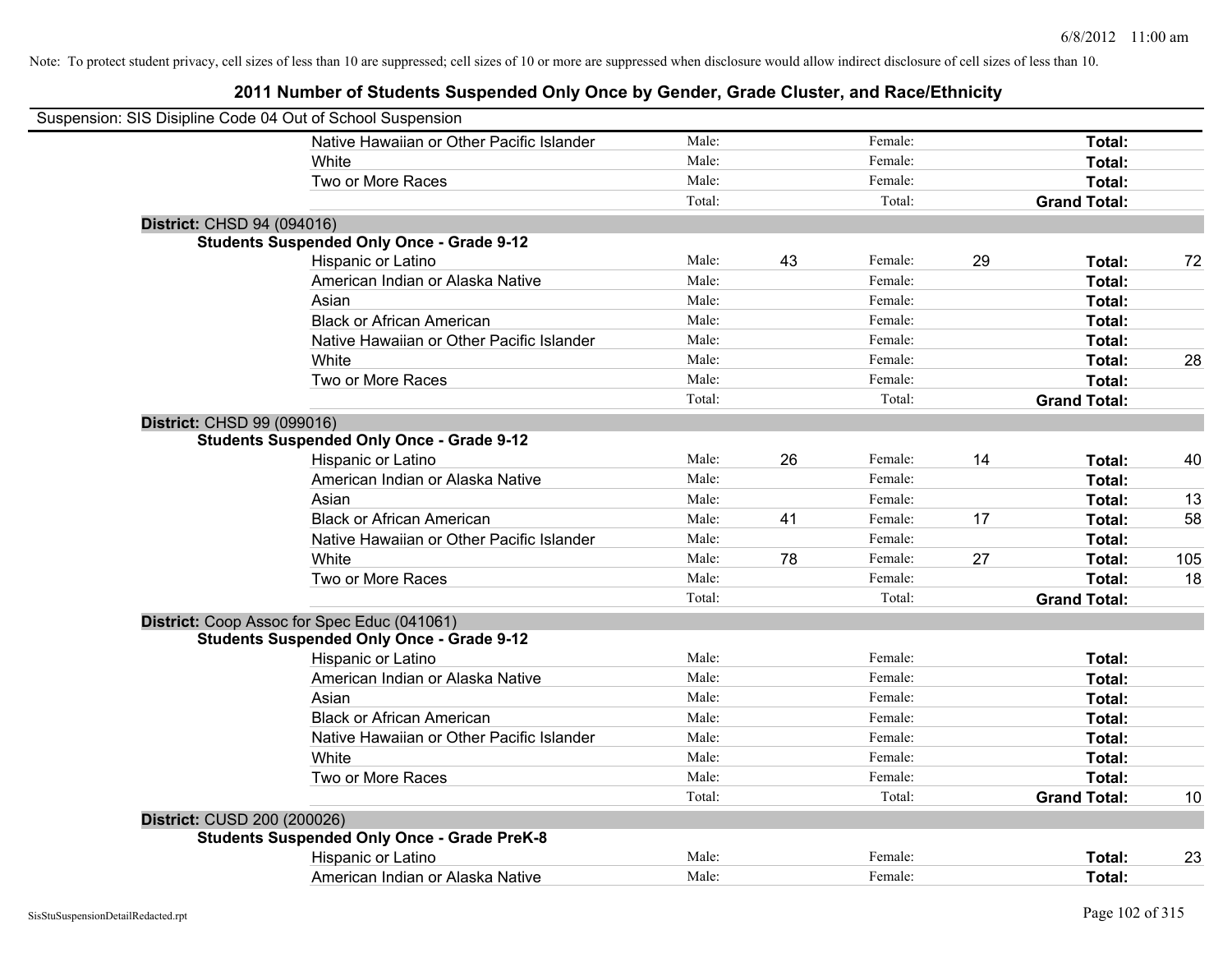Note: To protect student privacy, cell sizes of less than 10 are suppressed; cell sizes of 10 or more are suppressed when disclosure would allow indirect disclosure of cell sizes of less than 10.

## 2011 Number of Students Suspended Only Once by Gender, Grade Cluster, and Race/Ethnicity

Suspension: SIS Disipline Code 04 Out of School Suspension

| | | | | | | |
|---|---|---|---|---|---|---|
| Native Hawaiian or Other Pacific Islander | Male: | | Female: | | **Total:** | |
| White | Male: | | Female: | | **Total:** | |
| Two or More Races | Male: | | Female: | | **Total:** | |
| | Total: | | Total: | | **Grand Total:** | |

**District:** CHSD 94 (094016)

**Students Suspended Only Once - Grade 9-12**

| | | | | | | |
|---|---|---|---|---|---|---|
| Hispanic or Latino | Male: | 43 | Female: | 29 | **Total:** | 72 |
| American Indian or Alaska Native | Male: | | Female: | | **Total:** | |
| Asian | Male: | | Female: | | **Total:** | |
| Black or African American | Male: | | Female: | | **Total:** | |
| Native Hawaiian or Other Pacific Islander | Male: | | Female: | | **Total:** | |
| White | Male: | | Female: | | **Total:** | 28 |
| Two or More Races | Male: | | Female: | | **Total:** | |
| | Total: | | Total: | | **Grand Total:** | |

**District:** CHSD 99 (099016)

**Students Suspended Only Once - Grade 9-12**

| | | | | | | |
|---|---|---|---|---|---|---|
| Hispanic or Latino | Male: | 26 | Female: | 14 | **Total:** | 40 |
| American Indian or Alaska Native | Male: | | Female: | | **Total:** | |
| Asian | Male: | | Female: | | **Total:** | 13 |
| Black or African American | Male: | 41 | Female: | 17 | **Total:** | 58 |
| Native Hawaiian or Other Pacific Islander | Male: | | Female: | | **Total:** | |
| White | Male: | 78 | Female: | 27 | **Total:** | 105 |
| Two or More Races | Male: | | Female: | | **Total:** | 18 |
| | Total: | | Total: | | **Grand Total:** | |

**District:** Coop Assoc for Spec Educ (041061)

**Students Suspended Only Once - Grade 9-12**

| | | | | | | |
|---|---|---|---|---|---|---|
| Hispanic or Latino | Male: | | Female: | | **Total:** | |
| American Indian or Alaska Native | Male: | | Female: | | **Total:** | |
| Asian | Male: | | Female: | | **Total:** | |
| Black or African American | Male: | | Female: | | **Total:** | |
| Native Hawaiian or Other Pacific Islander | Male: | | Female: | | **Total:** | |
| White | Male: | | Female: | | **Total:** | |
| Two or More Races | Male: | | Female: | | **Total:** | |
| | Total: | | Total: | | **Grand Total:** | 10 |

**District:** CUSD 200 (200026)

**Students Suspended Only Once - Grade PreK-8**

| | | | | | | |
|---|---|---|---|---|---|---|
| Hispanic or Latino | Male: | | Female: | | **Total:** | 23 |
| American Indian or Alaska Native | Male: | | Female: | | **Total:** | |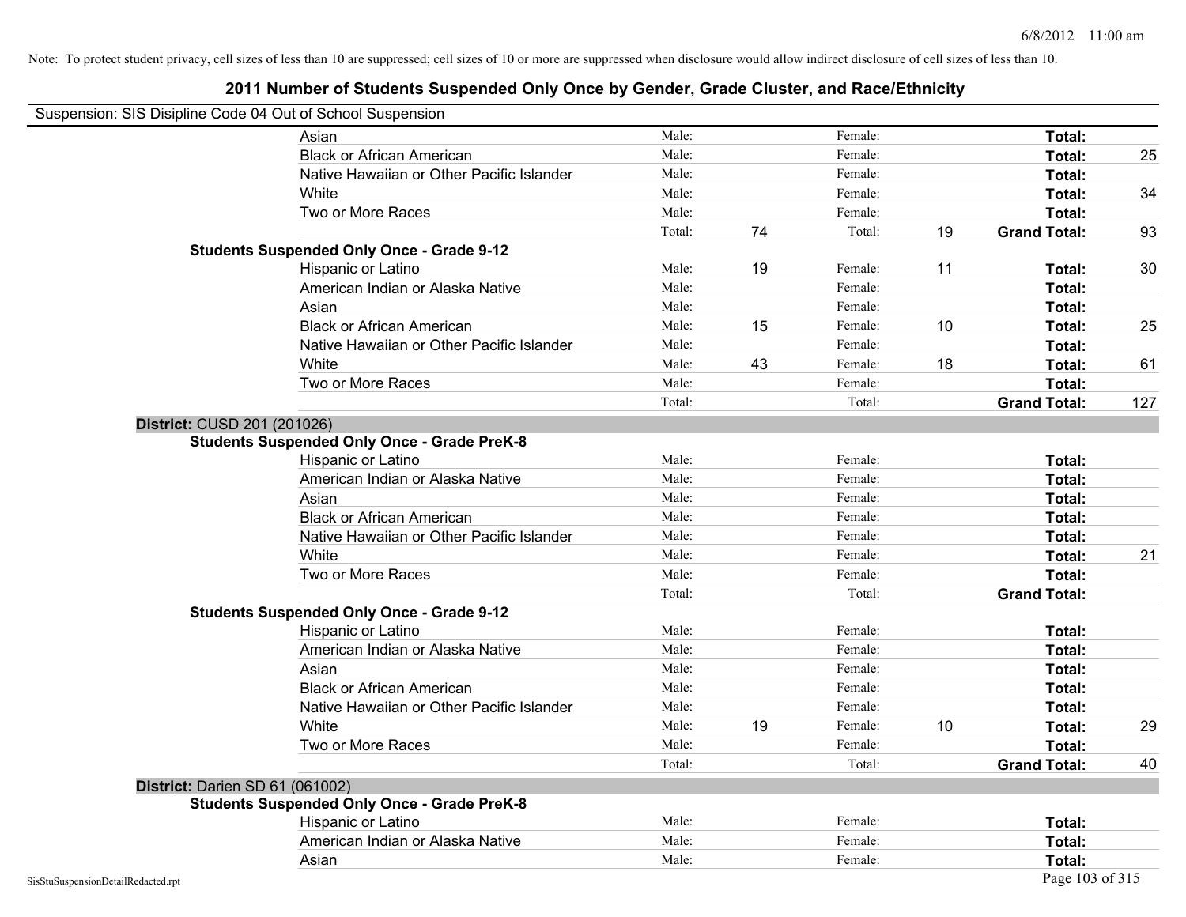Note: To protect student privacy, cell sizes of less than 10 are suppressed; cell sizes of 10 or more are suppressed when disclosure would allow indirect disclosure of cell sizes of less than 10.

## 2011 Number of Students Suspended Only Once by Gender, Grade Cluster, and Race/Ethnicity

Suspension: SIS Disipline Code 04 Out of School Suspension

| | | | | | | | |
|---|---|---|---|---|---|---|---|
| | Asian | Male: | | Female: | | **Total:** | |
| | Black or African American | Male: | | Female: | | **Total:** | 25 |
| | Native Hawaiian or Other Pacific Islander | Male: | | Female: | | **Total:** | |
| | White | Male: | | Female: | | **Total:** | 34 |
| | Two or More Races | Male: | | Female: | | **Total:** | |
| | | Total: | 74 | Total: | 19 | **Grand Total:** | 93 |
| **Students Suspended Only Once - Grade 9-12** | | | | | | | |
| | Hispanic or Latino | Male: | 19 | Female: | 11 | **Total:** | 30 |
| | American Indian or Alaska Native | Male: | | Female: | | **Total:** | |
| | Asian | Male: | | Female: | | **Total:** | |
| | Black or African American | Male: | 15 | Female: | 10 | **Total:** | 25 |
| | Native Hawaiian or Other Pacific Islander | Male: | | Female: | | **Total:** | |
| | White | Male: | 43 | Female: | 18 | **Total:** | 61 |
| | Two or More Races | Male: | | Female: | | **Total:** | |
| | | Total: | | Total: | | **Grand Total:** | 127 |
| **District:** CUSD 201 (201026) | | | | | | | |
| **Students Suspended Only Once - Grade PreK-8** | | | | | | | |
| | Hispanic or Latino | Male: | | Female: | | **Total:** | |
| | American Indian or Alaska Native | Male: | | Female: | | **Total:** | |
| | Asian | Male: | | Female: | | **Total:** | |
| | Black or African American | Male: | | Female: | | **Total:** | |
| | Native Hawaiian or Other Pacific Islander | Male: | | Female: | | **Total:** | |
| | White | Male: | | Female: | | **Total:** | 21 |
| | Two or More Races | Male: | | Female: | | **Total:** | |
| | | Total: | | Total: | | **Grand Total:** | |
| **Students Suspended Only Once - Grade 9-12** | | | | | | | |
| | Hispanic or Latino | Male: | | Female: | | **Total:** | |
| | American Indian or Alaska Native | Male: | | Female: | | **Total:** | |
| | Asian | Male: | | Female: | | **Total:** | |
| | Black or African American | Male: | | Female: | | **Total:** | |
| | Native Hawaiian or Other Pacific Islander | Male: | | Female: | | **Total:** | |
| | White | Male: | 19 | Female: | 10 | **Total:** | 29 |
| | Two or More Races | Male: | | Female: | | **Total:** | |
| | | Total: | | Total: | | **Grand Total:** | 40 |
| **District:** Darien SD 61 (061002) | | | | | | | |
| **Students Suspended Only Once - Grade PreK-8** | | | | | | | |
| | Hispanic or Latino | Male: | | Female: | | **Total:** | |
| | American Indian or Alaska Native | Male: | | Female: | | **Total:** | |
| | Asian | Male: | | Female: | | **Total:** | |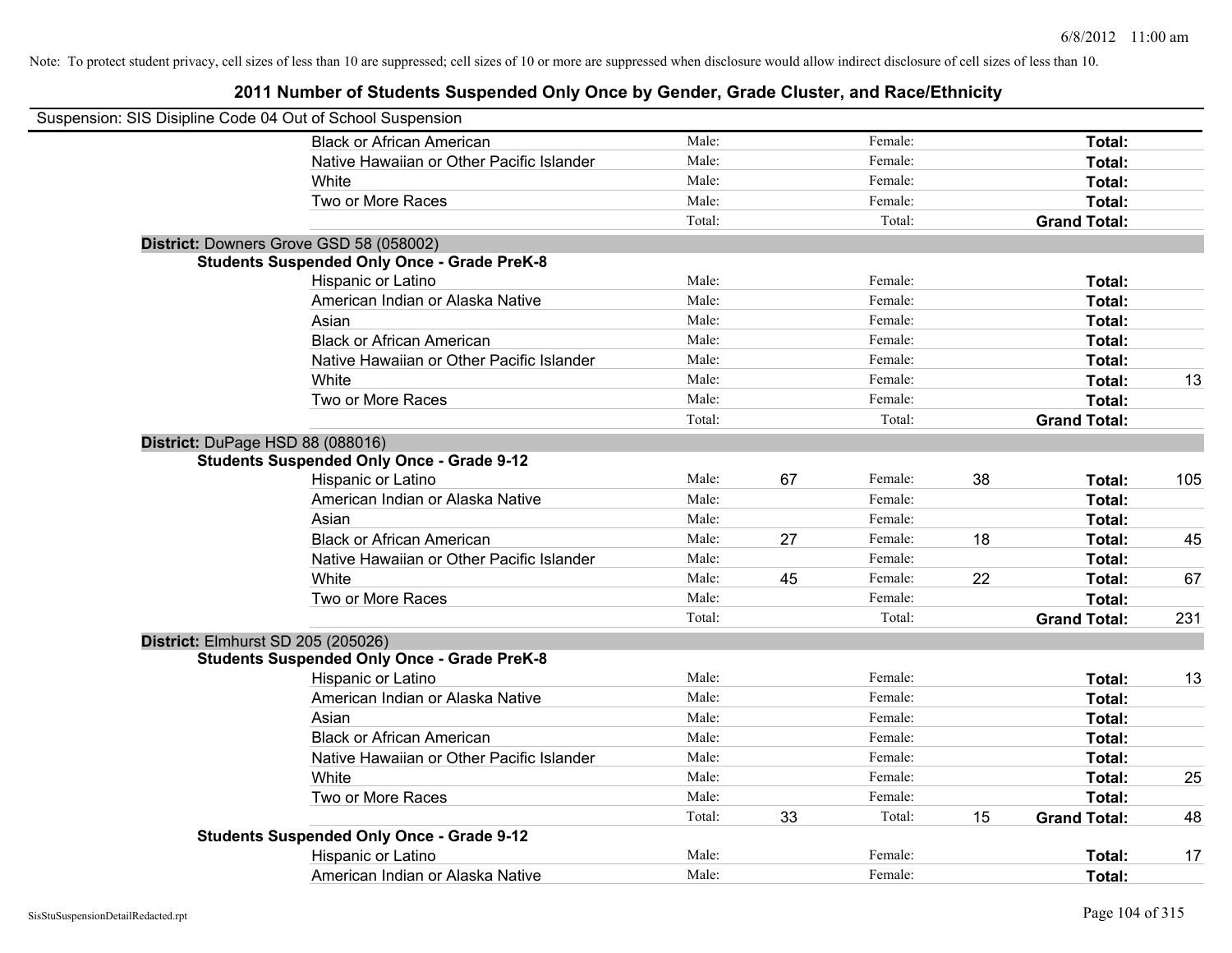Note: To protect student privacy, cell sizes of less than 10 are suppressed; cell sizes of 10 or more are suppressed when disclosure would allow indirect disclosure of cell sizes of less than 10.

## 2011 Number of Students Suspended Only Once by Gender, Grade Cluster, and Race/Ethnicity

Suspension: SIS Disipline Code 04 Out of School Suspension

| | | | | | | |
|---|---|---|---|---|---|---|
| Black or African American | Male: | | Female: | | **Total:** | |
| Native Hawaiian or Other Pacific Islander | Male: | | Female: | | **Total:** | |
| White | Male: | | Female: | | **Total:** | |
| Two or More Races | Male: | | Female: | | **Total:** | |
| | Total: | | Total: | | **Grand Total:** | |

**District:** Downers Grove GSD 58 (058002)

**Students Suspended Only Once - Grade PreK-8**

| | | | | | | |
|---|---|---|---|---|---|---|
| Hispanic or Latino | Male: | | Female: | | **Total:** | |
| American Indian or Alaska Native | Male: | | Female: | | **Total:** | |
| Asian | Male: | | Female: | | **Total:** | |
| Black or African American | Male: | | Female: | | **Total:** | |
| Native Hawaiian or Other Pacific Islander | Male: | | Female: | | **Total:** | |
| White | Male: | | Female: | | **Total:** | 13 |
| Two or More Races | Male: | | Female: | | **Total:** | |
| | Total: | | Total: | | **Grand Total:** | |

**District:** DuPage HSD 88 (088016)

**Students Suspended Only Once - Grade 9-12**

| | | | | | | |
|---|---|---|---|---|---|---|
| Hispanic or Latino | Male: | 67 | Female: | 38 | **Total:** | 105 |
| American Indian or Alaska Native | Male: | | Female: | | **Total:** | |
| Asian | Male: | | Female: | | **Total:** | |
| Black or African American | Male: | 27 | Female: | 18 | **Total:** | 45 |
| Native Hawaiian or Other Pacific Islander | Male: | | Female: | | **Total:** | |
| White | Male: | 45 | Female: | 22 | **Total:** | 67 |
| Two or More Races | Male: | | Female: | | **Total:** | |
| | Total: | | Total: | | **Grand Total:** | 231 |

**District:** Elmhurst SD 205 (205026)

**Students Suspended Only Once - Grade PreK-8**

| | | | | | | |
|---|---|---|---|---|---|---|
| Hispanic or Latino | Male: | | Female: | | **Total:** | 13 |
| American Indian or Alaska Native | Male: | | Female: | | **Total:** | |
| Asian | Male: | | Female: | | **Total:** | |
| Black or African American | Male: | | Female: | | **Total:** | |
| Native Hawaiian or Other Pacific Islander | Male: | | Female: | | **Total:** | |
| White | Male: | | Female: | | **Total:** | 25 |
| Two or More Races | Male: | | Female: | | **Total:** | |
| | Total: | 33 | Total: | 15 | **Grand Total:** | 48 |

**Students Suspended Only Once - Grade 9-12**

| | | | | | | |
|---|---|---|---|---|---|---|
| Hispanic or Latino | Male: | | Female: | | **Total:** | 17 |
| American Indian or Alaska Native | Male: | | Female: | | **Total:** | |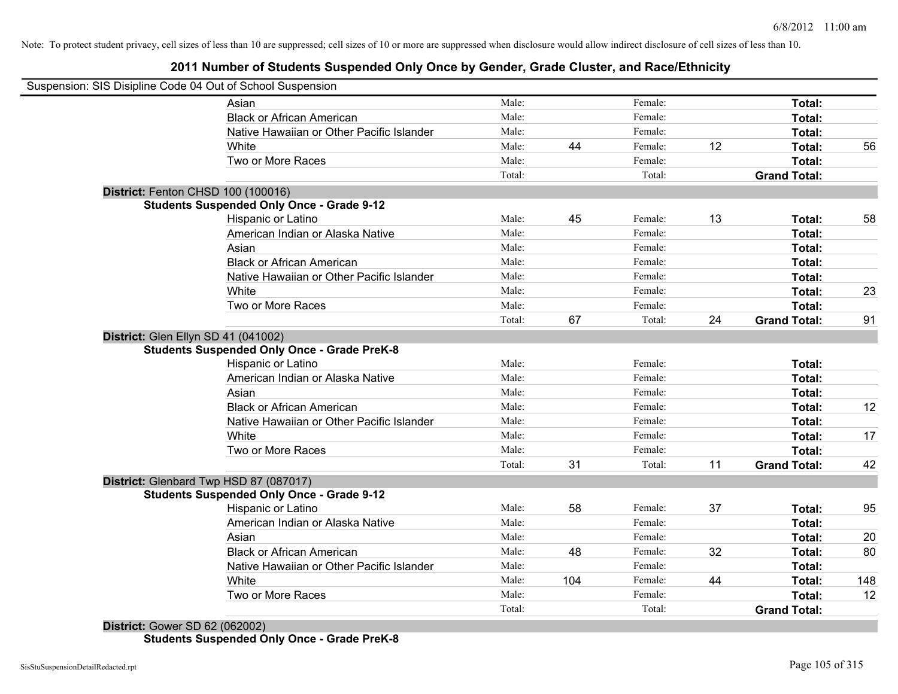Note: To protect student privacy, cell sizes of less than 10 are suppressed; cell sizes of 10 or more are suppressed when disclosure would allow indirect disclosure of cell sizes of less than 10.

# 2011 Number of Students Suspended Only Once by Gender, Grade Cluster, and Race/Ethnicity

Suspension: SIS Disipline Code 04 Out of School Suspension

| | | | | | | |
|---|---|---|---|---|---|---|
| Asian | Male: | | Female: | | **Total:** | |
| Black or African American | Male: | | Female: | | **Total:** | |
| Native Hawaiian or Other Pacific Islander | Male: | | Female: | | **Total:** | |
| White | Male: | 44 | Female: | 12 | **Total:** | 56 |
| Two or More Races | Male: | | Female: | | **Total:** | |
| | Total: | | Total: | | **Grand Total:** | |

**District:** Fenton CHSD 100 (100016)

**Students Suspended Only Once - Grade 9-12**

| | | | | | | |
|---|---|---|---|---|---|---|
| Hispanic or Latino | Male: | 45 | Female: | 13 | **Total:** | 58 |
| American Indian or Alaska Native | Male: | | Female: | | **Total:** | |
| Asian | Male: | | Female: | | **Total:** | |
| Black or African American | Male: | | Female: | | **Total:** | |
| Native Hawaiian or Other Pacific Islander | Male: | | Female: | | **Total:** | |
| White | Male: | | Female: | | **Total:** | 23 |
| Two or More Races | Male: | | Female: | | **Total:** | |
| | Total: | 67 | Total: | 24 | **Grand Total:** | 91 |

**District:** Glen Ellyn SD 41 (041002)

**Students Suspended Only Once - Grade PreK-8**

| | | | | | | |
|---|---|---|---|---|---|---|
| Hispanic or Latino | Male: | | Female: | | **Total:** | |
| American Indian or Alaska Native | Male: | | Female: | | **Total:** | |
| Asian | Male: | | Female: | | **Total:** | |
| Black or African American | Male: | | Female: | | **Total:** | 12 |
| Native Hawaiian or Other Pacific Islander | Male: | | Female: | | **Total:** | |
| White | Male: | | Female: | | **Total:** | 17 |
| Two or More Races | Male: | | Female: | | **Total:** | |
| | Total: | 31 | Total: | 11 | **Grand Total:** | 42 |

**District:** Glenbard Twp HSD 87 (087017)

**Students Suspended Only Once - Grade 9-12**

| | | | | | | |
|---|---|---|---|---|---|---|
| Hispanic or Latino | Male: | 58 | Female: | 37 | **Total:** | 95 |
| American Indian or Alaska Native | Male: | | Female: | | **Total:** | |
| Asian | Male: | | Female: | | **Total:** | 20 |
| Black or African American | Male: | 48 | Female: | 32 | **Total:** | 80 |
| Native Hawaiian or Other Pacific Islander | Male: | | Female: | | **Total:** | |
| White | Male: | 104 | Female: | 44 | **Total:** | 148 |
| Two or More Races | Male: | | Female: | | **Total:** | 12 |
| | Total: | | Total: | | **Grand Total:** | |

**District:** Gower SD 62 (062002)

**Students Suspended Only Once - Grade PreK-8**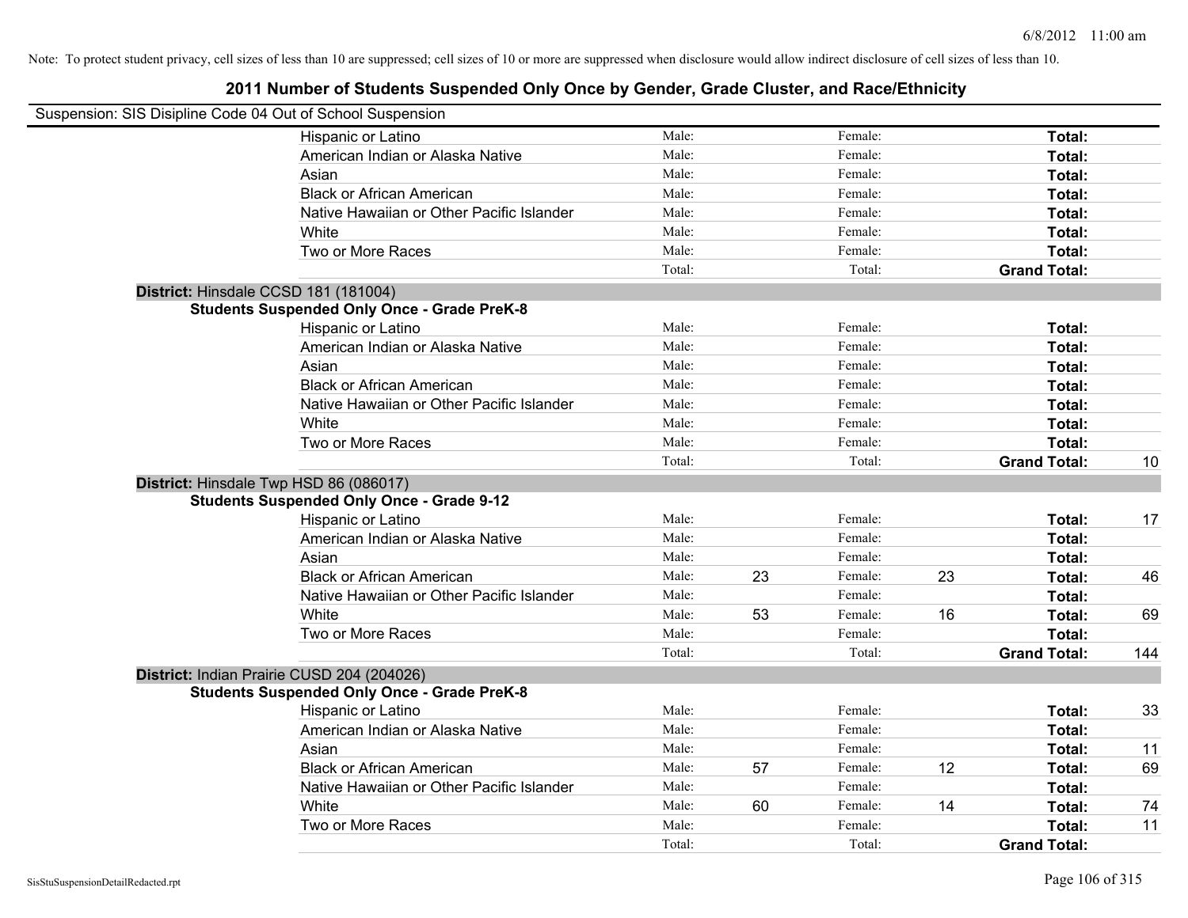Note: To protect student privacy, cell sizes of less than 10 are suppressed; cell sizes of 10 or more are suppressed when disclosure would allow indirect disclosure of cell sizes of less than 10.

# 2011 Number of Students Suspended Only Once by Gender, Grade Cluster, and Race/Ethnicity

Suspension: SIS Disipline Code 04 Out of School Suspension

| | | | | | | |
|---|---|---|---|---|---|---|
| Hispanic or Latino | Male: | | Female: | | **Total:** | |
| American Indian or Alaska Native | Male: | | Female: | | **Total:** | |
| Asian | Male: | | Female: | | **Total:** | |
| Black or African American | Male: | | Female: | | **Total:** | |
| Native Hawaiian or Other Pacific Islander | Male: | | Female: | | **Total:** | |
| White | Male: | | Female: | | **Total:** | |
| Two or More Races | Male: | | Female: | | **Total:** | |
| | Total: | | Total: | | **Grand Total:** | |

**District:** Hinsdale CCSD 181 (181004)

**Students Suspended Only Once - Grade PreK-8**

| | | | | | | |
|---|---|---|---|---|---|---|
| Hispanic or Latino | Male: | | Female: | | **Total:** | |
| American Indian or Alaska Native | Male: | | Female: | | **Total:** | |
| Asian | Male: | | Female: | | **Total:** | |
| Black or African American | Male: | | Female: | | **Total:** | |
| Native Hawaiian or Other Pacific Islander | Male: | | Female: | | **Total:** | |
| White | Male: | | Female: | | **Total:** | |
| Two or More Races | Male: | | Female: | | **Total:** | |
| | Total: | | Total: | | **Grand Total:** | 10 |

**District:** Hinsdale Twp HSD 86 (086017)

**Students Suspended Only Once - Grade 9-12**

| | | | | | | |
|---|---|---|---|---|---|---|
| Hispanic or Latino | Male: | | Female: | | **Total:** | 17 |
| American Indian or Alaska Native | Male: | | Female: | | **Total:** | |
| Asian | Male: | | Female: | | **Total:** | |
| Black or African American | Male: | 23 | Female: | 23 | **Total:** | 46 |
| Native Hawaiian or Other Pacific Islander | Male: | | Female: | | **Total:** | |
| White | Male: | 53 | Female: | 16 | **Total:** | 69 |
| Two or More Races | Male: | | Female: | | **Total:** | |
| | Total: | | Total: | | **Grand Total:** | 144 |

**District:** Indian Prairie CUSD 204 (204026)

**Students Suspended Only Once - Grade PreK-8**

| | | | | | | |
|---|---|---|---|---|---|---|
| Hispanic or Latino | Male: | | Female: | | **Total:** | 33 |
| American Indian or Alaska Native | Male: | | Female: | | **Total:** | |
| Asian | Male: | | Female: | | **Total:** | 11 |
| Black or African American | Male: | 57 | Female: | 12 | **Total:** | 69 |
| Native Hawaiian or Other Pacific Islander | Male: | | Female: | | **Total:** | |
| White | Male: | 60 | Female: | 14 | **Total:** | 74 |
| Two or More Races | Male: | | Female: | | **Total:** | 11 |
| | Total: | | Total: | | **Grand Total:** | |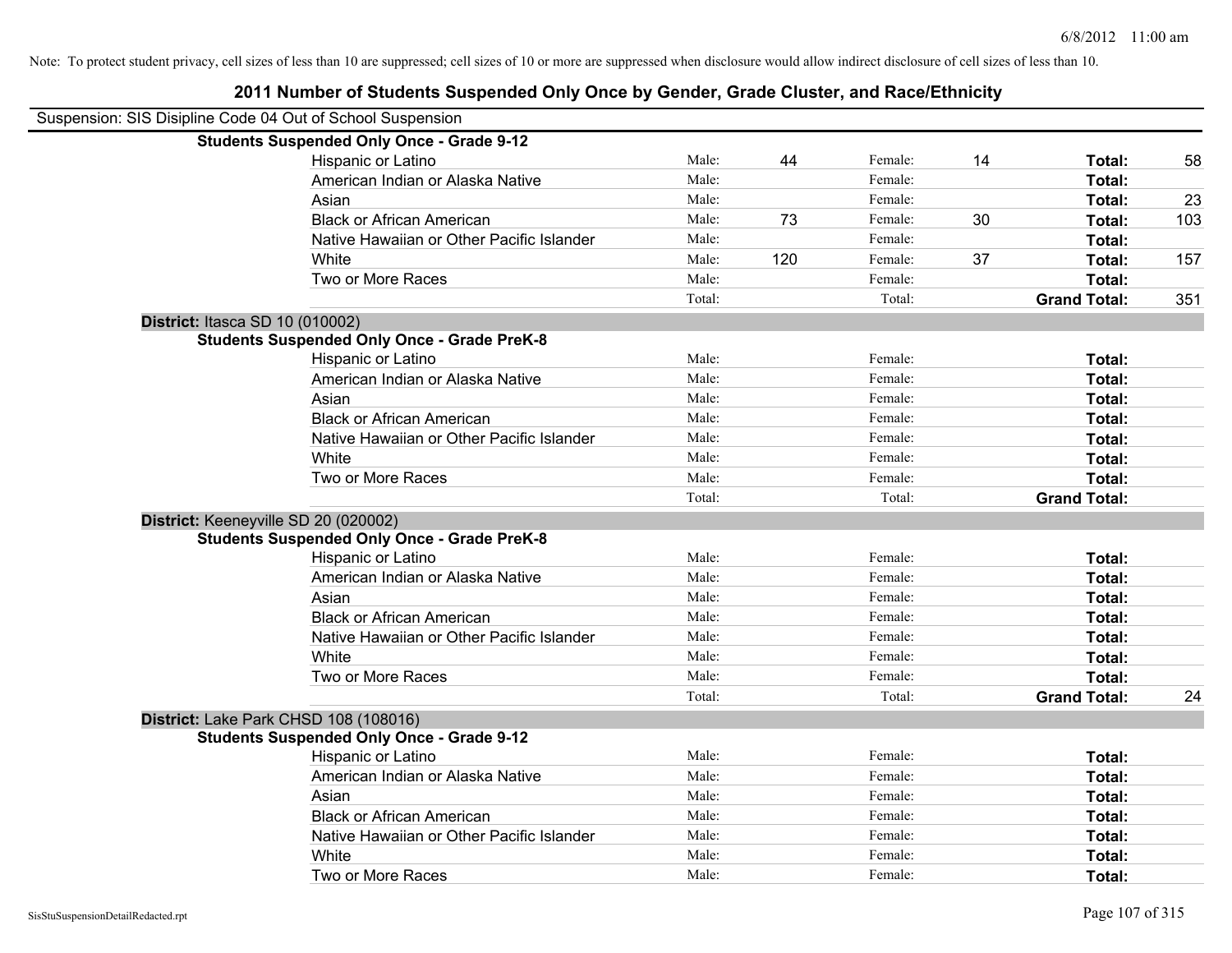Note: To protect student privacy, cell sizes of less than 10 are suppressed; cell sizes of 10 or more are suppressed when disclosure would allow indirect disclosure of cell sizes of less than 10.

## 2011 Number of Students Suspended Only Once by Gender, Grade Cluster, and Race/Ethnicity

Suspension: SIS Disipline Code 04 Out of School Suspension

**Students Suspended Only Once - Grade 9-12**

| Race/Ethnicity | | Male | | Female | | Total |
|---|---|---|---|---|---|---|
| Hispanic or Latino | Male: | 44 | Female: | 14 | **Total:** | 58 |
| American Indian or Alaska Native | Male: | | Female: | | **Total:** | |
| Asian | Male: | | Female: | | **Total:** | 23 |
| Black or African American | Male: | 73 | Female: | 30 | **Total:** | 103 |
| Native Hawaiian or Other Pacific Islander | Male: | | Female: | | **Total:** | |
| White | Male: | 120 | Female: | 37 | **Total:** | 157 |
| Two or More Races | Male: | | Female: | | **Total:** | |
| | Total: | | Total: | | **Grand Total:** | 351 |

**District:** Itasca SD 10 (010002)

**Students Suspended Only Once - Grade PreK-8**

| Race/Ethnicity | | Male | | Female | | Total |
|---|---|---|---|---|---|---|
| Hispanic or Latino | Male: | | Female: | | **Total:** | |
| American Indian or Alaska Native | Male: | | Female: | | **Total:** | |
| Asian | Male: | | Female: | | **Total:** | |
| Black or African American | Male: | | Female: | | **Total:** | |
| Native Hawaiian or Other Pacific Islander | Male: | | Female: | | **Total:** | |
| White | Male: | | Female: | | **Total:** | |
| Two or More Races | Male: | | Female: | | **Total:** | |
| | Total: | | Total: | | **Grand Total:** | |

**District:** Keeneyville SD 20 (020002)

**Students Suspended Only Once - Grade PreK-8**

| Race/Ethnicity | | Male | | Female | | Total |
|---|---|---|---|---|---|---|
| Hispanic or Latino | Male: | | Female: | | **Total:** | |
| American Indian or Alaska Native | Male: | | Female: | | **Total:** | |
| Asian | Male: | | Female: | | **Total:** | |
| Black or African American | Male: | | Female: | | **Total:** | |
| Native Hawaiian or Other Pacific Islander | Male: | | Female: | | **Total:** | |
| White | Male: | | Female: | | **Total:** | |
| Two or More Races | Male: | | Female: | | **Total:** | |
| | Total: | | Total: | | **Grand Total:** | 24 |

**District:** Lake Park CHSD 108 (108016)

**Students Suspended Only Once - Grade 9-12**

| Race/Ethnicity | | Male | | Female | | Total |
|---|---|---|---|---|---|---|
| Hispanic or Latino | Male: | | Female: | | **Total:** | |
| American Indian or Alaska Native | Male: | | Female: | | **Total:** | |
| Asian | Male: | | Female: | | **Total:** | |
| Black or African American | Male: | | Female: | | **Total:** | |
| Native Hawaiian or Other Pacific Islander | Male: | | Female: | | **Total:** | |
| White | Male: | | Female: | | **Total:** | |
| Two or More Races | Male: | | Female: | | **Total:** | |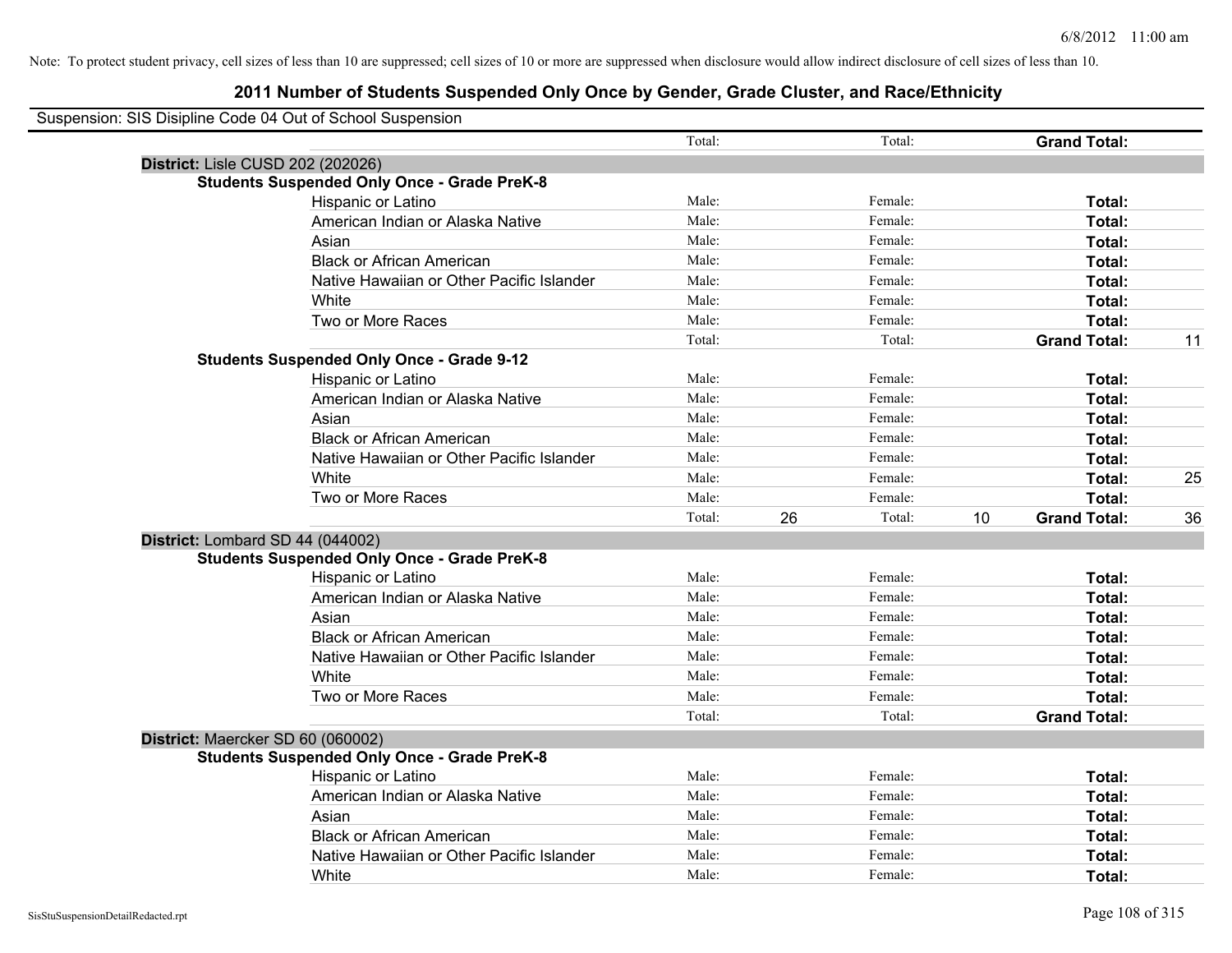Note: To protect student privacy, cell sizes of less than 10 are suppressed; cell sizes of 10 or more are suppressed when disclosure would allow indirect disclosure of cell sizes of less than 10.

# 2011 Number of Students Suspended Only Once by Gender, Grade Cluster, and Race/Ethnicity

Suspension: SIS Disipline Code 04 Out of School Suspension

| | | | | | | | |
|---|---|---|---|---|---|---|---|
| | | Total: | | Total: | | **Grand Total:** | |
| **District:** Lisle CUSD 202 (202026) | | | | | | | |
| **Students Suspended Only Once - Grade PreK-8** | | | | | | | |
| | Hispanic or Latino | Male: | | Female: | | **Total:** | |
| | American Indian or Alaska Native | Male: | | Female: | | **Total:** | |
| | Asian | Male: | | Female: | | **Total:** | |
| | Black or African American | Male: | | Female: | | **Total:** | |
| | Native Hawaiian or Other Pacific Islander | Male: | | Female: | | **Total:** | |
| | White | Male: | | Female: | | **Total:** | |
| | Two or More Races | Male: | | Female: | | **Total:** | |
| | | Total: | | Total: | | **Grand Total:** | 11 |
| **Students Suspended Only Once - Grade 9-12** | | | | | | | |
| | Hispanic or Latino | Male: | | Female: | | **Total:** | |
| | American Indian or Alaska Native | Male: | | Female: | | **Total:** | |
| | Asian | Male: | | Female: | | **Total:** | |
| | Black or African American | Male: | | Female: | | **Total:** | |
| | Native Hawaiian or Other Pacific Islander | Male: | | Female: | | **Total:** | |
| | White | Male: | | Female: | | **Total:** | 25 |
| | Two or More Races | Male: | | Female: | | **Total:** | |
| | | Total: | 26 | Total: | 10 | **Grand Total:** | 36 |
| **District:** Lombard SD 44 (044002) | | | | | | | |
| **Students Suspended Only Once - Grade PreK-8** | | | | | | | |
| | Hispanic or Latino | Male: | | Female: | | **Total:** | |
| | American Indian or Alaska Native | Male: | | Female: | | **Total:** | |
| | Asian | Male: | | Female: | | **Total:** | |
| | Black or African American | Male: | | Female: | | **Total:** | |
| | Native Hawaiian or Other Pacific Islander | Male: | | Female: | | **Total:** | |
| | White | Male: | | Female: | | **Total:** | |
| | Two or More Races | Male: | | Female: | | **Total:** | |
| | | Total: | | Total: | | **Grand Total:** | |
| **District:** Maercker SD 60 (060002) | | | | | | | |
| **Students Suspended Only Once - Grade PreK-8** | | | | | | | |
| | Hispanic or Latino | Male: | | Female: | | **Total:** | |
| | American Indian or Alaska Native | Male: | | Female: | | **Total:** | |
| | Asian | Male: | | Female: | | **Total:** | |
| | Black or African American | Male: | | Female: | | **Total:** | |
| | Native Hawaiian or Other Pacific Islander | Male: | | Female: | | **Total:** | |
| | White | Male: | | Female: | | **Total:** | |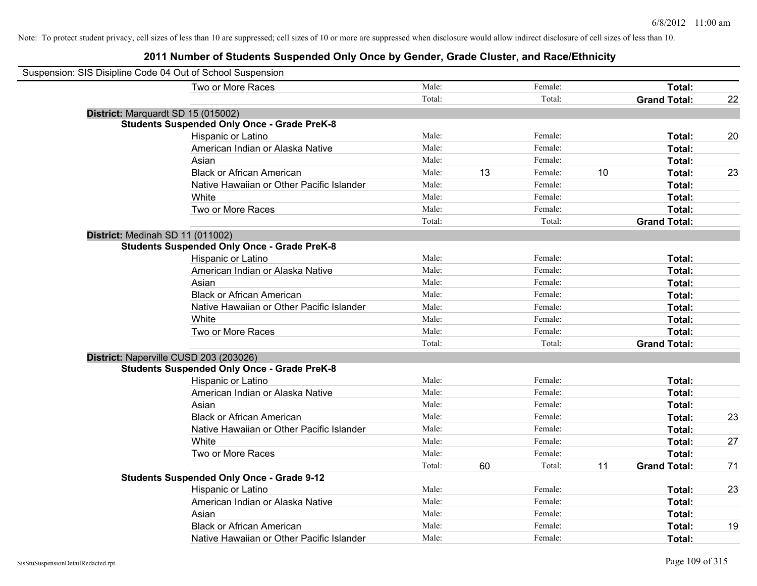Note: To protect student privacy, cell sizes of less than 10 are suppressed; cell sizes of 10 or more are suppressed when disclosure would allow indirect disclosure of cell sizes of less than 10.

## 2011 Number of Students Suspended Only Once by Gender, Grade Cluster, and Race/Ethnicity

Suspension: SIS Disipline Code 04 Out of School Suspension

| | | | | | | |
|---|---|---|---|---|---|---|
| Two or More Races | Male: | | Female: | | **Total:** | |
| | Total: | | Total: | | **Grand Total:** | 22 |

**District:** Marquardt SD 15 (015002)

**Students Suspended Only Once - Grade PreK-8**

| | | | | | | |
|---|---|---|---|---|---|---|
| Hispanic or Latino | Male: | | Female: | | **Total:** | 20 |
| American Indian or Alaska Native | Male: | | Female: | | **Total:** | |
| Asian | Male: | | Female: | | **Total:** | |
| Black or African American | Male: | 13 | Female: | 10 | **Total:** | 23 |
| Native Hawaiian or Other Pacific Islander | Male: | | Female: | | **Total:** | |
| White | Male: | | Female: | | **Total:** | |
| Two or More Races | Male: | | Female: | | **Total:** | |
| | Total: | | Total: | | **Grand Total:** | |

**District:** Medinah SD 11 (011002)

**Students Suspended Only Once - Grade PreK-8**

| | | | | | | |
|---|---|---|---|---|---|---|
| Hispanic or Latino | Male: | | Female: | | **Total:** | |
| American Indian or Alaska Native | Male: | | Female: | | **Total:** | |
| Asian | Male: | | Female: | | **Total:** | |
| Black or African American | Male: | | Female: | | **Total:** | |
| Native Hawaiian or Other Pacific Islander | Male: | | Female: | | **Total:** | |
| White | Male: | | Female: | | **Total:** | |
| Two or More Races | Male: | | Female: | | **Total:** | |
| | Total: | | Total: | | **Grand Total:** | |

**District:** Naperville CUSD 203 (203026)

**Students Suspended Only Once - Grade PreK-8**

| | | | | | | |
|---|---|---|---|---|---|---|
| Hispanic or Latino | Male: | | Female: | | **Total:** | |
| American Indian or Alaska Native | Male: | | Female: | | **Total:** | |
| Asian | Male: | | Female: | | **Total:** | |
| Black or African American | Male: | | Female: | | **Total:** | 23 |
| Native Hawaiian or Other Pacific Islander | Male: | | Female: | | **Total:** | |
| White | Male: | | Female: | | **Total:** | 27 |
| Two or More Races | Male: | | Female: | | **Total:** | |
| | Total: | 60 | Total: | 11 | **Grand Total:** | 71 |

**Students Suspended Only Once - Grade 9-12**

| | | | | | | |
|---|---|---|---|---|---|---|
| Hispanic or Latino | Male: | | Female: | | **Total:** | 23 |
| American Indian or Alaska Native | Male: | | Female: | | **Total:** | |
| Asian | Male: | | Female: | | **Total:** | |
| Black or African American | Male: | | Female: | | **Total:** | 19 |
| Native Hawaiian or Other Pacific Islander | Male: | | Female: | | **Total:** | |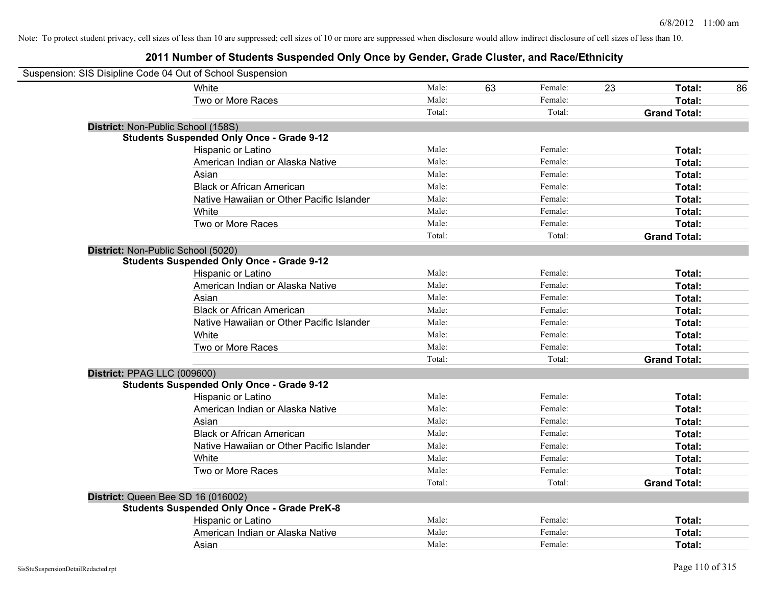Note: To protect student privacy, cell sizes of less than 10 are suppressed; cell sizes of 10 or more are suppressed when disclosure would allow indirect disclosure of cell sizes of less than 10.

# 2011 Number of Students Suspended Only Once by Gender, Grade Cluster, and Race/Ethnicity

Suspension: SIS Disipline Code 04 Out of School Suspension

| | | | | | | |
|---|---|---|---|---|---|---|
| White | Male: | 63 | Female: | 23 | **Total:** | 86 |
| Two or More Races | Male: | | Female: | | **Total:** | |
| | Total: | | Total: | | **Grand Total:** | |

**District:** Non-Public School (158S)

**Students Suspended Only Once - Grade 9-12**

| | | | | | | |
|---|---|---|---|---|---|---|
| Hispanic or Latino | Male: | | Female: | | **Total:** | |
| American Indian or Alaska Native | Male: | | Female: | | **Total:** | |
| Asian | Male: | | Female: | | **Total:** | |
| Black or African American | Male: | | Female: | | **Total:** | |
| Native Hawaiian or Other Pacific Islander | Male: | | Female: | | **Total:** | |
| White | Male: | | Female: | | **Total:** | |
| Two or More Races | Male: | | Female: | | **Total:** | |
| | Total: | | Total: | | **Grand Total:** | |

**District:** Non-Public School (5020)

**Students Suspended Only Once - Grade 9-12**

| | | | | | | |
|---|---|---|---|---|---|---|
| Hispanic or Latino | Male: | | Female: | | **Total:** | |
| American Indian or Alaska Native | Male: | | Female: | | **Total:** | |
| Asian | Male: | | Female: | | **Total:** | |
| Black or African American | Male: | | Female: | | **Total:** | |
| Native Hawaiian or Other Pacific Islander | Male: | | Female: | | **Total:** | |
| White | Male: | | Female: | | **Total:** | |
| Two or More Races | Male: | | Female: | | **Total:** | |
| | Total: | | Total: | | **Grand Total:** | |

**District:** PPAG LLC (009600)

**Students Suspended Only Once - Grade 9-12**

| | | | | | | |
|---|---|---|---|---|---|---|
| Hispanic or Latino | Male: | | Female: | | **Total:** | |
| American Indian or Alaska Native | Male: | | Female: | | **Total:** | |
| Asian | Male: | | Female: | | **Total:** | |
| Black or African American | Male: | | Female: | | **Total:** | |
| Native Hawaiian or Other Pacific Islander | Male: | | Female: | | **Total:** | |
| White | Male: | | Female: | | **Total:** | |
| Two or More Races | Male: | | Female: | | **Total:** | |
| | Total: | | Total: | | **Grand Total:** | |

**District:** Queen Bee SD 16 (016002)

**Students Suspended Only Once - Grade PreK-8**

| | | | | | | |
|---|---|---|---|---|---|---|
| Hispanic or Latino | Male: | | Female: | | **Total:** | |
| American Indian or Alaska Native | Male: | | Female: | | **Total:** | |
| Asian | Male: | | Female: | | **Total:** | |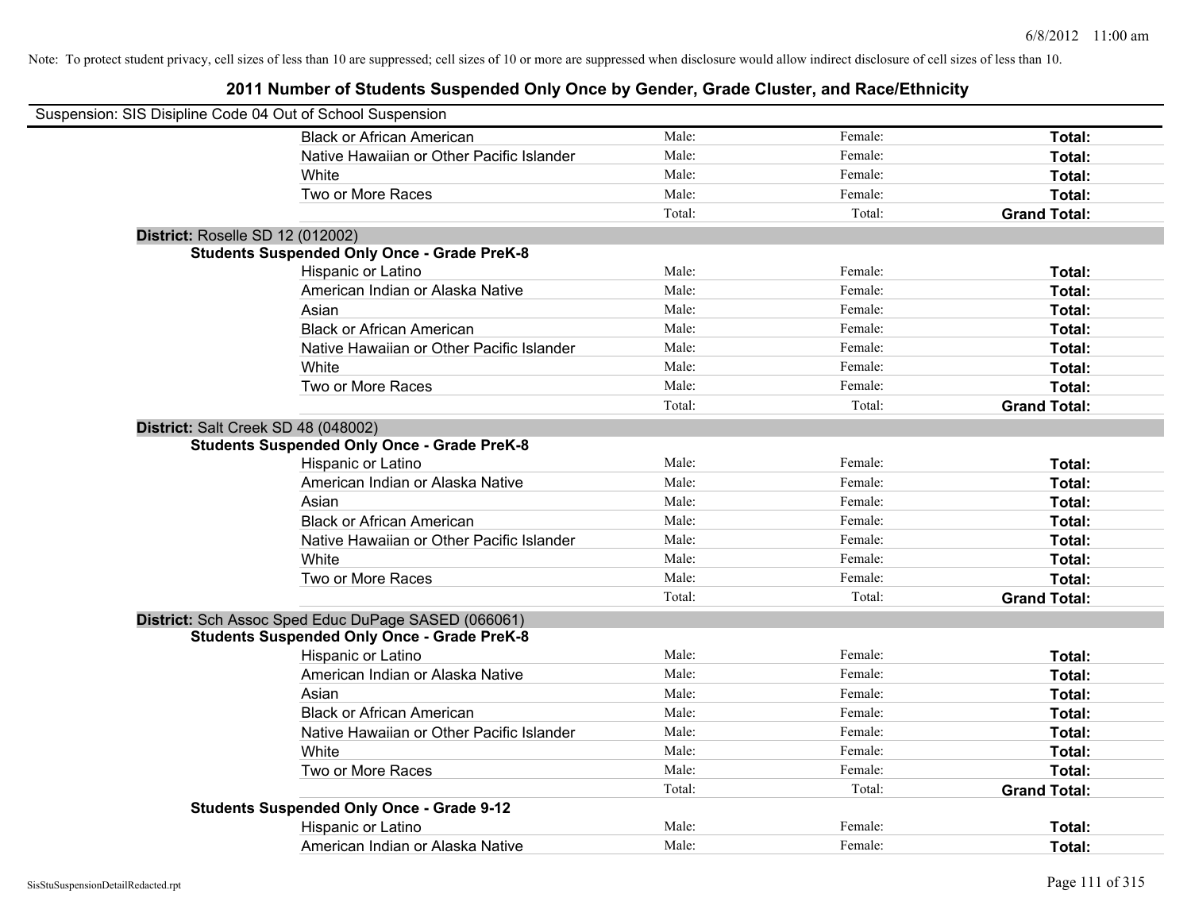Note: To protect student privacy, cell sizes of less than 10 are suppressed; cell sizes of 10 or more are suppressed when disclosure would allow indirect disclosure of cell sizes of less than 10.

# 2011 Number of Students Suspended Only Once by Gender, Grade Cluster, and Race/Ethnicity

Suspension: SIS Disipline Code 04 Out of School Suspension

| | | | |
|---|---|---|---|
| Black or African American | Male: | Female: | **Total:** |
| Native Hawaiian or Other Pacific Islander | Male: | Female: | **Total:** |
| White | Male: | Female: | **Total:** |
| Two or More Races | Male: | Female: | **Total:** |
| | Total: | Total: | **Grand Total:** |

**District:** Roselle SD 12 (012002)

**Students Suspended Only Once - Grade PreK-8**

| | | | |
|---|---|---|---|
| Hispanic or Latino | Male: | Female: | **Total:** |
| American Indian or Alaska Native | Male: | Female: | **Total:** |
| Asian | Male: | Female: | **Total:** |
| Black or African American | Male: | Female: | **Total:** |
| Native Hawaiian or Other Pacific Islander | Male: | Female: | **Total:** |
| White | Male: | Female: | **Total:** |
| Two or More Races | Male: | Female: | **Total:** |
| | Total: | Total: | **Grand Total:** |

**District:** Salt Creek SD 48 (048002)

**Students Suspended Only Once - Grade PreK-8**

| | | | |
|---|---|---|---|
| Hispanic or Latino | Male: | Female: | **Total:** |
| American Indian or Alaska Native | Male: | Female: | **Total:** |
| Asian | Male: | Female: | **Total:** |
| Black or African American | Male: | Female: | **Total:** |
| Native Hawaiian or Other Pacific Islander | Male: | Female: | **Total:** |
| White | Male: | Female: | **Total:** |
| Two or More Races | Male: | Female: | **Total:** |
| | Total: | Total: | **Grand Total:** |

**District:** Sch Assoc Sped Educ DuPage SASED (066061)

**Students Suspended Only Once - Grade PreK-8**

| | | | |
|---|---|---|---|
| Hispanic or Latino | Male: | Female: | **Total:** |
| American Indian or Alaska Native | Male: | Female: | **Total:** |
| Asian | Male: | Female: | **Total:** |
| Black or African American | Male: | Female: | **Total:** |
| Native Hawaiian or Other Pacific Islander | Male: | Female: | **Total:** |
| White | Male: | Female: | **Total:** |
| Two or More Races | Male: | Female: | **Total:** |
| | Total: | Total: | **Grand Total:** |

**Students Suspended Only Once - Grade 9-12**

| | | | |
|---|---|---|---|
| Hispanic or Latino | Male: | Female: | **Total:** |
| American Indian or Alaska Native | Male: | Female: | **Total:** |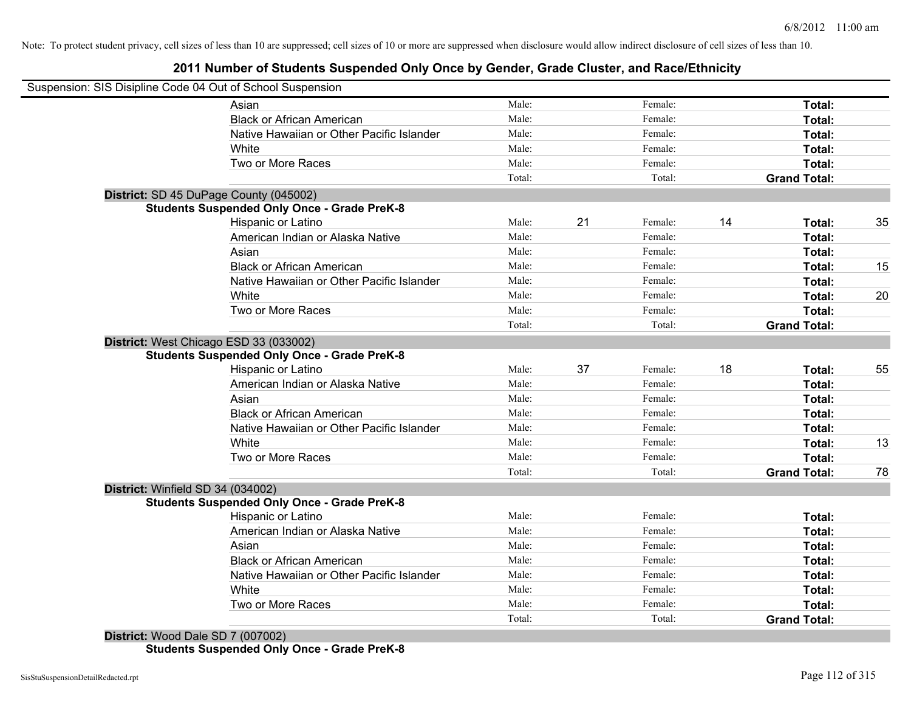Note: To protect student privacy, cell sizes of less than 10 are suppressed; cell sizes of 10 or more are suppressed when disclosure would allow indirect disclosure of cell sizes of less than 10.

# 2011 Number of Students Suspended Only Once by Gender, Grade Cluster, and Race/Ethnicity

Suspension: SIS Disipline Code 04 Out of School Suspension

| | Male: | | Female: | | Total: | |
|---|---|---|---|---|---|---|
| Asian | Male: | | Female: | | **Total:** | |
| Black or African American | Male: | | Female: | | **Total:** | |
| Native Hawaiian or Other Pacific Islander | Male: | | Female: | | **Total:** | |
| White | Male: | | Female: | | **Total:** | |
| Two or More Races | Male: | | Female: | | **Total:** | |
| | Total: | | Total: | | **Grand Total:** | |

**District:** SD 45 DuPage County (045002)

**Students Suspended Only Once - Grade PreK-8**

| | | | | | | |
|---|---|---|---|---|---|---|
| Hispanic or Latino | Male: | 21 | Female: | 14 | **Total:** | 35 |
| American Indian or Alaska Native | Male: | | Female: | | **Total:** | |
| Asian | Male: | | Female: | | **Total:** | |
| Black or African American | Male: | | Female: | | **Total:** | 15 |
| Native Hawaiian or Other Pacific Islander | Male: | | Female: | | **Total:** | |
| White | Male: | | Female: | | **Total:** | 20 |
| Two or More Races | Male: | | Female: | | **Total:** | |
| | Total: | | Total: | | **Grand Total:** | |

**District:** West Chicago ESD 33 (033002)

**Students Suspended Only Once - Grade PreK-8**

| | | | | | | |
|---|---|---|---|---|---|---|
| Hispanic or Latino | Male: | 37 | Female: | 18 | **Total:** | 55 |
| American Indian or Alaska Native | Male: | | Female: | | **Total:** | |
| Asian | Male: | | Female: | | **Total:** | |
| Black or African American | Male: | | Female: | | **Total:** | |
| Native Hawaiian or Other Pacific Islander | Male: | | Female: | | **Total:** | |
| White | Male: | | Female: | | **Total:** | 13 |
| Two or More Races | Male: | | Female: | | **Total:** | |
| | Total: | | Total: | | **Grand Total:** | 78 |

**District:** Winfield SD 34 (034002)

**Students Suspended Only Once - Grade PreK-8**

| | | | | | | |
|---|---|---|---|---|---|---|
| Hispanic or Latino | Male: | | Female: | | **Total:** | |
| American Indian or Alaska Native | Male: | | Female: | | **Total:** | |
| Asian | Male: | | Female: | | **Total:** | |
| Black or African American | Male: | | Female: | | **Total:** | |
| Native Hawaiian or Other Pacific Islander | Male: | | Female: | | **Total:** | |
| White | Male: | | Female: | | **Total:** | |
| Two or More Races | Male: | | Female: | | **Total:** | |
| | Total: | | Total: | | **Grand Total:** | |

**District:** Wood Dale SD 7 (007002)

**Students Suspended Only Once - Grade PreK-8**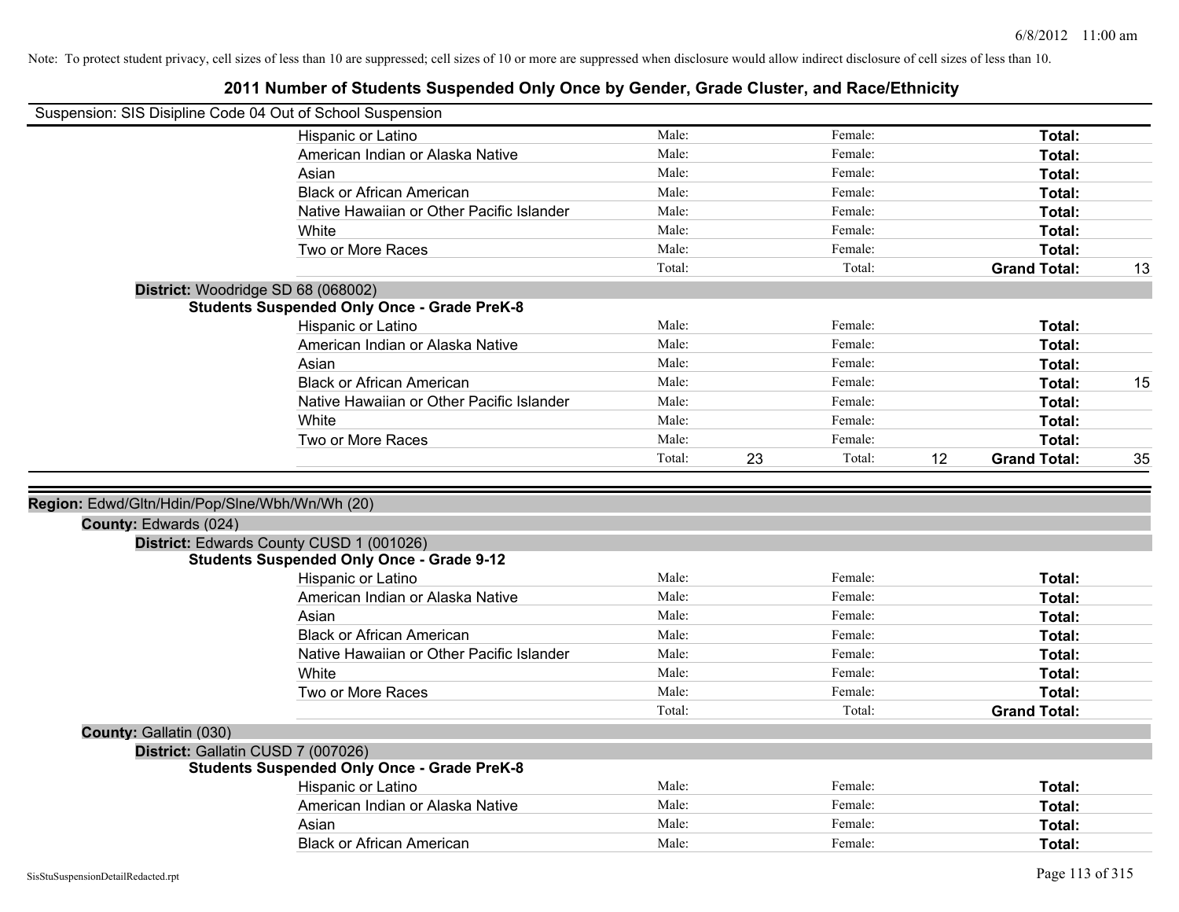Note: To protect student privacy, cell sizes of less than 10 are suppressed; cell sizes of 10 or more are suppressed when disclosure would allow indirect disclosure of cell sizes of less than 10.

# 2011 Number of Students Suspended Only Once by Gender, Grade Cluster, and Race/Ethnicity

Suspension: SIS Disipline Code 04 Out of School Suspension

| | Male: | | Female: | | | |
|---|---|---|---|---|---|---|
| Hispanic or Latino | Male: | | Female: | | **Total:** | |
| American Indian or Alaska Native | Male: | | Female: | | **Total:** | |
| Asian | Male: | | Female: | | **Total:** | |
| Black or African American | Male: | | Female: | | **Total:** | |
| Native Hawaiian or Other Pacific Islander | Male: | | Female: | | **Total:** | |
| White | Male: | | Female: | | **Total:** | |
| Two or More Races | Male: | | Female: | | **Total:** | |
| | Total: | | Total: | | **Grand Total:** | 13 |

**District:** Woodridge SD 68 (068002)

**Students Suspended Only Once - Grade PreK-8**

| | | | | | | |
|---|---|---|---|---|---|---|
| Hispanic or Latino | Male: | | Female: | | **Total:** | |
| American Indian or Alaska Native | Male: | | Female: | | **Total:** | |
| Asian | Male: | | Female: | | **Total:** | |
| Black or African American | Male: | | Female: | | **Total:** | 15 |
| Native Hawaiian or Other Pacific Islander | Male: | | Female: | | **Total:** | |
| White | Male: | | Female: | | **Total:** | |
| Two or More Races | Male: | | Female: | | **Total:** | |
| | Total: | 23 | Total: | 12 | **Grand Total:** | 35 |

**Region:** Edwd/Gltn/Hdin/Pop/Slne/Wbh/Wn/Wh (20)

**County:** Edwards (024)

**District:** Edwards County CUSD 1 (001026)

**Students Suspended Only Once - Grade 9-12**

| | | | | | | |
|---|---|---|---|---|---|---|
| Hispanic or Latino | Male: | | Female: | | **Total:** | |
| American Indian or Alaska Native | Male: | | Female: | | **Total:** | |
| Asian | Male: | | Female: | | **Total:** | |
| Black or African American | Male: | | Female: | | **Total:** | |
| Native Hawaiian or Other Pacific Islander | Male: | | Female: | | **Total:** | |
| White | Male: | | Female: | | **Total:** | |
| Two or More Races | Male: | | Female: | | **Total:** | |
| | Total: | | Total: | | **Grand Total:** | |

**County:** Gallatin (030)

**District:** Gallatin CUSD 7 (007026)

**Students Suspended Only Once - Grade PreK-8**

| | | | | | | |
|---|---|---|---|---|---|---|
| Hispanic or Latino | Male: | | Female: | | **Total:** | |
| American Indian or Alaska Native | Male: | | Female: | | **Total:** | |
| Asian | Male: | | Female: | | **Total:** | |
| Black or African American | Male: | | Female: | | **Total:** | |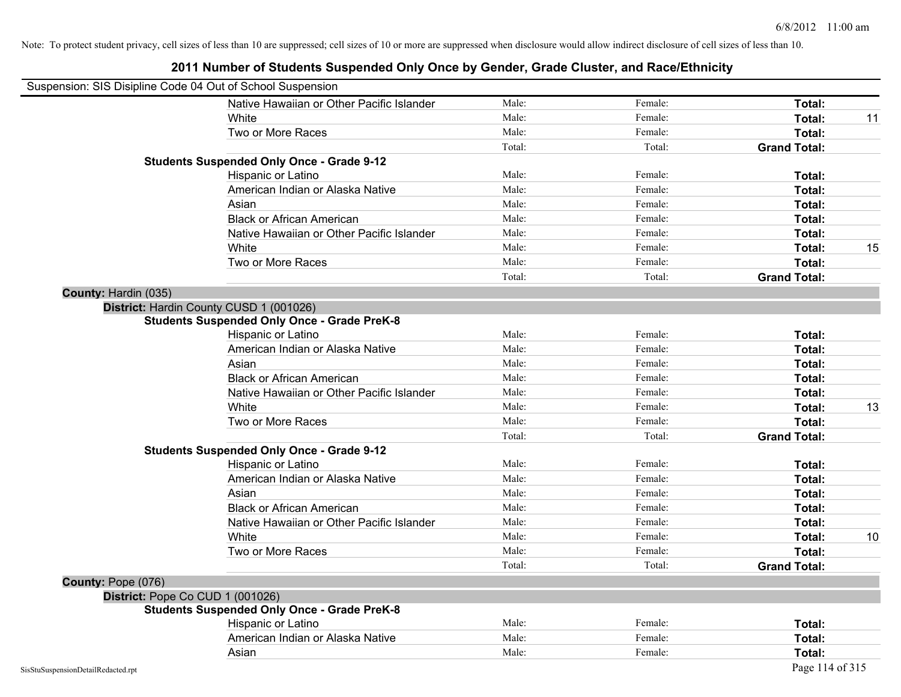Note: To protect student privacy, cell sizes of less than 10 are suppressed; cell sizes of 10 or more are suppressed when disclosure would allow indirect disclosure of cell sizes of less than 10.

# 2011 Number of Students Suspended Only Once by Gender, Grade Cluster, and Race/Ethnicity

Suspension: SIS Disipline Code 04 Out of School Suspension

| | | | | |
|---|---|---|---|---|
| Native Hawaiian or Other Pacific Islander | Male: | Female: | **Total:** | |
| White | Male: | Female: | **Total:** | 11 |
| Two or More Races | Male: | Female: | **Total:** | |
| | Total: | Total: | **Grand Total:** | |

**Students Suspended Only Once - Grade 9-12**

| | | | | |
|---|---|---|---|---|
| Hispanic or Latino | Male: | Female: | **Total:** | |
| American Indian or Alaska Native | Male: | Female: | **Total:** | |
| Asian | Male: | Female: | **Total:** | |
| Black or African American | Male: | Female: | **Total:** | |
| Native Hawaiian or Other Pacific Islander | Male: | Female: | **Total:** | |
| White | Male: | Female: | **Total:** | 15 |
| Two or More Races | Male: | Female: | **Total:** | |
| | Total: | Total: | **Grand Total:** | |

**County:** Hardin (035)

**District:** Hardin County CUSD 1 (001026)

**Students Suspended Only Once - Grade PreK-8**

| | | | | |
|---|---|---|---|---|
| Hispanic or Latino | Male: | Female: | **Total:** | |
| American Indian or Alaska Native | Male: | Female: | **Total:** | |
| Asian | Male: | Female: | **Total:** | |
| Black or African American | Male: | Female: | **Total:** | |
| Native Hawaiian or Other Pacific Islander | Male: | Female: | **Total:** | |
| White | Male: | Female: | **Total:** | 13 |
| Two or More Races | Male: | Female: | **Total:** | |
| | Total: | Total: | **Grand Total:** | |

**Students Suspended Only Once - Grade 9-12**

| | | | | |
|---|---|---|---|---|
| Hispanic or Latino | Male: | Female: | **Total:** | |
| American Indian or Alaska Native | Male: | Female: | **Total:** | |
| Asian | Male: | Female: | **Total:** | |
| Black or African American | Male: | Female: | **Total:** | |
| Native Hawaiian or Other Pacific Islander | Male: | Female: | **Total:** | |
| White | Male: | Female: | **Total:** | 10 |
| Two or More Races | Male: | Female: | **Total:** | |
| | Total: | Total: | **Grand Total:** | |

**County:** Pope (076)

**District:** Pope Co CUD 1 (001026)

**Students Suspended Only Once - Grade PreK-8**

| | | | | |
|---|---|---|---|---|
| Hispanic or Latino | Male: | Female: | **Total:** | |
| American Indian or Alaska Native | Male: | Female: | **Total:** | |
| Asian | Male: | Female: | **Total:** | |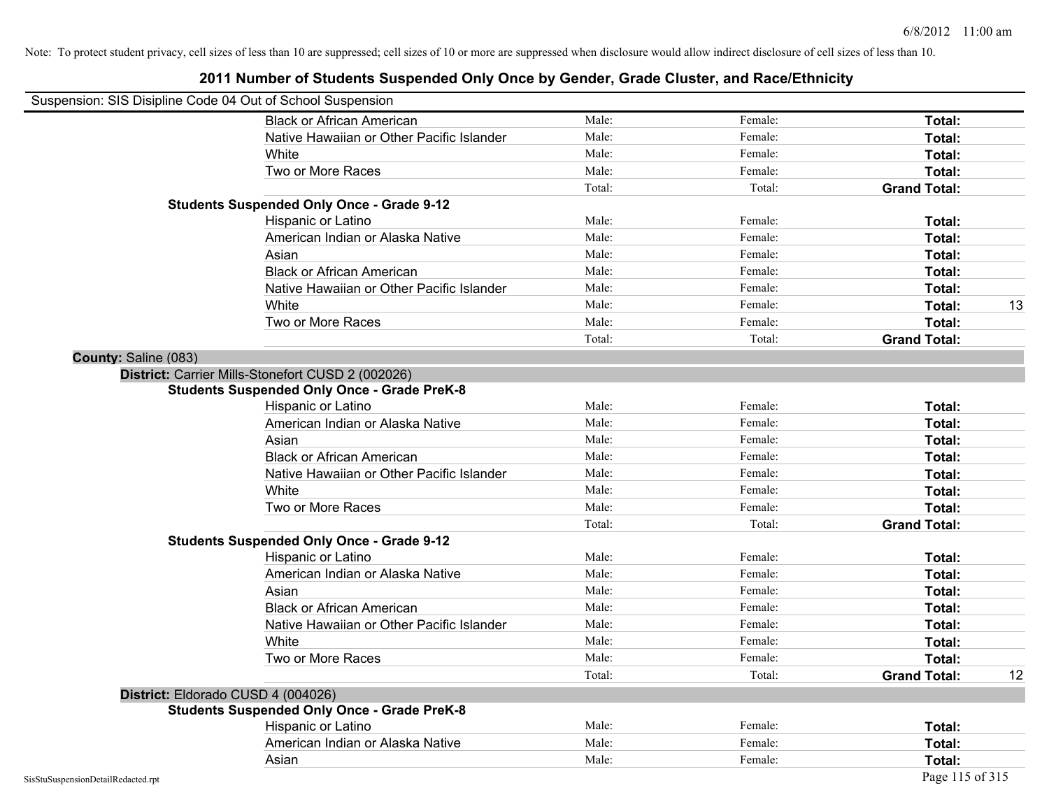Note: To protect student privacy, cell sizes of less than 10 are suppressed; cell sizes of 10 or more are suppressed when disclosure would allow indirect disclosure of cell sizes of less than 10.

## 2011 Number of Students Suspended Only Once by Gender, Grade Cluster, and Race/Ethnicity

Suspension: SIS Disipline Code 04 Out of School Suspension

| | | | | |
|---|---|---|---|---|
| Black or African American | Male: | Female: | **Total:** | |
| Native Hawaiian or Other Pacific Islander | Male: | Female: | **Total:** | |
| White | Male: | Female: | **Total:** | |
| Two or More Races | Male: | Female: | **Total:** | |
| | Total: | Total: | **Grand Total:** | |

**Students Suspended Only Once - Grade 9-12**

| | | | | |
|---|---|---|---|---|
| Hispanic or Latino | Male: | Female: | **Total:** | |
| American Indian or Alaska Native | Male: | Female: | **Total:** | |
| Asian | Male: | Female: | **Total:** | |
| Black or African American | Male: | Female: | **Total:** | |
| Native Hawaiian or Other Pacific Islander | Male: | Female: | **Total:** | |
| White | Male: | Female: | **Total:** | 13 |
| Two or More Races | Male: | Female: | **Total:** | |
| | Total: | Total: | **Grand Total:** | |

**County:** Saline (083)

**District:** Carrier Mills-Stonefort CUSD 2 (002026)

**Students Suspended Only Once - Grade PreK-8**

| | | | | |
|---|---|---|---|---|
| Hispanic or Latino | Male: | Female: | **Total:** | |
| American Indian or Alaska Native | Male: | Female: | **Total:** | |
| Asian | Male: | Female: | **Total:** | |
| Black or African American | Male: | Female: | **Total:** | |
| Native Hawaiian or Other Pacific Islander | Male: | Female: | **Total:** | |
| White | Male: | Female: | **Total:** | |
| Two or More Races | Male: | Female: | **Total:** | |
| | Total: | Total: | **Grand Total:** | |

**Students Suspended Only Once - Grade 9-12**

| | | | | |
|---|---|---|---|---|
| Hispanic or Latino | Male: | Female: | **Total:** | |
| American Indian or Alaska Native | Male: | Female: | **Total:** | |
| Asian | Male: | Female: | **Total:** | |
| Black or African American | Male: | Female: | **Total:** | |
| Native Hawaiian or Other Pacific Islander | Male: | Female: | **Total:** | |
| White | Male: | Female: | **Total:** | |
| Two or More Races | Male: | Female: | **Total:** | |
| | Total: | Total: | **Grand Total:** | 12 |

**District:** Eldorado CUSD 4 (004026)

**Students Suspended Only Once - Grade PreK-8**

| | | | | |
|---|---|---|---|---|
| Hispanic or Latino | Male: | Female: | **Total:** | |
| American Indian or Alaska Native | Male: | Female: | **Total:** | |
| Asian | Male: | Female: | **Total:** | |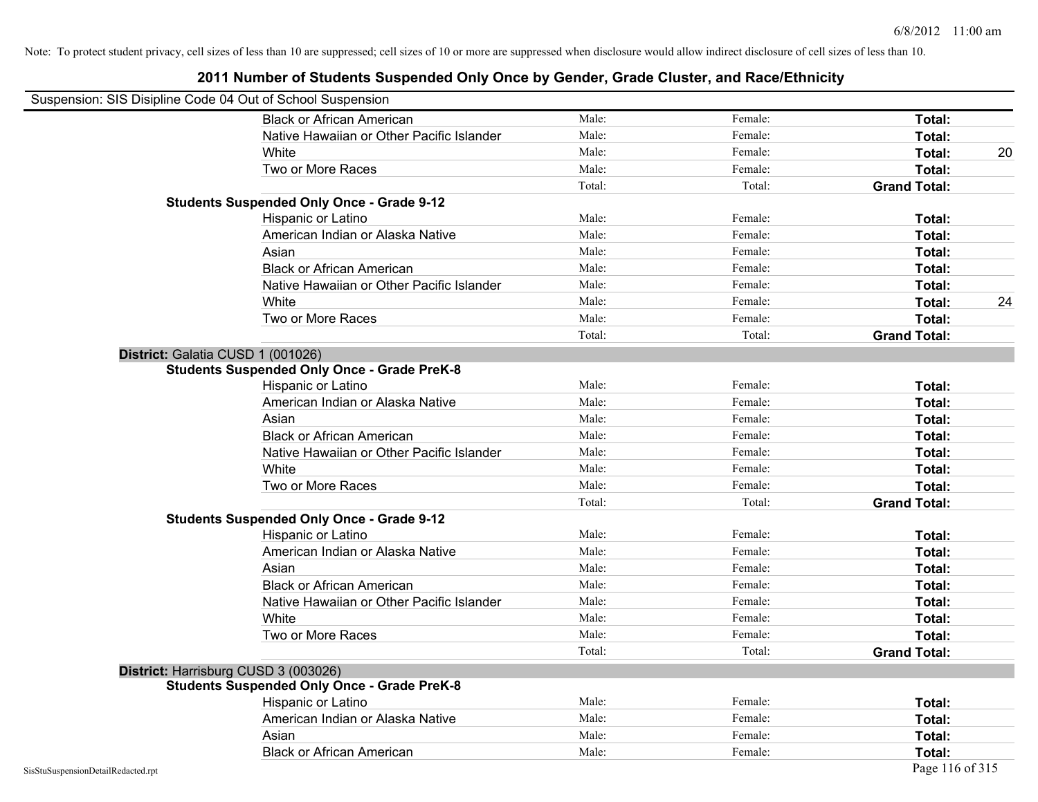Note: To protect student privacy, cell sizes of less than 10 are suppressed; cell sizes of 10 or more are suppressed when disclosure would allow indirect disclosure of cell sizes of less than 10.

# 2011 Number of Students Suspended Only Once by Gender, Grade Cluster, and Race/Ethnicity

Suspension: SIS Disipline Code 04 Out of School Suspension

| | | | | |
|---|---|---|---|---|
| Black or African American | Male: | Female: | **Total:** | |
| Native Hawaiian or Other Pacific Islander | Male: | Female: | **Total:** | |
| White | Male: | Female: | **Total:** | 20 |
| Two or More Races | Male: | Female: | **Total:** | |
| | Total: | Total: | **Grand Total:** | |

**Students Suspended Only Once - Grade 9-12**

| | | | | |
|---|---|---|---|---|
| Hispanic or Latino | Male: | Female: | **Total:** | |
| American Indian or Alaska Native | Male: | Female: | **Total:** | |
| Asian | Male: | Female: | **Total:** | |
| Black or African American | Male: | Female: | **Total:** | |
| Native Hawaiian or Other Pacific Islander | Male: | Female: | **Total:** | |
| White | Male: | Female: | **Total:** | 24 |
| Two or More Races | Male: | Female: | **Total:** | |
| | Total: | Total: | **Grand Total:** | |

**District:** Galatia CUSD 1 (001026)

**Students Suspended Only Once - Grade PreK-8**

| | | | | |
|---|---|---|---|---|
| Hispanic or Latino | Male: | Female: | **Total:** | |
| American Indian or Alaska Native | Male: | Female: | **Total:** | |
| Asian | Male: | Female: | **Total:** | |
| Black or African American | Male: | Female: | **Total:** | |
| Native Hawaiian or Other Pacific Islander | Male: | Female: | **Total:** | |
| White | Male: | Female: | **Total:** | |
| Two or More Races | Male: | Female: | **Total:** | |
| | Total: | Total: | **Grand Total:** | |

**Students Suspended Only Once - Grade 9-12**

| | | | | |
|---|---|---|---|---|
| Hispanic or Latino | Male: | Female: | **Total:** | |
| American Indian or Alaska Native | Male: | Female: | **Total:** | |
| Asian | Male: | Female: | **Total:** | |
| Black or African American | Male: | Female: | **Total:** | |
| Native Hawaiian or Other Pacific Islander | Male: | Female: | **Total:** | |
| White | Male: | Female: | **Total:** | |
| Two or More Races | Male: | Female: | **Total:** | |
| | Total: | Total: | **Grand Total:** | |

**District:** Harrisburg CUSD 3 (003026)

**Students Suspended Only Once - Grade PreK-8**

| | | | | |
|---|---|---|---|---|
| Hispanic or Latino | Male: | Female: | **Total:** | |
| American Indian or Alaska Native | Male: | Female: | **Total:** | |
| Asian | Male: | Female: | **Total:** | |
| Black or African American | Male: | Female: | **Total:** | |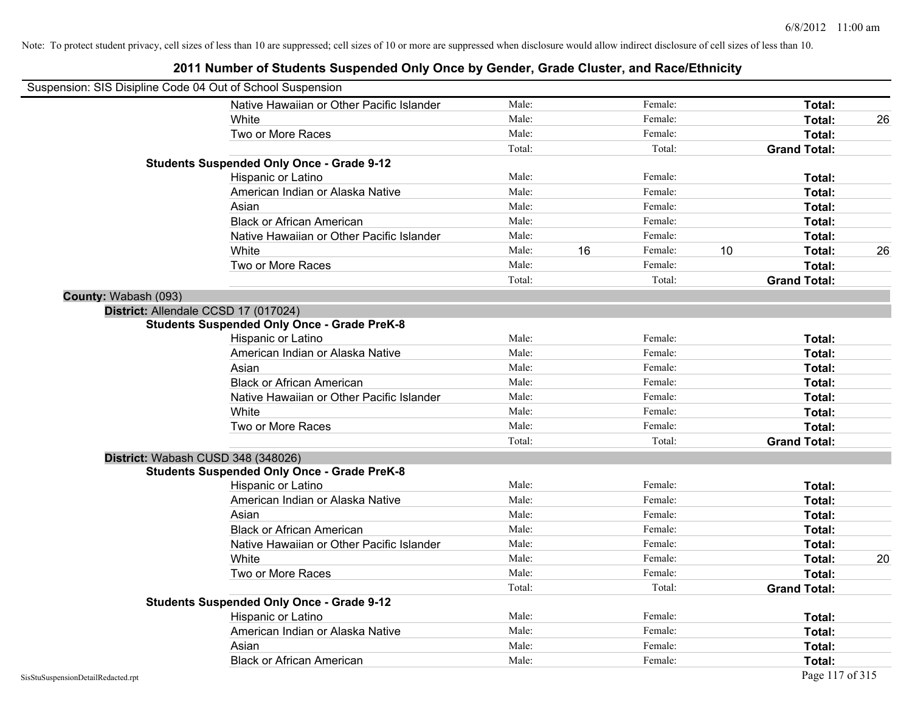Note: To protect student privacy, cell sizes of less than 10 are suppressed; cell sizes of 10 or more are suppressed when disclosure would allow indirect disclosure of cell sizes of less than 10.

## 2011 Number of Students Suspended Only Once by Gender, Grade Cluster, and Race/Ethnicity

Suspension: SIS Disipline Code 04 Out of School Suspension

| | | | | | | | |
|---|---|---|---|---|---|---|---|
| Native Hawaiian or Other Pacific Islander | Male: | | Female: | | **Total:** | |
| White | Male: | | Female: | | **Total:** | 26 |
| Two or More Races | Male: | | Female: | | **Total:** | |
| | Total: | | Total: | | **Grand Total:** | |

**Students Suspended Only Once - Grade 9-12**

| | | | | | | |
|---|---|---|---|---|---|---|
| Hispanic or Latino | Male: | | Female: | | **Total:** | |
| American Indian or Alaska Native | Male: | | Female: | | **Total:** | |
| Asian | Male: | | Female: | | **Total:** | |
| Black or African American | Male: | | Female: | | **Total:** | |
| Native Hawaiian or Other Pacific Islander | Male: | | Female: | | **Total:** | |
| White | Male: | 16 | Female: | 10 | **Total:** | 26 |
| Two or More Races | Male: | | Female: | | **Total:** | |
| | Total: | | Total: | | **Grand Total:** | |

**County:** Wabash (093)

**District:** Allendale CCSD 17 (017024)

**Students Suspended Only Once - Grade PreK-8**

| | | | | | | |
|---|---|---|---|---|---|---|
| Hispanic or Latino | Male: | | Female: | | **Total:** | |
| American Indian or Alaska Native | Male: | | Female: | | **Total:** | |
| Asian | Male: | | Female: | | **Total:** | |
| Black or African American | Male: | | Female: | | **Total:** | |
| Native Hawaiian or Other Pacific Islander | Male: | | Female: | | **Total:** | |
| White | Male: | | Female: | | **Total:** | |
| Two or More Races | Male: | | Female: | | **Total:** | |
| | Total: | | Total: | | **Grand Total:** | |

**District:** Wabash CUSD 348 (348026)

**Students Suspended Only Once - Grade PreK-8**

| | | | | | | |
|---|---|---|---|---|---|---|
| Hispanic or Latino | Male: | | Female: | | **Total:** | |
| American Indian or Alaska Native | Male: | | Female: | | **Total:** | |
| Asian | Male: | | Female: | | **Total:** | |
| Black or African American | Male: | | Female: | | **Total:** | |
| Native Hawaiian or Other Pacific Islander | Male: | | Female: | | **Total:** | |
| White | Male: | | Female: | | **Total:** | 20 |
| Two or More Races | Male: | | Female: | | **Total:** | |
| | Total: | | Total: | | **Grand Total:** | |

**Students Suspended Only Once - Grade 9-12**

| | | | | | | |
|---|---|---|---|---|---|---|
| Hispanic or Latino | Male: | | Female: | | **Total:** | |
| American Indian or Alaska Native | Male: | | Female: | | **Total:** | |
| Asian | Male: | | Female: | | **Total:** | |
| Black or African American | Male: | | Female: | | **Total:** | |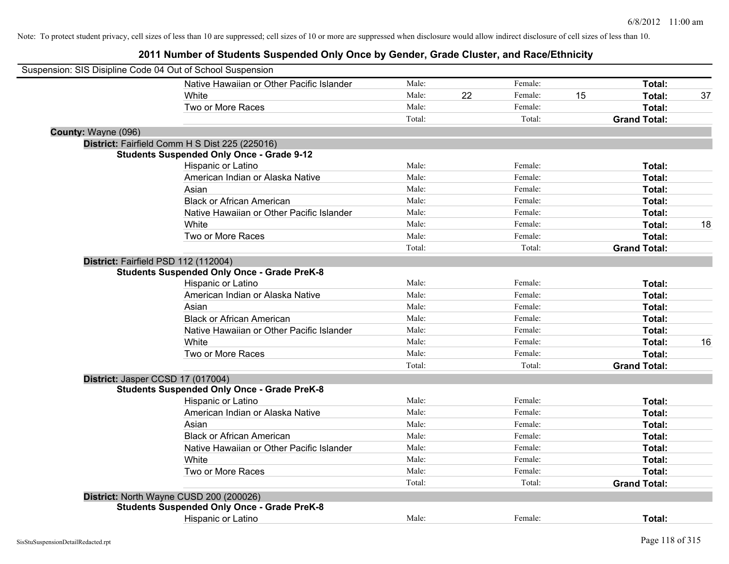Note: To protect student privacy, cell sizes of less than 10 are suppressed; cell sizes of 10 or more are suppressed when disclosure would allow indirect disclosure of cell sizes of less than 10.

# 2011 Number of Students Suspended Only Once by Gender, Grade Cluster, and Race/Ethnicity

Suspension: SIS Disipline Code 04 Out of School Suspension

| | | | | | | |
|---|---|---|---|---|---|---|
| Native Hawaiian or Other Pacific Islander | Male: | | Female: | | **Total:** | |
| White | Male: | 22 | Female: | 15 | **Total:** | 37 |
| Two or More Races | Male: | | Female: | | **Total:** | |
| | Total: | | Total: | | **Grand Total:** | |

**County:** Wayne (096)

**District:** Fairfield Comm H S Dist 225 (225016)

**Students Suspended Only Once - Grade 9-12**

| | | | | | | |
|---|---|---|---|---|---|---|
| Hispanic or Latino | Male: | | Female: | | **Total:** | |
| American Indian or Alaska Native | Male: | | Female: | | **Total:** | |
| Asian | Male: | | Female: | | **Total:** | |
| Black or African American | Male: | | Female: | | **Total:** | |
| Native Hawaiian or Other Pacific Islander | Male: | | Female: | | **Total:** | |
| White | Male: | | Female: | | **Total:** | 18 |
| Two or More Races | Male: | | Female: | | **Total:** | |
| | Total: | | Total: | | **Grand Total:** | |

**District:** Fairfield PSD 112 (112004)

**Students Suspended Only Once - Grade PreK-8**

| | | | | | | |
|---|---|---|---|---|---|---|
| Hispanic or Latino | Male: | | Female: | | **Total:** | |
| American Indian or Alaska Native | Male: | | Female: | | **Total:** | |
| Asian | Male: | | Female: | | **Total:** | |
| Black or African American | Male: | | Female: | | **Total:** | |
| Native Hawaiian or Other Pacific Islander | Male: | | Female: | | **Total:** | |
| White | Male: | | Female: | | **Total:** | 16 |
| Two or More Races | Male: | | Female: | | **Total:** | |
| | Total: | | Total: | | **Grand Total:** | |

**District:** Jasper CCSD 17 (017004)

**Students Suspended Only Once - Grade PreK-8**

| | | | | | | |
|---|---|---|---|---|---|---|
| Hispanic or Latino | Male: | | Female: | | **Total:** | |
| American Indian or Alaska Native | Male: | | Female: | | **Total:** | |
| Asian | Male: | | Female: | | **Total:** | |
| Black or African American | Male: | | Female: | | **Total:** | |
| Native Hawaiian or Other Pacific Islander | Male: | | Female: | | **Total:** | |
| White | Male: | | Female: | | **Total:** | |
| Two or More Races | Male: | | Female: | | **Total:** | |
| | Total: | | Total: | | **Grand Total:** | |

**District:** North Wayne CUSD 200 (200026)

**Students Suspended Only Once - Grade PreK-8**

| | | | | | | |
|---|---|---|---|---|---|---|
| Hispanic or Latino | Male: | | Female: | | **Total:** | |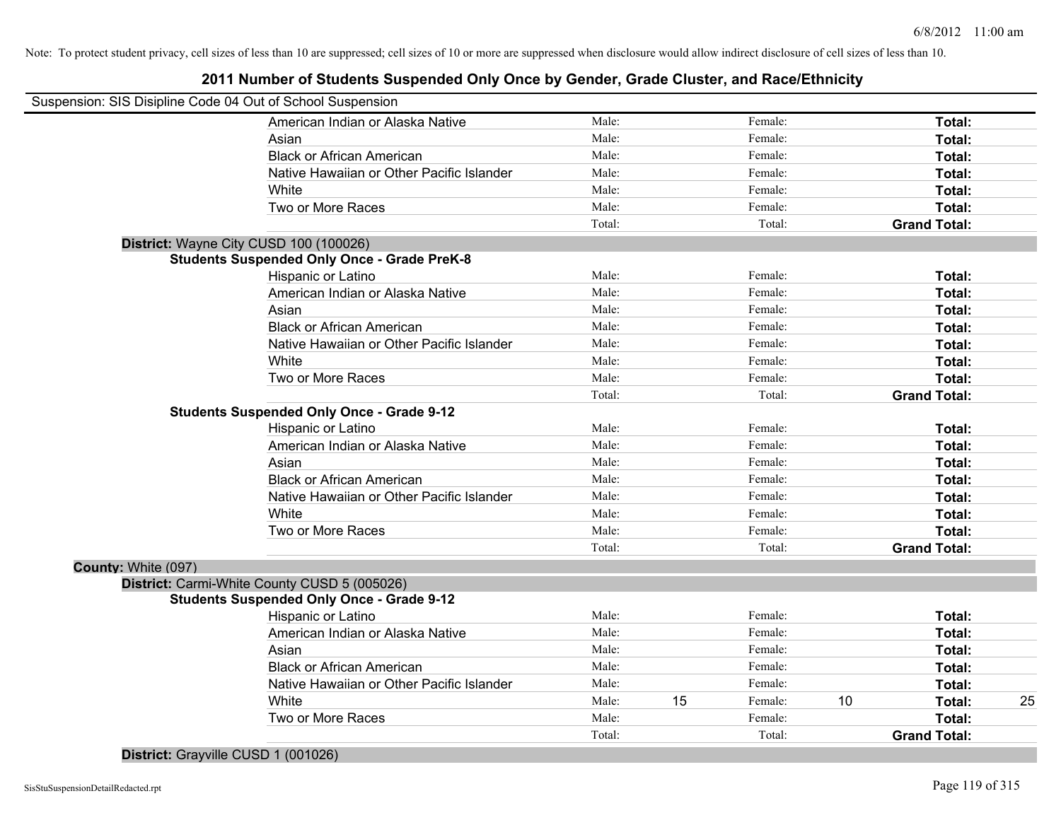Note: To protect student privacy, cell sizes of less than 10 are suppressed; cell sizes of 10 or more are suppressed when disclosure would allow indirect disclosure of cell sizes of less than 10.

# 2011 Number of Students Suspended Only Once by Gender, Grade Cluster, and Race/Ethnicity

Suspension: SIS Disipline Code 04 Out of School Suspension

| | Male: | | Female: | | Total: | |
|---|---|---|---|---|---|---|
| American Indian or Alaska Native | Male: | | Female: | | **Total:** | |
| Asian | Male: | | Female: | | **Total:** | |
| Black or African American | Male: | | Female: | | **Total:** | |
| Native Hawaiian or Other Pacific Islander | Male: | | Female: | | **Total:** | |
| White | Male: | | Female: | | **Total:** | |
| Two or More Races | Male: | | Female: | | **Total:** | |
| | Total: | | Total: | | **Grand Total:** | |

**District:** Wayne City CUSD 100 (100026)

**Students Suspended Only Once - Grade PreK-8**

| | | | | | | |
|---|---|---|---|---|---|---|
| Hispanic or Latino | Male: | | Female: | | **Total:** | |
| American Indian or Alaska Native | Male: | | Female: | | **Total:** | |
| Asian | Male: | | Female: | | **Total:** | |
| Black or African American | Male: | | Female: | | **Total:** | |
| Native Hawaiian or Other Pacific Islander | Male: | | Female: | | **Total:** | |
| White | Male: | | Female: | | **Total:** | |
| Two or More Races | Male: | | Female: | | **Total:** | |
| | Total: | | Total: | | **Grand Total:** | |

**Students Suspended Only Once - Grade 9-12**

| | | | | | | |
|---|---|---|---|---|---|---|
| Hispanic or Latino | Male: | | Female: | | **Total:** | |
| American Indian or Alaska Native | Male: | | Female: | | **Total:** | |
| Asian | Male: | | Female: | | **Total:** | |
| Black or African American | Male: | | Female: | | **Total:** | |
| Native Hawaiian or Other Pacific Islander | Male: | | Female: | | **Total:** | |
| White | Male: | | Female: | | **Total:** | |
| Two or More Races | Male: | | Female: | | **Total:** | |
| | Total: | | Total: | | **Grand Total:** | |

**County:** White (097)

**District:** Carmi-White County CUSD 5 (005026)

**Students Suspended Only Once - Grade 9-12**

| | | | | | | |
|---|---|---|---|---|---|---|
| Hispanic or Latino | Male: | | Female: | | **Total:** | |
| American Indian or Alaska Native | Male: | | Female: | | **Total:** | |
| Asian | Male: | | Female: | | **Total:** | |
| Black or African American | Male: | | Female: | | **Total:** | |
| Native Hawaiian or Other Pacific Islander | Male: | | Female: | | **Total:** | |
| White | Male: | 15 | Female: | 10 | **Total:** | 25 |
| Two or More Races | Male: | | Female: | | **Total:** | |
| | Total: | | Total: | | **Grand Total:** | |

**District:** Grayville CUSD 1 (001026)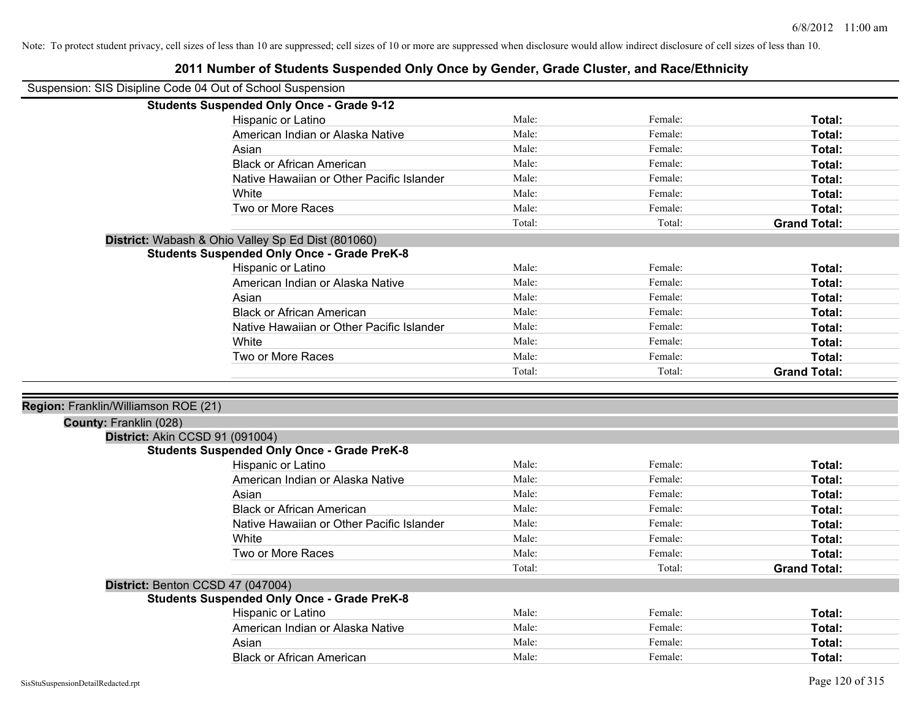Note: To protect student privacy, cell sizes of less than 10 are suppressed; cell sizes of 10 or more are suppressed when disclosure would allow indirect disclosure of cell sizes of less than 10.

# 2011 Number of Students Suspended Only Once by Gender, Grade Cluster, and Race/Ethnicity

Suspension: SIS Disipline Code 04 Out of School Suspension

**Students Suspended Only Once - Grade 9-12**

| | | | |
|---|---|---|---|
| Hispanic or Latino | Male: | Female: | **Total:** |
| American Indian or Alaska Native | Male: | Female: | **Total:** |
| Asian | Male: | Female: | **Total:** |
| Black or African American | Male: | Female: | **Total:** |
| Native Hawaiian or Other Pacific Islander | Male: | Female: | **Total:** |
| White | Male: | Female: | **Total:** |
| Two or More Races | Male: | Female: | **Total:** |
| | Total: | Total: | **Grand Total:** |

**District:** Wabash & Ohio Valley Sp Ed Dist (801060)

**Students Suspended Only Once - Grade PreK-8**

| | | | |
|---|---|---|---|
| Hispanic or Latino | Male: | Female: | **Total:** |
| American Indian or Alaska Native | Male: | Female: | **Total:** |
| Asian | Male: | Female: | **Total:** |
| Black or African American | Male: | Female: | **Total:** |
| Native Hawaiian or Other Pacific Islander | Male: | Female: | **Total:** |
| White | Male: | Female: | **Total:** |
| Two or More Races | Male: | Female: | **Total:** |
| | Total: | Total: | **Grand Total:** |

**Region:** Franklin/Williamson ROE (21)

**County:** Franklin (028)

**District:** Akin CCSD 91 (091004)

**Students Suspended Only Once - Grade PreK-8**

| | | | |
|---|---|---|---|
| Hispanic or Latino | Male: | Female: | **Total:** |
| American Indian or Alaska Native | Male: | Female: | **Total:** |
| Asian | Male: | Female: | **Total:** |
| Black or African American | Male: | Female: | **Total:** |
| Native Hawaiian or Other Pacific Islander | Male: | Female: | **Total:** |
| White | Male: | Female: | **Total:** |
| Two or More Races | Male: | Female: | **Total:** |
| | Total: | Total: | **Grand Total:** |

**District:** Benton CCSD 47 (047004)

**Students Suspended Only Once - Grade PreK-8**

| | | | |
|---|---|---|---|
| Hispanic or Latino | Male: | Female: | **Total:** |
| American Indian or Alaska Native | Male: | Female: | **Total:** |
| Asian | Male: | Female: | **Total:** |
| Black or African American | Male: | Female: | **Total:** |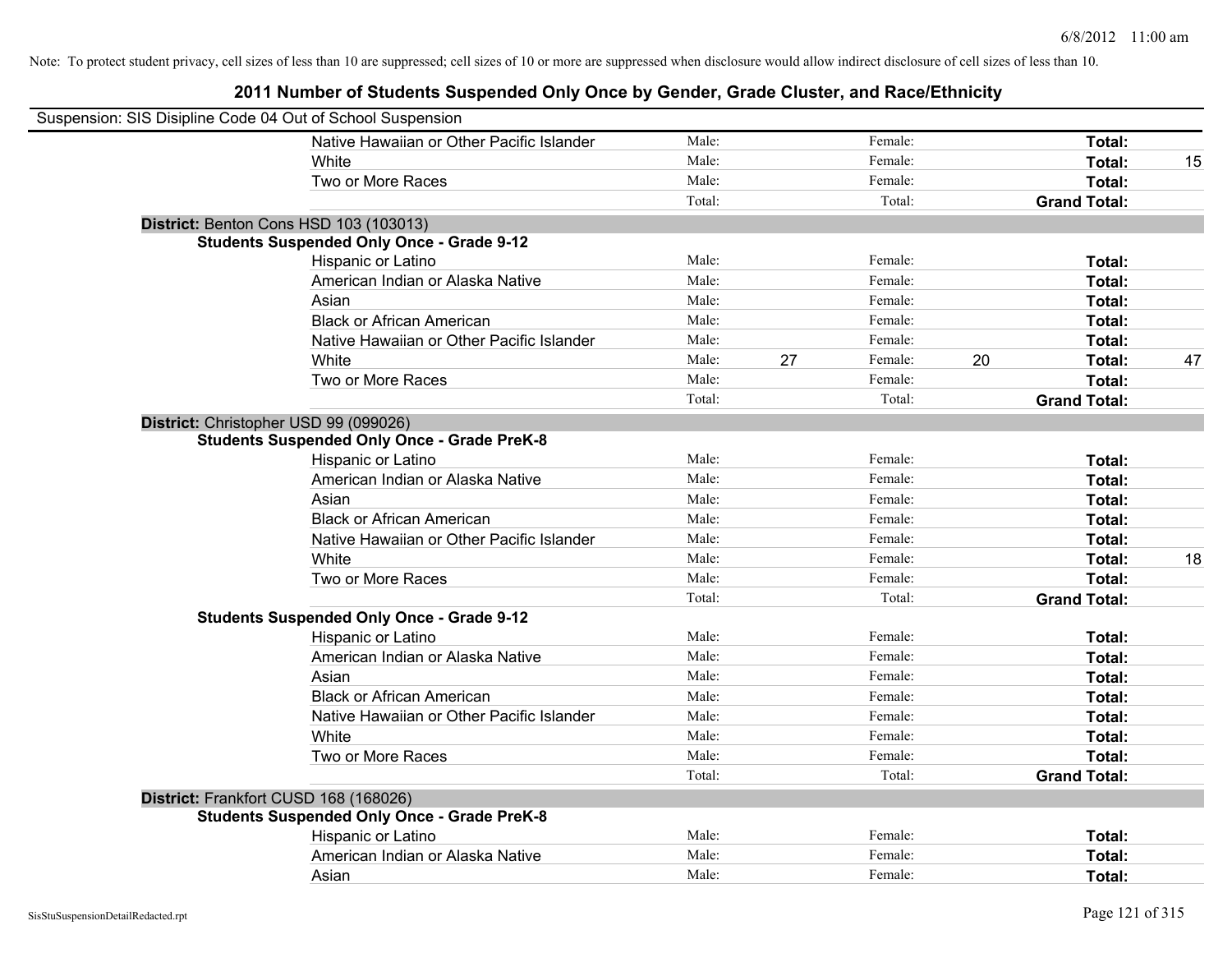Note: To protect student privacy, cell sizes of less than 10 are suppressed; cell sizes of 10 or more are suppressed when disclosure would allow indirect disclosure of cell sizes of less than 10.

# 2011 Number of Students Suspended Only Once by Gender, Grade Cluster, and Race/Ethnicity

Suspension: SIS Disipline Code 04 Out of School Suspension

| | | | | | |
|---|---|---|---|---|---|
| Native Hawaiian or Other Pacific Islander | Male: | | Female: | | **Total:** |
| White | Male: | | Female: | | **Total:** 15 |
| Two or More Races | Male: | | Female: | | **Total:** |
| | Total: | | Total: | | **Grand Total:** |

**District:** Benton Cons HSD 103 (103013)

**Students Suspended Only Once - Grade 9-12**

| | | | | | |
|---|---|---|---|---|---|
| Hispanic or Latino | Male: | | Female: | | **Total:** |
| American Indian or Alaska Native | Male: | | Female: | | **Total:** |
| Asian | Male: | | Female: | | **Total:** |
| Black or African American | Male: | | Female: | | **Total:** |
| Native Hawaiian or Other Pacific Islander | Male: | | Female: | | **Total:** |
| White | Male: | 27 | Female: | 20 | **Total:** 47 |
| Two or More Races | Male: | | Female: | | **Total:** |
| | Total: | | Total: | | **Grand Total:** |

**District:** Christopher USD 99 (099026)

**Students Suspended Only Once - Grade PreK-8**

| | | | | | |
|---|---|---|---|---|---|
| Hispanic or Latino | Male: | | Female: | | **Total:** |
| American Indian or Alaska Native | Male: | | Female: | | **Total:** |
| Asian | Male: | | Female: | | **Total:** |
| Black or African American | Male: | | Female: | | **Total:** |
| Native Hawaiian or Other Pacific Islander | Male: | | Female: | | **Total:** |
| White | Male: | | Female: | | **Total:** 18 |
| Two or More Races | Male: | | Female: | | **Total:** |
| | Total: | | Total: | | **Grand Total:** |

**Students Suspended Only Once - Grade 9-12**

| | | | | | |
|---|---|---|---|---|---|
| Hispanic or Latino | Male: | | Female: | | **Total:** |
| American Indian or Alaska Native | Male: | | Female: | | **Total:** |
| Asian | Male: | | Female: | | **Total:** |
| Black or African American | Male: | | Female: | | **Total:** |
| Native Hawaiian or Other Pacific Islander | Male: | | Female: | | **Total:** |
| White | Male: | | Female: | | **Total:** |
| Two or More Races | Male: | | Female: | | **Total:** |
| | Total: | | Total: | | **Grand Total:** |

**District:** Frankfort CUSD 168 (168026)

**Students Suspended Only Once - Grade PreK-8**

| | | | | | |
|---|---|---|---|---|---|
| Hispanic or Latino | Male: | | Female: | | **Total:** |
| American Indian or Alaska Native | Male: | | Female: | | **Total:** |
| Asian | Male: | | Female: | | **Total:** |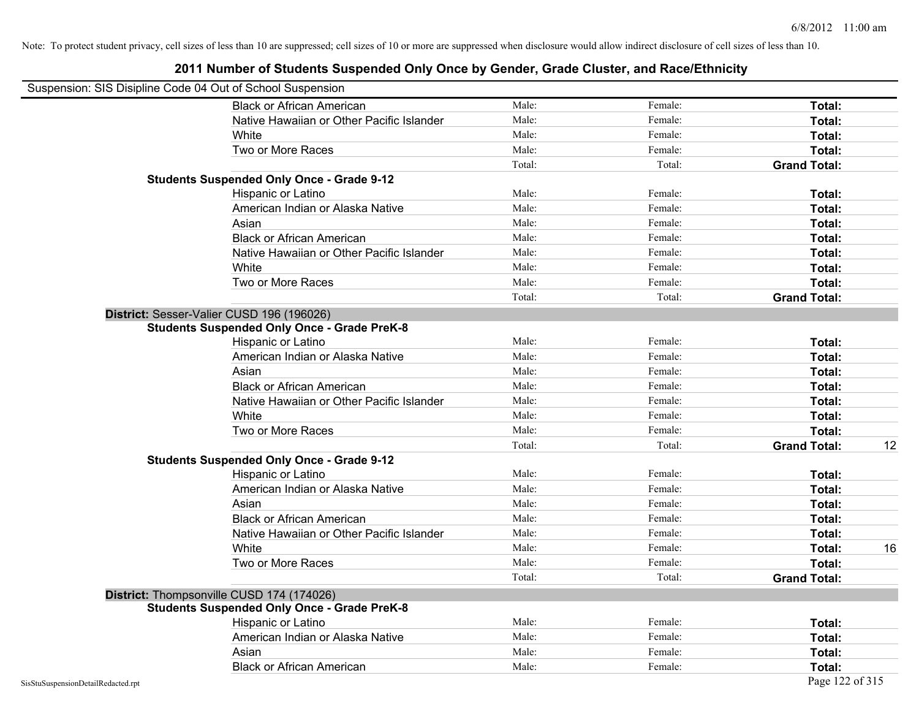Note: To protect student privacy, cell sizes of less than 10 are suppressed; cell sizes of 10 or more are suppressed when disclosure would allow indirect disclosure of cell sizes of less than 10.

# 2011 Number of Students Suspended Only Once by Gender, Grade Cluster, and Race/Ethnicity

Suspension: SIS Disipline Code 04 Out of School Suspension

| | | | | |
|---|---|---|---|---|
| Black or African American | Male: | Female: | **Total:** | |
| Native Hawaiian or Other Pacific Islander | Male: | Female: | **Total:** | |
| White | Male: | Female: | **Total:** | |
| Two or More Races | Male: | Female: | **Total:** | |
| | Total: | Total: | **Grand Total:** | |

**Students Suspended Only Once - Grade 9-12**

| | | | | |
|---|---|---|---|---|
| Hispanic or Latino | Male: | Female: | **Total:** | |
| American Indian or Alaska Native | Male: | Female: | **Total:** | |
| Asian | Male: | Female: | **Total:** | |
| Black or African American | Male: | Female: | **Total:** | |
| Native Hawaiian or Other Pacific Islander | Male: | Female: | **Total:** | |
| White | Male: | Female: | **Total:** | |
| Two or More Races | Male: | Female: | **Total:** | |
| | Total: | Total: | **Grand Total:** | |

**District:** Sesser-Valier CUSD 196 (196026)

**Students Suspended Only Once - Grade PreK-8**

| | | | | |
|---|---|---|---|---|
| Hispanic or Latino | Male: | Female: | **Total:** | |
| American Indian or Alaska Native | Male: | Female: | **Total:** | |
| Asian | Male: | Female: | **Total:** | |
| Black or African American | Male: | Female: | **Total:** | |
| Native Hawaiian or Other Pacific Islander | Male: | Female: | **Total:** | |
| White | Male: | Female: | **Total:** | |
| Two or More Races | Male: | Female: | **Total:** | |
| | Total: | Total: | **Grand Total:** | 12 |

**Students Suspended Only Once - Grade 9-12**

| | | | | |
|---|---|---|---|---|
| Hispanic or Latino | Male: | Female: | **Total:** | |
| American Indian or Alaska Native | Male: | Female: | **Total:** | |
| Asian | Male: | Female: | **Total:** | |
| Black or African American | Male: | Female: | **Total:** | |
| Native Hawaiian or Other Pacific Islander | Male: | Female: | **Total:** | |
| White | Male: | Female: | **Total:** | 16 |
| Two or More Races | Male: | Female: | **Total:** | |
| | Total: | Total: | **Grand Total:** | |

**District:** Thompsonville CUSD 174 (174026)

**Students Suspended Only Once - Grade PreK-8**

| | | | | |
|---|---|---|---|---|
| Hispanic or Latino | Male: | Female: | **Total:** | |
| American Indian or Alaska Native | Male: | Female: | **Total:** | |
| Asian | Male: | Female: | **Total:** | |
| Black or African American | Male: | Female: | **Total:** | |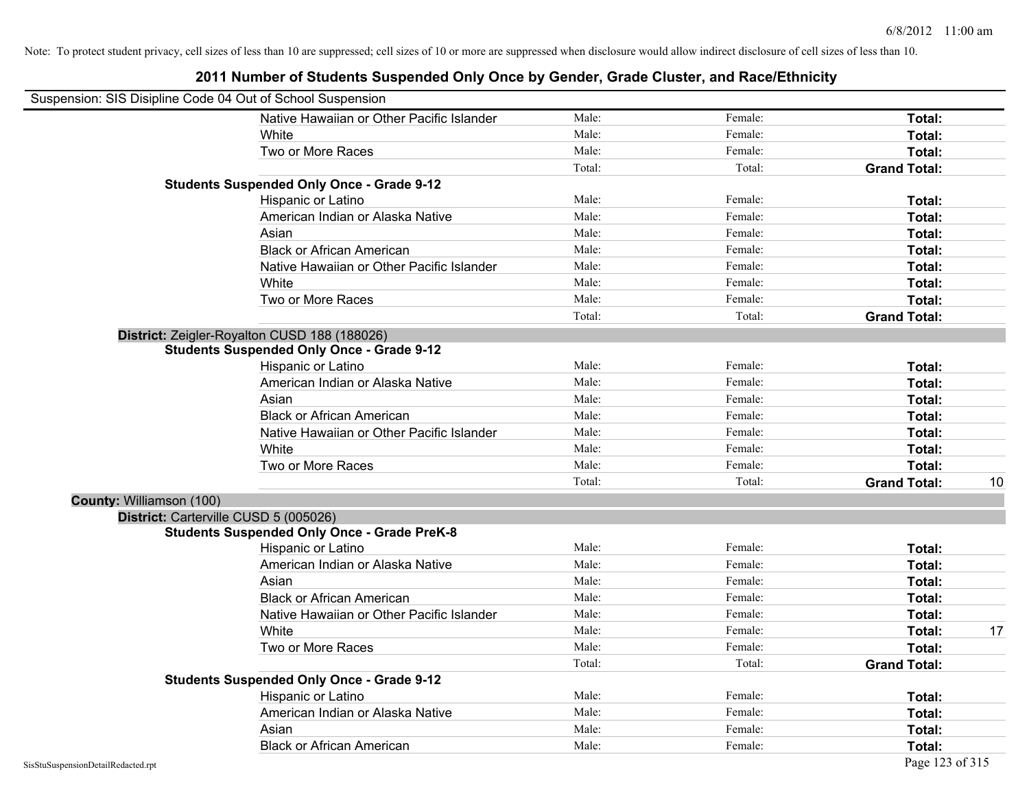Note: To protect student privacy, cell sizes of less than 10 are suppressed; cell sizes of 10 or more are suppressed when disclosure would allow indirect disclosure of cell sizes of less than 10.

# 2011 Number of Students Suspended Only Once by Gender, Grade Cluster, and Race/Ethnicity

Suspension: SIS Disipline Code 04 Out of School Suspension

| | | | | |
|---|---|---|---|---|
| Native Hawaiian or Other Pacific Islander | Male: | Female: | **Total:** | |
| White | Male: | Female: | **Total:** | |
| Two or More Races | Male: | Female: | **Total:** | |
| | Total: | Total: | **Grand Total:** | |
| **Students Suspended Only Once - Grade 9-12** | | | | |
| Hispanic or Latino | Male: | Female: | **Total:** | |
| American Indian or Alaska Native | Male: | Female: | **Total:** | |
| Asian | Male: | Female: | **Total:** | |
| Black or African American | Male: | Female: | **Total:** | |
| Native Hawaiian or Other Pacific Islander | Male: | Female: | **Total:** | |
| White | Male: | Female: | **Total:** | |
| Two or More Races | Male: | Female: | **Total:** | |
| | Total: | Total: | **Grand Total:** | |
| **District:** Zeigler-Royalton CUSD 188 (188026) | | | | |
| **Students Suspended Only Once - Grade 9-12** | | | | |
| Hispanic or Latino | Male: | Female: | **Total:** | |
| American Indian or Alaska Native | Male: | Female: | **Total:** | |
| Asian | Male: | Female: | **Total:** | |
| Black or African American | Male: | Female: | **Total:** | |
| Native Hawaiian or Other Pacific Islander | Male: | Female: | **Total:** | |
| White | Male: | Female: | **Total:** | |
| Two or More Races | Male: | Female: | **Total:** | |
| | Total: | Total: | **Grand Total:** | 10 |
| **County:** Williamson (100) | | | | |
| **District:** Carterville CUSD 5 (005026) | | | | |
| **Students Suspended Only Once - Grade PreK-8** | | | | |
| Hispanic or Latino | Male: | Female: | **Total:** | |
| American Indian or Alaska Native | Male: | Female: | **Total:** | |
| Asian | Male: | Female: | **Total:** | |
| Black or African American | Male: | Female: | **Total:** | |
| Native Hawaiian or Other Pacific Islander | Male: | Female: | **Total:** | |
| White | Male: | Female: | **Total:** | 17 |
| Two or More Races | Male: | Female: | **Total:** | |
| | Total: | Total: | **Grand Total:** | |
| **Students Suspended Only Once - Grade 9-12** | | | | |
| Hispanic or Latino | Male: | Female: | **Total:** | |
| American Indian or Alaska Native | Male: | Female: | **Total:** | |
| Asian | Male: | Female: | **Total:** | |
| Black or African American | Male: | Female: | **Total:** | |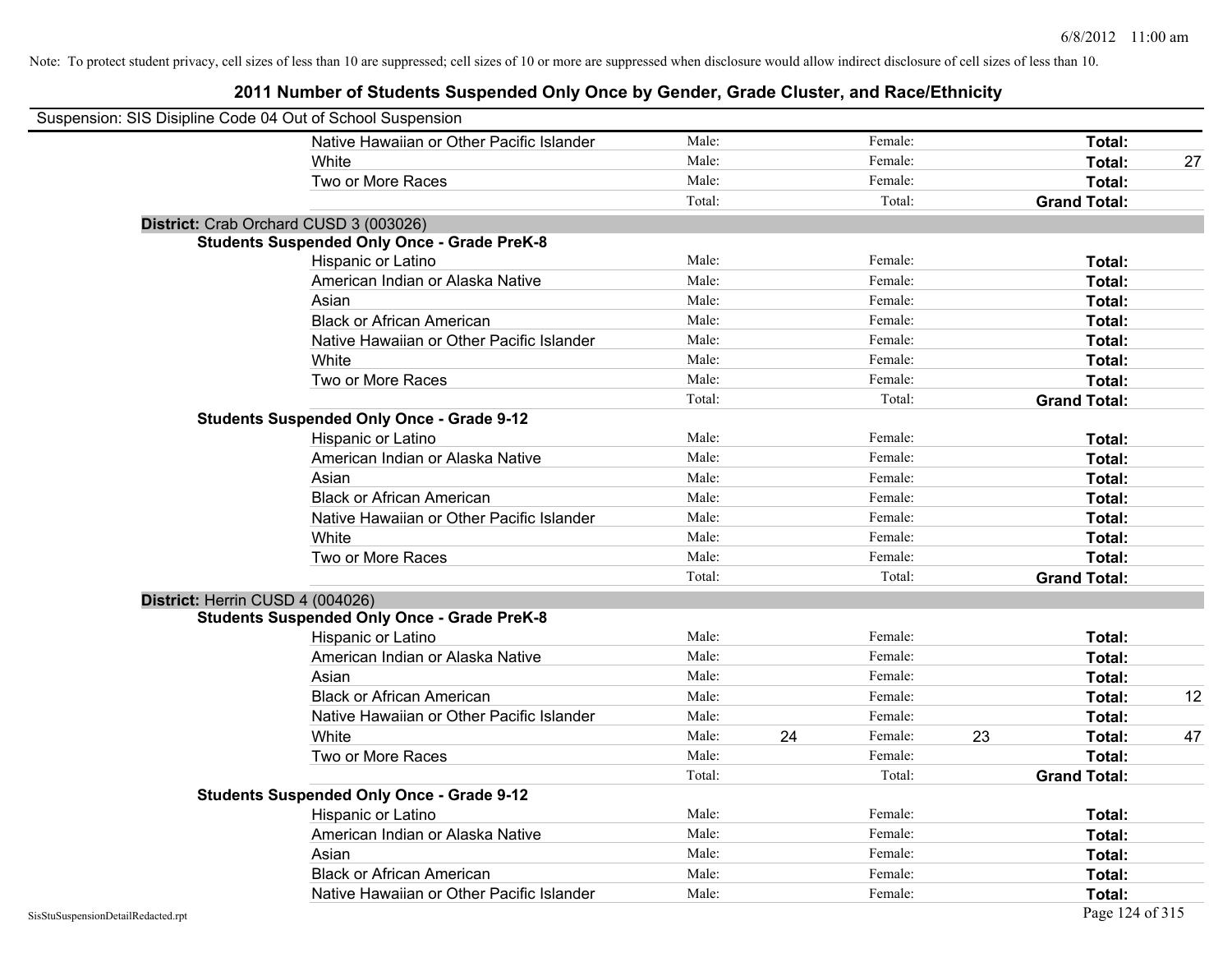Note: To protect student privacy, cell sizes of less than 10 are suppressed; cell sizes of 10 or more are suppressed when disclosure would allow indirect disclosure of cell sizes of less than 10.

# 2011 Number of Students Suspended Only Once by Gender, Grade Cluster, and Race/Ethnicity

Suspension: SIS Disipline Code 04 Out of School Suspension

| | | | | | |
|---|---|---|---|---|---|
| Native Hawaiian or Other Pacific Islander | Male: | | Female: | | **Total:** | |
| White | Male: | | Female: | | **Total:** 27 |
| Two or More Races | Male: | | Female: | | **Total:** |
| | Total: | | Total: | | **Grand Total:** |

**District:** Crab Orchard CUSD 3 (003026)

**Students Suspended Only Once - Grade PreK-8**

| | | | | | | |
|---|---|---|---|---|---|---|
| Hispanic or Latino | Male: | | Female: | | **Total:** | |
| American Indian or Alaska Native | Male: | | Female: | | **Total:** | |
| Asian | Male: | | Female: | | **Total:** | |
| Black or African American | Male: | | Female: | | **Total:** | |
| Native Hawaiian or Other Pacific Islander | Male: | | Female: | | **Total:** | |
| White | Male: | | Female: | | **Total:** | |
| Two or More Races | Male: | | Female: | | **Total:** | |
| | Total: | | Total: | | **Grand Total:** | |

**Students Suspended Only Once - Grade 9-12**

| | | | | | | |
|---|---|---|---|---|---|---|
| Hispanic or Latino | Male: | | Female: | | **Total:** | |
| American Indian or Alaska Native | Male: | | Female: | | **Total:** | |
| Asian | Male: | | Female: | | **Total:** | |
| Black or African American | Male: | | Female: | | **Total:** | |
| Native Hawaiian or Other Pacific Islander | Male: | | Female: | | **Total:** | |
| White | Male: | | Female: | | **Total:** | |
| Two or More Races | Male: | | Female: | | **Total:** | |
| | Total: | | Total: | | **Grand Total:** | |

**District:** Herrin CUSD 4 (004026)

**Students Suspended Only Once - Grade PreK-8**

| | | | | | | |
|---|---|---|---|---|---|---|
| Hispanic or Latino | Male: | | Female: | | **Total:** | |
| American Indian or Alaska Native | Male: | | Female: | | **Total:** | |
| Asian | Male: | | Female: | | **Total:** | |
| Black or African American | Male: | | Female: | | **Total:** | 12 |
| Native Hawaiian or Other Pacific Islander | Male: | | Female: | | **Total:** | |
| White | Male: | 24 | Female: | 23 | **Total:** | 47 |
| Two or More Races | Male: | | Female: | | **Total:** | |
| | Total: | | Total: | | **Grand Total:** | |

**Students Suspended Only Once - Grade 9-12**

| | | | | | | |
|---|---|---|---|---|---|---|
| Hispanic or Latino | Male: | | Female: | | **Total:** | |
| American Indian or Alaska Native | Male: | | Female: | | **Total:** | |
| Asian | Male: | | Female: | | **Total:** | |
| Black or African American | Male: | | Female: | | **Total:** | |
| Native Hawaiian or Other Pacific Islander | Male: | | Female: | | **Total:** | |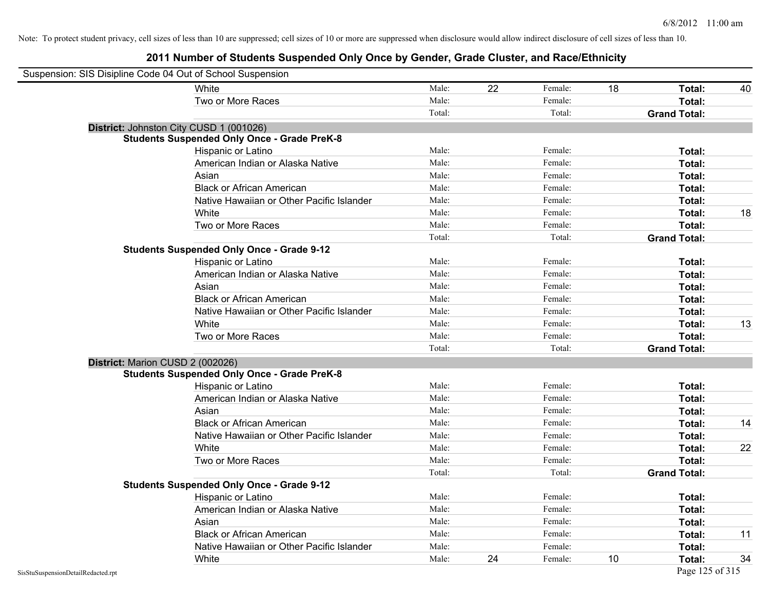Note: To protect student privacy, cell sizes of less than 10 are suppressed; cell sizes of 10 or more are suppressed when disclosure would allow indirect disclosure of cell sizes of less than 10.

# 2011 Number of Students Suspended Only Once by Gender, Grade Cluster, and Race/Ethnicity

Suspension: SIS Disipline Code 04 Out of School Suspension

| | | | | | | |
|---|---|---|---|---|---|---|
| White | Male: | 22 | Female: | 18 | **Total:** | 40 |
| Two or More Races | Male: | | Female: | | **Total:** | |
| | Total: | | Total: | | **Grand Total:** | |

**District:** Johnston City CUSD 1 (001026)

**Students Suspended Only Once - Grade PreK-8**

| | | | | | | |
|---|---|---|---|---|---|---|
| Hispanic or Latino | Male: | | Female: | | **Total:** | |
| American Indian or Alaska Native | Male: | | Female: | | **Total:** | |
| Asian | Male: | | Female: | | **Total:** | |
| Black or African American | Male: | | Female: | | **Total:** | |
| Native Hawaiian or Other Pacific Islander | Male: | | Female: | | **Total:** | |
| White | Male: | | Female: | | **Total:** | 18 |
| Two or More Races | Male: | | Female: | | **Total:** | |
| | Total: | | Total: | | **Grand Total:** | |

**Students Suspended Only Once - Grade 9-12**

| | | | | | | |
|---|---|---|---|---|---|---|
| Hispanic or Latino | Male: | | Female: | | **Total:** | |
| American Indian or Alaska Native | Male: | | Female: | | **Total:** | |
| Asian | Male: | | Female: | | **Total:** | |
| Black or African American | Male: | | Female: | | **Total:** | |
| Native Hawaiian or Other Pacific Islander | Male: | | Female: | | **Total:** | |
| White | Male: | | Female: | | **Total:** | 13 |
| Two or More Races | Male: | | Female: | | **Total:** | |
| | Total: | | Total: | | **Grand Total:** | |

**District:** Marion CUSD 2 (002026)

**Students Suspended Only Once - Grade PreK-8**

| | | | | | | |
|---|---|---|---|---|---|---|
| Hispanic or Latino | Male: | | Female: | | **Total:** | |
| American Indian or Alaska Native | Male: | | Female: | | **Total:** | |
| Asian | Male: | | Female: | | **Total:** | |
| Black or African American | Male: | | Female: | | **Total:** | 14 |
| Native Hawaiian or Other Pacific Islander | Male: | | Female: | | **Total:** | |
| White | Male: | | Female: | | **Total:** | 22 |
| Two or More Races | Male: | | Female: | | **Total:** | |
| | Total: | | Total: | | **Grand Total:** | |

**Students Suspended Only Once - Grade 9-12**

| | | | | | | |
|---|---|---|---|---|---|---|
| Hispanic or Latino | Male: | | Female: | | **Total:** | |
| American Indian or Alaska Native | Male: | | Female: | | **Total:** | |
| Asian | Male: | | Female: | | **Total:** | |
| Black or African American | Male: | | Female: | | **Total:** | 11 |
| Native Hawaiian or Other Pacific Islander | Male: | | Female: | | **Total:** | |
| White | Male: | 24 | Female: | 10 | **Total:** | 34 |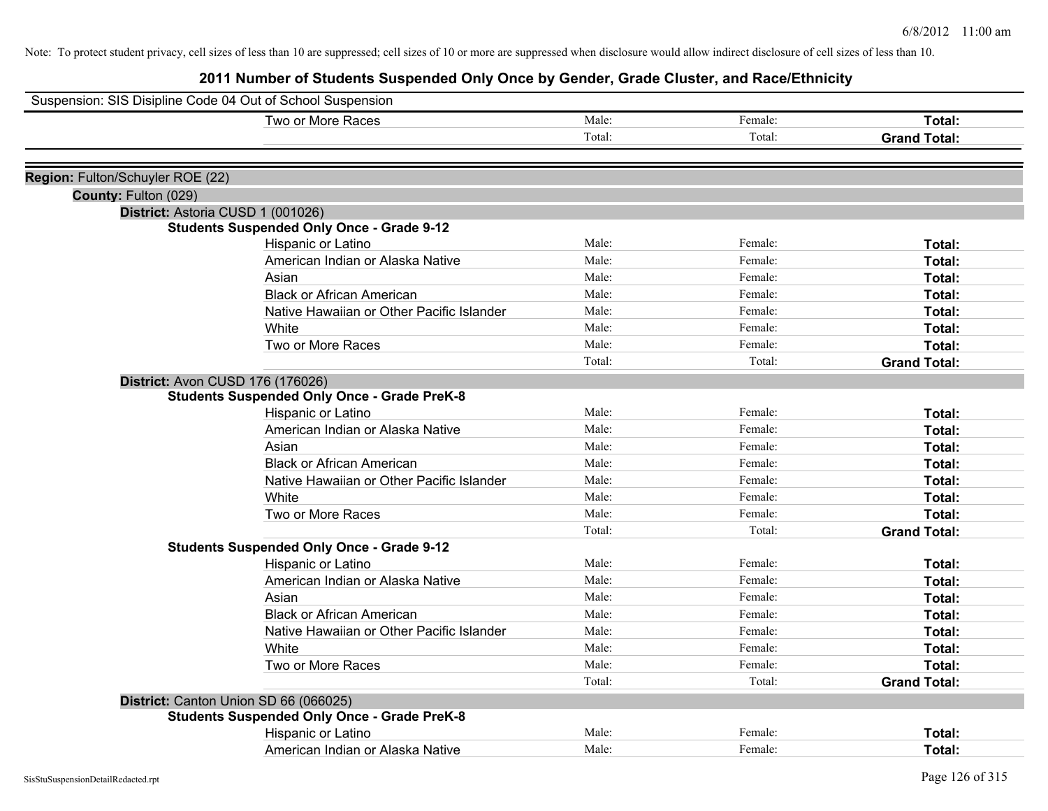Note: To protect student privacy, cell sizes of less than 10 are suppressed; cell sizes of 10 or more are suppressed when disclosure would allow indirect disclosure of cell sizes of less than 10.

# 2011 Number of Students Suspended Only Once by Gender, Grade Cluster, and Race/Ethnicity

Suspension: SIS Disipline Code 04 Out of School Suspension

| | | | |
|---|---|---|---|
| Two or More Races | Male: | Female: | **Total:** |
| | Total: | Total: | **Grand Total:** |

**Region:** Fulton/Schuyler ROE (22)

**County:** Fulton (029)

**District:** Astoria CUSD 1 (001026)

**Students Suspended Only Once - Grade 9-12**

| | | | |
|---|---|---|---|
| Hispanic or Latino | Male: | Female: | **Total:** |
| American Indian or Alaska Native | Male: | Female: | **Total:** |
| Asian | Male: | Female: | **Total:** |
| Black or African American | Male: | Female: | **Total:** |
| Native Hawaiian or Other Pacific Islander | Male: | Female: | **Total:** |
| White | Male: | Female: | **Total:** |
| Two or More Races | Male: | Female: | **Total:** |
| | Total: | Total: | **Grand Total:** |

**District:** Avon CUSD 176 (176026)

**Students Suspended Only Once - Grade PreK-8**

| | | | |
|---|---|---|---|
| Hispanic or Latino | Male: | Female: | **Total:** |
| American Indian or Alaska Native | Male: | Female: | **Total:** |
| Asian | Male: | Female: | **Total:** |
| Black or African American | Male: | Female: | **Total:** |
| Native Hawaiian or Other Pacific Islander | Male: | Female: | **Total:** |
| White | Male: | Female: | **Total:** |
| Two or More Races | Male: | Female: | **Total:** |
| | Total: | Total: | **Grand Total:** |

**Students Suspended Only Once - Grade 9-12**

| | | | |
|---|---|---|---|
| Hispanic or Latino | Male: | Female: | **Total:** |
| American Indian or Alaska Native | Male: | Female: | **Total:** |
| Asian | Male: | Female: | **Total:** |
| Black or African American | Male: | Female: | **Total:** |
| Native Hawaiian or Other Pacific Islander | Male: | Female: | **Total:** |
| White | Male: | Female: | **Total:** |
| Two or More Races | Male: | Female: | **Total:** |
| | Total: | Total: | **Grand Total:** |

**District:** Canton Union SD 66 (066025)

**Students Suspended Only Once - Grade PreK-8**

| | | | |
|---|---|---|---|
| Hispanic or Latino | Male: | Female: | **Total:** |
| American Indian or Alaska Native | Male: | Female: | **Total:** |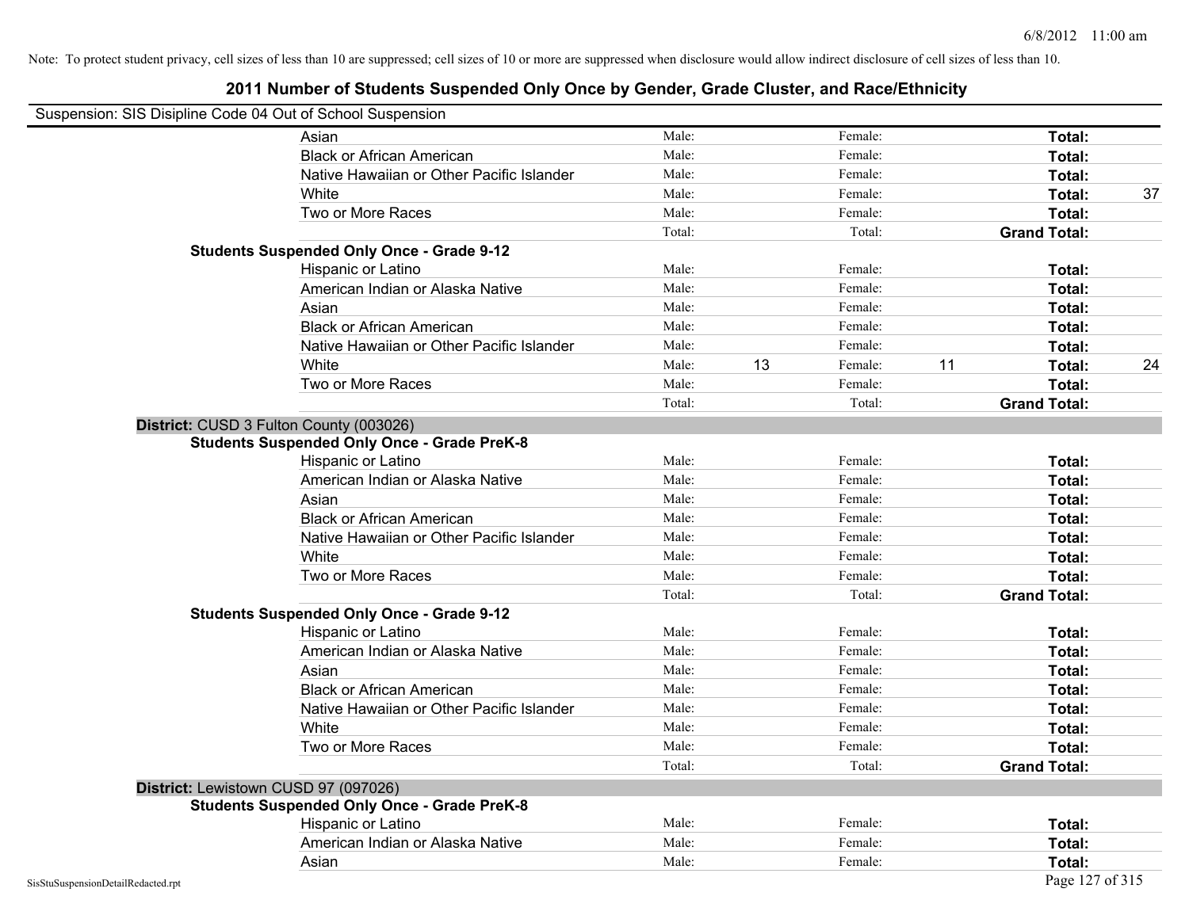Note: To protect student privacy, cell sizes of less than 10 are suppressed; cell sizes of 10 or more are suppressed when disclosure would allow indirect disclosure of cell sizes of less than 10.

# 2011 Number of Students Suspended Only Once by Gender, Grade Cluster, and Race/Ethnicity

Suspension: SIS Disipline Code 04 Out of School Suspension

| | | | | | | |
|---|---|---|---|---|---|---|
| Asian | Male: | | Female: | | **Total:** | |
| Black or African American | Male: | | Female: | | **Total:** | |
| Native Hawaiian or Other Pacific Islander | Male: | | Female: | | **Total:** | |
| White | Male: | | Female: | | **Total:** | 37 |
| Two or More Races | Male: | | Female: | | **Total:** | |
| | Total: | | Total: | | **Grand Total:** | |

**Students Suspended Only Once - Grade 9-12**

| | | | | | | |
|---|---|---|---|---|---|---|
| Hispanic or Latino | Male: | | Female: | | **Total:** | |
| American Indian or Alaska Native | Male: | | Female: | | **Total:** | |
| Asian | Male: | | Female: | | **Total:** | |
| Black or African American | Male: | | Female: | | **Total:** | |
| Native Hawaiian or Other Pacific Islander | Male: | | Female: | | **Total:** | |
| White | Male: | 13 | Female: | 11 | **Total:** | 24 |
| Two or More Races | Male: | | Female: | | **Total:** | |
| | Total: | | Total: | | **Grand Total:** | |

**District:** CUSD 3 Fulton County (003026)

**Students Suspended Only Once - Grade PreK-8**

| | | | | | | |
|---|---|---|---|---|---|---|
| Hispanic or Latino | Male: | | Female: | | **Total:** | |
| American Indian or Alaska Native | Male: | | Female: | | **Total:** | |
| Asian | Male: | | Female: | | **Total:** | |
| Black or African American | Male: | | Female: | | **Total:** | |
| Native Hawaiian or Other Pacific Islander | Male: | | Female: | | **Total:** | |
| White | Male: | | Female: | | **Total:** | |
| Two or More Races | Male: | | Female: | | **Total:** | |
| | Total: | | Total: | | **Grand Total:** | |

**Students Suspended Only Once - Grade 9-12**

| | | | | | | |
|---|---|---|---|---|---|---|
| Hispanic or Latino | Male: | | Female: | | **Total:** | |
| American Indian or Alaska Native | Male: | | Female: | | **Total:** | |
| Asian | Male: | | Female: | | **Total:** | |
| Black or African American | Male: | | Female: | | **Total:** | |
| Native Hawaiian or Other Pacific Islander | Male: | | Female: | | **Total:** | |
| White | Male: | | Female: | | **Total:** | |
| Two or More Races | Male: | | Female: | | **Total:** | |
| | Total: | | Total: | | **Grand Total:** | |

**District:** Lewistown CUSD 97 (097026)

**Students Suspended Only Once - Grade PreK-8**

| | | | | | | |
|---|---|---|---|---|---|---|
| Hispanic or Latino | Male: | | Female: | | **Total:** | |
| American Indian or Alaska Native | Male: | | Female: | | **Total:** | |
| Asian | Male: | | Female: | | **Total:** | |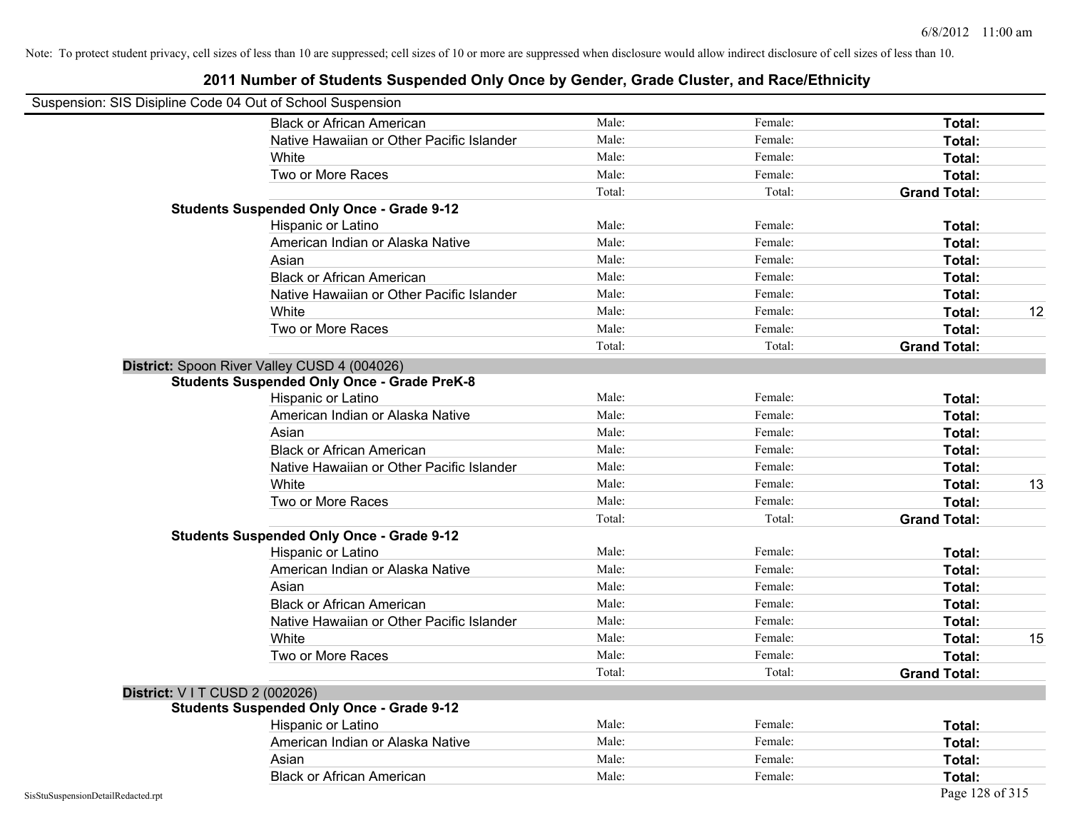Note: To protect student privacy, cell sizes of less than 10 are suppressed; cell sizes of 10 or more are suppressed when disclosure would allow indirect disclosure of cell sizes of less than 10.

## 2011 Number of Students Suspended Only Once by Gender, Grade Cluster, and Race/Ethnicity

Suspension: SIS Disipline Code 04 Out of School Suspension

| | | | | |
|---|---|---|---|---|
| Black or African American | Male: | Female: | **Total:** | |
| Native Hawaiian or Other Pacific Islander | Male: | Female: | **Total:** | |
| White | Male: | Female: | **Total:** | |
| Two or More Races | Male: | Female: | **Total:** | |
| | Total: | Total: | **Grand Total:** | |

**Students Suspended Only Once - Grade 9-12**

| | | | | |
|---|---|---|---|---|
| Hispanic or Latino | Male: | Female: | **Total:** | |
| American Indian or Alaska Native | Male: | Female: | **Total:** | |
| Asian | Male: | Female: | **Total:** | |
| Black or African American | Male: | Female: | **Total:** | |
| Native Hawaiian or Other Pacific Islander | Male: | Female: | **Total:** | |
| White | Male: | Female: | **Total:** | 12 |
| Two or More Races | Male: | Female: | **Total:** | |
| | Total: | Total: | **Grand Total:** | |

**District:** Spoon River Valley CUSD 4 (004026)

**Students Suspended Only Once - Grade PreK-8**

| | | | | |
|---|---|---|---|---|
| Hispanic or Latino | Male: | Female: | **Total:** | |
| American Indian or Alaska Native | Male: | Female: | **Total:** | |
| Asian | Male: | Female: | **Total:** | |
| Black or African American | Male: | Female: | **Total:** | |
| Native Hawaiian or Other Pacific Islander | Male: | Female: | **Total:** | |
| White | Male: | Female: | **Total:** | 13 |
| Two or More Races | Male: | Female: | **Total:** | |
| | Total: | Total: | **Grand Total:** | |

**Students Suspended Only Once - Grade 9-12**

| | | | | |
|---|---|---|---|---|
| Hispanic or Latino | Male: | Female: | **Total:** | |
| American Indian or Alaska Native | Male: | Female: | **Total:** | |
| Asian | Male: | Female: | **Total:** | |
| Black or African American | Male: | Female: | **Total:** | |
| Native Hawaiian or Other Pacific Islander | Male: | Female: | **Total:** | |
| White | Male: | Female: | **Total:** | 15 |
| Two or More Races | Male: | Female: | **Total:** | |
| | Total: | Total: | **Grand Total:** | |

**District:** V I T CUSD 2 (002026)

**Students Suspended Only Once - Grade 9-12**

| | | | | |
|---|---|---|---|---|
| Hispanic or Latino | Male: | Female: | **Total:** | |
| American Indian or Alaska Native | Male: | Female: | **Total:** | |
| Asian | Male: | Female: | **Total:** | |
| Black or African American | Male: | Female: | **Total:** | |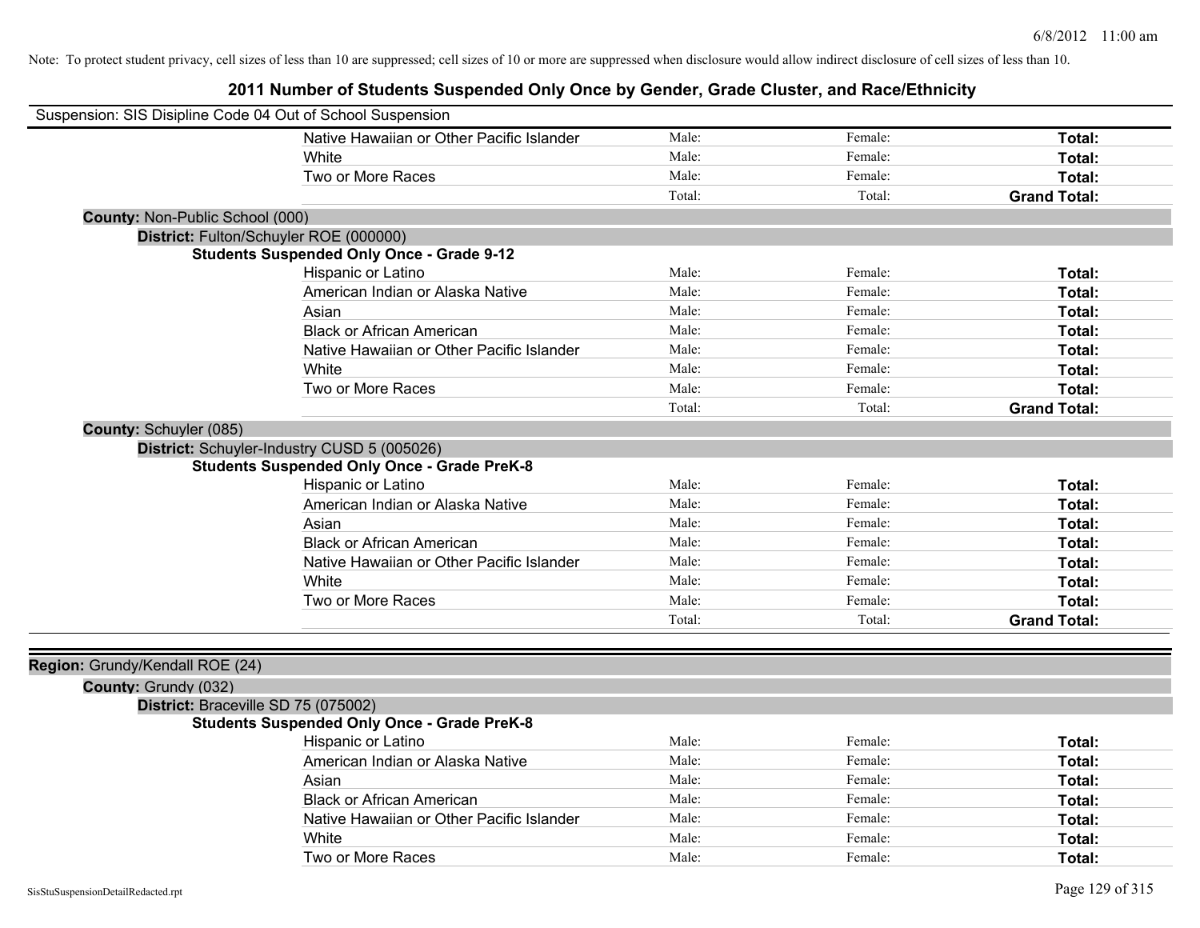Note: To protect student privacy, cell sizes of less than 10 are suppressed; cell sizes of 10 or more are suppressed when disclosure would allow indirect disclosure of cell sizes of less than 10.

# 2011 Number of Students Suspended Only Once by Gender, Grade Cluster, and Race/Ethnicity

Suspension: SIS Disipline Code 04 Out of School Suspension

| | | | |
|---|---|---|---|
| Native Hawaiian or Other Pacific Islander | Male: | Female: | **Total:** |
| White | Male: | Female: | **Total:** |
| Two or More Races | Male: | Female: | **Total:** |
| | Total: | Total: | **Grand Total:** |

**County:** Non-Public School (000)

**District:** Fulton/Schuyler ROE (000000)

**Students Suspended Only Once - Grade 9-12**

| | | | |
|---|---|---|---|
| Hispanic or Latino | Male: | Female: | **Total:** |
| American Indian or Alaska Native | Male: | Female: | **Total:** |
| Asian | Male: | Female: | **Total:** |
| Black or African American | Male: | Female: | **Total:** |
| Native Hawaiian or Other Pacific Islander | Male: | Female: | **Total:** |
| White | Male: | Female: | **Total:** |
| Two or More Races | Male: | Female: | **Total:** |
| | Total: | Total: | **Grand Total:** |

**County:** Schuyler (085)

**District:** Schuyler-Industry CUSD 5 (005026)

**Students Suspended Only Once - Grade PreK-8**

| | | | |
|---|---|---|---|
| Hispanic or Latino | Male: | Female: | **Total:** |
| American Indian or Alaska Native | Male: | Female: | **Total:** |
| Asian | Male: | Female: | **Total:** |
| Black or African American | Male: | Female: | **Total:** |
| Native Hawaiian or Other Pacific Islander | Male: | Female: | **Total:** |
| White | Male: | Female: | **Total:** |
| Two or More Races | Male: | Female: | **Total:** |
| | Total: | Total: | **Grand Total:** |

**Region:** Grundy/Kendall ROE (24)

**County:** Grundy (032)

**District:** Braceville SD 75 (075002)

**Students Suspended Only Once - Grade PreK-8**

| | | | |
|---|---|---|---|
| Hispanic or Latino | Male: | Female: | **Total:** |
| American Indian or Alaska Native | Male: | Female: | **Total:** |
| Asian | Male: | Female: | **Total:** |
| Black or African American | Male: | Female: | **Total:** |
| Native Hawaiian or Other Pacific Islander | Male: | Female: | **Total:** |
| White | Male: | Female: | **Total:** |
| Two or More Races | Male: | Female: | **Total:** |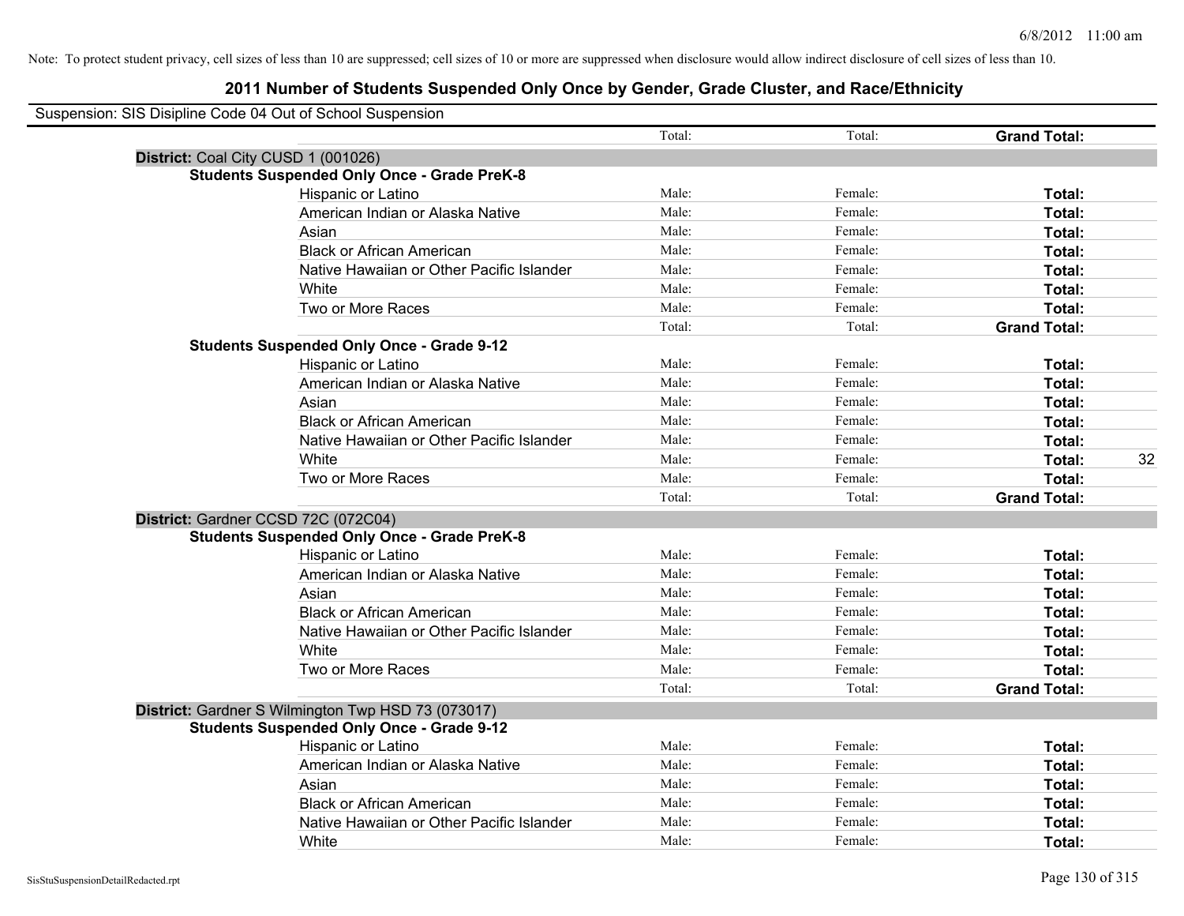Note: To protect student privacy, cell sizes of less than 10 are suppressed; cell sizes of 10 or more are suppressed when disclosure would allow indirect disclosure of cell sizes of less than 10.

# 2011 Number of Students Suspended Only Once by Gender, Grade Cluster, and Race/Ethnicity

Suspension: SIS Disipline Code 04 Out of School Suspension

| | Total: | Total: | **Grand Total:** | |
|---|---|---|---|---|
| **District:** Coal City CUSD 1 (001026) | | | | |
| **Students Suspended Only Once - Grade PreK-8** | | | | |
| Hispanic or Latino | Male: | Female: | **Total:** | |
| American Indian or Alaska Native | Male: | Female: | **Total:** | |
| Asian | Male: | Female: | **Total:** | |
| Black or African American | Male: | Female: | **Total:** | |
| Native Hawaiian or Other Pacific Islander | Male: | Female: | **Total:** | |
| White | Male: | Female: | **Total:** | |
| Two or More Races | Male: | Female: | **Total:** | |
| | Total: | Total: | **Grand Total:** | |
| **Students Suspended Only Once - Grade 9-12** | | | | |
| Hispanic or Latino | Male: | Female: | **Total:** | |
| American Indian or Alaska Native | Male: | Female: | **Total:** | |
| Asian | Male: | Female: | **Total:** | |
| Black or African American | Male: | Female: | **Total:** | |
| Native Hawaiian or Other Pacific Islander | Male: | Female: | **Total:** | |
| White | Male: | Female: | **Total:** | 32 |
| Two or More Races | Male: | Female: | **Total:** | |
| | Total: | Total: | **Grand Total:** | |
| **District:** Gardner CCSD 72C (072C04) | | | | |
| **Students Suspended Only Once - Grade PreK-8** | | | | |
| Hispanic or Latino | Male: | Female: | **Total:** | |
| American Indian or Alaska Native | Male: | Female: | **Total:** | |
| Asian | Male: | Female: | **Total:** | |
| Black or African American | Male: | Female: | **Total:** | |
| Native Hawaiian or Other Pacific Islander | Male: | Female: | **Total:** | |
| White | Male: | Female: | **Total:** | |
| Two or More Races | Male: | Female: | **Total:** | |
| | Total: | Total: | **Grand Total:** | |
| **District:** Gardner S Wilmington Twp HSD 73 (073017) | | | | |
| **Students Suspended Only Once - Grade 9-12** | | | | |
| Hispanic or Latino | Male: | Female: | **Total:** | |
| American Indian or Alaska Native | Male: | Female: | **Total:** | |
| Asian | Male: | Female: | **Total:** | |
| Black or African American | Male: | Female: | **Total:** | |
| Native Hawaiian or Other Pacific Islander | Male: | Female: | **Total:** | |
| White | Male: | Female: | **Total:** | |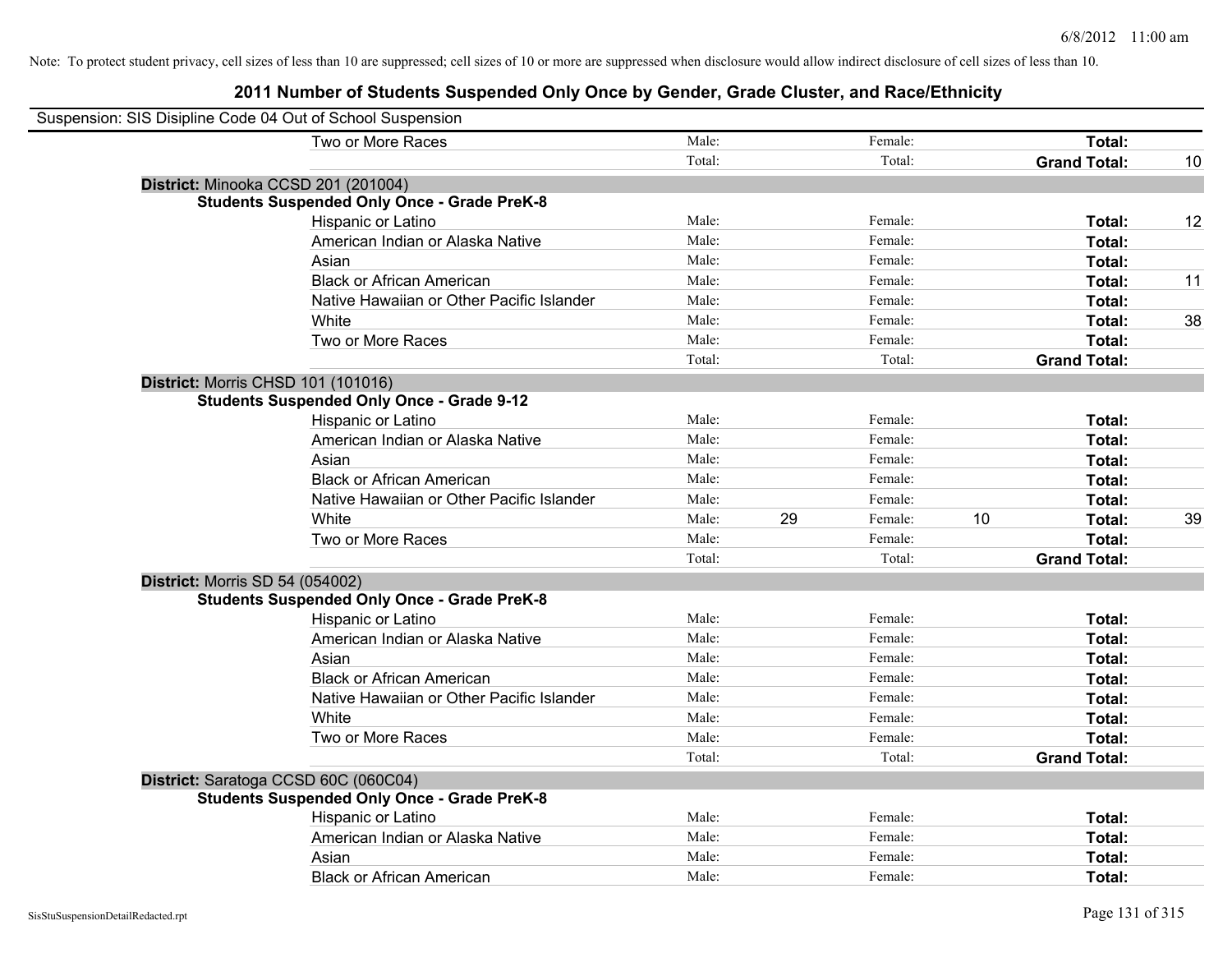Note: To protect student privacy, cell sizes of less than 10 are suppressed; cell sizes of 10 or more are suppressed when disclosure would allow indirect disclosure of cell sizes of less than 10.

## 2011 Number of Students Suspended Only Once by Gender, Grade Cluster, and Race/Ethnicity

Suspension: SIS Disipline Code 04 Out of School Suspension

| | | | | | | |
|---|---|---|---|---|---|---|
| Two or More Races | Male: | | Female: | | **Total:** | |
| | Total: | | Total: | | **Grand Total:** | 10 |

**District:** Minooka CCSD 201 (201004)

**Students Suspended Only Once - Grade PreK-8**

| | | | | | | |
|---|---|---|---|---|---|---|
| Hispanic or Latino | Male: | | Female: | | **Total:** | 12 |
| American Indian or Alaska Native | Male: | | Female: | | **Total:** | |
| Asian | Male: | | Female: | | **Total:** | |
| Black or African American | Male: | | Female: | | **Total:** | 11 |
| Native Hawaiian or Other Pacific Islander | Male: | | Female: | | **Total:** | |
| White | Male: | | Female: | | **Total:** | 38 |
| Two or More Races | Male: | | Female: | | **Total:** | |
| | Total: | | Total: | | **Grand Total:** | |

**District:** Morris CHSD 101 (101016)

**Students Suspended Only Once - Grade 9-12**

| | | | | | | |
|---|---|---|---|---|---|---|
| Hispanic or Latino | Male: | | Female: | | **Total:** | |
| American Indian or Alaska Native | Male: | | Female: | | **Total:** | |
| Asian | Male: | | Female: | | **Total:** | |
| Black or African American | Male: | | Female: | | **Total:** | |
| Native Hawaiian or Other Pacific Islander | Male: | | Female: | | **Total:** | |
| White | Male: | 29 | Female: | 10 | **Total:** | 39 |
| Two or More Races | Male: | | Female: | | **Total:** | |
| | Total: | | Total: | | **Grand Total:** | |

**District:** Morris SD 54 (054002)

**Students Suspended Only Once - Grade PreK-8**

| | | | | | | |
|---|---|---|---|---|---|---|
| Hispanic or Latino | Male: | | Female: | | **Total:** | |
| American Indian or Alaska Native | Male: | | Female: | | **Total:** | |
| Asian | Male: | | Female: | | **Total:** | |
| Black or African American | Male: | | Female: | | **Total:** | |
| Native Hawaiian or Other Pacific Islander | Male: | | Female: | | **Total:** | |
| White | Male: | | Female: | | **Total:** | |
| Two or More Races | Male: | | Female: | | **Total:** | |
| | Total: | | Total: | | **Grand Total:** | |

**District:** Saratoga CCSD 60C (060C04)

**Students Suspended Only Once - Grade PreK-8**

| | | | | | | |
|---|---|---|---|---|---|---|
| Hispanic or Latino | Male: | | Female: | | **Total:** | |
| American Indian or Alaska Native | Male: | | Female: | | **Total:** | |
| Asian | Male: | | Female: | | **Total:** | |
| Black or African American | Male: | | Female: | | **Total:** | |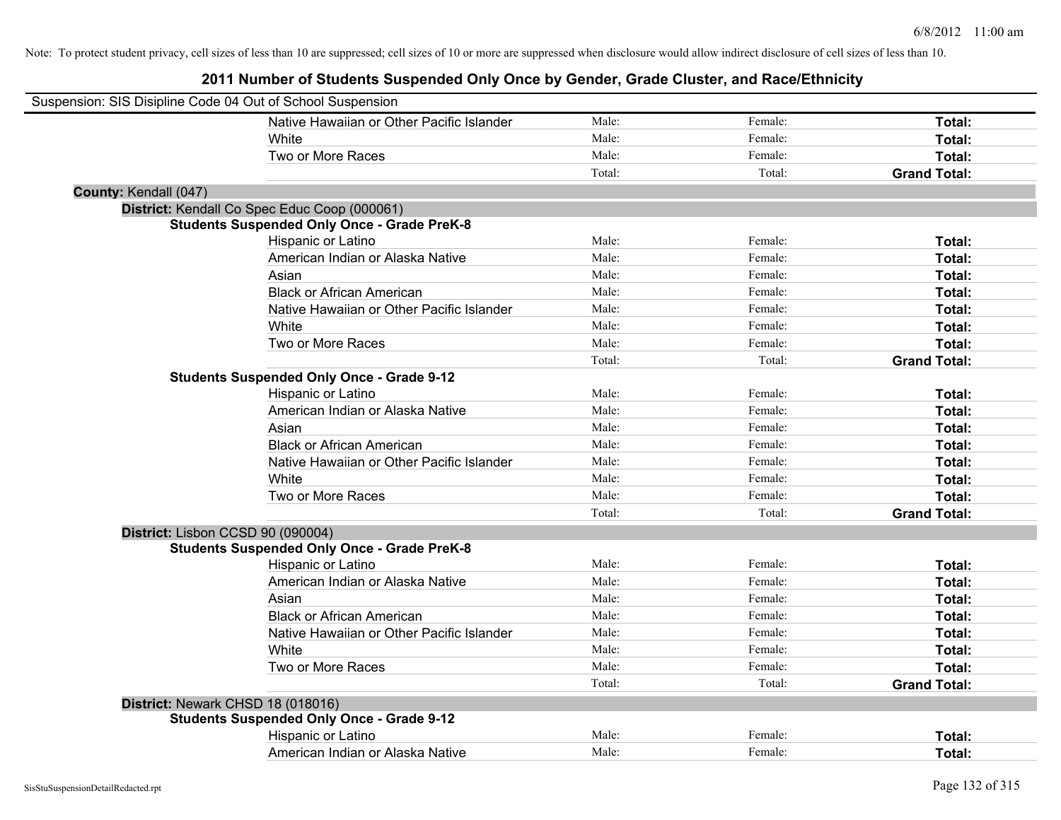Note: To protect student privacy, cell sizes of less than 10 are suppressed; cell sizes of 10 or more are suppressed when disclosure would allow indirect disclosure of cell sizes of less than 10.

# 2011 Number of Students Suspended Only Once by Gender, Grade Cluster, and Race/Ethnicity

Suspension: SIS Disipline Code 04 Out of School Suspension

| | | | |
|---|---|---|---|
| Native Hawaiian or Other Pacific Islander | Male: | Female: | **Total:** |
| White | Male: | Female: | **Total:** |
| Two or More Races | Male: | Female: | **Total:** |
| | Total: | Total: | **Grand Total:** |

**County:** Kendall (047)

**District:** Kendall Co Spec Educ Coop (000061)

**Students Suspended Only Once - Grade PreK-8**

| | | | |
|---|---|---|---|
| Hispanic or Latino | Male: | Female: | **Total:** |
| American Indian or Alaska Native | Male: | Female: | **Total:** |
| Asian | Male: | Female: | **Total:** |
| Black or African American | Male: | Female: | **Total:** |
| Native Hawaiian or Other Pacific Islander | Male: | Female: | **Total:** |
| White | Male: | Female: | **Total:** |
| Two or More Races | Male: | Female: | **Total:** |
| | Total: | Total: | **Grand Total:** |

**Students Suspended Only Once - Grade 9-12**

| | | | |
|---|---|---|---|
| Hispanic or Latino | Male: | Female: | **Total:** |
| American Indian or Alaska Native | Male: | Female: | **Total:** |
| Asian | Male: | Female: | **Total:** |
| Black or African American | Male: | Female: | **Total:** |
| Native Hawaiian or Other Pacific Islander | Male: | Female: | **Total:** |
| White | Male: | Female: | **Total:** |
| Two or More Races | Male: | Female: | **Total:** |
| | Total: | Total: | **Grand Total:** |

**District:** Lisbon CCSD 90 (090004)

**Students Suspended Only Once - Grade PreK-8**

| | | | |
|---|---|---|---|
| Hispanic or Latino | Male: | Female: | **Total:** |
| American Indian or Alaska Native | Male: | Female: | **Total:** |
| Asian | Male: | Female: | **Total:** |
| Black or African American | Male: | Female: | **Total:** |
| Native Hawaiian or Other Pacific Islander | Male: | Female: | **Total:** |
| White | Male: | Female: | **Total:** |
| Two or More Races | Male: | Female: | **Total:** |
| | Total: | Total: | **Grand Total:** |

**District:** Newark CHSD 18 (018016)

**Students Suspended Only Once - Grade 9-12**

| | | | |
|---|---|---|---|
| Hispanic or Latino | Male: | Female: | **Total:** |
| American Indian or Alaska Native | Male: | Female: | **Total:** |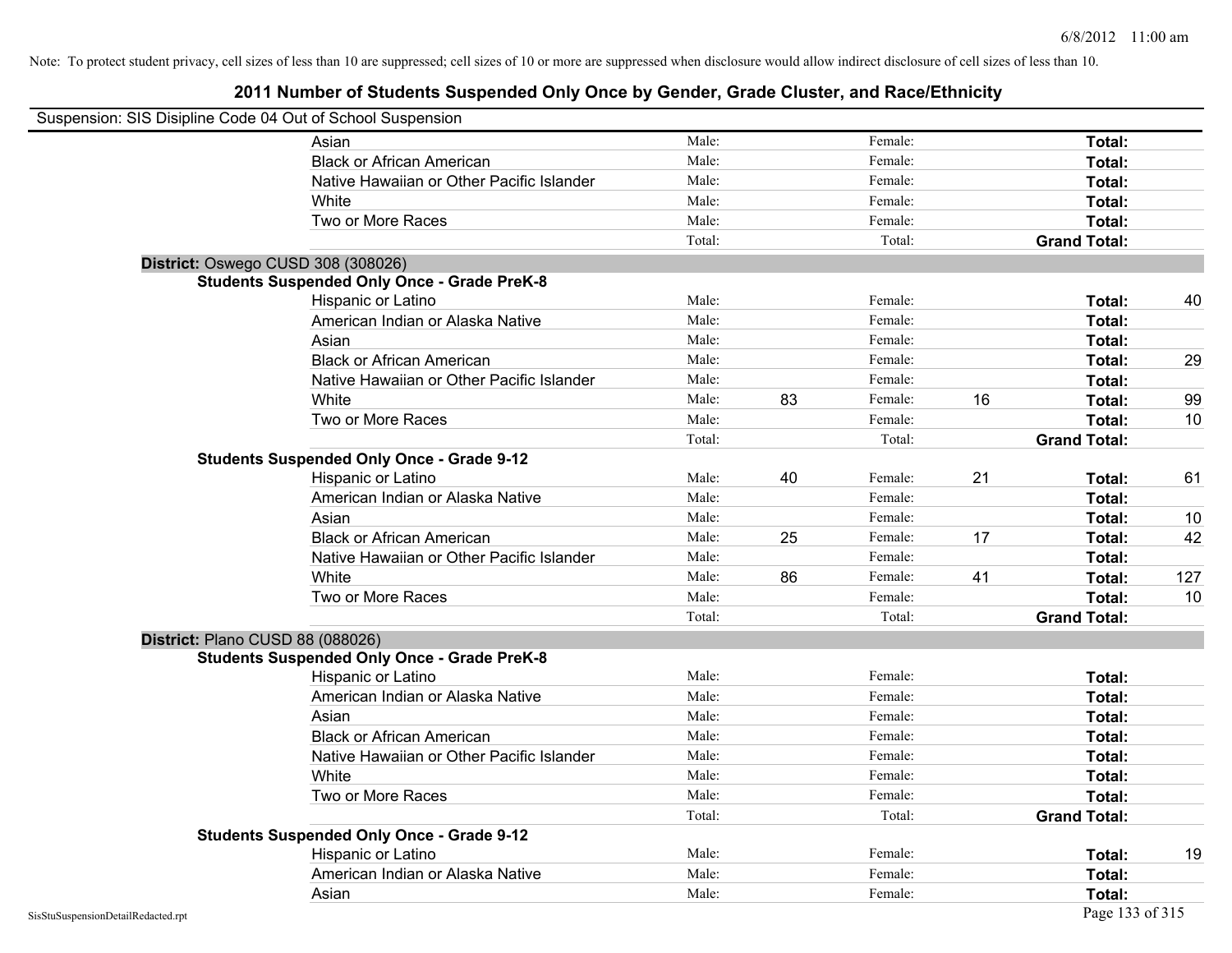Note: To protect student privacy, cell sizes of less than 10 are suppressed; cell sizes of 10 or more are suppressed when disclosure would allow indirect disclosure of cell sizes of less than 10.

# 2011 Number of Students Suspended Only Once by Gender, Grade Cluster, and Race/Ethnicity

Suspension: SIS Disipline Code 04 Out of School Suspension

| | | | | | | |
|---|---|---|---|---|---|---|
| Asian | Male: | | Female: | | **Total:** | |
| Black or African American | Male: | | Female: | | **Total:** | |
| Native Hawaiian or Other Pacific Islander | Male: | | Female: | | **Total:** | |
| White | Male: | | Female: | | **Total:** | |
| Two or More Races | Male: | | Female: | | **Total:** | |
| | Total: | | Total: | | **Grand Total:** | |

**District:** Oswego CUSD 308 (308026)

**Students Suspended Only Once - Grade PreK-8**

| | | | | | | |
|---|---|---|---|---|---|---|
| Hispanic or Latino | Male: | | Female: | | **Total:** | 40 |
| American Indian or Alaska Native | Male: | | Female: | | **Total:** | |
| Asian | Male: | | Female: | | **Total:** | |
| Black or African American | Male: | | Female: | | **Total:** | 29 |
| Native Hawaiian or Other Pacific Islander | Male: | | Female: | | **Total:** | |
| White | Male: | 83 | Female: | 16 | **Total:** | 99 |
| Two or More Races | Male: | | Female: | | **Total:** | 10 |
| | Total: | | Total: | | **Grand Total:** | |

**Students Suspended Only Once - Grade 9-12**

| | | | | | | |
|---|---|---|---|---|---|---|
| Hispanic or Latino | Male: | 40 | Female: | 21 | **Total:** | 61 |
| American Indian or Alaska Native | Male: | | Female: | | **Total:** | |
| Asian | Male: | | Female: | | **Total:** | 10 |
| Black or African American | Male: | 25 | Female: | 17 | **Total:** | 42 |
| Native Hawaiian or Other Pacific Islander | Male: | | Female: | | **Total:** | |
| White | Male: | 86 | Female: | 41 | **Total:** | 127 |
| Two or More Races | Male: | | Female: | | **Total:** | 10 |
| | Total: | | Total: | | **Grand Total:** | |

**District:** Plano CUSD 88 (088026)

**Students Suspended Only Once - Grade PreK-8**

| | | | | | | |
|---|---|---|---|---|---|---|
| Hispanic or Latino | Male: | | Female: | | **Total:** | |
| American Indian or Alaska Native | Male: | | Female: | | **Total:** | |
| Asian | Male: | | Female: | | **Total:** | |
| Black or African American | Male: | | Female: | | **Total:** | |
| Native Hawaiian or Other Pacific Islander | Male: | | Female: | | **Total:** | |
| White | Male: | | Female: | | **Total:** | |
| Two or More Races | Male: | | Female: | | **Total:** | |
| | Total: | | Total: | | **Grand Total:** | |

**Students Suspended Only Once - Grade 9-12**

| | | | | | | |
|---|---|---|---|---|---|---|
| Hispanic or Latino | Male: | | Female: | | **Total:** | 19 |
| American Indian or Alaska Native | Male: | | Female: | | **Total:** | |
| Asian | Male: | | Female: | | **Total:** | |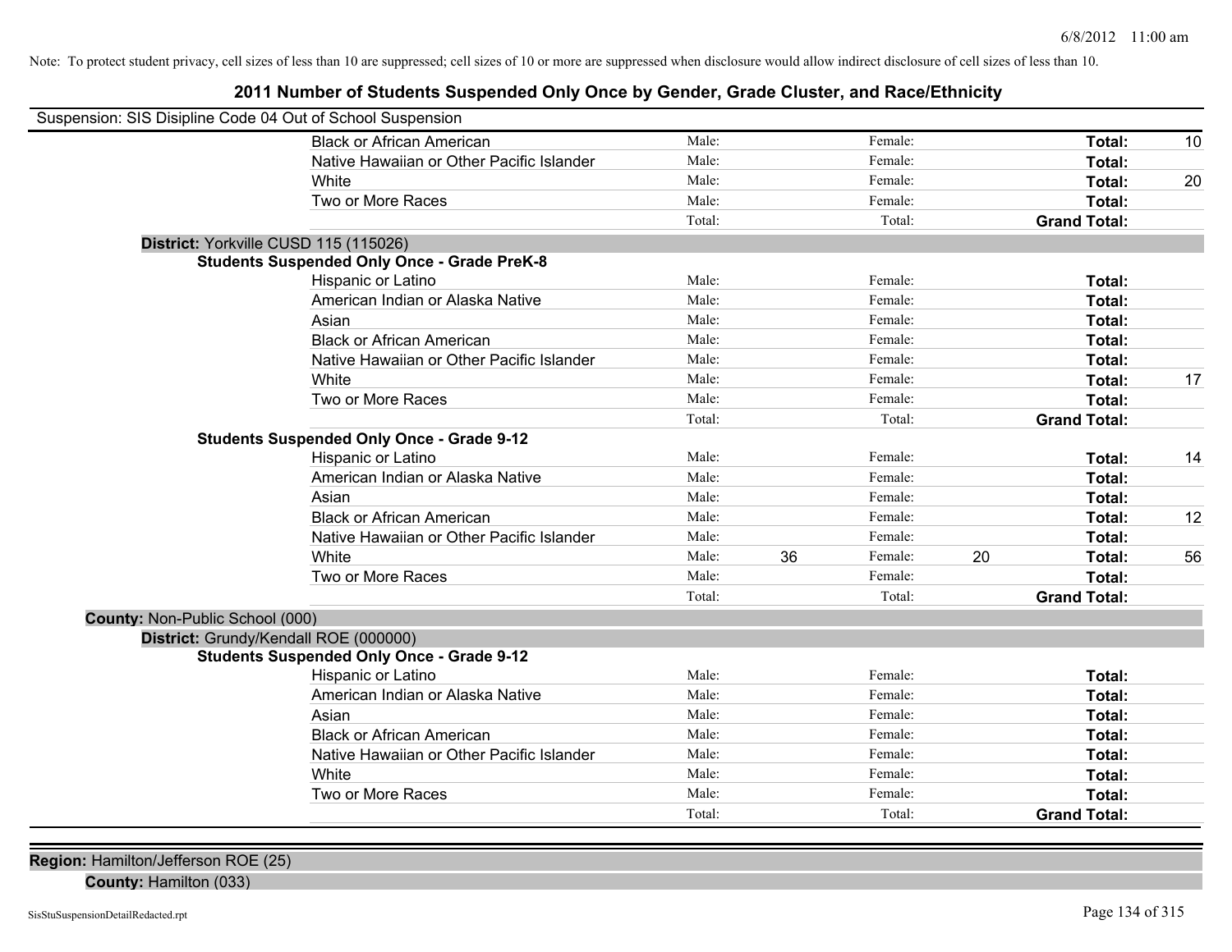Note: To protect student privacy, cell sizes of less than 10 are suppressed; cell sizes of 10 or more are suppressed when disclosure would allow indirect disclosure of cell sizes of less than 10.

# 2011 Number of Students Suspended Only Once by Gender, Grade Cluster, and Race/Ethnicity

Suspension: SIS Disipline Code 04 Out of School Suspension

| | Male: | | Female: | | | |
|---|---|---|---|---|---|---|
| Black or African American | Male: | | Female: | | **Total:** | 10 |
| Native Hawaiian or Other Pacific Islander | Male: | | Female: | | **Total:** | |
| White | Male: | | Female: | | **Total:** | 20 |
| Two or More Races | Male: | | Female: | | **Total:** | |
| | Total: | | Total: | | **Grand Total:** | |

**District:** Yorkville CUSD 115 (115026)

**Students Suspended Only Once - Grade PreK-8**

| | | | | | | |
|---|---|---|---|---|---|---|
| Hispanic or Latino | Male: | | Female: | | **Total:** | |
| American Indian or Alaska Native | Male: | | Female: | | **Total:** | |
| Asian | Male: | | Female: | | **Total:** | |
| Black or African American | Male: | | Female: | | **Total:** | |
| Native Hawaiian or Other Pacific Islander | Male: | | Female: | | **Total:** | |
| White | Male: | | Female: | | **Total:** | 17 |
| Two or More Races | Male: | | Female: | | **Total:** | |
| | Total: | | Total: | | **Grand Total:** | |

**Students Suspended Only Once - Grade 9-12**

| | | | | | | |
|---|---|---|---|---|---|---|
| Hispanic or Latino | Male: | | Female: | | **Total:** | 14 |
| American Indian or Alaska Native | Male: | | Female: | | **Total:** | |
| Asian | Male: | | Female: | | **Total:** | |
| Black or African American | Male: | | Female: | | **Total:** | 12 |
| Native Hawaiian or Other Pacific Islander | Male: | | Female: | | **Total:** | |
| White | Male: | 36 | Female: | 20 | **Total:** | 56 |
| Two or More Races | Male: | | Female: | | **Total:** | |
| | Total: | | Total: | | **Grand Total:** | |

**County:** Non-Public School (000)

**District:** Grundy/Kendall ROE (000000)

**Students Suspended Only Once - Grade 9-12**

| | | | | | | |
|---|---|---|---|---|---|---|
| Hispanic or Latino | Male: | | Female: | | **Total:** | |
| American Indian or Alaska Native | Male: | | Female: | | **Total:** | |
| Asian | Male: | | Female: | | **Total:** | |
| Black or African American | Male: | | Female: | | **Total:** | |
| Native Hawaiian or Other Pacific Islander | Male: | | Female: | | **Total:** | |
| White | Male: | | Female: | | **Total:** | |
| Two or More Races | Male: | | Female: | | **Total:** | |
| | Total: | | Total: | | **Grand Total:** | |

**Region:** Hamilton/Jefferson ROE (25)

**County:** Hamilton (033)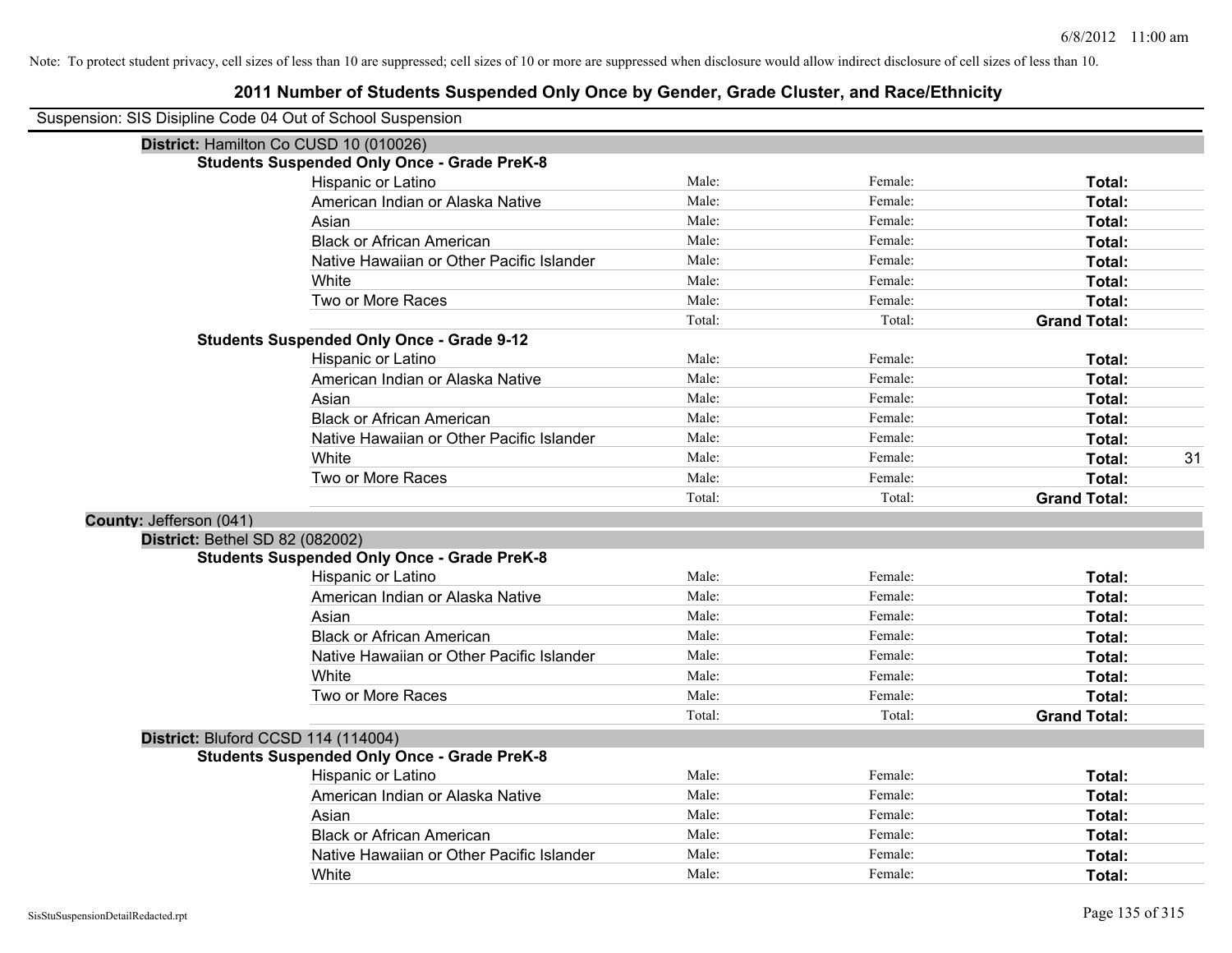Note: To protect student privacy, cell sizes of less than 10 are suppressed; cell sizes of 10 or more are suppressed when disclosure would allow indirect disclosure of cell sizes of less than 10.

# 2011 Number of Students Suspended Only Once by Gender, Grade Cluster, and Race/Ethnicity

Suspension: SIS Disipline Code 04 Out of School Suspension

**District:** Hamilton Co CUSD 10 (010026)

**Students Suspended Only Once - Grade PreK-8**

| | | | | |
|---|---|---|---|---|
| Hispanic or Latino | Male: | Female: | **Total:** | |
| American Indian or Alaska Native | Male: | Female: | **Total:** | |
| Asian | Male: | Female: | **Total:** | |
| Black or African American | Male: | Female: | **Total:** | |
| Native Hawaiian or Other Pacific Islander | Male: | Female: | **Total:** | |
| White | Male: | Female: | **Total:** | |
| Two or More Races | Male: | Female: | **Total:** | |
| | Total: | Total: | **Grand Total:** | |

**Students Suspended Only Once - Grade 9-12**

| | | | | |
|---|---|---|---|---|
| Hispanic or Latino | Male: | Female: | **Total:** | |
| American Indian or Alaska Native | Male: | Female: | **Total:** | |
| Asian | Male: | Female: | **Total:** | |
| Black or African American | Male: | Female: | **Total:** | |
| Native Hawaiian or Other Pacific Islander | Male: | Female: | **Total:** | |
| White | Male: | Female: | **Total:** | 31 |
| Two or More Races | Male: | Female: | **Total:** | |
| | Total: | Total: | **Grand Total:** | |

**County:** Jefferson (041)

**District:** Bethel SD 82 (082002)

**Students Suspended Only Once - Grade PreK-8**

| | | | | |
|---|---|---|---|---|
| Hispanic or Latino | Male: | Female: | **Total:** | |
| American Indian or Alaska Native | Male: | Female: | **Total:** | |
| Asian | Male: | Female: | **Total:** | |
| Black or African American | Male: | Female: | **Total:** | |
| Native Hawaiian or Other Pacific Islander | Male: | Female: | **Total:** | |
| White | Male: | Female: | **Total:** | |
| Two or More Races | Male: | Female: | **Total:** | |
| | Total: | Total: | **Grand Total:** | |

**District:** Bluford CCSD 114 (114004)

**Students Suspended Only Once - Grade PreK-8**

| | | | | |
|---|---|---|---|---|
| Hispanic or Latino | Male: | Female: | **Total:** | |
| American Indian or Alaska Native | Male: | Female: | **Total:** | |
| Asian | Male: | Female: | **Total:** | |
| Black or African American | Male: | Female: | **Total:** | |
| Native Hawaiian or Other Pacific Islander | Male: | Female: | **Total:** | |
| White | Male: | Female: | **Total:** | |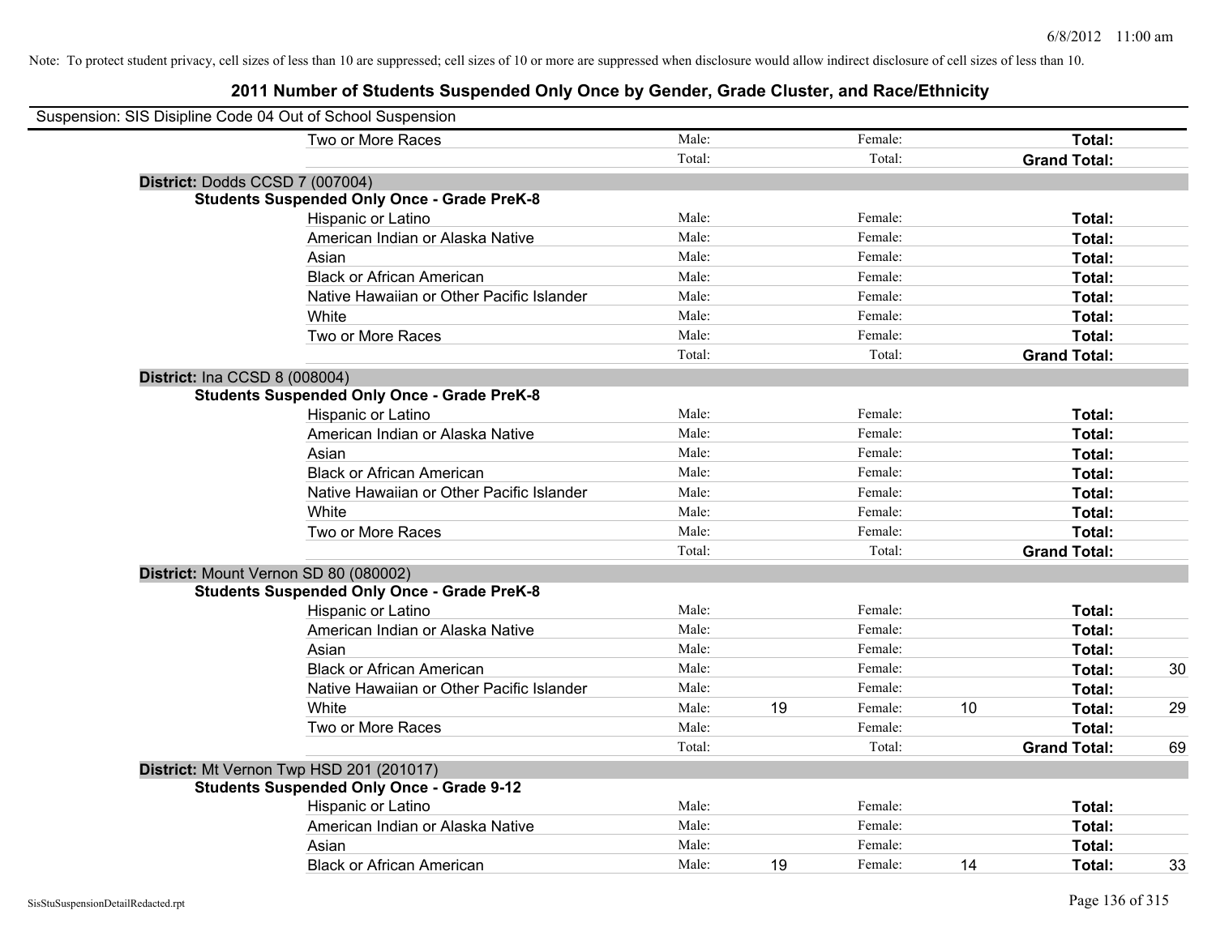Note: To protect student privacy, cell sizes of less than 10 are suppressed; cell sizes of 10 or more are suppressed when disclosure would allow indirect disclosure of cell sizes of less than 10.

## 2011 Number of Students Suspended Only Once by Gender, Grade Cluster, and Race/Ethnicity

Suspension: SIS Disipline Code 04 Out of School Suspension

| | | | | | | |
|---|---|---|---|---|---|---|
| Two or More Races | Male: | | Female: | | **Total:** | |
| | Total: | | Total: | | **Grand Total:** | |

**District:** Dodds CCSD 7 (007004)

**Students Suspended Only Once - Grade PreK-8**

| | | | | | | |
|---|---|---|---|---|---|---|
| Hispanic or Latino | Male: | | Female: | | **Total:** | |
| American Indian or Alaska Native | Male: | | Female: | | **Total:** | |
| Asian | Male: | | Female: | | **Total:** | |
| Black or African American | Male: | | Female: | | **Total:** | |
| Native Hawaiian or Other Pacific Islander | Male: | | Female: | | **Total:** | |
| White | Male: | | Female: | | **Total:** | |
| Two or More Races | Male: | | Female: | | **Total:** | |
| | Total: | | Total: | | **Grand Total:** | |

**District:** Ina CCSD 8 (008004)

**Students Suspended Only Once - Grade PreK-8**

| | | | | | | |
|---|---|---|---|---|---|---|
| Hispanic or Latino | Male: | | Female: | | **Total:** | |
| American Indian or Alaska Native | Male: | | Female: | | **Total:** | |
| Asian | Male: | | Female: | | **Total:** | |
| Black or African American | Male: | | Female: | | **Total:** | |
| Native Hawaiian or Other Pacific Islander | Male: | | Female: | | **Total:** | |
| White | Male: | | Female: | | **Total:** | |
| Two or More Races | Male: | | Female: | | **Total:** | |
| | Total: | | Total: | | **Grand Total:** | |

**District:** Mount Vernon SD 80 (080002)

**Students Suspended Only Once - Grade PreK-8**

| | | | | | | |
|---|---|---|---|---|---|---|
| Hispanic or Latino | Male: | | Female: | | **Total:** | |
| American Indian or Alaska Native | Male: | | Female: | | **Total:** | |
| Asian | Male: | | Female: | | **Total:** | |
| Black or African American | Male: | | Female: | | **Total:** | 30 |
| Native Hawaiian or Other Pacific Islander | Male: | | Female: | | **Total:** | |
| White | Male: | 19 | Female: | 10 | **Total:** | 29 |
| Two or More Races | Male: | | Female: | | **Total:** | |
| | Total: | | Total: | | **Grand Total:** | 69 |

**District:** Mt Vernon Twp HSD 201 (201017)

**Students Suspended Only Once - Grade 9-12**

| | | | | | | |
|---|---|---|---|---|---|---|
| Hispanic or Latino | Male: | | Female: | | **Total:** | |
| American Indian or Alaska Native | Male: | | Female: | | **Total:** | |
| Asian | Male: | | Female: | | **Total:** | |
| Black or African American | Male: | 19 | Female: | 14 | **Total:** | 33 |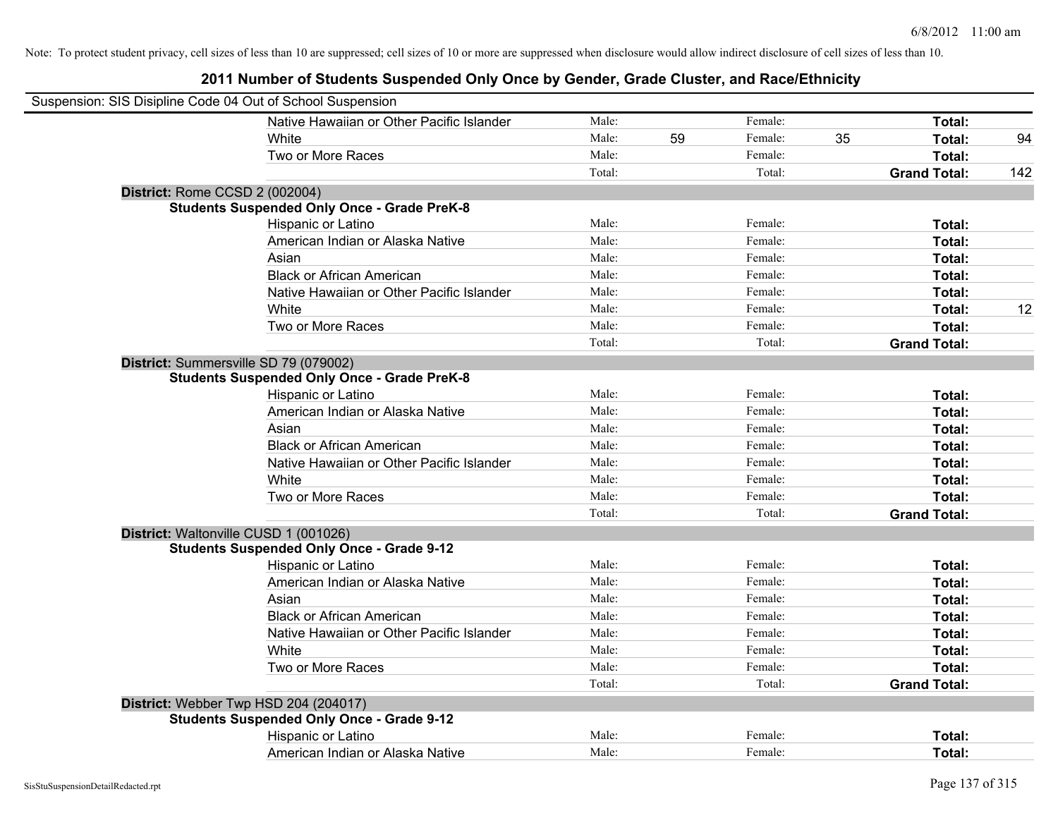Note: To protect student privacy, cell sizes of less than 10 are suppressed; cell sizes of 10 or more are suppressed when disclosure would allow indirect disclosure of cell sizes of less than 10.

# 2011 Number of Students Suspended Only Once by Gender, Grade Cluster, and Race/Ethnicity

Suspension: SIS Disipline Code 04 Out of School Suspension

| | | | | | | |
|---|---|---|---|---|---|---|
| Native Hawaiian or Other Pacific Islander | Male: | | Female: | | **Total:** | |
| White | Male: | 59 | Female: | 35 | **Total:** | 94 |
| Two or More Races | Male: | | Female: | | **Total:** | |
| | Total: | | Total: | | **Grand Total:** | 142 |

**District:** Rome CCSD 2 (002004)

**Students Suspended Only Once - Grade PreK-8**

| | | | | | | |
|---|---|---|---|---|---|---|
| Hispanic or Latino | Male: | | Female: | | **Total:** | |
| American Indian or Alaska Native | Male: | | Female: | | **Total:** | |
| Asian | Male: | | Female: | | **Total:** | |
| Black or African American | Male: | | Female: | | **Total:** | |
| Native Hawaiian or Other Pacific Islander | Male: | | Female: | | **Total:** | |
| White | Male: | | Female: | | **Total:** | 12 |
| Two or More Races | Male: | | Female: | | **Total:** | |
| | Total: | | Total: | | **Grand Total:** | |

**District:** Summersville SD 79 (079002)

**Students Suspended Only Once - Grade PreK-8**

| | | | | | | |
|---|---|---|---|---|---|---|
| Hispanic or Latino | Male: | | Female: | | **Total:** | |
| American Indian or Alaska Native | Male: | | Female: | | **Total:** | |
| Asian | Male: | | Female: | | **Total:** | |
| Black or African American | Male: | | Female: | | **Total:** | |
| Native Hawaiian or Other Pacific Islander | Male: | | Female: | | **Total:** | |
| White | Male: | | Female: | | **Total:** | |
| Two or More Races | Male: | | Female: | | **Total:** | |
| | Total: | | Total: | | **Grand Total:** | |

**District:** Waltonville CUSD 1 (001026)

**Students Suspended Only Once - Grade 9-12**

| | | | | | | |
|---|---|---|---|---|---|---|
| Hispanic or Latino | Male: | | Female: | | **Total:** | |
| American Indian or Alaska Native | Male: | | Female: | | **Total:** | |
| Asian | Male: | | Female: | | **Total:** | |
| Black or African American | Male: | | Female: | | **Total:** | |
| Native Hawaiian or Other Pacific Islander | Male: | | Female: | | **Total:** | |
| White | Male: | | Female: | | **Total:** | |
| Two or More Races | Male: | | Female: | | **Total:** | |
| | Total: | | Total: | | **Grand Total:** | |

**District:** Webber Twp HSD 204 (204017)

**Students Suspended Only Once - Grade 9-12**

| | | | | | | |
|---|---|---|---|---|---|---|
| Hispanic or Latino | Male: | | Female: | | **Total:** | |
| American Indian or Alaska Native | Male: | | Female: | | **Total:** | |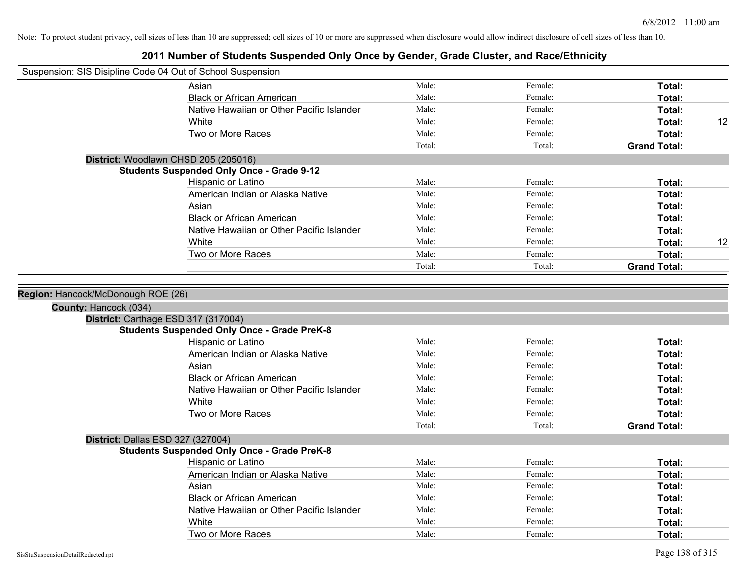Note: To protect student privacy, cell sizes of less than 10 are suppressed; cell sizes of 10 or more are suppressed when disclosure would allow indirect disclosure of cell sizes of less than 10.

# 2011 Number of Students Suspended Only Once by Gender, Grade Cluster, and Race/Ethnicity

Suspension: SIS Disipline Code 04 Out of School Suspension

| | Male: | Female: | Total: | |
|---|---|---|---|---|
| Asian | Male: | Female: | **Total:** | |
| Black or African American | Male: | Female: | **Total:** | |
| Native Hawaiian or Other Pacific Islander | Male: | Female: | **Total:** | |
| White | Male: | Female: | **Total:** | 12 |
| Two or More Races | Male: | Female: | **Total:** | |
| | Total: | Total: | **Grand Total:** | |

**District:** Woodlawn CHSD 205 (205016)

**Students Suspended Only Once - Grade 9-12**

| | | | | |
|---|---|---|---|---|
| Hispanic or Latino | Male: | Female: | **Total:** | |
| American Indian or Alaska Native | Male: | Female: | **Total:** | |
| Asian | Male: | Female: | **Total:** | |
| Black or African American | Male: | Female: | **Total:** | |
| Native Hawaiian or Other Pacific Islander | Male: | Female: | **Total:** | |
| White | Male: | Female: | **Total:** | 12 |
| Two or More Races | Male: | Female: | **Total:** | |
| | Total: | Total: | **Grand Total:** | |

**Region:** Hancock/McDonough ROE (26)

**County:** Hancock (034)

**District:** Carthage ESD 317 (317004)

**Students Suspended Only Once - Grade PreK-8**

| | | | | |
|---|---|---|---|---|
| Hispanic or Latino | Male: | Female: | **Total:** | |
| American Indian or Alaska Native | Male: | Female: | **Total:** | |
| Asian | Male: | Female: | **Total:** | |
| Black or African American | Male: | Female: | **Total:** | |
| Native Hawaiian or Other Pacific Islander | Male: | Female: | **Total:** | |
| White | Male: | Female: | **Total:** | |
| Two or More Races | Male: | Female: | **Total:** | |
| | Total: | Total: | **Grand Total:** | |

**District:** Dallas ESD 327 (327004)

**Students Suspended Only Once - Grade PreK-8**

| | | | | |
|---|---|---|---|---|
| Hispanic or Latino | Male: | Female: | **Total:** | |
| American Indian or Alaska Native | Male: | Female: | **Total:** | |
| Asian | Male: | Female: | **Total:** | |
| Black or African American | Male: | Female: | **Total:** | |
| Native Hawaiian or Other Pacific Islander | Male: | Female: | **Total:** | |
| White | Male: | Female: | **Total:** | |
| Two or More Races | Male: | Female: | **Total:** | |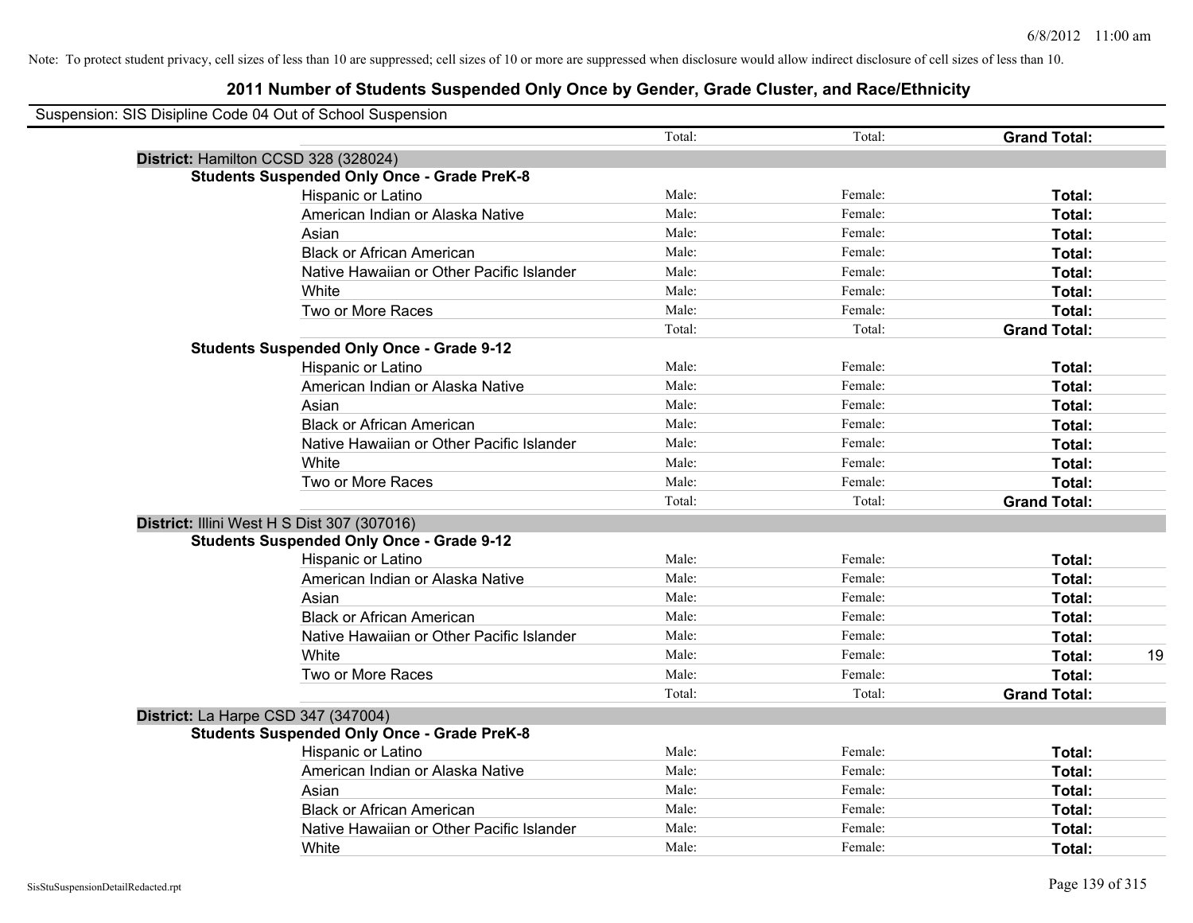Note: To protect student privacy, cell sizes of less than 10 are suppressed; cell sizes of 10 or more are suppressed when disclosure would allow indirect disclosure of cell sizes of less than 10.

# 2011 Number of Students Suspended Only Once by Gender, Grade Cluster, and Race/Ethnicity

Suspension: SIS Disipline Code 04 Out of School Suspension

| | | | | |
|---|---|---|---|---|
| | Total: | Total: | **Grand Total:** | |
| **District:** Hamilton CCSD 328 (328024) | | | | |
| **Students Suspended Only Once - Grade PreK-8** | | | | |
| Hispanic or Latino | Male: | Female: | **Total:** | |
| American Indian or Alaska Native | Male: | Female: | **Total:** | |
| Asian | Male: | Female: | **Total:** | |
| Black or African American | Male: | Female: | **Total:** | |
| Native Hawaiian or Other Pacific Islander | Male: | Female: | **Total:** | |
| White | Male: | Female: | **Total:** | |
| Two or More Races | Male: | Female: | **Total:** | |
| | Total: | Total: | **Grand Total:** | |
| **Students Suspended Only Once - Grade 9-12** | | | | |
| Hispanic or Latino | Male: | Female: | **Total:** | |
| American Indian or Alaska Native | Male: | Female: | **Total:** | |
| Asian | Male: | Female: | **Total:** | |
| Black or African American | Male: | Female: | **Total:** | |
| Native Hawaiian or Other Pacific Islander | Male: | Female: | **Total:** | |
| White | Male: | Female: | **Total:** | |
| Two or More Races | Male: | Female: | **Total:** | |
| | Total: | Total: | **Grand Total:** | |
| **District:** Illini West H S Dist 307 (307016) | | | | |
| **Students Suspended Only Once - Grade 9-12** | | | | |
| Hispanic or Latino | Male: | Female: | **Total:** | |
| American Indian or Alaska Native | Male: | Female: | **Total:** | |
| Asian | Male: | Female: | **Total:** | |
| Black or African American | Male: | Female: | **Total:** | |
| Native Hawaiian or Other Pacific Islander | Male: | Female: | **Total:** | |
| White | Male: | Female: | **Total:** | 19 |
| Two or More Races | Male: | Female: | **Total:** | |
| | Total: | Total: | **Grand Total:** | |
| **District:** La Harpe CSD 347 (347004) | | | | |
| **Students Suspended Only Once - Grade PreK-8** | | | | |
| Hispanic or Latino | Male: | Female: | **Total:** | |
| American Indian or Alaska Native | Male: | Female: | **Total:** | |
| Asian | Male: | Female: | **Total:** | |
| Black or African American | Male: | Female: | **Total:** | |
| Native Hawaiian or Other Pacific Islander | Male: | Female: | **Total:** | |
| White | Male: | Female: | **Total:** | |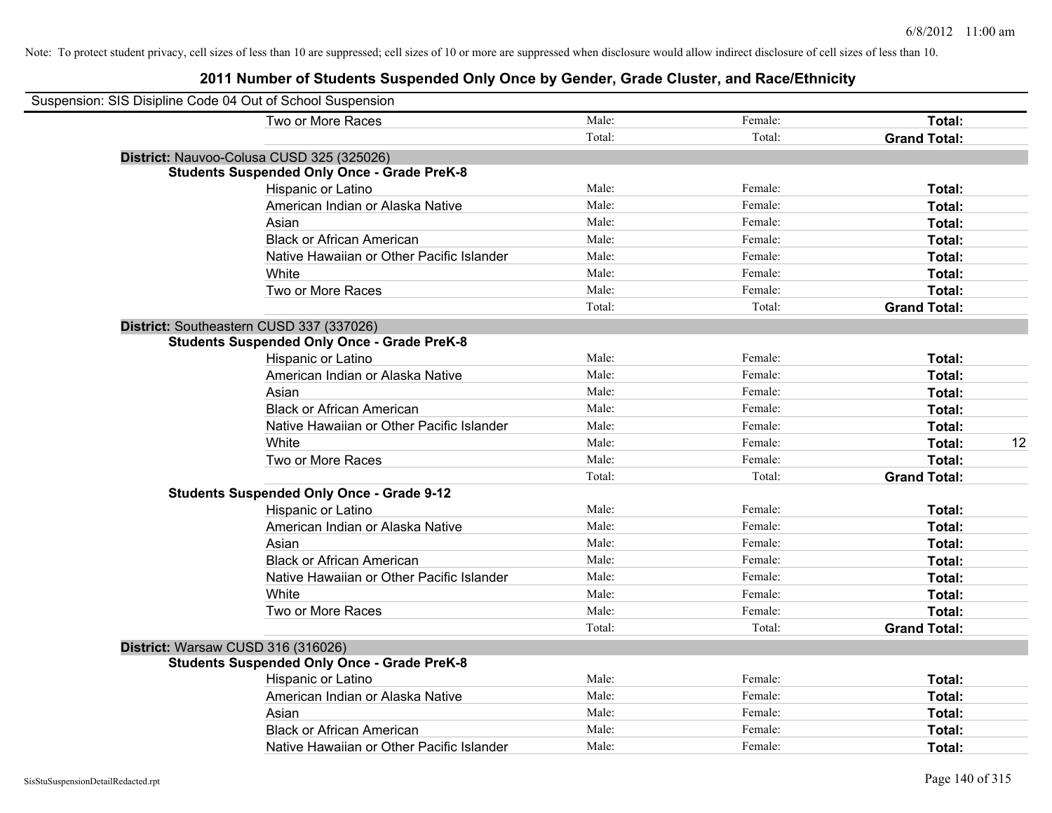Note: To protect student privacy, cell sizes of less than 10 are suppressed; cell sizes of 10 or more are suppressed when disclosure would allow indirect disclosure of cell sizes of less than 10.

# 2011 Number of Students Suspended Only Once by Gender, Grade Cluster, and Race/Ethnicity

Suspension: SIS Disipline Code 04 Out of School Suspension

| | Male | Female | Total | |
|---|---|---|---|---|
| Two or More Races | Male: | Female: | **Total:** | |
| | Total: | Total: | **Grand Total:** | |

**District:** Nauvoo-Colusa CUSD 325 (325026)

**Students Suspended Only Once - Grade PreK-8**

| | Male | Female | Total | |
|---|---|---|---|---|
| Hispanic or Latino | Male: | Female: | **Total:** | |
| American Indian or Alaska Native | Male: | Female: | **Total:** | |
| Asian | Male: | Female: | **Total:** | |
| Black or African American | Male: | Female: | **Total:** | |
| Native Hawaiian or Other Pacific Islander | Male: | Female: | **Total:** | |
| White | Male: | Female: | **Total:** | |
| Two or More Races | Male: | Female: | **Total:** | |
| | Total: | Total: | **Grand Total:** | |

**District:** Southeastern CUSD 337 (337026)

**Students Suspended Only Once - Grade PreK-8**

| | Male | Female | Total | |
|---|---|---|---|---|
| Hispanic or Latino | Male: | Female: | **Total:** | |
| American Indian or Alaska Native | Male: | Female: | **Total:** | |
| Asian | Male: | Female: | **Total:** | |
| Black or African American | Male: | Female: | **Total:** | |
| Native Hawaiian or Other Pacific Islander | Male: | Female: | **Total:** | |
| White | Male: | Female: | **Total:** | 12 |
| Two or More Races | Male: | Female: | **Total:** | |
| | Total: | Total: | **Grand Total:** | |

**Students Suspended Only Once - Grade 9-12**

| | Male | Female | Total | |
|---|---|---|---|---|
| Hispanic or Latino | Male: | Female: | **Total:** | |
| American Indian or Alaska Native | Male: | Female: | **Total:** | |
| Asian | Male: | Female: | **Total:** | |
| Black or African American | Male: | Female: | **Total:** | |
| Native Hawaiian or Other Pacific Islander | Male: | Female: | **Total:** | |
| White | Male: | Female: | **Total:** | |
| Two or More Races | Male: | Female: | **Total:** | |
| | Total: | Total: | **Grand Total:** | |

**District:** Warsaw CUSD 316 (316026)

**Students Suspended Only Once - Grade PreK-8**

| | Male | Female | Total | |
|---|---|---|---|---|
| Hispanic or Latino | Male: | Female: | **Total:** | |
| American Indian or Alaska Native | Male: | Female: | **Total:** | |
| Asian | Male: | Female: | **Total:** | |
| Black or African American | Male: | Female: | **Total:** | |
| Native Hawaiian or Other Pacific Islander | Male: | Female: | **Total:** | |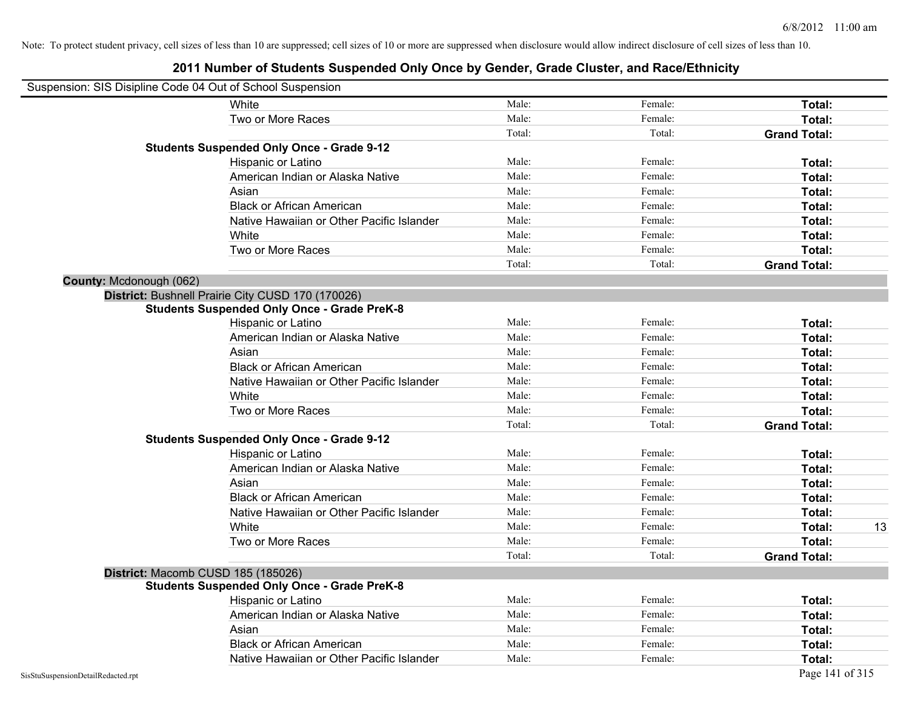Note: To protect student privacy, cell sizes of less than 10 are suppressed; cell sizes of 10 or more are suppressed when disclosure would allow indirect disclosure of cell sizes of less than 10.

# 2011 Number of Students Suspended Only Once by Gender, Grade Cluster, and Race/Ethnicity

Suspension: SIS Disipline Code 04 Out of School Suspension

| | | | | |
|---|---|---|---|---|
| White | Male: | Female: | **Total:** | |
| Two or More Races | Male: | Female: | **Total:** | |
| | Total: | Total: | **Grand Total:** | |
| **Students Suspended Only Once - Grade 9-12** | | | | |
| Hispanic or Latino | Male: | Female: | **Total:** | |
| American Indian or Alaska Native | Male: | Female: | **Total:** | |
| Asian | Male: | Female: | **Total:** | |
| Black or African American | Male: | Female: | **Total:** | |
| Native Hawaiian or Other Pacific Islander | Male: | Female: | **Total:** | |
| White | Male: | Female: | **Total:** | |
| Two or More Races | Male: | Female: | **Total:** | |
| | Total: | Total: | **Grand Total:** | |

**County:** Mcdonough (062)

**District:** Bushnell Prairie City CUSD 170 (170026)

| | | | | |
|---|---|---|---|---|
| **Students Suspended Only Once - Grade PreK-8** | | | | |
| Hispanic or Latino | Male: | Female: | **Total:** | |
| American Indian or Alaska Native | Male: | Female: | **Total:** | |
| Asian | Male: | Female: | **Total:** | |
| Black or African American | Male: | Female: | **Total:** | |
| Native Hawaiian or Other Pacific Islander | Male: | Female: | **Total:** | |
| White | Male: | Female: | **Total:** | |
| Two or More Races | Male: | Female: | **Total:** | |
| | Total: | Total: | **Grand Total:** | |
| **Students Suspended Only Once - Grade 9-12** | | | | |
| Hispanic or Latino | Male: | Female: | **Total:** | |
| American Indian or Alaska Native | Male: | Female: | **Total:** | |
| Asian | Male: | Female: | **Total:** | |
| Black or African American | Male: | Female: | **Total:** | |
| Native Hawaiian or Other Pacific Islander | Male: | Female: | **Total:** | |
| White | Male: | Female: | **Total:** | 13 |
| Two or More Races | Male: | Female: | **Total:** | |
| | Total: | Total: | **Grand Total:** | |

**District:** Macomb CUSD 185 (185026)

| | | | | |
|---|---|---|---|---|
| **Students Suspended Only Once - Grade PreK-8** | | | | |
| Hispanic or Latino | Male: | Female: | **Total:** | |
| American Indian or Alaska Native | Male: | Female: | **Total:** | |
| Asian | Male: | Female: | **Total:** | |
| Black or African American | Male: | Female: | **Total:** | |
| Native Hawaiian or Other Pacific Islander | Male: | Female: | **Total:** | |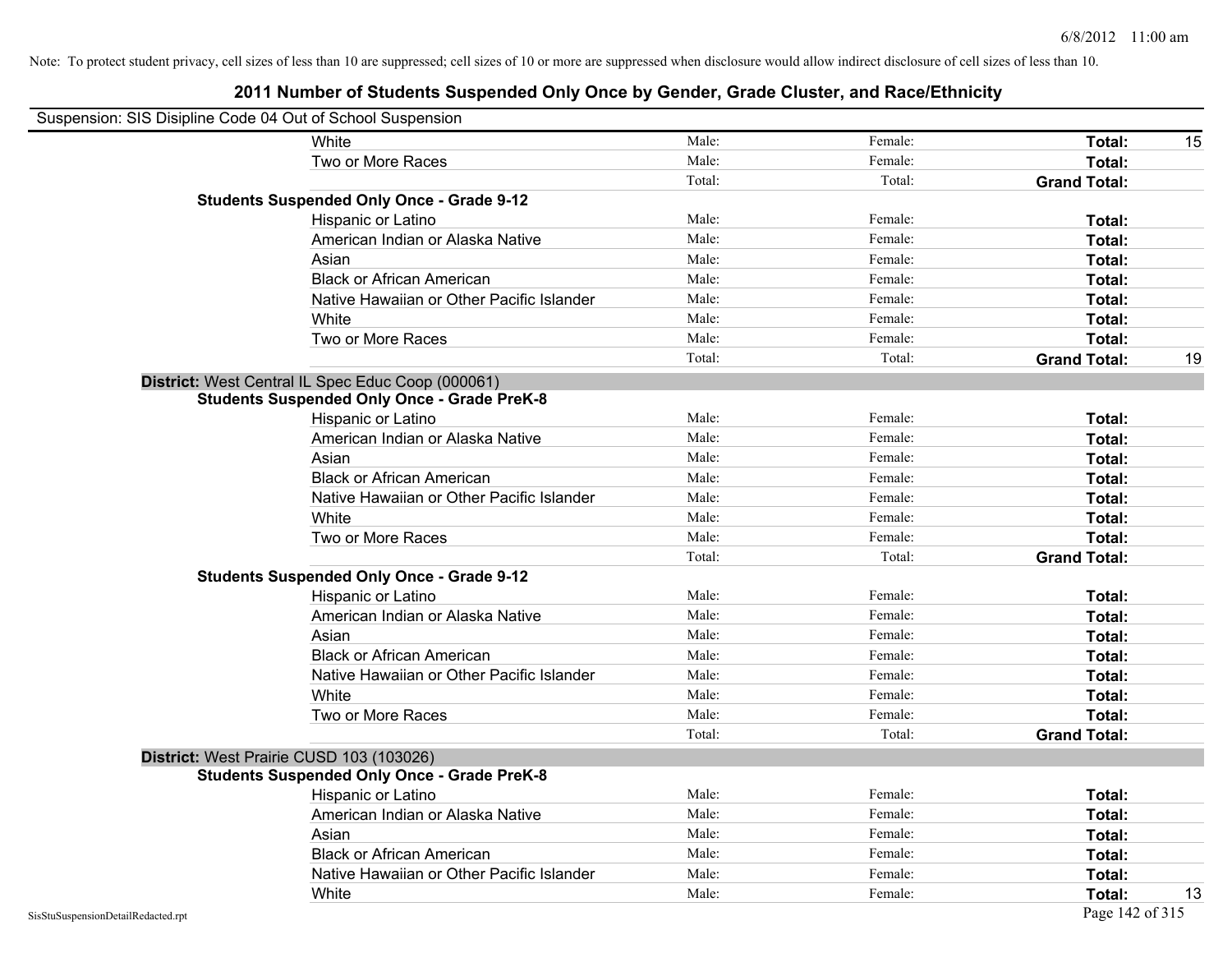Note: To protect student privacy, cell sizes of less than 10 are suppressed; cell sizes of 10 or more are suppressed when disclosure would allow indirect disclosure of cell sizes of less than 10.

# 2011 Number of Students Suspended Only Once by Gender, Grade Cluster, and Race/Ethnicity

Suspension: SIS Disipline Code 04 Out of School Suspension

| | | | | |
|---|---|---|---|---|
| White | Male: | Female: | **Total:** | 15 |
| Two or More Races | Male: | Female: | **Total:** | |
| | Total: | Total: | **Grand Total:** | |
| **Students Suspended Only Once - Grade 9-12** | | | | |
| Hispanic or Latino | Male: | Female: | **Total:** | |
| American Indian or Alaska Native | Male: | Female: | **Total:** | |
| Asian | Male: | Female: | **Total:** | |
| Black or African American | Male: | Female: | **Total:** | |
| Native Hawaiian or Other Pacific Islander | Male: | Female: | **Total:** | |
| White | Male: | Female: | **Total:** | |
| Two or More Races | Male: | Female: | **Total:** | |
| | Total: | Total: | **Grand Total:** | 19 |

**District:** West Central IL Spec Educ Coop (000061)

| | | | | |
|---|---|---|---|---|
| **Students Suspended Only Once - Grade PreK-8** | | | | |
| Hispanic or Latino | Male: | Female: | **Total:** | |
| American Indian or Alaska Native | Male: | Female: | **Total:** | |
| Asian | Male: | Female: | **Total:** | |
| Black or African American | Male: | Female: | **Total:** | |
| Native Hawaiian or Other Pacific Islander | Male: | Female: | **Total:** | |
| White | Male: | Female: | **Total:** | |
| Two or More Races | Male: | Female: | **Total:** | |
| | Total: | Total: | **Grand Total:** | |
| **Students Suspended Only Once - Grade 9-12** | | | | |
| Hispanic or Latino | Male: | Female: | **Total:** | |
| American Indian or Alaska Native | Male: | Female: | **Total:** | |
| Asian | Male: | Female: | **Total:** | |
| Black or African American | Male: | Female: | **Total:** | |
| Native Hawaiian or Other Pacific Islander | Male: | Female: | **Total:** | |
| White | Male: | Female: | **Total:** | |
| Two or More Races | Male: | Female: | **Total:** | |
| | Total: | Total: | **Grand Total:** | |

**District:** West Prairie CUSD 103 (103026)

| | | | | |
|---|---|---|---|---|
| **Students Suspended Only Once - Grade PreK-8** | | | | |
| Hispanic or Latino | Male: | Female: | **Total:** | |
| American Indian or Alaska Native | Male: | Female: | **Total:** | |
| Asian | Male: | Female: | **Total:** | |
| Black or African American | Male: | Female: | **Total:** | |
| Native Hawaiian or Other Pacific Islander | Male: | Female: | **Total:** | |
| White | Male: | Female: | **Total:** | 13 |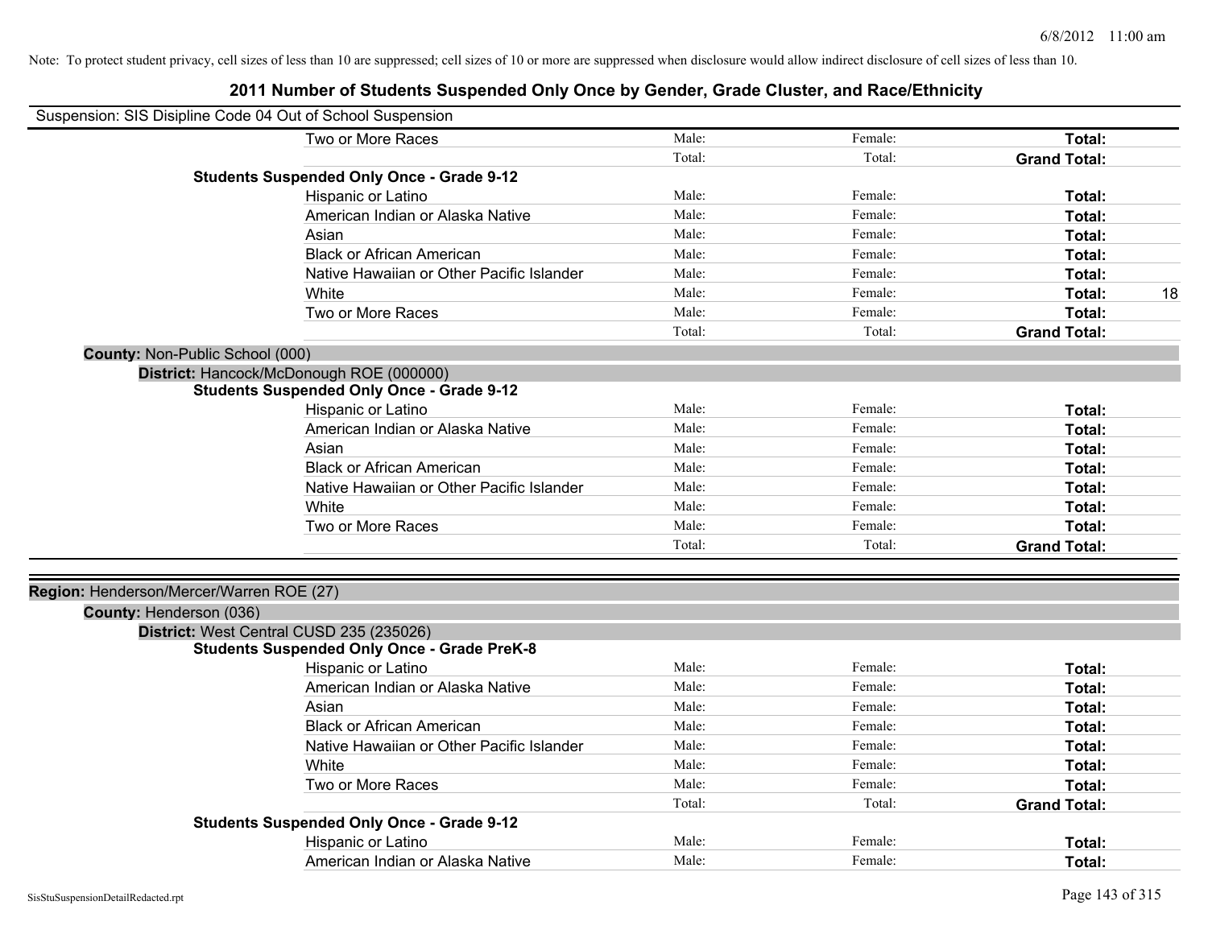Note: To protect student privacy, cell sizes of less than 10 are suppressed; cell sizes of 10 or more are suppressed when disclosure would allow indirect disclosure of cell sizes of less than 10.

# 2011 Number of Students Suspended Only Once by Gender, Grade Cluster, and Race/Ethnicity

Suspension: SIS Disipline Code 04 Out of School Suspension

| | | | | |
|---|---|---|---|---|
| Two or More Races | Male: | Female: | **Total:** | |
| | Total: | Total: | **Grand Total:** | |

**Students Suspended Only Once - Grade 9-12**

| | | | | |
|---|---|---|---|---|
| Hispanic or Latino | Male: | Female: | **Total:** | |
| American Indian or Alaska Native | Male: | Female: | **Total:** | |
| Asian | Male: | Female: | **Total:** | |
| Black or African American | Male: | Female: | **Total:** | |
| Native Hawaiian or Other Pacific Islander | Male: | Female: | **Total:** | |
| White | Male: | Female: | **Total:** | 18 |
| Two or More Races | Male: | Female: | **Total:** | |
| | Total: | Total: | **Grand Total:** | |

**County:** Non-Public School (000)

**District:** Hancock/McDonough ROE (000000)

**Students Suspended Only Once - Grade 9-12**

| | | | | |
|---|---|---|---|---|
| Hispanic or Latino | Male: | Female: | **Total:** | |
| American Indian or Alaska Native | Male: | Female: | **Total:** | |
| Asian | Male: | Female: | **Total:** | |
| Black or African American | Male: | Female: | **Total:** | |
| Native Hawaiian or Other Pacific Islander | Male: | Female: | **Total:** | |
| White | Male: | Female: | **Total:** | |
| Two or More Races | Male: | Female: | **Total:** | |
| | Total: | Total: | **Grand Total:** | |

**Region:** Henderson/Mercer/Warren ROE (27)

**County:** Henderson (036)

**District:** West Central CUSD 235 (235026)

**Students Suspended Only Once - Grade PreK-8**

| | | | | |
|---|---|---|---|---|
| Hispanic or Latino | Male: | Female: | **Total:** | |
| American Indian or Alaska Native | Male: | Female: | **Total:** | |
| Asian | Male: | Female: | **Total:** | |
| Black or African American | Male: | Female: | **Total:** | |
| Native Hawaiian or Other Pacific Islander | Male: | Female: | **Total:** | |
| White | Male: | Female: | **Total:** | |
| Two or More Races | Male: | Female: | **Total:** | |
| | Total: | Total: | **Grand Total:** | |

**Students Suspended Only Once - Grade 9-12**

| | | | | |
|---|---|---|---|---|
| Hispanic or Latino | Male: | Female: | **Total:** | |
| American Indian or Alaska Native | Male: | Female: | **Total:** | |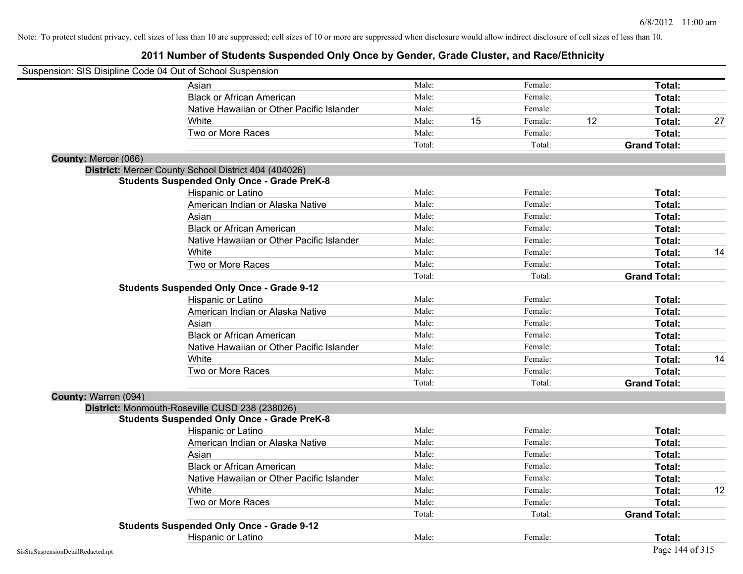Note: To protect student privacy, cell sizes of less than 10 are suppressed; cell sizes of 10 or more are suppressed when disclosure would allow indirect disclosure of cell sizes of less than 10.

# 2011 Number of Students Suspended Only Once by Gender, Grade Cluster, and Race/Ethnicity

Suspension: SIS Disipline Code 04 Out of School Suspension

| | | | | | |
|---|---|---|---|---|---|
| Asian | Male: | | Female: | | **Total:** | |
| Black or African American | Male: | | Female: | | **Total:** | |
| Native Hawaiian or Other Pacific Islander | Male: | | Female: | | **Total:** | |
| White | Male: | 15 | Female: | 12 | **Total:** | 27 |
| Two or More Races | Male: | | Female: | | **Total:** | |
| | Total: | | Total: | | **Grand Total:** | |

**County:** Mercer (066)

**District:** Mercer County School District 404 (404026)

**Students Suspended Only Once - Grade PreK-8**

| | | | | | | |
|---|---|---|---|---|---|---|
| Hispanic or Latino | Male: | | Female: | | **Total:** | |
| American Indian or Alaska Native | Male: | | Female: | | **Total:** | |
| Asian | Male: | | Female: | | **Total:** | |
| Black or African American | Male: | | Female: | | **Total:** | |
| Native Hawaiian or Other Pacific Islander | Male: | | Female: | | **Total:** | |
| White | Male: | | Female: | | **Total:** | 14 |
| Two or More Races | Male: | | Female: | | **Total:** | |
| | Total: | | Total: | | **Grand Total:** | |

**Students Suspended Only Once - Grade 9-12**

| | | | | | | |
|---|---|---|---|---|---|---|
| Hispanic or Latino | Male: | | Female: | | **Total:** | |
| American Indian or Alaska Native | Male: | | Female: | | **Total:** | |
| Asian | Male: | | Female: | | **Total:** | |
| Black or African American | Male: | | Female: | | **Total:** | |
| Native Hawaiian or Other Pacific Islander | Male: | | Female: | | **Total:** | |
| White | Male: | | Female: | | **Total:** | 14 |
| Two or More Races | Male: | | Female: | | **Total:** | |
| | Total: | | Total: | | **Grand Total:** | |

**County:** Warren (094)

**District:** Monmouth-Roseville CUSD 238 (238026)

**Students Suspended Only Once - Grade PreK-8**

| | | | | | | |
|---|---|---|---|---|---|---|
| Hispanic or Latino | Male: | | Female: | | **Total:** | |
| American Indian or Alaska Native | Male: | | Female: | | **Total:** | |
| Asian | Male: | | Female: | | **Total:** | |
| Black or African American | Male: | | Female: | | **Total:** | |
| Native Hawaiian or Other Pacific Islander | Male: | | Female: | | **Total:** | |
| White | Male: | | Female: | | **Total:** | 12 |
| Two or More Races | Male: | | Female: | | **Total:** | |
| | Total: | | Total: | | **Grand Total:** | |

**Students Suspended Only Once - Grade 9-12**

| | | | | | | |
|---|---|---|---|---|---|---|
| Hispanic or Latino | Male: | | Female: | | **Total:** | |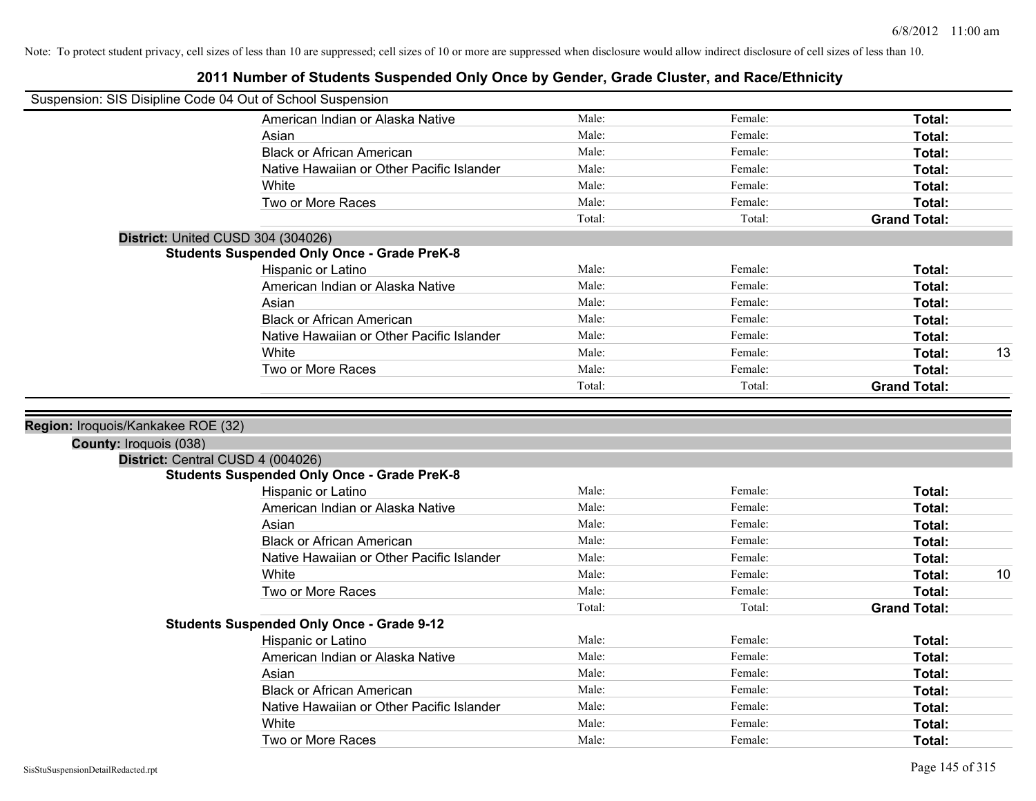Note: To protect student privacy, cell sizes of less than 10 are suppressed; cell sizes of 10 or more are suppressed when disclosure would allow indirect disclosure of cell sizes of less than 10.

# 2011 Number of Students Suspended Only Once by Gender, Grade Cluster, and Race/Ethnicity

Suspension: SIS Disipline Code 04 Out of School Suspension

| | | | |
|---|---|---|---|
| American Indian or Alaska Native | Male: | Female: | **Total:** |
| Asian | Male: | Female: | **Total:** |
| Black or African American | Male: | Female: | **Total:** |
| Native Hawaiian or Other Pacific Islander | Male: | Female: | **Total:** |
| White | Male: | Female: | **Total:** |
| Two or More Races | Male: | Female: | **Total:** |
| | Total: | Total: | **Grand Total:** |

**District:** United CUSD 304 (304026)

**Students Suspended Only Once - Grade PreK-8**

| | | | | |
|---|---|---|---|---|
| Hispanic or Latino | Male: | Female: | **Total:** | |
| American Indian or Alaska Native | Male: | Female: | **Total:** | |
| Asian | Male: | Female: | **Total:** | |
| Black or African American | Male: | Female: | **Total:** | |
| Native Hawaiian or Other Pacific Islander | Male: | Female: | **Total:** | |
| White | Male: | Female: | **Total:** | 13 |
| Two or More Races | Male: | Female: | **Total:** | |
| | Total: | Total: | **Grand Total:** | |

**Region:** Iroquois/Kankakee ROE (32)

**County:** Iroquois (038)

**District:** Central CUSD 4 (004026)

**Students Suspended Only Once - Grade PreK-8**

| | | | | |
|---|---|---|---|---|
| Hispanic or Latino | Male: | Female: | **Total:** | |
| American Indian or Alaska Native | Male: | Female: | **Total:** | |
| Asian | Male: | Female: | **Total:** | |
| Black or African American | Male: | Female: | **Total:** | |
| Native Hawaiian or Other Pacific Islander | Male: | Female: | **Total:** | |
| White | Male: | Female: | **Total:** | 10 |
| Two or More Races | Male: | Female: | **Total:** | |
| | Total: | Total: | **Grand Total:** | |

**Students Suspended Only Once - Grade 9-12**

| | | | |
|---|---|---|---|
| Hispanic or Latino | Male: | Female: | **Total:** |
| American Indian or Alaska Native | Male: | Female: | **Total:** |
| Asian | Male: | Female: | **Total:** |
| Black or African American | Male: | Female: | **Total:** |
| Native Hawaiian or Other Pacific Islander | Male: | Female: | **Total:** |
| White | Male: | Female: | **Total:** |
| Two or More Races | Male: | Female: | **Total:** |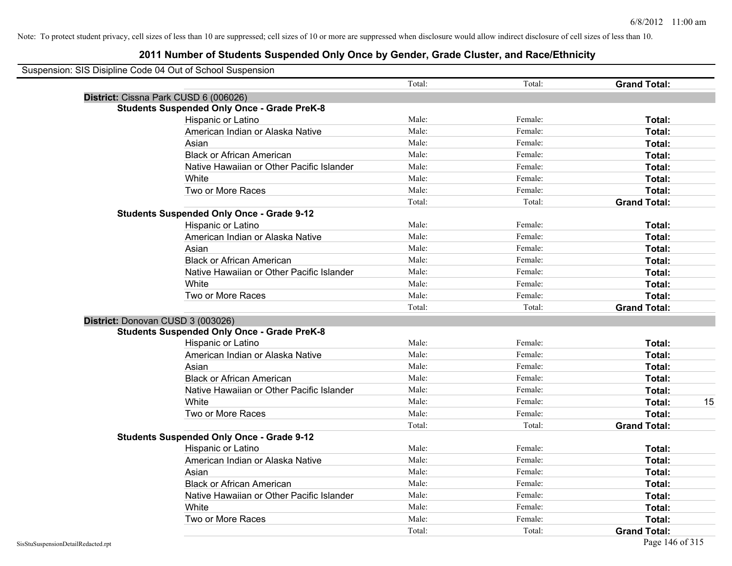Note: To protect student privacy, cell sizes of less than 10 are suppressed; cell sizes of 10 or more are suppressed when disclosure would allow indirect disclosure of cell sizes of less than 10.

# 2011 Number of Students Suspended Only Once by Gender, Grade Cluster, and Race/Ethnicity

Suspension: SIS Disipline Code 04 Out of School Suspension

| | Total: | Total: | Grand Total: |
|---|---|---|---|

**District:** Cissna Park CUSD 6 (006026)

**Students Suspended Only Once - Grade PreK-8**

| | | | | |
|---|---|---|---|---|
| Hispanic or Latino | Male: | Female: | **Total:** | |
| American Indian or Alaska Native | Male: | Female: | **Total:** | |
| Asian | Male: | Female: | **Total:** | |
| Black or African American | Male: | Female: | **Total:** | |
| Native Hawaiian or Other Pacific Islander | Male: | Female: | **Total:** | |
| White | Male: | Female: | **Total:** | |
| Two or More Races | Male: | Female: | **Total:** | |
| | Total: | Total: | **Grand Total:** | |

**Students Suspended Only Once - Grade 9-12**

| | | | | |
|---|---|---|---|---|
| Hispanic or Latino | Male: | Female: | **Total:** | |
| American Indian or Alaska Native | Male: | Female: | **Total:** | |
| Asian | Male: | Female: | **Total:** | |
| Black or African American | Male: | Female: | **Total:** | |
| Native Hawaiian or Other Pacific Islander | Male: | Female: | **Total:** | |
| White | Male: | Female: | **Total:** | |
| Two or More Races | Male: | Female: | **Total:** | |
| | Total: | Total: | **Grand Total:** | |

**District:** Donovan CUSD 3 (003026)

**Students Suspended Only Once - Grade PreK-8**

| | | | | |
|---|---|---|---|---|
| Hispanic or Latino | Male: | Female: | **Total:** | |
| American Indian or Alaska Native | Male: | Female: | **Total:** | |
| Asian | Male: | Female: | **Total:** | |
| Black or African American | Male: | Female: | **Total:** | |
| Native Hawaiian or Other Pacific Islander | Male: | Female: | **Total:** | |
| White | Male: | Female: | **Total:** | 15 |
| Two or More Races | Male: | Female: | **Total:** | |
| | Total: | Total: | **Grand Total:** | |

**Students Suspended Only Once - Grade 9-12**

| | | | | |
|---|---|---|---|---|
| Hispanic or Latino | Male: | Female: | **Total:** | |
| American Indian or Alaska Native | Male: | Female: | **Total:** | |
| Asian | Male: | Female: | **Total:** | |
| Black or African American | Male: | Female: | **Total:** | |
| Native Hawaiian or Other Pacific Islander | Male: | Female: | **Total:** | |
| White | Male: | Female: | **Total:** | |
| Two or More Races | Male: | Female: | **Total:** | |
| | Total: | Total: | **Grand Total:** | |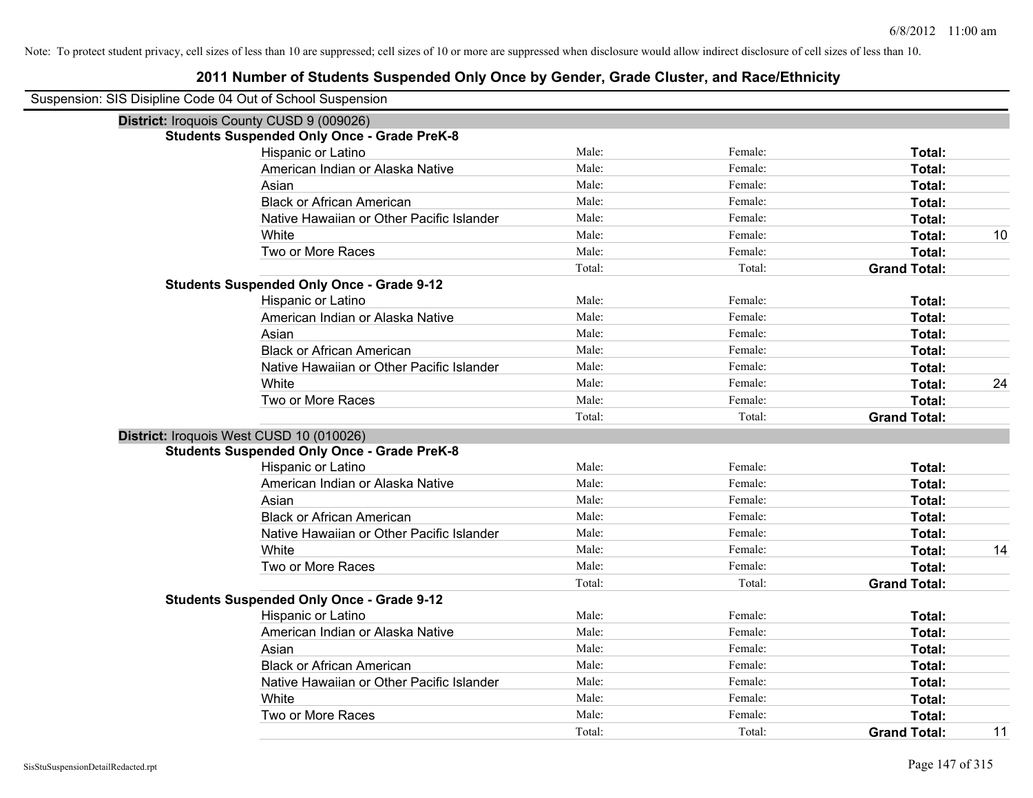Note: To protect student privacy, cell sizes of less than 10 are suppressed; cell sizes of 10 or more are suppressed when disclosure would allow indirect disclosure of cell sizes of less than 10.

# 2011 Number of Students Suspended Only Once by Gender, Grade Cluster, and Race/Ethnicity

Suspension: SIS Disipline Code 04 Out of School Suspension

**District:** Iroquois County CUSD 9 (009026)

**Students Suspended Only Once - Grade PreK-8**

| Race/Ethnicity | Male: | Female: | Total: | |
|---|---|---|---|---|
| Hispanic or Latino | Male: | Female: | **Total:** | |
| American Indian or Alaska Native | Male: | Female: | **Total:** | |
| Asian | Male: | Female: | **Total:** | |
| Black or African American | Male: | Female: | **Total:** | |
| Native Hawaiian or Other Pacific Islander | Male: | Female: | **Total:** | |
| White | Male: | Female: | **Total:** | 10 |
| Two or More Races | Male: | Female: | **Total:** | |
| | Total: | Total: | **Grand Total:** | |

**Students Suspended Only Once - Grade 9-12**

| Race/Ethnicity | Male: | Female: | Total: | |
|---|---|---|---|---|
| Hispanic or Latino | Male: | Female: | **Total:** | |
| American Indian or Alaska Native | Male: | Female: | **Total:** | |
| Asian | Male: | Female: | **Total:** | |
| Black or African American | Male: | Female: | **Total:** | |
| Native Hawaiian or Other Pacific Islander | Male: | Female: | **Total:** | |
| White | Male: | Female: | **Total:** | 24 |
| Two or More Races | Male: | Female: | **Total:** | |
| | Total: | Total: | **Grand Total:** | |

**District:** Iroquois West CUSD 10 (010026)

**Students Suspended Only Once - Grade PreK-8**

| Race/Ethnicity | Male: | Female: | Total: | |
|---|---|---|---|---|
| Hispanic or Latino | Male: | Female: | **Total:** | |
| American Indian or Alaska Native | Male: | Female: | **Total:** | |
| Asian | Male: | Female: | **Total:** | |
| Black or African American | Male: | Female: | **Total:** | |
| Native Hawaiian or Other Pacific Islander | Male: | Female: | **Total:** | |
| White | Male: | Female: | **Total:** | 14 |
| Two or More Races | Male: | Female: | **Total:** | |
| | Total: | Total: | **Grand Total:** | |

**Students Suspended Only Once - Grade 9-12**

| Race/Ethnicity | Male: | Female: | Total: | |
|---|---|---|---|---|
| Hispanic or Latino | Male: | Female: | **Total:** | |
| American Indian or Alaska Native | Male: | Female: | **Total:** | |
| Asian | Male: | Female: | **Total:** | |
| Black or African American | Male: | Female: | **Total:** | |
| Native Hawaiian or Other Pacific Islander | Male: | Female: | **Total:** | |
| White | Male: | Female: | **Total:** | |
| Two or More Races | Male: | Female: | **Total:** | |
| | Total: | Total: | **Grand Total:** | 11 |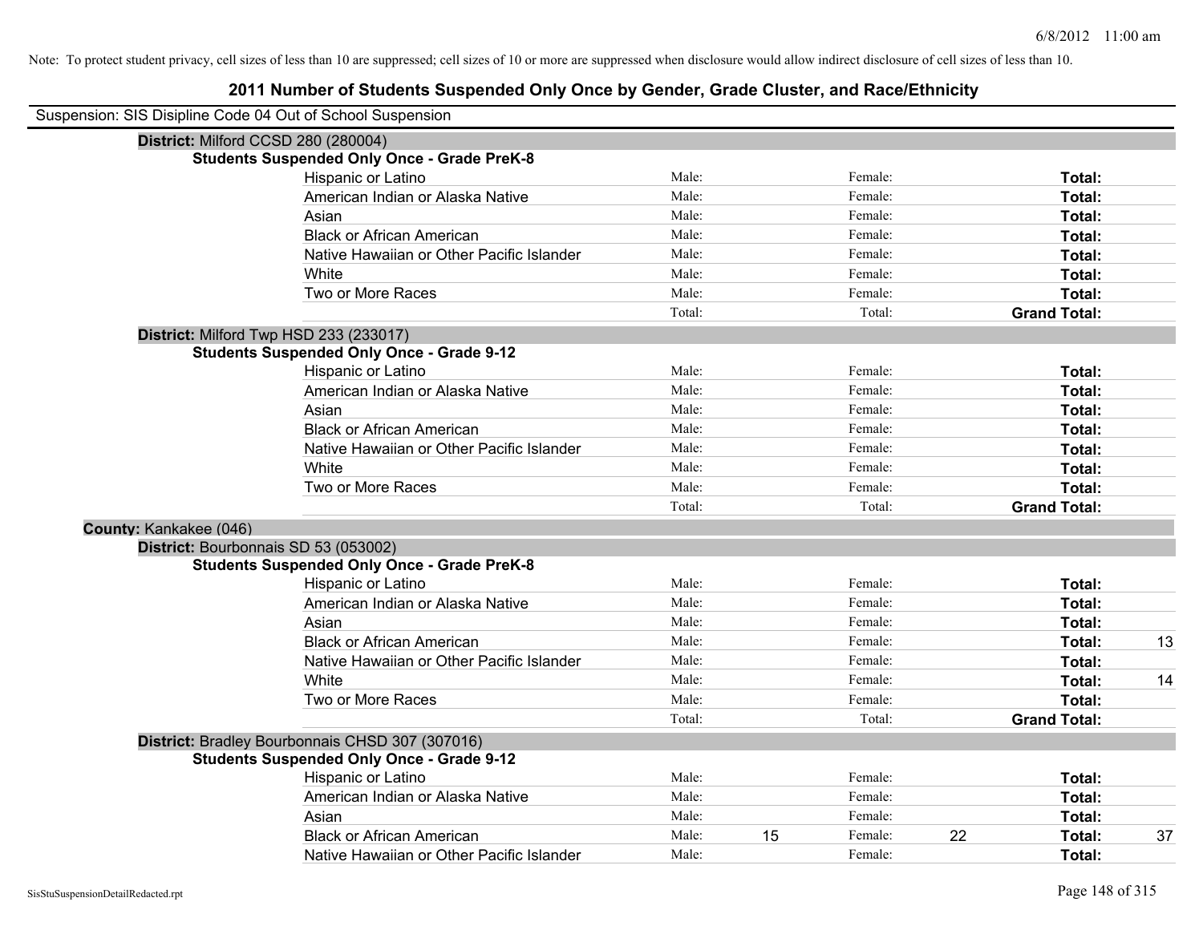Note: To protect student privacy, cell sizes of less than 10 are suppressed; cell sizes of 10 or more are suppressed when disclosure would allow indirect disclosure of cell sizes of less than 10.

# 2011 Number of Students Suspended Only Once by Gender, Grade Cluster, and Race/Ethnicity

Suspension: SIS Disipline Code 04 Out of School Suspension

**District:** Milford CCSD 280 (280004)

**Students Suspended Only Once - Grade PreK-8**

| | | | | | | |
|---|---|---|---|---|---|---|
| Hispanic or Latino | Male: | | Female: | | **Total:** | |
| American Indian or Alaska Native | Male: | | Female: | | **Total:** | |
| Asian | Male: | | Female: | | **Total:** | |
| Black or African American | Male: | | Female: | | **Total:** | |
| Native Hawaiian or Other Pacific Islander | Male: | | Female: | | **Total:** | |
| White | Male: | | Female: | | **Total:** | |
| Two or More Races | Male: | | Female: | | **Total:** | |
| | Total: | | Total: | | **Grand Total:** | |

**District:** Milford Twp HSD 233 (233017)

**Students Suspended Only Once - Grade 9-12**

| | | | | | | |
|---|---|---|---|---|---|---|
| Hispanic or Latino | Male: | | Female: | | **Total:** | |
| American Indian or Alaska Native | Male: | | Female: | | **Total:** | |
| Asian | Male: | | Female: | | **Total:** | |
| Black or African American | Male: | | Female: | | **Total:** | |
| Native Hawaiian or Other Pacific Islander | Male: | | Female: | | **Total:** | |
| White | Male: | | Female: | | **Total:** | |
| Two or More Races | Male: | | Female: | | **Total:** | |
| | Total: | | Total: | | **Grand Total:** | |

**County:** Kankakee (046)

**District:** Bourbonnais SD 53 (053002)

**Students Suspended Only Once - Grade PreK-8**

| | | | | | | |
|---|---|---|---|---|---|---|
| Hispanic or Latino | Male: | | Female: | | **Total:** | |
| American Indian or Alaska Native | Male: | | Female: | | **Total:** | |
| Asian | Male: | | Female: | | **Total:** | |
| Black or African American | Male: | | Female: | | **Total:** | 13 |
| Native Hawaiian or Other Pacific Islander | Male: | | Female: | | **Total:** | |
| White | Male: | | Female: | | **Total:** | 14 |
| Two or More Races | Male: | | Female: | | **Total:** | |
| | Total: | | Total: | | **Grand Total:** | |

**District:** Bradley Bourbonnais CHSD 307 (307016)

**Students Suspended Only Once - Grade 9-12**

| | | | | | | |
|---|---|---|---|---|---|---|
| Hispanic or Latino | Male: | | Female: | | **Total:** | |
| American Indian or Alaska Native | Male: | | Female: | | **Total:** | |
| Asian | Male: | | Female: | | **Total:** | |
| Black or African American | Male: | 15 | Female: | 22 | **Total:** | 37 |
| Native Hawaiian or Other Pacific Islander | Male: | | Female: | | **Total:** | |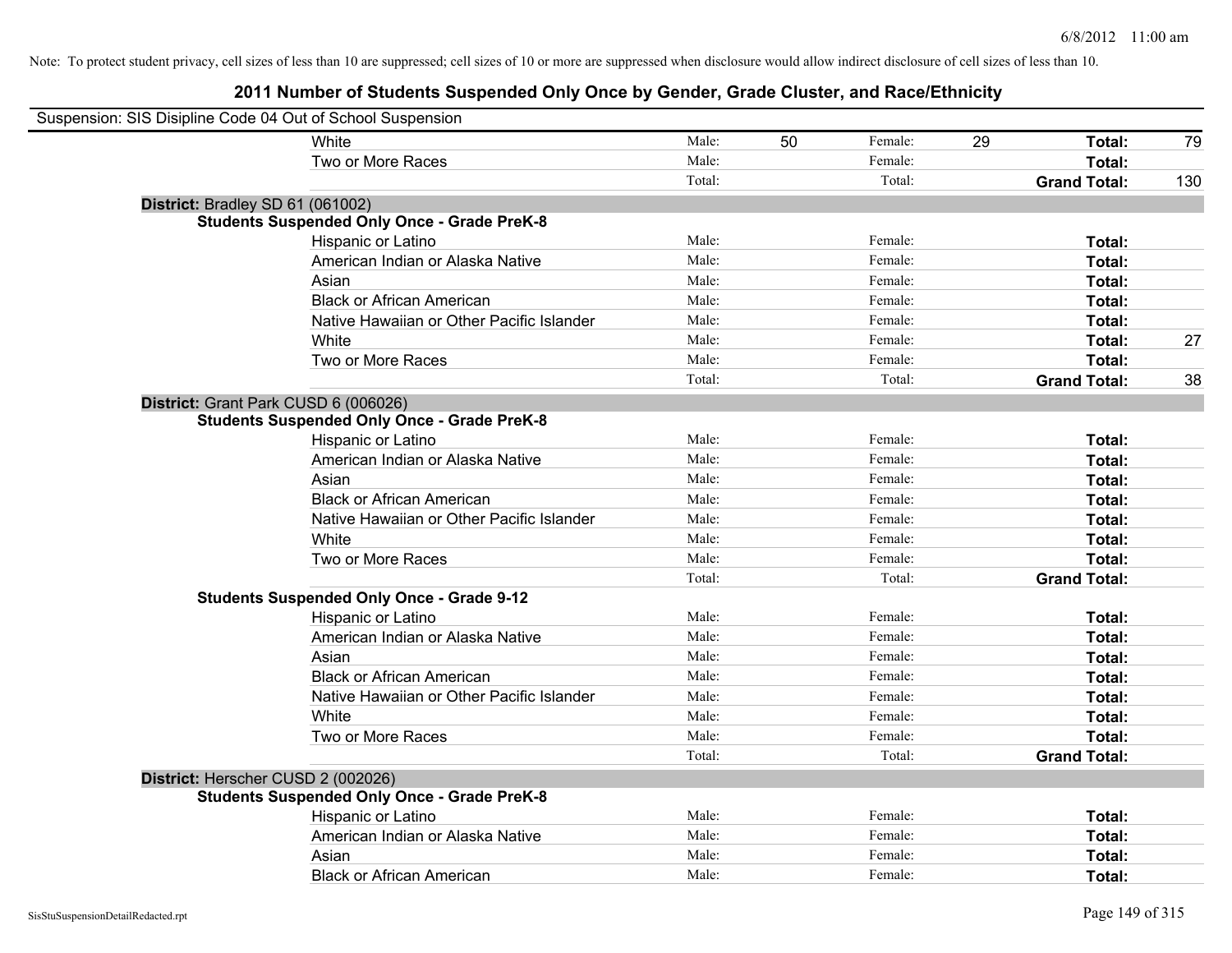Note: To protect student privacy, cell sizes of less than 10 are suppressed; cell sizes of 10 or more are suppressed when disclosure would allow indirect disclosure of cell sizes of less than 10.

# 2011 Number of Students Suspended Only Once by Gender, Grade Cluster, and Race/Ethnicity

Suspension: SIS Disipline Code 04 Out of School Suspension

| | | | | | | |
|---|---|---|---|---|---|---|
| White | Male: | 50 | Female: | 29 | **Total:** | 79 |
| Two or More Races | Male: | | Female: | | **Total:** | |
| | Total: | | Total: | | **Grand Total:** | 130 |

**District:** Bradley SD 61 (061002)

**Students Suspended Only Once - Grade PreK-8**

| | | | | | | |
|---|---|---|---|---|---|---|
| Hispanic or Latino | Male: | | Female: | | **Total:** | |
| American Indian or Alaska Native | Male: | | Female: | | **Total:** | |
| Asian | Male: | | Female: | | **Total:** | |
| Black or African American | Male: | | Female: | | **Total:** | |
| Native Hawaiian or Other Pacific Islander | Male: | | Female: | | **Total:** | |
| White | Male: | | Female: | | **Total:** | 27 |
| Two or More Races | Male: | | Female: | | **Total:** | |
| | Total: | | Total: | | **Grand Total:** | 38 |

**District:** Grant Park CUSD 6 (006026)

**Students Suspended Only Once - Grade PreK-8**

| | | | | | | |
|---|---|---|---|---|---|---|
| Hispanic or Latino | Male: | | Female: | | **Total:** | |
| American Indian or Alaska Native | Male: | | Female: | | **Total:** | |
| Asian | Male: | | Female: | | **Total:** | |
| Black or African American | Male: | | Female: | | **Total:** | |
| Native Hawaiian or Other Pacific Islander | Male: | | Female: | | **Total:** | |
| White | Male: | | Female: | | **Total:** | |
| Two or More Races | Male: | | Female: | | **Total:** | |
| | Total: | | Total: | | **Grand Total:** | |

**Students Suspended Only Once - Grade 9-12**

| | | | | | | |
|---|---|---|---|---|---|---|
| Hispanic or Latino | Male: | | Female: | | **Total:** | |
| American Indian or Alaska Native | Male: | | Female: | | **Total:** | |
| Asian | Male: | | Female: | | **Total:** | |
| Black or African American | Male: | | Female: | | **Total:** | |
| Native Hawaiian or Other Pacific Islander | Male: | | Female: | | **Total:** | |
| White | Male: | | Female: | | **Total:** | |
| Two or More Races | Male: | | Female: | | **Total:** | |
| | Total: | | Total: | | **Grand Total:** | |

**District:** Herscher CUSD 2 (002026)

**Students Suspended Only Once - Grade PreK-8**

| | | | | | | |
|---|---|---|---|---|---|---|
| Hispanic or Latino | Male: | | Female: | | **Total:** | |
| American Indian or Alaska Native | Male: | | Female: | | **Total:** | |
| Asian | Male: | | Female: | | **Total:** | |
| Black or African American | Male: | | Female: | | **Total:** | |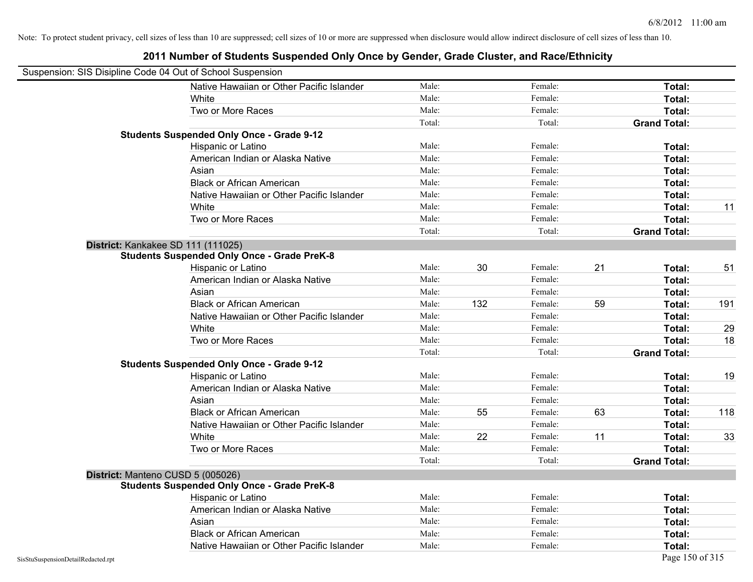Note: To protect student privacy, cell sizes of less than 10 are suppressed; cell sizes of 10 or more are suppressed when disclosure would allow indirect disclosure of cell sizes of less than 10.

# 2011 Number of Students Suspended Only Once by Gender, Grade Cluster, and Race/Ethnicity

Suspension: SIS Disipline Code 04 Out of School Suspension

| | | | | | | |
|---|---|---|---|---|---|---|
| Native Hawaiian or Other Pacific Islander | Male: | | Female: | | **Total:** | |
| White | Male: | | Female: | | **Total:** | |
| Two or More Races | Male: | | Female: | | **Total:** | |
| | Total: | | Total: | | **Grand Total:** | |
| **Students Suspended Only Once - Grade 9-12** | | | | | | |
| Hispanic or Latino | Male: | | Female: | | **Total:** | |
| American Indian or Alaska Native | Male: | | Female: | | **Total:** | |
| Asian | Male: | | Female: | | **Total:** | |
| Black or African American | Male: | | Female: | | **Total:** | |
| Native Hawaiian or Other Pacific Islander | Male: | | Female: | | **Total:** | |
| White | Male: | | Female: | | **Total:** | 11 |
| Two or More Races | Male: | | Female: | | **Total:** | |
| | Total: | | Total: | | **Grand Total:** | |
| **District:** Kankakee SD 111 (111025) | | | | | | |
| **Students Suspended Only Once - Grade PreK-8** | | | | | | |
| Hispanic or Latino | Male: | 30 | Female: | 21 | **Total:** | 51 |
| American Indian or Alaska Native | Male: | | Female: | | **Total:** | |
| Asian | Male: | | Female: | | **Total:** | |
| Black or African American | Male: | 132 | Female: | 59 | **Total:** | 191 |
| Native Hawaiian or Other Pacific Islander | Male: | | Female: | | **Total:** | |
| White | Male: | | Female: | | **Total:** | 29 |
| Two or More Races | Male: | | Female: | | **Total:** | 18 |
| | Total: | | Total: | | **Grand Total:** | |
| **Students Suspended Only Once - Grade 9-12** | | | | | | |
| Hispanic or Latino | Male: | | Female: | | **Total:** | 19 |
| American Indian or Alaska Native | Male: | | Female: | | **Total:** | |
| Asian | Male: | | Female: | | **Total:** | |
| Black or African American | Male: | 55 | Female: | 63 | **Total:** | 118 |
| Native Hawaiian or Other Pacific Islander | Male: | | Female: | | **Total:** | |
| White | Male: | 22 | Female: | 11 | **Total:** | 33 |
| Two or More Races | Male: | | Female: | | **Total:** | |
| | Total: | | Total: | | **Grand Total:** | |
| **District:** Manteno CUSD 5 (005026) | | | | | | |
| **Students Suspended Only Once - Grade PreK-8** | | | | | | |
| Hispanic or Latino | Male: | | Female: | | **Total:** | |
| American Indian or Alaska Native | Male: | | Female: | | **Total:** | |
| Asian | Male: | | Female: | | **Total:** | |
| Black or African American | Male: | | Female: | | **Total:** | |
| Native Hawaiian or Other Pacific Islander | Male: | | Female: | | **Total:** | |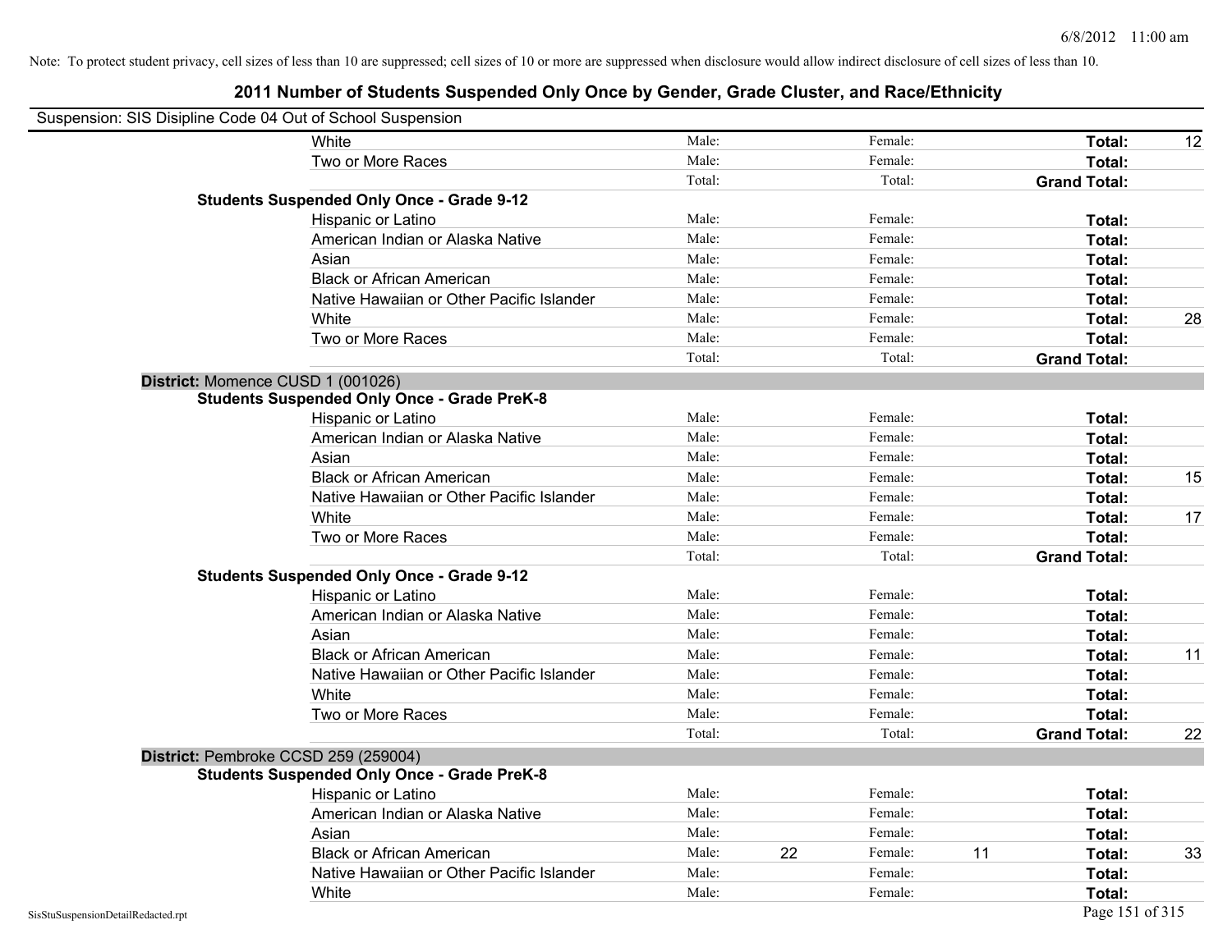Note: To protect student privacy, cell sizes of less than 10 are suppressed; cell sizes of 10 or more are suppressed when disclosure would allow indirect disclosure of cell sizes of less than 10.

# 2011 Number of Students Suspended Only Once by Gender, Grade Cluster, and Race/Ethnicity

Suspension: SIS Disipline Code 04 Out of School Suspension

| | | | | | | | |
|---|---|---|---|---|---|---|---|
| White | Male: | | Female: | | **Total:** | 12 |
| Two or More Races | Male: | | Female: | | **Total:** | |
| | Total: | | Total: | | **Grand Total:** | |

**Students Suspended Only Once - Grade 9-12**

| | | | | | | |
|---|---|---|---|---|---|---|
| Hispanic or Latino | Male: | | Female: | | **Total:** | |
| American Indian or Alaska Native | Male: | | Female: | | **Total:** | |
| Asian | Male: | | Female: | | **Total:** | |
| Black or African American | Male: | | Female: | | **Total:** | |
| Native Hawaiian or Other Pacific Islander | Male: | | Female: | | **Total:** | |
| White | Male: | | Female: | | **Total:** | 28 |
| Two or More Races | Male: | | Female: | | **Total:** | |
| | Total: | | Total: | | **Grand Total:** | |

**District:** Momence CUSD 1 (001026)

**Students Suspended Only Once - Grade PreK-8**

| | | | | | | |
|---|---|---|---|---|---|---|
| Hispanic or Latino | Male: | | Female: | | **Total:** | |
| American Indian or Alaska Native | Male: | | Female: | | **Total:** | |
| Asian | Male: | | Female: | | **Total:** | |
| Black or African American | Male: | | Female: | | **Total:** | 15 |
| Native Hawaiian or Other Pacific Islander | Male: | | Female: | | **Total:** | |
| White | Male: | | Female: | | **Total:** | 17 |
| Two or More Races | Male: | | Female: | | **Total:** | |
| | Total: | | Total: | | **Grand Total:** | |

**Students Suspended Only Once - Grade 9-12**

| | | | | | | |
|---|---|---|---|---|---|---|
| Hispanic or Latino | Male: | | Female: | | **Total:** | |
| American Indian or Alaska Native | Male: | | Female: | | **Total:** | |
| Asian | Male: | | Female: | | **Total:** | |
| Black or African American | Male: | | Female: | | **Total:** | 11 |
| Native Hawaiian or Other Pacific Islander | Male: | | Female: | | **Total:** | |
| White | Male: | | Female: | | **Total:** | |
| Two or More Races | Male: | | Female: | | **Total:** | |
| | Total: | | Total: | | **Grand Total:** | 22 |

**District:** Pembroke CCSD 259 (259004)

**Students Suspended Only Once - Grade PreK-8**

| | | | | | | |
|---|---|---|---|---|---|---|
| Hispanic or Latino | Male: | | Female: | | **Total:** | |
| American Indian or Alaska Native | Male: | | Female: | | **Total:** | |
| Asian | Male: | | Female: | | **Total:** | |
| Black or African American | Male: | 22 | Female: | 11 | **Total:** | 33 |
| Native Hawaiian or Other Pacific Islander | Male: | | Female: | | **Total:** | |
| White | Male: | | Female: | | **Total:** | |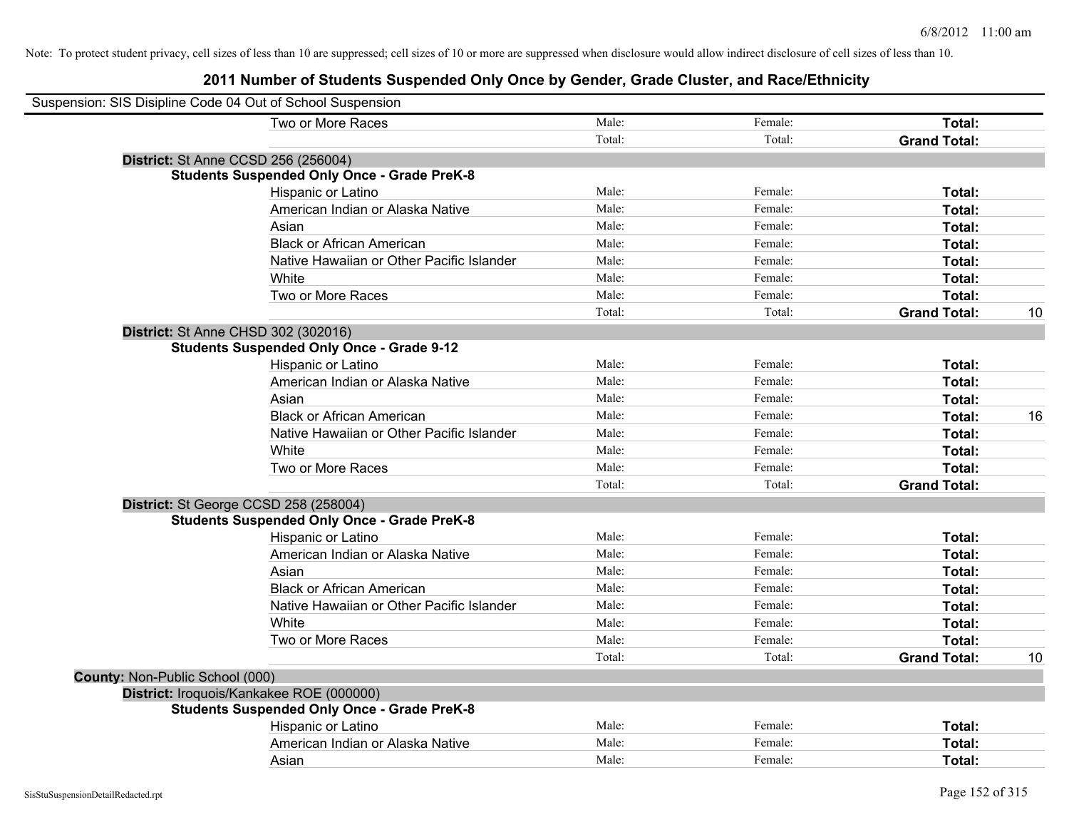Note: To protect student privacy, cell sizes of less than 10 are suppressed; cell sizes of 10 or more are suppressed when disclosure would allow indirect disclosure of cell sizes of less than 10.

# 2011 Number of Students Suspended Only Once by Gender, Grade Cluster, and Race/Ethnicity

Suspension: SIS Disipline Code 04 Out of School Suspension

| | | | | |
|---|---|---|---|---|
| Two or More Races | Male: | Female: | **Total:** | |
| | Total: | Total: | **Grand Total:** | |

**District:** St Anne CCSD 256 (256004)

**Students Suspended Only Once - Grade PreK-8**

| | | | | |
|---|---|---|---|---|
| Hispanic or Latino | Male: | Female: | **Total:** | |
| American Indian or Alaska Native | Male: | Female: | **Total:** | |
| Asian | Male: | Female: | **Total:** | |
| Black or African American | Male: | Female: | **Total:** | |
| Native Hawaiian or Other Pacific Islander | Male: | Female: | **Total:** | |
| White | Male: | Female: | **Total:** | |
| Two or More Races | Male: | Female: | **Total:** | |
| | Total: | Total: | **Grand Total:** | 10 |

**District:** St Anne CHSD 302 (302016)

**Students Suspended Only Once - Grade 9-12**

| | | | | |
|---|---|---|---|---|
| Hispanic or Latino | Male: | Female: | **Total:** | |
| American Indian or Alaska Native | Male: | Female: | **Total:** | |
| Asian | Male: | Female: | **Total:** | |
| Black or African American | Male: | Female: | **Total:** | 16 |
| Native Hawaiian or Other Pacific Islander | Male: | Female: | **Total:** | |
| White | Male: | Female: | **Total:** | |
| Two or More Races | Male: | Female: | **Total:** | |
| | Total: | Total: | **Grand Total:** | |

**District:** St George CCSD 258 (258004)

**Students Suspended Only Once - Grade PreK-8**

| | | | | |
|---|---|---|---|---|
| Hispanic or Latino | Male: | Female: | **Total:** | |
| American Indian or Alaska Native | Male: | Female: | **Total:** | |
| Asian | Male: | Female: | **Total:** | |
| Black or African American | Male: | Female: | **Total:** | |
| Native Hawaiian or Other Pacific Islander | Male: | Female: | **Total:** | |
| White | Male: | Female: | **Total:** | |
| Two or More Races | Male: | Female: | **Total:** | |
| | Total: | Total: | **Grand Total:** | 10 |

**County:** Non-Public School (000)

**District:** Iroquois/Kankakee ROE (000000)

**Students Suspended Only Once - Grade PreK-8**

| | | | | |
|---|---|---|---|---|
| Hispanic or Latino | Male: | Female: | **Total:** | |
| American Indian or Alaska Native | Male: | Female: | **Total:** | |
| Asian | Male: | Female: | **Total:** | |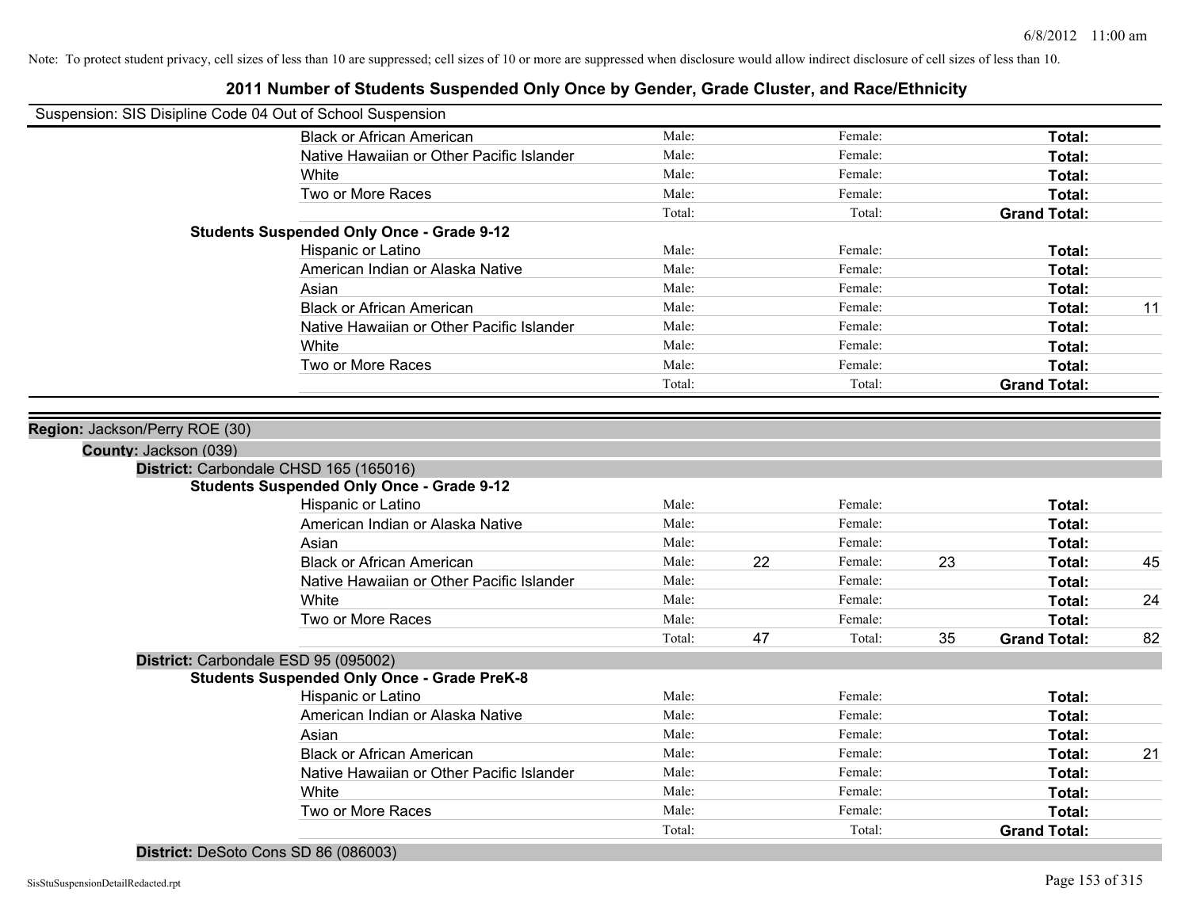Note: To protect student privacy, cell sizes of less than 10 are suppressed; cell sizes of 10 or more are suppressed when disclosure would allow indirect disclosure of cell sizes of less than 10.

# 2011 Number of Students Suspended Only Once by Gender, Grade Cluster, and Race/Ethnicity

Suspension: SIS Disipline Code 04 Out of School Suspension

| | | | | | |
|---|---|---|---|---|---|
| Black or African American | Male: | | Female: | | **Total:** | |
| Native Hawaiian or Other Pacific Islander | Male: | | Female: | | **Total:** | |
| White | Male: | | Female: | | **Total:** | |
| Two or More Races | Male: | | Female: | | **Total:** | |
| | Total: | | Total: | | **Grand Total:** | |

**Students Suspended Only Once - Grade 9-12**

| | | | | | | |
|---|---|---|---|---|---|---|
| Hispanic or Latino | Male: | | Female: | | **Total:** | |
| American Indian or Alaska Native | Male: | | Female: | | **Total:** | |
| Asian | Male: | | Female: | | **Total:** | |
| Black or African American | Male: | | Female: | | **Total:** | 11 |
| Native Hawaiian or Other Pacific Islander | Male: | | Female: | | **Total:** | |
| White | Male: | | Female: | | **Total:** | |
| Two or More Races | Male: | | Female: | | **Total:** | |
| | Total: | | Total: | | **Grand Total:** | |

**Region:** Jackson/Perry ROE (30)

**County:** Jackson (039)

**District:** Carbondale CHSD 165 (165016)

**Students Suspended Only Once - Grade 9-12**

| | | | | | | |
|---|---|---|---|---|---|---|
| Hispanic or Latino | Male: | | Female: | | **Total:** | |
| American Indian or Alaska Native | Male: | | Female: | | **Total:** | |
| Asian | Male: | | Female: | | **Total:** | |
| Black or African American | Male: | 22 | Female: | 23 | **Total:** | 45 |
| Native Hawaiian or Other Pacific Islander | Male: | | Female: | | **Total:** | |
| White | Male: | | Female: | | **Total:** | 24 |
| Two or More Races | Male: | | Female: | | **Total:** | |
| | Total: | 47 | Total: | 35 | **Grand Total:** | 82 |

**District:** Carbondale ESD 95 (095002)

**Students Suspended Only Once - Grade PreK-8**

| | | | | | | |
|---|---|---|---|---|---|---|
| Hispanic or Latino | Male: | | Female: | | **Total:** | |
| American Indian or Alaska Native | Male: | | Female: | | **Total:** | |
| Asian | Male: | | Female: | | **Total:** | |
| Black or African American | Male: | | Female: | | **Total:** | 21 |
| Native Hawaiian or Other Pacific Islander | Male: | | Female: | | **Total:** | |
| White | Male: | | Female: | | **Total:** | |
| Two or More Races | Male: | | Female: | | **Total:** | |
| | Total: | | Total: | | **Grand Total:** | |

**District:** DeSoto Cons SD 86 (086003)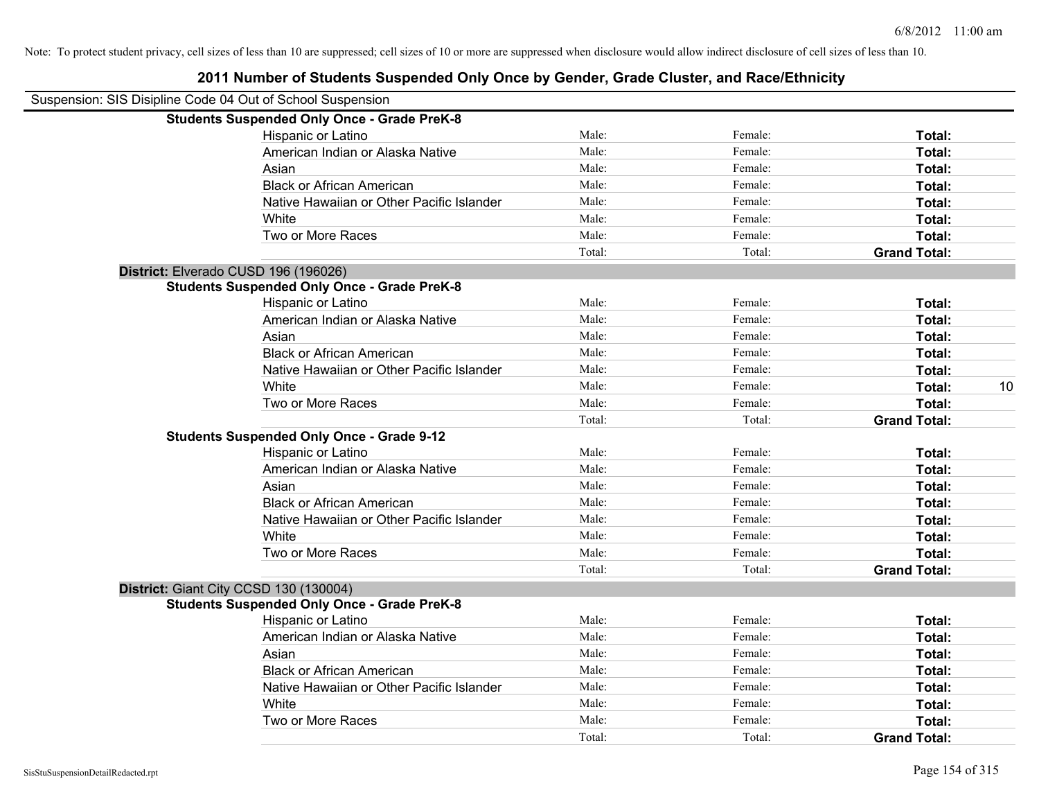Note: To protect student privacy, cell sizes of less than 10 are suppressed; cell sizes of 10 or more are suppressed when disclosure would allow indirect disclosure of cell sizes of less than 10.

# 2011 Number of Students Suspended Only Once by Gender, Grade Cluster, and Race/Ethnicity

Suspension: SIS Disipline Code 04 Out of School Suspension

**Students Suspended Only Once - Grade PreK-8**

| | | | | |
|---|---|---|---|---|
| Hispanic or Latino | Male: | Female: | **Total:** | |
| American Indian or Alaska Native | Male: | Female: | **Total:** | |
| Asian | Male: | Female: | **Total:** | |
| Black or African American | Male: | Female: | **Total:** | |
| Native Hawaiian or Other Pacific Islander | Male: | Female: | **Total:** | |
| White | Male: | Female: | **Total:** | |
| Two or More Races | Male: | Female: | **Total:** | |
| | Total: | Total: | **Grand Total:** | |

**District:** Elverado CUSD 196 (196026)

**Students Suspended Only Once - Grade PreK-8**

| | | | | |
|---|---|---|---|---|
| Hispanic or Latino | Male: | Female: | **Total:** | |
| American Indian or Alaska Native | Male: | Female: | **Total:** | |
| Asian | Male: | Female: | **Total:** | |
| Black or African American | Male: | Female: | **Total:** | |
| Native Hawaiian or Other Pacific Islander | Male: | Female: | **Total:** | |
| White | Male: | Female: | **Total:** | 10 |
| Two or More Races | Male: | Female: | **Total:** | |
| | Total: | Total: | **Grand Total:** | |

**Students Suspended Only Once - Grade 9-12**

| | | | | |
|---|---|---|---|---|
| Hispanic or Latino | Male: | Female: | **Total:** | |
| American Indian or Alaska Native | Male: | Female: | **Total:** | |
| Asian | Male: | Female: | **Total:** | |
| Black or African American | Male: | Female: | **Total:** | |
| Native Hawaiian or Other Pacific Islander | Male: | Female: | **Total:** | |
| White | Male: | Female: | **Total:** | |
| Two or More Races | Male: | Female: | **Total:** | |
| | Total: | Total: | **Grand Total:** | |

**District:** Giant City CCSD 130 (130004)

**Students Suspended Only Once - Grade PreK-8**

| | | | | |
|---|---|---|---|---|
| Hispanic or Latino | Male: | Female: | **Total:** | |
| American Indian or Alaska Native | Male: | Female: | **Total:** | |
| Asian | Male: | Female: | **Total:** | |
| Black or African American | Male: | Female: | **Total:** | |
| Native Hawaiian or Other Pacific Islander | Male: | Female: | **Total:** | |
| White | Male: | Female: | **Total:** | |
| Two or More Races | Male: | Female: | **Total:** | |
| | Total: | Total: | **Grand Total:** | |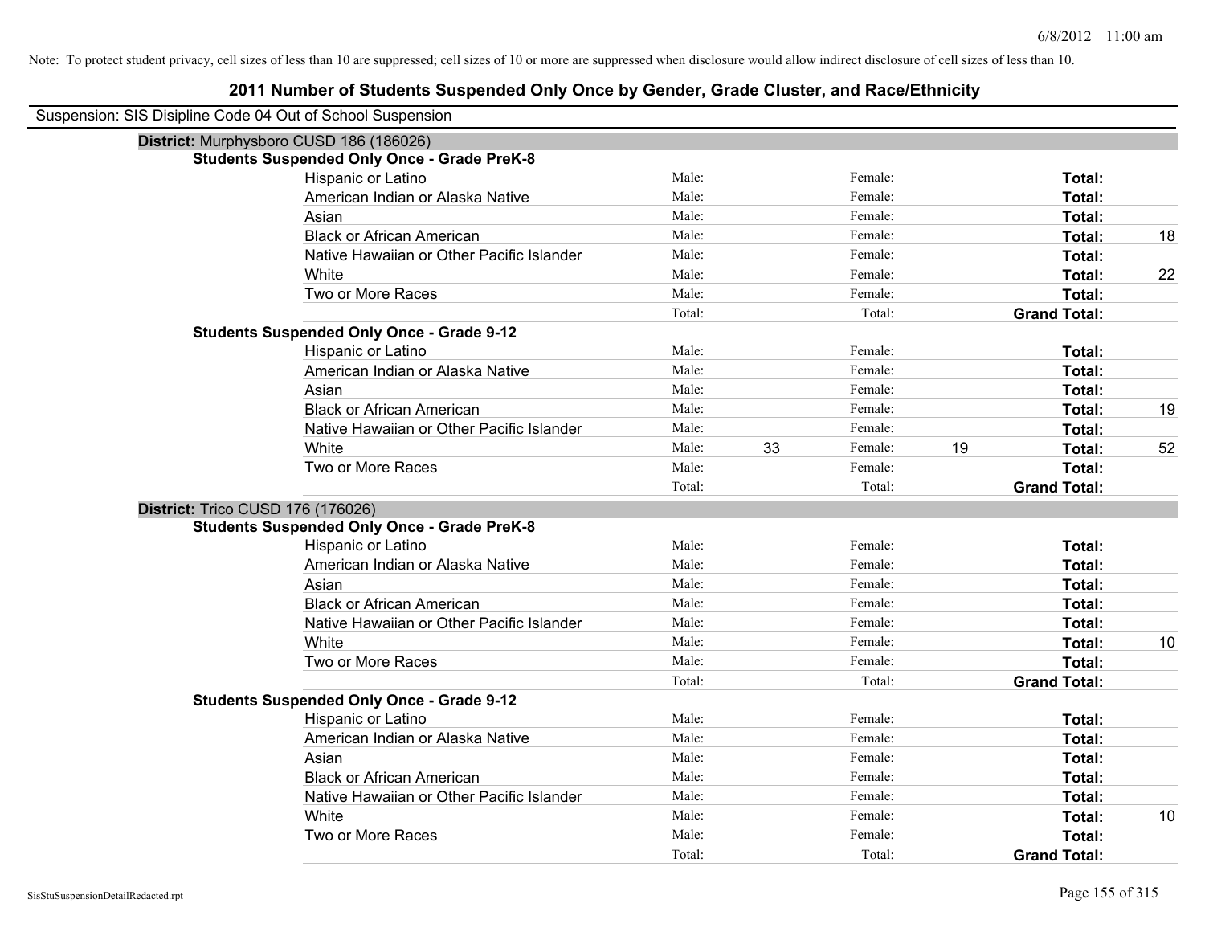Note: To protect student privacy, cell sizes of less than 10 are suppressed; cell sizes of 10 or more are suppressed when disclosure would allow indirect disclosure of cell sizes of less than 10.

## 2011 Number of Students Suspended Only Once by Gender, Grade Cluster, and Race/Ethnicity

Suspension: SIS Disipline Code 04 Out of School Suspension

### District: Murphysboro CUSD 186 (186026)

**Students Suspended Only Once - Grade PreK-8**

| Race/Ethnicity | | | | | | |
|---|---|---|---|---|---|---|
| Hispanic or Latino | Male: | | Female: | | **Total:** | |
| American Indian or Alaska Native | Male: | | Female: | | **Total:** | |
| Asian | Male: | | Female: | | **Total:** | |
| Black or African American | Male: | | Female: | | **Total:** | 18 |
| Native Hawaiian or Other Pacific Islander | Male: | | Female: | | **Total:** | |
| White | Male: | | Female: | | **Total:** | 22 |
| Two or More Races | Male: | | Female: | | **Total:** | |
| | Total: | | Total: | | **Grand Total:** | |

**Students Suspended Only Once - Grade 9-12**

| Race/Ethnicity | | | | | | |
|---|---|---|---|---|---|---|
| Hispanic or Latino | Male: | | Female: | | **Total:** | |
| American Indian or Alaska Native | Male: | | Female: | | **Total:** | |
| Asian | Male: | | Female: | | **Total:** | |
| Black or African American | Male: | | Female: | | **Total:** | 19 |
| Native Hawaiian or Other Pacific Islander | Male: | | Female: | | **Total:** | |
| White | Male: | 33 | Female: | 19 | **Total:** | 52 |
| Two or More Races | Male: | | Female: | | **Total:** | |
| | Total: | | Total: | | **Grand Total:** | |

### District: Trico CUSD 176 (176026)

**Students Suspended Only Once - Grade PreK-8**

| Race/Ethnicity | | | | | | |
|---|---|---|---|---|---|---|
| Hispanic or Latino | Male: | | Female: | | **Total:** | |
| American Indian or Alaska Native | Male: | | Female: | | **Total:** | |
| Asian | Male: | | Female: | | **Total:** | |
| Black or African American | Male: | | Female: | | **Total:** | |
| Native Hawaiian or Other Pacific Islander | Male: | | Female: | | **Total:** | |
| White | Male: | | Female: | | **Total:** | 10 |
| Two or More Races | Male: | | Female: | | **Total:** | |
| | Total: | | Total: | | **Grand Total:** | |

**Students Suspended Only Once - Grade 9-12**

| Race/Ethnicity | | | | | | |
|---|---|---|---|---|---|---|
| Hispanic or Latino | Male: | | Female: | | **Total:** | |
| American Indian or Alaska Native | Male: | | Female: | | **Total:** | |
| Asian | Male: | | Female: | | **Total:** | |
| Black or African American | Male: | | Female: | | **Total:** | |
| Native Hawaiian or Other Pacific Islander | Male: | | Female: | | **Total:** | |
| White | Male: | | Female: | | **Total:** | 10 |
| Two or More Races | Male: | | Female: | | **Total:** | |
| | Total: | | Total: | | **Grand Total:** | |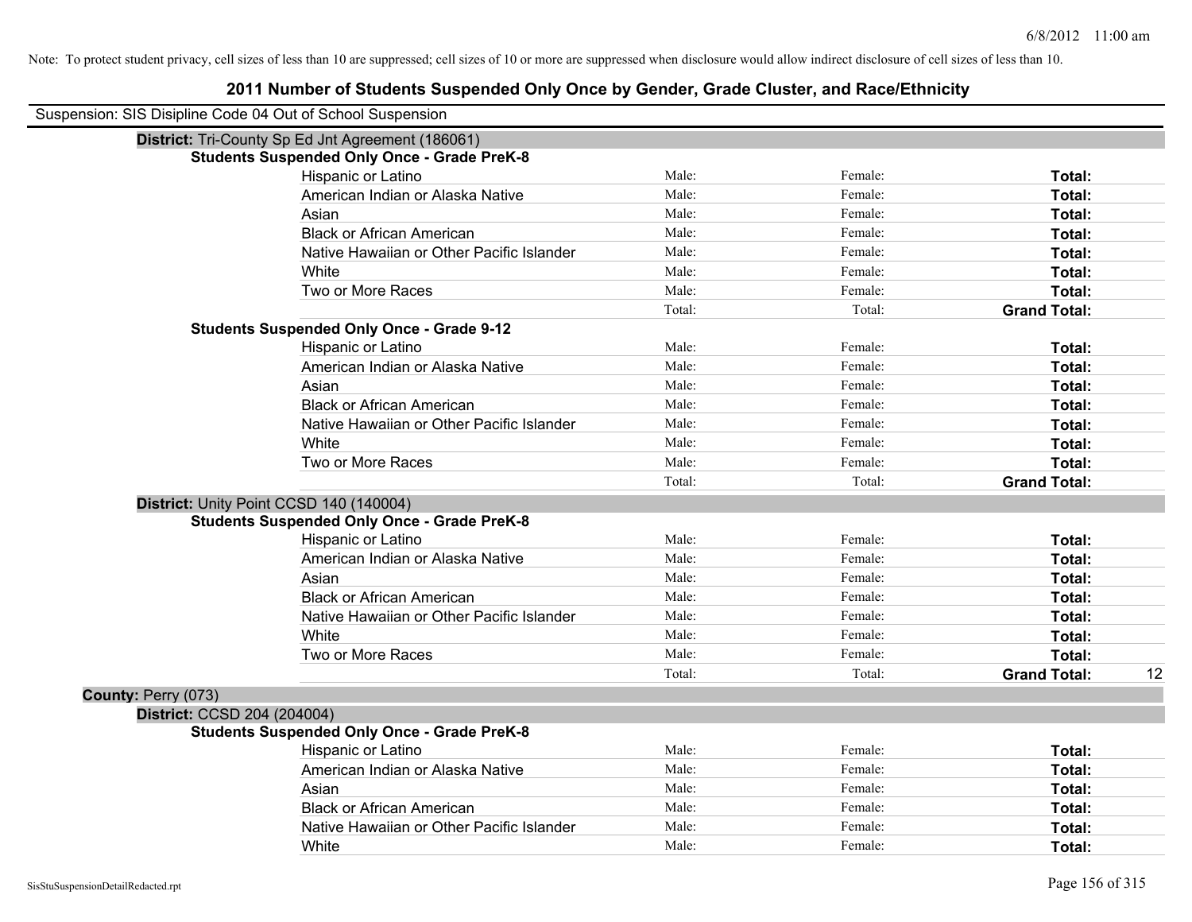Note: To protect student privacy, cell sizes of less than 10 are suppressed; cell sizes of 10 or more are suppressed when disclosure would allow indirect disclosure of cell sizes of less than 10.

# 2011 Number of Students Suspended Only Once by Gender, Grade Cluster, and Race/Ethnicity

Suspension: SIS Disipline Code 04 Out of School Suspension

**District:** Tri-County Sp Ed Jnt Agreement (186061)

**Students Suspended Only Once - Grade PreK-8**

| | | | | |
|---|---|---|---|---|
| Hispanic or Latino | Male: | Female: | **Total:** | |
| American Indian or Alaska Native | Male: | Female: | **Total:** | |
| Asian | Male: | Female: | **Total:** | |
| Black or African American | Male: | Female: | **Total:** | |
| Native Hawaiian or Other Pacific Islander | Male: | Female: | **Total:** | |
| White | Male: | Female: | **Total:** | |
| Two or More Races | Male: | Female: | **Total:** | |
| | Total: | Total: | **Grand Total:** | |

**Students Suspended Only Once - Grade 9-12**

| | | | | |
|---|---|---|---|---|
| Hispanic or Latino | Male: | Female: | **Total:** | |
| American Indian or Alaska Native | Male: | Female: | **Total:** | |
| Asian | Male: | Female: | **Total:** | |
| Black or African American | Male: | Female: | **Total:** | |
| Native Hawaiian or Other Pacific Islander | Male: | Female: | **Total:** | |
| White | Male: | Female: | **Total:** | |
| Two or More Races | Male: | Female: | **Total:** | |
| | Total: | Total: | **Grand Total:** | |

**District:** Unity Point CCSD 140 (140004)

**Students Suspended Only Once - Grade PreK-8**

| | | | | |
|---|---|---|---|---|
| Hispanic or Latino | Male: | Female: | **Total:** | |
| American Indian or Alaska Native | Male: | Female: | **Total:** | |
| Asian | Male: | Female: | **Total:** | |
| Black or African American | Male: | Female: | **Total:** | |
| Native Hawaiian or Other Pacific Islander | Male: | Female: | **Total:** | |
| White | Male: | Female: | **Total:** | |
| Two or More Races | Male: | Female: | **Total:** | |
| | Total: | Total: | **Grand Total:** | 12 |

**County:** Perry (073)

**District:** CCSD 204 (204004)

**Students Suspended Only Once - Grade PreK-8**

| | | | | |
|---|---|---|---|---|
| Hispanic or Latino | Male: | Female: | **Total:** | |
| American Indian or Alaska Native | Male: | Female: | **Total:** | |
| Asian | Male: | Female: | **Total:** | |
| Black or African American | Male: | Female: | **Total:** | |
| Native Hawaiian or Other Pacific Islander | Male: | Female: | **Total:** | |
| White | Male: | Female: | **Total:** | |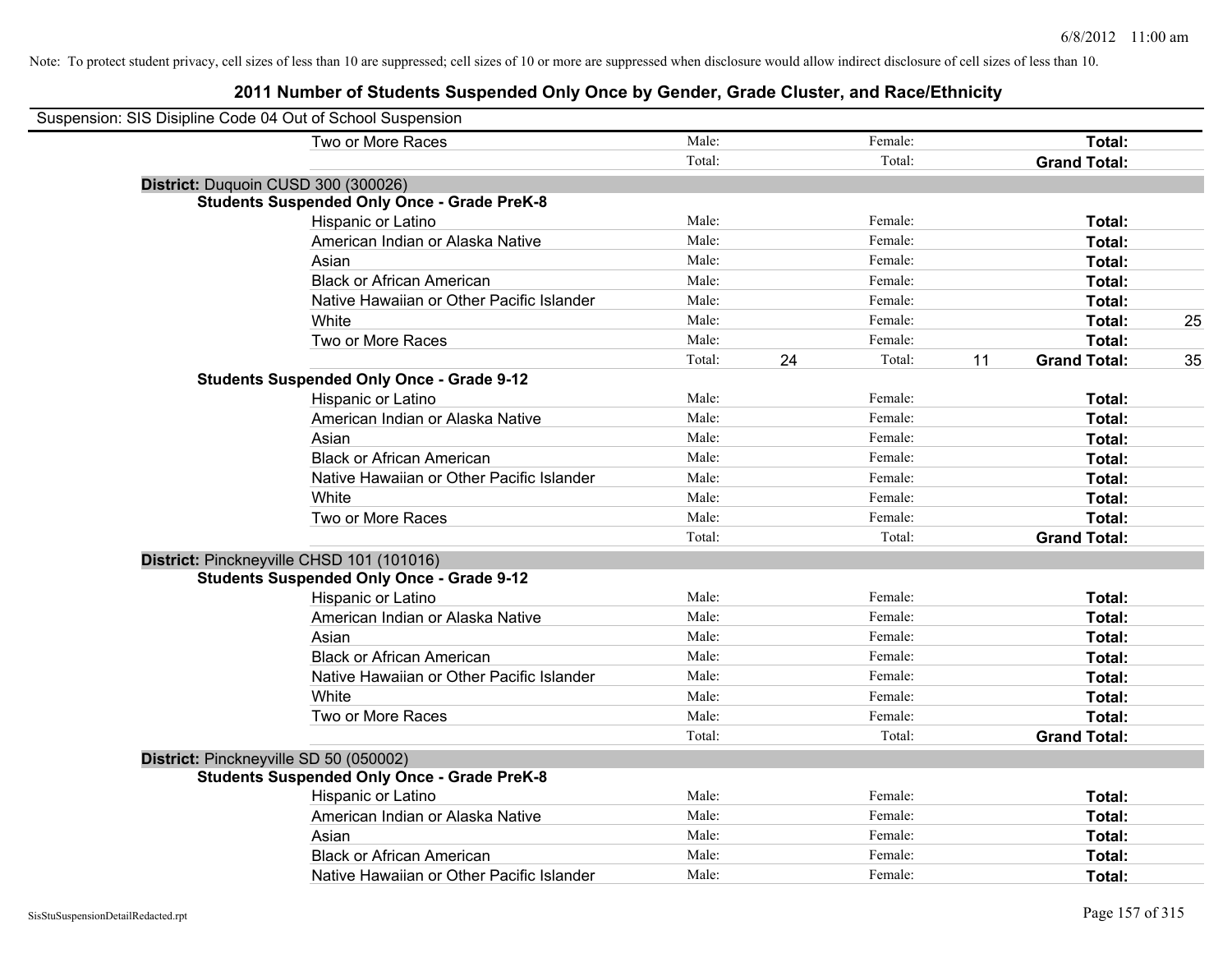Note: To protect student privacy, cell sizes of less than 10 are suppressed; cell sizes of 10 or more are suppressed when disclosure would allow indirect disclosure of cell sizes of less than 10.

# 2011 Number of Students Suspended Only Once by Gender, Grade Cluster, and Race/Ethnicity

Suspension: SIS Disipline Code 04 Out of School Suspension

| | Male | | Female | | | |
|---|---|---|---|---|---|---|
| Two or More Races | Male: | | Female: | | **Total:** | |
| | Total: | | Total: | | **Grand Total:** | |

**District:** Duquoin CUSD 300 (300026)

**Students Suspended Only Once - Grade PreK-8**

| | | | | | | |
|---|---|---|---|---|---|---|
| Hispanic or Latino | Male: | | Female: | | **Total:** | |
| American Indian or Alaska Native | Male: | | Female: | | **Total:** | |
| Asian | Male: | | Female: | | **Total:** | |
| Black or African American | Male: | | Female: | | **Total:** | |
| Native Hawaiian or Other Pacific Islander | Male: | | Female: | | **Total:** | |
| White | Male: | | Female: | | **Total:** | 25 |
| Two or More Races | Male: | | Female: | | **Total:** | |
| | Total: | 24 | Total: | 11 | **Grand Total:** | 35 |

**Students Suspended Only Once - Grade 9-12**

| | | | | | | |
|---|---|---|---|---|---|---|
| Hispanic or Latino | Male: | | Female: | | **Total:** | |
| American Indian or Alaska Native | Male: | | Female: | | **Total:** | |
| Asian | Male: | | Female: | | **Total:** | |
| Black or African American | Male: | | Female: | | **Total:** | |
| Native Hawaiian or Other Pacific Islander | Male: | | Female: | | **Total:** | |
| White | Male: | | Female: | | **Total:** | |
| Two or More Races | Male: | | Female: | | **Total:** | |
| | Total: | | Total: | | **Grand Total:** | |

**District:** Pinckneyville CHSD 101 (101016)

**Students Suspended Only Once - Grade 9-12**

| | | | | | | |
|---|---|---|---|---|---|---|
| Hispanic or Latino | Male: | | Female: | | **Total:** | |
| American Indian or Alaska Native | Male: | | Female: | | **Total:** | |
| Asian | Male: | | Female: | | **Total:** | |
| Black or African American | Male: | | Female: | | **Total:** | |
| Native Hawaiian or Other Pacific Islander | Male: | | Female: | | **Total:** | |
| White | Male: | | Female: | | **Total:** | |
| Two or More Races | Male: | | Female: | | **Total:** | |
| | Total: | | Total: | | **Grand Total:** | |

**District:** Pinckneyville SD 50 (050002)

**Students Suspended Only Once - Grade PreK-8**

| | | | | | | |
|---|---|---|---|---|---|---|
| Hispanic or Latino | Male: | | Female: | | **Total:** | |
| American Indian or Alaska Native | Male: | | Female: | | **Total:** | |
| Asian | Male: | | Female: | | **Total:** | |
| Black or African American | Male: | | Female: | | **Total:** | |
| Native Hawaiian or Other Pacific Islander | Male: | | Female: | | **Total:** | |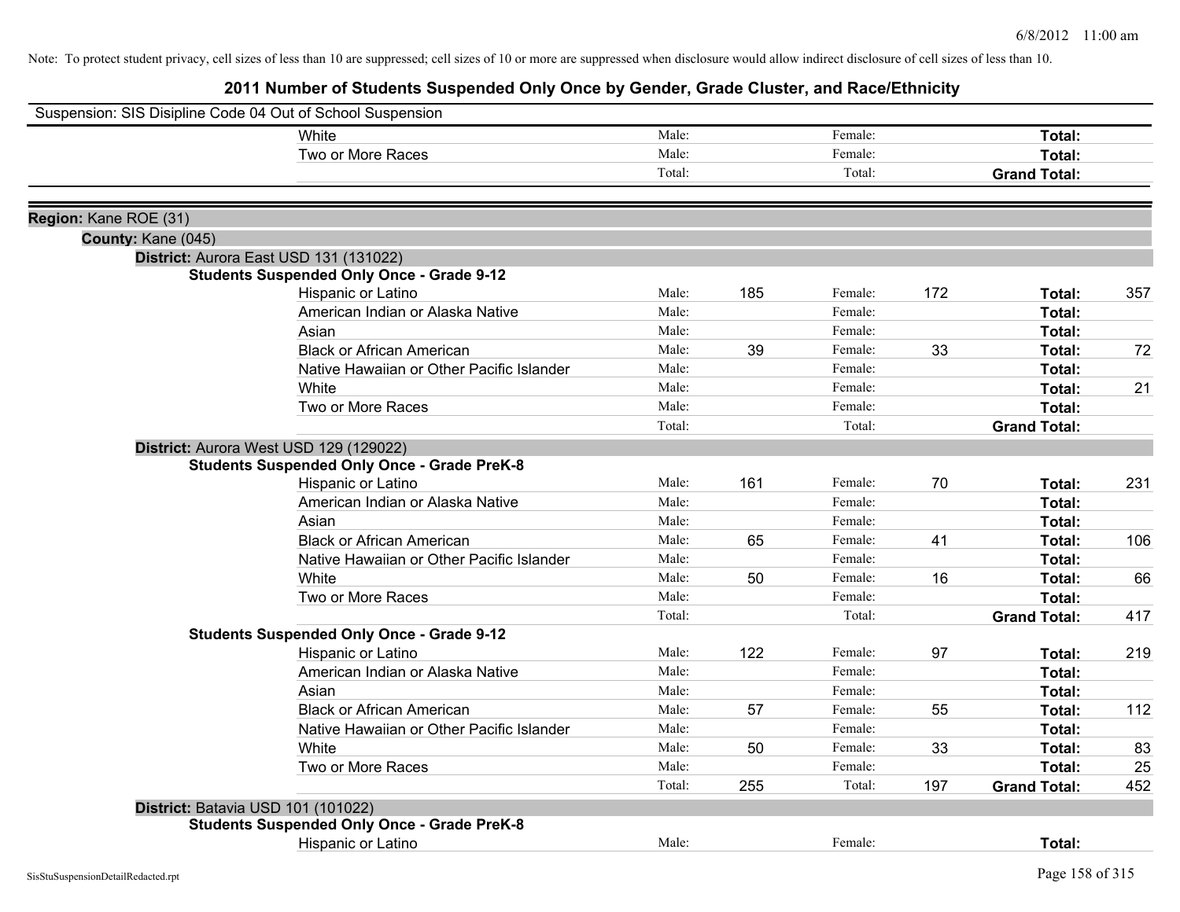Note: To protect student privacy, cell sizes of less than 10 are suppressed; cell sizes of 10 or more are suppressed when disclosure would allow indirect disclosure of cell sizes of less than 10.

# 2011 Number of Students Suspended Only Once by Gender, Grade Cluster, and Race/Ethnicity

Suspension: SIS Disipline Code 04 Out of School Suspension

| | | | | | | |
|---|---|---|---|---|---|---|
| White | Male: | | Female: | | **Total:** | |
| Two or More Races | Male: | | Female: | | **Total:** | |
| | Total: | | Total: | | **Grand Total:** | |

**Region:** Kane ROE (31)

**County:** Kane (045)

**District:** Aurora East USD 131 (131022)

**Students Suspended Only Once - Grade 9-12**

| | | | | | | |
|---|---|---|---|---|---|---|
| Hispanic or Latino | Male: | 185 | Female: | 172 | **Total:** | 357 |
| American Indian or Alaska Native | Male: | | Female: | | **Total:** | |
| Asian | Male: | | Female: | | **Total:** | |
| Black or African American | Male: | 39 | Female: | 33 | **Total:** | 72 |
| Native Hawaiian or Other Pacific Islander | Male: | | Female: | | **Total:** | |
| White | Male: | | Female: | | **Total:** | 21 |
| Two or More Races | Male: | | Female: | | **Total:** | |
| | Total: | | Total: | | **Grand Total:** | |

**District:** Aurora West USD 129 (129022)

**Students Suspended Only Once - Grade PreK-8**

| | | | | | | |
|---|---|---|---|---|---|---|
| Hispanic or Latino | Male: | 161 | Female: | 70 | **Total:** | 231 |
| American Indian or Alaska Native | Male: | | Female: | | **Total:** | |
| Asian | Male: | | Female: | | **Total:** | |
| Black or African American | Male: | 65 | Female: | 41 | **Total:** | 106 |
| Native Hawaiian or Other Pacific Islander | Male: | | Female: | | **Total:** | |
| White | Male: | 50 | Female: | 16 | **Total:** | 66 |
| Two or More Races | Male: | | Female: | | **Total:** | |
| | Total: | | Total: | | **Grand Total:** | 417 |

**Students Suspended Only Once - Grade 9-12**

| | | | | | | |
|---|---|---|---|---|---|---|
| Hispanic or Latino | Male: | 122 | Female: | 97 | **Total:** | 219 |
| American Indian or Alaska Native | Male: | | Female: | | **Total:** | |
| Asian | Male: | | Female: | | **Total:** | |
| Black or African American | Male: | 57 | Female: | 55 | **Total:** | 112 |
| Native Hawaiian or Other Pacific Islander | Male: | | Female: | | **Total:** | |
| White | Male: | 50 | Female: | 33 | **Total:** | 83 |
| Two or More Races | Male: | | Female: | | **Total:** | 25 |
| | Total: | 255 | Total: | 197 | **Grand Total:** | 452 |

**District:** Batavia USD 101 (101022)

**Students Suspended Only Once - Grade PreK-8**

| | | | | | | |
|---|---|---|---|---|---|---|
| Hispanic or Latino | Male: | | Female: | | **Total:** | |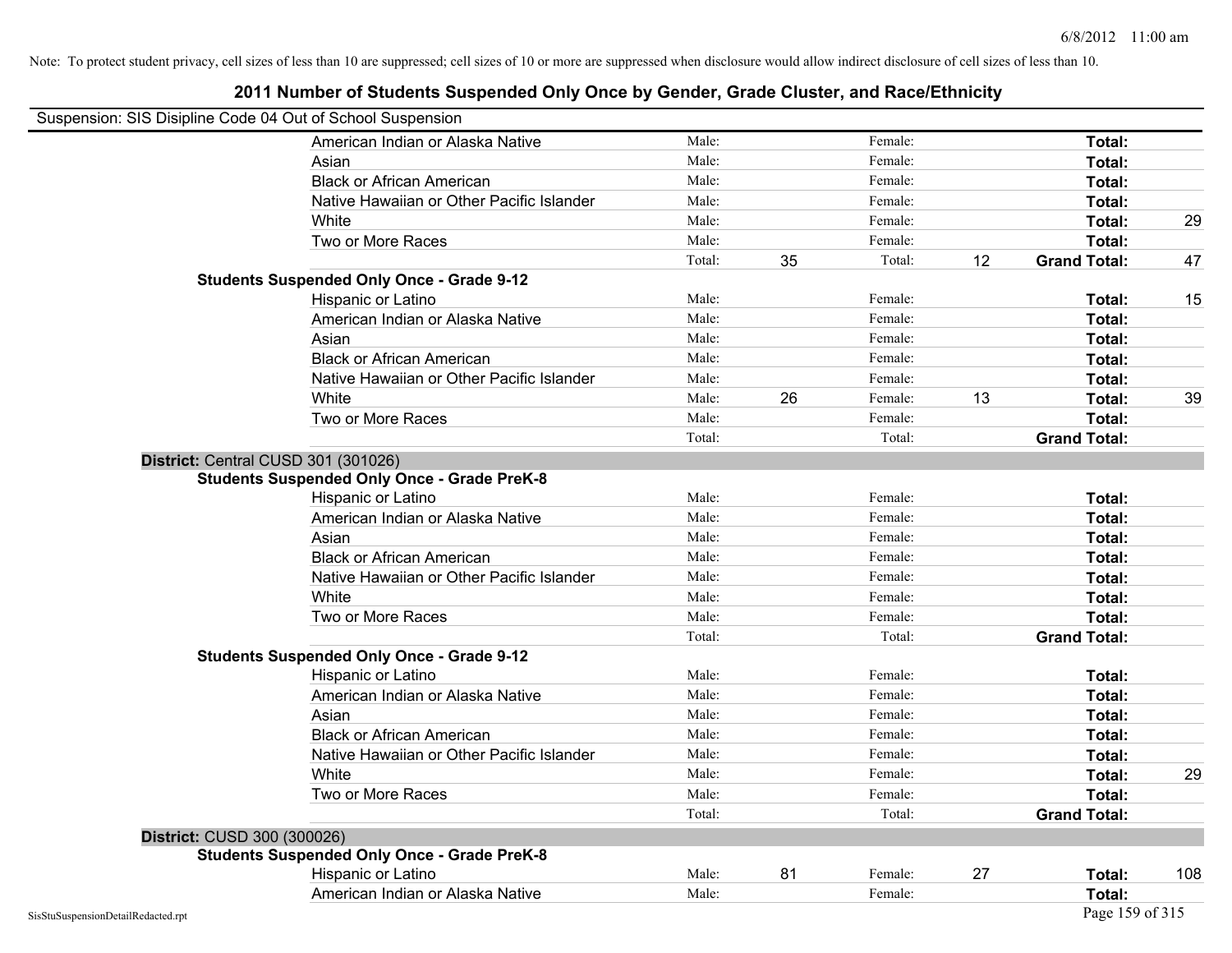Note: To protect student privacy, cell sizes of less than 10 are suppressed; cell sizes of 10 or more are suppressed when disclosure would allow indirect disclosure of cell sizes of less than 10.

# 2011 Number of Students Suspended Only Once by Gender, Grade Cluster, and Race/Ethnicity

Suspension: SIS Disipline Code 04 Out of School Suspension

| | | | | | | | |
|---|---|---|---|---|---|---|---|
| | American Indian or Alaska Native | Male: | | Female: | | **Total:** | |
| | Asian | Male: | | Female: | | **Total:** | |
| | Black or African American | Male: | | Female: | | **Total:** | |
| | Native Hawaiian or Other Pacific Islander | Male: | | Female: | | **Total:** | |
| | White | Male: | | Female: | | **Total:** | 29 |
| | Two or More Races | Male: | | Female: | | **Total:** | |
| | | Total: | 35 | Total: | 12 | **Grand Total:** | 47 |
| **Students Suspended Only Once - Grade 9-12** | | | | | | | |
| | Hispanic or Latino | Male: | | Female: | | **Total:** | 15 |
| | American Indian or Alaska Native | Male: | | Female: | | **Total:** | |
| | Asian | Male: | | Female: | | **Total:** | |
| | Black or African American | Male: | | Female: | | **Total:** | |
| | Native Hawaiian or Other Pacific Islander | Male: | | Female: | | **Total:** | |
| | White | Male: | 26 | Female: | 13 | **Total:** | 39 |
| | Two or More Races | Male: | | Female: | | **Total:** | |
| | | Total: | | Total: | | **Grand Total:** | |
| **District:** Central CUSD 301 (301026) | | | | | | | |
| **Students Suspended Only Once - Grade PreK-8** | | | | | | | |
| | Hispanic or Latino | Male: | | Female: | | **Total:** | |
| | American Indian or Alaska Native | Male: | | Female: | | **Total:** | |
| | Asian | Male: | | Female: | | **Total:** | |
| | Black or African American | Male: | | Female: | | **Total:** | |
| | Native Hawaiian or Other Pacific Islander | Male: | | Female: | | **Total:** | |
| | White | Male: | | Female: | | **Total:** | |
| | Two or More Races | Male: | | Female: | | **Total:** | |
| | | Total: | | Total: | | **Grand Total:** | |
| **Students Suspended Only Once - Grade 9-12** | | | | | | | |
| | Hispanic or Latino | Male: | | Female: | | **Total:** | |
| | American Indian or Alaska Native | Male: | | Female: | | **Total:** | |
| | Asian | Male: | | Female: | | **Total:** | |
| | Black or African American | Male: | | Female: | | **Total:** | |
| | Native Hawaiian or Other Pacific Islander | Male: | | Female: | | **Total:** | |
| | White | Male: | | Female: | | **Total:** | 29 |
| | Two or More Races | Male: | | Female: | | **Total:** | |
| | | Total: | | Total: | | **Grand Total:** | |
| **District:** CUSD 300 (300026) | | | | | | | |
| **Students Suspended Only Once - Grade PreK-8** | | | | | | | |
| | Hispanic or Latino | Male: | 81 | Female: | 27 | **Total:** | 108 |
| | American Indian or Alaska Native | Male: | | Female: | | **Total:** | |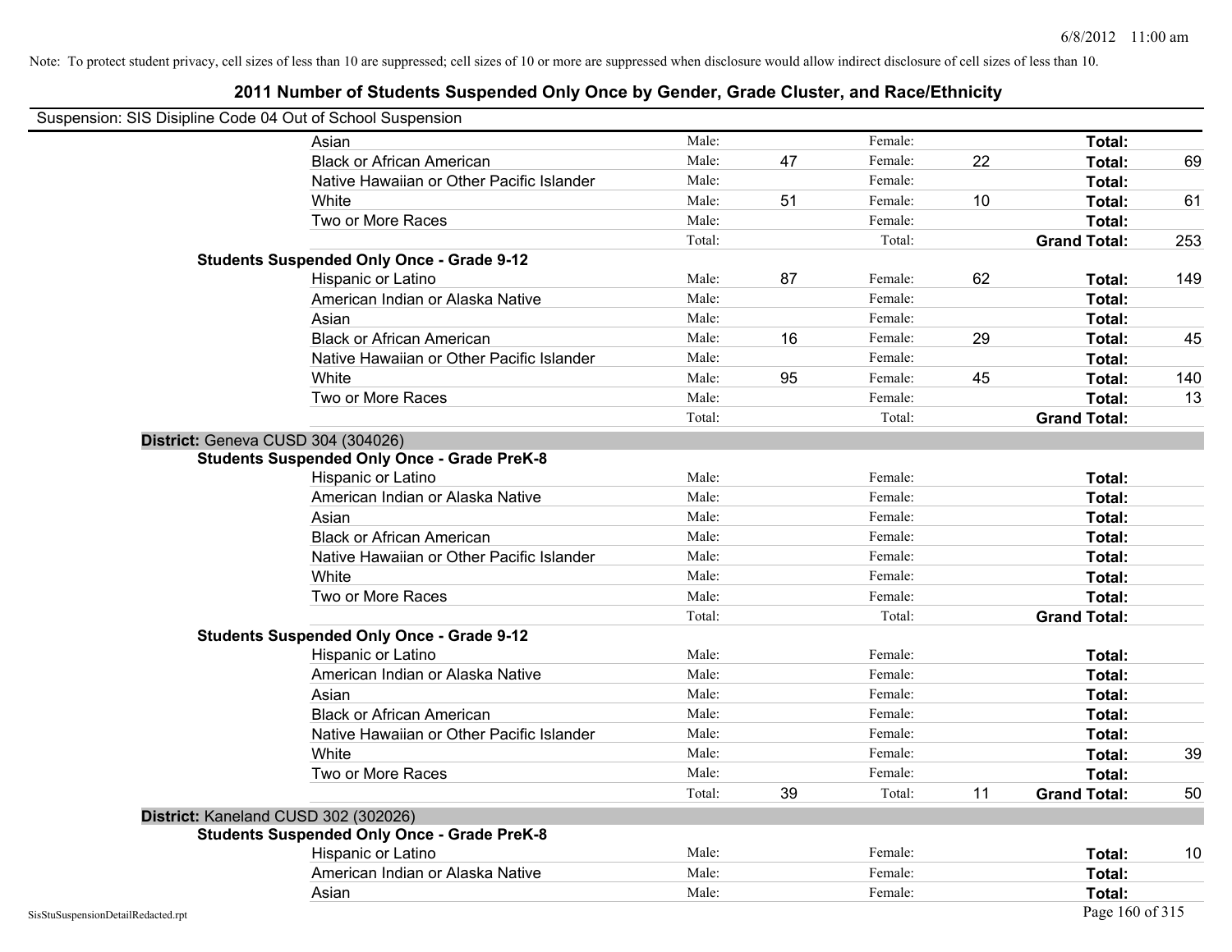Note: To protect student privacy, cell sizes of less than 10 are suppressed; cell sizes of 10 or more are suppressed when disclosure would allow indirect disclosure of cell sizes of less than 10.

# 2011 Number of Students Suspended Only Once by Gender, Grade Cluster, and Race/Ethnicity

Suspension: SIS Disipline Code 04 Out of School Suspension

| | | | | | | |
|---|---|---|---|---|---|---|
| Asian | Male: | | Female: | | **Total:** | |
| Black or African American | Male: | 47 | Female: | 22 | **Total:** | 69 |
| Native Hawaiian or Other Pacific Islander | Male: | | Female: | | **Total:** | |
| White | Male: | 51 | Female: | 10 | **Total:** | 61 |
| Two or More Races | Male: | | Female: | | **Total:** | |
| | Total: | | Total: | | **Grand Total:** | 253 |

**Students Suspended Only Once - Grade 9-12**

| | | | | | | |
|---|---|---|---|---|---|---|
| Hispanic or Latino | Male: | 87 | Female: | 62 | **Total:** | 149 |
| American Indian or Alaska Native | Male: | | Female: | | **Total:** | |
| Asian | Male: | | Female: | | **Total:** | |
| Black or African American | Male: | 16 | Female: | 29 | **Total:** | 45 |
| Native Hawaiian or Other Pacific Islander | Male: | | Female: | | **Total:** | |
| White | Male: | 95 | Female: | 45 | **Total:** | 140 |
| Two or More Races | Male: | | Female: | | **Total:** | 13 |
| | Total: | | Total: | | **Grand Total:** | |

**District:** Geneva CUSD 304 (304026)

**Students Suspended Only Once - Grade PreK-8**

| | | | | | | |
|---|---|---|---|---|---|---|
| Hispanic or Latino | Male: | | Female: | | **Total:** | |
| American Indian or Alaska Native | Male: | | Female: | | **Total:** | |
| Asian | Male: | | Female: | | **Total:** | |
| Black or African American | Male: | | Female: | | **Total:** | |
| Native Hawaiian or Other Pacific Islander | Male: | | Female: | | **Total:** | |
| White | Male: | | Female: | | **Total:** | |
| Two or More Races | Male: | | Female: | | **Total:** | |
| | Total: | | Total: | | **Grand Total:** | |

**Students Suspended Only Once - Grade 9-12**

| | | | | | | |
|---|---|---|---|---|---|---|
| Hispanic or Latino | Male: | | Female: | | **Total:** | |
| American Indian or Alaska Native | Male: | | Female: | | **Total:** | |
| Asian | Male: | | Female: | | **Total:** | |
| Black or African American | Male: | | Female: | | **Total:** | |
| Native Hawaiian or Other Pacific Islander | Male: | | Female: | | **Total:** | |
| White | Male: | | Female: | | **Total:** | 39 |
| Two or More Races | Male: | | Female: | | **Total:** | |
| | Total: | 39 | Total: | 11 | **Grand Total:** | 50 |

**District:** Kaneland CUSD 302 (302026)

**Students Suspended Only Once - Grade PreK-8**

| | | | | | | |
|---|---|---|---|---|---|---|
| Hispanic or Latino | Male: | | Female: | | **Total:** | 10 |
| American Indian or Alaska Native | Male: | | Female: | | **Total:** | |
| Asian | Male: | | Female: | | **Total:** | |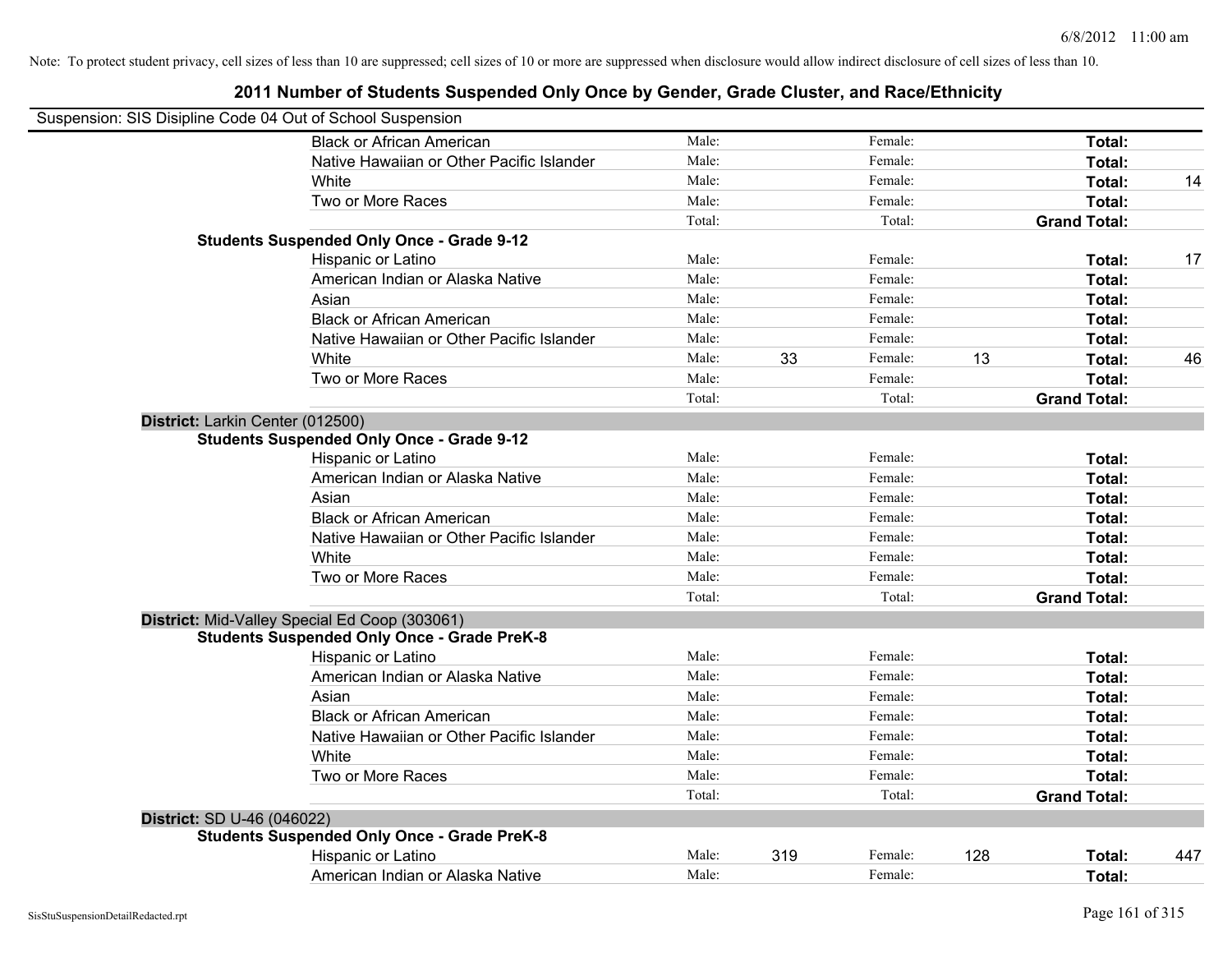Note: To protect student privacy, cell sizes of less than 10 are suppressed; cell sizes of 10 or more are suppressed when disclosure would allow indirect disclosure of cell sizes of less than 10.

## 2011 Number of Students Suspended Only Once by Gender, Grade Cluster, and Race/Ethnicity

Suspension: SIS Disipline Code 04 Out of School Suspension

| | | | | | | |
|---|---|---|---|---|---|---|
| Black or African American | Male: | | Female: | | **Total:** | |
| Native Hawaiian or Other Pacific Islander | Male: | | Female: | | **Total:** | |
| White | Male: | | Female: | | **Total:** | 14 |
| Two or More Races | Male: | | Female: | | **Total:** | |
| | Total: | | Total: | | **Grand Total:** | |

**Students Suspended Only Once - Grade 9-12**

| | | | | | | |
|---|---|---|---|---|---|---|
| Hispanic or Latino | Male: | | Female: | | **Total:** | 17 |
| American Indian or Alaska Native | Male: | | Female: | | **Total:** | |
| Asian | Male: | | Female: | | **Total:** | |
| Black or African American | Male: | | Female: | | **Total:** | |
| Native Hawaiian or Other Pacific Islander | Male: | | Female: | | **Total:** | |
| White | Male: | 33 | Female: | 13 | **Total:** | 46 |
| Two or More Races | Male: | | Female: | | **Total:** | |
| | Total: | | Total: | | **Grand Total:** | |

**District:** Larkin Center (012500)

**Students Suspended Only Once - Grade 9-12**

| | | | | | | |
|---|---|---|---|---|---|---|
| Hispanic or Latino | Male: | | Female: | | **Total:** | |
| American Indian or Alaska Native | Male: | | Female: | | **Total:** | |
| Asian | Male: | | Female: | | **Total:** | |
| Black or African American | Male: | | Female: | | **Total:** | |
| Native Hawaiian or Other Pacific Islander | Male: | | Female: | | **Total:** | |
| White | Male: | | Female: | | **Total:** | |
| Two or More Races | Male: | | Female: | | **Total:** | |
| | Total: | | Total: | | **Grand Total:** | |

**District:** Mid-Valley Special Ed Coop (303061)

**Students Suspended Only Once - Grade PreK-8**

| | | | | | | |
|---|---|---|---|---|---|---|
| Hispanic or Latino | Male: | | Female: | | **Total:** | |
| American Indian or Alaska Native | Male: | | Female: | | **Total:** | |
| Asian | Male: | | Female: | | **Total:** | |
| Black or African American | Male: | | Female: | | **Total:** | |
| Native Hawaiian or Other Pacific Islander | Male: | | Female: | | **Total:** | |
| White | Male: | | Female: | | **Total:** | |
| Two or More Races | Male: | | Female: | | **Total:** | |
| | Total: | | Total: | | **Grand Total:** | |

**District:** SD U-46 (046022)

**Students Suspended Only Once - Grade PreK-8**

| | | | | | | |
|---|---|---|---|---|---|---|
| Hispanic or Latino | Male: | 319 | Female: | 128 | **Total:** | 447 |
| American Indian or Alaska Native | Male: | | Female: | | **Total:** | |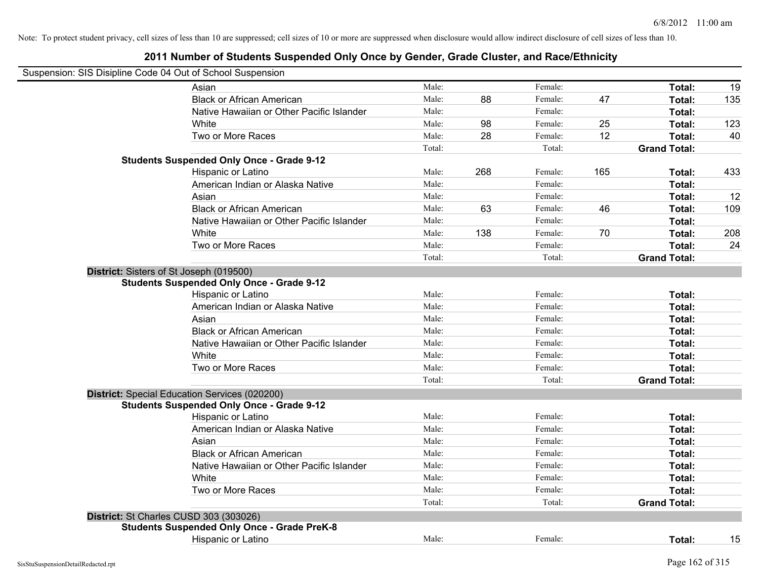Note: To protect student privacy, cell sizes of less than 10 are suppressed; cell sizes of 10 or more are suppressed when disclosure would allow indirect disclosure of cell sizes of less than 10.

# 2011 Number of Students Suspended Only Once by Gender, Grade Cluster, and Race/Ethnicity

Suspension: SIS Disipline Code 04 Out of School Suspension

| | | | | | | |
|---|---|---|---|---|---|---|
| Asian | Male: | | Female: | | **Total:** | 19 |
| Black or African American | Male: | 88 | Female: | 47 | **Total:** | 135 |
| Native Hawaiian or Other Pacific Islander | Male: | | Female: | | **Total:** | |
| White | Male: | 98 | Female: | 25 | **Total:** | 123 |
| Two or More Races | Male: | 28 | Female: | 12 | **Total:** | 40 |
| | Total: | | Total: | | **Grand Total:** | |

**Students Suspended Only Once - Grade 9-12**

| | | | | | | |
|---|---|---|---|---|---|---|
| Hispanic or Latino | Male: | 268 | Female: | 165 | **Total:** | 433 |
| American Indian or Alaska Native | Male: | | Female: | | **Total:** | |
| Asian | Male: | | Female: | | **Total:** | 12 |
| Black or African American | Male: | 63 | Female: | 46 | **Total:** | 109 |
| Native Hawaiian or Other Pacific Islander | Male: | | Female: | | **Total:** | |
| White | Male: | 138 | Female: | 70 | **Total:** | 208 |
| Two or More Races | Male: | | Female: | | **Total:** | 24 |
| | Total: | | Total: | | **Grand Total:** | |

**District:** Sisters of St Joseph (019500)

**Students Suspended Only Once - Grade 9-12**

| | | | | | | |
|---|---|---|---|---|---|---|
| Hispanic or Latino | Male: | | Female: | | **Total:** | |
| American Indian or Alaska Native | Male: | | Female: | | **Total:** | |
| Asian | Male: | | Female: | | **Total:** | |
| Black or African American | Male: | | Female: | | **Total:** | |
| Native Hawaiian or Other Pacific Islander | Male: | | Female: | | **Total:** | |
| White | Male: | | Female: | | **Total:** | |
| Two or More Races | Male: | | Female: | | **Total:** | |
| | Total: | | Total: | | **Grand Total:** | |

**District:** Special Education Services (020200)

**Students Suspended Only Once - Grade 9-12**

| | | | | | | |
|---|---|---|---|---|---|---|
| Hispanic or Latino | Male: | | Female: | | **Total:** | |
| American Indian or Alaska Native | Male: | | Female: | | **Total:** | |
| Asian | Male: | | Female: | | **Total:** | |
| Black or African American | Male: | | Female: | | **Total:** | |
| Native Hawaiian or Other Pacific Islander | Male: | | Female: | | **Total:** | |
| White | Male: | | Female: | | **Total:** | |
| Two or More Races | Male: | | Female: | | **Total:** | |
| | Total: | | Total: | | **Grand Total:** | |

**District:** St Charles CUSD 303 (303026)

**Students Suspended Only Once - Grade PreK-8**

| | | | | | | |
|---|---|---|---|---|---|---|
| Hispanic or Latino | Male: | | Female: | | **Total:** | 15 |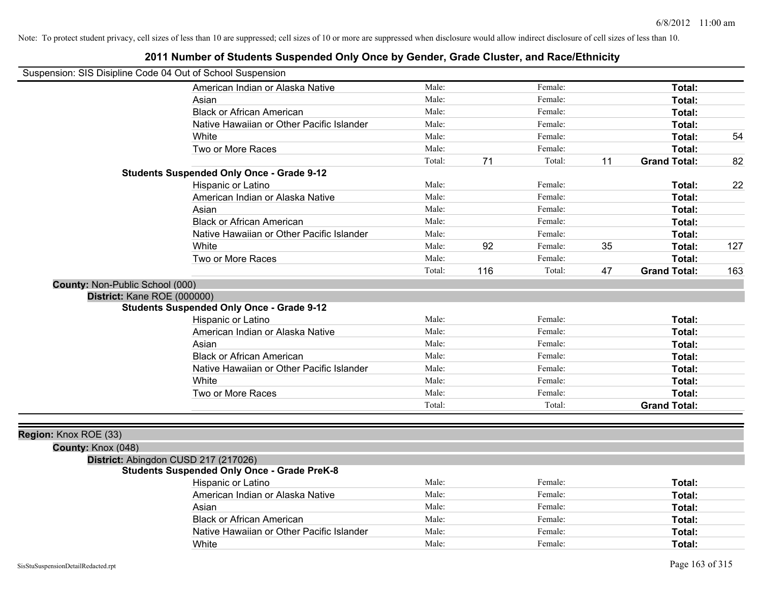Note: To protect student privacy, cell sizes of less than 10 are suppressed; cell sizes of 10 or more are suppressed when disclosure would allow indirect disclosure of cell sizes of less than 10.

# 2011 Number of Students Suspended Only Once by Gender, Grade Cluster, and Race/Ethnicity

Suspension: SIS Disipline Code 04 Out of School Suspension

| | Male: | | Female: | | | |
|---|---|---|---|---|---|---|
| American Indian or Alaska Native | Male: | | Female: | | **Total:** | |
| Asian | Male: | | Female: | | **Total:** | |
| Black or African American | Male: | | Female: | | **Total:** | |
| Native Hawaiian or Other Pacific Islander | Male: | | Female: | | **Total:** | |
| White | Male: | | Female: | | **Total:** | 54 |
| Two or More Races | Male: | | Female: | | **Total:** | |
| | Total: | 71 | Total: | 11 | **Grand Total:** | 82 |

**Students Suspended Only Once - Grade 9-12**

| | | | | | | |
|---|---|---|---|---|---|---|
| Hispanic or Latino | Male: | | Female: | | **Total:** | 22 |
| American Indian or Alaska Native | Male: | | Female: | | **Total:** | |
| Asian | Male: | | Female: | | **Total:** | |
| Black or African American | Male: | | Female: | | **Total:** | |
| Native Hawaiian or Other Pacific Islander | Male: | | Female: | | **Total:** | |
| White | Male: | 92 | Female: | 35 | **Total:** | 127 |
| Two or More Races | Male: | | Female: | | **Total:** | |
| | Total: | 116 | Total: | 47 | **Grand Total:** | 163 |

**County:** Non-Public School (000)

**District:** Kane ROE (000000)

**Students Suspended Only Once - Grade 9-12**

| | | | | | | |
|---|---|---|---|---|---|---|
| Hispanic or Latino | Male: | | Female: | | **Total:** | |
| American Indian or Alaska Native | Male: | | Female: | | **Total:** | |
| Asian | Male: | | Female: | | **Total:** | |
| Black or African American | Male: | | Female: | | **Total:** | |
| Native Hawaiian or Other Pacific Islander | Male: | | Female: | | **Total:** | |
| White | Male: | | Female: | | **Total:** | |
| Two or More Races | Male: | | Female: | | **Total:** | |
| | Total: | | Total: | | **Grand Total:** | |

**Region:** Knox ROE (33)

**County:** Knox (048)

**District:** Abingdon CUSD 217 (217026)

**Students Suspended Only Once - Grade PreK-8**

| | | | | | | |
|---|---|---|---|---|---|---|
| Hispanic or Latino | Male: | | Female: | | **Total:** | |
| American Indian or Alaska Native | Male: | | Female: | | **Total:** | |
| Asian | Male: | | Female: | | **Total:** | |
| Black or African American | Male: | | Female: | | **Total:** | |
| Native Hawaiian or Other Pacific Islander | Male: | | Female: | | **Total:** | |
| White | Male: | | Female: | | **Total:** | |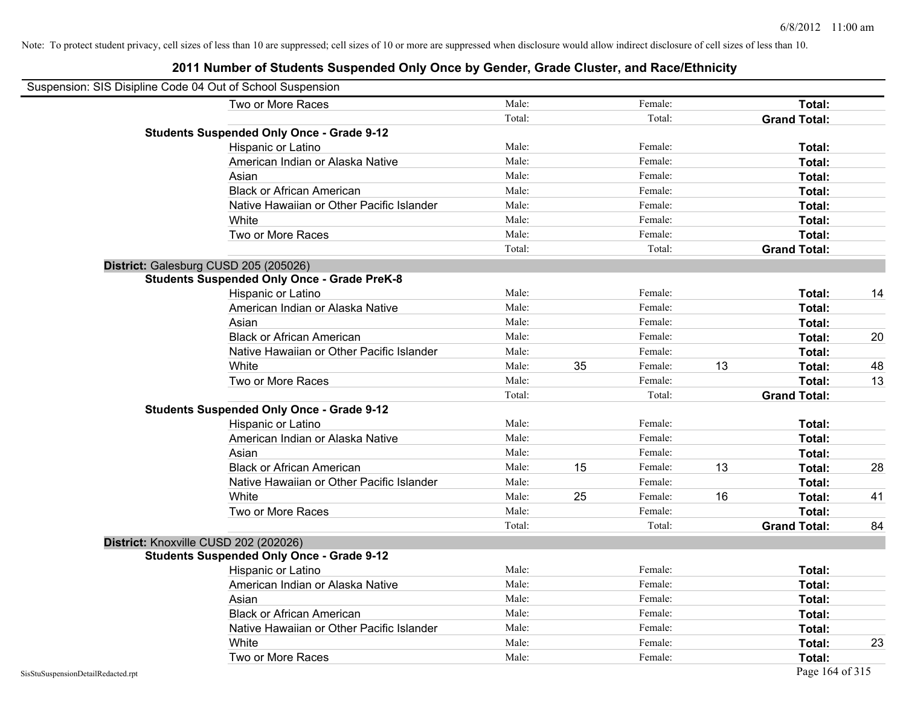Note: To protect student privacy, cell sizes of less than 10 are suppressed; cell sizes of 10 or more are suppressed when disclosure would allow indirect disclosure of cell sizes of less than 10.

# 2011 Number of Students Suspended Only Once by Gender, Grade Cluster, and Race/Ethnicity

Suspension: SIS Disipline Code 04 Out of School Suspension

| | | | | | | |
|---|---|---|---|---|---|---|
| Two or More Races | Male: | | Female: | | **Total:** | |
| | Total: | | Total: | | **Grand Total:** | |

**Students Suspended Only Once - Grade 9-12**

| | | | | | | |
|---|---|---|---|---|---|---|
| Hispanic or Latino | Male: | | Female: | | **Total:** | |
| American Indian or Alaska Native | Male: | | Female: | | **Total:** | |
| Asian | Male: | | Female: | | **Total:** | |
| Black or African American | Male: | | Female: | | **Total:** | |
| Native Hawaiian or Other Pacific Islander | Male: | | Female: | | **Total:** | |
| White | Male: | | Female: | | **Total:** | |
| Two or More Races | Male: | | Female: | | **Total:** | |
| | Total: | | Total: | | **Grand Total:** | |

## District: Galesburg CUSD 205 (205026)

**Students Suspended Only Once - Grade PreK-8**

| | | | | | | |
|---|---|---|---|---|---|---|
| Hispanic or Latino | Male: | | Female: | | **Total:** | 14 |
| American Indian or Alaska Native | Male: | | Female: | | **Total:** | |
| Asian | Male: | | Female: | | **Total:** | |
| Black or African American | Male: | | Female: | | **Total:** | 20 |
| Native Hawaiian or Other Pacific Islander | Male: | | Female: | | **Total:** | |
| White | Male: | 35 | Female: | 13 | **Total:** | 48 |
| Two or More Races | Male: | | Female: | | **Total:** | 13 |
| | Total: | | Total: | | **Grand Total:** | |

**Students Suspended Only Once - Grade 9-12**

| | | | | | | |
|---|---|---|---|---|---|---|
| Hispanic or Latino | Male: | | Female: | | **Total:** | |
| American Indian or Alaska Native | Male: | | Female: | | **Total:** | |
| Asian | Male: | | Female: | | **Total:** | |
| Black or African American | Male: | 15 | Female: | 13 | **Total:** | 28 |
| Native Hawaiian or Other Pacific Islander | Male: | | Female: | | **Total:** | |
| White | Male: | 25 | Female: | 16 | **Total:** | 41 |
| Two or More Races | Male: | | Female: | | **Total:** | |
| | Total: | | Total: | | **Grand Total:** | 84 |

## District: Knoxville CUSD 202 (202026)

**Students Suspended Only Once - Grade 9-12**

| | | | | | | |
|---|---|---|---|---|---|---|
| Hispanic or Latino | Male: | | Female: | | **Total:** | |
| American Indian or Alaska Native | Male: | | Female: | | **Total:** | |
| Asian | Male: | | Female: | | **Total:** | |
| Black or African American | Male: | | Female: | | **Total:** | |
| Native Hawaiian or Other Pacific Islander | Male: | | Female: | | **Total:** | |
| White | Male: | | Female: | | **Total:** | 23 |
| Two or More Races | Male: | | Female: | | **Total:** | |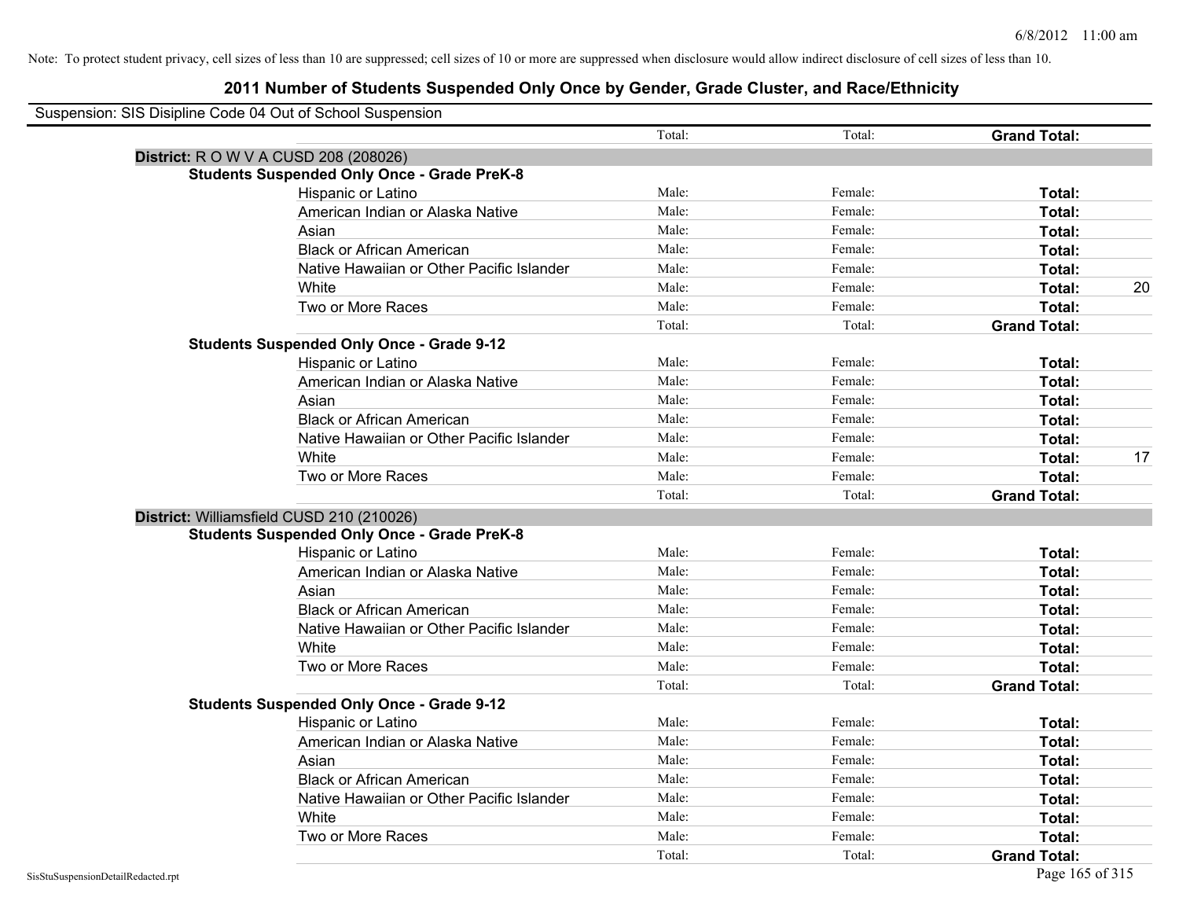Note: To protect student privacy, cell sizes of less than 10 are suppressed; cell sizes of 10 or more are suppressed when disclosure would allow indirect disclosure of cell sizes of less than 10.

# 2011 Number of Students Suspended Only Once by Gender, Grade Cluster, and Race/Ethnicity

Suspension: SIS Disipline Code 04 Out of School Suspension

| | | Total: | Total: | **Grand Total:** | |
|---|---|---|---|---|---|
| **District:** R O W V A CUSD 208 (208026) | | | | | |
| **Students Suspended Only Once - Grade PreK-8** | | | | | |
| | Hispanic or Latino | Male: | Female: | **Total:** | |
| | American Indian or Alaska Native | Male: | Female: | **Total:** | |
| | Asian | Male: | Female: | **Total:** | |
| | Black or African American | Male: | Female: | **Total:** | |
| | Native Hawaiian or Other Pacific Islander | Male: | Female: | **Total:** | |
| | White | Male: | Female: | **Total:** | 20 |
| | Two or More Races | Male: | Female: | **Total:** | |
| | | Total: | Total: | **Grand Total:** | |
| **Students Suspended Only Once - Grade 9-12** | | | | | |
| | Hispanic or Latino | Male: | Female: | **Total:** | |
| | American Indian or Alaska Native | Male: | Female: | **Total:** | |
| | Asian | Male: | Female: | **Total:** | |
| | Black or African American | Male: | Female: | **Total:** | |
| | Native Hawaiian or Other Pacific Islander | Male: | Female: | **Total:** | |
| | White | Male: | Female: | **Total:** | 17 |
| | Two or More Races | Male: | Female: | **Total:** | |
| | | Total: | Total: | **Grand Total:** | |
| **District:** Williamsfield CUSD 210 (210026) | | | | | |
| **Students Suspended Only Once - Grade PreK-8** | | | | | |
| | Hispanic or Latino | Male: | Female: | **Total:** | |
| | American Indian or Alaska Native | Male: | Female: | **Total:** | |
| | Asian | Male: | Female: | **Total:** | |
| | Black or African American | Male: | Female: | **Total:** | |
| | Native Hawaiian or Other Pacific Islander | Male: | Female: | **Total:** | |
| | White | Male: | Female: | **Total:** | |
| | Two or More Races | Male: | Female: | **Total:** | |
| | | Total: | Total: | **Grand Total:** | |
| **Students Suspended Only Once - Grade 9-12** | | | | | |
| | Hispanic or Latino | Male: | Female: | **Total:** | |
| | American Indian or Alaska Native | Male: | Female: | **Total:** | |
| | Asian | Male: | Female: | **Total:** | |
| | Black or African American | Male: | Female: | **Total:** | |
| | Native Hawaiian or Other Pacific Islander | Male: | Female: | **Total:** | |
| | White | Male: | Female: | **Total:** | |
| | Two or More Races | Male: | Female: | **Total:** | |
| | | Total: | Total: | **Grand Total:** | |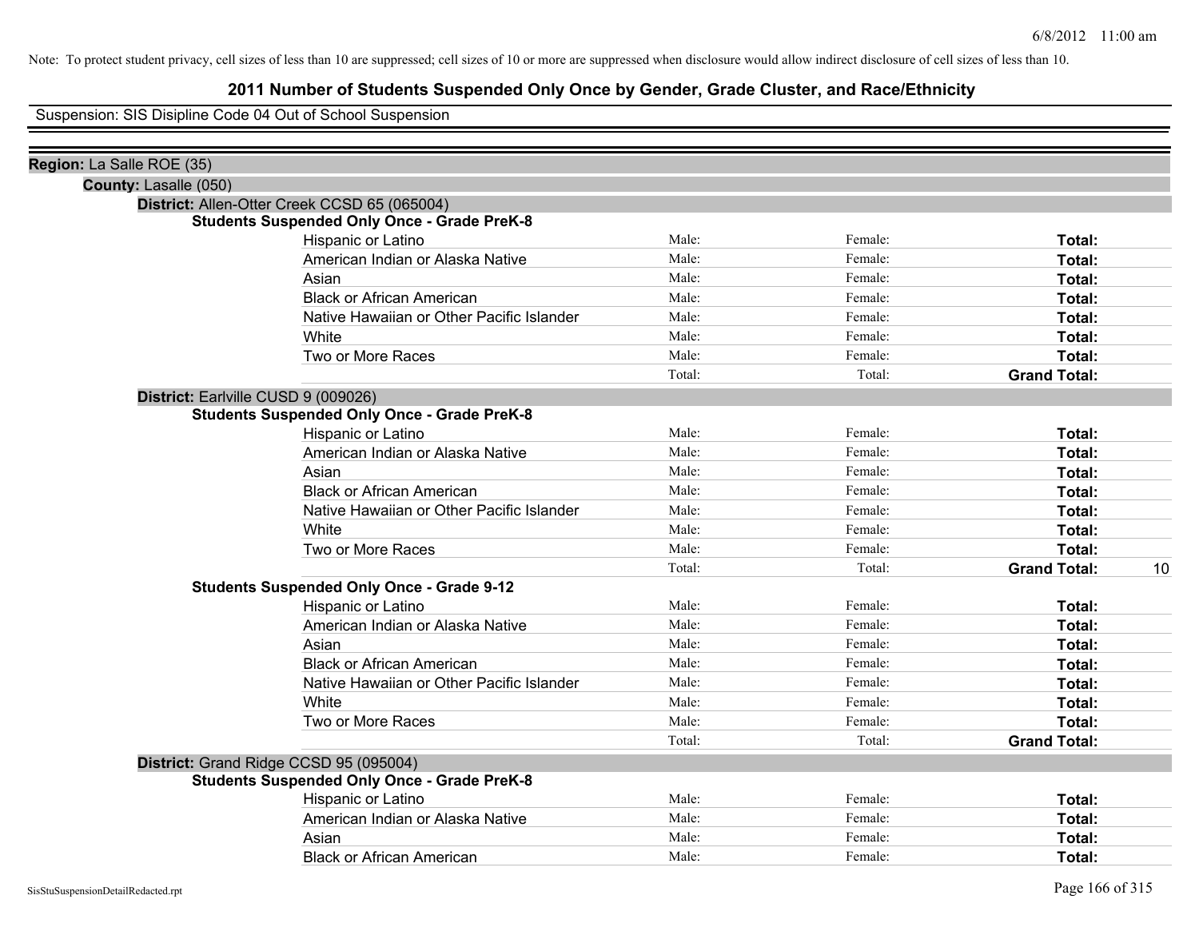Note: To protect student privacy, cell sizes of less than 10 are suppressed; cell sizes of 10 or more are suppressed when disclosure would allow indirect disclosure of cell sizes of less than 10.

# 2011 Number of Students Suspended Only Once by Gender, Grade Cluster, and Race/Ethnicity

Suspension: SIS Disipline Code 04 Out of School Suspension

**Region:** La Salle ROE (35)

**County:** Lasalle (050)

**District:** Allen-Otter Creek CCSD 65 (065004)

**Students Suspended Only Once - Grade PreK-8**

| | | | | |
|---|---|---|---|---|
| Hispanic or Latino | Male: | Female: | **Total:** | |
| American Indian or Alaska Native | Male: | Female: | **Total:** | |
| Asian | Male: | Female: | **Total:** | |
| Black or African American | Male: | Female: | **Total:** | |
| Native Hawaiian or Other Pacific Islander | Male: | Female: | **Total:** | |
| White | Male: | Female: | **Total:** | |
| Two or More Races | Male: | Female: | **Total:** | |
| | Total: | Total: | **Grand Total:** | |

**District:** Earlville CUSD 9 (009026)

**Students Suspended Only Once - Grade PreK-8**

| | | | | |
|---|---|---|---|---|
| Hispanic or Latino | Male: | Female: | **Total:** | |
| American Indian or Alaska Native | Male: | Female: | **Total:** | |
| Asian | Male: | Female: | **Total:** | |
| Black or African American | Male: | Female: | **Total:** | |
| Native Hawaiian or Other Pacific Islander | Male: | Female: | **Total:** | |
| White | Male: | Female: | **Total:** | |
| Two or More Races | Male: | Female: | **Total:** | |
| | Total: | Total: | **Grand Total:** | 10 |

**Students Suspended Only Once - Grade 9-12**

| | | | | |
|---|---|---|---|---|
| Hispanic or Latino | Male: | Female: | **Total:** | |
| American Indian or Alaska Native | Male: | Female: | **Total:** | |
| Asian | Male: | Female: | **Total:** | |
| Black or African American | Male: | Female: | **Total:** | |
| Native Hawaiian or Other Pacific Islander | Male: | Female: | **Total:** | |
| White | Male: | Female: | **Total:** | |
| Two or More Races | Male: | Female: | **Total:** | |
| | Total: | Total: | **Grand Total:** | |

**District:** Grand Ridge CCSD 95 (095004)

**Students Suspended Only Once - Grade PreK-8**

| | | | | |
|---|---|---|---|---|
| Hispanic or Latino | Male: | Female: | **Total:** | |
| American Indian or Alaska Native | Male: | Female: | **Total:** | |
| Asian | Male: | Female: | **Total:** | |
| Black or African American | Male: | Female: | **Total:** | |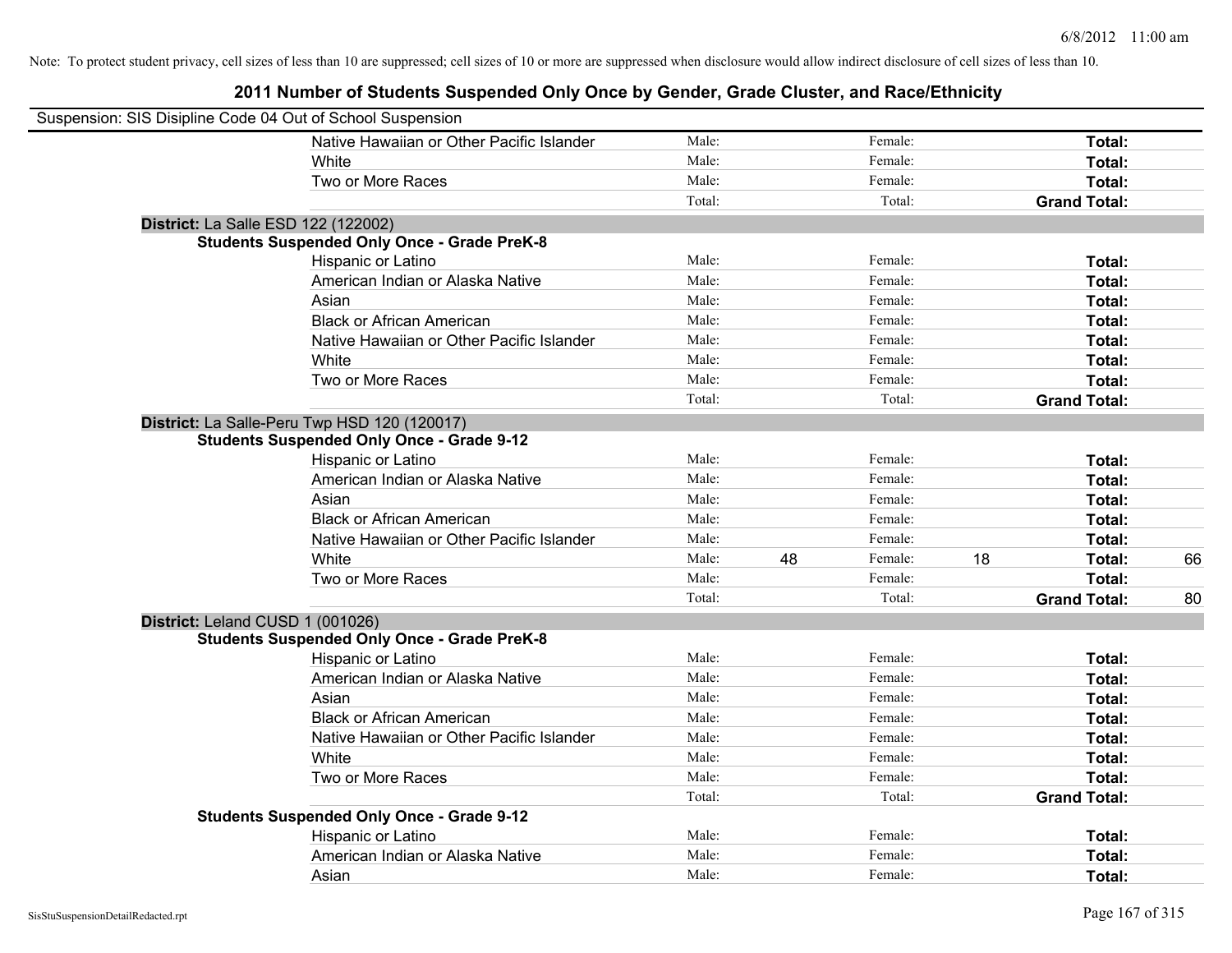Note: To protect student privacy, cell sizes of less than 10 are suppressed; cell sizes of 10 or more are suppressed when disclosure would allow indirect disclosure of cell sizes of less than 10.

# 2011 Number of Students Suspended Only Once by Gender, Grade Cluster, and Race/Ethnicity

Suspension: SIS Disipline Code 04 Out of School Suspension

| | | | | | | |
|---|---|---|---|---|---|---|
| Native Hawaiian or Other Pacific Islander | Male: | | Female: | | **Total:** | |
| White | Male: | | Female: | | **Total:** | |
| Two or More Races | Male: | | Female: | | **Total:** | |
| | Total: | | Total: | | **Grand Total:** | |

**District:** La Salle ESD 122 (122002)

**Students Suspended Only Once - Grade PreK-8**

| | | | | | | |
|---|---|---|---|---|---|---|
| Hispanic or Latino | Male: | | Female: | | **Total:** | |
| American Indian or Alaska Native | Male: | | Female: | | **Total:** | |
| Asian | Male: | | Female: | | **Total:** | |
| Black or African American | Male: | | Female: | | **Total:** | |
| Native Hawaiian or Other Pacific Islander | Male: | | Female: | | **Total:** | |
| White | Male: | | Female: | | **Total:** | |
| Two or More Races | Male: | | Female: | | **Total:** | |
| | Total: | | Total: | | **Grand Total:** | |

**District:** La Salle-Peru Twp HSD 120 (120017)

**Students Suspended Only Once - Grade 9-12**

| | | | | | | |
|---|---|---|---|---|---|---|
| Hispanic or Latino | Male: | | Female: | | **Total:** | |
| American Indian or Alaska Native | Male: | | Female: | | **Total:** | |
| Asian | Male: | | Female: | | **Total:** | |
| Black or African American | Male: | | Female: | | **Total:** | |
| Native Hawaiian or Other Pacific Islander | Male: | | Female: | | **Total:** | |
| White | Male: | 48 | Female: | 18 | **Total:** | 66 |
| Two or More Races | Male: | | Female: | | **Total:** | |
| | Total: | | Total: | | **Grand Total:** | 80 |

**District:** Leland CUSD 1 (001026)

**Students Suspended Only Once - Grade PreK-8**

| | | | | | | |
|---|---|---|---|---|---|---|
| Hispanic or Latino | Male: | | Female: | | **Total:** | |
| American Indian or Alaska Native | Male: | | Female: | | **Total:** | |
| Asian | Male: | | Female: | | **Total:** | |
| Black or African American | Male: | | Female: | | **Total:** | |
| Native Hawaiian or Other Pacific Islander | Male: | | Female: | | **Total:** | |
| White | Male: | | Female: | | **Total:** | |
| Two or More Races | Male: | | Female: | | **Total:** | |
| | Total: | | Total: | | **Grand Total:** | |

**Students Suspended Only Once - Grade 9-12**

| | | | | | | |
|---|---|---|---|---|---|---|
| Hispanic or Latino | Male: | | Female: | | **Total:** | |
| American Indian or Alaska Native | Male: | | Female: | | **Total:** | |
| Asian | Male: | | Female: | | **Total:** | |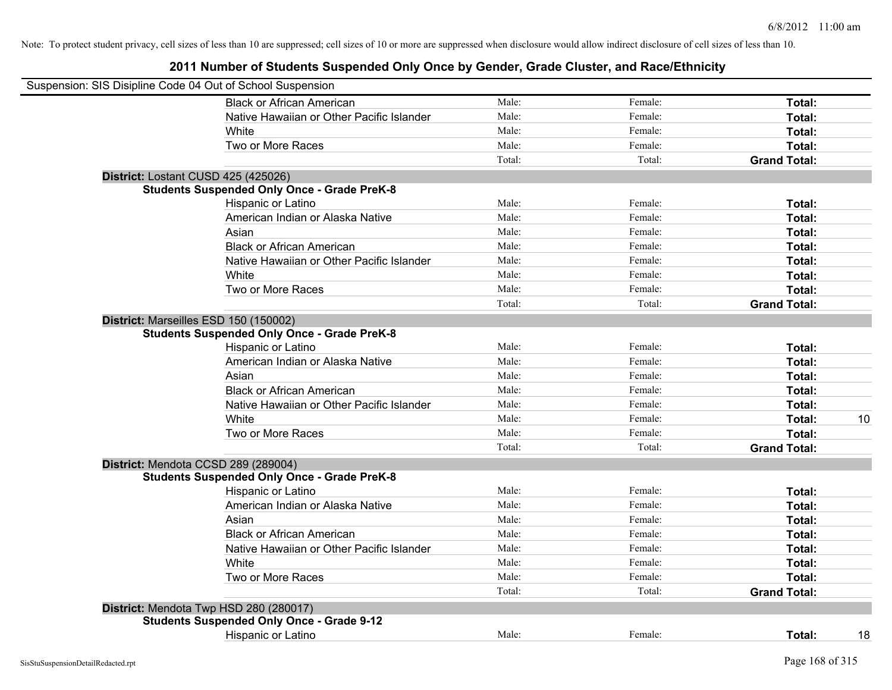Note: To protect student privacy, cell sizes of less than 10 are suppressed; cell sizes of 10 or more are suppressed when disclosure would allow indirect disclosure of cell sizes of less than 10.

# 2011 Number of Students Suspended Only Once by Gender, Grade Cluster, and Race/Ethnicity

Suspension: SIS Disipline Code 04 Out of School Suspension

| | | | | |
|---|---|---|---|---|
| Black or African American | Male: | Female: | **Total:** | |
| Native Hawaiian or Other Pacific Islander | Male: | Female: | **Total:** | |
| White | Male: | Female: | **Total:** | |
| Two or More Races | Male: | Female: | **Total:** | |
| | Total: | Total: | **Grand Total:** | |

**District:** Lostant CUSD 425 (425026)

**Students Suspended Only Once - Grade PreK-8**

| | | | | |
|---|---|---|---|---|
| Hispanic or Latino | Male: | Female: | **Total:** | |
| American Indian or Alaska Native | Male: | Female: | **Total:** | |
| Asian | Male: | Female: | **Total:** | |
| Black or African American | Male: | Female: | **Total:** | |
| Native Hawaiian or Other Pacific Islander | Male: | Female: | **Total:** | |
| White | Male: | Female: | **Total:** | |
| Two or More Races | Male: | Female: | **Total:** | |
| | Total: | Total: | **Grand Total:** | |

**District:** Marseilles ESD 150 (150002)

**Students Suspended Only Once - Grade PreK-8**

| | | | | |
|---|---|---|---|---|
| Hispanic or Latino | Male: | Female: | **Total:** | |
| American Indian or Alaska Native | Male: | Female: | **Total:** | |
| Asian | Male: | Female: | **Total:** | |
| Black or African American | Male: | Female: | **Total:** | |
| Native Hawaiian or Other Pacific Islander | Male: | Female: | **Total:** | |
| White | Male: | Female: | **Total:** | 10 |
| Two or More Races | Male: | Female: | **Total:** | |
| | Total: | Total: | **Grand Total:** | |

**District:** Mendota CCSD 289 (289004)

**Students Suspended Only Once - Grade PreK-8**

| | | | | |
|---|---|---|---|---|
| Hispanic or Latino | Male: | Female: | **Total:** | |
| American Indian or Alaska Native | Male: | Female: | **Total:** | |
| Asian | Male: | Female: | **Total:** | |
| Black or African American | Male: | Female: | **Total:** | |
| Native Hawaiian or Other Pacific Islander | Male: | Female: | **Total:** | |
| White | Male: | Female: | **Total:** | |
| Two or More Races | Male: | Female: | **Total:** | |
| | Total: | Total: | **Grand Total:** | |

**District:** Mendota Twp HSD 280 (280017)

**Students Suspended Only Once - Grade 9-12**

| | | | | |
|---|---|---|---|---|
| Hispanic or Latino | Male: | Female: | **Total:** | 18 |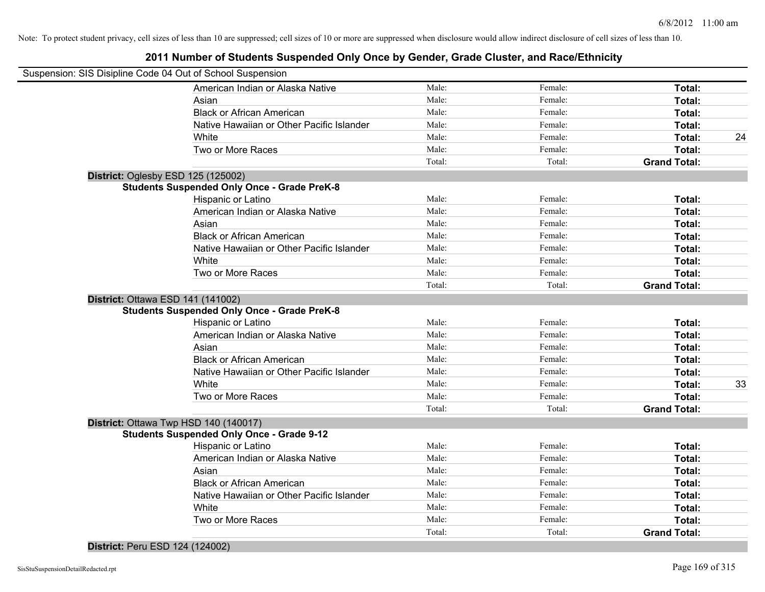Note: To protect student privacy, cell sizes of less than 10 are suppressed; cell sizes of 10 or more are suppressed when disclosure would allow indirect disclosure of cell sizes of less than 10.

# 2011 Number of Students Suspended Only Once by Gender, Grade Cluster, and Race/Ethnicity

Suspension: SIS Disipline Code 04 Out of School Suspension

| | | | | |
|---|---|---|---|---|
| American Indian or Alaska Native | Male: | Female: | **Total:** | |
| Asian | Male: | Female: | **Total:** | |
| Black or African American | Male: | Female: | **Total:** | |
| Native Hawaiian or Other Pacific Islander | Male: | Female: | **Total:** | |
| White | Male: | Female: | **Total:** | 24 |
| Two or More Races | Male: | Female: | **Total:** | |
| | Total: | Total: | **Grand Total:** | |

**District:** Oglesby ESD 125 (125002)

**Students Suspended Only Once - Grade PreK-8**

| | | | | |
|---|---|---|---|---|
| Hispanic or Latino | Male: | Female: | **Total:** | |
| American Indian or Alaska Native | Male: | Female: | **Total:** | |
| Asian | Male: | Female: | **Total:** | |
| Black or African American | Male: | Female: | **Total:** | |
| Native Hawaiian or Other Pacific Islander | Male: | Female: | **Total:** | |
| White | Male: | Female: | **Total:** | |
| Two or More Races | Male: | Female: | **Total:** | |
| | Total: | Total: | **Grand Total:** | |

**District:** Ottawa ESD 141 (141002)

**Students Suspended Only Once - Grade PreK-8**

| | | | | |
|---|---|---|---|---|
| Hispanic or Latino | Male: | Female: | **Total:** | |
| American Indian or Alaska Native | Male: | Female: | **Total:** | |
| Asian | Male: | Female: | **Total:** | |
| Black or African American | Male: | Female: | **Total:** | |
| Native Hawaiian or Other Pacific Islander | Male: | Female: | **Total:** | |
| White | Male: | Female: | **Total:** | 33 |
| Two or More Races | Male: | Female: | **Total:** | |
| | Total: | Total: | **Grand Total:** | |

**District:** Ottawa Twp HSD 140 (140017)

**Students Suspended Only Once - Grade 9-12**

| | | | | |
|---|---|---|---|---|
| Hispanic or Latino | Male: | Female: | **Total:** | |
| American Indian or Alaska Native | Male: | Female: | **Total:** | |
| Asian | Male: | Female: | **Total:** | |
| Black or African American | Male: | Female: | **Total:** | |
| Native Hawaiian or Other Pacific Islander | Male: | Female: | **Total:** | |
| White | Male: | Female: | **Total:** | |
| Two or More Races | Male: | Female: | **Total:** | |
| | Total: | Total: | **Grand Total:** | |

**District:** Peru ESD 124 (124002)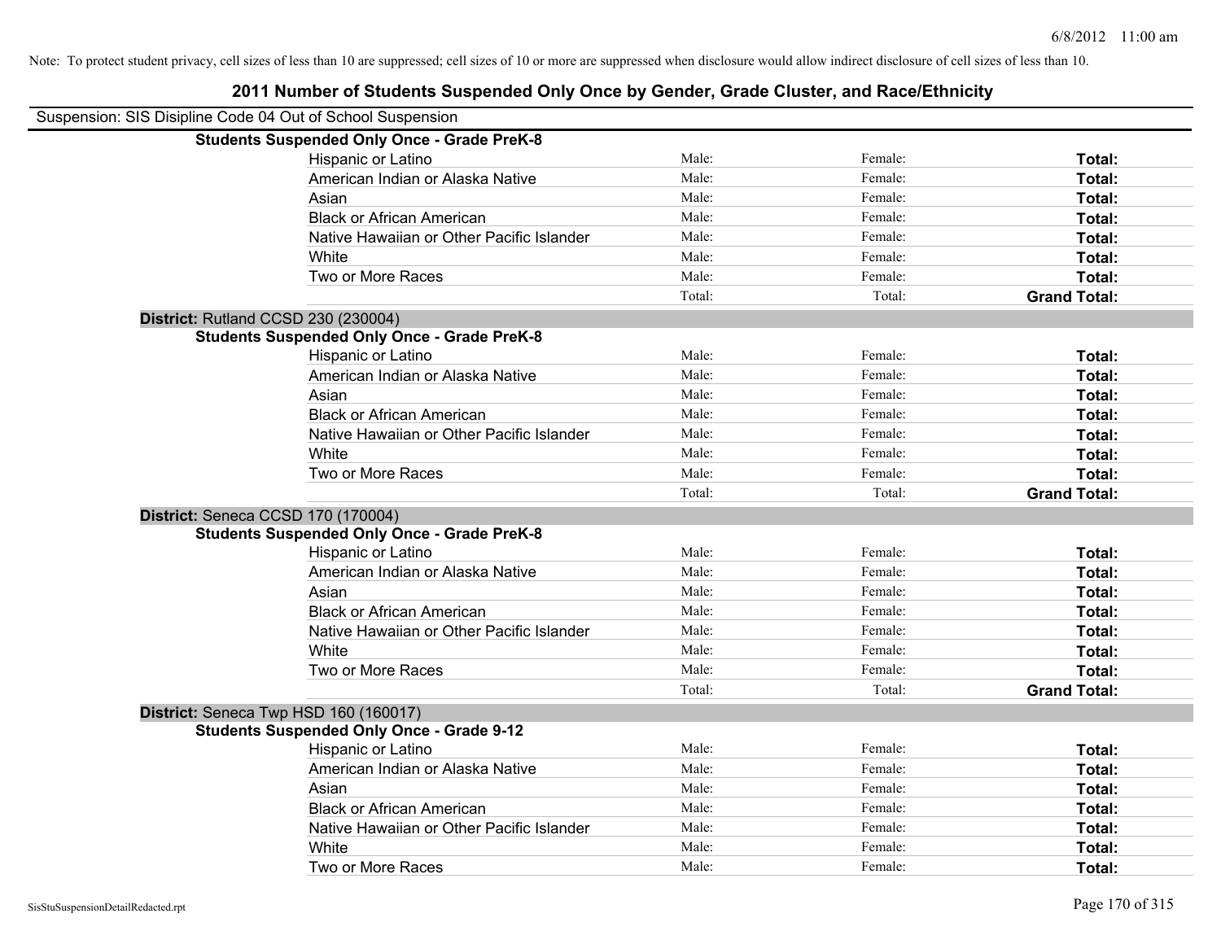Note: To protect student privacy, cell sizes of less than 10 are suppressed; cell sizes of 10 or more are suppressed when disclosure would allow indirect disclosure of cell sizes of less than 10.

# 2011 Number of Students Suspended Only Once by Gender, Grade Cluster, and Race/Ethnicity

Suspension: SIS Disipline Code 04 Out of School Suspension

**Students Suspended Only Once - Grade PreK-8**

| | | | |
|---|---|---|---|
| Hispanic or Latino | Male: | Female: | **Total:** |
| American Indian or Alaska Native | Male: | Female: | **Total:** |
| Asian | Male: | Female: | **Total:** |
| Black or African American | Male: | Female: | **Total:** |
| Native Hawaiian or Other Pacific Islander | Male: | Female: | **Total:** |
| White | Male: | Female: | **Total:** |
| Two or More Races | Male: | Female: | **Total:** |
| | Total: | Total: | **Grand Total:** |

**District:** Rutland CCSD 230 (230004)

**Students Suspended Only Once - Grade PreK-8**

| | | | |
|---|---|---|---|
| Hispanic or Latino | Male: | Female: | **Total:** |
| American Indian or Alaska Native | Male: | Female: | **Total:** |
| Asian | Male: | Female: | **Total:** |
| Black or African American | Male: | Female: | **Total:** |
| Native Hawaiian or Other Pacific Islander | Male: | Female: | **Total:** |
| White | Male: | Female: | **Total:** |
| Two or More Races | Male: | Female: | **Total:** |
| | Total: | Total: | **Grand Total:** |

**District:** Seneca CCSD 170 (170004)

**Students Suspended Only Once - Grade PreK-8**

| | | | |
|---|---|---|---|
| Hispanic or Latino | Male: | Female: | **Total:** |
| American Indian or Alaska Native | Male: | Female: | **Total:** |
| Asian | Male: | Female: | **Total:** |
| Black or African American | Male: | Female: | **Total:** |
| Native Hawaiian or Other Pacific Islander | Male: | Female: | **Total:** |
| White | Male: | Female: | **Total:** |
| Two or More Races | Male: | Female: | **Total:** |
| | Total: | Total: | **Grand Total:** |

**District:** Seneca Twp HSD 160 (160017)

**Students Suspended Only Once - Grade 9-12**

| | | | |
|---|---|---|---|
| Hispanic or Latino | Male: | Female: | **Total:** |
| American Indian or Alaska Native | Male: | Female: | **Total:** |
| Asian | Male: | Female: | **Total:** |
| Black or African American | Male: | Female: | **Total:** |
| Native Hawaiian or Other Pacific Islander | Male: | Female: | **Total:** |
| White | Male: | Female: | **Total:** |
| Two or More Races | Male: | Female: | **Total:** |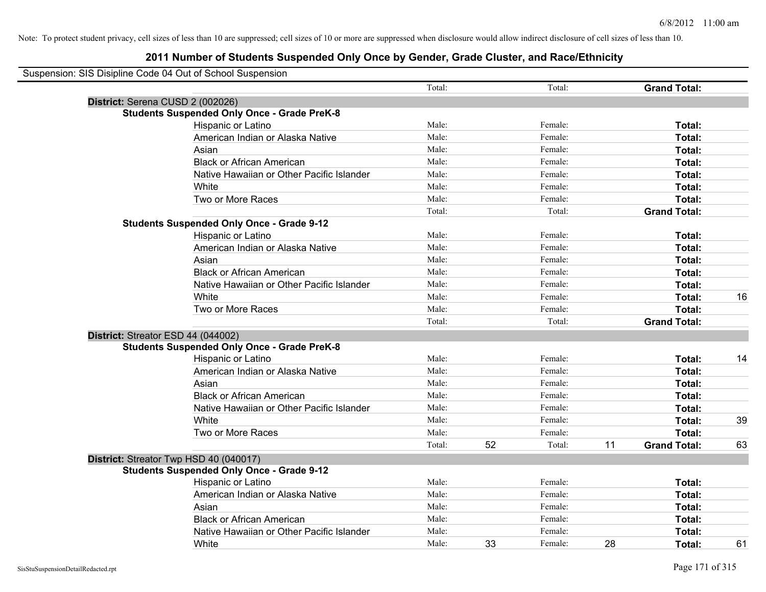Note: To protect student privacy, cell sizes of less than 10 are suppressed; cell sizes of 10 or more are suppressed when disclosure would allow indirect disclosure of cell sizes of less than 10.

# 2011 Number of Students Suspended Only Once by Gender, Grade Cluster, and Race/Ethnicity

Suspension: SIS Disipline Code 04 Out of School Suspension

| | | | | | | |
|---|---|---|---|---|---|---|
| | Total: | | Total: | | **Grand Total:** | |
| **District:** Serena CUSD 2 (002026) | | | | | | |
| **Students Suspended Only Once - Grade PreK-8** | | | | | | |
| Hispanic or Latino | Male: | | Female: | | **Total:** | |
| American Indian or Alaska Native | Male: | | Female: | | **Total:** | |
| Asian | Male: | | Female: | | **Total:** | |
| Black or African American | Male: | | Female: | | **Total:** | |
| Native Hawaiian or Other Pacific Islander | Male: | | Female: | | **Total:** | |
| White | Male: | | Female: | | **Total:** | |
| Two or More Races | Male: | | Female: | | **Total:** | |
| | Total: | | Total: | | **Grand Total:** | |
| **Students Suspended Only Once - Grade 9-12** | | | | | | |
| Hispanic or Latino | Male: | | Female: | | **Total:** | |
| American Indian or Alaska Native | Male: | | Female: | | **Total:** | |
| Asian | Male: | | Female: | | **Total:** | |
| Black or African American | Male: | | Female: | | **Total:** | |
| Native Hawaiian or Other Pacific Islander | Male: | | Female: | | **Total:** | |
| White | Male: | | Female: | | **Total:** | 16 |
| Two or More Races | Male: | | Female: | | **Total:** | |
| | Total: | | Total: | | **Grand Total:** | |
| **District:** Streator ESD 44 (044002) | | | | | | |
| **Students Suspended Only Once - Grade PreK-8** | | | | | | |
| Hispanic or Latino | Male: | | Female: | | **Total:** | 14 |
| American Indian or Alaska Native | Male: | | Female: | | **Total:** | |
| Asian | Male: | | Female: | | **Total:** | |
| Black or African American | Male: | | Female: | | **Total:** | |
| Native Hawaiian or Other Pacific Islander | Male: | | Female: | | **Total:** | |
| White | Male: | | Female: | | **Total:** | 39 |
| Two or More Races | Male: | | Female: | | **Total:** | |
| | Total: | 52 | Total: | 11 | **Grand Total:** | 63 |
| **District:** Streator Twp HSD 40 (040017) | | | | | | |
| **Students Suspended Only Once - Grade 9-12** | | | | | | |
| Hispanic or Latino | Male: | | Female: | | **Total:** | |
| American Indian or Alaska Native | Male: | | Female: | | **Total:** | |
| Asian | Male: | | Female: | | **Total:** | |
| Black or African American | Male: | | Female: | | **Total:** | |
| Native Hawaiian or Other Pacific Islander | Male: | | Female: | | **Total:** | |
| White | Male: | 33 | Female: | 28 | **Total:** | 61 |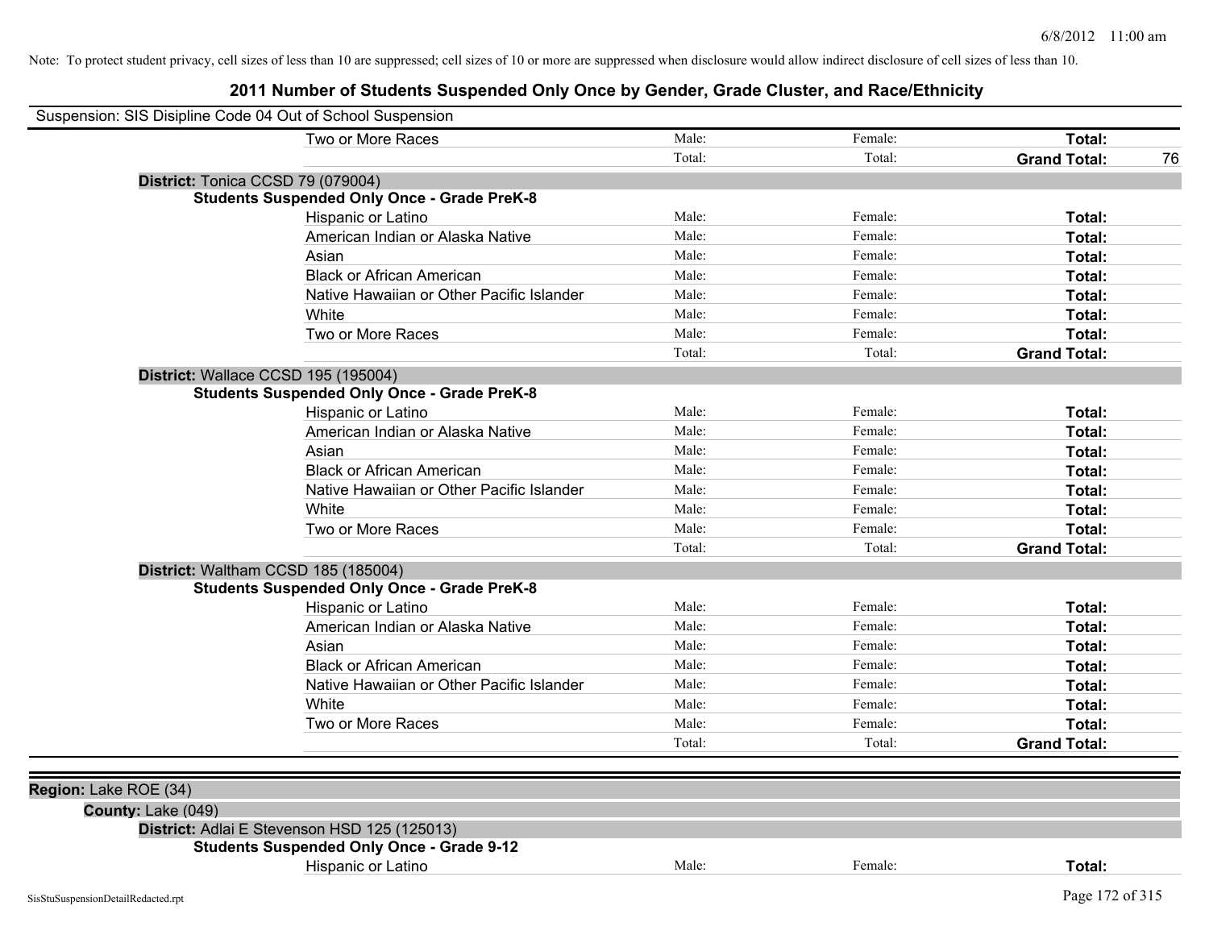Note: To protect student privacy, cell sizes of less than 10 are suppressed; cell sizes of 10 or more are suppressed when disclosure would allow indirect disclosure of cell sizes of less than 10.

# 2011 Number of Students Suspended Only Once by Gender, Grade Cluster, and Race/Ethnicity

Suspension: SIS Disipline Code 04 Out of School Suspension

| | Male: | Female: | Total: | |
|---|---|---|---|---|
| Two or More Races | Male: | Female: | **Total:** | |
| | Total: | Total: | **Grand Total:** | 76 |

**District:** Tonica CCSD 79 (079004)

**Students Suspended Only Once - Grade PreK-8**

| | | | | |
|---|---|---|---|---|
| Hispanic or Latino | Male: | Female: | **Total:** | |
| American Indian or Alaska Native | Male: | Female: | **Total:** | |
| Asian | Male: | Female: | **Total:** | |
| Black or African American | Male: | Female: | **Total:** | |
| Native Hawaiian or Other Pacific Islander | Male: | Female: | **Total:** | |
| White | Male: | Female: | **Total:** | |
| Two or More Races | Male: | Female: | **Total:** | |
| | Total: | Total: | **Grand Total:** | |

**District:** Wallace CCSD 195 (195004)

**Students Suspended Only Once - Grade PreK-8**

| | | | | |
|---|---|---|---|---|
| Hispanic or Latino | Male: | Female: | **Total:** | |
| American Indian or Alaska Native | Male: | Female: | **Total:** | |
| Asian | Male: | Female: | **Total:** | |
| Black or African American | Male: | Female: | **Total:** | |
| Native Hawaiian or Other Pacific Islander | Male: | Female: | **Total:** | |
| White | Male: | Female: | **Total:** | |
| Two or More Races | Male: | Female: | **Total:** | |
| | Total: | Total: | **Grand Total:** | |

**District:** Waltham CCSD 185 (185004)

**Students Suspended Only Once - Grade PreK-8**

| | | | | |
|---|---|---|---|---|
| Hispanic or Latino | Male: | Female: | **Total:** | |
| American Indian or Alaska Native | Male: | Female: | **Total:** | |
| Asian | Male: | Female: | **Total:** | |
| Black or African American | Male: | Female: | **Total:** | |
| Native Hawaiian or Other Pacific Islander | Male: | Female: | **Total:** | |
| White | Male: | Female: | **Total:** | |
| Two or More Races | Male: | Female: | **Total:** | |
| | Total: | Total: | **Grand Total:** | |

**Region:** Lake ROE (34)

**County:** Lake (049)

**District:** Adlai E Stevenson HSD 125 (125013)

**Students Suspended Only Once - Grade 9-12**

| | | | | |
|---|---|---|---|---|
| Hispanic or Latino | Male: | Female: | **Total:** | |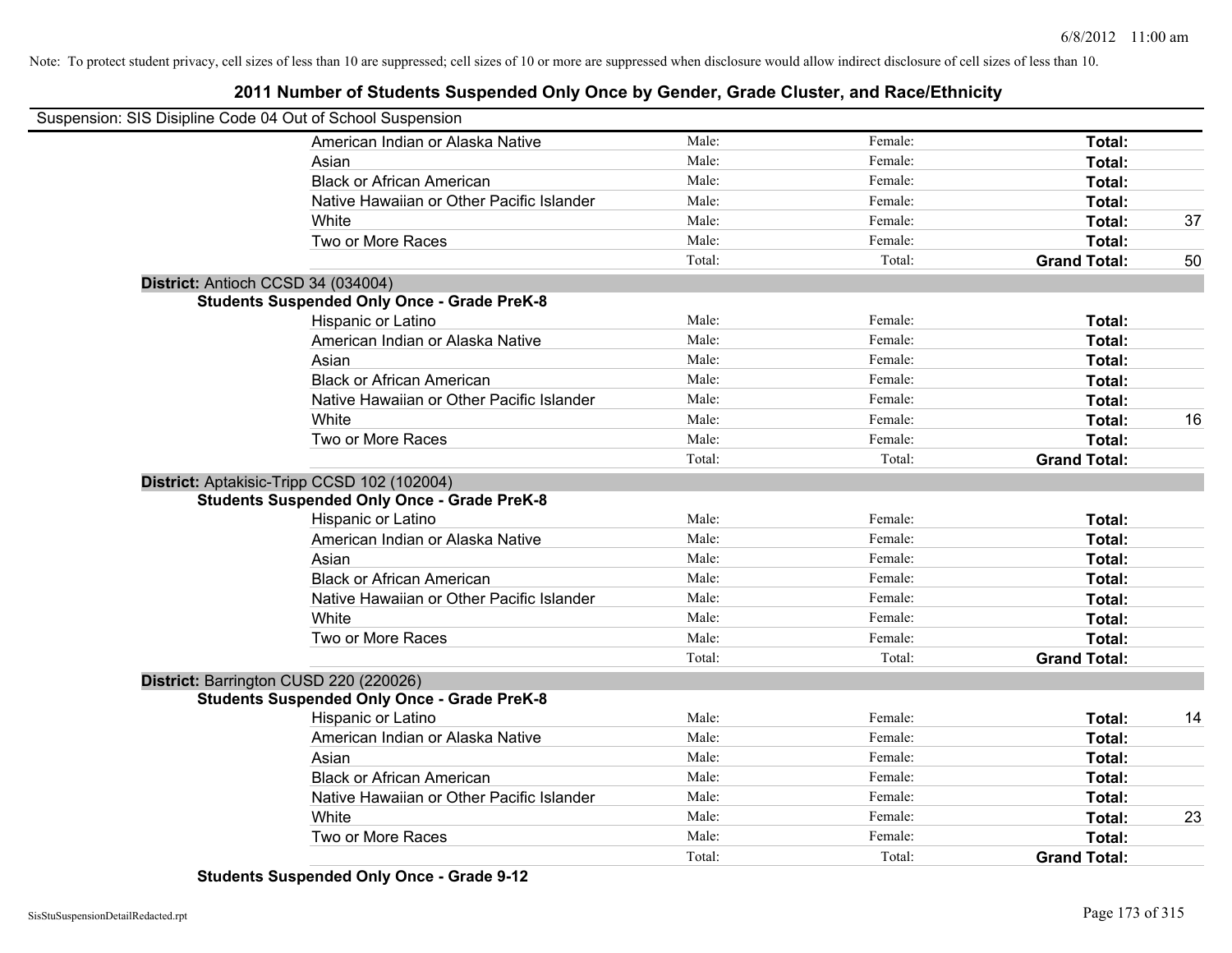Note: To protect student privacy, cell sizes of less than 10 are suppressed; cell sizes of 10 or more are suppressed when disclosure would allow indirect disclosure of cell sizes of less than 10.

# 2011 Number of Students Suspended Only Once by Gender, Grade Cluster, and Race/Ethnicity

Suspension: SIS Disipline Code 04 Out of School Suspension

| | Male | Female | | |
|---|---|---|---|---|
| American Indian or Alaska Native | Male: | Female: | **Total:** | |
| Asian | Male: | Female: | **Total:** | |
| Black or African American | Male: | Female: | **Total:** | |
| Native Hawaiian or Other Pacific Islander | Male: | Female: | **Total:** | |
| White | Male: | Female: | **Total:** | 37 |
| Two or More Races | Male: | Female: | **Total:** | |
| | Total: | Total: | **Grand Total:** | 50 |

**District:** Antioch CCSD 34 (034004)

**Students Suspended Only Once - Grade PreK-8**

| | Male | Female | | |
|---|---|---|---|---|
| Hispanic or Latino | Male: | Female: | **Total:** | |
| American Indian or Alaska Native | Male: | Female: | **Total:** | |
| Asian | Male: | Female: | **Total:** | |
| Black or African American | Male: | Female: | **Total:** | |
| Native Hawaiian or Other Pacific Islander | Male: | Female: | **Total:** | |
| White | Male: | Female: | **Total:** | 16 |
| Two or More Races | Male: | Female: | **Total:** | |
| | Total: | Total: | **Grand Total:** | |

**District:** Aptakisic-Tripp CCSD 102 (102004)

**Students Suspended Only Once - Grade PreK-8**

| | Male | Female | | |
|---|---|---|---|---|
| Hispanic or Latino | Male: | Female: | **Total:** | |
| American Indian or Alaska Native | Male: | Female: | **Total:** | |
| Asian | Male: | Female: | **Total:** | |
| Black or African American | Male: | Female: | **Total:** | |
| Native Hawaiian or Other Pacific Islander | Male: | Female: | **Total:** | |
| White | Male: | Female: | **Total:** | |
| Two or More Races | Male: | Female: | **Total:** | |
| | Total: | Total: | **Grand Total:** | |

**District:** Barrington CUSD 220 (220026)

**Students Suspended Only Once - Grade PreK-8**

| | Male | Female | | |
|---|---|---|---|---|
| Hispanic or Latino | Male: | Female: | **Total:** | 14 |
| American Indian or Alaska Native | Male: | Female: | **Total:** | |
| Asian | Male: | Female: | **Total:** | |
| Black or African American | Male: | Female: | **Total:** | |
| Native Hawaiian or Other Pacific Islander | Male: | Female: | **Total:** | |
| White | Male: | Female: | **Total:** | 23 |
| Two or More Races | Male: | Female: | **Total:** | |
| | Total: | Total: | **Grand Total:** | |

**Students Suspended Only Once - Grade 9-12**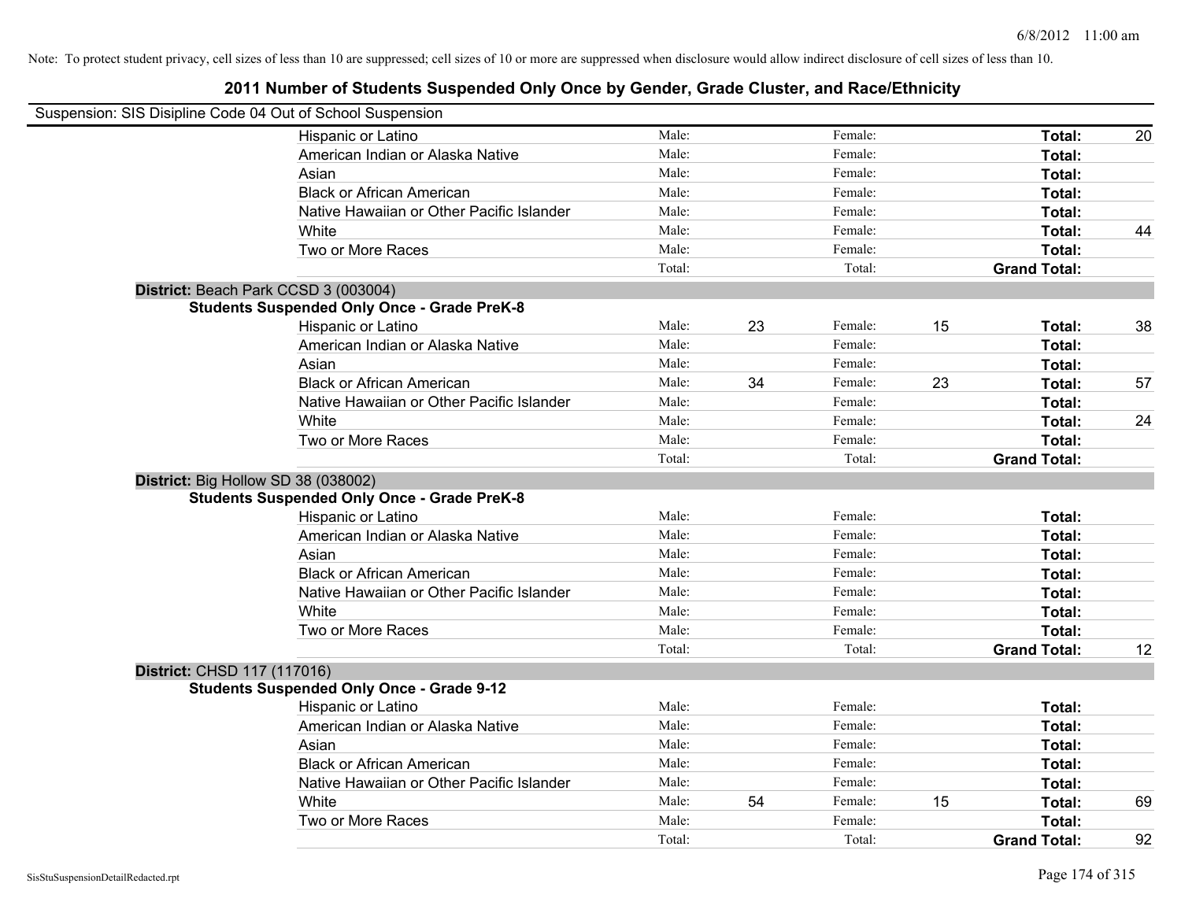Note: To protect student privacy, cell sizes of less than 10 are suppressed; cell sizes of 10 or more are suppressed when disclosure would allow indirect disclosure of cell sizes of less than 10.

## 2011 Number of Students Suspended Only Once by Gender, Grade Cluster, and Race/Ethnicity

Suspension: SIS Disipline Code 04 Out of School Suspension

| | Male: | | Female: | | | |
|---|---|---|---|---|---|---|
| Hispanic or Latino | Male: | | Female: | | **Total:** | 20 |
| American Indian or Alaska Native | Male: | | Female: | | **Total:** | |
| Asian | Male: | | Female: | | **Total:** | |
| Black or African American | Male: | | Female: | | **Total:** | |
| Native Hawaiian or Other Pacific Islander | Male: | | Female: | | **Total:** | |
| White | Male: | | Female: | | **Total:** | 44 |
| Two or More Races | Male: | | Female: | | **Total:** | |
| | Total: | | Total: | | **Grand Total:** | |

**District:** Beach Park CCSD 3 (003004)

**Students Suspended Only Once - Grade PreK-8**

| | | | | | | |
|---|---|---|---|---|---|---|
| Hispanic or Latino | Male: | 23 | Female: | 15 | **Total:** | 38 |
| American Indian or Alaska Native | Male: | | Female: | | **Total:** | |
| Asian | Male: | | Female: | | **Total:** | |
| Black or African American | Male: | 34 | Female: | 23 | **Total:** | 57 |
| Native Hawaiian or Other Pacific Islander | Male: | | Female: | | **Total:** | |
| White | Male: | | Female: | | **Total:** | 24 |
| Two or More Races | Male: | | Female: | | **Total:** | |
| | Total: | | Total: | | **Grand Total:** | |

**District:** Big Hollow SD 38 (038002)

**Students Suspended Only Once - Grade PreK-8**

| | | | | | | |
|---|---|---|---|---|---|---|
| Hispanic or Latino | Male: | | Female: | | **Total:** | |
| American Indian or Alaska Native | Male: | | Female: | | **Total:** | |
| Asian | Male: | | Female: | | **Total:** | |
| Black or African American | Male: | | Female: | | **Total:** | |
| Native Hawaiian or Other Pacific Islander | Male: | | Female: | | **Total:** | |
| White | Male: | | Female: | | **Total:** | |
| Two or More Races | Male: | | Female: | | **Total:** | |
| | Total: | | Total: | | **Grand Total:** | 12 |

**District:** CHSD 117 (117016)

**Students Suspended Only Once - Grade 9-12**

| | | | | | | |
|---|---|---|---|---|---|---|
| Hispanic or Latino | Male: | | Female: | | **Total:** | |
| American Indian or Alaska Native | Male: | | Female: | | **Total:** | |
| Asian | Male: | | Female: | | **Total:** | |
| Black or African American | Male: | | Female: | | **Total:** | |
| Native Hawaiian or Other Pacific Islander | Male: | | Female: | | **Total:** | |
| White | Male: | 54 | Female: | 15 | **Total:** | 69 |
| Two or More Races | Male: | | Female: | | **Total:** | |
| | Total: | | Total: | | **Grand Total:** | 92 |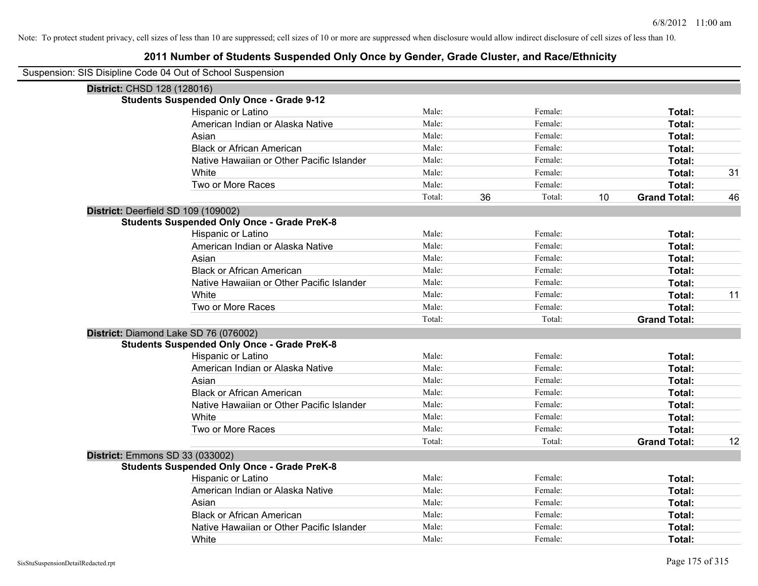Note: To protect student privacy, cell sizes of less than 10 are suppressed; cell sizes of 10 or more are suppressed when disclosure would allow indirect disclosure of cell sizes of less than 10.

# 2011 Number of Students Suspended Only Once by Gender, Grade Cluster, and Race/Ethnicity

Suspension: SIS Disipline Code 04 Out of School Suspension

**District:** CHSD 128 (128016)

**Students Suspended Only Once - Grade 9-12**

| Race/Ethnicity | Male: | | Female: | | Total: | |
|---|---|---|---|---|---|---|
| Hispanic or Latino | Male: | | Female: | | **Total:** | |
| American Indian or Alaska Native | Male: | | Female: | | **Total:** | |
| Asian | Male: | | Female: | | **Total:** | |
| Black or African American | Male: | | Female: | | **Total:** | |
| Native Hawaiian or Other Pacific Islander | Male: | | Female: | | **Total:** | |
| White | Male: | | Female: | | **Total:** | 31 |
| Two or More Races | Male: | | Female: | | **Total:** | |
| | Total: | 36 | Total: | 10 | **Grand Total:** | 46 |

**District:** Deerfield SD 109 (109002)

**Students Suspended Only Once - Grade PreK-8**

| Race/Ethnicity | Male: | | Female: | | Total: | |
|---|---|---|---|---|---|---|
| Hispanic or Latino | Male: | | Female: | | **Total:** | |
| American Indian or Alaska Native | Male: | | Female: | | **Total:** | |
| Asian | Male: | | Female: | | **Total:** | |
| Black or African American | Male: | | Female: | | **Total:** | |
| Native Hawaiian or Other Pacific Islander | Male: | | Female: | | **Total:** | |
| White | Male: | | Female: | | **Total:** | 11 |
| Two or More Races | Male: | | Female: | | **Total:** | |
| | Total: | | Total: | | **Grand Total:** | |

**District:** Diamond Lake SD 76 (076002)

**Students Suspended Only Once - Grade PreK-8**

| Race/Ethnicity | Male: | | Female: | | Total: | |
|---|---|---|---|---|---|---|
| Hispanic or Latino | Male: | | Female: | | **Total:** | |
| American Indian or Alaska Native | Male: | | Female: | | **Total:** | |
| Asian | Male: | | Female: | | **Total:** | |
| Black or African American | Male: | | Female: | | **Total:** | |
| Native Hawaiian or Other Pacific Islander | Male: | | Female: | | **Total:** | |
| White | Male: | | Female: | | **Total:** | |
| Two or More Races | Male: | | Female: | | **Total:** | |
| | Total: | | Total: | | **Grand Total:** | 12 |

**District:** Emmons SD 33 (033002)

**Students Suspended Only Once - Grade PreK-8**

| Race/Ethnicity | Male: | | Female: | | Total: | |
|---|---|---|---|---|---|---|
| Hispanic or Latino | Male: | | Female: | | **Total:** | |
| American Indian or Alaska Native | Male: | | Female: | | **Total:** | |
| Asian | Male: | | Female: | | **Total:** | |
| Black or African American | Male: | | Female: | | **Total:** | |
| Native Hawaiian or Other Pacific Islander | Male: | | Female: | | **Total:** | |
| White | Male: | | Female: | | **Total:** | |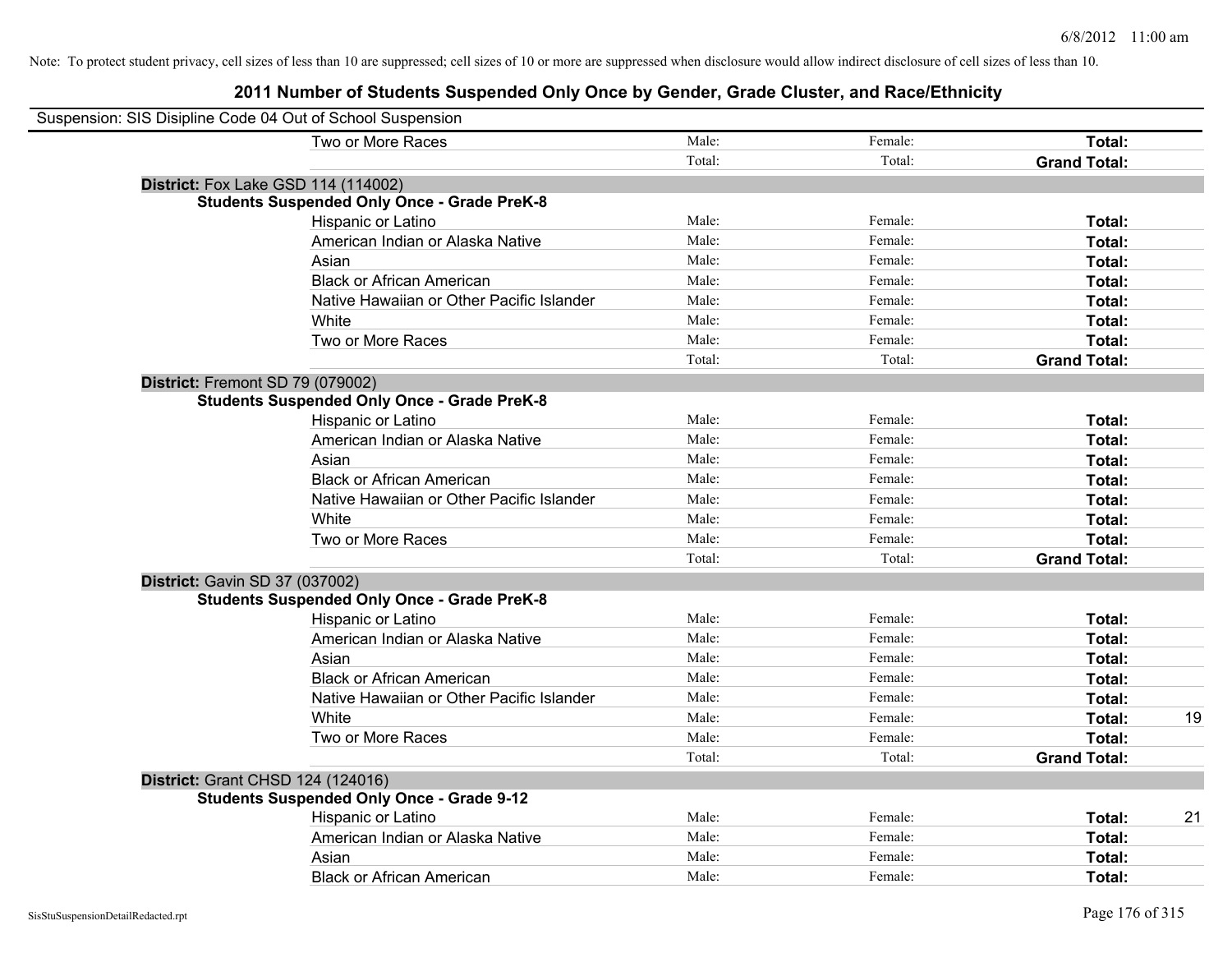Note: To protect student privacy, cell sizes of less than 10 are suppressed; cell sizes of 10 or more are suppressed when disclosure would allow indirect disclosure of cell sizes of less than 10.

## 2011 Number of Students Suspended Only Once by Gender, Grade Cluster, and Race/Ethnicity

Suspension: SIS Disipline Code 04 Out of School Suspension

| | Male | Female | Total | |
|---|---|---|---|---|
| Two or More Races | Male: | Female: | **Total:** | |
| | Total: | Total: | **Grand Total:** | |

**District:** Fox Lake GSD 114 (114002)

**Students Suspended Only Once - Grade PreK-8**

| | Male | Female | Total | |
|---|---|---|---|---|
| Hispanic or Latino | Male: | Female: | **Total:** | |
| American Indian or Alaska Native | Male: | Female: | **Total:** | |
| Asian | Male: | Female: | **Total:** | |
| Black or African American | Male: | Female: | **Total:** | |
| Native Hawaiian or Other Pacific Islander | Male: | Female: | **Total:** | |
| White | Male: | Female: | **Total:** | |
| Two or More Races | Male: | Female: | **Total:** | |
| | Total: | Total: | **Grand Total:** | |

**District:** Fremont SD 79 (079002)

**Students Suspended Only Once - Grade PreK-8**

| | Male | Female | Total | |
|---|---|---|---|---|
| Hispanic or Latino | Male: | Female: | **Total:** | |
| American Indian or Alaska Native | Male: | Female: | **Total:** | |
| Asian | Male: | Female: | **Total:** | |
| Black or African American | Male: | Female: | **Total:** | |
| Native Hawaiian or Other Pacific Islander | Male: | Female: | **Total:** | |
| White | Male: | Female: | **Total:** | |
| Two or More Races | Male: | Female: | **Total:** | |
| | Total: | Total: | **Grand Total:** | |

**District:** Gavin SD 37 (037002)

**Students Suspended Only Once - Grade PreK-8**

| | Male | Female | Total | |
|---|---|---|---|---|
| Hispanic or Latino | Male: | Female: | **Total:** | |
| American Indian or Alaska Native | Male: | Female: | **Total:** | |
| Asian | Male: | Female: | **Total:** | |
| Black or African American | Male: | Female: | **Total:** | |
| Native Hawaiian or Other Pacific Islander | Male: | Female: | **Total:** | |
| White | Male: | Female: | **Total:** | 19 |
| Two or More Races | Male: | Female: | **Total:** | |
| | Total: | Total: | **Grand Total:** | |

**District:** Grant CHSD 124 (124016)

**Students Suspended Only Once - Grade 9-12**

| | Male | Female | Total | |
|---|---|---|---|---|
| Hispanic or Latino | Male: | Female: | **Total:** | 21 |
| American Indian or Alaska Native | Male: | Female: | **Total:** | |
| Asian | Male: | Female: | **Total:** | |
| Black or African American | Male: | Female: | **Total:** | |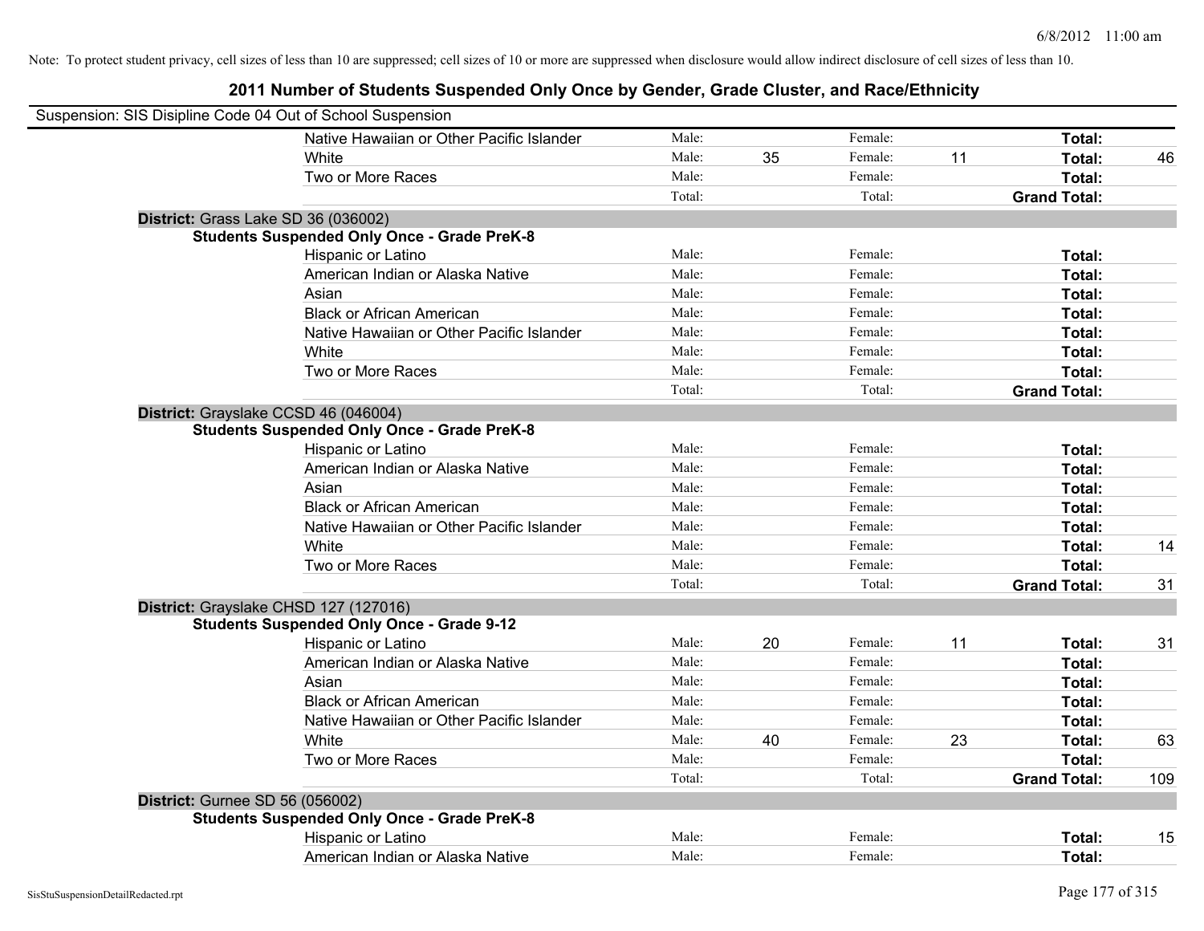Note: To protect student privacy, cell sizes of less than 10 are suppressed; cell sizes of 10 or more are suppressed when disclosure would allow indirect disclosure of cell sizes of less than 10.

# 2011 Number of Students Suspended Only Once by Gender, Grade Cluster, and Race/Ethnicity

Suspension: SIS Disipline Code 04 Out of School Suspension

| | | | | | | |
|---|---|---|---|---|---|---|
| Native Hawaiian or Other Pacific Islander | Male: | | Female: | | **Total:** | |
| White | Male: | 35 | Female: | 11 | **Total:** | 46 |
| Two or More Races | Male: | | Female: | | **Total:** | |
| | Total: | | Total: | | **Grand Total:** | |

**District:** Grass Lake SD 36 (036002)

**Students Suspended Only Once - Grade PreK-8**

| | | | | | | |
|---|---|---|---|---|---|---|
| Hispanic or Latino | Male: | | Female: | | **Total:** | |
| American Indian or Alaska Native | Male: | | Female: | | **Total:** | |
| Asian | Male: | | Female: | | **Total:** | |
| Black or African American | Male: | | Female: | | **Total:** | |
| Native Hawaiian or Other Pacific Islander | Male: | | Female: | | **Total:** | |
| White | Male: | | Female: | | **Total:** | |
| Two or More Races | Male: | | Female: | | **Total:** | |
| | Total: | | Total: | | **Grand Total:** | |

**District:** Grayslake CCSD 46 (046004)

**Students Suspended Only Once - Grade PreK-8**

| | | | | | | |
|---|---|---|---|---|---|---|
| Hispanic or Latino | Male: | | Female: | | **Total:** | |
| American Indian or Alaska Native | Male: | | Female: | | **Total:** | |
| Asian | Male: | | Female: | | **Total:** | |
| Black or African American | Male: | | Female: | | **Total:** | |
| Native Hawaiian or Other Pacific Islander | Male: | | Female: | | **Total:** | |
| White | Male: | | Female: | | **Total:** | 14 |
| Two or More Races | Male: | | Female: | | **Total:** | |
| | Total: | | Total: | | **Grand Total:** | 31 |

**District:** Grayslake CHSD 127 (127016)

**Students Suspended Only Once - Grade 9-12**

| | | | | | | |
|---|---|---|---|---|---|---|
| Hispanic or Latino | Male: | 20 | Female: | 11 | **Total:** | 31 |
| American Indian or Alaska Native | Male: | | Female: | | **Total:** | |
| Asian | Male: | | Female: | | **Total:** | |
| Black or African American | Male: | | Female: | | **Total:** | |
| Native Hawaiian or Other Pacific Islander | Male: | | Female: | | **Total:** | |
| White | Male: | 40 | Female: | 23 | **Total:** | 63 |
| Two or More Races | Male: | | Female: | | **Total:** | |
| | Total: | | Total: | | **Grand Total:** | 109 |

**District:** Gurnee SD 56 (056002)

**Students Suspended Only Once - Grade PreK-8**

| | | | | | | |
|---|---|---|---|---|---|---|
| Hispanic or Latino | Male: | | Female: | | **Total:** | 15 |
| American Indian or Alaska Native | Male: | | Female: | | **Total:** | |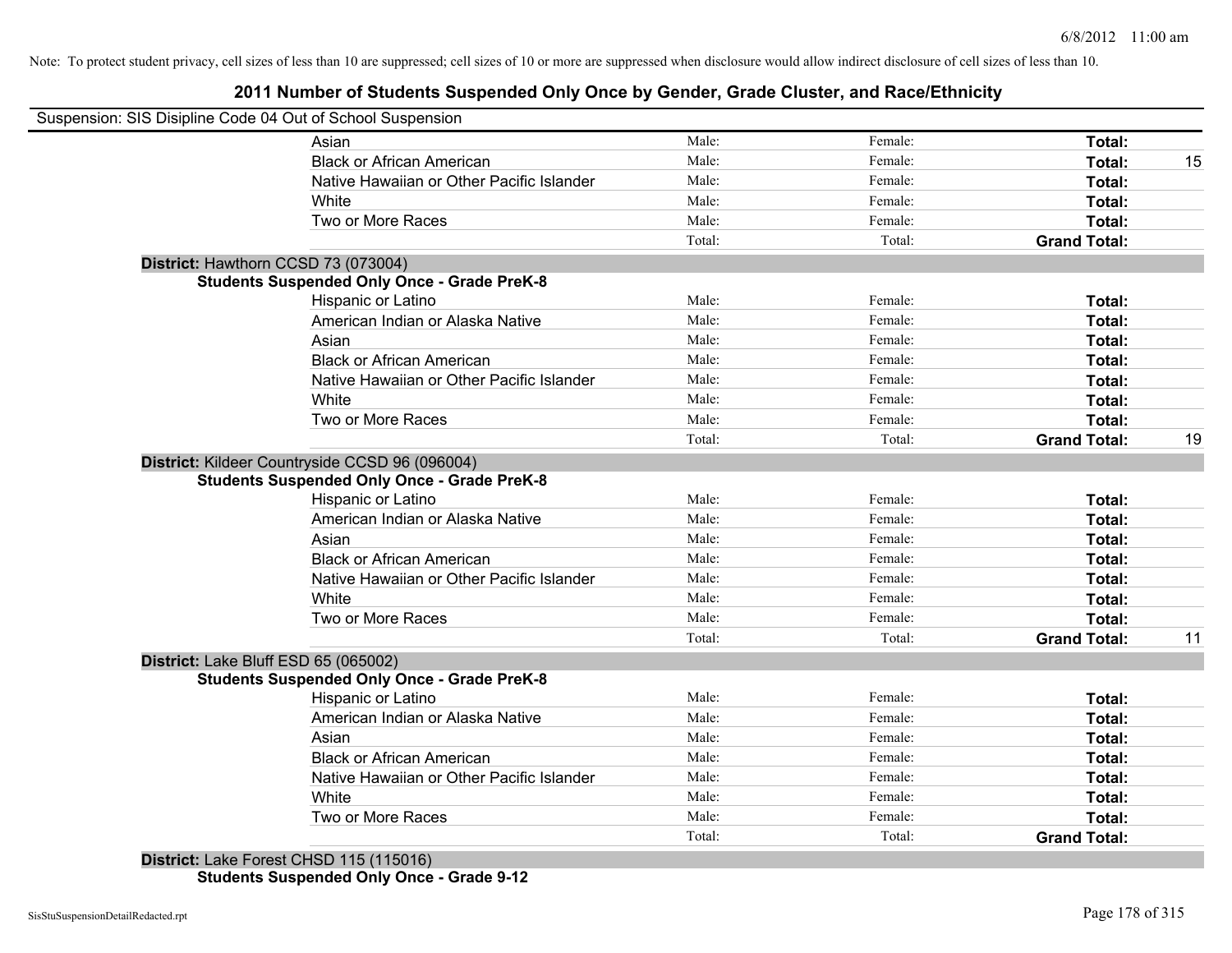Note: To protect student privacy, cell sizes of less than 10 are suppressed; cell sizes of 10 or more are suppressed when disclosure would allow indirect disclosure of cell sizes of less than 10.

# 2011 Number of Students Suspended Only Once by Gender, Grade Cluster, and Race/Ethnicity

Suspension: SIS Disipline Code 04 Out of School Suspension

| | Male | Female | Total | |
|---|---|---|---|---|
| Asian | Male: | Female: | **Total:** | |
| Black or African American | Male: | Female: | **Total:** | 15 |
| Native Hawaiian or Other Pacific Islander | Male: | Female: | **Total:** | |
| White | Male: | Female: | **Total:** | |
| Two or More Races | Male: | Female: | **Total:** | |
| | Total: | Total: | **Grand Total:** | |

**District:** Hawthorn CCSD 73 (073004)

**Students Suspended Only Once - Grade PreK-8**

| | Male | Female | Total | |
|---|---|---|---|---|
| Hispanic or Latino | Male: | Female: | **Total:** | |
| American Indian or Alaska Native | Male: | Female: | **Total:** | |
| Asian | Male: | Female: | **Total:** | |
| Black or African American | Male: | Female: | **Total:** | |
| Native Hawaiian or Other Pacific Islander | Male: | Female: | **Total:** | |
| White | Male: | Female: | **Total:** | |
| Two or More Races | Male: | Female: | **Total:** | |
| | Total: | Total: | **Grand Total:** | 19 |

**District:** Kildeer Countryside CCSD 96 (096004)

**Students Suspended Only Once - Grade PreK-8**

| | Male | Female | Total | |
|---|---|---|---|---|
| Hispanic or Latino | Male: | Female: | **Total:** | |
| American Indian or Alaska Native | Male: | Female: | **Total:** | |
| Asian | Male: | Female: | **Total:** | |
| Black or African American | Male: | Female: | **Total:** | |
| Native Hawaiian or Other Pacific Islander | Male: | Female: | **Total:** | |
| White | Male: | Female: | **Total:** | |
| Two or More Races | Male: | Female: | **Total:** | |
| | Total: | Total: | **Grand Total:** | 11 |

**District:** Lake Bluff ESD 65 (065002)

**Students Suspended Only Once - Grade PreK-8**

| | Male | Female | Total | |
|---|---|---|---|---|
| Hispanic or Latino | Male: | Female: | **Total:** | |
| American Indian or Alaska Native | Male: | Female: | **Total:** | |
| Asian | Male: | Female: | **Total:** | |
| Black or African American | Male: | Female: | **Total:** | |
| Native Hawaiian or Other Pacific Islander | Male: | Female: | **Total:** | |
| White | Male: | Female: | **Total:** | |
| Two or More Races | Male: | Female: | **Total:** | |
| | Total: | Total: | **Grand Total:** | |

**District:** Lake Forest CHSD 115 (115016)

**Students Suspended Only Once - Grade 9-12**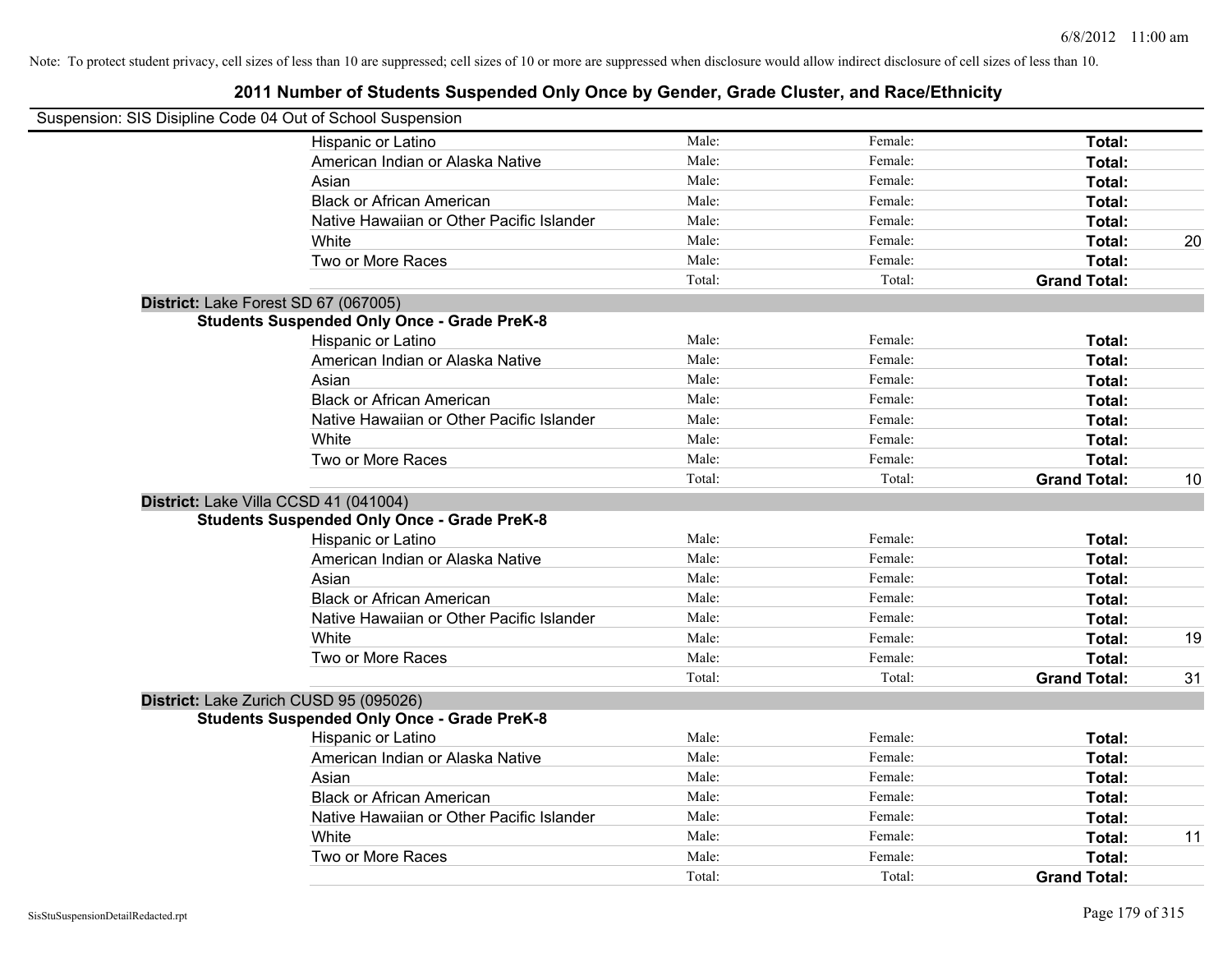Note: To protect student privacy, cell sizes of less than 10 are suppressed; cell sizes of 10 or more are suppressed when disclosure would allow indirect disclosure of cell sizes of less than 10.

## 2011 Number of Students Suspended Only Once by Gender, Grade Cluster, and Race/Ethnicity

Suspension: SIS Disipline Code 04 Out of School Suspension

| | | | | |
|---|---|---|---|---|
| Hispanic or Latino | Male: | Female: | **Total:** | |
| American Indian or Alaska Native | Male: | Female: | **Total:** | |
| Asian | Male: | Female: | **Total:** | |
| Black or African American | Male: | Female: | **Total:** | |
| Native Hawaiian or Other Pacific Islander | Male: | Female: | **Total:** | |
| White | Male: | Female: | **Total:** | 20 |
| Two or More Races | Male: | Female: | **Total:** | |
| | Total: | Total: | **Grand Total:** | |

**District:** Lake Forest SD 67 (067005)

**Students Suspended Only Once - Grade PreK-8**

| | | | | |
|---|---|---|---|---|
| Hispanic or Latino | Male: | Female: | **Total:** | |
| American Indian or Alaska Native | Male: | Female: | **Total:** | |
| Asian | Male: | Female: | **Total:** | |
| Black or African American | Male: | Female: | **Total:** | |
| Native Hawaiian or Other Pacific Islander | Male: | Female: | **Total:** | |
| White | Male: | Female: | **Total:** | |
| Two or More Races | Male: | Female: | **Total:** | |
| | Total: | Total: | **Grand Total:** | 10 |

**District:** Lake Villa CCSD 41 (041004)

**Students Suspended Only Once - Grade PreK-8**

| | | | | |
|---|---|---|---|---|
| Hispanic or Latino | Male: | Female: | **Total:** | |
| American Indian or Alaska Native | Male: | Female: | **Total:** | |
| Asian | Male: | Female: | **Total:** | |
| Black or African American | Male: | Female: | **Total:** | |
| Native Hawaiian or Other Pacific Islander | Male: | Female: | **Total:** | |
| White | Male: | Female: | **Total:** | 19 |
| Two or More Races | Male: | Female: | **Total:** | |
| | Total: | Total: | **Grand Total:** | 31 |

**District:** Lake Zurich CUSD 95 (095026)

**Students Suspended Only Once - Grade PreK-8**

| | | | | |
|---|---|---|---|---|
| Hispanic or Latino | Male: | Female: | **Total:** | |
| American Indian or Alaska Native | Male: | Female: | **Total:** | |
| Asian | Male: | Female: | **Total:** | |
| Black or African American | Male: | Female: | **Total:** | |
| Native Hawaiian or Other Pacific Islander | Male: | Female: | **Total:** | |
| White | Male: | Female: | **Total:** | 11 |
| Two or More Races | Male: | Female: | **Total:** | |
| | Total: | Total: | **Grand Total:** | |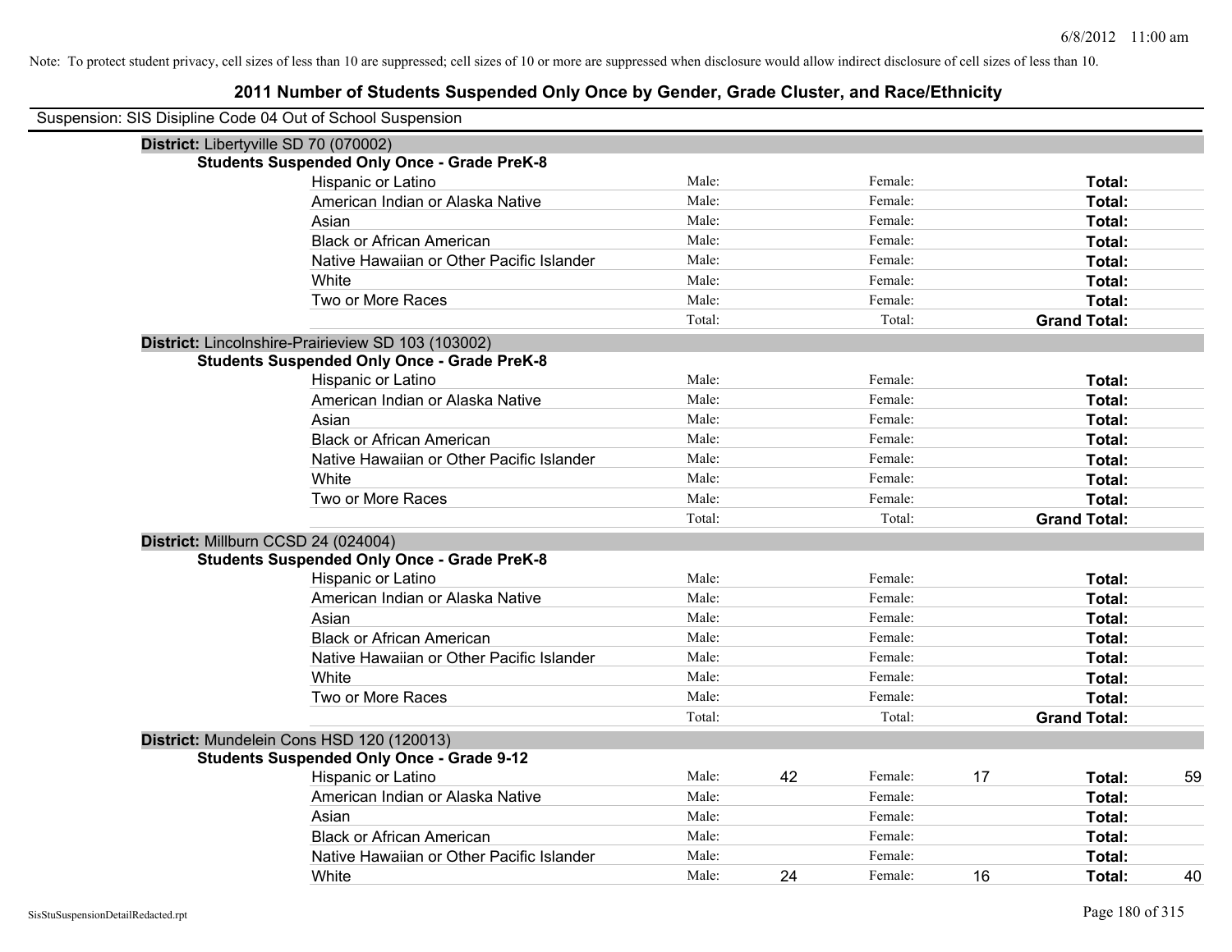Note: To protect student privacy, cell sizes of less than 10 are suppressed; cell sizes of 10 or more are suppressed when disclosure would allow indirect disclosure of cell sizes of less than 10.

# 2011 Number of Students Suspended Only Once by Gender, Grade Cluster, and Race/Ethnicity

Suspension: SIS Disipline Code 04 Out of School Suspension

**District:** Libertyville SD 70 (070002)

**Students Suspended Only Once - Grade PreK-8**

| Race/Ethnicity | | | | | | |
|---|---|---|---|---|---|---|
| Hispanic or Latino | Male: | | Female: | | **Total:** | |
| American Indian or Alaska Native | Male: | | Female: | | **Total:** | |
| Asian | Male: | | Female: | | **Total:** | |
| Black or African American | Male: | | Female: | | **Total:** | |
| Native Hawaiian or Other Pacific Islander | Male: | | Female: | | **Total:** | |
| White | Male: | | Female: | | **Total:** | |
| Two or More Races | Male: | | Female: | | **Total:** | |
| | Total: | | Total: | | **Grand Total:** | |

**District:** Lincolnshire-Prairieview SD 103 (103002)

**Students Suspended Only Once - Grade PreK-8**

| Race/Ethnicity | | | | | | |
|---|---|---|---|---|---|---|
| Hispanic or Latino | Male: | | Female: | | **Total:** | |
| American Indian or Alaska Native | Male: | | Female: | | **Total:** | |
| Asian | Male: | | Female: | | **Total:** | |
| Black or African American | Male: | | Female: | | **Total:** | |
| Native Hawaiian or Other Pacific Islander | Male: | | Female: | | **Total:** | |
| White | Male: | | Female: | | **Total:** | |
| Two or More Races | Male: | | Female: | | **Total:** | |
| | Total: | | Total: | | **Grand Total:** | |

**District:** Millburn CCSD 24 (024004)

**Students Suspended Only Once - Grade PreK-8**

| Race/Ethnicity | | | | | | |
|---|---|---|---|---|---|---|
| Hispanic or Latino | Male: | | Female: | | **Total:** | |
| American Indian or Alaska Native | Male: | | Female: | | **Total:** | |
| Asian | Male: | | Female: | | **Total:** | |
| Black or African American | Male: | | Female: | | **Total:** | |
| Native Hawaiian or Other Pacific Islander | Male: | | Female: | | **Total:** | |
| White | Male: | | Female: | | **Total:** | |
| Two or More Races | Male: | | Female: | | **Total:** | |
| | Total: | | Total: | | **Grand Total:** | |

**District:** Mundelein Cons HSD 120 (120013)

**Students Suspended Only Once - Grade 9-12**

| Race/Ethnicity | | | | | | |
|---|---|---|---|---|---|---|
| Hispanic or Latino | Male: | 42 | Female: | 17 | **Total:** | 59 |
| American Indian or Alaska Native | Male: | | Female: | | **Total:** | |
| Asian | Male: | | Female: | | **Total:** | |
| Black or African American | Male: | | Female: | | **Total:** | |
| Native Hawaiian or Other Pacific Islander | Male: | | Female: | | **Total:** | |
| White | Male: | 24 | Female: | 16 | **Total:** | 40 |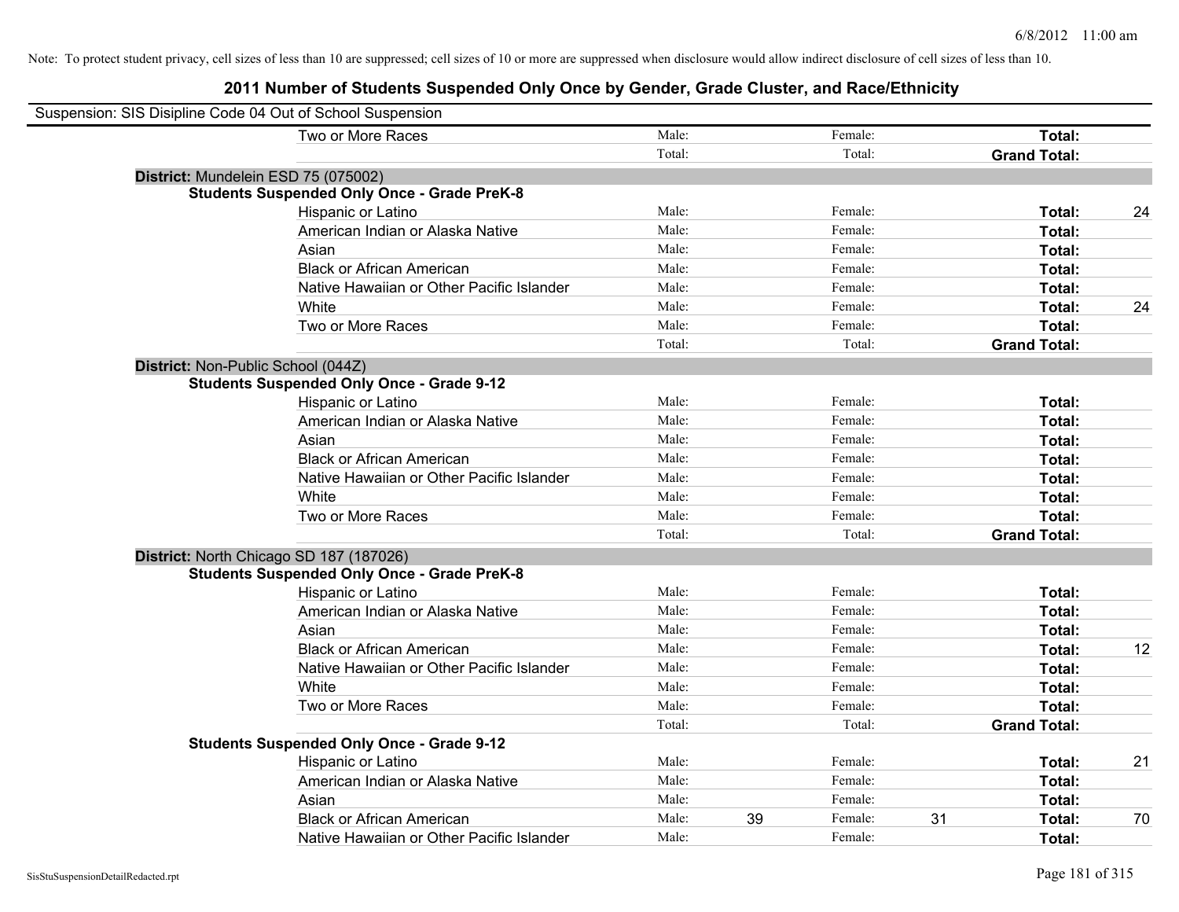Note: To protect student privacy, cell sizes of less than 10 are suppressed; cell sizes of 10 or more are suppressed when disclosure would allow indirect disclosure of cell sizes of less than 10.

## 2011 Number of Students Suspended Only Once by Gender, Grade Cluster, and Race/Ethnicity

Suspension: SIS Disipline Code 04 Out of School Suspension

| | | | | | | | |
|---|---|---|---|---|---|---|---|
| Two or More Races | Male: | | Female: | | **Total:** | |
| | Total: | | Total: | | **Grand Total:** | |

**District:** Mundelein ESD 75 (075002)

**Students Suspended Only Once - Grade PreK-8**

| | | | | | | |
|---|---|---|---|---|---|---|
| Hispanic or Latino | Male: | | Female: | | **Total:** | 24 |
| American Indian or Alaska Native | Male: | | Female: | | **Total:** | |
| Asian | Male: | | Female: | | **Total:** | |
| Black or African American | Male: | | Female: | | **Total:** | |
| Native Hawaiian or Other Pacific Islander | Male: | | Female: | | **Total:** | |
| White | Male: | | Female: | | **Total:** | 24 |
| Two or More Races | Male: | | Female: | | **Total:** | |
| | Total: | | Total: | | **Grand Total:** | |

**District:** Non-Public School (044Z)

**Students Suspended Only Once - Grade 9-12**

| | | | | | | |
|---|---|---|---|---|---|---|
| Hispanic or Latino | Male: | | Female: | | **Total:** | |
| American Indian or Alaska Native | Male: | | Female: | | **Total:** | |
| Asian | Male: | | Female: | | **Total:** | |
| Black or African American | Male: | | Female: | | **Total:** | |
| Native Hawaiian or Other Pacific Islander | Male: | | Female: | | **Total:** | |
| White | Male: | | Female: | | **Total:** | |
| Two or More Races | Male: | | Female: | | **Total:** | |
| | Total: | | Total: | | **Grand Total:** | |

**District:** North Chicago SD 187 (187026)

**Students Suspended Only Once - Grade PreK-8**

| | | | | | | |
|---|---|---|---|---|---|---|
| Hispanic or Latino | Male: | | Female: | | **Total:** | |
| American Indian or Alaska Native | Male: | | Female: | | **Total:** | |
| Asian | Male: | | Female: | | **Total:** | |
| Black or African American | Male: | | Female: | | **Total:** | 12 |
| Native Hawaiian or Other Pacific Islander | Male: | | Female: | | **Total:** | |
| White | Male: | | Female: | | **Total:** | |
| Two or More Races | Male: | | Female: | | **Total:** | |
| | Total: | | Total: | | **Grand Total:** | |

**Students Suspended Only Once - Grade 9-12**

| | | | | | | |
|---|---|---|---|---|---|---|
| Hispanic or Latino | Male: | | Female: | | **Total:** | 21 |
| American Indian or Alaska Native | Male: | | Female: | | **Total:** | |
| Asian | Male: | | Female: | | **Total:** | |
| Black or African American | Male: | 39 | Female: | 31 | **Total:** | 70 |
| Native Hawaiian or Other Pacific Islander | Male: | | Female: | | **Total:** | |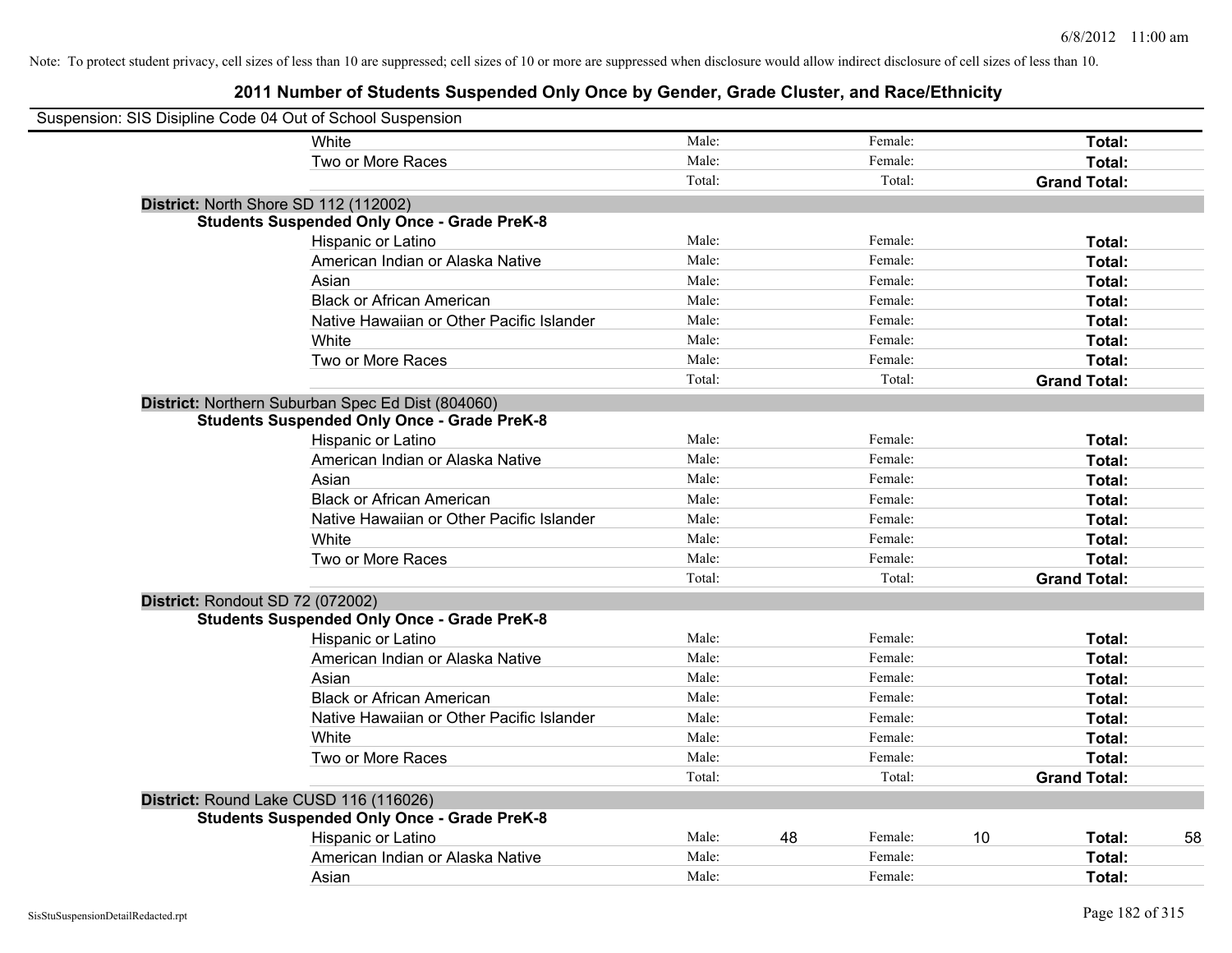Note: To protect student privacy, cell sizes of less than 10 are suppressed; cell sizes of 10 or more are suppressed when disclosure would allow indirect disclosure of cell sizes of less than 10.

# 2011 Number of Students Suspended Only Once by Gender, Grade Cluster, and Race/Ethnicity

Suspension: SIS Disipline Code 04 Out of School Suspension

| | | | | | | |
|---|---|---|---|---|---|---|
| White | Male: | | Female: | | **Total:** | |
| Two or More Races | Male: | | Female: | | **Total:** | |
| | Total: | | Total: | | **Grand Total:** | |

**District:** North Shore SD 112 (112002)

**Students Suspended Only Once - Grade PreK-8**

| | | | | | | |
|---|---|---|---|---|---|---|
| Hispanic or Latino | Male: | | Female: | | **Total:** | |
| American Indian or Alaska Native | Male: | | Female: | | **Total:** | |
| Asian | Male: | | Female: | | **Total:** | |
| Black or African American | Male: | | Female: | | **Total:** | |
| Native Hawaiian or Other Pacific Islander | Male: | | Female: | | **Total:** | |
| White | Male: | | Female: | | **Total:** | |
| Two or More Races | Male: | | Female: | | **Total:** | |
| | Total: | | Total: | | **Grand Total:** | |

**District:** Northern Suburban Spec Ed Dist (804060)

**Students Suspended Only Once - Grade PreK-8**

| | | | | | | |
|---|---|---|---|---|---|---|
| Hispanic or Latino | Male: | | Female: | | **Total:** | |
| American Indian or Alaska Native | Male: | | Female: | | **Total:** | |
| Asian | Male: | | Female: | | **Total:** | |
| Black or African American | Male: | | Female: | | **Total:** | |
| Native Hawaiian or Other Pacific Islander | Male: | | Female: | | **Total:** | |
| White | Male: | | Female: | | **Total:** | |
| Two or More Races | Male: | | Female: | | **Total:** | |
| | Total: | | Total: | | **Grand Total:** | |

**District:** Rondout SD 72 (072002)

**Students Suspended Only Once - Grade PreK-8**

| | | | | | | |
|---|---|---|---|---|---|---|
| Hispanic or Latino | Male: | | Female: | | **Total:** | |
| American Indian or Alaska Native | Male: | | Female: | | **Total:** | |
| Asian | Male: | | Female: | | **Total:** | |
| Black or African American | Male: | | Female: | | **Total:** | |
| Native Hawaiian or Other Pacific Islander | Male: | | Female: | | **Total:** | |
| White | Male: | | Female: | | **Total:** | |
| Two or More Races | Male: | | Female: | | **Total:** | |
| | Total: | | Total: | | **Grand Total:** | |

**District:** Round Lake CUSD 116 (116026)

**Students Suspended Only Once - Grade PreK-8**

| | | | | | | |
|---|---|---|---|---|---|---|
| Hispanic or Latino | Male: | 48 | Female: | 10 | **Total:** | 58 |
| American Indian or Alaska Native | Male: | | Female: | | **Total:** | |
| Asian | Male: | | Female: | | **Total:** | |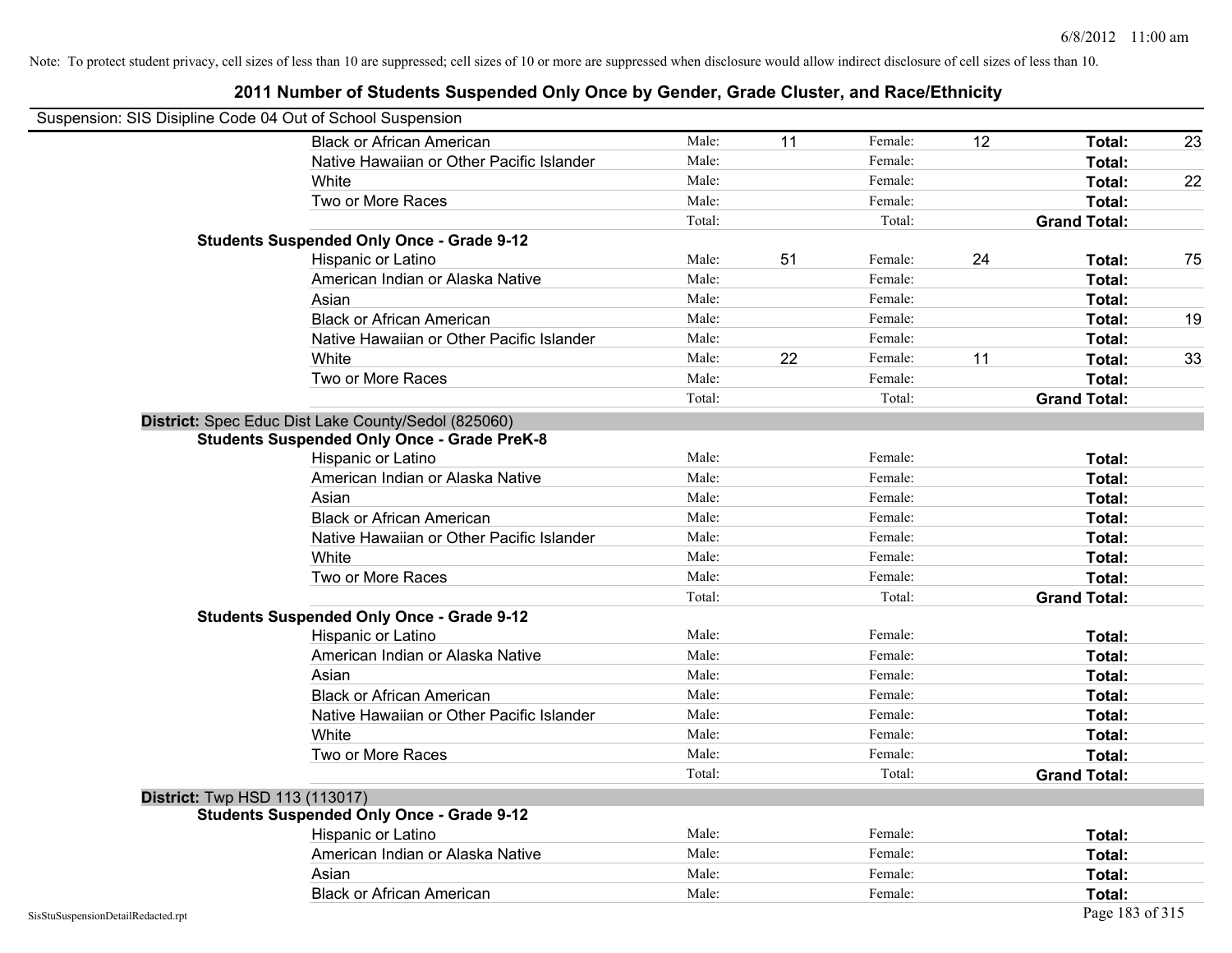Note: To protect student privacy, cell sizes of less than 10 are suppressed; cell sizes of 10 or more are suppressed when disclosure would allow indirect disclosure of cell sizes of less than 10.

# 2011 Number of Students Suspended Only Once by Gender, Grade Cluster, and Race/Ethnicity

Suspension: SIS Disipline Code 04 Out of School Suspension

| | | | | | | |
|---|---|---|---|---|---|---|
| Black or African American | Male: | 11 | Female: | 12 | **Total:** | 23 |
| Native Hawaiian or Other Pacific Islander | Male: | | Female: | | **Total:** | |
| White | Male: | | Female: | | **Total:** | 22 |
| Two or More Races | Male: | | Female: | | **Total:** | |
| | Total: | | Total: | | **Grand Total:** | |

**Students Suspended Only Once - Grade 9-12**

| | | | | | | |
|---|---|---|---|---|---|---|
| Hispanic or Latino | Male: | 51 | Female: | 24 | **Total:** | 75 |
| American Indian or Alaska Native | Male: | | Female: | | **Total:** | |
| Asian | Male: | | Female: | | **Total:** | |
| Black or African American | Male: | | Female: | | **Total:** | 19 |
| Native Hawaiian or Other Pacific Islander | Male: | | Female: | | **Total:** | |
| White | Male: | 22 | Female: | 11 | **Total:** | 33 |
| Two or More Races | Male: | | Female: | | **Total:** | |
| | Total: | | Total: | | **Grand Total:** | |

## District: Spec Educ Dist Lake County/Sedol (825060)

**Students Suspended Only Once - Grade PreK-8**

| | | | | | | |
|---|---|---|---|---|---|---|
| Hispanic or Latino | Male: | | Female: | | **Total:** | |
| American Indian or Alaska Native | Male: | | Female: | | **Total:** | |
| Asian | Male: | | Female: | | **Total:** | |
| Black or African American | Male: | | Female: | | **Total:** | |
| Native Hawaiian or Other Pacific Islander | Male: | | Female: | | **Total:** | |
| White | Male: | | Female: | | **Total:** | |
| Two or More Races | Male: | | Female: | | **Total:** | |
| | Total: | | Total: | | **Grand Total:** | |

**Students Suspended Only Once - Grade 9-12**

| | | | | | | |
|---|---|---|---|---|---|---|
| Hispanic or Latino | Male: | | Female: | | **Total:** | |
| American Indian or Alaska Native | Male: | | Female: | | **Total:** | |
| Asian | Male: | | Female: | | **Total:** | |
| Black or African American | Male: | | Female: | | **Total:** | |
| Native Hawaiian or Other Pacific Islander | Male: | | Female: | | **Total:** | |
| White | Male: | | Female: | | **Total:** | |
| Two or More Races | Male: | | Female: | | **Total:** | |
| | Total: | | Total: | | **Grand Total:** | |

## District: Twp HSD 113 (113017)

**Students Suspended Only Once - Grade 9-12**

| | | | | | | |
|---|---|---|---|---|---|---|
| Hispanic or Latino | Male: | | Female: | | **Total:** | |
| American Indian or Alaska Native | Male: | | Female: | | **Total:** | |
| Asian | Male: | | Female: | | **Total:** | |
| Black or African American | Male: | | Female: | | **Total:** | |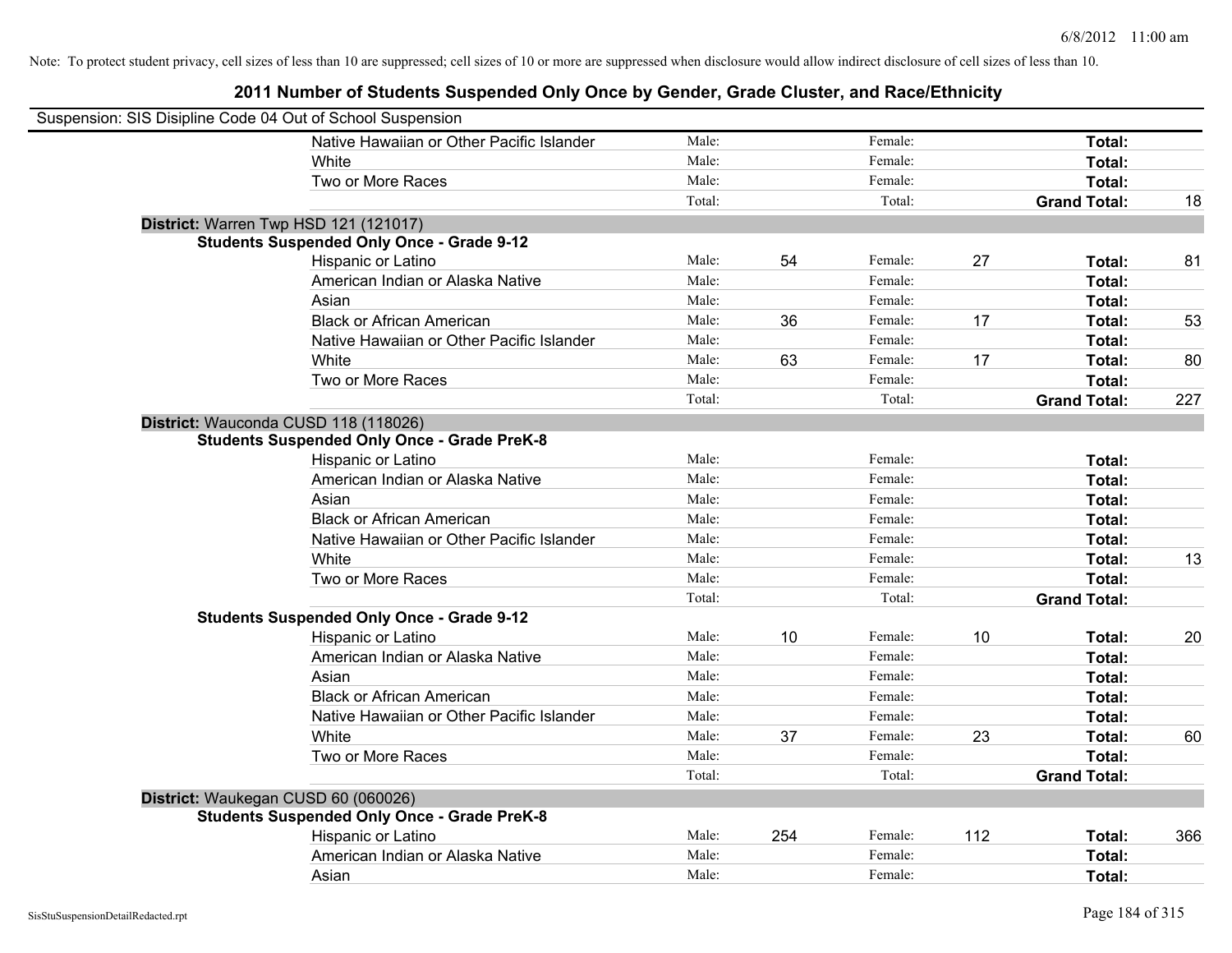Note: To protect student privacy, cell sizes of less than 10 are suppressed; cell sizes of 10 or more are suppressed when disclosure would allow indirect disclosure of cell sizes of less than 10.

## 2011 Number of Students Suspended Only Once by Gender, Grade Cluster, and Race/Ethnicity

Suspension: SIS Disipline Code 04 Out of School Suspension

| | | | | | | |
|---|---|---|---|---|---|---|
| Native Hawaiian or Other Pacific Islander | Male: | | Female: | | **Total:** | |
| White | Male: | | Female: | | **Total:** | |
| Two or More Races | Male: | | Female: | | **Total:** | |
| | Total: | | Total: | | **Grand Total:** | 18 |

**District:** Warren Twp HSD 121 (121017)

**Students Suspended Only Once - Grade 9-12**

| | | | | | | |
|---|---|---|---|---|---|---|
| Hispanic or Latino | Male: | 54 | Female: | 27 | **Total:** | 81 |
| American Indian or Alaska Native | Male: | | Female: | | **Total:** | |
| Asian | Male: | | Female: | | **Total:** | |
| Black or African American | Male: | 36 | Female: | 17 | **Total:** | 53 |
| Native Hawaiian or Other Pacific Islander | Male: | | Female: | | **Total:** | |
| White | Male: | 63 | Female: | 17 | **Total:** | 80 |
| Two or More Races | Male: | | Female: | | **Total:** | |
| | Total: | | Total: | | **Grand Total:** | 227 |

**District:** Wauconda CUSD 118 (118026)

**Students Suspended Only Once - Grade PreK-8**

| | | | | | | |
|---|---|---|---|---|---|---|
| Hispanic or Latino | Male: | | Female: | | **Total:** | |
| American Indian or Alaska Native | Male: | | Female: | | **Total:** | |
| Asian | Male: | | Female: | | **Total:** | |
| Black or African American | Male: | | Female: | | **Total:** | |
| Native Hawaiian or Other Pacific Islander | Male: | | Female: | | **Total:** | |
| White | Male: | | Female: | | **Total:** | 13 |
| Two or More Races | Male: | | Female: | | **Total:** | |
| | Total: | | Total: | | **Grand Total:** | |

**Students Suspended Only Once - Grade 9-12**

| | | | | | | |
|---|---|---|---|---|---|---|
| Hispanic or Latino | Male: | 10 | Female: | 10 | **Total:** | 20 |
| American Indian or Alaska Native | Male: | | Female: | | **Total:** | |
| Asian | Male: | | Female: | | **Total:** | |
| Black or African American | Male: | | Female: | | **Total:** | |
| Native Hawaiian or Other Pacific Islander | Male: | | Female: | | **Total:** | |
| White | Male: | 37 | Female: | 23 | **Total:** | 60 |
| Two or More Races | Male: | | Female: | | **Total:** | |
| | Total: | | Total: | | **Grand Total:** | |

**District:** Waukegan CUSD 60 (060026)

**Students Suspended Only Once - Grade PreK-8**

| | | | | | | |
|---|---|---|---|---|---|---|
| Hispanic or Latino | Male: | 254 | Female: | 112 | **Total:** | 366 |
| American Indian or Alaska Native | Male: | | Female: | | **Total:** | |
| Asian | Male: | | Female: | | **Total:** | |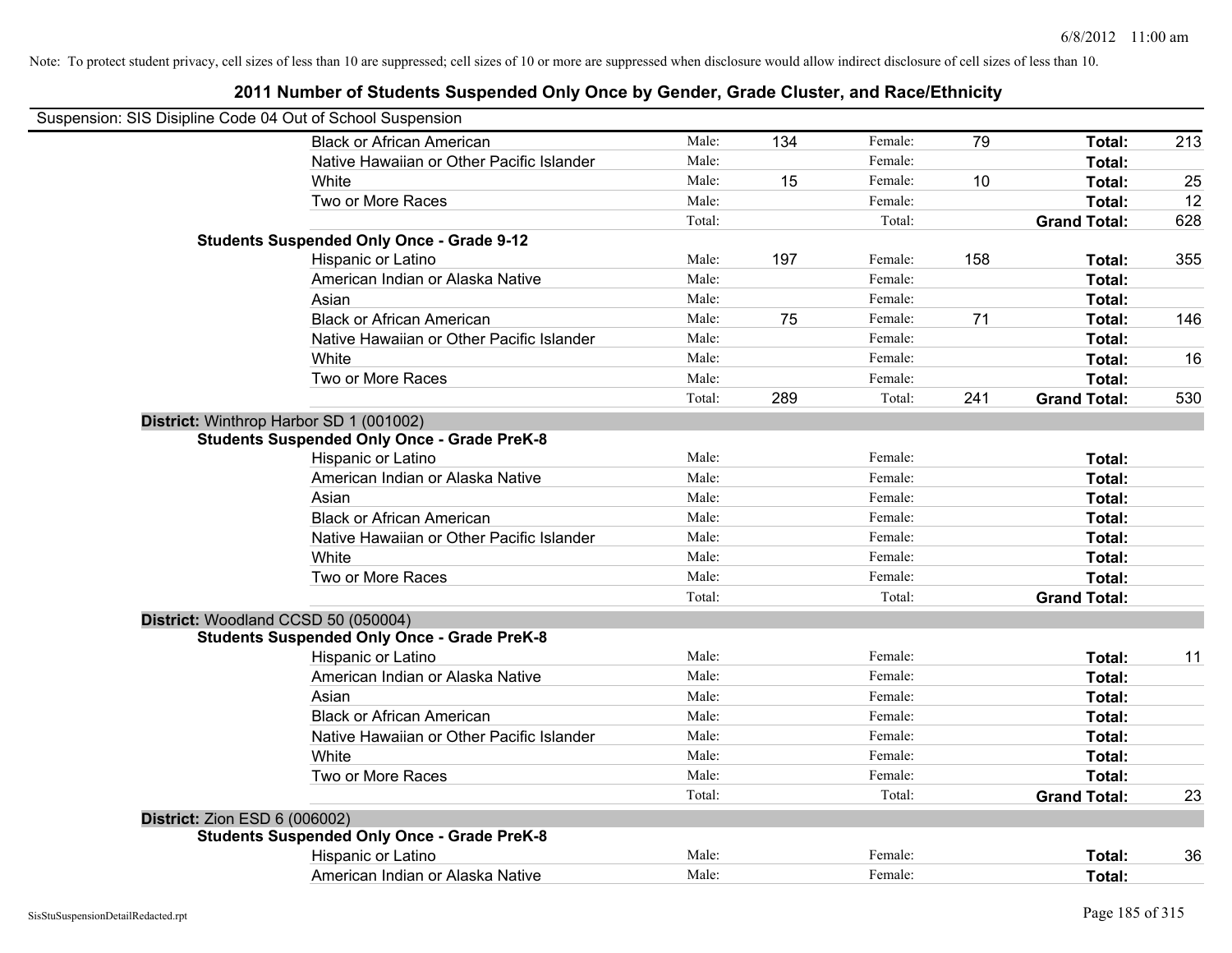Note: To protect student privacy, cell sizes of less than 10 are suppressed; cell sizes of 10 or more are suppressed when disclosure would allow indirect disclosure of cell sizes of less than 10.

# 2011 Number of Students Suspended Only Once by Gender, Grade Cluster, and Race/Ethnicity

Suspension: SIS Disipline Code 04 Out of School Suspension

| | | | | | | |
|---|---|---|---|---|---|---|
| Black or African American | Male: | 134 | Female: | 79 | **Total:** | 213 |
| Native Hawaiian or Other Pacific Islander | Male: | | Female: | | **Total:** | |
| White | Male: | 15 | Female: | 10 | **Total:** | 25 |
| Two or More Races | Male: | | Female: | | **Total:** | 12 |
| | Total: | | Total: | | **Grand Total:** | 628 |
| **Students Suspended Only Once - Grade 9-12** | | | | | | |
| Hispanic or Latino | Male: | 197 | Female: | 158 | **Total:** | 355 |
| American Indian or Alaska Native | Male: | | Female: | | **Total:** | |
| Asian | Male: | | Female: | | **Total:** | |
| Black or African American | Male: | 75 | Female: | 71 | **Total:** | 146 |
| Native Hawaiian or Other Pacific Islander | Male: | | Female: | | **Total:** | |
| White | Male: | | Female: | | **Total:** | 16 |
| Two or More Races | Male: | | Female: | | **Total:** | |
| | Total: | 289 | Total: | 241 | **Grand Total:** | 530 |
| **District:** Winthrop Harbor SD 1 (001002) | | | | | | |
| **Students Suspended Only Once - Grade PreK-8** | | | | | | |
| Hispanic or Latino | Male: | | Female: | | **Total:** | |
| American Indian or Alaska Native | Male: | | Female: | | **Total:** | |
| Asian | Male: | | Female: | | **Total:** | |
| Black or African American | Male: | | Female: | | **Total:** | |
| Native Hawaiian or Other Pacific Islander | Male: | | Female: | | **Total:** | |
| White | Male: | | Female: | | **Total:** | |
| Two or More Races | Male: | | Female: | | **Total:** | |
| | Total: | | Total: | | **Grand Total:** | |
| **District:** Woodland CCSD 50 (050004) | | | | | | |
| **Students Suspended Only Once - Grade PreK-8** | | | | | | |
| Hispanic or Latino | Male: | | Female: | | **Total:** | 11 |
| American Indian or Alaska Native | Male: | | Female: | | **Total:** | |
| Asian | Male: | | Female: | | **Total:** | |
| Black or African American | Male: | | Female: | | **Total:** | |
| Native Hawaiian or Other Pacific Islander | Male: | | Female: | | **Total:** | |
| White | Male: | | Female: | | **Total:** | |
| Two or More Races | Male: | | Female: | | **Total:** | |
| | Total: | | Total: | | **Grand Total:** | 23 |
| **District:** Zion ESD 6 (006002) | | | | | | |
| **Students Suspended Only Once - Grade PreK-8** | | | | | | |
| Hispanic or Latino | Male: | | Female: | | **Total:** | 36 |
| American Indian or Alaska Native | Male: | | Female: | | **Total:** | |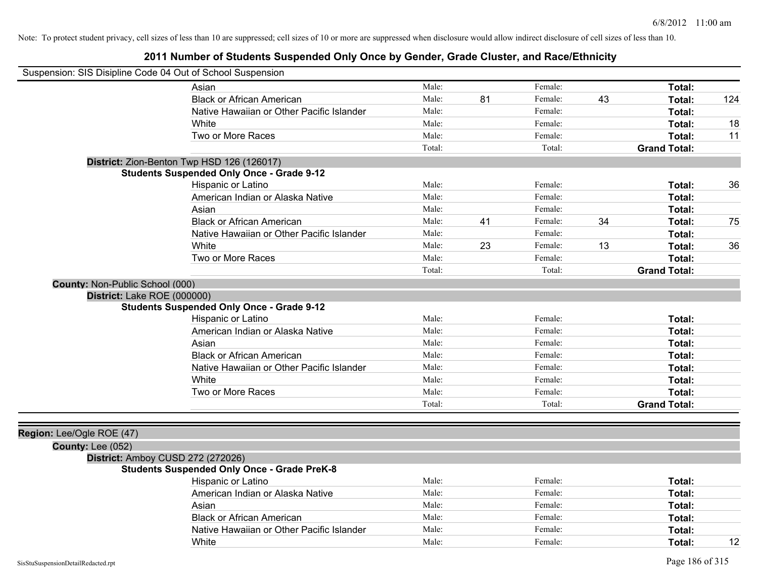Note: To protect student privacy, cell sizes of less than 10 are suppressed; cell sizes of 10 or more are suppressed when disclosure would allow indirect disclosure of cell sizes of less than 10.

# 2011 Number of Students Suspended Only Once by Gender, Grade Cluster, and Race/Ethnicity

Suspension: SIS Disipline Code 04 Out of School Suspension

| | Male: | | Female: | | | |
|---|---|---|---|---|---|---|
| Asian | Male: | | Female: | | **Total:** | |
| Black or African American | Male: | 81 | Female: | 43 | **Total:** | 124 |
| Native Hawaiian or Other Pacific Islander | Male: | | Female: | | **Total:** | |
| White | Male: | | Female: | | **Total:** | 18 |
| Two or More Races | Male: | | Female: | | **Total:** | 11 |
| | Total: | | Total: | | **Grand Total:** | |

**District:** Zion-Benton Twp HSD 126 (126017)

**Students Suspended Only Once - Grade 9-12**

| | | | | | | |
|---|---|---|---|---|---|---|
| Hispanic or Latino | Male: | | Female: | | **Total:** | 36 |
| American Indian or Alaska Native | Male: | | Female: | | **Total:** | |
| Asian | Male: | | Female: | | **Total:** | |
| Black or African American | Male: | 41 | Female: | 34 | **Total:** | 75 |
| Native Hawaiian or Other Pacific Islander | Male: | | Female: | | **Total:** | |
| White | Male: | 23 | Female: | 13 | **Total:** | 36 |
| Two or More Races | Male: | | Female: | | **Total:** | |
| | Total: | | Total: | | **Grand Total:** | |

**County:** Non-Public School (000)

**District:** Lake ROE (000000)

**Students Suspended Only Once - Grade 9-12**

| | | | | | | |
|---|---|---|---|---|---|---|
| Hispanic or Latino | Male: | | Female: | | **Total:** | |
| American Indian or Alaska Native | Male: | | Female: | | **Total:** | |
| Asian | Male: | | Female: | | **Total:** | |
| Black or African American | Male: | | Female: | | **Total:** | |
| Native Hawaiian or Other Pacific Islander | Male: | | Female: | | **Total:** | |
| White | Male: | | Female: | | **Total:** | |
| Two or More Races | Male: | | Female: | | **Total:** | |
| | Total: | | Total: | | **Grand Total:** | |

**Region:** Lee/Ogle ROE (47)

**County:** Lee (052)

**District:** Amboy CUSD 272 (272026)

**Students Suspended Only Once - Grade PreK-8**

| | | | | | | |
|---|---|---|---|---|---|---|
| Hispanic or Latino | Male: | | Female: | | **Total:** | |
| American Indian or Alaska Native | Male: | | Female: | | **Total:** | |
| Asian | Male: | | Female: | | **Total:** | |
| Black or African American | Male: | | Female: | | **Total:** | |
| Native Hawaiian or Other Pacific Islander | Male: | | Female: | | **Total:** | |
| White | Male: | | Female: | | **Total:** | 12 |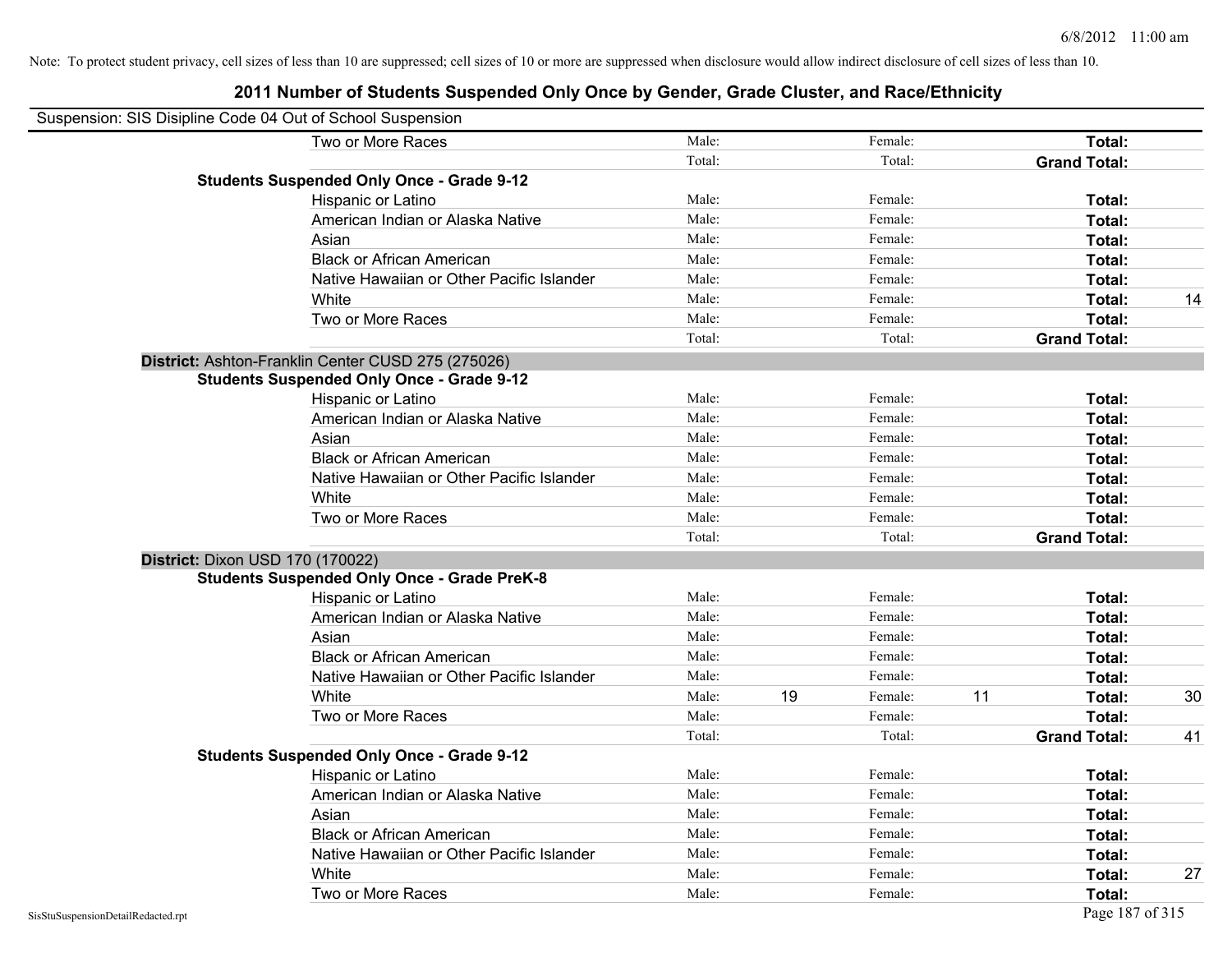Note: To protect student privacy, cell sizes of less than 10 are suppressed; cell sizes of 10 or more are suppressed when disclosure would allow indirect disclosure of cell sizes of less than 10.

## 2011 Number of Students Suspended Only Once by Gender, Grade Cluster, and Race/Ethnicity

Suspension: SIS Disipline Code 04 Out of School Suspension

| | | | | | | | |
|---|---|---|---|---|---|---|---|
| Two or More Races | Male: | | Female: | | **Total:** | |
| | Total: | | Total: | | **Grand Total:** | |
| **Students Suspended Only Once - Grade 9-12** | | | | | | |
| Hispanic or Latino | Male: | | Female: | | **Total:** | |
| American Indian or Alaska Native | Male: | | Female: | | **Total:** | |
| Asian | Male: | | Female: | | **Total:** | |
| Black or African American | Male: | | Female: | | **Total:** | |
| Native Hawaiian or Other Pacific Islander | Male: | | Female: | | **Total:** | |
| White | Male: | | Female: | | **Total:** | 14 |
| Two or More Races | Male: | | Female: | | **Total:** | |
| | Total: | | Total: | | **Grand Total:** | |
| **District:** Ashton-Franklin Center CUSD 275 (275026) | | | | | | |
| **Students Suspended Only Once - Grade 9-12** | | | | | | |
| Hispanic or Latino | Male: | | Female: | | **Total:** | |
| American Indian or Alaska Native | Male: | | Female: | | **Total:** | |
| Asian | Male: | | Female: | | **Total:** | |
| Black or African American | Male: | | Female: | | **Total:** | |
| Native Hawaiian or Other Pacific Islander | Male: | | Female: | | **Total:** | |
| White | Male: | | Female: | | **Total:** | |
| Two or More Races | Male: | | Female: | | **Total:** | |
| | Total: | | Total: | | **Grand Total:** | |
| **District:** Dixon USD 170 (170022) | | | | | | |
| **Students Suspended Only Once - Grade PreK-8** | | | | | | |
| Hispanic or Latino | Male: | | Female: | | **Total:** | |
| American Indian or Alaska Native | Male: | | Female: | | **Total:** | |
| Asian | Male: | | Female: | | **Total:** | |
| Black or African American | Male: | | Female: | | **Total:** | |
| Native Hawaiian or Other Pacific Islander | Male: | | Female: | | **Total:** | |
| White | Male: | 19 | Female: | 11 | **Total:** | 30 |
| Two or More Races | Male: | | Female: | | **Total:** | |
| | Total: | | Total: | | **Grand Total:** | 41 |
| **Students Suspended Only Once - Grade 9-12** | | | | | | |
| Hispanic or Latino | Male: | | Female: | | **Total:** | |
| American Indian or Alaska Native | Male: | | Female: | | **Total:** | |
| Asian | Male: | | Female: | | **Total:** | |
| Black or African American | Male: | | Female: | | **Total:** | |
| Native Hawaiian or Other Pacific Islander | Male: | | Female: | | **Total:** | |
| White | Male: | | Female: | | **Total:** | 27 |
| Two or More Races | Male: | | Female: | | **Total:** | |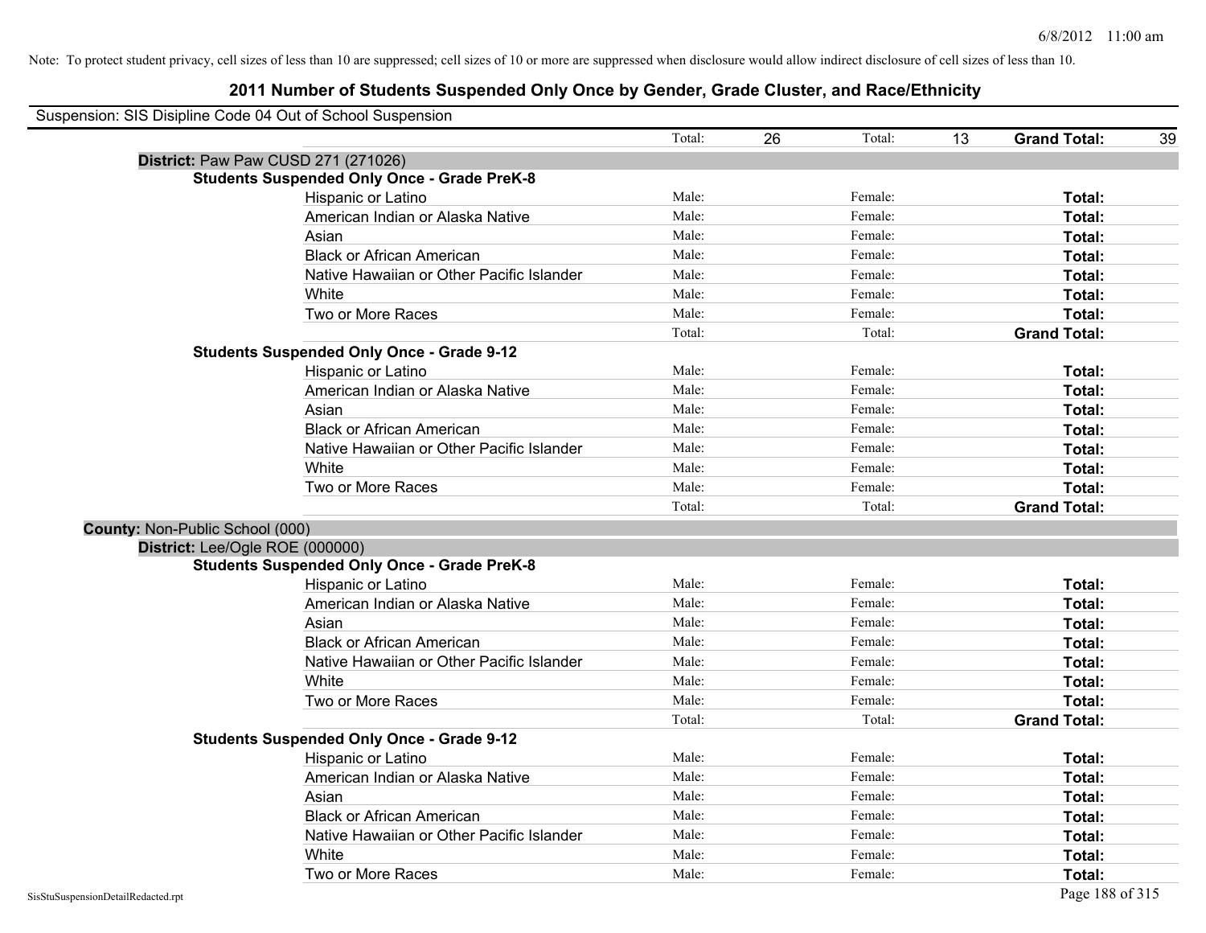Note: To protect student privacy, cell sizes of less than 10 are suppressed; cell sizes of 10 or more are suppressed when disclosure would allow indirect disclosure of cell sizes of less than 10.

# 2011 Number of Students Suspended Only Once by Gender, Grade Cluster, and Race/Ethnicity

Suspension: SIS Disipline Code 04 Out of School Suspension

| | | | | | |
|---|---|---|---|---|---|
| | Total: | 26 | Total: | 13 | **Grand Total:** 39 |

**District:** Paw Paw CUSD 271 (271026)

**Students Suspended Only Once - Grade PreK-8**

| Race/Ethnicity | Male: | | Female: | | Total: |
|---|---|---|---|---|---|
| Hispanic or Latino | Male: | | Female: | | **Total:** |
| American Indian or Alaska Native | Male: | | Female: | | **Total:** |
| Asian | Male: | | Female: | | **Total:** |
| Black or African American | Male: | | Female: | | **Total:** |
| Native Hawaiian or Other Pacific Islander | Male: | | Female: | | **Total:** |
| White | Male: | | Female: | | **Total:** |
| Two or More Races | Male: | | Female: | | **Total:** |
| | Total: | | Total: | | **Grand Total:** |

**Students Suspended Only Once - Grade 9-12**

| Race/Ethnicity | Male: | | Female: | | Total: |
|---|---|---|---|---|---|
| Hispanic or Latino | Male: | | Female: | | **Total:** |
| American Indian or Alaska Native | Male: | | Female: | | **Total:** |
| Asian | Male: | | Female: | | **Total:** |
| Black or African American | Male: | | Female: | | **Total:** |
| Native Hawaiian or Other Pacific Islander | Male: | | Female: | | **Total:** |
| White | Male: | | Female: | | **Total:** |
| Two or More Races | Male: | | Female: | | **Total:** |
| | Total: | | Total: | | **Grand Total:** |

**County:** Non-Public School (000)

**District:** Lee/Ogle ROE (000000)

**Students Suspended Only Once - Grade PreK-8**

| Race/Ethnicity | Male: | | Female: | | Total: |
|---|---|---|---|---|---|
| Hispanic or Latino | Male: | | Female: | | **Total:** |
| American Indian or Alaska Native | Male: | | Female: | | **Total:** |
| Asian | Male: | | Female: | | **Total:** |
| Black or African American | Male: | | Female: | | **Total:** |
| Native Hawaiian or Other Pacific Islander | Male: | | Female: | | **Total:** |
| White | Male: | | Female: | | **Total:** |
| Two or More Races | Male: | | Female: | | **Total:** |
| | Total: | | Total: | | **Grand Total:** |

**Students Suspended Only Once - Grade 9-12**

| Race/Ethnicity | Male: | | Female: | | Total: |
|---|---|---|---|---|---|
| Hispanic or Latino | Male: | | Female: | | **Total:** |
| American Indian or Alaska Native | Male: | | Female: | | **Total:** |
| Asian | Male: | | Female: | | **Total:** |
| Black or African American | Male: | | Female: | | **Total:** |
| Native Hawaiian or Other Pacific Islander | Male: | | Female: | | **Total:** |
| White | Male: | | Female: | | **Total:** |
| Two or More Races | Male: | | Female: | | **Total:** |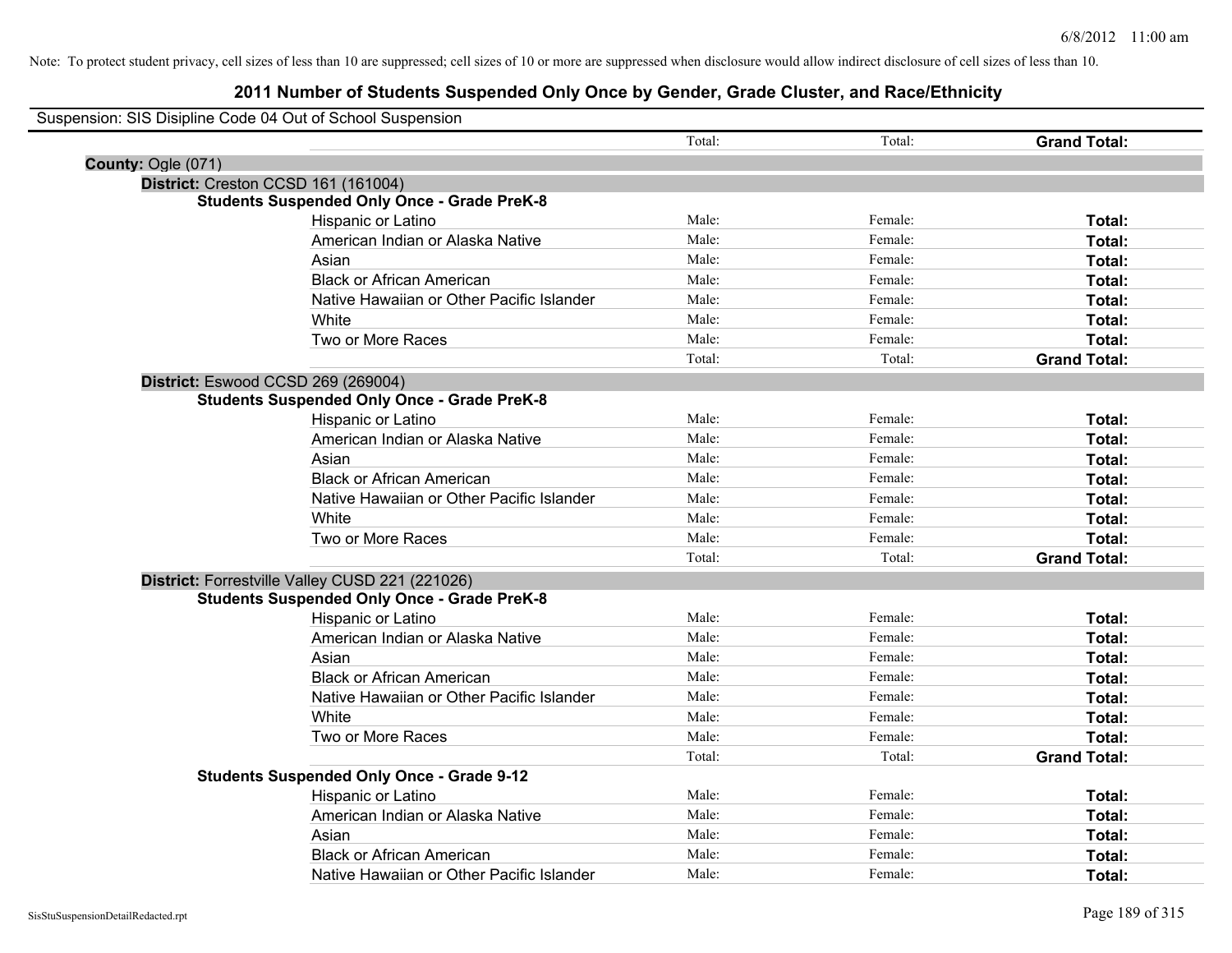Note: To protect student privacy, cell sizes of less than 10 are suppressed; cell sizes of 10 or more are suppressed when disclosure would allow indirect disclosure of cell sizes of less than 10.

# 2011 Number of Students Suspended Only Once by Gender, Grade Cluster, and Race/Ethnicity

Suspension: SIS Disipline Code 04 Out of School Suspension

| | Total: | Total: | **Grand Total:** |
|---|---|---|---|

**County:** Ogle (071)

**District:** Creston CCSD 161 (161004)

**Students Suspended Only Once - Grade PreK-8**

| | | | |
|---|---|---|---|
| Hispanic or Latino | Male: | Female: | **Total:** |
| American Indian or Alaska Native | Male: | Female: | **Total:** |
| Asian | Male: | Female: | **Total:** |
| Black or African American | Male: | Female: | **Total:** |
| Native Hawaiian or Other Pacific Islander | Male: | Female: | **Total:** |
| White | Male: | Female: | **Total:** |
| Two or More Races | Male: | Female: | **Total:** |
| | Total: | Total: | **Grand Total:** |

**District:** Eswood CCSD 269 (269004)

**Students Suspended Only Once - Grade PreK-8**

| | | | |
|---|---|---|---|
| Hispanic or Latino | Male: | Female: | **Total:** |
| American Indian or Alaska Native | Male: | Female: | **Total:** |
| Asian | Male: | Female: | **Total:** |
| Black or African American | Male: | Female: | **Total:** |
| Native Hawaiian or Other Pacific Islander | Male: | Female: | **Total:** |
| White | Male: | Female: | **Total:** |
| Two or More Races | Male: | Female: | **Total:** |
| | Total: | Total: | **Grand Total:** |

**District:** Forrestville Valley CUSD 221 (221026)

**Students Suspended Only Once - Grade PreK-8**

| | | | |
|---|---|---|---|
| Hispanic or Latino | Male: | Female: | **Total:** |
| American Indian or Alaska Native | Male: | Female: | **Total:** |
| Asian | Male: | Female: | **Total:** |
| Black or African American | Male: | Female: | **Total:** |
| Native Hawaiian or Other Pacific Islander | Male: | Female: | **Total:** |
| White | Male: | Female: | **Total:** |
| Two or More Races | Male: | Female: | **Total:** |
| | Total: | Total: | **Grand Total:** |

**Students Suspended Only Once - Grade 9-12**

| | | | |
|---|---|---|---|
| Hispanic or Latino | Male: | Female: | **Total:** |
| American Indian or Alaska Native | Male: | Female: | **Total:** |
| Asian | Male: | Female: | **Total:** |
| Black or African American | Male: | Female: | **Total:** |
| Native Hawaiian or Other Pacific Islander | Male: | Female: | **Total:** |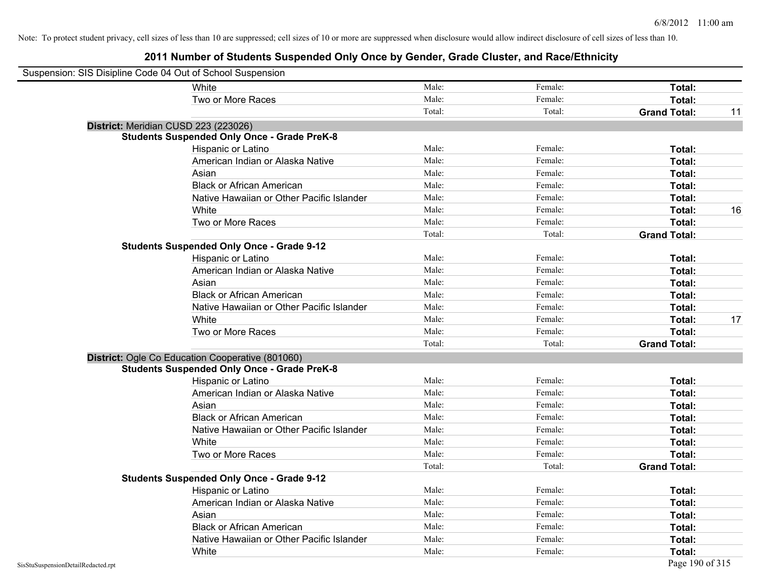Note: To protect student privacy, cell sizes of less than 10 are suppressed; cell sizes of 10 or more are suppressed when disclosure would allow indirect disclosure of cell sizes of less than 10.

# 2011 Number of Students Suspended Only Once by Gender, Grade Cluster, and Race/Ethnicity

Suspension: SIS Disipline Code 04 Out of School Suspension

| | | | | |
|---|---|---|---|---|
| White | Male: | Female: | **Total:** | |
| Two or More Races | Male: | Female: | **Total:** | |
| | Total: | Total: | **Grand Total:** | 11 |

**District:** Meridian CUSD 223 (223026)

**Students Suspended Only Once - Grade PreK-8**

| | | | | |
|---|---|---|---|---|
| Hispanic or Latino | Male: | Female: | **Total:** | |
| American Indian or Alaska Native | Male: | Female: | **Total:** | |
| Asian | Male: | Female: | **Total:** | |
| Black or African American | Male: | Female: | **Total:** | |
| Native Hawaiian or Other Pacific Islander | Male: | Female: | **Total:** | |
| White | Male: | Female: | **Total:** | 16 |
| Two or More Races | Male: | Female: | **Total:** | |
| | Total: | Total: | **Grand Total:** | |

**Students Suspended Only Once - Grade 9-12**

| | | | | |
|---|---|---|---|---|
| Hispanic or Latino | Male: | Female: | **Total:** | |
| American Indian or Alaska Native | Male: | Female: | **Total:** | |
| Asian | Male: | Female: | **Total:** | |
| Black or African American | Male: | Female: | **Total:** | |
| Native Hawaiian or Other Pacific Islander | Male: | Female: | **Total:** | |
| White | Male: | Female: | **Total:** | 17 |
| Two or More Races | Male: | Female: | **Total:** | |
| | Total: | Total: | **Grand Total:** | |

**District:** Ogle Co Education Cooperative (801060)

**Students Suspended Only Once - Grade PreK-8**

| | | | | |
|---|---|---|---|---|
| Hispanic or Latino | Male: | Female: | **Total:** | |
| American Indian or Alaska Native | Male: | Female: | **Total:** | |
| Asian | Male: | Female: | **Total:** | |
| Black or African American | Male: | Female: | **Total:** | |
| Native Hawaiian or Other Pacific Islander | Male: | Female: | **Total:** | |
| White | Male: | Female: | **Total:** | |
| Two or More Races | Male: | Female: | **Total:** | |
| | Total: | Total: | **Grand Total:** | |

**Students Suspended Only Once - Grade 9-12**

| | | | | |
|---|---|---|---|---|
| Hispanic or Latino | Male: | Female: | **Total:** | |
| American Indian or Alaska Native | Male: | Female: | **Total:** | |
| Asian | Male: | Female: | **Total:** | |
| Black or African American | Male: | Female: | **Total:** | |
| Native Hawaiian or Other Pacific Islander | Male: | Female: | **Total:** | |
| White | Male: | Female: | **Total:** | |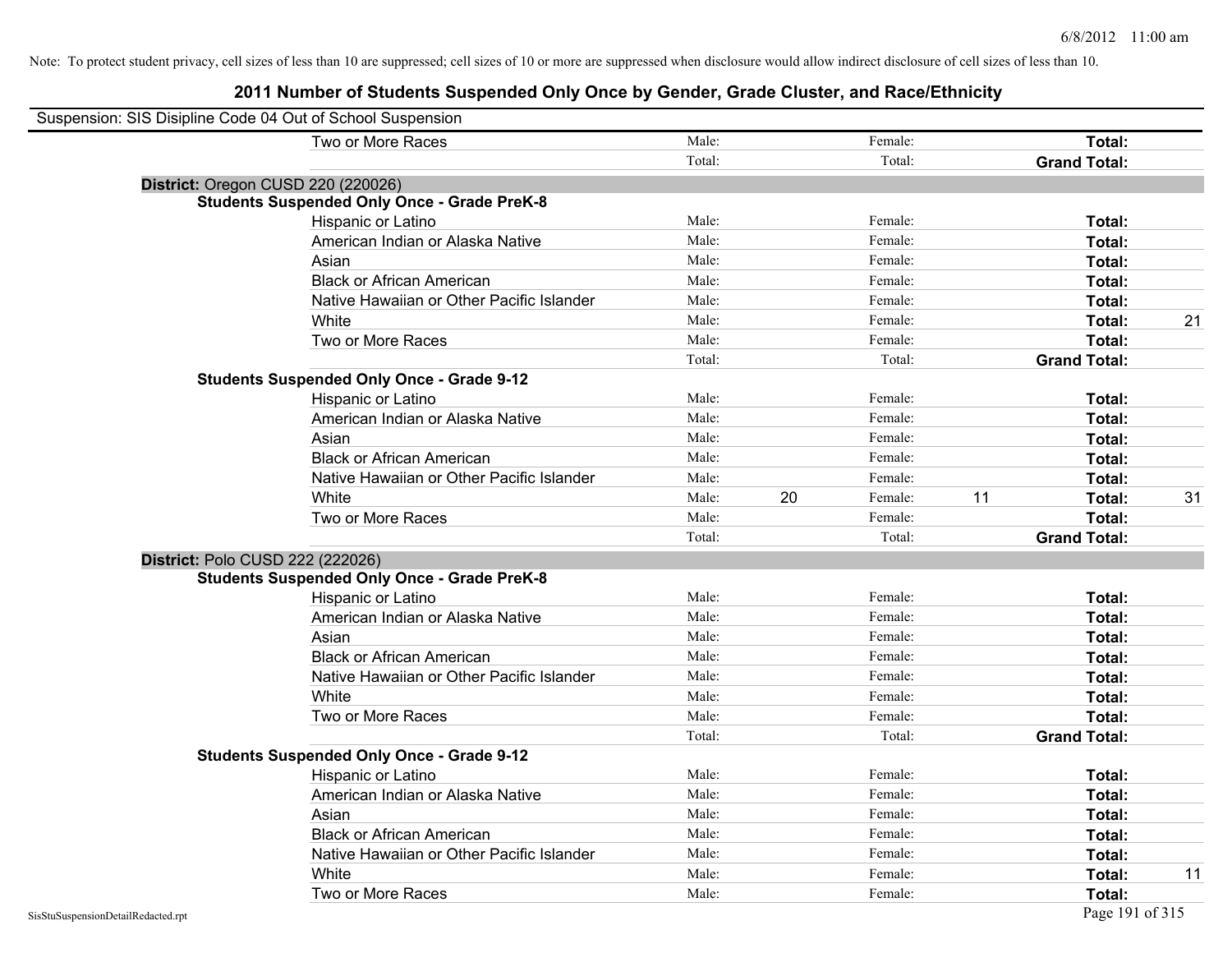Note: To protect student privacy, cell sizes of less than 10 are suppressed; cell sizes of 10 or more are suppressed when disclosure would allow indirect disclosure of cell sizes of less than 10.

# 2011 Number of Students Suspended Only Once by Gender, Grade Cluster, and Race/Ethnicity

Suspension: SIS Disipline Code 04 Out of School Suspension

| | | | | | | | |
|---|---|---|---|---|---|---|---|
| Two or More Races | Male: | | Female: | | **Total:** | |
| | Total: | | Total: | | **Grand Total:** | |

**District:** Oregon CUSD 220 (220026)

**Students Suspended Only Once - Grade PreK-8**

| | | | | | | |
|---|---|---|---|---|---|---|
| Hispanic or Latino | Male: | | Female: | | **Total:** | |
| American Indian or Alaska Native | Male: | | Female: | | **Total:** | |
| Asian | Male: | | Female: | | **Total:** | |
| Black or African American | Male: | | Female: | | **Total:** | |
| Native Hawaiian or Other Pacific Islander | Male: | | Female: | | **Total:** | |
| White | Male: | | Female: | | **Total:** | 21 |
| Two or More Races | Male: | | Female: | | **Total:** | |
| | Total: | | Total: | | **Grand Total:** | |

**Students Suspended Only Once - Grade 9-12**

| | | | | | | |
|---|---|---|---|---|---|---|
| Hispanic or Latino | Male: | | Female: | | **Total:** | |
| American Indian or Alaska Native | Male: | | Female: | | **Total:** | |
| Asian | Male: | | Female: | | **Total:** | |
| Black or African American | Male: | | Female: | | **Total:** | |
| Native Hawaiian or Other Pacific Islander | Male: | | Female: | | **Total:** | |
| White | Male: | 20 | Female: | 11 | **Total:** | 31 |
| Two or More Races | Male: | | Female: | | **Total:** | |
| | Total: | | Total: | | **Grand Total:** | |

**District:** Polo CUSD 222 (222026)

**Students Suspended Only Once - Grade PreK-8**

| | | | | | | |
|---|---|---|---|---|---|---|
| Hispanic or Latino | Male: | | Female: | | **Total:** | |
| American Indian or Alaska Native | Male: | | Female: | | **Total:** | |
| Asian | Male: | | Female: | | **Total:** | |
| Black or African American | Male: | | Female: | | **Total:** | |
| Native Hawaiian or Other Pacific Islander | Male: | | Female: | | **Total:** | |
| White | Male: | | Female: | | **Total:** | |
| Two or More Races | Male: | | Female: | | **Total:** | |
| | Total: | | Total: | | **Grand Total:** | |

**Students Suspended Only Once - Grade 9-12**

| | | | | | | |
|---|---|---|---|---|---|---|
| Hispanic or Latino | Male: | | Female: | | **Total:** | |
| American Indian or Alaska Native | Male: | | Female: | | **Total:** | |
| Asian | Male: | | Female: | | **Total:** | |
| Black or African American | Male: | | Female: | | **Total:** | |
| Native Hawaiian or Other Pacific Islander | Male: | | Female: | | **Total:** | |
| White | Male: | | Female: | | **Total:** | 11 |
| Two or More Races | Male: | | Female: | | **Total:** | |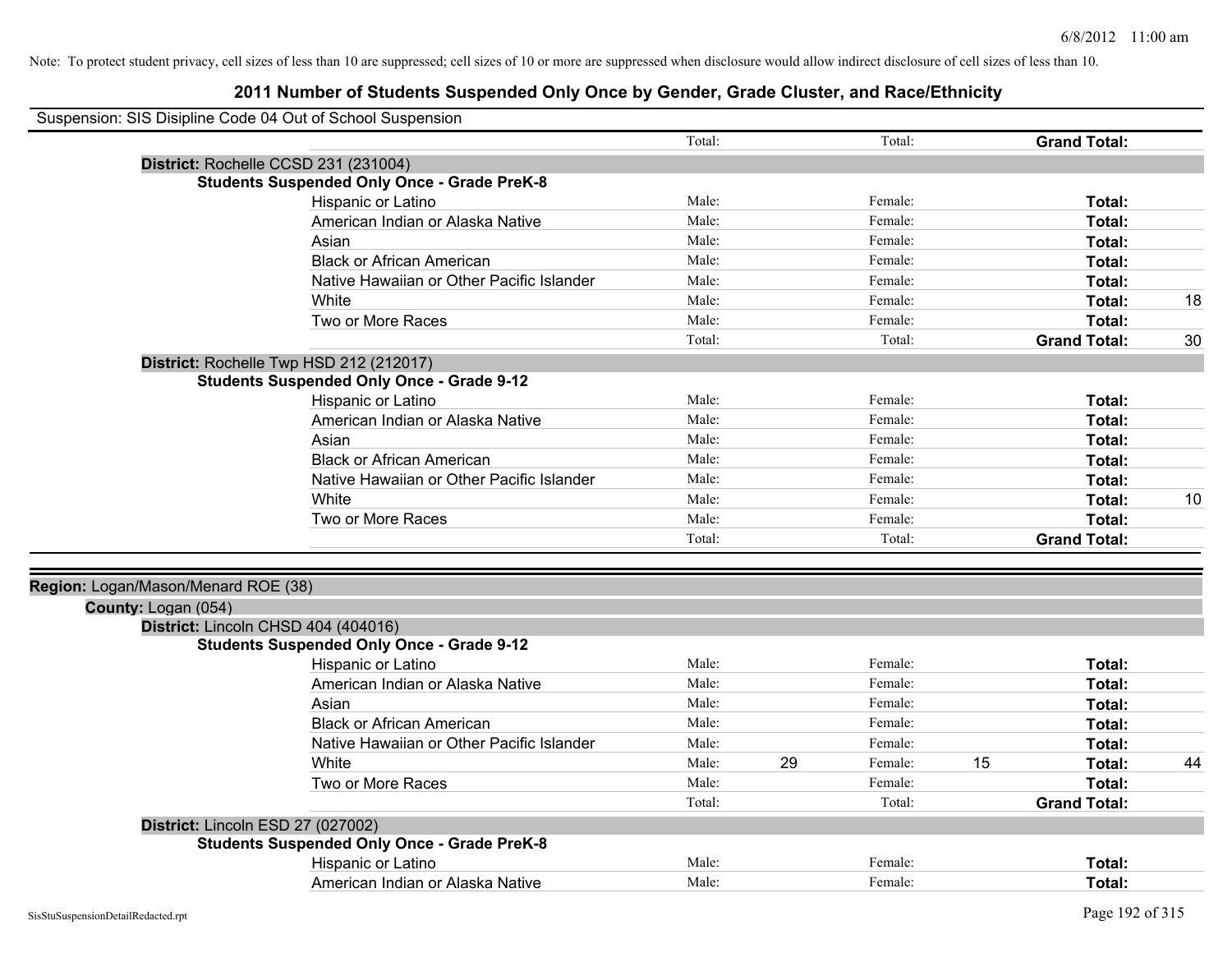Note: To protect student privacy, cell sizes of less than 10 are suppressed; cell sizes of 10 or more are suppressed when disclosure would allow indirect disclosure of cell sizes of less than 10.

# 2011 Number of Students Suspended Only Once by Gender, Grade Cluster, and Race/Ethnicity

Suspension: SIS Disipline Code 04 Out of School Suspension

| | | | | | | |
|---|---|---|---|---|---|---|
| | Total: | | Total: | | **Grand Total:** | |

**District:** Rochelle CCSD 231 (231004)

**Students Suspended Only Once - Grade PreK-8**

| Race/Ethnicity | | | | | | |
|---|---|---|---|---|---|---|
| Hispanic or Latino | Male: | | Female: | | **Total:** | |
| American Indian or Alaska Native | Male: | | Female: | | **Total:** | |
| Asian | Male: | | Female: | | **Total:** | |
| Black or African American | Male: | | Female: | | **Total:** | |
| Native Hawaiian or Other Pacific Islander | Male: | | Female: | | **Total:** | |
| White | Male: | | Female: | | **Total:** | 18 |
| Two or More Races | Male: | | Female: | | **Total:** | |
| | Total: | | Total: | | **Grand Total:** | 30 |

**District:** Rochelle Twp HSD 212 (212017)

**Students Suspended Only Once - Grade 9-12**

| Race/Ethnicity | | | | | | |
|---|---|---|---|---|---|---|
| Hispanic or Latino | Male: | | Female: | | **Total:** | |
| American Indian or Alaska Native | Male: | | Female: | | **Total:** | |
| Asian | Male: | | Female: | | **Total:** | |
| Black or African American | Male: | | Female: | | **Total:** | |
| Native Hawaiian or Other Pacific Islander | Male: | | Female: | | **Total:** | |
| White | Male: | | Female: | | **Total:** | 10 |
| Two or More Races | Male: | | Female: | | **Total:** | |
| | Total: | | Total: | | **Grand Total:** | |

**Region:** Logan/Mason/Menard ROE (38)

**County:** Logan (054)

**District:** Lincoln CHSD 404 (404016)

**Students Suspended Only Once - Grade 9-12**

| Race/Ethnicity | | | | | | |
|---|---|---|---|---|---|---|
| Hispanic or Latino | Male: | | Female: | | **Total:** | |
| American Indian or Alaska Native | Male: | | Female: | | **Total:** | |
| Asian | Male: | | Female: | | **Total:** | |
| Black or African American | Male: | | Female: | | **Total:** | |
| Native Hawaiian or Other Pacific Islander | Male: | | Female: | | **Total:** | |
| White | Male: | 29 | Female: | 15 | **Total:** | 44 |
| Two or More Races | Male: | | Female: | | **Total:** | |
| | Total: | | Total: | | **Grand Total:** | |

**District:** Lincoln ESD 27 (027002)

**Students Suspended Only Once - Grade PreK-8**

| Race/Ethnicity | | | | | | |
|---|---|---|---|---|---|---|
| Hispanic or Latino | Male: | | Female: | | **Total:** | |
| American Indian or Alaska Native | Male: | | Female: | | **Total:** | |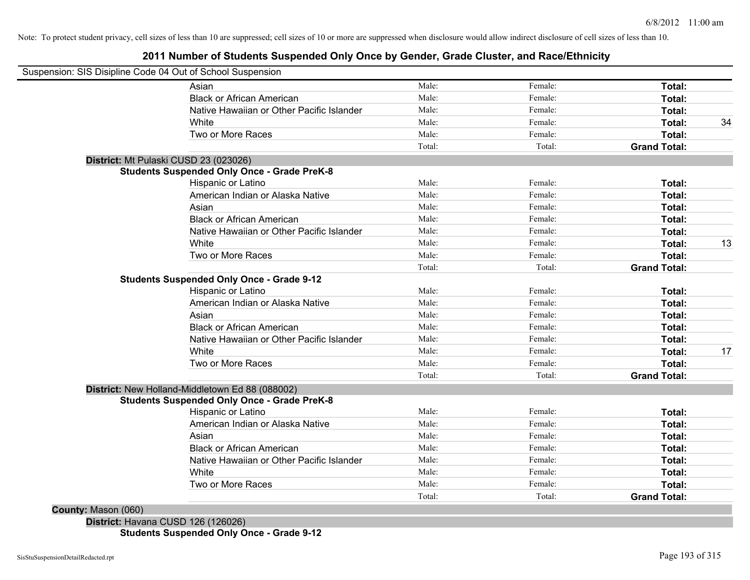Note: To protect student privacy, cell sizes of less than 10 are suppressed; cell sizes of 10 or more are suppressed when disclosure would allow indirect disclosure of cell sizes of less than 10.

# 2011 Number of Students Suspended Only Once by Gender, Grade Cluster, and Race/Ethnicity

Suspension: SIS Disipline Code 04 Out of School Suspension

| | | | | |
|---|---|---|---|---|
| Asian | Male: | Female: | **Total:** | |
| Black or African American | Male: | Female: | **Total:** | |
| Native Hawaiian or Other Pacific Islander | Male: | Female: | **Total:** | |
| White | Male: | Female: | **Total:** | 34 |
| Two or More Races | Male: | Female: | **Total:** | |
| | Total: | Total: | **Grand Total:** | |

**District:** Mt Pulaski CUSD 23 (023026)

**Students Suspended Only Once - Grade PreK-8**

| | | | | |
|---|---|---|---|---|
| Hispanic or Latino | Male: | Female: | **Total:** | |
| American Indian or Alaska Native | Male: | Female: | **Total:** | |
| Asian | Male: | Female: | **Total:** | |
| Black or African American | Male: | Female: | **Total:** | |
| Native Hawaiian or Other Pacific Islander | Male: | Female: | **Total:** | |
| White | Male: | Female: | **Total:** | 13 |
| Two or More Races | Male: | Female: | **Total:** | |
| | Total: | Total: | **Grand Total:** | |

**Students Suspended Only Once - Grade 9-12**

| | | | | |
|---|---|---|---|---|
| Hispanic or Latino | Male: | Female: | **Total:** | |
| American Indian or Alaska Native | Male: | Female: | **Total:** | |
| Asian | Male: | Female: | **Total:** | |
| Black or African American | Male: | Female: | **Total:** | |
| Native Hawaiian or Other Pacific Islander | Male: | Female: | **Total:** | |
| White | Male: | Female: | **Total:** | 17 |
| Two or More Races | Male: | Female: | **Total:** | |
| | Total: | Total: | **Grand Total:** | |

**District:** New Holland-Middletown Ed 88 (088002)

**Students Suspended Only Once - Grade PreK-8**

| | | | | |
|---|---|---|---|---|
| Hispanic or Latino | Male: | Female: | **Total:** | |
| American Indian or Alaska Native | Male: | Female: | **Total:** | |
| Asian | Male: | Female: | **Total:** | |
| Black or African American | Male: | Female: | **Total:** | |
| Native Hawaiian or Other Pacific Islander | Male: | Female: | **Total:** | |
| White | Male: | Female: | **Total:** | |
| Two or More Races | Male: | Female: | **Total:** | |
| | Total: | Total: | **Grand Total:** | |

**County:** Mason (060)

**District:** Havana CUSD 126 (126026)

**Students Suspended Only Once - Grade 9-12**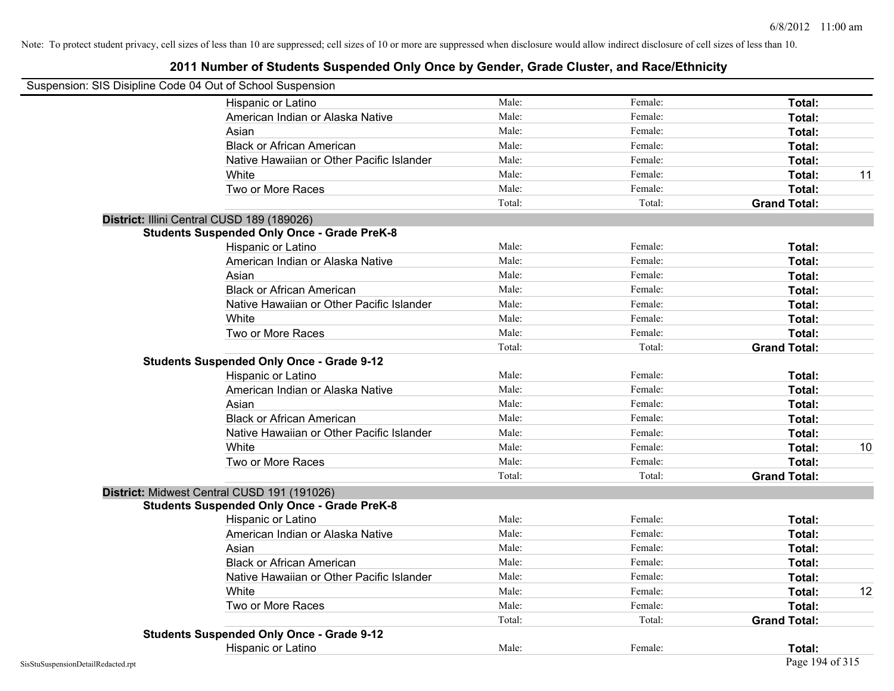Note: To protect student privacy, cell sizes of less than 10 are suppressed; cell sizes of 10 or more are suppressed when disclosure would allow indirect disclosure of cell sizes of less than 10.

# 2011 Number of Students Suspended Only Once by Gender, Grade Cluster, and Race/Ethnicity

Suspension: SIS Disipline Code 04 Out of School Suspension

| | Male | Female | Total |
|---|---|---|---|
| Hispanic or Latino | Male: | Female: | Total: |
| American Indian or Alaska Native | Male: | Female: | Total: |
| Asian | Male: | Female: | Total: |
| Black or African American | Male: | Female: | Total: |
| Native Hawaiian or Other Pacific Islander | Male: | Female: | Total: |
| White | Male: | Female: | Total: 11 |
| Two or More Races | Male: | Female: | Total: |
| | Total: | Total: | Grand Total: |

**District:** Illini Central CUSD 189 (189026)

**Students Suspended Only Once - Grade PreK-8**

| | Male | Female | Total |
|---|---|---|---|
| Hispanic or Latino | Male: | Female: | Total: |
| American Indian or Alaska Native | Male: | Female: | Total: |
| Asian | Male: | Female: | Total: |
| Black or African American | Male: | Female: | Total: |
| Native Hawaiian or Other Pacific Islander | Male: | Female: | Total: |
| White | Male: | Female: | Total: |
| Two or More Races | Male: | Female: | Total: |
| | Total: | Total: | Grand Total: |

**Students Suspended Only Once - Grade 9-12**

| | Male | Female | Total |
|---|---|---|---|
| Hispanic or Latino | Male: | Female: | Total: |
| American Indian or Alaska Native | Male: | Female: | Total: |
| Asian | Male: | Female: | Total: |
| Black or African American | Male: | Female: | Total: |
| Native Hawaiian or Other Pacific Islander | Male: | Female: | Total: |
| White | Male: | Female: | Total: 10 |
| Two or More Races | Male: | Female: | Total: |
| | Total: | Total: | Grand Total: |

**District:** Midwest Central CUSD 191 (191026)

**Students Suspended Only Once - Grade PreK-8**

| | Male | Female | Total |
|---|---|---|---|
| Hispanic or Latino | Male: | Female: | Total: |
| American Indian or Alaska Native | Male: | Female: | Total: |
| Asian | Male: | Female: | Total: |
| Black or African American | Male: | Female: | Total: |
| Native Hawaiian or Other Pacific Islander | Male: | Female: | Total: |
| White | Male: | Female: | Total: 12 |
| Two or More Races | Male: | Female: | Total: |
| | Total: | Total: | Grand Total: |

**Students Suspended Only Once - Grade 9-12**

| | Male | Female | Total |
|---|---|---|---|
| Hispanic or Latino | Male: | Female: | Total: |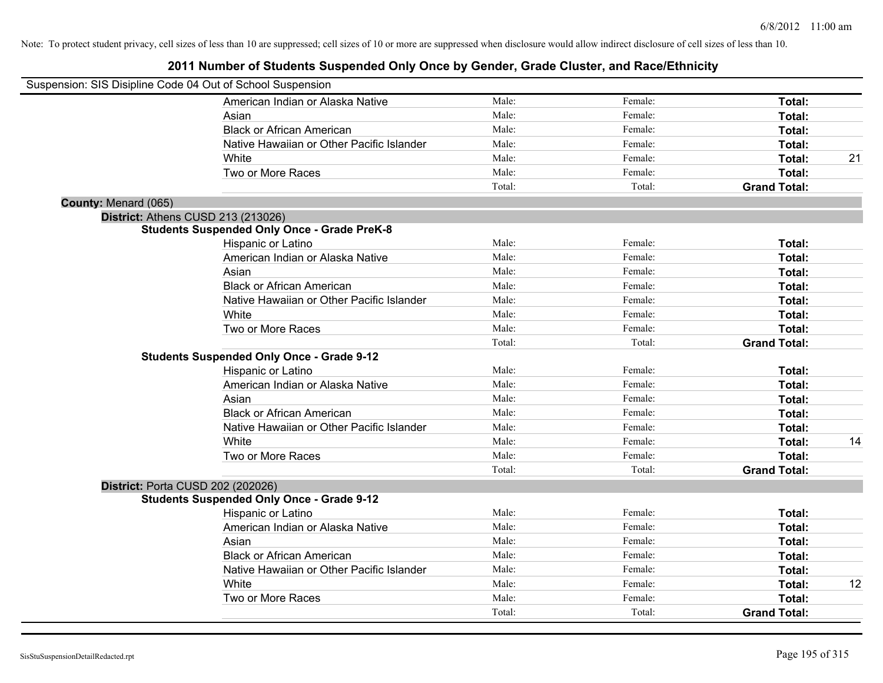Note: To protect student privacy, cell sizes of less than 10 are suppressed; cell sizes of 10 or more are suppressed when disclosure would allow indirect disclosure of cell sizes of less than 10.

# 2011 Number of Students Suspended Only Once by Gender, Grade Cluster, and Race/Ethnicity

Suspension: SIS Disipline Code 04 Out of School Suspension

| | Male | Female | Total | |
|---|---|---|---|---|
| American Indian or Alaska Native | Male: | Female: | **Total:** | |
| Asian | Male: | Female: | **Total:** | |
| Black or African American | Male: | Female: | **Total:** | |
| Native Hawaiian or Other Pacific Islander | Male: | Female: | **Total:** | |
| White | Male: | Female: | **Total:** | 21 |
| Two or More Races | Male: | Female: | **Total:** | |
| | Total: | Total: | **Grand Total:** | |

**County:** Menard (065)

**District:** Athens CUSD 213 (213026)

**Students Suspended Only Once - Grade PreK-8**

| | Male | Female | Total | |
|---|---|---|---|---|
| Hispanic or Latino | Male: | Female: | **Total:** | |
| American Indian or Alaska Native | Male: | Female: | **Total:** | |
| Asian | Male: | Female: | **Total:** | |
| Black or African American | Male: | Female: | **Total:** | |
| Native Hawaiian or Other Pacific Islander | Male: | Female: | **Total:** | |
| White | Male: | Female: | **Total:** | |
| Two or More Races | Male: | Female: | **Total:** | |
| | Total: | Total: | **Grand Total:** | |

**Students Suspended Only Once - Grade 9-12**

| | Male | Female | Total | |
|---|---|---|---|---|
| Hispanic or Latino | Male: | Female: | **Total:** | |
| American Indian or Alaska Native | Male: | Female: | **Total:** | |
| Asian | Male: | Female: | **Total:** | |
| Black or African American | Male: | Female: | **Total:** | |
| Native Hawaiian or Other Pacific Islander | Male: | Female: | **Total:** | |
| White | Male: | Female: | **Total:** | 14 |
| Two or More Races | Male: | Female: | **Total:** | |
| | Total: | Total: | **Grand Total:** | |

**District:** Porta CUSD 202 (202026)

**Students Suspended Only Once - Grade 9-12**

| | Male | Female | Total | |
|---|---|---|---|---|
| Hispanic or Latino | Male: | Female: | **Total:** | |
| American Indian or Alaska Native | Male: | Female: | **Total:** | |
| Asian | Male: | Female: | **Total:** | |
| Black or African American | Male: | Female: | **Total:** | |
| Native Hawaiian or Other Pacific Islander | Male: | Female: | **Total:** | |
| White | Male: | Female: | **Total:** | 12 |
| Two or More Races | Male: | Female: | **Total:** | |
| | Total: | Total: | **Grand Total:** | |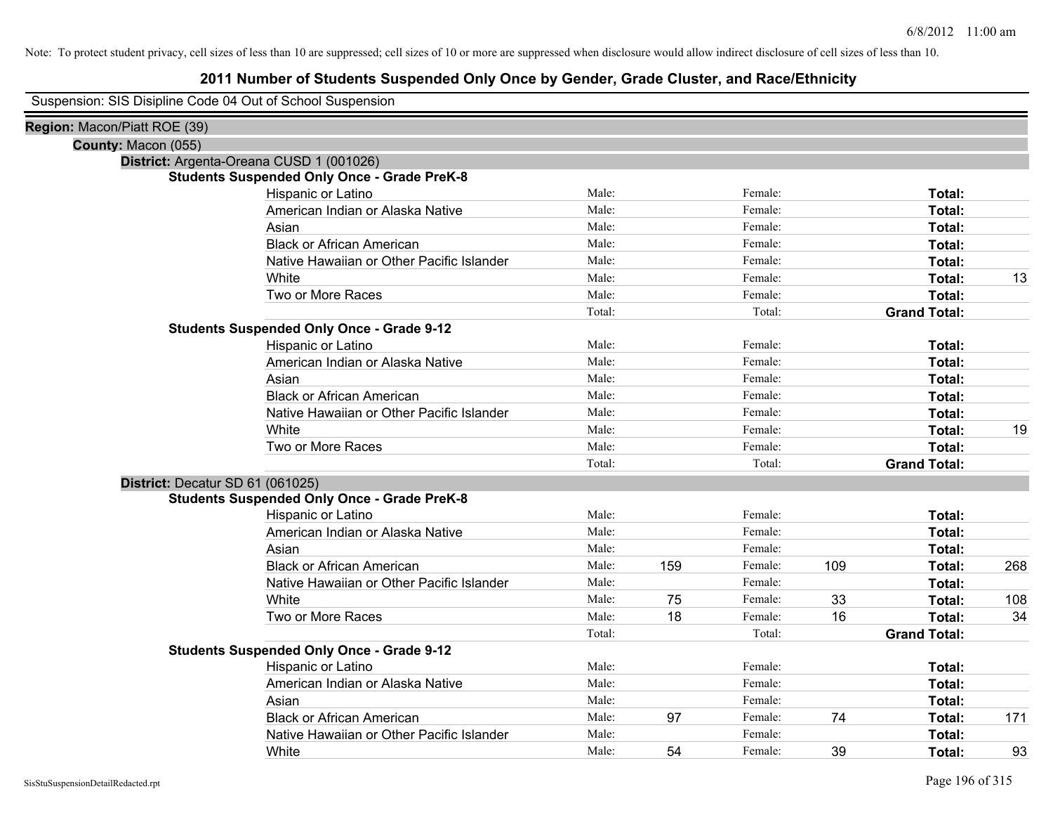Note: To protect student privacy, cell sizes of less than 10 are suppressed; cell sizes of 10 or more are suppressed when disclosure would allow indirect disclosure of cell sizes of less than 10.

## 2011 Number of Students Suspended Only Once by Gender, Grade Cluster, and Race/Ethnicity

Suspension: SIS Disipline Code 04 Out of School Suspension

**Region:** Macon/Piatt ROE (39)

**County:** Macon (055)

**District:** Argenta-Oreana CUSD 1 (001026)

**Students Suspended Only Once - Grade PreK-8**

| Race/Ethnicity | | | | | | |
|---|---|---|---|---|---|---|
| Hispanic or Latino | Male: | | Female: | | **Total:** | |
| American Indian or Alaska Native | Male: | | Female: | | **Total:** | |
| Asian | Male: | | Female: | | **Total:** | |
| Black or African American | Male: | | Female: | | **Total:** | |
| Native Hawaiian or Other Pacific Islander | Male: | | Female: | | **Total:** | |
| White | Male: | | Female: | | **Total:** | 13 |
| Two or More Races | Male: | | Female: | | **Total:** | |
| | Total: | | Total: | | **Grand Total:** | |

**Students Suspended Only Once - Grade 9-12**

| Race/Ethnicity | | | | | | |
|---|---|---|---|---|---|---|
| Hispanic or Latino | Male: | | Female: | | **Total:** | |
| American Indian or Alaska Native | Male: | | Female: | | **Total:** | |
| Asian | Male: | | Female: | | **Total:** | |
| Black or African American | Male: | | Female: | | **Total:** | |
| Native Hawaiian or Other Pacific Islander | Male: | | Female: | | **Total:** | |
| White | Male: | | Female: | | **Total:** | 19 |
| Two or More Races | Male: | | Female: | | **Total:** | |
| | Total: | | Total: | | **Grand Total:** | |

**District:** Decatur SD 61 (061025)

**Students Suspended Only Once - Grade PreK-8**

| Race/Ethnicity | | | | | | |
|---|---|---|---|---|---|---|
| Hispanic or Latino | Male: | | Female: | | **Total:** | |
| American Indian or Alaska Native | Male: | | Female: | | **Total:** | |
| Asian | Male: | | Female: | | **Total:** | |
| Black or African American | Male: | 159 | Female: | 109 | **Total:** | 268 |
| Native Hawaiian or Other Pacific Islander | Male: | | Female: | | **Total:** | |
| White | Male: | 75 | Female: | 33 | **Total:** | 108 |
| Two or More Races | Male: | 18 | Female: | 16 | **Total:** | 34 |
| | Total: | | Total: | | **Grand Total:** | |

**Students Suspended Only Once - Grade 9-12**

| Race/Ethnicity | | | | | | |
|---|---|---|---|---|---|---|
| Hispanic or Latino | Male: | | Female: | | **Total:** | |
| American Indian or Alaska Native | Male: | | Female: | | **Total:** | |
| Asian | Male: | | Female: | | **Total:** | |
| Black or African American | Male: | 97 | Female: | 74 | **Total:** | 171 |
| Native Hawaiian or Other Pacific Islander | Male: | | Female: | | **Total:** | |
| White | Male: | 54 | Female: | 39 | **Total:** | 93 |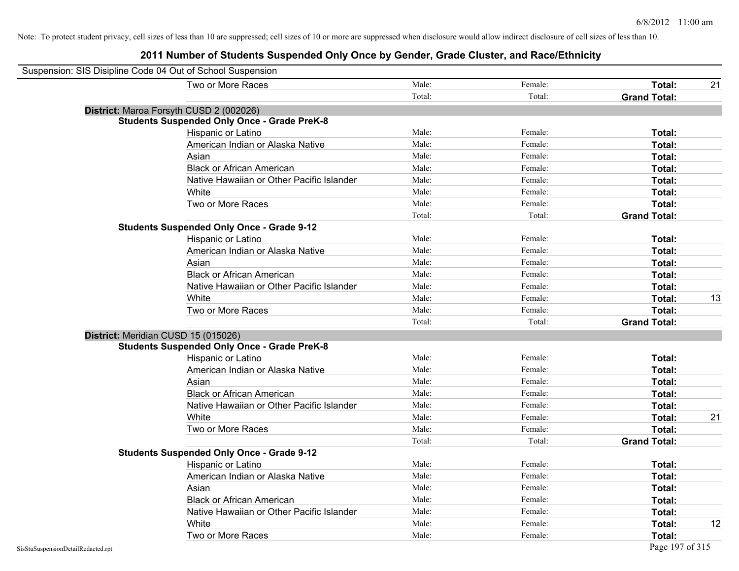Note: To protect student privacy, cell sizes of less than 10 are suppressed; cell sizes of 10 or more are suppressed when disclosure would allow indirect disclosure of cell sizes of less than 10.

# 2011 Number of Students Suspended Only Once by Gender, Grade Cluster, and Race/Ethnicity

Suspension: SIS Disipline Code 04 Out of School Suspension

| | | | | |
|---|---|---|---|---|
| Two or More Races | Male: | Female: | **Total:** | 21 |
| | Total: | Total: | **Grand Total:** | |

**District:** Maroa Forsyth CUSD 2 (002026)

**Students Suspended Only Once - Grade PreK-8**

| | | | | |
|---|---|---|---|---|
| Hispanic or Latino | Male: | Female: | **Total:** | |
| American Indian or Alaska Native | Male: | Female: | **Total:** | |
| Asian | Male: | Female: | **Total:** | |
| Black or African American | Male: | Female: | **Total:** | |
| Native Hawaiian or Other Pacific Islander | Male: | Female: | **Total:** | |
| White | Male: | Female: | **Total:** | |
| Two or More Races | Male: | Female: | **Total:** | |
| | Total: | Total: | **Grand Total:** | |

**Students Suspended Only Once - Grade 9-12**

| | | | | |
|---|---|---|---|---|
| Hispanic or Latino | Male: | Female: | **Total:** | |
| American Indian or Alaska Native | Male: | Female: | **Total:** | |
| Asian | Male: | Female: | **Total:** | |
| Black or African American | Male: | Female: | **Total:** | |
| Native Hawaiian or Other Pacific Islander | Male: | Female: | **Total:** | |
| White | Male: | Female: | **Total:** | 13 |
| Two or More Races | Male: | Female: | **Total:** | |
| | Total: | Total: | **Grand Total:** | |

**District:** Meridian CUSD 15 (015026)

**Students Suspended Only Once - Grade PreK-8**

| | | | | |
|---|---|---|---|---|
| Hispanic or Latino | Male: | Female: | **Total:** | |
| American Indian or Alaska Native | Male: | Female: | **Total:** | |
| Asian | Male: | Female: | **Total:** | |
| Black or African American | Male: | Female: | **Total:** | |
| Native Hawaiian or Other Pacific Islander | Male: | Female: | **Total:** | |
| White | Male: | Female: | **Total:** | 21 |
| Two or More Races | Male: | Female: | **Total:** | |
| | Total: | Total: | **Grand Total:** | |

**Students Suspended Only Once - Grade 9-12**

| | | | | |
|---|---|---|---|---|
| Hispanic or Latino | Male: | Female: | **Total:** | |
| American Indian or Alaska Native | Male: | Female: | **Total:** | |
| Asian | Male: | Female: | **Total:** | |
| Black or African American | Male: | Female: | **Total:** | |
| Native Hawaiian or Other Pacific Islander | Male: | Female: | **Total:** | |
| White | Male: | Female: | **Total:** | 12 |
| Two or More Races | Male: | Female: | **Total:** | |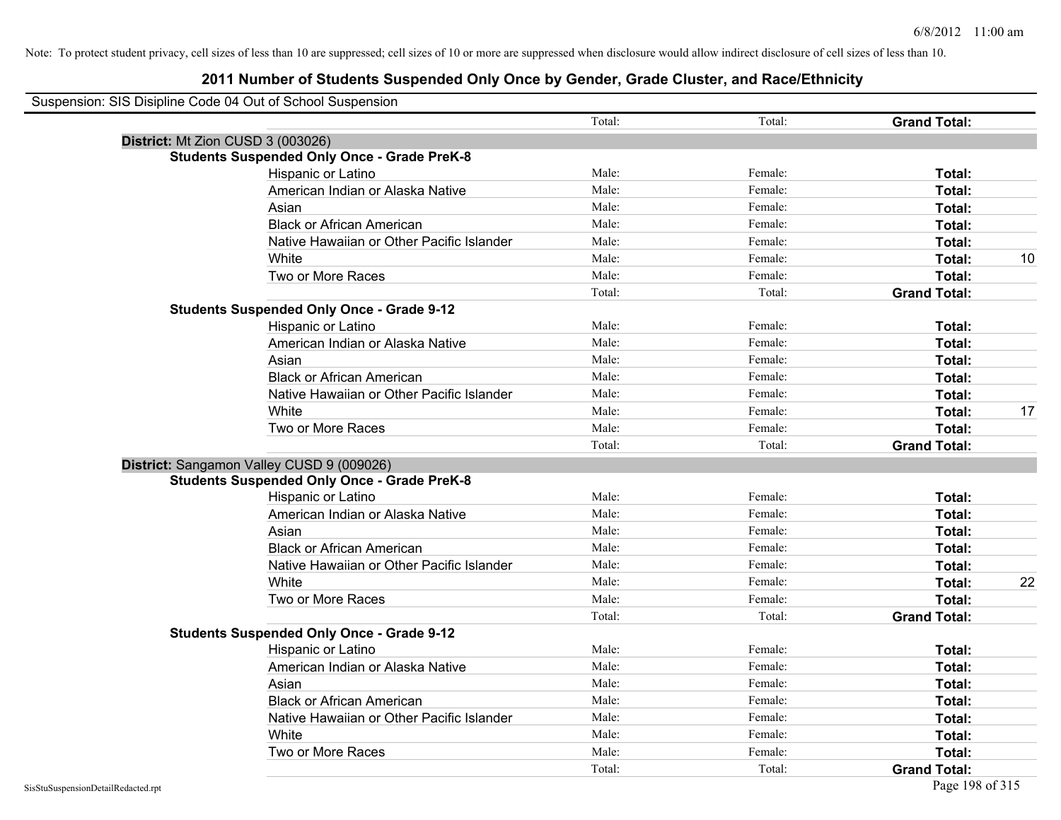Note: To protect student privacy, cell sizes of less than 10 are suppressed; cell sizes of 10 or more are suppressed when disclosure would allow indirect disclosure of cell sizes of less than 10.

# 2011 Number of Students Suspended Only Once by Gender, Grade Cluster, and Race/Ethnicity

Suspension: SIS Disipline Code 04 Out of School Suspension

| | | Total: | | Total: | | Grand Total: | |
|---|---|---|---|---|---|---|---|
| **District:** Mt Zion CUSD 3 (003026) | | | | | | | |
| **Students Suspended Only Once - Grade PreK-8** | | | | | | | |
| | Hispanic or Latino | Male: | | Female: | | **Total:** | |
| | American Indian or Alaska Native | Male: | | Female: | | **Total:** | |
| | Asian | Male: | | Female: | | **Total:** | |
| | Black or African American | Male: | | Female: | | **Total:** | |
| | Native Hawaiian or Other Pacific Islander | Male: | | Female: | | **Total:** | |
| | White | Male: | | Female: | | **Total:** | 10 |
| | Two or More Races | Male: | | Female: | | **Total:** | |
| | | Total: | | Total: | | **Grand Total:** | |
| **Students Suspended Only Once - Grade 9-12** | | | | | | | |
| | Hispanic or Latino | Male: | | Female: | | **Total:** | |
| | American Indian or Alaska Native | Male: | | Female: | | **Total:** | |
| | Asian | Male: | | Female: | | **Total:** | |
| | Black or African American | Male: | | Female: | | **Total:** | |
| | Native Hawaiian or Other Pacific Islander | Male: | | Female: | | **Total:** | |
| | White | Male: | | Female: | | **Total:** | 17 |
| | Two or More Races | Male: | | Female: | | **Total:** | |
| | | Total: | | Total: | | **Grand Total:** | |
| **District:** Sangamon Valley CUSD 9 (009026) | | | | | | | |
| **Students Suspended Only Once - Grade PreK-8** | | | | | | | |
| | Hispanic or Latino | Male: | | Female: | | **Total:** | |
| | American Indian or Alaska Native | Male: | | Female: | | **Total:** | |
| | Asian | Male: | | Female: | | **Total:** | |
| | Black or African American | Male: | | Female: | | **Total:** | |
| | Native Hawaiian or Other Pacific Islander | Male: | | Female: | | **Total:** | |
| | White | Male: | | Female: | | **Total:** | 22 |
| | Two or More Races | Male: | | Female: | | **Total:** | |
| | | Total: | | Total: | | **Grand Total:** | |
| **Students Suspended Only Once - Grade 9-12** | | | | | | | |
| | Hispanic or Latino | Male: | | Female: | | **Total:** | |
| | American Indian or Alaska Native | Male: | | Female: | | **Total:** | |
| | Asian | Male: | | Female: | | **Total:** | |
| | Black or African American | Male: | | Female: | | **Total:** | |
| | Native Hawaiian or Other Pacific Islander | Male: | | Female: | | **Total:** | |
| | White | Male: | | Female: | | **Total:** | |
| | Two or More Races | Male: | | Female: | | **Total:** | |
| | | Total: | | Total: | | **Grand Total:** | |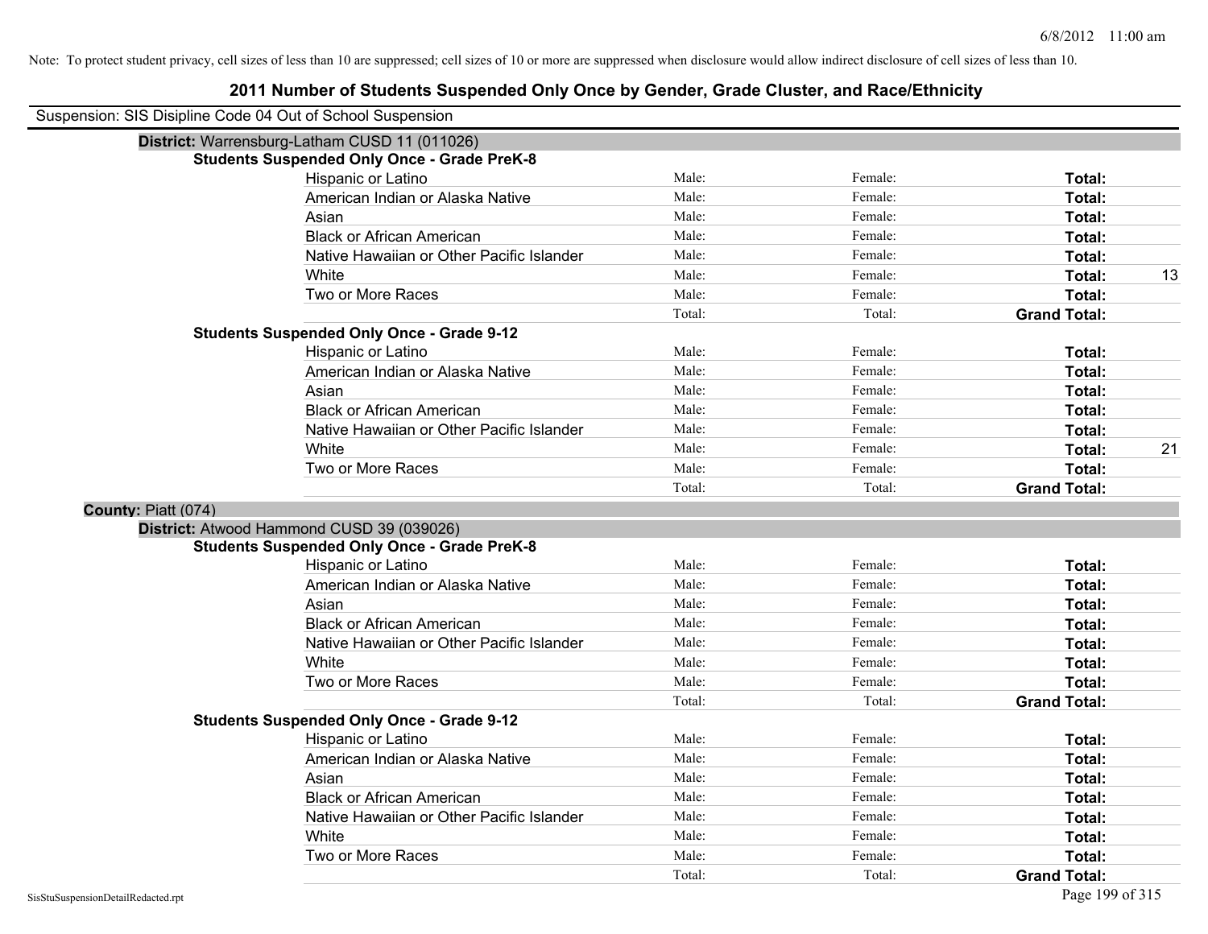Note: To protect student privacy, cell sizes of less than 10 are suppressed; cell sizes of 10 or more are suppressed when disclosure would allow indirect disclosure of cell sizes of less than 10.

# 2011 Number of Students Suspended Only Once by Gender, Grade Cluster, and Race/Ethnicity

Suspension: SIS Disipline Code 04 Out of School Suspension

**District:** Warrensburg-Latham CUSD 11 (011026)

**Students Suspended Only Once - Grade PreK-8**

| Race/Ethnicity | Male: | Female: | Total: | |
|---|---|---|---|---|
| Hispanic or Latino | Male: | Female: | **Total:** | |
| American Indian or Alaska Native | Male: | Female: | **Total:** | |
| Asian | Male: | Female: | **Total:** | |
| Black or African American | Male: | Female: | **Total:** | |
| Native Hawaiian or Other Pacific Islander | Male: | Female: | **Total:** | |
| White | Male: | Female: | **Total:** | 13 |
| Two or More Races | Male: | Female: | **Total:** | |
| | Total: | Total: | **Grand Total:** | |

**Students Suspended Only Once - Grade 9-12**

| Race/Ethnicity | Male: | Female: | Total: | |
|---|---|---|---|---|
| Hispanic or Latino | Male: | Female: | **Total:** | |
| American Indian or Alaska Native | Male: | Female: | **Total:** | |
| Asian | Male: | Female: | **Total:** | |
| Black or African American | Male: | Female: | **Total:** | |
| Native Hawaiian or Other Pacific Islander | Male: | Female: | **Total:** | |
| White | Male: | Female: | **Total:** | 21 |
| Two or More Races | Male: | Female: | **Total:** | |
| | Total: | Total: | **Grand Total:** | |

**County:** Piatt (074)

**District:** Atwood Hammond CUSD 39 (039026)

**Students Suspended Only Once - Grade PreK-8**

| Race/Ethnicity | Male: | Female: | Total: | |
|---|---|---|---|---|
| Hispanic or Latino | Male: | Female: | **Total:** | |
| American Indian or Alaska Native | Male: | Female: | **Total:** | |
| Asian | Male: | Female: | **Total:** | |
| Black or African American | Male: | Female: | **Total:** | |
| Native Hawaiian or Other Pacific Islander | Male: | Female: | **Total:** | |
| White | Male: | Female: | **Total:** | |
| Two or More Races | Male: | Female: | **Total:** | |
| | Total: | Total: | **Grand Total:** | |

**Students Suspended Only Once - Grade 9-12**

| Race/Ethnicity | Male: | Female: | Total: | |
|---|---|---|---|---|
| Hispanic or Latino | Male: | Female: | **Total:** | |
| American Indian or Alaska Native | Male: | Female: | **Total:** | |
| Asian | Male: | Female: | **Total:** | |
| Black or African American | Male: | Female: | **Total:** | |
| Native Hawaiian or Other Pacific Islander | Male: | Female: | **Total:** | |
| White | Male: | Female: | **Total:** | |
| Two or More Races | Male: | Female: | **Total:** | |
| | Total: | Total: | **Grand Total:** | |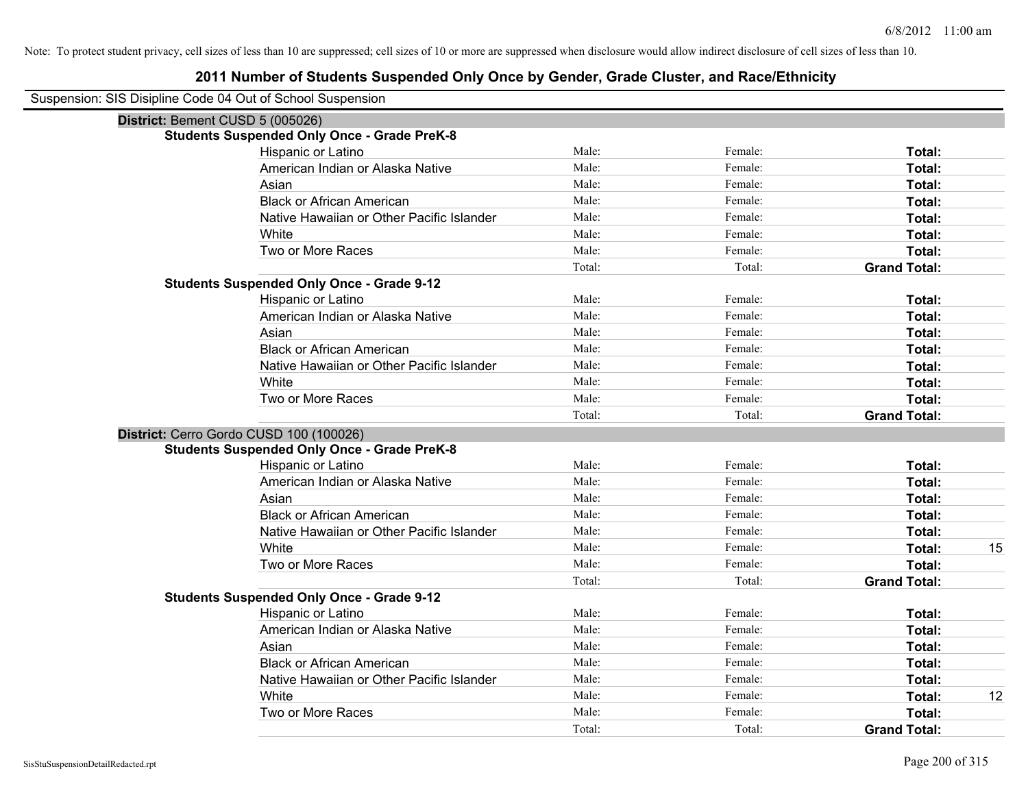Note: To protect student privacy, cell sizes of less than 10 are suppressed; cell sizes of 10 or more are suppressed when disclosure would allow indirect disclosure of cell sizes of less than 10.

# 2011 Number of Students Suspended Only Once by Gender, Grade Cluster, and Race/Ethnicity

Suspension: SIS Disipline Code 04 Out of School Suspension

## District: Bement CUSD 5 (005026)

### Students Suspended Only Once - Grade PreK-8

| Race/Ethnicity | Male | Female | Total |
|---|---|---|---|
| Hispanic or Latino | Male: | Female: | Total: |
| American Indian or Alaska Native | Male: | Female: | Total: |
| Asian | Male: | Female: | Total: |
| Black or African American | Male: | Female: | Total: |
| Native Hawaiian or Other Pacific Islander | Male: | Female: | Total: |
| White | Male: | Female: | Total: |
| Two or More Races | Male: | Female: | Total: |
| | Total: | Total: | Grand Total: |

### Students Suspended Only Once - Grade 9-12

| Race/Ethnicity | Male | Female | Total |
|---|---|---|---|
| Hispanic or Latino | Male: | Female: | Total: |
| American Indian or Alaska Native | Male: | Female: | Total: |
| Asian | Male: | Female: | Total: |
| Black or African American | Male: | Female: | Total: |
| Native Hawaiian or Other Pacific Islander | Male: | Female: | Total: |
| White | Male: | Female: | Total: |
| Two or More Races | Male: | Female: | Total: |
| | Total: | Total: | Grand Total: |

## District: Cerro Gordo CUSD 100 (100026)

### Students Suspended Only Once - Grade PreK-8

| Race/Ethnicity | Male | Female | Total |
|---|---|---|---|
| Hispanic or Latino | Male: | Female: | Total: |
| American Indian or Alaska Native | Male: | Female: | Total: |
| Asian | Male: | Female: | Total: |
| Black or African American | Male: | Female: | Total: |
| Native Hawaiian or Other Pacific Islander | Male: | Female: | Total: |
| White | Male: | Female: | Total: 15 |
| Two or More Races | Male: | Female: | Total: |
| | Total: | Total: | Grand Total: |

### Students Suspended Only Once - Grade 9-12

| Race/Ethnicity | Male | Female | Total |
|---|---|---|---|
| Hispanic or Latino | Male: | Female: | Total: |
| American Indian or Alaska Native | Male: | Female: | Total: |
| Asian | Male: | Female: | Total: |
| Black or African American | Male: | Female: | Total: |
| Native Hawaiian or Other Pacific Islander | Male: | Female: | Total: |
| White | Male: | Female: | Total: 12 |
| Two or More Races | Male: | Female: | Total: |
| | Total: | Total: | Grand Total: |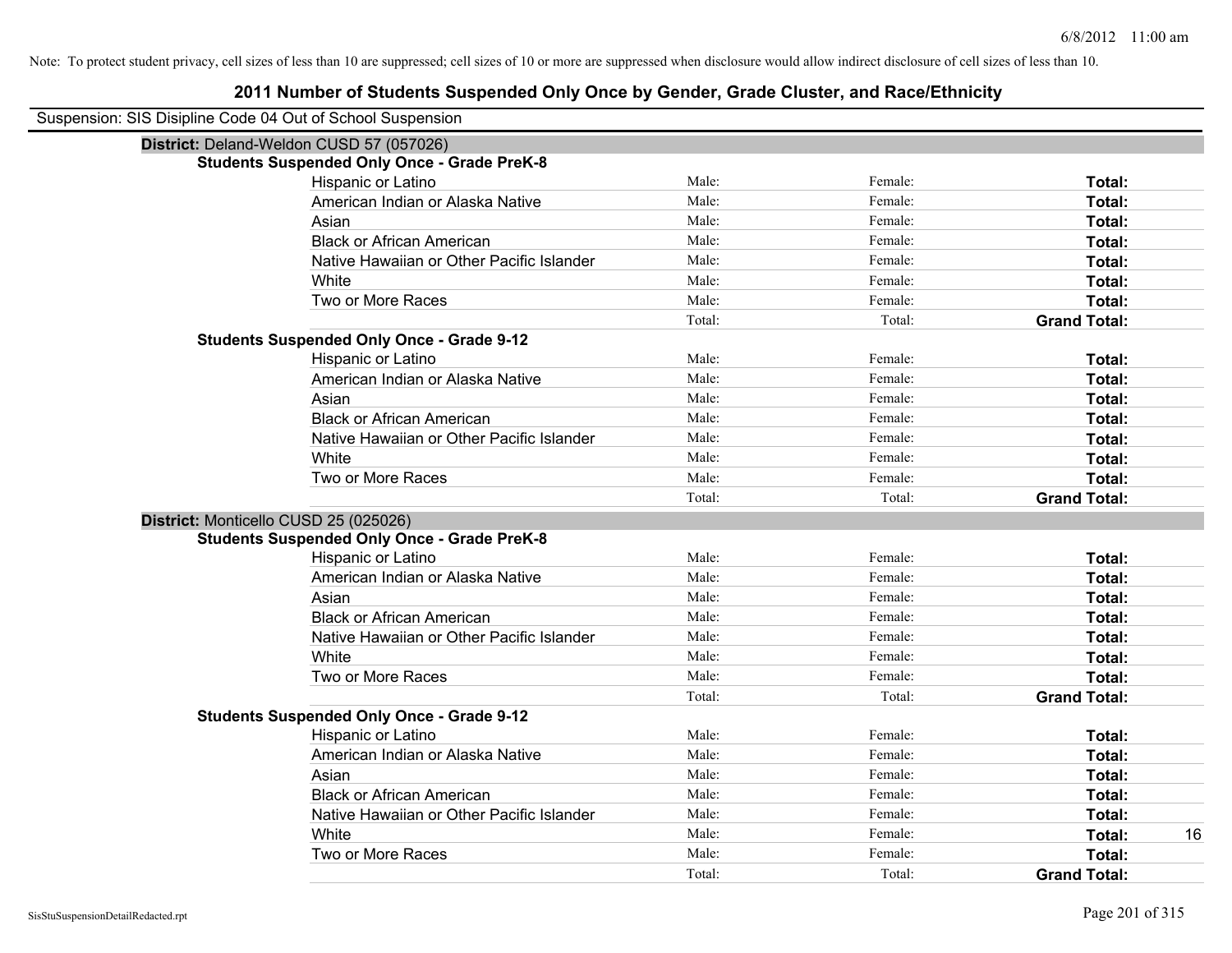Note: To protect student privacy, cell sizes of less than 10 are suppressed; cell sizes of 10 or more are suppressed when disclosure would allow indirect disclosure of cell sizes of less than 10.

## 2011 Number of Students Suspended Only Once by Gender, Grade Cluster, and Race/Ethnicity

Suspension: SIS Disipline Code 04 Out of School Suspension

### District: Deland-Weldon CUSD 57 (057026)

**Students Suspended Only Once - Grade PreK-8**

| Race/Ethnicity | Male | Female | Total |
|---|---|---|---|
| Hispanic or Latino | Male: | Female: | **Total:** |
| American Indian or Alaska Native | Male: | Female: | **Total:** |
| Asian | Male: | Female: | **Total:** |
| Black or African American | Male: | Female: | **Total:** |
| Native Hawaiian or Other Pacific Islander | Male: | Female: | **Total:** |
| White | Male: | Female: | **Total:** |
| Two or More Races | Male: | Female: | **Total:** |
| | Total: | Total: | **Grand Total:** |

**Students Suspended Only Once - Grade 9-12**

| Race/Ethnicity | Male | Female | Total |
|---|---|---|---|
| Hispanic or Latino | Male: | Female: | **Total:** |
| American Indian or Alaska Native | Male: | Female: | **Total:** |
| Asian | Male: | Female: | **Total:** |
| Black or African American | Male: | Female: | **Total:** |
| Native Hawaiian or Other Pacific Islander | Male: | Female: | **Total:** |
| White | Male: | Female: | **Total:** |
| Two or More Races | Male: | Female: | **Total:** |
| | Total: | Total: | **Grand Total:** |

### District: Monticello CUSD 25 (025026)

**Students Suspended Only Once - Grade PreK-8**

| Race/Ethnicity | Male | Female | Total |
|---|---|---|---|
| Hispanic or Latino | Male: | Female: | **Total:** |
| American Indian or Alaska Native | Male: | Female: | **Total:** |
| Asian | Male: | Female: | **Total:** |
| Black or African American | Male: | Female: | **Total:** |
| Native Hawaiian or Other Pacific Islander | Male: | Female: | **Total:** |
| White | Male: | Female: | **Total:** |
| Two or More Races | Male: | Female: | **Total:** |
| | Total: | Total: | **Grand Total:** |

**Students Suspended Only Once - Grade 9-12**

| Race/Ethnicity | Male | Female | Total |
|---|---|---|---|
| Hispanic or Latino | Male: | Female: | **Total:** |
| American Indian or Alaska Native | Male: | Female: | **Total:** |
| Asian | Male: | Female: | **Total:** |
| Black or African American | Male: | Female: | **Total:** |
| Native Hawaiian or Other Pacific Islander | Male: | Female: | **Total:** |
| White | Male: | Female: | **Total:** 16 |
| Two or More Races | Male: | Female: | **Total:** |
| | Total: | Total: | **Grand Total:** |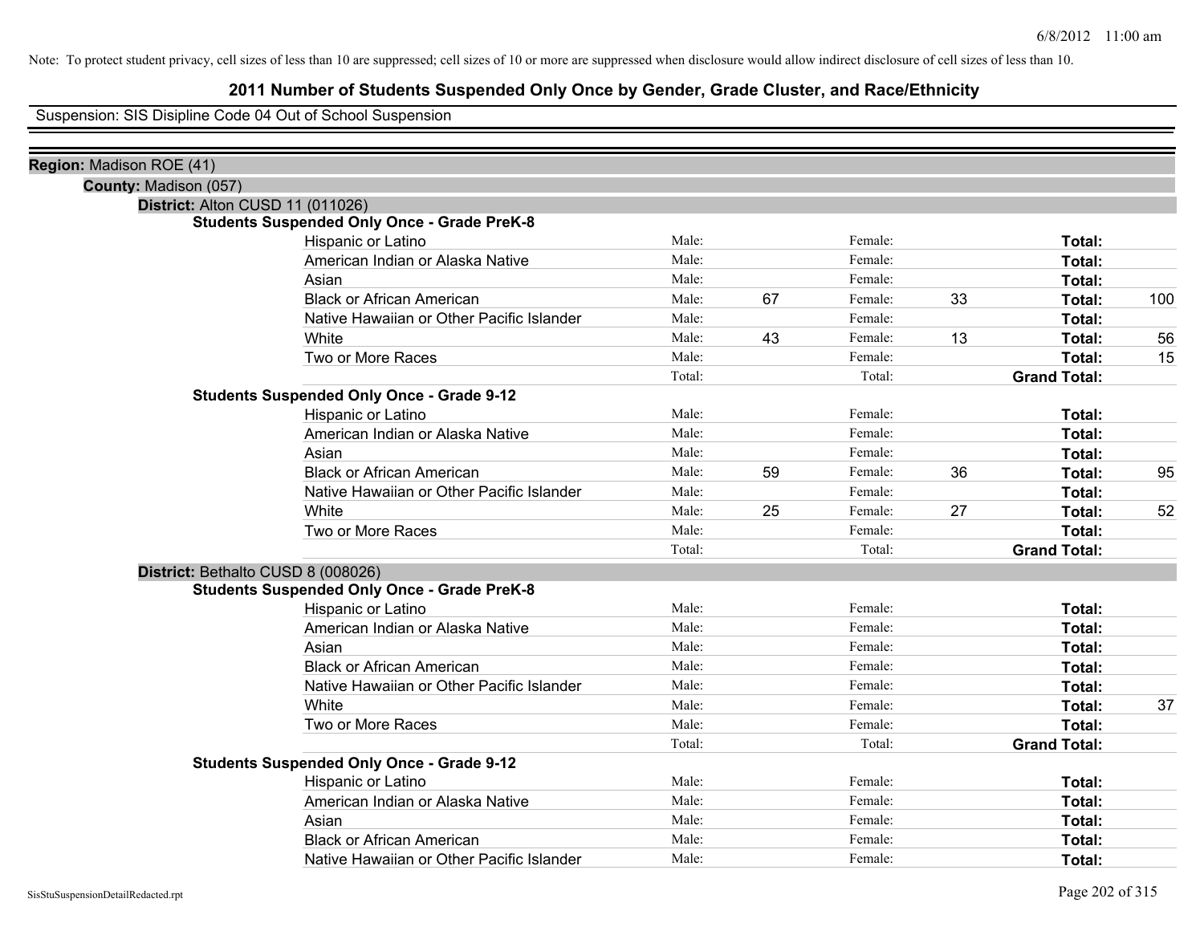Note: To protect student privacy, cell sizes of less than 10 are suppressed; cell sizes of 10 or more are suppressed when disclosure would allow indirect disclosure of cell sizes of less than 10.

# 2011 Number of Students Suspended Only Once by Gender, Grade Cluster, and Race/Ethnicity

Suspension: SIS Disipline Code 04 Out of School Suspension

**Region:** Madison ROE (41)

**County:** Madison (057)

**District:** Alton CUSD 11 (011026)

**Students Suspended Only Once - Grade PreK-8**

| | | | | | | |
|---|---|---|---|---|---|---|
| Hispanic or Latino | Male: | | Female: | | **Total:** | |
| American Indian or Alaska Native | Male: | | Female: | | **Total:** | |
| Asian | Male: | | Female: | | **Total:** | |
| Black or African American | Male: | 67 | Female: | 33 | **Total:** | 100 |
| Native Hawaiian or Other Pacific Islander | Male: | | Female: | | **Total:** | |
| White | Male: | 43 | Female: | 13 | **Total:** | 56 |
| Two or More Races | Male: | | Female: | | **Total:** | 15 |
| | Total: | | Total: | | **Grand Total:** | |

**Students Suspended Only Once - Grade 9-12**

| | | | | | | |
|---|---|---|---|---|---|---|
| Hispanic or Latino | Male: | | Female: | | **Total:** | |
| American Indian or Alaska Native | Male: | | Female: | | **Total:** | |
| Asian | Male: | | Female: | | **Total:** | |
| Black or African American | Male: | 59 | Female: | 36 | **Total:** | 95 |
| Native Hawaiian or Other Pacific Islander | Male: | | Female: | | **Total:** | |
| White | Male: | 25 | Female: | 27 | **Total:** | 52 |
| Two or More Races | Male: | | Female: | | **Total:** | |
| | Total: | | Total: | | **Grand Total:** | |

**District:** Bethalto CUSD 8 (008026)

**Students Suspended Only Once - Grade PreK-8**

| | | | | | | |
|---|---|---|---|---|---|---|
| Hispanic or Latino | Male: | | Female: | | **Total:** | |
| American Indian or Alaska Native | Male: | | Female: | | **Total:** | |
| Asian | Male: | | Female: | | **Total:** | |
| Black or African American | Male: | | Female: | | **Total:** | |
| Native Hawaiian or Other Pacific Islander | Male: | | Female: | | **Total:** | |
| White | Male: | | Female: | | **Total:** | 37 |
| Two or More Races | Male: | | Female: | | **Total:** | |
| | Total: | | Total: | | **Grand Total:** | |

**Students Suspended Only Once - Grade 9-12**

| | | | | | | |
|---|---|---|---|---|---|---|
| Hispanic or Latino | Male: | | Female: | | **Total:** | |
| American Indian or Alaska Native | Male: | | Female: | | **Total:** | |
| Asian | Male: | | Female: | | **Total:** | |
| Black or African American | Male: | | Female: | | **Total:** | |
| Native Hawaiian or Other Pacific Islander | Male: | | Female: | | **Total:** | |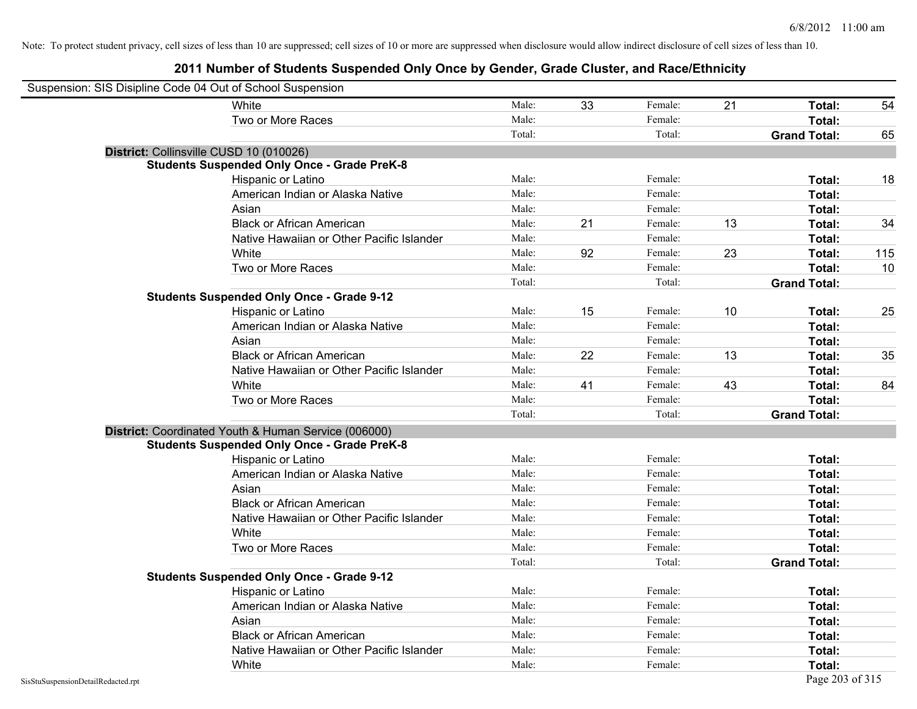Note: To protect student privacy, cell sizes of less than 10 are suppressed; cell sizes of 10 or more are suppressed when disclosure would allow indirect disclosure of cell sizes of less than 10.

# 2011 Number of Students Suspended Only Once by Gender, Grade Cluster, and Race/Ethnicity

Suspension: SIS Disipline Code 04 Out of School Suspension

| | | | | | | |
|---|---|---|---|---|---|---|
| White | Male: | 33 | Female: | 21 | **Total:** | 54 |
| Two or More Races | Male: | | Female: | | **Total:** | |
| | Total: | | Total: | | **Grand Total:** | 65 |

**District:** Collinsville CUSD 10 (010026)

**Students Suspended Only Once - Grade PreK-8**

| | | | | | | |
|---|---|---|---|---|---|---|
| Hispanic or Latino | Male: | | Female: | | **Total:** | 18 |
| American Indian or Alaska Native | Male: | | Female: | | **Total:** | |
| Asian | Male: | | Female: | | **Total:** | |
| Black or African American | Male: | 21 | Female: | 13 | **Total:** | 34 |
| Native Hawaiian or Other Pacific Islander | Male: | | Female: | | **Total:** | |
| White | Male: | 92 | Female: | 23 | **Total:** | 115 |
| Two or More Races | Male: | | Female: | | **Total:** | 10 |
| | Total: | | Total: | | **Grand Total:** | |

**Students Suspended Only Once - Grade 9-12**

| | | | | | | |
|---|---|---|---|---|---|---|
| Hispanic or Latino | Male: | 15 | Female: | 10 | **Total:** | 25 |
| American Indian or Alaska Native | Male: | | Female: | | **Total:** | |
| Asian | Male: | | Female: | | **Total:** | |
| Black or African American | Male: | 22 | Female: | 13 | **Total:** | 35 |
| Native Hawaiian or Other Pacific Islander | Male: | | Female: | | **Total:** | |
| White | Male: | 41 | Female: | 43 | **Total:** | 84 |
| Two or More Races | Male: | | Female: | | **Total:** | |
| | Total: | | Total: | | **Grand Total:** | |

**District:** Coordinated Youth & Human Service (006000)

**Students Suspended Only Once - Grade PreK-8**

| | | | | | | |
|---|---|---|---|---|---|---|
| Hispanic or Latino | Male: | | Female: | | **Total:** | |
| American Indian or Alaska Native | Male: | | Female: | | **Total:** | |
| Asian | Male: | | Female: | | **Total:** | |
| Black or African American | Male: | | Female: | | **Total:** | |
| Native Hawaiian or Other Pacific Islander | Male: | | Female: | | **Total:** | |
| White | Male: | | Female: | | **Total:** | |
| Two or More Races | Male: | | Female: | | **Total:** | |
| | Total: | | Total: | | **Grand Total:** | |

**Students Suspended Only Once - Grade 9-12**

| | | | | | | |
|---|---|---|---|---|---|---|
| Hispanic or Latino | Male: | | Female: | | **Total:** | |
| American Indian or Alaska Native | Male: | | Female: | | **Total:** | |
| Asian | Male: | | Female: | | **Total:** | |
| Black or African American | Male: | | Female: | | **Total:** | |
| Native Hawaiian or Other Pacific Islander | Male: | | Female: | | **Total:** | |
| White | Male: | | Female: | | **Total:** | |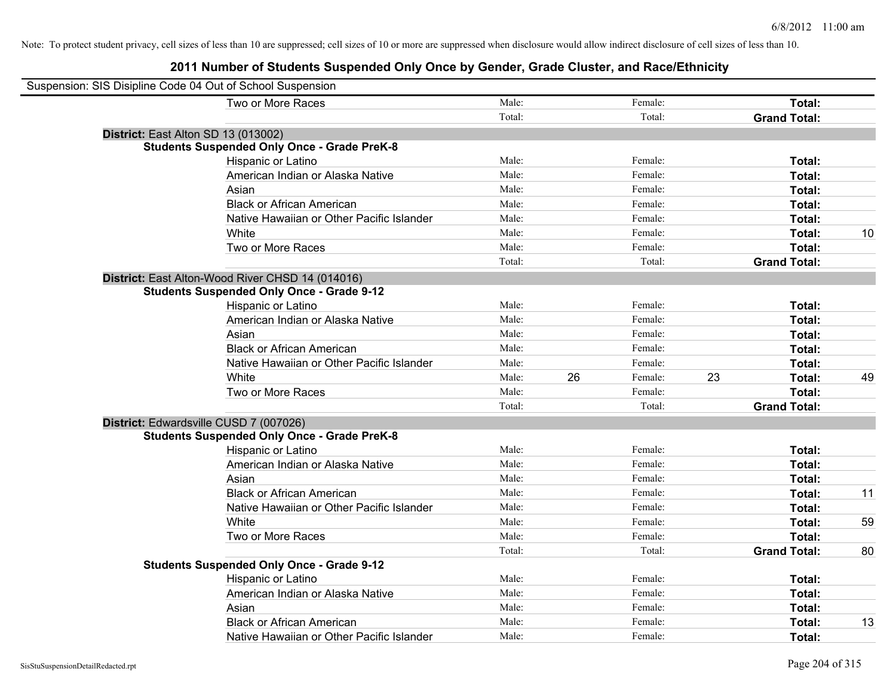Note: To protect student privacy, cell sizes of less than 10 are suppressed; cell sizes of 10 or more are suppressed when disclosure would allow indirect disclosure of cell sizes of less than 10.

## 2011 Number of Students Suspended Only Once by Gender, Grade Cluster, and Race/Ethnicity

Suspension: SIS Disipline Code 04 Out of School Suspension

| | | | | | | |
|---|---|---|---|---|---|---|
| Two or More Races | Male: | | Female: | | **Total:** | |
| | Total: | | Total: | | **Grand Total:** | |

**District:** East Alton SD 13 (013002)

**Students Suspended Only Once - Grade PreK-8**

| | | | | | | |
|---|---|---|---|---|---|---|
| Hispanic or Latino | Male: | | Female: | | **Total:** | |
| American Indian or Alaska Native | Male: | | Female: | | **Total:** | |
| Asian | Male: | | Female: | | **Total:** | |
| Black or African American | Male: | | Female: | | **Total:** | |
| Native Hawaiian or Other Pacific Islander | Male: | | Female: | | **Total:** | |
| White | Male: | | Female: | | **Total:** | 10 |
| Two or More Races | Male: | | Female: | | **Total:** | |
| | Total: | | Total: | | **Grand Total:** | |

**District:** East Alton-Wood River CHSD 14 (014016)

**Students Suspended Only Once - Grade 9-12**

| | | | | | | |
|---|---|---|---|---|---|---|
| Hispanic or Latino | Male: | | Female: | | **Total:** | |
| American Indian or Alaska Native | Male: | | Female: | | **Total:** | |
| Asian | Male: | | Female: | | **Total:** | |
| Black or African American | Male: | | Female: | | **Total:** | |
| Native Hawaiian or Other Pacific Islander | Male: | | Female: | | **Total:** | |
| White | Male: | 26 | Female: | 23 | **Total:** | 49 |
| Two or More Races | Male: | | Female: | | **Total:** | |
| | Total: | | Total: | | **Grand Total:** | |

**District:** Edwardsville CUSD 7 (007026)

**Students Suspended Only Once - Grade PreK-8**

| | | | | | | |
|---|---|---|---|---|---|---|
| Hispanic or Latino | Male: | | Female: | | **Total:** | |
| American Indian or Alaska Native | Male: | | Female: | | **Total:** | |
| Asian | Male: | | Female: | | **Total:** | |
| Black or African American | Male: | | Female: | | **Total:** | 11 |
| Native Hawaiian or Other Pacific Islander | Male: | | Female: | | **Total:** | |
| White | Male: | | Female: | | **Total:** | 59 |
| Two or More Races | Male: | | Female: | | **Total:** | |
| | Total: | | Total: | | **Grand Total:** | 80 |

**Students Suspended Only Once - Grade 9-12**

| | | | | | | |
|---|---|---|---|---|---|---|
| Hispanic or Latino | Male: | | Female: | | **Total:** | |
| American Indian or Alaska Native | Male: | | Female: | | **Total:** | |
| Asian | Male: | | Female: | | **Total:** | |
| Black or African American | Male: | | Female: | | **Total:** | 13 |
| Native Hawaiian or Other Pacific Islander | Male: | | Female: | | **Total:** | |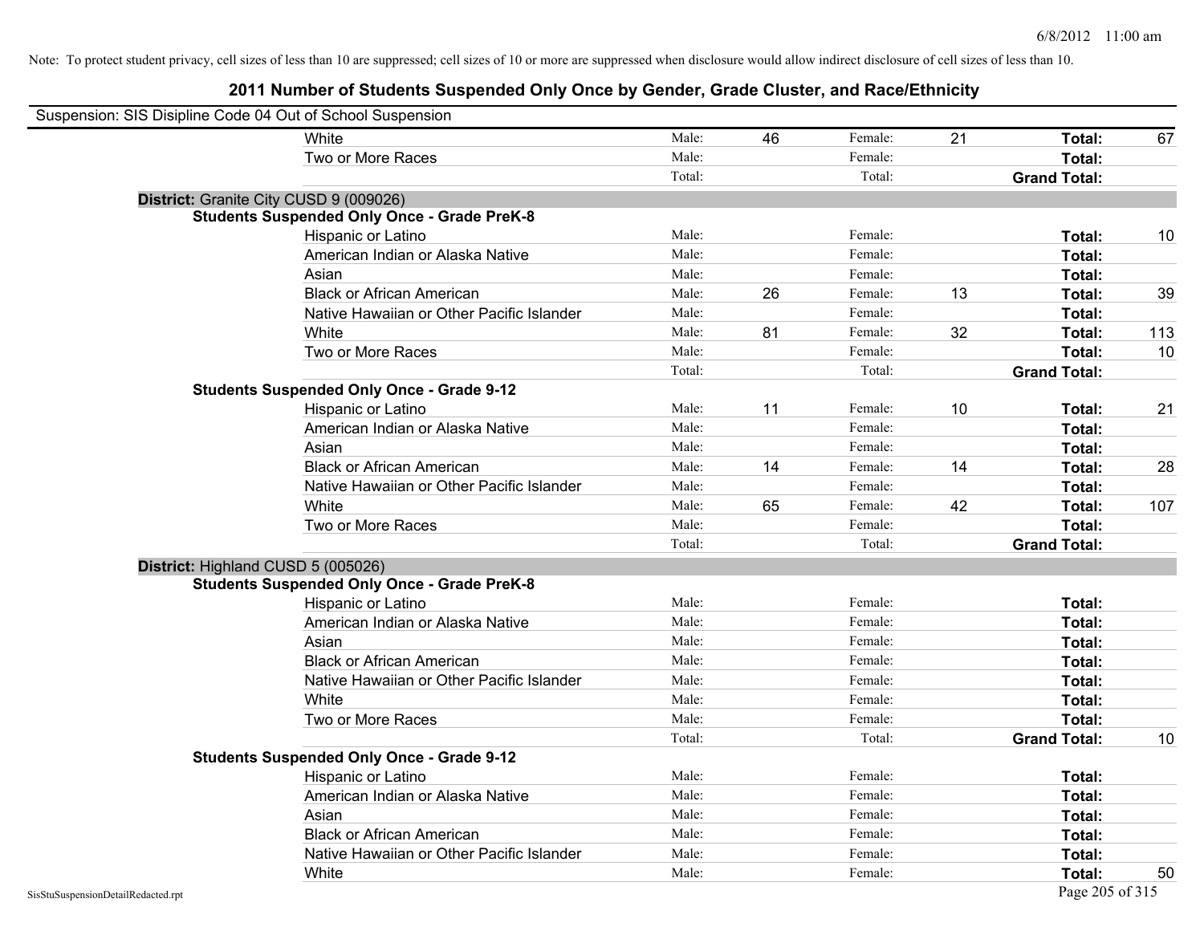Note: To protect student privacy, cell sizes of less than 10 are suppressed; cell sizes of 10 or more are suppressed when disclosure would allow indirect disclosure of cell sizes of less than 10.

# 2011 Number of Students Suspended Only Once by Gender, Grade Cluster, and Race/Ethnicity

Suspension: SIS Disipline Code 04 Out of School Suspension

| | | | | | | |
|---|---|---|---|---|---|---|
| White | Male: | 46 | Female: | 21 | **Total:** | 67 |
| Two or More Races | Male: | | Female: | | **Total:** | |
| | Total: | | Total: | | **Grand Total:** | |

**District:** Granite City CUSD 9 (009026)

**Students Suspended Only Once - Grade PreK-8**

| | | | | | | |
|---|---|---|---|---|---|---|
| Hispanic or Latino | Male: | | Female: | | **Total:** | 10 |
| American Indian or Alaska Native | Male: | | Female: | | **Total:** | |
| Asian | Male: | | Female: | | **Total:** | |
| Black or African American | Male: | 26 | Female: | 13 | **Total:** | 39 |
| Native Hawaiian or Other Pacific Islander | Male: | | Female: | | **Total:** | |
| White | Male: | 81 | Female: | 32 | **Total:** | 113 |
| Two or More Races | Male: | | Female: | | **Total:** | 10 |
| | Total: | | Total: | | **Grand Total:** | |

**Students Suspended Only Once - Grade 9-12**

| | | | | | | |
|---|---|---|---|---|---|---|
| Hispanic or Latino | Male: | 11 | Female: | 10 | **Total:** | 21 |
| American Indian or Alaska Native | Male: | | Female: | | **Total:** | |
| Asian | Male: | | Female: | | **Total:** | |
| Black or African American | Male: | 14 | Female: | 14 | **Total:** | 28 |
| Native Hawaiian or Other Pacific Islander | Male: | | Female: | | **Total:** | |
| White | Male: | 65 | Female: | 42 | **Total:** | 107 |
| Two or More Races | Male: | | Female: | | **Total:** | |
| | Total: | | Total: | | **Grand Total:** | |

**District:** Highland CUSD 5 (005026)

**Students Suspended Only Once - Grade PreK-8**

| | | | | | | |
|---|---|---|---|---|---|---|
| Hispanic or Latino | Male: | | Female: | | **Total:** | |
| American Indian or Alaska Native | Male: | | Female: | | **Total:** | |
| Asian | Male: | | Female: | | **Total:** | |
| Black or African American | Male: | | Female: | | **Total:** | |
| Native Hawaiian or Other Pacific Islander | Male: | | Female: | | **Total:** | |
| White | Male: | | Female: | | **Total:** | |
| Two or More Races | Male: | | Female: | | **Total:** | |
| | Total: | | Total: | | **Grand Total:** | 10 |

**Students Suspended Only Once - Grade 9-12**

| | | | | | | |
|---|---|---|---|---|---|---|
| Hispanic or Latino | Male: | | Female: | | **Total:** | |
| American Indian or Alaska Native | Male: | | Female: | | **Total:** | |
| Asian | Male: | | Female: | | **Total:** | |
| Black or African American | Male: | | Female: | | **Total:** | |
| Native Hawaiian or Other Pacific Islander | Male: | | Female: | | **Total:** | |
| White | Male: | | Female: | | **Total:** | 50 |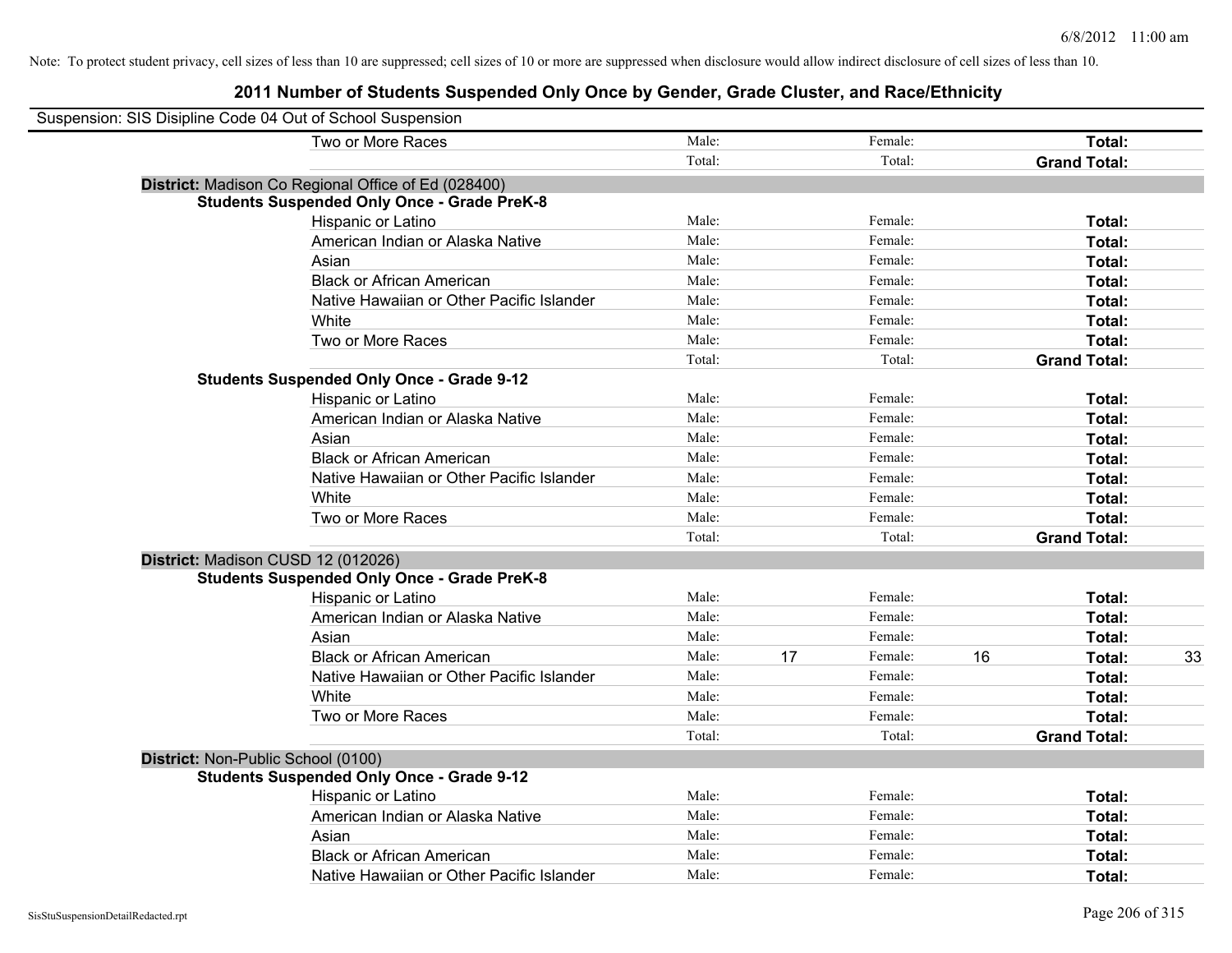Note: To protect student privacy, cell sizes of less than 10 are suppressed; cell sizes of 10 or more are suppressed when disclosure would allow indirect disclosure of cell sizes of less than 10.

# 2011 Number of Students Suspended Only Once by Gender, Grade Cluster, and Race/Ethnicity

Suspension: SIS Disipline Code 04 Out of School Suspension

| | | | | | | |
|---|---|---|---|---|---|---|
| Two or More Races | Male: | | Female: | | **Total:** | |
| | Total: | | Total: | | **Grand Total:** | |

**District:** Madison Co Regional Office of Ed (028400)

**Students Suspended Only Once - Grade PreK-8**

| | | | | | | |
|---|---|---|---|---|---|---|
| Hispanic or Latino | Male: | | Female: | | **Total:** | |
| American Indian or Alaska Native | Male: | | Female: | | **Total:** | |
| Asian | Male: | | Female: | | **Total:** | |
| Black or African American | Male: | | Female: | | **Total:** | |
| Native Hawaiian or Other Pacific Islander | Male: | | Female: | | **Total:** | |
| White | Male: | | Female: | | **Total:** | |
| Two or More Races | Male: | | Female: | | **Total:** | |
| | Total: | | Total: | | **Grand Total:** | |

**Students Suspended Only Once - Grade 9-12**

| | | | | | | |
|---|---|---|---|---|---|---|
| Hispanic or Latino | Male: | | Female: | | **Total:** | |
| American Indian or Alaska Native | Male: | | Female: | | **Total:** | |
| Asian | Male: | | Female: | | **Total:** | |
| Black or African American | Male: | | Female: | | **Total:** | |
| Native Hawaiian or Other Pacific Islander | Male: | | Female: | | **Total:** | |
| White | Male: | | Female: | | **Total:** | |
| Two or More Races | Male: | | Female: | | **Total:** | |
| | Total: | | Total: | | **Grand Total:** | |

**District:** Madison CUSD 12 (012026)

**Students Suspended Only Once - Grade PreK-8**

| | | | | | | |
|---|---|---|---|---|---|---|
| Hispanic or Latino | Male: | | Female: | | **Total:** | |
| American Indian or Alaska Native | Male: | | Female: | | **Total:** | |
| Asian | Male: | | Female: | | **Total:** | |
| Black or African American | Male: | 17 | Female: | 16 | **Total:** | 33 |
| Native Hawaiian or Other Pacific Islander | Male: | | Female: | | **Total:** | |
| White | Male: | | Female: | | **Total:** | |
| Two or More Races | Male: | | Female: | | **Total:** | |
| | Total: | | Total: | | **Grand Total:** | |

**District:** Non-Public School (0100)

**Students Suspended Only Once - Grade 9-12**

| | | | | | | |
|---|---|---|---|---|---|---|
| Hispanic or Latino | Male: | | Female: | | **Total:** | |
| American Indian or Alaska Native | Male: | | Female: | | **Total:** | |
| Asian | Male: | | Female: | | **Total:** | |
| Black or African American | Male: | | Female: | | **Total:** | |
| Native Hawaiian or Other Pacific Islander | Male: | | Female: | | **Total:** | |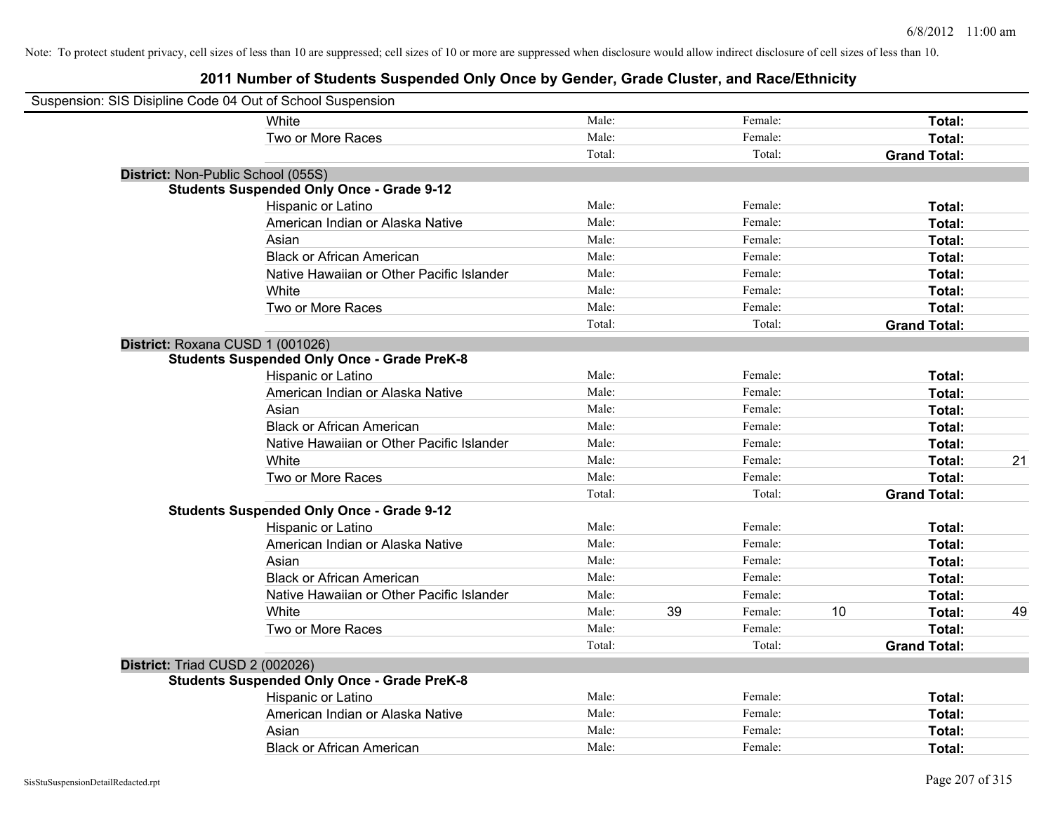Note: To protect student privacy, cell sizes of less than 10 are suppressed; cell sizes of 10 or more are suppressed when disclosure would allow indirect disclosure of cell sizes of less than 10.

# 2011 Number of Students Suspended Only Once by Gender, Grade Cluster, and Race/Ethnicity

Suspension: SIS Disipline Code 04 Out of School Suspension

| | | | | | | |
|---|---|---|---|---|---|---|
| White | Male: | | Female: | | **Total:** | |
| Two or More Races | Male: | | Female: | | **Total:** | |
| | Total: | | Total: | | **Grand Total:** | |

**District:** Non-Public School (055S)

**Students Suspended Only Once - Grade 9-12**

| | | | | | | |
|---|---|---|---|---|---|---|
| Hispanic or Latino | Male: | | Female: | | **Total:** | |
| American Indian or Alaska Native | Male: | | Female: | | **Total:** | |
| Asian | Male: | | Female: | | **Total:** | |
| Black or African American | Male: | | Female: | | **Total:** | |
| Native Hawaiian or Other Pacific Islander | Male: | | Female: | | **Total:** | |
| White | Male: | | Female: | | **Total:** | |
| Two or More Races | Male: | | Female: | | **Total:** | |
| | Total: | | Total: | | **Grand Total:** | |

**District:** Roxana CUSD 1 (001026)

**Students Suspended Only Once - Grade PreK-8**

| | | | | | | |
|---|---|---|---|---|---|---|
| Hispanic or Latino | Male: | | Female: | | **Total:** | |
| American Indian or Alaska Native | Male: | | Female: | | **Total:** | |
| Asian | Male: | | Female: | | **Total:** | |
| Black or African American | Male: | | Female: | | **Total:** | |
| Native Hawaiian or Other Pacific Islander | Male: | | Female: | | **Total:** | |
| White | Male: | | Female: | | **Total:** | 21 |
| Two or More Races | Male: | | Female: | | **Total:** | |
| | Total: | | Total: | | **Grand Total:** | |

**Students Suspended Only Once - Grade 9-12**

| | | | | | | |
|---|---|---|---|---|---|---|
| Hispanic or Latino | Male: | | Female: | | **Total:** | |
| American Indian or Alaska Native | Male: | | Female: | | **Total:** | |
| Asian | Male: | | Female: | | **Total:** | |
| Black or African American | Male: | | Female: | | **Total:** | |
| Native Hawaiian or Other Pacific Islander | Male: | | Female: | | **Total:** | |
| White | Male: | 39 | Female: | 10 | **Total:** | 49 |
| Two or More Races | Male: | | Female: | | **Total:** | |
| | Total: | | Total: | | **Grand Total:** | |

**District:** Triad CUSD 2 (002026)

**Students Suspended Only Once - Grade PreK-8**

| | | | | | | |
|---|---|---|---|---|---|---|
| Hispanic or Latino | Male: | | Female: | | **Total:** | |
| American Indian or Alaska Native | Male: | | Female: | | **Total:** | |
| Asian | Male: | | Female: | | **Total:** | |
| Black or African American | Male: | | Female: | | **Total:** | |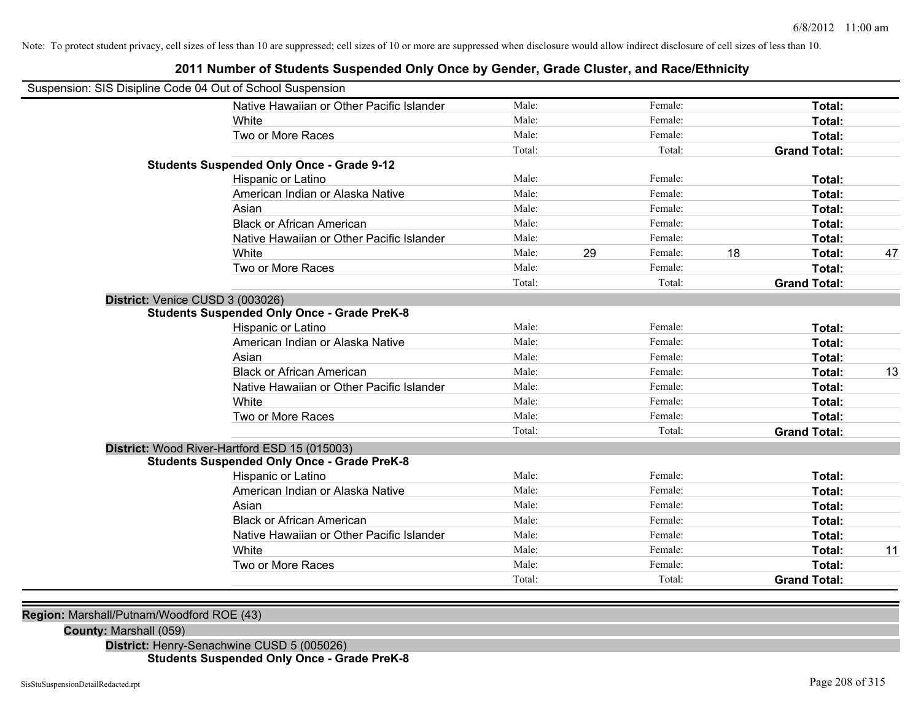Note: To protect student privacy, cell sizes of less than 10 are suppressed; cell sizes of 10 or more are suppressed when disclosure would allow indirect disclosure of cell sizes of less than 10.

# 2011 Number of Students Suspended Only Once by Gender, Grade Cluster, and Race/Ethnicity

Suspension: SIS Disipline Code 04 Out of School Suspension

| | | | | | | |
|---|---|---|---|---|---|---|
| Native Hawaiian or Other Pacific Islander | Male: | | Female: | | **Total:** | |
| White | Male: | | Female: | | **Total:** | |
| Two or More Races | Male: | | Female: | | **Total:** | |
| | Total: | | Total: | | **Grand Total:** | |

**Students Suspended Only Once - Grade 9-12**

| | | | | | | |
|---|---|---|---|---|---|---|
| Hispanic or Latino | Male: | | Female: | | **Total:** | |
| American Indian or Alaska Native | Male: | | Female: | | **Total:** | |
| Asian | Male: | | Female: | | **Total:** | |
| Black or African American | Male: | | Female: | | **Total:** | |
| Native Hawaiian or Other Pacific Islander | Male: | | Female: | | **Total:** | |
| White | Male: | 29 | Female: | 18 | **Total:** | 47 |
| Two or More Races | Male: | | Female: | | **Total:** | |
| | Total: | | Total: | | **Grand Total:** | |

**District:** Venice CUSD 3 (003026)

**Students Suspended Only Once - Grade PreK-8**

| | | | | | | |
|---|---|---|---|---|---|---|
| Hispanic or Latino | Male: | | Female: | | **Total:** | |
| American Indian or Alaska Native | Male: | | Female: | | **Total:** | |
| Asian | Male: | | Female: | | **Total:** | |
| Black or African American | Male: | | Female: | | **Total:** | 13 |
| Native Hawaiian or Other Pacific Islander | Male: | | Female: | | **Total:** | |
| White | Male: | | Female: | | **Total:** | |
| Two or More Races | Male: | | Female: | | **Total:** | |
| | Total: | | Total: | | **Grand Total:** | |

**District:** Wood River-Hartford ESD 15 (015003)

**Students Suspended Only Once - Grade PreK-8**

| | | | | | | |
|---|---|---|---|---|---|---|
| Hispanic or Latino | Male: | | Female: | | **Total:** | |
| American Indian or Alaska Native | Male: | | Female: | | **Total:** | |
| Asian | Male: | | Female: | | **Total:** | |
| Black or African American | Male: | | Female: | | **Total:** | |
| Native Hawaiian or Other Pacific Islander | Male: | | Female: | | **Total:** | |
| White | Male: | | Female: | | **Total:** | 11 |
| Two or More Races | Male: | | Female: | | **Total:** | |
| | Total: | | Total: | | **Grand Total:** | |

**Region:** Marshall/Putnam/Woodford ROE (43)

**County:** Marshall (059)

**District:** Henry-Senachwine CUSD 5 (005026)

**Students Suspended Only Once - Grade PreK-8**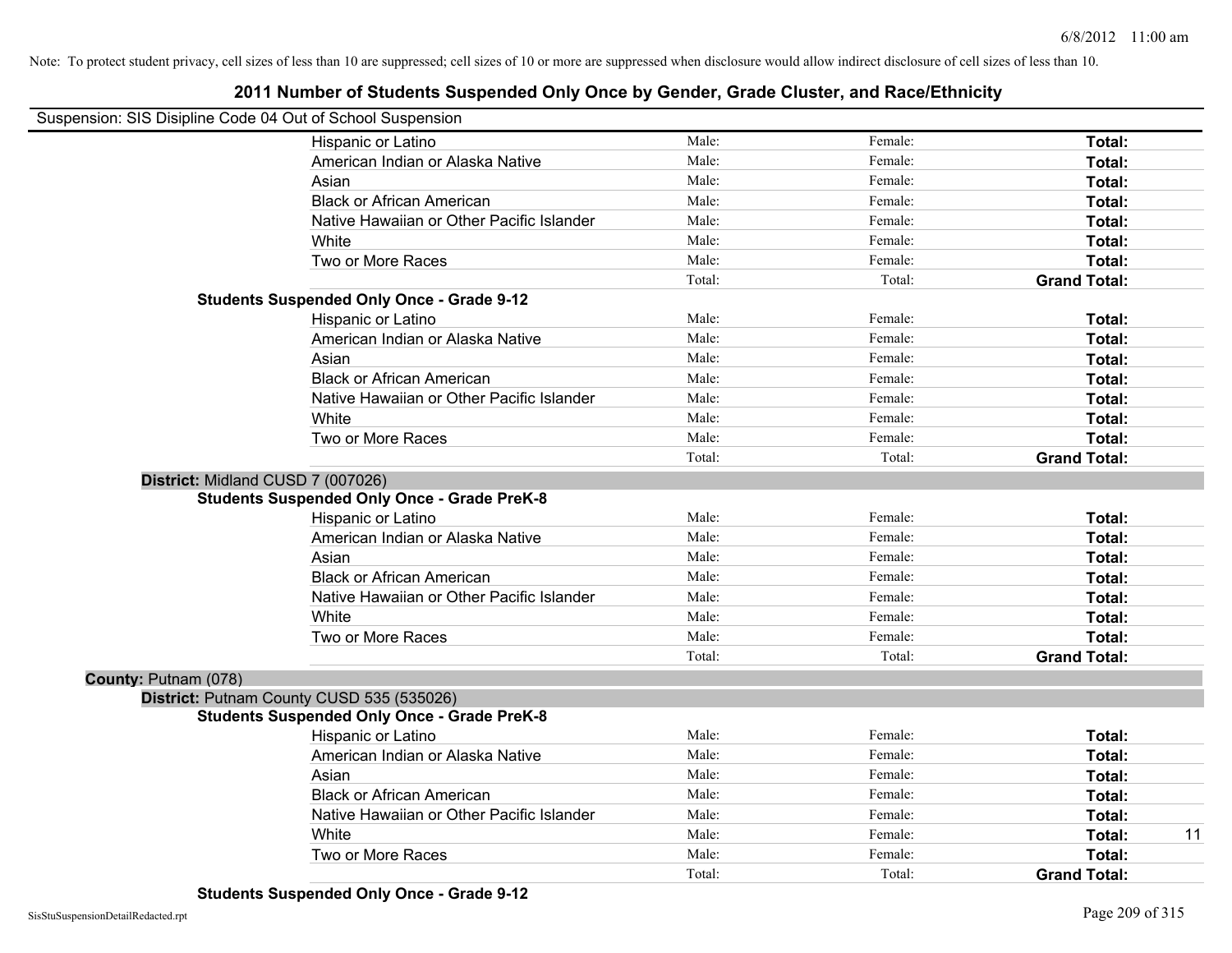Note: To protect student privacy, cell sizes of less than 10 are suppressed; cell sizes of 10 or more are suppressed when disclosure would allow indirect disclosure of cell sizes of less than 10.

# 2011 Number of Students Suspended Only Once by Gender, Grade Cluster, and Race/Ethnicity

Suspension: SIS Disipline Code 04 Out of School Suspension

| | | | | |
|---|---|---|---|---|
| Hispanic or Latino | Male: | Female: | **Total:** | |
| American Indian or Alaska Native | Male: | Female: | **Total:** | |
| Asian | Male: | Female: | **Total:** | |
| Black or African American | Male: | Female: | **Total:** | |
| Native Hawaiian or Other Pacific Islander | Male: | Female: | **Total:** | |
| White | Male: | Female: | **Total:** | |
| Two or More Races | Male: | Female: | **Total:** | |
| | Total: | Total: | **Grand Total:** | |

**Students Suspended Only Once - Grade 9-12**

| | | | | |
|---|---|---|---|---|
| Hispanic or Latino | Male: | Female: | **Total:** | |
| American Indian or Alaska Native | Male: | Female: | **Total:** | |
| Asian | Male: | Female: | **Total:** | |
| Black or African American | Male: | Female: | **Total:** | |
| Native Hawaiian or Other Pacific Islander | Male: | Female: | **Total:** | |
| White | Male: | Female: | **Total:** | |
| Two or More Races | Male: | Female: | **Total:** | |
| | Total: | Total: | **Grand Total:** | |

**District:** Midland CUSD 7 (007026)

**Students Suspended Only Once - Grade PreK-8**

| | | | | |
|---|---|---|---|---|
| Hispanic or Latino | Male: | Female: | **Total:** | |
| American Indian or Alaska Native | Male: | Female: | **Total:** | |
| Asian | Male: | Female: | **Total:** | |
| Black or African American | Male: | Female: | **Total:** | |
| Native Hawaiian or Other Pacific Islander | Male: | Female: | **Total:** | |
| White | Male: | Female: | **Total:** | |
| Two or More Races | Male: | Female: | **Total:** | |
| | Total: | Total: | **Grand Total:** | |

**County:** Putnam (078)

**District:** Putnam County CUSD 535 (535026)

**Students Suspended Only Once - Grade PreK-8**

| | | | | |
|---|---|---|---|---|
| Hispanic or Latino | Male: | Female: | **Total:** | |
| American Indian or Alaska Native | Male: | Female: | **Total:** | |
| Asian | Male: | Female: | **Total:** | |
| Black or African American | Male: | Female: | **Total:** | |
| Native Hawaiian or Other Pacific Islander | Male: | Female: | **Total:** | |
| White | Male: | Female: | **Total:** | 11 |
| Two or More Races | Male: | Female: | **Total:** | |
| | Total: | Total: | **Grand Total:** | |

**Students Suspended Only Once - Grade 9-12**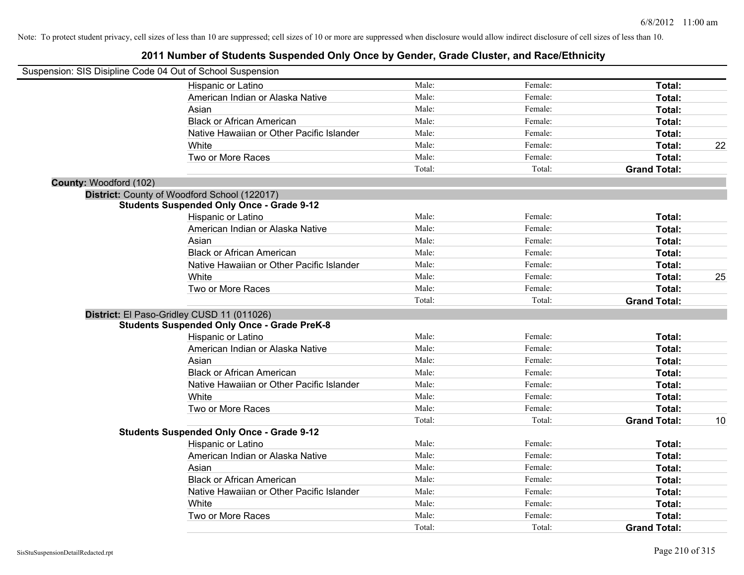Note: To protect student privacy, cell sizes of less than 10 are suppressed; cell sizes of 10 or more are suppressed when disclosure would allow indirect disclosure of cell sizes of less than 10.

# 2011 Number of Students Suspended Only Once by Gender, Grade Cluster, and Race/Ethnicity

Suspension: SIS Disipline Code 04 Out of School Suspension

| | Male | Female | Total | |
|---|---|---|---|---|
| Hispanic or Latino | Male: | Female: | Total: | |
| American Indian or Alaska Native | Male: | Female: | Total: | |
| Asian | Male: | Female: | Total: | |
| Black or African American | Male: | Female: | Total: | |
| Native Hawaiian or Other Pacific Islander | Male: | Female: | Total: | |
| White | Male: | Female: | Total: | 22 |
| Two or More Races | Male: | Female: | Total: | |
| | Total: | Total: | Grand Total: | |

**County:** Woodford (102)

**District:** County of Woodford School (122017)

**Students Suspended Only Once - Grade 9-12**

| | Male | Female | Total | |
|---|---|---|---|---|
| Hispanic or Latino | Male: | Female: | Total: | |
| American Indian or Alaska Native | Male: | Female: | Total: | |
| Asian | Male: | Female: | Total: | |
| Black or African American | Male: | Female: | Total: | |
| Native Hawaiian or Other Pacific Islander | Male: | Female: | Total: | |
| White | Male: | Female: | Total: | 25 |
| Two or More Races | Male: | Female: | Total: | |
| | Total: | Total: | Grand Total: | |

**District:** El Paso-Gridley CUSD 11 (011026)

**Students Suspended Only Once - Grade PreK-8**

| | Male | Female | Total | |
|---|---|---|---|---|
| Hispanic or Latino | Male: | Female: | Total: | |
| American Indian or Alaska Native | Male: | Female: | Total: | |
| Asian | Male: | Female: | Total: | |
| Black or African American | Male: | Female: | Total: | |
| Native Hawaiian or Other Pacific Islander | Male: | Female: | Total: | |
| White | Male: | Female: | Total: | |
| Two or More Races | Male: | Female: | Total: | |
| | Total: | Total: | Grand Total: | 10 |

**Students Suspended Only Once - Grade 9-12**

| | Male | Female | Total | |
|---|---|---|---|---|
| Hispanic or Latino | Male: | Female: | Total: | |
| American Indian or Alaska Native | Male: | Female: | Total: | |
| Asian | Male: | Female: | Total: | |
| Black or African American | Male: | Female: | Total: | |
| Native Hawaiian or Other Pacific Islander | Male: | Female: | Total: | |
| White | Male: | Female: | Total: | |
| Two or More Races | Male: | Female: | Total: | |
| | Total: | Total: | Grand Total: | |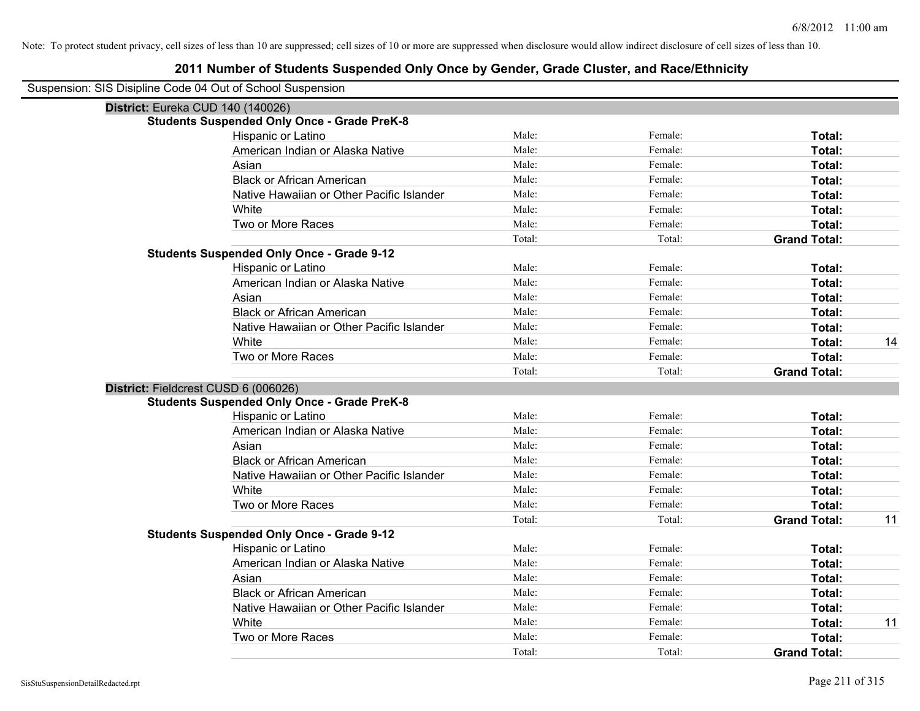Note: To protect student privacy, cell sizes of less than 10 are suppressed; cell sizes of 10 or more are suppressed when disclosure would allow indirect disclosure of cell sizes of less than 10.

# 2011 Number of Students Suspended Only Once by Gender, Grade Cluster, and Race/Ethnicity

Suspension: SIS Disipline Code 04 Out of School Suspension

## District: Eureka CUD 140 (140026)

### Students Suspended Only Once - Grade PreK-8

| | | | | |
|---|---|---|---|---|
| Hispanic or Latino | Male: | Female: | **Total:** | |
| American Indian or Alaska Native | Male: | Female: | **Total:** | |
| Asian | Male: | Female: | **Total:** | |
| Black or African American | Male: | Female: | **Total:** | |
| Native Hawaiian or Other Pacific Islander | Male: | Female: | **Total:** | |
| White | Male: | Female: | **Total:** | |
| Two or More Races | Male: | Female: | **Total:** | |
| | Total: | Total: | **Grand Total:** | |

### Students Suspended Only Once - Grade 9-12

| | | | | |
|---|---|---|---|---|
| Hispanic or Latino | Male: | Female: | **Total:** | |
| American Indian or Alaska Native | Male: | Female: | **Total:** | |
| Asian | Male: | Female: | **Total:** | |
| Black or African American | Male: | Female: | **Total:** | |
| Native Hawaiian or Other Pacific Islander | Male: | Female: | **Total:** | |
| White | Male: | Female: | **Total:** | 14 |
| Two or More Races | Male: | Female: | **Total:** | |
| | Total: | Total: | **Grand Total:** | |

## District: Fieldcrest CUSD 6 (006026)

### Students Suspended Only Once - Grade PreK-8

| | | | | |
|---|---|---|---|---|
| Hispanic or Latino | Male: | Female: | **Total:** | |
| American Indian or Alaska Native | Male: | Female: | **Total:** | |
| Asian | Male: | Female: | **Total:** | |
| Black or African American | Male: | Female: | **Total:** | |
| Native Hawaiian or Other Pacific Islander | Male: | Female: | **Total:** | |
| White | Male: | Female: | **Total:** | |
| Two or More Races | Male: | Female: | **Total:** | |
| | Total: | Total: | **Grand Total:** | 11 |

### Students Suspended Only Once - Grade 9-12

| | | | | |
|---|---|---|---|---|
| Hispanic or Latino | Male: | Female: | **Total:** | |
| American Indian or Alaska Native | Male: | Female: | **Total:** | |
| Asian | Male: | Female: | **Total:** | |
| Black or African American | Male: | Female: | **Total:** | |
| Native Hawaiian or Other Pacific Islander | Male: | Female: | **Total:** | |
| White | Male: | Female: | **Total:** | 11 |
| Two or More Races | Male: | Female: | **Total:** | |
| | Total: | Total: | **Grand Total:** | |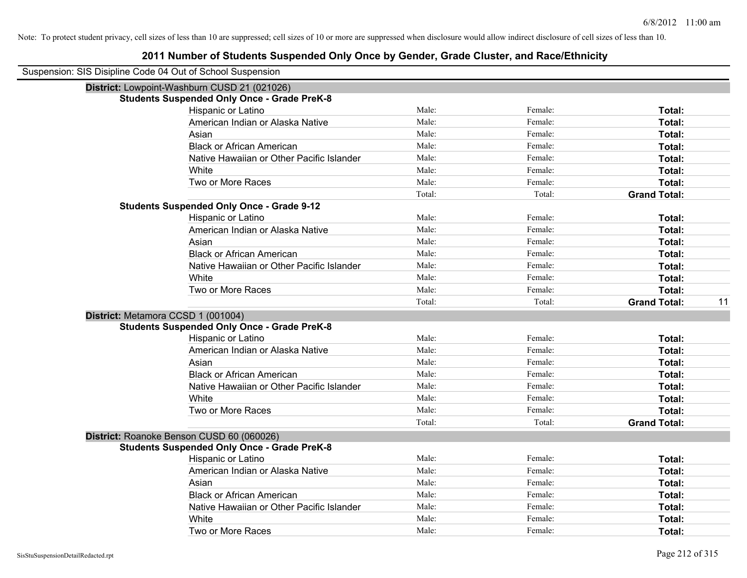Note: To protect student privacy, cell sizes of less than 10 are suppressed; cell sizes of 10 or more are suppressed when disclosure would allow indirect disclosure of cell sizes of less than 10.

# 2011 Number of Students Suspended Only Once by Gender, Grade Cluster, and Race/Ethnicity

Suspension: SIS Disipline Code 04 Out of School Suspension

## District: Lowpoint-Washburn CUSD 21 (021026)

### Students Suspended Only Once - Grade PreK-8

| | | | | |
|---|---|---|---|---|
| Hispanic or Latino | Male: | Female: | **Total:** | |
| American Indian or Alaska Native | Male: | Female: | **Total:** | |
| Asian | Male: | Female: | **Total:** | |
| Black or African American | Male: | Female: | **Total:** | |
| Native Hawaiian or Other Pacific Islander | Male: | Female: | **Total:** | |
| White | Male: | Female: | **Total:** | |
| Two or More Races | Male: | Female: | **Total:** | |
| | Total: | Total: | **Grand Total:** | |

### Students Suspended Only Once - Grade 9-12

| | | | | |
|---|---|---|---|---|
| Hispanic or Latino | Male: | Female: | **Total:** | |
| American Indian or Alaska Native | Male: | Female: | **Total:** | |
| Asian | Male: | Female: | **Total:** | |
| Black or African American | Male: | Female: | **Total:** | |
| Native Hawaiian or Other Pacific Islander | Male: | Female: | **Total:** | |
| White | Male: | Female: | **Total:** | |
| Two or More Races | Male: | Female: | **Total:** | |
| | Total: | Total: | **Grand Total:** | 11 |

## District: Metamora CCSD 1 (001004)

### Students Suspended Only Once - Grade PreK-8

| | | | | |
|---|---|---|---|---|
| Hispanic or Latino | Male: | Female: | **Total:** | |
| American Indian or Alaska Native | Male: | Female: | **Total:** | |
| Asian | Male: | Female: | **Total:** | |
| Black or African American | Male: | Female: | **Total:** | |
| Native Hawaiian or Other Pacific Islander | Male: | Female: | **Total:** | |
| White | Male: | Female: | **Total:** | |
| Two or More Races | Male: | Female: | **Total:** | |
| | Total: | Total: | **Grand Total:** | |

## District: Roanoke Benson CUSD 60 (060026)

### Students Suspended Only Once - Grade PreK-8

| | | | | |
|---|---|---|---|---|
| Hispanic or Latino | Male: | Female: | **Total:** | |
| American Indian or Alaska Native | Male: | Female: | **Total:** | |
| Asian | Male: | Female: | **Total:** | |
| Black or African American | Male: | Female: | **Total:** | |
| Native Hawaiian or Other Pacific Islander | Male: | Female: | **Total:** | |
| White | Male: | Female: | **Total:** | |
| Two or More Races | Male: | Female: | **Total:** | |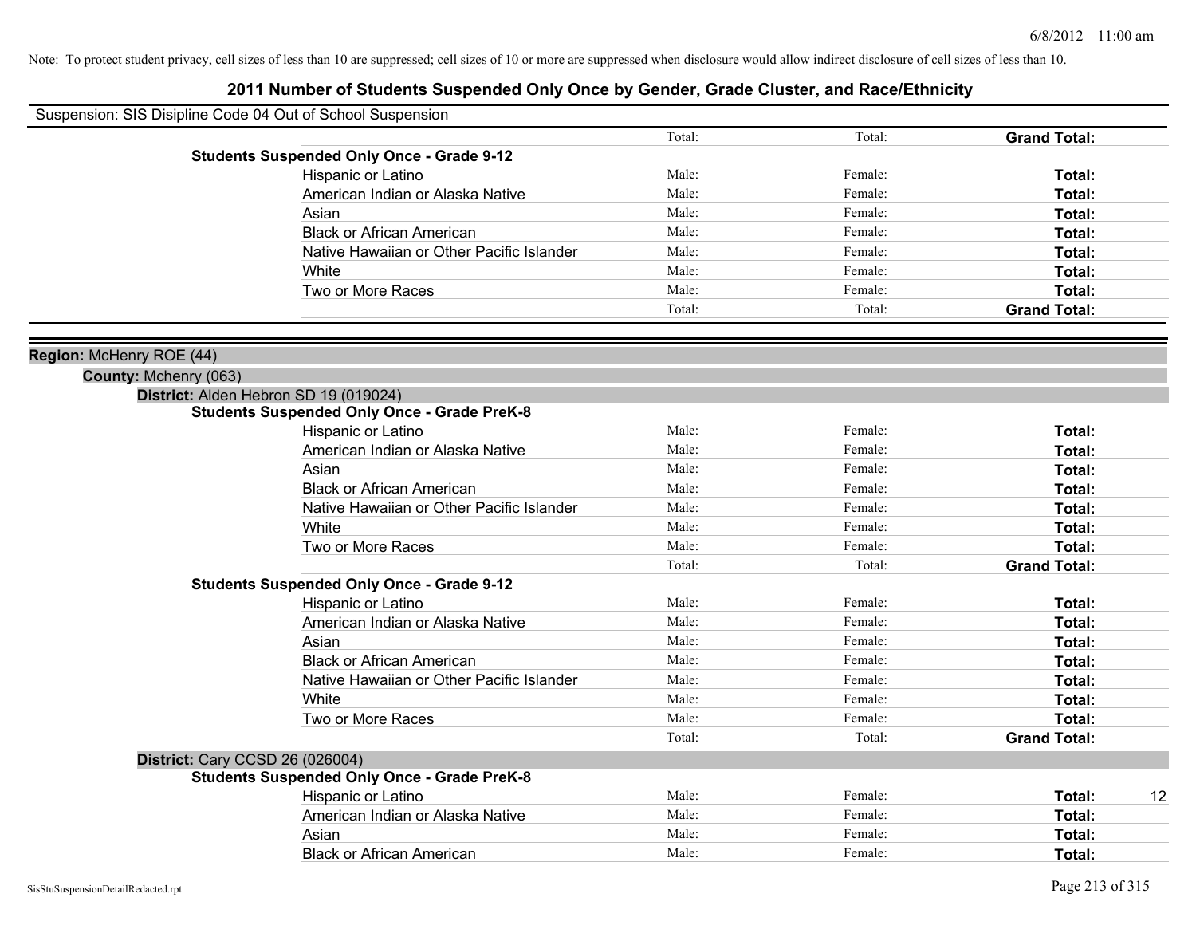Note: To protect student privacy, cell sizes of less than 10 are suppressed; cell sizes of 10 or more are suppressed when disclosure would allow indirect disclosure of cell sizes of less than 10.

# 2011 Number of Students Suspended Only Once by Gender, Grade Cluster, and Race/Ethnicity

Suspension: SIS Disipline Code 04 Out of School Suspension

| | Total: | Total: | **Grand Total:** | |
|---|---|---|---|---|
| **Students Suspended Only Once - Grade 9-12** | | | | |
| Hispanic or Latino | Male: | Female: | **Total:** | |
| American Indian or Alaska Native | Male: | Female: | **Total:** | |
| Asian | Male: | Female: | **Total:** | |
| Black or African American | Male: | Female: | **Total:** | |
| Native Hawaiian or Other Pacific Islander | Male: | Female: | **Total:** | |
| White | Male: | Female: | **Total:** | |
| Two or More Races | Male: | Female: | **Total:** | |
| | Total: | Total: | **Grand Total:** | |

**Region:** McHenry ROE (44)

**County:** Mchenry (063)

**District:** Alden Hebron SD 19 (019024)

| **Students Suspended Only Once - Grade PreK-8** | | | | |
|---|---|---|---|---|
| Hispanic or Latino | Male: | Female: | **Total:** | |
| American Indian or Alaska Native | Male: | Female: | **Total:** | |
| Asian | Male: | Female: | **Total:** | |
| Black or African American | Male: | Female: | **Total:** | |
| Native Hawaiian or Other Pacific Islander | Male: | Female: | **Total:** | |
| White | Male: | Female: | **Total:** | |
| Two or More Races | Male: | Female: | **Total:** | |
| | Total: | Total: | **Grand Total:** | |
| **Students Suspended Only Once - Grade 9-12** | | | | |
| Hispanic or Latino | Male: | Female: | **Total:** | |
| American Indian or Alaska Native | Male: | Female: | **Total:** | |
| Asian | Male: | Female: | **Total:** | |
| Black or African American | Male: | Female: | **Total:** | |
| Native Hawaiian or Other Pacific Islander | Male: | Female: | **Total:** | |
| White | Male: | Female: | **Total:** | |
| Two or More Races | Male: | Female: | **Total:** | |
| | Total: | Total: | **Grand Total:** | |

**District:** Cary CCSD 26 (026004)

| **Students Suspended Only Once - Grade PreK-8** | | | | |
|---|---|---|---|---|
| Hispanic or Latino | Male: | Female: | **Total:** | 12 |
| American Indian or Alaska Native | Male: | Female: | **Total:** | |
| Asian | Male: | Female: | **Total:** | |
| Black or African American | Male: | Female: | **Total:** | |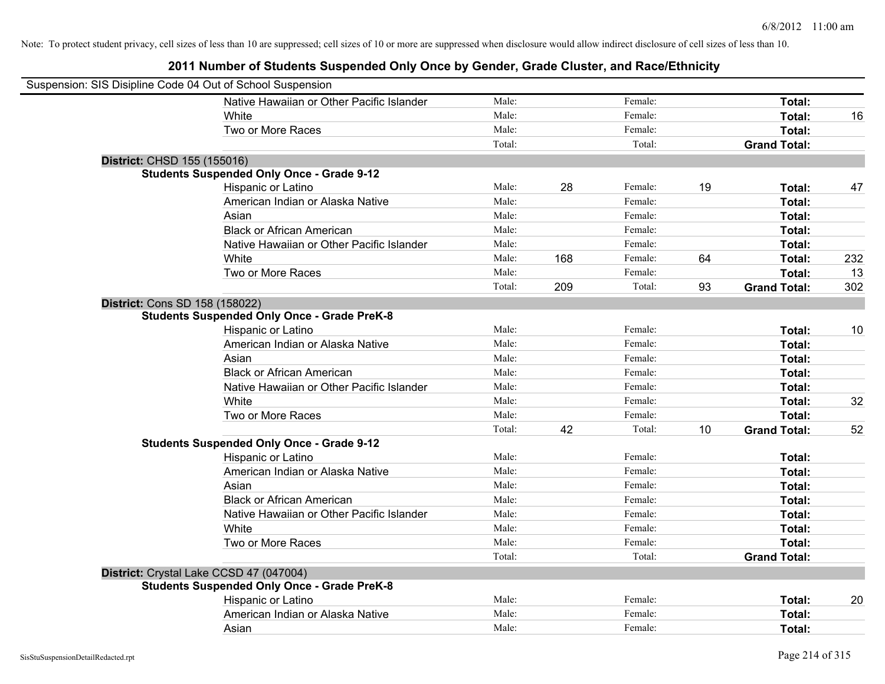Note: To protect student privacy, cell sizes of less than 10 are suppressed; cell sizes of 10 or more are suppressed when disclosure would allow indirect disclosure of cell sizes of less than 10.

# 2011 Number of Students Suspended Only Once by Gender, Grade Cluster, and Race/Ethnicity

Suspension: SIS Disipline Code 04 Out of School Suspension

| | | | | | | |
|---|---|---|---|---|---|---|
| Native Hawaiian or Other Pacific Islander | Male: | | Female: | | **Total:** | |
| White | Male: | | Female: | | **Total:** | 16 |
| Two or More Races | Male: | | Female: | | **Total:** | |
| | Total: | | Total: | | **Grand Total:** | |

**District:** CHSD 155 (155016)

**Students Suspended Only Once - Grade 9-12**

| | | | | | | |
|---|---|---|---|---|---|---|
| Hispanic or Latino | Male: | 28 | Female: | 19 | **Total:** | 47 |
| American Indian or Alaska Native | Male: | | Female: | | **Total:** | |
| Asian | Male: | | Female: | | **Total:** | |
| Black or African American | Male: | | Female: | | **Total:** | |
| Native Hawaiian or Other Pacific Islander | Male: | | Female: | | **Total:** | |
| White | Male: | 168 | Female: | 64 | **Total:** | 232 |
| Two or More Races | Male: | | Female: | | **Total:** | 13 |
| | Total: | 209 | Total: | 93 | **Grand Total:** | 302 |

**District:** Cons SD 158 (158022)

**Students Suspended Only Once - Grade PreK-8**

| | | | | | | |
|---|---|---|---|---|---|---|
| Hispanic or Latino | Male: | | Female: | | **Total:** | 10 |
| American Indian or Alaska Native | Male: | | Female: | | **Total:** | |
| Asian | Male: | | Female: | | **Total:** | |
| Black or African American | Male: | | Female: | | **Total:** | |
| Native Hawaiian or Other Pacific Islander | Male: | | Female: | | **Total:** | |
| White | Male: | | Female: | | **Total:** | 32 |
| Two or More Races | Male: | | Female: | | **Total:** | |
| | Total: | 42 | Total: | 10 | **Grand Total:** | 52 |

**Students Suspended Only Once - Grade 9-12**

| | | | | | | |
|---|---|---|---|---|---|---|
| Hispanic or Latino | Male: | | Female: | | **Total:** | |
| American Indian or Alaska Native | Male: | | Female: | | **Total:** | |
| Asian | Male: | | Female: | | **Total:** | |
| Black or African American | Male: | | Female: | | **Total:** | |
| Native Hawaiian or Other Pacific Islander | Male: | | Female: | | **Total:** | |
| White | Male: | | Female: | | **Total:** | |
| Two or More Races | Male: | | Female: | | **Total:** | |
| | Total: | | Total: | | **Grand Total:** | |

**District:** Crystal Lake CCSD 47 (047004)

**Students Suspended Only Once - Grade PreK-8**

| | | | | | | |
|---|---|---|---|---|---|---|
| Hispanic or Latino | Male: | | Female: | | **Total:** | 20 |
| American Indian or Alaska Native | Male: | | Female: | | **Total:** | |
| Asian | Male: | | Female: | | **Total:** | |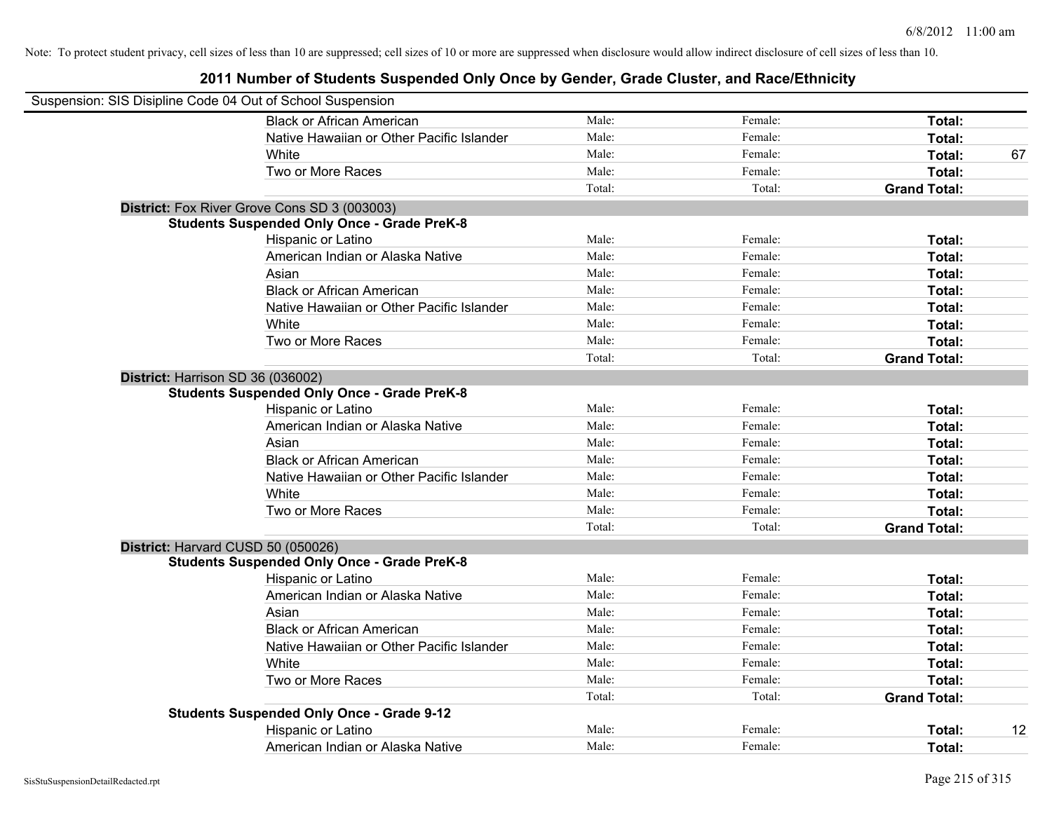Note: To protect student privacy, cell sizes of less than 10 are suppressed; cell sizes of 10 or more are suppressed when disclosure would allow indirect disclosure of cell sizes of less than 10.

## 2011 Number of Students Suspended Only Once by Gender, Grade Cluster, and Race/Ethnicity

Suspension: SIS Disipline Code 04 Out of School Suspension

| | | | | |
|---|---|---|---|---|
| Black or African American | Male: | Female: | **Total:** | |
| Native Hawaiian or Other Pacific Islander | Male: | Female: | **Total:** | |
| White | Male: | Female: | **Total:** | 67 |
| Two or More Races | Male: | Female: | **Total:** | |
| | Total: | Total: | **Grand Total:** | |

**District:** Fox River Grove Cons SD 3 (003003)

**Students Suspended Only Once - Grade PreK-8**

| | | | | |
|---|---|---|---|---|
| Hispanic or Latino | Male: | Female: | **Total:** | |
| American Indian or Alaska Native | Male: | Female: | **Total:** | |
| Asian | Male: | Female: | **Total:** | |
| Black or African American | Male: | Female: | **Total:** | |
| Native Hawaiian or Other Pacific Islander | Male: | Female: | **Total:** | |
| White | Male: | Female: | **Total:** | |
| Two or More Races | Male: | Female: | **Total:** | |
| | Total: | Total: | **Grand Total:** | |

**District:** Harrison SD 36 (036002)

**Students Suspended Only Once - Grade PreK-8**

| | | | | |
|---|---|---|---|---|
| Hispanic or Latino | Male: | Female: | **Total:** | |
| American Indian or Alaska Native | Male: | Female: | **Total:** | |
| Asian | Male: | Female: | **Total:** | |
| Black or African American | Male: | Female: | **Total:** | |
| Native Hawaiian or Other Pacific Islander | Male: | Female: | **Total:** | |
| White | Male: | Female: | **Total:** | |
| Two or More Races | Male: | Female: | **Total:** | |
| | Total: | Total: | **Grand Total:** | |

**District:** Harvard CUSD 50 (050026)

**Students Suspended Only Once - Grade PreK-8**

| | | | | |
|---|---|---|---|---|
| Hispanic or Latino | Male: | Female: | **Total:** | |
| American Indian or Alaska Native | Male: | Female: | **Total:** | |
| Asian | Male: | Female: | **Total:** | |
| Black or African American | Male: | Female: | **Total:** | |
| Native Hawaiian or Other Pacific Islander | Male: | Female: | **Total:** | |
| White | Male: | Female: | **Total:** | |
| Two or More Races | Male: | Female: | **Total:** | |
| | Total: | Total: | **Grand Total:** | |

**Students Suspended Only Once - Grade 9-12**

| | | | | |
|---|---|---|---|---|
| Hispanic or Latino | Male: | Female: | **Total:** | 12 |
| American Indian or Alaska Native | Male: | Female: | **Total:** | |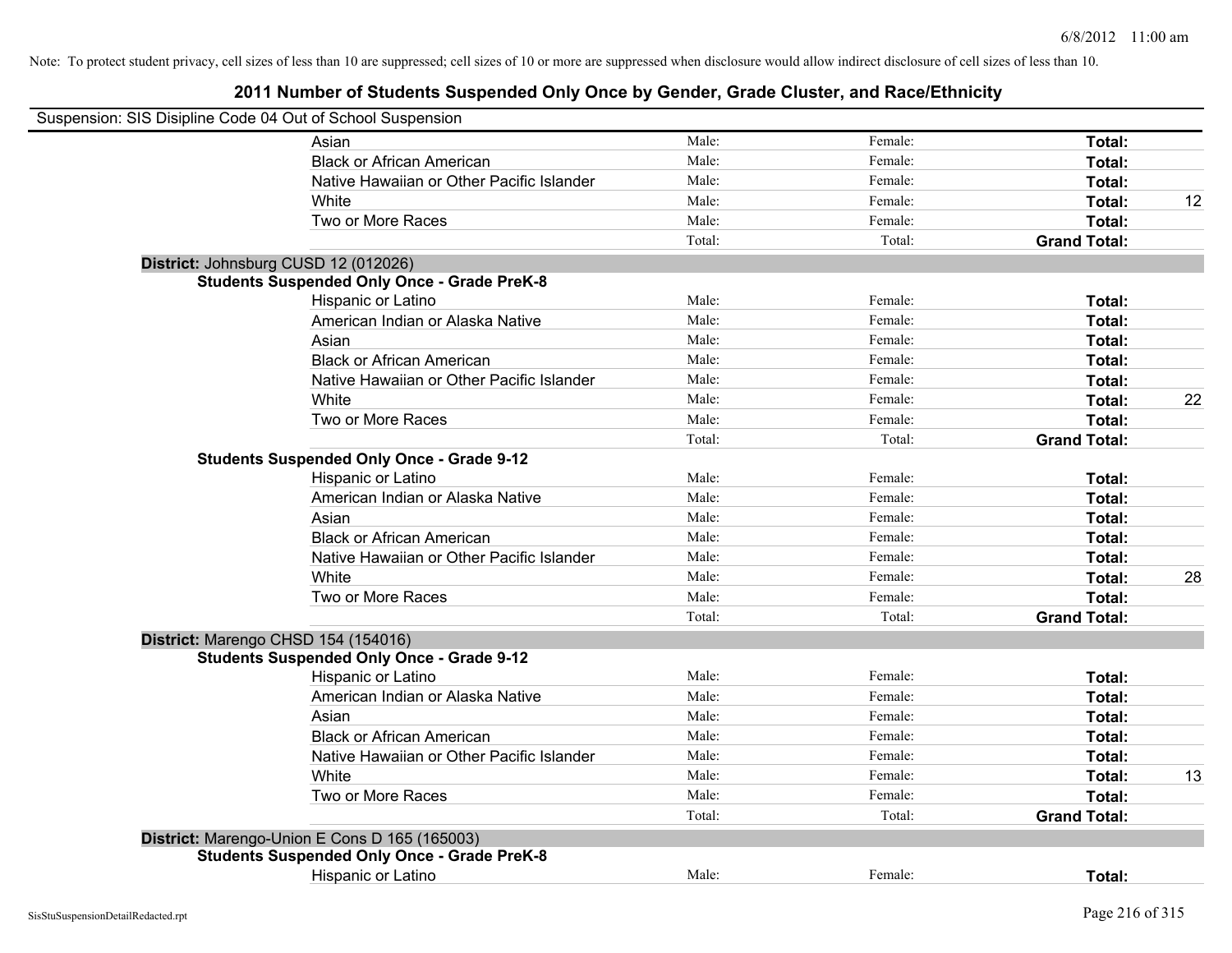Note: To protect student privacy, cell sizes of less than 10 are suppressed; cell sizes of 10 or more are suppressed when disclosure would allow indirect disclosure of cell sizes of less than 10.

## 2011 Number of Students Suspended Only Once by Gender, Grade Cluster, and Race/Ethnicity

Suspension: SIS Disipline Code 04 Out of School Suspension

| | | | | |
|---|---|---|---|---|
| Asian | Male: | Female: | **Total:** | |
| Black or African American | Male: | Female: | **Total:** | |
| Native Hawaiian or Other Pacific Islander | Male: | Female: | **Total:** | |
| White | Male: | Female: | **Total:** | 12 |
| Two or More Races | Male: | Female: | **Total:** | |
| | Total: | Total: | **Grand Total:** | |

**District:** Johnsburg CUSD 12 (012026)

**Students Suspended Only Once - Grade PreK-8**

| | | | | |
|---|---|---|---|---|
| Hispanic or Latino | Male: | Female: | **Total:** | |
| American Indian or Alaska Native | Male: | Female: | **Total:** | |
| Asian | Male: | Female: | **Total:** | |
| Black or African American | Male: | Female: | **Total:** | |
| Native Hawaiian or Other Pacific Islander | Male: | Female: | **Total:** | |
| White | Male: | Female: | **Total:** | 22 |
| Two or More Races | Male: | Female: | **Total:** | |
| | Total: | Total: | **Grand Total:** | |

**Students Suspended Only Once - Grade 9-12**

| | | | | |
|---|---|---|---|---|
| Hispanic or Latino | Male: | Female: | **Total:** | |
| American Indian or Alaska Native | Male: | Female: | **Total:** | |
| Asian | Male: | Female: | **Total:** | |
| Black or African American | Male: | Female: | **Total:** | |
| Native Hawaiian or Other Pacific Islander | Male: | Female: | **Total:** | |
| White | Male: | Female: | **Total:** | 28 |
| Two or More Races | Male: | Female: | **Total:** | |
| | Total: | Total: | **Grand Total:** | |

**District:** Marengo CHSD 154 (154016)

**Students Suspended Only Once - Grade 9-12**

| | | | | |
|---|---|---|---|---|
| Hispanic or Latino | Male: | Female: | **Total:** | |
| American Indian or Alaska Native | Male: | Female: | **Total:** | |
| Asian | Male: | Female: | **Total:** | |
| Black or African American | Male: | Female: | **Total:** | |
| Native Hawaiian or Other Pacific Islander | Male: | Female: | **Total:** | |
| White | Male: | Female: | **Total:** | 13 |
| Two or More Races | Male: | Female: | **Total:** | |
| | Total: | Total: | **Grand Total:** | |

**District:** Marengo-Union E Cons D 165 (165003)

**Students Suspended Only Once - Grade PreK-8**

| | | | | |
|---|---|---|---|---|
| Hispanic or Latino | Male: | Female: | **Total:** | |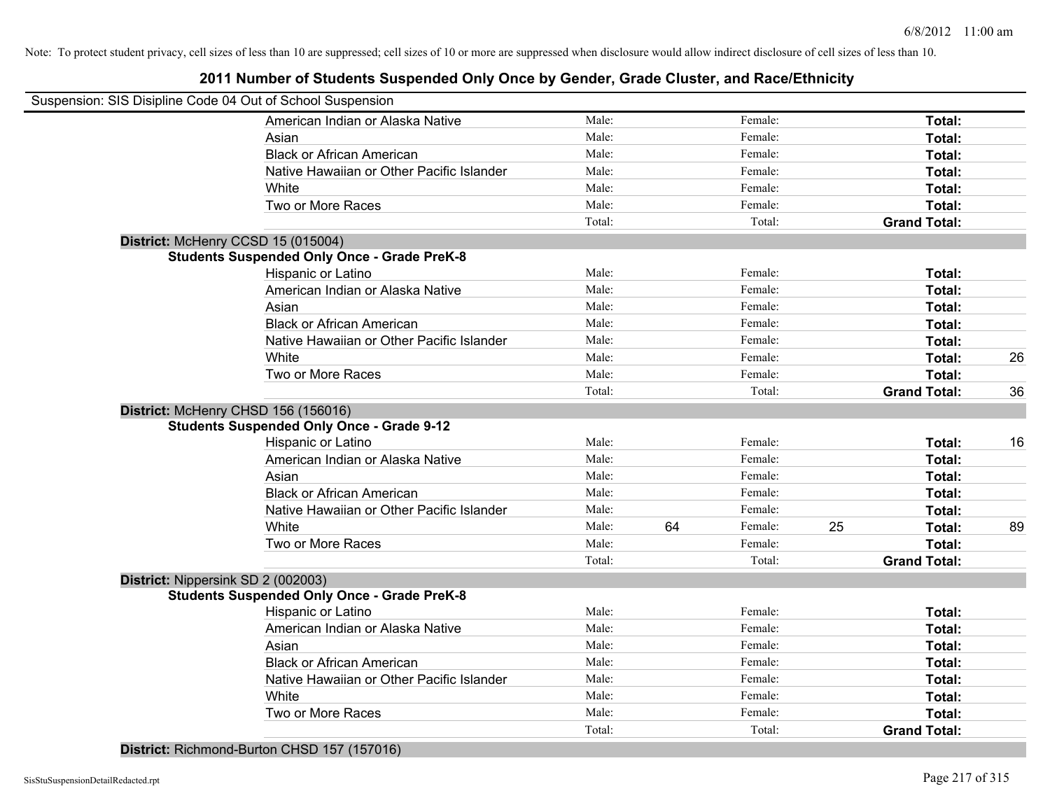Note: To protect student privacy, cell sizes of less than 10 are suppressed; cell sizes of 10 or more are suppressed when disclosure would allow indirect disclosure of cell sizes of less than 10.

# 2011 Number of Students Suspended Only Once by Gender, Grade Cluster, and Race/Ethnicity

Suspension: SIS Disipline Code 04 Out of School Suspension

| | | | | | | |
|---|---|---|---|---|---|---|
| American Indian or Alaska Native | Male: | | Female: | | **Total:** | |
| Asian | Male: | | Female: | | **Total:** | |
| Black or African American | Male: | | Female: | | **Total:** | |
| Native Hawaiian or Other Pacific Islander | Male: | | Female: | | **Total:** | |
| White | Male: | | Female: | | **Total:** | |
| Two or More Races | Male: | | Female: | | **Total:** | |
| | Total: | | Total: | | **Grand Total:** | |

**District:** McHenry CCSD 15 (015004)

**Students Suspended Only Once - Grade PreK-8**

| | | | | | | |
|---|---|---|---|---|---|---|
| Hispanic or Latino | Male: | | Female: | | **Total:** | |
| American Indian or Alaska Native | Male: | | Female: | | **Total:** | |
| Asian | Male: | | Female: | | **Total:** | |
| Black or African American | Male: | | Female: | | **Total:** | |
| Native Hawaiian or Other Pacific Islander | Male: | | Female: | | **Total:** | |
| White | Male: | | Female: | | **Total:** | 26 |
| Two or More Races | Male: | | Female: | | **Total:** | |
| | Total: | | Total: | | **Grand Total:** | 36 |

**District:** McHenry CHSD 156 (156016)

**Students Suspended Only Once - Grade 9-12**

| | | | | | | |
|---|---|---|---|---|---|---|
| Hispanic or Latino | Male: | | Female: | | **Total:** | 16 |
| American Indian or Alaska Native | Male: | | Female: | | **Total:** | |
| Asian | Male: | | Female: | | **Total:** | |
| Black or African American | Male: | | Female: | | **Total:** | |
| Native Hawaiian or Other Pacific Islander | Male: | | Female: | | **Total:** | |
| White | Male: | 64 | Female: | 25 | **Total:** | 89 |
| Two or More Races | Male: | | Female: | | **Total:** | |
| | Total: | | Total: | | **Grand Total:** | |

**District:** Nippersink SD 2 (002003)

**Students Suspended Only Once - Grade PreK-8**

| | | | | | | |
|---|---|---|---|---|---|---|
| Hispanic or Latino | Male: | | Female: | | **Total:** | |
| American Indian or Alaska Native | Male: | | Female: | | **Total:** | |
| Asian | Male: | | Female: | | **Total:** | |
| Black or African American | Male: | | Female: | | **Total:** | |
| Native Hawaiian or Other Pacific Islander | Male: | | Female: | | **Total:** | |
| White | Male: | | Female: | | **Total:** | |
| Two or More Races | Male: | | Female: | | **Total:** | |
| | Total: | | Total: | | **Grand Total:** | |

**District:** Richmond-Burton CHSD 157 (157016)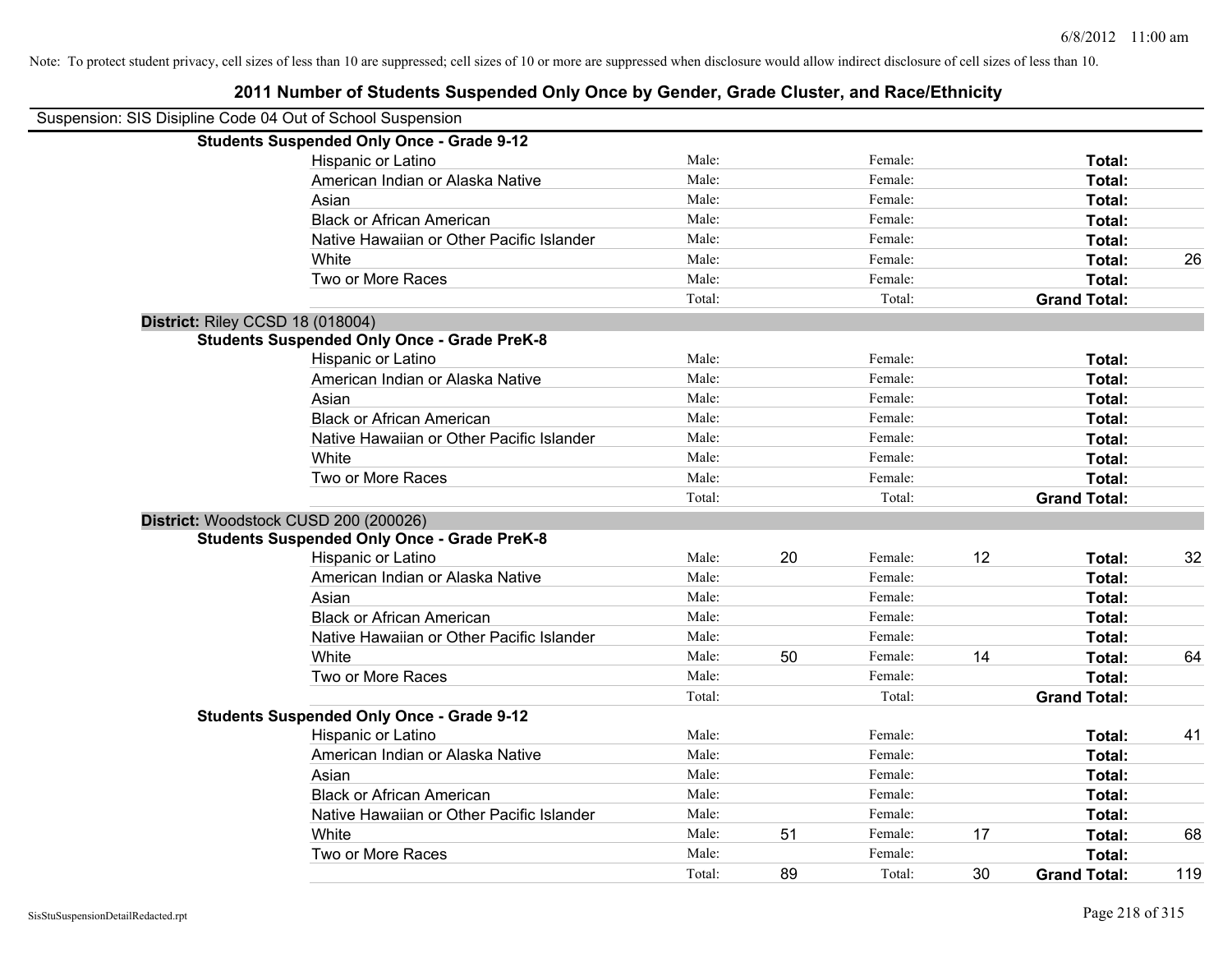Note: To protect student privacy, cell sizes of less than 10 are suppressed; cell sizes of 10 or more are suppressed when disclosure would allow indirect disclosure of cell sizes of less than 10.

## 2011 Number of Students Suspended Only Once by Gender, Grade Cluster, and Race/Ethnicity

Suspension: SIS Disipline Code 04 Out of School Suspension

**Students Suspended Only Once - Grade 9-12**

| | | | | | | |
|---|---|---|---|---|---|---|
| Hispanic or Latino | Male: | | Female: | | **Total:** | |
| American Indian or Alaska Native | Male: | | Female: | | **Total:** | |
| Asian | Male: | | Female: | | **Total:** | |
| Black or African American | Male: | | Female: | | **Total:** | |
| Native Hawaiian or Other Pacific Islander | Male: | | Female: | | **Total:** | |
| White | Male: | | Female: | | **Total:** | 26 |
| Two or More Races | Male: | | Female: | | **Total:** | |
| | Total: | | Total: | | **Grand Total:** | |

**District:** Riley CCSD 18 (018004)

**Students Suspended Only Once - Grade PreK-8**

| | | | | | | |
|---|---|---|---|---|---|---|
| Hispanic or Latino | Male: | | Female: | | **Total:** | |
| American Indian or Alaska Native | Male: | | Female: | | **Total:** | |
| Asian | Male: | | Female: | | **Total:** | |
| Black or African American | Male: | | Female: | | **Total:** | |
| Native Hawaiian or Other Pacific Islander | Male: | | Female: | | **Total:** | |
| White | Male: | | Female: | | **Total:** | |
| Two or More Races | Male: | | Female: | | **Total:** | |
| | Total: | | Total: | | **Grand Total:** | |

**District:** Woodstock CUSD 200 (200026)

**Students Suspended Only Once - Grade PreK-8**

| | | | | | | |
|---|---|---|---|---|---|---|
| Hispanic or Latino | Male: | 20 | Female: | 12 | **Total:** | 32 |
| American Indian or Alaska Native | Male: | | Female: | | **Total:** | |
| Asian | Male: | | Female: | | **Total:** | |
| Black or African American | Male: | | Female: | | **Total:** | |
| Native Hawaiian or Other Pacific Islander | Male: | | Female: | | **Total:** | |
| White | Male: | 50 | Female: | 14 | **Total:** | 64 |
| Two or More Races | Male: | | Female: | | **Total:** | |
| | Total: | | Total: | | **Grand Total:** | |

**Students Suspended Only Once - Grade 9-12**

| | | | | | | |
|---|---|---|---|---|---|---|
| Hispanic or Latino | Male: | | Female: | | **Total:** | 41 |
| American Indian or Alaska Native | Male: | | Female: | | **Total:** | |
| Asian | Male: | | Female: | | **Total:** | |
| Black or African American | Male: | | Female: | | **Total:** | |
| Native Hawaiian or Other Pacific Islander | Male: | | Female: | | **Total:** | |
| White | Male: | 51 | Female: | 17 | **Total:** | 68 |
| Two or More Races | Male: | | Female: | | **Total:** | |
| | Total: | 89 | Total: | 30 | **Grand Total:** | 119 |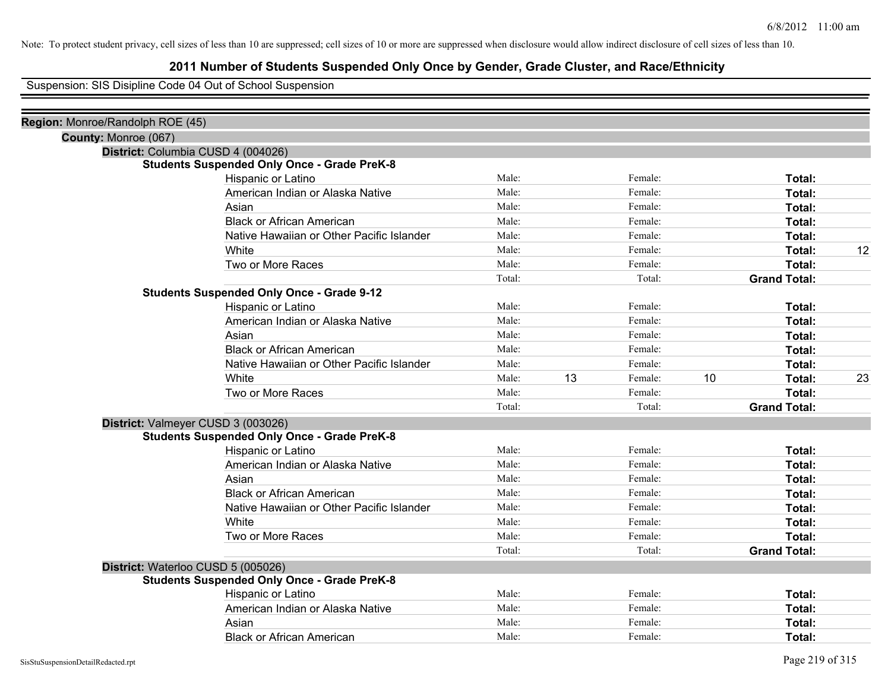Note: To protect student privacy, cell sizes of less than 10 are suppressed; cell sizes of 10 or more are suppressed when disclosure would allow indirect disclosure of cell sizes of less than 10.

# 2011 Number of Students Suspended Only Once by Gender, Grade Cluster, and Race/Ethnicity

Suspension: SIS Disipline Code 04 Out of School Suspension

**Region:** Monroe/Randolph ROE (45)

**County:** Monroe (067)

**District:** Columbia CUSD 4 (004026)

**Students Suspended Only Once - Grade PreK-8**

| | | | | | | |
|---|---|---|---|---|---|---|
| Hispanic or Latino | Male: | | Female: | | **Total:** | |
| American Indian or Alaska Native | Male: | | Female: | | **Total:** | |
| Asian | Male: | | Female: | | **Total:** | |
| Black or African American | Male: | | Female: | | **Total:** | |
| Native Hawaiian or Other Pacific Islander | Male: | | Female: | | **Total:** | |
| White | Male: | | Female: | | **Total:** | 12 |
| Two or More Races | Male: | | Female: | | **Total:** | |
| | Total: | | Total: | | **Grand Total:** | |

**Students Suspended Only Once - Grade 9-12**

| | | | | | | |
|---|---|---|---|---|---|---|
| Hispanic or Latino | Male: | | Female: | | **Total:** | |
| American Indian or Alaska Native | Male: | | Female: | | **Total:** | |
| Asian | Male: | | Female: | | **Total:** | |
| Black or African American | Male: | | Female: | | **Total:** | |
| Native Hawaiian or Other Pacific Islander | Male: | | Female: | | **Total:** | |
| White | Male: | 13 | Female: | 10 | **Total:** | 23 |
| Two or More Races | Male: | | Female: | | **Total:** | |
| | Total: | | Total: | | **Grand Total:** | |

**District:** Valmeyer CUSD 3 (003026)

**Students Suspended Only Once - Grade PreK-8**

| | | | | | | |
|---|---|---|---|---|---|---|
| Hispanic or Latino | Male: | | Female: | | **Total:** | |
| American Indian or Alaska Native | Male: | | Female: | | **Total:** | |
| Asian | Male: | | Female: | | **Total:** | |
| Black or African American | Male: | | Female: | | **Total:** | |
| Native Hawaiian or Other Pacific Islander | Male: | | Female: | | **Total:** | |
| White | Male: | | Female: | | **Total:** | |
| Two or More Races | Male: | | Female: | | **Total:** | |
| | Total: | | Total: | | **Grand Total:** | |

**District:** Waterloo CUSD 5 (005026)

**Students Suspended Only Once - Grade PreK-8**

| | | | | | | |
|---|---|---|---|---|---|---|
| Hispanic or Latino | Male: | | Female: | | **Total:** | |
| American Indian or Alaska Native | Male: | | Female: | | **Total:** | |
| Asian | Male: | | Female: | | **Total:** | |
| Black or African American | Male: | | Female: | | **Total:** | |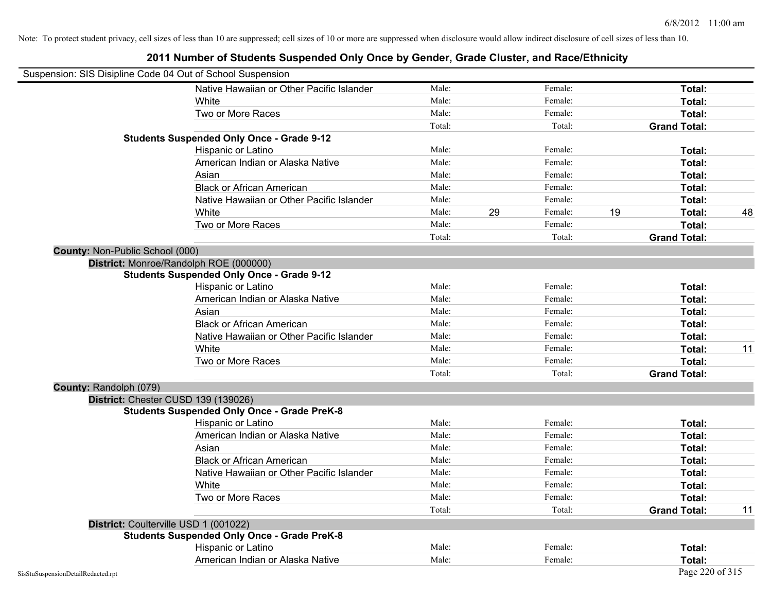Note: To protect student privacy, cell sizes of less than 10 are suppressed; cell sizes of 10 or more are suppressed when disclosure would allow indirect disclosure of cell sizes of less than 10.

# 2011 Number of Students Suspended Only Once by Gender, Grade Cluster, and Race/Ethnicity

Suspension: SIS Disipline Code 04 Out of School Suspension

| | | | | | | | |
|---|---|---|---|---|---|---|---|
| Native Hawaiian or Other Pacific Islander | Male: | | Female: | | **Total:** | |
| White | Male: | | Female: | | **Total:** | |
| Two or More Races | Male: | | Female: | | **Total:** | |
| | Total: | | Total: | | **Grand Total:** | |
| **Students Suspended Only Once - Grade 9-12** | | | | | | |
| Hispanic or Latino | Male: | | Female: | | **Total:** | |
| American Indian or Alaska Native | Male: | | Female: | | **Total:** | |
| Asian | Male: | | Female: | | **Total:** | |
| Black or African American | Male: | | Female: | | **Total:** | |
| Native Hawaiian or Other Pacific Islander | Male: | | Female: | | **Total:** | |
| White | Male: | 29 | Female: | 19 | **Total:** | 48 |
| Two or More Races | Male: | | Female: | | **Total:** | |
| | Total: | | Total: | | **Grand Total:** | |

**County:** Non-Public School (000)

**District:** Monroe/Randolph ROE (000000)

| | | | | | | |
|---|---|---|---|---|---|---|
| **Students Suspended Only Once - Grade 9-12** | | | | | | |
| Hispanic or Latino | Male: | | Female: | | **Total:** | |
| American Indian or Alaska Native | Male: | | Female: | | **Total:** | |
| Asian | Male: | | Female: | | **Total:** | |
| Black or African American | Male: | | Female: | | **Total:** | |
| Native Hawaiian or Other Pacific Islander | Male: | | Female: | | **Total:** | |
| White | Male: | | Female: | | **Total:** | 11 |
| Two or More Races | Male: | | Female: | | **Total:** | |
| | Total: | | Total: | | **Grand Total:** | |

**County:** Randolph (079)

**District:** Chester CUSD 139 (139026)

| | | | | | | |
|---|---|---|---|---|---|---|
| **Students Suspended Only Once - Grade PreK-8** | | | | | | |
| Hispanic or Latino | Male: | | Female: | | **Total:** | |
| American Indian or Alaska Native | Male: | | Female: | | **Total:** | |
| Asian | Male: | | Female: | | **Total:** | |
| Black or African American | Male: | | Female: | | **Total:** | |
| Native Hawaiian or Other Pacific Islander | Male: | | Female: | | **Total:** | |
| White | Male: | | Female: | | **Total:** | |
| Two or More Races | Male: | | Female: | | **Total:** | |
| | Total: | | Total: | | **Grand Total:** | 11 |

**District:** Coulterville USD 1 (001022)

| | | | | | | |
|---|---|---|---|---|---|---|
| **Students Suspended Only Once - Grade PreK-8** | | | | | | |
| Hispanic or Latino | Male: | | Female: | | **Total:** | |
| American Indian or Alaska Native | Male: | | Female: | | **Total:** | |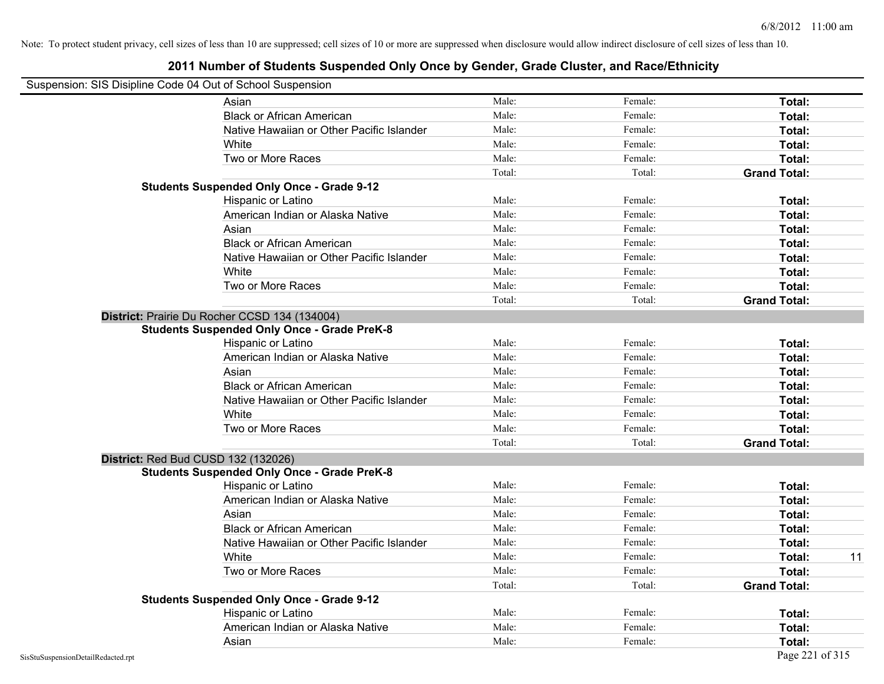Note: To protect student privacy, cell sizes of less than 10 are suppressed; cell sizes of 10 or more are suppressed when disclosure would allow indirect disclosure of cell sizes of less than 10.

# 2011 Number of Students Suspended Only Once by Gender, Grade Cluster, and Race/Ethnicity

Suspension: SIS Disipline Code 04 Out of School Suspension

| | | | | |
|---|---|---|---|---|
| Asian | Male: | Female: | **Total:** | |
| Black or African American | Male: | Female: | **Total:** | |
| Native Hawaiian or Other Pacific Islander | Male: | Female: | **Total:** | |
| White | Male: | Female: | **Total:** | |
| Two or More Races | Male: | Female: | **Total:** | |
| | Total: | Total: | **Grand Total:** | |

**Students Suspended Only Once - Grade 9-12**

| | | | | |
|---|---|---|---|---|
| Hispanic or Latino | Male: | Female: | **Total:** | |
| American Indian or Alaska Native | Male: | Female: | **Total:** | |
| Asian | Male: | Female: | **Total:** | |
| Black or African American | Male: | Female: | **Total:** | |
| Native Hawaiian or Other Pacific Islander | Male: | Female: | **Total:** | |
| White | Male: | Female: | **Total:** | |
| Two or More Races | Male: | Female: | **Total:** | |
| | Total: | Total: | **Grand Total:** | |

**District:** Prairie Du Rocher CCSD 134 (134004)

**Students Suspended Only Once - Grade PreK-8**

| | | | | |
|---|---|---|---|---|
| Hispanic or Latino | Male: | Female: | **Total:** | |
| American Indian or Alaska Native | Male: | Female: | **Total:** | |
| Asian | Male: | Female: | **Total:** | |
| Black or African American | Male: | Female: | **Total:** | |
| Native Hawaiian or Other Pacific Islander | Male: | Female: | **Total:** | |
| White | Male: | Female: | **Total:** | |
| Two or More Races | Male: | Female: | **Total:** | |
| | Total: | Total: | **Grand Total:** | |

**District:** Red Bud CUSD 132 (132026)

**Students Suspended Only Once - Grade PreK-8**

| | | | | |
|---|---|---|---|---|
| Hispanic or Latino | Male: | Female: | **Total:** | |
| American Indian or Alaska Native | Male: | Female: | **Total:** | |
| Asian | Male: | Female: | **Total:** | |
| Black or African American | Male: | Female: | **Total:** | |
| Native Hawaiian or Other Pacific Islander | Male: | Female: | **Total:** | |
| White | Male: | Female: | **Total:** | 11 |
| Two or More Races | Male: | Female: | **Total:** | |
| | Total: | Total: | **Grand Total:** | |

**Students Suspended Only Once - Grade 9-12**

| | | | | |
|---|---|---|---|---|
| Hispanic or Latino | Male: | Female: | **Total:** | |
| American Indian or Alaska Native | Male: | Female: | **Total:** | |
| Asian | Male: | Female: | **Total:** | |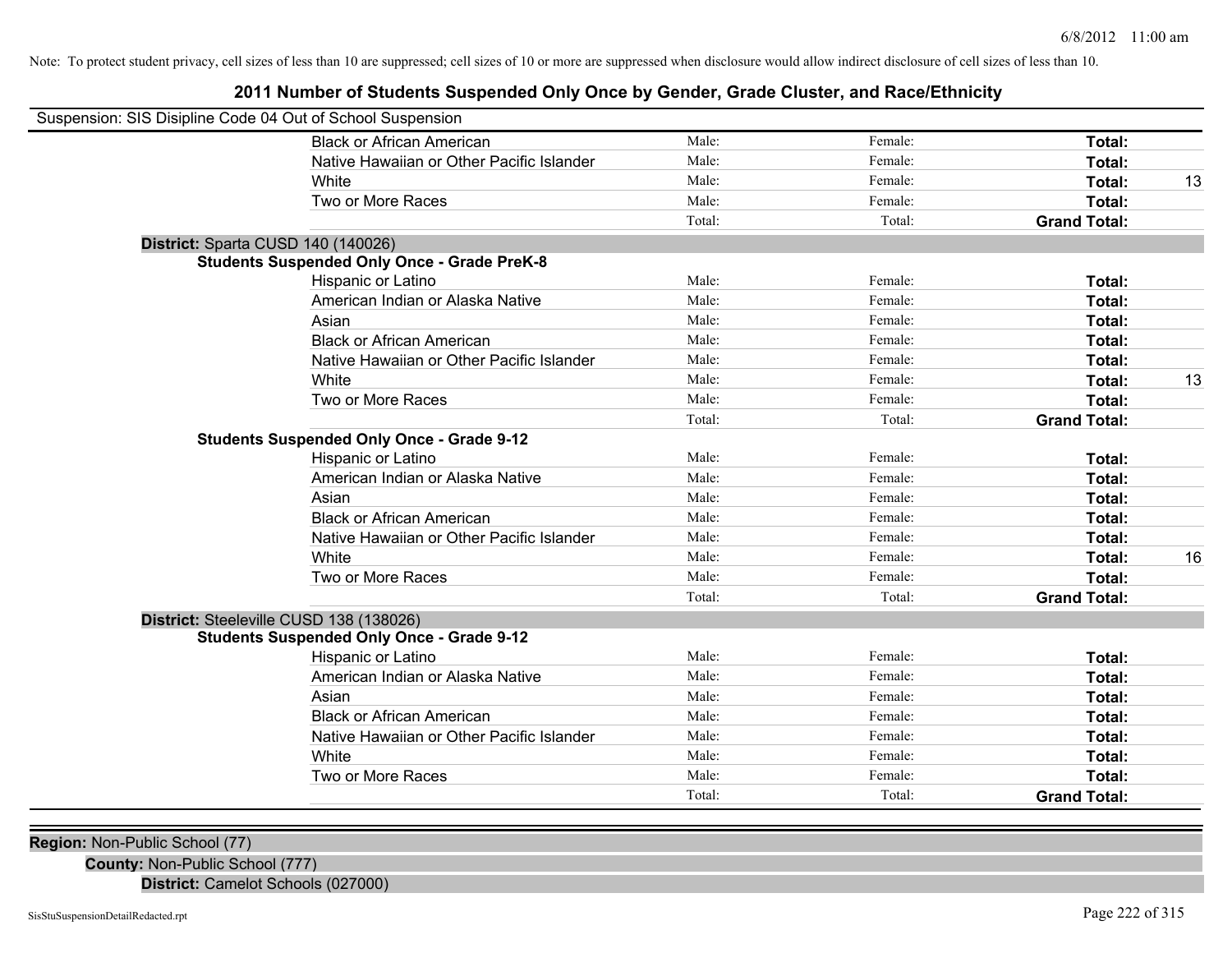Note: To protect student privacy, cell sizes of less than 10 are suppressed; cell sizes of 10 or more are suppressed when disclosure would allow indirect disclosure of cell sizes of less than 10.

## 2011 Number of Students Suspended Only Once by Gender, Grade Cluster, and Race/Ethnicity

Suspension: SIS Disipline Code 04 Out of School Suspension

| | | | | |
|---|---|---|---|---|
| Black or African American | Male: | Female: | **Total:** | |
| Native Hawaiian or Other Pacific Islander | Male: | Female: | **Total:** | |
| White | Male: | Female: | **Total:** | 13 |
| Two or More Races | Male: | Female: | **Total:** | |
| | Total: | Total: | **Grand Total:** | |

**District:** Sparta CUSD 140 (140026)

**Students Suspended Only Once - Grade PreK-8**

| | | | | |
|---|---|---|---|---|
| Hispanic or Latino | Male: | Female: | **Total:** | |
| American Indian or Alaska Native | Male: | Female: | **Total:** | |
| Asian | Male: | Female: | **Total:** | |
| Black or African American | Male: | Female: | **Total:** | |
| Native Hawaiian or Other Pacific Islander | Male: | Female: | **Total:** | |
| White | Male: | Female: | **Total:** | 13 |
| Two or More Races | Male: | Female: | **Total:** | |
| | Total: | Total: | **Grand Total:** | |

**Students Suspended Only Once - Grade 9-12**

| | | | | |
|---|---|---|---|---|
| Hispanic or Latino | Male: | Female: | **Total:** | |
| American Indian or Alaska Native | Male: | Female: | **Total:** | |
| Asian | Male: | Female: | **Total:** | |
| Black or African American | Male: | Female: | **Total:** | |
| Native Hawaiian or Other Pacific Islander | Male: | Female: | **Total:** | |
| White | Male: | Female: | **Total:** | 16 |
| Two or More Races | Male: | Female: | **Total:** | |
| | Total: | Total: | **Grand Total:** | |

**District:** Steeleville CUSD 138 (138026)

**Students Suspended Only Once - Grade 9-12**

| | | | | |
|---|---|---|---|---|
| Hispanic or Latino | Male: | Female: | **Total:** | |
| American Indian or Alaska Native | Male: | Female: | **Total:** | |
| Asian | Male: | Female: | **Total:** | |
| Black or African American | Male: | Female: | **Total:** | |
| Native Hawaiian or Other Pacific Islander | Male: | Female: | **Total:** | |
| White | Male: | Female: | **Total:** | |
| Two or More Races | Male: | Female: | **Total:** | |
| | Total: | Total: | **Grand Total:** | |

**Region:** Non-Public School (77)

**County:** Non-Public School (777)

**District:** Camelot Schools (027000)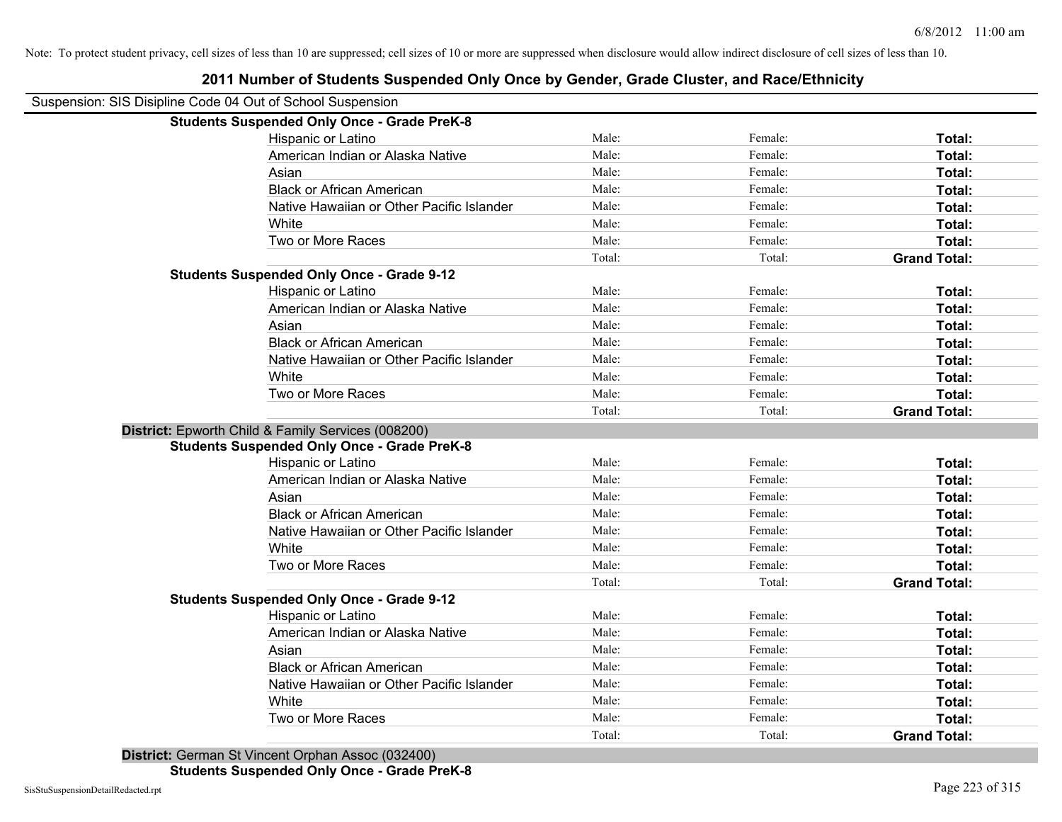Note: To protect student privacy, cell sizes of less than 10 are suppressed; cell sizes of 10 or more are suppressed when disclosure would allow indirect disclosure of cell sizes of less than 10.

# 2011 Number of Students Suspended Only Once by Gender, Grade Cluster, and Race/Ethnicity

Suspension: SIS Disipline Code 04 Out of School Suspension

**Students Suspended Only Once - Grade PreK-8**

| | | | |
|---|---|---|---|
| Hispanic or Latino | Male: | Female: | **Total:** |
| American Indian or Alaska Native | Male: | Female: | **Total:** |
| Asian | Male: | Female: | **Total:** |
| Black or African American | Male: | Female: | **Total:** |
| Native Hawaiian or Other Pacific Islander | Male: | Female: | **Total:** |
| White | Male: | Female: | **Total:** |
| Two or More Races | Male: | Female: | **Total:** |
| | Total: | Total: | **Grand Total:** |

**Students Suspended Only Once - Grade 9-12**

| | | | |
|---|---|---|---|
| Hispanic or Latino | Male: | Female: | **Total:** |
| American Indian or Alaska Native | Male: | Female: | **Total:** |
| Asian | Male: | Female: | **Total:** |
| Black or African American | Male: | Female: | **Total:** |
| Native Hawaiian or Other Pacific Islander | Male: | Female: | **Total:** |
| White | Male: | Female: | **Total:** |
| Two or More Races | Male: | Female: | **Total:** |
| | Total: | Total: | **Grand Total:** |

**District:** Epworth Child & Family Services (008200)

**Students Suspended Only Once - Grade PreK-8**

| | | | |
|---|---|---|---|
| Hispanic or Latino | Male: | Female: | **Total:** |
| American Indian or Alaska Native | Male: | Female: | **Total:** |
| Asian | Male: | Female: | **Total:** |
| Black or African American | Male: | Female: | **Total:** |
| Native Hawaiian or Other Pacific Islander | Male: | Female: | **Total:** |
| White | Male: | Female: | **Total:** |
| Two or More Races | Male: | Female: | **Total:** |
| | Total: | Total: | **Grand Total:** |

**Students Suspended Only Once - Grade 9-12**

| | | | |
|---|---|---|---|
| Hispanic or Latino | Male: | Female: | **Total:** |
| American Indian or Alaska Native | Male: | Female: | **Total:** |
| Asian | Male: | Female: | **Total:** |
| Black or African American | Male: | Female: | **Total:** |
| Native Hawaiian or Other Pacific Islander | Male: | Female: | **Total:** |
| White | Male: | Female: | **Total:** |
| Two or More Races | Male: | Female: | **Total:** |
| | Total: | Total: | **Grand Total:** |

**District:** German St Vincent Orphan Assoc (032400)

**Students Suspended Only Once - Grade PreK-8**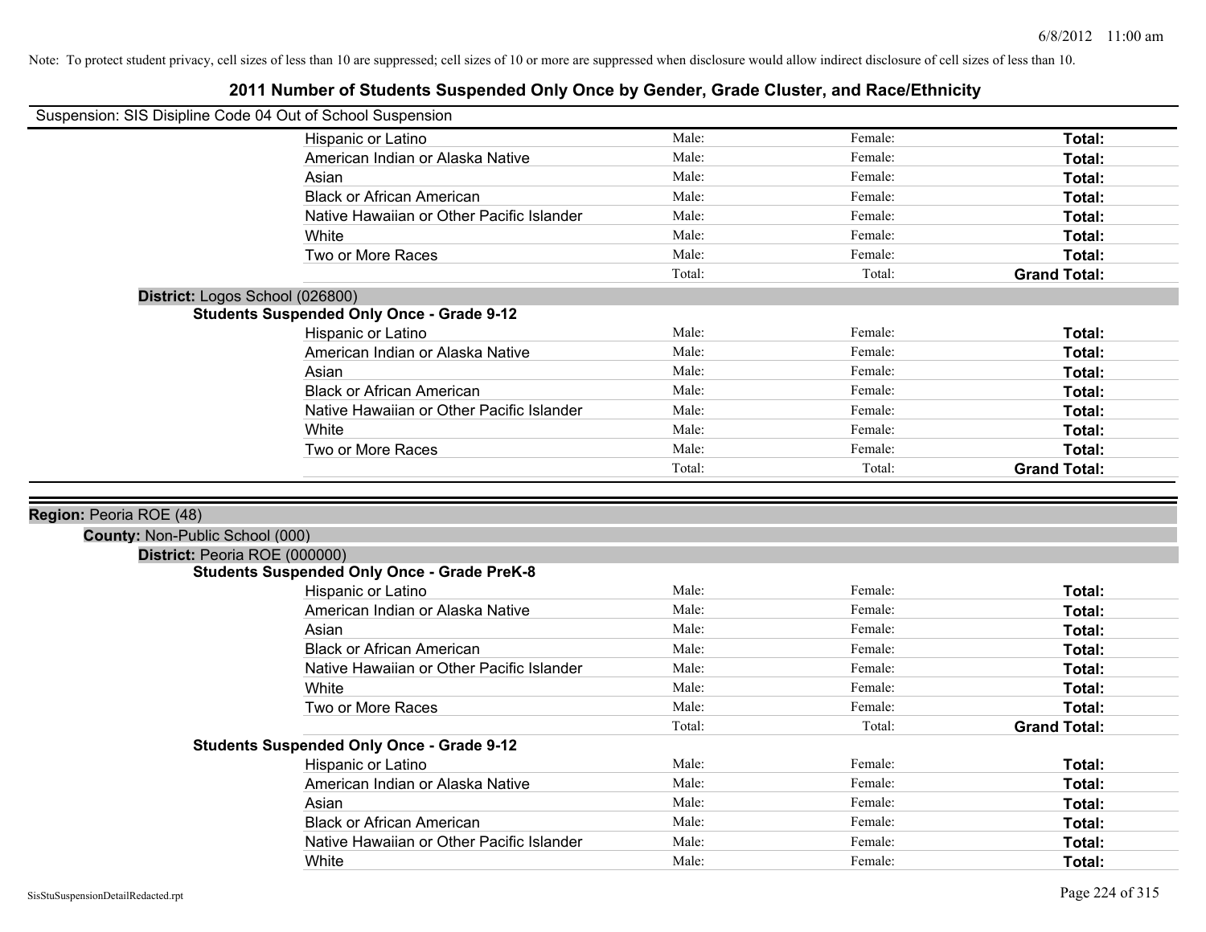Note: To protect student privacy, cell sizes of less than 10 are suppressed; cell sizes of 10 or more are suppressed when disclosure would allow indirect disclosure of cell sizes of less than 10.

# 2011 Number of Students Suspended Only Once by Gender, Grade Cluster, and Race/Ethnicity

Suspension: SIS Disipline Code 04 Out of School Suspension

| | | | |
|---|---|---|---|
| Hispanic or Latino | Male: | Female: | **Total:** |
| American Indian or Alaska Native | Male: | Female: | **Total:** |
| Asian | Male: | Female: | **Total:** |
| Black or African American | Male: | Female: | **Total:** |
| Native Hawaiian or Other Pacific Islander | Male: | Female: | **Total:** |
| White | Male: | Female: | **Total:** |
| Two or More Races | Male: | Female: | **Total:** |
| | Total: | Total: | **Grand Total:** |

**District:** Logos School (026800)

**Students Suspended Only Once - Grade 9-12**

| | | | |
|---|---|---|---|
| Hispanic or Latino | Male: | Female: | **Total:** |
| American Indian or Alaska Native | Male: | Female: | **Total:** |
| Asian | Male: | Female: | **Total:** |
| Black or African American | Male: | Female: | **Total:** |
| Native Hawaiian or Other Pacific Islander | Male: | Female: | **Total:** |
| White | Male: | Female: | **Total:** |
| Two or More Races | Male: | Female: | **Total:** |
| | Total: | Total: | **Grand Total:** |

**Region:** Peoria ROE (48)

**County:** Non-Public School (000)

**District:** Peoria ROE (000000)

**Students Suspended Only Once - Grade PreK-8**

| | | | |
|---|---|---|---|
| Hispanic or Latino | Male: | Female: | **Total:** |
| American Indian or Alaska Native | Male: | Female: | **Total:** |
| Asian | Male: | Female: | **Total:** |
| Black or African American | Male: | Female: | **Total:** |
| Native Hawaiian or Other Pacific Islander | Male: | Female: | **Total:** |
| White | Male: | Female: | **Total:** |
| Two or More Races | Male: | Female: | **Total:** |
| | Total: | Total: | **Grand Total:** |

**Students Suspended Only Once - Grade 9-12**

| | | | |
|---|---|---|---|
| Hispanic or Latino | Male: | Female: | **Total:** |
| American Indian or Alaska Native | Male: | Female: | **Total:** |
| Asian | Male: | Female: | **Total:** |
| Black or African American | Male: | Female: | **Total:** |
| Native Hawaiian or Other Pacific Islander | Male: | Female: | **Total:** |
| White | Male: | Female: | **Total:** |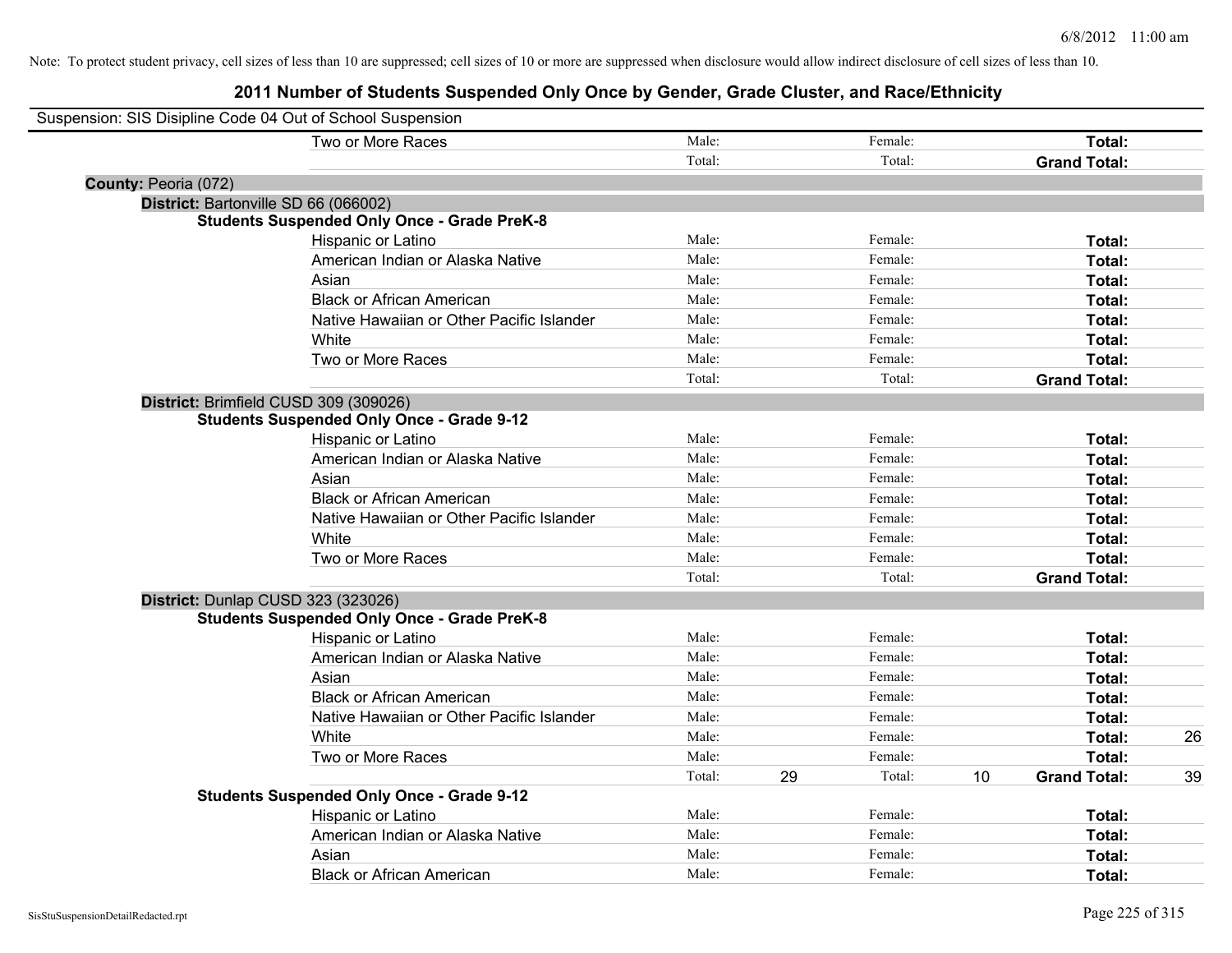Note: To protect student privacy, cell sizes of less than 10 are suppressed; cell sizes of 10 or more are suppressed when disclosure would allow indirect disclosure of cell sizes of less than 10.

## 2011 Number of Students Suspended Only Once by Gender, Grade Cluster, and Race/Ethnicity

Suspension: SIS Disipline Code 04 Out of School Suspension

| | | | | | | |
|---|---|---|---|---|---|---|
| Two or More Races | Male: | | Female: | | **Total:** | |
| | Total: | | Total: | | **Grand Total:** | |

**County:** Peoria (072)

**District:** Bartonville SD 66 (066002)

**Students Suspended Only Once - Grade PreK-8**

| | | | | | | |
|---|---|---|---|---|---|---|
| Hispanic or Latino | Male: | | Female: | | **Total:** | |
| American Indian or Alaska Native | Male: | | Female: | | **Total:** | |
| Asian | Male: | | Female: | | **Total:** | |
| Black or African American | Male: | | Female: | | **Total:** | |
| Native Hawaiian or Other Pacific Islander | Male: | | Female: | | **Total:** | |
| White | Male: | | Female: | | **Total:** | |
| Two or More Races | Male: | | Female: | | **Total:** | |
| | Total: | | Total: | | **Grand Total:** | |

**District:** Brimfield CUSD 309 (309026)

**Students Suspended Only Once - Grade 9-12**

| | | | | | | |
|---|---|---|---|---|---|---|
| Hispanic or Latino | Male: | | Female: | | **Total:** | |
| American Indian or Alaska Native | Male: | | Female: | | **Total:** | |
| Asian | Male: | | Female: | | **Total:** | |
| Black or African American | Male: | | Female: | | **Total:** | |
| Native Hawaiian or Other Pacific Islander | Male: | | Female: | | **Total:** | |
| White | Male: | | Female: | | **Total:** | |
| Two or More Races | Male: | | Female: | | **Total:** | |
| | Total: | | Total: | | **Grand Total:** | |

**District:** Dunlap CUSD 323 (323026)

**Students Suspended Only Once - Grade PreK-8**

| | | | | | | |
|---|---|---|---|---|---|---|
| Hispanic or Latino | Male: | | Female: | | **Total:** | |
| American Indian or Alaska Native | Male: | | Female: | | **Total:** | |
| Asian | Male: | | Female: | | **Total:** | |
| Black or African American | Male: | | Female: | | **Total:** | |
| Native Hawaiian or Other Pacific Islander | Male: | | Female: | | **Total:** | |
| White | Male: | | Female: | | **Total:** | 26 |
| Two or More Races | Male: | | Female: | | **Total:** | |
| | Total: | 29 | Total: | 10 | **Grand Total:** | 39 |

**Students Suspended Only Once - Grade 9-12**

| | | | | | | |
|---|---|---|---|---|---|---|
| Hispanic or Latino | Male: | | Female: | | **Total:** | |
| American Indian or Alaska Native | Male: | | Female: | | **Total:** | |
| Asian | Male: | | Female: | | **Total:** | |
| Black or African American | Male: | | Female: | | **Total:** | |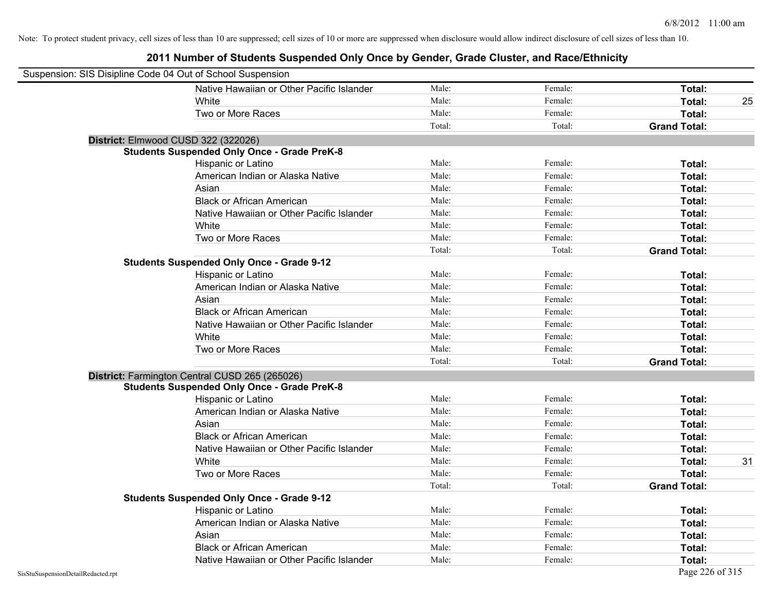Note: To protect student privacy, cell sizes of less than 10 are suppressed; cell sizes of 10 or more are suppressed when disclosure would allow indirect disclosure of cell sizes of less than 10.

## 2011 Number of Students Suspended Only Once by Gender, Grade Cluster, and Race/Ethnicity

Suspension: SIS Disipline Code 04 Out of School Suspension

| | Male: | Female: | Total: | |
|---|---|---|---|---|
| Native Hawaiian or Other Pacific Islander | Male: | Female: | **Total:** | |
| White | Male: | Female: | **Total:** | 25 |
| Two or More Races | Male: | Female: | **Total:** | |
| | Total: | Total: | **Grand Total:** | |

**District:** Elmwood CUSD 322 (322026)

**Students Suspended Only Once - Grade PreK-8**

| | | | | |
|---|---|---|---|---|
| Hispanic or Latino | Male: | Female: | **Total:** | |
| American Indian or Alaska Native | Male: | Female: | **Total:** | |
| Asian | Male: | Female: | **Total:** | |
| Black or African American | Male: | Female: | **Total:** | |
| Native Hawaiian or Other Pacific Islander | Male: | Female: | **Total:** | |
| White | Male: | Female: | **Total:** | |
| Two or More Races | Male: | Female: | **Total:** | |
| | Total: | Total: | **Grand Total:** | |

**Students Suspended Only Once - Grade 9-12**

| | | | | |
|---|---|---|---|---|
| Hispanic or Latino | Male: | Female: | **Total:** | |
| American Indian or Alaska Native | Male: | Female: | **Total:** | |
| Asian | Male: | Female: | **Total:** | |
| Black or African American | Male: | Female: | **Total:** | |
| Native Hawaiian or Other Pacific Islander | Male: | Female: | **Total:** | |
| White | Male: | Female: | **Total:** | |
| Two or More Races | Male: | Female: | **Total:** | |
| | Total: | Total: | **Grand Total:** | |

**District:** Farmington Central CUSD 265 (265026)

**Students Suspended Only Once - Grade PreK-8**

| | | | | |
|---|---|---|---|---|
| Hispanic or Latino | Male: | Female: | **Total:** | |
| American Indian or Alaska Native | Male: | Female: | **Total:** | |
| Asian | Male: | Female: | **Total:** | |
| Black or African American | Male: | Female: | **Total:** | |
| Native Hawaiian or Other Pacific Islander | Male: | Female: | **Total:** | |
| White | Male: | Female: | **Total:** | 31 |
| Two or More Races | Male: | Female: | **Total:** | |
| | Total: | Total: | **Grand Total:** | |

**Students Suspended Only Once - Grade 9-12**

| | | | | |
|---|---|---|---|---|
| Hispanic or Latino | Male: | Female: | **Total:** | |
| American Indian or Alaska Native | Male: | Female: | **Total:** | |
| Asian | Male: | Female: | **Total:** | |
| Black or African American | Male: | Female: | **Total:** | |
| Native Hawaiian or Other Pacific Islander | Male: | Female: | **Total:** | |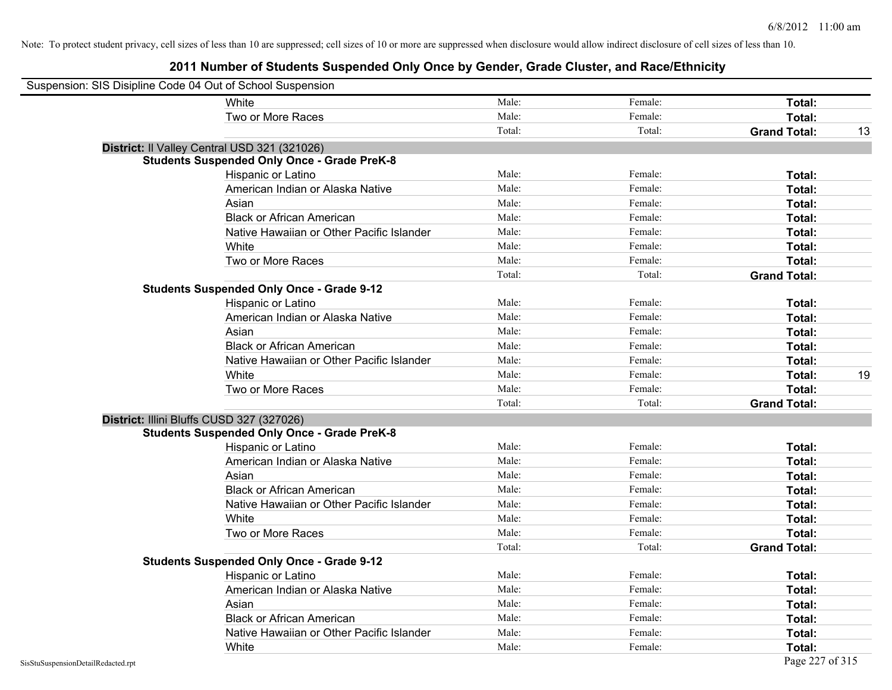Note: To protect student privacy, cell sizes of less than 10 are suppressed; cell sizes of 10 or more are suppressed when disclosure would allow indirect disclosure of cell sizes of less than 10.

# 2011 Number of Students Suspended Only Once by Gender, Grade Cluster, and Race/Ethnicity

Suspension: SIS Disipline Code 04 Out of School Suspension

| | | | | |
|---|---|---|---|---|
| White | Male: | Female: | **Total:** | |
| Two or More Races | Male: | Female: | **Total:** | |
| | Total: | Total: | **Grand Total:** | 13 |

**District:** Il Valley Central USD 321 (321026)

**Students Suspended Only Once - Grade PreK-8**

| | | | | |
|---|---|---|---|---|
| Hispanic or Latino | Male: | Female: | **Total:** | |
| American Indian or Alaska Native | Male: | Female: | **Total:** | |
| Asian | Male: | Female: | **Total:** | |
| Black or African American | Male: | Female: | **Total:** | |
| Native Hawaiian or Other Pacific Islander | Male: | Female: | **Total:** | |
| White | Male: | Female: | **Total:** | |
| Two or More Races | Male: | Female: | **Total:** | |
| | Total: | Total: | **Grand Total:** | |

**Students Suspended Only Once - Grade 9-12**

| | | | | |
|---|---|---|---|---|
| Hispanic or Latino | Male: | Female: | **Total:** | |
| American Indian or Alaska Native | Male: | Female: | **Total:** | |
| Asian | Male: | Female: | **Total:** | |
| Black or African American | Male: | Female: | **Total:** | |
| Native Hawaiian or Other Pacific Islander | Male: | Female: | **Total:** | |
| White | Male: | Female: | **Total:** | 19 |
| Two or More Races | Male: | Female: | **Total:** | |
| | Total: | Total: | **Grand Total:** | |

**District:** Illini Bluffs CUSD 327 (327026)

**Students Suspended Only Once - Grade PreK-8**

| | | | | |
|---|---|---|---|---|
| Hispanic or Latino | Male: | Female: | **Total:** | |
| American Indian or Alaska Native | Male: | Female: | **Total:** | |
| Asian | Male: | Female: | **Total:** | |
| Black or African American | Male: | Female: | **Total:** | |
| Native Hawaiian or Other Pacific Islander | Male: | Female: | **Total:** | |
| White | Male: | Female: | **Total:** | |
| Two or More Races | Male: | Female: | **Total:** | |
| | Total: | Total: | **Grand Total:** | |

**Students Suspended Only Once - Grade 9-12**

| | | | | |
|---|---|---|---|---|
| Hispanic or Latino | Male: | Female: | **Total:** | |
| American Indian or Alaska Native | Male: | Female: | **Total:** | |
| Asian | Male: | Female: | **Total:** | |
| Black or African American | Male: | Female: | **Total:** | |
| Native Hawaiian or Other Pacific Islander | Male: | Female: | **Total:** | |
| White | Male: | Female: | **Total:** | |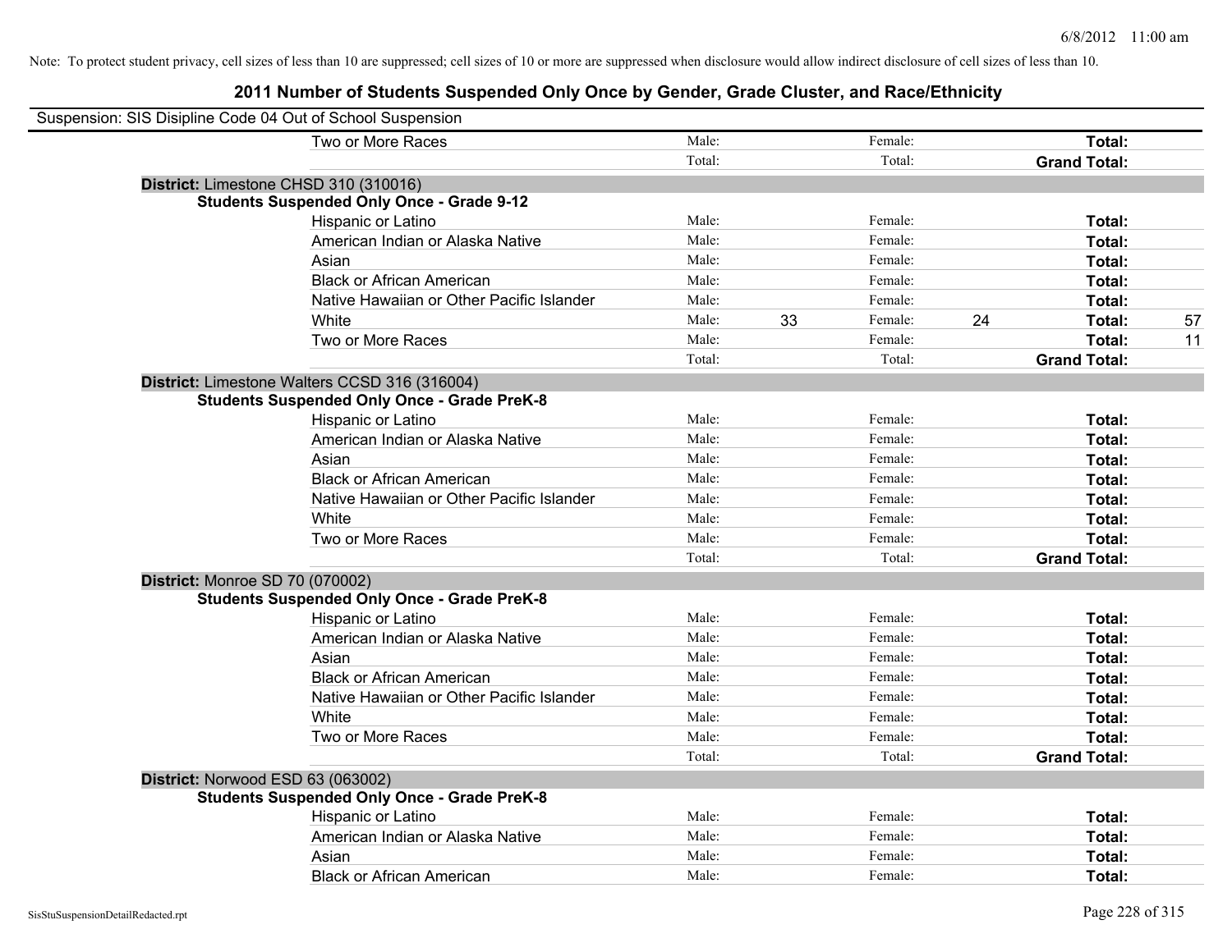Note: To protect student privacy, cell sizes of less than 10 are suppressed; cell sizes of 10 or more are suppressed when disclosure would allow indirect disclosure of cell sizes of less than 10.

# 2011 Number of Students Suspended Only Once by Gender, Grade Cluster, and Race/Ethnicity

Suspension: SIS Disipline Code 04 Out of School Suspension

| | | | | | | |
|---|---|---|---|---|---|---|
| Two or More Races | Male: | | Female: | | **Total:** | |
| | Total: | | Total: | | **Grand Total:** | |

**District:** Limestone CHSD 310 (310016)

**Students Suspended Only Once - Grade 9-12**

| | | | | | | |
|---|---|---|---|---|---|---|
| Hispanic or Latino | Male: | | Female: | | **Total:** | |
| American Indian or Alaska Native | Male: | | Female: | | **Total:** | |
| Asian | Male: | | Female: | | **Total:** | |
| Black or African American | Male: | | Female: | | **Total:** | |
| Native Hawaiian or Other Pacific Islander | Male: | | Female: | | **Total:** | |
| White | Male: | 33 | Female: | 24 | **Total:** | 57 |
| Two or More Races | Male: | | Female: | | **Total:** | 11 |
| | Total: | | Total: | | **Grand Total:** | |

**District:** Limestone Walters CCSD 316 (316004)

**Students Suspended Only Once - Grade PreK-8**

| | | | | | | |
|---|---|---|---|---|---|---|
| Hispanic or Latino | Male: | | Female: | | **Total:** | |
| American Indian or Alaska Native | Male: | | Female: | | **Total:** | |
| Asian | Male: | | Female: | | **Total:** | |
| Black or African American | Male: | | Female: | | **Total:** | |
| Native Hawaiian or Other Pacific Islander | Male: | | Female: | | **Total:** | |
| White | Male: | | Female: | | **Total:** | |
| Two or More Races | Male: | | Female: | | **Total:** | |
| | Total: | | Total: | | **Grand Total:** | |

**District:** Monroe SD 70 (070002)

**Students Suspended Only Once - Grade PreK-8**

| | | | | | | |
|---|---|---|---|---|---|---|
| Hispanic or Latino | Male: | | Female: | | **Total:** | |
| American Indian or Alaska Native | Male: | | Female: | | **Total:** | |
| Asian | Male: | | Female: | | **Total:** | |
| Black or African American | Male: | | Female: | | **Total:** | |
| Native Hawaiian or Other Pacific Islander | Male: | | Female: | | **Total:** | |
| White | Male: | | Female: | | **Total:** | |
| Two or More Races | Male: | | Female: | | **Total:** | |
| | Total: | | Total: | | **Grand Total:** | |

**District:** Norwood ESD 63 (063002)

**Students Suspended Only Once - Grade PreK-8**

| | | | | | | |
|---|---|---|---|---|---|---|
| Hispanic or Latino | Male: | | Female: | | **Total:** | |
| American Indian or Alaska Native | Male: | | Female: | | **Total:** | |
| Asian | Male: | | Female: | | **Total:** | |
| Black or African American | Male: | | Female: | | **Total:** | |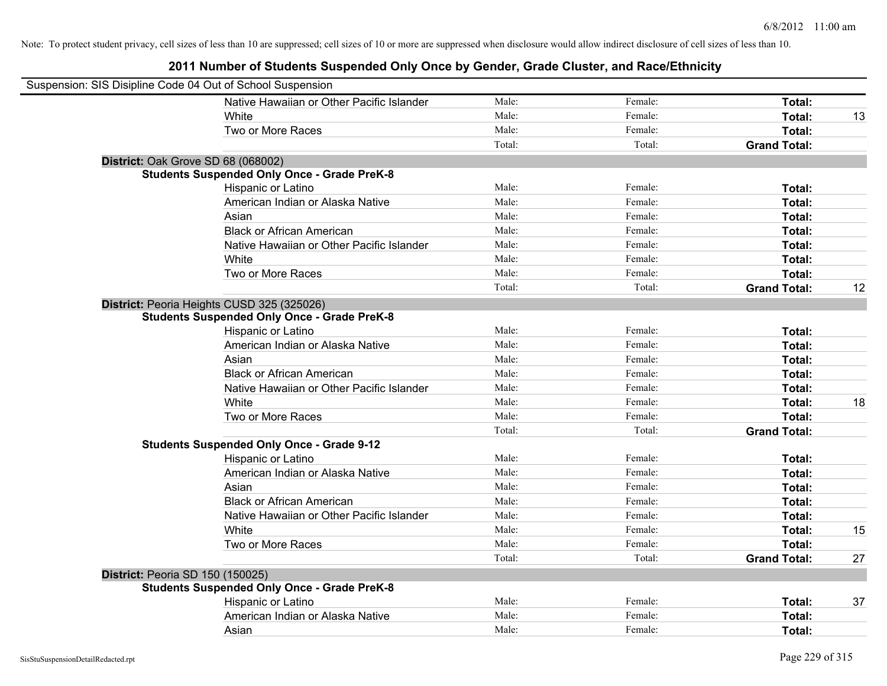Note: To protect student privacy, cell sizes of less than 10 are suppressed; cell sizes of 10 or more are suppressed when disclosure would allow indirect disclosure of cell sizes of less than 10.

# 2011 Number of Students Suspended Only Once by Gender, Grade Cluster, and Race/Ethnicity

Suspension: SIS Disipline Code 04 Out of School Suspension

| | | | | |
|---|---|---|---|---|
| Native Hawaiian or Other Pacific Islander | Male: | Female: | **Total:** | |
| White | Male: | Female: | **Total:** | 13 |
| Two or More Races | Male: | Female: | **Total:** | |
| | Total: | Total: | **Grand Total:** | |

**District:** Oak Grove SD 68 (068002)

**Students Suspended Only Once - Grade PreK-8**

| | | | | |
|---|---|---|---|---|
| Hispanic or Latino | Male: | Female: | **Total:** | |
| American Indian or Alaska Native | Male: | Female: | **Total:** | |
| Asian | Male: | Female: | **Total:** | |
| Black or African American | Male: | Female: | **Total:** | |
| Native Hawaiian or Other Pacific Islander | Male: | Female: | **Total:** | |
| White | Male: | Female: | **Total:** | |
| Two or More Races | Male: | Female: | **Total:** | |
| | Total: | Total: | **Grand Total:** | 12 |

**District:** Peoria Heights CUSD 325 (325026)

**Students Suspended Only Once - Grade PreK-8**

| | | | | |
|---|---|---|---|---|
| Hispanic or Latino | Male: | Female: | **Total:** | |
| American Indian or Alaska Native | Male: | Female: | **Total:** | |
| Asian | Male: | Female: | **Total:** | |
| Black or African American | Male: | Female: | **Total:** | |
| Native Hawaiian or Other Pacific Islander | Male: | Female: | **Total:** | |
| White | Male: | Female: | **Total:** | 18 |
| Two or More Races | Male: | Female: | **Total:** | |
| | Total: | Total: | **Grand Total:** | |

**Students Suspended Only Once - Grade 9-12**

| | | | | |
|---|---|---|---|---|
| Hispanic or Latino | Male: | Female: | **Total:** | |
| American Indian or Alaska Native | Male: | Female: | **Total:** | |
| Asian | Male: | Female: | **Total:** | |
| Black or African American | Male: | Female: | **Total:** | |
| Native Hawaiian or Other Pacific Islander | Male: | Female: | **Total:** | |
| White | Male: | Female: | **Total:** | 15 |
| Two or More Races | Male: | Female: | **Total:** | |
| | Total: | Total: | **Grand Total:** | 27 |

**District:** Peoria SD 150 (150025)

**Students Suspended Only Once - Grade PreK-8**

| | | | | |
|---|---|---|---|---|
| Hispanic or Latino | Male: | Female: | **Total:** | 37 |
| American Indian or Alaska Native | Male: | Female: | **Total:** | |
| Asian | Male: | Female: | **Total:** | |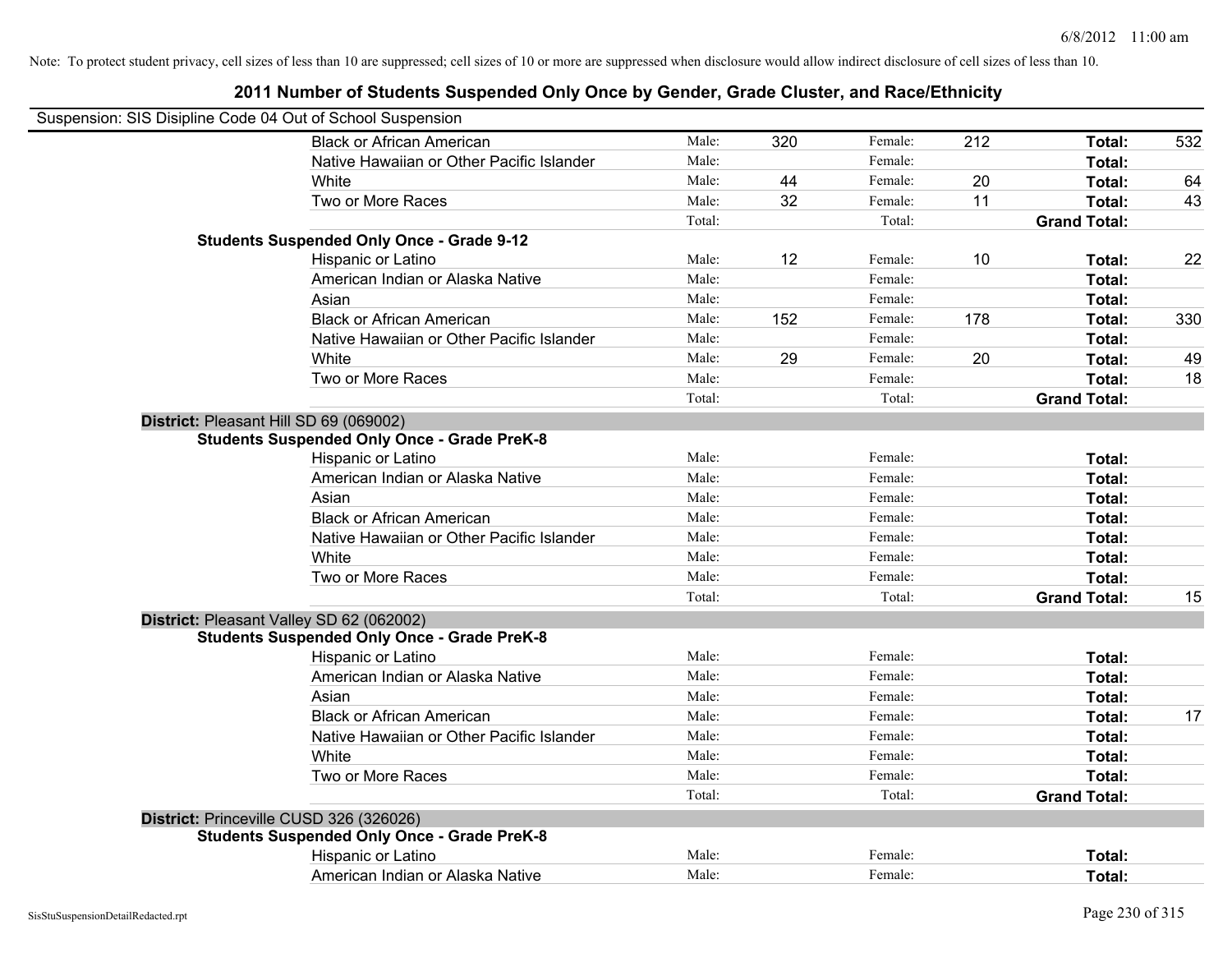Note: To protect student privacy, cell sizes of less than 10 are suppressed; cell sizes of 10 or more are suppressed when disclosure would allow indirect disclosure of cell sizes of less than 10.

## 2011 Number of Students Suspended Only Once by Gender, Grade Cluster, and Race/Ethnicity

Suspension: SIS Disipline Code 04 Out of School Suspension

| | | | | | | |
|---|---|---|---|---|---|---|
| Black or African American | Male: | 320 | Female: | 212 | **Total:** | 532 |
| Native Hawaiian or Other Pacific Islander | Male: | | Female: | | **Total:** | |
| White | Male: | 44 | Female: | 20 | **Total:** | 64 |
| Two or More Races | Male: | 32 | Female: | 11 | **Total:** | 43 |
| | Total: | | Total: | | **Grand Total:** | |
| **Students Suspended Only Once - Grade 9-12** | | | | | | |
| Hispanic or Latino | Male: | 12 | Female: | 10 | **Total:** | 22 |
| American Indian or Alaska Native | Male: | | Female: | | **Total:** | |
| Asian | Male: | | Female: | | **Total:** | |
| Black or African American | Male: | 152 | Female: | 178 | **Total:** | 330 |
| Native Hawaiian or Other Pacific Islander | Male: | | Female: | | **Total:** | |
| White | Male: | 29 | Female: | 20 | **Total:** | 49 |
| Two or More Races | Male: | | Female: | | **Total:** | 18 |
| | Total: | | Total: | | **Grand Total:** | |

**District:** Pleasant Hill SD 69 (069002)

| | | | | | | |
|---|---|---|---|---|---|---|
| **Students Suspended Only Once - Grade PreK-8** | | | | | | |
| Hispanic or Latino | Male: | | Female: | | **Total:** | |
| American Indian or Alaska Native | Male: | | Female: | | **Total:** | |
| Asian | Male: | | Female: | | **Total:** | |
| Black or African American | Male: | | Female: | | **Total:** | |
| Native Hawaiian or Other Pacific Islander | Male: | | Female: | | **Total:** | |
| White | Male: | | Female: | | **Total:** | |
| Two or More Races | Male: | | Female: | | **Total:** | |
| | Total: | | Total: | | **Grand Total:** | 15 |

**District:** Pleasant Valley SD 62 (062002)

| | | | | | | |
|---|---|---|---|---|---|---|
| **Students Suspended Only Once - Grade PreK-8** | | | | | | |
| Hispanic or Latino | Male: | | Female: | | **Total:** | |
| American Indian or Alaska Native | Male: | | Female: | | **Total:** | |
| Asian | Male: | | Female: | | **Total:** | |
| Black or African American | Male: | | Female: | | **Total:** | 17 |
| Native Hawaiian or Other Pacific Islander | Male: | | Female: | | **Total:** | |
| White | Male: | | Female: | | **Total:** | |
| Two or More Races | Male: | | Female: | | **Total:** | |
| | Total: | | Total: | | **Grand Total:** | |

**District:** Princeville CUSD 326 (326026)

| | | | | | | |
|---|---|---|---|---|---|---|
| **Students Suspended Only Once - Grade PreK-8** | | | | | | |
| Hispanic or Latino | Male: | | Female: | | **Total:** | |
| American Indian or Alaska Native | Male: | | Female: | | **Total:** | |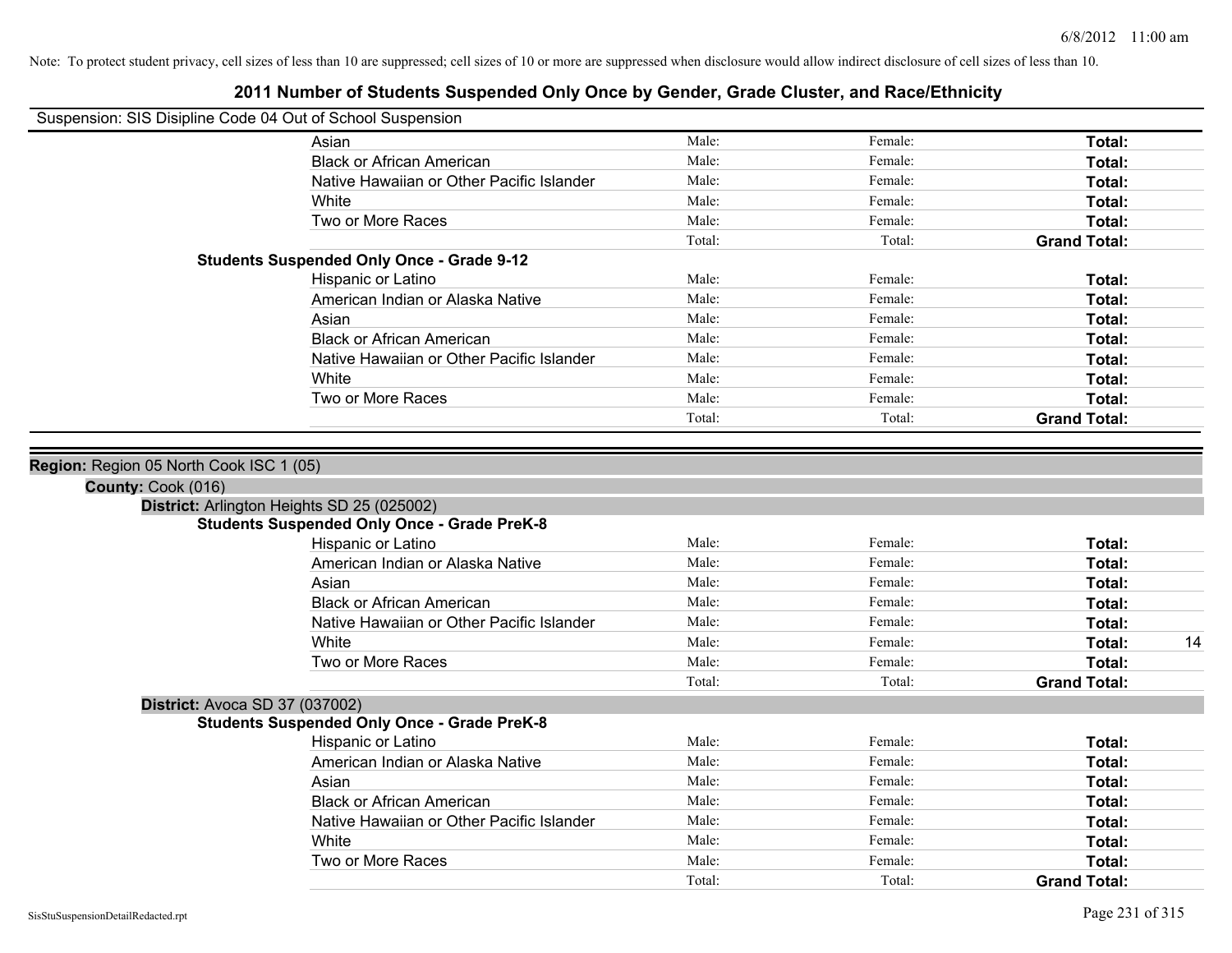Note: To protect student privacy, cell sizes of less than 10 are suppressed; cell sizes of 10 or more are suppressed when disclosure would allow indirect disclosure of cell sizes of less than 10.

# 2011 Number of Students Suspended Only Once by Gender, Grade Cluster, and Race/Ethnicity

Suspension: SIS Disipline Code 04 Out of School Suspension

| | | | | |
|---|---|---|---|---|
| Asian | Male: | Female: | **Total:** | |
| Black or African American | Male: | Female: | **Total:** | |
| Native Hawaiian or Other Pacific Islander | Male: | Female: | **Total:** | |
| White | Male: | Female: | **Total:** | |
| Two or More Races | Male: | Female: | **Total:** | |
| | Total: | Total: | **Grand Total:** | |

**Students Suspended Only Once - Grade 9-12**

| | | | | |
|---|---|---|---|---|
| Hispanic or Latino | Male: | Female: | **Total:** | |
| American Indian or Alaska Native | Male: | Female: | **Total:** | |
| Asian | Male: | Female: | **Total:** | |
| Black or African American | Male: | Female: | **Total:** | |
| Native Hawaiian or Other Pacific Islander | Male: | Female: | **Total:** | |
| White | Male: | Female: | **Total:** | |
| Two or More Races | Male: | Female: | **Total:** | |
| | Total: | Total: | **Grand Total:** | |

**Region:** Region 05 North Cook ISC 1 (05)

**County:** Cook (016)

**District:** Arlington Heights SD 25 (025002)

**Students Suspended Only Once - Grade PreK-8**

| | | | | |
|---|---|---|---|---|
| Hispanic or Latino | Male: | Female: | **Total:** | |
| American Indian or Alaska Native | Male: | Female: | **Total:** | |
| Asian | Male: | Female: | **Total:** | |
| Black or African American | Male: | Female: | **Total:** | |
| Native Hawaiian or Other Pacific Islander | Male: | Female: | **Total:** | |
| White | Male: | Female: | **Total:** | 14 |
| Two or More Races | Male: | Female: | **Total:** | |
| | Total: | Total: | **Grand Total:** | |

**District:** Avoca SD 37 (037002)

**Students Suspended Only Once - Grade PreK-8**

| | | | | |
|---|---|---|---|---|
| Hispanic or Latino | Male: | Female: | **Total:** | |
| American Indian or Alaska Native | Male: | Female: | **Total:** | |
| Asian | Male: | Female: | **Total:** | |
| Black or African American | Male: | Female: | **Total:** | |
| Native Hawaiian or Other Pacific Islander | Male: | Female: | **Total:** | |
| White | Male: | Female: | **Total:** | |
| Two or More Races | Male: | Female: | **Total:** | |
| | Total: | Total: | **Grand Total:** | |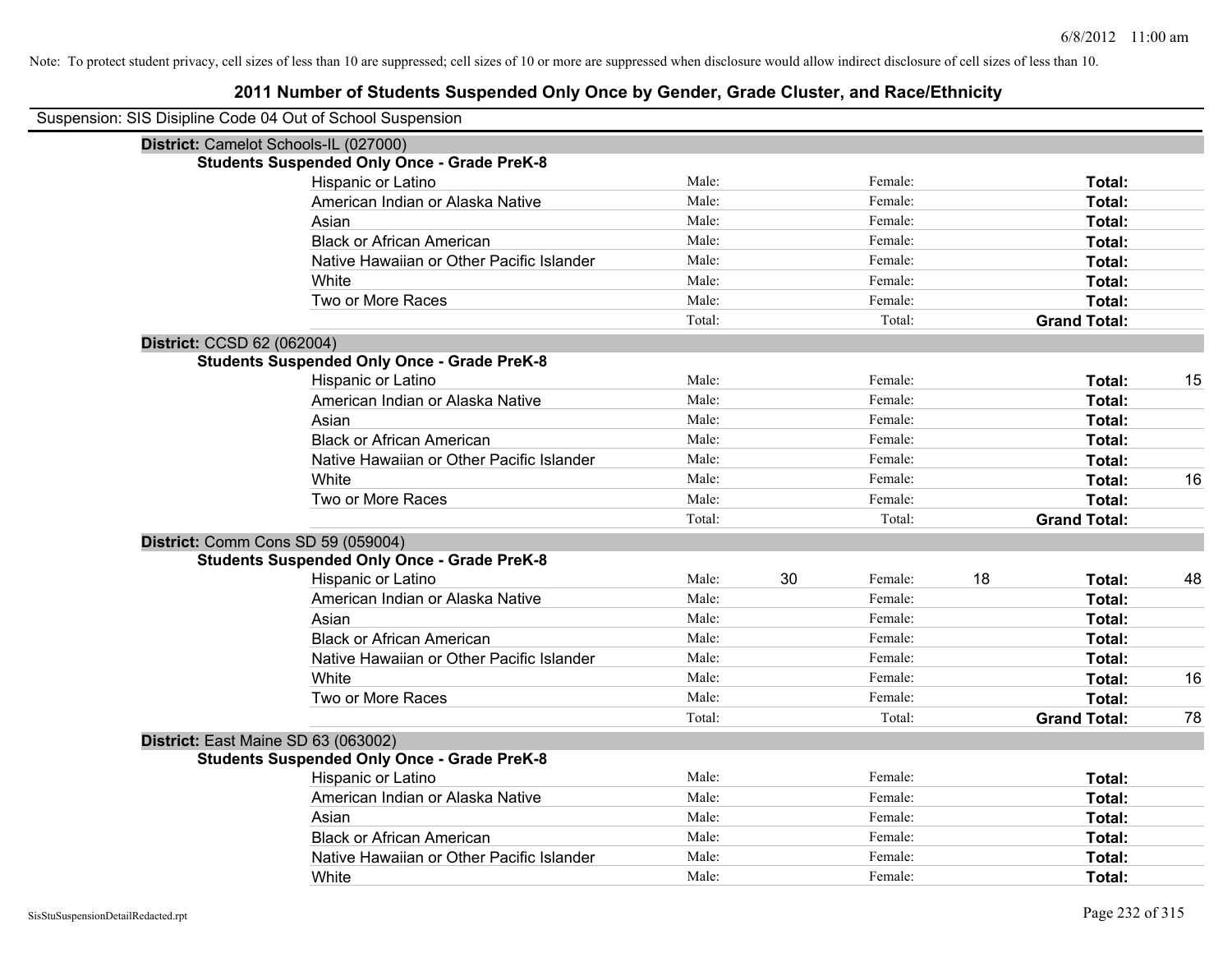Note: To protect student privacy, cell sizes of less than 10 are suppressed; cell sizes of 10 or more are suppressed when disclosure would allow indirect disclosure of cell sizes of less than 10.

# 2011 Number of Students Suspended Only Once by Gender, Grade Cluster, and Race/Ethnicity

Suspension: SIS Disipline Code 04 Out of School Suspension

**District:** Camelot Schools-IL (027000)

**Students Suspended Only Once - Grade PreK-8**

| Race/Ethnicity | | Male | | Female | | Total |
|---|---|---|---|---|---|---|
| Hispanic or Latino | Male: | | Female: | | **Total:** | |
| American Indian or Alaska Native | Male: | | Female: | | **Total:** | |
| Asian | Male: | | Female: | | **Total:** | |
| Black or African American | Male: | | Female: | | **Total:** | |
| Native Hawaiian or Other Pacific Islander | Male: | | Female: | | **Total:** | |
| White | Male: | | Female: | | **Total:** | |
| Two or More Races | Male: | | Female: | | **Total:** | |
| | Total: | | Total: | | **Grand Total:** | |

**District:** CCSD 62 (062004)

**Students Suspended Only Once - Grade PreK-8**

| Race/Ethnicity | | Male | | Female | | Total |
|---|---|---|---|---|---|---|
| Hispanic or Latino | Male: | | Female: | | **Total:** | 15 |
| American Indian or Alaska Native | Male: | | Female: | | **Total:** | |
| Asian | Male: | | Female: | | **Total:** | |
| Black or African American | Male: | | Female: | | **Total:** | |
| Native Hawaiian or Other Pacific Islander | Male: | | Female: | | **Total:** | |
| White | Male: | | Female: | | **Total:** | 16 |
| Two or More Races | Male: | | Female: | | **Total:** | |
| | Total: | | Total: | | **Grand Total:** | |

**District:** Comm Cons SD 59 (059004)

**Students Suspended Only Once - Grade PreK-8**

| Race/Ethnicity | | Male | | Female | | Total |
|---|---|---|---|---|---|---|
| Hispanic or Latino | Male: | 30 | Female: | 18 | **Total:** | 48 |
| American Indian or Alaska Native | Male: | | Female: | | **Total:** | |
| Asian | Male: | | Female: | | **Total:** | |
| Black or African American | Male: | | Female: | | **Total:** | |
| Native Hawaiian or Other Pacific Islander | Male: | | Female: | | **Total:** | |
| White | Male: | | Female: | | **Total:** | 16 |
| Two or More Races | Male: | | Female: | | **Total:** | |
| | Total: | | Total: | | **Grand Total:** | 78 |

**District:** East Maine SD 63 (063002)

**Students Suspended Only Once - Grade PreK-8**

| Race/Ethnicity | | Male | | Female | | Total |
|---|---|---|---|---|---|---|
| Hispanic or Latino | Male: | | Female: | | **Total:** | |
| American Indian or Alaska Native | Male: | | Female: | | **Total:** | |
| Asian | Male: | | Female: | | **Total:** | |
| Black or African American | Male: | | Female: | | **Total:** | |
| Native Hawaiian or Other Pacific Islander | Male: | | Female: | | **Total:** | |
| White | Male: | | Female: | | **Total:** | |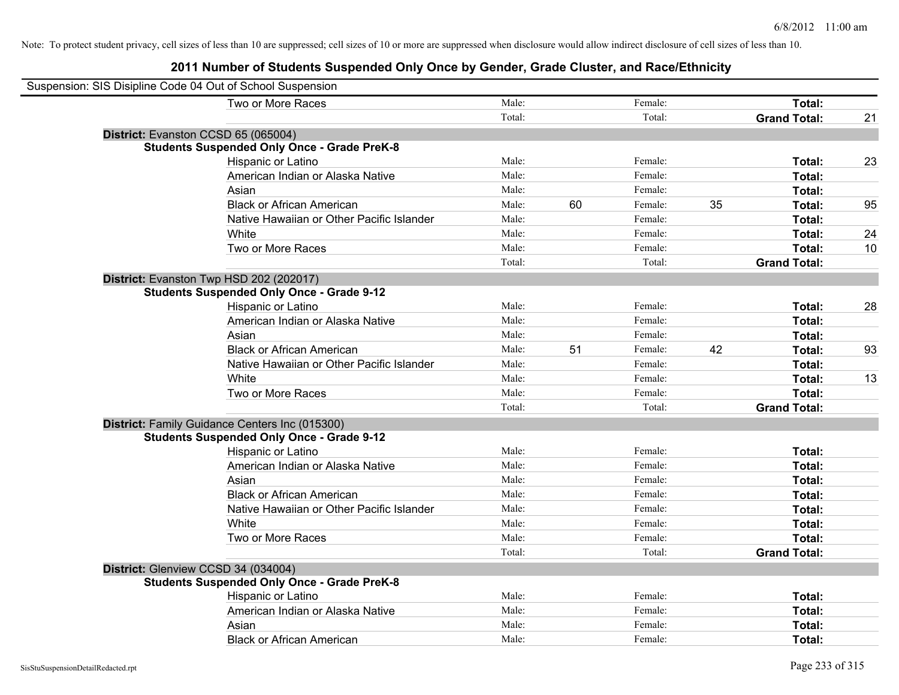Note: To protect student privacy, cell sizes of less than 10 are suppressed; cell sizes of 10 or more are suppressed when disclosure would allow indirect disclosure of cell sizes of less than 10.

## 2011 Number of Students Suspended Only Once by Gender, Grade Cluster, and Race/Ethnicity

Suspension: SIS Disipline Code 04 Out of School Suspension

| | | | | | | |
|---|---|---|---|---|---|---|
| Two or More Races | Male: | | Female: | | **Total:** | |
| | Total: | | Total: | | **Grand Total:** | 21 |

**District:** Evanston CCSD 65 (065004)

**Students Suspended Only Once - Grade PreK-8**

| | | | | | | |
|---|---|---|---|---|---|---|
| Hispanic or Latino | Male: | | Female: | | **Total:** | 23 |
| American Indian or Alaska Native | Male: | | Female: | | **Total:** | |
| Asian | Male: | | Female: | | **Total:** | |
| Black or African American | Male: | 60 | Female: | 35 | **Total:** | 95 |
| Native Hawaiian or Other Pacific Islander | Male: | | Female: | | **Total:** | |
| White | Male: | | Female: | | **Total:** | 24 |
| Two or More Races | Male: | | Female: | | **Total:** | 10 |
| | Total: | | Total: | | **Grand Total:** | |

**District:** Evanston Twp HSD 202 (202017)

**Students Suspended Only Once - Grade 9-12**

| | | | | | | |
|---|---|---|---|---|---|---|
| Hispanic or Latino | Male: | | Female: | | **Total:** | 28 |
| American Indian or Alaska Native | Male: | | Female: | | **Total:** | |
| Asian | Male: | | Female: | | **Total:** | |
| Black or African American | Male: | 51 | Female: | 42 | **Total:** | 93 |
| Native Hawaiian or Other Pacific Islander | Male: | | Female: | | **Total:** | |
| White | Male: | | Female: | | **Total:** | 13 |
| Two or More Races | Male: | | Female: | | **Total:** | |
| | Total: | | Total: | | **Grand Total:** | |

**District:** Family Guidance Centers Inc (015300)

**Students Suspended Only Once - Grade 9-12**

| | | | | | | |
|---|---|---|---|---|---|---|
| Hispanic or Latino | Male: | | Female: | | **Total:** | |
| American Indian or Alaska Native | Male: | | Female: | | **Total:** | |
| Asian | Male: | | Female: | | **Total:** | |
| Black or African American | Male: | | Female: | | **Total:** | |
| Native Hawaiian or Other Pacific Islander | Male: | | Female: | | **Total:** | |
| White | Male: | | Female: | | **Total:** | |
| Two or More Races | Male: | | Female: | | **Total:** | |
| | Total: | | Total: | | **Grand Total:** | |

**District:** Glenview CCSD 34 (034004)

**Students Suspended Only Once - Grade PreK-8**

| | | | | | | |
|---|---|---|---|---|---|---|
| Hispanic or Latino | Male: | | Female: | | **Total:** | |
| American Indian or Alaska Native | Male: | | Female: | | **Total:** | |
| Asian | Male: | | Female: | | **Total:** | |
| Black or African American | Male: | | Female: | | **Total:** | |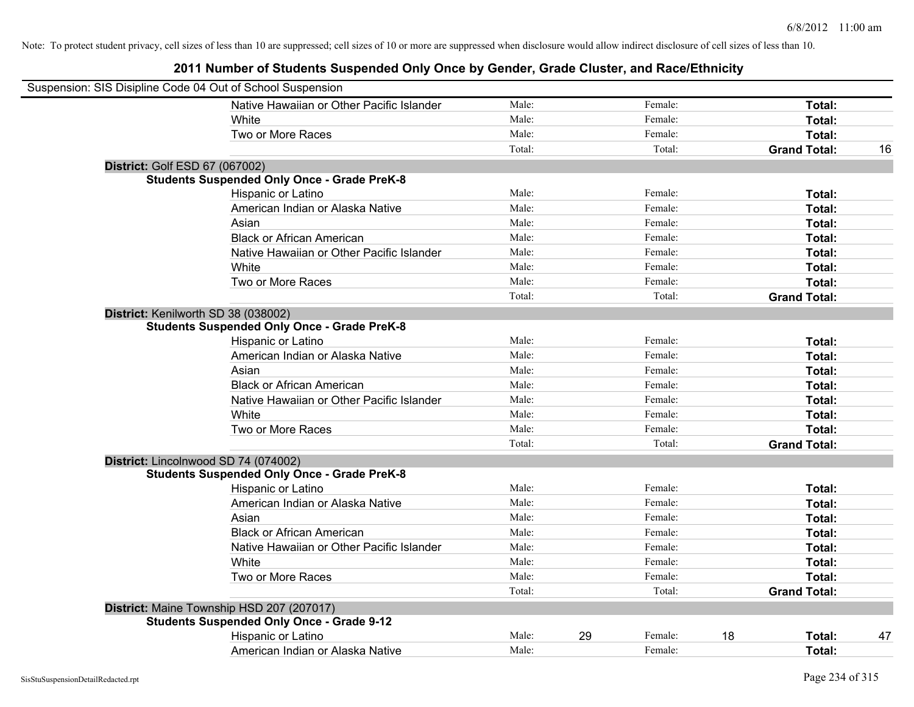Note: To protect student privacy, cell sizes of less than 10 are suppressed; cell sizes of 10 or more are suppressed when disclosure would allow indirect disclosure of cell sizes of less than 10.

# 2011 Number of Students Suspended Only Once by Gender, Grade Cluster, and Race/Ethnicity

Suspension: SIS Disipline Code 04 Out of School Suspension

| | | | | | | | |
|---|---|---|---|---|---|---|---|
| Native Hawaiian or Other Pacific Islander | Male: | | Female: | | **Total:** | |
| White | Male: | | Female: | | **Total:** | |
| Two or More Races | Male: | | Female: | | **Total:** | |
| | Total: | | Total: | | **Grand Total:** | 16 |

**District:** Golf ESD 67 (067002)

**Students Suspended Only Once - Grade PreK-8**

| | | | | | | |
|---|---|---|---|---|---|---|
| Hispanic or Latino | Male: | | Female: | | **Total:** | |
| American Indian or Alaska Native | Male: | | Female: | | **Total:** | |
| Asian | Male: | | Female: | | **Total:** | |
| Black or African American | Male: | | Female: | | **Total:** | |
| Native Hawaiian or Other Pacific Islander | Male: | | Female: | | **Total:** | |
| White | Male: | | Female: | | **Total:** | |
| Two or More Races | Male: | | Female: | | **Total:** | |
| | Total: | | Total: | | **Grand Total:** | |

**District:** Kenilworth SD 38 (038002)

**Students Suspended Only Once - Grade PreK-8**

| | | | | | | |
|---|---|---|---|---|---|---|
| Hispanic or Latino | Male: | | Female: | | **Total:** | |
| American Indian or Alaska Native | Male: | | Female: | | **Total:** | |
| Asian | Male: | | Female: | | **Total:** | |
| Black or African American | Male: | | Female: | | **Total:** | |
| Native Hawaiian or Other Pacific Islander | Male: | | Female: | | **Total:** | |
| White | Male: | | Female: | | **Total:** | |
| Two or More Races | Male: | | Female: | | **Total:** | |
| | Total: | | Total: | | **Grand Total:** | |

**District:** Lincolnwood SD 74 (074002)

**Students Suspended Only Once - Grade PreK-8**

| | | | | | | |
|---|---|---|---|---|---|---|
| Hispanic or Latino | Male: | | Female: | | **Total:** | |
| American Indian or Alaska Native | Male: | | Female: | | **Total:** | |
| Asian | Male: | | Female: | | **Total:** | |
| Black or African American | Male: | | Female: | | **Total:** | |
| Native Hawaiian or Other Pacific Islander | Male: | | Female: | | **Total:** | |
| White | Male: | | Female: | | **Total:** | |
| Two or More Races | Male: | | Female: | | **Total:** | |
| | Total: | | Total: | | **Grand Total:** | |

**District:** Maine Township HSD 207 (207017)

**Students Suspended Only Once - Grade 9-12**

| | | | | | | |
|---|---|---|---|---|---|---|
| Hispanic or Latino | Male: | 29 | Female: | 18 | **Total:** | 47 |
| American Indian or Alaska Native | Male: | | Female: | | **Total:** | |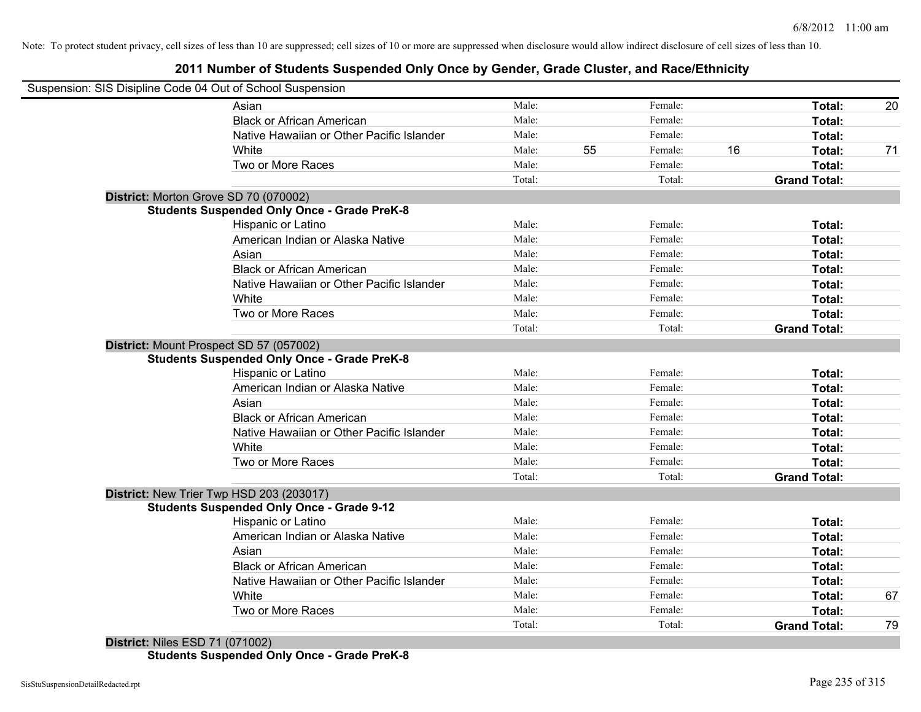Note: To protect student privacy, cell sizes of less than 10 are suppressed; cell sizes of 10 or more are suppressed when disclosure would allow indirect disclosure of cell sizes of less than 10.

# 2011 Number of Students Suspended Only Once by Gender, Grade Cluster, and Race/Ethnicity

Suspension: SIS Disipline Code 04 Out of School Suspension

| | | | | | | |
|---|---|---|---|---|---|---|
| Asian | Male: | | Female: | | **Total:** | 20 |
| Black or African American | Male: | | Female: | | **Total:** | |
| Native Hawaiian or Other Pacific Islander | Male: | | Female: | | **Total:** | |
| White | Male: | 55 | Female: | 16 | **Total:** | 71 |
| Two or More Races | Male: | | Female: | | **Total:** | |
| | Total: | | Total: | | **Grand Total:** | |

**District:** Morton Grove SD 70 (070002)

**Students Suspended Only Once - Grade PreK-8**

| | | | | | | |
|---|---|---|---|---|---|---|
| Hispanic or Latino | Male: | | Female: | | **Total:** | |
| American Indian or Alaska Native | Male: | | Female: | | **Total:** | |
| Asian | Male: | | Female: | | **Total:** | |
| Black or African American | Male: | | Female: | | **Total:** | |
| Native Hawaiian or Other Pacific Islander | Male: | | Female: | | **Total:** | |
| White | Male: | | Female: | | **Total:** | |
| Two or More Races | Male: | | Female: | | **Total:** | |
| | Total: | | Total: | | **Grand Total:** | |

**District:** Mount Prospect SD 57 (057002)

**Students Suspended Only Once - Grade PreK-8**

| | | | | | | |
|---|---|---|---|---|---|---|
| Hispanic or Latino | Male: | | Female: | | **Total:** | |
| American Indian or Alaska Native | Male: | | Female: | | **Total:** | |
| Asian | Male: | | Female: | | **Total:** | |
| Black or African American | Male: | | Female: | | **Total:** | |
| Native Hawaiian or Other Pacific Islander | Male: | | Female: | | **Total:** | |
| White | Male: | | Female: | | **Total:** | |
| Two or More Races | Male: | | Female: | | **Total:** | |
| | Total: | | Total: | | **Grand Total:** | |

**District:** New Trier Twp HSD 203 (203017)

**Students Suspended Only Once - Grade 9-12**

| | | | | | | |
|---|---|---|---|---|---|---|
| Hispanic or Latino | Male: | | Female: | | **Total:** | |
| American Indian or Alaska Native | Male: | | Female: | | **Total:** | |
| Asian | Male: | | Female: | | **Total:** | |
| Black or African American | Male: | | Female: | | **Total:** | |
| Native Hawaiian or Other Pacific Islander | Male: | | Female: | | **Total:** | |
| White | Male: | | Female: | | **Total:** | 67 |
| Two or More Races | Male: | | Female: | | **Total:** | |
| | Total: | | Total: | | **Grand Total:** | 79 |

**District:** Niles ESD 71 (071002)

**Students Suspended Only Once - Grade PreK-8**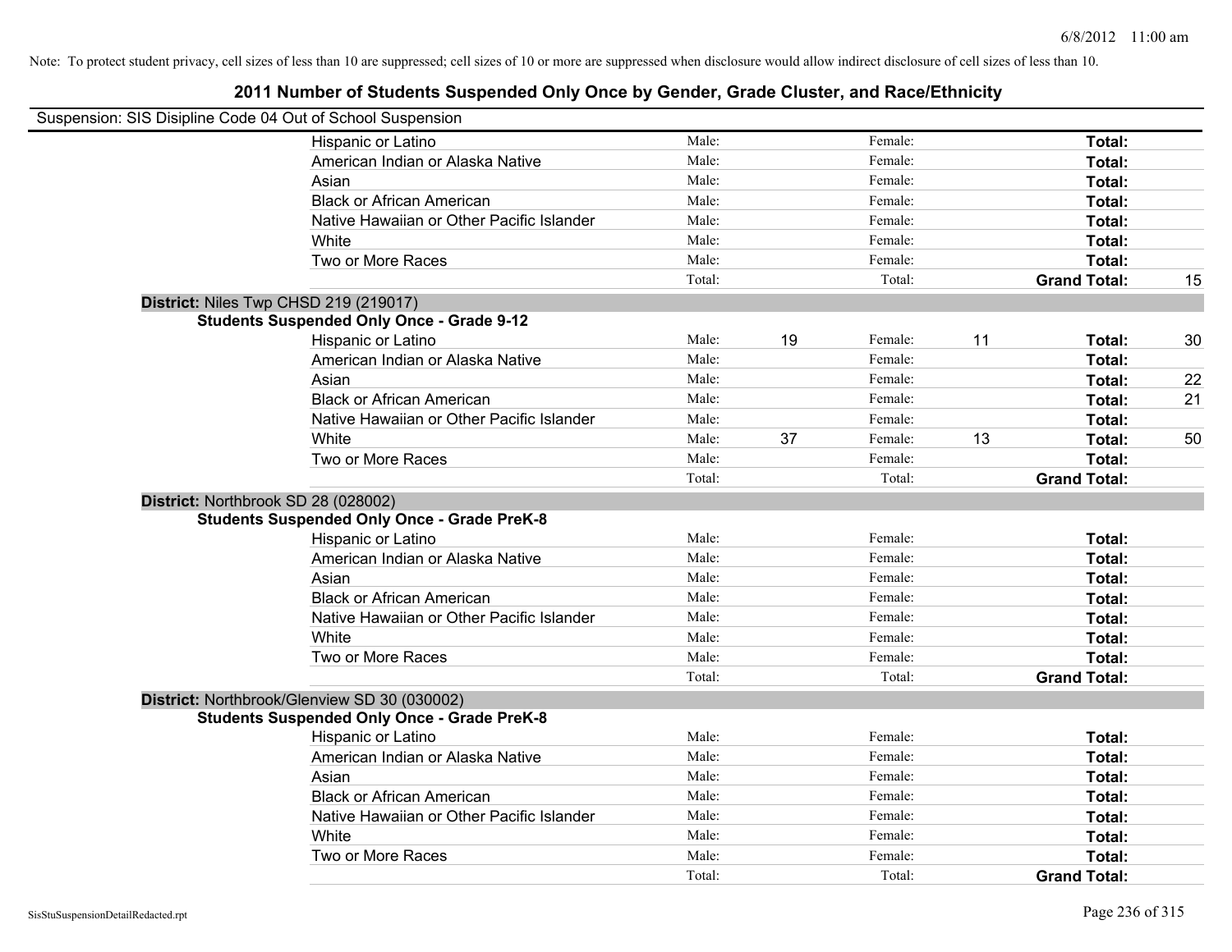Note: To protect student privacy, cell sizes of less than 10 are suppressed; cell sizes of 10 or more are suppressed when disclosure would allow indirect disclosure of cell sizes of less than 10.

# 2011 Number of Students Suspended Only Once by Gender, Grade Cluster, and Race/Ethnicity

Suspension: SIS Disipline Code 04 Out of School Suspension

| | | | | | | |
|---|---|---|---|---|---|---|
| Hispanic or Latino | Male: | | Female: | | **Total:** | |
| American Indian or Alaska Native | Male: | | Female: | | **Total:** | |
| Asian | Male: | | Female: | | **Total:** | |
| Black or African American | Male: | | Female: | | **Total:** | |
| Native Hawaiian or Other Pacific Islander | Male: | | Female: | | **Total:** | |
| White | Male: | | Female: | | **Total:** | |
| Two or More Races | Male: | | Female: | | **Total:** | |
| | Total: | | Total: | | **Grand Total:** | 15 |

**District:** Niles Twp CHSD 219 (219017)

**Students Suspended Only Once - Grade 9-12**

| | | | | | | |
|---|---|---|---|---|---|---|
| Hispanic or Latino | Male: | 19 | Female: | 11 | **Total:** | 30 |
| American Indian or Alaska Native | Male: | | Female: | | **Total:** | |
| Asian | Male: | | Female: | | **Total:** | 22 |
| Black or African American | Male: | | Female: | | **Total:** | 21 |
| Native Hawaiian or Other Pacific Islander | Male: | | Female: | | **Total:** | |
| White | Male: | 37 | Female: | 13 | **Total:** | 50 |
| Two or More Races | Male: | | Female: | | **Total:** | |
| | Total: | | Total: | | **Grand Total:** | |

**District:** Northbrook SD 28 (028002)

**Students Suspended Only Once - Grade PreK-8**

| | | | | | | |
|---|---|---|---|---|---|---|
| Hispanic or Latino | Male: | | Female: | | **Total:** | |
| American Indian or Alaska Native | Male: | | Female: | | **Total:** | |
| Asian | Male: | | Female: | | **Total:** | |
| Black or African American | Male: | | Female: | | **Total:** | |
| Native Hawaiian or Other Pacific Islander | Male: | | Female: | | **Total:** | |
| White | Male: | | Female: | | **Total:** | |
| Two or More Races | Male: | | Female: | | **Total:** | |
| | Total: | | Total: | | **Grand Total:** | |

**District:** Northbrook/Glenview SD 30 (030002)

**Students Suspended Only Once - Grade PreK-8**

| | | | | | | |
|---|---|---|---|---|---|---|
| Hispanic or Latino | Male: | | Female: | | **Total:** | |
| American Indian or Alaska Native | Male: | | Female: | | **Total:** | |
| Asian | Male: | | Female: | | **Total:** | |
| Black or African American | Male: | | Female: | | **Total:** | |
| Native Hawaiian or Other Pacific Islander | Male: | | Female: | | **Total:** | |
| White | Male: | | Female: | | **Total:** | |
| Two or More Races | Male: | | Female: | | **Total:** | |
| | Total: | | Total: | | **Grand Total:** | |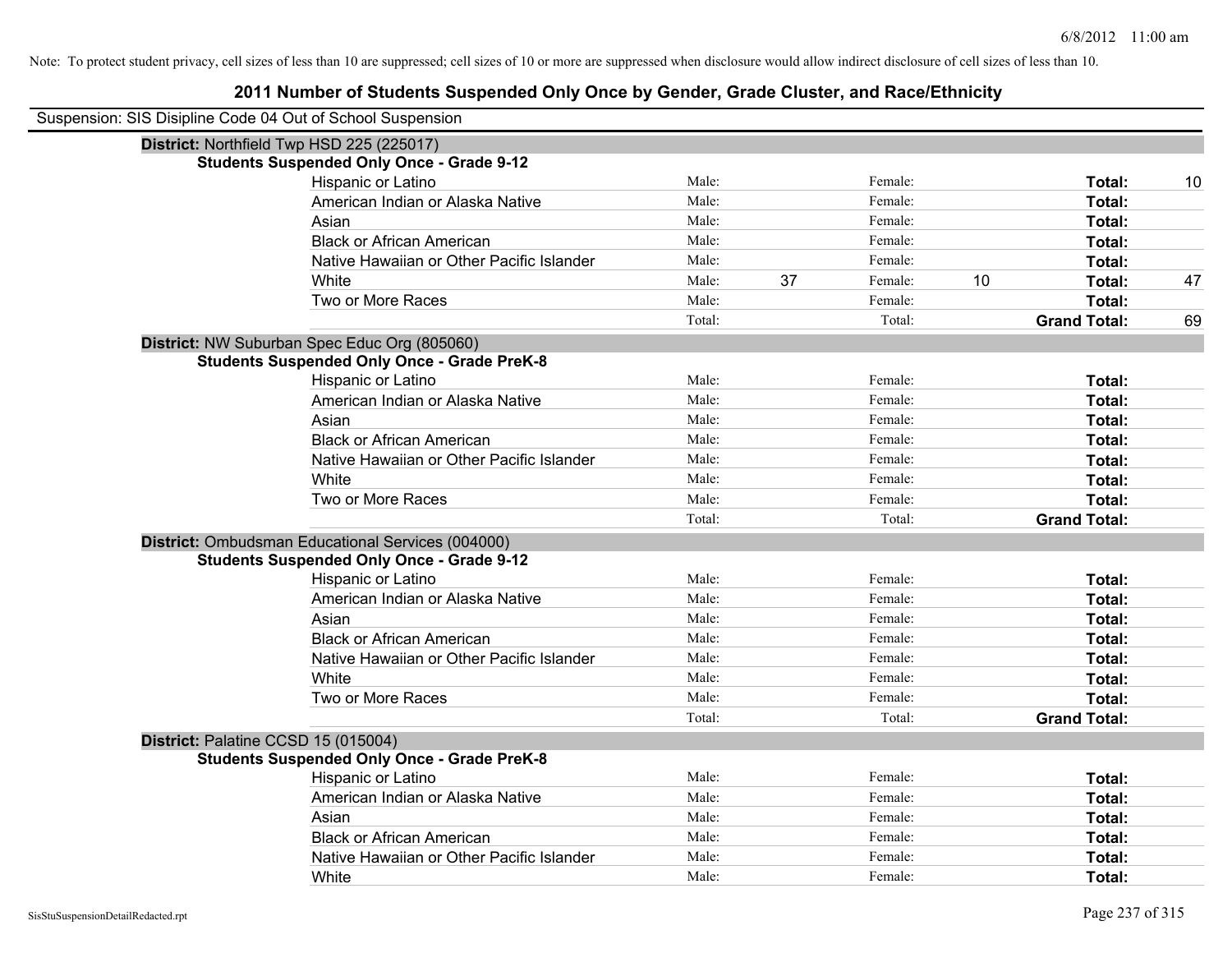Note: To protect student privacy, cell sizes of less than 10 are suppressed; cell sizes of 10 or more are suppressed when disclosure would allow indirect disclosure of cell sizes of less than 10.

# 2011 Number of Students Suspended Only Once by Gender, Grade Cluster, and Race/Ethnicity

Suspension: SIS Disipline Code 04 Out of School Suspension

**District:** Northfield Twp HSD 225 (225017)

**Students Suspended Only Once - Grade 9-12**

| Race/Ethnicity | | | | | | |
|---|---|---|---|---|---|---|
| Hispanic or Latino | Male: | | Female: | | **Total:** | 10 |
| American Indian or Alaska Native | Male: | | Female: | | **Total:** | |
| Asian | Male: | | Female: | | **Total:** | |
| Black or African American | Male: | | Female: | | **Total:** | |
| Native Hawaiian or Other Pacific Islander | Male: | | Female: | | **Total:** | |
| White | Male: | 37 | Female: | 10 | **Total:** | 47 |
| Two or More Races | Male: | | Female: | | **Total:** | |
| | Total: | | Total: | | **Grand Total:** | 69 |

**District:** NW Suburban Spec Educ Org (805060)

**Students Suspended Only Once - Grade PreK-8**

| Race/Ethnicity | | | | | | |
|---|---|---|---|---|---|---|
| Hispanic or Latino | Male: | | Female: | | **Total:** | |
| American Indian or Alaska Native | Male: | | Female: | | **Total:** | |
| Asian | Male: | | Female: | | **Total:** | |
| Black or African American | Male: | | Female: | | **Total:** | |
| Native Hawaiian or Other Pacific Islander | Male: | | Female: | | **Total:** | |
| White | Male: | | Female: | | **Total:** | |
| Two or More Races | Male: | | Female: | | **Total:** | |
| | Total: | | Total: | | **Grand Total:** | |

**District:** Ombudsman Educational Services (004000)

**Students Suspended Only Once - Grade 9-12**

| Race/Ethnicity | | | | | | |
|---|---|---|---|---|---|---|
| Hispanic or Latino | Male: | | Female: | | **Total:** | |
| American Indian or Alaska Native | Male: | | Female: | | **Total:** | |
| Asian | Male: | | Female: | | **Total:** | |
| Black or African American | Male: | | Female: | | **Total:** | |
| Native Hawaiian or Other Pacific Islander | Male: | | Female: | | **Total:** | |
| White | Male: | | Female: | | **Total:** | |
| Two or More Races | Male: | | Female: | | **Total:** | |
| | Total: | | Total: | | **Grand Total:** | |

**District:** Palatine CCSD 15 (015004)

**Students Suspended Only Once - Grade PreK-8**

| Race/Ethnicity | | | | | | |
|---|---|---|---|---|---|---|
| Hispanic or Latino | Male: | | Female: | | **Total:** | |
| American Indian or Alaska Native | Male: | | Female: | | **Total:** | |
| Asian | Male: | | Female: | | **Total:** | |
| Black or African American | Male: | | Female: | | **Total:** | |
| Native Hawaiian or Other Pacific Islander | Male: | | Female: | | **Total:** | |
| White | Male: | | Female: | | **Total:** | |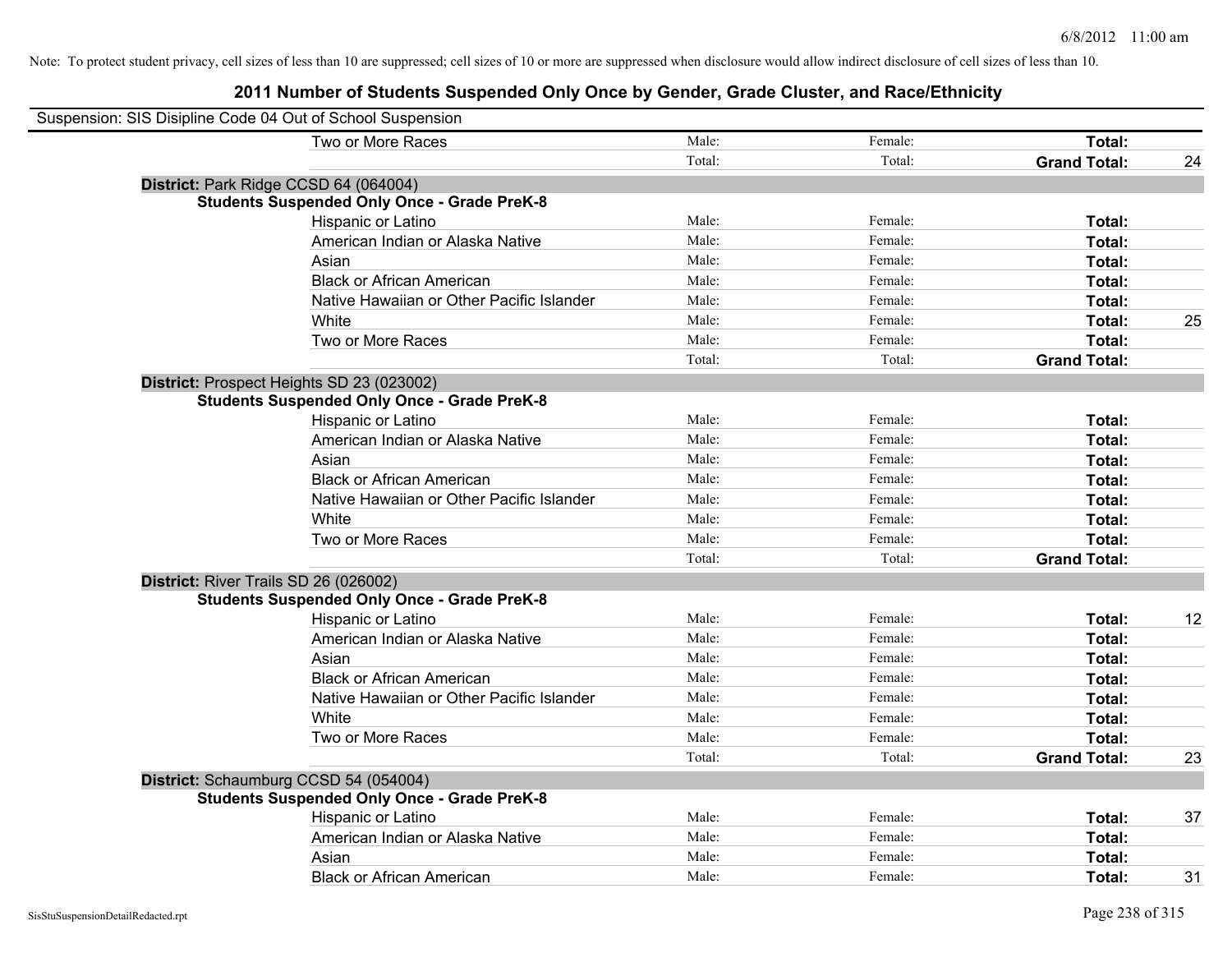Note: To protect student privacy, cell sizes of less than 10 are suppressed; cell sizes of 10 or more are suppressed when disclosure would allow indirect disclosure of cell sizes of less than 10.

# 2011 Number of Students Suspended Only Once by Gender, Grade Cluster, and Race/Ethnicity

Suspension: SIS Disipline Code 04 Out of School Suspension

| | | | | |
|---|---|---|---|---|
| Two or More Races | Male: | Female: | **Total:** | |
| | Total: | Total: | **Grand Total:** | 24 |

**District:** Park Ridge CCSD 64 (064004)

**Students Suspended Only Once - Grade PreK-8**

| | | | | |
|---|---|---|---|---|
| Hispanic or Latino | Male: | Female: | **Total:** | |
| American Indian or Alaska Native | Male: | Female: | **Total:** | |
| Asian | Male: | Female: | **Total:** | |
| Black or African American | Male: | Female: | **Total:** | |
| Native Hawaiian or Other Pacific Islander | Male: | Female: | **Total:** | |
| White | Male: | Female: | **Total:** | 25 |
| Two or More Races | Male: | Female: | **Total:** | |
| | Total: | Total: | **Grand Total:** | |

**District:** Prospect Heights SD 23 (023002)

**Students Suspended Only Once - Grade PreK-8**

| | | | | |
|---|---|---|---|---|
| Hispanic or Latino | Male: | Female: | **Total:** | |
| American Indian or Alaska Native | Male: | Female: | **Total:** | |
| Asian | Male: | Female: | **Total:** | |
| Black or African American | Male: | Female: | **Total:** | |
| Native Hawaiian or Other Pacific Islander | Male: | Female: | **Total:** | |
| White | Male: | Female: | **Total:** | |
| Two or More Races | Male: | Female: | **Total:** | |
| | Total: | Total: | **Grand Total:** | |

**District:** River Trails SD 26 (026002)

**Students Suspended Only Once - Grade PreK-8**

| | | | | |
|---|---|---|---|---|
| Hispanic or Latino | Male: | Female: | **Total:** | 12 |
| American Indian or Alaska Native | Male: | Female: | **Total:** | |
| Asian | Male: | Female: | **Total:** | |
| Black or African American | Male: | Female: | **Total:** | |
| Native Hawaiian or Other Pacific Islander | Male: | Female: | **Total:** | |
| White | Male: | Female: | **Total:** | |
| Two or More Races | Male: | Female: | **Total:** | |
| | Total: | Total: | **Grand Total:** | 23 |

**District:** Schaumburg CCSD 54 (054004)

**Students Suspended Only Once - Grade PreK-8**

| | | | | |
|---|---|---|---|---|
| Hispanic or Latino | Male: | Female: | **Total:** | 37 |
| American Indian or Alaska Native | Male: | Female: | **Total:** | |
| Asian | Male: | Female: | **Total:** | |
| Black or African American | Male: | Female: | **Total:** | 31 |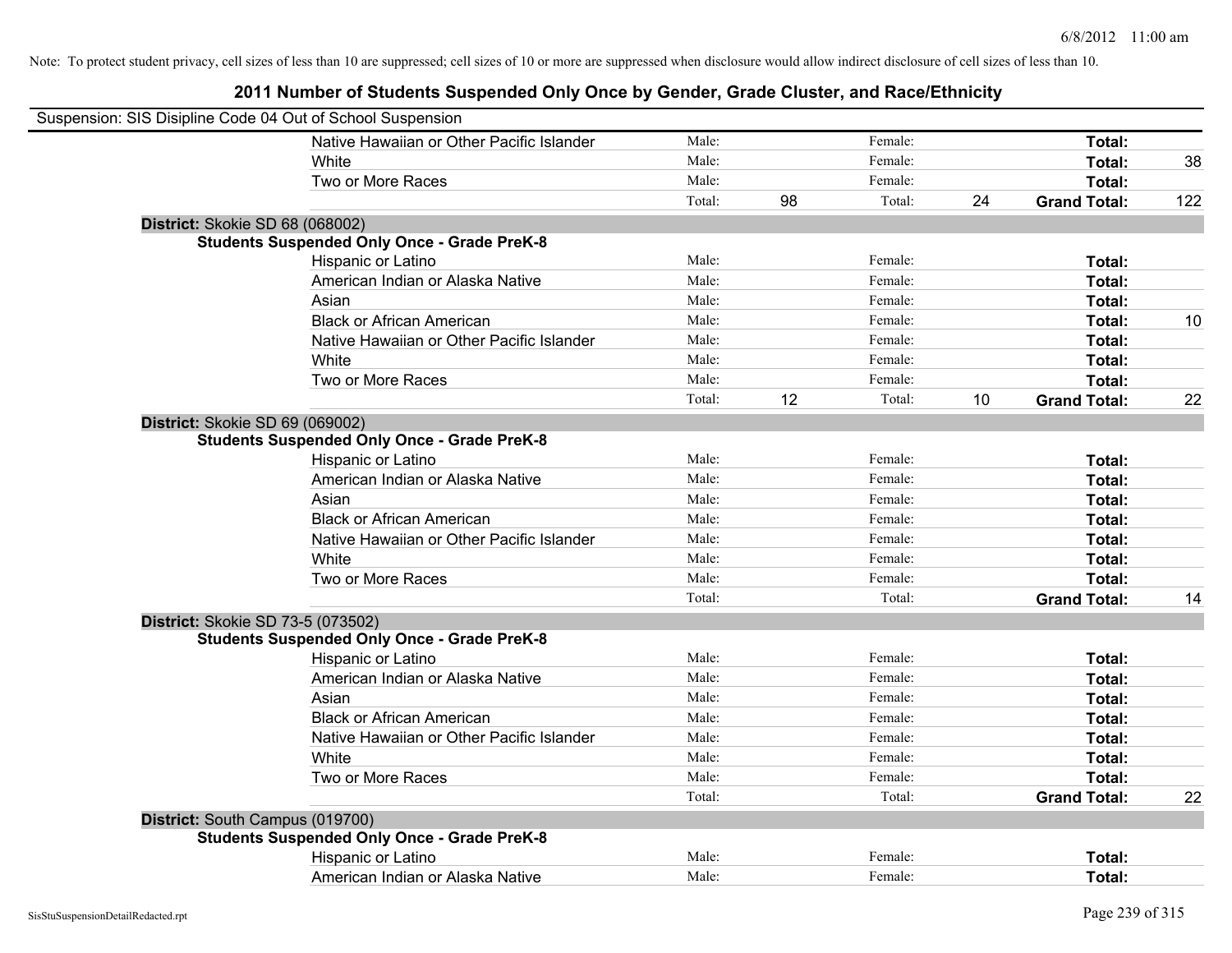Note: To protect student privacy, cell sizes of less than 10 are suppressed; cell sizes of 10 or more are suppressed when disclosure would allow indirect disclosure of cell sizes of less than 10.

## 2011 Number of Students Suspended Only Once by Gender, Grade Cluster, and Race/Ethnicity

Suspension: SIS Disipline Code 04 Out of School Suspension

| | | | | | | | |
|---|---|---|---|---|---|---|---|
| Native Hawaiian or Other Pacific Islander | Male: | | Female: | | **Total:** | |
| White | Male: | | Female: | | **Total:** | 38 |
| Two or More Races | Male: | | Female: | | **Total:** | |
| | Total: | 98 | Total: | 24 | **Grand Total:** | 122 |

**District:** Skokie SD 68 (068002)

**Students Suspended Only Once - Grade PreK-8**

| | | | | | | |
|---|---|---|---|---|---|---|
| Hispanic or Latino | Male: | | Female: | | **Total:** | |
| American Indian or Alaska Native | Male: | | Female: | | **Total:** | |
| Asian | Male: | | Female: | | **Total:** | |
| Black or African American | Male: | | Female: | | **Total:** | 10 |
| Native Hawaiian or Other Pacific Islander | Male: | | Female: | | **Total:** | |
| White | Male: | | Female: | | **Total:** | |
| Two or More Races | Male: | | Female: | | **Total:** | |
| | Total: | 12 | Total: | 10 | **Grand Total:** | 22 |

**District:** Skokie SD 69 (069002)

**Students Suspended Only Once - Grade PreK-8**

| | | | | | | |
|---|---|---|---|---|---|---|
| Hispanic or Latino | Male: | | Female: | | **Total:** | |
| American Indian or Alaska Native | Male: | | Female: | | **Total:** | |
| Asian | Male: | | Female: | | **Total:** | |
| Black or African American | Male: | | Female: | | **Total:** | |
| Native Hawaiian or Other Pacific Islander | Male: | | Female: | | **Total:** | |
| White | Male: | | Female: | | **Total:** | |
| Two or More Races | Male: | | Female: | | **Total:** | |
| | Total: | | Total: | | **Grand Total:** | 14 |

**District:** Skokie SD 73-5 (073502)

**Students Suspended Only Once - Grade PreK-8**

| | | | | | | |
|---|---|---|---|---|---|---|
| Hispanic or Latino | Male: | | Female: | | **Total:** | |
| American Indian or Alaska Native | Male: | | Female: | | **Total:** | |
| Asian | Male: | | Female: | | **Total:** | |
| Black or African American | Male: | | Female: | | **Total:** | |
| Native Hawaiian or Other Pacific Islander | Male: | | Female: | | **Total:** | |
| White | Male: | | Female: | | **Total:** | |
| Two or More Races | Male: | | Female: | | **Total:** | |
| | Total: | | Total: | | **Grand Total:** | 22 |

**District:** South Campus (019700)

**Students Suspended Only Once - Grade PreK-8**

| | | | | | | |
|---|---|---|---|---|---|---|
| Hispanic or Latino | Male: | | Female: | | **Total:** | |
| American Indian or Alaska Native | Male: | | Female: | | **Total:** | |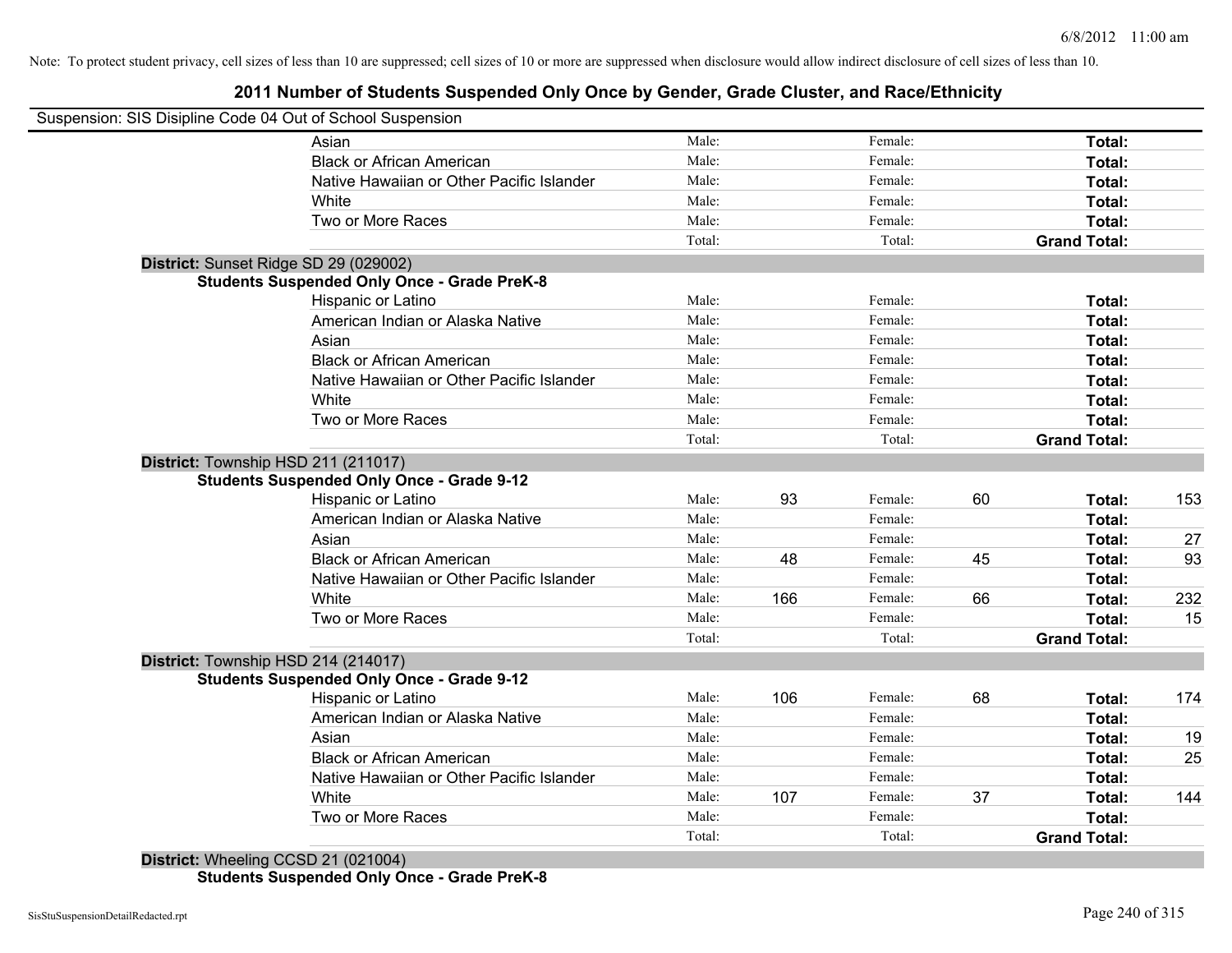Note: To protect student privacy, cell sizes of less than 10 are suppressed; cell sizes of 10 or more are suppressed when disclosure would allow indirect disclosure of cell sizes of less than 10.

# 2011 Number of Students Suspended Only Once by Gender, Grade Cluster, and Race/Ethnicity

Suspension: SIS Disipline Code 04 Out of School Suspension

| | | | | | |
|---|---|---|---|---|---|
| Asian | Male: | Female: | | **Total:** | |
| Black or African American | Male: | Female: | | **Total:** | |
| Native Hawaiian or Other Pacific Islander | Male: | Female: | | **Total:** | |
| White | Male: | Female: | | **Total:** | |
| Two or More Races | Male: | Female: | | **Total:** | |
| | Total: | Total: | | **Grand Total:** | |

**District:** Sunset Ridge SD 29 (029002)

**Students Suspended Only Once - Grade PreK-8**

| | | | | | | |
|---|---|---|---|---|---|---|
| Hispanic or Latino | Male: | | Female: | | **Total:** | |
| American Indian or Alaska Native | Male: | | Female: | | **Total:** | |
| Asian | Male: | | Female: | | **Total:** | |
| Black or African American | Male: | | Female: | | **Total:** | |
| Native Hawaiian or Other Pacific Islander | Male: | | Female: | | **Total:** | |
| White | Male: | | Female: | | **Total:** | |
| Two or More Races | Male: | | Female: | | **Total:** | |
| | Total: | | Total: | | **Grand Total:** | |

**District:** Township HSD 211 (211017)

**Students Suspended Only Once - Grade 9-12**

| | | | | | | |
|---|---|---|---|---|---|---|
| Hispanic or Latino | Male: | 93 | Female: | 60 | **Total:** | 153 |
| American Indian or Alaska Native | Male: | | Female: | | **Total:** | |
| Asian | Male: | | Female: | | **Total:** | 27 |
| Black or African American | Male: | 48 | Female: | 45 | **Total:** | 93 |
| Native Hawaiian or Other Pacific Islander | Male: | | Female: | | **Total:** | |
| White | Male: | 166 | Female: | 66 | **Total:** | 232 |
| Two or More Races | Male: | | Female: | | **Total:** | 15 |
| | Total: | | Total: | | **Grand Total:** | |

**District:** Township HSD 214 (214017)

**Students Suspended Only Once - Grade 9-12**

| | | | | | | |
|---|---|---|---|---|---|---|
| Hispanic or Latino | Male: | 106 | Female: | 68 | **Total:** | 174 |
| American Indian or Alaska Native | Male: | | Female: | | **Total:** | |
| Asian | Male: | | Female: | | **Total:** | 19 |
| Black or African American | Male: | | Female: | | **Total:** | 25 |
| Native Hawaiian or Other Pacific Islander | Male: | | Female: | | **Total:** | |
| White | Male: | 107 | Female: | 37 | **Total:** | 144 |
| Two or More Races | Male: | | Female: | | **Total:** | |
| | Total: | | Total: | | **Grand Total:** | |

**District:** Wheeling CCSD 21 (021004)

**Students Suspended Only Once - Grade PreK-8**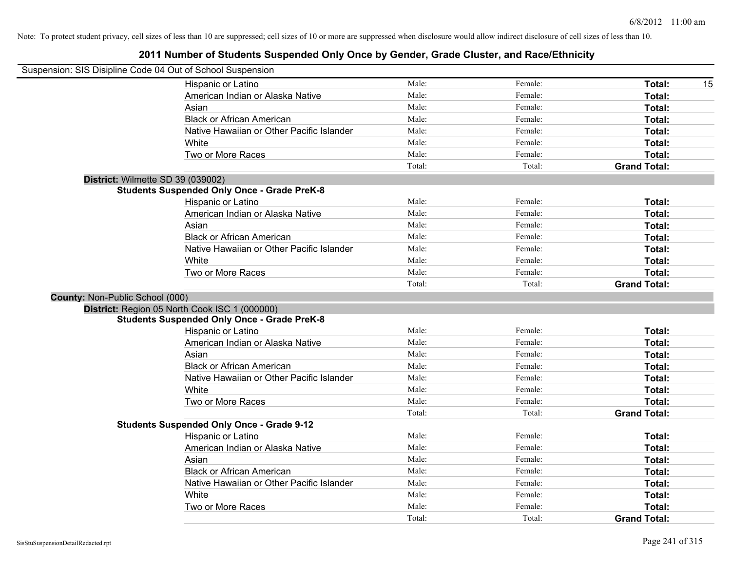Note: To protect student privacy, cell sizes of less than 10 are suppressed; cell sizes of 10 or more are suppressed when disclosure would allow indirect disclosure of cell sizes of less than 10.

# 2011 Number of Students Suspended Only Once by Gender, Grade Cluster, and Race/Ethnicity

Suspension: SIS Disipline Code 04 Out of School Suspension

| | | | | |
|---|---|---|---|---|
| Hispanic or Latino | Male: | Female: | **Total:** | 15 |
| American Indian or Alaska Native | Male: | Female: | **Total:** | |
| Asian | Male: | Female: | **Total:** | |
| Black or African American | Male: | Female: | **Total:** | |
| Native Hawaiian or Other Pacific Islander | Male: | Female: | **Total:** | |
| White | Male: | Female: | **Total:** | |
| Two or More Races | Male: | Female: | **Total:** | |
| | Total: | Total: | **Grand Total:** | |

**District:** Wilmette SD 39 (039002)

**Students Suspended Only Once - Grade PreK-8**

| | | | | |
|---|---|---|---|---|
| Hispanic or Latino | Male: | Female: | **Total:** | |
| American Indian or Alaska Native | Male: | Female: | **Total:** | |
| Asian | Male: | Female: | **Total:** | |
| Black or African American | Male: | Female: | **Total:** | |
| Native Hawaiian or Other Pacific Islander | Male: | Female: | **Total:** | |
| White | Male: | Female: | **Total:** | |
| Two or More Races | Male: | Female: | **Total:** | |
| | Total: | Total: | **Grand Total:** | |

**County:** Non-Public School (000)

**District:** Region 05 North Cook ISC 1 (000000)

**Students Suspended Only Once - Grade PreK-8**

| | | | | |
|---|---|---|---|---|
| Hispanic or Latino | Male: | Female: | **Total:** | |
| American Indian or Alaska Native | Male: | Female: | **Total:** | |
| Asian | Male: | Female: | **Total:** | |
| Black or African American | Male: | Female: | **Total:** | |
| Native Hawaiian or Other Pacific Islander | Male: | Female: | **Total:** | |
| White | Male: | Female: | **Total:** | |
| Two or More Races | Male: | Female: | **Total:** | |
| | Total: | Total: | **Grand Total:** | |

**Students Suspended Only Once - Grade 9-12**

| | | | | |
|---|---|---|---|---|
| Hispanic or Latino | Male: | Female: | **Total:** | |
| American Indian or Alaska Native | Male: | Female: | **Total:** | |
| Asian | Male: | Female: | **Total:** | |
| Black or African American | Male: | Female: | **Total:** | |
| Native Hawaiian or Other Pacific Islander | Male: | Female: | **Total:** | |
| White | Male: | Female: | **Total:** | |
| Two or More Races | Male: | Female: | **Total:** | |
| | Total: | Total: | **Grand Total:** | |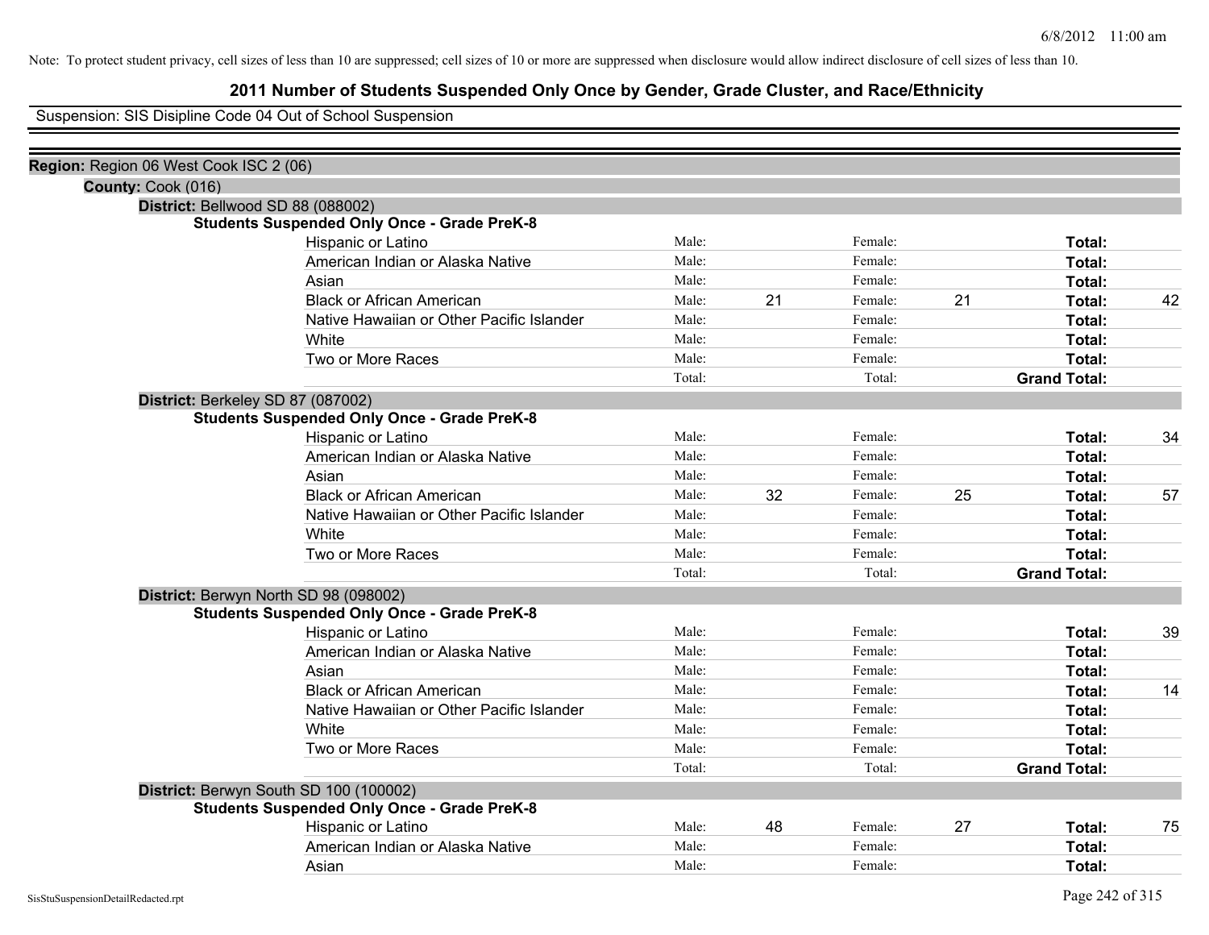Note: To protect student privacy, cell sizes of less than 10 are suppressed; cell sizes of 10 or more are suppressed when disclosure would allow indirect disclosure of cell sizes of less than 10.

# 2011 Number of Students Suspended Only Once by Gender, Grade Cluster, and Race/Ethnicity

Suspension: SIS Disipline Code 04 Out of School Suspension

**Region:** Region 06 West Cook ISC 2 (06)

**County:** Cook (016)

**District:** Bellwood SD 88 (088002)

**Students Suspended Only Once - Grade PreK-8**

| Race/Ethnicity | | | | | | |
|---|---|---|---|---|---|---|
| Hispanic or Latino | Male: | | Female: | | **Total:** | |
| American Indian or Alaska Native | Male: | | Female: | | **Total:** | |
| Asian | Male: | | Female: | | **Total:** | |
| Black or African American | Male: | 21 | Female: | 21 | **Total:** | 42 |
| Native Hawaiian or Other Pacific Islander | Male: | | Female: | | **Total:** | |
| White | Male: | | Female: | | **Total:** | |
| Two or More Races | Male: | | Female: | | **Total:** | |
| | Total: | | Total: | | **Grand Total:** | |

**District:** Berkeley SD 87 (087002)

**Students Suspended Only Once - Grade PreK-8**

| Race/Ethnicity | | | | | | |
|---|---|---|---|---|---|---|
| Hispanic or Latino | Male: | | Female: | | **Total:** | 34 |
| American Indian or Alaska Native | Male: | | Female: | | **Total:** | |
| Asian | Male: | | Female: | | **Total:** | |
| Black or African American | Male: | 32 | Female: | 25 | **Total:** | 57 |
| Native Hawaiian or Other Pacific Islander | Male: | | Female: | | **Total:** | |
| White | Male: | | Female: | | **Total:** | |
| Two or More Races | Male: | | Female: | | **Total:** | |
| | Total: | | Total: | | **Grand Total:** | |

**District:** Berwyn North SD 98 (098002)

**Students Suspended Only Once - Grade PreK-8**

| Race/Ethnicity | | | | | | |
|---|---|---|---|---|---|---|
| Hispanic or Latino | Male: | | Female: | | **Total:** | 39 |
| American Indian or Alaska Native | Male: | | Female: | | **Total:** | |
| Asian | Male: | | Female: | | **Total:** | |
| Black or African American | Male: | | Female: | | **Total:** | 14 |
| Native Hawaiian or Other Pacific Islander | Male: | | Female: | | **Total:** | |
| White | Male: | | Female: | | **Total:** | |
| Two or More Races | Male: | | Female: | | **Total:** | |
| | Total: | | Total: | | **Grand Total:** | |

**District:** Berwyn South SD 100 (100002)

**Students Suspended Only Once - Grade PreK-8**

| Race/Ethnicity | | | | | | |
|---|---|---|---|---|---|---|
| Hispanic or Latino | Male: | 48 | Female: | 27 | **Total:** | 75 |
| American Indian or Alaska Native | Male: | | Female: | | **Total:** | |
| Asian | Male: | | Female: | | **Total:** | |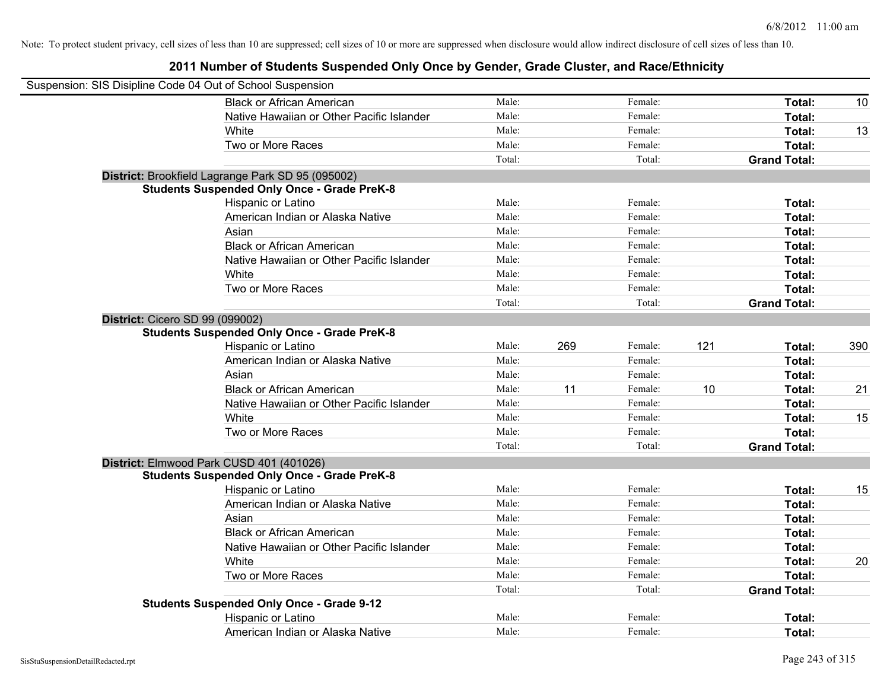Note: To protect student privacy, cell sizes of less than 10 are suppressed; cell sizes of 10 or more are suppressed when disclosure would allow indirect disclosure of cell sizes of less than 10.

## 2011 Number of Students Suspended Only Once by Gender, Grade Cluster, and Race/Ethnicity

Suspension: SIS Disipline Code 04 Out of School Suspension

| | | | | | | | |
|---|---|---|---|---|---|---|---|
| Black or African American | Male: | | Female: | | **Total:** | 10 |
| Native Hawaiian or Other Pacific Islander | Male: | | Female: | | **Total:** | |
| White | Male: | | Female: | | **Total:** | 13 |
| Two or More Races | Male: | | Female: | | **Total:** | |
| | Total: | | Total: | | **Grand Total:** | |

**District:** Brookfield Lagrange Park SD 95 (095002)

**Students Suspended Only Once - Grade PreK-8**

| | | | | | | |
|---|---|---|---|---|---|---|
| Hispanic or Latino | Male: | | Female: | | **Total:** | |
| American Indian or Alaska Native | Male: | | Female: | | **Total:** | |
| Asian | Male: | | Female: | | **Total:** | |
| Black or African American | Male: | | Female: | | **Total:** | |
| Native Hawaiian or Other Pacific Islander | Male: | | Female: | | **Total:** | |
| White | Male: | | Female: | | **Total:** | |
| Two or More Races | Male: | | Female: | | **Total:** | |
| | Total: | | Total: | | **Grand Total:** | |

**District:** Cicero SD 99 (099002)

**Students Suspended Only Once - Grade PreK-8**

| | | | | | | |
|---|---|---|---|---|---|---|
| Hispanic or Latino | Male: | 269 | Female: | 121 | **Total:** | 390 |
| American Indian or Alaska Native | Male: | | Female: | | **Total:** | |
| Asian | Male: | | Female: | | **Total:** | |
| Black or African American | Male: | 11 | Female: | 10 | **Total:** | 21 |
| Native Hawaiian or Other Pacific Islander | Male: | | Female: | | **Total:** | |
| White | Male: | | Female: | | **Total:** | 15 |
| Two or More Races | Male: | | Female: | | **Total:** | |
| | Total: | | Total: | | **Grand Total:** | |

**District:** Elmwood Park CUSD 401 (401026)

**Students Suspended Only Once - Grade PreK-8**

| | | | | | | |
|---|---|---|---|---|---|---|
| Hispanic or Latino | Male: | | Female: | | **Total:** | 15 |
| American Indian or Alaska Native | Male: | | Female: | | **Total:** | |
| Asian | Male: | | Female: | | **Total:** | |
| Black or African American | Male: | | Female: | | **Total:** | |
| Native Hawaiian or Other Pacific Islander | Male: | | Female: | | **Total:** | |
| White | Male: | | Female: | | **Total:** | 20 |
| Two or More Races | Male: | | Female: | | **Total:** | |
| | Total: | | Total: | | **Grand Total:** | |

**Students Suspended Only Once - Grade 9-12**

| | | | | | | |
|---|---|---|---|---|---|---|
| Hispanic or Latino | Male: | | Female: | | **Total:** | |
| American Indian or Alaska Native | Male: | | Female: | | **Total:** | |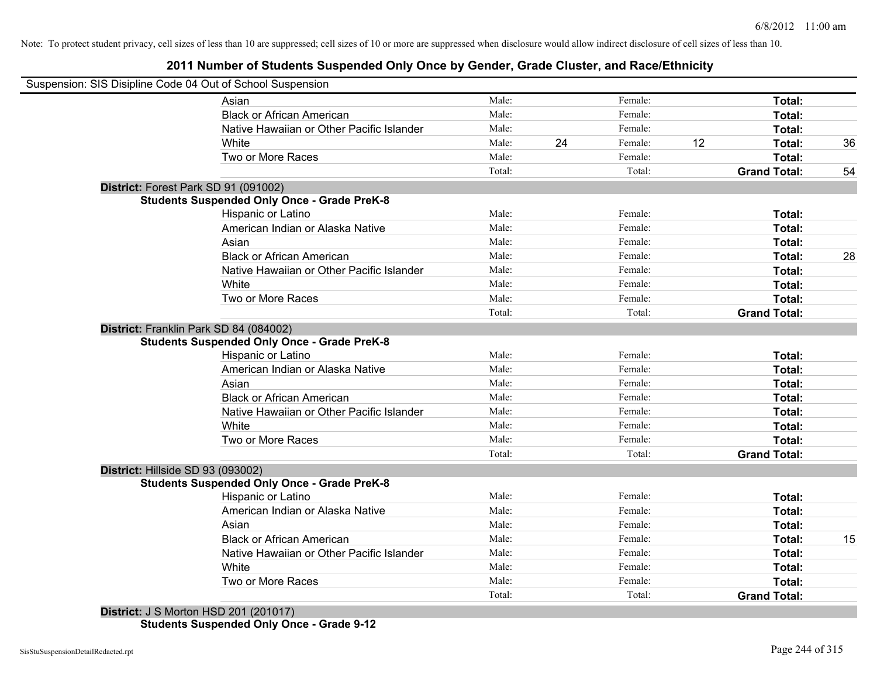Note: To protect student privacy, cell sizes of less than 10 are suppressed; cell sizes of 10 or more are suppressed when disclosure would allow indirect disclosure of cell sizes of less than 10.

# 2011 Number of Students Suspended Only Once by Gender, Grade Cluster, and Race/Ethnicity

Suspension: SIS Disipline Code 04 Out of School Suspension

| | Male: | | Female: | | Total: | |
|---|---|---|---|---|---|---|
| Asian | Male: | | Female: | | **Total:** | |
| Black or African American | Male: | | Female: | | **Total:** | |
| Native Hawaiian or Other Pacific Islander | Male: | | Female: | | **Total:** | |
| White | Male: | 24 | Female: | 12 | **Total:** | 36 |
| Two or More Races | Male: | | Female: | | **Total:** | |
| | Total: | | Total: | | **Grand Total:** | 54 |

**District:** Forest Park SD 91 (091002)

**Students Suspended Only Once - Grade PreK-8**

| | Male: | | Female: | | Total: | |
|---|---|---|---|---|---|---|
| Hispanic or Latino | Male: | | Female: | | **Total:** | |
| American Indian or Alaska Native | Male: | | Female: | | **Total:** | |
| Asian | Male: | | Female: | | **Total:** | |
| Black or African American | Male: | | Female: | | **Total:** | 28 |
| Native Hawaiian or Other Pacific Islander | Male: | | Female: | | **Total:** | |
| White | Male: | | Female: | | **Total:** | |
| Two or More Races | Male: | | Female: | | **Total:** | |
| | Total: | | Total: | | **Grand Total:** | |

**District:** Franklin Park SD 84 (084002)

**Students Suspended Only Once - Grade PreK-8**

| | Male: | | Female: | | Total: | |
|---|---|---|---|---|---|---|
| Hispanic or Latino | Male: | | Female: | | **Total:** | |
| American Indian or Alaska Native | Male: | | Female: | | **Total:** | |
| Asian | Male: | | Female: | | **Total:** | |
| Black or African American | Male: | | Female: | | **Total:** | |
| Native Hawaiian or Other Pacific Islander | Male: | | Female: | | **Total:** | |
| White | Male: | | Female: | | **Total:** | |
| Two or More Races | Male: | | Female: | | **Total:** | |
| | Total: | | Total: | | **Grand Total:** | |

**District:** Hillside SD 93 (093002)

**Students Suspended Only Once - Grade PreK-8**

| | Male: | | Female: | | Total: | |
|---|---|---|---|---|---|---|
| Hispanic or Latino | Male: | | Female: | | **Total:** | |
| American Indian or Alaska Native | Male: | | Female: | | **Total:** | |
| Asian | Male: | | Female: | | **Total:** | |
| Black or African American | Male: | | Female: | | **Total:** | 15 |
| Native Hawaiian or Other Pacific Islander | Male: | | Female: | | **Total:** | |
| White | Male: | | Female: | | **Total:** | |
| Two or More Races | Male: | | Female: | | **Total:** | |
| | Total: | | Total: | | **Grand Total:** | |

**District:** J S Morton HSD 201 (201017)

**Students Suspended Only Once - Grade 9-12**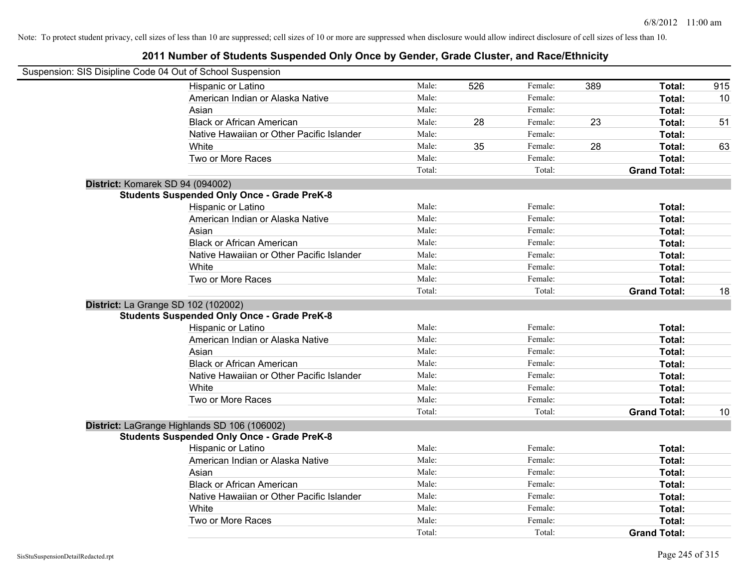Note: To protect student privacy, cell sizes of less than 10 are suppressed; cell sizes of 10 or more are suppressed when disclosure would allow indirect disclosure of cell sizes of less than 10.

# 2011 Number of Students Suspended Only Once by Gender, Grade Cluster, and Race/Ethnicity

Suspension: SIS Disipline Code 04 Out of School Suspension

| | | | | | | |
|---|---|---|---|---|---|---|
| Hispanic or Latino | Male: | 526 | Female: | 389 | **Total:** | 915 |
| American Indian or Alaska Native | Male: | | Female: | | **Total:** | 10 |
| Asian | Male: | | Female: | | **Total:** | |
| Black or African American | Male: | 28 | Female: | 23 | **Total:** | 51 |
| Native Hawaiian or Other Pacific Islander | Male: | | Female: | | **Total:** | |
| White | Male: | 35 | Female: | 28 | **Total:** | 63 |
| Two or More Races | Male: | | Female: | | **Total:** | |
| | Total: | | Total: | | **Grand Total:** | |

**District:** Komarek SD 94 (094002)

**Students Suspended Only Once - Grade PreK-8**

| | | | | | | |
|---|---|---|---|---|---|---|
| Hispanic or Latino | Male: | | Female: | | **Total:** | |
| American Indian or Alaska Native | Male: | | Female: | | **Total:** | |
| Asian | Male: | | Female: | | **Total:** | |
| Black or African American | Male: | | Female: | | **Total:** | |
| Native Hawaiian or Other Pacific Islander | Male: | | Female: | | **Total:** | |
| White | Male: | | Female: | | **Total:** | |
| Two or More Races | Male: | | Female: | | **Total:** | |
| | Total: | | Total: | | **Grand Total:** | 18 |

**District:** La Grange SD 102 (102002)

**Students Suspended Only Once - Grade PreK-8**

| | | | | | | |
|---|---|---|---|---|---|---|
| Hispanic or Latino | Male: | | Female: | | **Total:** | |
| American Indian or Alaska Native | Male: | | Female: | | **Total:** | |
| Asian | Male: | | Female: | | **Total:** | |
| Black or African American | Male: | | Female: | | **Total:** | |
| Native Hawaiian or Other Pacific Islander | Male: | | Female: | | **Total:** | |
| White | Male: | | Female: | | **Total:** | |
| Two or More Races | Male: | | Female: | | **Total:** | |
| | Total: | | Total: | | **Grand Total:** | 10 |

**District:** LaGrange Highlands SD 106 (106002)

**Students Suspended Only Once - Grade PreK-8**

| | | | | | | |
|---|---|---|---|---|---|---|
| Hispanic or Latino | Male: | | Female: | | **Total:** | |
| American Indian or Alaska Native | Male: | | Female: | | **Total:** | |
| Asian | Male: | | Female: | | **Total:** | |
| Black or African American | Male: | | Female: | | **Total:** | |
| Native Hawaiian or Other Pacific Islander | Male: | | Female: | | **Total:** | |
| White | Male: | | Female: | | **Total:** | |
| Two or More Races | Male: | | Female: | | **Total:** | |
| | Total: | | Total: | | **Grand Total:** | |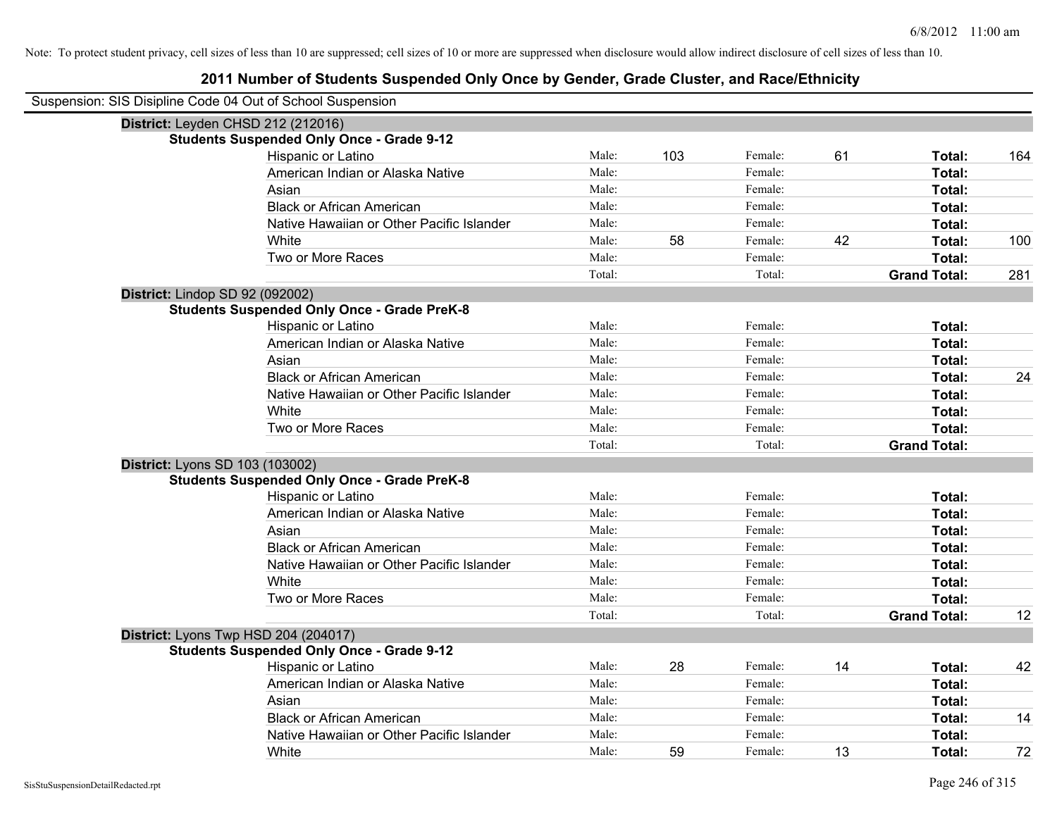Note: To protect student privacy, cell sizes of less than 10 are suppressed; cell sizes of 10 or more are suppressed when disclosure would allow indirect disclosure of cell sizes of less than 10.

## 2011 Number of Students Suspended Only Once by Gender, Grade Cluster, and Race/Ethnicity

Suspension: SIS Disipline Code 04 Out of School Suspension

**District:** Leyden CHSD 212 (212016)

**Students Suspended Only Once - Grade 9-12**

| Race/Ethnicity | | Male | | Female | | Total |
|---|---|---|---|---|---|---|
| Hispanic or Latino | Male: | 103 | Female: | 61 | **Total:** | 164 |
| American Indian or Alaska Native | Male: | | Female: | | **Total:** | |
| Asian | Male: | | Female: | | **Total:** | |
| Black or African American | Male: | | Female: | | **Total:** | |
| Native Hawaiian or Other Pacific Islander | Male: | | Female: | | **Total:** | |
| White | Male: | 58 | Female: | 42 | **Total:** | 100 |
| Two or More Races | Male: | | Female: | | **Total:** | |
| | Total: | | Total: | | **Grand Total:** | 281 |

**District:** Lindop SD 92 (092002)

**Students Suspended Only Once - Grade PreK-8**

| Race/Ethnicity | | Male | | Female | | Total |
|---|---|---|---|---|---|---|
| Hispanic or Latino | Male: | | Female: | | **Total:** | |
| American Indian or Alaska Native | Male: | | Female: | | **Total:** | |
| Asian | Male: | | Female: | | **Total:** | |
| Black or African American | Male: | | Female: | | **Total:** | 24 |
| Native Hawaiian or Other Pacific Islander | Male: | | Female: | | **Total:** | |
| White | Male: | | Female: | | **Total:** | |
| Two or More Races | Male: | | Female: | | **Total:** | |
| | Total: | | Total: | | **Grand Total:** | |

**District:** Lyons SD 103 (103002)

**Students Suspended Only Once - Grade PreK-8**

| Race/Ethnicity | | Male | | Female | | Total |
|---|---|---|---|---|---|---|
| Hispanic or Latino | Male: | | Female: | | **Total:** | |
| American Indian or Alaska Native | Male: | | Female: | | **Total:** | |
| Asian | Male: | | Female: | | **Total:** | |
| Black or African American | Male: | | Female: | | **Total:** | |
| Native Hawaiian or Other Pacific Islander | Male: | | Female: | | **Total:** | |
| White | Male: | | Female: | | **Total:** | |
| Two or More Races | Male: | | Female: | | **Total:** | |
| | Total: | | Total: | | **Grand Total:** | 12 |

**District:** Lyons Twp HSD 204 (204017)

**Students Suspended Only Once - Grade 9-12**

| Race/Ethnicity | | Male | | Female | | Total |
|---|---|---|---|---|---|---|
| Hispanic or Latino | Male: | 28 | Female: | 14 | **Total:** | 42 |
| American Indian or Alaska Native | Male: | | Female: | | **Total:** | |
| Asian | Male: | | Female: | | **Total:** | |
| Black or African American | Male: | | Female: | | **Total:** | 14 |
| Native Hawaiian or Other Pacific Islander | Male: | | Female: | | **Total:** | |
| White | Male: | 59 | Female: | 13 | **Total:** | 72 |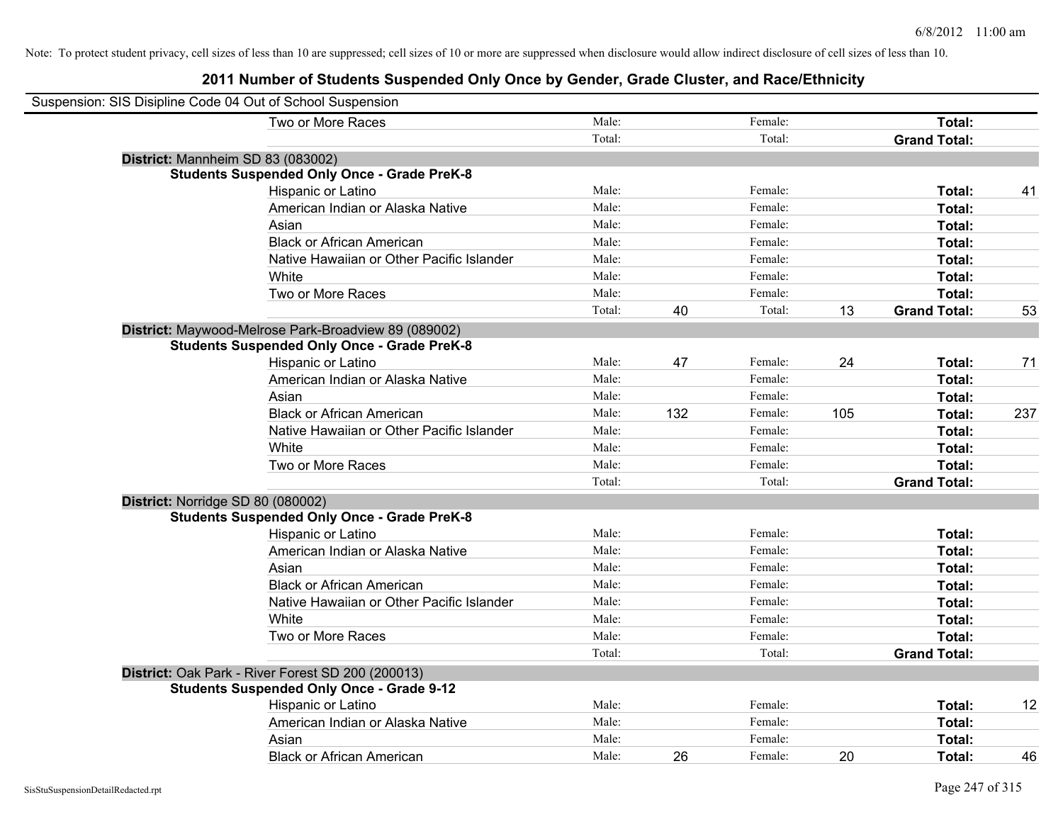Note: To protect student privacy, cell sizes of less than 10 are suppressed; cell sizes of 10 or more are suppressed when disclosure would allow indirect disclosure of cell sizes of less than 10.

## 2011 Number of Students Suspended Only Once by Gender, Grade Cluster, and Race/Ethnicity

Suspension: SIS Disipline Code 04 Out of School Suspension

| | | | | | | | |
|---|---|---|---|---|---|---|---|
| Two or More Races | Male: | | Female: | | **Total:** | |
| | Total: | | Total: | | **Grand Total:** | |

**District:** Mannheim SD 83 (083002)

**Students Suspended Only Once - Grade PreK-8**

| | | | | | | |
|---|---|---|---|---|---|---|
| Hispanic or Latino | Male: | | Female: | | **Total:** | 41 |
| American Indian or Alaska Native | Male: | | Female: | | **Total:** | |
| Asian | Male: | | Female: | | **Total:** | |
| Black or African American | Male: | | Female: | | **Total:** | |
| Native Hawaiian or Other Pacific Islander | Male: | | Female: | | **Total:** | |
| White | Male: | | Female: | | **Total:** | |
| Two or More Races | Male: | | Female: | | **Total:** | |
| | Total: | 40 | Total: | 13 | **Grand Total:** | 53 |

**District:** Maywood-Melrose Park-Broadview 89 (089002)

**Students Suspended Only Once - Grade PreK-8**

| | | | | | | |
|---|---|---|---|---|---|---|
| Hispanic or Latino | Male: | 47 | Female: | 24 | **Total:** | 71 |
| American Indian or Alaska Native | Male: | | Female: | | **Total:** | |
| Asian | Male: | | Female: | | **Total:** | |
| Black or African American | Male: | 132 | Female: | 105 | **Total:** | 237 |
| Native Hawaiian or Other Pacific Islander | Male: | | Female: | | **Total:** | |
| White | Male: | | Female: | | **Total:** | |
| Two or More Races | Male: | | Female: | | **Total:** | |
| | Total: | | Total: | | **Grand Total:** | |

**District:** Norridge SD 80 (080002)

**Students Suspended Only Once - Grade PreK-8**

| | | | | | | |
|---|---|---|---|---|---|---|
| Hispanic or Latino | Male: | | Female: | | **Total:** | |
| American Indian or Alaska Native | Male: | | Female: | | **Total:** | |
| Asian | Male: | | Female: | | **Total:** | |
| Black or African American | Male: | | Female: | | **Total:** | |
| Native Hawaiian or Other Pacific Islander | Male: | | Female: | | **Total:** | |
| White | Male: | | Female: | | **Total:** | |
| Two or More Races | Male: | | Female: | | **Total:** | |
| | Total: | | Total: | | **Grand Total:** | |

**District:** Oak Park - River Forest SD 200 (200013)

**Students Suspended Only Once - Grade 9-12**

| | | | | | | |
|---|---|---|---|---|---|---|
| Hispanic or Latino | Male: | | Female: | | **Total:** | 12 |
| American Indian or Alaska Native | Male: | | Female: | | **Total:** | |
| Asian | Male: | | Female: | | **Total:** | |
| Black or African American | Male: | 26 | Female: | 20 | **Total:** | 46 |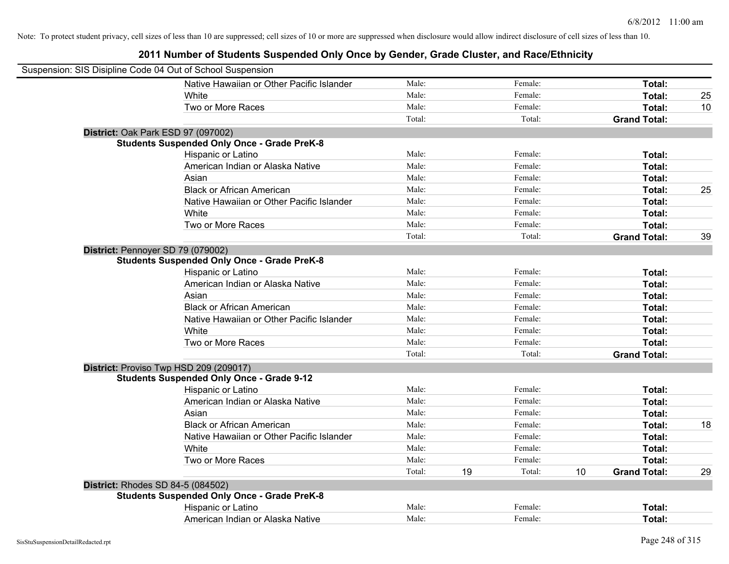Note: To protect student privacy, cell sizes of less than 10 are suppressed; cell sizes of 10 or more are suppressed when disclosure would allow indirect disclosure of cell sizes of less than 10.

# 2011 Number of Students Suspended Only Once by Gender, Grade Cluster, and Race/Ethnicity

Suspension: SIS Disipline Code 04 Out of School Suspension

| | | | | | | |
|---|---|---|---|---|---|---|
| Native Hawaiian or Other Pacific Islander | Male: | | Female: | | **Total:** | |
| White | Male: | | Female: | | **Total:** | 25 |
| Two or More Races | Male: | | Female: | | **Total:** | 10 |
| | Total: | | Total: | | **Grand Total:** | |

**District:** Oak Park ESD 97 (097002)

**Students Suspended Only Once - Grade PreK-8**

| | | | | | | |
|---|---|---|---|---|---|---|
| Hispanic or Latino | Male: | | Female: | | **Total:** | |
| American Indian or Alaska Native | Male: | | Female: | | **Total:** | |
| Asian | Male: | | Female: | | **Total:** | |
| Black or African American | Male: | | Female: | | **Total:** | 25 |
| Native Hawaiian or Other Pacific Islander | Male: | | Female: | | **Total:** | |
| White | Male: | | Female: | | **Total:** | |
| Two or More Races | Male: | | Female: | | **Total:** | |
| | Total: | | Total: | | **Grand Total:** | 39 |

**District:** Pennoyer SD 79 (079002)

**Students Suspended Only Once - Grade PreK-8**

| | | | | | | |
|---|---|---|---|---|---|---|
| Hispanic or Latino | Male: | | Female: | | **Total:** | |
| American Indian or Alaska Native | Male: | | Female: | | **Total:** | |
| Asian | Male: | | Female: | | **Total:** | |
| Black or African American | Male: | | Female: | | **Total:** | |
| Native Hawaiian or Other Pacific Islander | Male: | | Female: | | **Total:** | |
| White | Male: | | Female: | | **Total:** | |
| Two or More Races | Male: | | Female: | | **Total:** | |
| | Total: | | Total: | | **Grand Total:** | |

**District:** Proviso Twp HSD 209 (209017)

**Students Suspended Only Once - Grade 9-12**

| | | | | | | |
|---|---|---|---|---|---|---|
| Hispanic or Latino | Male: | | Female: | | **Total:** | |
| American Indian or Alaska Native | Male: | | Female: | | **Total:** | |
| Asian | Male: | | Female: | | **Total:** | |
| Black or African American | Male: | | Female: | | **Total:** | 18 |
| Native Hawaiian or Other Pacific Islander | Male: | | Female: | | **Total:** | |
| White | Male: | | Female: | | **Total:** | |
| Two or More Races | Male: | | Female: | | **Total:** | |
| | Total: | 19 | Total: | 10 | **Grand Total:** | 29 |

**District:** Rhodes SD 84-5 (084502)

**Students Suspended Only Once - Grade PreK-8**

| | | | | | | |
|---|---|---|---|---|---|---|
| Hispanic or Latino | Male: | | Female: | | **Total:** | |
| American Indian or Alaska Native | Male: | | Female: | | **Total:** | |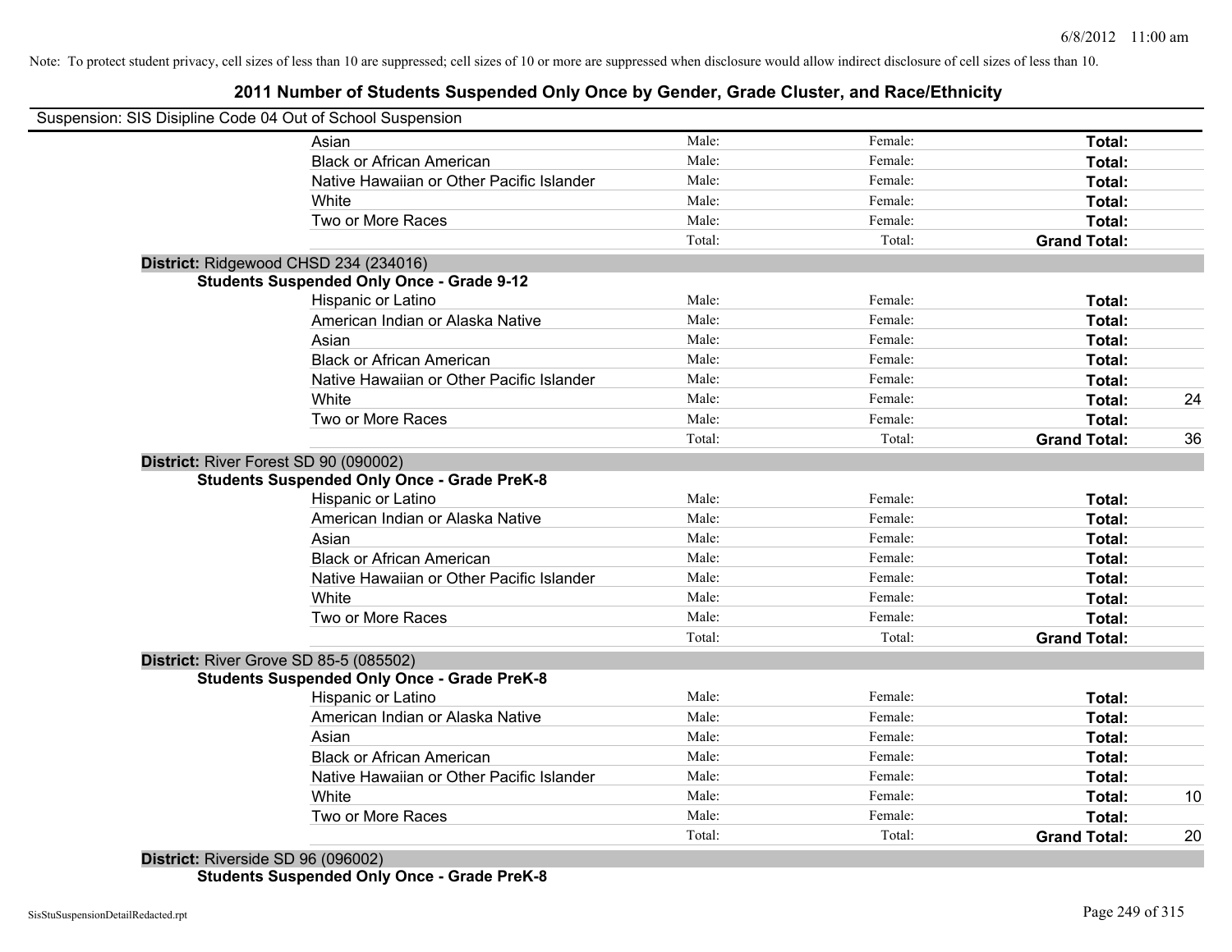Note: To protect student privacy, cell sizes of less than 10 are suppressed; cell sizes of 10 or more are suppressed when disclosure would allow indirect disclosure of cell sizes of less than 10.

# 2011 Number of Students Suspended Only Once by Gender, Grade Cluster, and Race/Ethnicity

Suspension: SIS Disipline Code 04 Out of School Suspension

| | Male | Female | Total | |
|---|---|---|---|---|
| Asian | Male: | Female: | **Total:** | |
| Black or African American | Male: | Female: | **Total:** | |
| Native Hawaiian or Other Pacific Islander | Male: | Female: | **Total:** | |
| White | Male: | Female: | **Total:** | |
| Two or More Races | Male: | Female: | **Total:** | |
| | Total: | Total: | **Grand Total:** | |

**District:** Ridgewood CHSD 234 (234016)

**Students Suspended Only Once - Grade 9-12**

| | Male | Female | Total | |
|---|---|---|---|---|
| Hispanic or Latino | Male: | Female: | **Total:** | |
| American Indian or Alaska Native | Male: | Female: | **Total:** | |
| Asian | Male: | Female: | **Total:** | |
| Black or African American | Male: | Female: | **Total:** | |
| Native Hawaiian or Other Pacific Islander | Male: | Female: | **Total:** | |
| White | Male: | Female: | **Total:** | 24 |
| Two or More Races | Male: | Female: | **Total:** | |
| | Total: | Total: | **Grand Total:** | 36 |

**District:** River Forest SD 90 (090002)

**Students Suspended Only Once - Grade PreK-8**

| | Male | Female | Total | |
|---|---|---|---|---|
| Hispanic or Latino | Male: | Female: | **Total:** | |
| American Indian or Alaska Native | Male: | Female: | **Total:** | |
| Asian | Male: | Female: | **Total:** | |
| Black or African American | Male: | Female: | **Total:** | |
| Native Hawaiian or Other Pacific Islander | Male: | Female: | **Total:** | |
| White | Male: | Female: | **Total:** | |
| Two or More Races | Male: | Female: | **Total:** | |
| | Total: | Total: | **Grand Total:** | |

**District:** River Grove SD 85-5 (085502)

**Students Suspended Only Once - Grade PreK-8**

| | Male | Female | Total | |
|---|---|---|---|---|
| Hispanic or Latino | Male: | Female: | **Total:** | |
| American Indian or Alaska Native | Male: | Female: | **Total:** | |
| Asian | Male: | Female: | **Total:** | |
| Black or African American | Male: | Female: | **Total:** | |
| Native Hawaiian or Other Pacific Islander | Male: | Female: | **Total:** | |
| White | Male: | Female: | **Total:** | 10 |
| Two or More Races | Male: | Female: | **Total:** | |
| | Total: | Total: | **Grand Total:** | 20 |

**District:** Riverside SD 96 (096002)

**Students Suspended Only Once - Grade PreK-8**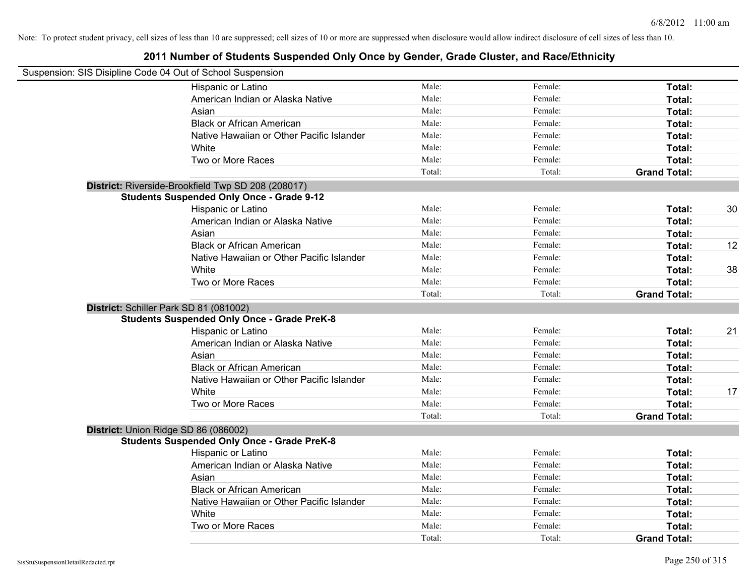Note: To protect student privacy, cell sizes of less than 10 are suppressed; cell sizes of 10 or more are suppressed when disclosure would allow indirect disclosure of cell sizes of less than 10.

## 2011 Number of Students Suspended Only Once by Gender, Grade Cluster, and Race/Ethnicity

Suspension: SIS Disipline Code 04 Out of School Suspension

| | | | | |
|---|---|---|---|---|
| Hispanic or Latino | Male: | Female: | **Total:** | |
| American Indian or Alaska Native | Male: | Female: | **Total:** | |
| Asian | Male: | Female: | **Total:** | |
| Black or African American | Male: | Female: | **Total:** | |
| Native Hawaiian or Other Pacific Islander | Male: | Female: | **Total:** | |
| White | Male: | Female: | **Total:** | |
| Two or More Races | Male: | Female: | **Total:** | |
| | Total: | Total: | **Grand Total:** | |

**District:** Riverside-Brookfield Twp SD 208 (208017)

**Students Suspended Only Once - Grade 9-12**

| | | | | |
|---|---|---|---|---|
| Hispanic or Latino | Male: | Female: | **Total:** | 30 |
| American Indian or Alaska Native | Male: | Female: | **Total:** | |
| Asian | Male: | Female: | **Total:** | |
| Black or African American | Male: | Female: | **Total:** | 12 |
| Native Hawaiian or Other Pacific Islander | Male: | Female: | **Total:** | |
| White | Male: | Female: | **Total:** | 38 |
| Two or More Races | Male: | Female: | **Total:** | |
| | Total: | Total: | **Grand Total:** | |

**District:** Schiller Park SD 81 (081002)

**Students Suspended Only Once - Grade PreK-8**

| | | | | |
|---|---|---|---|---|
| Hispanic or Latino | Male: | Female: | **Total:** | 21 |
| American Indian or Alaska Native | Male: | Female: | **Total:** | |
| Asian | Male: | Female: | **Total:** | |
| Black or African American | Male: | Female: | **Total:** | |
| Native Hawaiian or Other Pacific Islander | Male: | Female: | **Total:** | |
| White | Male: | Female: | **Total:** | 17 |
| Two or More Races | Male: | Female: | **Total:** | |
| | Total: | Total: | **Grand Total:** | |

**District:** Union Ridge SD 86 (086002)

**Students Suspended Only Once - Grade PreK-8**

| | | | | |
|---|---|---|---|---|
| Hispanic or Latino | Male: | Female: | **Total:** | |
| American Indian or Alaska Native | Male: | Female: | **Total:** | |
| Asian | Male: | Female: | **Total:** | |
| Black or African American | Male: | Female: | **Total:** | |
| Native Hawaiian or Other Pacific Islander | Male: | Female: | **Total:** | |
| White | Male: | Female: | **Total:** | |
| Two or More Races | Male: | Female: | **Total:** | |
| | Total: | Total: | **Grand Total:** | |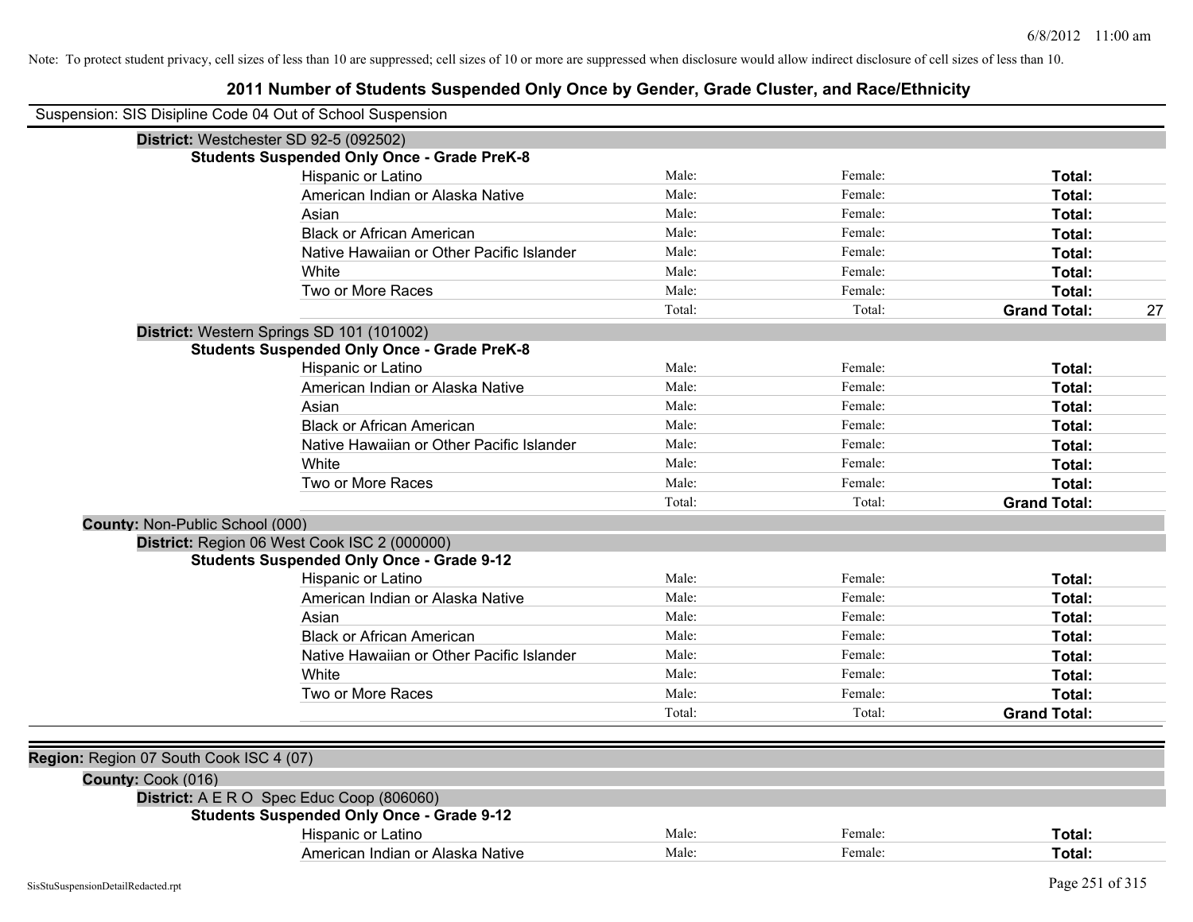Note: To protect student privacy, cell sizes of less than 10 are suppressed; cell sizes of 10 or more are suppressed when disclosure would allow indirect disclosure of cell sizes of less than 10.

# 2011 Number of Students Suspended Only Once by Gender, Grade Cluster, and Race/Ethnicity

Suspension: SIS Disipline Code 04 Out of School Suspension

**District:** Westchester SD 92-5 (092502)

**Students Suspended Only Once - Grade PreK-8**

| | | | | |
|---|---|---|---|---|
| Hispanic or Latino | Male: | Female: | **Total:** | |
| American Indian or Alaska Native | Male: | Female: | **Total:** | |
| Asian | Male: | Female: | **Total:** | |
| Black or African American | Male: | Female: | **Total:** | |
| Native Hawaiian or Other Pacific Islander | Male: | Female: | **Total:** | |
| White | Male: | Female: | **Total:** | |
| Two or More Races | Male: | Female: | **Total:** | |
| | Total: | Total: | **Grand Total:** | 27 |

**District:** Western Springs SD 101 (101002)

**Students Suspended Only Once - Grade PreK-8**

| | | | | |
|---|---|---|---|---|
| Hispanic or Latino | Male: | Female: | **Total:** | |
| American Indian or Alaska Native | Male: | Female: | **Total:** | |
| Asian | Male: | Female: | **Total:** | |
| Black or African American | Male: | Female: | **Total:** | |
| Native Hawaiian or Other Pacific Islander | Male: | Female: | **Total:** | |
| White | Male: | Female: | **Total:** | |
| Two or More Races | Male: | Female: | **Total:** | |
| | Total: | Total: | **Grand Total:** | |

**County:** Non-Public School (000)

**District:** Region 06 West Cook ISC 2 (000000)

**Students Suspended Only Once - Grade 9-12**

| | | | | |
|---|---|---|---|---|
| Hispanic or Latino | Male: | Female: | **Total:** | |
| American Indian or Alaska Native | Male: | Female: | **Total:** | |
| Asian | Male: | Female: | **Total:** | |
| Black or African American | Male: | Female: | **Total:** | |
| Native Hawaiian or Other Pacific Islander | Male: | Female: | **Total:** | |
| White | Male: | Female: | **Total:** | |
| Two or More Races | Male: | Female: | **Total:** | |
| | Total: | Total: | **Grand Total:** | |

**Region:** Region 07 South Cook ISC 4 (07)

**County:** Cook (016)

**District:** A E R O Spec Educ Coop (806060)

**Students Suspended Only Once - Grade 9-12**

| | | | | |
|---|---|---|---|---|
| Hispanic or Latino | Male: | Female: | **Total:** | |
| American Indian or Alaska Native | Male: | Female: | **Total:** | |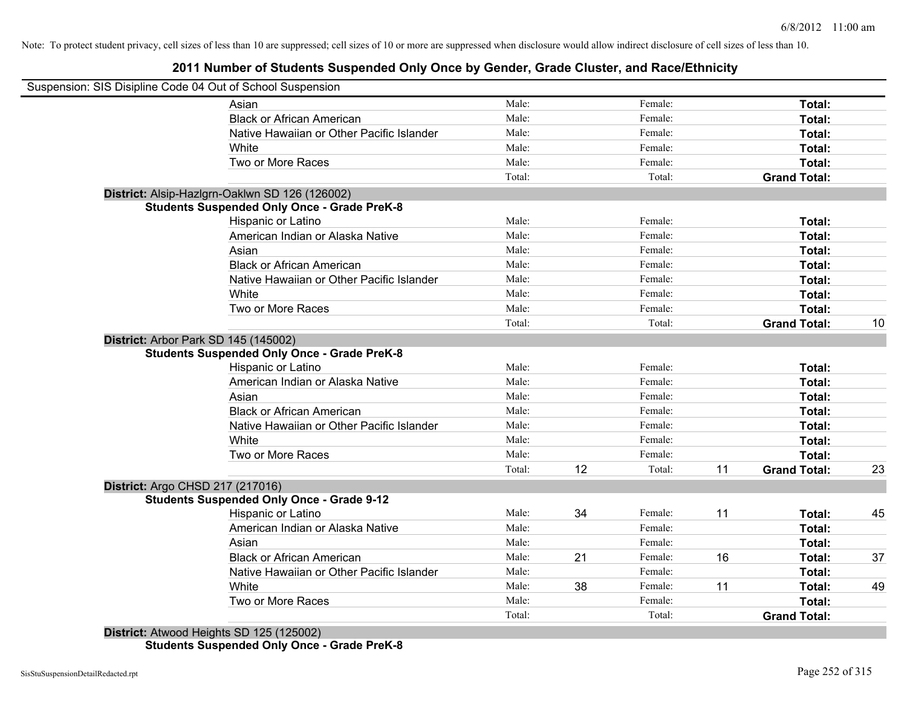Note: To protect student privacy, cell sizes of less than 10 are suppressed; cell sizes of 10 or more are suppressed when disclosure would allow indirect disclosure of cell sizes of less than 10.

# 2011 Number of Students Suspended Only Once by Gender, Grade Cluster, and Race/Ethnicity

Suspension: SIS Disipline Code 04 Out of School Suspension

| | | | | | | |
|---|---|---|---|---|---|---|
| Asian | Male: | | Female: | | **Total:** | |
| Black or African American | Male: | | Female: | | **Total:** | |
| Native Hawaiian or Other Pacific Islander | Male: | | Female: | | **Total:** | |
| White | Male: | | Female: | | **Total:** | |
| Two or More Races | Male: | | Female: | | **Total:** | |
| | Total: | | Total: | | **Grand Total:** | |

**District:** Alsip-Hazlgrn-Oaklwn SD 126 (126002)

**Students Suspended Only Once - Grade PreK-8**

| | | | | | | |
|---|---|---|---|---|---|---|
| Hispanic or Latino | Male: | | Female: | | **Total:** | |
| American Indian or Alaska Native | Male: | | Female: | | **Total:** | |
| Asian | Male: | | Female: | | **Total:** | |
| Black or African American | Male: | | Female: | | **Total:** | |
| Native Hawaiian or Other Pacific Islander | Male: | | Female: | | **Total:** | |
| White | Male: | | Female: | | **Total:** | |
| Two or More Races | Male: | | Female: | | **Total:** | |
| | Total: | | Total: | | **Grand Total:** | 10 |

**District:** Arbor Park SD 145 (145002)

**Students Suspended Only Once - Grade PreK-8**

| | | | | | | |
|---|---|---|---|---|---|---|
| Hispanic or Latino | Male: | | Female: | | **Total:** | |
| American Indian or Alaska Native | Male: | | Female: | | **Total:** | |
| Asian | Male: | | Female: | | **Total:** | |
| Black or African American | Male: | | Female: | | **Total:** | |
| Native Hawaiian or Other Pacific Islander | Male: | | Female: | | **Total:** | |
| White | Male: | | Female: | | **Total:** | |
| Two or More Races | Male: | | Female: | | **Total:** | |
| | Total: | 12 | Total: | 11 | **Grand Total:** | 23 |

**District:** Argo CHSD 217 (217016)

**Students Suspended Only Once - Grade 9-12**

| | | | | | | |
|---|---|---|---|---|---|---|
| Hispanic or Latino | Male: | 34 | Female: | 11 | **Total:** | 45 |
| American Indian or Alaska Native | Male: | | Female: | | **Total:** | |
| Asian | Male: | | Female: | | **Total:** | |
| Black or African American | Male: | 21 | Female: | 16 | **Total:** | 37 |
| Native Hawaiian or Other Pacific Islander | Male: | | Female: | | **Total:** | |
| White | Male: | 38 | Female: | 11 | **Total:** | 49 |
| Two or More Races | Male: | | Female: | | **Total:** | |
| | Total: | | Total: | | **Grand Total:** | |

**District:** Atwood Heights SD 125 (125002)

**Students Suspended Only Once - Grade PreK-8**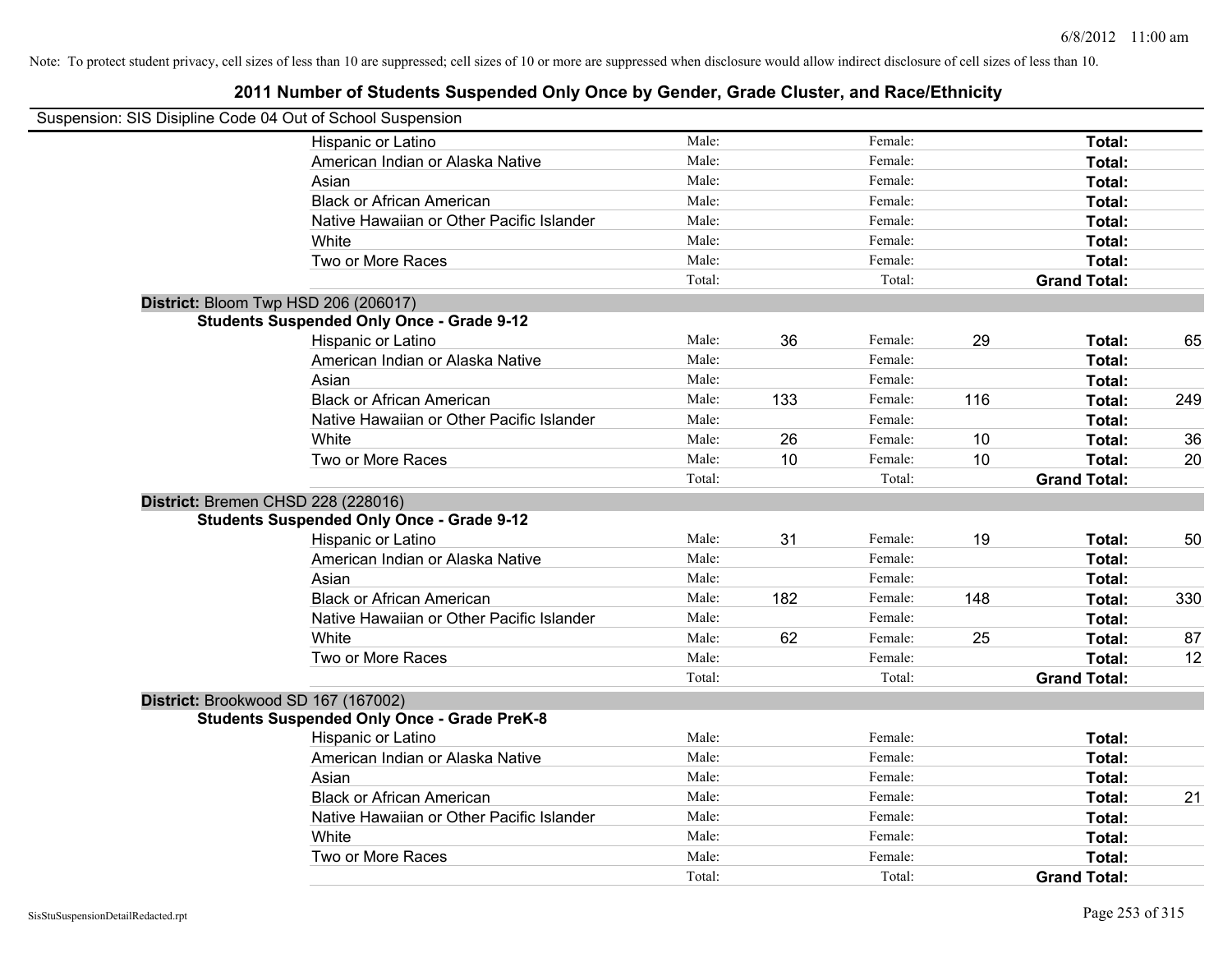Note: To protect student privacy, cell sizes of less than 10 are suppressed; cell sizes of 10 or more are suppressed when disclosure would allow indirect disclosure of cell sizes of less than 10.

## 2011 Number of Students Suspended Only Once by Gender, Grade Cluster, and Race/Ethnicity

Suspension: SIS Disipline Code 04 Out of School Suspension

| | | | | | | |
|---|---|---|---|---|---|---|
| Hispanic or Latino | Male: | | Female: | | **Total:** | |
| American Indian or Alaska Native | Male: | | Female: | | **Total:** | |
| Asian | Male: | | Female: | | **Total:** | |
| Black or African American | Male: | | Female: | | **Total:** | |
| Native Hawaiian or Other Pacific Islander | Male: | | Female: | | **Total:** | |
| White | Male: | | Female: | | **Total:** | |
| Two or More Races | Male: | | Female: | | **Total:** | |
| | Total: | | Total: | | **Grand Total:** | |

**District:** Bloom Twp HSD 206 (206017)

**Students Suspended Only Once - Grade 9-12**

| | | | | | | |
|---|---|---|---|---|---|---|
| Hispanic or Latino | Male: | 36 | Female: | 29 | **Total:** | 65 |
| American Indian or Alaska Native | Male: | | Female: | | **Total:** | |
| Asian | Male: | | Female: | | **Total:** | |
| Black or African American | Male: | 133 | Female: | 116 | **Total:** | 249 |
| Native Hawaiian or Other Pacific Islander | Male: | | Female: | | **Total:** | |
| White | Male: | 26 | Female: | 10 | **Total:** | 36 |
| Two or More Races | Male: | 10 | Female: | 10 | **Total:** | 20 |
| | Total: | | Total: | | **Grand Total:** | |

**District:** Bremen CHSD 228 (228016)

**Students Suspended Only Once - Grade 9-12**

| | | | | | | |
|---|---|---|---|---|---|---|
| Hispanic or Latino | Male: | 31 | Female: | 19 | **Total:** | 50 |
| American Indian or Alaska Native | Male: | | Female: | | **Total:** | |
| Asian | Male: | | Female: | | **Total:** | |
| Black or African American | Male: | 182 | Female: | 148 | **Total:** | 330 |
| Native Hawaiian or Other Pacific Islander | Male: | | Female: | | **Total:** | |
| White | Male: | 62 | Female: | 25 | **Total:** | 87 |
| Two or More Races | Male: | | Female: | | **Total:** | 12 |
| | Total: | | Total: | | **Grand Total:** | |

**District:** Brookwood SD 167 (167002)

**Students Suspended Only Once - Grade PreK-8**

| | | | | | | |
|---|---|---|---|---|---|---|
| Hispanic or Latino | Male: | | Female: | | **Total:** | |
| American Indian or Alaska Native | Male: | | Female: | | **Total:** | |
| Asian | Male: | | Female: | | **Total:** | |
| Black or African American | Male: | | Female: | | **Total:** | 21 |
| Native Hawaiian or Other Pacific Islander | Male: | | Female: | | **Total:** | |
| White | Male: | | Female: | | **Total:** | |
| Two or More Races | Male: | | Female: | | **Total:** | |
| | Total: | | Total: | | **Grand Total:** | |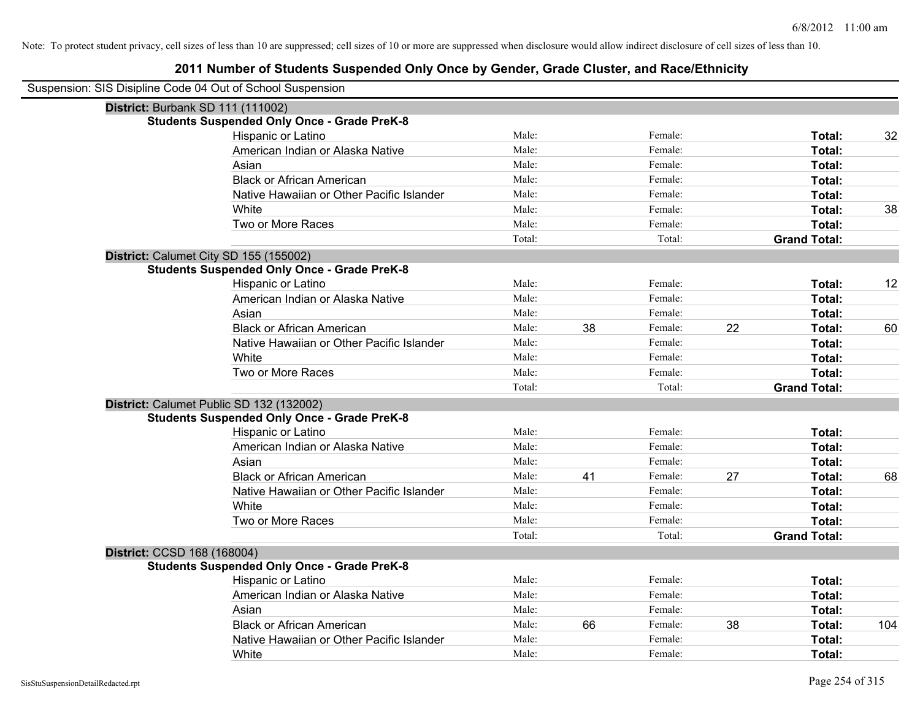Note: To protect student privacy, cell sizes of less than 10 are suppressed; cell sizes of 10 or more are suppressed when disclosure would allow indirect disclosure of cell sizes of less than 10.

# 2011 Number of Students Suspended Only Once by Gender, Grade Cluster, and Race/Ethnicity

Suspension: SIS Disipline Code 04 Out of School Suspension

## District: Burbank SD 111 (111002)

### Students Suspended Only Once - Grade PreK-8

| Race/Ethnicity | Male: | | Female: | | Total: | |
|---|---|---|---|---|---|---|
| Hispanic or Latino | Male: | | Female: | | **Total:** | 32 |
| American Indian or Alaska Native | Male: | | Female: | | **Total:** | |
| Asian | Male: | | Female: | | **Total:** | |
| Black or African American | Male: | | Female: | | **Total:** | |
| Native Hawaiian or Other Pacific Islander | Male: | | Female: | | **Total:** | |
| White | Male: | | Female: | | **Total:** | 38 |
| Two or More Races | Male: | | Female: | | **Total:** | |
| | Total: | | Total: | | **Grand Total:** | |

## District: Calumet City SD 155 (155002)

### Students Suspended Only Once - Grade PreK-8

| Race/Ethnicity | Male: | | Female: | | Total: | |
|---|---|---|---|---|---|---|
| Hispanic or Latino | Male: | | Female: | | **Total:** | 12 |
| American Indian or Alaska Native | Male: | | Female: | | **Total:** | |
| Asian | Male: | | Female: | | **Total:** | |
| Black or African American | Male: | 38 | Female: | 22 | **Total:** | 60 |
| Native Hawaiian or Other Pacific Islander | Male: | | Female: | | **Total:** | |
| White | Male: | | Female: | | **Total:** | |
| Two or More Races | Male: | | Female: | | **Total:** | |
| | Total: | | Total: | | **Grand Total:** | |

## District: Calumet Public SD 132 (132002)

### Students Suspended Only Once - Grade PreK-8

| Race/Ethnicity | Male: | | Female: | | Total: | |
|---|---|---|---|---|---|---|
| Hispanic or Latino | Male: | | Female: | | **Total:** | |
| American Indian or Alaska Native | Male: | | Female: | | **Total:** | |
| Asian | Male: | | Female: | | **Total:** | |
| Black or African American | Male: | 41 | Female: | 27 | **Total:** | 68 |
| Native Hawaiian or Other Pacific Islander | Male: | | Female: | | **Total:** | |
| White | Male: | | Female: | | **Total:** | |
| Two or More Races | Male: | | Female: | | **Total:** | |
| | Total: | | Total: | | **Grand Total:** | |

## District: CCSD 168 (168004)

### Students Suspended Only Once - Grade PreK-8

| Race/Ethnicity | Male: | | Female: | | Total: | |
|---|---|---|---|---|---|---|
| Hispanic or Latino | Male: | | Female: | | **Total:** | |
| American Indian or Alaska Native | Male: | | Female: | | **Total:** | |
| Asian | Male: | | Female: | | **Total:** | |
| Black or African American | Male: | 66 | Female: | 38 | **Total:** | 104 |
| Native Hawaiian or Other Pacific Islander | Male: | | Female: | | **Total:** | |
| White | Male: | | Female: | | **Total:** | |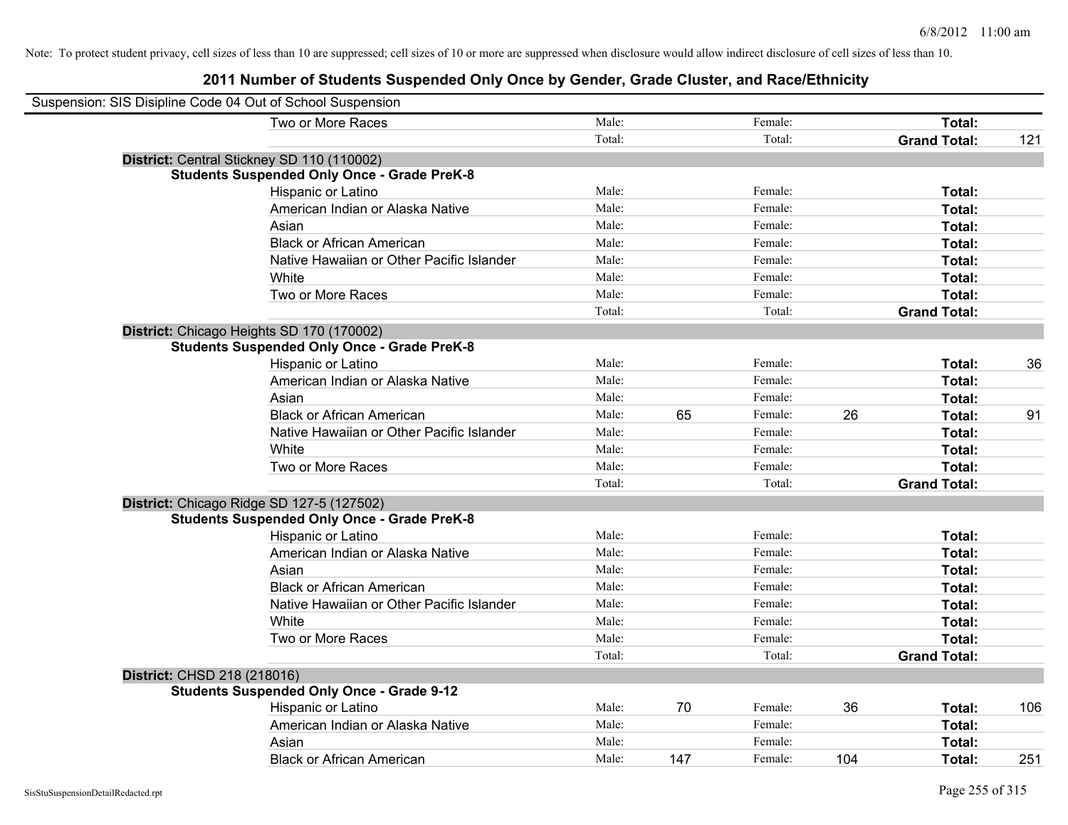Note: To protect student privacy, cell sizes of less than 10 are suppressed; cell sizes of 10 or more are suppressed when disclosure would allow indirect disclosure of cell sizes of less than 10.

## 2011 Number of Students Suspended Only Once by Gender, Grade Cluster, and Race/Ethnicity

Suspension: SIS Disipline Code 04 Out of School Suspension

| | | | | | | |
|---|---|---|---|---|---|---|
| Two or More Races | Male: | | Female: | | **Total:** | |
| | Total: | | Total: | | **Grand Total:** | 121 |

**District:** Central Stickney SD 110 (110002)

**Students Suspended Only Once - Grade PreK-8**

| | | | | | | |
|---|---|---|---|---|---|---|
| Hispanic or Latino | Male: | | Female: | | **Total:** | |
| American Indian or Alaska Native | Male: | | Female: | | **Total:** | |
| Asian | Male: | | Female: | | **Total:** | |
| Black or African American | Male: | | Female: | | **Total:** | |
| Native Hawaiian or Other Pacific Islander | Male: | | Female: | | **Total:** | |
| White | Male: | | Female: | | **Total:** | |
| Two or More Races | Male: | | Female: | | **Total:** | |
| | Total: | | Total: | | **Grand Total:** | |

**District:** Chicago Heights SD 170 (170002)

**Students Suspended Only Once - Grade PreK-8**

| | | | | | | |
|---|---|---|---|---|---|---|
| Hispanic or Latino | Male: | | Female: | | **Total:** | 36 |
| American Indian or Alaska Native | Male: | | Female: | | **Total:** | |
| Asian | Male: | | Female: | | **Total:** | |
| Black or African American | Male: | 65 | Female: | 26 | **Total:** | 91 |
| Native Hawaiian or Other Pacific Islander | Male: | | Female: | | **Total:** | |
| White | Male: | | Female: | | **Total:** | |
| Two or More Races | Male: | | Female: | | **Total:** | |
| | Total: | | Total: | | **Grand Total:** | |

**District:** Chicago Ridge SD 127-5 (127502)

**Students Suspended Only Once - Grade PreK-8**

| | | | | | | |
|---|---|---|---|---|---|---|
| Hispanic or Latino | Male: | | Female: | | **Total:** | |
| American Indian or Alaska Native | Male: | | Female: | | **Total:** | |
| Asian | Male: | | Female: | | **Total:** | |
| Black or African American | Male: | | Female: | | **Total:** | |
| Native Hawaiian or Other Pacific Islander | Male: | | Female: | | **Total:** | |
| White | Male: | | Female: | | **Total:** | |
| Two or More Races | Male: | | Female: | | **Total:** | |
| | Total: | | Total: | | **Grand Total:** | |

**District:** CHSD 218 (218016)

**Students Suspended Only Once - Grade 9-12**

| | | | | | | |
|---|---|---|---|---|---|---|
| Hispanic or Latino | Male: | 70 | Female: | 36 | **Total:** | 106 |
| American Indian or Alaska Native | Male: | | Female: | | **Total:** | |
| Asian | Male: | | Female: | | **Total:** | |
| Black or African American | Male: | 147 | Female: | 104 | **Total:** | 251 |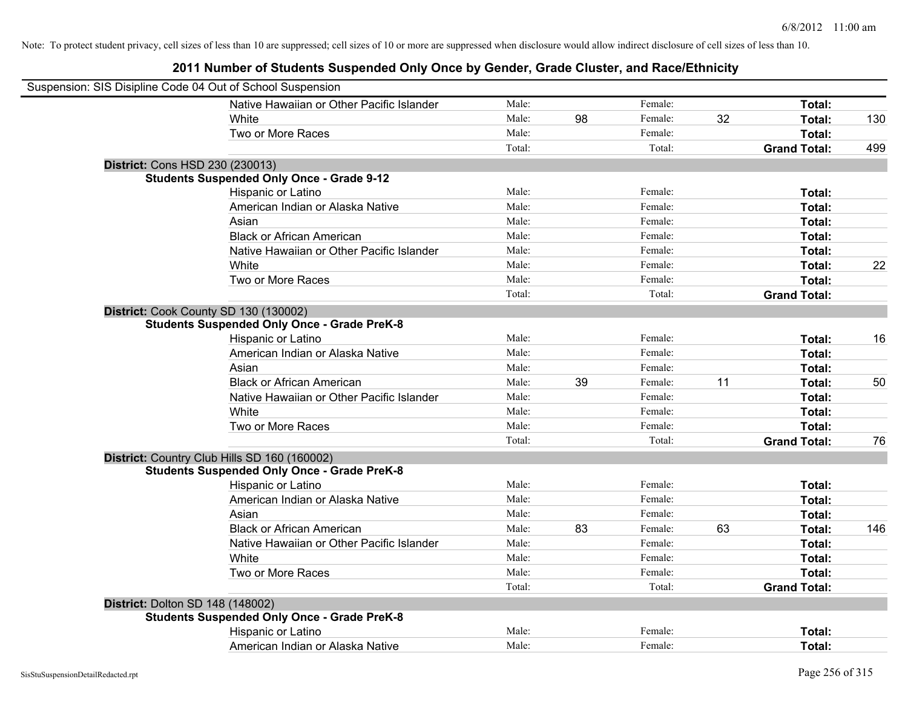Note: To protect student privacy, cell sizes of less than 10 are suppressed; cell sizes of 10 or more are suppressed when disclosure would allow indirect disclosure of cell sizes of less than 10.

## 2011 Number of Students Suspended Only Once by Gender, Grade Cluster, and Race/Ethnicity

Suspension: SIS Disipline Code 04 Out of School Suspension

| | Male: | | Female: | | Total: | |
|---|---|---|---|---|---|---|
| Native Hawaiian or Other Pacific Islander | Male: | | Female: | | **Total:** | |
| White | Male: | 98 | Female: | 32 | **Total:** | 130 |
| Two or More Races | Male: | | Female: | | **Total:** | |
| | Total: | | Total: | | **Grand Total:** | 499 |

**District:** Cons HSD 230 (230013)

**Students Suspended Only Once - Grade 9-12**

| | | | | | | |
|---|---|---|---|---|---|---|
| Hispanic or Latino | Male: | | Female: | | **Total:** | |
| American Indian or Alaska Native | Male: | | Female: | | **Total:** | |
| Asian | Male: | | Female: | | **Total:** | |
| Black or African American | Male: | | Female: | | **Total:** | |
| Native Hawaiian or Other Pacific Islander | Male: | | Female: | | **Total:** | |
| White | Male: | | Female: | | **Total:** | 22 |
| Two or More Races | Male: | | Female: | | **Total:** | |
| | Total: | | Total: | | **Grand Total:** | |

**District:** Cook County SD 130 (130002)

**Students Suspended Only Once - Grade PreK-8**

| | | | | | | |
|---|---|---|---|---|---|---|
| Hispanic or Latino | Male: | | Female: | | **Total:** | 16 |
| American Indian or Alaska Native | Male: | | Female: | | **Total:** | |
| Asian | Male: | | Female: | | **Total:** | |
| Black or African American | Male: | 39 | Female: | 11 | **Total:** | 50 |
| Native Hawaiian or Other Pacific Islander | Male: | | Female: | | **Total:** | |
| White | Male: | | Female: | | **Total:** | |
| Two or More Races | Male: | | Female: | | **Total:** | |
| | Total: | | Total: | | **Grand Total:** | 76 |

**District:** Country Club Hills SD 160 (160002)

**Students Suspended Only Once - Grade PreK-8**

| | | | | | | |
|---|---|---|---|---|---|---|
| Hispanic or Latino | Male: | | Female: | | **Total:** | |
| American Indian or Alaska Native | Male: | | Female: | | **Total:** | |
| Asian | Male: | | Female: | | **Total:** | |
| Black or African American | Male: | 83 | Female: | 63 | **Total:** | 146 |
| Native Hawaiian or Other Pacific Islander | Male: | | Female: | | **Total:** | |
| White | Male: | | Female: | | **Total:** | |
| Two or More Races | Male: | | Female: | | **Total:** | |
| | Total: | | Total: | | **Grand Total:** | |

**District:** Dolton SD 148 (148002)

**Students Suspended Only Once - Grade PreK-8**

| | | | | | | |
|---|---|---|---|---|---|---|
| Hispanic or Latino | Male: | | Female: | | **Total:** | |
| American Indian or Alaska Native | Male: | | Female: | | **Total:** | |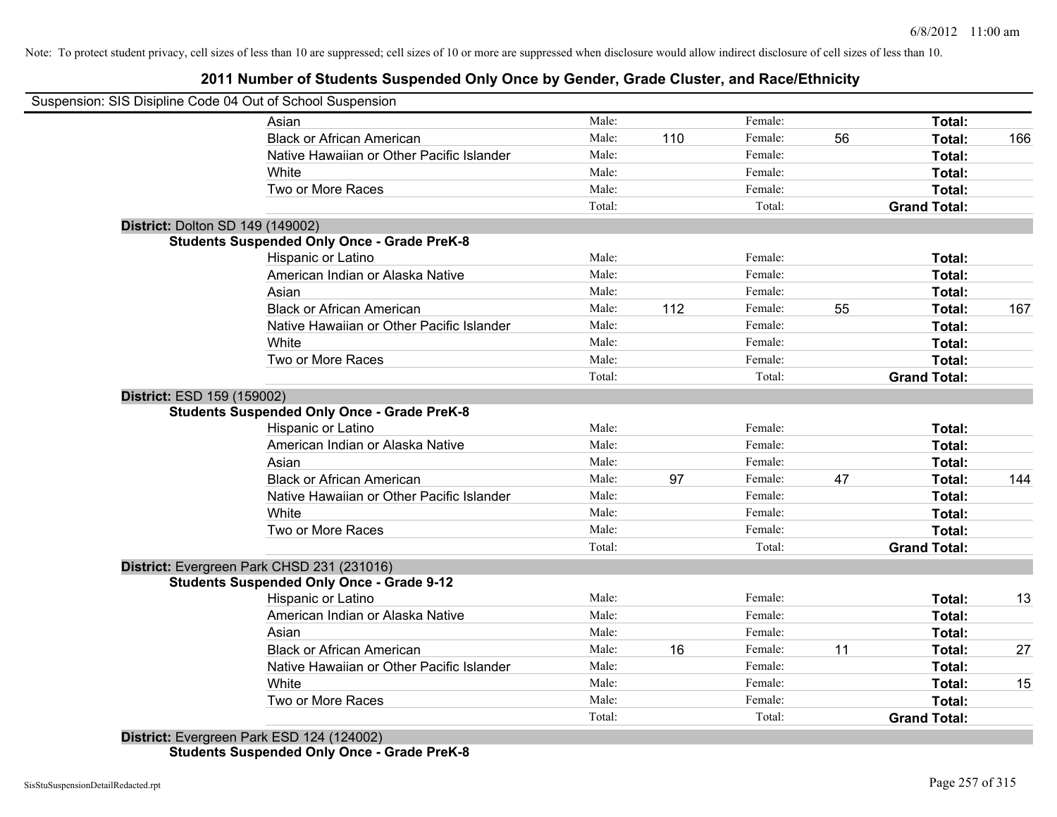Note: To protect student privacy, cell sizes of less than 10 are suppressed; cell sizes of 10 or more are suppressed when disclosure would allow indirect disclosure of cell sizes of less than 10.

## 2011 Number of Students Suspended Only Once by Gender, Grade Cluster, and Race/Ethnicity

Suspension: SIS Disipline Code 04 Out of School Suspension

| | Male: | | Female: | | | |
|---|---|---|---|---|---|---|
| Asian | Male: | | Female: | | **Total:** | |
| Black or African American | Male: | 110 | Female: | 56 | **Total:** | 166 |
| Native Hawaiian or Other Pacific Islander | Male: | | Female: | | **Total:** | |
| White | Male: | | Female: | | **Total:** | |
| Two or More Races | Male: | | Female: | | **Total:** | |
| | Total: | | Total: | | **Grand Total:** | |

**District:** Dolton SD 149 (149002)

**Students Suspended Only Once - Grade PreK-8**

| | | | | | | |
|---|---|---|---|---|---|---|
| Hispanic or Latino | Male: | | Female: | | **Total:** | |
| American Indian or Alaska Native | Male: | | Female: | | **Total:** | |
| Asian | Male: | | Female: | | **Total:** | |
| Black or African American | Male: | 112 | Female: | 55 | **Total:** | 167 |
| Native Hawaiian or Other Pacific Islander | Male: | | Female: | | **Total:** | |
| White | Male: | | Female: | | **Total:** | |
| Two or More Races | Male: | | Female: | | **Total:** | |
| | Total: | | Total: | | **Grand Total:** | |

**District:** ESD 159 (159002)

**Students Suspended Only Once - Grade PreK-8**

| | | | | | | |
|---|---|---|---|---|---|---|
| Hispanic or Latino | Male: | | Female: | | **Total:** | |
| American Indian or Alaska Native | Male: | | Female: | | **Total:** | |
| Asian | Male: | | Female: | | **Total:** | |
| Black or African American | Male: | 97 | Female: | 47 | **Total:** | 144 |
| Native Hawaiian or Other Pacific Islander | Male: | | Female: | | **Total:** | |
| White | Male: | | Female: | | **Total:** | |
| Two or More Races | Male: | | Female: | | **Total:** | |
| | Total: | | Total: | | **Grand Total:** | |

**District:** Evergreen Park CHSD 231 (231016)

**Students Suspended Only Once - Grade 9-12**

| | | | | | | |
|---|---|---|---|---|---|---|
| Hispanic or Latino | Male: | | Female: | | **Total:** | 13 |
| American Indian or Alaska Native | Male: | | Female: | | **Total:** | |
| Asian | Male: | | Female: | | **Total:** | |
| Black or African American | Male: | 16 | Female: | 11 | **Total:** | 27 |
| Native Hawaiian or Other Pacific Islander | Male: | | Female: | | **Total:** | |
| White | Male: | | Female: | | **Total:** | 15 |
| Two or More Races | Male: | | Female: | | **Total:** | |
| | Total: | | Total: | | **Grand Total:** | |

**District:** Evergreen Park ESD 124 (124002)

**Students Suspended Only Once - Grade PreK-8**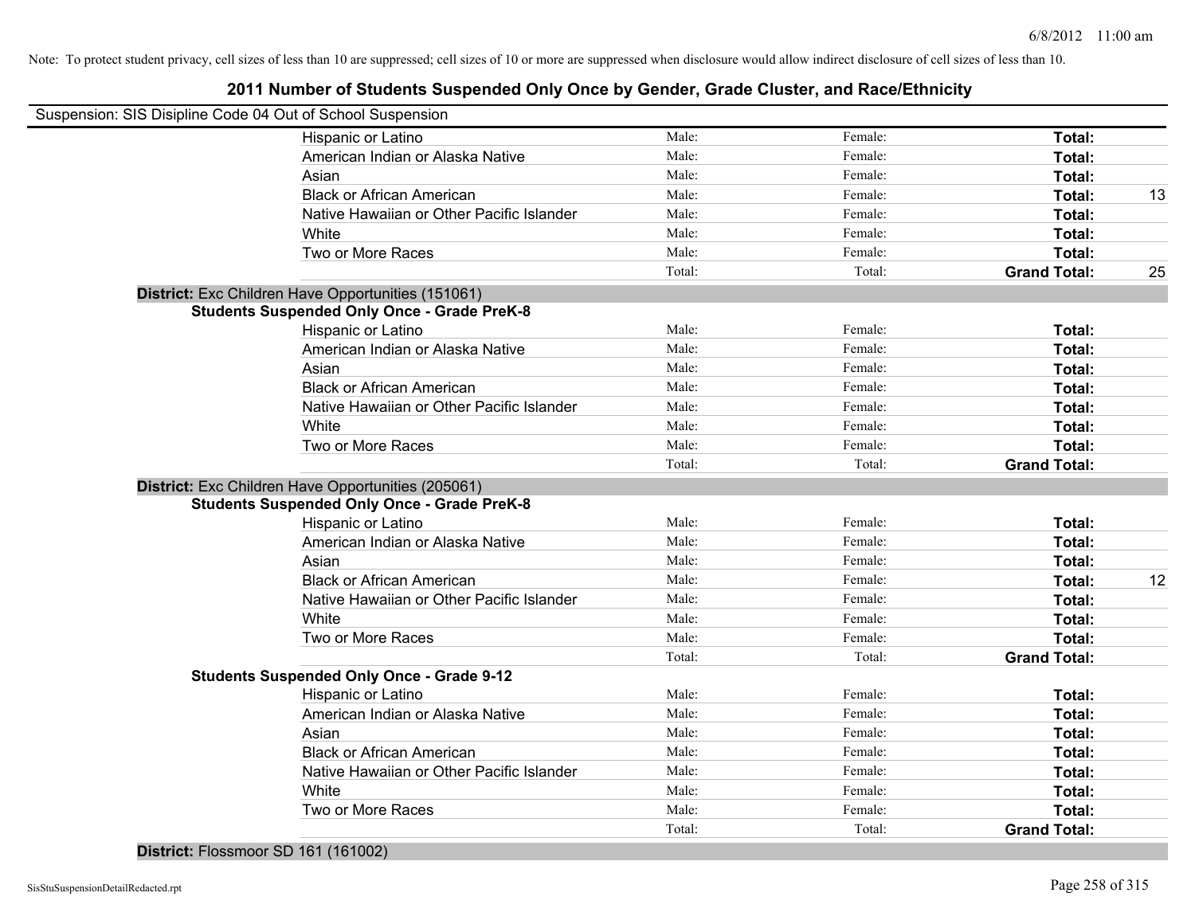Note: To protect student privacy, cell sizes of less than 10 are suppressed; cell sizes of 10 or more are suppressed when disclosure would allow indirect disclosure of cell sizes of less than 10.

# 2011 Number of Students Suspended Only Once by Gender, Grade Cluster, and Race/Ethnicity

Suspension: SIS Disipline Code 04 Out of School Suspension

| | | | | |
|---|---|---|---|---|
| Hispanic or Latino | Male: | Female: | **Total:** | |
| American Indian or Alaska Native | Male: | Female: | **Total:** | |
| Asian | Male: | Female: | **Total:** | |
| Black or African American | Male: | Female: | **Total:** | 13 |
| Native Hawaiian or Other Pacific Islander | Male: | Female: | **Total:** | |
| White | Male: | Female: | **Total:** | |
| Two or More Races | Male: | Female: | **Total:** | |
| | Total: | Total: | **Grand Total:** | 25 |

**District:** Exc Children Have Opportunities (151061)

**Students Suspended Only Once - Grade PreK-8**

| | | | | |
|---|---|---|---|---|
| Hispanic or Latino | Male: | Female: | **Total:** | |
| American Indian or Alaska Native | Male: | Female: | **Total:** | |
| Asian | Male: | Female: | **Total:** | |
| Black or African American | Male: | Female: | **Total:** | |
| Native Hawaiian or Other Pacific Islander | Male: | Female: | **Total:** | |
| White | Male: | Female: | **Total:** | |
| Two or More Races | Male: | Female: | **Total:** | |
| | Total: | Total: | **Grand Total:** | |

**District:** Exc Children Have Opportunities (205061)

**Students Suspended Only Once - Grade PreK-8**

| | | | | |
|---|---|---|---|---|
| Hispanic or Latino | Male: | Female: | **Total:** | |
| American Indian or Alaska Native | Male: | Female: | **Total:** | |
| Asian | Male: | Female: | **Total:** | |
| Black or African American | Male: | Female: | **Total:** | 12 |
| Native Hawaiian or Other Pacific Islander | Male: | Female: | **Total:** | |
| White | Male: | Female: | **Total:** | |
| Two or More Races | Male: | Female: | **Total:** | |
| | Total: | Total: | **Grand Total:** | |

**Students Suspended Only Once - Grade 9-12**

| | | | | |
|---|---|---|---|---|
| Hispanic or Latino | Male: | Female: | **Total:** | |
| American Indian or Alaska Native | Male: | Female: | **Total:** | |
| Asian | Male: | Female: | **Total:** | |
| Black or African American | Male: | Female: | **Total:** | |
| Native Hawaiian or Other Pacific Islander | Male: | Female: | **Total:** | |
| White | Male: | Female: | **Total:** | |
| Two or More Races | Male: | Female: | **Total:** | |
| | Total: | Total: | **Grand Total:** | |

**District:** Flossmoor SD 161 (161002)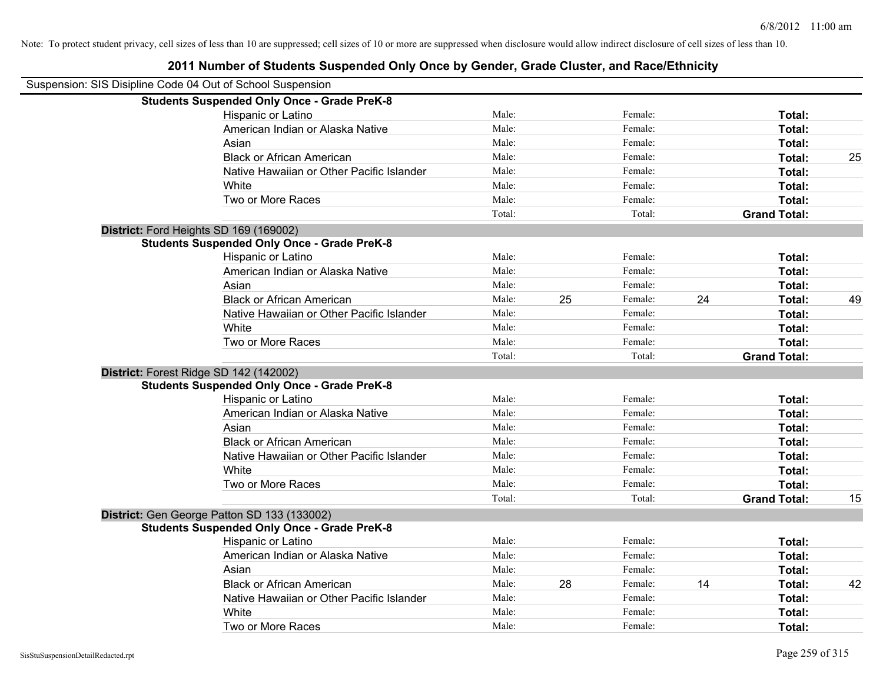Note: To protect student privacy, cell sizes of less than 10 are suppressed; cell sizes of 10 or more are suppressed when disclosure would allow indirect disclosure of cell sizes of less than 10.

## 2011 Number of Students Suspended Only Once by Gender, Grade Cluster, and Race/Ethnicity

Suspension: SIS Disipline Code 04 Out of School Suspension

**Students Suspended Only Once - Grade PreK-8**

| | Male: | | Female: | | | |
|---|---|---|---|---|---|---|
| Hispanic or Latino | Male: | | Female: | | **Total:** | |
| American Indian or Alaska Native | Male: | | Female: | | **Total:** | |
| Asian | Male: | | Female: | | **Total:** | |
| Black or African American | Male: | | Female: | | **Total:** | 25 |
| Native Hawaiian or Other Pacific Islander | Male: | | Female: | | **Total:** | |
| White | Male: | | Female: | | **Total:** | |
| Two or More Races | Male: | | Female: | | **Total:** | |
| | Total: | | Total: | | **Grand Total:** | |

**District:** Ford Heights SD 169 (169002)

**Students Suspended Only Once - Grade PreK-8**

| | | | | | | |
|---|---|---|---|---|---|---|
| Hispanic or Latino | Male: | | Female: | | **Total:** | |
| American Indian or Alaska Native | Male: | | Female: | | **Total:** | |
| Asian | Male: | | Female: | | **Total:** | |
| Black or African American | Male: | 25 | Female: | 24 | **Total:** | 49 |
| Native Hawaiian or Other Pacific Islander | Male: | | Female: | | **Total:** | |
| White | Male: | | Female: | | **Total:** | |
| Two or More Races | Male: | | Female: | | **Total:** | |
| | Total: | | Total: | | **Grand Total:** | |

**District:** Forest Ridge SD 142 (142002)

**Students Suspended Only Once - Grade PreK-8**

| | | | | | | |
|---|---|---|---|---|---|---|
| Hispanic or Latino | Male: | | Female: | | **Total:** | |
| American Indian or Alaska Native | Male: | | Female: | | **Total:** | |
| Asian | Male: | | Female: | | **Total:** | |
| Black or African American | Male: | | Female: | | **Total:** | |
| Native Hawaiian or Other Pacific Islander | Male: | | Female: | | **Total:** | |
| White | Male: | | Female: | | **Total:** | |
| Two or More Races | Male: | | Female: | | **Total:** | |
| | Total: | | Total: | | **Grand Total:** | 15 |

**District:** Gen George Patton SD 133 (133002)

**Students Suspended Only Once - Grade PreK-8**

| | | | | | | |
|---|---|---|---|---|---|---|
| Hispanic or Latino | Male: | | Female: | | **Total:** | |
| American Indian or Alaska Native | Male: | | Female: | | **Total:** | |
| Asian | Male: | | Female: | | **Total:** | |
| Black or African American | Male: | 28 | Female: | 14 | **Total:** | 42 |
| Native Hawaiian or Other Pacific Islander | Male: | | Female: | | **Total:** | |
| White | Male: | | Female: | | **Total:** | |
| Two or More Races | Male: | | Female: | | **Total:** | |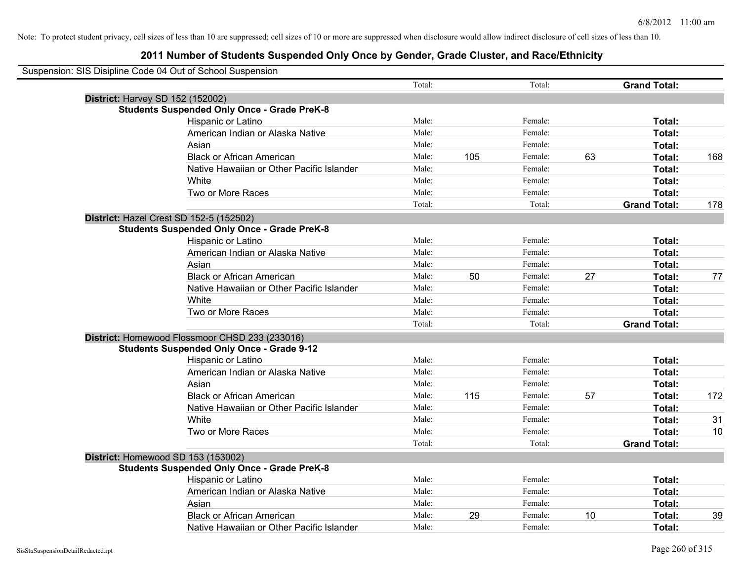Note: To protect student privacy, cell sizes of less than 10 are suppressed; cell sizes of 10 or more are suppressed when disclosure would allow indirect disclosure of cell sizes of less than 10.

# 2011 Number of Students Suspended Only Once by Gender, Grade Cluster, and Race/Ethnicity

Suspension: SIS Disipline Code 04 Out of School Suspension

| | | | | | | |
|---|---|---|---|---|---|---|
| | Total: | | Total: | | **Grand Total:** | |
| **District:** Harvey SD 152 (152002) | | | | | | |
| **Students Suspended Only Once - Grade PreK-8** | | | | | | |
| Hispanic or Latino | Male: | | Female: | | **Total:** | |
| American Indian or Alaska Native | Male: | | Female: | | **Total:** | |
| Asian | Male: | | Female: | | **Total:** | |
| Black or African American | Male: | 105 | Female: | 63 | **Total:** | 168 |
| Native Hawaiian or Other Pacific Islander | Male: | | Female: | | **Total:** | |
| White | Male: | | Female: | | **Total:** | |
| Two or More Races | Male: | | Female: | | **Total:** | |
| | Total: | | Total: | | **Grand Total:** | 178 |
| **District:** Hazel Crest SD 152-5 (152502) | | | | | | |
| **Students Suspended Only Once - Grade PreK-8** | | | | | | |
| Hispanic or Latino | Male: | | Female: | | **Total:** | |
| American Indian or Alaska Native | Male: | | Female: | | **Total:** | |
| Asian | Male: | | Female: | | **Total:** | |
| Black or African American | Male: | 50 | Female: | 27 | **Total:** | 77 |
| Native Hawaiian or Other Pacific Islander | Male: | | Female: | | **Total:** | |
| White | Male: | | Female: | | **Total:** | |
| Two or More Races | Male: | | Female: | | **Total:** | |
| | Total: | | Total: | | **Grand Total:** | |
| **District:** Homewood Flossmoor CHSD 233 (233016) | | | | | | |
| **Students Suspended Only Once - Grade 9-12** | | | | | | |
| Hispanic or Latino | Male: | | Female: | | **Total:** | |
| American Indian or Alaska Native | Male: | | Female: | | **Total:** | |
| Asian | Male: | | Female: | | **Total:** | |
| Black or African American | Male: | 115 | Female: | 57 | **Total:** | 172 |
| Native Hawaiian or Other Pacific Islander | Male: | | Female: | | **Total:** | |
| White | Male: | | Female: | | **Total:** | 31 |
| Two or More Races | Male: | | Female: | | **Total:** | 10 |
| | Total: | | Total: | | **Grand Total:** | |
| **District:** Homewood SD 153 (153002) | | | | | | |
| **Students Suspended Only Once - Grade PreK-8** | | | | | | |
| Hispanic or Latino | Male: | | Female: | | **Total:** | |
| American Indian or Alaska Native | Male: | | Female: | | **Total:** | |
| Asian | Male: | | Female: | | **Total:** | |
| Black or African American | Male: | 29 | Female: | 10 | **Total:** | 39 |
| Native Hawaiian or Other Pacific Islander | Male: | | Female: | | **Total:** | |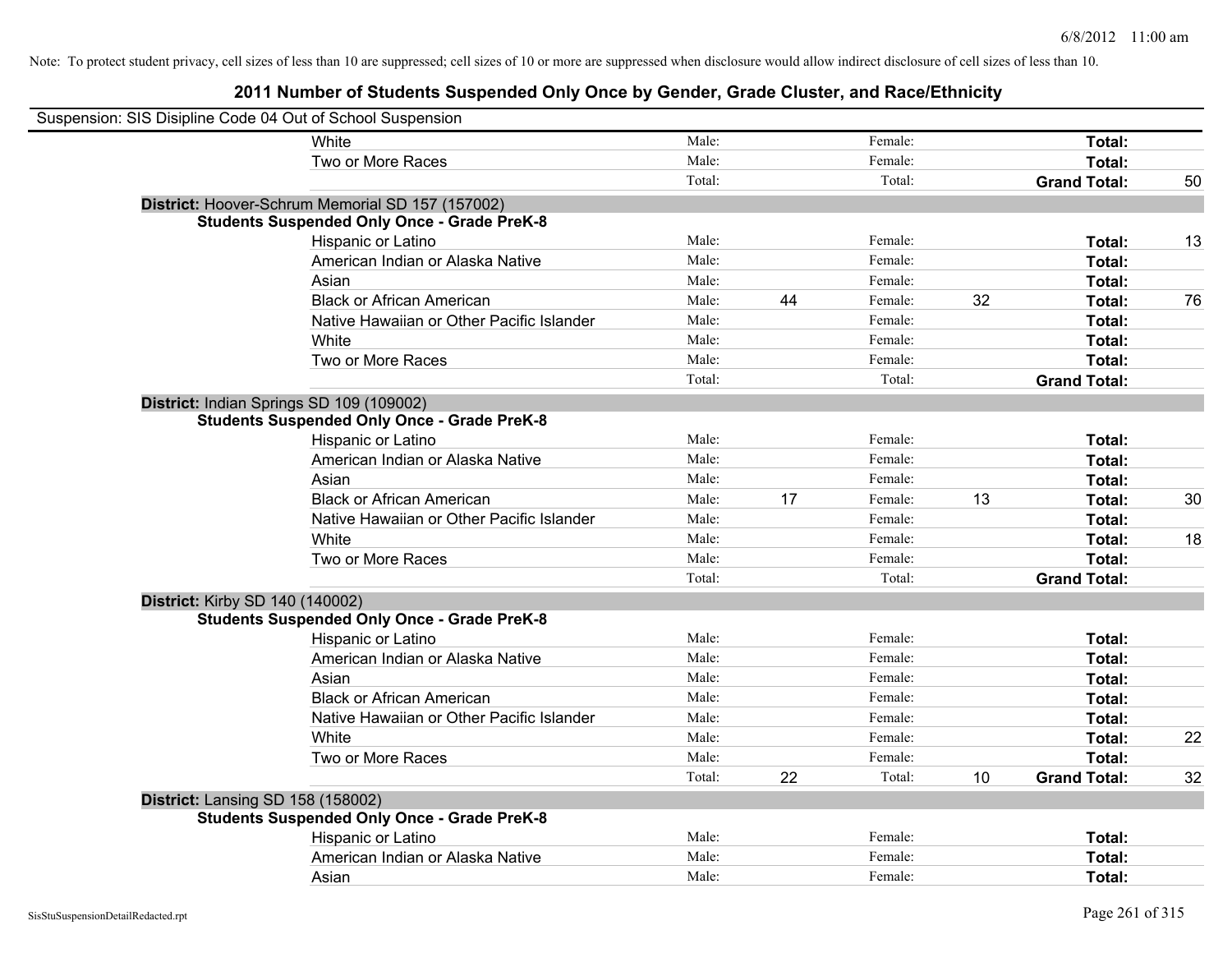Note: To protect student privacy, cell sizes of less than 10 are suppressed; cell sizes of 10 or more are suppressed when disclosure would allow indirect disclosure of cell sizes of less than 10.

# 2011 Number of Students Suspended Only Once by Gender, Grade Cluster, and Race/Ethnicity

Suspension: SIS Disipline Code 04 Out of School Suspension

| | | | | | | |
|---|---|---|---|---|---|---|
| White | Male: | | Female: | | **Total:** | |
| Two or More Races | Male: | | Female: | | **Total:** | |
| | Total: | | Total: | | **Grand Total:** | 50 |

**District:** Hoover-Schrum Memorial SD 157 (157002)

**Students Suspended Only Once - Grade PreK-8**

| | | | | | | |
|---|---|---|---|---|---|---|
| Hispanic or Latino | Male: | | Female: | | **Total:** | 13 |
| American Indian or Alaska Native | Male: | | Female: | | **Total:** | |
| Asian | Male: | | Female: | | **Total:** | |
| Black or African American | Male: | 44 | Female: | 32 | **Total:** | 76 |
| Native Hawaiian or Other Pacific Islander | Male: | | Female: | | **Total:** | |
| White | Male: | | Female: | | **Total:** | |
| Two or More Races | Male: | | Female: | | **Total:** | |
| | Total: | | Total: | | **Grand Total:** | |

**District:** Indian Springs SD 109 (109002)

**Students Suspended Only Once - Grade PreK-8**

| | | | | | | |
|---|---|---|---|---|---|---|
| Hispanic or Latino | Male: | | Female: | | **Total:** | |
| American Indian or Alaska Native | Male: | | Female: | | **Total:** | |
| Asian | Male: | | Female: | | **Total:** | |
| Black or African American | Male: | 17 | Female: | 13 | **Total:** | 30 |
| Native Hawaiian or Other Pacific Islander | Male: | | Female: | | **Total:** | |
| White | Male: | | Female: | | **Total:** | 18 |
| Two or More Races | Male: | | Female: | | **Total:** | |
| | Total: | | Total: | | **Grand Total:** | |

**District:** Kirby SD 140 (140002)

**Students Suspended Only Once - Grade PreK-8**

| | | | | | | |
|---|---|---|---|---|---|---|
| Hispanic or Latino | Male: | | Female: | | **Total:** | |
| American Indian or Alaska Native | Male: | | Female: | | **Total:** | |
| Asian | Male: | | Female: | | **Total:** | |
| Black or African American | Male: | | Female: | | **Total:** | |
| Native Hawaiian or Other Pacific Islander | Male: | | Female: | | **Total:** | |
| White | Male: | | Female: | | **Total:** | 22 |
| Two or More Races | Male: | | Female: | | **Total:** | |
| | Total: | 22 | Total: | 10 | **Grand Total:** | 32 |

**District:** Lansing SD 158 (158002)

**Students Suspended Only Once - Grade PreK-8**

| | | | | | | |
|---|---|---|---|---|---|---|
| Hispanic or Latino | Male: | | Female: | | **Total:** | |
| American Indian or Alaska Native | Male: | | Female: | | **Total:** | |
| Asian | Male: | | Female: | | **Total:** | |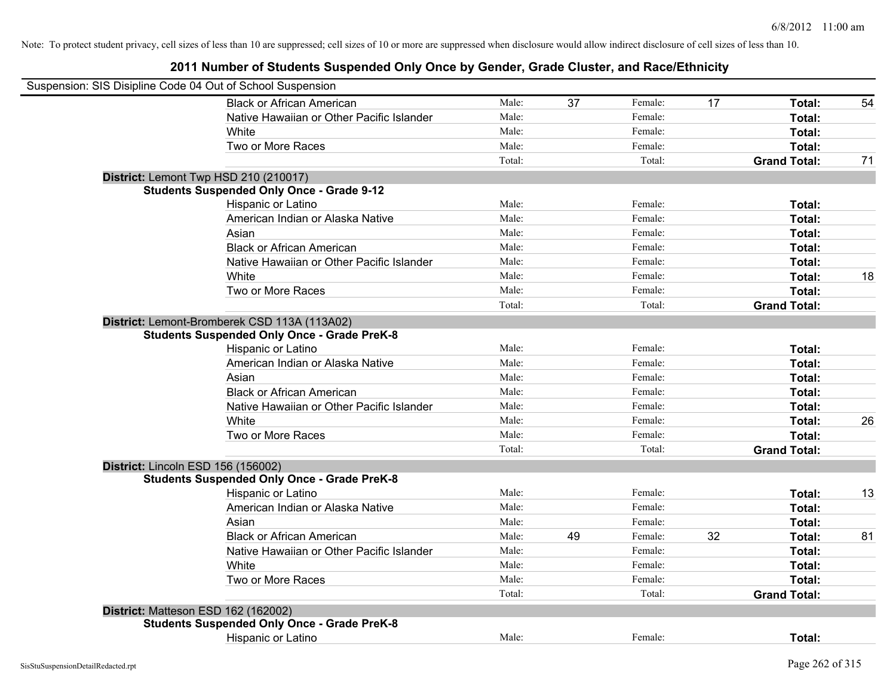Note: To protect student privacy, cell sizes of less than 10 are suppressed; cell sizes of 10 or more are suppressed when disclosure would allow indirect disclosure of cell sizes of less than 10.

# 2011 Number of Students Suspended Only Once by Gender, Grade Cluster, and Race/Ethnicity

Suspension: SIS Disipline Code 04 Out of School Suspension

| | | | | | | |
|---|---|---|---|---|---|---|
| Black or African American | Male: | 37 | Female: | 17 | **Total:** | 54 |
| Native Hawaiian or Other Pacific Islander | Male: | | Female: | | **Total:** | |
| White | Male: | | Female: | | **Total:** | |
| Two or More Races | Male: | | Female: | | **Total:** | |
| | Total: | | Total: | | **Grand Total:** | 71 |

**District:** Lemont Twp HSD 210 (210017)

**Students Suspended Only Once - Grade 9-12**

| | | | | | | |
|---|---|---|---|---|---|---|
| Hispanic or Latino | Male: | | Female: | | **Total:** | |
| American Indian or Alaska Native | Male: | | Female: | | **Total:** | |
| Asian | Male: | | Female: | | **Total:** | |
| Black or African American | Male: | | Female: | | **Total:** | |
| Native Hawaiian or Other Pacific Islander | Male: | | Female: | | **Total:** | |
| White | Male: | | Female: | | **Total:** | 18 |
| Two or More Races | Male: | | Female: | | **Total:** | |
| | Total: | | Total: | | **Grand Total:** | |

**District:** Lemont-Bromberek CSD 113A (113A02)

**Students Suspended Only Once - Grade PreK-8**

| | | | | | | |
|---|---|---|---|---|---|---|
| Hispanic or Latino | Male: | | Female: | | **Total:** | |
| American Indian or Alaska Native | Male: | | Female: | | **Total:** | |
| Asian | Male: | | Female: | | **Total:** | |
| Black or African American | Male: | | Female: | | **Total:** | |
| Native Hawaiian or Other Pacific Islander | Male: | | Female: | | **Total:** | |
| White | Male: | | Female: | | **Total:** | 26 |
| Two or More Races | Male: | | Female: | | **Total:** | |
| | Total: | | Total: | | **Grand Total:** | |

**District:** Lincoln ESD 156 (156002)

**Students Suspended Only Once - Grade PreK-8**

| | | | | | | |
|---|---|---|---|---|---|---|
| Hispanic or Latino | Male: | | Female: | | **Total:** | 13 |
| American Indian or Alaska Native | Male: | | Female: | | **Total:** | |
| Asian | Male: | | Female: | | **Total:** | |
| Black or African American | Male: | 49 | Female: | 32 | **Total:** | 81 |
| Native Hawaiian or Other Pacific Islander | Male: | | Female: | | **Total:** | |
| White | Male: | | Female: | | **Total:** | |
| Two or More Races | Male: | | Female: | | **Total:** | |
| | Total: | | Total: | | **Grand Total:** | |

**District:** Matteson ESD 162 (162002)

**Students Suspended Only Once - Grade PreK-8**

| | | | | | | |
|---|---|---|---|---|---|---|
| Hispanic or Latino | Male: | | Female: | | **Total:** | |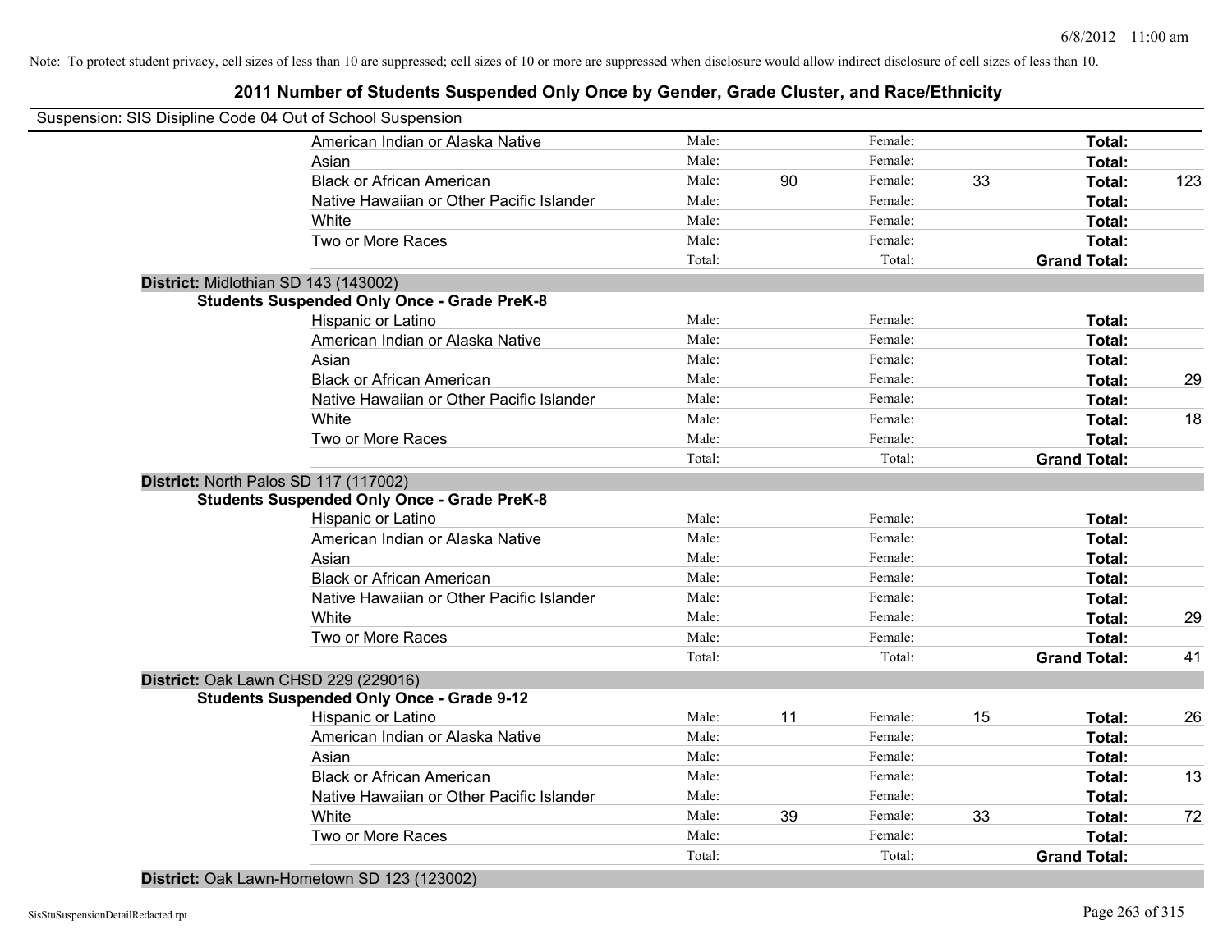Note: To protect student privacy, cell sizes of less than 10 are suppressed; cell sizes of 10 or more are suppressed when disclosure would allow indirect disclosure of cell sizes of less than 10.

# 2011 Number of Students Suspended Only Once by Gender, Grade Cluster, and Race/Ethnicity

Suspension: SIS Disipline Code 04 Out of School Suspension

| | | | | | | |
|---|---|---|---|---|---|---|
| American Indian or Alaska Native | Male: | | Female: | | **Total:** | |
| Asian | Male: | | Female: | | **Total:** | |
| Black or African American | Male: | 90 | Female: | 33 | **Total:** | 123 |
| Native Hawaiian or Other Pacific Islander | Male: | | Female: | | **Total:** | |
| White | Male: | | Female: | | **Total:** | |
| Two or More Races | Male: | | Female: | | **Total:** | |
| | Total: | | Total: | | **Grand Total:** | |

**District:** Midlothian SD 143 (143002)

**Students Suspended Only Once - Grade PreK-8**

| | | | | | | |
|---|---|---|---|---|---|---|
| Hispanic or Latino | Male: | | Female: | | **Total:** | |
| American Indian or Alaska Native | Male: | | Female: | | **Total:** | |
| Asian | Male: | | Female: | | **Total:** | |
| Black or African American | Male: | | Female: | | **Total:** | 29 |
| Native Hawaiian or Other Pacific Islander | Male: | | Female: | | **Total:** | |
| White | Male: | | Female: | | **Total:** | 18 |
| Two or More Races | Male: | | Female: | | **Total:** | |
| | Total: | | Total: | | **Grand Total:** | |

**District:** North Palos SD 117 (117002)

**Students Suspended Only Once - Grade PreK-8**

| | | | | | | |
|---|---|---|---|---|---|---|
| Hispanic or Latino | Male: | | Female: | | **Total:** | |
| American Indian or Alaska Native | Male: | | Female: | | **Total:** | |
| Asian | Male: | | Female: | | **Total:** | |
| Black or African American | Male: | | Female: | | **Total:** | |
| Native Hawaiian or Other Pacific Islander | Male: | | Female: | | **Total:** | |
| White | Male: | | Female: | | **Total:** | 29 |
| Two or More Races | Male: | | Female: | | **Total:** | |
| | Total: | | Total: | | **Grand Total:** | 41 |

**District:** Oak Lawn CHSD 229 (229016)

**Students Suspended Only Once - Grade 9-12**

| | | | | | | |
|---|---|---|---|---|---|---|
| Hispanic or Latino | Male: | 11 | Female: | 15 | **Total:** | 26 |
| American Indian or Alaska Native | Male: | | Female: | | **Total:** | |
| Asian | Male: | | Female: | | **Total:** | |
| Black or African American | Male: | | Female: | | **Total:** | 13 |
| Native Hawaiian or Other Pacific Islander | Male: | | Female: | | **Total:** | |
| White | Male: | 39 | Female: | 33 | **Total:** | 72 |
| Two or More Races | Male: | | Female: | | **Total:** | |
| | Total: | | Total: | | **Grand Total:** | |

**District:** Oak Lawn-Hometown SD 123 (123002)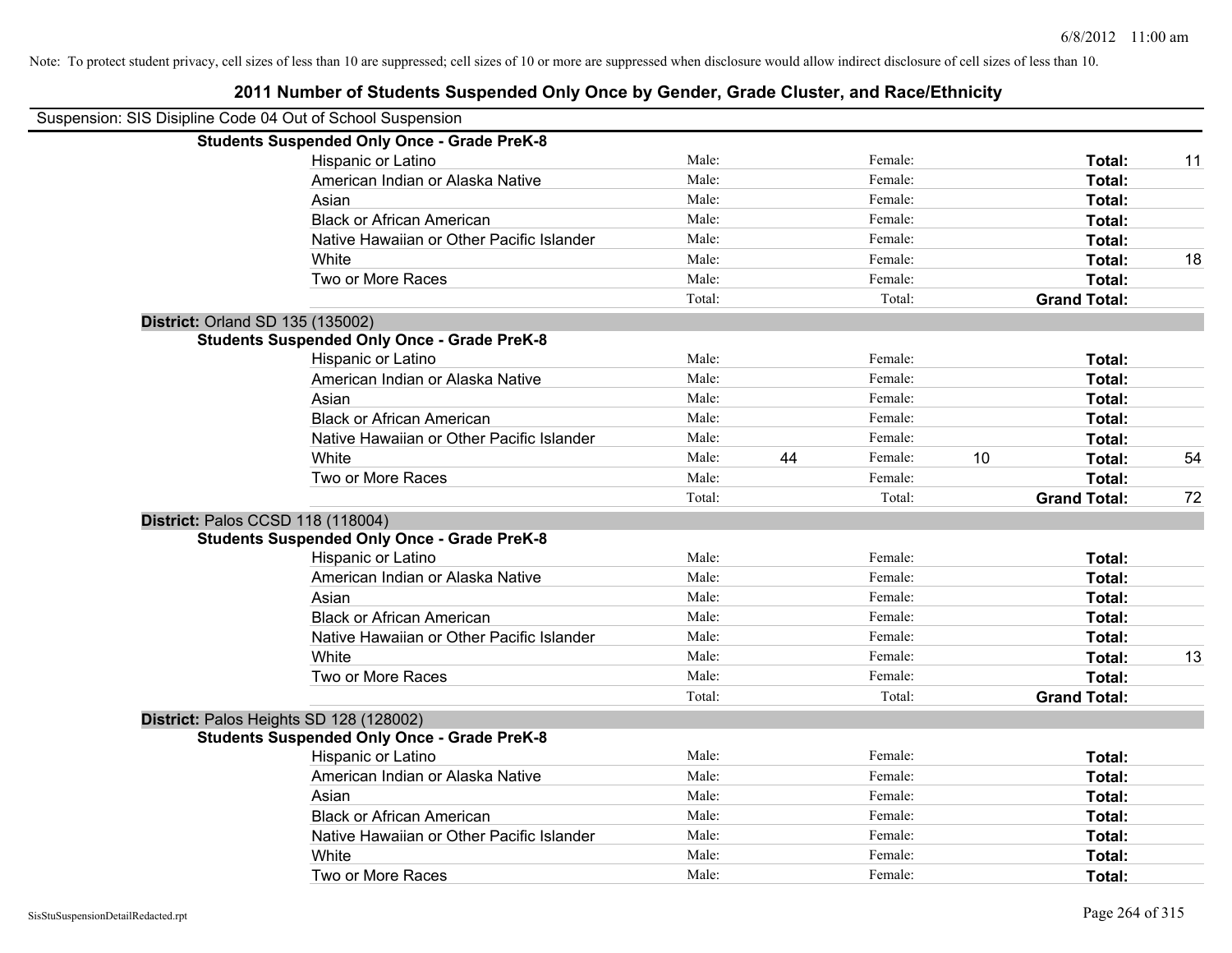Note: To protect student privacy, cell sizes of less than 10 are suppressed; cell sizes of 10 or more are suppressed when disclosure would allow indirect disclosure of cell sizes of less than 10.

# 2011 Number of Students Suspended Only Once by Gender, Grade Cluster, and Race/Ethnicity

Suspension: SIS Disipline Code 04 Out of School Suspension

**Students Suspended Only Once - Grade PreK-8**

| | Male: | | Female: | | | |
|---|---|---|---|---|---|---|
| Hispanic or Latino | Male: | | Female: | | **Total:** | 11 |
| American Indian or Alaska Native | Male: | | Female: | | **Total:** | |
| Asian | Male: | | Female: | | **Total:** | |
| Black or African American | Male: | | Female: | | **Total:** | |
| Native Hawaiian or Other Pacific Islander | Male: | | Female: | | **Total:** | |
| White | Male: | | Female: | | **Total:** | 18 |
| Two or More Races | Male: | | Female: | | **Total:** | |
| | Total: | | Total: | | **Grand Total:** | |

**District:** Orland SD 135 (135002)

**Students Suspended Only Once - Grade PreK-8**

| | Male: | | Female: | | | |
|---|---|---|---|---|---|---|
| Hispanic or Latino | Male: | | Female: | | **Total:** | |
| American Indian or Alaska Native | Male: | | Female: | | **Total:** | |
| Asian | Male: | | Female: | | **Total:** | |
| Black or African American | Male: | | Female: | | **Total:** | |
| Native Hawaiian or Other Pacific Islander | Male: | | Female: | | **Total:** | |
| White | Male: | 44 | Female: | 10 | **Total:** | 54 |
| Two or More Races | Male: | | Female: | | **Total:** | |
| | Total: | | Total: | | **Grand Total:** | 72 |

**District:** Palos CCSD 118 (118004)

**Students Suspended Only Once - Grade PreK-8**

| | Male: | | Female: | | | |
|---|---|---|---|---|---|---|
| Hispanic or Latino | Male: | | Female: | | **Total:** | |
| American Indian or Alaska Native | Male: | | Female: | | **Total:** | |
| Asian | Male: | | Female: | | **Total:** | |
| Black or African American | Male: | | Female: | | **Total:** | |
| Native Hawaiian or Other Pacific Islander | Male: | | Female: | | **Total:** | |
| White | Male: | | Female: | | **Total:** | 13 |
| Two or More Races | Male: | | Female: | | **Total:** | |
| | Total: | | Total: | | **Grand Total:** | |

**District:** Palos Heights SD 128 (128002)

**Students Suspended Only Once - Grade PreK-8**

| | Male: | | Female: | | | |
|---|---|---|---|---|---|---|
| Hispanic or Latino | Male: | | Female: | | **Total:** | |
| American Indian or Alaska Native | Male: | | Female: | | **Total:** | |
| Asian | Male: | | Female: | | **Total:** | |
| Black or African American | Male: | | Female: | | **Total:** | |
| Native Hawaiian or Other Pacific Islander | Male: | | Female: | | **Total:** | |
| White | Male: | | Female: | | **Total:** | |
| Two or More Races | Male: | | Female: | | **Total:** | |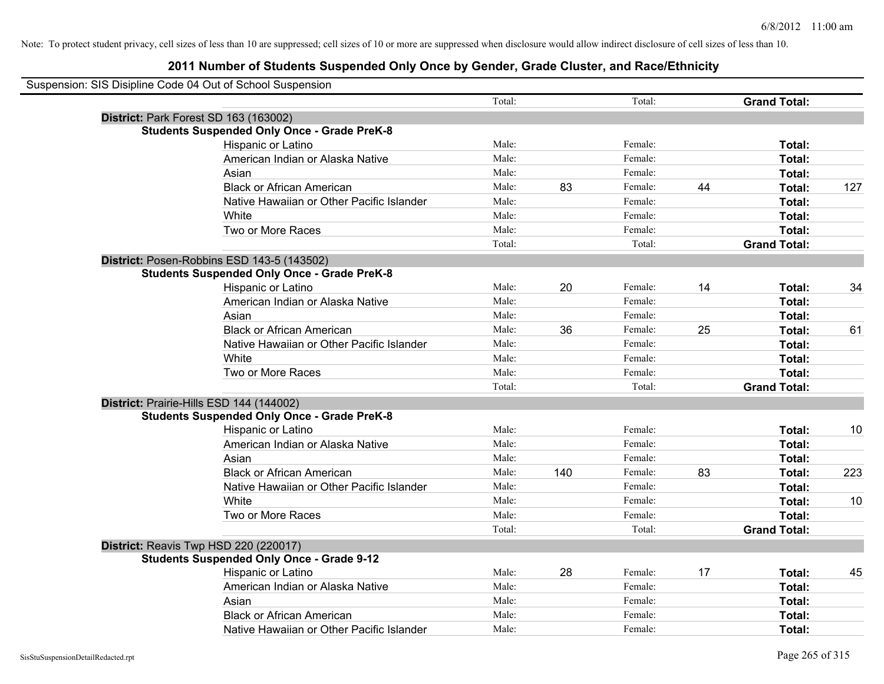Note: To protect student privacy, cell sizes of less than 10 are suppressed; cell sizes of 10 or more are suppressed when disclosure would allow indirect disclosure of cell sizes of less than 10.

## 2011 Number of Students Suspended Only Once by Gender, Grade Cluster, and Race/Ethnicity

Suspension: SIS Disipline Code 04 Out of School Suspension

| | | | | | | | |
|---|---|---|---|---|---|---|---|
| | | Total: | | Total: | | **Grand Total:** | |
| **District:** Park Forest SD 163 (163002) | | | | | | | |
| **Students Suspended Only Once - Grade PreK-8** | | | | | | | |
| | Hispanic or Latino | Male: | | Female: | | **Total:** | |
| | American Indian or Alaska Native | Male: | | Female: | | **Total:** | |
| | Asian | Male: | | Female: | | **Total:** | |
| | Black or African American | Male: | 83 | Female: | 44 | **Total:** | 127 |
| | Native Hawaiian or Other Pacific Islander | Male: | | Female: | | **Total:** | |
| | White | Male: | | Female: | | **Total:** | |
| | Two or More Races | Male: | | Female: | | **Total:** | |
| | | Total: | | Total: | | **Grand Total:** | |
| **District:** Posen-Robbins ESD 143-5 (143502) | | | | | | | |
| **Students Suspended Only Once - Grade PreK-8** | | | | | | | |
| | Hispanic or Latino | Male: | 20 | Female: | 14 | **Total:** | 34 |
| | American Indian or Alaska Native | Male: | | Female: | | **Total:** | |
| | Asian | Male: | | Female: | | **Total:** | |
| | Black or African American | Male: | 36 | Female: | 25 | **Total:** | 61 |
| | Native Hawaiian or Other Pacific Islander | Male: | | Female: | | **Total:** | |
| | White | Male: | | Female: | | **Total:** | |
| | Two or More Races | Male: | | Female: | | **Total:** | |
| | | Total: | | Total: | | **Grand Total:** | |
| **District:** Prairie-Hills ESD 144 (144002) | | | | | | | |
| **Students Suspended Only Once - Grade PreK-8** | | | | | | | |
| | Hispanic or Latino | Male: | | Female: | | **Total:** | 10 |
| | American Indian or Alaska Native | Male: | | Female: | | **Total:** | |
| | Asian | Male: | | Female: | | **Total:** | |
| | Black or African American | Male: | 140 | Female: | 83 | **Total:** | 223 |
| | Native Hawaiian or Other Pacific Islander | Male: | | Female: | | **Total:** | |
| | White | Male: | | Female: | | **Total:** | 10 |
| | Two or More Races | Male: | | Female: | | **Total:** | |
| | | Total: | | Total: | | **Grand Total:** | |
| **District:** Reavis Twp HSD 220 (220017) | | | | | | | |
| **Students Suspended Only Once - Grade 9-12** | | | | | | | |
| | Hispanic or Latino | Male: | 28 | Female: | 17 | **Total:** | 45 |
| | American Indian or Alaska Native | Male: | | Female: | | **Total:** | |
| | Asian | Male: | | Female: | | **Total:** | |
| | Black or African American | Male: | | Female: | | **Total:** | |
| | Native Hawaiian or Other Pacific Islander | Male: | | Female: | | **Total:** | |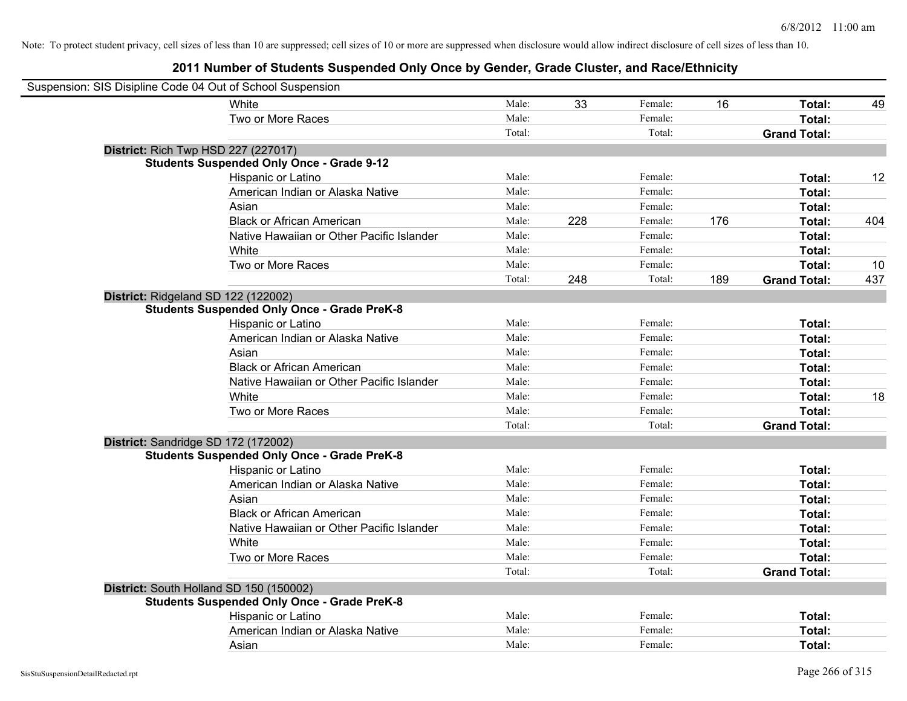Note: To protect student privacy, cell sizes of less than 10 are suppressed; cell sizes of 10 or more are suppressed when disclosure would allow indirect disclosure of cell sizes of less than 10.

# 2011 Number of Students Suspended Only Once by Gender, Grade Cluster, and Race/Ethnicity

Suspension: SIS Disipline Code 04 Out of School Suspension

| | | | | | | |
|---|---|---|---|---|---|---|
| White | Male: | 33 | Female: | 16 | **Total:** | 49 |
| Two or More Races | Male: | | Female: | | **Total:** | |
| | Total: | | Total: | | **Grand Total:** | |

**District:** Rich Twp HSD 227 (227017)

**Students Suspended Only Once - Grade 9-12**

| | | | | | | |
|---|---|---|---|---|---|---|
| Hispanic or Latino | Male: | | Female: | | **Total:** | 12 |
| American Indian or Alaska Native | Male: | | Female: | | **Total:** | |
| Asian | Male: | | Female: | | **Total:** | |
| Black or African American | Male: | 228 | Female: | 176 | **Total:** | 404 |
| Native Hawaiian or Other Pacific Islander | Male: | | Female: | | **Total:** | |
| White | Male: | | Female: | | **Total:** | |
| Two or More Races | Male: | | Female: | | **Total:** | 10 |
| | Total: | 248 | Total: | 189 | **Grand Total:** | 437 |

**District:** Ridgeland SD 122 (122002)

**Students Suspended Only Once - Grade PreK-8**

| | | | | | | |
|---|---|---|---|---|---|---|
| Hispanic or Latino | Male: | | Female: | | **Total:** | |
| American Indian or Alaska Native | Male: | | Female: | | **Total:** | |
| Asian | Male: | | Female: | | **Total:** | |
| Black or African American | Male: | | Female: | | **Total:** | |
| Native Hawaiian or Other Pacific Islander | Male: | | Female: | | **Total:** | |
| White | Male: | | Female: | | **Total:** | 18 |
| Two or More Races | Male: | | Female: | | **Total:** | |
| | Total: | | Total: | | **Grand Total:** | |

**District:** Sandridge SD 172 (172002)

**Students Suspended Only Once - Grade PreK-8**

| | | | | | | |
|---|---|---|---|---|---|---|
| Hispanic or Latino | Male: | | Female: | | **Total:** | |
| American Indian or Alaska Native | Male: | | Female: | | **Total:** | |
| Asian | Male: | | Female: | | **Total:** | |
| Black or African American | Male: | | Female: | | **Total:** | |
| Native Hawaiian or Other Pacific Islander | Male: | | Female: | | **Total:** | |
| White | Male: | | Female: | | **Total:** | |
| Two or More Races | Male: | | Female: | | **Total:** | |
| | Total: | | Total: | | **Grand Total:** | |

**District:** South Holland SD 150 (150002)

**Students Suspended Only Once - Grade PreK-8**

| | | | | | | |
|---|---|---|---|---|---|---|
| Hispanic or Latino | Male: | | Female: | | **Total:** | |
| American Indian or Alaska Native | Male: | | Female: | | **Total:** | |
| Asian | Male: | | Female: | | **Total:** | |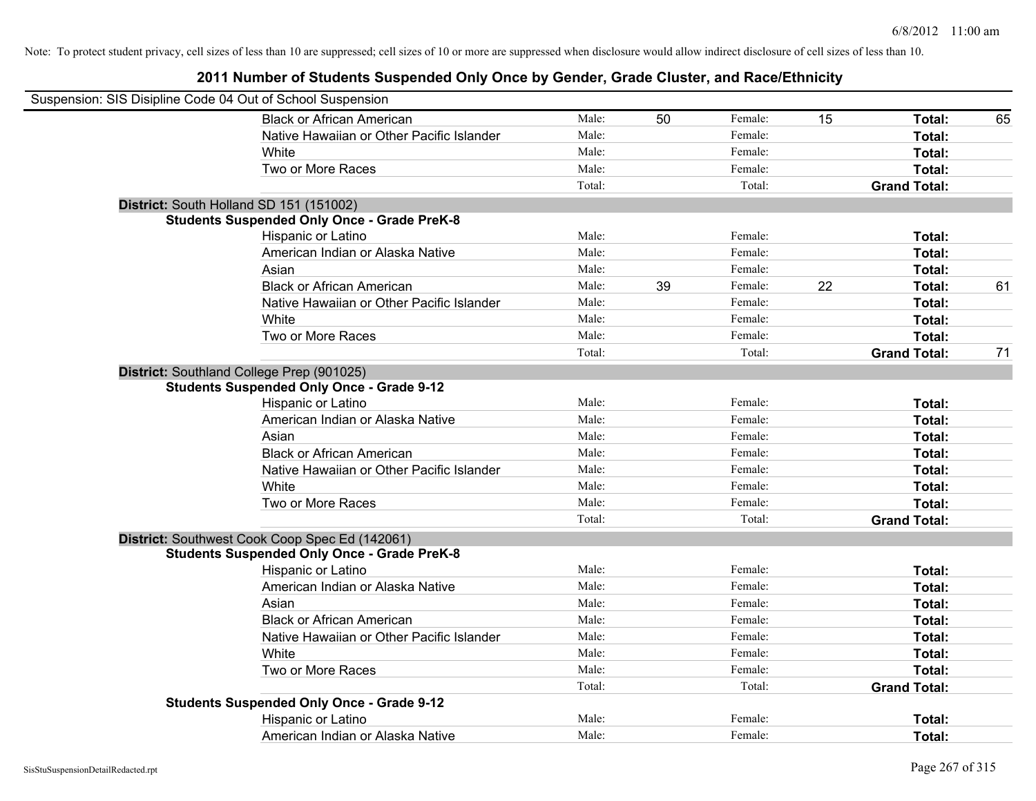Note: To protect student privacy, cell sizes of less than 10 are suppressed; cell sizes of 10 or more are suppressed when disclosure would allow indirect disclosure of cell sizes of less than 10.

# 2011 Number of Students Suspended Only Once by Gender, Grade Cluster, and Race/Ethnicity

Suspension: SIS Disipline Code 04 Out of School Suspension

| | | | | | | |
|---|---|---|---|---|---|---|
| Black or African American | Male: | 50 | Female: | 15 | **Total:** | 65 |
| Native Hawaiian or Other Pacific Islander | Male: | | Female: | | **Total:** | |
| White | Male: | | Female: | | **Total:** | |
| Two or More Races | Male: | | Female: | | **Total:** | |
| | Total: | | Total: | | **Grand Total:** | |

**District:** South Holland SD 151 (151002)

**Students Suspended Only Once - Grade PreK-8**

| | | | | | | |
|---|---|---|---|---|---|---|
| Hispanic or Latino | Male: | | Female: | | **Total:** | |
| American Indian or Alaska Native | Male: | | Female: | | **Total:** | |
| Asian | Male: | | Female: | | **Total:** | |
| Black or African American | Male: | 39 | Female: | 22 | **Total:** | 61 |
| Native Hawaiian or Other Pacific Islander | Male: | | Female: | | **Total:** | |
| White | Male: | | Female: | | **Total:** | |
| Two or More Races | Male: | | Female: | | **Total:** | |
| | Total: | | Total: | | **Grand Total:** | 71 |

**District:** Southland College Prep (901025)

**Students Suspended Only Once - Grade 9-12**

| | | | | | | |
|---|---|---|---|---|---|---|
| Hispanic or Latino | Male: | | Female: | | **Total:** | |
| American Indian or Alaska Native | Male: | | Female: | | **Total:** | |
| Asian | Male: | | Female: | | **Total:** | |
| Black or African American | Male: | | Female: | | **Total:** | |
| Native Hawaiian or Other Pacific Islander | Male: | | Female: | | **Total:** | |
| White | Male: | | Female: | | **Total:** | |
| Two or More Races | Male: | | Female: | | **Total:** | |
| | Total: | | Total: | | **Grand Total:** | |

**District:** Southwest Cook Coop Spec Ed (142061)

**Students Suspended Only Once - Grade PreK-8**

| | | | | | | |
|---|---|---|---|---|---|---|
| Hispanic or Latino | Male: | | Female: | | **Total:** | |
| American Indian or Alaska Native | Male: | | Female: | | **Total:** | |
| Asian | Male: | | Female: | | **Total:** | |
| Black or African American | Male: | | Female: | | **Total:** | |
| Native Hawaiian or Other Pacific Islander | Male: | | Female: | | **Total:** | |
| White | Male: | | Female: | | **Total:** | |
| Two or More Races | Male: | | Female: | | **Total:** | |
| | Total: | | Total: | | **Grand Total:** | |

**Students Suspended Only Once - Grade 9-12**

| | | | | | | |
|---|---|---|---|---|---|---|
| Hispanic or Latino | Male: | | Female: | | **Total:** | |
| American Indian or Alaska Native | Male: | | Female: | | **Total:** | |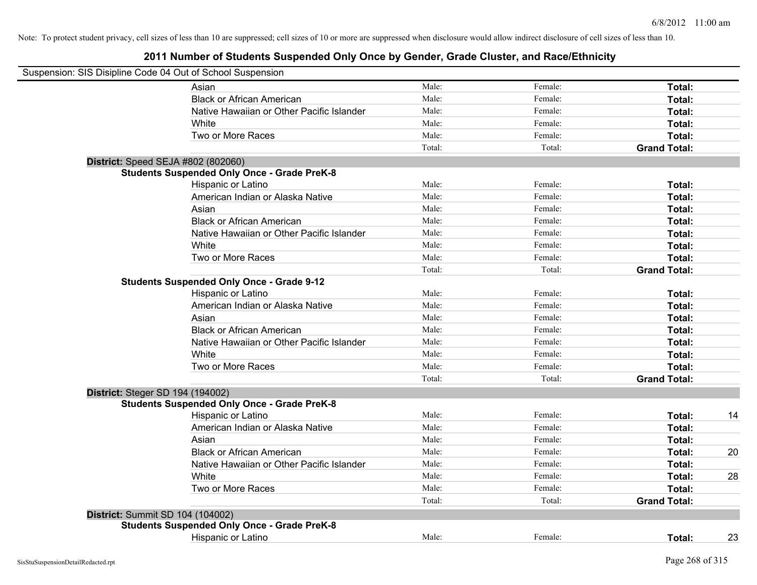Note: To protect student privacy, cell sizes of less than 10 are suppressed; cell sizes of 10 or more are suppressed when disclosure would allow indirect disclosure of cell sizes of less than 10.

# 2011 Number of Students Suspended Only Once by Gender, Grade Cluster, and Race/Ethnicity

Suspension: SIS Disipline Code 04 Out of School Suspension

| | | | | |
|---|---|---|---|---|
| Asian | Male: | Female: | **Total:** | |
| Black or African American | Male: | Female: | **Total:** | |
| Native Hawaiian or Other Pacific Islander | Male: | Female: | **Total:** | |
| White | Male: | Female: | **Total:** | |
| Two or More Races | Male: | Female: | **Total:** | |
| | Total: | Total: | **Grand Total:** | |

**District:** Speed SEJA #802 (802060)

**Students Suspended Only Once - Grade PreK-8**

| | | | | |
|---|---|---|---|---|
| Hispanic or Latino | Male: | Female: | **Total:** | |
| American Indian or Alaska Native | Male: | Female: | **Total:** | |
| Asian | Male: | Female: | **Total:** | |
| Black or African American | Male: | Female: | **Total:** | |
| Native Hawaiian or Other Pacific Islander | Male: | Female: | **Total:** | |
| White | Male: | Female: | **Total:** | |
| Two or More Races | Male: | Female: | **Total:** | |
| | Total: | Total: | **Grand Total:** | |

**Students Suspended Only Once - Grade 9-12**

| | | | | |
|---|---|---|---|---|
| Hispanic or Latino | Male: | Female: | **Total:** | |
| American Indian or Alaska Native | Male: | Female: | **Total:** | |
| Asian | Male: | Female: | **Total:** | |
| Black or African American | Male: | Female: | **Total:** | |
| Native Hawaiian or Other Pacific Islander | Male: | Female: | **Total:** | |
| White | Male: | Female: | **Total:** | |
| Two or More Races | Male: | Female: | **Total:** | |
| | Total: | Total: | **Grand Total:** | |

**District:** Steger SD 194 (194002)

**Students Suspended Only Once - Grade PreK-8**

| | | | | |
|---|---|---|---|---|
| Hispanic or Latino | Male: | Female: | **Total:** | 14 |
| American Indian or Alaska Native | Male: | Female: | **Total:** | |
| Asian | Male: | Female: | **Total:** | |
| Black or African American | Male: | Female: | **Total:** | 20 |
| Native Hawaiian or Other Pacific Islander | Male: | Female: | **Total:** | |
| White | Male: | Female: | **Total:** | 28 |
| Two or More Races | Male: | Female: | **Total:** | |
| | Total: | Total: | **Grand Total:** | |

**District:** Summit SD 104 (104002)

**Students Suspended Only Once - Grade PreK-8**

| | | | | |
|---|---|---|---|---|
| Hispanic or Latino | Male: | Female: | **Total:** | 23 |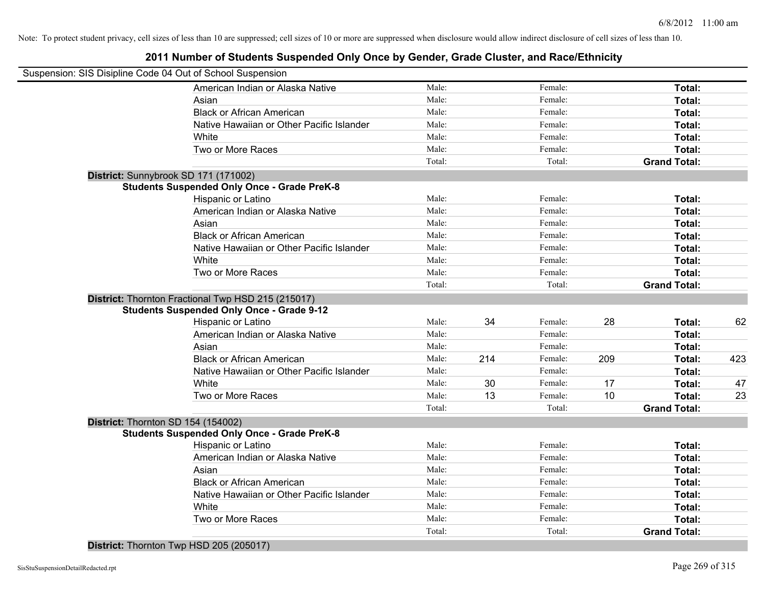Note: To protect student privacy, cell sizes of less than 10 are suppressed; cell sizes of 10 or more are suppressed when disclosure would allow indirect disclosure of cell sizes of less than 10.

## 2011 Number of Students Suspended Only Once by Gender, Grade Cluster, and Race/Ethnicity

Suspension: SIS Disipline Code 04 Out of School Suspension

| | | | | | | |
|---|---|---|---|---|---|---|
| American Indian or Alaska Native | Male: | | Female: | | **Total:** | |
| Asian | Male: | | Female: | | **Total:** | |
| Black or African American | Male: | | Female: | | **Total:** | |
| Native Hawaiian or Other Pacific Islander | Male: | | Female: | | **Total:** | |
| White | Male: | | Female: | | **Total:** | |
| Two or More Races | Male: | | Female: | | **Total:** | |
| | Total: | | Total: | | **Grand Total:** | |

**District:** Sunnybrook SD 171 (171002)

**Students Suspended Only Once - Grade PreK-8**

| | | | | | | |
|---|---|---|---|---|---|---|
| Hispanic or Latino | Male: | | Female: | | **Total:** | |
| American Indian or Alaska Native | Male: | | Female: | | **Total:** | |
| Asian | Male: | | Female: | | **Total:** | |
| Black or African American | Male: | | Female: | | **Total:** | |
| Native Hawaiian or Other Pacific Islander | Male: | | Female: | | **Total:** | |
| White | Male: | | Female: | | **Total:** | |
| Two or More Races | Male: | | Female: | | **Total:** | |
| | Total: | | Total: | | **Grand Total:** | |

**District:** Thornton Fractional Twp HSD 215 (215017)

**Students Suspended Only Once - Grade 9-12**

| | | | | | | |
|---|---|---|---|---|---|---|
| Hispanic or Latino | Male: | 34 | Female: | 28 | **Total:** | 62 |
| American Indian or Alaska Native | Male: | | Female: | | **Total:** | |
| Asian | Male: | | Female: | | **Total:** | |
| Black or African American | Male: | 214 | Female: | 209 | **Total:** | 423 |
| Native Hawaiian or Other Pacific Islander | Male: | | Female: | | **Total:** | |
| White | Male: | 30 | Female: | 17 | **Total:** | 47 |
| Two or More Races | Male: | 13 | Female: | 10 | **Total:** | 23 |
| | Total: | | Total: | | **Grand Total:** | |

**District:** Thornton SD 154 (154002)

**Students Suspended Only Once - Grade PreK-8**

| | | | | | | |
|---|---|---|---|---|---|---|
| Hispanic or Latino | Male: | | Female: | | **Total:** | |
| American Indian or Alaska Native | Male: | | Female: | | **Total:** | |
| Asian | Male: | | Female: | | **Total:** | |
| Black or African American | Male: | | Female: | | **Total:** | |
| Native Hawaiian or Other Pacific Islander | Male: | | Female: | | **Total:** | |
| White | Male: | | Female: | | **Total:** | |
| Two or More Races | Male: | | Female: | | **Total:** | |
| | Total: | | Total: | | **Grand Total:** | |

**District:** Thornton Twp HSD 205 (205017)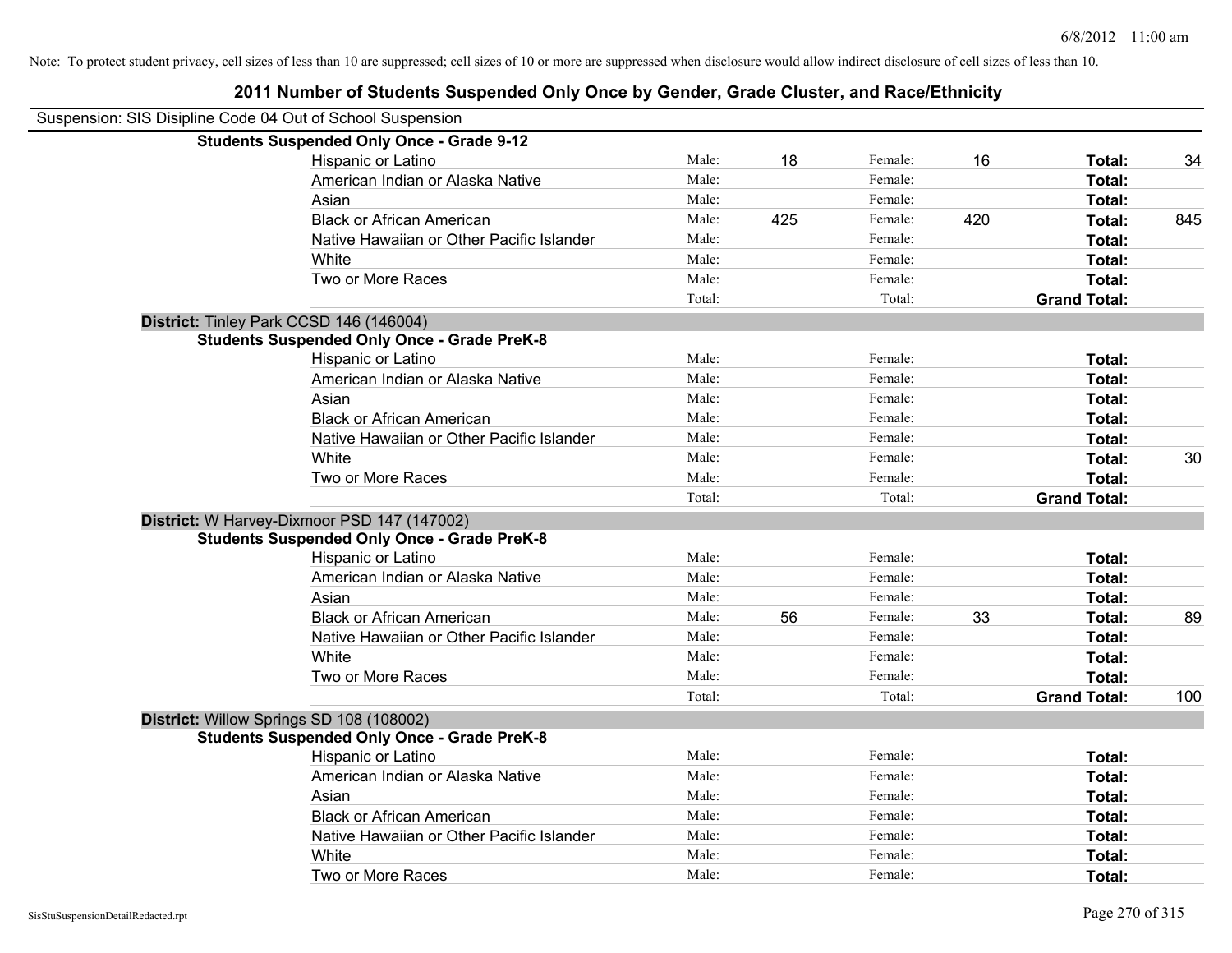Note: To protect student privacy, cell sizes of less than 10 are suppressed; cell sizes of 10 or more are suppressed when disclosure would allow indirect disclosure of cell sizes of less than 10.

## 2011 Number of Students Suspended Only Once by Gender, Grade Cluster, and Race/Ethnicity

Suspension: SIS Disipline Code 04 Out of School Suspension

**Students Suspended Only Once - Grade 9-12**

| Race/Ethnicity | | Male | | Female | | Total |
|---|---|---|---|---|---|---|
| Hispanic or Latino | Male: | 18 | Female: | 16 | **Total:** | 34 |
| American Indian or Alaska Native | Male: | | Female: | | **Total:** | |
| Asian | Male: | | Female: | | **Total:** | |
| Black or African American | Male: | 425 | Female: | 420 | **Total:** | 845 |
| Native Hawaiian or Other Pacific Islander | Male: | | Female: | | **Total:** | |
| White | Male: | | Female: | | **Total:** | |
| Two or More Races | Male: | | Female: | | **Total:** | |
| | Total: | | Total: | | **Grand Total:** | |

**District:** Tinley Park CCSD 146 (146004)

**Students Suspended Only Once - Grade PreK-8**

| Race/Ethnicity | | Male | | Female | | Total |
|---|---|---|---|---|---|---|
| Hispanic or Latino | Male: | | Female: | | **Total:** | |
| American Indian or Alaska Native | Male: | | Female: | | **Total:** | |
| Asian | Male: | | Female: | | **Total:** | |
| Black or African American | Male: | | Female: | | **Total:** | |
| Native Hawaiian or Other Pacific Islander | Male: | | Female: | | **Total:** | |
| White | Male: | | Female: | | **Total:** | 30 |
| Two or More Races | Male: | | Female: | | **Total:** | |
| | Total: | | Total: | | **Grand Total:** | |

**District:** W Harvey-Dixmoor PSD 147 (147002)

**Students Suspended Only Once - Grade PreK-8**

| Race/Ethnicity | | Male | | Female | | Total |
|---|---|---|---|---|---|---|
| Hispanic or Latino | Male: | | Female: | | **Total:** | |
| American Indian or Alaska Native | Male: | | Female: | | **Total:** | |
| Asian | Male: | | Female: | | **Total:** | |
| Black or African American | Male: | 56 | Female: | 33 | **Total:** | 89 |
| Native Hawaiian or Other Pacific Islander | Male: | | Female: | | **Total:** | |
| White | Male: | | Female: | | **Total:** | |
| Two or More Races | Male: | | Female: | | **Total:** | |
| | Total: | | Total: | | **Grand Total:** | 100 |

**District:** Willow Springs SD 108 (108002)

**Students Suspended Only Once - Grade PreK-8**

| Race/Ethnicity | | Male | | Female | | Total |
|---|---|---|---|---|---|---|
| Hispanic or Latino | Male: | | Female: | | **Total:** | |
| American Indian or Alaska Native | Male: | | Female: | | **Total:** | |
| Asian | Male: | | Female: | | **Total:** | |
| Black or African American | Male: | | Female: | | **Total:** | |
| Native Hawaiian or Other Pacific Islander | Male: | | Female: | | **Total:** | |
| White | Male: | | Female: | | **Total:** | |
| Two or More Races | Male: | | Female: | | **Total:** | |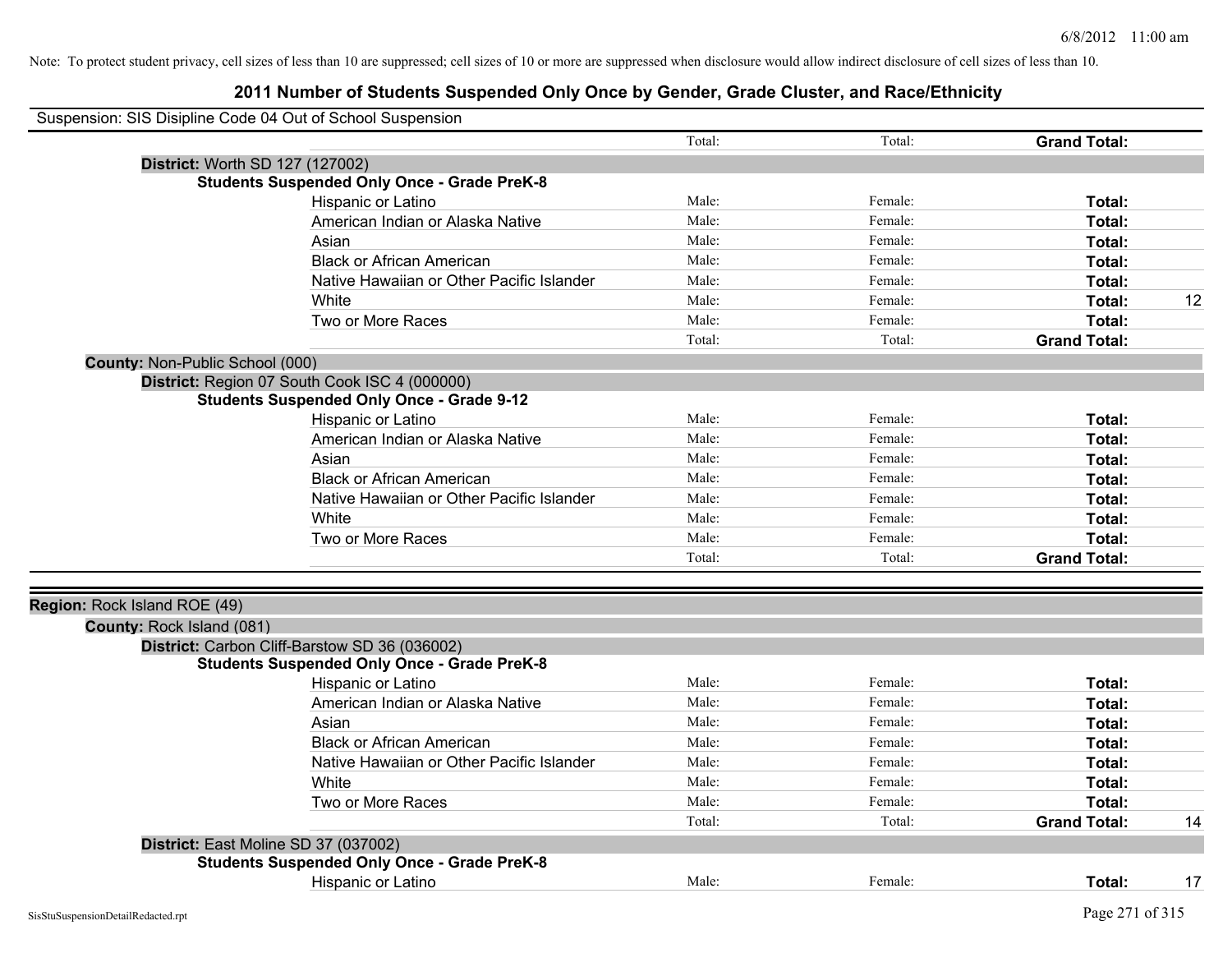Note: To protect student privacy, cell sizes of less than 10 are suppressed; cell sizes of 10 or more are suppressed when disclosure would allow indirect disclosure of cell sizes of less than 10.

## 2011 Number of Students Suspended Only Once by Gender, Grade Cluster, and Race/Ethnicity

Suspension: SIS Disipline Code 04 Out of School Suspension

| | | | | |
|---|---|---|---|---|
| | Total: | Total: | **Grand Total:** | |
| **District:** Worth SD 127 (127002) | | | | |
| **Students Suspended Only Once - Grade PreK-8** | | | | |
| Hispanic or Latino | Male: | Female: | **Total:** | |
| American Indian or Alaska Native | Male: | Female: | **Total:** | |
| Asian | Male: | Female: | **Total:** | |
| Black or African American | Male: | Female: | **Total:** | |
| Native Hawaiian or Other Pacific Islander | Male: | Female: | **Total:** | |
| White | Male: | Female: | **Total:** | 12 |
| Two or More Races | Male: | Female: | **Total:** | |
| | Total: | Total: | **Grand Total:** | |
| **County:** Non-Public School (000) | | | | |
| **District:** Region 07 South Cook ISC 4 (000000) | | | | |
| **Students Suspended Only Once - Grade 9-12** | | | | |
| Hispanic or Latino | Male: | Female: | **Total:** | |
| American Indian or Alaska Native | Male: | Female: | **Total:** | |
| Asian | Male: | Female: | **Total:** | |
| Black or African American | Male: | Female: | **Total:** | |
| Native Hawaiian or Other Pacific Islander | Male: | Female: | **Total:** | |
| White | Male: | Female: | **Total:** | |
| Two or More Races | Male: | Female: | **Total:** | |
| | Total: | Total: | **Grand Total:** | |

| | | | | |
|---|---|---|---|---|
| **Region:** Rock Island ROE (49) | | | | |
| **County:** Rock Island (081) | | | | |
| **District:** Carbon Cliff-Barstow SD 36 (036002) | | | | |
| **Students Suspended Only Once - Grade PreK-8** | | | | |
| Hispanic or Latino | Male: | Female: | **Total:** | |
| American Indian or Alaska Native | Male: | Female: | **Total:** | |
| Asian | Male: | Female: | **Total:** | |
| Black or African American | Male: | Female: | **Total:** | |
| Native Hawaiian or Other Pacific Islander | Male: | Female: | **Total:** | |
| White | Male: | Female: | **Total:** | |
| Two or More Races | Male: | Female: | **Total:** | |
| | Total: | Total: | **Grand Total:** | 14 |
| **District:** East Moline SD 37 (037002) | | | | |
| **Students Suspended Only Once - Grade PreK-8** | | | | |
| Hispanic or Latino | Male: | Female: | **Total:** | 17 |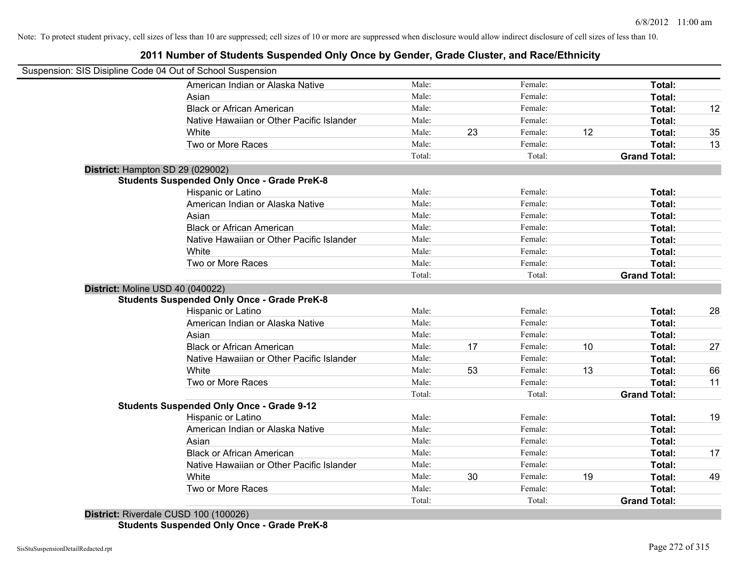Note: To protect student privacy, cell sizes of less than 10 are suppressed; cell sizes of 10 or more are suppressed when disclosure would allow indirect disclosure of cell sizes of less than 10.

## 2011 Number of Students Suspended Only Once by Gender, Grade Cluster, and Race/Ethnicity

Suspension: SIS Disipline Code 04 Out of School Suspension

| | Male: | | Female: | | | |
|---|---|---|---|---|---|---|
| American Indian or Alaska Native | Male: | | Female: | | **Total:** | |
| Asian | Male: | | Female: | | **Total:** | |
| Black or African American | Male: | | Female: | | **Total:** | 12 |
| Native Hawaiian or Other Pacific Islander | Male: | | Female: | | **Total:** | |
| White | Male: | 23 | Female: | 12 | **Total:** | 35 |
| Two or More Races | Male: | | Female: | | **Total:** | 13 |
| | Total: | | Total: | | **Grand Total:** | |

**District:** Hampton SD 29 (029002)

**Students Suspended Only Once - Grade PreK-8**

| | | | | | | |
|---|---|---|---|---|---|---|
| Hispanic or Latino | Male: | | Female: | | **Total:** | |
| American Indian or Alaska Native | Male: | | Female: | | **Total:** | |
| Asian | Male: | | Female: | | **Total:** | |
| Black or African American | Male: | | Female: | | **Total:** | |
| Native Hawaiian or Other Pacific Islander | Male: | | Female: | | **Total:** | |
| White | Male: | | Female: | | **Total:** | |
| Two or More Races | Male: | | Female: | | **Total:** | |
| | Total: | | Total: | | **Grand Total:** | |

**District:** Moline USD 40 (040022)

**Students Suspended Only Once - Grade PreK-8**

| | | | | | | |
|---|---|---|---|---|---|---|
| Hispanic or Latino | Male: | | Female: | | **Total:** | 28 |
| American Indian or Alaska Native | Male: | | Female: | | **Total:** | |
| Asian | Male: | | Female: | | **Total:** | |
| Black or African American | Male: | 17 | Female: | 10 | **Total:** | 27 |
| Native Hawaiian or Other Pacific Islander | Male: | | Female: | | **Total:** | |
| White | Male: | 53 | Female: | 13 | **Total:** | 66 |
| Two or More Races | Male: | | Female: | | **Total:** | 11 |
| | Total: | | Total: | | **Grand Total:** | |

**Students Suspended Only Once - Grade 9-12**

| | | | | | | |
|---|---|---|---|---|---|---|
| Hispanic or Latino | Male: | | Female: | | **Total:** | 19 |
| American Indian or Alaska Native | Male: | | Female: | | **Total:** | |
| Asian | Male: | | Female: | | **Total:** | |
| Black or African American | Male: | | Female: | | **Total:** | 17 |
| Native Hawaiian or Other Pacific Islander | Male: | | Female: | | **Total:** | |
| White | Male: | 30 | Female: | 19 | **Total:** | 49 |
| Two or More Races | Male: | | Female: | | **Total:** | |
| | Total: | | Total: | | **Grand Total:** | |

**District:** Riverdale CUSD 100 (100026)

**Students Suspended Only Once - Grade PreK-8**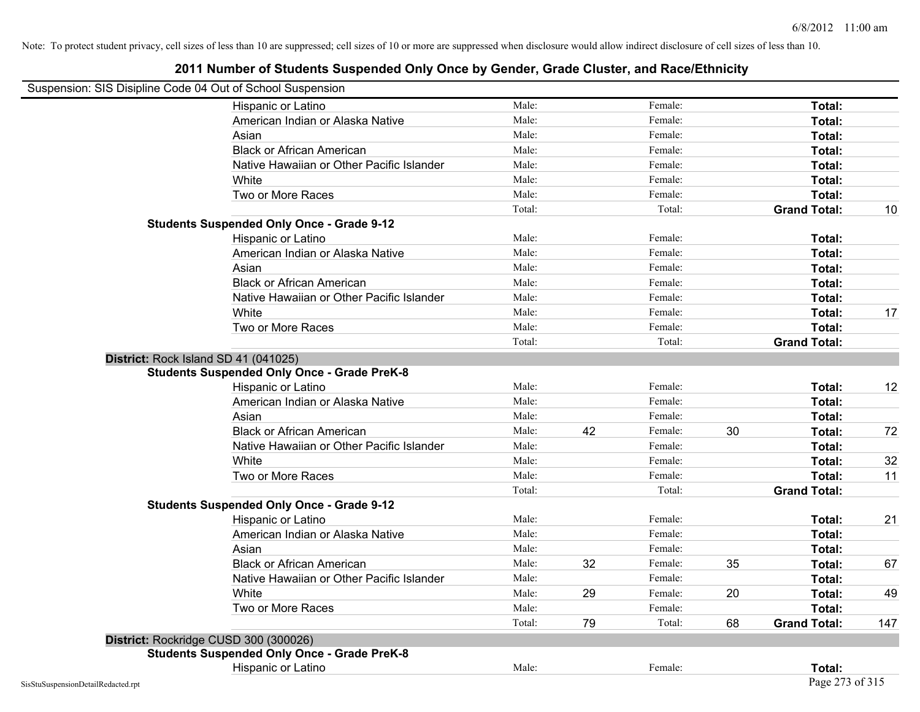Note: To protect student privacy, cell sizes of less than 10 are suppressed; cell sizes of 10 or more are suppressed when disclosure would allow indirect disclosure of cell sizes of less than 10.

## 2011 Number of Students Suspended Only Once by Gender, Grade Cluster, and Race/Ethnicity

Suspension: SIS Disipline Code 04 Out of School Suspension

| | | | | | | |
|---|---|---|---|---|---|---|
| Hispanic or Latino | Male: | | Female: | | **Total:** | |
| American Indian or Alaska Native | Male: | | Female: | | **Total:** | |
| Asian | Male: | | Female: | | **Total:** | |
| Black or African American | Male: | | Female: | | **Total:** | |
| Native Hawaiian or Other Pacific Islander | Male: | | Female: | | **Total:** | |
| White | Male: | | Female: | | **Total:** | |
| Two or More Races | Male: | | Female: | | **Total:** | |
| | Total: | | Total: | | **Grand Total:** | 10 |

**Students Suspended Only Once - Grade 9-12**

| | | | | | | |
|---|---|---|---|---|---|---|
| Hispanic or Latino | Male: | | Female: | | **Total:** | |
| American Indian or Alaska Native | Male: | | Female: | | **Total:** | |
| Asian | Male: | | Female: | | **Total:** | |
| Black or African American | Male: | | Female: | | **Total:** | |
| Native Hawaiian or Other Pacific Islander | Male: | | Female: | | **Total:** | |
| White | Male: | | Female: | | **Total:** | 17 |
| Two or More Races | Male: | | Female: | | **Total:** | |
| | Total: | | Total: | | **Grand Total:** | |

**District:** Rock Island SD 41 (041025)

**Students Suspended Only Once - Grade PreK-8**

| | | | | | | |
|---|---|---|---|---|---|---|
| Hispanic or Latino | Male: | | Female: | | **Total:** | 12 |
| American Indian or Alaska Native | Male: | | Female: | | **Total:** | |
| Asian | Male: | | Female: | | **Total:** | |
| Black or African American | Male: | 42 | Female: | 30 | **Total:** | 72 |
| Native Hawaiian or Other Pacific Islander | Male: | | Female: | | **Total:** | |
| White | Male: | | Female: | | **Total:** | 32 |
| Two or More Races | Male: | | Female: | | **Total:** | 11 |
| | Total: | | Total: | | **Grand Total:** | |

**Students Suspended Only Once - Grade 9-12**

| | | | | | | |
|---|---|---|---|---|---|---|
| Hispanic or Latino | Male: | | Female: | | **Total:** | 21 |
| American Indian or Alaska Native | Male: | | Female: | | **Total:** | |
| Asian | Male: | | Female: | | **Total:** | |
| Black or African American | Male: | 32 | Female: | 35 | **Total:** | 67 |
| Native Hawaiian or Other Pacific Islander | Male: | | Female: | | **Total:** | |
| White | Male: | 29 | Female: | 20 | **Total:** | 49 |
| Two or More Races | Male: | | Female: | | **Total:** | |
| | Total: | 79 | Total: | 68 | **Grand Total:** | 147 |

**District:** Rockridge CUSD 300 (300026)

**Students Suspended Only Once - Grade PreK-8**

| | | | | | | |
|---|---|---|---|---|---|---|
| Hispanic or Latino | Male: | | Female: | | **Total:** | |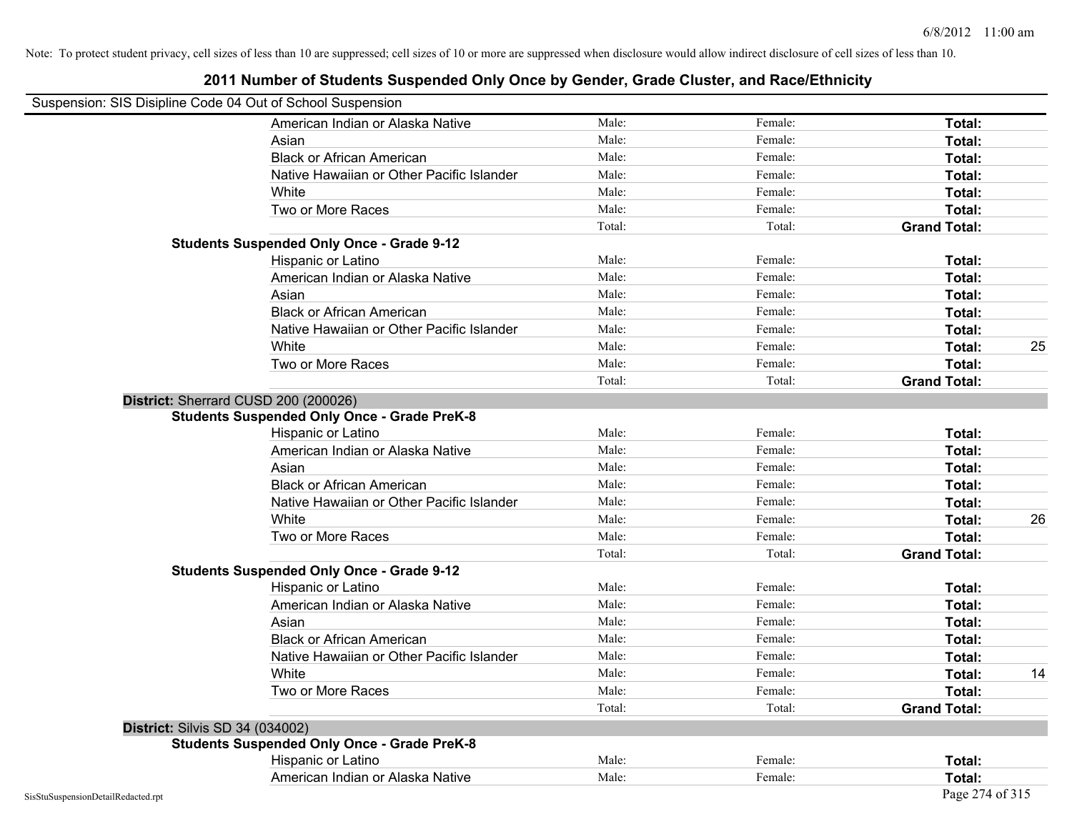Note: To protect student privacy, cell sizes of less than 10 are suppressed; cell sizes of 10 or more are suppressed when disclosure would allow indirect disclosure of cell sizes of less than 10.

## 2011 Number of Students Suspended Only Once by Gender, Grade Cluster, and Race/Ethnicity

Suspension: SIS Disipline Code 04 Out of School Suspension

| | | | | |
|---|---|---|---|---|
| American Indian or Alaska Native | Male: | Female: | **Total:** | |
| Asian | Male: | Female: | **Total:** | |
| Black or African American | Male: | Female: | **Total:** | |
| Native Hawaiian or Other Pacific Islander | Male: | Female: | **Total:** | |
| White | Male: | Female: | **Total:** | |
| Two or More Races | Male: | Female: | **Total:** | |
| | Total: | Total: | **Grand Total:** | |
| **Students Suspended Only Once - Grade 9-12** | | | | |
| Hispanic or Latino | Male: | Female: | **Total:** | |
| American Indian or Alaska Native | Male: | Female: | **Total:** | |
| Asian | Male: | Female: | **Total:** | |
| Black or African American | Male: | Female: | **Total:** | |
| Native Hawaiian or Other Pacific Islander | Male: | Female: | **Total:** | |
| White | Male: | Female: | **Total:** | 25 |
| Two or More Races | Male: | Female: | **Total:** | |
| | Total: | Total: | **Grand Total:** | |

**District:** Sherrard CUSD 200 (200026)

| | | | | |
|---|---|---|---|---|
| **Students Suspended Only Once - Grade PreK-8** | | | | |
| Hispanic or Latino | Male: | Female: | **Total:** | |
| American Indian or Alaska Native | Male: | Female: | **Total:** | |
| Asian | Male: | Female: | **Total:** | |
| Black or African American | Male: | Female: | **Total:** | |
| Native Hawaiian or Other Pacific Islander | Male: | Female: | **Total:** | |
| White | Male: | Female: | **Total:** | 26 |
| Two or More Races | Male: | Female: | **Total:** | |
| | Total: | Total: | **Grand Total:** | |
| **Students Suspended Only Once - Grade 9-12** | | | | |
| Hispanic or Latino | Male: | Female: | **Total:** | |
| American Indian or Alaska Native | Male: | Female: | **Total:** | |
| Asian | Male: | Female: | **Total:** | |
| Black or African American | Male: | Female: | **Total:** | |
| Native Hawaiian or Other Pacific Islander | Male: | Female: | **Total:** | |
| White | Male: | Female: | **Total:** | 14 |
| Two or More Races | Male: | Female: | **Total:** | |
| | Total: | Total: | **Grand Total:** | |

**District:** Silvis SD 34 (034002)

| | | | | |
|---|---|---|---|---|
| **Students Suspended Only Once - Grade PreK-8** | | | | |
| Hispanic or Latino | Male: | Female: | **Total:** | |
| American Indian or Alaska Native | Male: | Female: | **Total:** | |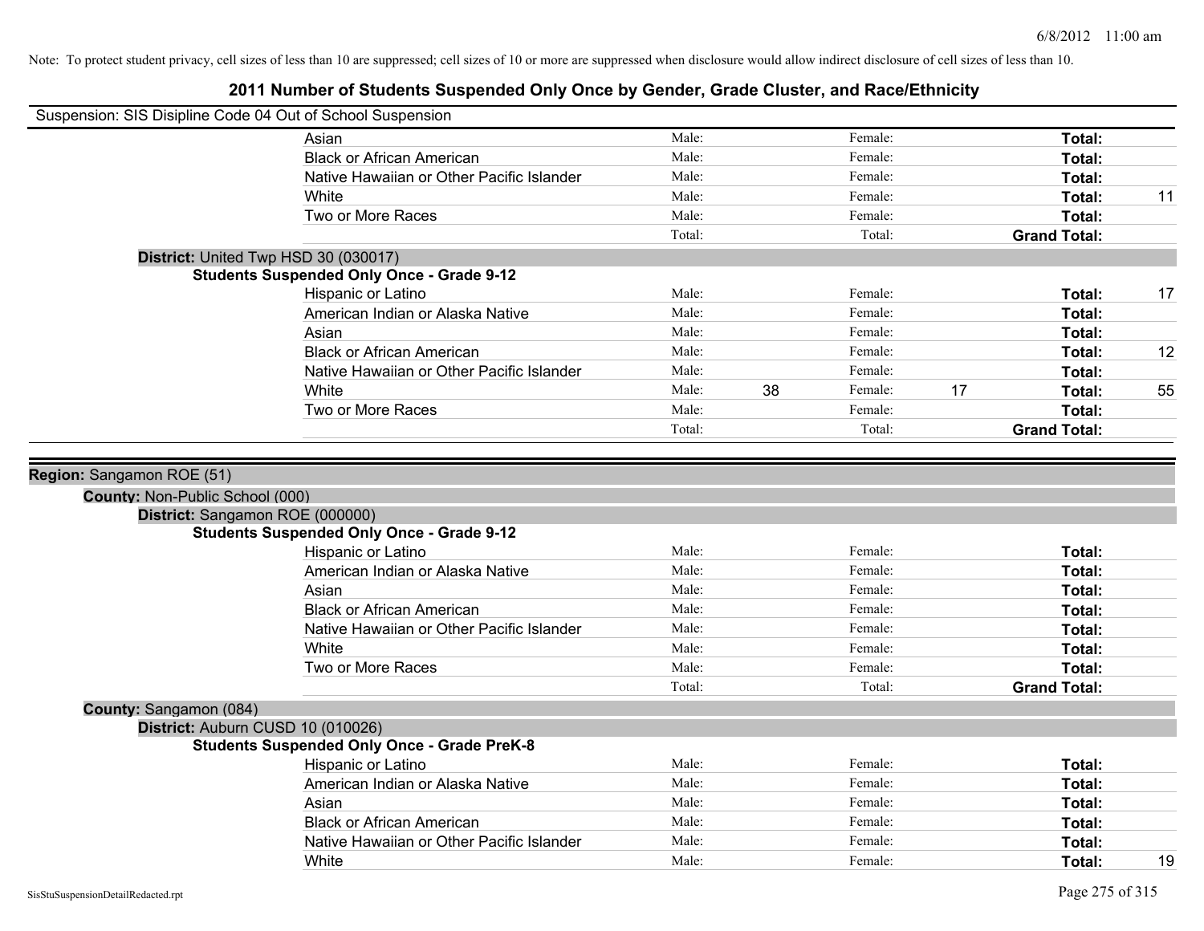Note: To protect student privacy, cell sizes of less than 10 are suppressed; cell sizes of 10 or more are suppressed when disclosure would allow indirect disclosure of cell sizes of less than 10.

# 2011 Number of Students Suspended Only Once by Gender, Grade Cluster, and Race/Ethnicity

Suspension: SIS Disipline Code 04 Out of School Suspension

| | | | | | | |
|---|---|---|---|---|---|---|
| Asian | Male: | | Female: | | **Total:** | |
| Black or African American | Male: | | Female: | | **Total:** | |
| Native Hawaiian or Other Pacific Islander | Male: | | Female: | | **Total:** | |
| White | Male: | | Female: | | **Total:** | 11 |
| Two or More Races | Male: | | Female: | | **Total:** | |
| | Total: | | Total: | | **Grand Total:** | |

**District:** United Twp HSD 30 (030017)

**Students Suspended Only Once - Grade 9-12**

| | | | | | | |
|---|---|---|---|---|---|---|
| Hispanic or Latino | Male: | | Female: | | **Total:** | 17 |
| American Indian or Alaska Native | Male: | | Female: | | **Total:** | |
| Asian | Male: | | Female: | | **Total:** | |
| Black or African American | Male: | | Female: | | **Total:** | 12 |
| Native Hawaiian or Other Pacific Islander | Male: | | Female: | | **Total:** | |
| White | Male: | 38 | Female: | 17 | **Total:** | 55 |
| Two or More Races | Male: | | Female: | | **Total:** | |
| | Total: | | Total: | | **Grand Total:** | |

**Region:** Sangamon ROE (51)

**County:** Non-Public School (000)

**District:** Sangamon ROE (000000)

**Students Suspended Only Once - Grade 9-12**

| | | | | | | |
|---|---|---|---|---|---|---|
| Hispanic or Latino | Male: | | Female: | | **Total:** | |
| American Indian or Alaska Native | Male: | | Female: | | **Total:** | |
| Asian | Male: | | Female: | | **Total:** | |
| Black or African American | Male: | | Female: | | **Total:** | |
| Native Hawaiian or Other Pacific Islander | Male: | | Female: | | **Total:** | |
| White | Male: | | Female: | | **Total:** | |
| Two or More Races | Male: | | Female: | | **Total:** | |
| | Total: | | Total: | | **Grand Total:** | |

**County:** Sangamon (084)

**District:** Auburn CUSD 10 (010026)

**Students Suspended Only Once - Grade PreK-8**

| | | | | | | |
|---|---|---|---|---|---|---|
| Hispanic or Latino | Male: | | Female: | | **Total:** | |
| American Indian or Alaska Native | Male: | | Female: | | **Total:** | |
| Asian | Male: | | Female: | | **Total:** | |
| Black or African American | Male: | | Female: | | **Total:** | |
| Native Hawaiian or Other Pacific Islander | Male: | | Female: | | **Total:** | |
| White | Male: | | Female: | | **Total:** | 19 |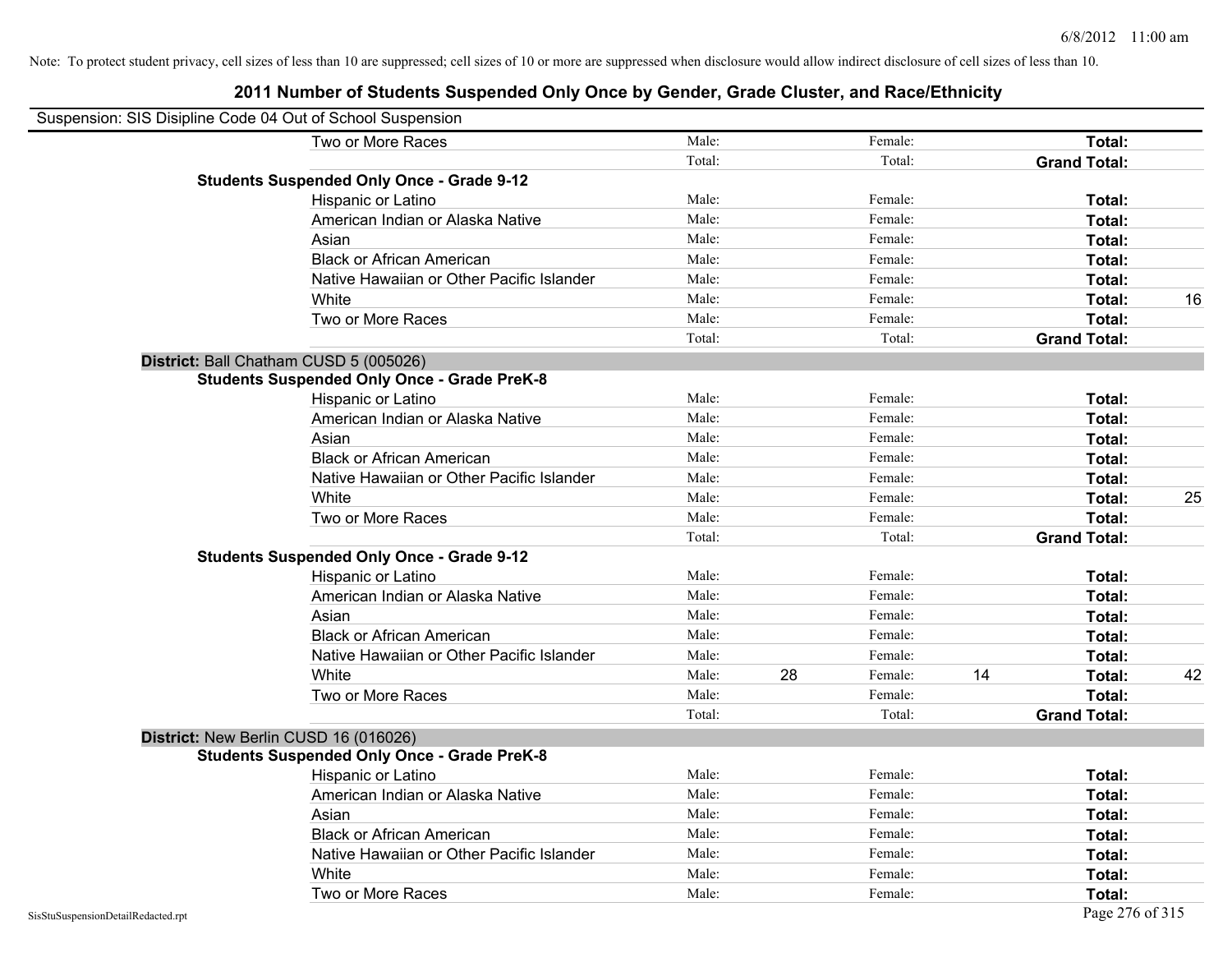Note: To protect student privacy, cell sizes of less than 10 are suppressed; cell sizes of 10 or more are suppressed when disclosure would allow indirect disclosure of cell sizes of less than 10.

# 2011 Number of Students Suspended Only Once by Gender, Grade Cluster, and Race/Ethnicity

Suspension: SIS Disipline Code 04 Out of School Suspension

| | | | | | | | |
|---|---|---|---|---|---|---|---|
| Two or More Races | Male: | | Female: | | **Total:** | |
| | Total: | | Total: | | **Grand Total:** | |
| **Students Suspended Only Once - Grade 9-12** | | | | | | |
| Hispanic or Latino | Male: | | Female: | | **Total:** | |
| American Indian or Alaska Native | Male: | | Female: | | **Total:** | |
| Asian | Male: | | Female: | | **Total:** | |
| Black or African American | Male: | | Female: | | **Total:** | |
| Native Hawaiian or Other Pacific Islander | Male: | | Female: | | **Total:** | |
| White | Male: | | Female: | | **Total:** | 16 |
| Two or More Races | Male: | | Female: | | **Total:** | |
| | Total: | | Total: | | **Grand Total:** | |
| **District:** Ball Chatham CUSD 5 (005026) | | | | | | |
| **Students Suspended Only Once - Grade PreK-8** | | | | | | |
| Hispanic or Latino | Male: | | Female: | | **Total:** | |
| American Indian or Alaska Native | Male: | | Female: | | **Total:** | |
| Asian | Male: | | Female: | | **Total:** | |
| Black or African American | Male: | | Female: | | **Total:** | |
| Native Hawaiian or Other Pacific Islander | Male: | | Female: | | **Total:** | |
| White | Male: | | Female: | | **Total:** | 25 |
| Two or More Races | Male: | | Female: | | **Total:** | |
| | Total: | | Total: | | **Grand Total:** | |
| **Students Suspended Only Once - Grade 9-12** | | | | | | |
| Hispanic or Latino | Male: | | Female: | | **Total:** | |
| American Indian or Alaska Native | Male: | | Female: | | **Total:** | |
| Asian | Male: | | Female: | | **Total:** | |
| Black or African American | Male: | | Female: | | **Total:** | |
| Native Hawaiian or Other Pacific Islander | Male: | | Female: | | **Total:** | |
| White | Male: | 28 | Female: | 14 | **Total:** | 42 |
| Two or More Races | Male: | | Female: | | **Total:** | |
| | Total: | | Total: | | **Grand Total:** | |
| **District:** New Berlin CUSD 16 (016026) | | | | | | |
| **Students Suspended Only Once - Grade PreK-8** | | | | | | |
| Hispanic or Latino | Male: | | Female: | | **Total:** | |
| American Indian or Alaska Native | Male: | | Female: | | **Total:** | |
| Asian | Male: | | Female: | | **Total:** | |
| Black or African American | Male: | | Female: | | **Total:** | |
| Native Hawaiian or Other Pacific Islander | Male: | | Female: | | **Total:** | |
| White | Male: | | Female: | | **Total:** | |
| Two or More Races | Male: | | Female: | | **Total:** | |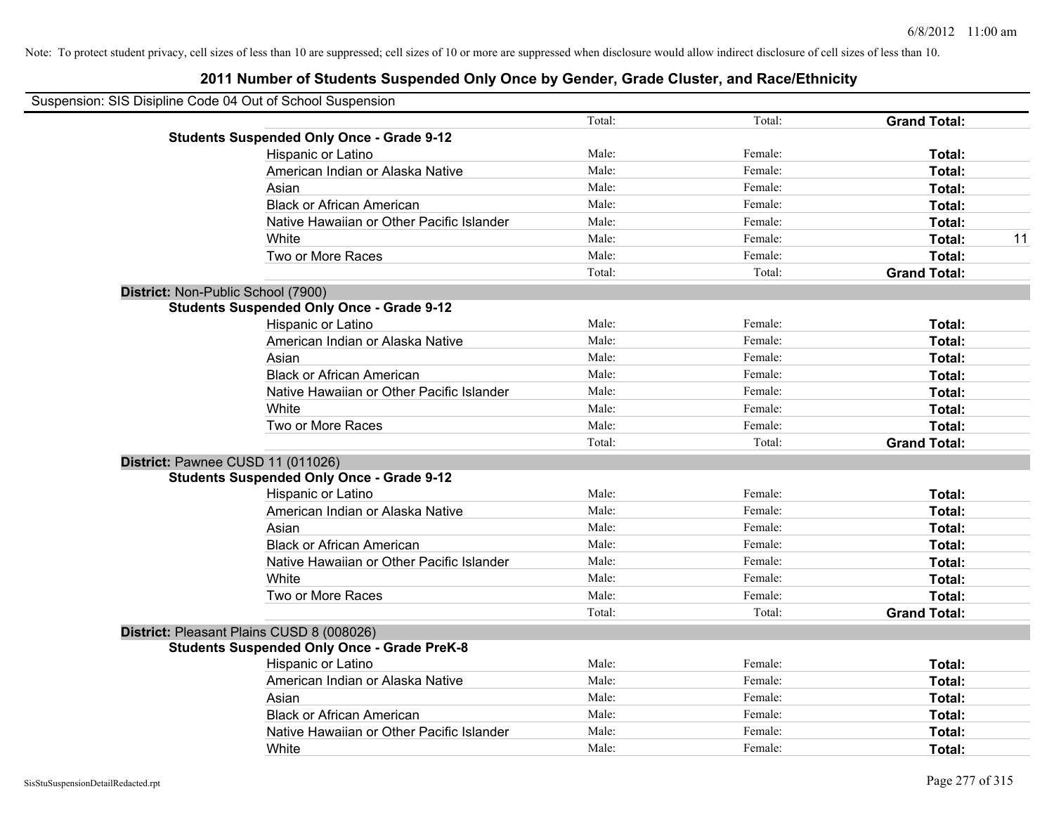Note: To protect student privacy, cell sizes of less than 10 are suppressed; cell sizes of 10 or more are suppressed when disclosure would allow indirect disclosure of cell sizes of less than 10.

## 2011 Number of Students Suspended Only Once by Gender, Grade Cluster, and Race/Ethnicity

Suspension: SIS Disipline Code 04 Out of School Suspension

| | | | | |
|---|---|---|---|---|
| | Total: | Total: | **Grand Total:** | |
| **Students Suspended Only Once - Grade 9-12** | | | | |
| Hispanic or Latino | Male: | Female: | **Total:** | |
| American Indian or Alaska Native | Male: | Female: | **Total:** | |
| Asian | Male: | Female: | **Total:** | |
| Black or African American | Male: | Female: | **Total:** | |
| Native Hawaiian or Other Pacific Islander | Male: | Female: | **Total:** | |
| White | Male: | Female: | **Total:** | 11 |
| Two or More Races | Male: | Female: | **Total:** | |
| | Total: | Total: | **Grand Total:** | |

**District:** Non-Public School (7900)

| | | | | |
|---|---|---|---|---|
| **Students Suspended Only Once - Grade 9-12** | | | | |
| Hispanic or Latino | Male: | Female: | **Total:** | |
| American Indian or Alaska Native | Male: | Female: | **Total:** | |
| Asian | Male: | Female: | **Total:** | |
| Black or African American | Male: | Female: | **Total:** | |
| Native Hawaiian or Other Pacific Islander | Male: | Female: | **Total:** | |
| White | Male: | Female: | **Total:** | |
| Two or More Races | Male: | Female: | **Total:** | |
| | Total: | Total: | **Grand Total:** | |

**District:** Pawnee CUSD 11 (011026)

| | | | | |
|---|---|---|---|---|
| **Students Suspended Only Once - Grade 9-12** | | | | |
| Hispanic or Latino | Male: | Female: | **Total:** | |
| American Indian or Alaska Native | Male: | Female: | **Total:** | |
| Asian | Male: | Female: | **Total:** | |
| Black or African American | Male: | Female: | **Total:** | |
| Native Hawaiian or Other Pacific Islander | Male: | Female: | **Total:** | |
| White | Male: | Female: | **Total:** | |
| Two or More Races | Male: | Female: | **Total:** | |
| | Total: | Total: | **Grand Total:** | |

**District:** Pleasant Plains CUSD 8 (008026)

| | | | | |
|---|---|---|---|---|
| **Students Suspended Only Once - Grade PreK-8** | | | | |
| Hispanic or Latino | Male: | Female: | **Total:** | |
| American Indian or Alaska Native | Male: | Female: | **Total:** | |
| Asian | Male: | Female: | **Total:** | |
| Black or African American | Male: | Female: | **Total:** | |
| Native Hawaiian or Other Pacific Islander | Male: | Female: | **Total:** | |
| White | Male: | Female: | **Total:** | |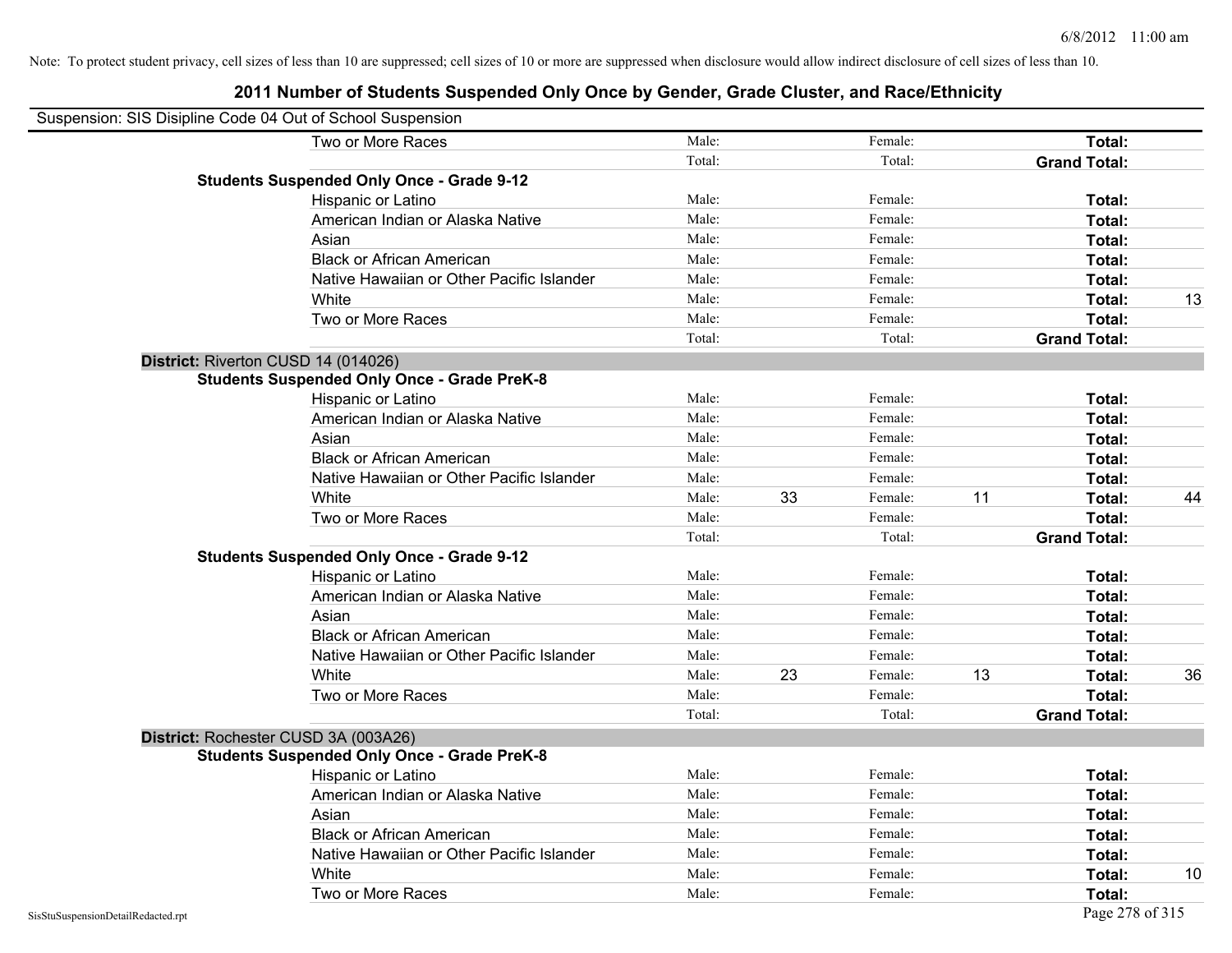Note: To protect student privacy, cell sizes of less than 10 are suppressed; cell sizes of 10 or more are suppressed when disclosure would allow indirect disclosure of cell sizes of less than 10.

# 2011 Number of Students Suspended Only Once by Gender, Grade Cluster, and Race/Ethnicity

Suspension: SIS Disipline Code 04 Out of School Suspension

| | | | | | | |
|---|---|---|---|---|---|---|
| Two or More Races | Male: | | Female: | | **Total:** | |
| | Total: | | Total: | | **Grand Total:** | |
| **Students Suspended Only Once - Grade 9-12** | | | | | | |
| Hispanic or Latino | Male: | | Female: | | **Total:** | |
| American Indian or Alaska Native | Male: | | Female: | | **Total:** | |
| Asian | Male: | | Female: | | **Total:** | |
| Black or African American | Male: | | Female: | | **Total:** | |
| Native Hawaiian or Other Pacific Islander | Male: | | Female: | | **Total:** | |
| White | Male: | | Female: | | **Total:** | 13 |
| Two or More Races | Male: | | Female: | | **Total:** | |
| | Total: | | Total: | | **Grand Total:** | |

**District:** Riverton CUSD 14 (014026)

| | | | | | | |
|---|---|---|---|---|---|---|
| **Students Suspended Only Once - Grade PreK-8** | | | | | | |
| Hispanic or Latino | Male: | | Female: | | **Total:** | |
| American Indian or Alaska Native | Male: | | Female: | | **Total:** | |
| Asian | Male: | | Female: | | **Total:** | |
| Black or African American | Male: | | Female: | | **Total:** | |
| Native Hawaiian or Other Pacific Islander | Male: | | Female: | | **Total:** | |
| White | Male: | 33 | Female: | 11 | **Total:** | 44 |
| Two or More Races | Male: | | Female: | | **Total:** | |
| | Total: | | Total: | | **Grand Total:** | |
| **Students Suspended Only Once - Grade 9-12** | | | | | | |
| Hispanic or Latino | Male: | | Female: | | **Total:** | |
| American Indian or Alaska Native | Male: | | Female: | | **Total:** | |
| Asian | Male: | | Female: | | **Total:** | |
| Black or African American | Male: | | Female: | | **Total:** | |
| Native Hawaiian or Other Pacific Islander | Male: | | Female: | | **Total:** | |
| White | Male: | 23 | Female: | 13 | **Total:** | 36 |
| Two or More Races | Male: | | Female: | | **Total:** | |
| | Total: | | Total: | | **Grand Total:** | |

**District:** Rochester CUSD 3A (003A26)

| | | | | | | |
|---|---|---|---|---|---|---|
| **Students Suspended Only Once - Grade PreK-8** | | | | | | |
| Hispanic or Latino | Male: | | Female: | | **Total:** | |
| American Indian or Alaska Native | Male: | | Female: | | **Total:** | |
| Asian | Male: | | Female: | | **Total:** | |
| Black or African American | Male: | | Female: | | **Total:** | |
| Native Hawaiian or Other Pacific Islander | Male: | | Female: | | **Total:** | |
| White | Male: | | Female: | | **Total:** | 10 |
| Two or More Races | Male: | | Female: | | **Total:** | |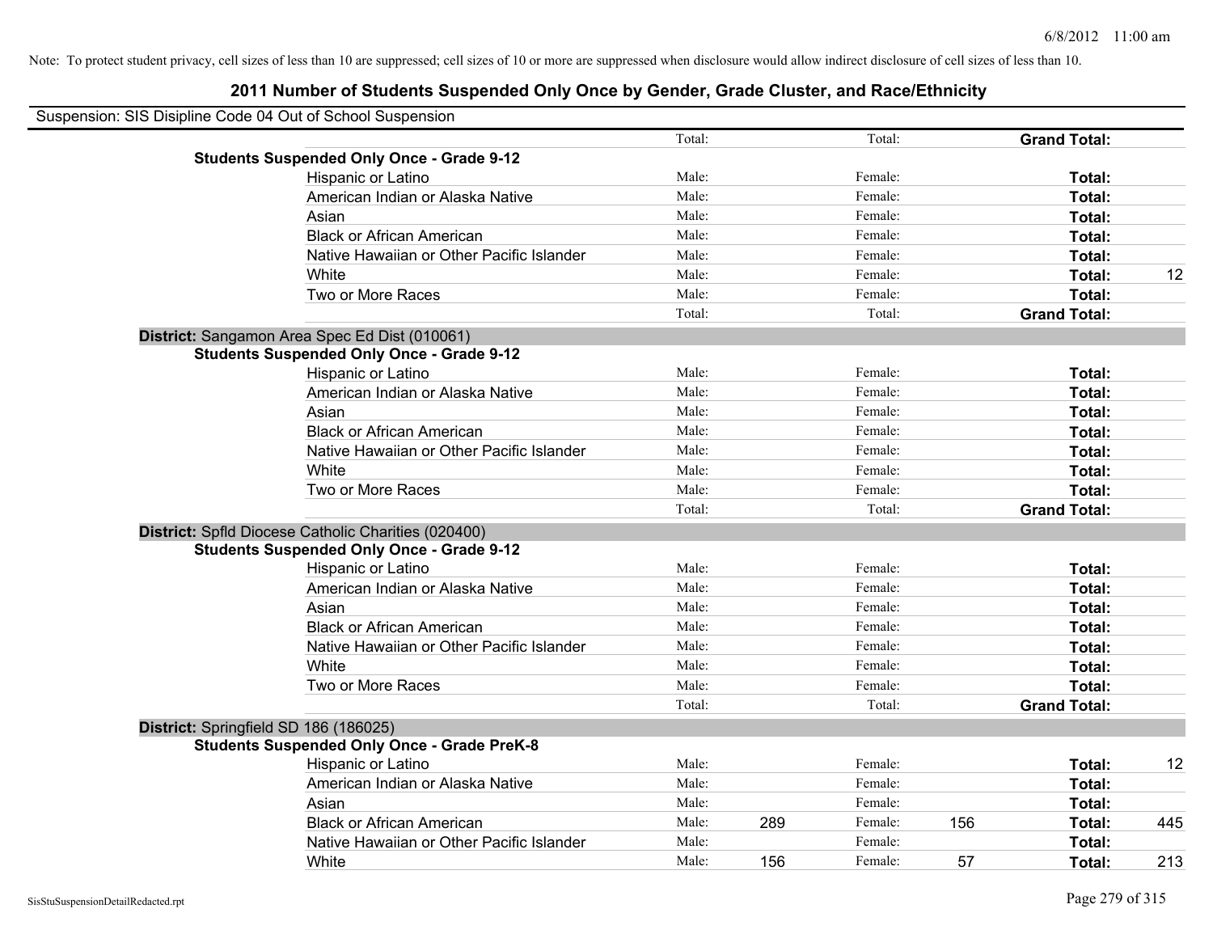Note: To protect student privacy, cell sizes of less than 10 are suppressed; cell sizes of 10 or more are suppressed when disclosure would allow indirect disclosure of cell sizes of less than 10.

# 2011 Number of Students Suspended Only Once by Gender, Grade Cluster, and Race/Ethnicity

Suspension: SIS Disipline Code 04 Out of School Suspension

| | | | | | | |
|---|---|---|---|---|---|---|
| | Total: | | Total: | | **Grand Total:** | |
| **Students Suspended Only Once - Grade 9-12** | | | | | | |
| Hispanic or Latino | Male: | | Female: | | **Total:** | |
| American Indian or Alaska Native | Male: | | Female: | | **Total:** | |
| Asian | Male: | | Female: | | **Total:** | |
| Black or African American | Male: | | Female: | | **Total:** | |
| Native Hawaiian or Other Pacific Islander | Male: | | Female: | | **Total:** | |
| White | Male: | | Female: | | **Total:** | 12 |
| Two or More Races | Male: | | Female: | | **Total:** | |
| | Total: | | Total: | | **Grand Total:** | |
| **District:** Sangamon Area Spec Ed Dist (010061) | | | | | | |
| **Students Suspended Only Once - Grade 9-12** | | | | | | |
| Hispanic or Latino | Male: | | Female: | | **Total:** | |
| American Indian or Alaska Native | Male: | | Female: | | **Total:** | |
| Asian | Male: | | Female: | | **Total:** | |
| Black or African American | Male: | | Female: | | **Total:** | |
| Native Hawaiian or Other Pacific Islander | Male: | | Female: | | **Total:** | |
| White | Male: | | Female: | | **Total:** | |
| Two or More Races | Male: | | Female: | | **Total:** | |
| | Total: | | Total: | | **Grand Total:** | |
| **District:** Spfld Diocese Catholic Charities (020400) | | | | | | |
| **Students Suspended Only Once - Grade 9-12** | | | | | | |
| Hispanic or Latino | Male: | | Female: | | **Total:** | |
| American Indian or Alaska Native | Male: | | Female: | | **Total:** | |
| Asian | Male: | | Female: | | **Total:** | |
| Black or African American | Male: | | Female: | | **Total:** | |
| Native Hawaiian or Other Pacific Islander | Male: | | Female: | | **Total:** | |
| White | Male: | | Female: | | **Total:** | |
| Two or More Races | Male: | | Female: | | **Total:** | |
| | Total: | | Total: | | **Grand Total:** | |
| **District:** Springfield SD 186 (186025) | | | | | | |
| **Students Suspended Only Once - Grade PreK-8** | | | | | | |
| Hispanic or Latino | Male: | | Female: | | **Total:** | 12 |
| American Indian or Alaska Native | Male: | | Female: | | **Total:** | |
| Asian | Male: | | Female: | | **Total:** | |
| Black or African American | Male: | 289 | Female: | 156 | **Total:** | 445 |
| Native Hawaiian or Other Pacific Islander | Male: | | Female: | | **Total:** | |
| White | Male: | 156 | Female: | 57 | **Total:** | 213 |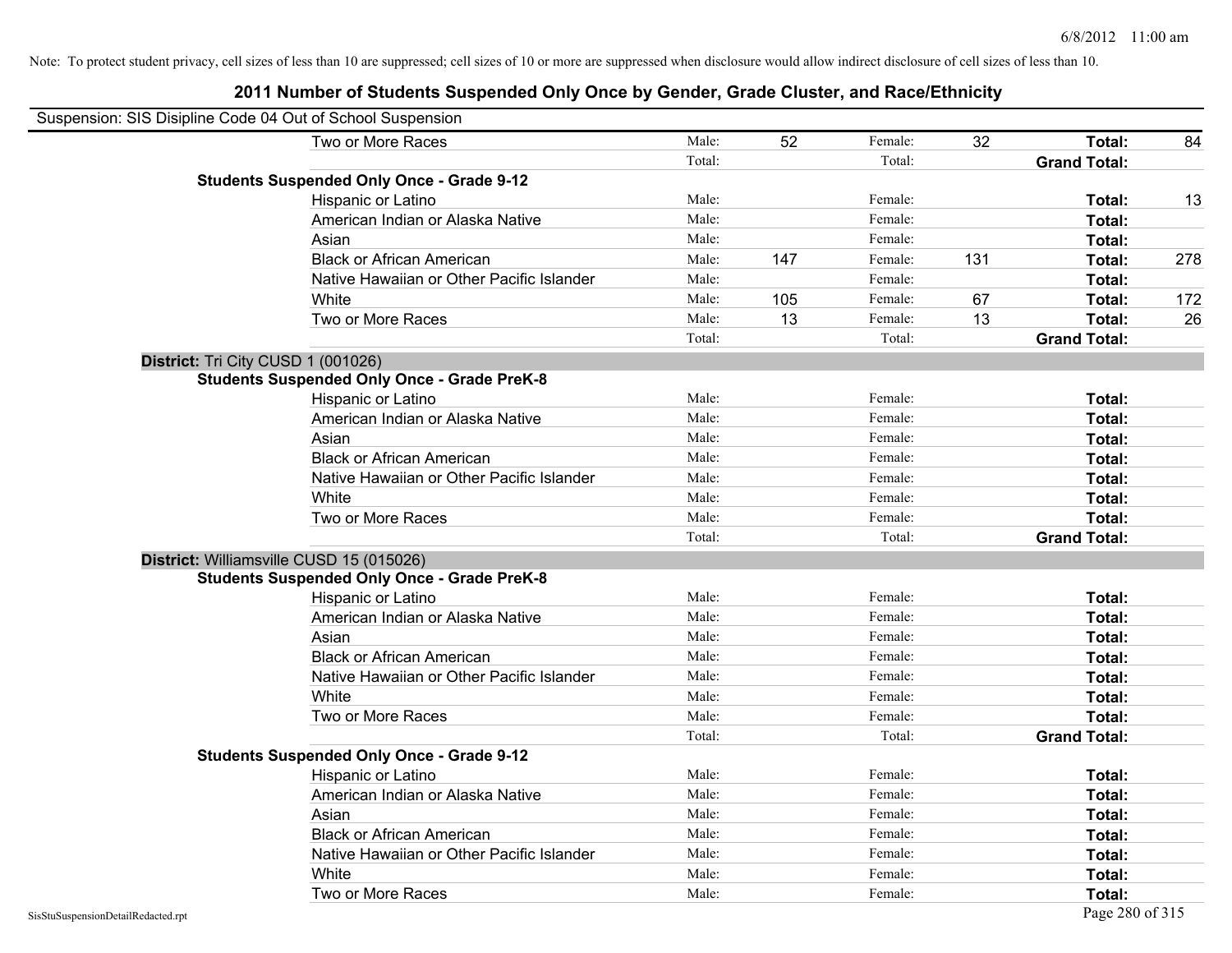Note: To protect student privacy, cell sizes of less than 10 are suppressed; cell sizes of 10 or more are suppressed when disclosure would allow indirect disclosure of cell sizes of less than 10.

## 2011 Number of Students Suspended Only Once by Gender, Grade Cluster, and Race/Ethnicity

Suspension: SIS Disipline Code 04 Out of School Suspension

| | | | | | | |
|---|---|---|---|---|---|---|
| Two or More Races | Male: | 52 | Female: | 32 | **Total:** | 84 |
| | Total: | | Total: | | **Grand Total:** | |
| **Students Suspended Only Once - Grade 9-12** | | | | | | |
| Hispanic or Latino | Male: | | Female: | | **Total:** | 13 |
| American Indian or Alaska Native | Male: | | Female: | | **Total:** | |
| Asian | Male: | | Female: | | **Total:** | |
| Black or African American | Male: | 147 | Female: | 131 | **Total:** | 278 |
| Native Hawaiian or Other Pacific Islander | Male: | | Female: | | **Total:** | |
| White | Male: | 105 | Female: | 67 | **Total:** | 172 |
| Two or More Races | Male: | 13 | Female: | 13 | **Total:** | 26 |
| | Total: | | Total: | | **Grand Total:** | |

**District:** Tri City CUSD 1 (001026)

| | | | | | | |
|---|---|---|---|---|---|---|
| **Students Suspended Only Once - Grade PreK-8** | | | | | | |
| Hispanic or Latino | Male: | | Female: | | **Total:** | |
| American Indian or Alaska Native | Male: | | Female: | | **Total:** | |
| Asian | Male: | | Female: | | **Total:** | |
| Black or African American | Male: | | Female: | | **Total:** | |
| Native Hawaiian or Other Pacific Islander | Male: | | Female: | | **Total:** | |
| White | Male: | | Female: | | **Total:** | |
| Two or More Races | Male: | | Female: | | **Total:** | |
| | Total: | | Total: | | **Grand Total:** | |

**District:** Williamsville CUSD 15 (015026)

| | | | | | | |
|---|---|---|---|---|---|---|
| **Students Suspended Only Once - Grade PreK-8** | | | | | | |
| Hispanic or Latino | Male: | | Female: | | **Total:** | |
| American Indian or Alaska Native | Male: | | Female: | | **Total:** | |
| Asian | Male: | | Female: | | **Total:** | |
| Black or African American | Male: | | Female: | | **Total:** | |
| Native Hawaiian or Other Pacific Islander | Male: | | Female: | | **Total:** | |
| White | Male: | | Female: | | **Total:** | |
| Two or More Races | Male: | | Female: | | **Total:** | |
| | Total: | | Total: | | **Grand Total:** | |
| **Students Suspended Only Once - Grade 9-12** | | | | | | |
| Hispanic or Latino | Male: | | Female: | | **Total:** | |
| American Indian or Alaska Native | Male: | | Female: | | **Total:** | |
| Asian | Male: | | Female: | | **Total:** | |
| Black or African American | Male: | | Female: | | **Total:** | |
| Native Hawaiian or Other Pacific Islander | Male: | | Female: | | **Total:** | |
| White | Male: | | Female: | | **Total:** | |
| Two or More Races | Male: | | Female: | | **Total:** | |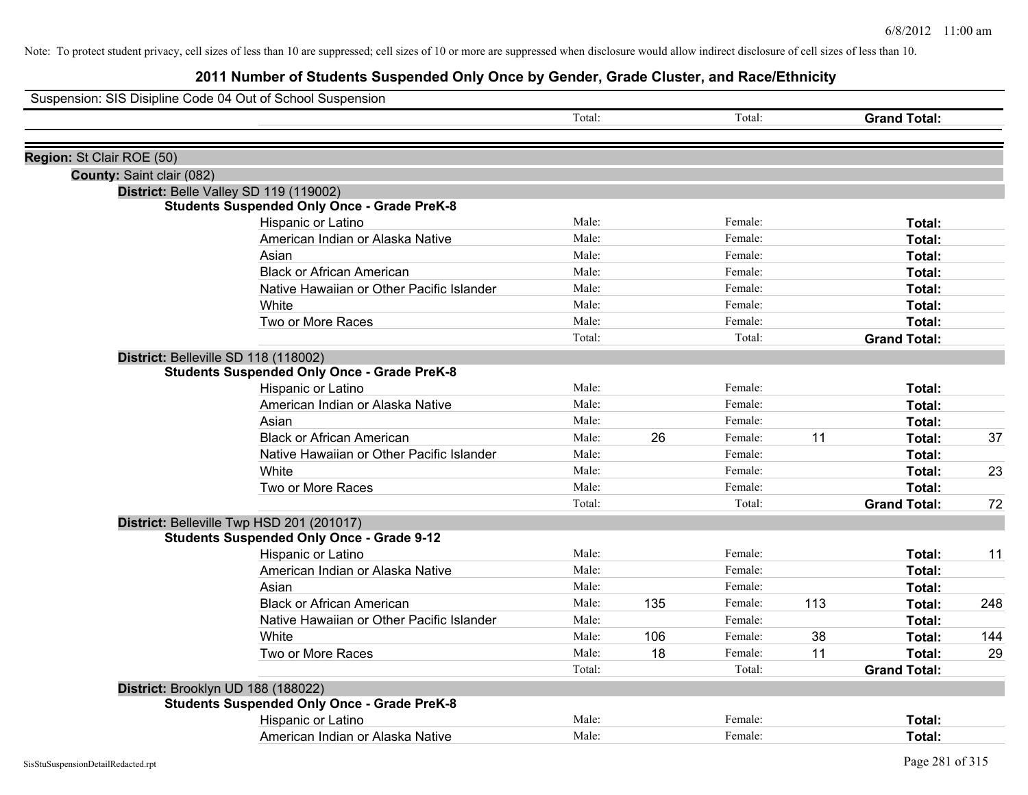Note: To protect student privacy, cell sizes of less than 10 are suppressed; cell sizes of 10 or more are suppressed when disclosure would allow indirect disclosure of cell sizes of less than 10.

# 2011 Number of Students Suspended Only Once by Gender, Grade Cluster, and Race/Ethnicity

Suspension: SIS Disipline Code 04 Out of School Suspension

| | | | | | | | |
|---|---|---|---|---|---|---|---|
| | Total: | | Total: | | **Grand Total:** | |

**Region:** St Clair ROE (50)

**County:** Saint clair (082)

**District:** Belle Valley SD 119 (119002)

**Students Suspended Only Once - Grade PreK-8**

| | | | | | | |
|---|---|---|---|---|---|---|
| Hispanic or Latino | Male: | | Female: | | **Total:** | |
| American Indian or Alaska Native | Male: | | Female: | | **Total:** | |
| Asian | Male: | | Female: | | **Total:** | |
| Black or African American | Male: | | Female: | | **Total:** | |
| Native Hawaiian or Other Pacific Islander | Male: | | Female: | | **Total:** | |
| White | Male: | | Female: | | **Total:** | |
| Two or More Races | Male: | | Female: | | **Total:** | |
| | Total: | | Total: | | **Grand Total:** | |

**District:** Belleville SD 118 (118002)

**Students Suspended Only Once - Grade PreK-8**

| | | | | | | |
|---|---|---|---|---|---|---|
| Hispanic or Latino | Male: | | Female: | | **Total:** | |
| American Indian or Alaska Native | Male: | | Female: | | **Total:** | |
| Asian | Male: | | Female: | | **Total:** | |
| Black or African American | Male: | 26 | Female: | 11 | **Total:** | 37 |
| Native Hawaiian or Other Pacific Islander | Male: | | Female: | | **Total:** | |
| White | Male: | | Female: | | **Total:** | 23 |
| Two or More Races | Male: | | Female: | | **Total:** | |
| | Total: | | Total: | | **Grand Total:** | 72 |

**District:** Belleville Twp HSD 201 (201017)

**Students Suspended Only Once - Grade 9-12**

| | | | | | | |
|---|---|---|---|---|---|---|
| Hispanic or Latino | Male: | | Female: | | **Total:** | 11 |
| American Indian or Alaska Native | Male: | | Female: | | **Total:** | |
| Asian | Male: | | Female: | | **Total:** | |
| Black or African American | Male: | 135 | Female: | 113 | **Total:** | 248 |
| Native Hawaiian or Other Pacific Islander | Male: | | Female: | | **Total:** | |
| White | Male: | 106 | Female: | 38 | **Total:** | 144 |
| Two or More Races | Male: | 18 | Female: | 11 | **Total:** | 29 |
| | Total: | | Total: | | **Grand Total:** | |

**District:** Brooklyn UD 188 (188022)

**Students Suspended Only Once - Grade PreK-8**

| | | | | | | |
|---|---|---|---|---|---|---|
| Hispanic or Latino | Male: | | Female: | | **Total:** | |
| American Indian or Alaska Native | Male: | | Female: | | **Total:** | |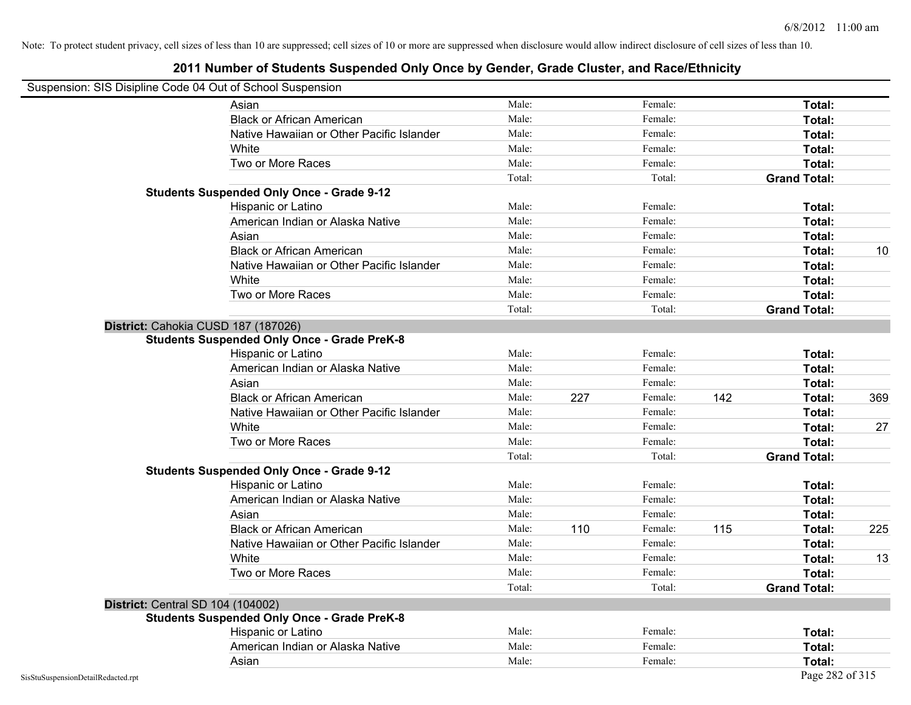Note: To protect student privacy, cell sizes of less than 10 are suppressed; cell sizes of 10 or more are suppressed when disclosure would allow indirect disclosure of cell sizes of less than 10.

## 2011 Number of Students Suspended Only Once by Gender, Grade Cluster, and Race/Ethnicity

Suspension: SIS Disipline Code 04 Out of School Suspension

| | Male: | | Female: | | | |
|---|---|---|---|---|---|---|
| Asian | Male: | | Female: | | **Total:** | |
| Black or African American | Male: | | Female: | | **Total:** | |
| Native Hawaiian or Other Pacific Islander | Male: | | Female: | | **Total:** | |
| White | Male: | | Female: | | **Total:** | |
| Two or More Races | Male: | | Female: | | **Total:** | |
| | Total: | | Total: | | **Grand Total:** | |
| **Students Suspended Only Once - Grade 9-12** | | | | | | |
| Hispanic or Latino | Male: | | Female: | | **Total:** | |
| American Indian or Alaska Native | Male: | | Female: | | **Total:** | |
| Asian | Male: | | Female: | | **Total:** | |
| Black or African American | Male: | | Female: | | **Total:** | 10 |
| Native Hawaiian or Other Pacific Islander | Male: | | Female: | | **Total:** | |
| White | Male: | | Female: | | **Total:** | |
| Two or More Races | Male: | | Female: | | **Total:** | |
| | Total: | | Total: | | **Grand Total:** | |
| **District:** Cahokia CUSD 187 (187026) | | | | | | |
| **Students Suspended Only Once - Grade PreK-8** | | | | | | |
| Hispanic or Latino | Male: | | Female: | | **Total:** | |
| American Indian or Alaska Native | Male: | | Female: | | **Total:** | |
| Asian | Male: | | Female: | | **Total:** | |
| Black or African American | Male: | 227 | Female: | 142 | **Total:** | 369 |
| Native Hawaiian or Other Pacific Islander | Male: | | Female: | | **Total:** | |
| White | Male: | | Female: | | **Total:** | 27 |
| Two or More Races | Male: | | Female: | | **Total:** | |
| | Total: | | Total: | | **Grand Total:** | |
| **Students Suspended Only Once - Grade 9-12** | | | | | | |
| Hispanic or Latino | Male: | | Female: | | **Total:** | |
| American Indian or Alaska Native | Male: | | Female: | | **Total:** | |
| Asian | Male: | | Female: | | **Total:** | |
| Black or African American | Male: | 110 | Female: | 115 | **Total:** | 225 |
| Native Hawaiian or Other Pacific Islander | Male: | | Female: | | **Total:** | |
| White | Male: | | Female: | | **Total:** | 13 |
| Two or More Races | Male: | | Female: | | **Total:** | |
| | Total: | | Total: | | **Grand Total:** | |
| **District:** Central SD 104 (104002) | | | | | | |
| **Students Suspended Only Once - Grade PreK-8** | | | | | | |
| Hispanic or Latino | Male: | | Female: | | **Total:** | |
| American Indian or Alaska Native | Male: | | Female: | | **Total:** | |
| Asian | Male: | | Female: | | **Total:** | |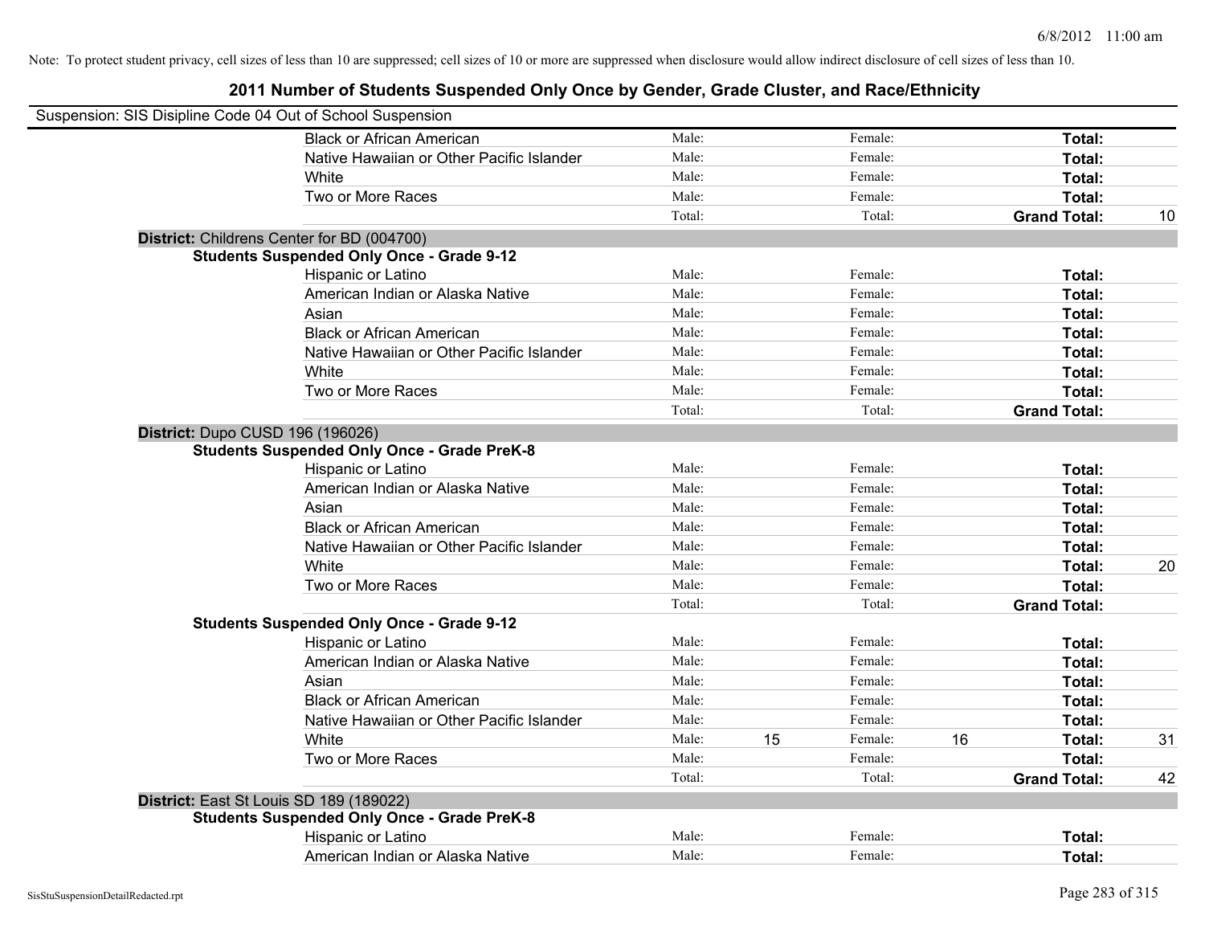Note: To protect student privacy, cell sizes of less than 10 are suppressed; cell sizes of 10 or more are suppressed when disclosure would allow indirect disclosure of cell sizes of less than 10.

## 2011 Number of Students Suspended Only Once by Gender, Grade Cluster, and Race/Ethnicity

Suspension: SIS Disipline Code 04 Out of School Suspension

| | | | | | | | |
|---|---|---|---|---|---|---|---|
| Black or African American | Male: | | Female: | | **Total:** | |
| Native Hawaiian or Other Pacific Islander | Male: | | Female: | | **Total:** | |
| White | Male: | | Female: | | **Total:** | |
| Two or More Races | Male: | | Female: | | **Total:** | |
| | Total: | | Total: | | **Grand Total:** | 10 |

**District:** Childrens Center for BD (004700)

**Students Suspended Only Once - Grade 9-12**

| | | | | | | |
|---|---|---|---|---|---|---|
| Hispanic or Latino | Male: | | Female: | | **Total:** | |
| American Indian or Alaska Native | Male: | | Female: | | **Total:** | |
| Asian | Male: | | Female: | | **Total:** | |
| Black or African American | Male: | | Female: | | **Total:** | |
| Native Hawaiian or Other Pacific Islander | Male: | | Female: | | **Total:** | |
| White | Male: | | Female: | | **Total:** | |
| Two or More Races | Male: | | Female: | | **Total:** | |
| | Total: | | Total: | | **Grand Total:** | |

**District:** Dupo CUSD 196 (196026)

**Students Suspended Only Once - Grade PreK-8**

| | | | | | | |
|---|---|---|---|---|---|---|
| Hispanic or Latino | Male: | | Female: | | **Total:** | |
| American Indian or Alaska Native | Male: | | Female: | | **Total:** | |
| Asian | Male: | | Female: | | **Total:** | |
| Black or African American | Male: | | Female: | | **Total:** | |
| Native Hawaiian or Other Pacific Islander | Male: | | Female: | | **Total:** | |
| White | Male: | | Female: | | **Total:** | 20 |
| Two or More Races | Male: | | Female: | | **Total:** | |
| | Total: | | Total: | | **Grand Total:** | |

**Students Suspended Only Once - Grade 9-12**

| | | | | | | |
|---|---|---|---|---|---|---|
| Hispanic or Latino | Male: | | Female: | | **Total:** | |
| American Indian or Alaska Native | Male: | | Female: | | **Total:** | |
| Asian | Male: | | Female: | | **Total:** | |
| Black or African American | Male: | | Female: | | **Total:** | |
| Native Hawaiian or Other Pacific Islander | Male: | | Female: | | **Total:** | |
| White | Male: | 15 | Female: | 16 | **Total:** | 31 |
| Two or More Races | Male: | | Female: | | **Total:** | |
| | Total: | | Total: | | **Grand Total:** | 42 |

**District:** East St Louis SD 189 (189022)

**Students Suspended Only Once - Grade PreK-8**

| | | | | | | |
|---|---|---|---|---|---|---|
| Hispanic or Latino | Male: | | Female: | | **Total:** | |
| American Indian or Alaska Native | Male: | | Female: | | **Total:** | |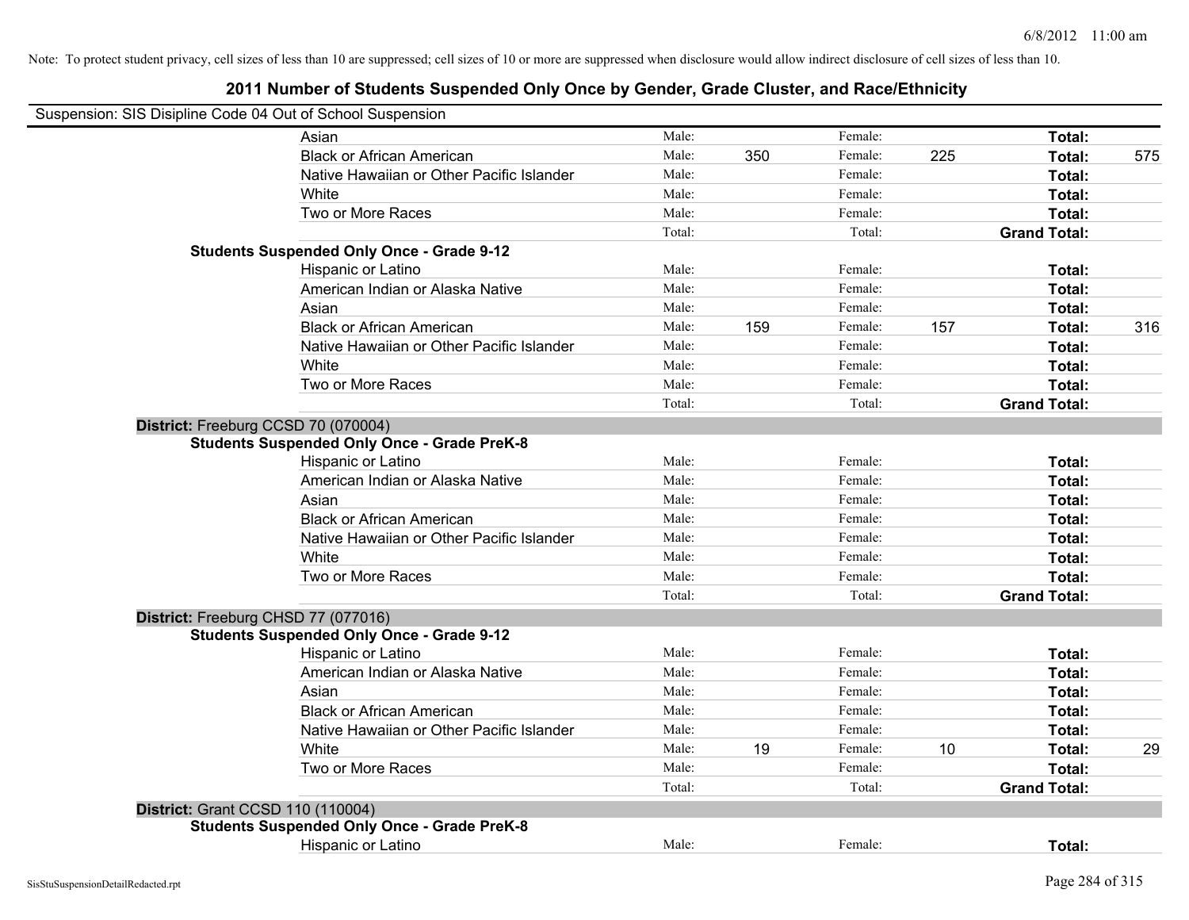Note: To protect student privacy, cell sizes of less than 10 are suppressed; cell sizes of 10 or more are suppressed when disclosure would allow indirect disclosure of cell sizes of less than 10.

## 2011 Number of Students Suspended Only Once by Gender, Grade Cluster, and Race/Ethnicity

Suspension: SIS Disipline Code 04 Out of School Suspension

| | | | | | | |
|---|---|---|---|---|---|---|
| Asian | Male: | | Female: | | **Total:** | |
| Black or African American | Male: | 350 | Female: | 225 | **Total:** | 575 |
| Native Hawaiian or Other Pacific Islander | Male: | | Female: | | **Total:** | |
| White | Male: | | Female: | | **Total:** | |
| Two or More Races | Male: | | Female: | | **Total:** | |
| | Total: | | Total: | | **Grand Total:** | |
| **Students Suspended Only Once - Grade 9-12** | | | | | | |
| Hispanic or Latino | Male: | | Female: | | **Total:** | |
| American Indian or Alaska Native | Male: | | Female: | | **Total:** | |
| Asian | Male: | | Female: | | **Total:** | |
| Black or African American | Male: | 159 | Female: | 157 | **Total:** | 316 |
| Native Hawaiian or Other Pacific Islander | Male: | | Female: | | **Total:** | |
| White | Male: | | Female: | | **Total:** | |
| Two or More Races | Male: | | Female: | | **Total:** | |
| | Total: | | Total: | | **Grand Total:** | |

**District:** Freeburg CCSD 70 (070004)

| | | | | | | |
|---|---|---|---|---|---|---|
| **Students Suspended Only Once - Grade PreK-8** | | | | | | |
| Hispanic or Latino | Male: | | Female: | | **Total:** | |
| American Indian or Alaska Native | Male: | | Female: | | **Total:** | |
| Asian | Male: | | Female: | | **Total:** | |
| Black or African American | Male: | | Female: | | **Total:** | |
| Native Hawaiian or Other Pacific Islander | Male: | | Female: | | **Total:** | |
| White | Male: | | Female: | | **Total:** | |
| Two or More Races | Male: | | Female: | | **Total:** | |
| | Total: | | Total: | | **Grand Total:** | |

**District:** Freeburg CHSD 77 (077016)

| | | | | | | |
|---|---|---|---|---|---|---|
| **Students Suspended Only Once - Grade 9-12** | | | | | | |
| Hispanic or Latino | Male: | | Female: | | **Total:** | |
| American Indian or Alaska Native | Male: | | Female: | | **Total:** | |
| Asian | Male: | | Female: | | **Total:** | |
| Black or African American | Male: | | Female: | | **Total:** | |
| Native Hawaiian or Other Pacific Islander | Male: | | Female: | | **Total:** | |
| White | Male: | 19 | Female: | 10 | **Total:** | 29 |
| Two or More Races | Male: | | Female: | | **Total:** | |
| | Total: | | Total: | | **Grand Total:** | |

**District:** Grant CCSD 110 (110004)

| | | | | | | |
|---|---|---|---|---|---|---|
| **Students Suspended Only Once - Grade PreK-8** | | | | | | |
| Hispanic or Latino | Male: | | Female: | | **Total:** | |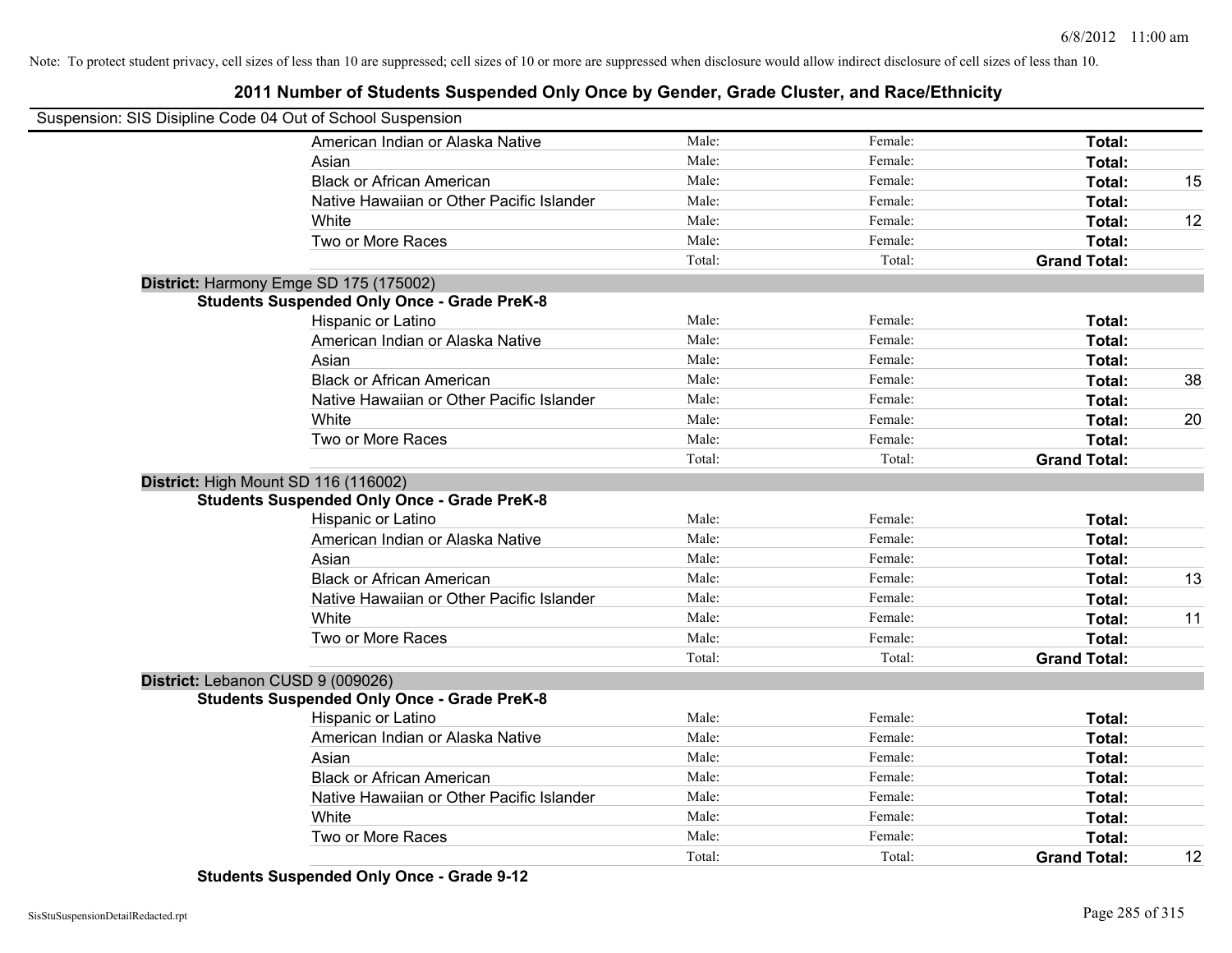Note: To protect student privacy, cell sizes of less than 10 are suppressed; cell sizes of 10 or more are suppressed when disclosure would allow indirect disclosure of cell sizes of less than 10.

# 2011 Number of Students Suspended Only Once by Gender, Grade Cluster, and Race/Ethnicity

Suspension: SIS Disipline Code 04 Out of School Suspension

| | | | | |
|---|---|---|---|---|
| American Indian or Alaska Native | Male: | Female: | **Total:** | |
| Asian | Male: | Female: | **Total:** | |
| Black or African American | Male: | Female: | **Total:** | 15 |
| Native Hawaiian or Other Pacific Islander | Male: | Female: | **Total:** | |
| White | Male: | Female: | **Total:** | 12 |
| Two or More Races | Male: | Female: | **Total:** | |
| | Total: | Total: | **Grand Total:** | |

**District:** Harmony Emge SD 175 (175002)

**Students Suspended Only Once - Grade PreK-8**

| | | | | |
|---|---|---|---|---|
| Hispanic or Latino | Male: | Female: | **Total:** | |
| American Indian or Alaska Native | Male: | Female: | **Total:** | |
| Asian | Male: | Female: | **Total:** | |
| Black or African American | Male: | Female: | **Total:** | 38 |
| Native Hawaiian or Other Pacific Islander | Male: | Female: | **Total:** | |
| White | Male: | Female: | **Total:** | 20 |
| Two or More Races | Male: | Female: | **Total:** | |
| | Total: | Total: | **Grand Total:** | |

**District:** High Mount SD 116 (116002)

**Students Suspended Only Once - Grade PreK-8**

| | | | | |
|---|---|---|---|---|
| Hispanic or Latino | Male: | Female: | **Total:** | |
| American Indian or Alaska Native | Male: | Female: | **Total:** | |
| Asian | Male: | Female: | **Total:** | |
| Black or African American | Male: | Female: | **Total:** | 13 |
| Native Hawaiian or Other Pacific Islander | Male: | Female: | **Total:** | |
| White | Male: | Female: | **Total:** | 11 |
| Two or More Races | Male: | Female: | **Total:** | |
| | Total: | Total: | **Grand Total:** | |

**District:** Lebanon CUSD 9 (009026)

**Students Suspended Only Once - Grade PreK-8**

| | | | | |
|---|---|---|---|---|
| Hispanic or Latino | Male: | Female: | **Total:** | |
| American Indian or Alaska Native | Male: | Female: | **Total:** | |
| Asian | Male: | Female: | **Total:** | |
| Black or African American | Male: | Female: | **Total:** | |
| Native Hawaiian or Other Pacific Islander | Male: | Female: | **Total:** | |
| White | Male: | Female: | **Total:** | |
| Two or More Races | Male: | Female: | **Total:** | |
| | Total: | Total: | **Grand Total:** | 12 |

**Students Suspended Only Once - Grade 9-12**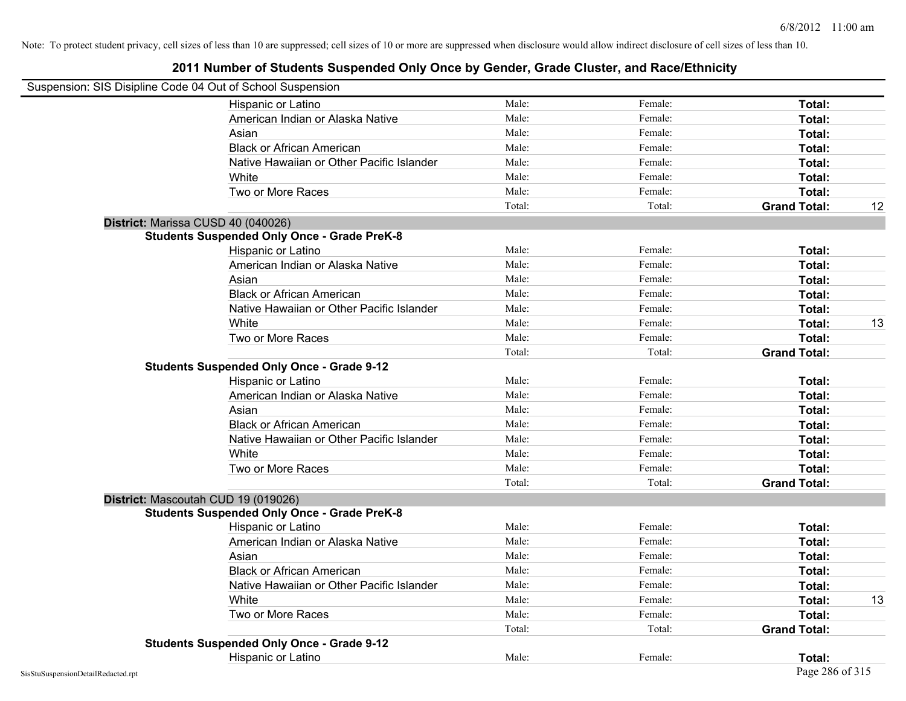Note: To protect student privacy, cell sizes of less than 10 are suppressed; cell sizes of 10 or more are suppressed when disclosure would allow indirect disclosure of cell sizes of less than 10.

# 2011 Number of Students Suspended Only Once by Gender, Grade Cluster, and Race/Ethnicity

Suspension: SIS Disipline Code 04 Out of School Suspension

| | Male | Female | Total | |
|---|---|---|---|---|
| Hispanic or Latino | Male: | Female: | **Total:** | |
| American Indian or Alaska Native | Male: | Female: | **Total:** | |
| Asian | Male: | Female: | **Total:** | |
| Black or African American | Male: | Female: | **Total:** | |
| Native Hawaiian or Other Pacific Islander | Male: | Female: | **Total:** | |
| White | Male: | Female: | **Total:** | |
| Two or More Races | Male: | Female: | **Total:** | |
| | Total: | Total: | **Grand Total:** | 12 |

**District:** Marissa CUSD 40 (040026)

**Students Suspended Only Once - Grade PreK-8**

| | Male | Female | Total | |
|---|---|---|---|---|
| Hispanic or Latino | Male: | Female: | **Total:** | |
| American Indian or Alaska Native | Male: | Female: | **Total:** | |
| Asian | Male: | Female: | **Total:** | |
| Black or African American | Male: | Female: | **Total:** | |
| Native Hawaiian or Other Pacific Islander | Male: | Female: | **Total:** | |
| White | Male: | Female: | **Total:** | 13 |
| Two or More Races | Male: | Female: | **Total:** | |
| | Total: | Total: | **Grand Total:** | |

**Students Suspended Only Once - Grade 9-12**

| | Male | Female | Total | |
|---|---|---|---|---|
| Hispanic or Latino | Male: | Female: | **Total:** | |
| American Indian or Alaska Native | Male: | Female: | **Total:** | |
| Asian | Male: | Female: | **Total:** | |
| Black or African American | Male: | Female: | **Total:** | |
| Native Hawaiian or Other Pacific Islander | Male: | Female: | **Total:** | |
| White | Male: | Female: | **Total:** | |
| Two or More Races | Male: | Female: | **Total:** | |
| | Total: | Total: | **Grand Total:** | |

**District:** Mascoutah CUD 19 (019026)

**Students Suspended Only Once - Grade PreK-8**

| | Male | Female | Total | |
|---|---|---|---|---|
| Hispanic or Latino | Male: | Female: | **Total:** | |
| American Indian or Alaska Native | Male: | Female: | **Total:** | |
| Asian | Male: | Female: | **Total:** | |
| Black or African American | Male: | Female: | **Total:** | |
| Native Hawaiian or Other Pacific Islander | Male: | Female: | **Total:** | |
| White | Male: | Female: | **Total:** | 13 |
| Two or More Races | Male: | Female: | **Total:** | |
| | Total: | Total: | **Grand Total:** | |

**Students Suspended Only Once - Grade 9-12**

| | Male | Female | Total | |
|---|---|---|---|---|
| Hispanic or Latino | Male: | Female: | **Total:** | |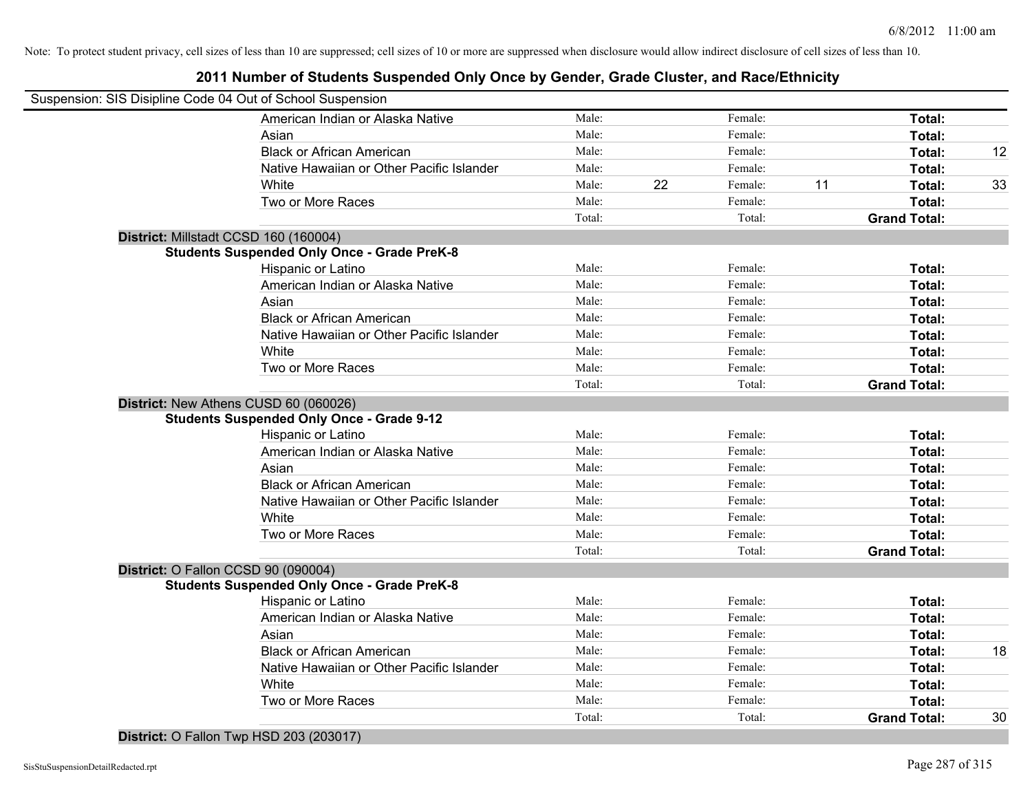Note: To protect student privacy, cell sizes of less than 10 are suppressed; cell sizes of 10 or more are suppressed when disclosure would allow indirect disclosure of cell sizes of less than 10.

# 2011 Number of Students Suspended Only Once by Gender, Grade Cluster, and Race/Ethnicity

Suspension: SIS Disipline Code 04 Out of School Suspension

| | Male: | | Female: | | Total: | |
|---|---|---|---|---|---|---|
| American Indian or Alaska Native | Male: | | Female: | | **Total:** | |
| Asian | Male: | | Female: | | **Total:** | |
| Black or African American | Male: | | Female: | | **Total:** | 12 |
| Native Hawaiian or Other Pacific Islander | Male: | | Female: | | **Total:** | |
| White | Male: | 22 | Female: | 11 | **Total:** | 33 |
| Two or More Races | Male: | | Female: | | **Total:** | |
| | Total: | | Total: | | **Grand Total:** | |

**District:** Millstadt CCSD 160 (160004)

**Students Suspended Only Once - Grade PreK-8**

| | | | | | | |
|---|---|---|---|---|---|---|
| Hispanic or Latino | Male: | | Female: | | **Total:** | |
| American Indian or Alaska Native | Male: | | Female: | | **Total:** | |
| Asian | Male: | | Female: | | **Total:** | |
| Black or African American | Male: | | Female: | | **Total:** | |
| Native Hawaiian or Other Pacific Islander | Male: | | Female: | | **Total:** | |
| White | Male: | | Female: | | **Total:** | |
| Two or More Races | Male: | | Female: | | **Total:** | |
| | Total: | | Total: | | **Grand Total:** | |

**District:** New Athens CUSD 60 (060026)

**Students Suspended Only Once - Grade 9-12**

| | | | | | | |
|---|---|---|---|---|---|---|
| Hispanic or Latino | Male: | | Female: | | **Total:** | |
| American Indian or Alaska Native | Male: | | Female: | | **Total:** | |
| Asian | Male: | | Female: | | **Total:** | |
| Black or African American | Male: | | Female: | | **Total:** | |
| Native Hawaiian or Other Pacific Islander | Male: | | Female: | | **Total:** | |
| White | Male: | | Female: | | **Total:** | |
| Two or More Races | Male: | | Female: | | **Total:** | |
| | Total: | | Total: | | **Grand Total:** | |

**District:** O Fallon CCSD 90 (090004)

**Students Suspended Only Once - Grade PreK-8**

| | | | | | | |
|---|---|---|---|---|---|---|
| Hispanic or Latino | Male: | | Female: | | **Total:** | |
| American Indian or Alaska Native | Male: | | Female: | | **Total:** | |
| Asian | Male: | | Female: | | **Total:** | |
| Black or African American | Male: | | Female: | | **Total:** | 18 |
| Native Hawaiian or Other Pacific Islander | Male: | | Female: | | **Total:** | |
| White | Male: | | Female: | | **Total:** | |
| Two or More Races | Male: | | Female: | | **Total:** | |
| | Total: | | Total: | | **Grand Total:** | 30 |

**District:** O Fallon Twp HSD 203 (203017)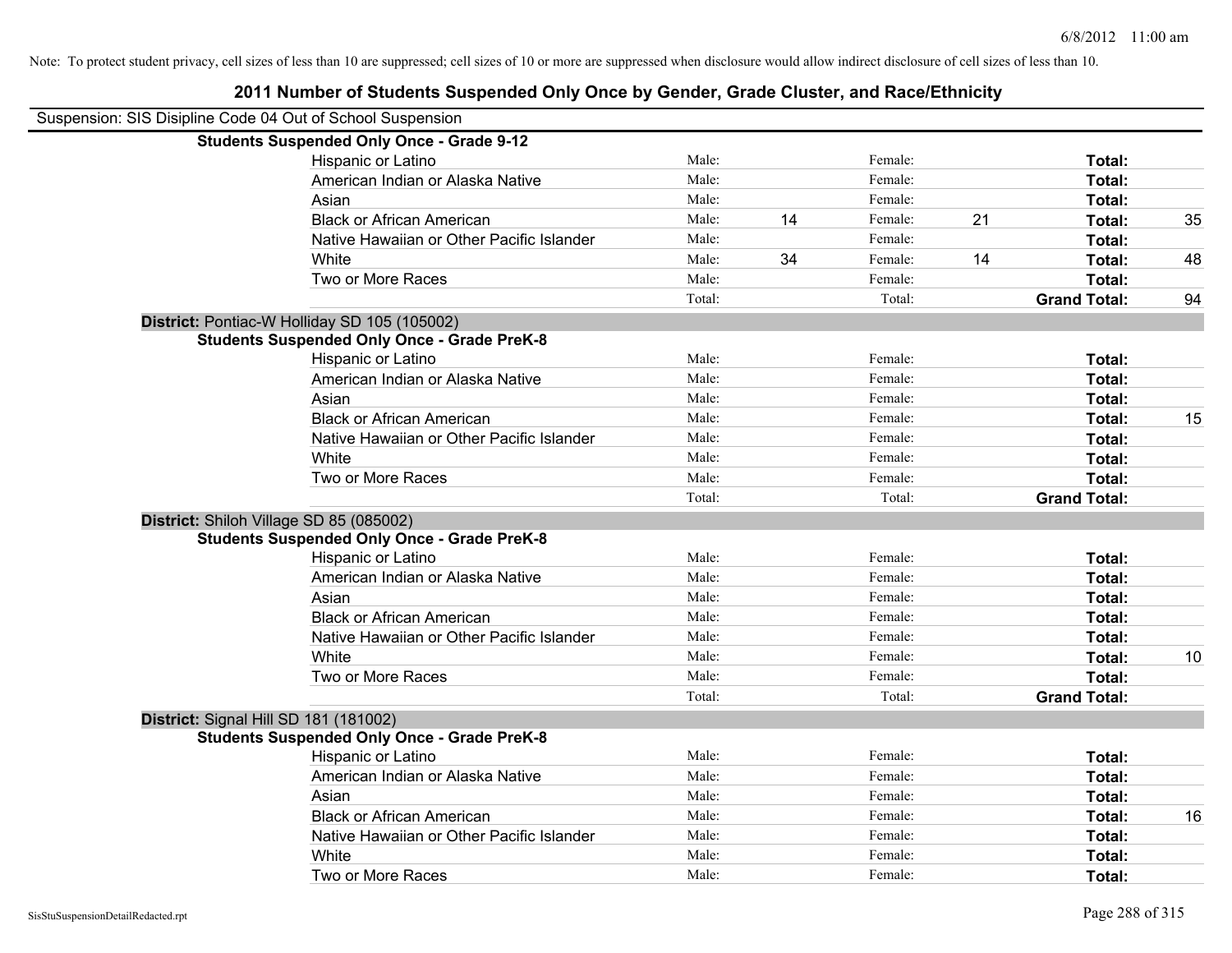Note: To protect student privacy, cell sizes of less than 10 are suppressed; cell sizes of 10 or more are suppressed when disclosure would allow indirect disclosure of cell sizes of less than 10.

# 2011 Number of Students Suspended Only Once by Gender, Grade Cluster, and Race/Ethnicity

Suspension: SIS Disipline Code 04 Out of School Suspension

| | | | | | | |
|---|---|---|---|---|---|---|
| **Students Suspended Only Once - Grade 9-12** | | | | | | |
| Hispanic or Latino | Male: | | Female: | | **Total:** | |
| American Indian or Alaska Native | Male: | | Female: | | **Total:** | |
| Asian | Male: | | Female: | | **Total:** | |
| Black or African American | Male: | 14 | Female: | 21 | **Total:** | 35 |
| Native Hawaiian or Other Pacific Islander | Male: | | Female: | | **Total:** | |
| White | Male: | 34 | Female: | 14 | **Total:** | 48 |
| Two or More Races | Male: | | Female: | | **Total:** | |
| | Total: | | Total: | | **Grand Total:** | 94 |

**District:** Pontiac-W Holliday SD 105 (105002)

| | | | | | | |
|---|---|---|---|---|---|---|
| **Students Suspended Only Once - Grade PreK-8** | | | | | | |
| Hispanic or Latino | Male: | | Female: | | **Total:** | |
| American Indian or Alaska Native | Male: | | Female: | | **Total:** | |
| Asian | Male: | | Female: | | **Total:** | |
| Black or African American | Male: | | Female: | | **Total:** | 15 |
| Native Hawaiian or Other Pacific Islander | Male: | | Female: | | **Total:** | |
| White | Male: | | Female: | | **Total:** | |
| Two or More Races | Male: | | Female: | | **Total:** | |
| | Total: | | Total: | | **Grand Total:** | |

**District:** Shiloh Village SD 85 (085002)

| | | | | | | |
|---|---|---|---|---|---|---|
| **Students Suspended Only Once - Grade PreK-8** | | | | | | |
| Hispanic or Latino | Male: | | Female: | | **Total:** | |
| American Indian or Alaska Native | Male: | | Female: | | **Total:** | |
| Asian | Male: | | Female: | | **Total:** | |
| Black or African American | Male: | | Female: | | **Total:** | |
| Native Hawaiian or Other Pacific Islander | Male: | | Female: | | **Total:** | |
| White | Male: | | Female: | | **Total:** | 10 |
| Two or More Races | Male: | | Female: | | **Total:** | |
| | Total: | | Total: | | **Grand Total:** | |

**District:** Signal Hill SD 181 (181002)

| | | | | | | |
|---|---|---|---|---|---|---|
| **Students Suspended Only Once - Grade PreK-8** | | | | | | |
| Hispanic or Latino | Male: | | Female: | | **Total:** | |
| American Indian or Alaska Native | Male: | | Female: | | **Total:** | |
| Asian | Male: | | Female: | | **Total:** | |
| Black or African American | Male: | | Female: | | **Total:** | 16 |
| Native Hawaiian or Other Pacific Islander | Male: | | Female: | | **Total:** | |
| White | Male: | | Female: | | **Total:** | |
| Two or More Races | Male: | | Female: | | **Total:** | |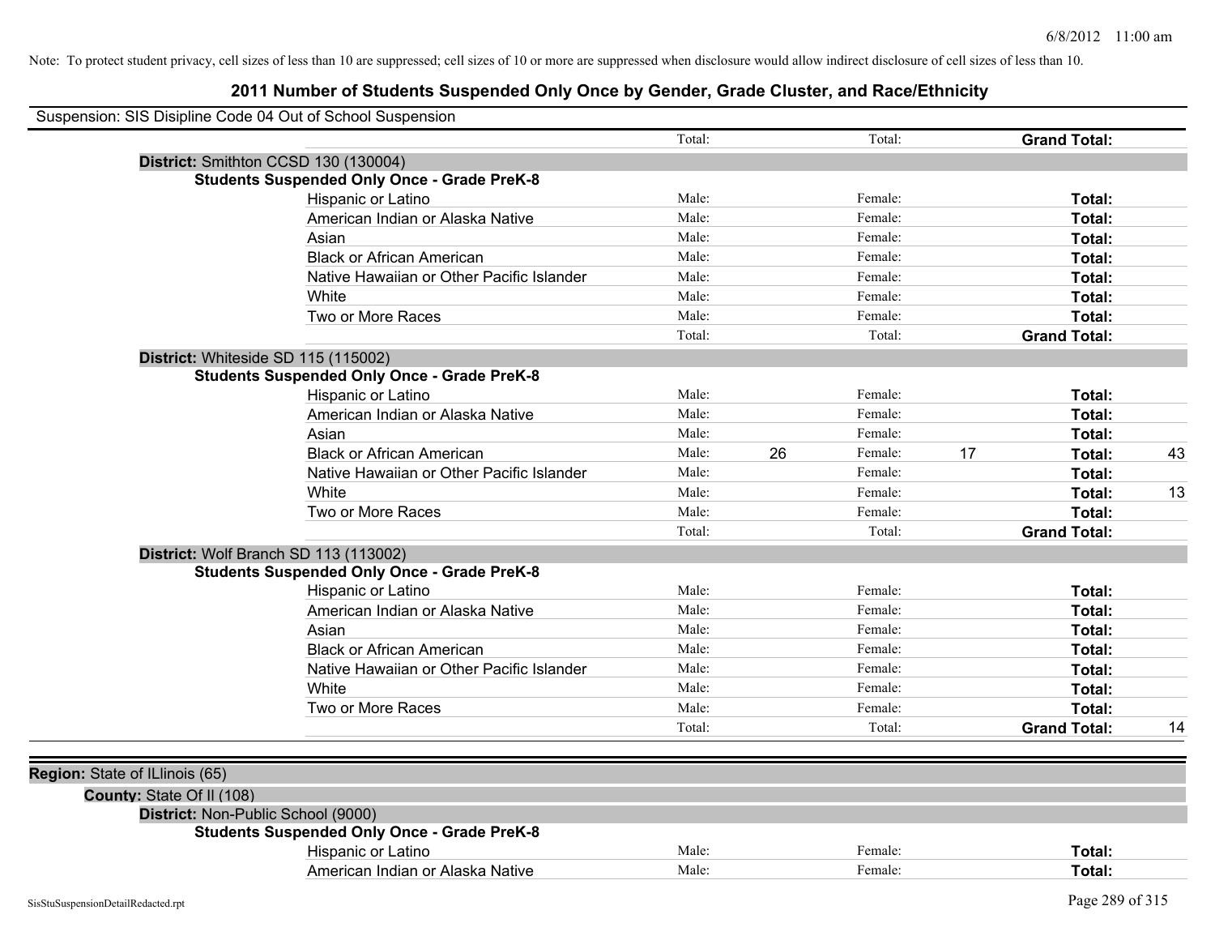Note: To protect student privacy, cell sizes of less than 10 are suppressed; cell sizes of 10 or more are suppressed when disclosure would allow indirect disclosure of cell sizes of less than 10.

# 2011 Number of Students Suspended Only Once by Gender, Grade Cluster, and Race/Ethnicity

Suspension: SIS Disipline Code 04 Out of School Suspension

| | | | | | | |
|---|---|---|---|---|---|---|
| | Total: | | Total: | | **Grand Total:** | |

**District:** Smithton CCSD 130 (130004)

**Students Suspended Only Once - Grade PreK-8**

| | | | | | | |
|---|---|---|---|---|---|---|
| Hispanic or Latino | Male: | | Female: | | **Total:** | |
| American Indian or Alaska Native | Male: | | Female: | | **Total:** | |
| Asian | Male: | | Female: | | **Total:** | |
| Black or African American | Male: | | Female: | | **Total:** | |
| Native Hawaiian or Other Pacific Islander | Male: | | Female: | | **Total:** | |
| White | Male: | | Female: | | **Total:** | |
| Two or More Races | Male: | | Female: | | **Total:** | |
| | Total: | | Total: | | **Grand Total:** | |

**District:** Whiteside SD 115 (115002)

**Students Suspended Only Once - Grade PreK-8**

| | | | | | | |
|---|---|---|---|---|---|---|
| Hispanic or Latino | Male: | | Female: | | **Total:** | |
| American Indian or Alaska Native | Male: | | Female: | | **Total:** | |
| Asian | Male: | | Female: | | **Total:** | |
| Black or African American | Male: | 26 | Female: | 17 | **Total:** | 43 |
| Native Hawaiian or Other Pacific Islander | Male: | | Female: | | **Total:** | |
| White | Male: | | Female: | | **Total:** | 13 |
| Two or More Races | Male: | | Female: | | **Total:** | |
| | Total: | | Total: | | **Grand Total:** | |

**District:** Wolf Branch SD 113 (113002)

**Students Suspended Only Once - Grade PreK-8**

| | | | | | | |
|---|---|---|---|---|---|---|
| Hispanic or Latino | Male: | | Female: | | **Total:** | |
| American Indian or Alaska Native | Male: | | Female: | | **Total:** | |
| Asian | Male: | | Female: | | **Total:** | |
| Black or African American | Male: | | Female: | | **Total:** | |
| Native Hawaiian or Other Pacific Islander | Male: | | Female: | | **Total:** | |
| White | Male: | | Female: | | **Total:** | |
| Two or More Races | Male: | | Female: | | **Total:** | |
| | Total: | | Total: | | **Grand Total:** | 14 |

**Region:** State of ILlinois (65)

**County:** State Of Il (108)

**District:** Non-Public School (9000)

**Students Suspended Only Once - Grade PreK-8**

| | | | | | | |
|---|---|---|---|---|---|---|
| Hispanic or Latino | Male: | | Female: | | **Total:** | |
| American Indian or Alaska Native | Male: | | Female: | | **Total:** | |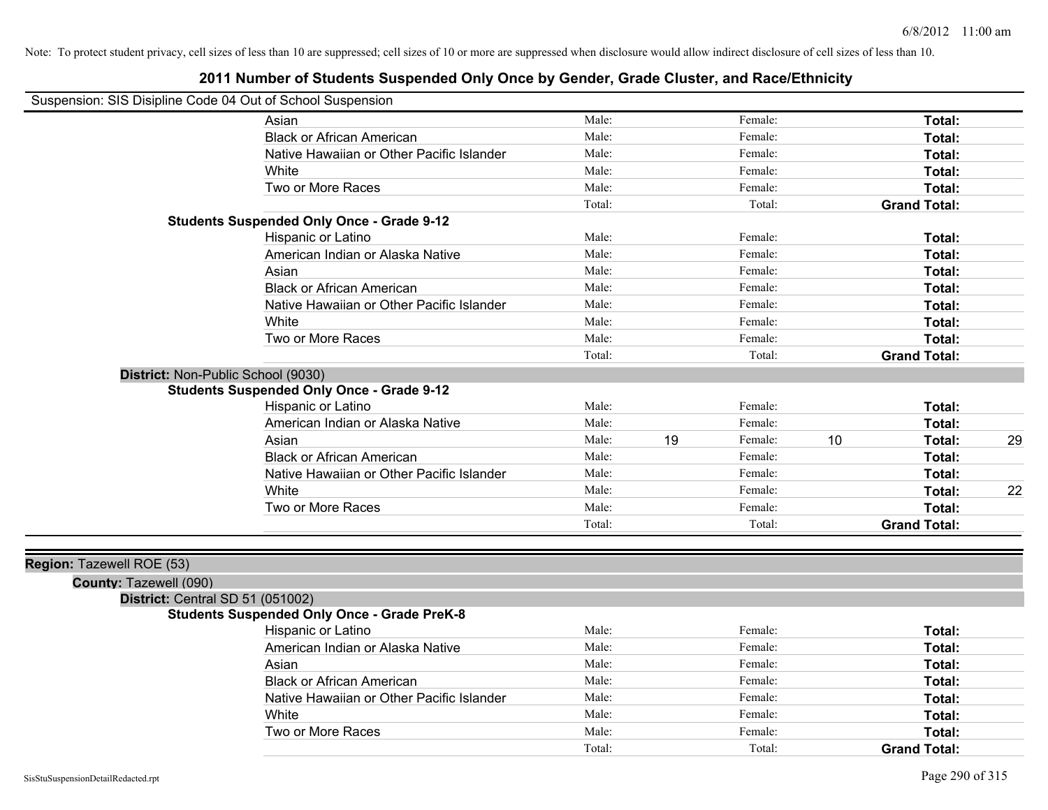Note: To protect student privacy, cell sizes of less than 10 are suppressed; cell sizes of 10 or more are suppressed when disclosure would allow indirect disclosure of cell sizes of less than 10.

## 2011 Number of Students Suspended Only Once by Gender, Grade Cluster, and Race/Ethnicity

Suspension: SIS Disipline Code 04 Out of School Suspension

| | | | | | | |
|---|---|---|---|---|---|---|
| Asian | Male: | | Female: | | **Total:** | |
| Black or African American | Male: | | Female: | | **Total:** | |
| Native Hawaiian or Other Pacific Islander | Male: | | Female: | | **Total:** | |
| White | Male: | | Female: | | **Total:** | |
| Two or More Races | Male: | | Female: | | **Total:** | |
| | Total: | | Total: | | **Grand Total:** | |

**Students Suspended Only Once - Grade 9-12**

| | | | | | | |
|---|---|---|---|---|---|---|
| Hispanic or Latino | Male: | | Female: | | **Total:** | |
| American Indian or Alaska Native | Male: | | Female: | | **Total:** | |
| Asian | Male: | | Female: | | **Total:** | |
| Black or African American | Male: | | Female: | | **Total:** | |
| Native Hawaiian or Other Pacific Islander | Male: | | Female: | | **Total:** | |
| White | Male: | | Female: | | **Total:** | |
| Two or More Races | Male: | | Female: | | **Total:** | |
| | Total: | | Total: | | **Grand Total:** | |

**District:** Non-Public School (9030)

**Students Suspended Only Once - Grade 9-12**

| | | | | | | |
|---|---|---|---|---|---|---|
| Hispanic or Latino | Male: | | Female: | | **Total:** | |
| American Indian or Alaska Native | Male: | | Female: | | **Total:** | |
| Asian | Male: | 19 | Female: | 10 | **Total:** | 29 |
| Black or African American | Male: | | Female: | | **Total:** | |
| Native Hawaiian or Other Pacific Islander | Male: | | Female: | | **Total:** | |
| White | Male: | | Female: | | **Total:** | 22 |
| Two or More Races | Male: | | Female: | | **Total:** | |
| | Total: | | Total: | | **Grand Total:** | |

**Region:** Tazewell ROE (53)

**County:** Tazewell (090)

**District:** Central SD 51 (051002)

**Students Suspended Only Once - Grade PreK-8**

| | | | | | | |
|---|---|---|---|---|---|---|
| Hispanic or Latino | Male: | | Female: | | **Total:** | |
| American Indian or Alaska Native | Male: | | Female: | | **Total:** | |
| Asian | Male: | | Female: | | **Total:** | |
| Black or African American | Male: | | Female: | | **Total:** | |
| Native Hawaiian or Other Pacific Islander | Male: | | Female: | | **Total:** | |
| White | Male: | | Female: | | **Total:** | |
| Two or More Races | Male: | | Female: | | **Total:** | |
| | Total: | | Total: | | **Grand Total:** | |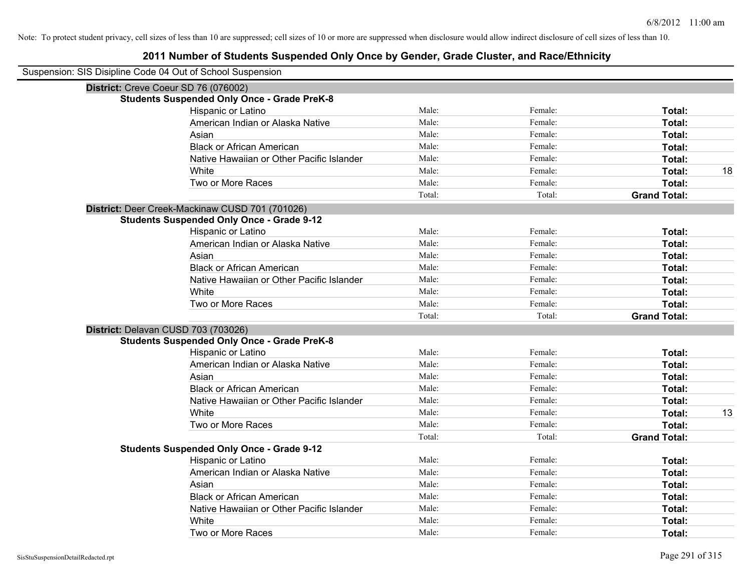Note: To protect student privacy, cell sizes of less than 10 are suppressed; cell sizes of 10 or more are suppressed when disclosure would allow indirect disclosure of cell sizes of less than 10.

# 2011 Number of Students Suspended Only Once by Gender, Grade Cluster, and Race/Ethnicity

Suspension: SIS Disipline Code 04 Out of School Suspension

**District:** Creve Coeur SD 76 (076002)

**Students Suspended Only Once - Grade PreK-8**

| | | | | |
|---|---|---|---|---|
| Hispanic or Latino | Male: | Female: | **Total:** | |
| American Indian or Alaska Native | Male: | Female: | **Total:** | |
| Asian | Male: | Female: | **Total:** | |
| Black or African American | Male: | Female: | **Total:** | |
| Native Hawaiian or Other Pacific Islander | Male: | Female: | **Total:** | |
| White | Male: | Female: | **Total:** | 18 |
| Two or More Races | Male: | Female: | **Total:** | |
| | Total: | Total: | **Grand Total:** | |

**District:** Deer Creek-Mackinaw CUSD 701 (701026)

**Students Suspended Only Once - Grade 9-12**

| | | | | |
|---|---|---|---|---|
| Hispanic or Latino | Male: | Female: | **Total:** | |
| American Indian or Alaska Native | Male: | Female: | **Total:** | |
| Asian | Male: | Female: | **Total:** | |
| Black or African American | Male: | Female: | **Total:** | |
| Native Hawaiian or Other Pacific Islander | Male: | Female: | **Total:** | |
| White | Male: | Female: | **Total:** | |
| Two or More Races | Male: | Female: | **Total:** | |
| | Total: | Total: | **Grand Total:** | |

**District:** Delavan CUSD 703 (703026)

**Students Suspended Only Once - Grade PreK-8**

| | | | | |
|---|---|---|---|---|
| Hispanic or Latino | Male: | Female: | **Total:** | |
| American Indian or Alaska Native | Male: | Female: | **Total:** | |
| Asian | Male: | Female: | **Total:** | |
| Black or African American | Male: | Female: | **Total:** | |
| Native Hawaiian or Other Pacific Islander | Male: | Female: | **Total:** | |
| White | Male: | Female: | **Total:** | 13 |
| Two or More Races | Male: | Female: | **Total:** | |
| | Total: | Total: | **Grand Total:** | |

**Students Suspended Only Once - Grade 9-12**

| | | | | |
|---|---|---|---|---|
| Hispanic or Latino | Male: | Female: | **Total:** | |
| American Indian or Alaska Native | Male: | Female: | **Total:** | |
| Asian | Male: | Female: | **Total:** | |
| Black or African American | Male: | Female: | **Total:** | |
| Native Hawaiian or Other Pacific Islander | Male: | Female: | **Total:** | |
| White | Male: | Female: | **Total:** | |
| Two or More Races | Male: | Female: | **Total:** | |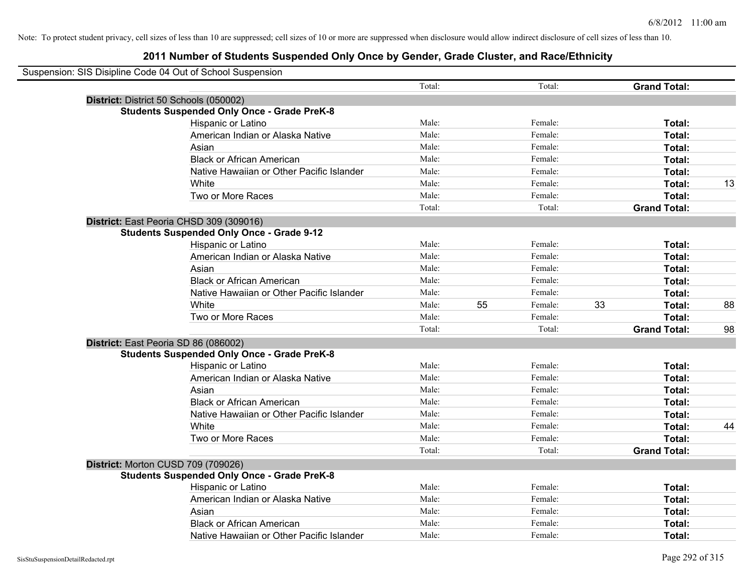Note: To protect student privacy, cell sizes of less than 10 are suppressed; cell sizes of 10 or more are suppressed when disclosure would allow indirect disclosure of cell sizes of less than 10.

# 2011 Number of Students Suspended Only Once by Gender, Grade Cluster, and Race/Ethnicity

Suspension: SIS Disipline Code 04 Out of School Suspension

| | | | | | | |
|---|---|---|---|---|---|---|
| | Total: | | Total: | | **Grand Total:** | |
| **District:** District 50 Schools (050002) | | | | | | |
| **Students Suspended Only Once - Grade PreK-8** | | | | | | |
| Hispanic or Latino | Male: | | Female: | | **Total:** | |
| American Indian or Alaska Native | Male: | | Female: | | **Total:** | |
| Asian | Male: | | Female: | | **Total:** | |
| Black or African American | Male: | | Female: | | **Total:** | |
| Native Hawaiian or Other Pacific Islander | Male: | | Female: | | **Total:** | |
| White | Male: | | Female: | | **Total:** | 13 |
| Two or More Races | Male: | | Female: | | **Total:** | |
| | Total: | | Total: | | **Grand Total:** | |
| **District:** East Peoria CHSD 309 (309016) | | | | | | |
| **Students Suspended Only Once - Grade 9-12** | | | | | | |
| Hispanic or Latino | Male: | | Female: | | **Total:** | |
| American Indian or Alaska Native | Male: | | Female: | | **Total:** | |
| Asian | Male: | | Female: | | **Total:** | |
| Black or African American | Male: | | Female: | | **Total:** | |
| Native Hawaiian or Other Pacific Islander | Male: | | Female: | | **Total:** | |
| White | Male: | 55 | Female: | 33 | **Total:** | 88 |
| Two or More Races | Male: | | Female: | | **Total:** | |
| | Total: | | Total: | | **Grand Total:** | 98 |
| **District:** East Peoria SD 86 (086002) | | | | | | |
| **Students Suspended Only Once - Grade PreK-8** | | | | | | |
| Hispanic or Latino | Male: | | Female: | | **Total:** | |
| American Indian or Alaska Native | Male: | | Female: | | **Total:** | |
| Asian | Male: | | Female: | | **Total:** | |
| Black or African American | Male: | | Female: | | **Total:** | |
| Native Hawaiian or Other Pacific Islander | Male: | | Female: | | **Total:** | |
| White | Male: | | Female: | | **Total:** | 44 |
| Two or More Races | Male: | | Female: | | **Total:** | |
| | Total: | | Total: | | **Grand Total:** | |
| **District:** Morton CUSD 709 (709026) | | | | | | |
| **Students Suspended Only Once - Grade PreK-8** | | | | | | |
| Hispanic or Latino | Male: | | Female: | | **Total:** | |
| American Indian or Alaska Native | Male: | | Female: | | **Total:** | |
| Asian | Male: | | Female: | | **Total:** | |
| Black or African American | Male: | | Female: | | **Total:** | |
| Native Hawaiian or Other Pacific Islander | Male: | | Female: | | **Total:** | |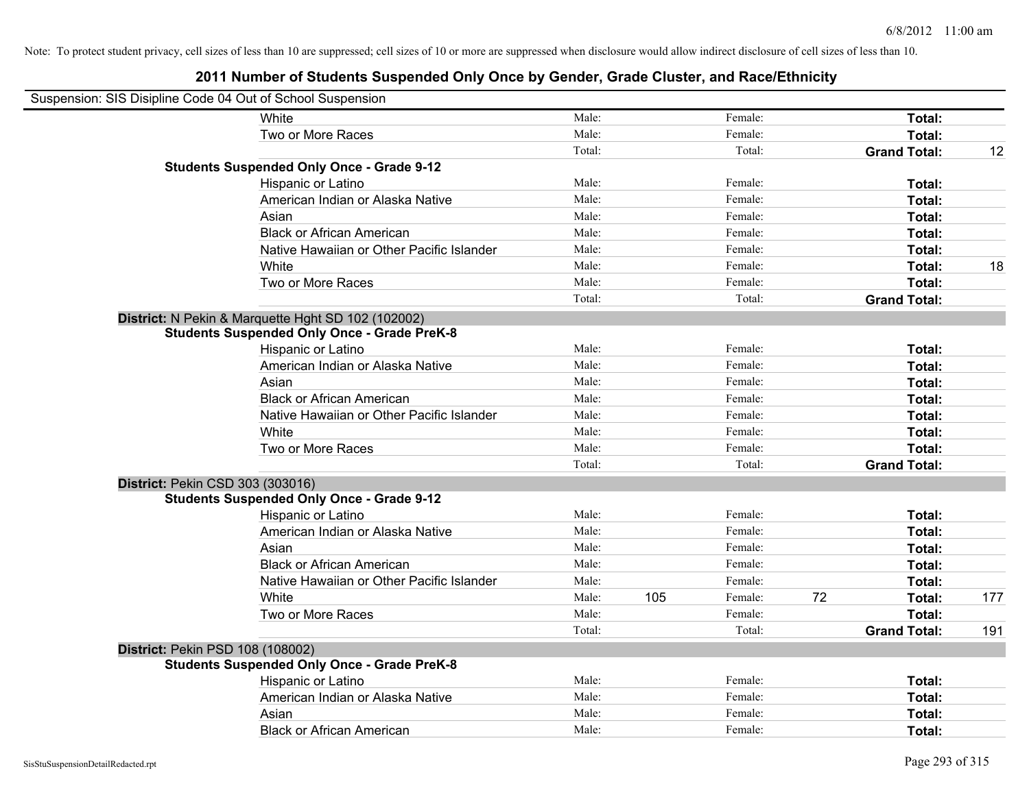Note: To protect student privacy, cell sizes of less than 10 are suppressed; cell sizes of 10 or more are suppressed when disclosure would allow indirect disclosure of cell sizes of less than 10.

## 2011 Number of Students Suspended Only Once by Gender, Grade Cluster, and Race/Ethnicity

Suspension: SIS Disipline Code 04 Out of School Suspension

| | | | | | | |
|---|---|---|---|---|---|---|
| White | Male: | | Female: | | **Total:** | |
| Two or More Races | Male: | | Female: | | **Total:** | |
| | Total: | | Total: | | **Grand Total:** | 12 |
| **Students Suspended Only Once - Grade 9-12** | | | | | | |
| Hispanic or Latino | Male: | | Female: | | **Total:** | |
| American Indian or Alaska Native | Male: | | Female: | | **Total:** | |
| Asian | Male: | | Female: | | **Total:** | |
| Black or African American | Male: | | Female: | | **Total:** | |
| Native Hawaiian or Other Pacific Islander | Male: | | Female: | | **Total:** | |
| White | Male: | | Female: | | **Total:** | 18 |
| Two or More Races | Male: | | Female: | | **Total:** | |
| | Total: | | Total: | | **Grand Total:** | |
| **District:** N Pekin & Marquette Hght SD 102 (102002) | | | | | | |
| **Students Suspended Only Once - Grade PreK-8** | | | | | | |
| Hispanic or Latino | Male: | | Female: | | **Total:** | |
| American Indian or Alaska Native | Male: | | Female: | | **Total:** | |
| Asian | Male: | | Female: | | **Total:** | |
| Black or African American | Male: | | Female: | | **Total:** | |
| Native Hawaiian or Other Pacific Islander | Male: | | Female: | | **Total:** | |
| White | Male: | | Female: | | **Total:** | |
| Two or More Races | Male: | | Female: | | **Total:** | |
| | Total: | | Total: | | **Grand Total:** | |
| **District:** Pekin CSD 303 (303016) | | | | | | |
| **Students Suspended Only Once - Grade 9-12** | | | | | | |
| Hispanic or Latino | Male: | | Female: | | **Total:** | |
| American Indian or Alaska Native | Male: | | Female: | | **Total:** | |
| Asian | Male: | | Female: | | **Total:** | |
| Black or African American | Male: | | Female: | | **Total:** | |
| Native Hawaiian or Other Pacific Islander | Male: | | Female: | | **Total:** | |
| White | Male: | 105 | Female: | 72 | **Total:** | 177 |
| Two or More Races | Male: | | Female: | | **Total:** | |
| | Total: | | Total: | | **Grand Total:** | 191 |
| **District:** Pekin PSD 108 (108002) | | | | | | |
| **Students Suspended Only Once - Grade PreK-8** | | | | | | |
| Hispanic or Latino | Male: | | Female: | | **Total:** | |
| American Indian or Alaska Native | Male: | | Female: | | **Total:** | |
| Asian | Male: | | Female: | | **Total:** | |
| Black or African American | Male: | | Female: | | **Total:** | |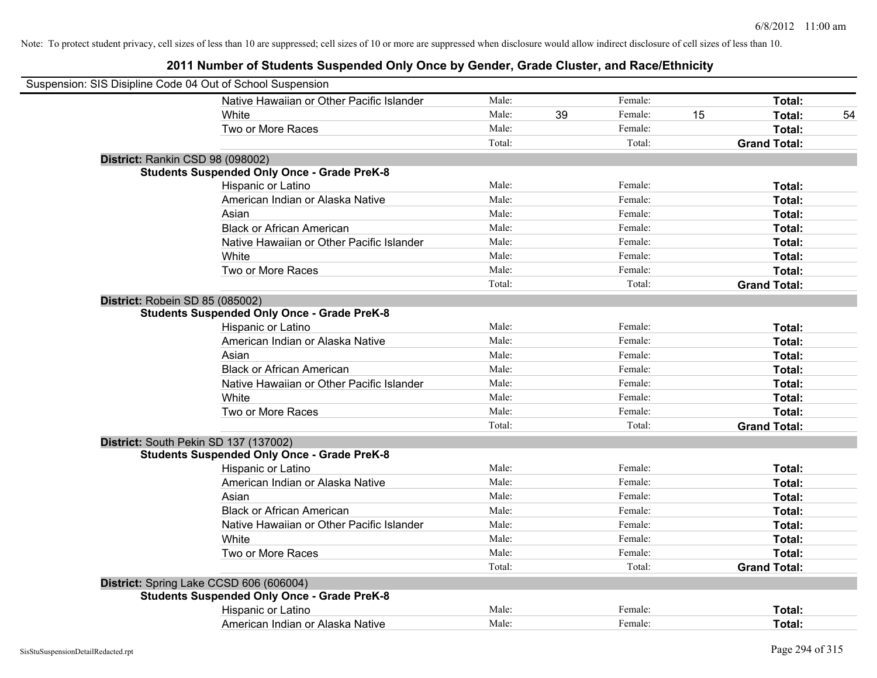Note: To protect student privacy, cell sizes of less than 10 are suppressed; cell sizes of 10 or more are suppressed when disclosure would allow indirect disclosure of cell sizes of less than 10.

## 2011 Number of Students Suspended Only Once by Gender, Grade Cluster, and Race/Ethnicity

Suspension: SIS Disipline Code 04 Out of School Suspension

| | | | | | | |
|---|---|---|---|---|---|---|
| Native Hawaiian or Other Pacific Islander | Male: | | Female: | | **Total:** | |
| White | Male: | 39 | Female: | 15 | **Total:** | 54 |
| Two or More Races | Male: | | Female: | | **Total:** | |
| | Total: | | Total: | | **Grand Total:** | |

**District:** Rankin CSD 98 (098002)

**Students Suspended Only Once - Grade PreK-8**

| | | | | | | |
|---|---|---|---|---|---|---|
| Hispanic or Latino | Male: | | Female: | | **Total:** | |
| American Indian or Alaska Native | Male: | | Female: | | **Total:** | |
| Asian | Male: | | Female: | | **Total:** | |
| Black or African American | Male: | | Female: | | **Total:** | |
| Native Hawaiian or Other Pacific Islander | Male: | | Female: | | **Total:** | |
| White | Male: | | Female: | | **Total:** | |
| Two or More Races | Male: | | Female: | | **Total:** | |
| | Total: | | Total: | | **Grand Total:** | |

**District:** Robein SD 85 (085002)

**Students Suspended Only Once - Grade PreK-8**

| | | | | | | |
|---|---|---|---|---|---|---|
| Hispanic or Latino | Male: | | Female: | | **Total:** | |
| American Indian or Alaska Native | Male: | | Female: | | **Total:** | |
| Asian | Male: | | Female: | | **Total:** | |
| Black or African American | Male: | | Female: | | **Total:** | |
| Native Hawaiian or Other Pacific Islander | Male: | | Female: | | **Total:** | |
| White | Male: | | Female: | | **Total:** | |
| Two or More Races | Male: | | Female: | | **Total:** | |
| | Total: | | Total: | | **Grand Total:** | |

**District:** South Pekin SD 137 (137002)

**Students Suspended Only Once - Grade PreK-8**

| | | | | | | |
|---|---|---|---|---|---|---|
| Hispanic or Latino | Male: | | Female: | | **Total:** | |
| American Indian or Alaska Native | Male: | | Female: | | **Total:** | |
| Asian | Male: | | Female: | | **Total:** | |
| Black or African American | Male: | | Female: | | **Total:** | |
| Native Hawaiian or Other Pacific Islander | Male: | | Female: | | **Total:** | |
| White | Male: | | Female: | | **Total:** | |
| Two or More Races | Male: | | Female: | | **Total:** | |
| | Total: | | Total: | | **Grand Total:** | |

**District:** Spring Lake CCSD 606 (606004)

**Students Suspended Only Once - Grade PreK-8**

| | | | | | | |
|---|---|---|---|---|---|---|
| Hispanic or Latino | Male: | | Female: | | **Total:** | |
| American Indian or Alaska Native | Male: | | Female: | | **Total:** | |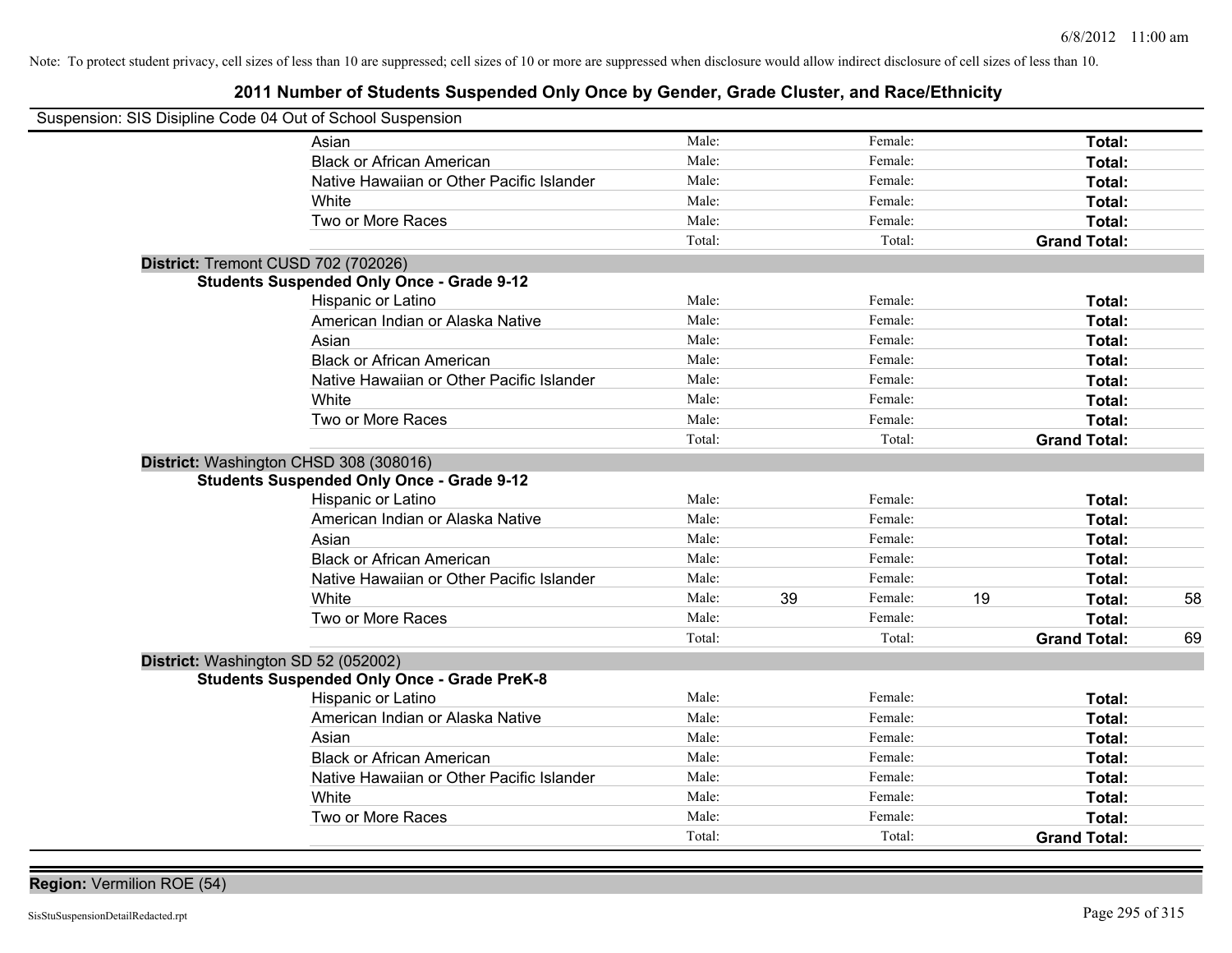Note: To protect student privacy, cell sizes of less than 10 are suppressed; cell sizes of 10 or more are suppressed when disclosure would allow indirect disclosure of cell sizes of less than 10.

# 2011 Number of Students Suspended Only Once by Gender, Grade Cluster, and Race/Ethnicity

Suspension: SIS Disipline Code 04 Out of School Suspension

| | | | | | |
|---|---|---|---|---|---|
| Asian | Male: | | Female: | | **Total:** |
| Black or African American | Male: | | Female: | | **Total:** |
| Native Hawaiian or Other Pacific Islander | Male: | | Female: | | **Total:** |
| White | Male: | | Female: | | **Total:** |
| Two or More Races | Male: | | Female: | | **Total:** |
| | Total: | | Total: | | **Grand Total:** |

**District:** Tremont CUSD 702 (702026)

**Students Suspended Only Once - Grade 9-12**

| | | | | | | |
|---|---|---|---|---|---|---|
| Hispanic or Latino | Male: | | Female: | | **Total:** | |
| American Indian or Alaska Native | Male: | | Female: | | **Total:** | |
| Asian | Male: | | Female: | | **Total:** | |
| Black or African American | Male: | | Female: | | **Total:** | |
| Native Hawaiian or Other Pacific Islander | Male: | | Female: | | **Total:** | |
| White | Male: | | Female: | | **Total:** | |
| Two or More Races | Male: | | Female: | | **Total:** | |
| | Total: | | Total: | | **Grand Total:** | |

**District:** Washington CHSD 308 (308016)

**Students Suspended Only Once - Grade 9-12**

| | | | | | | |
|---|---|---|---|---|---|---|
| Hispanic or Latino | Male: | | Female: | | **Total:** | |
| American Indian or Alaska Native | Male: | | Female: | | **Total:** | |
| Asian | Male: | | Female: | | **Total:** | |
| Black or African American | Male: | | Female: | | **Total:** | |
| Native Hawaiian or Other Pacific Islander | Male: | | Female: | | **Total:** | |
| White | Male: | 39 | Female: | 19 | **Total:** | 58 |
| Two or More Races | Male: | | Female: | | **Total:** | |
| | Total: | | Total: | | **Grand Total:** | 69 |

**District:** Washington SD 52 (052002)

**Students Suspended Only Once - Grade PreK-8**

| | | | | | | |
|---|---|---|---|---|---|---|
| Hispanic or Latino | Male: | | Female: | | **Total:** | |
| American Indian or Alaska Native | Male: | | Female: | | **Total:** | |
| Asian | Male: | | Female: | | **Total:** | |
| Black or African American | Male: | | Female: | | **Total:** | |
| Native Hawaiian or Other Pacific Islander | Male: | | Female: | | **Total:** | |
| White | Male: | | Female: | | **Total:** | |
| Two or More Races | Male: | | Female: | | **Total:** | |
| | Total: | | Total: | | **Grand Total:** | |

**Region:** Vermilion ROE (54)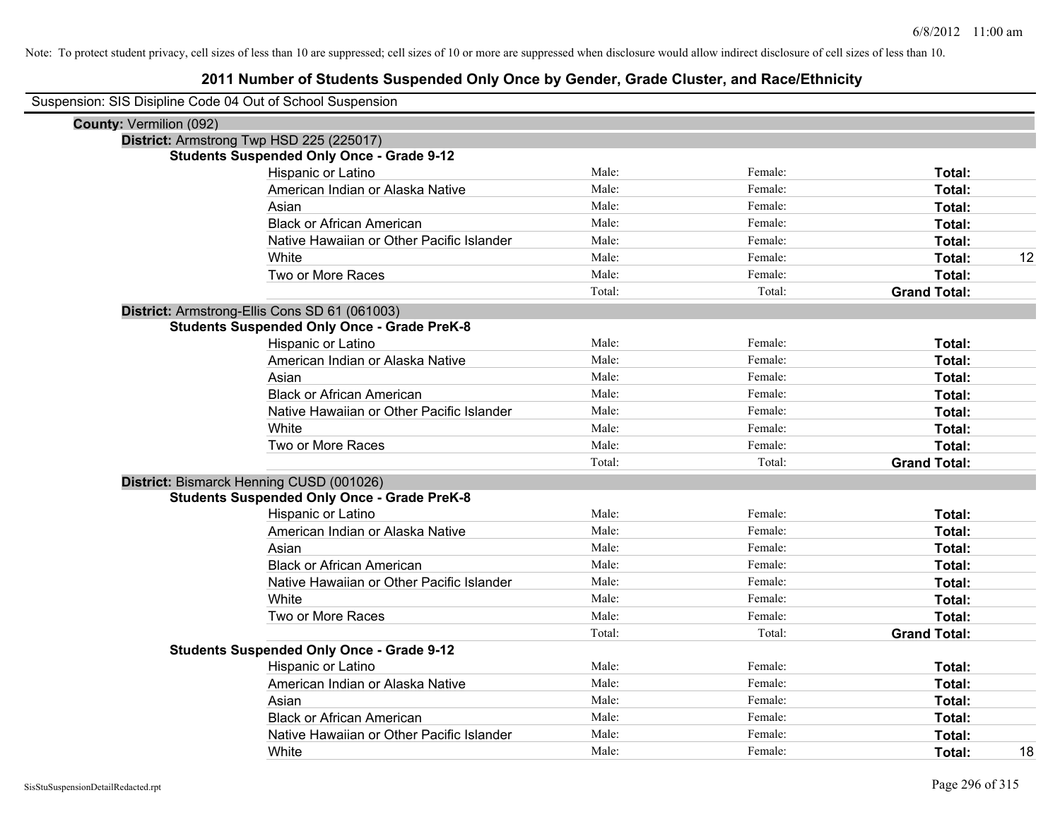Note: To protect student privacy, cell sizes of less than 10 are suppressed; cell sizes of 10 or more are suppressed when disclosure would allow indirect disclosure of cell sizes of less than 10.

# 2011 Number of Students Suspended Only Once by Gender, Grade Cluster, and Race/Ethnicity

Suspension: SIS Disipline Code 04 Out of School Suspension

**County:** Vermilion (092)

**District:** Armstrong Twp HSD 225 (225017)

**Students Suspended Only Once - Grade 9-12**

| | | | | |
|---|---|---|---|---|
| Hispanic or Latino | Male: | Female: | **Total:** | |
| American Indian or Alaska Native | Male: | Female: | **Total:** | |
| Asian | Male: | Female: | **Total:** | |
| Black or African American | Male: | Female: | **Total:** | |
| Native Hawaiian or Other Pacific Islander | Male: | Female: | **Total:** | |
| White | Male: | Female: | **Total:** | 12 |
| Two or More Races | Male: | Female: | **Total:** | |
| | Total: | Total: | **Grand Total:** | |

**District:** Armstrong-Ellis Cons SD 61 (061003)

**Students Suspended Only Once - Grade PreK-8**

| | | | | |
|---|---|---|---|---|
| Hispanic or Latino | Male: | Female: | **Total:** | |
| American Indian or Alaska Native | Male: | Female: | **Total:** | |
| Asian | Male: | Female: | **Total:** | |
| Black or African American | Male: | Female: | **Total:** | |
| Native Hawaiian or Other Pacific Islander | Male: | Female: | **Total:** | |
| White | Male: | Female: | **Total:** | |
| Two or More Races | Male: | Female: | **Total:** | |
| | Total: | Total: | **Grand Total:** | |

**District:** Bismarck Henning CUSD (001026)

**Students Suspended Only Once - Grade PreK-8**

| | | | | |
|---|---|---|---|---|
| Hispanic or Latino | Male: | Female: | **Total:** | |
| American Indian or Alaska Native | Male: | Female: | **Total:** | |
| Asian | Male: | Female: | **Total:** | |
| Black or African American | Male: | Female: | **Total:** | |
| Native Hawaiian or Other Pacific Islander | Male: | Female: | **Total:** | |
| White | Male: | Female: | **Total:** | |
| Two or More Races | Male: | Female: | **Total:** | |
| | Total: | Total: | **Grand Total:** | |

**Students Suspended Only Once - Grade 9-12**

| | | | | |
|---|---|---|---|---|
| Hispanic or Latino | Male: | Female: | **Total:** | |
| American Indian or Alaska Native | Male: | Female: | **Total:** | |
| Asian | Male: | Female: | **Total:** | |
| Black or African American | Male: | Female: | **Total:** | |
| Native Hawaiian or Other Pacific Islander | Male: | Female: | **Total:** | |
| White | Male: | Female: | **Total:** | 18 |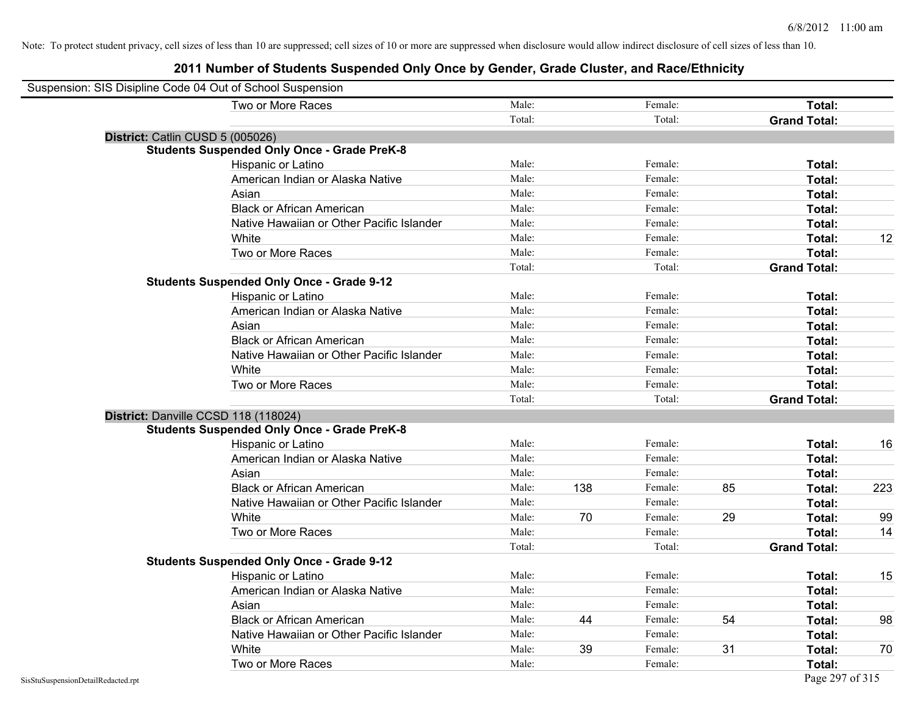Note: To protect student privacy, cell sizes of less than 10 are suppressed; cell sizes of 10 or more are suppressed when disclosure would allow indirect disclosure of cell sizes of less than 10.

# 2011 Number of Students Suspended Only Once by Gender, Grade Cluster, and Race/Ethnicity

Suspension: SIS Disipline Code 04 Out of School Suspension

| | | | | | | | |
|---|---|---|---|---|---|---|---|
| Two or More Races | Male: | | Female: | | **Total:** | |
| | Total: | | Total: | | **Grand Total:** | |

**District:** Catlin CUSD 5 (005026)

**Students Suspended Only Once - Grade PreK-8**

| | | | | | | |
|---|---|---|---|---|---|---|
| Hispanic or Latino | Male: | | Female: | | **Total:** | |
| American Indian or Alaska Native | Male: | | Female: | | **Total:** | |
| Asian | Male: | | Female: | | **Total:** | |
| Black or African American | Male: | | Female: | | **Total:** | |
| Native Hawaiian or Other Pacific Islander | Male: | | Female: | | **Total:** | |
| White | Male: | | Female: | | **Total:** | 12 |
| Two or More Races | Male: | | Female: | | **Total:** | |
| | Total: | | Total: | | **Grand Total:** | |

**Students Suspended Only Once - Grade 9-12**

| | | | | | | |
|---|---|---|---|---|---|---|
| Hispanic or Latino | Male: | | Female: | | **Total:** | |
| American Indian or Alaska Native | Male: | | Female: | | **Total:** | |
| Asian | Male: | | Female: | | **Total:** | |
| Black or African American | Male: | | Female: | | **Total:** | |
| Native Hawaiian or Other Pacific Islander | Male: | | Female: | | **Total:** | |
| White | Male: | | Female: | | **Total:** | |
| Two or More Races | Male: | | Female: | | **Total:** | |
| | Total: | | Total: | | **Grand Total:** | |

**District:** Danville CCSD 118 (118024)

**Students Suspended Only Once - Grade PreK-8**

| | | | | | | |
|---|---|---|---|---|---|---|
| Hispanic or Latino | Male: | | Female: | | **Total:** | 16 |
| American Indian or Alaska Native | Male: | | Female: | | **Total:** | |
| Asian | Male: | | Female: | | **Total:** | |
| Black or African American | Male: | 138 | Female: | 85 | **Total:** | 223 |
| Native Hawaiian or Other Pacific Islander | Male: | | Female: | | **Total:** | |
| White | Male: | 70 | Female: | 29 | **Total:** | 99 |
| Two or More Races | Male: | | Female: | | **Total:** | 14 |
| | Total: | | Total: | | **Grand Total:** | |

**Students Suspended Only Once - Grade 9-12**

| | | | | | | |
|---|---|---|---|---|---|---|
| Hispanic or Latino | Male: | | Female: | | **Total:** | 15 |
| American Indian or Alaska Native | Male: | | Female: | | **Total:** | |
| Asian | Male: | | Female: | | **Total:** | |
| Black or African American | Male: | 44 | Female: | 54 | **Total:** | 98 |
| Native Hawaiian or Other Pacific Islander | Male: | | Female: | | **Total:** | |
| White | Male: | 39 | Female: | 31 | **Total:** | 70 |
| Two or More Races | Male: | | Female: | | **Total:** | |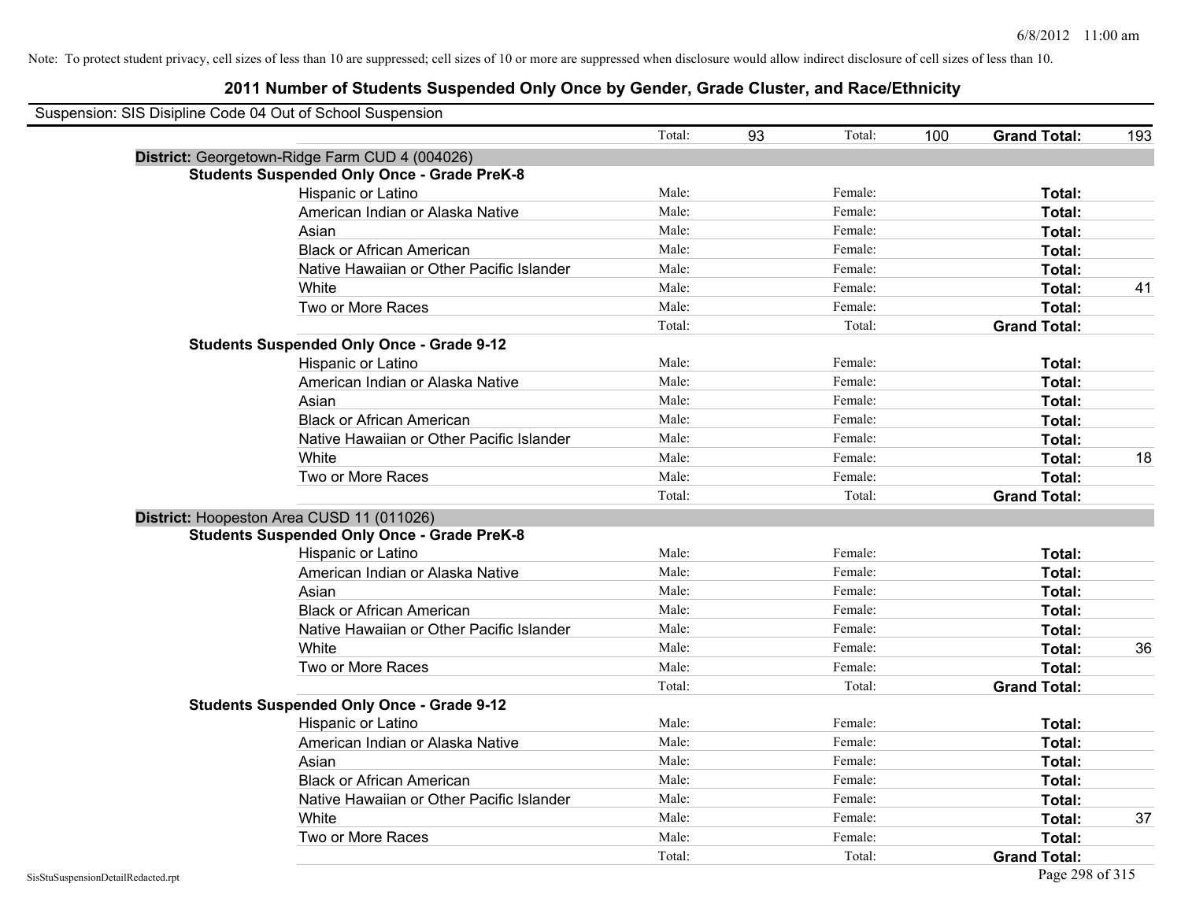Note: To protect student privacy, cell sizes of less than 10 are suppressed; cell sizes of 10 or more are suppressed when disclosure would allow indirect disclosure of cell sizes of less than 10.

# 2011 Number of Students Suspended Only Once by Gender, Grade Cluster, and Race/Ethnicity

Suspension: SIS Disipline Code 04 Out of School Suspension

| | | | | | | |
|---|---|---|---|---|---|---|
| | Total: | 93 | Total: | 100 | **Grand Total:** | 193 |

**District:** Georgetown-Ridge Farm CUD 4 (004026)

**Students Suspended Only Once - Grade PreK-8**

| | | | | | | |
|---|---|---|---|---|---|---|
| Hispanic or Latino | Male: | | Female: | | **Total:** | |
| American Indian or Alaska Native | Male: | | Female: | | **Total:** | |
| Asian | Male: | | Female: | | **Total:** | |
| Black or African American | Male: | | Female: | | **Total:** | |
| Native Hawaiian or Other Pacific Islander | Male: | | Female: | | **Total:** | |
| White | Male: | | Female: | | **Total:** | 41 |
| Two or More Races | Male: | | Female: | | **Total:** | |
| | Total: | | Total: | | **Grand Total:** | |

**Students Suspended Only Once - Grade 9-12**

| | | | | | | |
|---|---|---|---|---|---|---|
| Hispanic or Latino | Male: | | Female: | | **Total:** | |
| American Indian or Alaska Native | Male: | | Female: | | **Total:** | |
| Asian | Male: | | Female: | | **Total:** | |
| Black or African American | Male: | | Female: | | **Total:** | |
| Native Hawaiian or Other Pacific Islander | Male: | | Female: | | **Total:** | |
| White | Male: | | Female: | | **Total:** | 18 |
| Two or More Races | Male: | | Female: | | **Total:** | |
| | Total: | | Total: | | **Grand Total:** | |

**District:** Hoopeston Area CUSD 11 (011026)

**Students Suspended Only Once - Grade PreK-8**

| | | | | | | |
|---|---|---|---|---|---|---|
| Hispanic or Latino | Male: | | Female: | | **Total:** | |
| American Indian or Alaska Native | Male: | | Female: | | **Total:** | |
| Asian | Male: | | Female: | | **Total:** | |
| Black or African American | Male: | | Female: | | **Total:** | |
| Native Hawaiian or Other Pacific Islander | Male: | | Female: | | **Total:** | |
| White | Male: | | Female: | | **Total:** | 36 |
| Two or More Races | Male: | | Female: | | **Total:** | |
| | Total: | | Total: | | **Grand Total:** | |

**Students Suspended Only Once - Grade 9-12**

| | | | | | | |
|---|---|---|---|---|---|---|
| Hispanic or Latino | Male: | | Female: | | **Total:** | |
| American Indian or Alaska Native | Male: | | Female: | | **Total:** | |
| Asian | Male: | | Female: | | **Total:** | |
| Black or African American | Male: | | Female: | | **Total:** | |
| Native Hawaiian or Other Pacific Islander | Male: | | Female: | | **Total:** | |
| White | Male: | | Female: | | **Total:** | 37 |
| Two or More Races | Male: | | Female: | | **Total:** | |
| | Total: | | Total: | | **Grand Total:** | |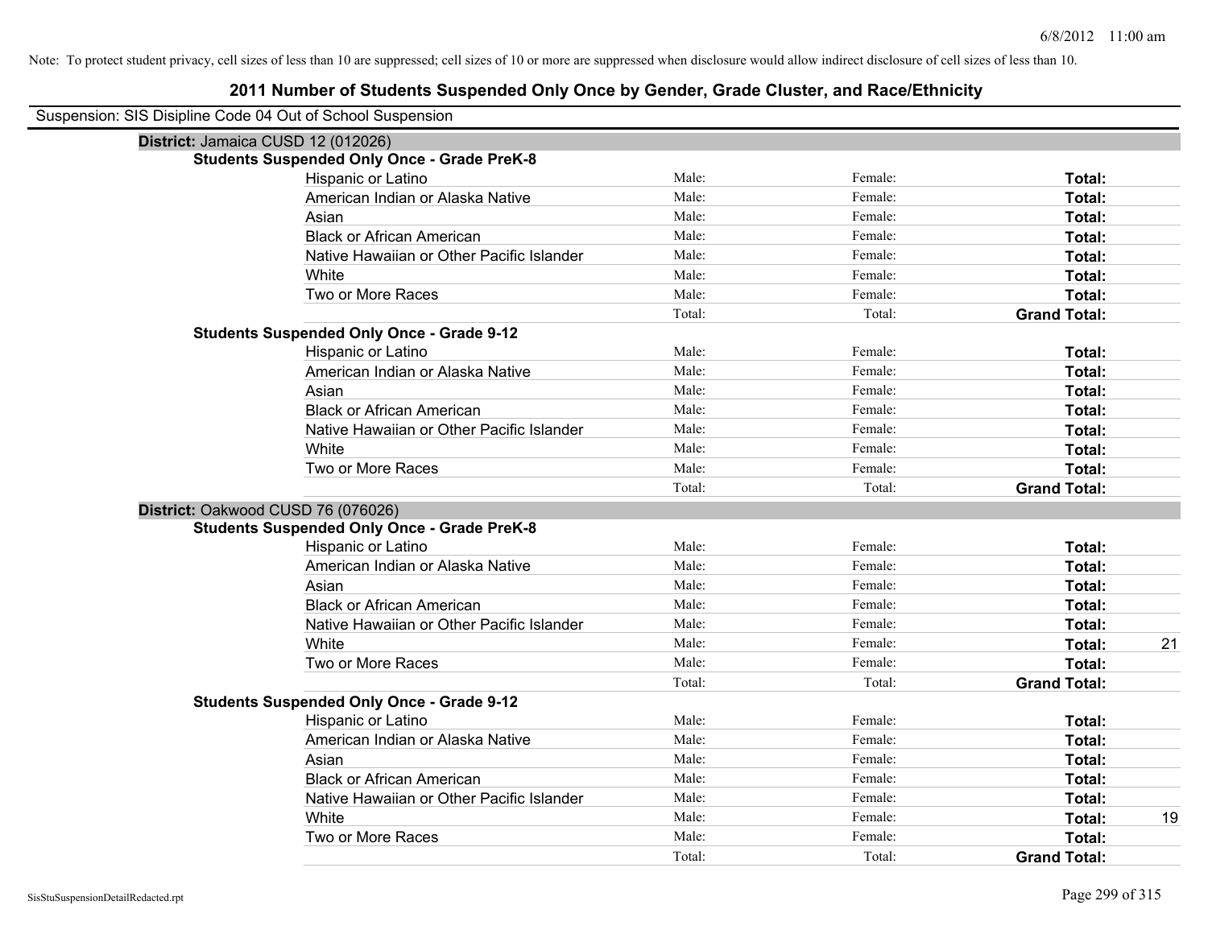Note: To protect student privacy, cell sizes of less than 10 are suppressed; cell sizes of 10 or more are suppressed when disclosure would allow indirect disclosure of cell sizes of less than 10.

## 2011 Number of Students Suspended Only Once by Gender, Grade Cluster, and Race/Ethnicity

Suspension: SIS Disipline Code 04 Out of School Suspension

**District:** Jamaica CUSD 12 (012026)

**Students Suspended Only Once - Grade PreK-8**

| | | | | |
|---|---|---|---|---|
| Hispanic or Latino | Male: | Female: | **Total:** | |
| American Indian or Alaska Native | Male: | Female: | **Total:** | |
| Asian | Male: | Female: | **Total:** | |
| Black or African American | Male: | Female: | **Total:** | |
| Native Hawaiian or Other Pacific Islander | Male: | Female: | **Total:** | |
| White | Male: | Female: | **Total:** | |
| Two or More Races | Male: | Female: | **Total:** | |
| | Total: | Total: | **Grand Total:** | |

**Students Suspended Only Once - Grade 9-12**

| | | | | |
|---|---|---|---|---|
| Hispanic or Latino | Male: | Female: | **Total:** | |
| American Indian or Alaska Native | Male: | Female: | **Total:** | |
| Asian | Male: | Female: | **Total:** | |
| Black or African American | Male: | Female: | **Total:** | |
| Native Hawaiian or Other Pacific Islander | Male: | Female: | **Total:** | |
| White | Male: | Female: | **Total:** | |
| Two or More Races | Male: | Female: | **Total:** | |
| | Total: | Total: | **Grand Total:** | |

**District:** Oakwood CUSD 76 (076026)

**Students Suspended Only Once - Grade PreK-8**

| | | | | |
|---|---|---|---|---|
| Hispanic or Latino | Male: | Female: | **Total:** | |
| American Indian or Alaska Native | Male: | Female: | **Total:** | |
| Asian | Male: | Female: | **Total:** | |
| Black or African American | Male: | Female: | **Total:** | |
| Native Hawaiian or Other Pacific Islander | Male: | Female: | **Total:** | |
| White | Male: | Female: | **Total:** | 21 |
| Two or More Races | Male: | Female: | **Total:** | |
| | Total: | Total: | **Grand Total:** | |

**Students Suspended Only Once - Grade 9-12**

| | | | | |
|---|---|---|---|---|
| Hispanic or Latino | Male: | Female: | **Total:** | |
| American Indian or Alaska Native | Male: | Female: | **Total:** | |
| Asian | Male: | Female: | **Total:** | |
| Black or African American | Male: | Female: | **Total:** | |
| Native Hawaiian or Other Pacific Islander | Male: | Female: | **Total:** | |
| White | Male: | Female: | **Total:** | 19 |
| Two or More Races | Male: | Female: | **Total:** | |
| | Total: | Total: | **Grand Total:** | |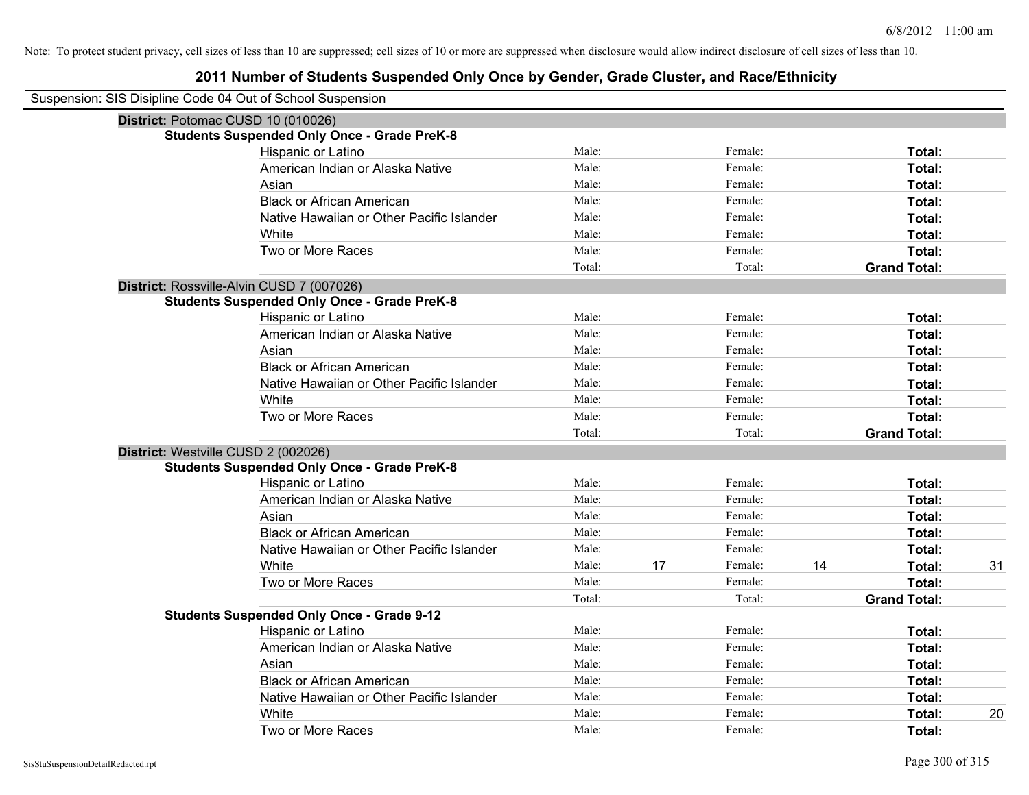Note: To protect student privacy, cell sizes of less than 10 are suppressed; cell sizes of 10 or more are suppressed when disclosure would allow indirect disclosure of cell sizes of less than 10.

# 2011 Number of Students Suspended Only Once by Gender, Grade Cluster, and Race/Ethnicity

Suspension: SIS Disipline Code 04 Out of School Suspension

## District: Potomac CUSD 10 (010026)

### Students Suspended Only Once - Grade PreK-8

| Race/Ethnicity | | | | | | |
|---|---|---|---|---|---|---|
| Hispanic or Latino | Male: | | Female: | | **Total:** | |
| American Indian or Alaska Native | Male: | | Female: | | **Total:** | |
| Asian | Male: | | Female: | | **Total:** | |
| Black or African American | Male: | | Female: | | **Total:** | |
| Native Hawaiian or Other Pacific Islander | Male: | | Female: | | **Total:** | |
| White | Male: | | Female: | | **Total:** | |
| Two or More Races | Male: | | Female: | | **Total:** | |
| | Total: | | Total: | | **Grand Total:** | |

## District: Rossville-Alvin CUSD 7 (007026)

### Students Suspended Only Once - Grade PreK-8

| Race/Ethnicity | | | | | | |
|---|---|---|---|---|---|---|
| Hispanic or Latino | Male: | | Female: | | **Total:** | |
| American Indian or Alaska Native | Male: | | Female: | | **Total:** | |
| Asian | Male: | | Female: | | **Total:** | |
| Black or African American | Male: | | Female: | | **Total:** | |
| Native Hawaiian or Other Pacific Islander | Male: | | Female: | | **Total:** | |
| White | Male: | | Female: | | **Total:** | |
| Two or More Races | Male: | | Female: | | **Total:** | |
| | Total: | | Total: | | **Grand Total:** | |

## District: Westville CUSD 2 (002026)

### Students Suspended Only Once - Grade PreK-8

| Race/Ethnicity | | | | | | |
|---|---|---|---|---|---|---|
| Hispanic or Latino | Male: | | Female: | | **Total:** | |
| American Indian or Alaska Native | Male: | | Female: | | **Total:** | |
| Asian | Male: | | Female: | | **Total:** | |
| Black or African American | Male: | | Female: | | **Total:** | |
| Native Hawaiian or Other Pacific Islander | Male: | | Female: | | **Total:** | |
| White | Male: | 17 | Female: | 14 | **Total:** | 31 |
| Two or More Races | Male: | | Female: | | **Total:** | |
| | Total: | | Total: | | **Grand Total:** | |

### Students Suspended Only Once - Grade 9-12

| Race/Ethnicity | | | | | | |
|---|---|---|---|---|---|---|
| Hispanic or Latino | Male: | | Female: | | **Total:** | |
| American Indian or Alaska Native | Male: | | Female: | | **Total:** | |
| Asian | Male: | | Female: | | **Total:** | |
| Black or African American | Male: | | Female: | | **Total:** | |
| Native Hawaiian or Other Pacific Islander | Male: | | Female: | | **Total:** | |
| White | Male: | | Female: | | **Total:** | 20 |
| Two or More Races | Male: | | Female: | | **Total:** | |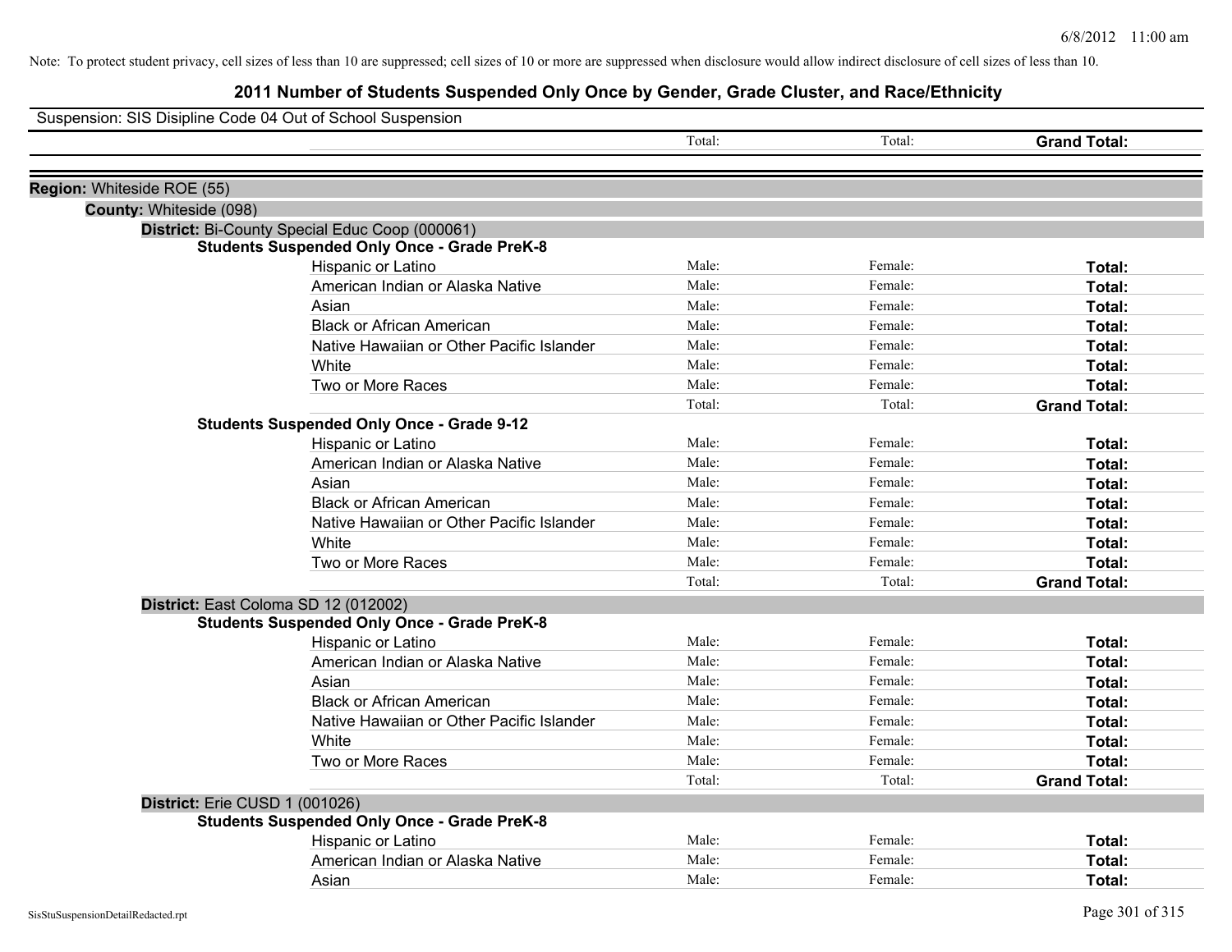Note: To protect student privacy, cell sizes of less than 10 are suppressed; cell sizes of 10 or more are suppressed when disclosure would allow indirect disclosure of cell sizes of less than 10.

# 2011 Number of Students Suspended Only Once by Gender, Grade Cluster, and Race/Ethnicity

Suspension: SIS Disipline Code 04 Out of School Suspension

| | Total: | Total: | Grand Total: |
|---|---|---|---|

**Region:** Whiteside ROE (55)

**County:** Whiteside (098)

**District:** Bi-County Special Educ Coop (000061)

**Students Suspended Only Once - Grade PreK-8**

| | | | |
|---|---|---|---|
| Hispanic or Latino | Male: | Female: | **Total:** |
| American Indian or Alaska Native | Male: | Female: | **Total:** |
| Asian | Male: | Female: | **Total:** |
| Black or African American | Male: | Female: | **Total:** |
| Native Hawaiian or Other Pacific Islander | Male: | Female: | **Total:** |
| White | Male: | Female: | **Total:** |
| Two or More Races | Male: | Female: | **Total:** |
| | Total: | Total: | **Grand Total:** |

**Students Suspended Only Once - Grade 9-12**

| | | | |
|---|---|---|---|
| Hispanic or Latino | Male: | Female: | **Total:** |
| American Indian or Alaska Native | Male: | Female: | **Total:** |
| Asian | Male: | Female: | **Total:** |
| Black or African American | Male: | Female: | **Total:** |
| Native Hawaiian or Other Pacific Islander | Male: | Female: | **Total:** |
| White | Male: | Female: | **Total:** |
| Two or More Races | Male: | Female: | **Total:** |
| | Total: | Total: | **Grand Total:** |

**District:** East Coloma SD 12 (012002)

**Students Suspended Only Once - Grade PreK-8**

| | | | |
|---|---|---|---|
| Hispanic or Latino | Male: | Female: | **Total:** |
| American Indian or Alaska Native | Male: | Female: | **Total:** |
| Asian | Male: | Female: | **Total:** |
| Black or African American | Male: | Female: | **Total:** |
| Native Hawaiian or Other Pacific Islander | Male: | Female: | **Total:** |
| White | Male: | Female: | **Total:** |
| Two or More Races | Male: | Female: | **Total:** |
| | Total: | Total: | **Grand Total:** |

**District:** Erie CUSD 1 (001026)

**Students Suspended Only Once - Grade PreK-8**

| | | | |
|---|---|---|---|
| Hispanic or Latino | Male: | Female: | **Total:** |
| American Indian or Alaska Native | Male: | Female: | **Total:** |
| Asian | Male: | Female: | **Total:** |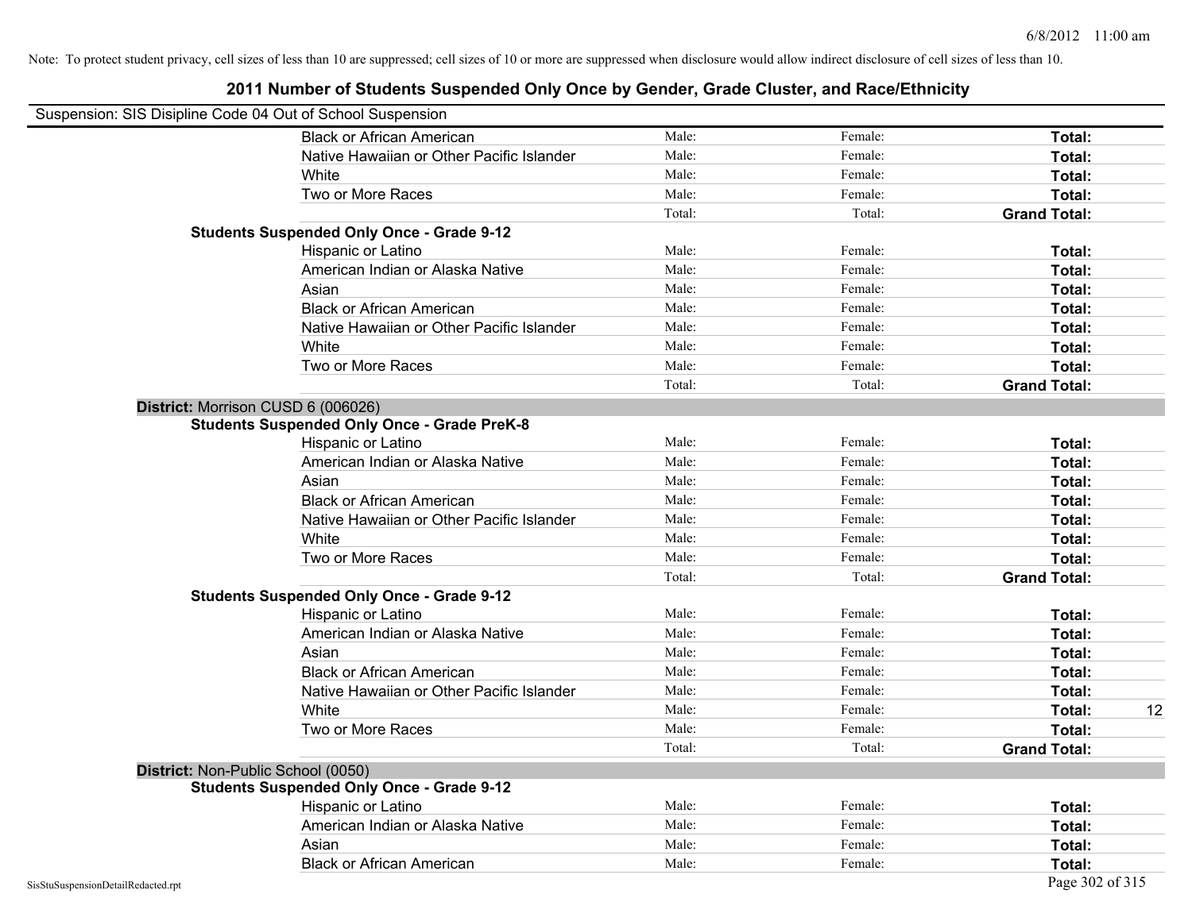Note: To protect student privacy, cell sizes of less than 10 are suppressed; cell sizes of 10 or more are suppressed when disclosure would allow indirect disclosure of cell sizes of less than 10.

## 2011 Number of Students Suspended Only Once by Gender, Grade Cluster, and Race/Ethnicity

Suspension: SIS Disipline Code 04 Out of School Suspension

| | | | | |
|---|---|---|---|---|
| Black or African American | Male: | Female: | **Total:** | |
| Native Hawaiian or Other Pacific Islander | Male: | Female: | **Total:** | |
| White | Male: | Female: | **Total:** | |
| Two or More Races | Male: | Female: | **Total:** | |
| | Total: | Total: | **Grand Total:** | |

**Students Suspended Only Once - Grade 9-12**

| | | | | |
|---|---|---|---|---|
| Hispanic or Latino | Male: | Female: | **Total:** | |
| American Indian or Alaska Native | Male: | Female: | **Total:** | |
| Asian | Male: | Female: | **Total:** | |
| Black or African American | Male: | Female: | **Total:** | |
| Native Hawaiian or Other Pacific Islander | Male: | Female: | **Total:** | |
| White | Male: | Female: | **Total:** | |
| Two or More Races | Male: | Female: | **Total:** | |
| | Total: | Total: | **Grand Total:** | |

**District:** Morrison CUSD 6 (006026)

**Students Suspended Only Once - Grade PreK-8**

| | | | | |
|---|---|---|---|---|
| Hispanic or Latino | Male: | Female: | **Total:** | |
| American Indian or Alaska Native | Male: | Female: | **Total:** | |
| Asian | Male: | Female: | **Total:** | |
| Black or African American | Male: | Female: | **Total:** | |
| Native Hawaiian or Other Pacific Islander | Male: | Female: | **Total:** | |
| White | Male: | Female: | **Total:** | |
| Two or More Races | Male: | Female: | **Total:** | |
| | Total: | Total: | **Grand Total:** | |

**Students Suspended Only Once - Grade 9-12**

| | | | | |
|---|---|---|---|---|
| Hispanic or Latino | Male: | Female: | **Total:** | |
| American Indian or Alaska Native | Male: | Female: | **Total:** | |
| Asian | Male: | Female: | **Total:** | |
| Black or African American | Male: | Female: | **Total:** | |
| Native Hawaiian or Other Pacific Islander | Male: | Female: | **Total:** | |
| White | Male: | Female: | **Total:** | 12 |
| Two or More Races | Male: | Female: | **Total:** | |
| | Total: | Total: | **Grand Total:** | |

**District:** Non-Public School (0050)

**Students Suspended Only Once - Grade 9-12**

| | | | | |
|---|---|---|---|---|
| Hispanic or Latino | Male: | Female: | **Total:** | |
| American Indian or Alaska Native | Male: | Female: | **Total:** | |
| Asian | Male: | Female: | **Total:** | |
| Black or African American | Male: | Female: | **Total:** | |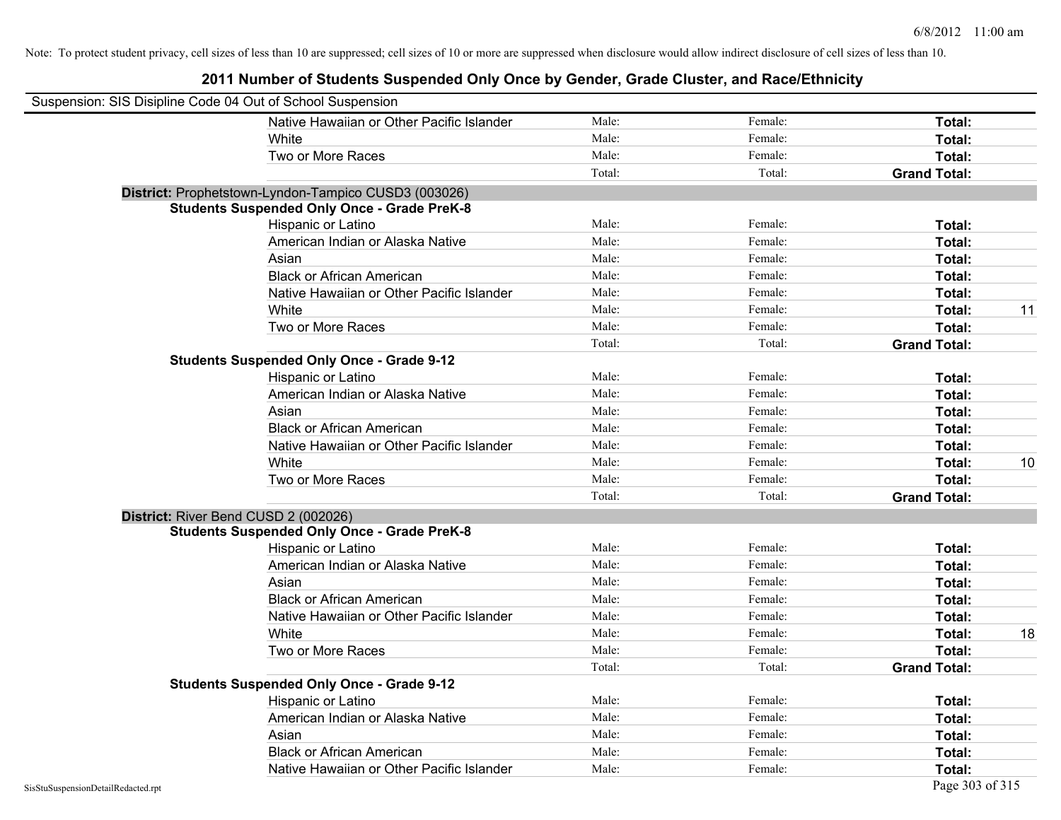Note: To protect student privacy, cell sizes of less than 10 are suppressed; cell sizes of 10 or more are suppressed when disclosure would allow indirect disclosure of cell sizes of less than 10.

# 2011 Number of Students Suspended Only Once by Gender, Grade Cluster, and Race/Ethnicity

Suspension: SIS Disipline Code 04 Out of School Suspension

| | | | | |
|---|---|---|---|---|
| Native Hawaiian or Other Pacific Islander | Male: | Female: | **Total:** | |
| White | Male: | Female: | **Total:** | |
| Two or More Races | Male: | Female: | **Total:** | |
| | Total: | Total: | **Grand Total:** | |

**District:** Prophetstown-Lyndon-Tampico CUSD3 (003026)

**Students Suspended Only Once - Grade PreK-8**

| | | | | |
|---|---|---|---|---|
| Hispanic or Latino | Male: | Female: | **Total:** | |
| American Indian or Alaska Native | Male: | Female: | **Total:** | |
| Asian | Male: | Female: | **Total:** | |
| Black or African American | Male: | Female: | **Total:** | |
| Native Hawaiian or Other Pacific Islander | Male: | Female: | **Total:** | |
| White | Male: | Female: | **Total:** | 11 |
| Two or More Races | Male: | Female: | **Total:** | |
| | Total: | Total: | **Grand Total:** | |

**Students Suspended Only Once - Grade 9-12**

| | | | | |
|---|---|---|---|---|
| Hispanic or Latino | Male: | Female: | **Total:** | |
| American Indian or Alaska Native | Male: | Female: | **Total:** | |
| Asian | Male: | Female: | **Total:** | |
| Black or African American | Male: | Female: | **Total:** | |
| Native Hawaiian or Other Pacific Islander | Male: | Female: | **Total:** | |
| White | Male: | Female: | **Total:** | 10 |
| Two or More Races | Male: | Female: | **Total:** | |
| | Total: | Total: | **Grand Total:** | |

**District:** River Bend CUSD 2 (002026)

**Students Suspended Only Once - Grade PreK-8**

| | | | | |
|---|---|---|---|---|
| Hispanic or Latino | Male: | Female: | **Total:** | |
| American Indian or Alaska Native | Male: | Female: | **Total:** | |
| Asian | Male: | Female: | **Total:** | |
| Black or African American | Male: | Female: | **Total:** | |
| Native Hawaiian or Other Pacific Islander | Male: | Female: | **Total:** | |
| White | Male: | Female: | **Total:** | 18 |
| Two or More Races | Male: | Female: | **Total:** | |
| | Total: | Total: | **Grand Total:** | |

**Students Suspended Only Once - Grade 9-12**

| | | | | |
|---|---|---|---|---|
| Hispanic or Latino | Male: | Female: | **Total:** | |
| American Indian or Alaska Native | Male: | Female: | **Total:** | |
| Asian | Male: | Female: | **Total:** | |
| Black or African American | Male: | Female: | **Total:** | |
| Native Hawaiian or Other Pacific Islander | Male: | Female: | **Total:** | |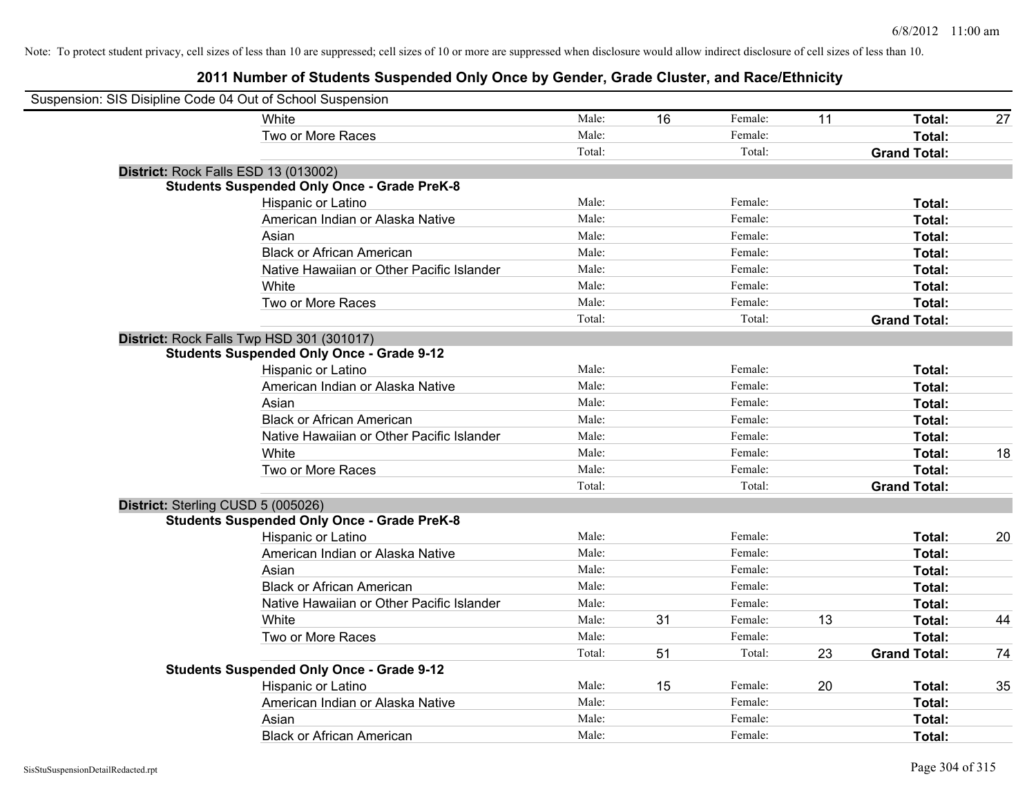Note: To protect student privacy, cell sizes of less than 10 are suppressed; cell sizes of 10 or more are suppressed when disclosure would allow indirect disclosure of cell sizes of less than 10.

## 2011 Number of Students Suspended Only Once by Gender, Grade Cluster, and Race/Ethnicity

Suspension: SIS Disipline Code 04 Out of School Suspension

| | | | | | | |
|---|---|---|---|---|---|---|
| White | Male: | 16 | Female: | 11 | **Total:** | 27 |
| Two or More Races | Male: | | Female: | | **Total:** | |
| | Total: | | Total: | | **Grand Total:** | |

**District:** Rock Falls ESD 13 (013002)

**Students Suspended Only Once - Grade PreK-8**

| | | | | | | |
|---|---|---|---|---|---|---|
| Hispanic or Latino | Male: | | Female: | | **Total:** | |
| American Indian or Alaska Native | Male: | | Female: | | **Total:** | |
| Asian | Male: | | Female: | | **Total:** | |
| Black or African American | Male: | | Female: | | **Total:** | |
| Native Hawaiian or Other Pacific Islander | Male: | | Female: | | **Total:** | |
| White | Male: | | Female: | | **Total:** | |
| Two or More Races | Male: | | Female: | | **Total:** | |
| | Total: | | Total: | | **Grand Total:** | |

**District:** Rock Falls Twp HSD 301 (301017)

**Students Suspended Only Once - Grade 9-12**

| | | | | | | |
|---|---|---|---|---|---|---|
| Hispanic or Latino | Male: | | Female: | | **Total:** | |
| American Indian or Alaska Native | Male: | | Female: | | **Total:** | |
| Asian | Male: | | Female: | | **Total:** | |
| Black or African American | Male: | | Female: | | **Total:** | |
| Native Hawaiian or Other Pacific Islander | Male: | | Female: | | **Total:** | |
| White | Male: | | Female: | | **Total:** | 18 |
| Two or More Races | Male: | | Female: | | **Total:** | |
| | Total: | | Total: | | **Grand Total:** | |

**District:** Sterling CUSD 5 (005026)

**Students Suspended Only Once - Grade PreK-8**

| | | | | | | |
|---|---|---|---|---|---|---|
| Hispanic or Latino | Male: | | Female: | | **Total:** | 20 |
| American Indian or Alaska Native | Male: | | Female: | | **Total:** | |
| Asian | Male: | | Female: | | **Total:** | |
| Black or African American | Male: | | Female: | | **Total:** | |
| Native Hawaiian or Other Pacific Islander | Male: | | Female: | | **Total:** | |
| White | Male: | 31 | Female: | 13 | **Total:** | 44 |
| Two or More Races | Male: | | Female: | | **Total:** | |
| | Total: | 51 | Total: | 23 | **Grand Total:** | 74 |

**Students Suspended Only Once - Grade 9-12**

| | | | | | | |
|---|---|---|---|---|---|---|
| Hispanic or Latino | Male: | 15 | Female: | 20 | **Total:** | 35 |
| American Indian or Alaska Native | Male: | | Female: | | **Total:** | |
| Asian | Male: | | Female: | | **Total:** | |
| Black or African American | Male: | | Female: | | **Total:** | |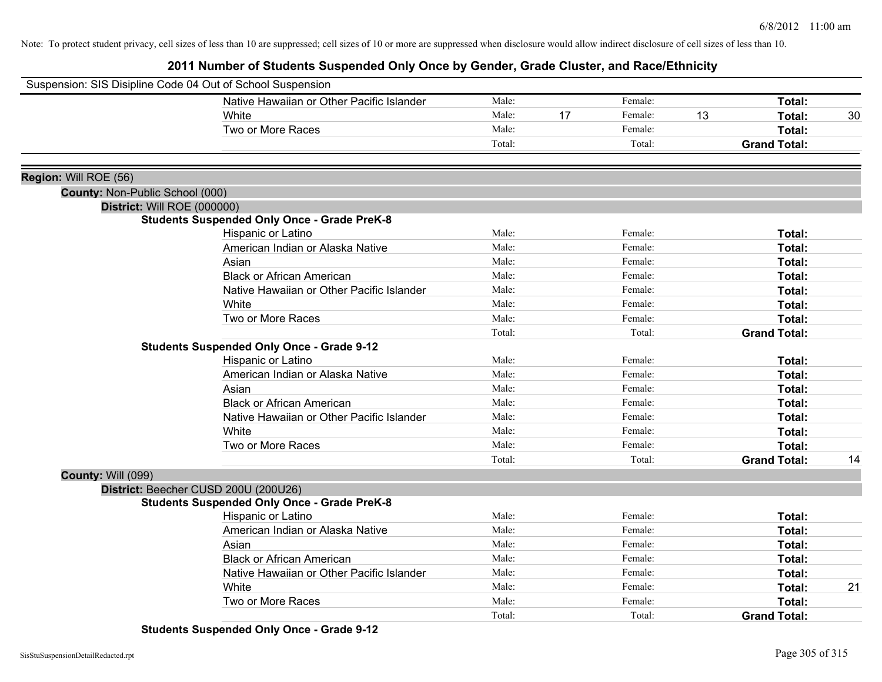Note: To protect student privacy, cell sizes of less than 10 are suppressed; cell sizes of 10 or more are suppressed when disclosure would allow indirect disclosure of cell sizes of less than 10.

# 2011 Number of Students Suspended Only Once by Gender, Grade Cluster, and Race/Ethnicity

Suspension: SIS Disipline Code 04 Out of School Suspension

| | | | | | | |
|---|---|---|---|---|---|---|
| Native Hawaiian or Other Pacific Islander | Male: | | Female: | | **Total:** | |
| White | Male: | 17 | Female: | 13 | **Total:** | 30 |
| Two or More Races | Male: | | Female: | | **Total:** | |
| | Total: | | Total: | | **Grand Total:** | |

**Region:** Will ROE (56)

**County:** Non-Public School (000)

**District:** Will ROE (000000)

**Students Suspended Only Once - Grade PreK-8**

| | | | | | | |
|---|---|---|---|---|---|---|
| Hispanic or Latino | Male: | | Female: | | **Total:** | |
| American Indian or Alaska Native | Male: | | Female: | | **Total:** | |
| Asian | Male: | | Female: | | **Total:** | |
| Black or African American | Male: | | Female: | | **Total:** | |
| Native Hawaiian or Other Pacific Islander | Male: | | Female: | | **Total:** | |
| White | Male: | | Female: | | **Total:** | |
| Two or More Races | Male: | | Female: | | **Total:** | |
| | Total: | | Total: | | **Grand Total:** | |

**Students Suspended Only Once - Grade 9-12**

| | | | | | | |
|---|---|---|---|---|---|---|
| Hispanic or Latino | Male: | | Female: | | **Total:** | |
| American Indian or Alaska Native | Male: | | Female: | | **Total:** | |
| Asian | Male: | | Female: | | **Total:** | |
| Black or African American | Male: | | Female: | | **Total:** | |
| Native Hawaiian or Other Pacific Islander | Male: | | Female: | | **Total:** | |
| White | Male: | | Female: | | **Total:** | |
| Two or More Races | Male: | | Female: | | **Total:** | |
| | Total: | | Total: | | **Grand Total:** | 14 |

**County:** Will (099)

**District:** Beecher CUSD 200U (200U26)

**Students Suspended Only Once - Grade PreK-8**

| | | | | | | |
|---|---|---|---|---|---|---|
| Hispanic or Latino | Male: | | Female: | | **Total:** | |
| American Indian or Alaska Native | Male: | | Female: | | **Total:** | |
| Asian | Male: | | Female: | | **Total:** | |
| Black or African American | Male: | | Female: | | **Total:** | |
| Native Hawaiian or Other Pacific Islander | Male: | | Female: | | **Total:** | |
| White | Male: | | Female: | | **Total:** | 21 |
| Two or More Races | Male: | | Female: | | **Total:** | |
| | Total: | | Total: | | **Grand Total:** | |

**Students Suspended Only Once - Grade 9-12**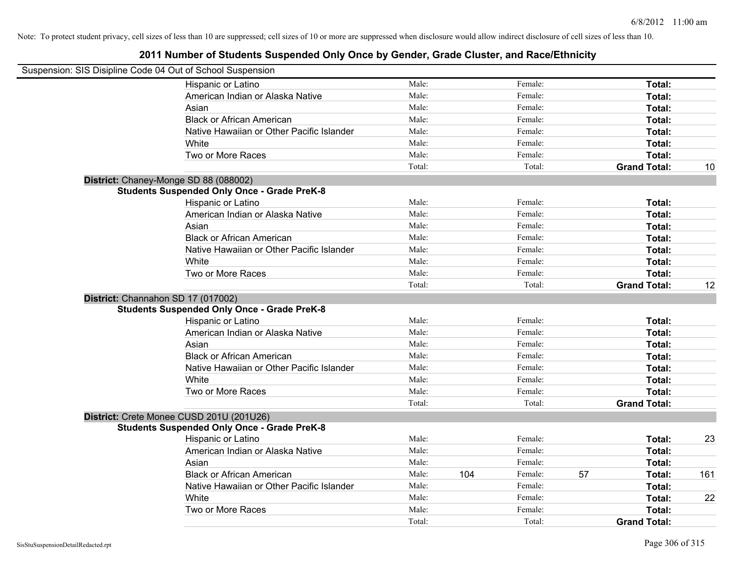Note: To protect student privacy, cell sizes of less than 10 are suppressed; cell sizes of 10 or more are suppressed when disclosure would allow indirect disclosure of cell sizes of less than 10.

# 2011 Number of Students Suspended Only Once by Gender, Grade Cluster, and Race/Ethnicity

Suspension: SIS Disipline Code 04 Out of School Suspension

| | Male: | | Female: | | | |
|---|---|---|---|---|---|---|
| Hispanic or Latino | Male: | | Female: | | **Total:** | |
| American Indian or Alaska Native | Male: | | Female: | | **Total:** | |
| Asian | Male: | | Female: | | **Total:** | |
| Black or African American | Male: | | Female: | | **Total:** | |
| Native Hawaiian or Other Pacific Islander | Male: | | Female: | | **Total:** | |
| White | Male: | | Female: | | **Total:** | |
| Two or More Races | Male: | | Female: | | **Total:** | |
| | Total: | | Total: | | **Grand Total:** | 10 |

**District:** Chaney-Monge SD 88 (088002)

**Students Suspended Only Once - Grade PreK-8**

| | | | | | | |
|---|---|---|---|---|---|---|
| Hispanic or Latino | Male: | | Female: | | **Total:** | |
| American Indian or Alaska Native | Male: | | Female: | | **Total:** | |
| Asian | Male: | | Female: | | **Total:** | |
| Black or African American | Male: | | Female: | | **Total:** | |
| Native Hawaiian or Other Pacific Islander | Male: | | Female: | | **Total:** | |
| White | Male: | | Female: | | **Total:** | |
| Two or More Races | Male: | | Female: | | **Total:** | |
| | Total: | | Total: | | **Grand Total:** | 12 |

**District:** Channahon SD 17 (017002)

**Students Suspended Only Once - Grade PreK-8**

| | | | | | | |
|---|---|---|---|---|---|---|
| Hispanic or Latino | Male: | | Female: | | **Total:** | |
| American Indian or Alaska Native | Male: | | Female: | | **Total:** | |
| Asian | Male: | | Female: | | **Total:** | |
| Black or African American | Male: | | Female: | | **Total:** | |
| Native Hawaiian or Other Pacific Islander | Male: | | Female: | | **Total:** | |
| White | Male: | | Female: | | **Total:** | |
| Two or More Races | Male: | | Female: | | **Total:** | |
| | Total: | | Total: | | **Grand Total:** | |

**District:** Crete Monee CUSD 201U (201U26)

**Students Suspended Only Once - Grade PreK-8**

| | | | | | | |
|---|---|---|---|---|---|---|
| Hispanic or Latino | Male: | | Female: | | **Total:** | 23 |
| American Indian or Alaska Native | Male: | | Female: | | **Total:** | |
| Asian | Male: | | Female: | | **Total:** | |
| Black or African American | Male: | 104 | Female: | 57 | **Total:** | 161 |
| Native Hawaiian or Other Pacific Islander | Male: | | Female: | | **Total:** | |
| White | Male: | | Female: | | **Total:** | 22 |
| Two or More Races | Male: | | Female: | | **Total:** | |
| | Total: | | Total: | | **Grand Total:** | |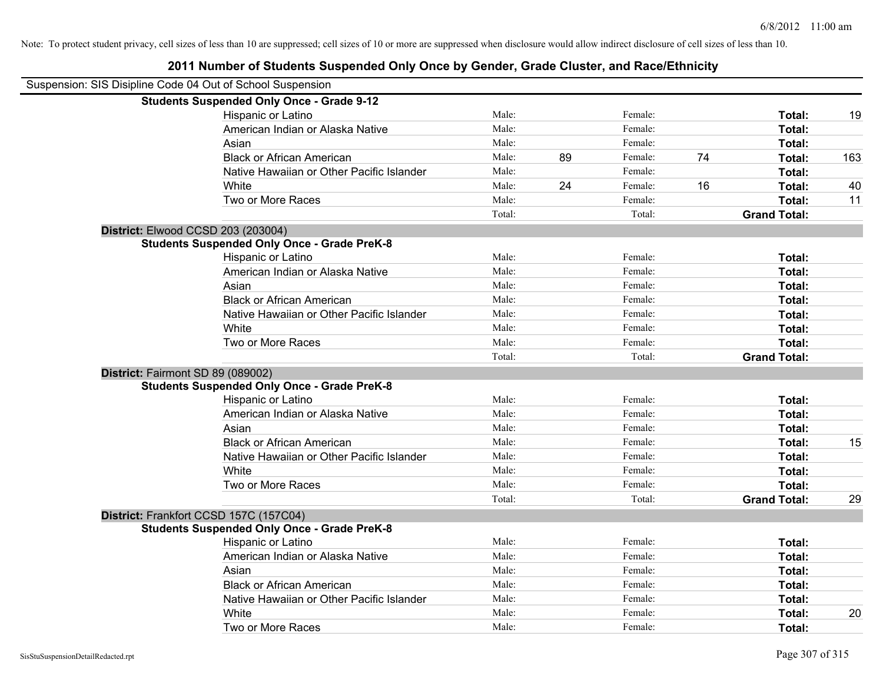Note: To protect student privacy, cell sizes of less than 10 are suppressed; cell sizes of 10 or more are suppressed when disclosure would allow indirect disclosure of cell sizes of less than 10.

## 2011 Number of Students Suspended Only Once by Gender, Grade Cluster, and Race/Ethnicity

Suspension: SIS Disipline Code 04 Out of School Suspension

**Students Suspended Only Once - Grade 9-12**

| Race/Ethnicity | | Male | | Female | | Total |
|---|---|---|---|---|---|---|
| Hispanic or Latino | Male: | | Female: | | **Total:** | 19 |
| American Indian or Alaska Native | Male: | | Female: | | **Total:** | |
| Asian | Male: | | Female: | | **Total:** | |
| Black or African American | Male: | 89 | Female: | 74 | **Total:** | 163 |
| Native Hawaiian or Other Pacific Islander | Male: | | Female: | | **Total:** | |
| White | Male: | 24 | Female: | 16 | **Total:** | 40 |
| Two or More Races | Male: | | Female: | | **Total:** | 11 |
| | Total: | | Total: | | **Grand Total:** | |

**District:** Elwood CCSD 203 (203004)

**Students Suspended Only Once - Grade PreK-8**

| Race/Ethnicity | | Male | | Female | | Total |
|---|---|---|---|---|---|---|
| Hispanic or Latino | Male: | | Female: | | **Total:** | |
| American Indian or Alaska Native | Male: | | Female: | | **Total:** | |
| Asian | Male: | | Female: | | **Total:** | |
| Black or African American | Male: | | Female: | | **Total:** | |
| Native Hawaiian or Other Pacific Islander | Male: | | Female: | | **Total:** | |
| White | Male: | | Female: | | **Total:** | |
| Two or More Races | Male: | | Female: | | **Total:** | |
| | Total: | | Total: | | **Grand Total:** | |

**District:** Fairmont SD 89 (089002)

**Students Suspended Only Once - Grade PreK-8**

| Race/Ethnicity | | Male | | Female | | Total |
|---|---|---|---|---|---|---|
| Hispanic or Latino | Male: | | Female: | | **Total:** | |
| American Indian or Alaska Native | Male: | | Female: | | **Total:** | |
| Asian | Male: | | Female: | | **Total:** | |
| Black or African American | Male: | | Female: | | **Total:** | 15 |
| Native Hawaiian or Other Pacific Islander | Male: | | Female: | | **Total:** | |
| White | Male: | | Female: | | **Total:** | |
| Two or More Races | Male: | | Female: | | **Total:** | |
| | Total: | | Total: | | **Grand Total:** | 29 |

**District:** Frankfort CCSD 157C (157C04)

**Students Suspended Only Once - Grade PreK-8**

| Race/Ethnicity | | Male | | Female | | Total |
|---|---|---|---|---|---|---|
| Hispanic or Latino | Male: | | Female: | | **Total:** | |
| American Indian or Alaska Native | Male: | | Female: | | **Total:** | |
| Asian | Male: | | Female: | | **Total:** | |
| Black or African American | Male: | | Female: | | **Total:** | |
| Native Hawaiian or Other Pacific Islander | Male: | | Female: | | **Total:** | |
| White | Male: | | Female: | | **Total:** | 20 |
| Two or More Races | Male: | | Female: | | **Total:** | |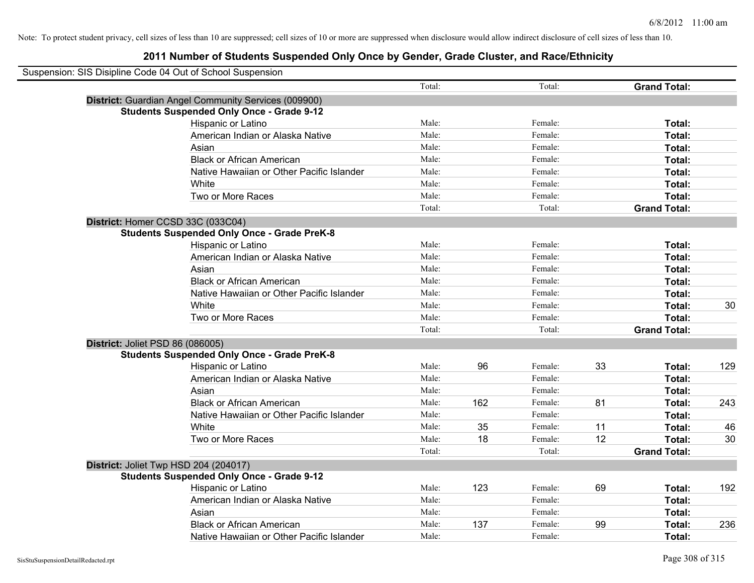Note: To protect student privacy, cell sizes of less than 10 are suppressed; cell sizes of 10 or more are suppressed when disclosure would allow indirect disclosure of cell sizes of less than 10.

## 2011 Number of Students Suspended Only Once by Gender, Grade Cluster, and Race/Ethnicity

Suspension: SIS Disipline Code 04 Out of School Suspension

| | | | | | | |
|---|---|---|---|---|---|---|
| | Total: | | Total: | | **Grand Total:** | |
| **District:** Guardian Angel Community Services (009900) | | | | | | |
| **Students Suspended Only Once - Grade 9-12** | | | | | | |
| Hispanic or Latino | Male: | | Female: | | **Total:** | |
| American Indian or Alaska Native | Male: | | Female: | | **Total:** | |
| Asian | Male: | | Female: | | **Total:** | |
| Black or African American | Male: | | Female: | | **Total:** | |
| Native Hawaiian or Other Pacific Islander | Male: | | Female: | | **Total:** | |
| White | Male: | | Female: | | **Total:** | |
| Two or More Races | Male: | | Female: | | **Total:** | |
| | Total: | | Total: | | **Grand Total:** | |
| **District:** Homer CCSD 33C (033C04) | | | | | | |
| **Students Suspended Only Once - Grade PreK-8** | | | | | | |
| Hispanic or Latino | Male: | | Female: | | **Total:** | |
| American Indian or Alaska Native | Male: | | Female: | | **Total:** | |
| Asian | Male: | | Female: | | **Total:** | |
| Black or African American | Male: | | Female: | | **Total:** | |
| Native Hawaiian or Other Pacific Islander | Male: | | Female: | | **Total:** | |
| White | Male: | | Female: | | **Total:** | 30 |
| Two or More Races | Male: | | Female: | | **Total:** | |
| | Total: | | Total: | | **Grand Total:** | |
| **District:** Joliet PSD 86 (086005) | | | | | | |
| **Students Suspended Only Once - Grade PreK-8** | | | | | | |
| Hispanic or Latino | Male: | 96 | Female: | 33 | **Total:** | 129 |
| American Indian or Alaska Native | Male: | | Female: | | **Total:** | |
| Asian | Male: | | Female: | | **Total:** | |
| Black or African American | Male: | 162 | Female: | 81 | **Total:** | 243 |
| Native Hawaiian or Other Pacific Islander | Male: | | Female: | | **Total:** | |
| White | Male: | 35 | Female: | 11 | **Total:** | 46 |
| Two or More Races | Male: | 18 | Female: | 12 | **Total:** | 30 |
| | Total: | | Total: | | **Grand Total:** | |
| **District:** Joliet Twp HSD 204 (204017) | | | | | | |
| **Students Suspended Only Once - Grade 9-12** | | | | | | |
| Hispanic or Latino | Male: | 123 | Female: | 69 | **Total:** | 192 |
| American Indian or Alaska Native | Male: | | Female: | | **Total:** | |
| Asian | Male: | | Female: | | **Total:** | |
| Black or African American | Male: | 137 | Female: | 99 | **Total:** | 236 |
| Native Hawaiian or Other Pacific Islander | Male: | | Female: | | **Total:** | |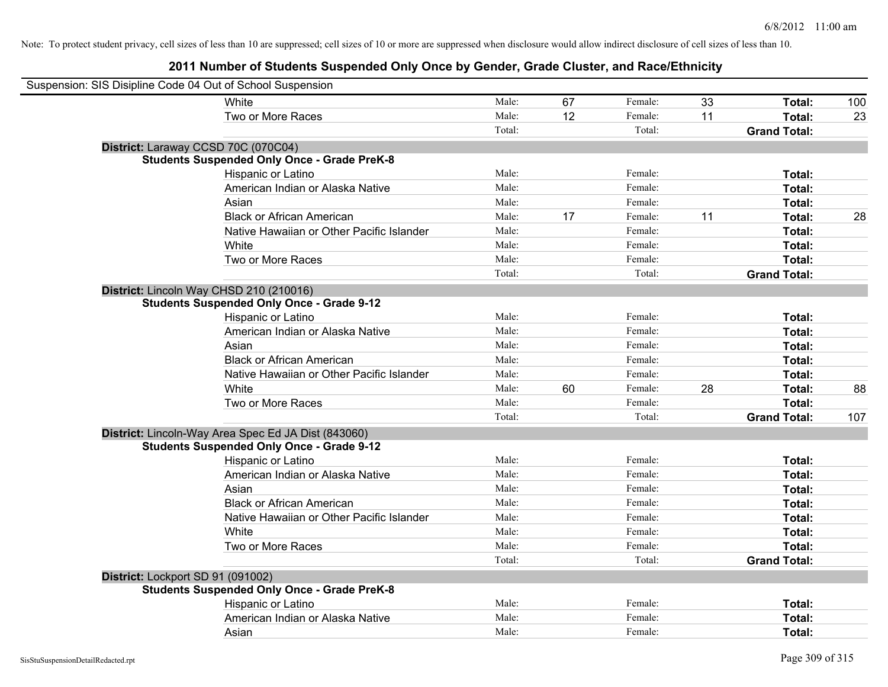Note: To protect student privacy, cell sizes of less than 10 are suppressed; cell sizes of 10 or more are suppressed when disclosure would allow indirect disclosure of cell sizes of less than 10.

## 2011 Number of Students Suspended Only Once by Gender, Grade Cluster, and Race/Ethnicity

Suspension: SIS Disipline Code 04 Out of School Suspension

| | | | | | | |
|---|---|---|---|---|---|---|
| White | Male: | 67 | Female: | 33 | **Total:** | 100 |
| Two or More Races | Male: | 12 | Female: | 11 | **Total:** | 23 |
| | Total: | | Total: | | **Grand Total:** | |

**District:** Laraway CCSD 70C (070C04)

**Students Suspended Only Once - Grade PreK-8**

| | | | | | | |
|---|---|---|---|---|---|---|
| Hispanic or Latino | Male: | | Female: | | **Total:** | |
| American Indian or Alaska Native | Male: | | Female: | | **Total:** | |
| Asian | Male: | | Female: | | **Total:** | |
| Black or African American | Male: | 17 | Female: | 11 | **Total:** | 28 |
| Native Hawaiian or Other Pacific Islander | Male: | | Female: | | **Total:** | |
| White | Male: | | Female: | | **Total:** | |
| Two or More Races | Male: | | Female: | | **Total:** | |
| | Total: | | Total: | | **Grand Total:** | |

**District:** Lincoln Way CHSD 210 (210016)

**Students Suspended Only Once - Grade 9-12**

| | | | | | | |
|---|---|---|---|---|---|---|
| Hispanic or Latino | Male: | | Female: | | **Total:** | |
| American Indian or Alaska Native | Male: | | Female: | | **Total:** | |
| Asian | Male: | | Female: | | **Total:** | |
| Black or African American | Male: | | Female: | | **Total:** | |
| Native Hawaiian or Other Pacific Islander | Male: | | Female: | | **Total:** | |
| White | Male: | 60 | Female: | 28 | **Total:** | 88 |
| Two or More Races | Male: | | Female: | | **Total:** | |
| | Total: | | Total: | | **Grand Total:** | 107 |

**District:** Lincoln-Way Area Spec Ed JA Dist (843060)

**Students Suspended Only Once - Grade 9-12**

| | | | | | | |
|---|---|---|---|---|---|---|
| Hispanic or Latino | Male: | | Female: | | **Total:** | |
| American Indian or Alaska Native | Male: | | Female: | | **Total:** | |
| Asian | Male: | | Female: | | **Total:** | |
| Black or African American | Male: | | Female: | | **Total:** | |
| Native Hawaiian or Other Pacific Islander | Male: | | Female: | | **Total:** | |
| White | Male: | | Female: | | **Total:** | |
| Two or More Races | Male: | | Female: | | **Total:** | |
| | Total: | | Total: | | **Grand Total:** | |

**District:** Lockport SD 91 (091002)

**Students Suspended Only Once - Grade PreK-8**

| | | | | | | |
|---|---|---|---|---|---|---|
| Hispanic or Latino | Male: | | Female: | | **Total:** | |
| American Indian or Alaska Native | Male: | | Female: | | **Total:** | |
| Asian | Male: | | Female: | | **Total:** | |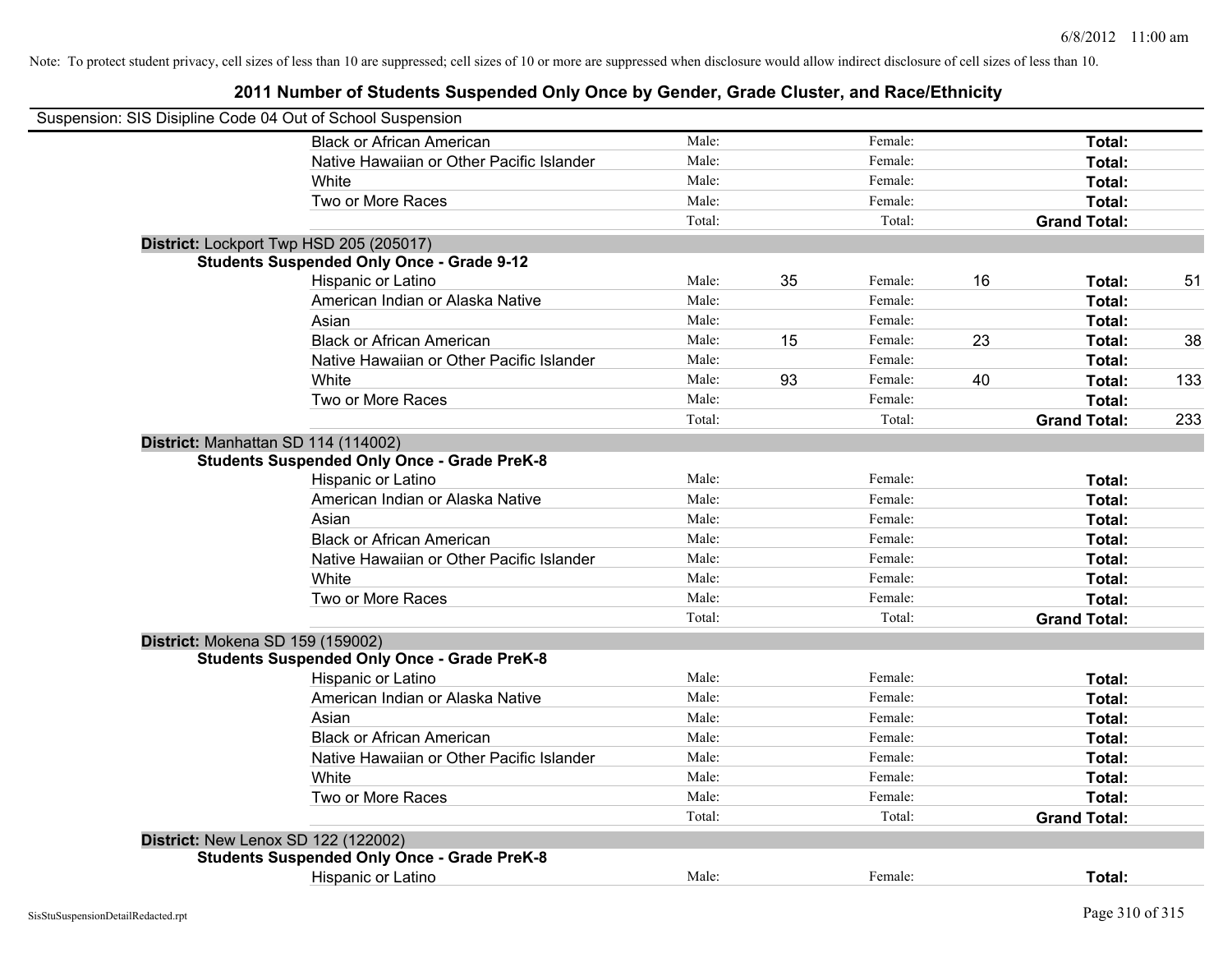Note: To protect student privacy, cell sizes of less than 10 are suppressed; cell sizes of 10 or more are suppressed when disclosure would allow indirect disclosure of cell sizes of less than 10.

# 2011 Number of Students Suspended Only Once by Gender, Grade Cluster, and Race/Ethnicity

Suspension: SIS Disipline Code 04 Out of School Suspension

| | | | | | | |
|---|---|---|---|---|---|---|
| Black or African American | Male: | | Female: | | **Total:** | |
| Native Hawaiian or Other Pacific Islander | Male: | | Female: | | **Total:** | |
| White | Male: | | Female: | | **Total:** | |
| Two or More Races | Male: | | Female: | | **Total:** | |
| | Total: | | Total: | | **Grand Total:** | |

**District:** Lockport Twp HSD 205 (205017)

**Students Suspended Only Once - Grade 9-12**

| | | | | | | |
|---|---|---|---|---|---|---|
| Hispanic or Latino | Male: | 35 | Female: | 16 | **Total:** | 51 |
| American Indian or Alaska Native | Male: | | Female: | | **Total:** | |
| Asian | Male: | | Female: | | **Total:** | |
| Black or African American | Male: | 15 | Female: | 23 | **Total:** | 38 |
| Native Hawaiian or Other Pacific Islander | Male: | | Female: | | **Total:** | |
| White | Male: | 93 | Female: | 40 | **Total:** | 133 |
| Two or More Races | Male: | | Female: | | **Total:** | |
| | Total: | | Total: | | **Grand Total:** | 233 |

**District:** Manhattan SD 114 (114002)

**Students Suspended Only Once - Grade PreK-8**

| | | | | | | |
|---|---|---|---|---|---|---|
| Hispanic or Latino | Male: | | Female: | | **Total:** | |
| American Indian or Alaska Native | Male: | | Female: | | **Total:** | |
| Asian | Male: | | Female: | | **Total:** | |
| Black or African American | Male: | | Female: | | **Total:** | |
| Native Hawaiian or Other Pacific Islander | Male: | | Female: | | **Total:** | |
| White | Male: | | Female: | | **Total:** | |
| Two or More Races | Male: | | Female: | | **Total:** | |
| | Total: | | Total: | | **Grand Total:** | |

**District:** Mokena SD 159 (159002)

**Students Suspended Only Once - Grade PreK-8**

| | | | | | | |
|---|---|---|---|---|---|---|
| Hispanic or Latino | Male: | | Female: | | **Total:** | |
| American Indian or Alaska Native | Male: | | Female: | | **Total:** | |
| Asian | Male: | | Female: | | **Total:** | |
| Black or African American | Male: | | Female: | | **Total:** | |
| Native Hawaiian or Other Pacific Islander | Male: | | Female: | | **Total:** | |
| White | Male: | | Female: | | **Total:** | |
| Two or More Races | Male: | | Female: | | **Total:** | |
| | Total: | | Total: | | **Grand Total:** | |

**District:** New Lenox SD 122 (122002)

**Students Suspended Only Once - Grade PreK-8**

| | | | | | | |
|---|---|---|---|---|---|---|
| Hispanic or Latino | Male: | | Female: | | **Total:** | |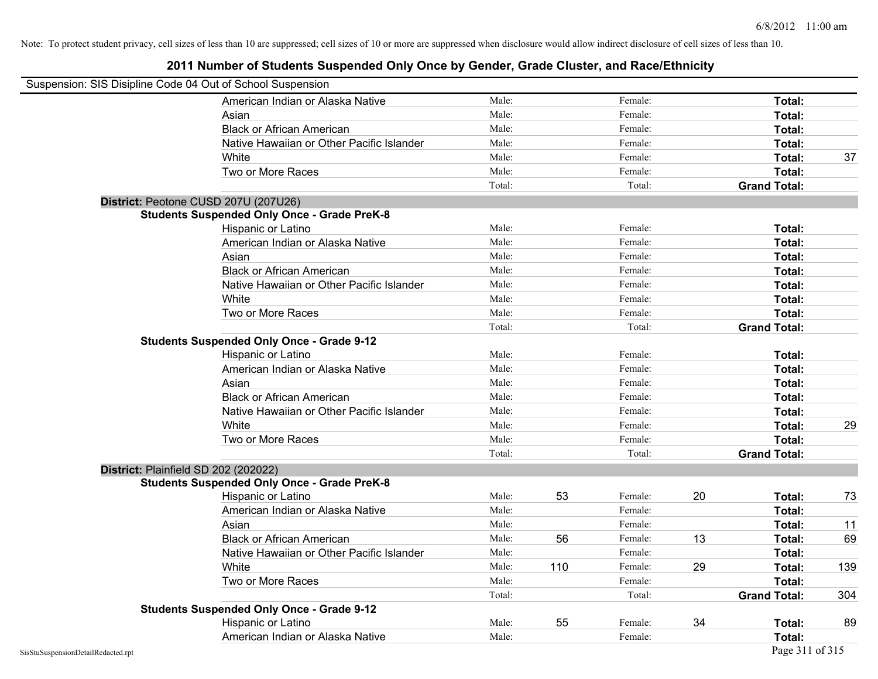Note: To protect student privacy, cell sizes of less than 10 are suppressed; cell sizes of 10 or more are suppressed when disclosure would allow indirect disclosure of cell sizes of less than 10.

## 2011 Number of Students Suspended Only Once by Gender, Grade Cluster, and Race/Ethnicity

Suspension: SIS Disipline Code 04 Out of School Suspension

| | | | | | | |
|---|---|---|---|---|---|---|
| American Indian or Alaska Native | Male: | | Female: | | **Total:** | |
| Asian | Male: | | Female: | | **Total:** | |
| Black or African American | Male: | | Female: | | **Total:** | |
| Native Hawaiian or Other Pacific Islander | Male: | | Female: | | **Total:** | |
| White | Male: | | Female: | | **Total:** | 37 |
| Two or More Races | Male: | | Female: | | **Total:** | |
| | Total: | | Total: | | **Grand Total:** | |

**District:** Peotone CUSD 207U (207U26)

**Students Suspended Only Once - Grade PreK-8**

| | | | | | | |
|---|---|---|---|---|---|---|
| Hispanic or Latino | Male: | | Female: | | **Total:** | |
| American Indian or Alaska Native | Male: | | Female: | | **Total:** | |
| Asian | Male: | | Female: | | **Total:** | |
| Black or African American | Male: | | Female: | | **Total:** | |
| Native Hawaiian or Other Pacific Islander | Male: | | Female: | | **Total:** | |
| White | Male: | | Female: | | **Total:** | |
| Two or More Races | Male: | | Female: | | **Total:** | |
| | Total: | | Total: | | **Grand Total:** | |

**Students Suspended Only Once - Grade 9-12**

| | | | | | | |
|---|---|---|---|---|---|---|
| Hispanic or Latino | Male: | | Female: | | **Total:** | |
| American Indian or Alaska Native | Male: | | Female: | | **Total:** | |
| Asian | Male: | | Female: | | **Total:** | |
| Black or African American | Male: | | Female: | | **Total:** | |
| Native Hawaiian or Other Pacific Islander | Male: | | Female: | | **Total:** | |
| White | Male: | | Female: | | **Total:** | 29 |
| Two or More Races | Male: | | Female: | | **Total:** | |
| | Total: | | Total: | | **Grand Total:** | |

**District:** Plainfield SD 202 (202022)

**Students Suspended Only Once - Grade PreK-8**

| | | | | | | |
|---|---|---|---|---|---|---|
| Hispanic or Latino | Male: | 53 | Female: | 20 | **Total:** | 73 |
| American Indian or Alaska Native | Male: | | Female: | | **Total:** | |
| Asian | Male: | | Female: | | **Total:** | 11 |
| Black or African American | Male: | 56 | Female: | 13 | **Total:** | 69 |
| Native Hawaiian or Other Pacific Islander | Male: | | Female: | | **Total:** | |
| White | Male: | 110 | Female: | 29 | **Total:** | 139 |
| Two or More Races | Male: | | Female: | | **Total:** | |
| | Total: | | Total: | | **Grand Total:** | 304 |

**Students Suspended Only Once - Grade 9-12**

| | | | | | | |
|---|---|---|---|---|---|---|
| Hispanic or Latino | Male: | 55 | Female: | 34 | **Total:** | 89 |
| American Indian or Alaska Native | Male: | | Female: | | **Total:** | |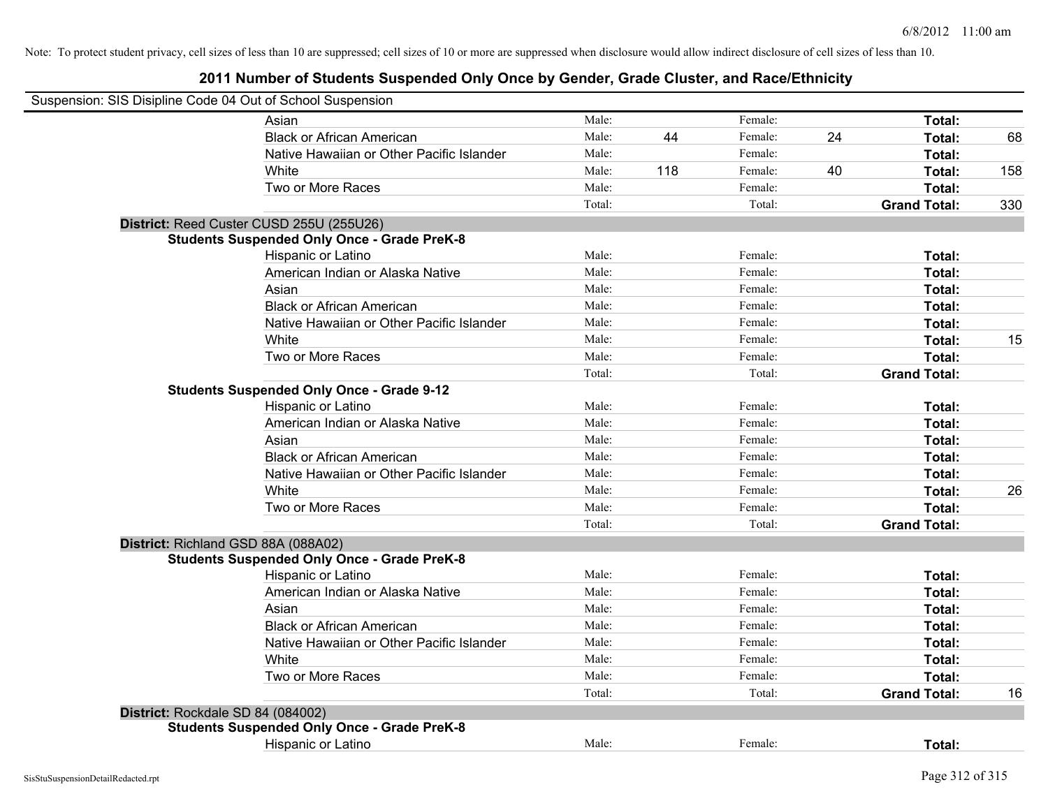Note: To protect student privacy, cell sizes of less than 10 are suppressed; cell sizes of 10 or more are suppressed when disclosure would allow indirect disclosure of cell sizes of less than 10.

## 2011 Number of Students Suspended Only Once by Gender, Grade Cluster, and Race/Ethnicity

Suspension: SIS Disipline Code 04 Out of School Suspension

| | | | | | | |
|---|---|---|---|---|---|---|
| Asian | Male: | | Female: | | **Total:** | |
| Black or African American | Male: | 44 | Female: | 24 | **Total:** | 68 |
| Native Hawaiian or Other Pacific Islander | Male: | | Female: | | **Total:** | |
| White | Male: | 118 | Female: | 40 | **Total:** | 158 |
| Two or More Races | Male: | | Female: | | **Total:** | |
| | Total: | | Total: | | **Grand Total:** | 330 |

**District:** Reed Custer CUSD 255U (255U26)

**Students Suspended Only Once - Grade PreK-8**

| | | | | | | |
|---|---|---|---|---|---|---|
| Hispanic or Latino | Male: | | Female: | | **Total:** | |
| American Indian or Alaska Native | Male: | | Female: | | **Total:** | |
| Asian | Male: | | Female: | | **Total:** | |
| Black or African American | Male: | | Female: | | **Total:** | |
| Native Hawaiian or Other Pacific Islander | Male: | | Female: | | **Total:** | |
| White | Male: | | Female: | | **Total:** | 15 |
| Two or More Races | Male: | | Female: | | **Total:** | |
| | Total: | | Total: | | **Grand Total:** | |

**Students Suspended Only Once - Grade 9-12**

| | | | | | | |
|---|---|---|---|---|---|---|
| Hispanic or Latino | Male: | | Female: | | **Total:** | |
| American Indian or Alaska Native | Male: | | Female: | | **Total:** | |
| Asian | Male: | | Female: | | **Total:** | |
| Black or African American | Male: | | Female: | | **Total:** | |
| Native Hawaiian or Other Pacific Islander | Male: | | Female: | | **Total:** | |
| White | Male: | | Female: | | **Total:** | 26 |
| Two or More Races | Male: | | Female: | | **Total:** | |
| | Total: | | Total: | | **Grand Total:** | |

**District:** Richland GSD 88A (088A02)

**Students Suspended Only Once - Grade PreK-8**

| | | | | | | |
|---|---|---|---|---|---|---|
| Hispanic or Latino | Male: | | Female: | | **Total:** | |
| American Indian or Alaska Native | Male: | | Female: | | **Total:** | |
| Asian | Male: | | Female: | | **Total:** | |
| Black or African American | Male: | | Female: | | **Total:** | |
| Native Hawaiian or Other Pacific Islander | Male: | | Female: | | **Total:** | |
| White | Male: | | Female: | | **Total:** | |
| Two or More Races | Male: | | Female: | | **Total:** | |
| | Total: | | Total: | | **Grand Total:** | 16 |

**District:** Rockdale SD 84 (084002)

**Students Suspended Only Once - Grade PreK-8**

| | | | | | | |
|---|---|---|---|---|---|---|
| Hispanic or Latino | Male: | | Female: | | **Total:** | |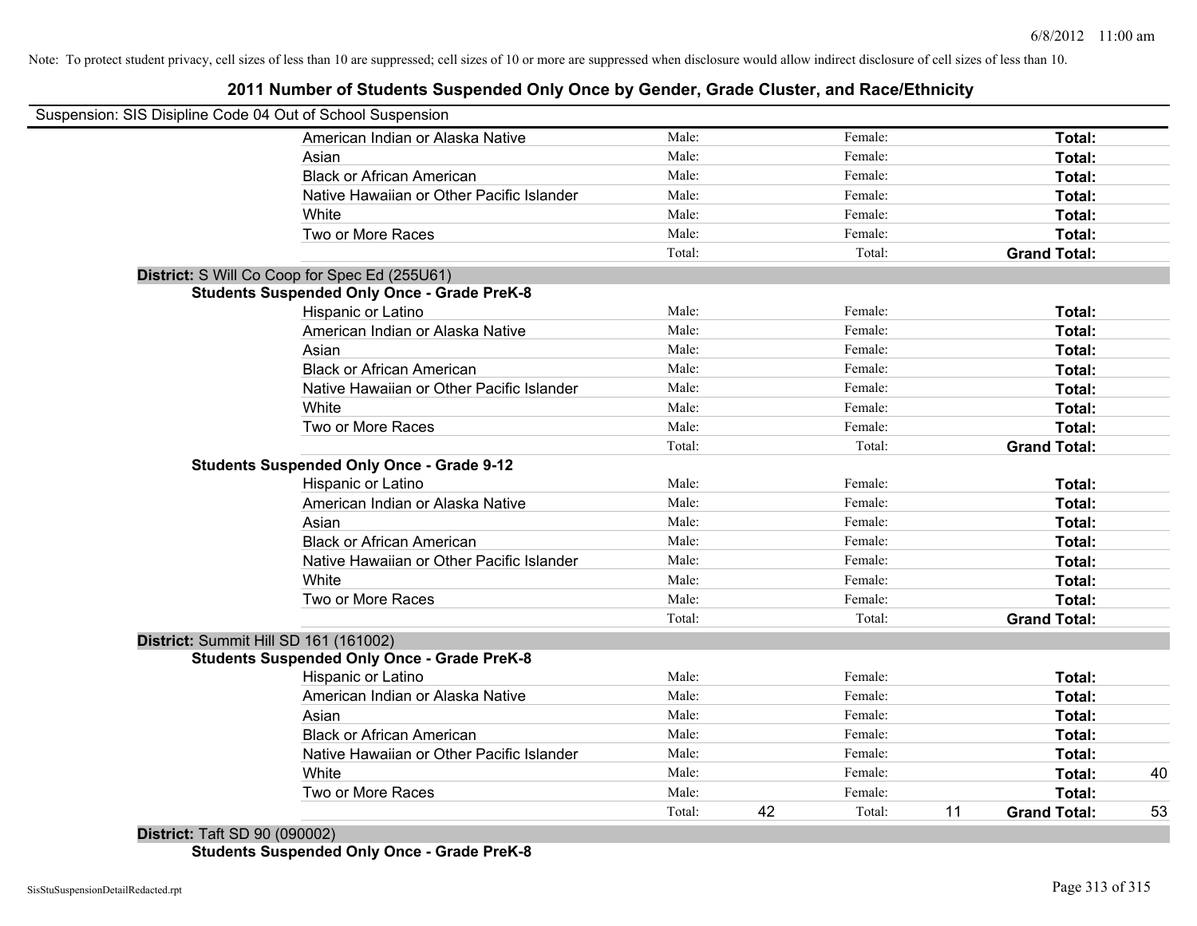Note: To protect student privacy, cell sizes of less than 10 are suppressed; cell sizes of 10 or more are suppressed when disclosure would allow indirect disclosure of cell sizes of less than 10.

# 2011 Number of Students Suspended Only Once by Gender, Grade Cluster, and Race/Ethnicity

Suspension: SIS Disipline Code 04 Out of School Suspension

| | Male: | | Female: | | | |
|---|---|---|---|---|---|---|
| American Indian or Alaska Native | Male: | | Female: | | **Total:** | |
| Asian | Male: | | Female: | | **Total:** | |
| Black or African American | Male: | | Female: | | **Total:** | |
| Native Hawaiian or Other Pacific Islander | Male: | | Female: | | **Total:** | |
| White | Male: | | Female: | | **Total:** | |
| Two or More Races | Male: | | Female: | | **Total:** | |
| | Total: | | Total: | | **Grand Total:** | |

**District:** S Will Co Coop for Spec Ed (255U61)

**Students Suspended Only Once - Grade PreK-8**

| | | | | | | |
|---|---|---|---|---|---|---|
| Hispanic or Latino | Male: | | Female: | | **Total:** | |
| American Indian or Alaska Native | Male: | | Female: | | **Total:** | |
| Asian | Male: | | Female: | | **Total:** | |
| Black or African American | Male: | | Female: | | **Total:** | |
| Native Hawaiian or Other Pacific Islander | Male: | | Female: | | **Total:** | |
| White | Male: | | Female: | | **Total:** | |
| Two or More Races | Male: | | Female: | | **Total:** | |
| | Total: | | Total: | | **Grand Total:** | |

**Students Suspended Only Once - Grade 9-12**

| | | | | | | |
|---|---|---|---|---|---|---|
| Hispanic or Latino | Male: | | Female: | | **Total:** | |
| American Indian or Alaska Native | Male: | | Female: | | **Total:** | |
| Asian | Male: | | Female: | | **Total:** | |
| Black or African American | Male: | | Female: | | **Total:** | |
| Native Hawaiian or Other Pacific Islander | Male: | | Female: | | **Total:** | |
| White | Male: | | Female: | | **Total:** | |
| Two or More Races | Male: | | Female: | | **Total:** | |
| | Total: | | Total: | | **Grand Total:** | |

**District:** Summit Hill SD 161 (161002)

**Students Suspended Only Once - Grade PreK-8**

| | | | | | | |
|---|---|---|---|---|---|---|
| Hispanic or Latino | Male: | | Female: | | **Total:** | |
| American Indian or Alaska Native | Male: | | Female: | | **Total:** | |
| Asian | Male: | | Female: | | **Total:** | |
| Black or African American | Male: | | Female: | | **Total:** | |
| Native Hawaiian or Other Pacific Islander | Male: | | Female: | | **Total:** | |
| White | Male: | | Female: | | **Total:** | 40 |
| Two or More Races | Male: | | Female: | | **Total:** | |
| | Total: | 42 | Total: | 11 | **Grand Total:** | 53 |

**District:** Taft SD 90 (090002)

**Students Suspended Only Once - Grade PreK-8**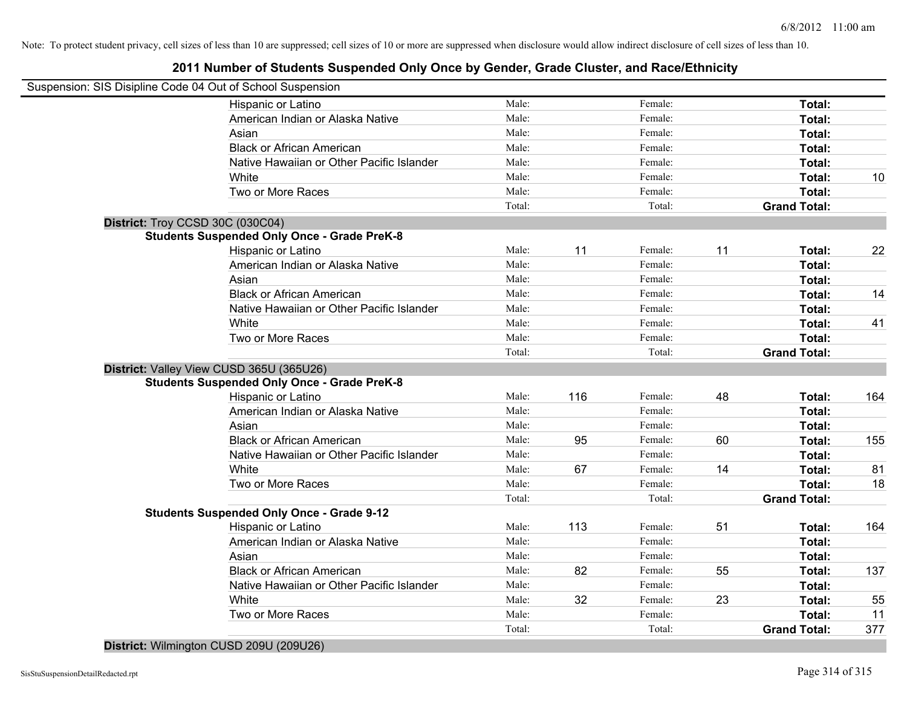Note: To protect student privacy, cell sizes of less than 10 are suppressed; cell sizes of 10 or more are suppressed when disclosure would allow indirect disclosure of cell sizes of less than 10.

## 2011 Number of Students Suspended Only Once by Gender, Grade Cluster, and Race/Ethnicity

Suspension: SIS Disipline Code 04 Out of School Suspension

| | | | | | | |
|---|---|---|---|---|---|---|
| Hispanic or Latino | Male: | | Female: | | **Total:** | |
| American Indian or Alaska Native | Male: | | Female: | | **Total:** | |
| Asian | Male: | | Female: | | **Total:** | |
| Black or African American | Male: | | Female: | | **Total:** | |
| Native Hawaiian or Other Pacific Islander | Male: | | Female: | | **Total:** | |
| White | Male: | | Female: | | **Total:** | 10 |
| Two or More Races | Male: | | Female: | | **Total:** | |
| | Total: | | Total: | | **Grand Total:** | |

**District:** Troy CCSD 30C (030C04)

**Students Suspended Only Once - Grade PreK-8**

| | | | | | | |
|---|---|---|---|---|---|---|
| Hispanic or Latino | Male: | 11 | Female: | 11 | **Total:** | 22 |
| American Indian or Alaska Native | Male: | | Female: | | **Total:** | |
| Asian | Male: | | Female: | | **Total:** | |
| Black or African American | Male: | | Female: | | **Total:** | 14 |
| Native Hawaiian or Other Pacific Islander | Male: | | Female: | | **Total:** | |
| White | Male: | | Female: | | **Total:** | 41 |
| Two or More Races | Male: | | Female: | | **Total:** | |
| | Total: | | Total: | | **Grand Total:** | |

**District:** Valley View CUSD 365U (365U26)

**Students Suspended Only Once - Grade PreK-8**

| | | | | | | |
|---|---|---|---|---|---|---|
| Hispanic or Latino | Male: | 116 | Female: | 48 | **Total:** | 164 |
| American Indian or Alaska Native | Male: | | Female: | | **Total:** | |
| Asian | Male: | | Female: | | **Total:** | |
| Black or African American | Male: | 95 | Female: | 60 | **Total:** | 155 |
| Native Hawaiian or Other Pacific Islander | Male: | | Female: | | **Total:** | |
| White | Male: | 67 | Female: | 14 | **Total:** | 81 |
| Two or More Races | Male: | | Female: | | **Total:** | 18 |
| | Total: | | Total: | | **Grand Total:** | |

**Students Suspended Only Once - Grade 9-12**

| | | | | | | |
|---|---|---|---|---|---|---|
| Hispanic or Latino | Male: | 113 | Female: | 51 | **Total:** | 164 |
| American Indian or Alaska Native | Male: | | Female: | | **Total:** | |
| Asian | Male: | | Female: | | **Total:** | |
| Black or African American | Male: | 82 | Female: | 55 | **Total:** | 137 |
| Native Hawaiian or Other Pacific Islander | Male: | | Female: | | **Total:** | |
| White | Male: | 32 | Female: | 23 | **Total:** | 55 |
| Two or More Races | Male: | | Female: | | **Total:** | 11 |
| | Total: | | Total: | | **Grand Total:** | 377 |

**District:** Wilmington CUSD 209U (209U26)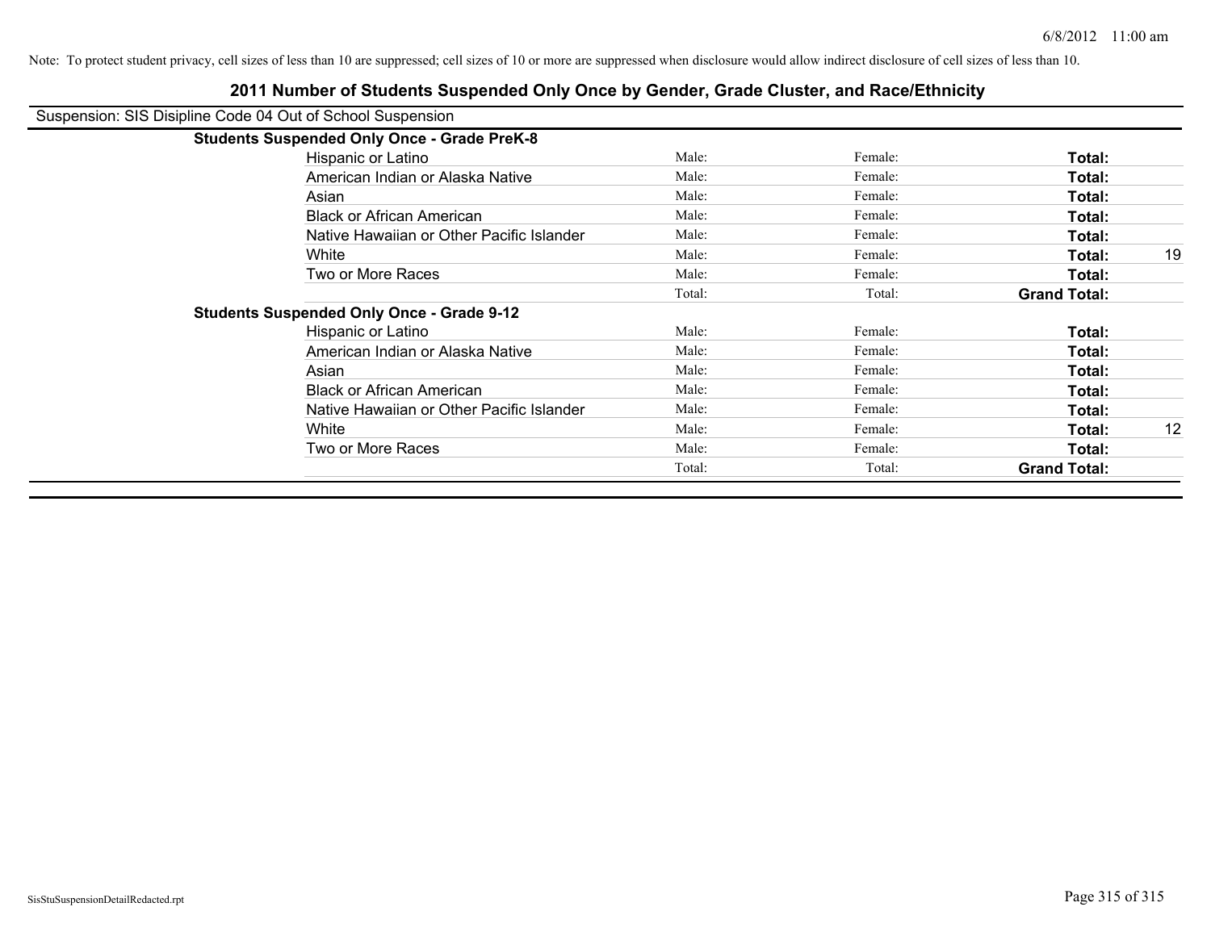Note: To protect student privacy, cell sizes of less than 10 are suppressed; cell sizes of 10 or more are suppressed when disclosure would allow indirect disclosure of cell sizes of less than 10.

## 2011 Number of Students Suspended Only Once by Gender, Grade Cluster, and Race/Ethnicity

Suspension: SIS Disipline Code 04 Out of School Suspension

| | | | | |
|---|---|---|---|---|
| **Students Suspended Only Once - Grade PreK-8** | | | | |
| Hispanic or Latino | Male: | Female: | **Total:** | |
| American Indian or Alaska Native | Male: | Female: | **Total:** | |
| Asian | Male: | Female: | **Total:** | |
| Black or African American | Male: | Female: | **Total:** | |
| Native Hawaiian or Other Pacific Islander | Male: | Female: | **Total:** | |
| White | Male: | Female: | **Total:** | 19 |
| Two or More Races | Male: | Female: | **Total:** | |
| | Total: | Total: | **Grand Total:** | |
| **Students Suspended Only Once - Grade 9-12** | | | | |
| Hispanic or Latino | Male: | Female: | **Total:** | |
| American Indian or Alaska Native | Male: | Female: | **Total:** | |
| Asian | Male: | Female: | **Total:** | |
| Black or African American | Male: | Female: | **Total:** | |
| Native Hawaiian or Other Pacific Islander | Male: | Female: | **Total:** | |
| White | Male: | Female: | **Total:** | 12 |
| Two or More Races | Male: | Female: | **Total:** | |
| | Total: | Total: | **Grand Total:** | |